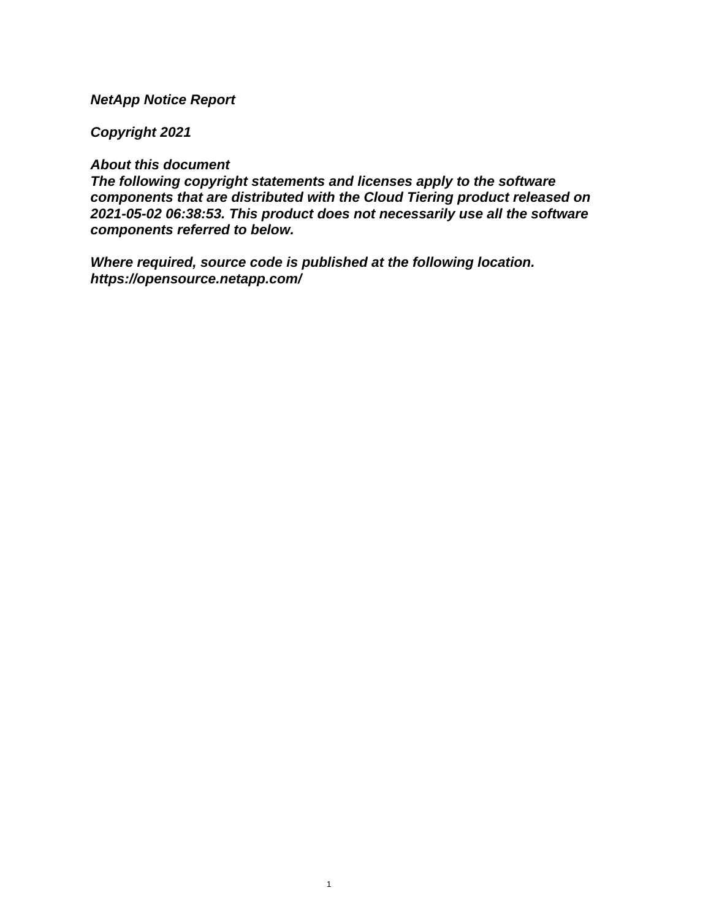***NetApp Notice Report***

***Copyright 2021***

***About this document***
***The following copyright statements and licenses apply to the software components that are distributed with the Cloud Tiering product released on 2021-05-02 06:38:53. This product does not necessarily use all the software components referred to below.***

***Where required, source code is published at the following location.***
***https://opensource.netapp.com/***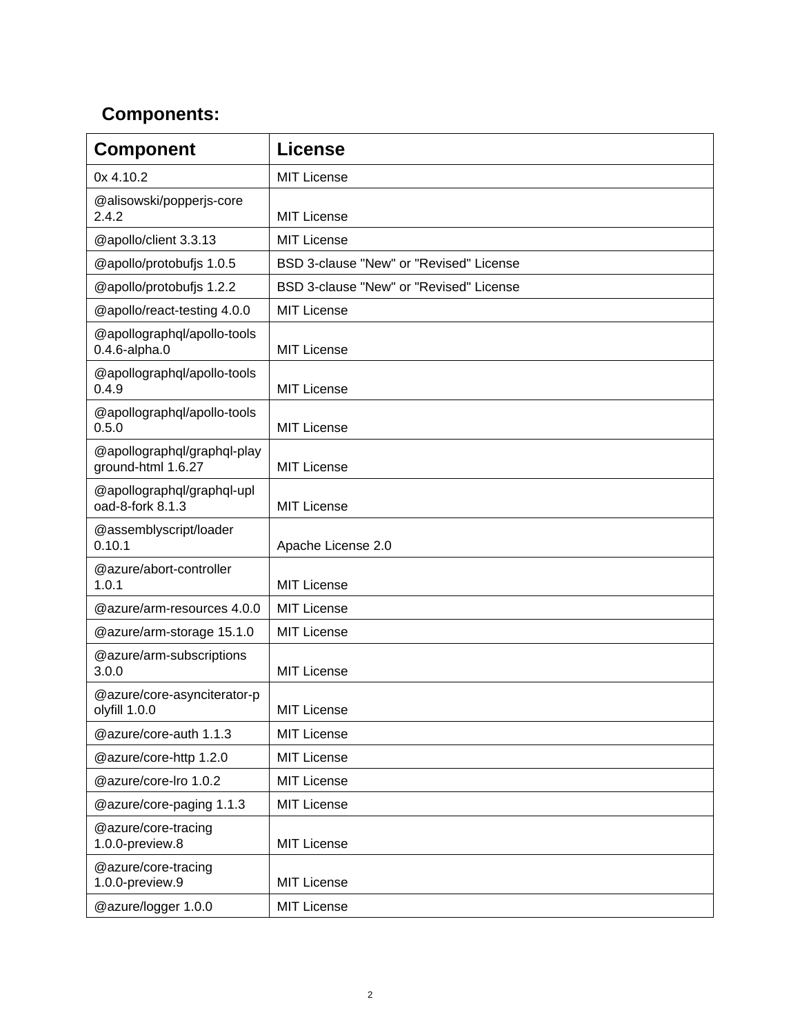## Components:

| Component | License |
| --- | --- |
| 0x 4.10.2 | MIT License |
| @alisowski/popperjs-core 2.4.2 | MIT License |
| @apollo/client 3.3.13 | MIT License |
| @apollo/protobufjs 1.0.5 | BSD 3-clause "New" or "Revised" License |
| @apollo/protobufjs 1.2.2 | BSD 3-clause "New" or "Revised" License |
| @apollo/react-testing 4.0.0 | MIT License |
| @apollographql/apollo-tools 0.4.6-alpha.0 | MIT License |
| @apollographql/apollo-tools 0.4.9 | MIT License |
| @apollographql/apollo-tools 0.5.0 | MIT License |
| @apollographql/graphql-playground-html 1.6.27 | MIT License |
| @apollographql/graphql-upload-8-fork 8.1.3 | MIT License |
| @assemblyscript/loader 0.10.1 | Apache License 2.0 |
| @azure/abort-controller 1.0.1 | MIT License |
| @azure/arm-resources 4.0.0 | MIT License |
| @azure/arm-storage 15.1.0 | MIT License |
| @azure/arm-subscriptions 3.0.0 | MIT License |
| @azure/core-asynciterator-polyfill 1.0.0 | MIT License |
| @azure/core-auth 1.1.3 | MIT License |
| @azure/core-http 1.2.0 | MIT License |
| @azure/core-lro 1.0.2 | MIT License |
| @azure/core-paging 1.1.3 | MIT License |
| @azure/core-tracing 1.0.0-preview.8 | MIT License |
| @azure/core-tracing 1.0.0-preview.9 | MIT License |
| @azure/logger 1.0.0 | MIT License |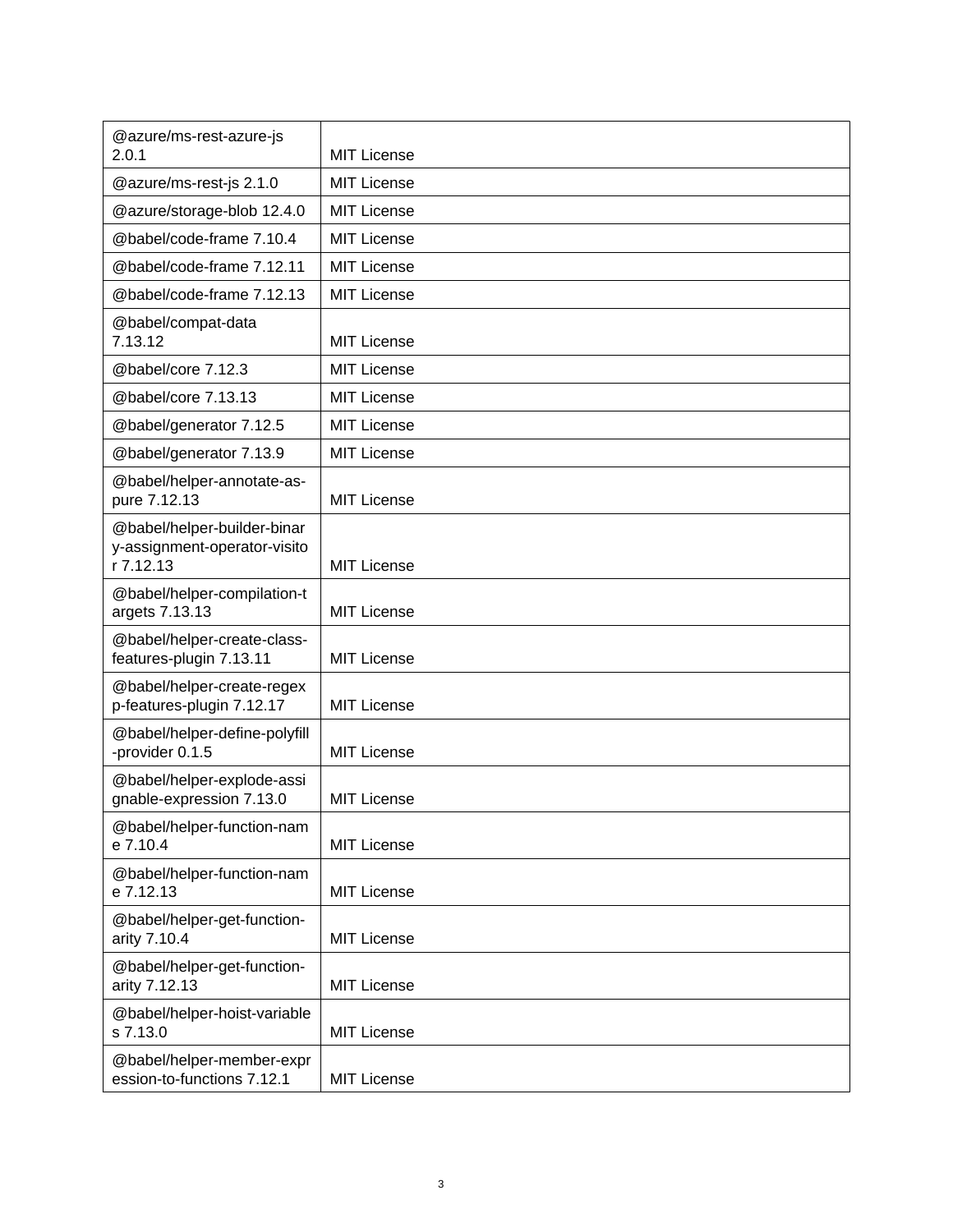| | |
|---|---|
| @azure/ms-rest-azure-js 2.0.1 | MIT License |
| @azure/ms-rest-js 2.1.0 | MIT License |
| @azure/storage-blob 12.4.0 | MIT License |
| @babel/code-frame 7.10.4 | MIT License |
| @babel/code-frame 7.12.11 | MIT License |
| @babel/code-frame 7.12.13 | MIT License |
| @babel/compat-data 7.13.12 | MIT License |
| @babel/core 7.12.3 | MIT License |
| @babel/core 7.13.13 | MIT License |
| @babel/generator 7.12.5 | MIT License |
| @babel/generator 7.13.9 | MIT License |
| @babel/helper-annotate-as-pure 7.12.13 | MIT License |
| @babel/helper-builder-binary-assignment-operator-visitor 7.12.13 | MIT License |
| @babel/helper-compilation-targets 7.13.13 | MIT License |
| @babel/helper-create-class-features-plugin 7.13.11 | MIT License |
| @babel/helper-create-regexp-features-plugin 7.12.17 | MIT License |
| @babel/helper-define-polyfill-provider 0.1.5 | MIT License |
| @babel/helper-explode-assignable-expression 7.13.0 | MIT License |
| @babel/helper-function-name 7.10.4 | MIT License |
| @babel/helper-function-name 7.12.13 | MIT License |
| @babel/helper-get-function-arity 7.10.4 | MIT License |
| @babel/helper-get-function-arity 7.12.13 | MIT License |
| @babel/helper-hoist-variables 7.13.0 | MIT License |
| @babel/helper-member-expression-to-functions 7.12.1 | MIT License |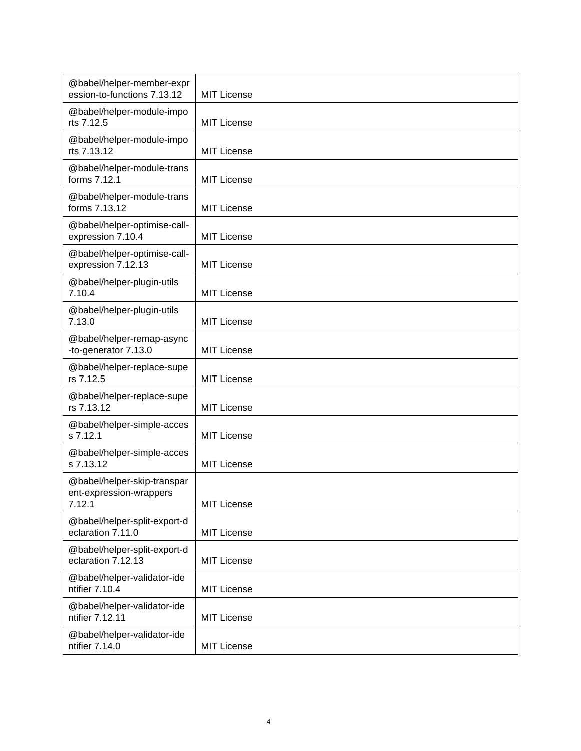| @babel/helper-member-expression-to-functions 7.13.12 | MIT License |
|---|---|
| @babel/helper-module-imports 7.12.5 | MIT License |
| @babel/helper-module-imports 7.13.12 | MIT License |
| @babel/helper-module-transforms 7.12.1 | MIT License |
| @babel/helper-module-transforms 7.13.12 | MIT License |
| @babel/helper-optimise-call-expression 7.10.4 | MIT License |
| @babel/helper-optimise-call-expression 7.12.13 | MIT License |
| @babel/helper-plugin-utils 7.10.4 | MIT License |
| @babel/helper-plugin-utils 7.13.0 | MIT License |
| @babel/helper-remap-async-to-generator 7.13.0 | MIT License |
| @babel/helper-replace-supers 7.12.5 | MIT License |
| @babel/helper-replace-supers 7.13.12 | MIT License |
| @babel/helper-simple-access 7.12.1 | MIT License |
| @babel/helper-simple-access 7.13.12 | MIT License |
| @babel/helper-skip-transparent-expression-wrappers 7.12.1 | MIT License |
| @babel/helper-split-export-declaration 7.11.0 | MIT License |
| @babel/helper-split-export-declaration 7.12.13 | MIT License |
| @babel/helper-validator-identifier 7.10.4 | MIT License |
| @babel/helper-validator-identifier 7.12.11 | MIT License |
| @babel/helper-validator-identifier 7.14.0 | MIT License |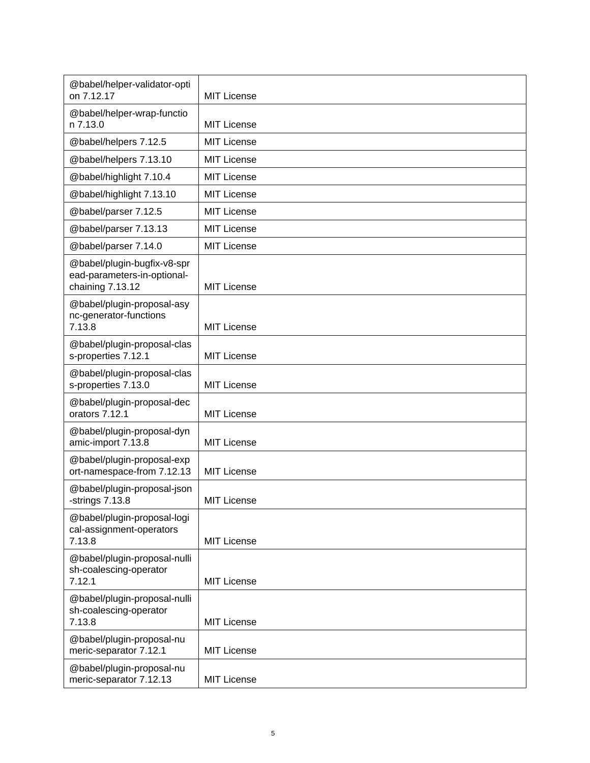| | |
|---|---|
| @babel/helper-validator-option 7.12.17 | MIT License |
| @babel/helper-wrap-function 7.13.0 | MIT License |
| @babel/helpers 7.12.5 | MIT License |
| @babel/helpers 7.13.10 | MIT License |
| @babel/highlight 7.10.4 | MIT License |
| @babel/highlight 7.13.10 | MIT License |
| @babel/parser 7.12.5 | MIT License |
| @babel/parser 7.13.13 | MIT License |
| @babel/parser 7.14.0 | MIT License |
| @babel/plugin-bugfix-v8-spread-parameters-in-optional-chaining 7.13.12 | MIT License |
| @babel/plugin-proposal-async-generator-functions 7.13.8 | MIT License |
| @babel/plugin-proposal-class-properties 7.12.1 | MIT License |
| @babel/plugin-proposal-class-properties 7.13.0 | MIT License |
| @babel/plugin-proposal-decorators 7.12.1 | MIT License |
| @babel/plugin-proposal-dynamic-import 7.13.8 | MIT License |
| @babel/plugin-proposal-export-namespace-from 7.12.13 | MIT License |
| @babel/plugin-proposal-json-strings 7.13.8 | MIT License |
| @babel/plugin-proposal-logical-assignment-operators 7.13.8 | MIT License |
| @babel/plugin-proposal-nullish-coalescing-operator 7.12.1 | MIT License |
| @babel/plugin-proposal-nullish-coalescing-operator 7.13.8 | MIT License |
| @babel/plugin-proposal-numeric-separator 7.12.1 | MIT License |
| @babel/plugin-proposal-numeric-separator 7.12.13 | MIT License |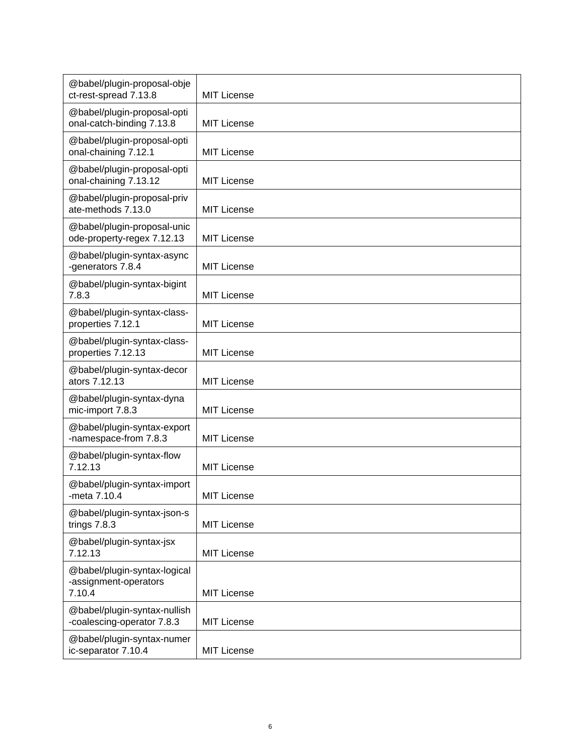| | |
|---|---|
| @babel/plugin-proposal-object-rest-spread 7.13.8 | MIT License |
| @babel/plugin-proposal-optional-catch-binding 7.13.8 | MIT License |
| @babel/plugin-proposal-optional-chaining 7.12.1 | MIT License |
| @babel/plugin-proposal-optional-chaining 7.13.12 | MIT License |
| @babel/plugin-proposal-private-methods 7.13.0 | MIT License |
| @babel/plugin-proposal-unicode-property-regex 7.12.13 | MIT License |
| @babel/plugin-syntax-async-generators 7.8.4 | MIT License |
| @babel/plugin-syntax-bigint 7.8.3 | MIT License |
| @babel/plugin-syntax-class-properties 7.12.1 | MIT License |
| @babel/plugin-syntax-class-properties 7.12.13 | MIT License |
| @babel/plugin-syntax-decorators 7.12.13 | MIT License |
| @babel/plugin-syntax-dynamic-import 7.8.3 | MIT License |
| @babel/plugin-syntax-export-namespace-from 7.8.3 | MIT License |
| @babel/plugin-syntax-flow 7.12.13 | MIT License |
| @babel/plugin-syntax-import-meta 7.10.4 | MIT License |
| @babel/plugin-syntax-json-strings 7.8.3 | MIT License |
| @babel/plugin-syntax-jsx 7.12.13 | MIT License |
| @babel/plugin-syntax-logical-assignment-operators 7.10.4 | MIT License |
| @babel/plugin-syntax-nullish-coalescing-operator 7.8.3 | MIT License |
| @babel/plugin-syntax-numeric-separator 7.10.4 | MIT License |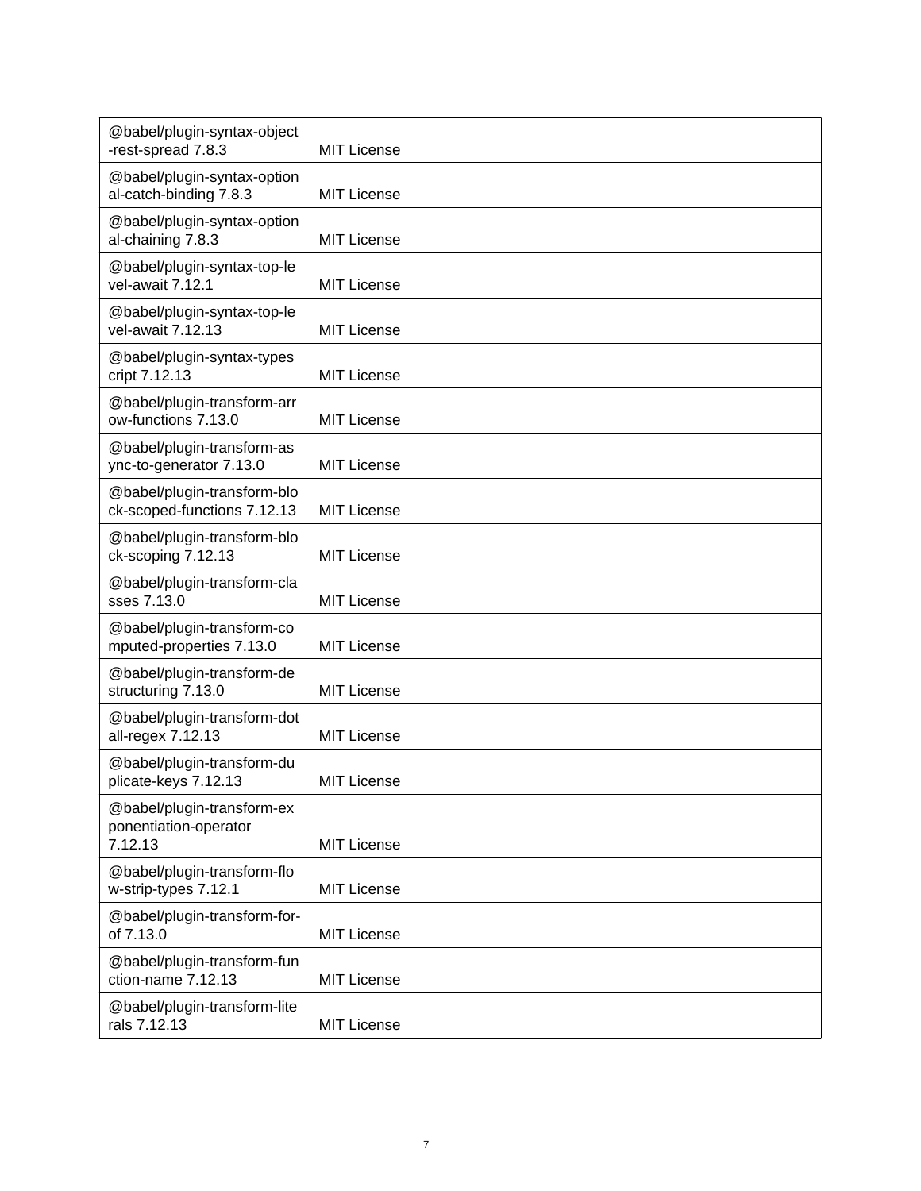| | |
|---|---|
| @babel/plugin-syntax-object-rest-spread 7.8.3 | MIT License |
| @babel/plugin-syntax-optional-catch-binding 7.8.3 | MIT License |
| @babel/plugin-syntax-optional-chaining 7.8.3 | MIT License |
| @babel/plugin-syntax-top-level-await 7.12.1 | MIT License |
| @babel/plugin-syntax-top-level-await 7.12.13 | MIT License |
| @babel/plugin-syntax-typescript 7.12.13 | MIT License |
| @babel/plugin-transform-arrow-functions 7.13.0 | MIT License |
| @babel/plugin-transform-async-to-generator 7.13.0 | MIT License |
| @babel/plugin-transform-block-scoped-functions 7.12.13 | MIT License |
| @babel/plugin-transform-block-scoping 7.12.13 | MIT License |
| @babel/plugin-transform-classes 7.13.0 | MIT License |
| @babel/plugin-transform-computed-properties 7.13.0 | MIT License |
| @babel/plugin-transform-destructuring 7.13.0 | MIT License |
| @babel/plugin-transform-dotall-regex 7.12.13 | MIT License |
| @babel/plugin-transform-duplicate-keys 7.12.13 | MIT License |
| @babel/plugin-transform-exponentiation-operator 7.12.13 | MIT License |
| @babel/plugin-transform-flow-strip-types 7.12.1 | MIT License |
| @babel/plugin-transform-for-of 7.13.0 | MIT License |
| @babel/plugin-transform-function-name 7.12.13 | MIT License |
| @babel/plugin-transform-literals 7.12.13 | MIT License |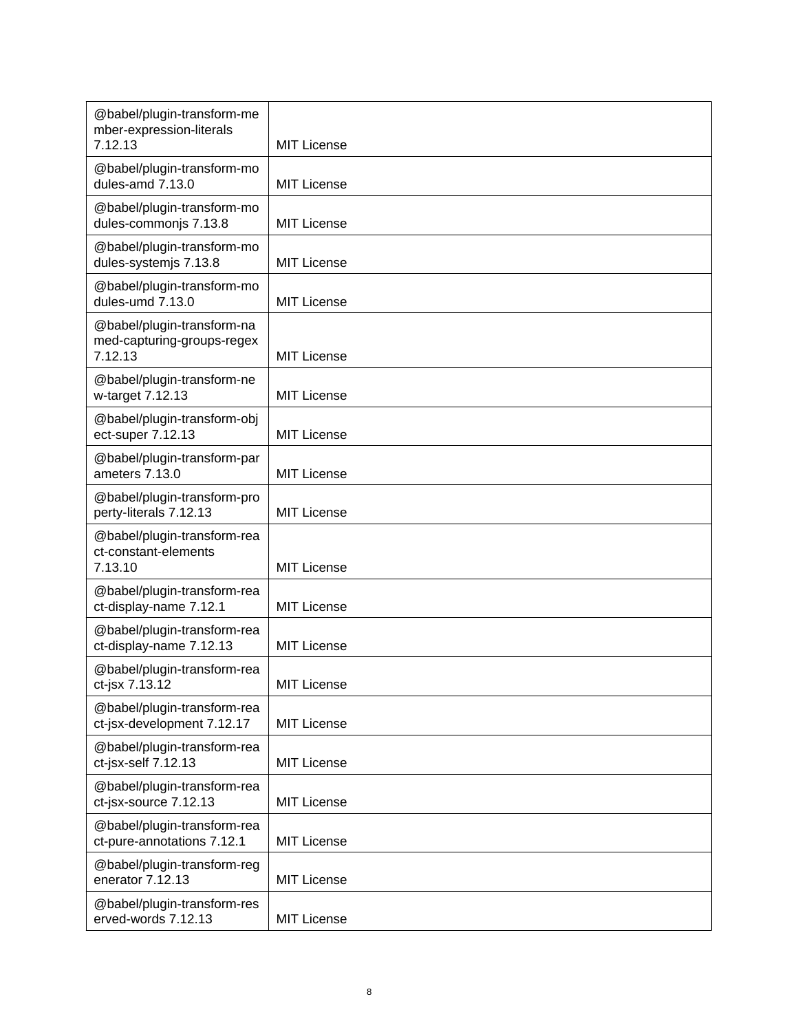| | |
|---|---|
| @babel/plugin-transform-member-expression-literals 7.12.13 | MIT License |
| @babel/plugin-transform-modules-amd 7.13.0 | MIT License |
| @babel/plugin-transform-modules-commonjs 7.13.8 | MIT License |
| @babel/plugin-transform-modules-systemjs 7.13.8 | MIT License |
| @babel/plugin-transform-modules-umd 7.13.0 | MIT License |
| @babel/plugin-transform-named-capturing-groups-regex 7.12.13 | MIT License |
| @babel/plugin-transform-new-target 7.12.13 | MIT License |
| @babel/plugin-transform-object-super 7.12.13 | MIT License |
| @babel/plugin-transform-parameters 7.13.0 | MIT License |
| @babel/plugin-transform-property-literals 7.12.13 | MIT License |
| @babel/plugin-transform-react-constant-elements 7.13.10 | MIT License |
| @babel/plugin-transform-react-display-name 7.12.1 | MIT License |
| @babel/plugin-transform-react-display-name 7.12.13 | MIT License |
| @babel/plugin-transform-react-jsx 7.13.12 | MIT License |
| @babel/plugin-transform-react-jsx-development 7.12.17 | MIT License |
| @babel/plugin-transform-react-jsx-self 7.12.13 | MIT License |
| @babel/plugin-transform-react-jsx-source 7.12.13 | MIT License |
| @babel/plugin-transform-react-pure-annotations 7.12.1 | MIT License |
| @babel/plugin-transform-regenerator 7.12.13 | MIT License |
| @babel/plugin-transform-reserved-words 7.12.13 | MIT License |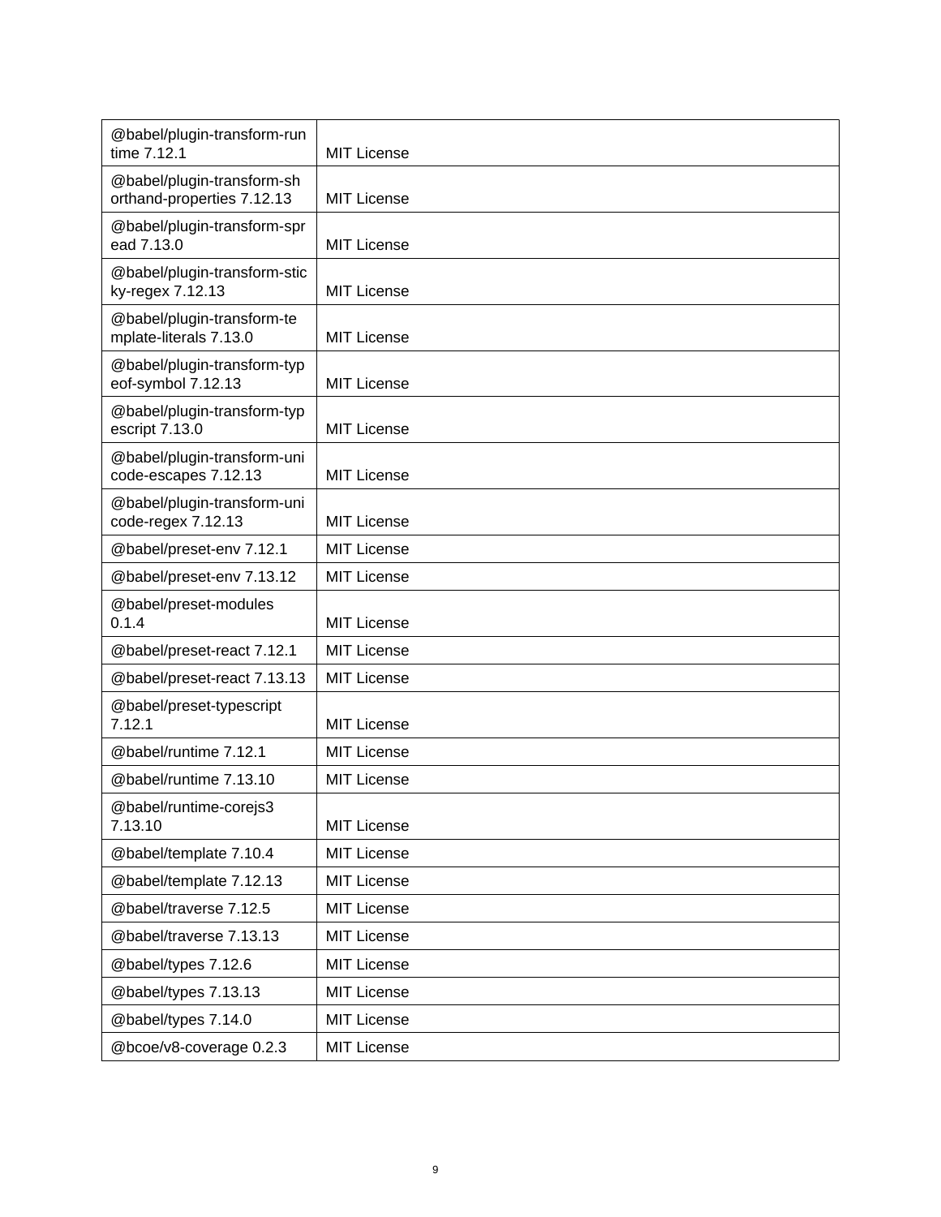| | |
|---|---|
| @babel/plugin-transform-runtime 7.12.1 | MIT License |
| @babel/plugin-transform-shorthand-properties 7.12.13 | MIT License |
| @babel/plugin-transform-spread 7.13.0 | MIT License |
| @babel/plugin-transform-sticky-regex 7.12.13 | MIT License |
| @babel/plugin-transform-template-literals 7.13.0 | MIT License |
| @babel/plugin-transform-typeof-symbol 7.12.13 | MIT License |
| @babel/plugin-transform-typescript 7.13.0 | MIT License |
| @babel/plugin-transform-unicode-escapes 7.12.13 | MIT License |
| @babel/plugin-transform-unicode-regex 7.12.13 | MIT License |
| @babel/preset-env 7.12.1 | MIT License |
| @babel/preset-env 7.13.12 | MIT License |
| @babel/preset-modules 0.1.4 | MIT License |
| @babel/preset-react 7.12.1 | MIT License |
| @babel/preset-react 7.13.13 | MIT License |
| @babel/preset-typescript 7.12.1 | MIT License |
| @babel/runtime 7.12.1 | MIT License |
| @babel/runtime 7.13.10 | MIT License |
| @babel/runtime-corejs3 7.13.10 | MIT License |
| @babel/template 7.10.4 | MIT License |
| @babel/template 7.12.13 | MIT License |
| @babel/traverse 7.12.5 | MIT License |
| @babel/traverse 7.13.13 | MIT License |
| @babel/types 7.12.6 | MIT License |
| @babel/types 7.13.13 | MIT License |
| @babel/types 7.14.0 | MIT License |
| @bcoe/v8-coverage 0.2.3 | MIT License |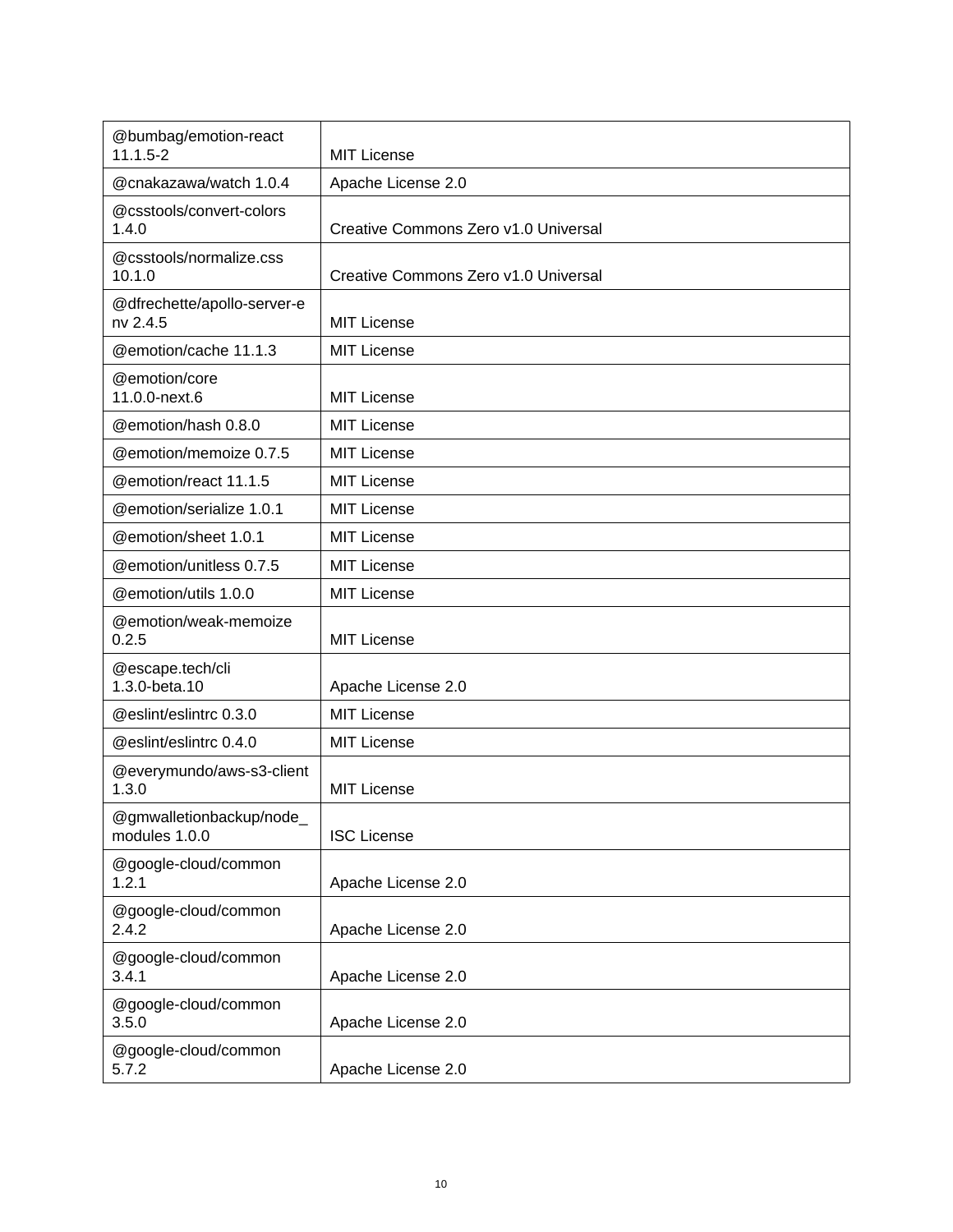| @bumbag/emotion-react 11.1.5-2 | MIT License |
|---|---|
| @cnakazawa/watch 1.0.4 | Apache License 2.0 |
| @csstools/convert-colors 1.4.0 | Creative Commons Zero v1.0 Universal |
| @csstools/normalize.css 10.1.0 | Creative Commons Zero v1.0 Universal |
| @dfrechette/apollo-server-env 2.4.5 | MIT License |
| @emotion/cache 11.1.3 | MIT License |
| @emotion/core 11.0.0-next.6 | MIT License |
| @emotion/hash 0.8.0 | MIT License |
| @emotion/memoize 0.7.5 | MIT License |
| @emotion/react 11.1.5 | MIT License |
| @emotion/serialize 1.0.1 | MIT License |
| @emotion/sheet 1.0.1 | MIT License |
| @emotion/unitless 0.7.5 | MIT License |
| @emotion/utils 1.0.0 | MIT License |
| @emotion/weak-memoize 0.2.5 | MIT License |
| @escape.tech/cli 1.3.0-beta.10 | Apache License 2.0 |
| @eslint/eslintrc 0.3.0 | MIT License |
| @eslint/eslintrc 0.4.0 | MIT License |
| @everymundo/aws-s3-client 1.3.0 | MIT License |
| @gmwalletionbackup/node_modules 1.0.0 | ISC License |
| @google-cloud/common 1.2.1 | Apache License 2.0 |
| @google-cloud/common 2.4.2 | Apache License 2.0 |
| @google-cloud/common 3.4.1 | Apache License 2.0 |
| @google-cloud/common 3.5.0 | Apache License 2.0 |
| @google-cloud/common 5.7.2 | Apache License 2.0 |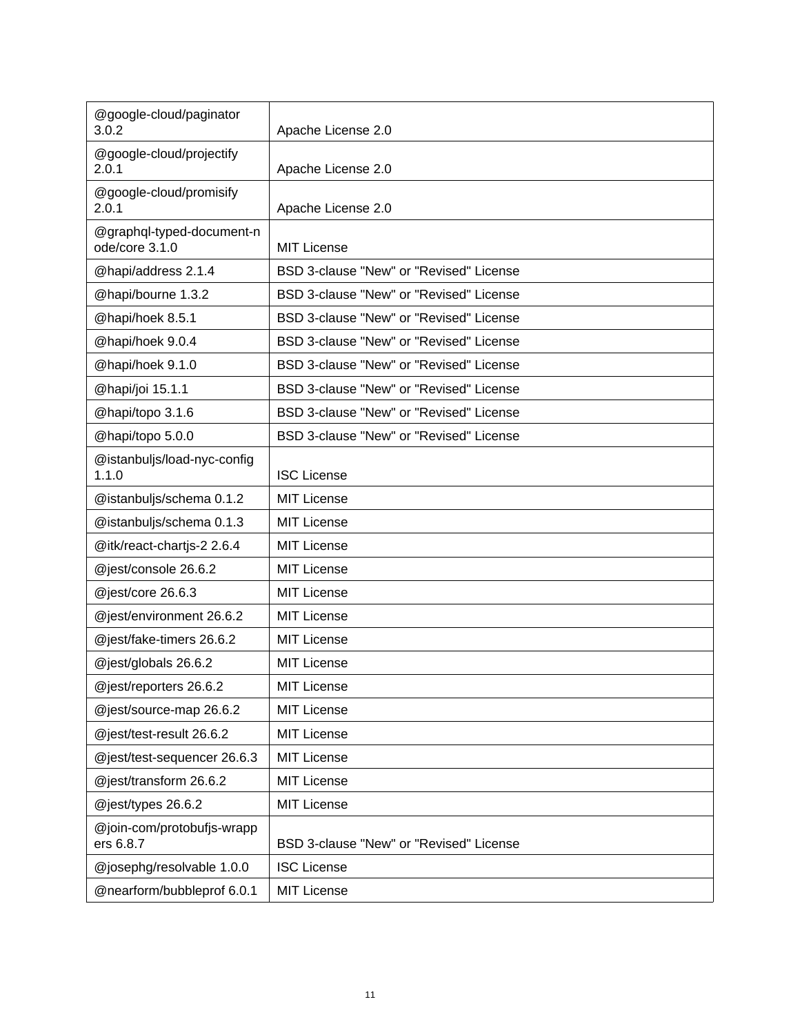| @google-cloud/paginator 3.0.2 | Apache License 2.0 |
|---|---|
| @google-cloud/projectify 2.0.1 | Apache License 2.0 |
| @google-cloud/promisify 2.0.1 | Apache License 2.0 |
| @graphql-typed-document-node/core 3.1.0 | MIT License |
| @hapi/address 2.1.4 | BSD 3-clause "New" or "Revised" License |
| @hapi/bourne 1.3.2 | BSD 3-clause "New" or "Revised" License |
| @hapi/hoek 8.5.1 | BSD 3-clause "New" or "Revised" License |
| @hapi/hoek 9.0.4 | BSD 3-clause "New" or "Revised" License |
| @hapi/hoek 9.1.0 | BSD 3-clause "New" or "Revised" License |
| @hapi/joi 15.1.1 | BSD 3-clause "New" or "Revised" License |
| @hapi/topo 3.1.6 | BSD 3-clause "New" or "Revised" License |
| @hapi/topo 5.0.0 | BSD 3-clause "New" or "Revised" License |
| @istanbuljs/load-nyc-config 1.1.0 | ISC License |
| @istanbuljs/schema 0.1.2 | MIT License |
| @istanbuljs/schema 0.1.3 | MIT License |
| @itk/react-chartjs-2 2.6.4 | MIT License |
| @jest/console 26.6.2 | MIT License |
| @jest/core 26.6.3 | MIT License |
| @jest/environment 26.6.2 | MIT License |
| @jest/fake-timers 26.6.2 | MIT License |
| @jest/globals 26.6.2 | MIT License |
| @jest/reporters 26.6.2 | MIT License |
| @jest/source-map 26.6.2 | MIT License |
| @jest/test-result 26.6.2 | MIT License |
| @jest/test-sequencer 26.6.3 | MIT License |
| @jest/transform 26.6.2 | MIT License |
| @jest/types 26.6.2 | MIT License |
| @join-com/protobufjs-wrappers 6.8.7 | BSD 3-clause "New" or "Revised" License |
| @josephg/resolvable 1.0.0 | ISC License |
| @nearform/bubbleprof 6.0.1 | MIT License |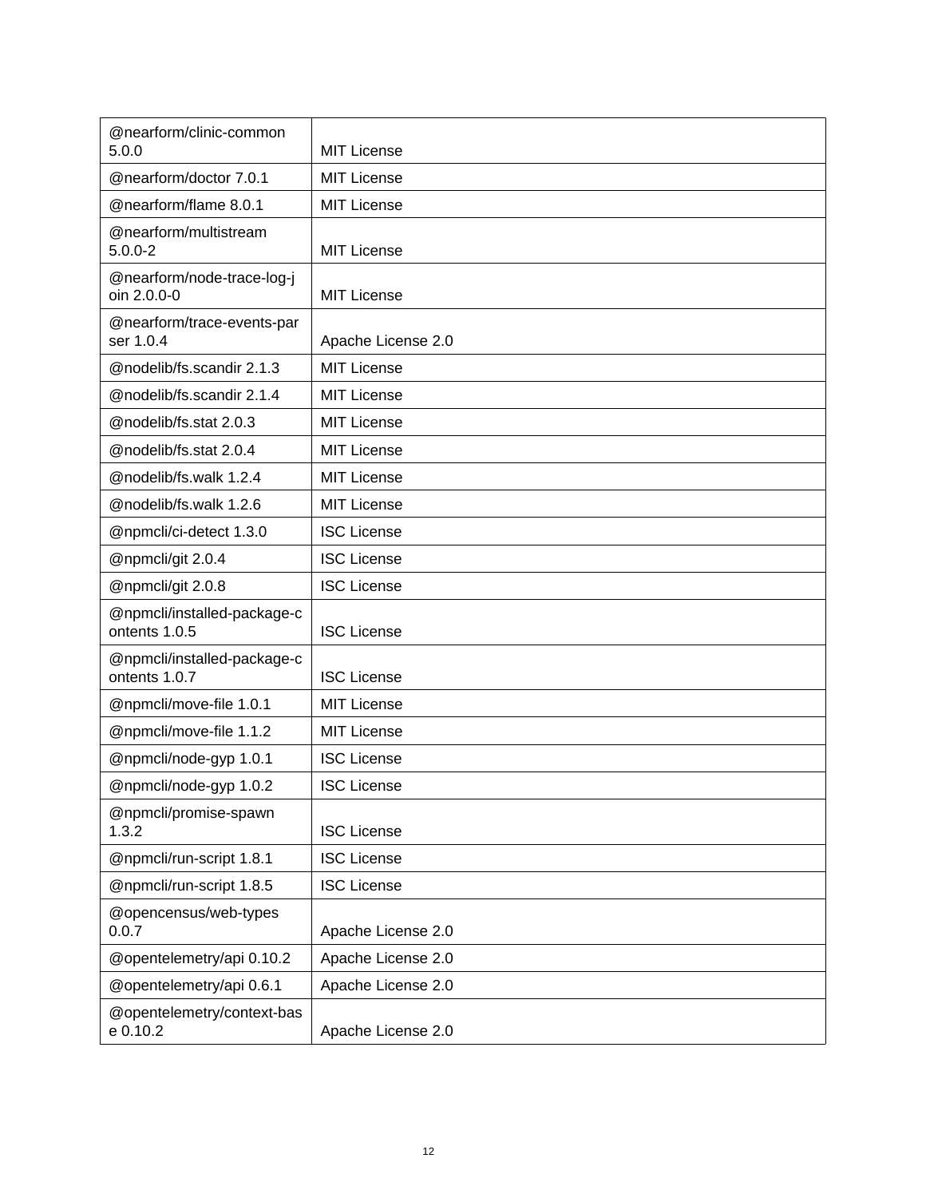| | |
|---|---|
| @nearform/clinic-common 5.0.0 | MIT License |
| @nearform/doctor 7.0.1 | MIT License |
| @nearform/flame 8.0.1 | MIT License |
| @nearform/multistream 5.0.0-2 | MIT License |
| @nearform/node-trace-log-join 2.0.0-0 | MIT License |
| @nearform/trace-events-parser 1.0.4 | Apache License 2.0 |
| @nodelib/fs.scandir 2.1.3 | MIT License |
| @nodelib/fs.scandir 2.1.4 | MIT License |
| @nodelib/fs.stat 2.0.3 | MIT License |
| @nodelib/fs.stat 2.0.4 | MIT License |
| @nodelib/fs.walk 1.2.4 | MIT License |
| @nodelib/fs.walk 1.2.6 | MIT License |
| @npmcli/ci-detect 1.3.0 | ISC License |
| @npmcli/git 2.0.4 | ISC License |
| @npmcli/git 2.0.8 | ISC License |
| @npmcli/installed-package-contents 1.0.5 | ISC License |
| @npmcli/installed-package-contents 1.0.7 | ISC License |
| @npmcli/move-file 1.0.1 | MIT License |
| @npmcli/move-file 1.1.2 | MIT License |
| @npmcli/node-gyp 1.0.1 | ISC License |
| @npmcli/node-gyp 1.0.2 | ISC License |
| @npmcli/promise-spawn 1.3.2 | ISC License |
| @npmcli/run-script 1.8.1 | ISC License |
| @npmcli/run-script 1.8.5 | ISC License |
| @opencensus/web-types 0.0.7 | Apache License 2.0 |
| @opentelemetry/api 0.10.2 | Apache License 2.0 |
| @opentelemetry/api 0.6.1 | Apache License 2.0 |
| @opentelemetry/context-base 0.10.2 | Apache License 2.0 |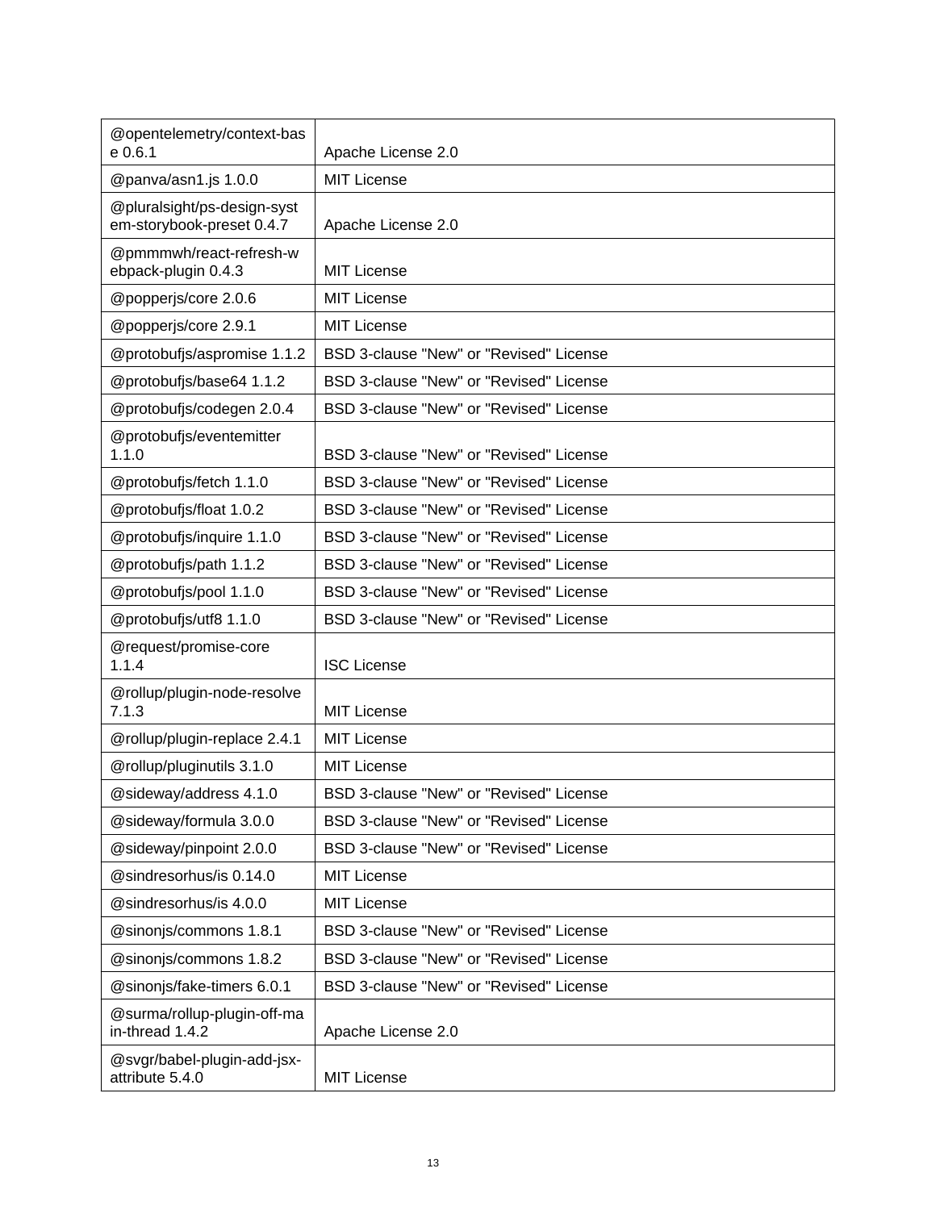| @opentelemetry/context-base 0.6.1 | Apache License 2.0 |
|---|---|
| @panva/asn1.js 1.0.0 | MIT License |
| @pluralsight/ps-design-system-storybook-preset 0.4.7 | Apache License 2.0 |
| @pmmmwh/react-refresh-webpack-plugin 0.4.3 | MIT License |
| @popperjs/core 2.0.6 | MIT License |
| @popperjs/core 2.9.1 | MIT License |
| @protobufjs/aspromise 1.1.2 | BSD 3-clause "New" or "Revised" License |
| @protobufjs/base64 1.1.2 | BSD 3-clause "New" or "Revised" License |
| @protobufjs/codegen 2.0.4 | BSD 3-clause "New" or "Revised" License |
| @protobufjs/eventemitter 1.1.0 | BSD 3-clause "New" or "Revised" License |
| @protobufjs/fetch 1.1.0 | BSD 3-clause "New" or "Revised" License |
| @protobufjs/float 1.0.2 | BSD 3-clause "New" or "Revised" License |
| @protobufjs/inquire 1.1.0 | BSD 3-clause "New" or "Revised" License |
| @protobufjs/path 1.1.2 | BSD 3-clause "New" or "Revised" License |
| @protobufjs/pool 1.1.0 | BSD 3-clause "New" or "Revised" License |
| @protobufjs/utf8 1.1.0 | BSD 3-clause "New" or "Revised" License |
| @request/promise-core 1.1.4 | ISC License |
| @rollup/plugin-node-resolve 7.1.3 | MIT License |
| @rollup/plugin-replace 2.4.1 | MIT License |
| @rollup/pluginutils 3.1.0 | MIT License |
| @sideway/address 4.1.0 | BSD 3-clause "New" or "Revised" License |
| @sideway/formula 3.0.0 | BSD 3-clause "New" or "Revised" License |
| @sideway/pinpoint 2.0.0 | BSD 3-clause "New" or "Revised" License |
| @sindresorhus/is 0.14.0 | MIT License |
| @sindresorhus/is 4.0.0 | MIT License |
| @sinonjs/commons 1.8.1 | BSD 3-clause "New" or "Revised" License |
| @sinonjs/commons 1.8.2 | BSD 3-clause "New" or "Revised" License |
| @sinonjs/fake-timers 6.0.1 | BSD 3-clause "New" or "Revised" License |
| @surma/rollup-plugin-off-main-thread 1.4.2 | Apache License 2.0 |
| @svgr/babel-plugin-add-jsx-attribute 5.4.0 | MIT License |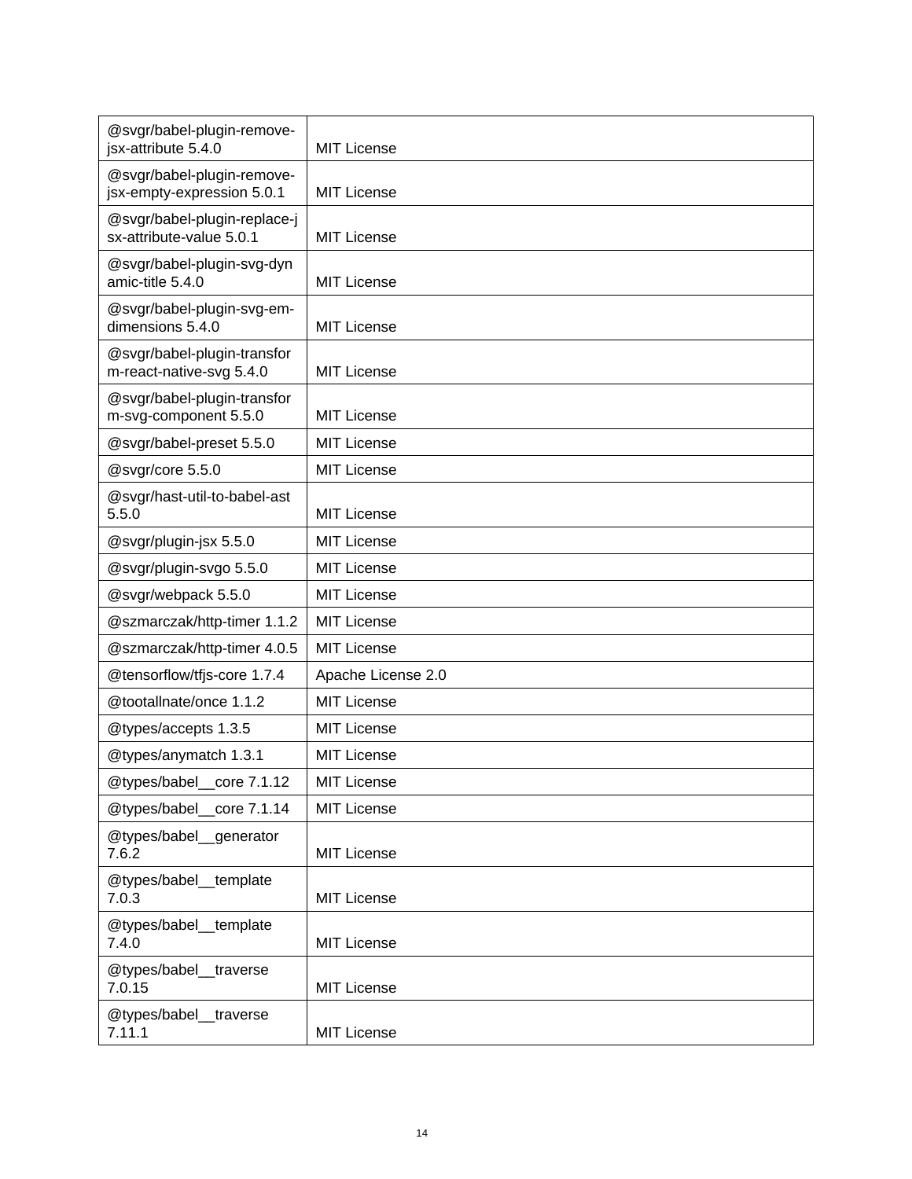| | |
|---|---|
| @svgr/babel-plugin-remove-jsx-attribute 5.4.0 | MIT License |
| @svgr/babel-plugin-remove-jsx-empty-expression 5.0.1 | MIT License |
| @svgr/babel-plugin-replace-jsx-attribute-value 5.0.1 | MIT License |
| @svgr/babel-plugin-svg-dynamic-title 5.4.0 | MIT License |
| @svgr/babel-plugin-svg-em-dimensions 5.4.0 | MIT License |
| @svgr/babel-plugin-transform-react-native-svg 5.4.0 | MIT License |
| @svgr/babel-plugin-transform-svg-component 5.5.0 | MIT License |
| @svgr/babel-preset 5.5.0 | MIT License |
| @svgr/core 5.5.0 | MIT License |
| @svgr/hast-util-to-babel-ast 5.5.0 | MIT License |
| @svgr/plugin-jsx 5.5.0 | MIT License |
| @svgr/plugin-svgo 5.5.0 | MIT License |
| @svgr/webpack 5.5.0 | MIT License |
| @szmarczak/http-timer 1.1.2 | MIT License |
| @szmarczak/http-timer 4.0.5 | MIT License |
| @tensorflow/tfjs-core 1.7.4 | Apache License 2.0 |
| @tootallnate/once 1.1.2 | MIT License |
| @types/accepts 1.3.5 | MIT License |
| @types/anymatch 1.3.1 | MIT License |
| @types/babel__core 7.1.12 | MIT License |
| @types/babel__core 7.1.14 | MIT License |
| @types/babel__generator 7.6.2 | MIT License |
| @types/babel__template 7.0.3 | MIT License |
| @types/babel__template 7.4.0 | MIT License |
| @types/babel__traverse 7.0.15 | MIT License |
| @types/babel__traverse 7.11.1 | MIT License |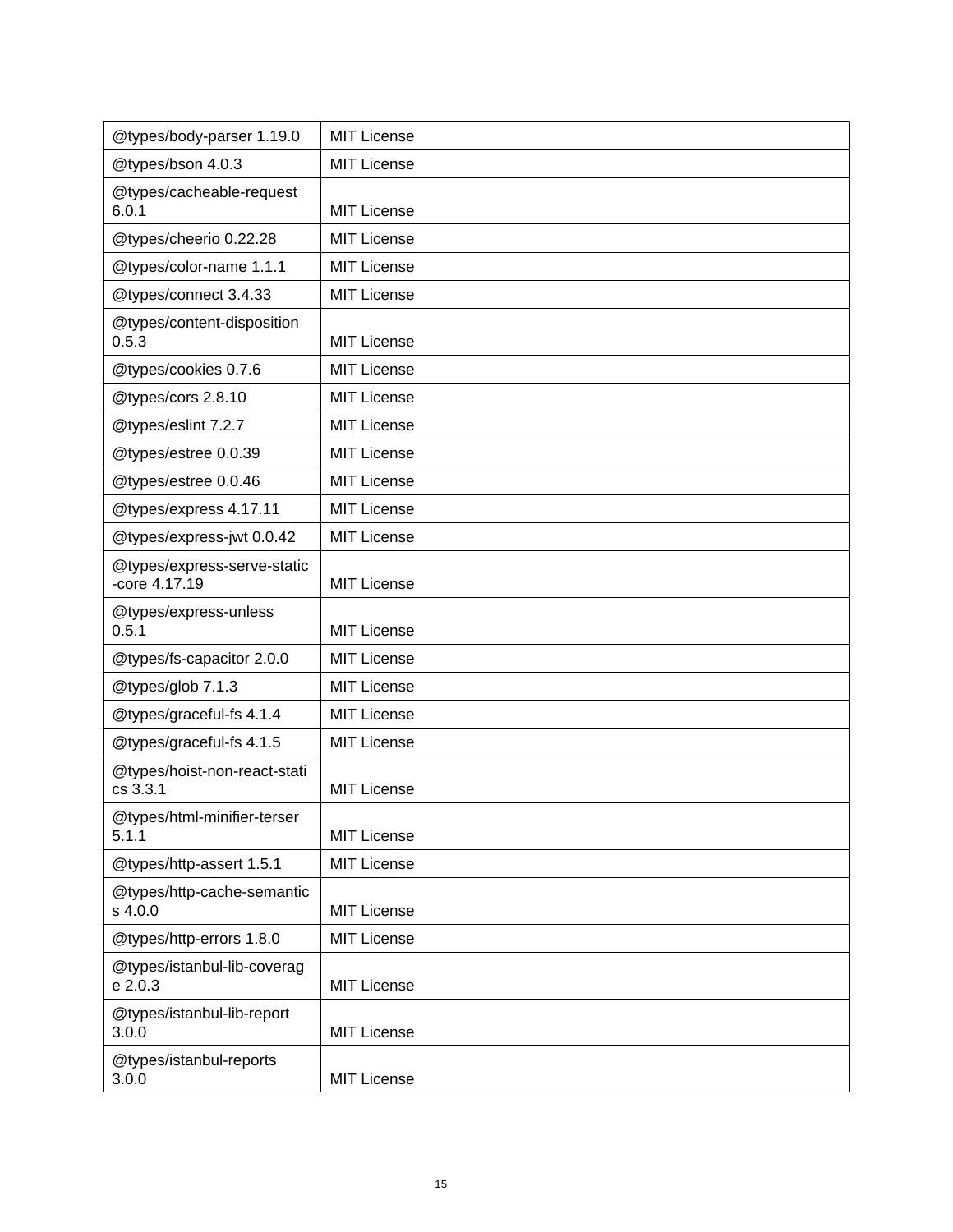| @types/body-parser 1.19.0 | MIT License |
|---|---|
| @types/bson 4.0.3 | MIT License |
| @types/cacheable-request 6.0.1 | MIT License |
| @types/cheerio 0.22.28 | MIT License |
| @types/color-name 1.1.1 | MIT License |
| @types/connect 3.4.33 | MIT License |
| @types/content-disposition 0.5.3 | MIT License |
| @types/cookies 0.7.6 | MIT License |
| @types/cors 2.8.10 | MIT License |
| @types/eslint 7.2.7 | MIT License |
| @types/estree 0.0.39 | MIT License |
| @types/estree 0.0.46 | MIT License |
| @types/express 4.17.11 | MIT License |
| @types/express-jwt 0.0.42 | MIT License |
| @types/express-serve-static-core 4.17.19 | MIT License |
| @types/express-unless 0.5.1 | MIT License |
| @types/fs-capacitor 2.0.0 | MIT License |
| @types/glob 7.1.3 | MIT License |
| @types/graceful-fs 4.1.4 | MIT License |
| @types/graceful-fs 4.1.5 | MIT License |
| @types/hoist-non-react-statics 3.3.1 | MIT License |
| @types/html-minifier-terser 5.1.1 | MIT License |
| @types/http-assert 1.5.1 | MIT License |
| @types/http-cache-semantics 4.0.0 | MIT License |
| @types/http-errors 1.8.0 | MIT License |
| @types/istanbul-lib-coverage 2.0.3 | MIT License |
| @types/istanbul-lib-report 3.0.0 | MIT License |
| @types/istanbul-reports 3.0.0 | MIT License |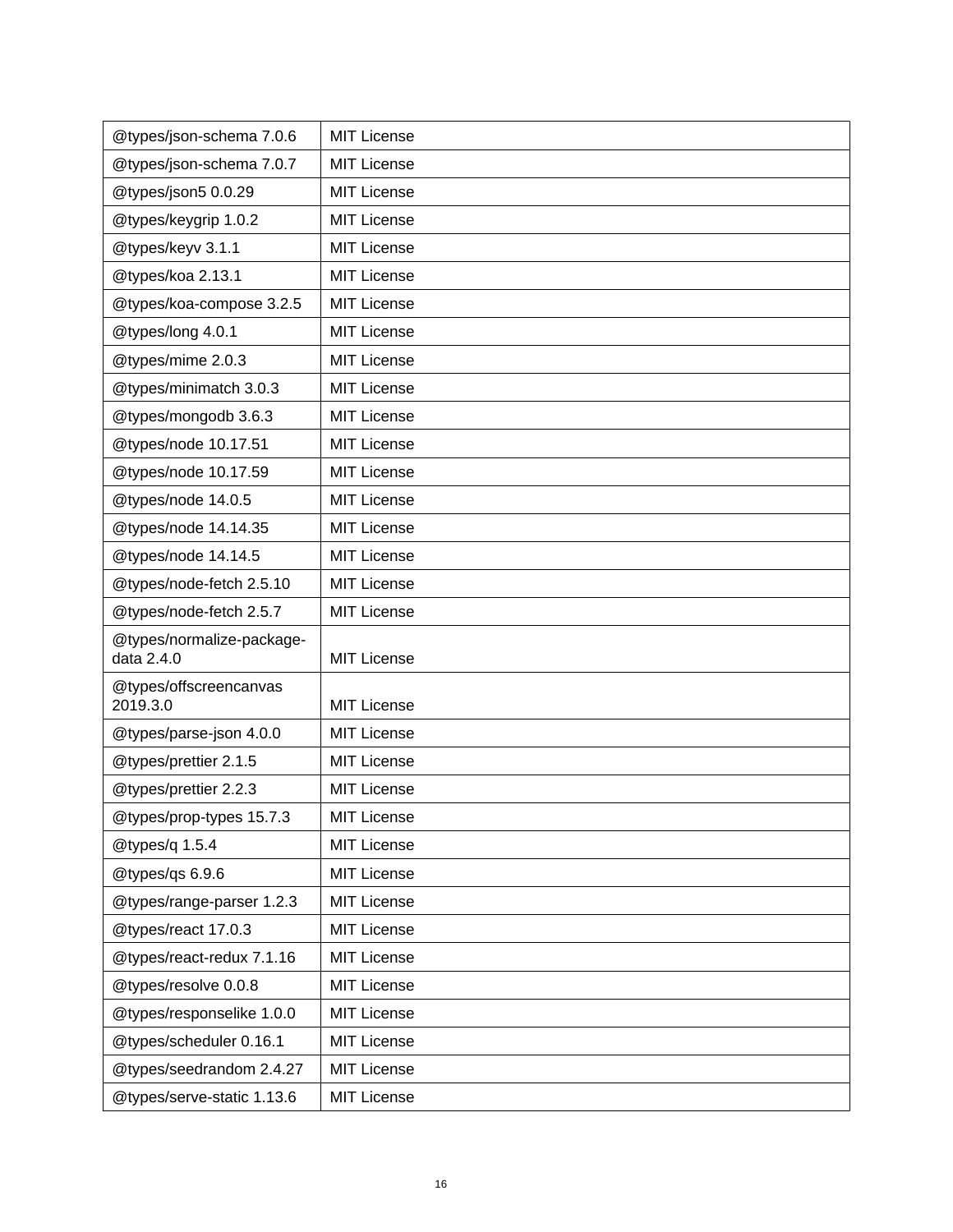| @types/json-schema 7.0.6 | MIT License |
|---|---|
| @types/json-schema 7.0.7 | MIT License |
| @types/json5 0.0.29 | MIT License |
| @types/keygrip 1.0.2 | MIT License |
| @types/keyv 3.1.1 | MIT License |
| @types/koa 2.13.1 | MIT License |
| @types/koa-compose 3.2.5 | MIT License |
| @types/long 4.0.1 | MIT License |
| @types/mime 2.0.3 | MIT License |
| @types/minimatch 3.0.3 | MIT License |
| @types/mongodb 3.6.3 | MIT License |
| @types/node 10.17.51 | MIT License |
| @types/node 10.17.59 | MIT License |
| @types/node 14.0.5 | MIT License |
| @types/node 14.14.35 | MIT License |
| @types/node 14.14.5 | MIT License |
| @types/node-fetch 2.5.10 | MIT License |
| @types/node-fetch 2.5.7 | MIT License |
| @types/normalize-package-data 2.4.0 | MIT License |
| @types/offscreencanvas 2019.3.0 | MIT License |
| @types/parse-json 4.0.0 | MIT License |
| @types/prettier 2.1.5 | MIT License |
| @types/prettier 2.2.3 | MIT License |
| @types/prop-types 15.7.3 | MIT License |
| @types/q 1.5.4 | MIT License |
| @types/qs 6.9.6 | MIT License |
| @types/range-parser 1.2.3 | MIT License |
| @types/react 17.0.3 | MIT License |
| @types/react-redux 7.1.16 | MIT License |
| @types/resolve 0.0.8 | MIT License |
| @types/responselike 1.0.0 | MIT License |
| @types/scheduler 0.16.1 | MIT License |
| @types/seedrandom 2.4.27 | MIT License |
| @types/serve-static 1.13.6 | MIT License |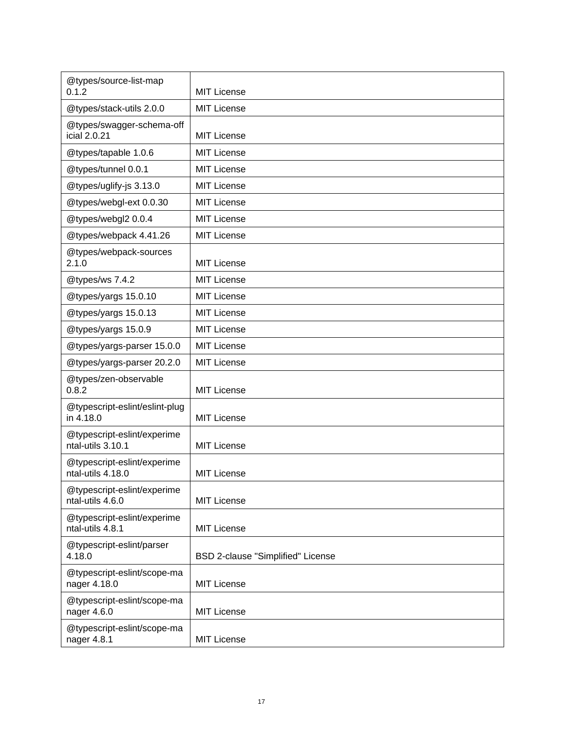| | |
|---|---|
| @types/source-list-map 0.1.2 | MIT License |
| @types/stack-utils 2.0.0 | MIT License |
| @types/swagger-schema-official 2.0.21 | MIT License |
| @types/tapable 1.0.6 | MIT License |
| @types/tunnel 0.0.1 | MIT License |
| @types/uglify-js 3.13.0 | MIT License |
| @types/webgl-ext 0.0.30 | MIT License |
| @types/webgl2 0.0.4 | MIT License |
| @types/webpack 4.41.26 | MIT License |
| @types/webpack-sources 2.1.0 | MIT License |
| @types/ws 7.4.2 | MIT License |
| @types/yargs 15.0.10 | MIT License |
| @types/yargs 15.0.13 | MIT License |
| @types/yargs 15.0.9 | MIT License |
| @types/yargs-parser 15.0.0 | MIT License |
| @types/yargs-parser 20.2.0 | MIT License |
| @types/zen-observable 0.8.2 | MIT License |
| @typescript-eslint/eslint-plugin 4.18.0 | MIT License |
| @typescript-eslint/experimental-utils 3.10.1 | MIT License |
| @typescript-eslint/experimental-utils 4.18.0 | MIT License |
| @typescript-eslint/experimental-utils 4.6.0 | MIT License |
| @typescript-eslint/experimental-utils 4.8.1 | MIT License |
| @typescript-eslint/parser 4.18.0 | BSD 2-clause "Simplified" License |
| @typescript-eslint/scope-manager 4.18.0 | MIT License |
| @typescript-eslint/scope-manager 4.6.0 | MIT License |
| @typescript-eslint/scope-manager 4.8.1 | MIT License |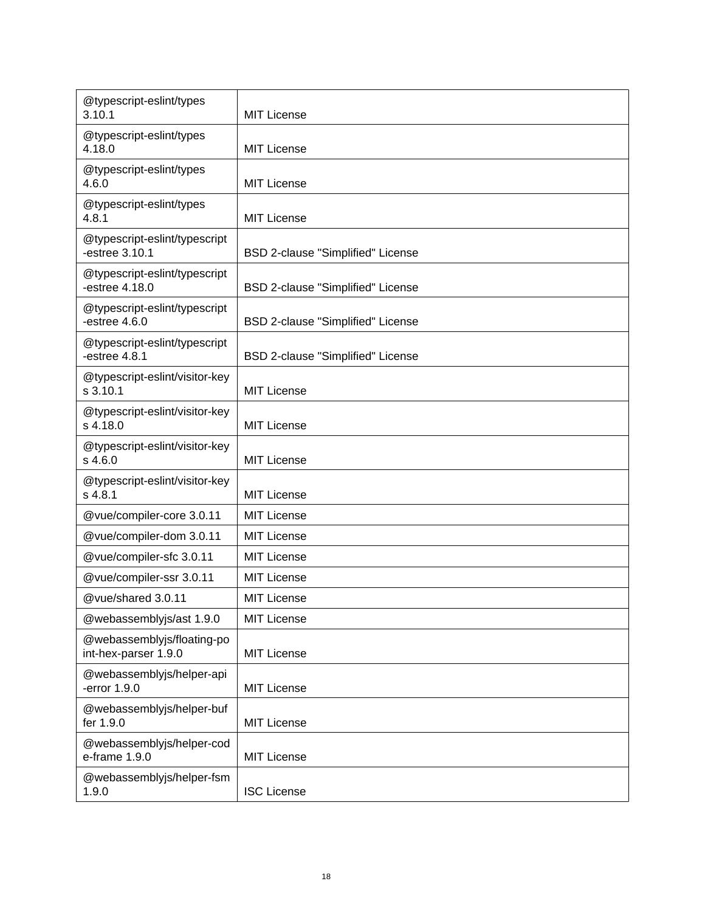| | |
|---|---|
| @typescript-eslint/types 3.10.1 | MIT License |
| @typescript-eslint/types 4.18.0 | MIT License |
| @typescript-eslint/types 4.6.0 | MIT License |
| @typescript-eslint/types 4.8.1 | MIT License |
| @typescript-eslint/typescript-estree 3.10.1 | BSD 2-clause "Simplified" License |
| @typescript-eslint/typescript-estree 4.18.0 | BSD 2-clause "Simplified" License |
| @typescript-eslint/typescript-estree 4.6.0 | BSD 2-clause "Simplified" License |
| @typescript-eslint/typescript-estree 4.8.1 | BSD 2-clause "Simplified" License |
| @typescript-eslint/visitor-keys 3.10.1 | MIT License |
| @typescript-eslint/visitor-keys 4.18.0 | MIT License |
| @typescript-eslint/visitor-keys 4.6.0 | MIT License |
| @typescript-eslint/visitor-keys 4.8.1 | MIT License |
| @vue/compiler-core 3.0.11 | MIT License |
| @vue/compiler-dom 3.0.11 | MIT License |
| @vue/compiler-sfc 3.0.11 | MIT License |
| @vue/compiler-ssr 3.0.11 | MIT License |
| @vue/shared 3.0.11 | MIT License |
| @webassemblyjs/ast 1.9.0 | MIT License |
| @webassemblyjs/floating-point-hex-parser 1.9.0 | MIT License |
| @webassemblyjs/helper-api-error 1.9.0 | MIT License |
| @webassemblyjs/helper-buffer 1.9.0 | MIT License |
| @webassemblyjs/helper-code-frame 1.9.0 | MIT License |
| @webassemblyjs/helper-fsm 1.9.0 | ISC License |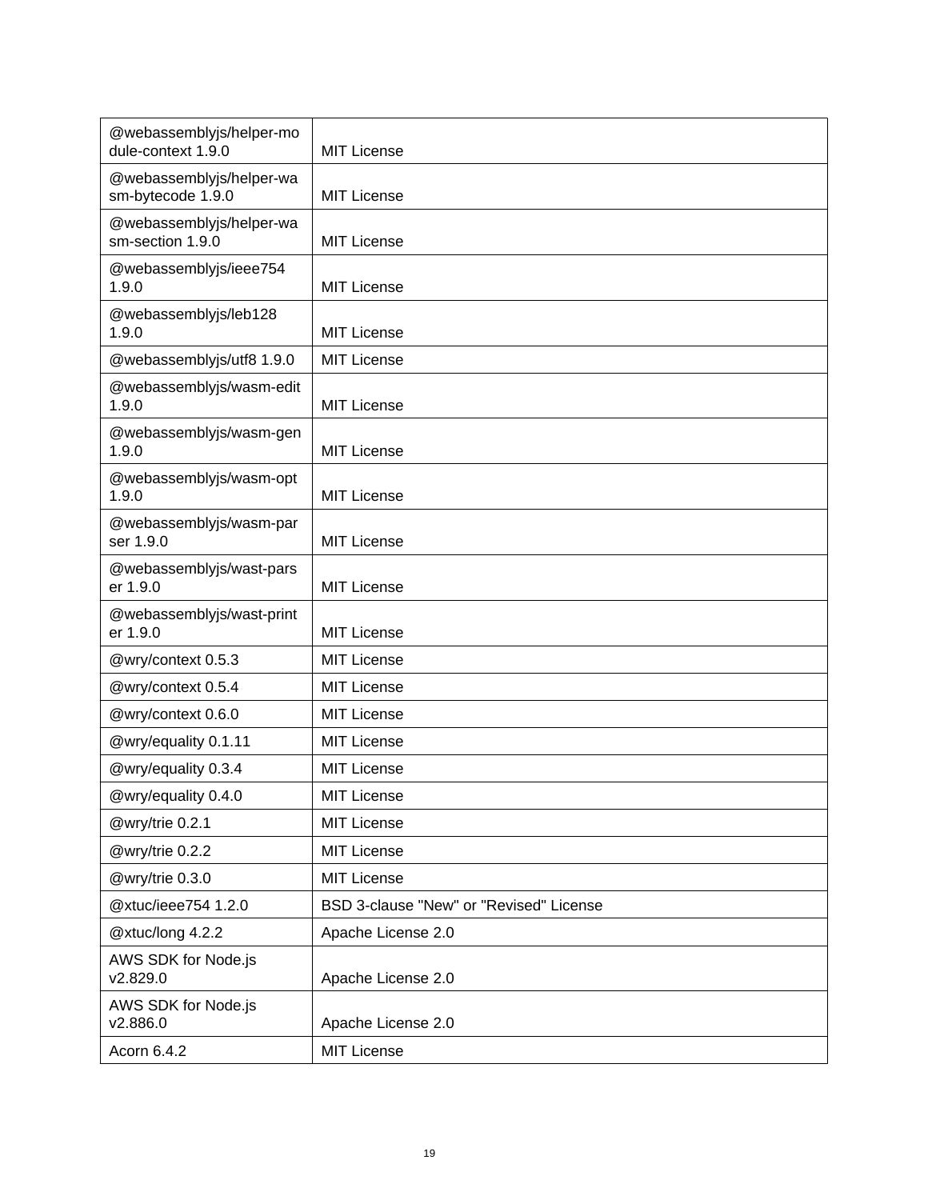| @webassemblyjs/helper-module-context 1.9.0 | MIT License |
|---|---|
| @webassemblyjs/helper-wasm-bytecode 1.9.0 | MIT License |
| @webassemblyjs/helper-wasm-section 1.9.0 | MIT License |
| @webassemblyjs/ieee754 1.9.0 | MIT License |
| @webassemblyjs/leb128 1.9.0 | MIT License |
| @webassemblyjs/utf8 1.9.0 | MIT License |
| @webassemblyjs/wasm-edit 1.9.0 | MIT License |
| @webassemblyjs/wasm-gen 1.9.0 | MIT License |
| @webassemblyjs/wasm-opt 1.9.0 | MIT License |
| @webassemblyjs/wasm-parser 1.9.0 | MIT License |
| @webassemblyjs/wast-parser 1.9.0 | MIT License |
| @webassemblyjs/wast-printer 1.9.0 | MIT License |
| @wry/context 0.5.3 | MIT License |
| @wry/context 0.5.4 | MIT License |
| @wry/context 0.6.0 | MIT License |
| @wry/equality 0.1.11 | MIT License |
| @wry/equality 0.3.4 | MIT License |
| @wry/equality 0.4.0 | MIT License |
| @wry/trie 0.2.1 | MIT License |
| @wry/trie 0.2.2 | MIT License |
| @wry/trie 0.3.0 | MIT License |
| @xtuc/ieee754 1.2.0 | BSD 3-clause "New" or "Revised" License |
| @xtuc/long 4.2.2 | Apache License 2.0 |
| AWS SDK for Node.js v2.829.0 | Apache License 2.0 |
| AWS SDK for Node.js v2.886.0 | Apache License 2.0 |
| Acorn 6.4.2 | MIT License |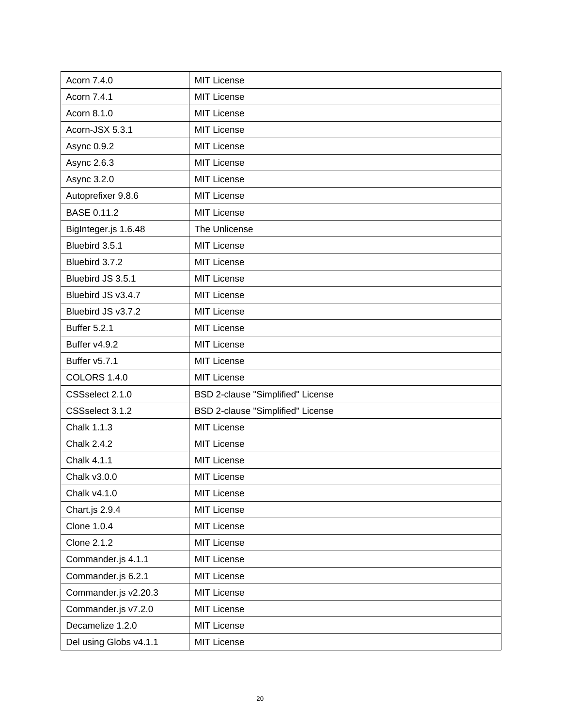| Acorn 7.4.0 | MIT License |
| --- | --- |
| Acorn 7.4.1 | MIT License |
| Acorn 8.1.0 | MIT License |
| Acorn-JSX 5.3.1 | MIT License |
| Async 0.9.2 | MIT License |
| Async 2.6.3 | MIT License |
| Async 3.2.0 | MIT License |
| Autoprefixer 9.8.6 | MIT License |
| BASE 0.11.2 | MIT License |
| BigInteger.js 1.6.48 | The Unlicense |
| Bluebird 3.5.1 | MIT License |
| Bluebird 3.7.2 | MIT License |
| Bluebird JS 3.5.1 | MIT License |
| Bluebird JS v3.4.7 | MIT License |
| Bluebird JS v3.7.2 | MIT License |
| Buffer 5.2.1 | MIT License |
| Buffer v4.9.2 | MIT License |
| Buffer v5.7.1 | MIT License |
| COLORS 1.4.0 | MIT License |
| CSSselect 2.1.0 | BSD 2-clause "Simplified" License |
| CSSselect 3.1.2 | BSD 2-clause "Simplified" License |
| Chalk 1.1.3 | MIT License |
| Chalk 2.4.2 | MIT License |
| Chalk 4.1.1 | MIT License |
| Chalk v3.0.0 | MIT License |
| Chalk v4.1.0 | MIT License |
| Chart.js 2.9.4 | MIT License |
| Clone 1.0.4 | MIT License |
| Clone 2.1.2 | MIT License |
| Commander.js 4.1.1 | MIT License |
| Commander.js 6.2.1 | MIT License |
| Commander.js v2.20.3 | MIT License |
| Commander.js v7.2.0 | MIT License |
| Decamelize 1.2.0 | MIT License |
| Del using Globs v4.1.1 | MIT License |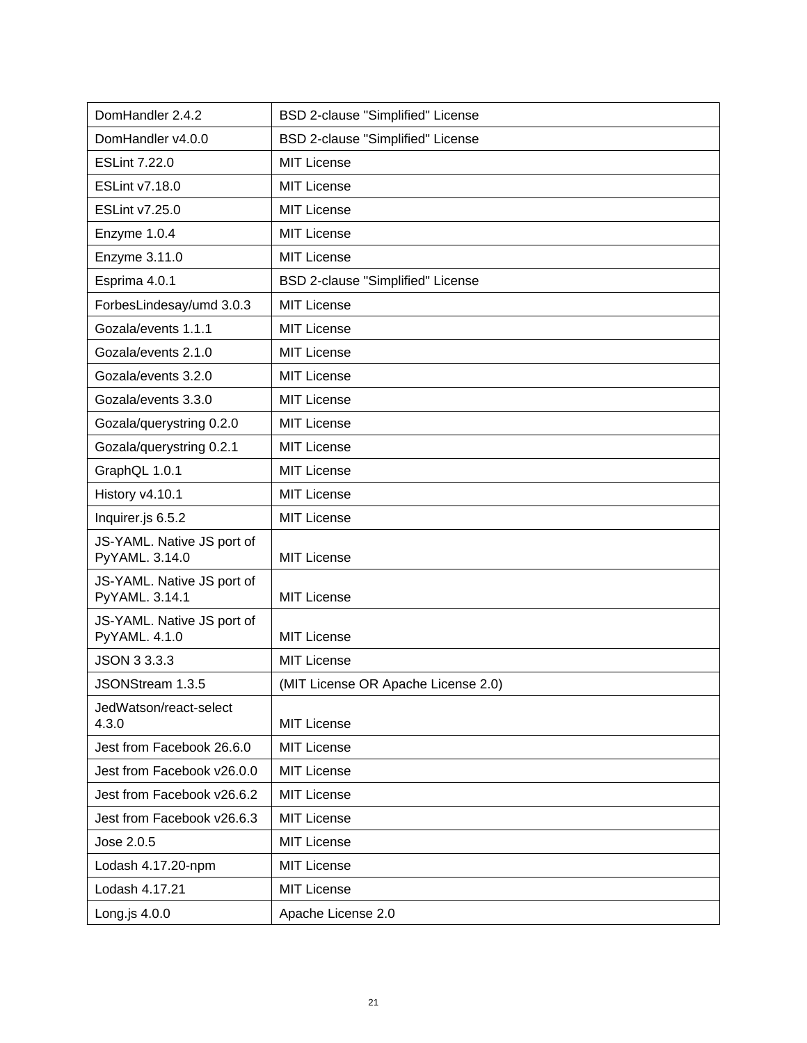| DomHandler 2.4.2 | BSD 2-clause "Simplified" License |
|---|---|
| DomHandler v4.0.0 | BSD 2-clause "Simplified" License |
| ESLint 7.22.0 | MIT License |
| ESLint v7.18.0 | MIT License |
| ESLint v7.25.0 | MIT License |
| Enzyme 1.0.4 | MIT License |
| Enzyme 3.11.0 | MIT License |
| Esprima 4.0.1 | BSD 2-clause "Simplified" License |
| ForbesLindesay/umd 3.0.3 | MIT License |
| Gozala/events 1.1.1 | MIT License |
| Gozala/events 2.1.0 | MIT License |
| Gozala/events 3.2.0 | MIT License |
| Gozala/events 3.3.0 | MIT License |
| Gozala/querystring 0.2.0 | MIT License |
| Gozala/querystring 0.2.1 | MIT License |
| GraphQL 1.0.1 | MIT License |
| History v4.10.1 | MIT License |
| Inquirer.js 6.5.2 | MIT License |
| JS-YAML. Native JS port of PyYAML. 3.14.0 | MIT License |
| JS-YAML. Native JS port of PyYAML. 3.14.1 | MIT License |
| JS-YAML. Native JS port of PyYAML. 4.1.0 | MIT License |
| JSON 3 3.3.3 | MIT License |
| JSONStream 1.3.5 | (MIT License OR Apache License 2.0) |
| JedWatson/react-select 4.3.0 | MIT License |
| Jest from Facebook 26.6.0 | MIT License |
| Jest from Facebook v26.0.0 | MIT License |
| Jest from Facebook v26.6.2 | MIT License |
| Jest from Facebook v26.6.3 | MIT License |
| Jose 2.0.5 | MIT License |
| Lodash 4.17.20-npm | MIT License |
| Lodash 4.17.21 | MIT License |
| Long.js 4.0.0 | Apache License 2.0 |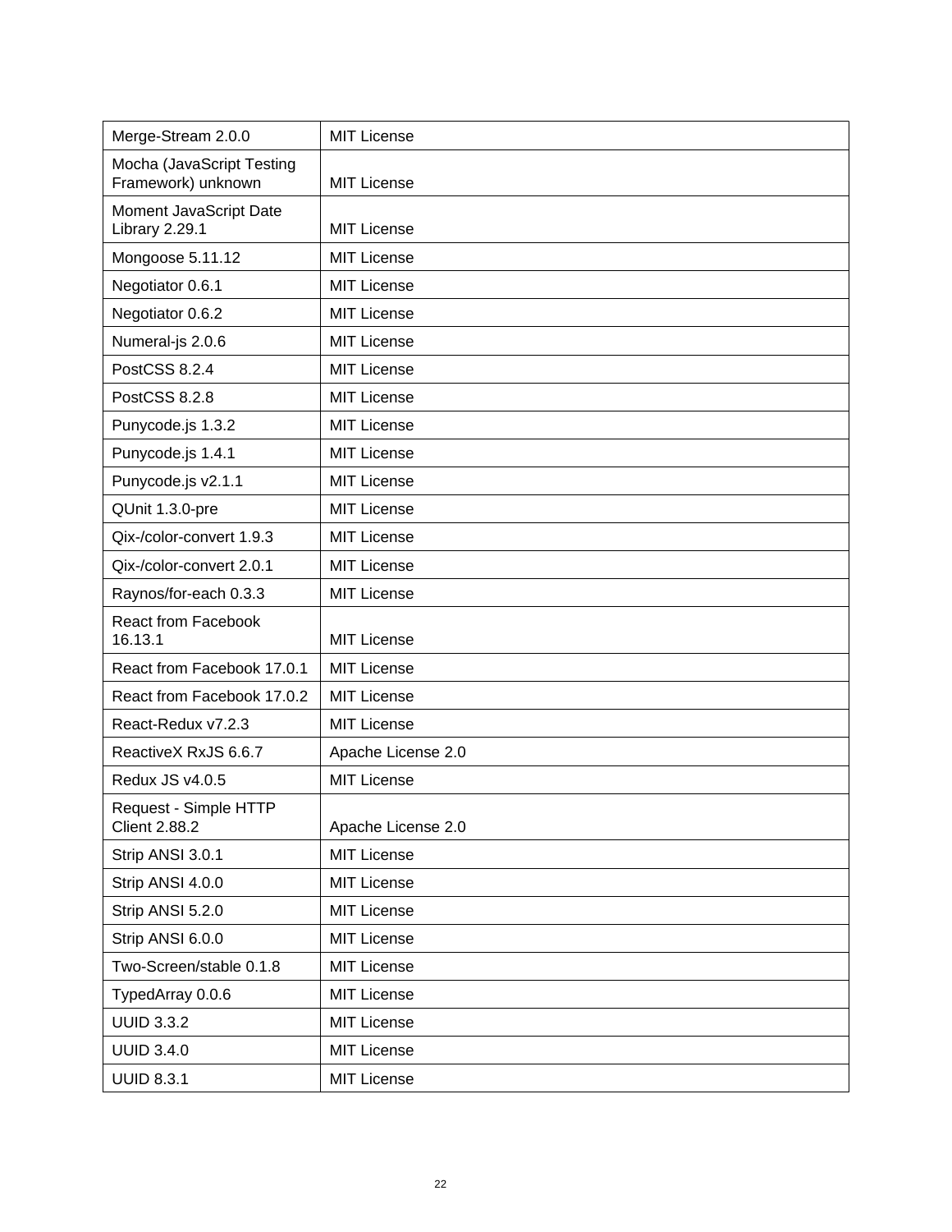| Merge-Stream 2.0.0 | MIT License |
|---|---|
| Mocha (JavaScript Testing Framework) unknown | MIT License |
| Moment JavaScript Date Library 2.29.1 | MIT License |
| Mongoose 5.11.12 | MIT License |
| Negotiator 0.6.1 | MIT License |
| Negotiator 0.6.2 | MIT License |
| Numeral-js 2.0.6 | MIT License |
| PostCSS 8.2.4 | MIT License |
| PostCSS 8.2.8 | MIT License |
| Punycode.js 1.3.2 | MIT License |
| Punycode.js 1.4.1 | MIT License |
| Punycode.js v2.1.1 | MIT License |
| QUnit 1.3.0-pre | MIT License |
| Qix-/color-convert 1.9.3 | MIT License |
| Qix-/color-convert 2.0.1 | MIT License |
| Raynos/for-each 0.3.3 | MIT License |
| React from Facebook 16.13.1 | MIT License |
| React from Facebook 17.0.1 | MIT License |
| React from Facebook 17.0.2 | MIT License |
| React-Redux v7.2.3 | MIT License |
| ReactiveX RxJS 6.6.7 | Apache License 2.0 |
| Redux JS v4.0.5 | MIT License |
| Request - Simple HTTP Client 2.88.2 | Apache License 2.0 |
| Strip ANSI 3.0.1 | MIT License |
| Strip ANSI 4.0.0 | MIT License |
| Strip ANSI 5.2.0 | MIT License |
| Strip ANSI 6.0.0 | MIT License |
| Two-Screen/stable 0.1.8 | MIT License |
| TypedArray 0.0.6 | MIT License |
| UUID 3.3.2 | MIT License |
| UUID 3.4.0 | MIT License |
| UUID 8.3.1 | MIT License |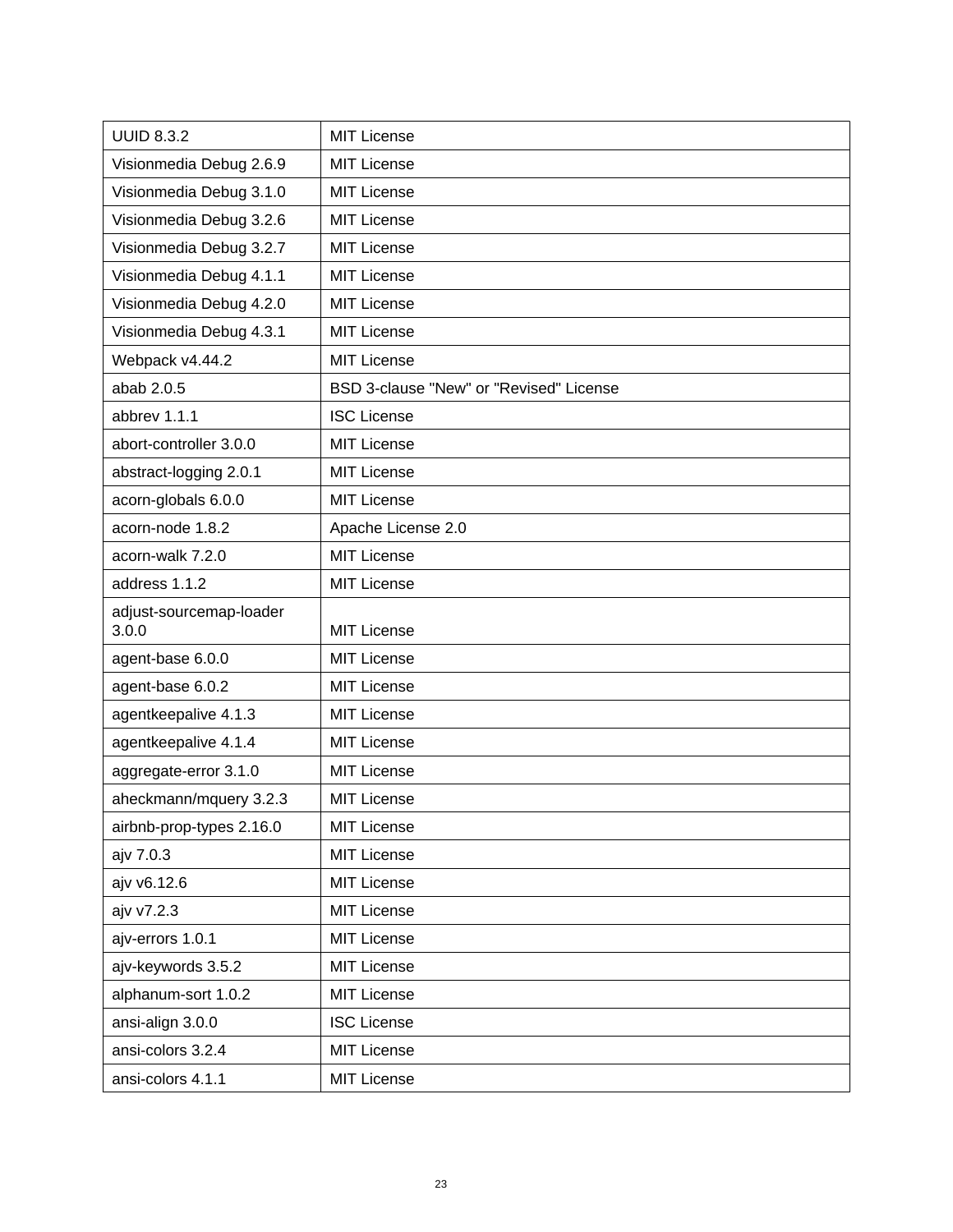| UUID 8.3.2 | MIT License |
| --- | --- |
| Visionmedia Debug 2.6.9 | MIT License |
| Visionmedia Debug 3.1.0 | MIT License |
| Visionmedia Debug 3.2.6 | MIT License |
| Visionmedia Debug 3.2.7 | MIT License |
| Visionmedia Debug 4.1.1 | MIT License |
| Visionmedia Debug 4.2.0 | MIT License |
| Visionmedia Debug 4.3.1 | MIT License |
| Webpack v4.44.2 | MIT License |
| abab 2.0.5 | BSD 3-clause "New" or "Revised" License |
| abbrev 1.1.1 | ISC License |
| abort-controller 3.0.0 | MIT License |
| abstract-logging 2.0.1 | MIT License |
| acorn-globals 6.0.0 | MIT License |
| acorn-node 1.8.2 | Apache License 2.0 |
| acorn-walk 7.2.0 | MIT License |
| address 1.1.2 | MIT License |
| adjust-sourcemap-loader 3.0.0 | MIT License |
| agent-base 6.0.0 | MIT License |
| agent-base 6.0.2 | MIT License |
| agentkeepalive 4.1.3 | MIT License |
| agentkeepalive 4.1.4 | MIT License |
| aggregate-error 3.1.0 | MIT License |
| aheckmann/mquery 3.2.3 | MIT License |
| airbnb-prop-types 2.16.0 | MIT License |
| ajv 7.0.3 | MIT License |
| ajv v6.12.6 | MIT License |
| ajv v7.2.3 | MIT License |
| ajv-errors 1.0.1 | MIT License |
| ajv-keywords 3.5.2 | MIT License |
| alphanum-sort 1.0.2 | MIT License |
| ansi-align 3.0.0 | ISC License |
| ansi-colors 3.2.4 | MIT License |
| ansi-colors 4.1.1 | MIT License |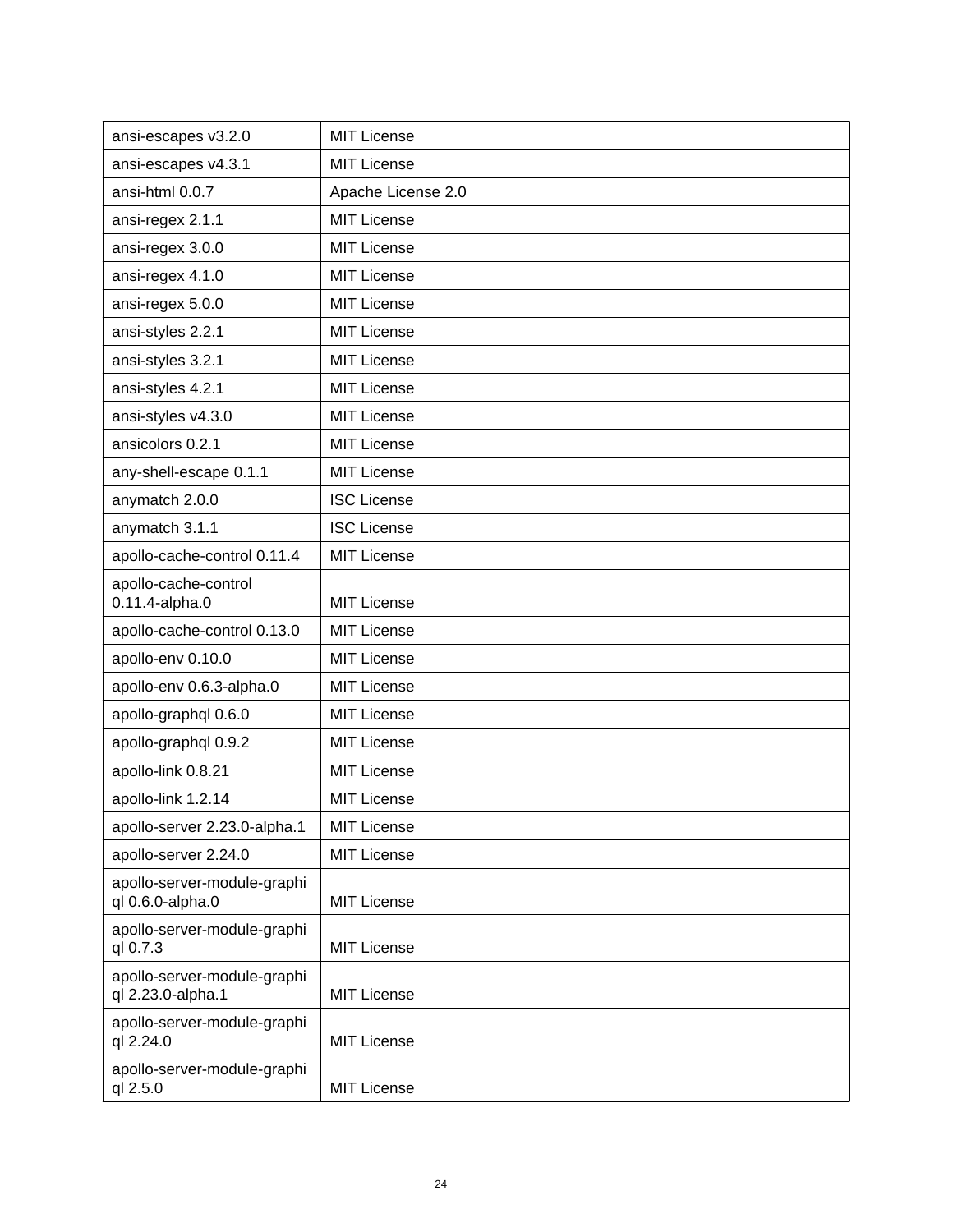| ansi-escapes v3.2.0 | MIT License |
|---|---|
| ansi-escapes v4.3.1 | MIT License |
| ansi-html 0.0.7 | Apache License 2.0 |
| ansi-regex 2.1.1 | MIT License |
| ansi-regex 3.0.0 | MIT License |
| ansi-regex 4.1.0 | MIT License |
| ansi-regex 5.0.0 | MIT License |
| ansi-styles 2.2.1 | MIT License |
| ansi-styles 3.2.1 | MIT License |
| ansi-styles 4.2.1 | MIT License |
| ansi-styles v4.3.0 | MIT License |
| ansicolors 0.2.1 | MIT License |
| any-shell-escape 0.1.1 | MIT License |
| anymatch 2.0.0 | ISC License |
| anymatch 3.1.1 | ISC License |
| apollo-cache-control 0.11.4 | MIT License |
| apollo-cache-control 0.11.4-alpha.0 | MIT License |
| apollo-cache-control 0.13.0 | MIT License |
| apollo-env 0.10.0 | MIT License |
| apollo-env 0.6.3-alpha.0 | MIT License |
| apollo-graphql 0.6.0 | MIT License |
| apollo-graphql 0.9.2 | MIT License |
| apollo-link 0.8.21 | MIT License |
| apollo-link 1.2.14 | MIT License |
| apollo-server 2.23.0-alpha.1 | MIT License |
| apollo-server 2.24.0 | MIT License |
| apollo-server-module-graphiql 0.6.0-alpha.0 | MIT License |
| apollo-server-module-graphiql 0.7.3 | MIT License |
| apollo-server-module-graphiql 2.23.0-alpha.1 | MIT License |
| apollo-server-module-graphiql 2.24.0 | MIT License |
| apollo-server-module-graphiql 2.5.0 | MIT License |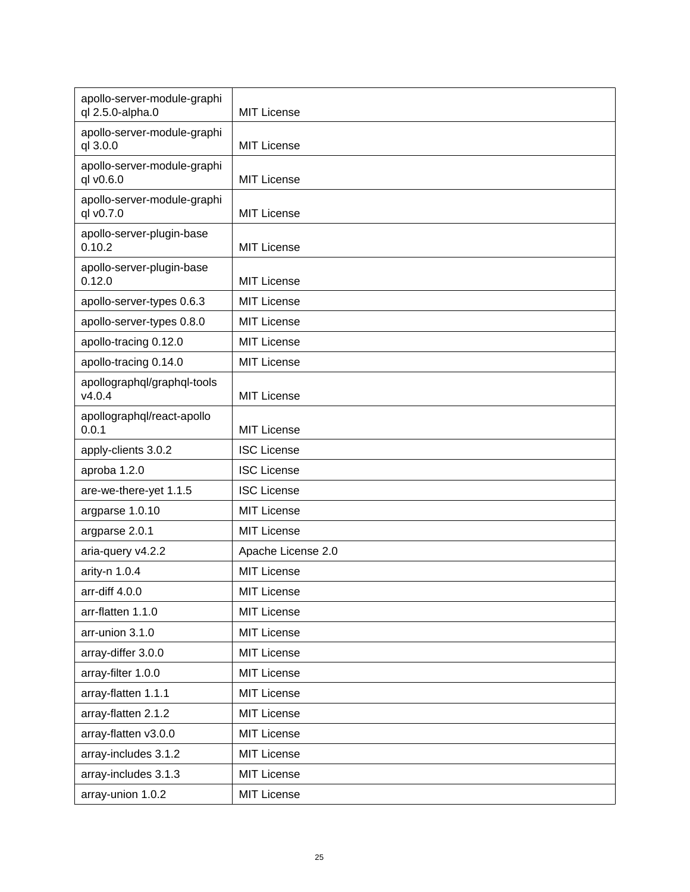| | |
|---|---|
| apollo-server-module-graphiql 2.5.0-alpha.0 | MIT License |
| apollo-server-module-graphiql 3.0.0 | MIT License |
| apollo-server-module-graphiql v0.6.0 | MIT License |
| apollo-server-module-graphiql v0.7.0 | MIT License |
| apollo-server-plugin-base 0.10.2 | MIT License |
| apollo-server-plugin-base 0.12.0 | MIT License |
| apollo-server-types 0.6.3 | MIT License |
| apollo-server-types 0.8.0 | MIT License |
| apollo-tracing 0.12.0 | MIT License |
| apollo-tracing 0.14.0 | MIT License |
| apollographql/graphql-tools v4.0.4 | MIT License |
| apollographql/react-apollo 0.0.1 | MIT License |
| apply-clients 3.0.2 | ISC License |
| aproba 1.2.0 | ISC License |
| are-we-there-yet 1.1.5 | ISC License |
| argparse 1.0.10 | MIT License |
| argparse 2.0.1 | MIT License |
| aria-query v4.2.2 | Apache License 2.0 |
| arity-n 1.0.4 | MIT License |
| arr-diff 4.0.0 | MIT License |
| arr-flatten 1.1.0 | MIT License |
| arr-union 3.1.0 | MIT License |
| array-differ 3.0.0 | MIT License |
| array-filter 1.0.0 | MIT License |
| array-flatten 1.1.1 | MIT License |
| array-flatten 2.1.2 | MIT License |
| array-flatten v3.0.0 | MIT License |
| array-includes 3.1.2 | MIT License |
| array-includes 3.1.3 | MIT License |
| array-union 1.0.2 | MIT License |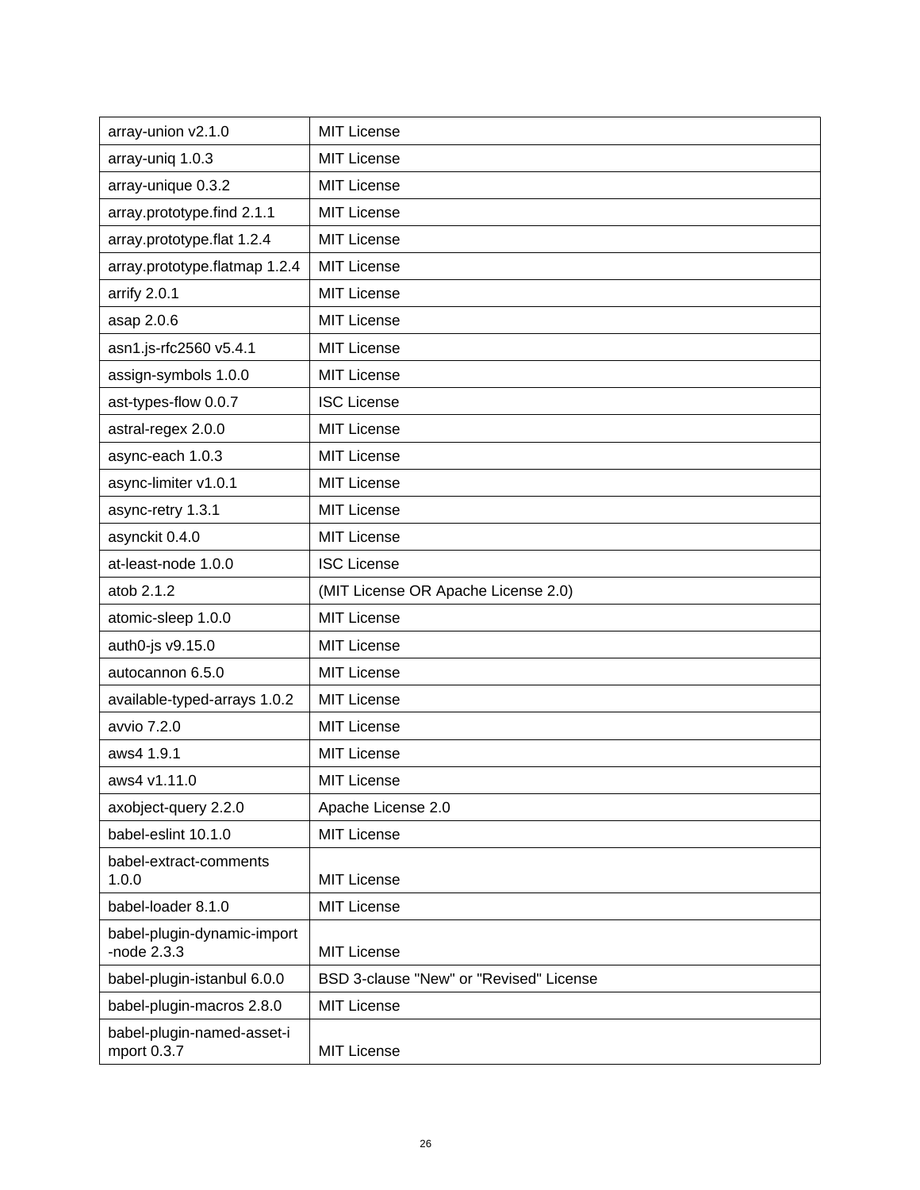| array-union v2.1.0 | MIT License |
|---|---|
| array-uniq 1.0.3 | MIT License |
| array-unique 0.3.2 | MIT License |
| array.prototype.find 2.1.1 | MIT License |
| array.prototype.flat 1.2.4 | MIT License |
| array.prototype.flatmap 1.2.4 | MIT License |
| arrify 2.0.1 | MIT License |
| asap 2.0.6 | MIT License |
| asn1.js-rfc2560 v5.4.1 | MIT License |
| assign-symbols 1.0.0 | MIT License |
| ast-types-flow 0.0.7 | ISC License |
| astral-regex 2.0.0 | MIT License |
| async-each 1.0.3 | MIT License |
| async-limiter v1.0.1 | MIT License |
| async-retry 1.3.1 | MIT License |
| asynckit 0.4.0 | MIT License |
| at-least-node 1.0.0 | ISC License |
| atob 2.1.2 | (MIT License OR Apache License 2.0) |
| atomic-sleep 1.0.0 | MIT License |
| auth0-js v9.15.0 | MIT License |
| autocannon 6.5.0 | MIT License |
| available-typed-arrays 1.0.2 | MIT License |
| avvio 7.2.0 | MIT License |
| aws4 1.9.1 | MIT License |
| aws4 v1.11.0 | MIT License |
| axobject-query 2.2.0 | Apache License 2.0 |
| babel-eslint 10.1.0 | MIT License |
| babel-extract-comments 1.0.0 | MIT License |
| babel-loader 8.1.0 | MIT License |
| babel-plugin-dynamic-import-node 2.3.3 | MIT License |
| babel-plugin-istanbul 6.0.0 | BSD 3-clause "New" or "Revised" License |
| babel-plugin-macros 2.8.0 | MIT License |
| babel-plugin-named-asset-import 0.3.7 | MIT License |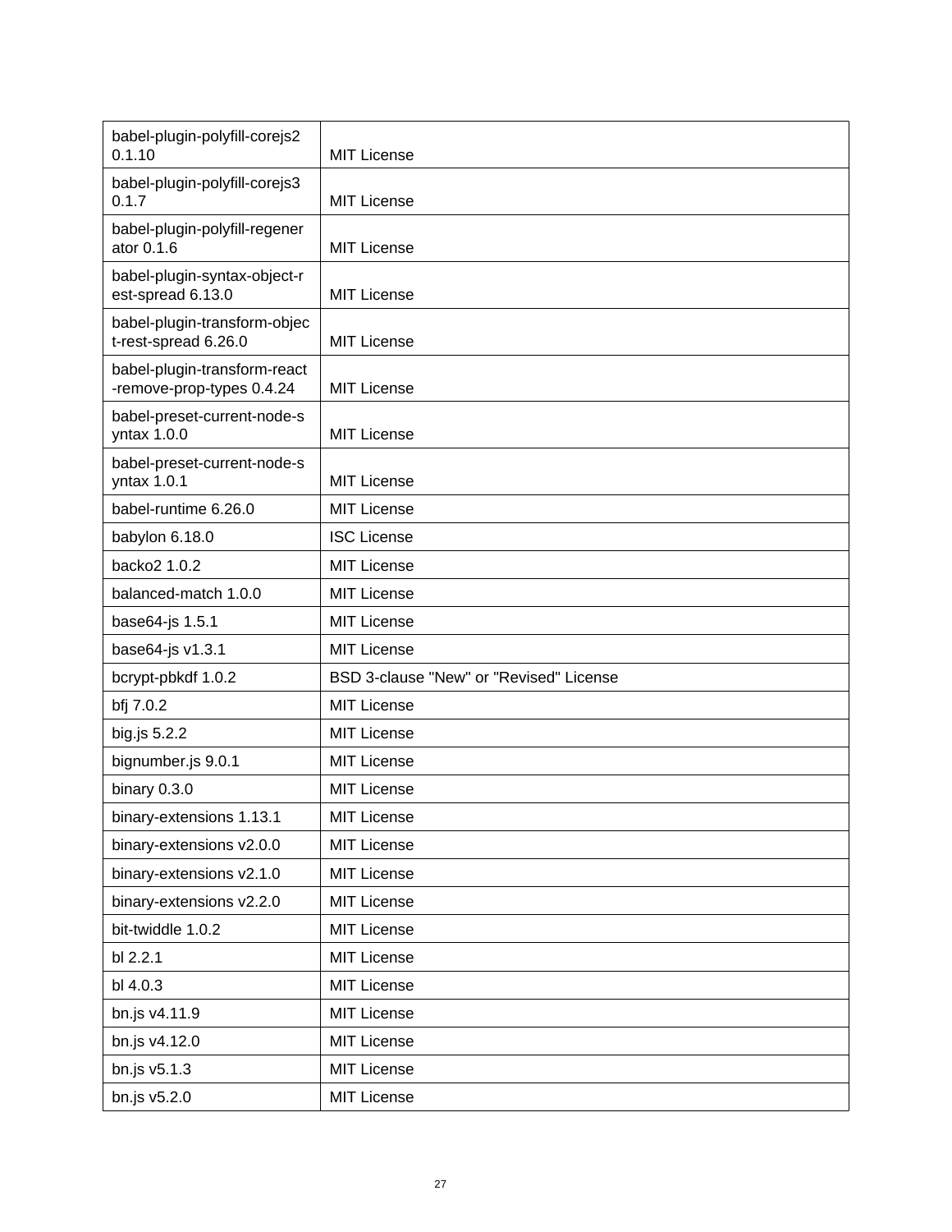| | |
|---|---|
| babel-plugin-polyfill-corejs2 0.1.10 | MIT License |
| babel-plugin-polyfill-corejs3 0.1.7 | MIT License |
| babel-plugin-polyfill-regenerator 0.1.6 | MIT License |
| babel-plugin-syntax-object-rest-spread 6.13.0 | MIT License |
| babel-plugin-transform-object-rest-spread 6.26.0 | MIT License |
| babel-plugin-transform-react-remove-prop-types 0.4.24 | MIT License |
| babel-preset-current-node-syntax 1.0.0 | MIT License |
| babel-preset-current-node-syntax 1.0.1 | MIT License |
| babel-runtime 6.26.0 | MIT License |
| babylon 6.18.0 | ISC License |
| backo2 1.0.2 | MIT License |
| balanced-match 1.0.0 | MIT License |
| base64-js 1.5.1 | MIT License |
| base64-js v1.3.1 | MIT License |
| bcrypt-pbkdf 1.0.2 | BSD 3-clause "New" or "Revised" License |
| bfj 7.0.2 | MIT License |
| big.js 5.2.2 | MIT License |
| bignumber.js 9.0.1 | MIT License |
| binary 0.3.0 | MIT License |
| binary-extensions 1.13.1 | MIT License |
| binary-extensions v2.0.0 | MIT License |
| binary-extensions v2.1.0 | MIT License |
| binary-extensions v2.2.0 | MIT License |
| bit-twiddle 1.0.2 | MIT License |
| bl 2.2.1 | MIT License |
| bl 4.0.3 | MIT License |
| bn.js v4.11.9 | MIT License |
| bn.js v4.12.0 | MIT License |
| bn.js v5.1.3 | MIT License |
| bn.js v5.2.0 | MIT License |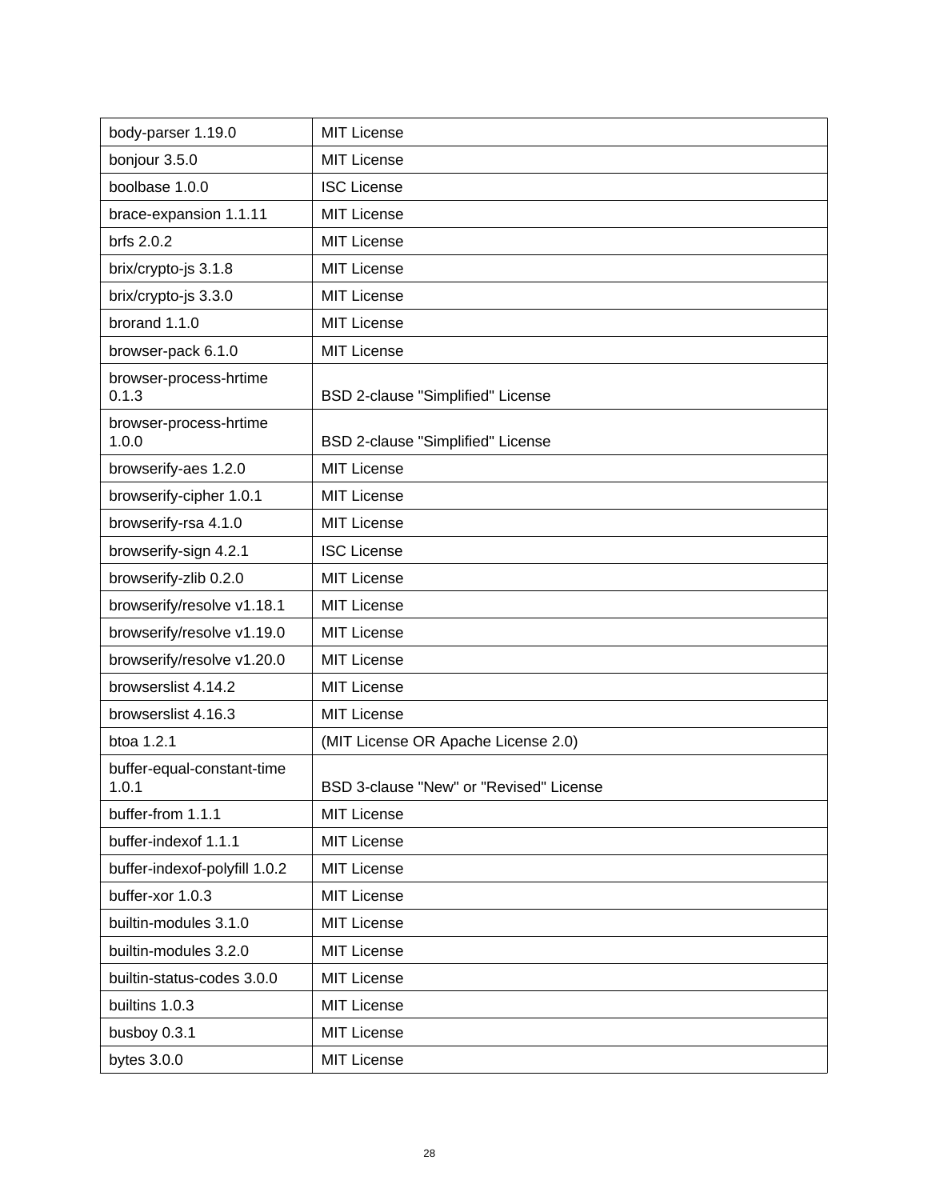| body-parser 1.19.0 | MIT License |
|---|---|
| bonjour 3.5.0 | MIT License |
| boolbase 1.0.0 | ISC License |
| brace-expansion 1.1.11 | MIT License |
| brfs 2.0.2 | MIT License |
| brix/crypto-js 3.1.8 | MIT License |
| brix/crypto-js 3.3.0 | MIT License |
| brorand 1.1.0 | MIT License |
| browser-pack 6.1.0 | MIT License |
| browser-process-hrtime 0.1.3 | BSD 2-clause "Simplified" License |
| browser-process-hrtime 1.0.0 | BSD 2-clause "Simplified" License |
| browserify-aes 1.2.0 | MIT License |
| browserify-cipher 1.0.1 | MIT License |
| browserify-rsa 4.1.0 | MIT License |
| browserify-sign 4.2.1 | ISC License |
| browserify-zlib 0.2.0 | MIT License |
| browserify/resolve v1.18.1 | MIT License |
| browserify/resolve v1.19.0 | MIT License |
| browserify/resolve v1.20.0 | MIT License |
| browserslist 4.14.2 | MIT License |
| browserslist 4.16.3 | MIT License |
| btoa 1.2.1 | (MIT License OR Apache License 2.0) |
| buffer-equal-constant-time 1.0.1 | BSD 3-clause "New" or "Revised" License |
| buffer-from 1.1.1 | MIT License |
| buffer-indexof 1.1.1 | MIT License |
| buffer-indexof-polyfill 1.0.2 | MIT License |
| buffer-xor 1.0.3 | MIT License |
| builtin-modules 3.1.0 | MIT License |
| builtin-modules 3.2.0 | MIT License |
| builtin-status-codes 3.0.0 | MIT License |
| builtins 1.0.3 | MIT License |
| busboy 0.3.1 | MIT License |
| bytes 3.0.0 | MIT License |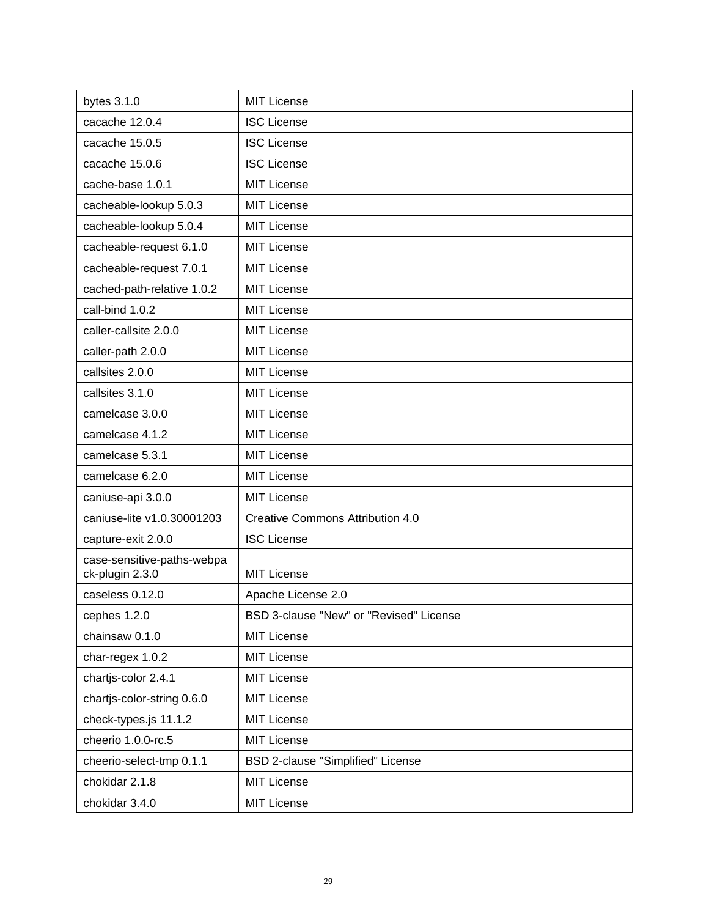| bytes 3.1.0 | MIT License |
|---|---|
| cacache 12.0.4 | ISC License |
| cacache 15.0.5 | ISC License |
| cacache 15.0.6 | ISC License |
| cache-base 1.0.1 | MIT License |
| cacheable-lookup 5.0.3 | MIT License |
| cacheable-lookup 5.0.4 | MIT License |
| cacheable-request 6.1.0 | MIT License |
| cacheable-request 7.0.1 | MIT License |
| cached-path-relative 1.0.2 | MIT License |
| call-bind 1.0.2 | MIT License |
| caller-callsite 2.0.0 | MIT License |
| caller-path 2.0.0 | MIT License |
| callsites 2.0.0 | MIT License |
| callsites 3.1.0 | MIT License |
| camelcase 3.0.0 | MIT License |
| camelcase 4.1.2 | MIT License |
| camelcase 5.3.1 | MIT License |
| camelcase 6.2.0 | MIT License |
| caniuse-api 3.0.0 | MIT License |
| caniuse-lite v1.0.30001203 | Creative Commons Attribution 4.0 |
| capture-exit 2.0.0 | ISC License |
| case-sensitive-paths-webpack-plugin 2.3.0 | MIT License |
| caseless 0.12.0 | Apache License 2.0 |
| cephes 1.2.0 | BSD 3-clause "New" or "Revised" License |
| chainsaw 0.1.0 | MIT License |
| char-regex 1.0.2 | MIT License |
| chartjs-color 2.4.1 | MIT License |
| chartjs-color-string 0.6.0 | MIT License |
| check-types.js 11.1.2 | MIT License |
| cheerio 1.0.0-rc.5 | MIT License |
| cheerio-select-tmp 0.1.1 | BSD 2-clause "Simplified" License |
| chokidar 2.1.8 | MIT License |
| chokidar 3.4.0 | MIT License |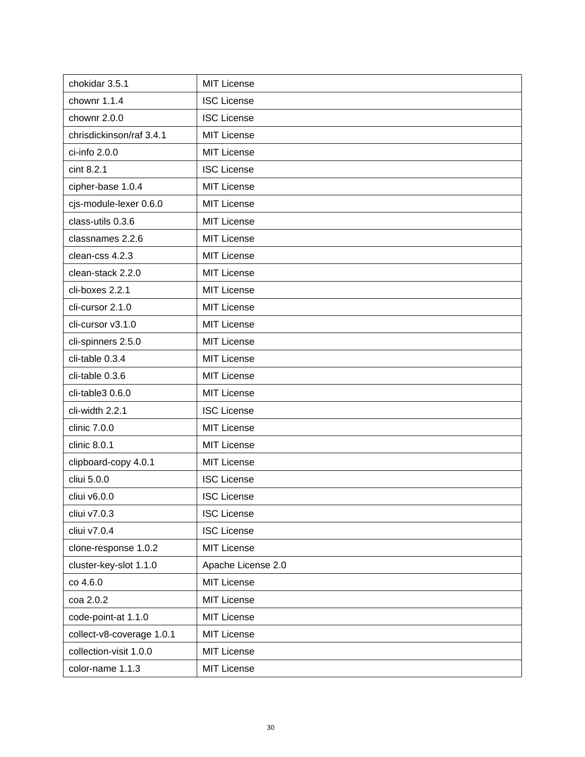| chokidar 3.5.1 | MIT License |
|---|---|
| chownr 1.1.4 | ISC License |
| chownr 2.0.0 | ISC License |
| chrisdickinson/raf 3.4.1 | MIT License |
| ci-info 2.0.0 | MIT License |
| cint 8.2.1 | ISC License |
| cipher-base 1.0.4 | MIT License |
| cjs-module-lexer 0.6.0 | MIT License |
| class-utils 0.3.6 | MIT License |
| classnames 2.2.6 | MIT License |
| clean-css 4.2.3 | MIT License |
| clean-stack 2.2.0 | MIT License |
| cli-boxes 2.2.1 | MIT License |
| cli-cursor 2.1.0 | MIT License |
| cli-cursor v3.1.0 | MIT License |
| cli-spinners 2.5.0 | MIT License |
| cli-table 0.3.4 | MIT License |
| cli-table 0.3.6 | MIT License |
| cli-table3 0.6.0 | MIT License |
| cli-width 2.2.1 | ISC License |
| clinic 7.0.0 | MIT License |
| clinic 8.0.1 | MIT License |
| clipboard-copy 4.0.1 | MIT License |
| cliui 5.0.0 | ISC License |
| cliui v6.0.0 | ISC License |
| cliui v7.0.3 | ISC License |
| cliui v7.0.4 | ISC License |
| clone-response 1.0.2 | MIT License |
| cluster-key-slot 1.1.0 | Apache License 2.0 |
| co 4.6.0 | MIT License |
| coa 2.0.2 | MIT License |
| code-point-at 1.1.0 | MIT License |
| collect-v8-coverage 1.0.1 | MIT License |
| collection-visit 1.0.0 | MIT License |
| color-name 1.1.3 | MIT License |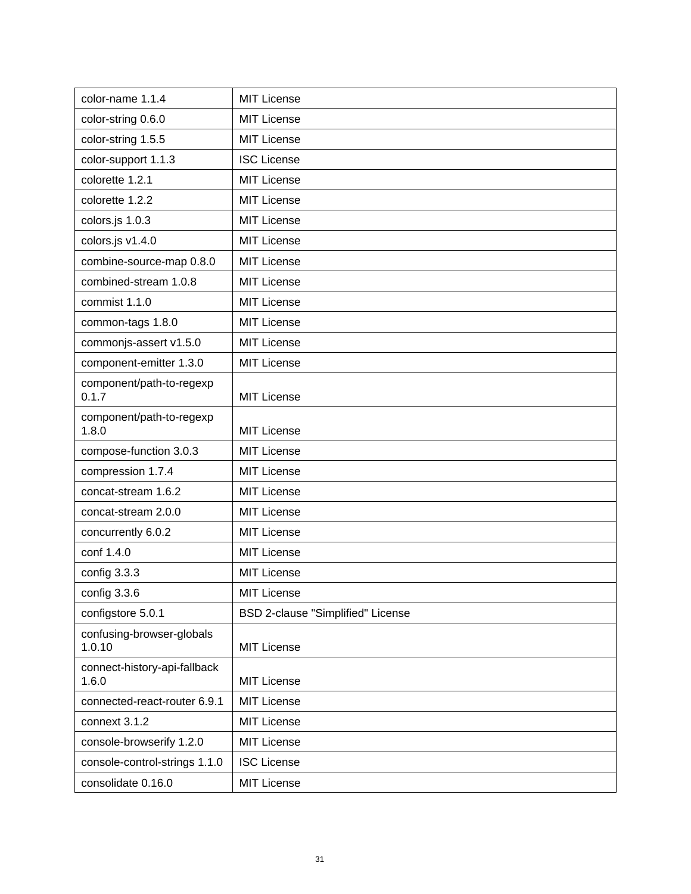| color-name 1.1.4 | MIT License |
|---|---|
| color-string 0.6.0 | MIT License |
| color-string 1.5.5 | MIT License |
| color-support 1.1.3 | ISC License |
| colorette 1.2.1 | MIT License |
| colorette 1.2.2 | MIT License |
| colors.js 1.0.3 | MIT License |
| colors.js v1.4.0 | MIT License |
| combine-source-map 0.8.0 | MIT License |
| combined-stream 1.0.8 | MIT License |
| commist 1.1.0 | MIT License |
| common-tags 1.8.0 | MIT License |
| commonjs-assert v1.5.0 | MIT License |
| component-emitter 1.3.0 | MIT License |
| component/path-to-regexp 0.1.7 | MIT License |
| component/path-to-regexp 1.8.0 | MIT License |
| compose-function 3.0.3 | MIT License |
| compression 1.7.4 | MIT License |
| concat-stream 1.6.2 | MIT License |
| concat-stream 2.0.0 | MIT License |
| concurrently 6.0.2 | MIT License |
| conf 1.4.0 | MIT License |
| config 3.3.3 | MIT License |
| config 3.3.6 | MIT License |
| configstore 5.0.1 | BSD 2-clause "Simplified" License |
| confusing-browser-globals 1.0.10 | MIT License |
| connect-history-api-fallback 1.6.0 | MIT License |
| connected-react-router 6.9.1 | MIT License |
| connext 3.1.2 | MIT License |
| console-browserify 1.2.0 | MIT License |
| console-control-strings 1.1.0 | ISC License |
| consolidate 0.16.0 | MIT License |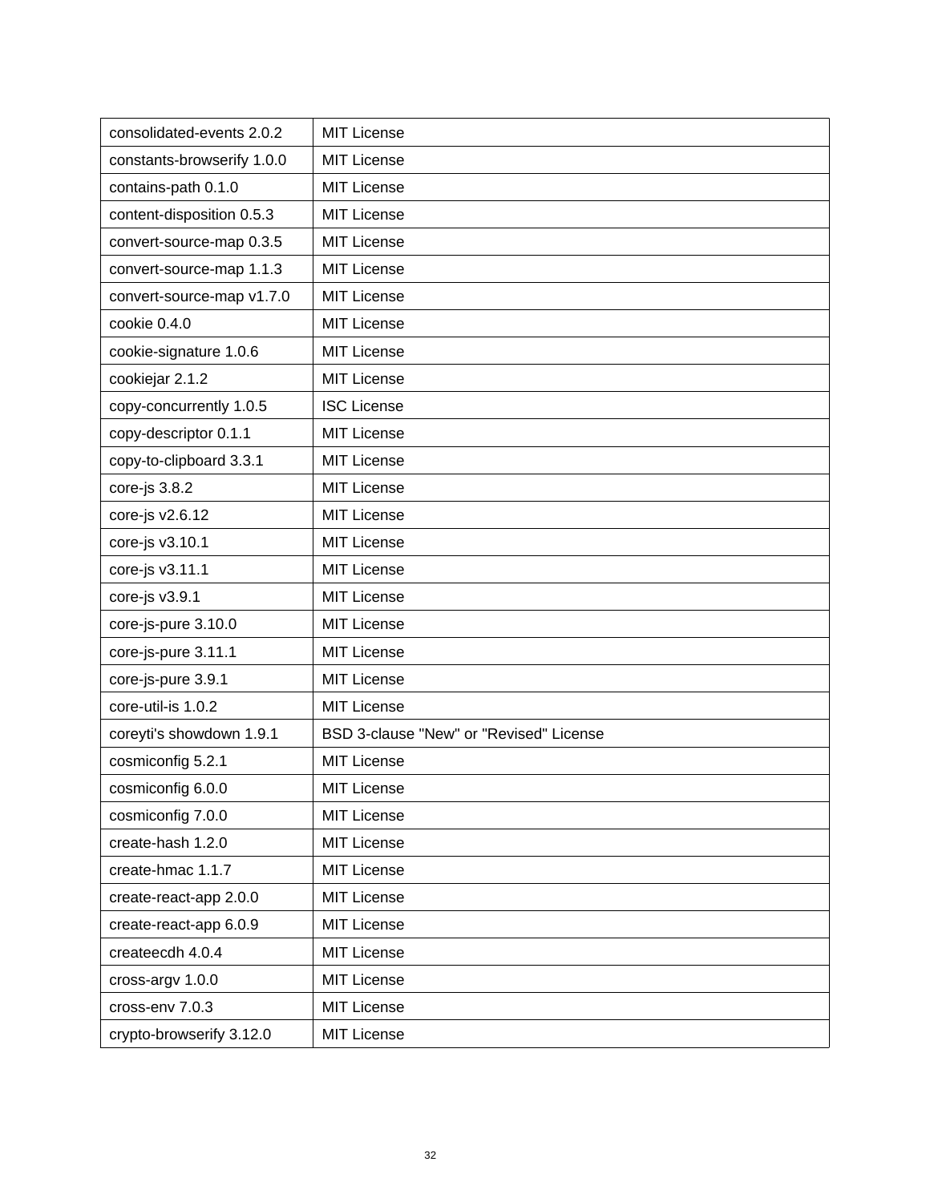| consolidated-events 2.0.2 | MIT License |
|---|---|
| constants-browserify 1.0.0 | MIT License |
| contains-path 0.1.0 | MIT License |
| content-disposition 0.5.3 | MIT License |
| convert-source-map 0.3.5 | MIT License |
| convert-source-map 1.1.3 | MIT License |
| convert-source-map v1.7.0 | MIT License |
| cookie 0.4.0 | MIT License |
| cookie-signature 1.0.6 | MIT License |
| cookiejar 2.1.2 | MIT License |
| copy-concurrently 1.0.5 | ISC License |
| copy-descriptor 0.1.1 | MIT License |
| copy-to-clipboard 3.3.1 | MIT License |
| core-js 3.8.2 | MIT License |
| core-js v2.6.12 | MIT License |
| core-js v3.10.1 | MIT License |
| core-js v3.11.1 | MIT License |
| core-js v3.9.1 | MIT License |
| core-js-pure 3.10.0 | MIT License |
| core-js-pure 3.11.1 | MIT License |
| core-js-pure 3.9.1 | MIT License |
| core-util-is 1.0.2 | MIT License |
| coreyti's showdown 1.9.1 | BSD 3-clause "New" or "Revised" License |
| cosmiconfig 5.2.1 | MIT License |
| cosmiconfig 6.0.0 | MIT License |
| cosmiconfig 7.0.0 | MIT License |
| create-hash 1.2.0 | MIT License |
| create-hmac 1.1.7 | MIT License |
| create-react-app 2.0.0 | MIT License |
| create-react-app 6.0.9 | MIT License |
| createecdh 4.0.4 | MIT License |
| cross-argv 1.0.0 | MIT License |
| cross-env 7.0.3 | MIT License |
| crypto-browserify 3.12.0 | MIT License |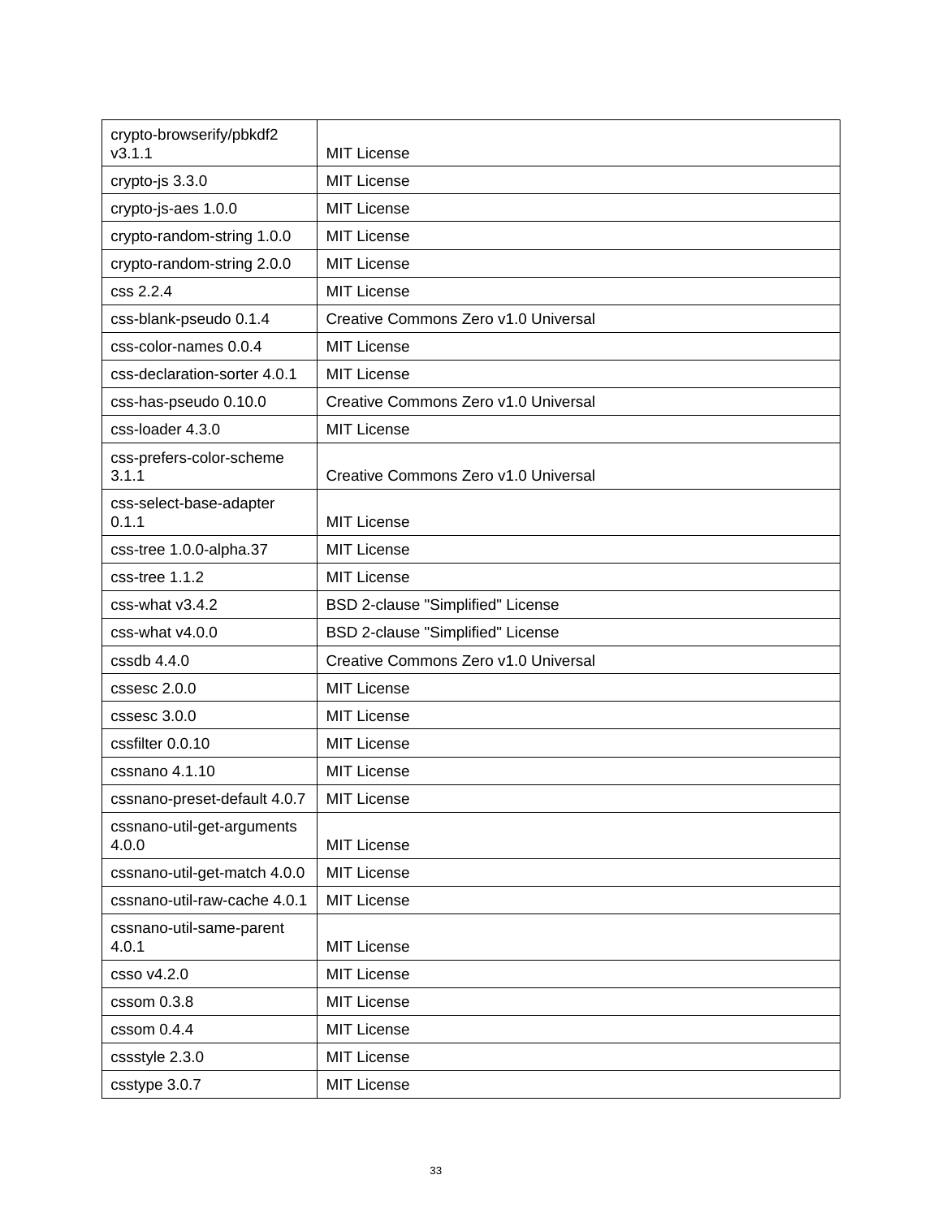| crypto-browserify/pbkdf2 v3.1.1 | MIT License |
|---|---|
| crypto-js 3.3.0 | MIT License |
| crypto-js-aes 1.0.0 | MIT License |
| crypto-random-string 1.0.0 | MIT License |
| crypto-random-string 2.0.0 | MIT License |
| css 2.2.4 | MIT License |
| css-blank-pseudo 0.1.4 | Creative Commons Zero v1.0 Universal |
| css-color-names 0.0.4 | MIT License |
| css-declaration-sorter 4.0.1 | MIT License |
| css-has-pseudo 0.10.0 | Creative Commons Zero v1.0 Universal |
| css-loader 4.3.0 | MIT License |
| css-prefers-color-scheme 3.1.1 | Creative Commons Zero v1.0 Universal |
| css-select-base-adapter 0.1.1 | MIT License |
| css-tree 1.0.0-alpha.37 | MIT License |
| css-tree 1.1.2 | MIT License |
| css-what v3.4.2 | BSD 2-clause "Simplified" License |
| css-what v4.0.0 | BSD 2-clause "Simplified" License |
| cssdb 4.4.0 | Creative Commons Zero v1.0 Universal |
| cssesc 2.0.0 | MIT License |
| cssesc 3.0.0 | MIT License |
| cssfilter 0.0.10 | MIT License |
| cssnano 4.1.10 | MIT License |
| cssnano-preset-default 4.0.7 | MIT License |
| cssnano-util-get-arguments 4.0.0 | MIT License |
| cssnano-util-get-match 4.0.0 | MIT License |
| cssnano-util-raw-cache 4.0.1 | MIT License |
| cssnano-util-same-parent 4.0.1 | MIT License |
| csso v4.2.0 | MIT License |
| cssom 0.3.8 | MIT License |
| cssom 0.4.4 | MIT License |
| cssstyle 2.3.0 | MIT License |
| csstype 3.0.7 | MIT License |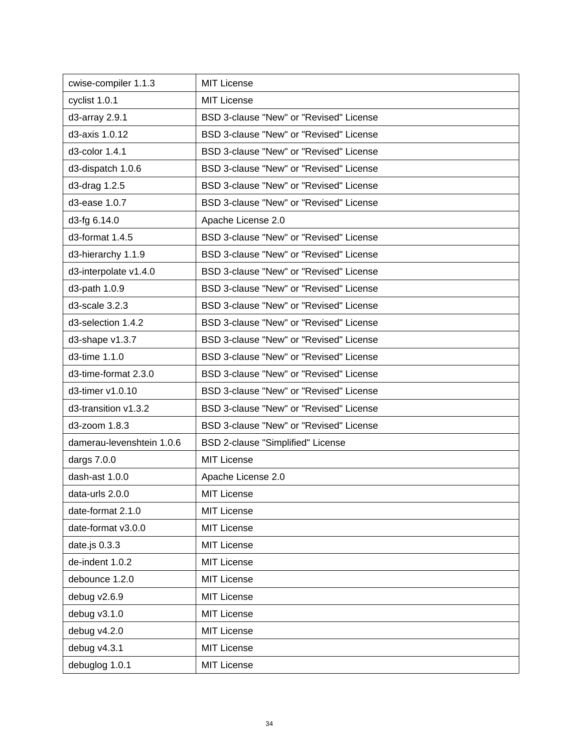| cwise-compiler 1.1.3 | MIT License |
| --- | --- |
| cyclist 1.0.1 | MIT License |
| d3-array 2.9.1 | BSD 3-clause "New" or "Revised" License |
| d3-axis 1.0.12 | BSD 3-clause "New" or "Revised" License |
| d3-color 1.4.1 | BSD 3-clause "New" or "Revised" License |
| d3-dispatch 1.0.6 | BSD 3-clause "New" or "Revised" License |
| d3-drag 1.2.5 | BSD 3-clause "New" or "Revised" License |
| d3-ease 1.0.7 | BSD 3-clause "New" or "Revised" License |
| d3-fg 6.14.0 | Apache License 2.0 |
| d3-format 1.4.5 | BSD 3-clause "New" or "Revised" License |
| d3-hierarchy 1.1.9 | BSD 3-clause "New" or "Revised" License |
| d3-interpolate v1.4.0 | BSD 3-clause "New" or "Revised" License |
| d3-path 1.0.9 | BSD 3-clause "New" or "Revised" License |
| d3-scale 3.2.3 | BSD 3-clause "New" or "Revised" License |
| d3-selection 1.4.2 | BSD 3-clause "New" or "Revised" License |
| d3-shape v1.3.7 | BSD 3-clause "New" or "Revised" License |
| d3-time 1.1.0 | BSD 3-clause "New" or "Revised" License |
| d3-time-format 2.3.0 | BSD 3-clause "New" or "Revised" License |
| d3-timer v1.0.10 | BSD 3-clause "New" or "Revised" License |
| d3-transition v1.3.2 | BSD 3-clause "New" or "Revised" License |
| d3-zoom 1.8.3 | BSD 3-clause "New" or "Revised" License |
| damerau-levenshtein 1.0.6 | BSD 2-clause "Simplified" License |
| dargs 7.0.0 | MIT License |
| dash-ast 1.0.0 | Apache License 2.0 |
| data-urls 2.0.0 | MIT License |
| date-format 2.1.0 | MIT License |
| date-format v3.0.0 | MIT License |
| date.js 0.3.3 | MIT License |
| de-indent 1.0.2 | MIT License |
| debounce 1.2.0 | MIT License |
| debug v2.6.9 | MIT License |
| debug v3.1.0 | MIT License |
| debug v4.2.0 | MIT License |
| debug v4.3.1 | MIT License |
| debuglog 1.0.1 | MIT License |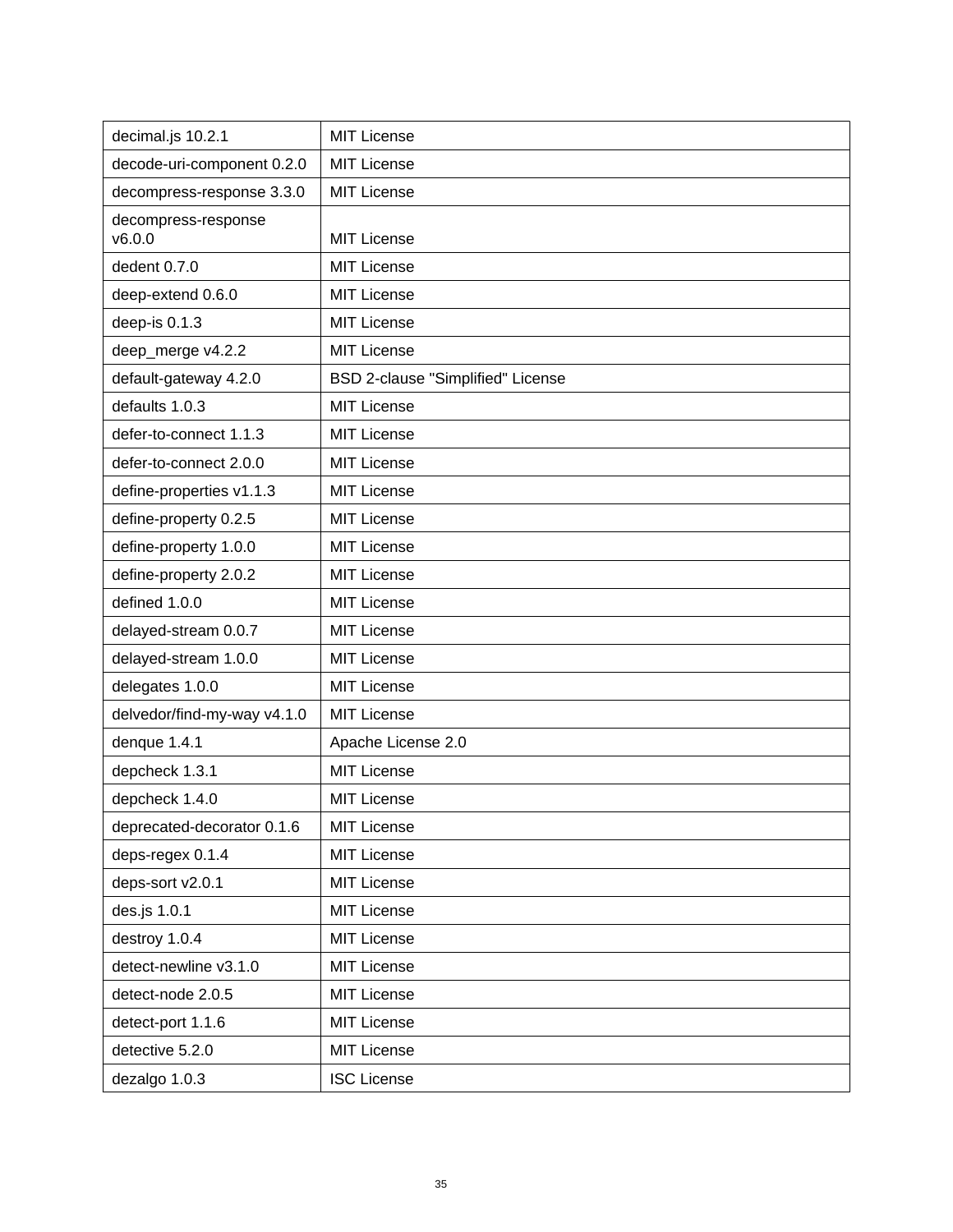| | |
|---|---|
| decimal.js 10.2.1 | MIT License |
| decode-uri-component 0.2.0 | MIT License |
| decompress-response 3.3.0 | MIT License |
| decompress-response v6.0.0 | MIT License |
| dedent 0.7.0 | MIT License |
| deep-extend 0.6.0 | MIT License |
| deep-is 0.1.3 | MIT License |
| deep_merge v4.2.2 | MIT License |
| default-gateway 4.2.0 | BSD 2-clause "Simplified" License |
| defaults 1.0.3 | MIT License |
| defer-to-connect 1.1.3 | MIT License |
| defer-to-connect 2.0.0 | MIT License |
| define-properties v1.1.3 | MIT License |
| define-property 0.2.5 | MIT License |
| define-property 1.0.0 | MIT License |
| define-property 2.0.2 | MIT License |
| defined 1.0.0 | MIT License |
| delayed-stream 0.0.7 | MIT License |
| delayed-stream 1.0.0 | MIT License |
| delegates 1.0.0 | MIT License |
| delvedor/find-my-way v4.1.0 | MIT License |
| denque 1.4.1 | Apache License 2.0 |
| depcheck 1.3.1 | MIT License |
| depcheck 1.4.0 | MIT License |
| deprecated-decorator 0.1.6 | MIT License |
| deps-regex 0.1.4 | MIT License |
| deps-sort v2.0.1 | MIT License |
| des.js 1.0.1 | MIT License |
| destroy 1.0.4 | MIT License |
| detect-newline v3.1.0 | MIT License |
| detect-node 2.0.5 | MIT License |
| detect-port 1.1.6 | MIT License |
| detective 5.2.0 | MIT License |
| dezalgo 1.0.3 | ISC License |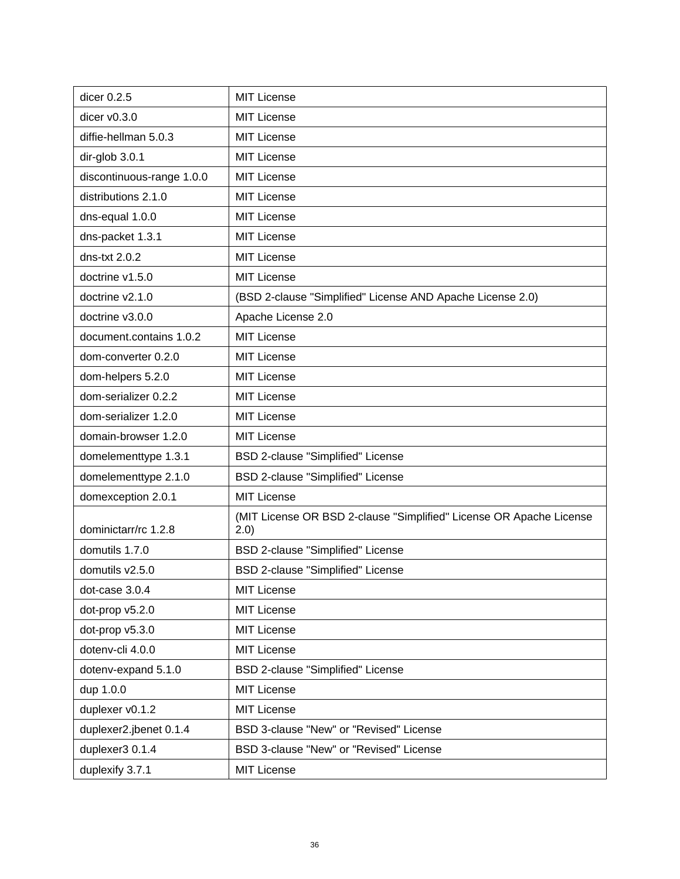| | |
|---|---|
| dicer 0.2.5 | MIT License |
| dicer v0.3.0 | MIT License |
| diffie-hellman 5.0.3 | MIT License |
| dir-glob 3.0.1 | MIT License |
| discontinuous-range 1.0.0 | MIT License |
| distributions 2.1.0 | MIT License |
| dns-equal 1.0.0 | MIT License |
| dns-packet 1.3.1 | MIT License |
| dns-txt 2.0.2 | MIT License |
| doctrine v1.5.0 | MIT License |
| doctrine v2.1.0 | (BSD 2-clause "Simplified" License AND Apache License 2.0) |
| doctrine v3.0.0 | Apache License 2.0 |
| document.contains 1.0.2 | MIT License |
| dom-converter 0.2.0 | MIT License |
| dom-helpers 5.2.0 | MIT License |
| dom-serializer 0.2.2 | MIT License |
| dom-serializer 1.2.0 | MIT License |
| domain-browser 1.2.0 | MIT License |
| domelementtype 1.3.1 | BSD 2-clause "Simplified" License |
| domelementtype 2.1.0 | BSD 2-clause "Simplified" License |
| domexception 2.0.1 | MIT License |
| dominictarr/rc 1.2.8 | (MIT License OR BSD 2-clause "Simplified" License OR Apache License 2.0) |
| domutils 1.7.0 | BSD 2-clause "Simplified" License |
| domutils v2.5.0 | BSD 2-clause "Simplified" License |
| dot-case 3.0.4 | MIT License |
| dot-prop v5.2.0 | MIT License |
| dot-prop v5.3.0 | MIT License |
| dotenv-cli 4.0.0 | MIT License |
| dotenv-expand 5.1.0 | BSD 2-clause "Simplified" License |
| dup 1.0.0 | MIT License |
| duplexer v0.1.2 | MIT License |
| duplexer2.jbenet 0.1.4 | BSD 3-clause "New" or "Revised" License |
| duplexer3 0.1.4 | BSD 3-clause "New" or "Revised" License |
| duplexify 3.7.1 | MIT License |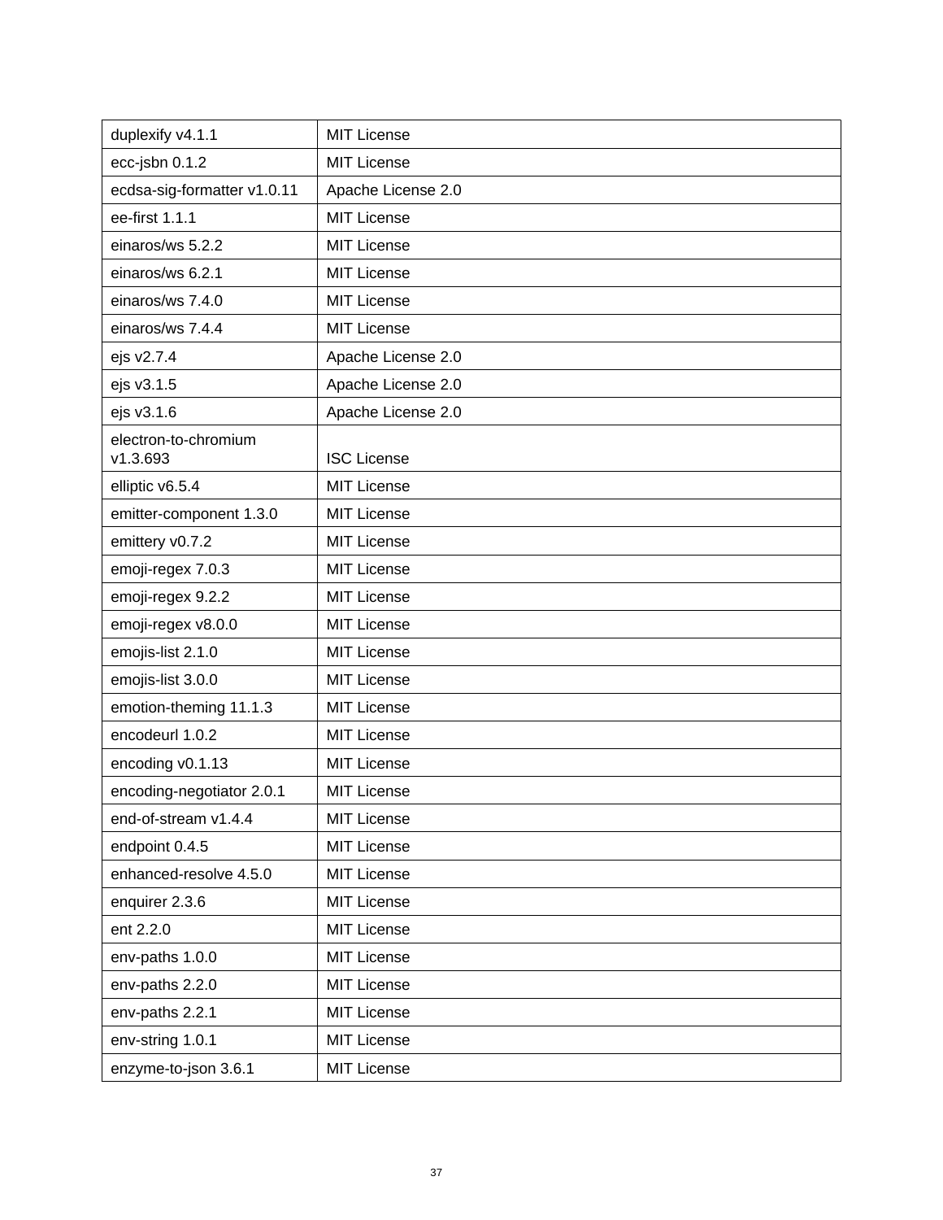| duplexify v4.1.1 | MIT License |
|---|---|
| ecc-jsbn 0.1.2 | MIT License |
| ecdsa-sig-formatter v1.0.11 | Apache License 2.0 |
| ee-first 1.1.1 | MIT License |
| einaros/ws 5.2.2 | MIT License |
| einaros/ws 6.2.1 | MIT License |
| einaros/ws 7.4.0 | MIT License |
| einaros/ws 7.4.4 | MIT License |
| ejs v2.7.4 | Apache License 2.0 |
| ejs v3.1.5 | Apache License 2.0 |
| ejs v3.1.6 | Apache License 2.0 |
| electron-to-chromium v1.3.693 | ISC License |
| elliptic v6.5.4 | MIT License |
| emitter-component 1.3.0 | MIT License |
| emittery v0.7.2 | MIT License |
| emoji-regex 7.0.3 | MIT License |
| emoji-regex 9.2.2 | MIT License |
| emoji-regex v8.0.0 | MIT License |
| emojis-list 2.1.0 | MIT License |
| emojis-list 3.0.0 | MIT License |
| emotion-theming 11.1.3 | MIT License |
| encodeurl 1.0.2 | MIT License |
| encoding v0.1.13 | MIT License |
| encoding-negotiator 2.0.1 | MIT License |
| end-of-stream v1.4.4 | MIT License |
| endpoint 0.4.5 | MIT License |
| enhanced-resolve 4.5.0 | MIT License |
| enquirer 2.3.6 | MIT License |
| ent 2.2.0 | MIT License |
| env-paths 1.0.0 | MIT License |
| env-paths 2.2.0 | MIT License |
| env-paths 2.2.1 | MIT License |
| env-string 1.0.1 | MIT License |
| enzyme-to-json 3.6.1 | MIT License |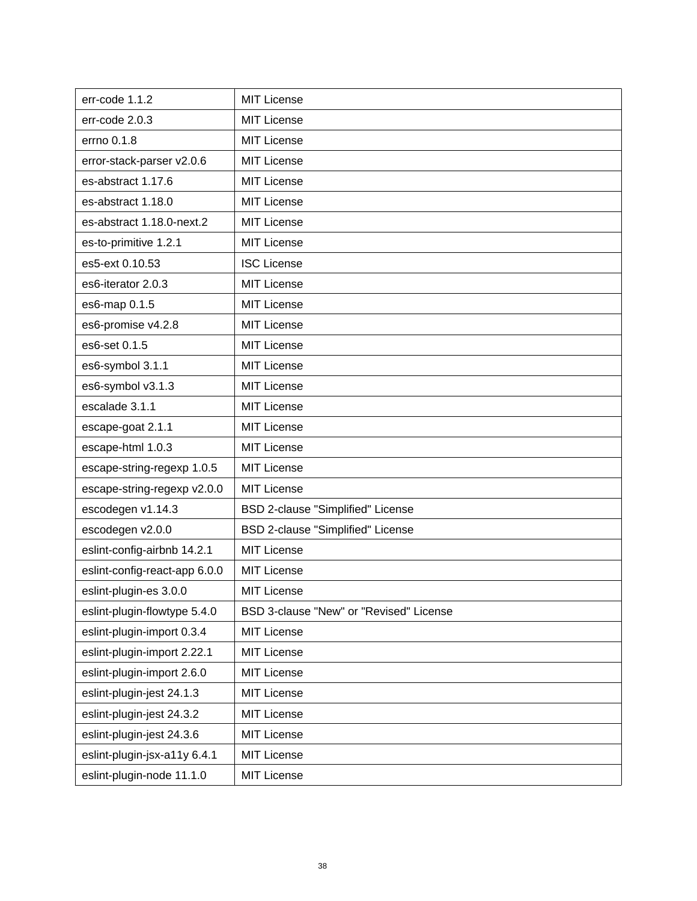| err-code 1.1.2 | MIT License |
|---|---|
| err-code 2.0.3 | MIT License |
| errno 0.1.8 | MIT License |
| error-stack-parser v2.0.6 | MIT License |
| es-abstract 1.17.6 | MIT License |
| es-abstract 1.18.0 | MIT License |
| es-abstract 1.18.0-next.2 | MIT License |
| es-to-primitive 1.2.1 | MIT License |
| es5-ext 0.10.53 | ISC License |
| es6-iterator 2.0.3 | MIT License |
| es6-map 0.1.5 | MIT License |
| es6-promise v4.2.8 | MIT License |
| es6-set 0.1.5 | MIT License |
| es6-symbol 3.1.1 | MIT License |
| es6-symbol v3.1.3 | MIT License |
| escalade 3.1.1 | MIT License |
| escape-goat 2.1.1 | MIT License |
| escape-html 1.0.3 | MIT License |
| escape-string-regexp 1.0.5 | MIT License |
| escape-string-regexp v2.0.0 | MIT License |
| escodegen v1.14.3 | BSD 2-clause "Simplified" License |
| escodegen v2.0.0 | BSD 2-clause "Simplified" License |
| eslint-config-airbnb 14.2.1 | MIT License |
| eslint-config-react-app 6.0.0 | MIT License |
| eslint-plugin-es 3.0.0 | MIT License |
| eslint-plugin-flowtype 5.4.0 | BSD 3-clause "New" or "Revised" License |
| eslint-plugin-import 0.3.4 | MIT License |
| eslint-plugin-import 2.22.1 | MIT License |
| eslint-plugin-import 2.6.0 | MIT License |
| eslint-plugin-jest 24.1.3 | MIT License |
| eslint-plugin-jest 24.3.2 | MIT License |
| eslint-plugin-jest 24.3.6 | MIT License |
| eslint-plugin-jsx-a11y 6.4.1 | MIT License |
| eslint-plugin-node 11.1.0 | MIT License |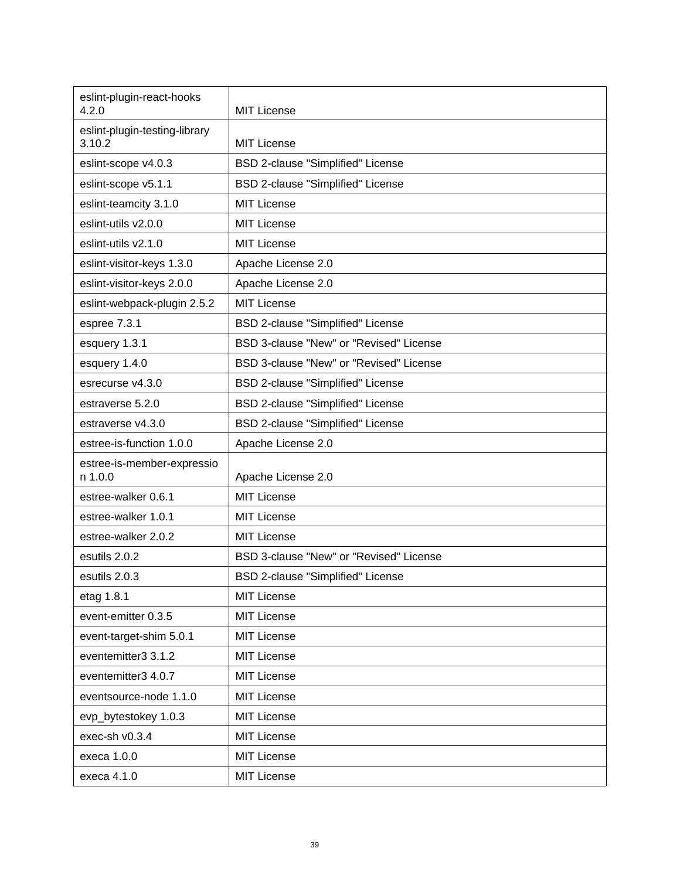| | |
|---|---|
| eslint-plugin-react-hooks 4.2.0 | MIT License |
| eslint-plugin-testing-library 3.10.2 | MIT License |
| eslint-scope v4.0.3 | BSD 2-clause "Simplified" License |
| eslint-scope v5.1.1 | BSD 2-clause "Simplified" License |
| eslint-teamcity 3.1.0 | MIT License |
| eslint-utils v2.0.0 | MIT License |
| eslint-utils v2.1.0 | MIT License |
| eslint-visitor-keys 1.3.0 | Apache License 2.0 |
| eslint-visitor-keys 2.0.0 | Apache License 2.0 |
| eslint-webpack-plugin 2.5.2 | MIT License |
| espree 7.3.1 | BSD 2-clause "Simplified" License |
| esquery 1.3.1 | BSD 3-clause "New" or "Revised" License |
| esquery 1.4.0 | BSD 3-clause "New" or "Revised" License |
| esrecurse v4.3.0 | BSD 2-clause "Simplified" License |
| estraverse 5.2.0 | BSD 2-clause "Simplified" License |
| estraverse v4.3.0 | BSD 2-clause "Simplified" License |
| estree-is-function 1.0.0 | Apache License 2.0 |
| estree-is-member-expression 1.0.0 | Apache License 2.0 |
| estree-walker 0.6.1 | MIT License |
| estree-walker 1.0.1 | MIT License |
| estree-walker 2.0.2 | MIT License |
| esutils 2.0.2 | BSD 3-clause "New" or "Revised" License |
| esutils 2.0.3 | BSD 2-clause "Simplified" License |
| etag 1.8.1 | MIT License |
| event-emitter 0.3.5 | MIT License |
| event-target-shim 5.0.1 | MIT License |
| eventemitter3 3.1.2 | MIT License |
| eventemitter3 4.0.7 | MIT License |
| eventsource-node 1.1.0 | MIT License |
| evp_bytestokey 1.0.3 | MIT License |
| exec-sh v0.3.4 | MIT License |
| execa 1.0.0 | MIT License |
| execa 4.1.0 | MIT License |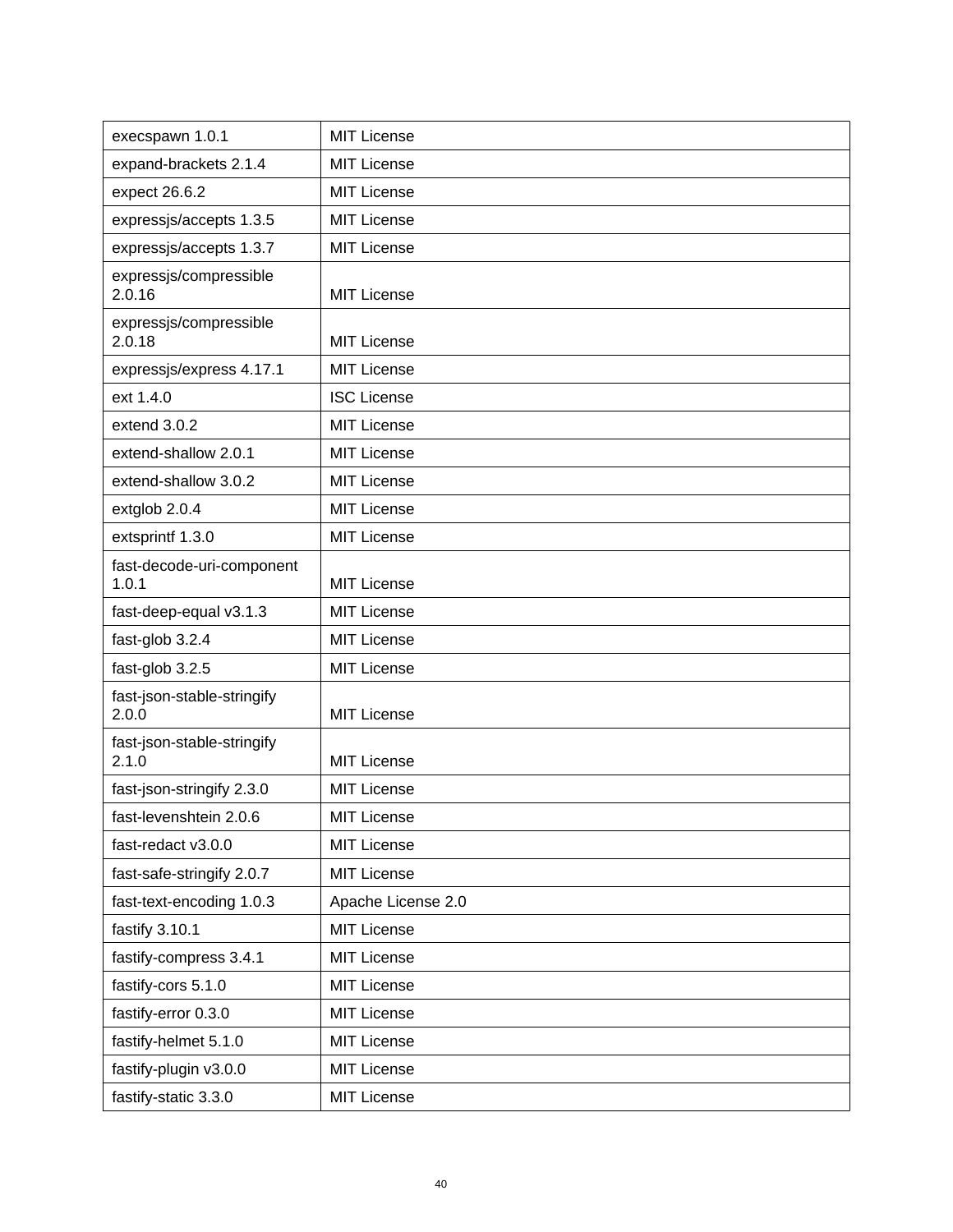| execspawn 1.0.1 | MIT License |
|---|---|
| expand-brackets 2.1.4 | MIT License |
| expect 26.6.2 | MIT License |
| expressjs/accepts 1.3.5 | MIT License |
| expressjs/accepts 1.3.7 | MIT License |
| expressjs/compressible 2.0.16 | MIT License |
| expressjs/compressible 2.0.18 | MIT License |
| expressjs/express 4.17.1 | MIT License |
| ext 1.4.0 | ISC License |
| extend 3.0.2 | MIT License |
| extend-shallow 2.0.1 | MIT License |
| extend-shallow 3.0.2 | MIT License |
| extglob 2.0.4 | MIT License |
| extsprintf 1.3.0 | MIT License |
| fast-decode-uri-component 1.0.1 | MIT License |
| fast-deep-equal v3.1.3 | MIT License |
| fast-glob 3.2.4 | MIT License |
| fast-glob 3.2.5 | MIT License |
| fast-json-stable-stringify 2.0.0 | MIT License |
| fast-json-stable-stringify 2.1.0 | MIT License |
| fast-json-stringify 2.3.0 | MIT License |
| fast-levenshtein 2.0.6 | MIT License |
| fast-redact v3.0.0 | MIT License |
| fast-safe-stringify 2.0.7 | MIT License |
| fast-text-encoding 1.0.3 | Apache License 2.0 |
| fastify 3.10.1 | MIT License |
| fastify-compress 3.4.1 | MIT License |
| fastify-cors 5.1.0 | MIT License |
| fastify-error 0.3.0 | MIT License |
| fastify-helmet 5.1.0 | MIT License |
| fastify-plugin v3.0.0 | MIT License |
| fastify-static 3.3.0 | MIT License |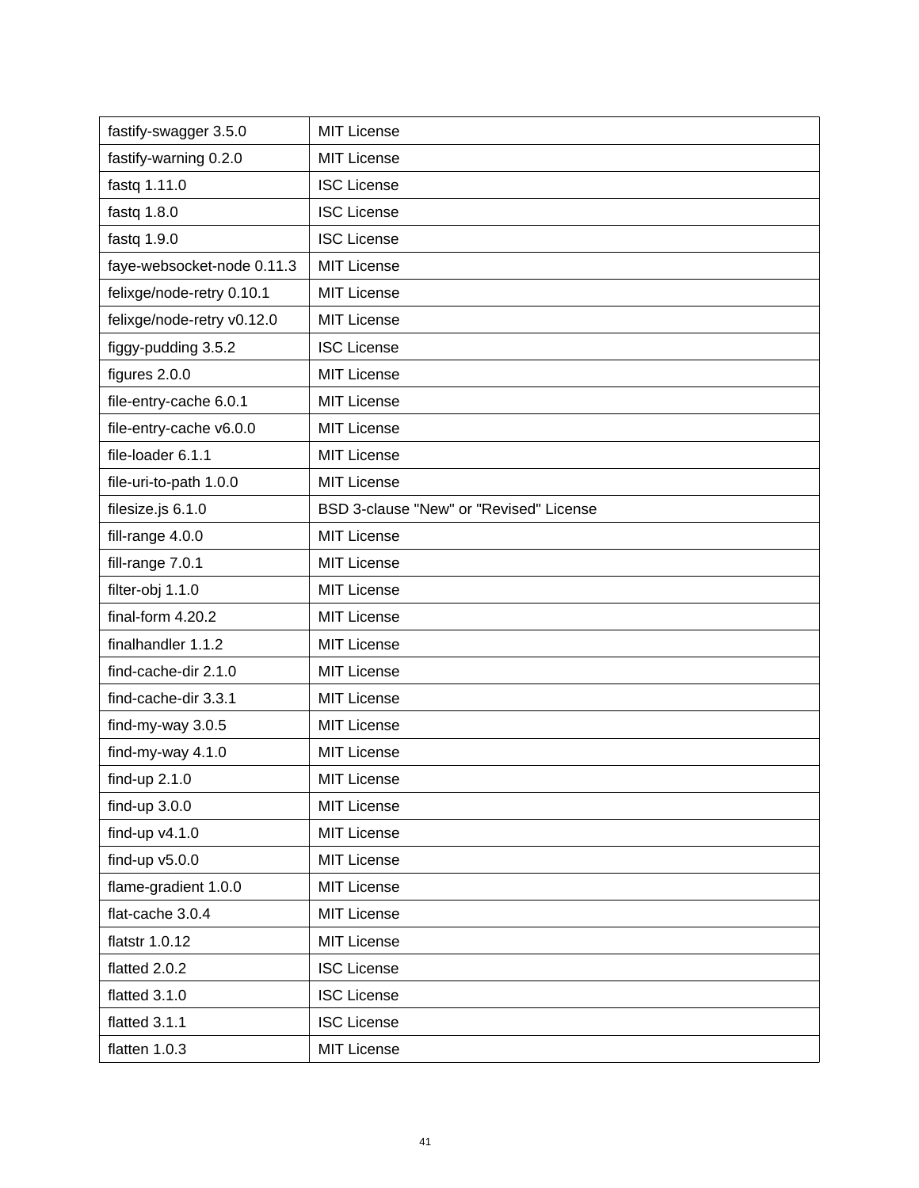| fastify-swagger 3.5.0 | MIT License |
| --- | --- |
| fastify-warning 0.2.0 | MIT License |
| fastq 1.11.0 | ISC License |
| fastq 1.8.0 | ISC License |
| fastq 1.9.0 | ISC License |
| faye-websocket-node 0.11.3 | MIT License |
| felixge/node-retry 0.10.1 | MIT License |
| felixge/node-retry v0.12.0 | MIT License |
| figgy-pudding 3.5.2 | ISC License |
| figures 2.0.0 | MIT License |
| file-entry-cache 6.0.1 | MIT License |
| file-entry-cache v6.0.0 | MIT License |
| file-loader 6.1.1 | MIT License |
| file-uri-to-path 1.0.0 | MIT License |
| filesize.js 6.1.0 | BSD 3-clause "New" or "Revised" License |
| fill-range 4.0.0 | MIT License |
| fill-range 7.0.1 | MIT License |
| filter-obj 1.1.0 | MIT License |
| final-form 4.20.2 | MIT License |
| finalhandler 1.1.2 | MIT License |
| find-cache-dir 2.1.0 | MIT License |
| find-cache-dir 3.3.1 | MIT License |
| find-my-way 3.0.5 | MIT License |
| find-my-way 4.1.0 | MIT License |
| find-up 2.1.0 | MIT License |
| find-up 3.0.0 | MIT License |
| find-up v4.1.0 | MIT License |
| find-up v5.0.0 | MIT License |
| flame-gradient 1.0.0 | MIT License |
| flat-cache 3.0.4 | MIT License |
| flatstr 1.0.12 | MIT License |
| flatted 2.0.2 | ISC License |
| flatted 3.1.0 | ISC License |
| flatted 3.1.1 | ISC License |
| flatten 1.0.3 | MIT License |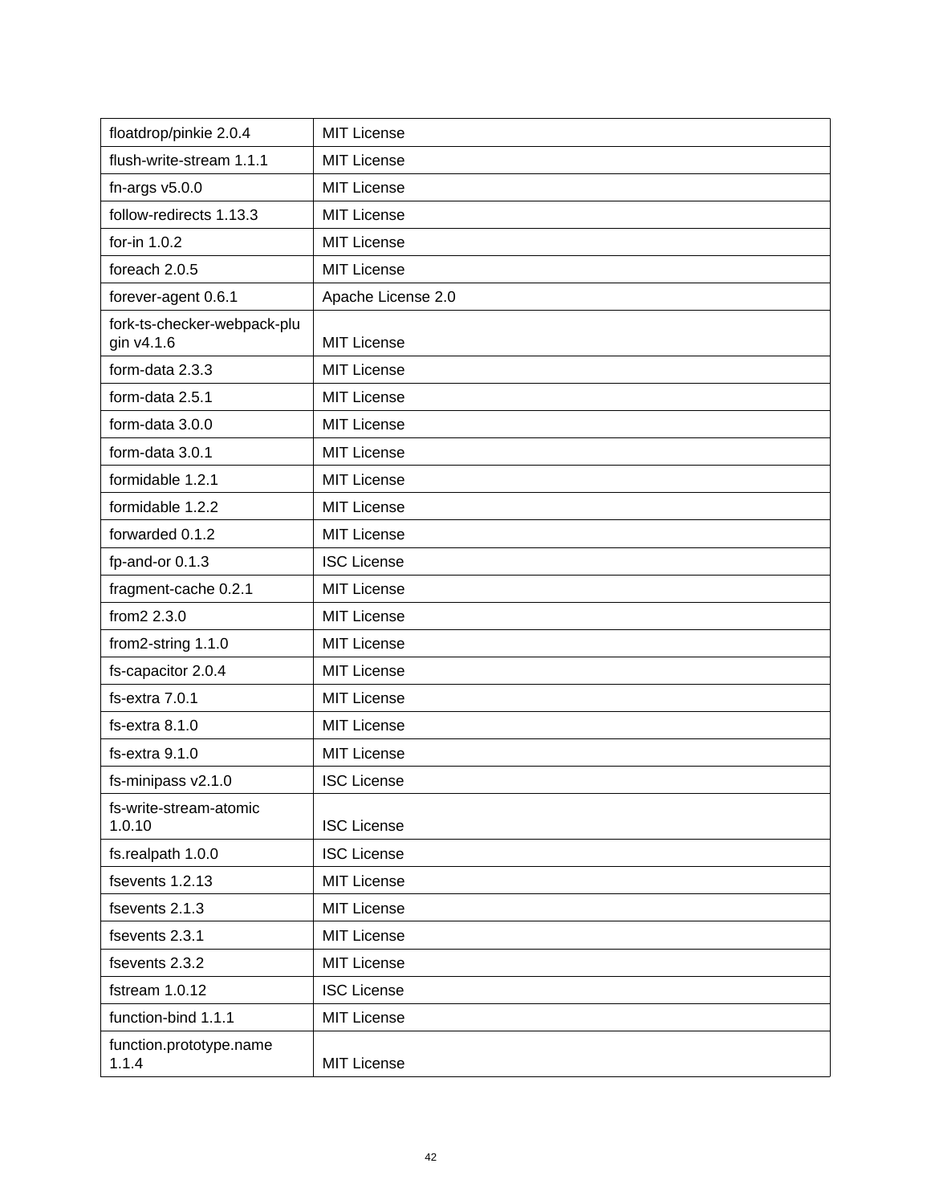| floatdrop/pinkie 2.0.4 | MIT License |
| --- | --- |
| flush-write-stream 1.1.1 | MIT License |
| fn-args v5.0.0 | MIT License |
| follow-redirects 1.13.3 | MIT License |
| for-in 1.0.2 | MIT License |
| foreach 2.0.5 | MIT License |
| forever-agent 0.6.1 | Apache License 2.0 |
| fork-ts-checker-webpack-plugin v4.1.6 | MIT License |
| form-data 2.3.3 | MIT License |
| form-data 2.5.1 | MIT License |
| form-data 3.0.0 | MIT License |
| form-data 3.0.1 | MIT License |
| formidable 1.2.1 | MIT License |
| formidable 1.2.2 | MIT License |
| forwarded 0.1.2 | MIT License |
| fp-and-or 0.1.3 | ISC License |
| fragment-cache 0.2.1 | MIT License |
| from2 2.3.0 | MIT License |
| from2-string 1.1.0 | MIT License |
| fs-capacitor 2.0.4 | MIT License |
| fs-extra 7.0.1 | MIT License |
| fs-extra 8.1.0 | MIT License |
| fs-extra 9.1.0 | MIT License |
| fs-minipass v2.1.0 | ISC License |
| fs-write-stream-atomic 1.0.10 | ISC License |
| fs.realpath 1.0.0 | ISC License |
| fsevents 1.2.13 | MIT License |
| fsevents 2.1.3 | MIT License |
| fsevents 2.3.1 | MIT License |
| fsevents 2.3.2 | MIT License |
| fstream 1.0.12 | ISC License |
| function-bind 1.1.1 | MIT License |
| function.prototype.name 1.1.4 | MIT License |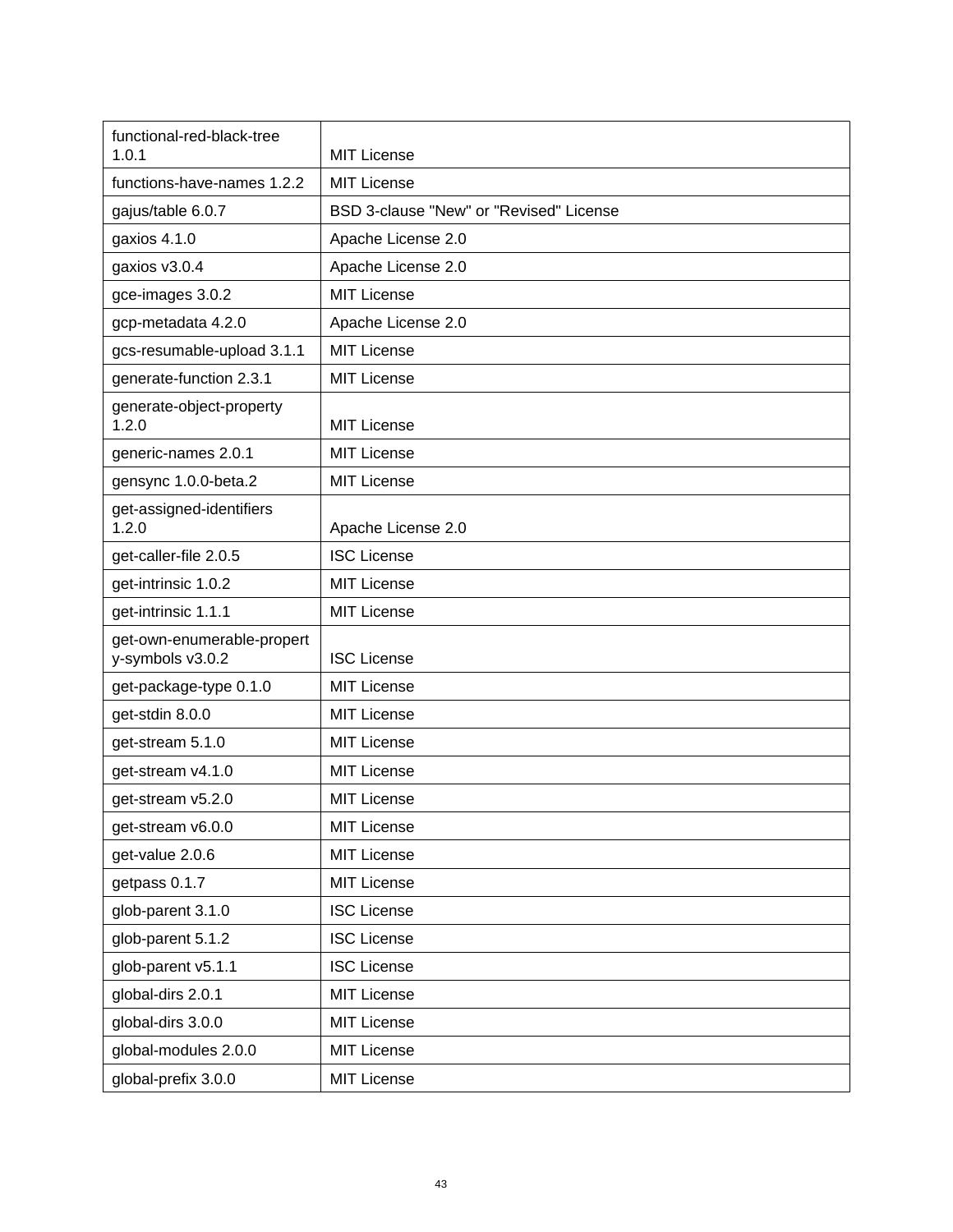| functional-red-black-tree 1.0.1 | MIT License |
|---|---|
| functions-have-names 1.2.2 | MIT License |
| gajus/table 6.0.7 | BSD 3-clause "New" or "Revised" License |
| gaxios 4.1.0 | Apache License 2.0 |
| gaxios v3.0.4 | Apache License 2.0 |
| gce-images 3.0.2 | MIT License |
| gcp-metadata 4.2.0 | Apache License 2.0 |
| gcs-resumable-upload 3.1.1 | MIT License |
| generate-function 2.3.1 | MIT License |
| generate-object-property 1.2.0 | MIT License |
| generic-names 2.0.1 | MIT License |
| gensync 1.0.0-beta.2 | MIT License |
| get-assigned-identifiers 1.2.0 | Apache License 2.0 |
| get-caller-file 2.0.5 | ISC License |
| get-intrinsic 1.0.2 | MIT License |
| get-intrinsic 1.1.1 | MIT License |
| get-own-enumerable-property-symbols v3.0.2 | ISC License |
| get-package-type 0.1.0 | MIT License |
| get-stdin 8.0.0 | MIT License |
| get-stream 5.1.0 | MIT License |
| get-stream v4.1.0 | MIT License |
| get-stream v5.2.0 | MIT License |
| get-stream v6.0.0 | MIT License |
| get-value 2.0.6 | MIT License |
| getpass 0.1.7 | MIT License |
| glob-parent 3.1.0 | ISC License |
| glob-parent 5.1.2 | ISC License |
| glob-parent v5.1.1 | ISC License |
| global-dirs 2.0.1 | MIT License |
| global-dirs 3.0.0 | MIT License |
| global-modules 2.0.0 | MIT License |
| global-prefix 3.0.0 | MIT License |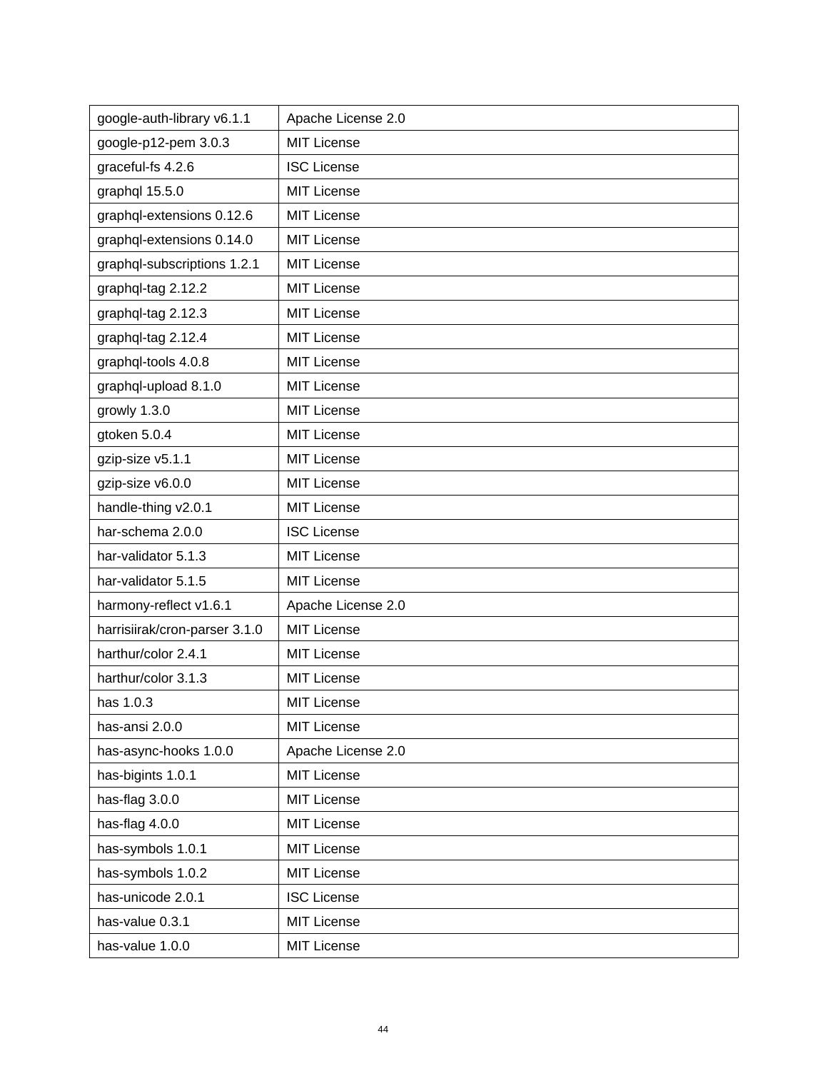| google-auth-library v6.1.1 | Apache License 2.0 |
|---|---|
| google-p12-pem 3.0.3 | MIT License |
| graceful-fs 4.2.6 | ISC License |
| graphql 15.5.0 | MIT License |
| graphql-extensions 0.12.6 | MIT License |
| graphql-extensions 0.14.0 | MIT License |
| graphql-subscriptions 1.2.1 | MIT License |
| graphql-tag 2.12.2 | MIT License |
| graphql-tag 2.12.3 | MIT License |
| graphql-tag 2.12.4 | MIT License |
| graphql-tools 4.0.8 | MIT License |
| graphql-upload 8.1.0 | MIT License |
| growly 1.3.0 | MIT License |
| gtoken 5.0.4 | MIT License |
| gzip-size v5.1.1 | MIT License |
| gzip-size v6.0.0 | MIT License |
| handle-thing v2.0.1 | MIT License |
| har-schema 2.0.0 | ISC License |
| har-validator 5.1.3 | MIT License |
| har-validator 5.1.5 | MIT License |
| harmony-reflect v1.6.1 | Apache License 2.0 |
| harrisiirak/cron-parser 3.1.0 | MIT License |
| harthur/color 2.4.1 | MIT License |
| harthur/color 3.1.3 | MIT License |
| has 1.0.3 | MIT License |
| has-ansi 2.0.0 | MIT License |
| has-async-hooks 1.0.0 | Apache License 2.0 |
| has-bigints 1.0.1 | MIT License |
| has-flag 3.0.0 | MIT License |
| has-flag 4.0.0 | MIT License |
| has-symbols 1.0.1 | MIT License |
| has-symbols 1.0.2 | MIT License |
| has-unicode 2.0.1 | ISC License |
| has-value 0.3.1 | MIT License |
| has-value 1.0.0 | MIT License |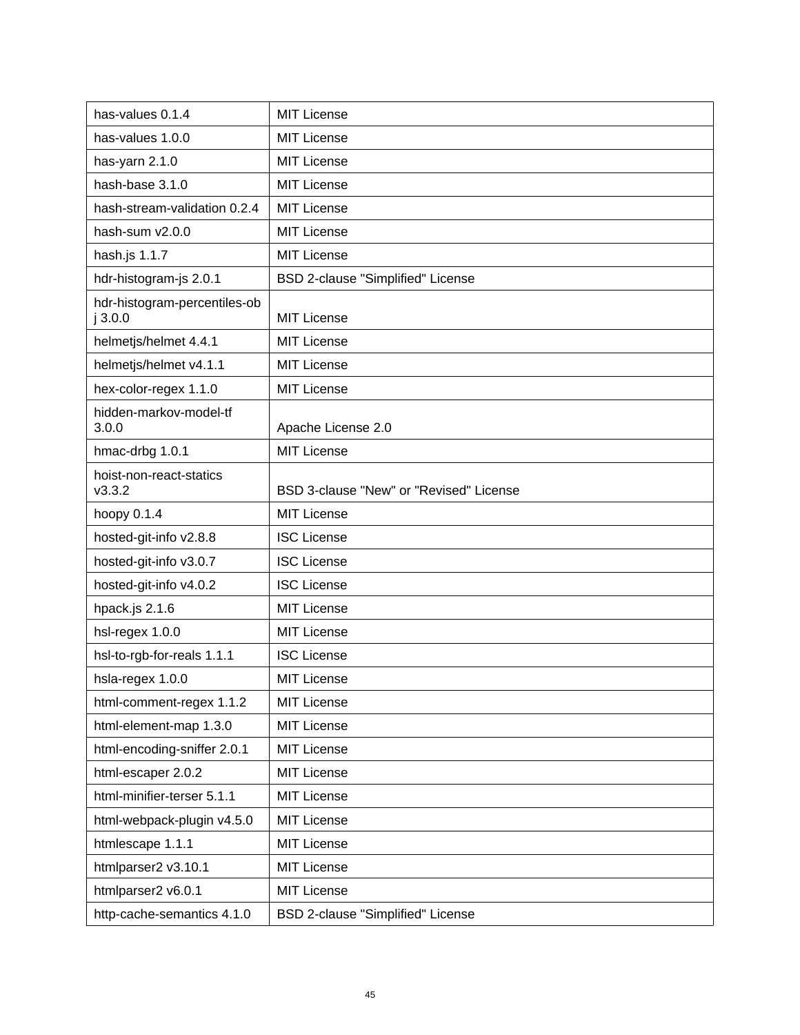| has-values 0.1.4 | MIT License |
|---|---|
| has-values 1.0.0 | MIT License |
| has-yarn 2.1.0 | MIT License |
| hash-base 3.1.0 | MIT License |
| hash-stream-validation 0.2.4 | MIT License |
| hash-sum v2.0.0 | MIT License |
| hash.js 1.1.7 | MIT License |
| hdr-histogram-js 2.0.1 | BSD 2-clause "Simplified" License |
| hdr-histogram-percentiles-obj 3.0.0 | MIT License |
| helmetjs/helmet 4.4.1 | MIT License |
| helmetjs/helmet v4.1.1 | MIT License |
| hex-color-regex 1.1.0 | MIT License |
| hidden-markov-model-tf 3.0.0 | Apache License 2.0 |
| hmac-drbg 1.0.1 | MIT License |
| hoist-non-react-statics v3.3.2 | BSD 3-clause "New" or "Revised" License |
| hoopy 0.1.4 | MIT License |
| hosted-git-info v2.8.8 | ISC License |
| hosted-git-info v3.0.7 | ISC License |
| hosted-git-info v4.0.2 | ISC License |
| hpack.js 2.1.6 | MIT License |
| hsl-regex 1.0.0 | MIT License |
| hsl-to-rgb-for-reals 1.1.1 | ISC License |
| hsla-regex 1.0.0 | MIT License |
| html-comment-regex 1.1.2 | MIT License |
| html-element-map 1.3.0 | MIT License |
| html-encoding-sniffer 2.0.1 | MIT License |
| html-escaper 2.0.2 | MIT License |
| html-minifier-terser 5.1.1 | MIT License |
| html-webpack-plugin v4.5.0 | MIT License |
| htmlescape 1.1.1 | MIT License |
| htmlparser2 v3.10.1 | MIT License |
| htmlparser2 v6.0.1 | MIT License |
| http-cache-semantics 4.1.0 | BSD 2-clause "Simplified" License |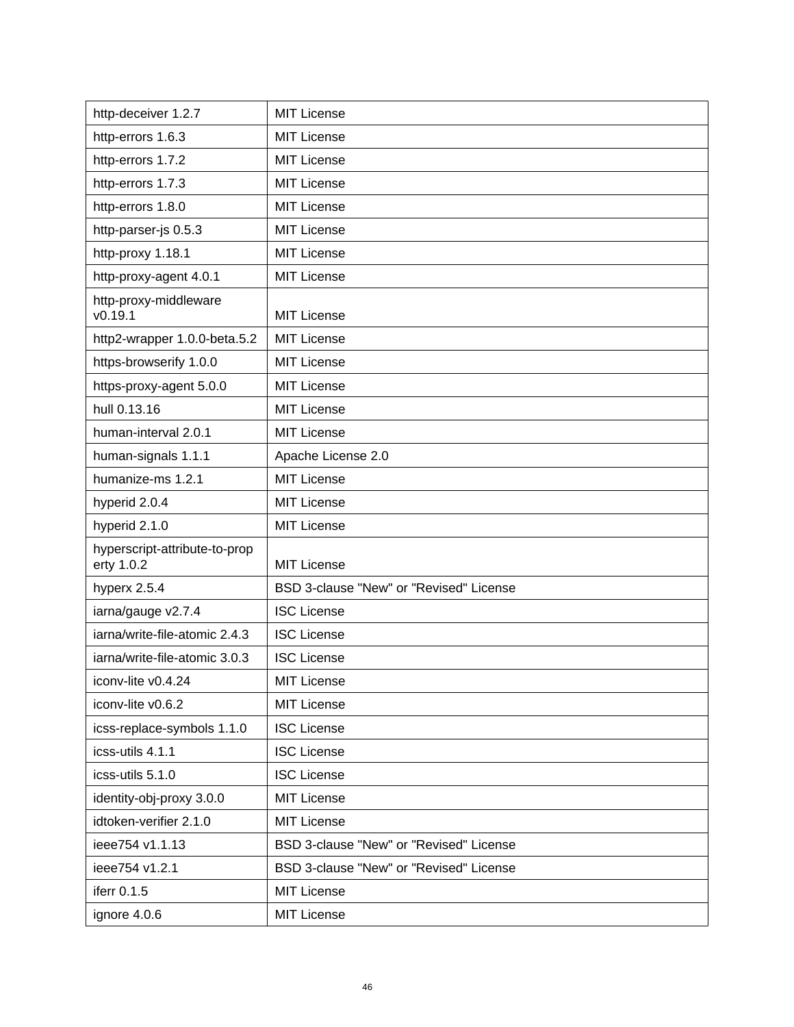| http-deceiver 1.2.7 | MIT License |
|---|---|
| http-errors 1.6.3 | MIT License |
| http-errors 1.7.2 | MIT License |
| http-errors 1.7.3 | MIT License |
| http-errors 1.8.0 | MIT License |
| http-parser-js 0.5.3 | MIT License |
| http-proxy 1.18.1 | MIT License |
| http-proxy-agent 4.0.1 | MIT License |
| http-proxy-middleware v0.19.1 | MIT License |
| http2-wrapper 1.0.0-beta.5.2 | MIT License |
| https-browserify 1.0.0 | MIT License |
| https-proxy-agent 5.0.0 | MIT License |
| hull 0.13.16 | MIT License |
| human-interval 2.0.1 | MIT License |
| human-signals 1.1.1 | Apache License 2.0 |
| humanize-ms 1.2.1 | MIT License |
| hyperid 2.0.4 | MIT License |
| hyperid 2.1.0 | MIT License |
| hyperscript-attribute-to-property 1.0.2 | MIT License |
| hyperx 2.5.4 | BSD 3-clause "New" or "Revised" License |
| iarna/gauge v2.7.4 | ISC License |
| iarna/write-file-atomic 2.4.3 | ISC License |
| iarna/write-file-atomic 3.0.3 | ISC License |
| iconv-lite v0.4.24 | MIT License |
| iconv-lite v0.6.2 | MIT License |
| icss-replace-symbols 1.1.0 | ISC License |
| icss-utils 4.1.1 | ISC License |
| icss-utils 5.1.0 | ISC License |
| identity-obj-proxy 3.0.0 | MIT License |
| idtoken-verifier 2.1.0 | MIT License |
| ieee754 v1.1.13 | BSD 3-clause "New" or "Revised" License |
| ieee754 v1.2.1 | BSD 3-clause "New" or "Revised" License |
| iferr 0.1.5 | MIT License |
| ignore 4.0.6 | MIT License |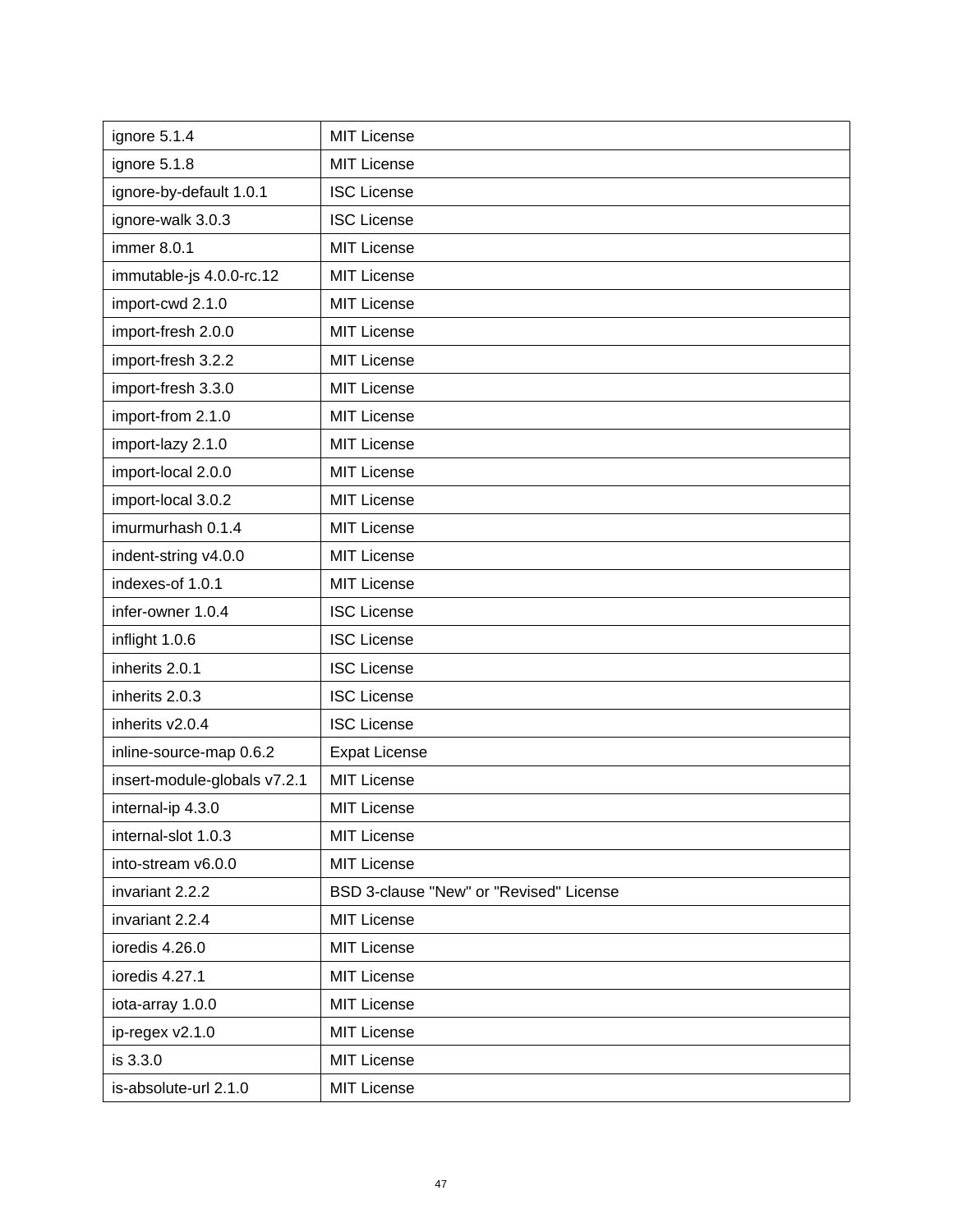| ignore 5.1.4 | MIT License |
|---|---|
| ignore 5.1.8 | MIT License |
| ignore-by-default 1.0.1 | ISC License |
| ignore-walk 3.0.3 | ISC License |
| immer 8.0.1 | MIT License |
| immutable-js 4.0.0-rc.12 | MIT License |
| import-cwd 2.1.0 | MIT License |
| import-fresh 2.0.0 | MIT License |
| import-fresh 3.2.2 | MIT License |
| import-fresh 3.3.0 | MIT License |
| import-from 2.1.0 | MIT License |
| import-lazy 2.1.0 | MIT License |
| import-local 2.0.0 | MIT License |
| import-local 3.0.2 | MIT License |
| imurmurhash 0.1.4 | MIT License |
| indent-string v4.0.0 | MIT License |
| indexes-of 1.0.1 | MIT License |
| infer-owner 1.0.4 | ISC License |
| inflight 1.0.6 | ISC License |
| inherits 2.0.1 | ISC License |
| inherits 2.0.3 | ISC License |
| inherits v2.0.4 | ISC License |
| inline-source-map 0.6.2 | Expat License |
| insert-module-globals v7.2.1 | MIT License |
| internal-ip 4.3.0 | MIT License |
| internal-slot 1.0.3 | MIT License |
| into-stream v6.0.0 | MIT License |
| invariant 2.2.2 | BSD 3-clause "New" or "Revised" License |
| invariant 2.2.4 | MIT License |
| ioredis 4.26.0 | MIT License |
| ioredis 4.27.1 | MIT License |
| iota-array 1.0.0 | MIT License |
| ip-regex v2.1.0 | MIT License |
| is 3.3.0 | MIT License |
| is-absolute-url 2.1.0 | MIT License |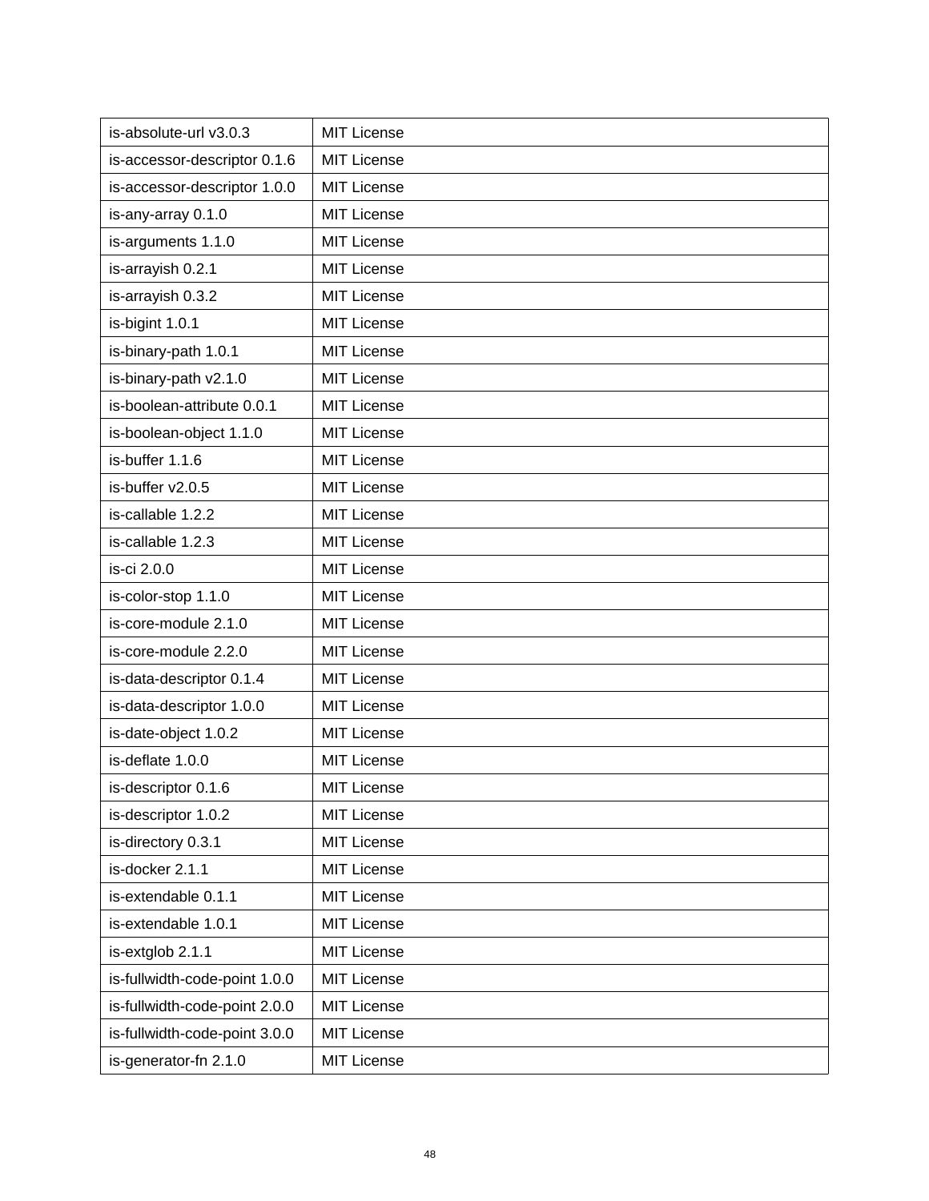| is-absolute-url v3.0.3 | MIT License |
|---|---|
| is-accessor-descriptor 0.1.6 | MIT License |
| is-accessor-descriptor 1.0.0 | MIT License |
| is-any-array 0.1.0 | MIT License |
| is-arguments 1.1.0 | MIT License |
| is-arrayish 0.2.1 | MIT License |
| is-arrayish 0.3.2 | MIT License |
| is-bigint 1.0.1 | MIT License |
| is-binary-path 1.0.1 | MIT License |
| is-binary-path v2.1.0 | MIT License |
| is-boolean-attribute 0.0.1 | MIT License |
| is-boolean-object 1.1.0 | MIT License |
| is-buffer 1.1.6 | MIT License |
| is-buffer v2.0.5 | MIT License |
| is-callable 1.2.2 | MIT License |
| is-callable 1.2.3 | MIT License |
| is-ci 2.0.0 | MIT License |
| is-color-stop 1.1.0 | MIT License |
| is-core-module 2.1.0 | MIT License |
| is-core-module 2.2.0 | MIT License |
| is-data-descriptor 0.1.4 | MIT License |
| is-data-descriptor 1.0.0 | MIT License |
| is-date-object 1.0.2 | MIT License |
| is-deflate 1.0.0 | MIT License |
| is-descriptor 0.1.6 | MIT License |
| is-descriptor 1.0.2 | MIT License |
| is-directory 0.3.1 | MIT License |
| is-docker 2.1.1 | MIT License |
| is-extendable 0.1.1 | MIT License |
| is-extendable 1.0.1 | MIT License |
| is-extglob 2.1.1 | MIT License |
| is-fullwidth-code-point 1.0.0 | MIT License |
| is-fullwidth-code-point 2.0.0 | MIT License |
| is-fullwidth-code-point 3.0.0 | MIT License |
| is-generator-fn 2.1.0 | MIT License |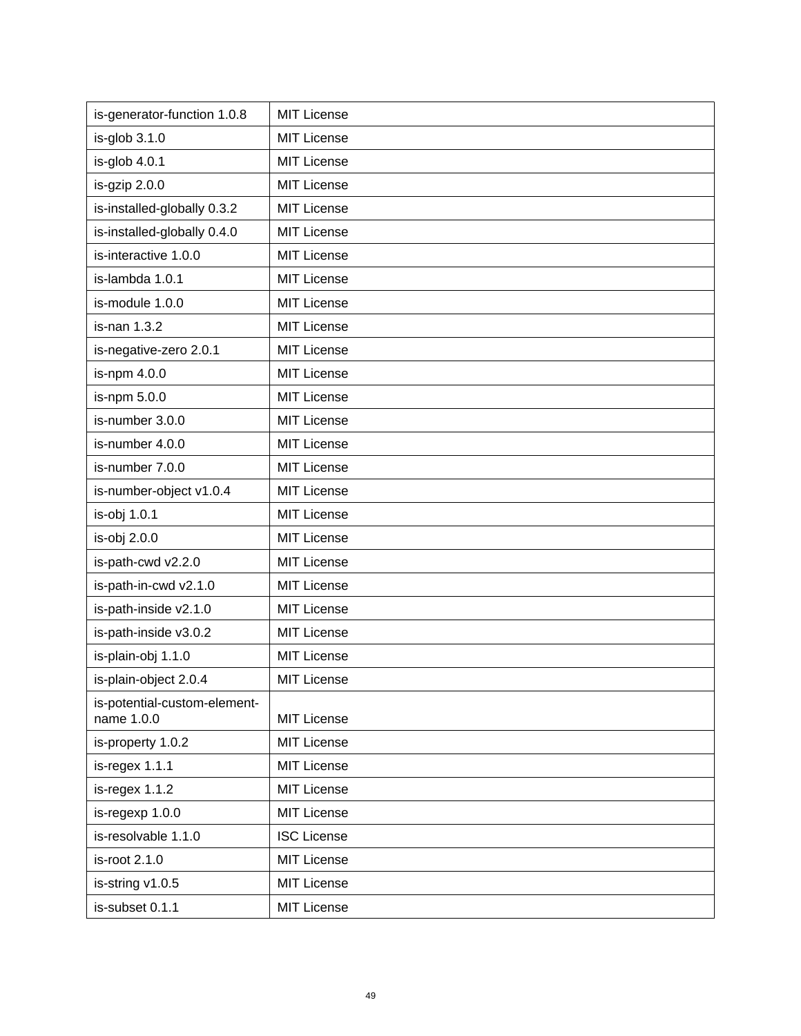| | |
|---|---|
| is-generator-function 1.0.8 | MIT License |
| is-glob 3.1.0 | MIT License |
| is-glob 4.0.1 | MIT License |
| is-gzip 2.0.0 | MIT License |
| is-installed-globally 0.3.2 | MIT License |
| is-installed-globally 0.4.0 | MIT License |
| is-interactive 1.0.0 | MIT License |
| is-lambda 1.0.1 | MIT License |
| is-module 1.0.0 | MIT License |
| is-nan 1.3.2 | MIT License |
| is-negative-zero 2.0.1 | MIT License |
| is-npm 4.0.0 | MIT License |
| is-npm 5.0.0 | MIT License |
| is-number 3.0.0 | MIT License |
| is-number 4.0.0 | MIT License |
| is-number 7.0.0 | MIT License |
| is-number-object v1.0.4 | MIT License |
| is-obj 1.0.1 | MIT License |
| is-obj 2.0.0 | MIT License |
| is-path-cwd v2.2.0 | MIT License |
| is-path-in-cwd v2.1.0 | MIT License |
| is-path-inside v2.1.0 | MIT License |
| is-path-inside v3.0.2 | MIT License |
| is-plain-obj 1.1.0 | MIT License |
| is-plain-object 2.0.4 | MIT License |
| is-potential-custom-element-name 1.0.0 | MIT License |
| is-property 1.0.2 | MIT License |
| is-regex 1.1.1 | MIT License |
| is-regex 1.1.2 | MIT License |
| is-regexp 1.0.0 | MIT License |
| is-resolvable 1.1.0 | ISC License |
| is-root 2.1.0 | MIT License |
| is-string v1.0.5 | MIT License |
| is-subset 0.1.1 | MIT License |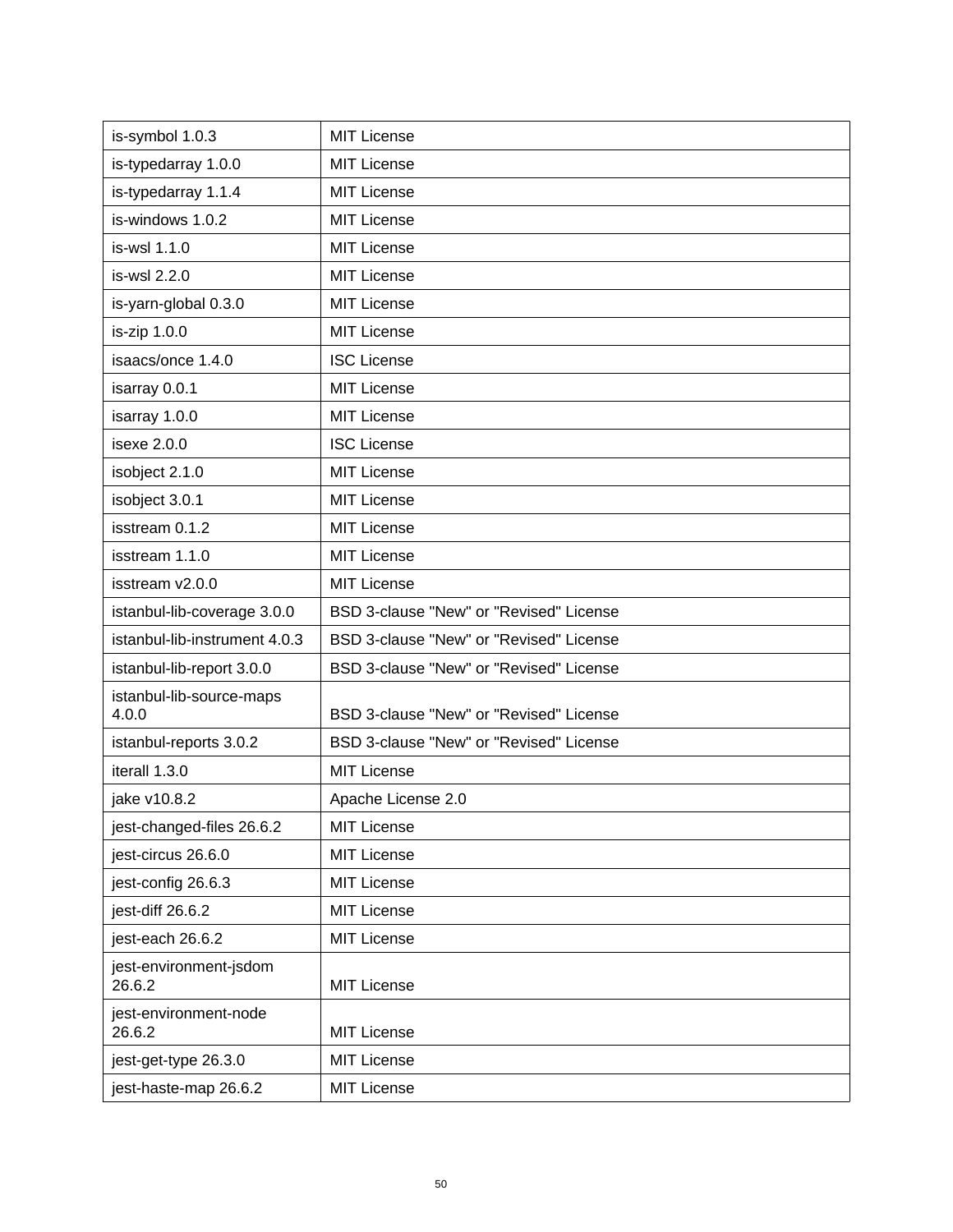| is-symbol 1.0.3 | MIT License |
|---|---|
| is-typedarray 1.0.0 | MIT License |
| is-typedarray 1.1.4 | MIT License |
| is-windows 1.0.2 | MIT License |
| is-wsl 1.1.0 | MIT License |
| is-wsl 2.2.0 | MIT License |
| is-yarn-global 0.3.0 | MIT License |
| is-zip 1.0.0 | MIT License |
| isaacs/once 1.4.0 | ISC License |
| isarray 0.0.1 | MIT License |
| isarray 1.0.0 | MIT License |
| isexe 2.0.0 | ISC License |
| isobject 2.1.0 | MIT License |
| isobject 3.0.1 | MIT License |
| isstream 0.1.2 | MIT License |
| isstream 1.1.0 | MIT License |
| isstream v2.0.0 | MIT License |
| istanbul-lib-coverage 3.0.0 | BSD 3-clause "New" or "Revised" License |
| istanbul-lib-instrument 4.0.3 | BSD 3-clause "New" or "Revised" License |
| istanbul-lib-report 3.0.0 | BSD 3-clause "New" or "Revised" License |
| istanbul-lib-source-maps 4.0.0 | BSD 3-clause "New" or "Revised" License |
| istanbul-reports 3.0.2 | BSD 3-clause "New" or "Revised" License |
| iterall 1.3.0 | MIT License |
| jake v10.8.2 | Apache License 2.0 |
| jest-changed-files 26.6.2 | MIT License |
| jest-circus 26.6.0 | MIT License |
| jest-config 26.6.3 | MIT License |
| jest-diff 26.6.2 | MIT License |
| jest-each 26.6.2 | MIT License |
| jest-environment-jsdom 26.6.2 | MIT License |
| jest-environment-node 26.6.2 | MIT License |
| jest-get-type 26.3.0 | MIT License |
| jest-haste-map 26.6.2 | MIT License |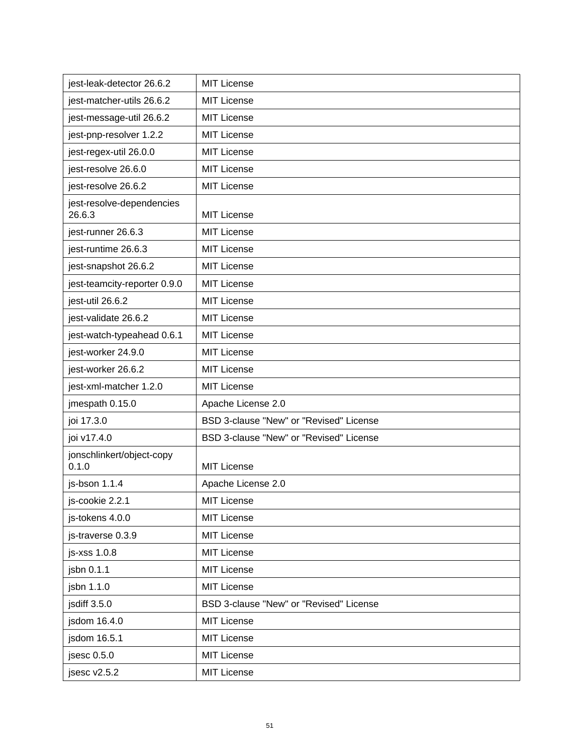| jest-leak-detector 26.6.2 | MIT License |
|---|---|
| jest-matcher-utils 26.6.2 | MIT License |
| jest-message-util 26.6.2 | MIT License |
| jest-pnp-resolver 1.2.2 | MIT License |
| jest-regex-util 26.0.0 | MIT License |
| jest-resolve 26.6.0 | MIT License |
| jest-resolve 26.6.2 | MIT License |
| jest-resolve-dependencies 26.6.3 | MIT License |
| jest-runner 26.6.3 | MIT License |
| jest-runtime 26.6.3 | MIT License |
| jest-snapshot 26.6.2 | MIT License |
| jest-teamcity-reporter 0.9.0 | MIT License |
| jest-util 26.6.2 | MIT License |
| jest-validate 26.6.2 | MIT License |
| jest-watch-typeahead 0.6.1 | MIT License |
| jest-worker 24.9.0 | MIT License |
| jest-worker 26.6.2 | MIT License |
| jest-xml-matcher 1.2.0 | MIT License |
| jmespath 0.15.0 | Apache License 2.0 |
| joi 17.3.0 | BSD 3-clause "New" or "Revised" License |
| joi v17.4.0 | BSD 3-clause "New" or "Revised" License |
| jonschlinkert/object-copy 0.1.0 | MIT License |
| js-bson 1.1.4 | Apache License 2.0 |
| js-cookie 2.2.1 | MIT License |
| js-tokens 4.0.0 | MIT License |
| js-traverse 0.3.9 | MIT License |
| js-xss 1.0.8 | MIT License |
| jsbn 0.1.1 | MIT License |
| jsbn 1.1.0 | MIT License |
| jsdiff 3.5.0 | BSD 3-clause "New" or "Revised" License |
| jsdom 16.4.0 | MIT License |
| jsdom 16.5.1 | MIT License |
| jsesc 0.5.0 | MIT License |
| jsesc v2.5.2 | MIT License |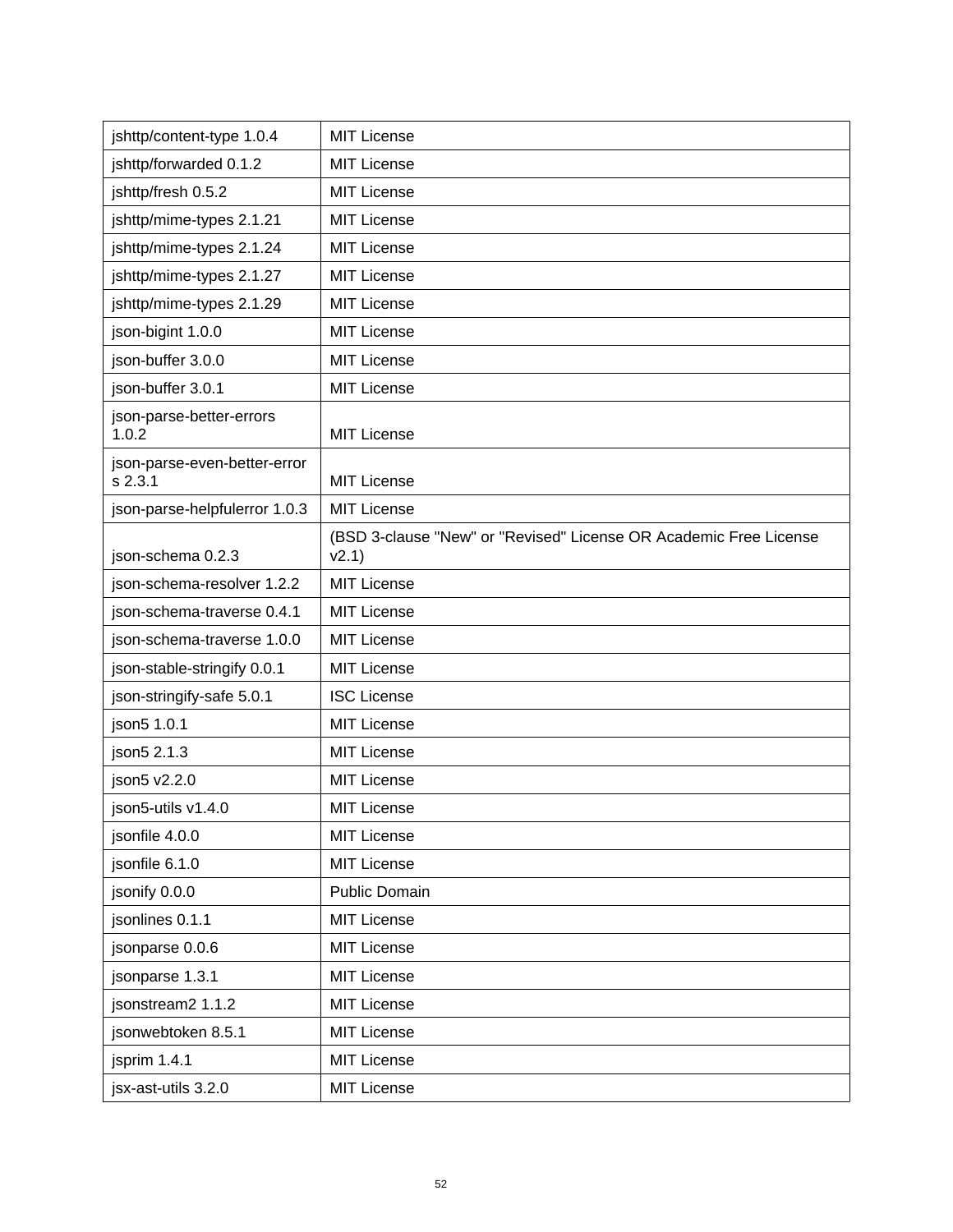| jshttp/content-type 1.0.4 | MIT License |
|---|---|
| jshttp/forwarded 0.1.2 | MIT License |
| jshttp/fresh 0.5.2 | MIT License |
| jshttp/mime-types 2.1.21 | MIT License |
| jshttp/mime-types 2.1.24 | MIT License |
| jshttp/mime-types 2.1.27 | MIT License |
| jshttp/mime-types 2.1.29 | MIT License |
| json-bigint 1.0.0 | MIT License |
| json-buffer 3.0.0 | MIT License |
| json-buffer 3.0.1 | MIT License |
| json-parse-better-errors 1.0.2 | MIT License |
| json-parse-even-better-errors 2.3.1 | MIT License |
| json-parse-helpfulerror 1.0.3 | MIT License |
| json-schema 0.2.3 | (BSD 3-clause "New" or "Revised" License OR Academic Free License v2.1) |
| json-schema-resolver 1.2.2 | MIT License |
| json-schema-traverse 0.4.1 | MIT License |
| json-schema-traverse 1.0.0 | MIT License |
| json-stable-stringify 0.0.1 | MIT License |
| json-stringify-safe 5.0.1 | ISC License |
| json5 1.0.1 | MIT License |
| json5 2.1.3 | MIT License |
| json5 v2.2.0 | MIT License |
| json5-utils v1.4.0 | MIT License |
| jsonfile 4.0.0 | MIT License |
| jsonfile 6.1.0 | MIT License |
| jsonify 0.0.0 | Public Domain |
| jsonlines 0.1.1 | MIT License |
| jsonparse 0.0.6 | MIT License |
| jsonparse 1.3.1 | MIT License |
| jsonstream2 1.1.2 | MIT License |
| jsonwebtoken 8.5.1 | MIT License |
| jsprim 1.4.1 | MIT License |
| jsx-ast-utils 3.2.0 | MIT License |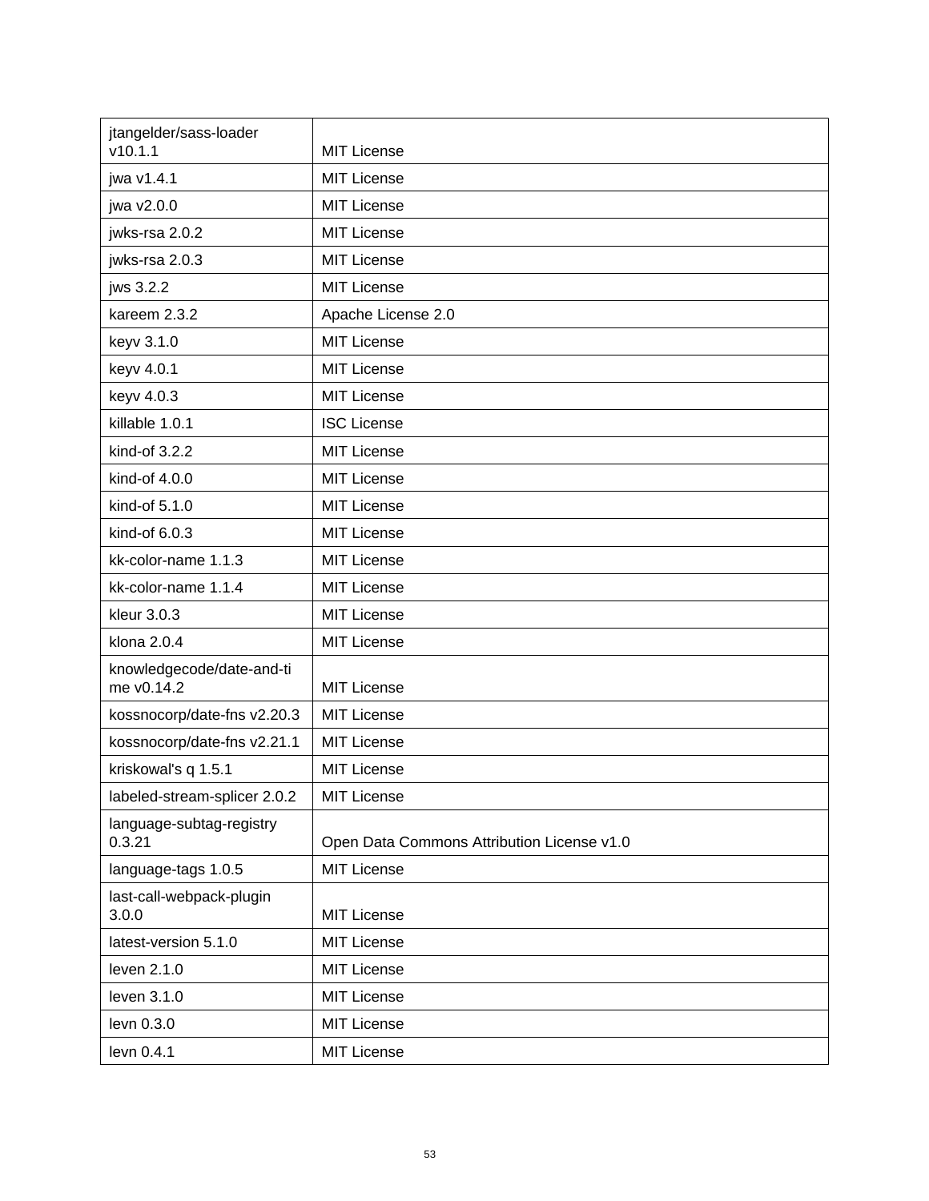| jtangelder/sass-loader v10.1.1 | MIT License |
|---|---|
| jwa v1.4.1 | MIT License |
| jwa v2.0.0 | MIT License |
| jwks-rsa 2.0.2 | MIT License |
| jwks-rsa 2.0.3 | MIT License |
| jws 3.2.2 | MIT License |
| kareem 2.3.2 | Apache License 2.0 |
| keyv 3.1.0 | MIT License |
| keyv 4.0.1 | MIT License |
| keyv 4.0.3 | MIT License |
| killable 1.0.1 | ISC License |
| kind-of 3.2.2 | MIT License |
| kind-of 4.0.0 | MIT License |
| kind-of 5.1.0 | MIT License |
| kind-of 6.0.3 | MIT License |
| kk-color-name 1.1.3 | MIT License |
| kk-color-name 1.1.4 | MIT License |
| kleur 3.0.3 | MIT License |
| klona 2.0.4 | MIT License |
| knowledgecode/date-and-time v0.14.2 | MIT License |
| kossnocorp/date-fns v2.20.3 | MIT License |
| kossnocorp/date-fns v2.21.1 | MIT License |
| kriskowal's q 1.5.1 | MIT License |
| labeled-stream-splicer 2.0.2 | MIT License |
| language-subtag-registry 0.3.21 | Open Data Commons Attribution License v1.0 |
| language-tags 1.0.5 | MIT License |
| last-call-webpack-plugin 3.0.0 | MIT License |
| latest-version 5.1.0 | MIT License |
| leven 2.1.0 | MIT License |
| leven 3.1.0 | MIT License |
| levn 0.3.0 | MIT License |
| levn 0.4.1 | MIT License |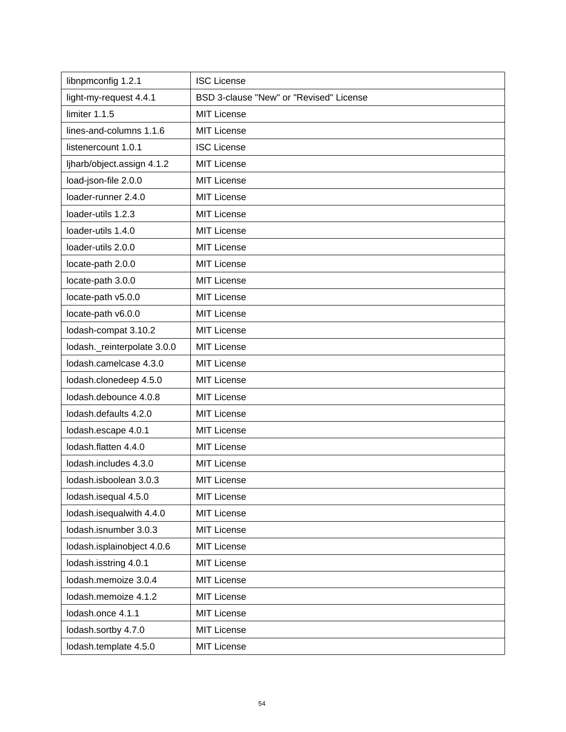| libnpmconfig 1.2.1 | ISC License |
|---|---|
| light-my-request 4.4.1 | BSD 3-clause "New" or "Revised" License |
| limiter 1.1.5 | MIT License |
| lines-and-columns 1.1.6 | MIT License |
| listenercount 1.0.1 | ISC License |
| ljharb/object.assign 4.1.2 | MIT License |
| load-json-file 2.0.0 | MIT License |
| loader-runner 2.4.0 | MIT License |
| loader-utils 1.2.3 | MIT License |
| loader-utils 1.4.0 | MIT License |
| loader-utils 2.0.0 | MIT License |
| locate-path 2.0.0 | MIT License |
| locate-path 3.0.0 | MIT License |
| locate-path v5.0.0 | MIT License |
| locate-path v6.0.0 | MIT License |
| lodash-compat 3.10.2 | MIT License |
| lodash._reinterpolate 3.0.0 | MIT License |
| lodash.camelcase 4.3.0 | MIT License |
| lodash.clonedeep 4.5.0 | MIT License |
| lodash.debounce 4.0.8 | MIT License |
| lodash.defaults 4.2.0 | MIT License |
| lodash.escape 4.0.1 | MIT License |
| lodash.flatten 4.4.0 | MIT License |
| lodash.includes 4.3.0 | MIT License |
| lodash.isboolean 3.0.3 | MIT License |
| lodash.isequal 4.5.0 | MIT License |
| lodash.isequalwith 4.4.0 | MIT License |
| lodash.isnumber 3.0.3 | MIT License |
| lodash.isplainobject 4.0.6 | MIT License |
| lodash.isstring 4.0.1 | MIT License |
| lodash.memoize 3.0.4 | MIT License |
| lodash.memoize 4.1.2 | MIT License |
| lodash.once 4.1.1 | MIT License |
| lodash.sortby 4.7.0 | MIT License |
| lodash.template 4.5.0 | MIT License |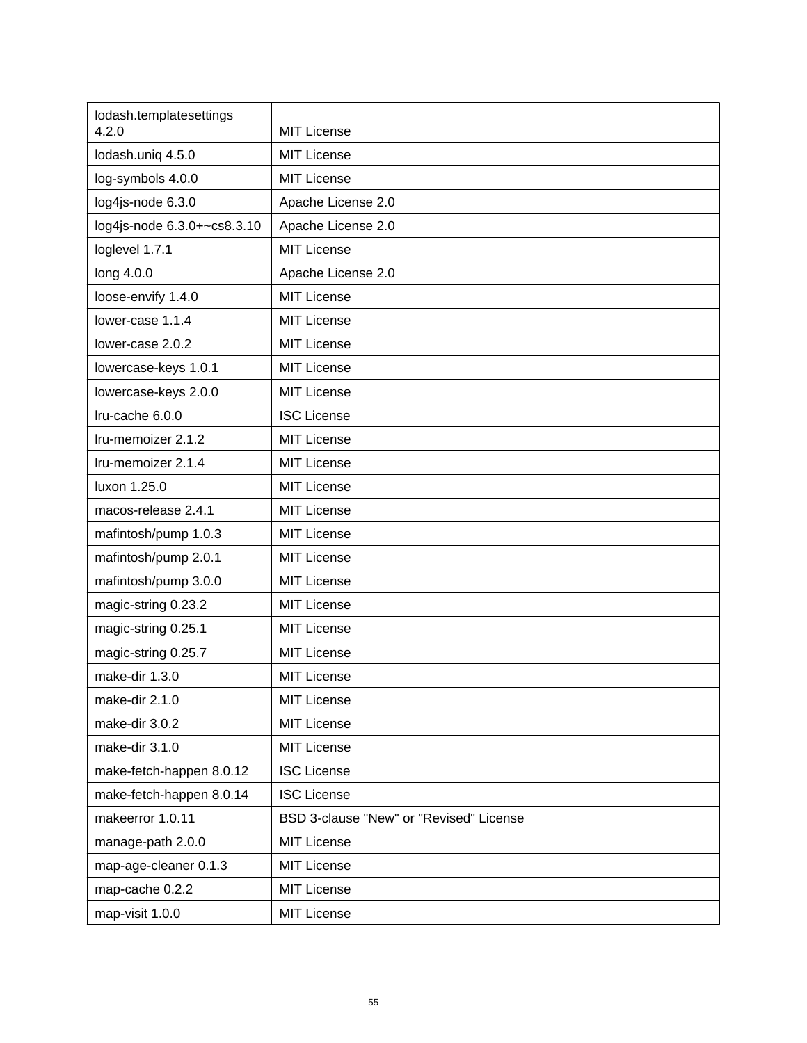| lodash.templatesettings 4.2.0 | MIT License |
|---|---|
| lodash.uniq 4.5.0 | MIT License |
| log-symbols 4.0.0 | MIT License |
| log4js-node 6.3.0 | Apache License 2.0 |
| log4js-node 6.3.0+~cs8.3.10 | Apache License 2.0 |
| loglevel 1.7.1 | MIT License |
| long 4.0.0 | Apache License 2.0 |
| loose-envify 1.4.0 | MIT License |
| lower-case 1.1.4 | MIT License |
| lower-case 2.0.2 | MIT License |
| lowercase-keys 1.0.1 | MIT License |
| lowercase-keys 2.0.0 | MIT License |
| lru-cache 6.0.0 | ISC License |
| lru-memoizer 2.1.2 | MIT License |
| lru-memoizer 2.1.4 | MIT License |
| luxon 1.25.0 | MIT License |
| macos-release 2.4.1 | MIT License |
| mafintosh/pump 1.0.3 | MIT License |
| mafintosh/pump 2.0.1 | MIT License |
| mafintosh/pump 3.0.0 | MIT License |
| magic-string 0.23.2 | MIT License |
| magic-string 0.25.1 | MIT License |
| magic-string 0.25.7 | MIT License |
| make-dir 1.3.0 | MIT License |
| make-dir 2.1.0 | MIT License |
| make-dir 3.0.2 | MIT License |
| make-dir 3.1.0 | MIT License |
| make-fetch-happen 8.0.12 | ISC License |
| make-fetch-happen 8.0.14 | ISC License |
| makeerror 1.0.11 | BSD 3-clause "New" or "Revised" License |
| manage-path 2.0.0 | MIT License |
| map-age-cleaner 0.1.3 | MIT License |
| map-cache 0.2.2 | MIT License |
| map-visit 1.0.0 | MIT License |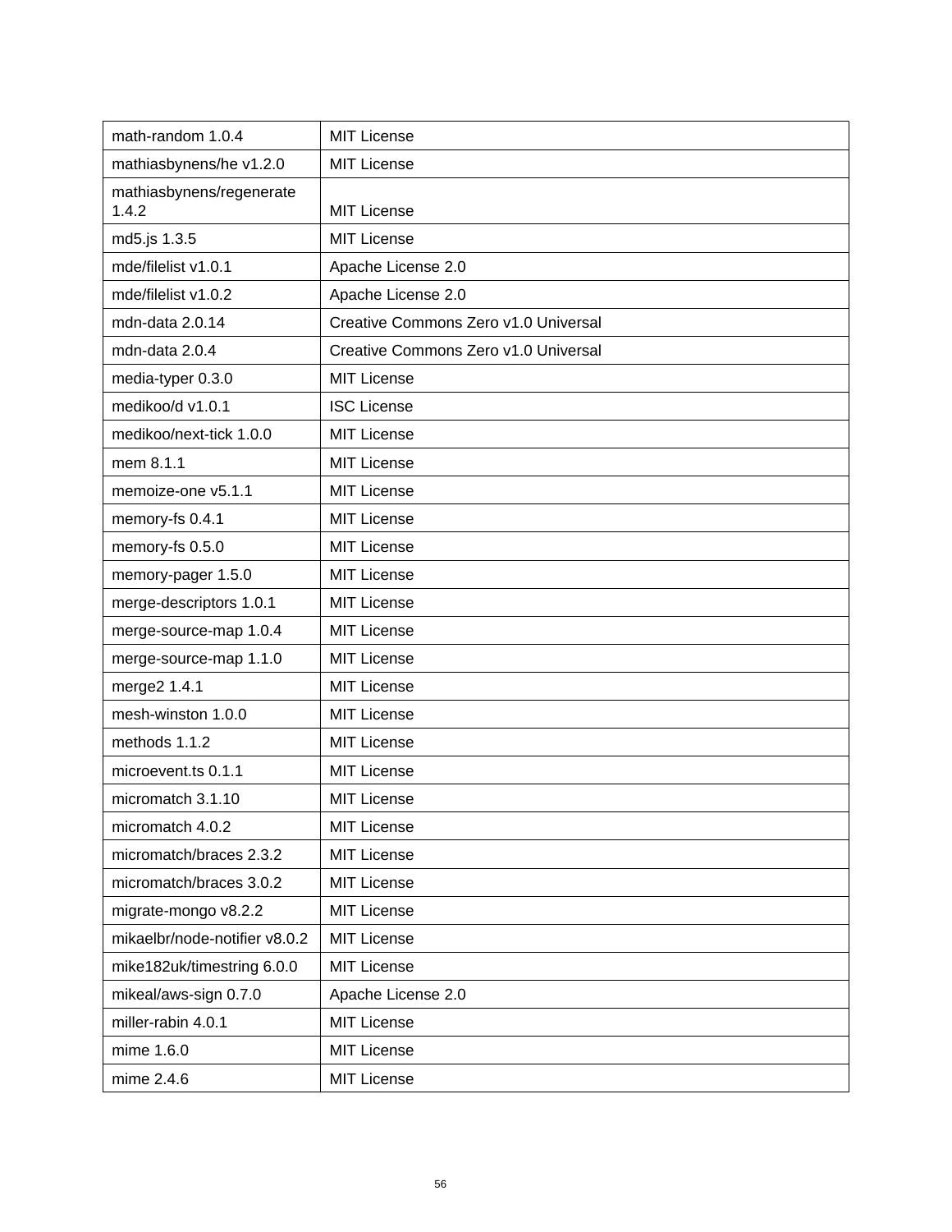| math-random 1.0.4 | MIT License |
|---|---|
| mathiasbynens/he v1.2.0 | MIT License |
| mathiasbynens/regenerate 1.4.2 | MIT License |
| md5.js 1.3.5 | MIT License |
| mde/filelist v1.0.1 | Apache License 2.0 |
| mde/filelist v1.0.2 | Apache License 2.0 |
| mdn-data 2.0.14 | Creative Commons Zero v1.0 Universal |
| mdn-data 2.0.4 | Creative Commons Zero v1.0 Universal |
| media-typer 0.3.0 | MIT License |
| medikoo/d v1.0.1 | ISC License |
| medikoo/next-tick 1.0.0 | MIT License |
| mem 8.1.1 | MIT License |
| memoize-one v5.1.1 | MIT License |
| memory-fs 0.4.1 | MIT License |
| memory-fs 0.5.0 | MIT License |
| memory-pager 1.5.0 | MIT License |
| merge-descriptors 1.0.1 | MIT License |
| merge-source-map 1.0.4 | MIT License |
| merge-source-map 1.1.0 | MIT License |
| merge2 1.4.1 | MIT License |
| mesh-winston 1.0.0 | MIT License |
| methods 1.1.2 | MIT License |
| microevent.ts 0.1.1 | MIT License |
| micromatch 3.1.10 | MIT License |
| micromatch 4.0.2 | MIT License |
| micromatch/braces 2.3.2 | MIT License |
| micromatch/braces 3.0.2 | MIT License |
| migrate-mongo v8.2.2 | MIT License |
| mikaelbr/node-notifier v8.0.2 | MIT License |
| mike182uk/timestring 6.0.0 | MIT License |
| mikeal/aws-sign 0.7.0 | Apache License 2.0 |
| miller-rabin 4.0.1 | MIT License |
| mime 1.6.0 | MIT License |
| mime 2.4.6 | MIT License |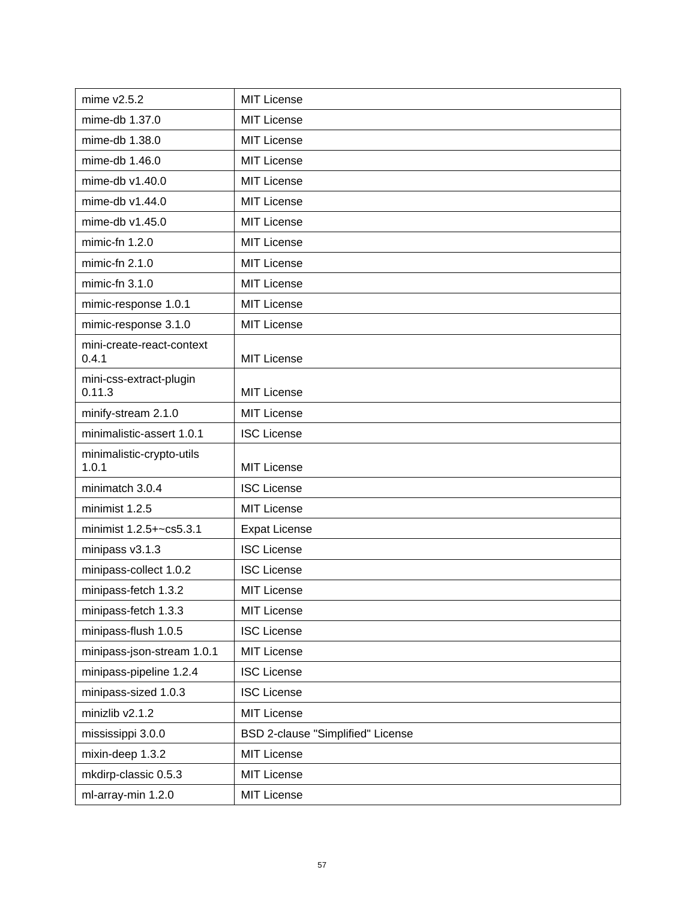| mime v2.5.2 | MIT License |
|---|---|
| mime-db 1.37.0 | MIT License |
| mime-db 1.38.0 | MIT License |
| mime-db 1.46.0 | MIT License |
| mime-db v1.40.0 | MIT License |
| mime-db v1.44.0 | MIT License |
| mime-db v1.45.0 | MIT License |
| mimic-fn 1.2.0 | MIT License |
| mimic-fn 2.1.0 | MIT License |
| mimic-fn 3.1.0 | MIT License |
| mimic-response 1.0.1 | MIT License |
| mimic-response 3.1.0 | MIT License |
| mini-create-react-context 0.4.1 | MIT License |
| mini-css-extract-plugin 0.11.3 | MIT License |
| minify-stream 2.1.0 | MIT License |
| minimalistic-assert 1.0.1 | ISC License |
| minimalistic-crypto-utils 1.0.1 | MIT License |
| minimatch 3.0.4 | ISC License |
| minimist 1.2.5 | MIT License |
| minimist 1.2.5+~cs5.3.1 | Expat License |
| minipass v3.1.3 | ISC License |
| minipass-collect 1.0.2 | ISC License |
| minipass-fetch 1.3.2 | MIT License |
| minipass-fetch 1.3.3 | MIT License |
| minipass-flush 1.0.5 | ISC License |
| minipass-json-stream 1.0.1 | MIT License |
| minipass-pipeline 1.2.4 | ISC License |
| minipass-sized 1.0.3 | ISC License |
| minizlib v2.1.2 | MIT License |
| mississippi 3.0.0 | BSD 2-clause "Simplified" License |
| mixin-deep 1.3.2 | MIT License |
| mkdirp-classic 0.5.3 | MIT License |
| ml-array-min 1.2.0 | MIT License |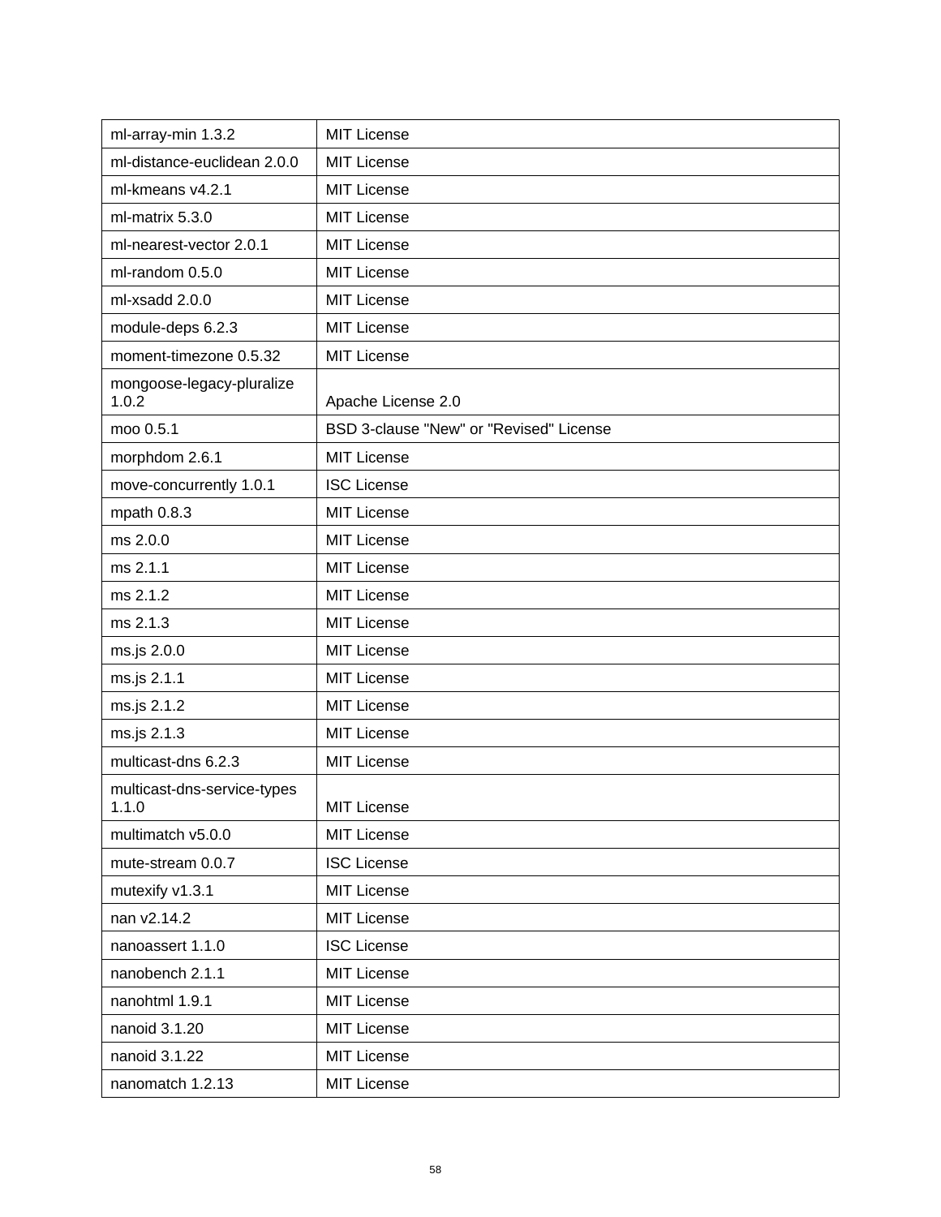| ml-array-min 1.3.2 | MIT License |
| --- | --- |
| ml-distance-euclidean 2.0.0 | MIT License |
| ml-kmeans v4.2.1 | MIT License |
| ml-matrix 5.3.0 | MIT License |
| ml-nearest-vector 2.0.1 | MIT License |
| ml-random 0.5.0 | MIT License |
| ml-xsadd 2.0.0 | MIT License |
| module-deps 6.2.3 | MIT License |
| moment-timezone 0.5.32 | MIT License |
| mongoose-legacy-pluralize 1.0.2 | Apache License 2.0 |
| moo 0.5.1 | BSD 3-clause "New" or "Revised" License |
| morphdom 2.6.1 | MIT License |
| move-concurrently 1.0.1 | ISC License |
| mpath 0.8.3 | MIT License |
| ms 2.0.0 | MIT License |
| ms 2.1.1 | MIT License |
| ms 2.1.2 | MIT License |
| ms 2.1.3 | MIT License |
| ms.js 2.0.0 | MIT License |
| ms.js 2.1.1 | MIT License |
| ms.js 2.1.2 | MIT License |
| ms.js 2.1.3 | MIT License |
| multicast-dns 6.2.3 | MIT License |
| multicast-dns-service-types 1.1.0 | MIT License |
| multimatch v5.0.0 | MIT License |
| mute-stream 0.0.7 | ISC License |
| mutexify v1.3.1 | MIT License |
| nan v2.14.2 | MIT License |
| nanoassert 1.1.0 | ISC License |
| nanobench 2.1.1 | MIT License |
| nanohtml 1.9.1 | MIT License |
| nanoid 3.1.20 | MIT License |
| nanoid 3.1.22 | MIT License |
| nanomatch 1.2.13 | MIT License |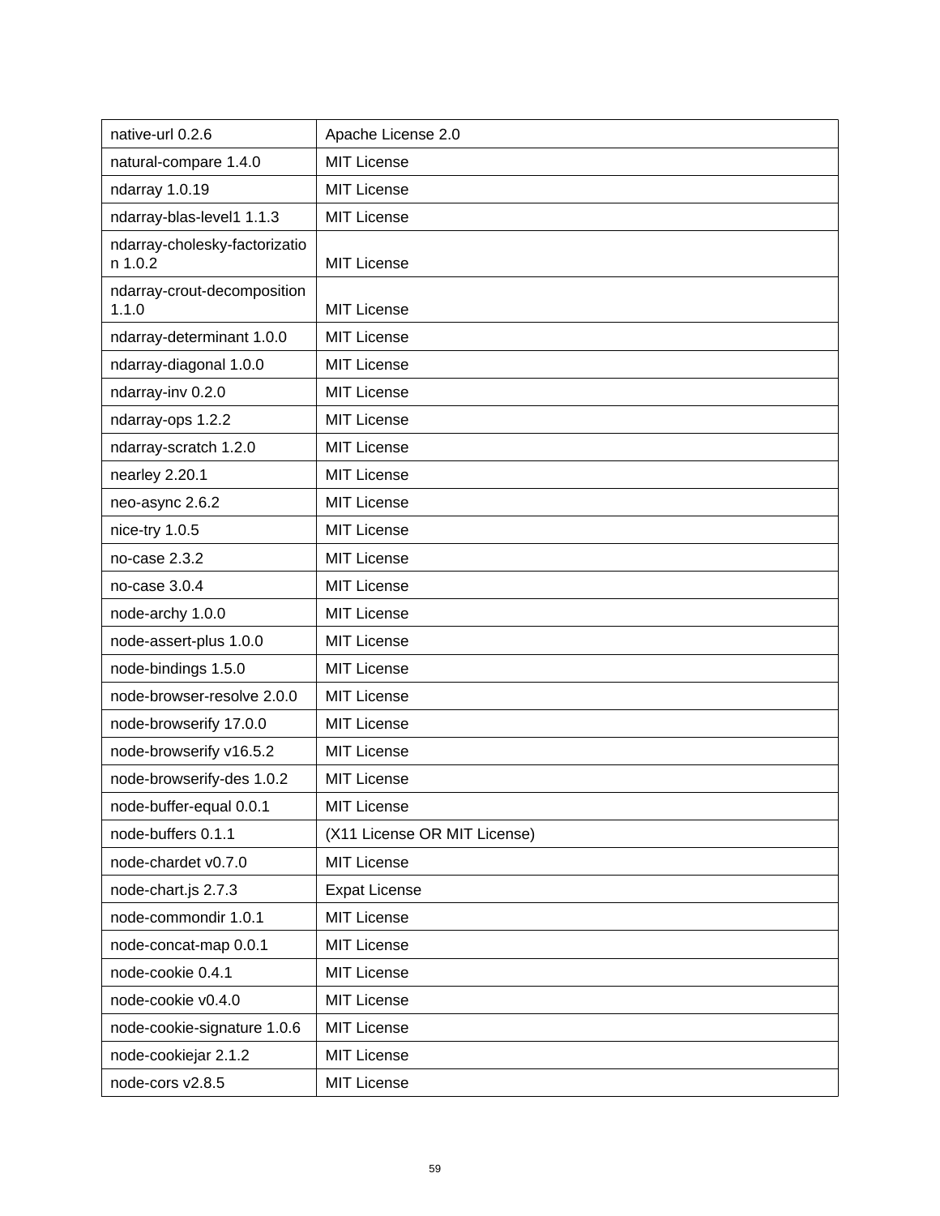| native-url 0.2.6 | Apache License 2.0 |
|---|---|
| natural-compare 1.4.0 | MIT License |
| ndarray 1.0.19 | MIT License |
| ndarray-blas-level1 1.1.3 | MIT License |
| ndarray-cholesky-factorization 1.0.2 | MIT License |
| ndarray-crout-decomposition 1.1.0 | MIT License |
| ndarray-determinant 1.0.0 | MIT License |
| ndarray-diagonal 1.0.0 | MIT License |
| ndarray-inv 0.2.0 | MIT License |
| ndarray-ops 1.2.2 | MIT License |
| ndarray-scratch 1.2.0 | MIT License |
| nearley 2.20.1 | MIT License |
| neo-async 2.6.2 | MIT License |
| nice-try 1.0.5 | MIT License |
| no-case 2.3.2 | MIT License |
| no-case 3.0.4 | MIT License |
| node-archy 1.0.0 | MIT License |
| node-assert-plus 1.0.0 | MIT License |
| node-bindings 1.5.0 | MIT License |
| node-browser-resolve 2.0.0 | MIT License |
| node-browserify 17.0.0 | MIT License |
| node-browserify v16.5.2 | MIT License |
| node-browserify-des 1.0.2 | MIT License |
| node-buffer-equal 0.0.1 | MIT License |
| node-buffers 0.1.1 | (X11 License OR MIT License) |
| node-chardet v0.7.0 | MIT License |
| node-chart.js 2.7.3 | Expat License |
| node-commondir 1.0.1 | MIT License |
| node-concat-map 0.0.1 | MIT License |
| node-cookie 0.4.1 | MIT License |
| node-cookie v0.4.0 | MIT License |
| node-cookie-signature 1.0.6 | MIT License |
| node-cookiejar 2.1.2 | MIT License |
| node-cors v2.8.5 | MIT License |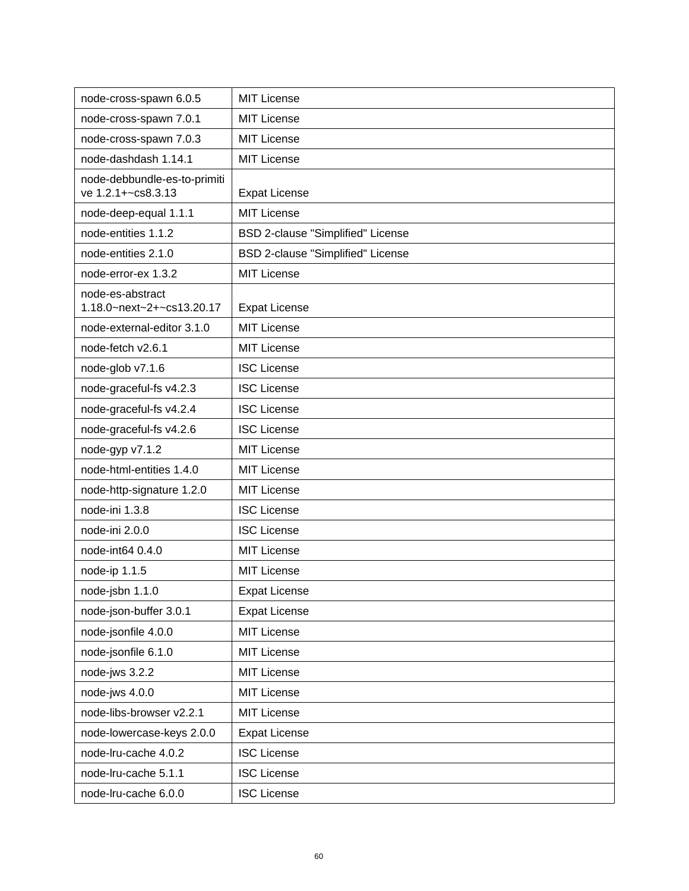| node-cross-spawn 6.0.5 | MIT License |
|---|---|
| node-cross-spawn 7.0.1 | MIT License |
| node-cross-spawn 7.0.3 | MIT License |
| node-dashdash 1.14.1 | MIT License |
| node-debbundle-es-to-primitive 1.2.1+~cs8.3.13 | Expat License |
| node-deep-equal 1.1.1 | MIT License |
| node-entities 1.1.2 | BSD 2-clause "Simplified" License |
| node-entities 2.1.0 | BSD 2-clause "Simplified" License |
| node-error-ex 1.3.2 | MIT License |
| node-es-abstract 1.18.0~next~2+~cs13.20.17 | Expat License |
| node-external-editor 3.1.0 | MIT License |
| node-fetch v2.6.1 | MIT License |
| node-glob v7.1.6 | ISC License |
| node-graceful-fs v4.2.3 | ISC License |
| node-graceful-fs v4.2.4 | ISC License |
| node-graceful-fs v4.2.6 | ISC License |
| node-gyp v7.1.2 | MIT License |
| node-html-entities 1.4.0 | MIT License |
| node-http-signature 1.2.0 | MIT License |
| node-ini 1.3.8 | ISC License |
| node-ini 2.0.0 | ISC License |
| node-int64 0.4.0 | MIT License |
| node-ip 1.1.5 | MIT License |
| node-jsbn 1.1.0 | Expat License |
| node-json-buffer 3.0.1 | Expat License |
| node-jsonfile 4.0.0 | MIT License |
| node-jsonfile 6.1.0 | MIT License |
| node-jws 3.2.2 | MIT License |
| node-jws 4.0.0 | MIT License |
| node-libs-browser v2.2.1 | MIT License |
| node-lowercase-keys 2.0.0 | Expat License |
| node-lru-cache 4.0.2 | ISC License |
| node-lru-cache 5.1.1 | ISC License |
| node-lru-cache 6.0.0 | ISC License |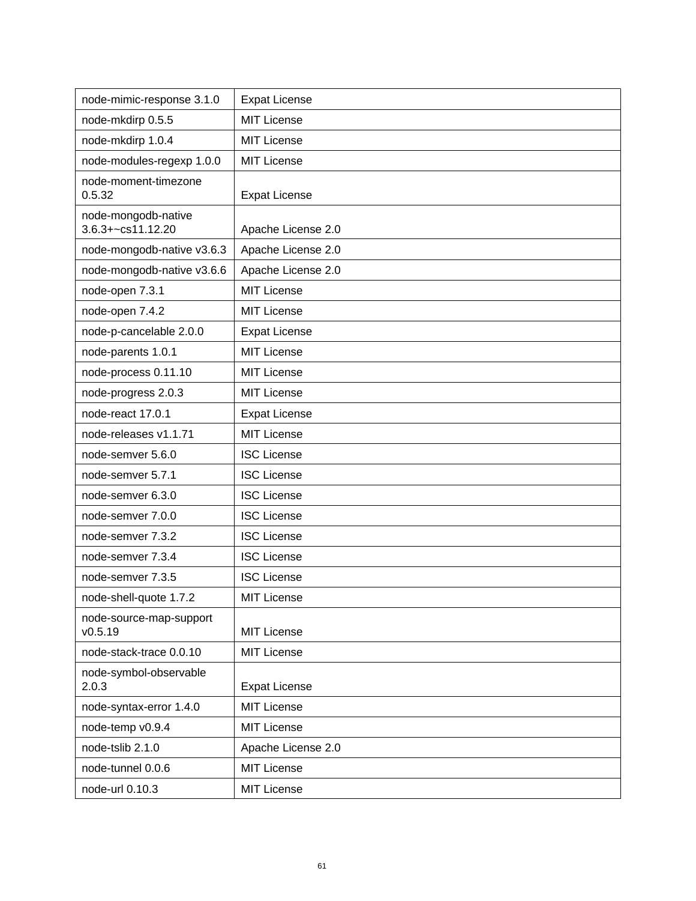| node-mimic-response 3.1.0 | Expat License |
|---|---|
| node-mkdirp 0.5.5 | MIT License |
| node-mkdirp 1.0.4 | MIT License |
| node-modules-regexp 1.0.0 | MIT License |
| node-moment-timezone 0.5.32 | Expat License |
| node-mongodb-native 3.6.3+~cs11.12.20 | Apache License 2.0 |
| node-mongodb-native v3.6.3 | Apache License 2.0 |
| node-mongodb-native v3.6.6 | Apache License 2.0 |
| node-open 7.3.1 | MIT License |
| node-open 7.4.2 | MIT License |
| node-p-cancelable 2.0.0 | Expat License |
| node-parents 1.0.1 | MIT License |
| node-process 0.11.10 | MIT License |
| node-progress 2.0.3 | MIT License |
| node-react 17.0.1 | Expat License |
| node-releases v1.1.71 | MIT License |
| node-semver 5.6.0 | ISC License |
| node-semver 5.7.1 | ISC License |
| node-semver 6.3.0 | ISC License |
| node-semver 7.0.0 | ISC License |
| node-semver 7.3.2 | ISC License |
| node-semver 7.3.4 | ISC License |
| node-semver 7.3.5 | ISC License |
| node-shell-quote 1.7.2 | MIT License |
| node-source-map-support v0.5.19 | MIT License |
| node-stack-trace 0.0.10 | MIT License |
| node-symbol-observable 2.0.3 | Expat License |
| node-syntax-error 1.4.0 | MIT License |
| node-temp v0.9.4 | MIT License |
| node-tslib 2.1.0 | Apache License 2.0 |
| node-tunnel 0.0.6 | MIT License |
| node-url 0.10.3 | MIT License |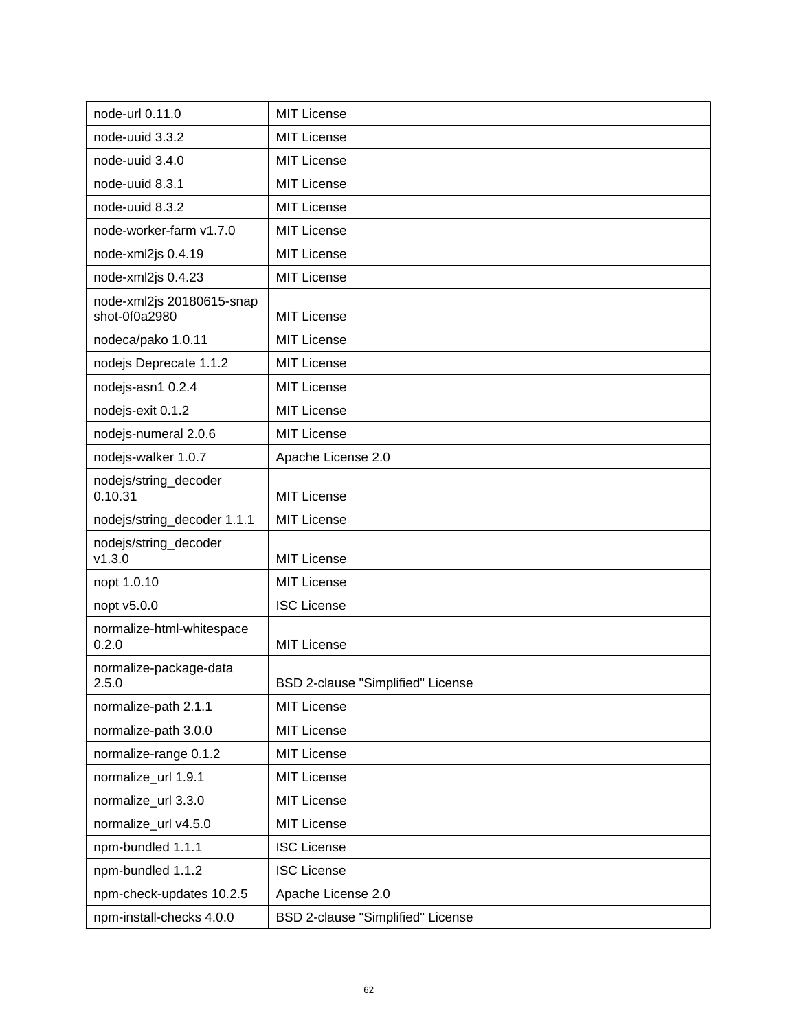| node-url 0.11.0 | MIT License |
|---|---|
| node-uuid 3.3.2 | MIT License |
| node-uuid 3.4.0 | MIT License |
| node-uuid 8.3.1 | MIT License |
| node-uuid 8.3.2 | MIT License |
| node-worker-farm v1.7.0 | MIT License |
| node-xml2js 0.4.19 | MIT License |
| node-xml2js 0.4.23 | MIT License |
| node-xml2js 20180615-snapshot-0f0a2980 | MIT License |
| nodeca/pako 1.0.11 | MIT License |
| nodejs Deprecate 1.1.2 | MIT License |
| nodejs-asn1 0.2.4 | MIT License |
| nodejs-exit 0.1.2 | MIT License |
| nodejs-numeral 2.0.6 | MIT License |
| nodejs-walker 1.0.7 | Apache License 2.0 |
| nodejs/string_decoder 0.10.31 | MIT License |
| nodejs/string_decoder 1.1.1 | MIT License |
| nodejs/string_decoder v1.3.0 | MIT License |
| nopt 1.0.10 | MIT License |
| nopt v5.0.0 | ISC License |
| normalize-html-whitespace 0.2.0 | MIT License |
| normalize-package-data 2.5.0 | BSD 2-clause "Simplified" License |
| normalize-path 2.1.1 | MIT License |
| normalize-path 3.0.0 | MIT License |
| normalize-range 0.1.2 | MIT License |
| normalize_url 1.9.1 | MIT License |
| normalize_url 3.3.0 | MIT License |
| normalize_url v4.5.0 | MIT License |
| npm-bundled 1.1.1 | ISC License |
| npm-bundled 1.1.2 | ISC License |
| npm-check-updates 10.2.5 | Apache License 2.0 |
| npm-install-checks 4.0.0 | BSD 2-clause "Simplified" License |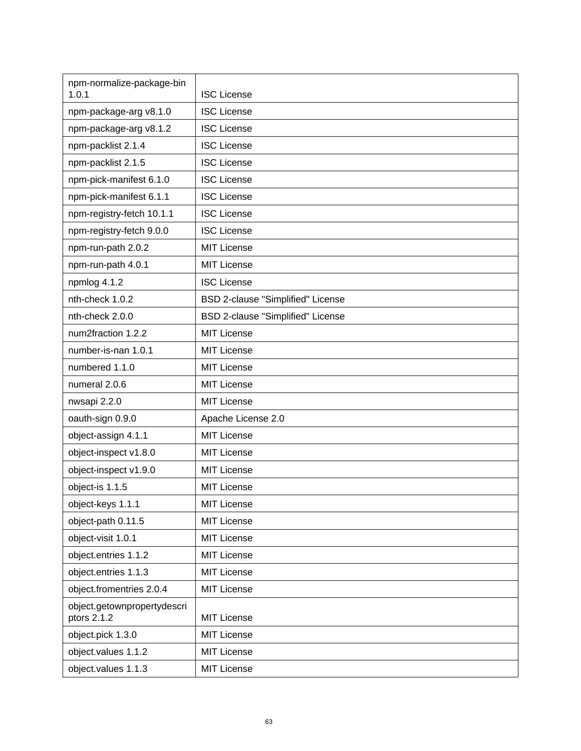| npm-normalize-package-bin 1.0.1 | ISC License |
|---|---|
| npm-package-arg v8.1.0 | ISC License |
| npm-package-arg v8.1.2 | ISC License |
| npm-packlist 2.1.4 | ISC License |
| npm-packlist 2.1.5 | ISC License |
| npm-pick-manifest 6.1.0 | ISC License |
| npm-pick-manifest 6.1.1 | ISC License |
| npm-registry-fetch 10.1.1 | ISC License |
| npm-registry-fetch 9.0.0 | ISC License |
| npm-run-path 2.0.2 | MIT License |
| npm-run-path 4.0.1 | MIT License |
| npmlog 4.1.2 | ISC License |
| nth-check 1.0.2 | BSD 2-clause "Simplified" License |
| nth-check 2.0.0 | BSD 2-clause "Simplified" License |
| num2fraction 1.2.2 | MIT License |
| number-is-nan 1.0.1 | MIT License |
| numbered 1.1.0 | MIT License |
| numeral 2.0.6 | MIT License |
| nwsapi 2.2.0 | MIT License |
| oauth-sign 0.9.0 | Apache License 2.0 |
| object-assign 4.1.1 | MIT License |
| object-inspect v1.8.0 | MIT License |
| object-inspect v1.9.0 | MIT License |
| object-is 1.1.5 | MIT License |
| object-keys 1.1.1 | MIT License |
| object-path 0.11.5 | MIT License |
| object-visit 1.0.1 | MIT License |
| object.entries 1.1.2 | MIT License |
| object.entries 1.1.3 | MIT License |
| object.fromentries 2.0.4 | MIT License |
| object.getownpropertydescriptors 2.1.2 | MIT License |
| object.pick 1.3.0 | MIT License |
| object.values 1.1.2 | MIT License |
| object.values 1.1.3 | MIT License |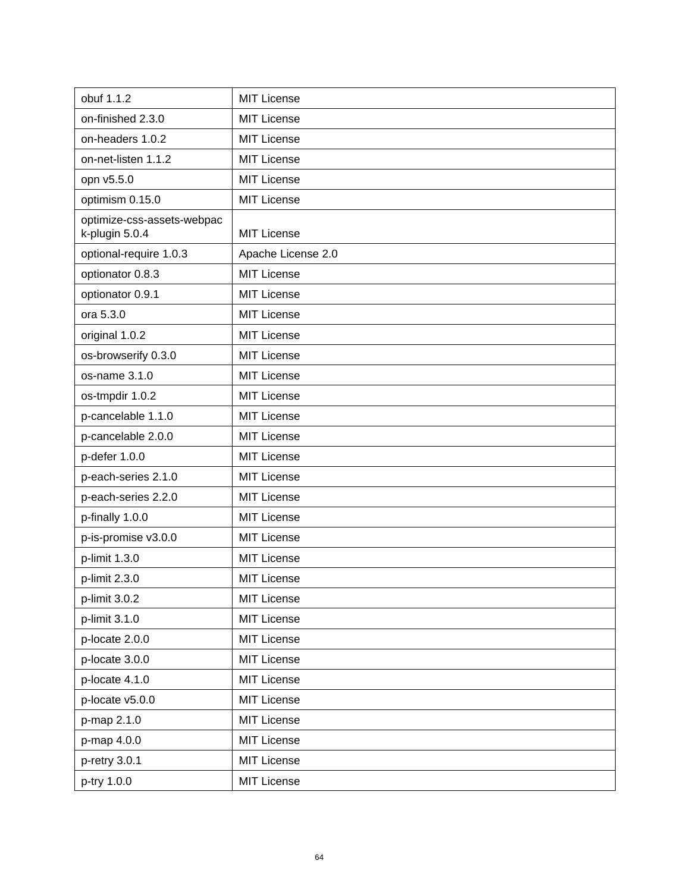| obuf 1.1.2 | MIT License |
| --- | --- |
| on-finished 2.3.0 | MIT License |
| on-headers 1.0.2 | MIT License |
| on-net-listen 1.1.2 | MIT License |
| opn v5.5.0 | MIT License |
| optimism 0.15.0 | MIT License |
| optimize-css-assets-webpack-plugin 5.0.4 | MIT License |
| optional-require 1.0.3 | Apache License 2.0 |
| optionator 0.8.3 | MIT License |
| optionator 0.9.1 | MIT License |
| ora 5.3.0 | MIT License |
| original 1.0.2 | MIT License |
| os-browserify 0.3.0 | MIT License |
| os-name 3.1.0 | MIT License |
| os-tmpdir 1.0.2 | MIT License |
| p-cancelable 1.1.0 | MIT License |
| p-cancelable 2.0.0 | MIT License |
| p-defer 1.0.0 | MIT License |
| p-each-series 2.1.0 | MIT License |
| p-each-series 2.2.0 | MIT License |
| p-finally 1.0.0 | MIT License |
| p-is-promise v3.0.0 | MIT License |
| p-limit 1.3.0 | MIT License |
| p-limit 2.3.0 | MIT License |
| p-limit 3.0.2 | MIT License |
| p-limit 3.1.0 | MIT License |
| p-locate 2.0.0 | MIT License |
| p-locate 3.0.0 | MIT License |
| p-locate 4.1.0 | MIT License |
| p-locate v5.0.0 | MIT License |
| p-map 2.1.0 | MIT License |
| p-map 4.0.0 | MIT License |
| p-retry 3.0.1 | MIT License |
| p-try 1.0.0 | MIT License |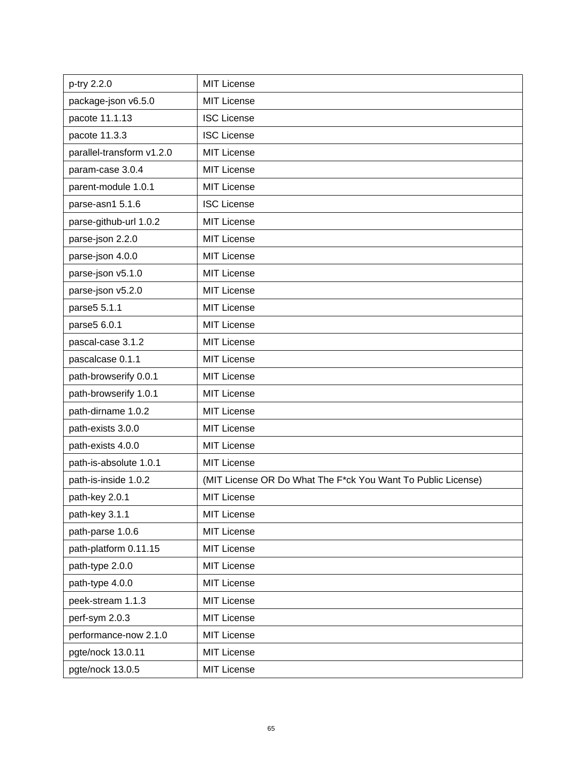| p-try 2.2.0 | MIT License |
|---|---|
| package-json v6.5.0 | MIT License |
| pacote 11.1.13 | ISC License |
| pacote 11.3.3 | ISC License |
| parallel-transform v1.2.0 | MIT License |
| param-case 3.0.4 | MIT License |
| parent-module 1.0.1 | MIT License |
| parse-asn1 5.1.6 | ISC License |
| parse-github-url 1.0.2 | MIT License |
| parse-json 2.2.0 | MIT License |
| parse-json 4.0.0 | MIT License |
| parse-json v5.1.0 | MIT License |
| parse-json v5.2.0 | MIT License |
| parse5 5.1.1 | MIT License |
| parse5 6.0.1 | MIT License |
| pascal-case 3.1.2 | MIT License |
| pascalcase 0.1.1 | MIT License |
| path-browserify 0.0.1 | MIT License |
| path-browserify 1.0.1 | MIT License |
| path-dirname 1.0.2 | MIT License |
| path-exists 3.0.0 | MIT License |
| path-exists 4.0.0 | MIT License |
| path-is-absolute 1.0.1 | MIT License |
| path-is-inside 1.0.2 | (MIT License OR Do What The F*ck You Want To Public License) |
| path-key 2.0.1 | MIT License |
| path-key 3.1.1 | MIT License |
| path-parse 1.0.6 | MIT License |
| path-platform 0.11.15 | MIT License |
| path-type 2.0.0 | MIT License |
| path-type 4.0.0 | MIT License |
| peek-stream 1.1.3 | MIT License |
| perf-sym 2.0.3 | MIT License |
| performance-now 2.1.0 | MIT License |
| pgte/nock 13.0.11 | MIT License |
| pgte/nock 13.0.5 | MIT License |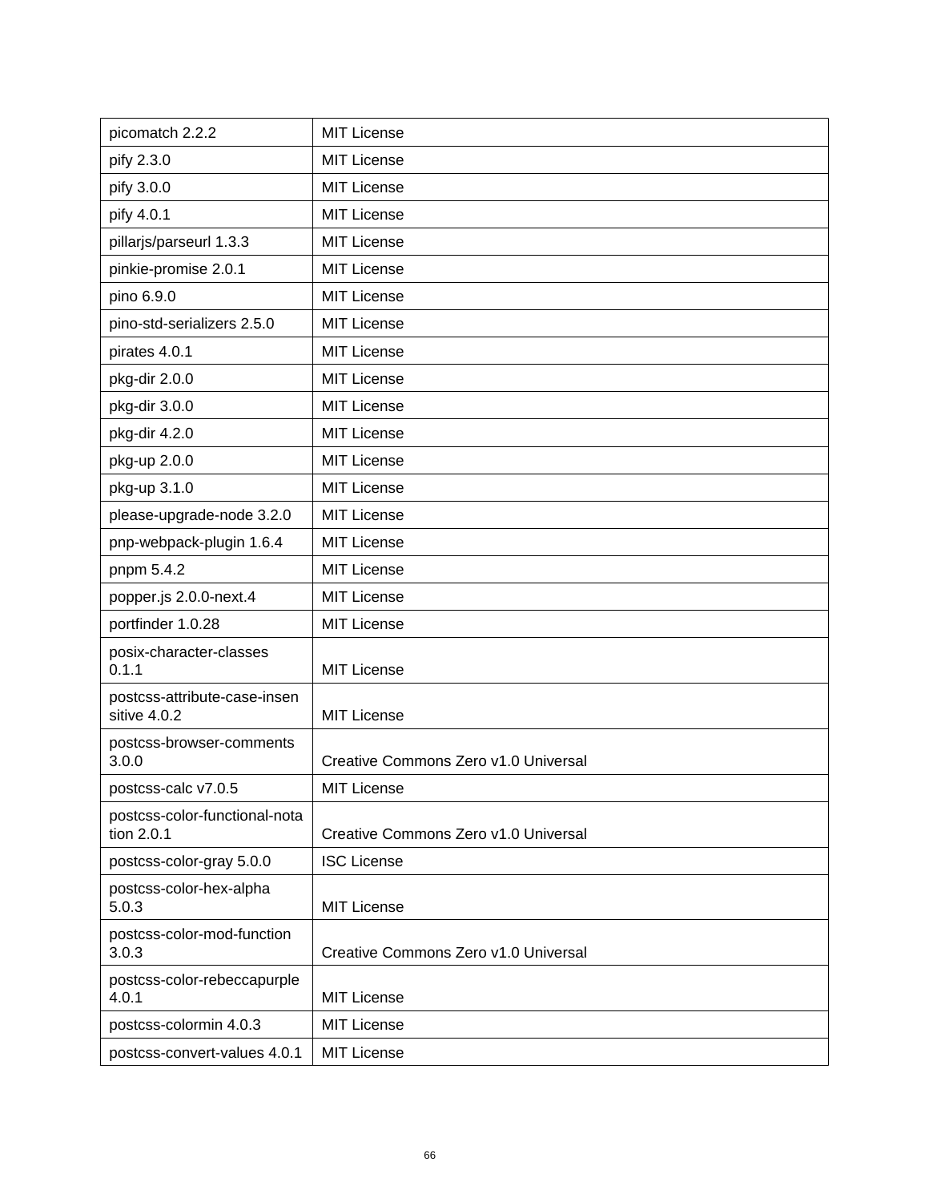| picomatch 2.2.2 | MIT License |
|---|---|
| pify 2.3.0 | MIT License |
| pify 3.0.0 | MIT License |
| pify 4.0.1 | MIT License |
| pillarjs/parseurl 1.3.3 | MIT License |
| pinkie-promise 2.0.1 | MIT License |
| pino 6.9.0 | MIT License |
| pino-std-serializers 2.5.0 | MIT License |
| pirates 4.0.1 | MIT License |
| pkg-dir 2.0.0 | MIT License |
| pkg-dir 3.0.0 | MIT License |
| pkg-dir 4.2.0 | MIT License |
| pkg-up 2.0.0 | MIT License |
| pkg-up 3.1.0 | MIT License |
| please-upgrade-node 3.2.0 | MIT License |
| pnp-webpack-plugin 1.6.4 | MIT License |
| pnpm 5.4.2 | MIT License |
| popper.js 2.0.0-next.4 | MIT License |
| portfinder 1.0.28 | MIT License |
| posix-character-classes 0.1.1 | MIT License |
| postcss-attribute-case-insensitive 4.0.2 | MIT License |
| postcss-browser-comments 3.0.0 | Creative Commons Zero v1.0 Universal |
| postcss-calc v7.0.5 | MIT License |
| postcss-color-functional-notation 2.0.1 | Creative Commons Zero v1.0 Universal |
| postcss-color-gray 5.0.0 | ISC License |
| postcss-color-hex-alpha 5.0.3 | MIT License |
| postcss-color-mod-function 3.0.3 | Creative Commons Zero v1.0 Universal |
| postcss-color-rebeccapurple 4.0.1 | MIT License |
| postcss-colormin 4.0.3 | MIT License |
| postcss-convert-values 4.0.1 | MIT License |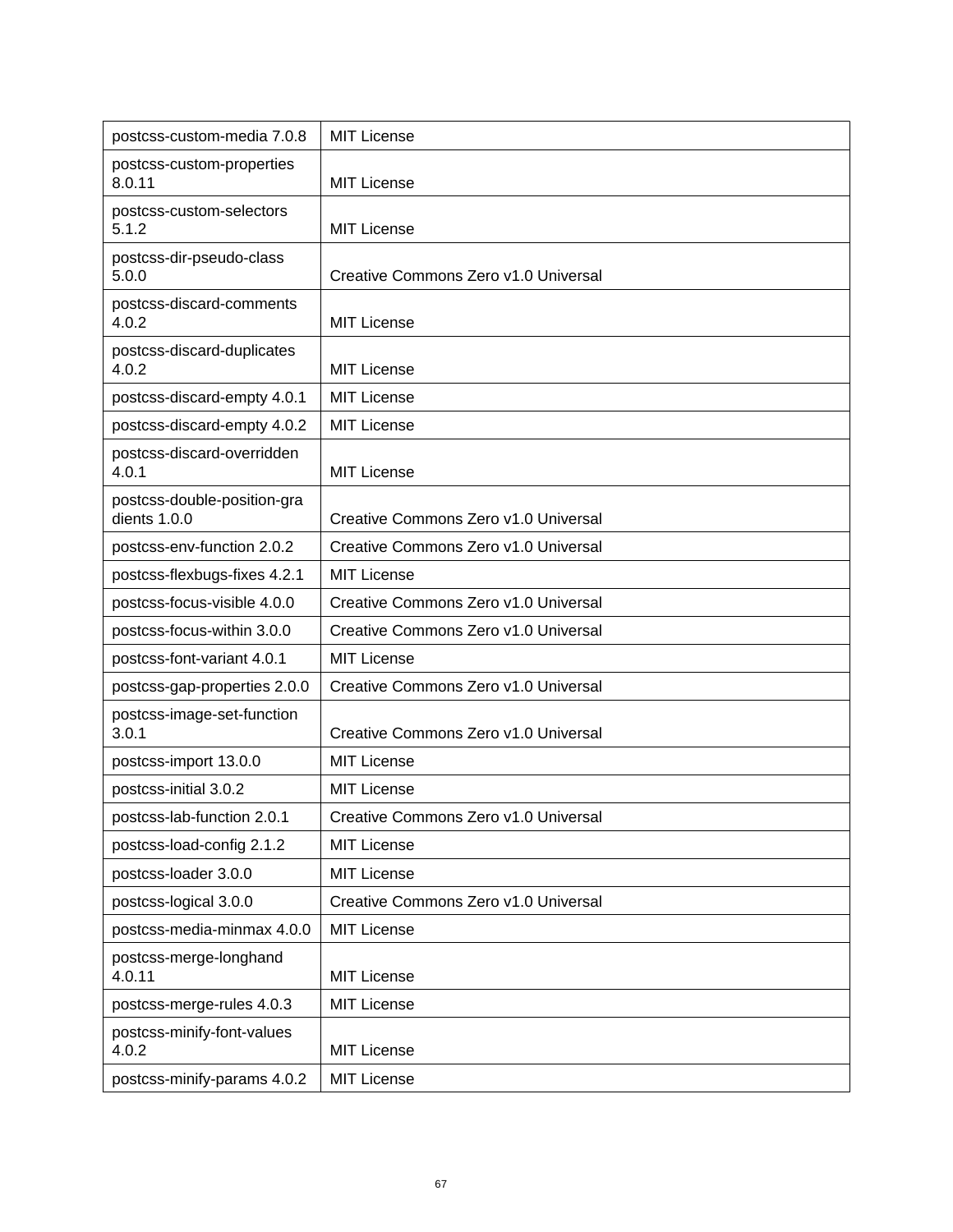| postcss-custom-media 7.0.8 | MIT License |
|---|---|
| postcss-custom-properties 8.0.11 | MIT License |
| postcss-custom-selectors 5.1.2 | MIT License |
| postcss-dir-pseudo-class 5.0.0 | Creative Commons Zero v1.0 Universal |
| postcss-discard-comments 4.0.2 | MIT License |
| postcss-discard-duplicates 4.0.2 | MIT License |
| postcss-discard-empty 4.0.1 | MIT License |
| postcss-discard-empty 4.0.2 | MIT License |
| postcss-discard-overridden 4.0.1 | MIT License |
| postcss-double-position-gradients 1.0.0 | Creative Commons Zero v1.0 Universal |
| postcss-env-function 2.0.2 | Creative Commons Zero v1.0 Universal |
| postcss-flexbugs-fixes 4.2.1 | MIT License |
| postcss-focus-visible 4.0.0 | Creative Commons Zero v1.0 Universal |
| postcss-focus-within 3.0.0 | Creative Commons Zero v1.0 Universal |
| postcss-font-variant 4.0.1 | MIT License |
| postcss-gap-properties 2.0.0 | Creative Commons Zero v1.0 Universal |
| postcss-image-set-function 3.0.1 | Creative Commons Zero v1.0 Universal |
| postcss-import 13.0.0 | MIT License |
| postcss-initial 3.0.2 | MIT License |
| postcss-lab-function 2.0.1 | Creative Commons Zero v1.0 Universal |
| postcss-load-config 2.1.2 | MIT License |
| postcss-loader 3.0.0 | MIT License |
| postcss-logical 3.0.0 | Creative Commons Zero v1.0 Universal |
| postcss-media-minmax 4.0.0 | MIT License |
| postcss-merge-longhand 4.0.11 | MIT License |
| postcss-merge-rules 4.0.3 | MIT License |
| postcss-minify-font-values 4.0.2 | MIT License |
| postcss-minify-params 4.0.2 | MIT License |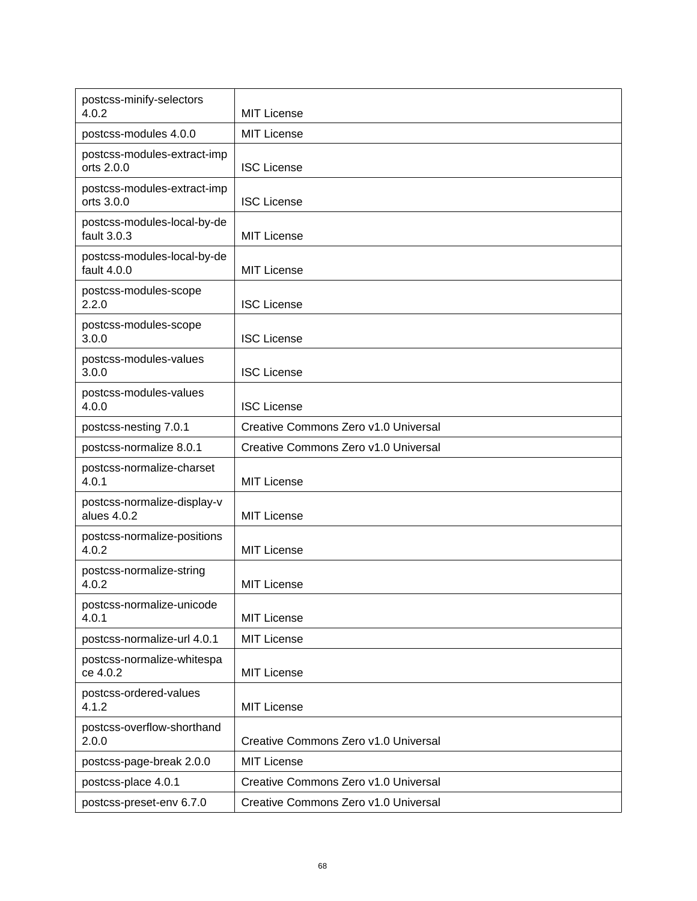| postcss-minify-selectors 4.0.2 | MIT License |
|---|---|
| postcss-modules 4.0.0 | MIT License |
| postcss-modules-extract-imports 2.0.0 | ISC License |
| postcss-modules-extract-imports 3.0.0 | ISC License |
| postcss-modules-local-by-default 3.0.3 | MIT License |
| postcss-modules-local-by-default 4.0.0 | MIT License |
| postcss-modules-scope 2.2.0 | ISC License |
| postcss-modules-scope 3.0.0 | ISC License |
| postcss-modules-values 3.0.0 | ISC License |
| postcss-modules-values 4.0.0 | ISC License |
| postcss-nesting 7.0.1 | Creative Commons Zero v1.0 Universal |
| postcss-normalize 8.0.1 | Creative Commons Zero v1.0 Universal |
| postcss-normalize-charset 4.0.1 | MIT License |
| postcss-normalize-display-values 4.0.2 | MIT License |
| postcss-normalize-positions 4.0.2 | MIT License |
| postcss-normalize-string 4.0.2 | MIT License |
| postcss-normalize-unicode 4.0.1 | MIT License |
| postcss-normalize-url 4.0.1 | MIT License |
| postcss-normalize-whitespace 4.0.2 | MIT License |
| postcss-ordered-values 4.1.2 | MIT License |
| postcss-overflow-shorthand 2.0.0 | Creative Commons Zero v1.0 Universal |
| postcss-page-break 2.0.0 | MIT License |
| postcss-place 4.0.1 | Creative Commons Zero v1.0 Universal |
| postcss-preset-env 6.7.0 | Creative Commons Zero v1.0 Universal |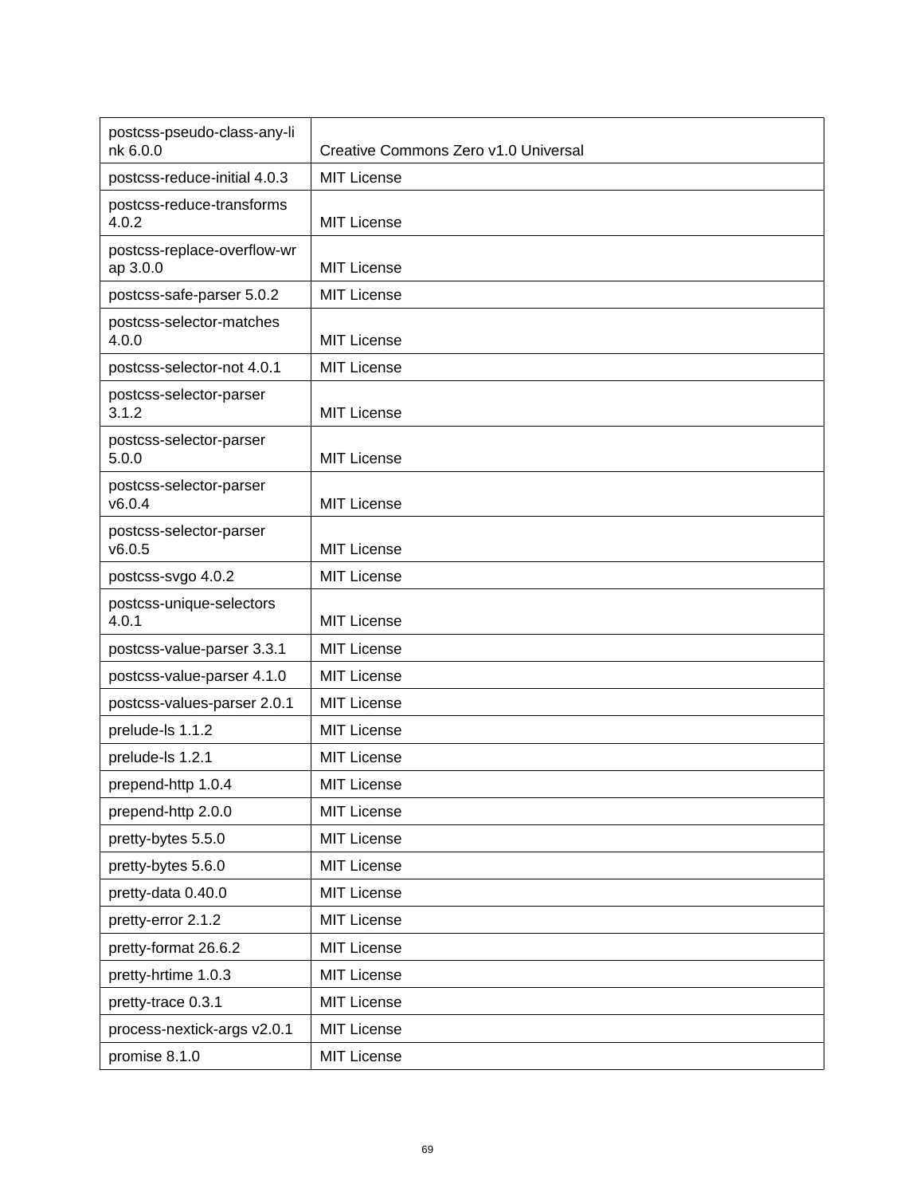| postcss-pseudo-class-any-link 6.0.0 | Creative Commons Zero v1.0 Universal |
|---|---|
| postcss-reduce-initial 4.0.3 | MIT License |
| postcss-reduce-transforms 4.0.2 | MIT License |
| postcss-replace-overflow-wrap 3.0.0 | MIT License |
| postcss-safe-parser 5.0.2 | MIT License |
| postcss-selector-matches 4.0.0 | MIT License |
| postcss-selector-not 4.0.1 | MIT License |
| postcss-selector-parser 3.1.2 | MIT License |
| postcss-selector-parser 5.0.0 | MIT License |
| postcss-selector-parser v6.0.4 | MIT License |
| postcss-selector-parser v6.0.5 | MIT License |
| postcss-svgo 4.0.2 | MIT License |
| postcss-unique-selectors 4.0.1 | MIT License |
| postcss-value-parser 3.3.1 | MIT License |
| postcss-value-parser 4.1.0 | MIT License |
| postcss-values-parser 2.0.1 | MIT License |
| prelude-ls 1.1.2 | MIT License |
| prelude-ls 1.2.1 | MIT License |
| prepend-http 1.0.4 | MIT License |
| prepend-http 2.0.0 | MIT License |
| pretty-bytes 5.5.0 | MIT License |
| pretty-bytes 5.6.0 | MIT License |
| pretty-data 0.40.0 | MIT License |
| pretty-error 2.1.2 | MIT License |
| pretty-format 26.6.2 | MIT License |
| pretty-hrtime 1.0.3 | MIT License |
| pretty-trace 0.3.1 | MIT License |
| process-nextick-args v2.0.1 | MIT License |
| promise 8.1.0 | MIT License |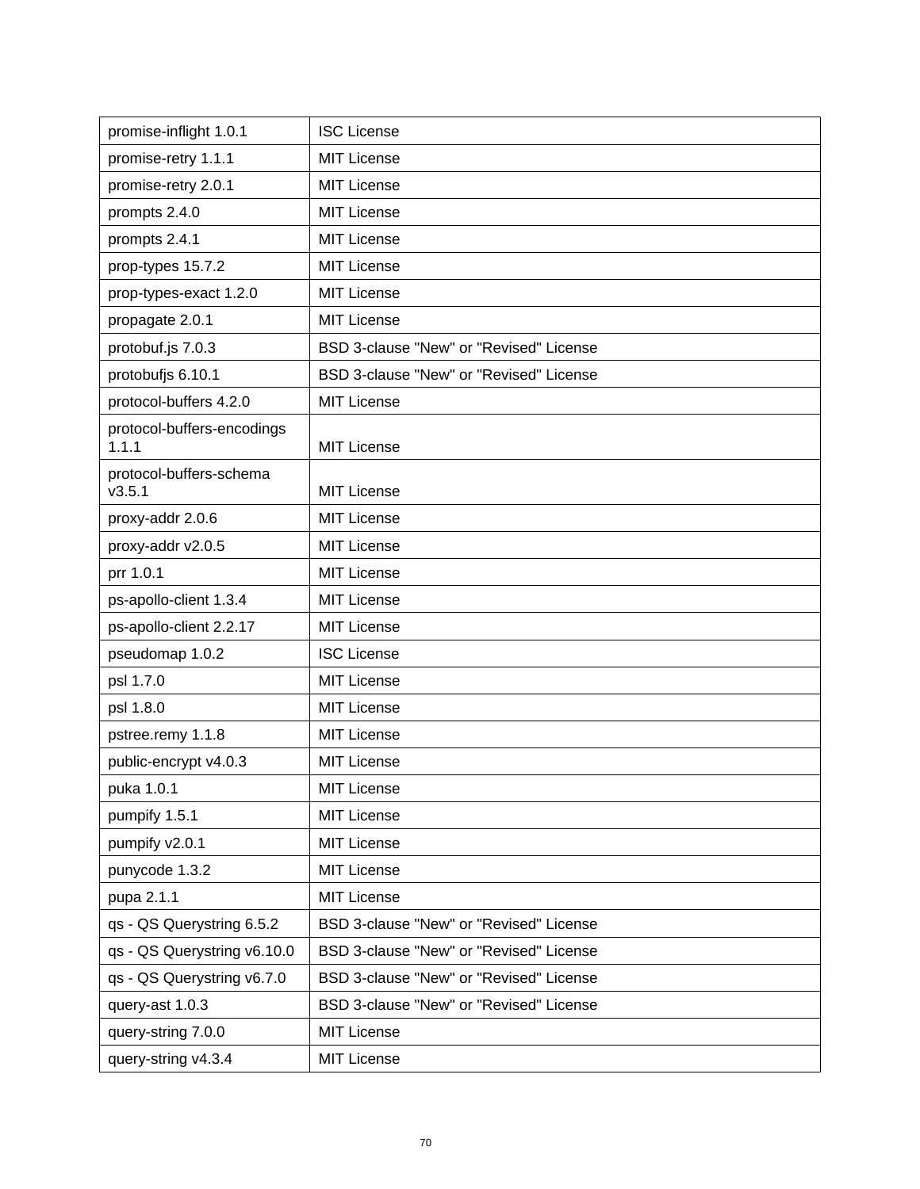| promise-inflight 1.0.1 | ISC License |
|---|---|
| promise-retry 1.1.1 | MIT License |
| promise-retry 2.0.1 | MIT License |
| prompts 2.4.0 | MIT License |
| prompts 2.4.1 | MIT License |
| prop-types 15.7.2 | MIT License |
| prop-types-exact 1.2.0 | MIT License |
| propagate 2.0.1 | MIT License |
| protobuf.js 7.0.3 | BSD 3-clause "New" or "Revised" License |
| protobufjs 6.10.1 | BSD 3-clause "New" or "Revised" License |
| protocol-buffers 4.2.0 | MIT License |
| protocol-buffers-encodings 1.1.1 | MIT License |
| protocol-buffers-schema v3.5.1 | MIT License |
| proxy-addr 2.0.6 | MIT License |
| proxy-addr v2.0.5 | MIT License |
| prr 1.0.1 | MIT License |
| ps-apollo-client 1.3.4 | MIT License |
| ps-apollo-client 2.2.17 | MIT License |
| pseudomap 1.0.2 | ISC License |
| psl 1.7.0 | MIT License |
| psl 1.8.0 | MIT License |
| pstree.remy 1.1.8 | MIT License |
| public-encrypt v4.0.3 | MIT License |
| puka 1.0.1 | MIT License |
| pumpify 1.5.1 | MIT License |
| pumpify v2.0.1 | MIT License |
| punycode 1.3.2 | MIT License |
| pupa 2.1.1 | MIT License |
| qs - QS Querystring 6.5.2 | BSD 3-clause "New" or "Revised" License |
| qs - QS Querystring v6.10.0 | BSD 3-clause "New" or "Revised" License |
| qs - QS Querystring v6.7.0 | BSD 3-clause "New" or "Revised" License |
| query-ast 1.0.3 | BSD 3-clause "New" or "Revised" License |
| query-string 7.0.0 | MIT License |
| query-string v4.3.4 | MIT License |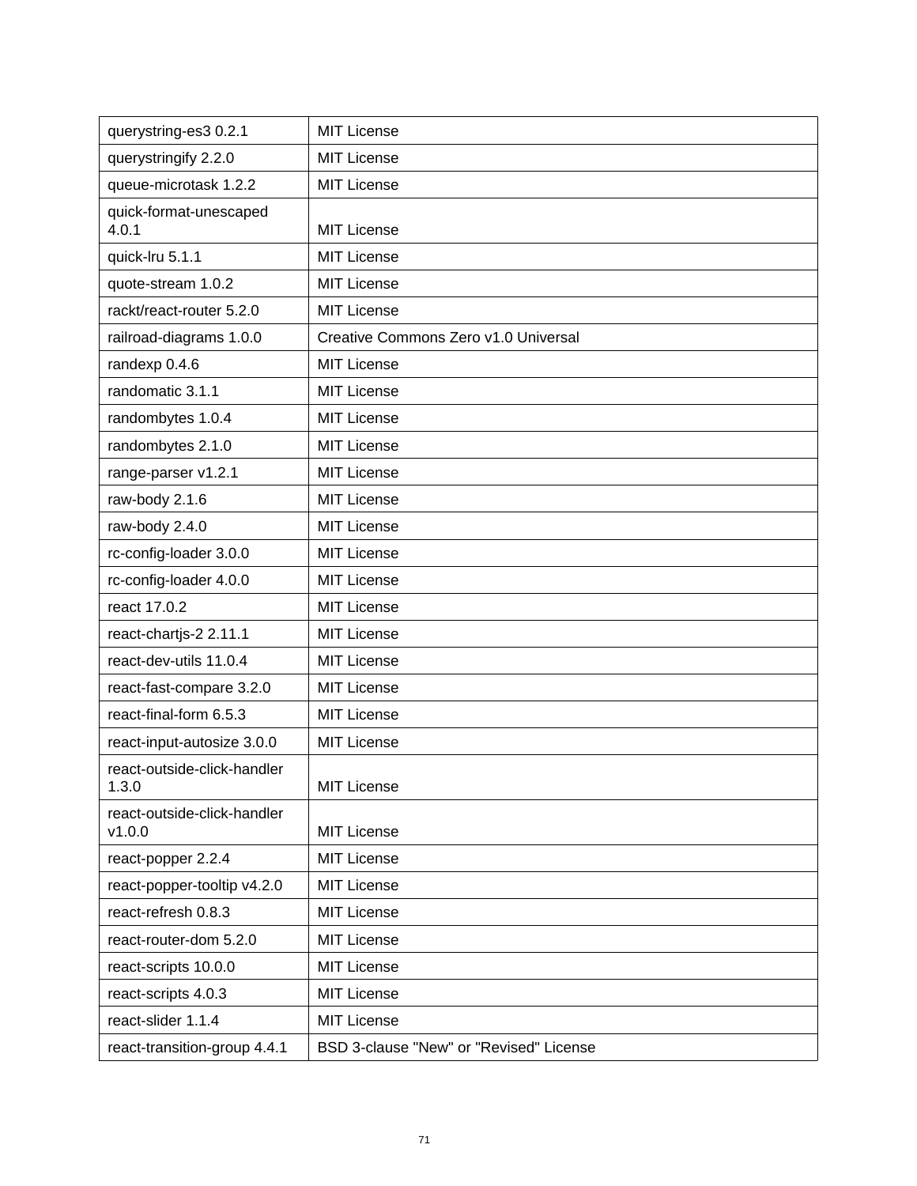| querystring-es3 0.2.1 | MIT License |
|---|---|
| querystringify 2.2.0 | MIT License |
| queue-microtask 1.2.2 | MIT License |
| quick-format-unescaped 4.0.1 | MIT License |
| quick-lru 5.1.1 | MIT License |
| quote-stream 1.0.2 | MIT License |
| rackt/react-router 5.2.0 | MIT License |
| railroad-diagrams 1.0.0 | Creative Commons Zero v1.0 Universal |
| randexp 0.4.6 | MIT License |
| randomatic 3.1.1 | MIT License |
| randombytes 1.0.4 | MIT License |
| randombytes 2.1.0 | MIT License |
| range-parser v1.2.1 | MIT License |
| raw-body 2.1.6 | MIT License |
| raw-body 2.4.0 | MIT License |
| rc-config-loader 3.0.0 | MIT License |
| rc-config-loader 4.0.0 | MIT License |
| react 17.0.2 | MIT License |
| react-chartjs-2 2.11.1 | MIT License |
| react-dev-utils 11.0.4 | MIT License |
| react-fast-compare 3.2.0 | MIT License |
| react-final-form 6.5.3 | MIT License |
| react-input-autosize 3.0.0 | MIT License |
| react-outside-click-handler 1.3.0 | MIT License |
| react-outside-click-handler v1.0.0 | MIT License |
| react-popper 2.2.4 | MIT License |
| react-popper-tooltip v4.2.0 | MIT License |
| react-refresh 0.8.3 | MIT License |
| react-router-dom 5.2.0 | MIT License |
| react-scripts 10.0.0 | MIT License |
| react-scripts 4.0.3 | MIT License |
| react-slider 1.1.4 | MIT License |
| react-transition-group 4.4.1 | BSD 3-clause "New" or "Revised" License |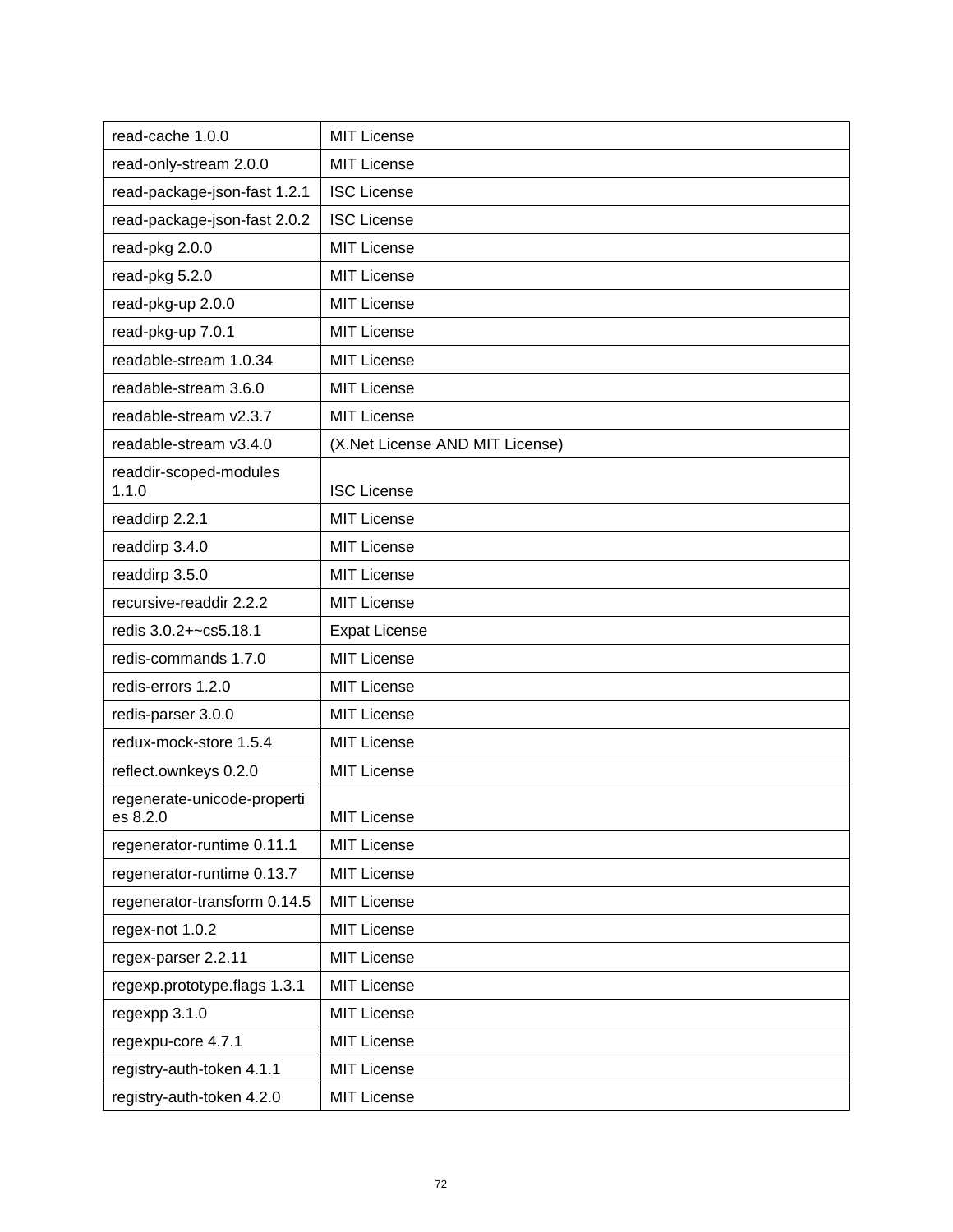| read-cache 1.0.0 | MIT License |
|---|---|
| read-only-stream 2.0.0 | MIT License |
| read-package-json-fast 1.2.1 | ISC License |
| read-package-json-fast 2.0.2 | ISC License |
| read-pkg 2.0.0 | MIT License |
| read-pkg 5.2.0 | MIT License |
| read-pkg-up 2.0.0 | MIT License |
| read-pkg-up 7.0.1 | MIT License |
| readable-stream 1.0.34 | MIT License |
| readable-stream 3.6.0 | MIT License |
| readable-stream v2.3.7 | MIT License |
| readable-stream v3.4.0 | (X.Net License AND MIT License) |
| readdir-scoped-modules 1.1.0 | ISC License |
| readdirp 2.2.1 | MIT License |
| readdirp 3.4.0 | MIT License |
| readdirp 3.5.0 | MIT License |
| recursive-readdir 2.2.2 | MIT License |
| redis 3.0.2+~cs5.18.1 | Expat License |
| redis-commands 1.7.0 | MIT License |
| redis-errors 1.2.0 | MIT License |
| redis-parser 3.0.0 | MIT License |
| redux-mock-store 1.5.4 | MIT License |
| reflect.ownkeys 0.2.0 | MIT License |
| regenerate-unicode-properties 8.2.0 | MIT License |
| regenerator-runtime 0.11.1 | MIT License |
| regenerator-runtime 0.13.7 | MIT License |
| regenerator-transform 0.14.5 | MIT License |
| regex-not 1.0.2 | MIT License |
| regex-parser 2.2.11 | MIT License |
| regexp.prototype.flags 1.3.1 | MIT License |
| regexpp 3.1.0 | MIT License |
| regexpu-core 4.7.1 | MIT License |
| registry-auth-token 4.1.1 | MIT License |
| registry-auth-token 4.2.0 | MIT License |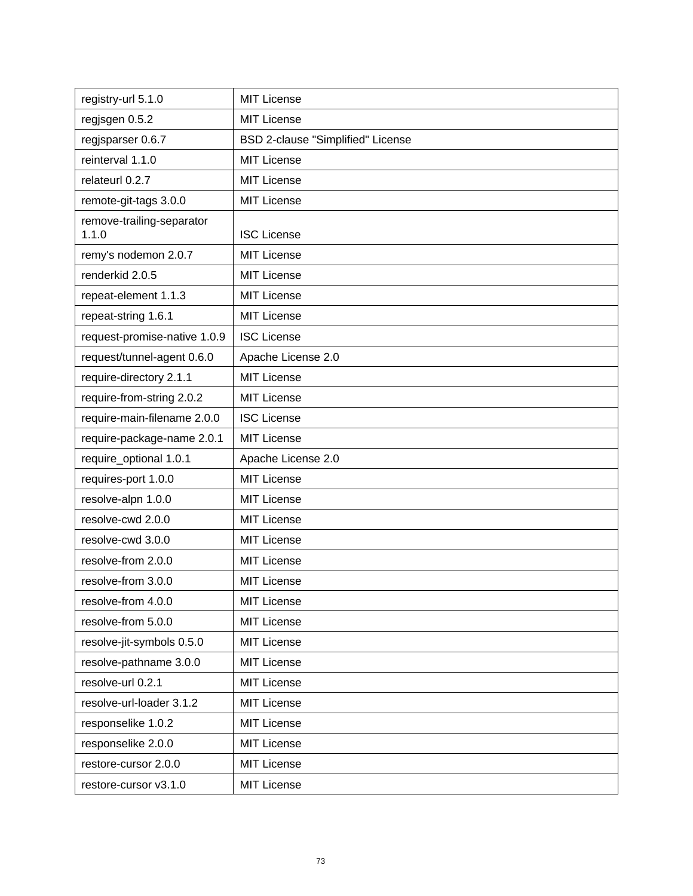| registry-url 5.1.0 | MIT License |
|---|---|
| regjsgen 0.5.2 | MIT License |
| regjsparser 0.6.7 | BSD 2-clause "Simplified" License |
| reinterval 1.1.0 | MIT License |
| relateurl 0.2.7 | MIT License |
| remote-git-tags 3.0.0 | MIT License |
| remove-trailing-separator 1.1.0 | ISC License |
| remy's nodemon 2.0.7 | MIT License |
| renderkid 2.0.5 | MIT License |
| repeat-element 1.1.3 | MIT License |
| repeat-string 1.6.1 | MIT License |
| request-promise-native 1.0.9 | ISC License |
| request/tunnel-agent 0.6.0 | Apache License 2.0 |
| require-directory 2.1.1 | MIT License |
| require-from-string 2.0.2 | MIT License |
| require-main-filename 2.0.0 | ISC License |
| require-package-name 2.0.1 | MIT License |
| require_optional 1.0.1 | Apache License 2.0 |
| requires-port 1.0.0 | MIT License |
| resolve-alpn 1.0.0 | MIT License |
| resolve-cwd 2.0.0 | MIT License |
| resolve-cwd 3.0.0 | MIT License |
| resolve-from 2.0.0 | MIT License |
| resolve-from 3.0.0 | MIT License |
| resolve-from 4.0.0 | MIT License |
| resolve-from 5.0.0 | MIT License |
| resolve-jit-symbols 0.5.0 | MIT License |
| resolve-pathname 3.0.0 | MIT License |
| resolve-url 0.2.1 | MIT License |
| resolve-url-loader 3.1.2 | MIT License |
| responselike 1.0.2 | MIT License |
| responselike 2.0.0 | MIT License |
| restore-cursor 2.0.0 | MIT License |
| restore-cursor v3.1.0 | MIT License |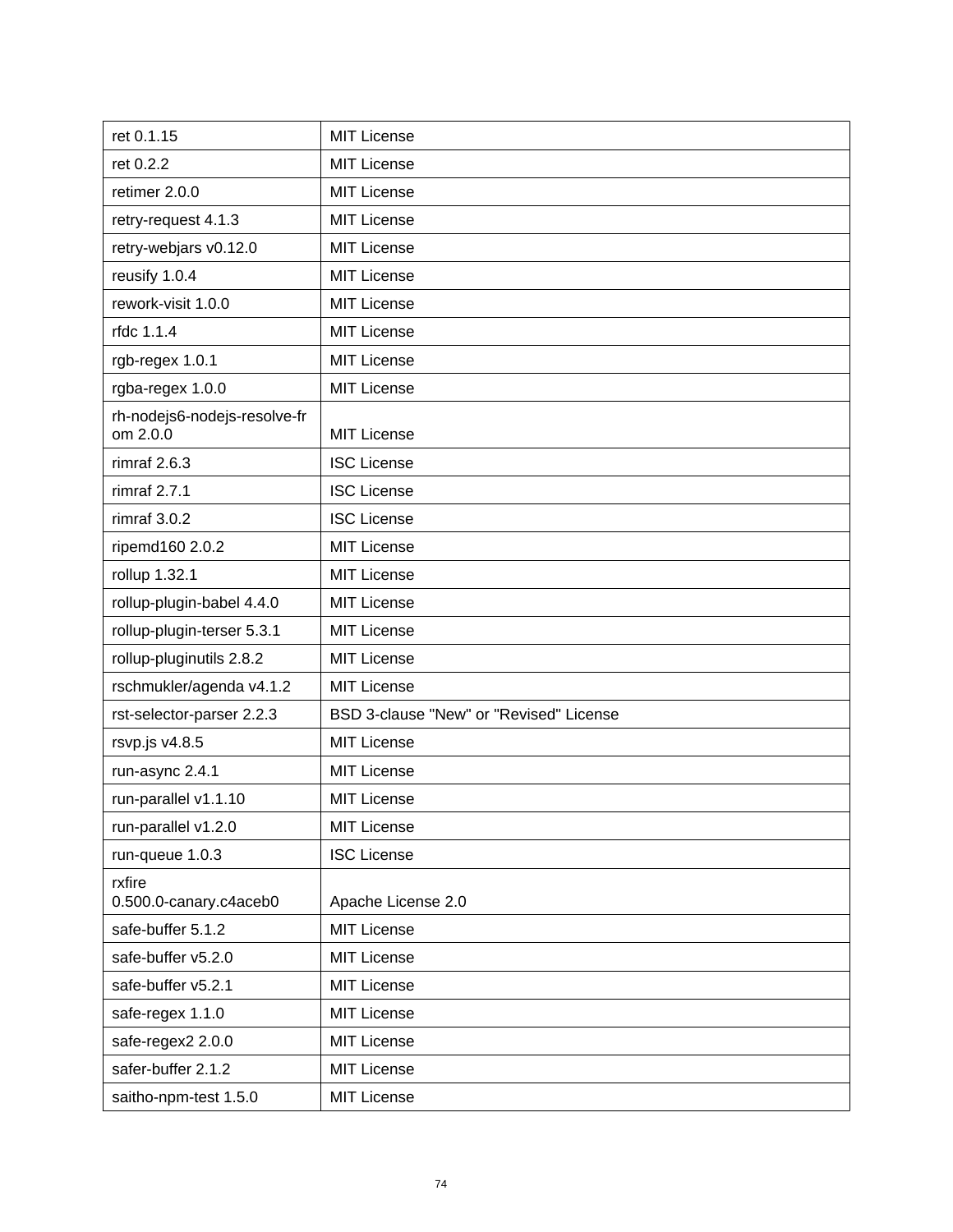| ret 0.1.15 | MIT License |
|---|---|
| ret 0.2.2 | MIT License |
| retimer 2.0.0 | MIT License |
| retry-request 4.1.3 | MIT License |
| retry-webjars v0.12.0 | MIT License |
| reusify 1.0.4 | MIT License |
| rework-visit 1.0.0 | MIT License |
| rfdc 1.1.4 | MIT License |
| rgb-regex 1.0.1 | MIT License |
| rgba-regex 1.0.0 | MIT License |
| rh-nodejs6-nodejs-resolve-from 2.0.0 | MIT License |
| rimraf 2.6.3 | ISC License |
| rimraf 2.7.1 | ISC License |
| rimraf 3.0.2 | ISC License |
| ripemd160 2.0.2 | MIT License |
| rollup 1.32.1 | MIT License |
| rollup-plugin-babel 4.4.0 | MIT License |
| rollup-plugin-terser 5.3.1 | MIT License |
| rollup-pluginutils 2.8.2 | MIT License |
| rschmukler/agenda v4.1.2 | MIT License |
| rst-selector-parser 2.2.3 | BSD 3-clause "New" or "Revised" License |
| rsvp.js v4.8.5 | MIT License |
| run-async 2.4.1 | MIT License |
| run-parallel v1.1.10 | MIT License |
| run-parallel v1.2.0 | MIT License |
| run-queue 1.0.3 | ISC License |
| rxfire 0.500.0-canary.c4aceb0 | Apache License 2.0 |
| safe-buffer 5.1.2 | MIT License |
| safe-buffer v5.2.0 | MIT License |
| safe-buffer v5.2.1 | MIT License |
| safe-regex 1.1.0 | MIT License |
| safe-regex2 2.0.0 | MIT License |
| safer-buffer 2.1.2 | MIT License |
| saitho-npm-test 1.5.0 | MIT License |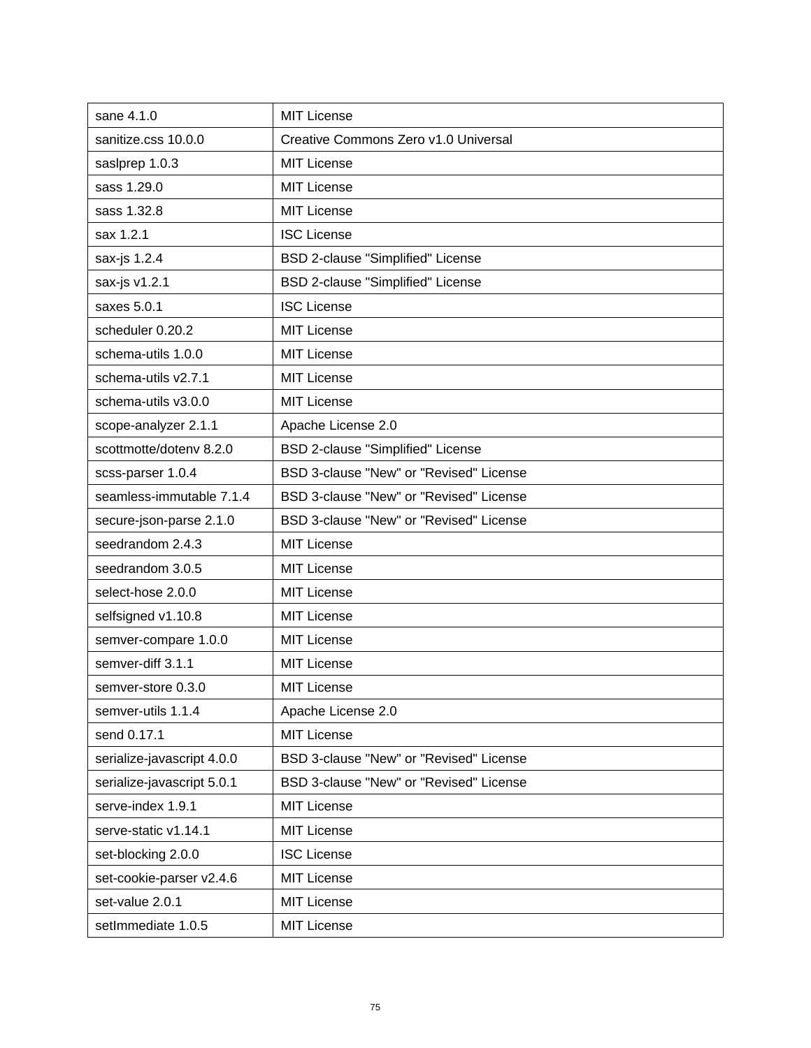| sane 4.1.0 | MIT License |
|---|---|
| sanitize.css 10.0.0 | Creative Commons Zero v1.0 Universal |
| saslprep 1.0.3 | MIT License |
| sass 1.29.0 | MIT License |
| sass 1.32.8 | MIT License |
| sax 1.2.1 | ISC License |
| sax-js 1.2.4 | BSD 2-clause "Simplified" License |
| sax-js v1.2.1 | BSD 2-clause "Simplified" License |
| saxes 5.0.1 | ISC License |
| scheduler 0.20.2 | MIT License |
| schema-utils 1.0.0 | MIT License |
| schema-utils v2.7.1 | MIT License |
| schema-utils v3.0.0 | MIT License |
| scope-analyzer 2.1.1 | Apache License 2.0 |
| scottmotte/dotenv 8.2.0 | BSD 2-clause "Simplified" License |
| scss-parser 1.0.4 | BSD 3-clause "New" or "Revised" License |
| seamless-immutable 7.1.4 | BSD 3-clause "New" or "Revised" License |
| secure-json-parse 2.1.0 | BSD 3-clause "New" or "Revised" License |
| seedrandom 2.4.3 | MIT License |
| seedrandom 3.0.5 | MIT License |
| select-hose 2.0.0 | MIT License |
| selfsigned v1.10.8 | MIT License |
| semver-compare 1.0.0 | MIT License |
| semver-diff 3.1.1 | MIT License |
| semver-store 0.3.0 | MIT License |
| semver-utils 1.1.4 | Apache License 2.0 |
| send 0.17.1 | MIT License |
| serialize-javascript 4.0.0 | BSD 3-clause "New" or "Revised" License |
| serialize-javascript 5.0.1 | BSD 3-clause "New" or "Revised" License |
| serve-index 1.9.1 | MIT License |
| serve-static v1.14.1 | MIT License |
| set-blocking 2.0.0 | ISC License |
| set-cookie-parser v2.4.6 | MIT License |
| set-value 2.0.1 | MIT License |
| setImmediate 1.0.5 | MIT License |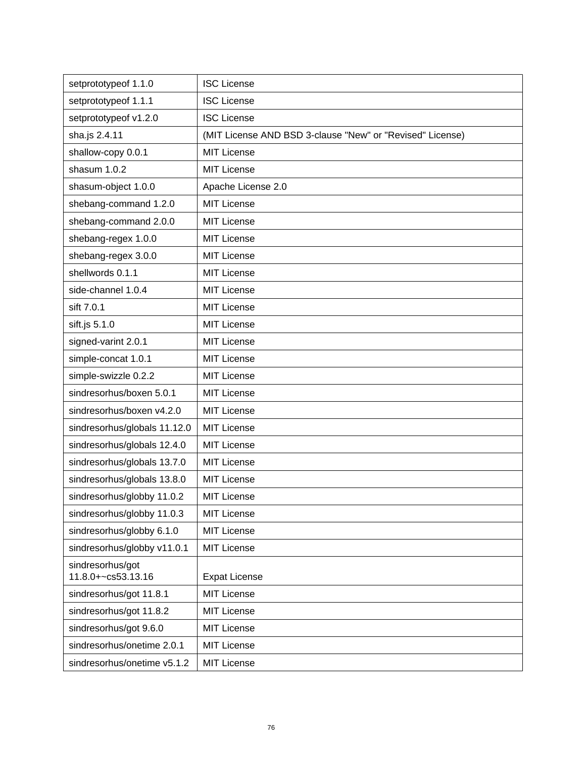| setprototypeof 1.1.0 | ISC License |
|---|---|
| setprototypeof 1.1.1 | ISC License |
| setprototypeof v1.2.0 | ISC License |
| sha.js 2.4.11 | (MIT License AND BSD 3-clause "New" or "Revised" License) |
| shallow-copy 0.0.1 | MIT License |
| shasum 1.0.2 | MIT License |
| shasum-object 1.0.0 | Apache License 2.0 |
| shebang-command 1.2.0 | MIT License |
| shebang-command 2.0.0 | MIT License |
| shebang-regex 1.0.0 | MIT License |
| shebang-regex 3.0.0 | MIT License |
| shellwords 0.1.1 | MIT License |
| side-channel 1.0.4 | MIT License |
| sift 7.0.1 | MIT License |
| sift.js 5.1.0 | MIT License |
| signed-varint 2.0.1 | MIT License |
| simple-concat 1.0.1 | MIT License |
| simple-swizzle 0.2.2 | MIT License |
| sindresorhus/boxen 5.0.1 | MIT License |
| sindresorhus/boxen v4.2.0 | MIT License |
| sindresorhus/globals 11.12.0 | MIT License |
| sindresorhus/globals 12.4.0 | MIT License |
| sindresorhus/globals 13.7.0 | MIT License |
| sindresorhus/globals 13.8.0 | MIT License |
| sindresorhus/globby 11.0.2 | MIT License |
| sindresorhus/globby 11.0.3 | MIT License |
| sindresorhus/globby 6.1.0 | MIT License |
| sindresorhus/globby v11.0.1 | MIT License |
| sindresorhus/got 11.8.0+~cs53.13.16 | Expat License |
| sindresorhus/got 11.8.1 | MIT License |
| sindresorhus/got 11.8.2 | MIT License |
| sindresorhus/got 9.6.0 | MIT License |
| sindresorhus/onetime 2.0.1 | MIT License |
| sindresorhus/onetime v5.1.2 | MIT License |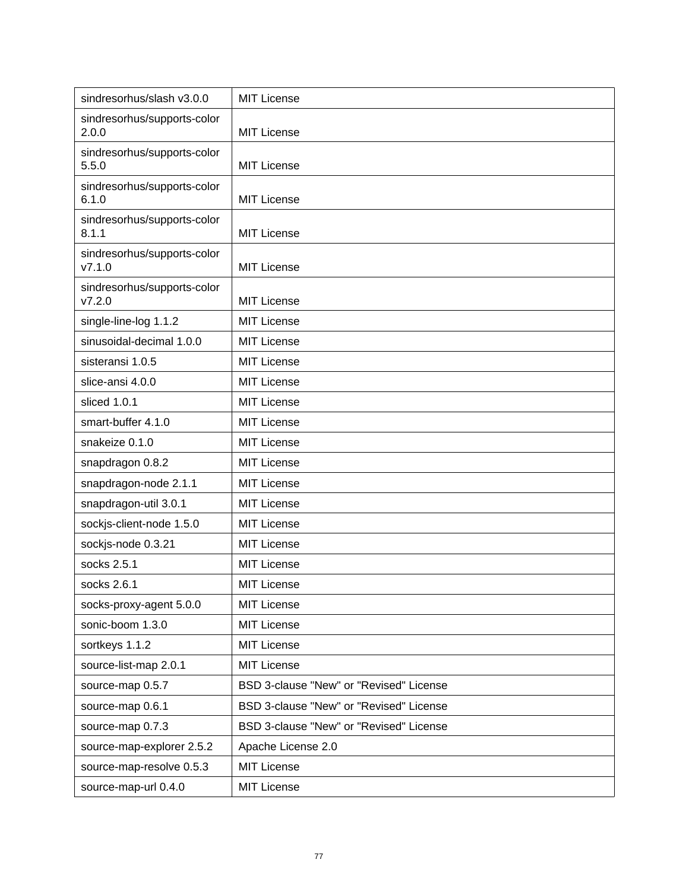| sindresorhus/slash v3.0.0 | MIT License |
|---|---|
| sindresorhus/supports-color 2.0.0 | MIT License |
| sindresorhus/supports-color 5.5.0 | MIT License |
| sindresorhus/supports-color 6.1.0 | MIT License |
| sindresorhus/supports-color 8.1.1 | MIT License |
| sindresorhus/supports-color v7.1.0 | MIT License |
| sindresorhus/supports-color v7.2.0 | MIT License |
| single-line-log 1.1.2 | MIT License |
| sinusoidal-decimal 1.0.0 | MIT License |
| sisteransi 1.0.5 | MIT License |
| slice-ansi 4.0.0 | MIT License |
| sliced 1.0.1 | MIT License |
| smart-buffer 4.1.0 | MIT License |
| snakeize 0.1.0 | MIT License |
| snapdragon 0.8.2 | MIT License |
| snapdragon-node 2.1.1 | MIT License |
| snapdragon-util 3.0.1 | MIT License |
| sockjs-client-node 1.5.0 | MIT License |
| sockjs-node 0.3.21 | MIT License |
| socks 2.5.1 | MIT License |
| socks 2.6.1 | MIT License |
| socks-proxy-agent 5.0.0 | MIT License |
| sonic-boom 1.3.0 | MIT License |
| sortkeys 1.1.2 | MIT License |
| source-list-map 2.0.1 | MIT License |
| source-map 0.5.7 | BSD 3-clause "New" or "Revised" License |
| source-map 0.6.1 | BSD 3-clause "New" or "Revised" License |
| source-map 0.7.3 | BSD 3-clause "New" or "Revised" License |
| source-map-explorer 2.5.2 | Apache License 2.0 |
| source-map-resolve 0.5.3 | MIT License |
| source-map-url 0.4.0 | MIT License |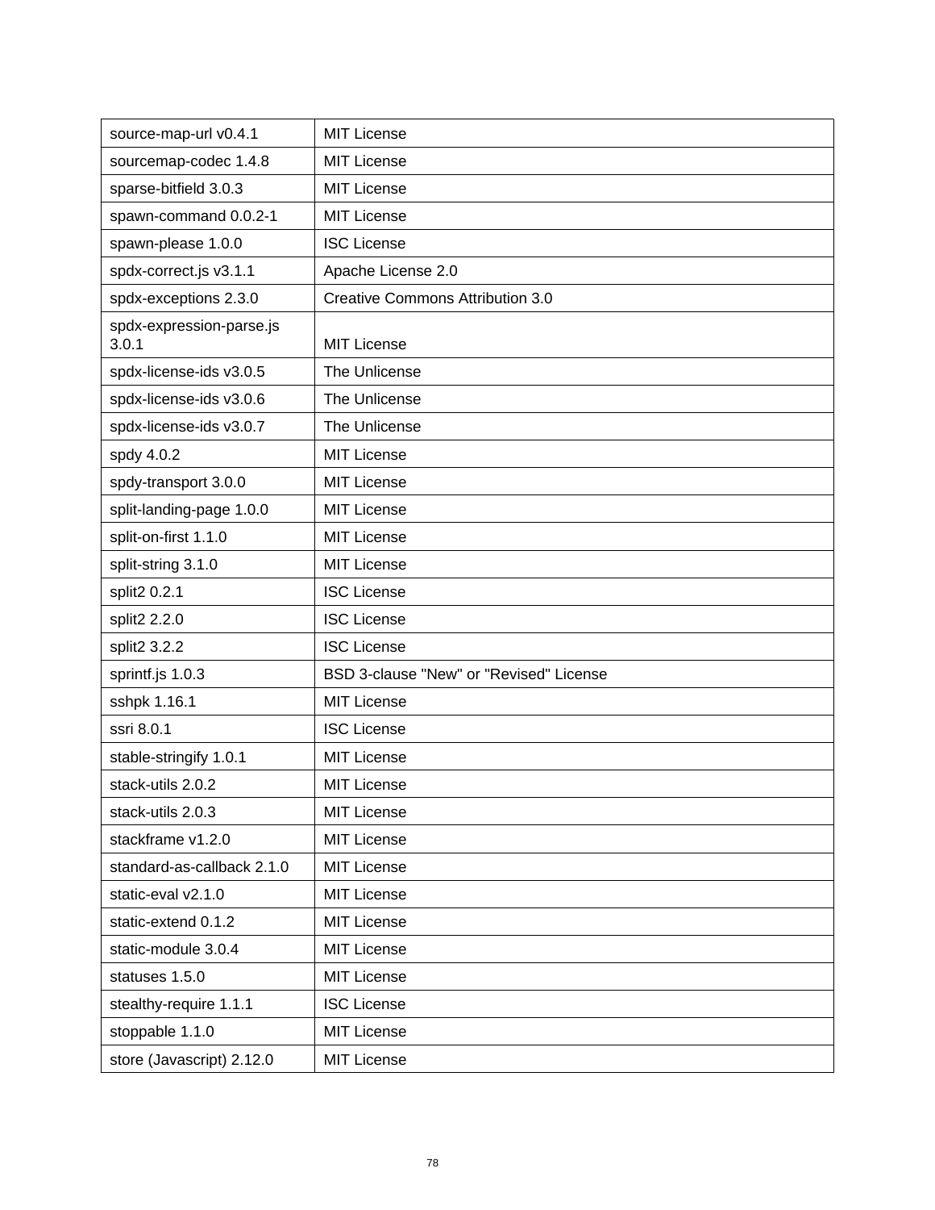| | |
|---|---|
| source-map-url v0.4.1 | MIT License |
| sourcemap-codec 1.4.8 | MIT License |
| sparse-bitfield 3.0.3 | MIT License |
| spawn-command 0.0.2-1 | MIT License |
| spawn-please 1.0.0 | ISC License |
| spdx-correct.js v3.1.1 | Apache License 2.0 |
| spdx-exceptions 2.3.0 | Creative Commons Attribution 3.0 |
| spdx-expression-parse.js 3.0.1 | MIT License |
| spdx-license-ids v3.0.5 | The Unlicense |
| spdx-license-ids v3.0.6 | The Unlicense |
| spdx-license-ids v3.0.7 | The Unlicense |
| spdy 4.0.2 | MIT License |
| spdy-transport 3.0.0 | MIT License |
| split-landing-page 1.0.0 | MIT License |
| split-on-first 1.1.0 | MIT License |
| split-string 3.1.0 | MIT License |
| split2 0.2.1 | ISC License |
| split2 2.2.0 | ISC License |
| split2 3.2.2 | ISC License |
| sprintf.js 1.0.3 | BSD 3-clause "New" or "Revised" License |
| sshpk 1.16.1 | MIT License |
| ssri 8.0.1 | ISC License |
| stable-stringify 1.0.1 | MIT License |
| stack-utils 2.0.2 | MIT License |
| stack-utils 2.0.3 | MIT License |
| stackframe v1.2.0 | MIT License |
| standard-as-callback 2.1.0 | MIT License |
| static-eval v2.1.0 | MIT License |
| static-extend 0.1.2 | MIT License |
| static-module 3.0.4 | MIT License |
| statuses 1.5.0 | MIT License |
| stealthy-require 1.1.1 | ISC License |
| stoppable 1.1.0 | MIT License |
| store (Javascript) 2.12.0 | MIT License |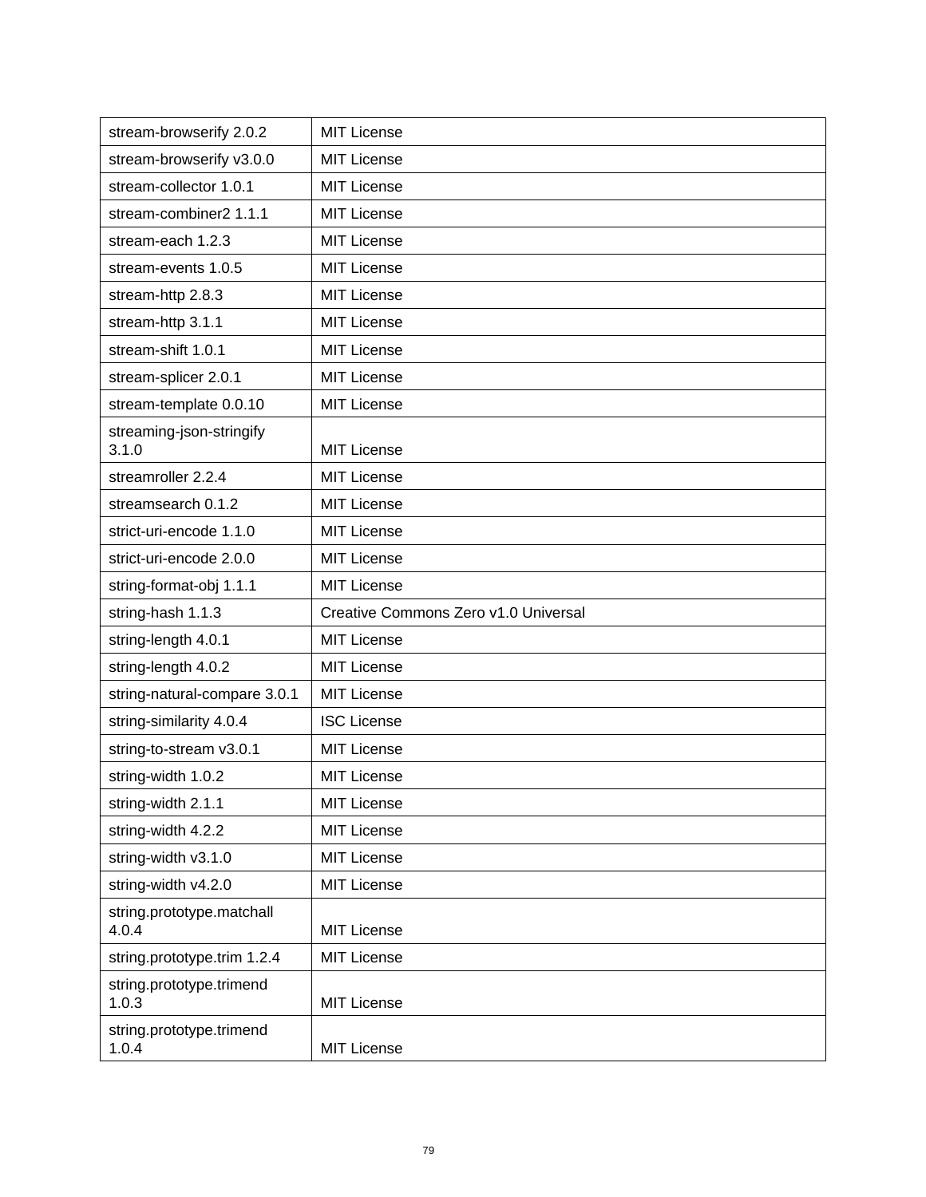| stream-browserify 2.0.2 | MIT License |
|---|---|
| stream-browserify v3.0.0 | MIT License |
| stream-collector 1.0.1 | MIT License |
| stream-combiner2 1.1.1 | MIT License |
| stream-each 1.2.3 | MIT License |
| stream-events 1.0.5 | MIT License |
| stream-http 2.8.3 | MIT License |
| stream-http 3.1.1 | MIT License |
| stream-shift 1.0.1 | MIT License |
| stream-splicer 2.0.1 | MIT License |
| stream-template 0.0.10 | MIT License |
| streaming-json-stringify 3.1.0 | MIT License |
| streamroller 2.2.4 | MIT License |
| streamsearch 0.1.2 | MIT License |
| strict-uri-encode 1.1.0 | MIT License |
| strict-uri-encode 2.0.0 | MIT License |
| string-format-obj 1.1.1 | MIT License |
| string-hash 1.1.3 | Creative Commons Zero v1.0 Universal |
| string-length 4.0.1 | MIT License |
| string-length 4.0.2 | MIT License |
| string-natural-compare 3.0.1 | MIT License |
| string-similarity 4.0.4 | ISC License |
| string-to-stream v3.0.1 | MIT License |
| string-width 1.0.2 | MIT License |
| string-width 2.1.1 | MIT License |
| string-width 4.2.2 | MIT License |
| string-width v3.1.0 | MIT License |
| string-width v4.2.0 | MIT License |
| string.prototype.matchall 4.0.4 | MIT License |
| string.prototype.trim 1.2.4 | MIT License |
| string.prototype.trimend 1.0.3 | MIT License |
| string.prototype.trimend 1.0.4 | MIT License |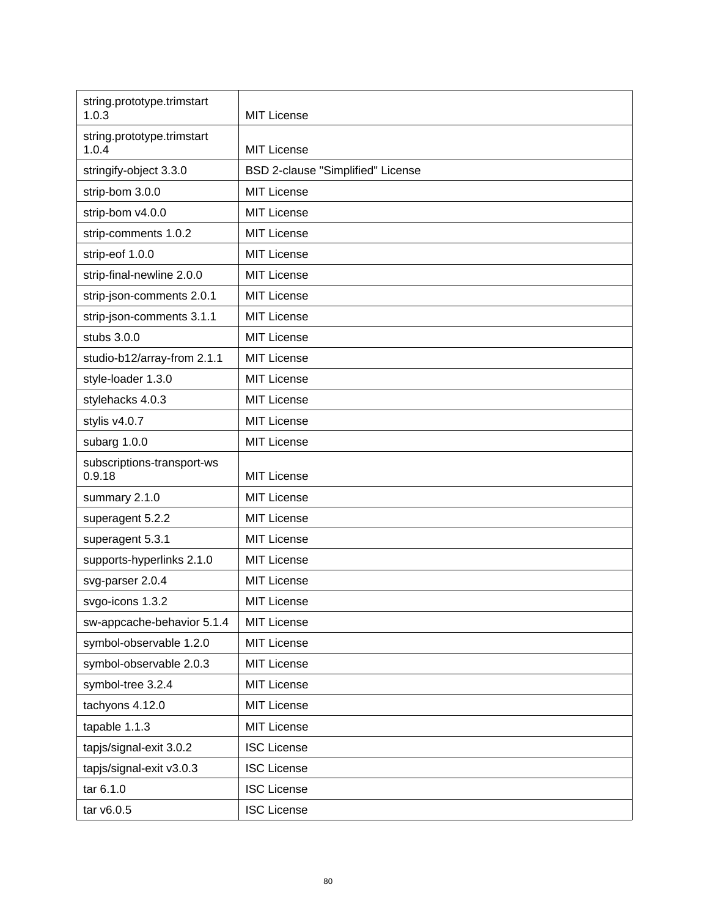| string.prototype.trimstart 1.0.3 | MIT License |
|---|---|
| string.prototype.trimstart 1.0.4 | MIT License |
| stringify-object 3.3.0 | BSD 2-clause "Simplified" License |
| strip-bom 3.0.0 | MIT License |
| strip-bom v4.0.0 | MIT License |
| strip-comments 1.0.2 | MIT License |
| strip-eof 1.0.0 | MIT License |
| strip-final-newline 2.0.0 | MIT License |
| strip-json-comments 2.0.1 | MIT License |
| strip-json-comments 3.1.1 | MIT License |
| stubs 3.0.0 | MIT License |
| studio-b12/array-from 2.1.1 | MIT License |
| style-loader 1.3.0 | MIT License |
| stylehacks 4.0.3 | MIT License |
| stylis v4.0.7 | MIT License |
| subarg 1.0.0 | MIT License |
| subscriptions-transport-ws 0.9.18 | MIT License |
| summary 2.1.0 | MIT License |
| superagent 5.2.2 | MIT License |
| superagent 5.3.1 | MIT License |
| supports-hyperlinks 2.1.0 | MIT License |
| svg-parser 2.0.4 | MIT License |
| svgo-icons 1.3.2 | MIT License |
| sw-appcache-behavior 5.1.4 | MIT License |
| symbol-observable 1.2.0 | MIT License |
| symbol-observable 2.0.3 | MIT License |
| symbol-tree 3.2.4 | MIT License |
| tachyons 4.12.0 | MIT License |
| tapable 1.1.3 | MIT License |
| tapjs/signal-exit 3.0.2 | ISC License |
| tapjs/signal-exit v3.0.3 | ISC License |
| tar 6.1.0 | ISC License |
| tar v6.0.5 | ISC License |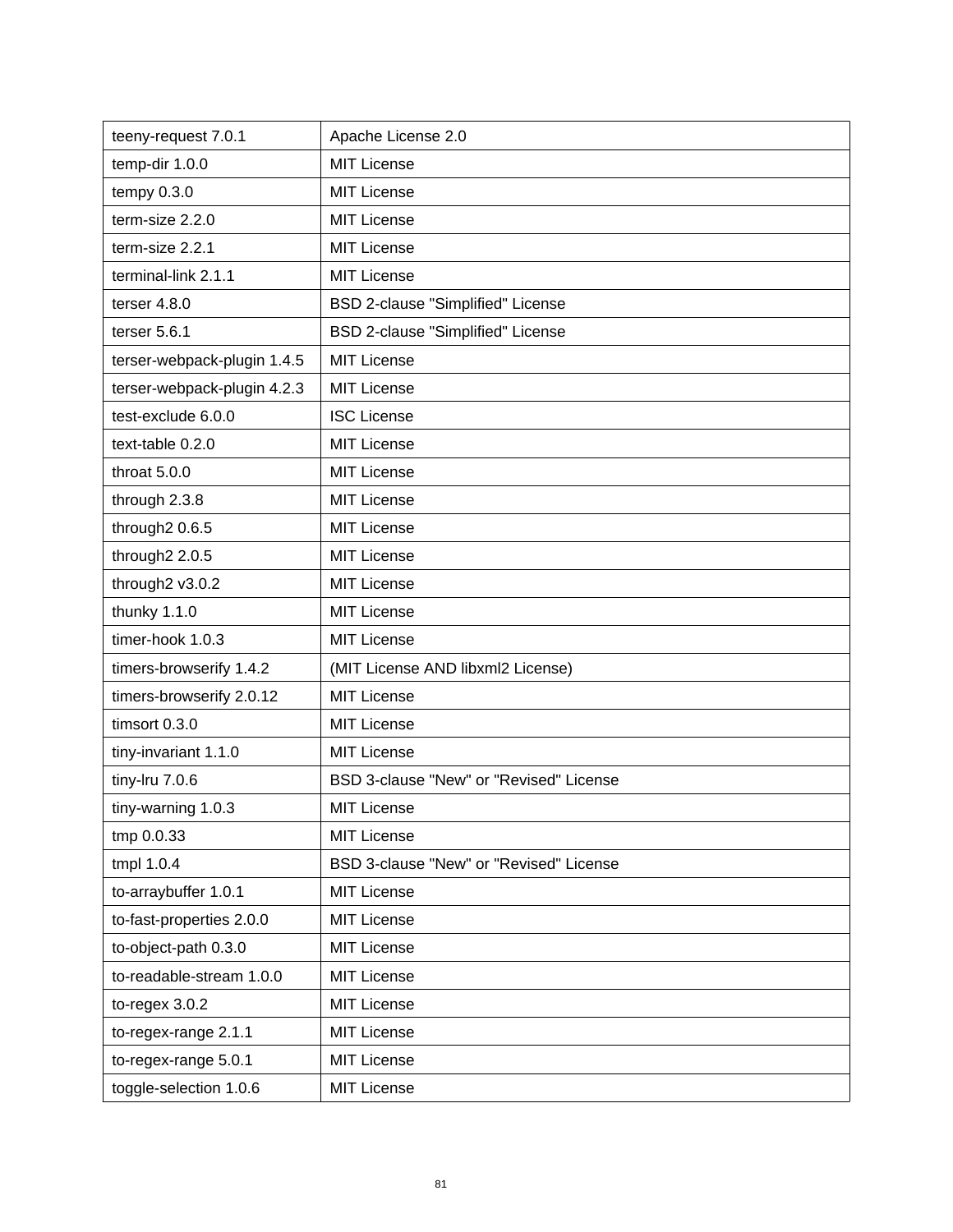| | |
|---|---|
| teeny-request 7.0.1 | Apache License 2.0 |
| temp-dir 1.0.0 | MIT License |
| tempy 0.3.0 | MIT License |
| term-size 2.2.0 | MIT License |
| term-size 2.2.1 | MIT License |
| terminal-link 2.1.1 | MIT License |
| terser 4.8.0 | BSD 2-clause "Simplified" License |
| terser 5.6.1 | BSD 2-clause "Simplified" License |
| terser-webpack-plugin 1.4.5 | MIT License |
| terser-webpack-plugin 4.2.3 | MIT License |
| test-exclude 6.0.0 | ISC License |
| text-table 0.2.0 | MIT License |
| throat 5.0.0 | MIT License |
| through 2.3.8 | MIT License |
| through2 0.6.5 | MIT License |
| through2 2.0.5 | MIT License |
| through2 v3.0.2 | MIT License |
| thunky 1.1.0 | MIT License |
| timer-hook 1.0.3 | MIT License |
| timers-browserify 1.4.2 | (MIT License AND libxml2 License) |
| timers-browserify 2.0.12 | MIT License |
| timsort 0.3.0 | MIT License |
| tiny-invariant 1.1.0 | MIT License |
| tiny-lru 7.0.6 | BSD 3-clause "New" or "Revised" License |
| tiny-warning 1.0.3 | MIT License |
| tmp 0.0.33 | MIT License |
| tmpl 1.0.4 | BSD 3-clause "New" or "Revised" License |
| to-arraybuffer 1.0.1 | MIT License |
| to-fast-properties 2.0.0 | MIT License |
| to-object-path 0.3.0 | MIT License |
| to-readable-stream 1.0.0 | MIT License |
| to-regex 3.0.2 | MIT License |
| to-regex-range 2.1.1 | MIT License |
| to-regex-range 5.0.1 | MIT License |
| toggle-selection 1.0.6 | MIT License |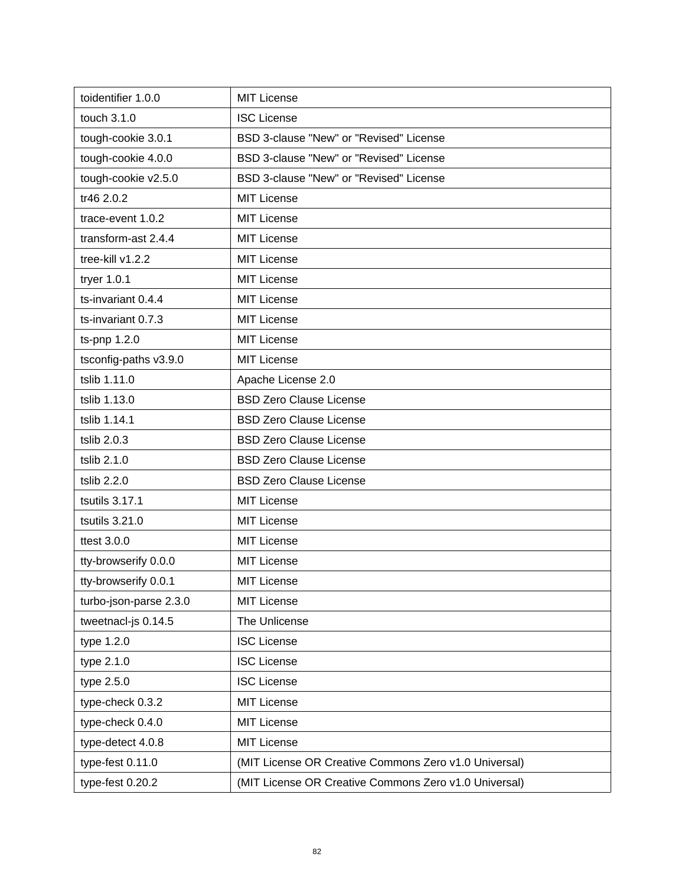| toidentifier 1.0.0 | MIT License |
|---|---|
| touch 3.1.0 | ISC License |
| tough-cookie 3.0.1 | BSD 3-clause "New" or "Revised" License |
| tough-cookie 4.0.0 | BSD 3-clause "New" or "Revised" License |
| tough-cookie v2.5.0 | BSD 3-clause "New" or "Revised" License |
| tr46 2.0.2 | MIT License |
| trace-event 1.0.2 | MIT License |
| transform-ast 2.4.4 | MIT License |
| tree-kill v1.2.2 | MIT License |
| tryer 1.0.1 | MIT License |
| ts-invariant 0.4.4 | MIT License |
| ts-invariant 0.7.3 | MIT License |
| ts-pnp 1.2.0 | MIT License |
| tsconfig-paths v3.9.0 | MIT License |
| tslib 1.11.0 | Apache License 2.0 |
| tslib 1.13.0 | BSD Zero Clause License |
| tslib 1.14.1 | BSD Zero Clause License |
| tslib 2.0.3 | BSD Zero Clause License |
| tslib 2.1.0 | BSD Zero Clause License |
| tslib 2.2.0 | BSD Zero Clause License |
| tsutils 3.17.1 | MIT License |
| tsutils 3.21.0 | MIT License |
| ttest 3.0.0 | MIT License |
| tty-browserify 0.0.0 | MIT License |
| tty-browserify 0.0.1 | MIT License |
| turbo-json-parse 2.3.0 | MIT License |
| tweetnacl-js 0.14.5 | The Unlicense |
| type 1.2.0 | ISC License |
| type 2.1.0 | ISC License |
| type 2.5.0 | ISC License |
| type-check 0.3.2 | MIT License |
| type-check 0.4.0 | MIT License |
| type-detect 4.0.8 | MIT License |
| type-fest 0.11.0 | (MIT License OR Creative Commons Zero v1.0 Universal) |
| type-fest 0.20.2 | (MIT License OR Creative Commons Zero v1.0 Universal) |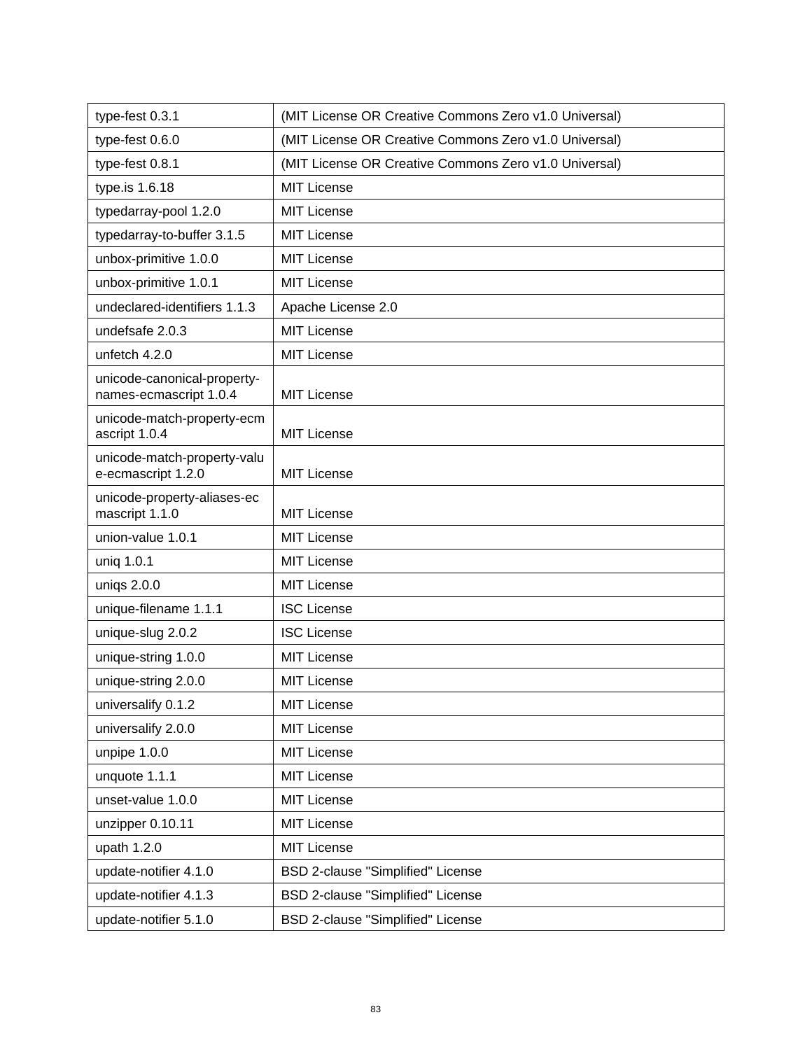| type-fest 0.3.1 | (MIT License OR Creative Commons Zero v1.0 Universal) |
|---|---|
| type-fest 0.6.0 | (MIT License OR Creative Commons Zero v1.0 Universal) |
| type-fest 0.8.1 | (MIT License OR Creative Commons Zero v1.0 Universal) |
| type.is 1.6.18 | MIT License |
| typedarray-pool 1.2.0 | MIT License |
| typedarray-to-buffer 3.1.5 | MIT License |
| unbox-primitive 1.0.0 | MIT License |
| unbox-primitive 1.0.1 | MIT License |
| undeclared-identifiers 1.1.3 | Apache License 2.0 |
| undefsafe 2.0.3 | MIT License |
| unfetch 4.2.0 | MIT License |
| unicode-canonical-property-names-ecmascript 1.0.4 | MIT License |
| unicode-match-property-ecmascript 1.0.4 | MIT License |
| unicode-match-property-value-ecmascript 1.2.0 | MIT License |
| unicode-property-aliases-ecmascript 1.1.0 | MIT License |
| union-value 1.0.1 | MIT License |
| uniq 1.0.1 | MIT License |
| uniqs 2.0.0 | MIT License |
| unique-filename 1.1.1 | ISC License |
| unique-slug 2.0.2 | ISC License |
| unique-string 1.0.0 | MIT License |
| unique-string 2.0.0 | MIT License |
| universalify 0.1.2 | MIT License |
| universalify 2.0.0 | MIT License |
| unpipe 1.0.0 | MIT License |
| unquote 1.1.1 | MIT License |
| unset-value 1.0.0 | MIT License |
| unzipper 0.10.11 | MIT License |
| upath 1.2.0 | MIT License |
| update-notifier 4.1.0 | BSD 2-clause "Simplified" License |
| update-notifier 4.1.3 | BSD 2-clause "Simplified" License |
| update-notifier 5.1.0 | BSD 2-clause "Simplified" License |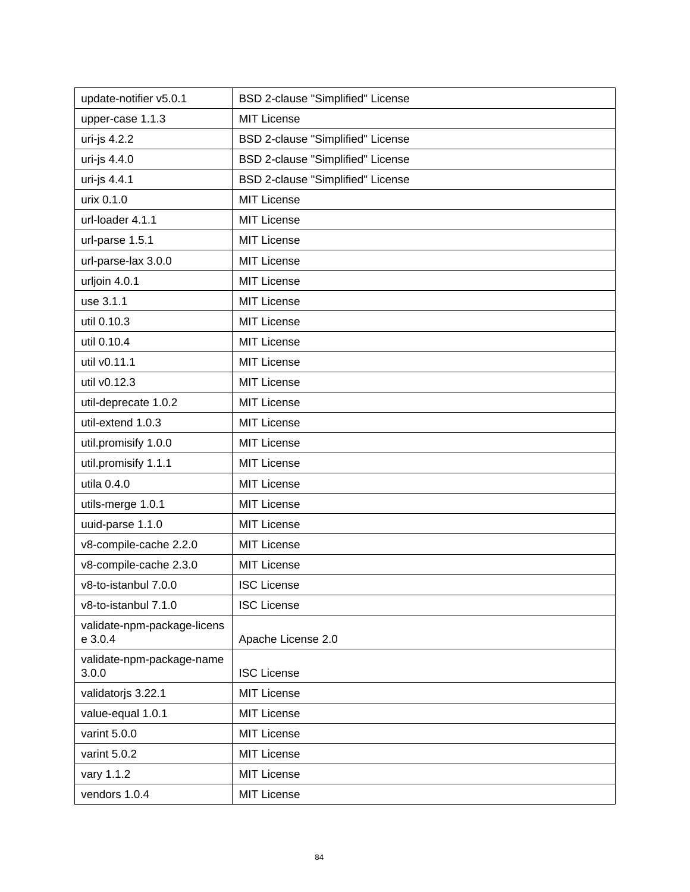| update-notifier v5.0.1 | BSD 2-clause "Simplified" License |
|---|---|
| upper-case 1.1.3 | MIT License |
| uri-js 4.2.2 | BSD 2-clause "Simplified" License |
| uri-js 4.4.0 | BSD 2-clause "Simplified" License |
| uri-js 4.4.1 | BSD 2-clause "Simplified" License |
| urix 0.1.0 | MIT License |
| url-loader 4.1.1 | MIT License |
| url-parse 1.5.1 | MIT License |
| url-parse-lax 3.0.0 | MIT License |
| urljoin 4.0.1 | MIT License |
| use 3.1.1 | MIT License |
| util 0.10.3 | MIT License |
| util 0.10.4 | MIT License |
| util v0.11.1 | MIT License |
| util v0.12.3 | MIT License |
| util-deprecate 1.0.2 | MIT License |
| util-extend 1.0.3 | MIT License |
| util.promisify 1.0.0 | MIT License |
| util.promisify 1.1.1 | MIT License |
| utila 0.4.0 | MIT License |
| utils-merge 1.0.1 | MIT License |
| uuid-parse 1.1.0 | MIT License |
| v8-compile-cache 2.2.0 | MIT License |
| v8-compile-cache 2.3.0 | MIT License |
| v8-to-istanbul 7.0.0 | ISC License |
| v8-to-istanbul 7.1.0 | ISC License |
| validate-npm-package-license 3.0.4 | Apache License 2.0 |
| validate-npm-package-name 3.0.0 | ISC License |
| validatorjs 3.22.1 | MIT License |
| value-equal 1.0.1 | MIT License |
| varint 5.0.0 | MIT License |
| varint 5.0.2 | MIT License |
| vary 1.1.2 | MIT License |
| vendors 1.0.4 | MIT License |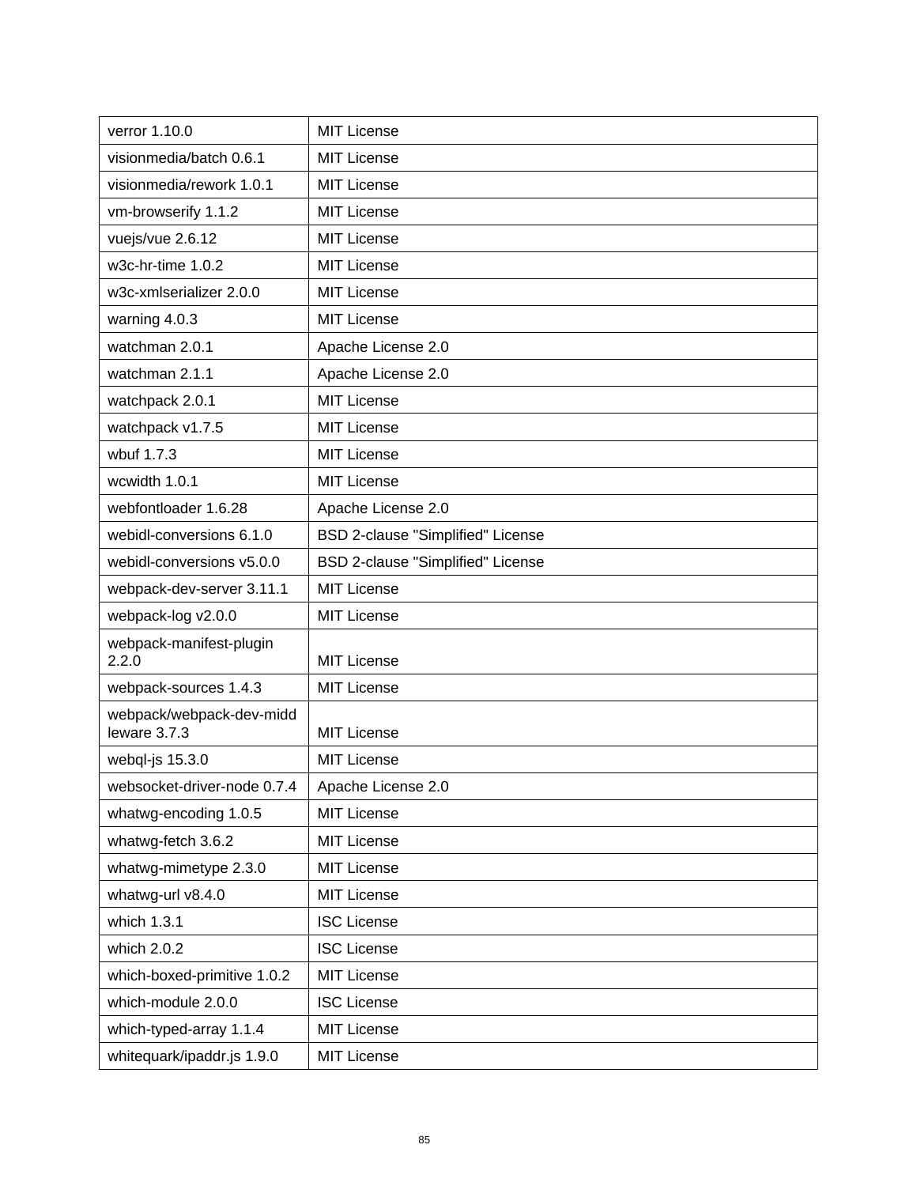| verror 1.10.0 | MIT License |
|---|---|
| visionmedia/batch 0.6.1 | MIT License |
| visionmedia/rework 1.0.1 | MIT License |
| vm-browserify 1.1.2 | MIT License |
| vuejs/vue 2.6.12 | MIT License |
| w3c-hr-time 1.0.2 | MIT License |
| w3c-xmlserializer 2.0.0 | MIT License |
| warning 4.0.3 | MIT License |
| watchman 2.0.1 | Apache License 2.0 |
| watchman 2.1.1 | Apache License 2.0 |
| watchpack 2.0.1 | MIT License |
| watchpack v1.7.5 | MIT License |
| wbuf 1.7.3 | MIT License |
| wcwidth 1.0.1 | MIT License |
| webfontloader 1.6.28 | Apache License 2.0 |
| webidl-conversions 6.1.0 | BSD 2-clause "Simplified" License |
| webidl-conversions v5.0.0 | BSD 2-clause "Simplified" License |
| webpack-dev-server 3.11.1 | MIT License |
| webpack-log v2.0.0 | MIT License |
| webpack-manifest-plugin 2.2.0 | MIT License |
| webpack-sources 1.4.3 | MIT License |
| webpack/webpack-dev-middleware 3.7.3 | MIT License |
| webql-js 15.3.0 | MIT License |
| websocket-driver-node 0.7.4 | Apache License 2.0 |
| whatwg-encoding 1.0.5 | MIT License |
| whatwg-fetch 3.6.2 | MIT License |
| whatwg-mimetype 2.3.0 | MIT License |
| whatwg-url v8.4.0 | MIT License |
| which 1.3.1 | ISC License |
| which 2.0.2 | ISC License |
| which-boxed-primitive 1.0.2 | MIT License |
| which-module 2.0.0 | ISC License |
| which-typed-array 1.1.4 | MIT License |
| whitequark/ipaddr.js 1.9.0 | MIT License |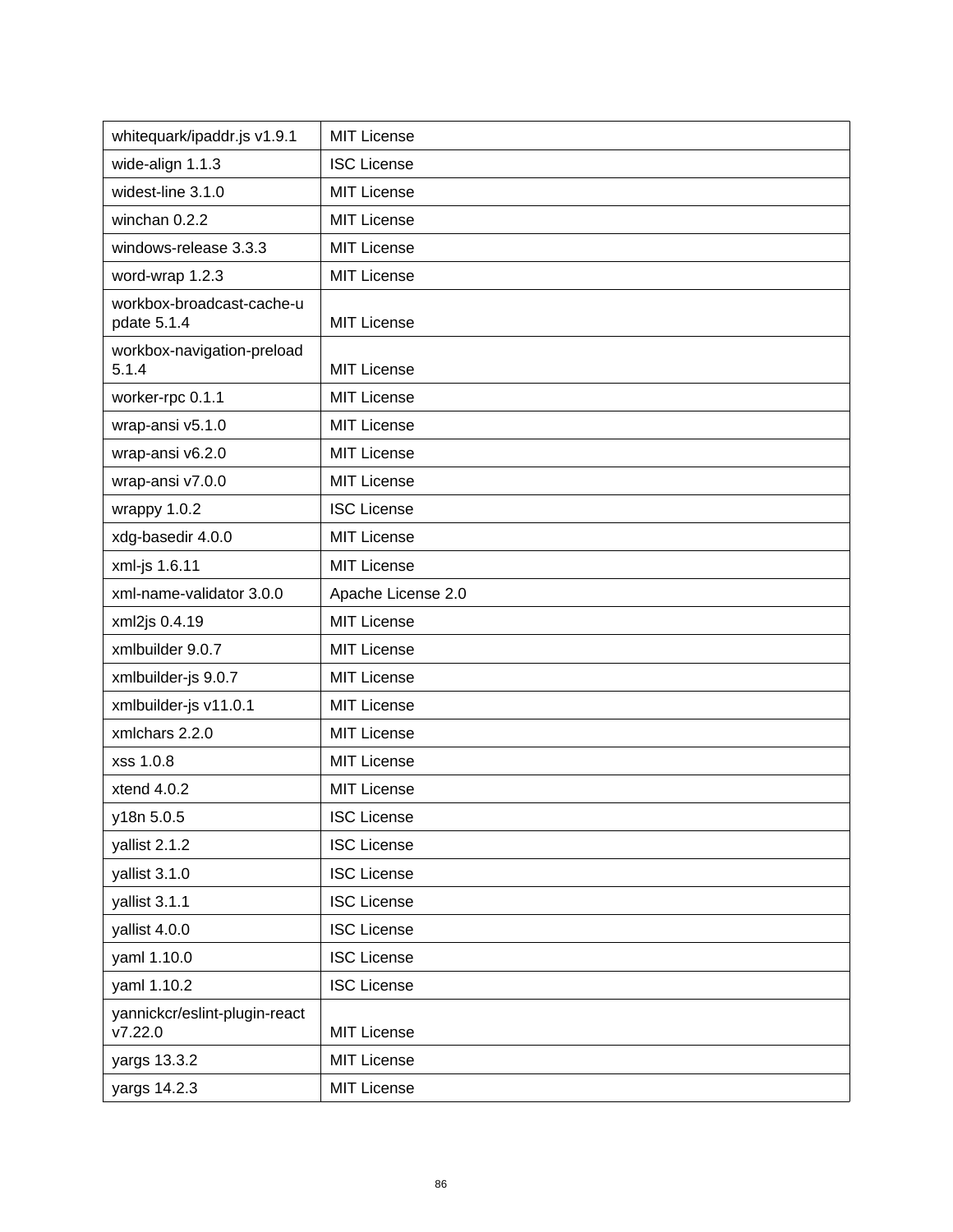| | |
|---|---|
| whitequark/ipaddr.js v1.9.1 | MIT License |
| wide-align 1.1.3 | ISC License |
| widest-line 3.1.0 | MIT License |
| winchan 0.2.2 | MIT License |
| windows-release 3.3.3 | MIT License |
| word-wrap 1.2.3 | MIT License |
| workbox-broadcast-cache-update 5.1.4 | MIT License |
| workbox-navigation-preload 5.1.4 | MIT License |
| worker-rpc 0.1.1 | MIT License |
| wrap-ansi v5.1.0 | MIT License |
| wrap-ansi v6.2.0 | MIT License |
| wrap-ansi v7.0.0 | MIT License |
| wrappy 1.0.2 | ISC License |
| xdg-basedir 4.0.0 | MIT License |
| xml-js 1.6.11 | MIT License |
| xml-name-validator 3.0.0 | Apache License 2.0 |
| xml2js 0.4.19 | MIT License |
| xmlbuilder 9.0.7 | MIT License |
| xmlbuilder-js 9.0.7 | MIT License |
| xmlbuilder-js v11.0.1 | MIT License |
| xmlchars 2.2.0 | MIT License |
| xss 1.0.8 | MIT License |
| xtend 4.0.2 | MIT License |
| y18n 5.0.5 | ISC License |
| yallist 2.1.2 | ISC License |
| yallist 3.1.0 | ISC License |
| yallist 3.1.1 | ISC License |
| yallist 4.0.0 | ISC License |
| yaml 1.10.0 | ISC License |
| yaml 1.10.2 | ISC License |
| yannickcr/eslint-plugin-react v7.22.0 | MIT License |
| yargs 13.3.2 | MIT License |
| yargs 14.2.3 | MIT License |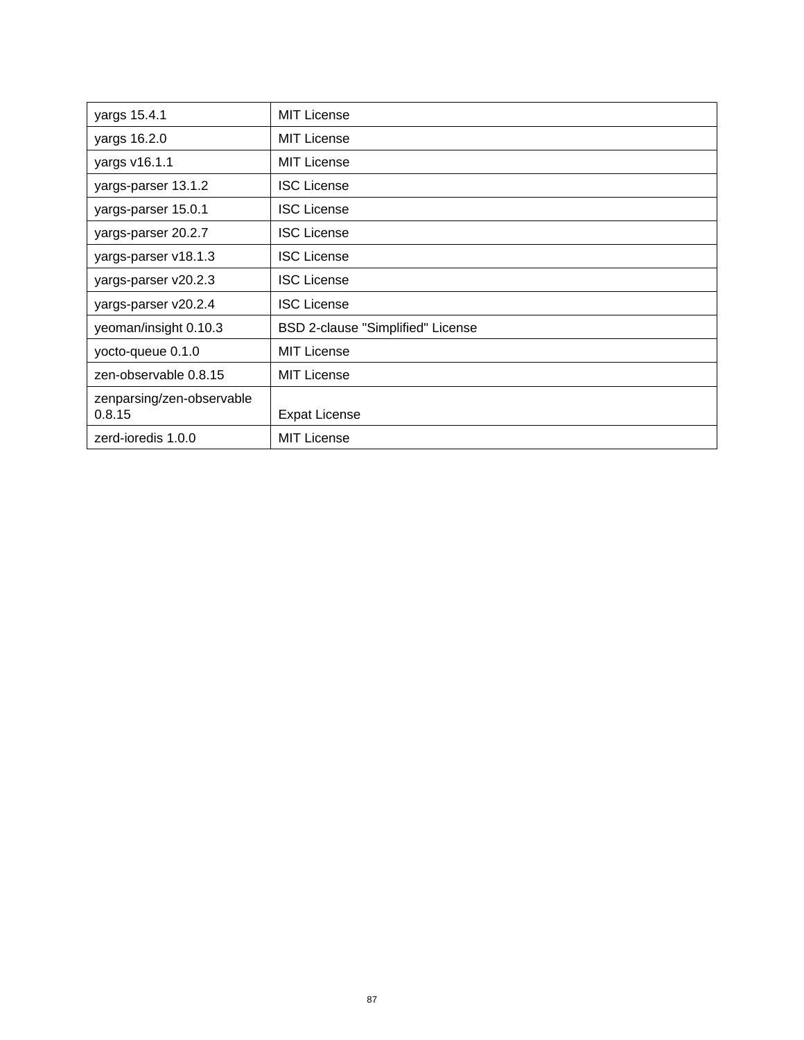| yargs 15.4.1 | MIT License |
| --- | --- |
| yargs 16.2.0 | MIT License |
| yargs v16.1.1 | MIT License |
| yargs-parser 13.1.2 | ISC License |
| yargs-parser 15.0.1 | ISC License |
| yargs-parser 20.2.7 | ISC License |
| yargs-parser v18.1.3 | ISC License |
| yargs-parser v20.2.3 | ISC License |
| yargs-parser v20.2.4 | ISC License |
| yeoman/insight 0.10.3 | BSD 2-clause "Simplified" License |
| yocto-queue 0.1.0 | MIT License |
| zen-observable 0.8.15 | MIT License |
| zenparsing/zen-observable 0.8.15 | Expat License |
| zerd-ioredis 1.0.0 | MIT License |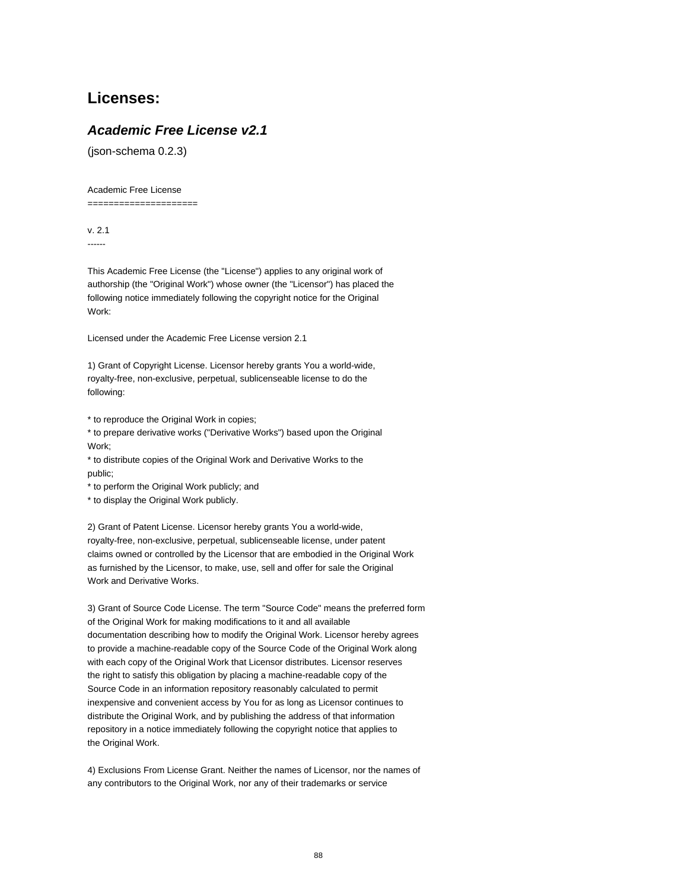## Licenses:

### *Academic Free License v2.1*

(json-schema 0.2.3)

Academic Free License
=====================

v. 2.1
------

This Academic Free License (the "License") applies to any original work of authorship (the "Original Work") whose owner (the "Licensor") has placed the following notice immediately following the copyright notice for the Original Work:

Licensed under the Academic Free License version 2.1

1) Grant of Copyright License. Licensor hereby grants You a world-wide, royalty-free, non-exclusive, perpetual, sublicenseable license to do the following:

* to reproduce the Original Work in copies;
* to prepare derivative works ("Derivative Works") based upon the Original Work;
* to distribute copies of the Original Work and Derivative Works to the public;
* to perform the Original Work publicly; and
* to display the Original Work publicly.

2) Grant of Patent License. Licensor hereby grants You a world-wide, royalty-free, non-exclusive, perpetual, sublicenseable license, under patent claims owned or controlled by the Licensor that are embodied in the Original Work as furnished by the Licensor, to make, use, sell and offer for sale the Original Work and Derivative Works.

3) Grant of Source Code License. The term "Source Code" means the preferred form of the Original Work for making modifications to it and all available documentation describing how to modify the Original Work. Licensor hereby agrees to provide a machine-readable copy of the Source Code of the Original Work along with each copy of the Original Work that Licensor distributes. Licensor reserves the right to satisfy this obligation by placing a machine-readable copy of the Source Code in an information repository reasonably calculated to permit inexpensive and convenient access by You for as long as Licensor continues to distribute the Original Work, and by publishing the address of that information repository in a notice immediately following the copyright notice that applies to the Original Work.

4) Exclusions From License Grant. Neither the names of Licensor, nor the names of any contributors to the Original Work, nor any of their trademarks or service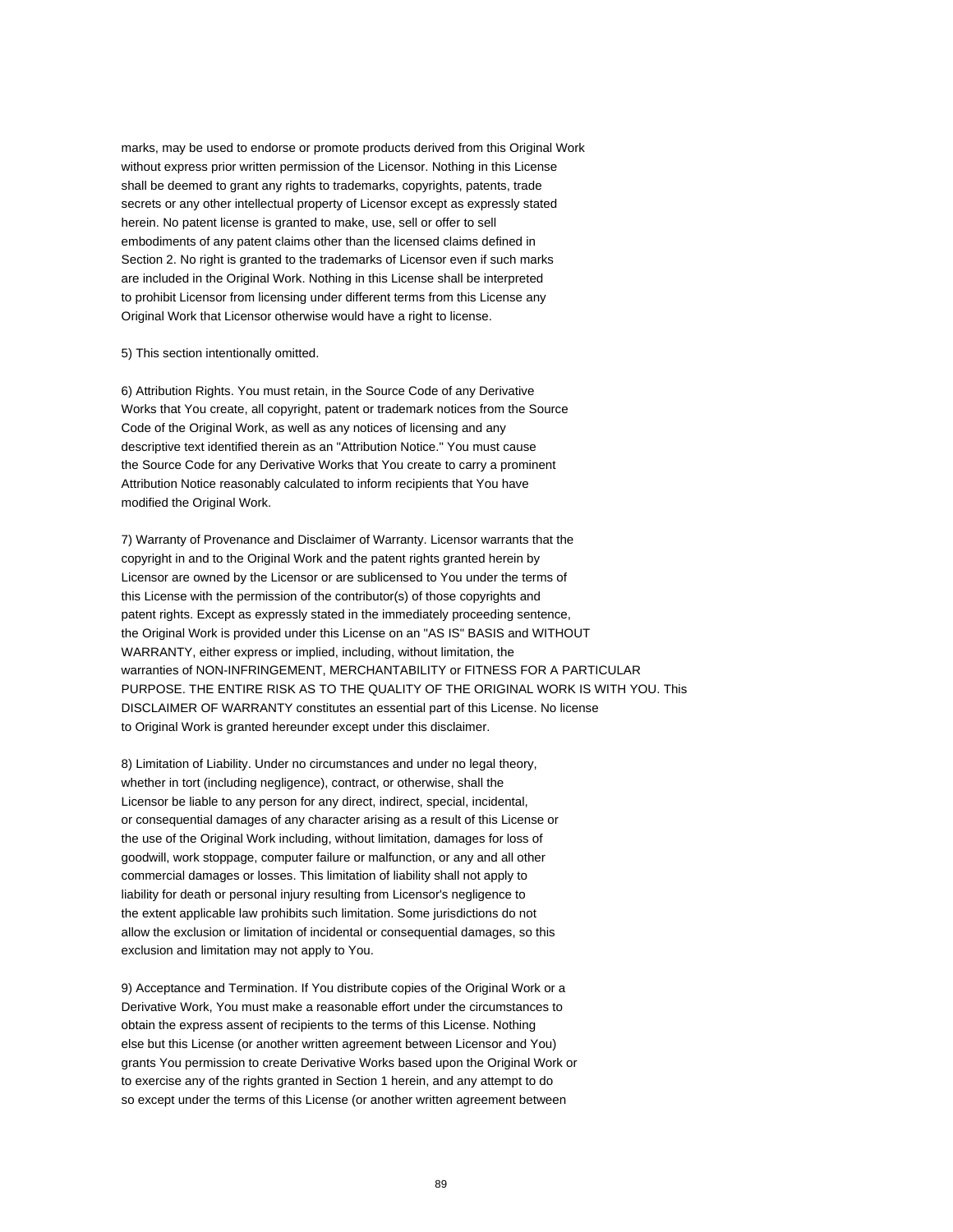marks, may be used to endorse or promote products derived from this Original Work without express prior written permission of the Licensor. Nothing in this License shall be deemed to grant any rights to trademarks, copyrights, patents, trade secrets or any other intellectual property of Licensor except as expressly stated herein. No patent license is granted to make, use, sell or offer to sell embodiments of any patent claims other than the licensed claims defined in Section 2. No right is granted to the trademarks of Licensor even if such marks are included in the Original Work. Nothing in this License shall be interpreted to prohibit Licensor from licensing under different terms from this License any Original Work that Licensor otherwise would have a right to license.

5) This section intentionally omitted.

6) Attribution Rights. You must retain, in the Source Code of any Derivative Works that You create, all copyright, patent or trademark notices from the Source Code of the Original Work, as well as any notices of licensing and any descriptive text identified therein as an "Attribution Notice." You must cause the Source Code for any Derivative Works that You create to carry a prominent Attribution Notice reasonably calculated to inform recipients that You have modified the Original Work.

7) Warranty of Provenance and Disclaimer of Warranty. Licensor warrants that the copyright in and to the Original Work and the patent rights granted herein by Licensor are owned by the Licensor or are sublicensed to You under the terms of this License with the permission of the contributor(s) of those copyrights and patent rights. Except as expressly stated in the immediately proceeding sentence, the Original Work is provided under this License on an "AS IS" BASIS and WITHOUT WARRANTY, either express or implied, including, without limitation, the warranties of NON-INFRINGEMENT, MERCHANTABILITY or FITNESS FOR A PARTICULAR PURPOSE. THE ENTIRE RISK AS TO THE QUALITY OF THE ORIGINAL WORK IS WITH YOU. This DISCLAIMER OF WARRANTY constitutes an essential part of this License. No license to Original Work is granted hereunder except under this disclaimer.

8) Limitation of Liability. Under no circumstances and under no legal theory, whether in tort (including negligence), contract, or otherwise, shall the Licensor be liable to any person for any direct, indirect, special, incidental, or consequential damages of any character arising as a result of this License or the use of the Original Work including, without limitation, damages for loss of goodwill, work stoppage, computer failure or malfunction, or any and all other commercial damages or losses. This limitation of liability shall not apply to liability for death or personal injury resulting from Licensor's negligence to the extent applicable law prohibits such limitation. Some jurisdictions do not allow the exclusion or limitation of incidental or consequential damages, so this exclusion and limitation may not apply to You.

9) Acceptance and Termination. If You distribute copies of the Original Work or a Derivative Work, You must make a reasonable effort under the circumstances to obtain the express assent of recipients to the terms of this License. Nothing else but this License (or another written agreement between Licensor and You) grants You permission to create Derivative Works based upon the Original Work or to exercise any of the rights granted in Section 1 herein, and any attempt to do so except under the terms of this License (or another written agreement between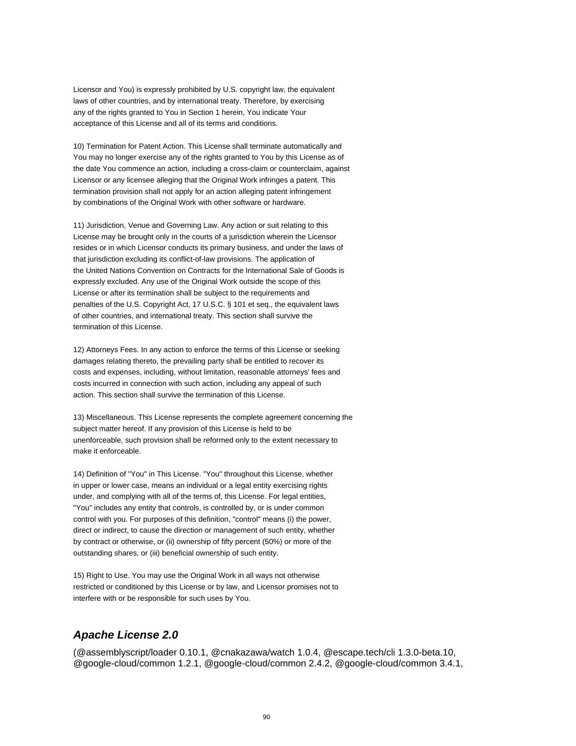Licensor and You) is expressly prohibited by U.S. copyright law, the equivalent laws of other countries, and by international treaty. Therefore, by exercising any of the rights granted to You in Section 1 herein, You indicate Your acceptance of this License and all of its terms and conditions.

10) Termination for Patent Action. This License shall terminate automatically and You may no longer exercise any of the rights granted to You by this License as of the date You commence an action, including a cross-claim or counterclaim, against Licensor or any licensee alleging that the Original Work infringes a patent. This termination provision shall not apply for an action alleging patent infringement by combinations of the Original Work with other software or hardware.

11) Jurisdiction, Venue and Governing Law. Any action or suit relating to this License may be brought only in the courts of a jurisdiction wherein the Licensor resides or in which Licensor conducts its primary business, and under the laws of that jurisdiction excluding its conflict-of-law provisions. The application of the United Nations Convention on Contracts for the International Sale of Goods is expressly excluded. Any use of the Original Work outside the scope of this License or after its termination shall be subject to the requirements and penalties of the U.S. Copyright Act, 17 U.S.C. § 101 et seq., the equivalent laws of other countries, and international treaty. This section shall survive the termination of this License.

12) Attorneys Fees. In any action to enforce the terms of this License or seeking damages relating thereto, the prevailing party shall be entitled to recover its costs and expenses, including, without limitation, reasonable attorneys' fees and costs incurred in connection with such action, including any appeal of such action. This section shall survive the termination of this License.

13) Miscellaneous. This License represents the complete agreement concerning the subject matter hereof. If any provision of this License is held to be unenforceable, such provision shall be reformed only to the extent necessary to make it enforceable.

14) Definition of "You" in This License. "You" throughout this License, whether in upper or lower case, means an individual or a legal entity exercising rights under, and complying with all of the terms of, this License. For legal entities, "You" includes any entity that controls, is controlled by, or is under common control with you. For purposes of this definition, "control" means (i) the power, direct or indirect, to cause the direction or management of such entity, whether by contract or otherwise, or (ii) ownership of fifty percent (50%) or more of the outstanding shares, or (iii) beneficial ownership of such entity.

15) Right to Use. You may use the Original Work in all ways not otherwise restricted or conditioned by this License or by law, and Licensor promises not to interfere with or be responsible for such uses by You.

## ***Apache License 2.0***

(@assemblyscript/loader 0.10.1, @cnakazawa/watch 1.0.4, @escape.tech/cli 1.3.0-beta.10, @google-cloud/common 1.2.1, @google-cloud/common 2.4.2, @google-cloud/common 3.4.1,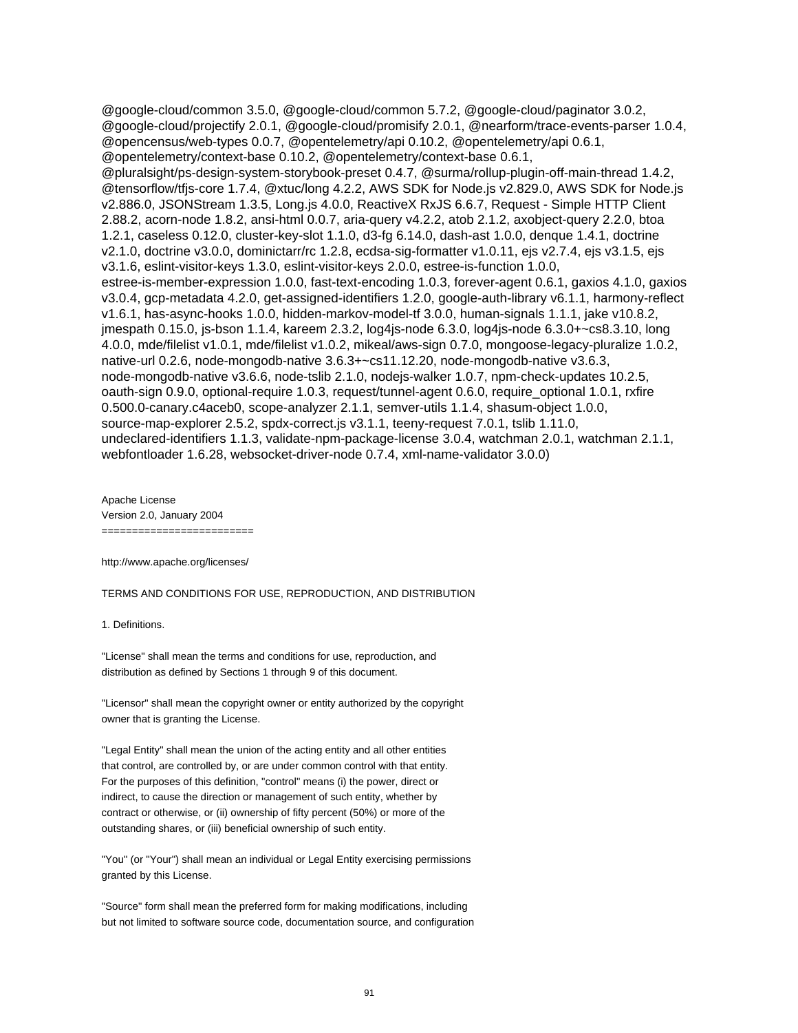@google-cloud/common 3.5.0, @google-cloud/common 5.7.2, @google-cloud/paginator 3.0.2, @google-cloud/projectify 2.0.1, @google-cloud/promisify 2.0.1, @nearform/trace-events-parser 1.0.4, @opencensus/web-types 0.0.7, @opentelemetry/api 0.10.2, @opentelemetry/api 0.6.1, @opentelemetry/context-base 0.10.2, @opentelemetry/context-base 0.6.1, @pluralsight/ps-design-system-storybook-preset 0.4.7, @surma/rollup-plugin-off-main-thread 1.4.2, @tensorflow/tfjs-core 1.7.4, @xtuc/long 4.2.2, AWS SDK for Node.js v2.829.0, AWS SDK for Node.js v2.886.0, JSONStream 1.3.5, Long.js 4.0.0, ReactiveX RxJS 6.6.7, Request - Simple HTTP Client 2.88.2, acorn-node 1.8.2, ansi-html 0.0.7, aria-query v4.2.2, atob 2.1.2, axobject-query 2.2.0, btoa 1.2.1, caseless 0.12.0, cluster-key-slot 1.1.0, d3-fg 6.14.0, dash-ast 1.0.0, denque 1.4.1, doctrine v2.1.0, doctrine v3.0.0, dominictarr/rc 1.2.8, ecdsa-sig-formatter v1.0.11, ejs v2.7.4, ejs v3.1.5, ejs v3.1.6, eslint-visitor-keys 1.3.0, eslint-visitor-keys 2.0.0, estree-is-function 1.0.0, estree-is-member-expression 1.0.0, fast-text-encoding 1.0.3, forever-agent 0.6.1, gaxios 4.1.0, gaxios v3.0.4, gcp-metadata 4.2.0, get-assigned-identifiers 1.2.0, google-auth-library v6.1.1, harmony-reflect v1.6.1, has-async-hooks 1.0.0, hidden-markov-model-tf 3.0.0, human-signals 1.1.1, jake v10.8.2, jmespath 0.15.0, js-bson 1.1.4, kareem 2.3.2, log4js-node 6.3.0, log4js-node 6.3.0+~cs8.3.10, long 4.0.0, mde/filelist v1.0.1, mde/filelist v1.0.2, mikeal/aws-sign 0.7.0, mongoose-legacy-pluralize 1.0.2, native-url 0.2.6, node-mongodb-native 3.6.3+~cs11.12.20, node-mongodb-native v3.6.3, node-mongodb-native v3.6.6, node-tslib 2.1.0, nodejs-walker 1.0.7, npm-check-updates 10.2.5, oauth-sign 0.9.0, optional-require 1.0.3, request/tunnel-agent 0.6.0, require_optional 1.0.1, rxfire 0.500.0-canary.c4aceb0, scope-analyzer 2.1.1, semver-utils 1.1.4, shasum-object 1.0.0, source-map-explorer 2.5.2, spdx-correct.js v3.1.1, teeny-request 7.0.1, tslib 1.11.0, undeclared-identifiers 1.1.3, validate-npm-package-license 3.0.4, watchman 2.0.1, watchman 2.1.1, webfontloader 1.6.28, websocket-driver-node 0.7.4, xml-name-validator 3.0.0)

Apache License
Version 2.0, January 2004
========================

http://www.apache.org/licenses/

TERMS AND CONDITIONS FOR USE, REPRODUCTION, AND DISTRIBUTION

1. Definitions.

"License" shall mean the terms and conditions for use, reproduction, and
distribution as defined by Sections 1 through 9 of this document.

"Licensor" shall mean the copyright owner or entity authorized by the copyright
owner that is granting the License.

"Legal Entity" shall mean the union of the acting entity and all other entities
that control, are controlled by, or are under common control with that entity.
For the purposes of this definition, "control" means (i) the power, direct or
indirect, to cause the direction or management of such entity, whether by
contract or otherwise, or (ii) ownership of fifty percent (50%) or more of the
outstanding shares, or (iii) beneficial ownership of such entity.

"You" (or "Your") shall mean an individual or Legal Entity exercising permissions
granted by this License.

"Source" form shall mean the preferred form for making modifications, including
but not limited to software source code, documentation source, and configuration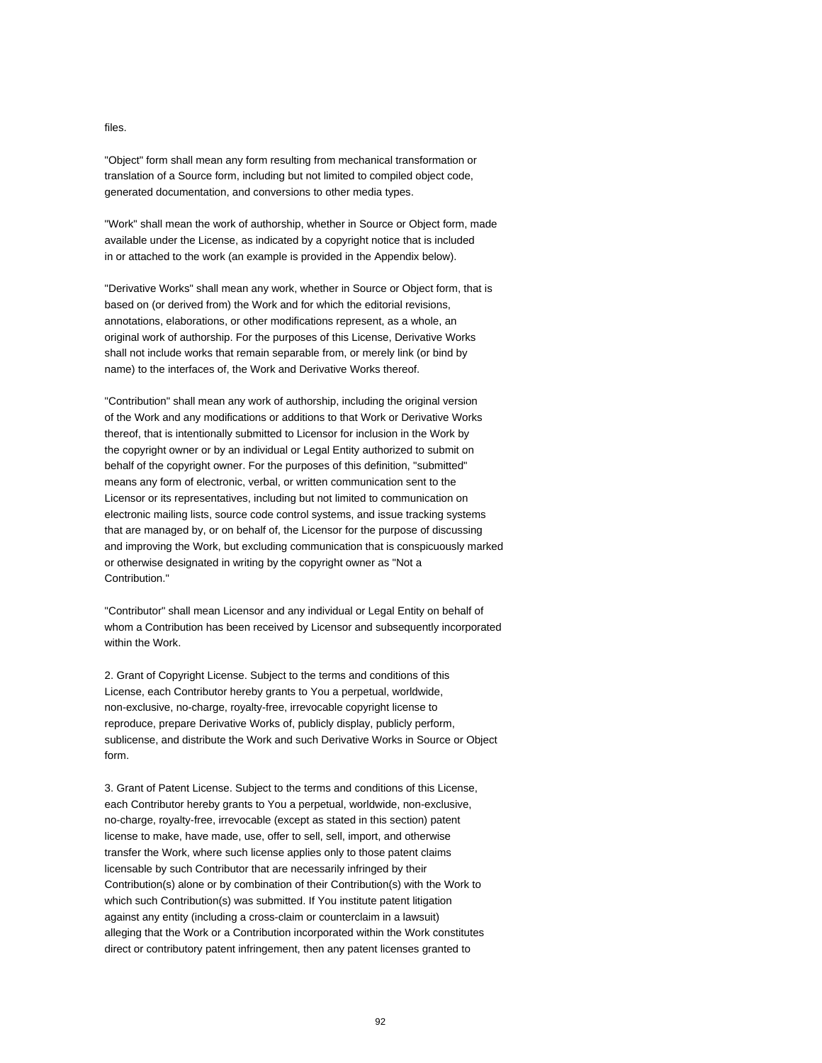files.

"Object" form shall mean any form resulting from mechanical transformation or translation of a Source form, including but not limited to compiled object code, generated documentation, and conversions to other media types.

"Work" shall mean the work of authorship, whether in Source or Object form, made available under the License, as indicated by a copyright notice that is included in or attached to the work (an example is provided in the Appendix below).

"Derivative Works" shall mean any work, whether in Source or Object form, that is based on (or derived from) the Work and for which the editorial revisions, annotations, elaborations, or other modifications represent, as a whole, an original work of authorship. For the purposes of this License, Derivative Works shall not include works that remain separable from, or merely link (or bind by name) to the interfaces of, the Work and Derivative Works thereof.

"Contribution" shall mean any work of authorship, including the original version of the Work and any modifications or additions to that Work or Derivative Works thereof, that is intentionally submitted to Licensor for inclusion in the Work by the copyright owner or by an individual or Legal Entity authorized to submit on behalf of the copyright owner. For the purposes of this definition, "submitted" means any form of electronic, verbal, or written communication sent to the Licensor or its representatives, including but not limited to communication on electronic mailing lists, source code control systems, and issue tracking systems that are managed by, or on behalf of, the Licensor for the purpose of discussing and improving the Work, but excluding communication that is conspicuously marked or otherwise designated in writing by the copyright owner as "Not a Contribution."

"Contributor" shall mean Licensor and any individual or Legal Entity on behalf of whom a Contribution has been received by Licensor and subsequently incorporated within the Work.

2. Grant of Copyright License. Subject to the terms and conditions of this License, each Contributor hereby grants to You a perpetual, worldwide, non-exclusive, no-charge, royalty-free, irrevocable copyright license to reproduce, prepare Derivative Works of, publicly display, publicly perform, sublicense, and distribute the Work and such Derivative Works in Source or Object form.

3. Grant of Patent License. Subject to the terms and conditions of this License, each Contributor hereby grants to You a perpetual, worldwide, non-exclusive, no-charge, royalty-free, irrevocable (except as stated in this section) patent license to make, have made, use, offer to sell, sell, import, and otherwise transfer the Work, where such license applies only to those patent claims licensable by such Contributor that are necessarily infringed by their Contribution(s) alone or by combination of their Contribution(s) with the Work to which such Contribution(s) was submitted. If You institute patent litigation against any entity (including a cross-claim or counterclaim in a lawsuit) alleging that the Work or a Contribution incorporated within the Work constitutes direct or contributory patent infringement, then any patent licenses granted to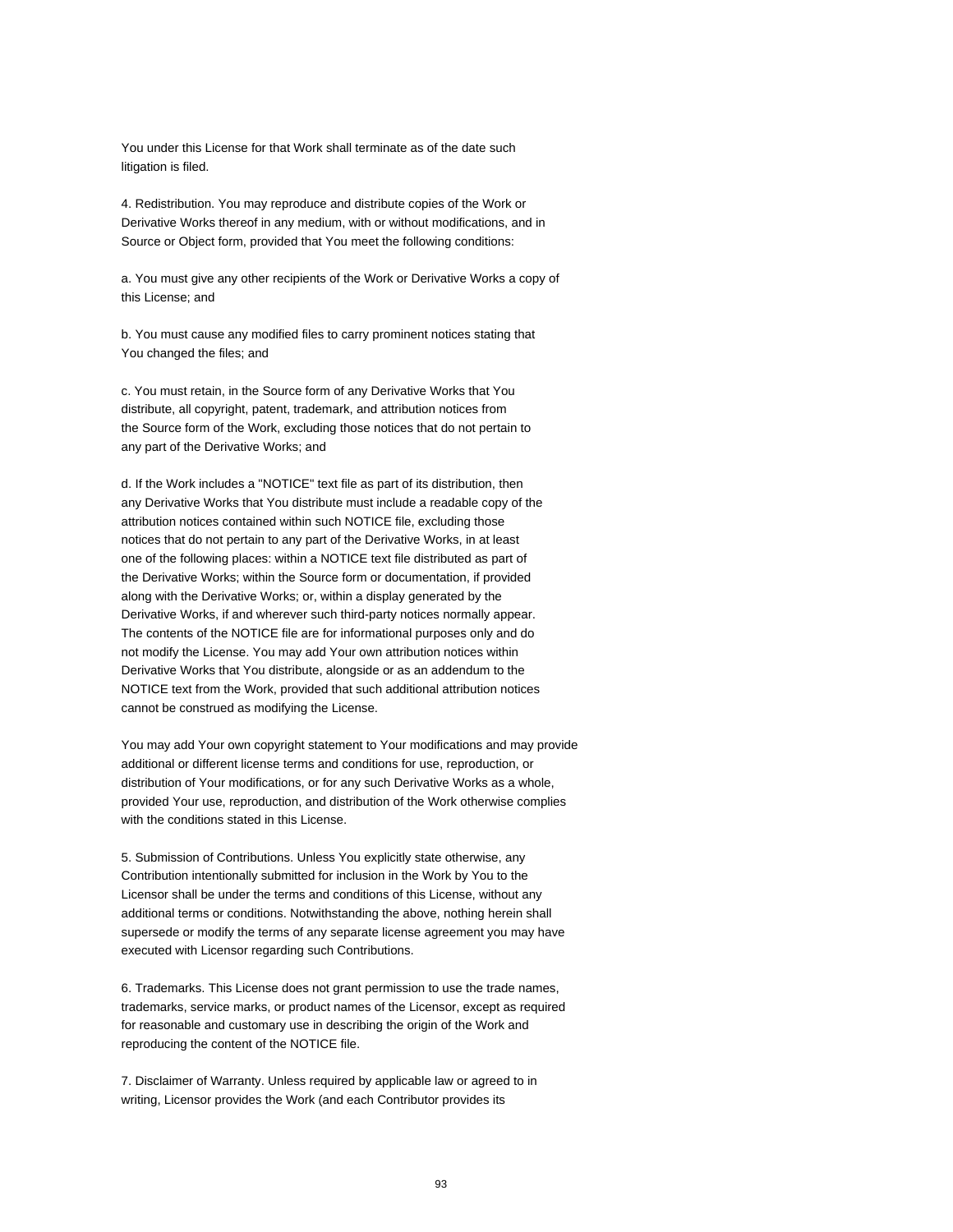You under this License for that Work shall terminate as of the date such litigation is filed.

4. Redistribution. You may reproduce and distribute copies of the Work or Derivative Works thereof in any medium, with or without modifications, and in Source or Object form, provided that You meet the following conditions:

a. You must give any other recipients of the Work or Derivative Works a copy of this License; and

b. You must cause any modified files to carry prominent notices stating that You changed the files; and

c. You must retain, in the Source form of any Derivative Works that You distribute, all copyright, patent, trademark, and attribution notices from the Source form of the Work, excluding those notices that do not pertain to any part of the Derivative Works; and

d. If the Work includes a "NOTICE" text file as part of its distribution, then any Derivative Works that You distribute must include a readable copy of the attribution notices contained within such NOTICE file, excluding those notices that do not pertain to any part of the Derivative Works, in at least one of the following places: within a NOTICE text file distributed as part of the Derivative Works; within the Source form or documentation, if provided along with the Derivative Works; or, within a display generated by the Derivative Works, if and wherever such third-party notices normally appear. The contents of the NOTICE file are for informational purposes only and do not modify the License. You may add Your own attribution notices within Derivative Works that You distribute, alongside or as an addendum to the NOTICE text from the Work, provided that such additional attribution notices cannot be construed as modifying the License.

You may add Your own copyright statement to Your modifications and may provide additional or different license terms and conditions for use, reproduction, or distribution of Your modifications, or for any such Derivative Works as a whole, provided Your use, reproduction, and distribution of the Work otherwise complies with the conditions stated in this License.

5. Submission of Contributions. Unless You explicitly state otherwise, any Contribution intentionally submitted for inclusion in the Work by You to the Licensor shall be under the terms and conditions of this License, without any additional terms or conditions. Notwithstanding the above, nothing herein shall supersede or modify the terms of any separate license agreement you may have executed with Licensor regarding such Contributions.

6. Trademarks. This License does not grant permission to use the trade names, trademarks, service marks, or product names of the Licensor, except as required for reasonable and customary use in describing the origin of the Work and reproducing the content of the NOTICE file.

7. Disclaimer of Warranty. Unless required by applicable law or agreed to in writing, Licensor provides the Work (and each Contributor provides its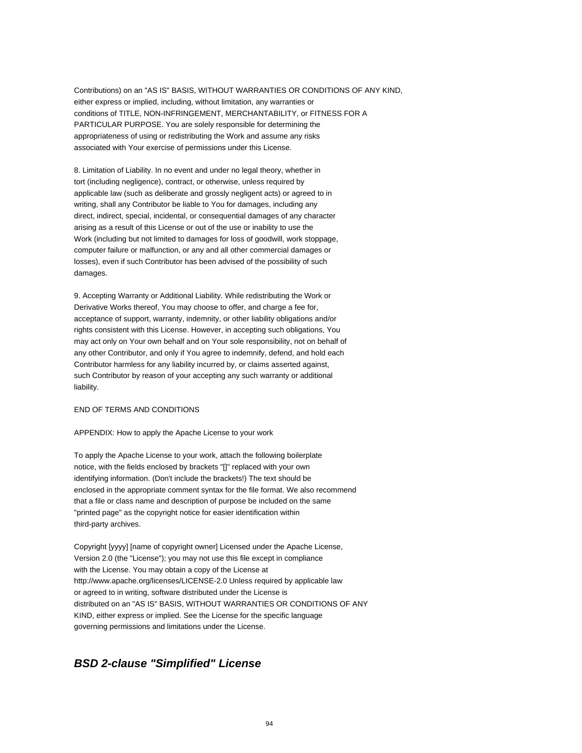Contributions) on an "AS IS" BASIS, WITHOUT WARRANTIES OR CONDITIONS OF ANY KIND, either express or implied, including, without limitation, any warranties or conditions of TITLE, NON-INFRINGEMENT, MERCHANTABILITY, or FITNESS FOR A PARTICULAR PURPOSE. You are solely responsible for determining the appropriateness of using or redistributing the Work and assume any risks associated with Your exercise of permissions under this License.

8. Limitation of Liability. In no event and under no legal theory, whether in tort (including negligence), contract, or otherwise, unless required by applicable law (such as deliberate and grossly negligent acts) or agreed to in writing, shall any Contributor be liable to You for damages, including any direct, indirect, special, incidental, or consequential damages of any character arising as a result of this License or out of the use or inability to use the Work (including but not limited to damages for loss of goodwill, work stoppage, computer failure or malfunction, or any and all other commercial damages or losses), even if such Contributor has been advised of the possibility of such damages.

9. Accepting Warranty or Additional Liability. While redistributing the Work or Derivative Works thereof, You may choose to offer, and charge a fee for, acceptance of support, warranty, indemnity, or other liability obligations and/or rights consistent with this License. However, in accepting such obligations, You may act only on Your own behalf and on Your sole responsibility, not on behalf of any other Contributor, and only if You agree to indemnify, defend, and hold each Contributor harmless for any liability incurred by, or claims asserted against, such Contributor by reason of your accepting any such warranty or additional liability.

END OF TERMS AND CONDITIONS

APPENDIX: How to apply the Apache License to your work

To apply the Apache License to your work, attach the following boilerplate notice, with the fields enclosed by brackets "[]" replaced with your own identifying information. (Don't include the brackets!) The text should be enclosed in the appropriate comment syntax for the file format. We also recommend that a file or class name and description of purpose be included on the same "printed page" as the copyright notice for easier identification within third-party archives.

Copyright [yyyy] [name of copyright owner] Licensed under the Apache License, Version 2.0 (the "License"); you may not use this file except in compliance with the License. You may obtain a copy of the License at http://www.apache.org/licenses/LICENSE-2.0 Unless required by applicable law or agreed to in writing, software distributed under the License is distributed on an "AS IS" BASIS, WITHOUT WARRANTIES OR CONDITIONS OF ANY KIND, either express or implied. See the License for the specific language governing permissions and limitations under the License.

## ***BSD 2-clause "Simplified" License***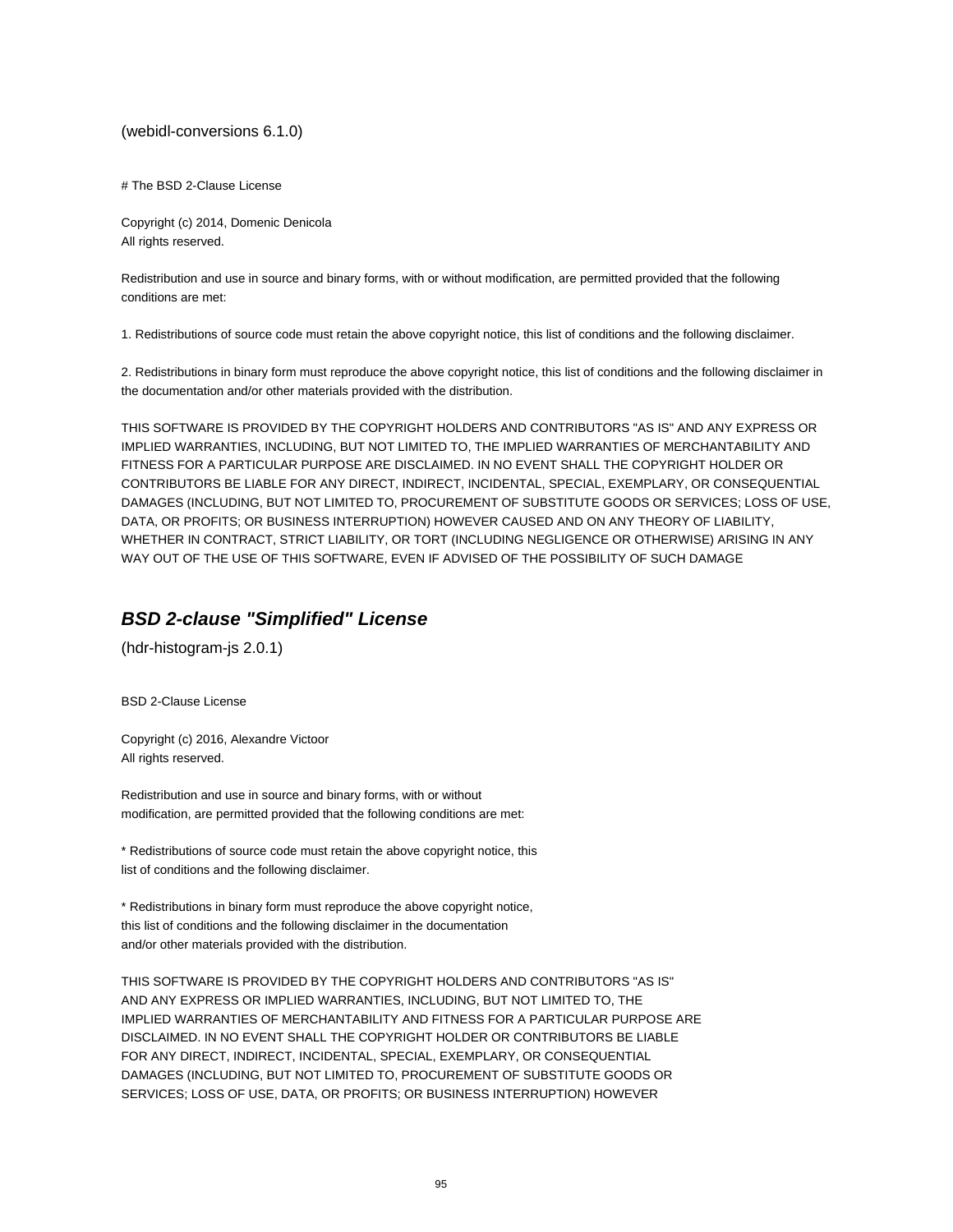(webidl-conversions 6.1.0)

# The BSD 2-Clause License

Copyright (c) 2014, Domenic Denicola
All rights reserved.

Redistribution and use in source and binary forms, with or without modification, are permitted provided that the following conditions are met:

1. Redistributions of source code must retain the above copyright notice, this list of conditions and the following disclaimer.

2. Redistributions in binary form must reproduce the above copyright notice, this list of conditions and the following disclaimer in the documentation and/or other materials provided with the distribution.

THIS SOFTWARE IS PROVIDED BY THE COPYRIGHT HOLDERS AND CONTRIBUTORS "AS IS" AND ANY EXPRESS OR IMPLIED WARRANTIES, INCLUDING, BUT NOT LIMITED TO, THE IMPLIED WARRANTIES OF MERCHANTABILITY AND FITNESS FOR A PARTICULAR PURPOSE ARE DISCLAIMED. IN NO EVENT SHALL THE COPYRIGHT HOLDER OR CONTRIBUTORS BE LIABLE FOR ANY DIRECT, INDIRECT, INCIDENTAL, SPECIAL, EXEMPLARY, OR CONSEQUENTIAL DAMAGES (INCLUDING, BUT NOT LIMITED TO, PROCUREMENT OF SUBSTITUTE GOODS OR SERVICES; LOSS OF USE, DATA, OR PROFITS; OR BUSINESS INTERRUPTION) HOWEVER CAUSED AND ON ANY THEORY OF LIABILITY, WHETHER IN CONTRACT, STRICT LIABILITY, OR TORT (INCLUDING NEGLIGENCE OR OTHERWISE) ARISING IN ANY WAY OUT OF THE USE OF THIS SOFTWARE, EVEN IF ADVISED OF THE POSSIBILITY OF SUCH DAMAGE

## ***BSD 2-clause "Simplified" License***

(hdr-histogram-js 2.0.1)

BSD 2-Clause License

Copyright (c) 2016, Alexandre Victoor
All rights reserved.

Redistribution and use in source and binary forms, with or without
modification, are permitted provided that the following conditions are met:

* Redistributions of source code must retain the above copyright notice, this
list of conditions and the following disclaimer.

* Redistributions in binary form must reproduce the above copyright notice,
this list of conditions and the following disclaimer in the documentation
and/or other materials provided with the distribution.

THIS SOFTWARE IS PROVIDED BY THE COPYRIGHT HOLDERS AND CONTRIBUTORS "AS IS"
AND ANY EXPRESS OR IMPLIED WARRANTIES, INCLUDING, BUT NOT LIMITED TO, THE
IMPLIED WARRANTIES OF MERCHANTABILITY AND FITNESS FOR A PARTICULAR PURPOSE ARE
DISCLAIMED. IN NO EVENT SHALL THE COPYRIGHT HOLDER OR CONTRIBUTORS BE LIABLE
FOR ANY DIRECT, INDIRECT, INCIDENTAL, SPECIAL, EXEMPLARY, OR CONSEQUENTIAL
DAMAGES (INCLUDING, BUT NOT LIMITED TO, PROCUREMENT OF SUBSTITUTE GOODS OR
SERVICES; LOSS OF USE, DATA, OR PROFITS; OR BUSINESS INTERRUPTION) HOWEVER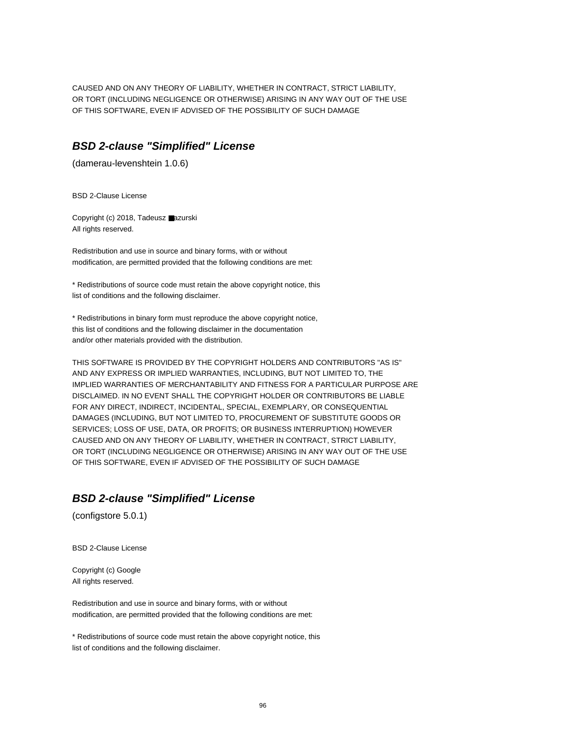CAUSED AND ON ANY THEORY OF LIABILITY, WHETHER IN CONTRACT, STRICT LIABILITY, OR TORT (INCLUDING NEGLIGENCE OR OTHERWISE) ARISING IN ANY WAY OUT OF THE USE OF THIS SOFTWARE, EVEN IF ADVISED OF THE POSSIBILITY OF SUCH DAMAGE

## ***BSD 2-clause "Simplified" License***

(damerau-levenshtein 1.0.6)

BSD 2-Clause License

Copyright (c) 2018, Tadeusz ■azurski
All rights reserved.

Redistribution and use in source and binary forms, with or without modification, are permitted provided that the following conditions are met:

* Redistributions of source code must retain the above copyright notice, this list of conditions and the following disclaimer.

* Redistributions in binary form must reproduce the above copyright notice, this list of conditions and the following disclaimer in the documentation and/or other materials provided with the distribution.

THIS SOFTWARE IS PROVIDED BY THE COPYRIGHT HOLDERS AND CONTRIBUTORS "AS IS" AND ANY EXPRESS OR IMPLIED WARRANTIES, INCLUDING, BUT NOT LIMITED TO, THE IMPLIED WARRANTIES OF MERCHANTABILITY AND FITNESS FOR A PARTICULAR PURPOSE ARE DISCLAIMED. IN NO EVENT SHALL THE COPYRIGHT HOLDER OR CONTRIBUTORS BE LIABLE FOR ANY DIRECT, INDIRECT, INCIDENTAL, SPECIAL, EXEMPLARY, OR CONSEQUENTIAL DAMAGES (INCLUDING, BUT NOT LIMITED TO, PROCUREMENT OF SUBSTITUTE GOODS OR SERVICES; LOSS OF USE, DATA, OR PROFITS; OR BUSINESS INTERRUPTION) HOWEVER CAUSED AND ON ANY THEORY OF LIABILITY, WHETHER IN CONTRACT, STRICT LIABILITY, OR TORT (INCLUDING NEGLIGENCE OR OTHERWISE) ARISING IN ANY WAY OUT OF THE USE OF THIS SOFTWARE, EVEN IF ADVISED OF THE POSSIBILITY OF SUCH DAMAGE

## ***BSD 2-clause "Simplified" License***

(configstore 5.0.1)

BSD 2-Clause License

Copyright (c) Google
All rights reserved.

Redistribution and use in source and binary forms, with or without modification, are permitted provided that the following conditions are met:

* Redistributions of source code must retain the above copyright notice, this list of conditions and the following disclaimer.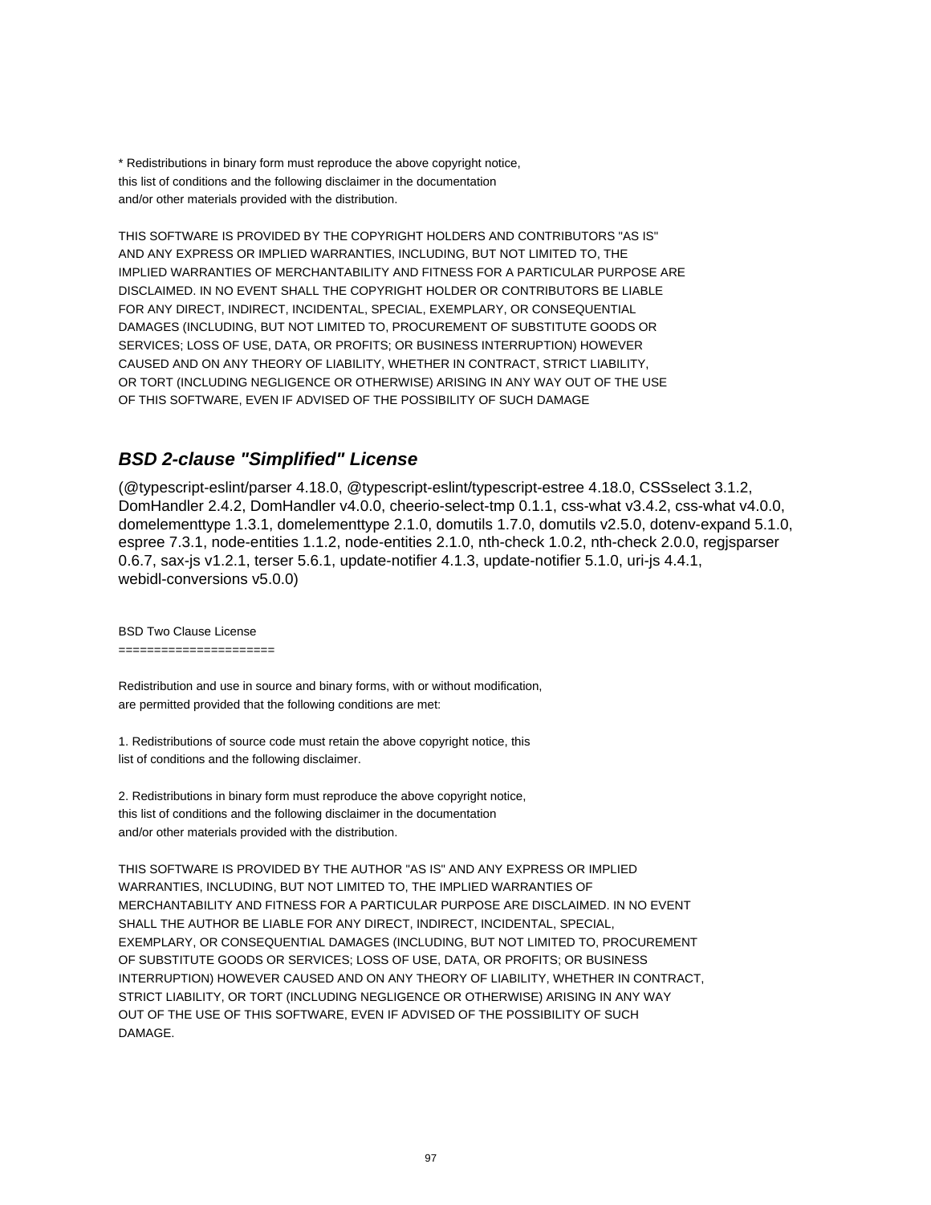* Redistributions in binary form must reproduce the above copyright notice,
this list of conditions and the following disclaimer in the documentation
and/or other materials provided with the distribution.

THIS SOFTWARE IS PROVIDED BY THE COPYRIGHT HOLDERS AND CONTRIBUTORS "AS IS"
AND ANY EXPRESS OR IMPLIED WARRANTIES, INCLUDING, BUT NOT LIMITED TO, THE
IMPLIED WARRANTIES OF MERCHANTABILITY AND FITNESS FOR A PARTICULAR PURPOSE ARE
DISCLAIMED. IN NO EVENT SHALL THE COPYRIGHT HOLDER OR CONTRIBUTORS BE LIABLE
FOR ANY DIRECT, INDIRECT, INCIDENTAL, SPECIAL, EXEMPLARY, OR CONSEQUENTIAL
DAMAGES (INCLUDING, BUT NOT LIMITED TO, PROCUREMENT OF SUBSTITUTE GOODS OR
SERVICES; LOSS OF USE, DATA, OR PROFITS; OR BUSINESS INTERRUPTION) HOWEVER
CAUSED AND ON ANY THEORY OF LIABILITY, WHETHER IN CONTRACT, STRICT LIABILITY,
OR TORT (INCLUDING NEGLIGENCE OR OTHERWISE) ARISING IN ANY WAY OUT OF THE USE
OF THIS SOFTWARE, EVEN IF ADVISED OF THE POSSIBILITY OF SUCH DAMAGE

## *BSD 2-clause "Simplified" License*

(@typescript-eslint/parser 4.18.0, @typescript-eslint/typescript-estree 4.18.0, CSSselect 3.1.2, DomHandler 2.4.2, DomHandler v4.0.0, cheerio-select-tmp 0.1.1, css-what v3.4.2, css-what v4.0.0, domelementtype 1.3.1, domelementtype 2.1.0, domutils 1.7.0, domutils v2.5.0, dotenv-expand 5.1.0, espree 7.3.1, node-entities 1.1.2, node-entities 2.1.0, nth-check 1.0.2, nth-check 2.0.0, regjsparser 0.6.7, sax-js v1.2.1, terser 5.6.1, update-notifier 4.1.3, update-notifier 5.1.0, uri-js 4.4.1, webidl-conversions v5.0.0)

BSD Two Clause License
======================

Redistribution and use in source and binary forms, with or without modification,
are permitted provided that the following conditions are met:

1. Redistributions of source code must retain the above copyright notice, this
list of conditions and the following disclaimer.

2. Redistributions in binary form must reproduce the above copyright notice,
this list of conditions and the following disclaimer in the documentation
and/or other materials provided with the distribution.

THIS SOFTWARE IS PROVIDED BY THE AUTHOR "AS IS" AND ANY EXPRESS OR IMPLIED
WARRANTIES, INCLUDING, BUT NOT LIMITED TO, THE IMPLIED WARRANTIES OF
MERCHANTABILITY AND FITNESS FOR A PARTICULAR PURPOSE ARE DISCLAIMED. IN NO EVENT
SHALL THE AUTHOR BE LIABLE FOR ANY DIRECT, INDIRECT, INCIDENTAL, SPECIAL,
EXEMPLARY, OR CONSEQUENTIAL DAMAGES (INCLUDING, BUT NOT LIMITED TO, PROCUREMENT
OF SUBSTITUTE GOODS OR SERVICES; LOSS OF USE, DATA, OR PROFITS; OR BUSINESS
INTERRUPTION) HOWEVER CAUSED AND ON ANY THEORY OF LIABILITY, WHETHER IN CONTRACT,
STRICT LIABILITY, OR TORT (INCLUDING NEGLIGENCE OR OTHERWISE) ARISING IN ANY WAY
OUT OF THE USE OF THIS SOFTWARE, EVEN IF ADVISED OF THE POSSIBILITY OF SUCH
DAMAGE.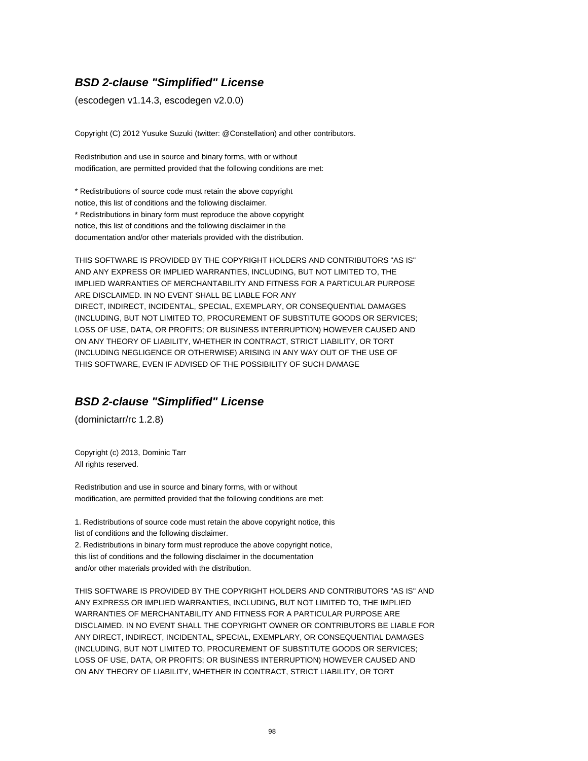### ***BSD 2-clause "Simplified" License***

(escodegen v1.14.3, escodegen v2.0.0)

Copyright (C) 2012 Yusuke Suzuki (twitter: @Constellation) and other contributors.

Redistribution and use in source and binary forms, with or without
modification, are permitted provided that the following conditions are met:

* Redistributions of source code must retain the above copyright
notice, this list of conditions and the following disclaimer.
* Redistributions in binary form must reproduce the above copyright
notice, this list of conditions and the following disclaimer in the
documentation and/or other materials provided with the distribution.

THIS SOFTWARE IS PROVIDED BY THE COPYRIGHT HOLDERS AND CONTRIBUTORS "AS IS"
AND ANY EXPRESS OR IMPLIED WARRANTIES, INCLUDING, BUT NOT LIMITED TO, THE
IMPLIED WARRANTIES OF MERCHANTABILITY AND FITNESS FOR A PARTICULAR PURPOSE
ARE DISCLAIMED. IN NO EVENT SHALL BE LIABLE FOR ANY
DIRECT, INDIRECT, INCIDENTAL, SPECIAL, EXEMPLARY, OR CONSEQUENTIAL DAMAGES
(INCLUDING, BUT NOT LIMITED TO, PROCUREMENT OF SUBSTITUTE GOODS OR SERVICES;
LOSS OF USE, DATA, OR PROFITS; OR BUSINESS INTERRUPTION) HOWEVER CAUSED AND
ON ANY THEORY OF LIABILITY, WHETHER IN CONTRACT, STRICT LIABILITY, OR TORT
(INCLUDING NEGLIGENCE OR OTHERWISE) ARISING IN ANY WAY OUT OF THE USE OF
THIS SOFTWARE, EVEN IF ADVISED OF THE POSSIBILITY OF SUCH DAMAGE

### ***BSD 2-clause "Simplified" License***

(dominictarr/rc 1.2.8)

Copyright (c) 2013, Dominic Tarr
All rights reserved.

Redistribution and use in source and binary forms, with or without
modification, are permitted provided that the following conditions are met:

1. Redistributions of source code must retain the above copyright notice, this
list of conditions and the following disclaimer.
2. Redistributions in binary form must reproduce the above copyright notice,
this list of conditions and the following disclaimer in the documentation
and/or other materials provided with the distribution.

THIS SOFTWARE IS PROVIDED BY THE COPYRIGHT HOLDERS AND CONTRIBUTORS "AS IS" AND
ANY EXPRESS OR IMPLIED WARRANTIES, INCLUDING, BUT NOT LIMITED TO, THE IMPLIED
WARRANTIES OF MERCHANTABILITY AND FITNESS FOR A PARTICULAR PURPOSE ARE
DISCLAIMED. IN NO EVENT SHALL THE COPYRIGHT OWNER OR CONTRIBUTORS BE LIABLE FOR
ANY DIRECT, INDIRECT, INCIDENTAL, SPECIAL, EXEMPLARY, OR CONSEQUENTIAL DAMAGES
(INCLUDING, BUT NOT LIMITED TO, PROCUREMENT OF SUBSTITUTE GOODS OR SERVICES;
LOSS OF USE, DATA, OR PROFITS; OR BUSINESS INTERRUPTION) HOWEVER CAUSED AND
ON ANY THEORY OF LIABILITY, WHETHER IN CONTRACT, STRICT LIABILITY, OR TORT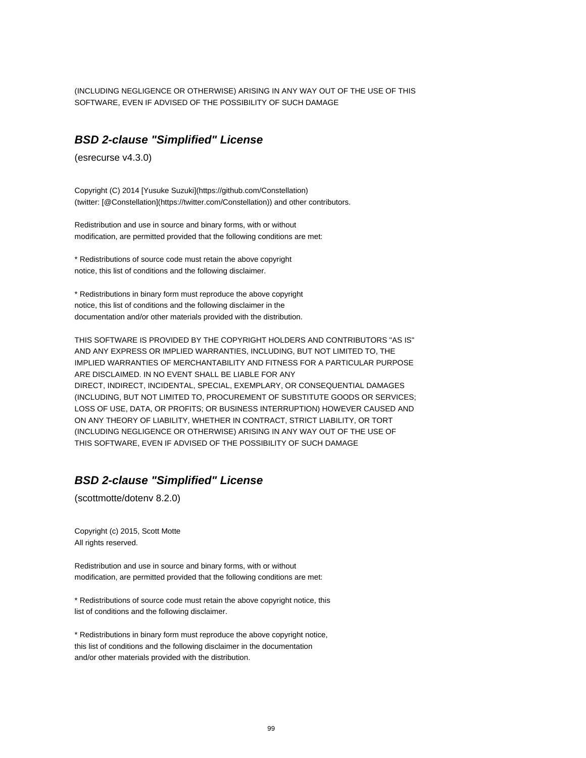(INCLUDING NEGLIGENCE OR OTHERWISE) ARISING IN ANY WAY OUT OF THE USE OF THIS
SOFTWARE, EVEN IF ADVISED OF THE POSSIBILITY OF SUCH DAMAGE

### ***BSD 2-clause "Simplified" License***

(esrecurse v4.3.0)

Copyright (C) 2014 [Yusuke Suzuki](https://github.com/Constellation)
(twitter: [@Constellation](https://twitter.com/Constellation)) and other contributors.

Redistribution and use in source and binary forms, with or without
modification, are permitted provided that the following conditions are met:

* Redistributions of source code must retain the above copyright
notice, this list of conditions and the following disclaimer.

* Redistributions in binary form must reproduce the above copyright
notice, this list of conditions and the following disclaimer in the
documentation and/or other materials provided with the distribution.

THIS SOFTWARE IS PROVIDED BY THE COPYRIGHT HOLDERS AND CONTRIBUTORS "AS IS"
AND ANY EXPRESS OR IMPLIED WARRANTIES, INCLUDING, BUT NOT LIMITED TO, THE
IMPLIED WARRANTIES OF MERCHANTABILITY AND FITNESS FOR A PARTICULAR PURPOSE
ARE DISCLAIMED. IN NO EVENT SHALL BE LIABLE FOR ANY
DIRECT, INDIRECT, INCIDENTAL, SPECIAL, EXEMPLARY, OR CONSEQUENTIAL DAMAGES
(INCLUDING, BUT NOT LIMITED TO, PROCUREMENT OF SUBSTITUTE GOODS OR SERVICES;
LOSS OF USE, DATA, OR PROFITS; OR BUSINESS INTERRUPTION) HOWEVER CAUSED AND
ON ANY THEORY OF LIABILITY, WHETHER IN CONTRACT, STRICT LIABILITY, OR TORT
(INCLUDING NEGLIGENCE OR OTHERWISE) ARISING IN ANY WAY OUT OF THE USE OF
THIS SOFTWARE, EVEN IF ADVISED OF THE POSSIBILITY OF SUCH DAMAGE

### ***BSD 2-clause "Simplified" License***

(scottmotte/dotenv 8.2.0)

Copyright (c) 2015, Scott Motte
All rights reserved.

Redistribution and use in source and binary forms, with or without
modification, are permitted provided that the following conditions are met:

* Redistributions of source code must retain the above copyright notice, this
list of conditions and the following disclaimer.

* Redistributions in binary form must reproduce the above copyright notice,
this list of conditions and the following disclaimer in the documentation
and/or other materials provided with the distribution.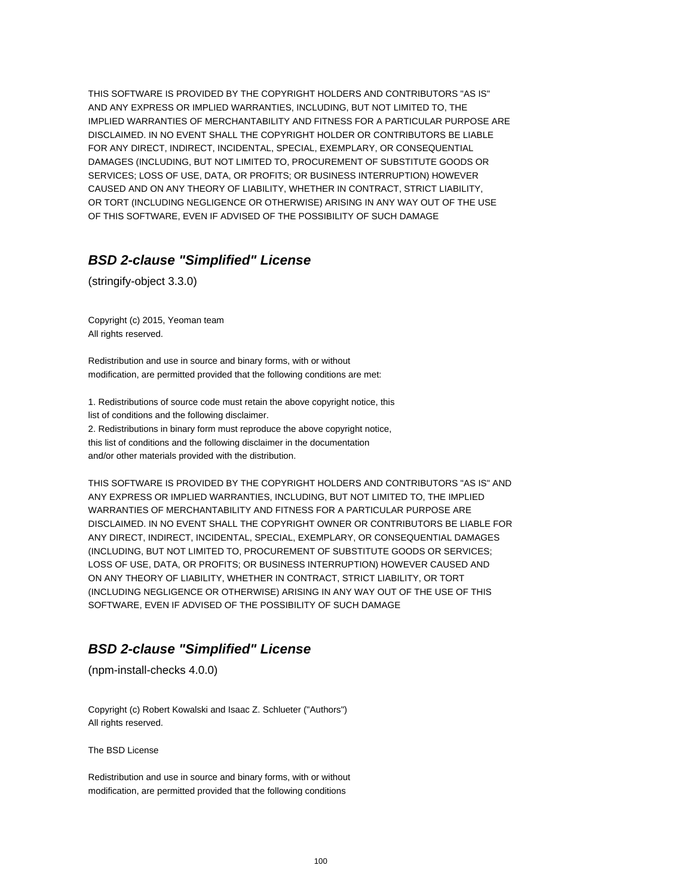THIS SOFTWARE IS PROVIDED BY THE COPYRIGHT HOLDERS AND CONTRIBUTORS "AS IS"
AND ANY EXPRESS OR IMPLIED WARRANTIES, INCLUDING, BUT NOT LIMITED TO, THE
IMPLIED WARRANTIES OF MERCHANTABILITY AND FITNESS FOR A PARTICULAR PURPOSE ARE
DISCLAIMED. IN NO EVENT SHALL THE COPYRIGHT HOLDER OR CONTRIBUTORS BE LIABLE
FOR ANY DIRECT, INDIRECT, INCIDENTAL, SPECIAL, EXEMPLARY, OR CONSEQUENTIAL
DAMAGES (INCLUDING, BUT NOT LIMITED TO, PROCUREMENT OF SUBSTITUTE GOODS OR
SERVICES; LOSS OF USE, DATA, OR PROFITS; OR BUSINESS INTERRUPTION) HOWEVER
CAUSED AND ON ANY THEORY OF LIABILITY, WHETHER IN CONTRACT, STRICT LIABILITY,
OR TORT (INCLUDING NEGLIGENCE OR OTHERWISE) ARISING IN ANY WAY OUT OF THE USE
OF THIS SOFTWARE, EVEN IF ADVISED OF THE POSSIBILITY OF SUCH DAMAGE

## ***BSD 2-clause "Simplified" License***

(stringify-object 3.3.0)

Copyright (c) 2015, Yeoman team
All rights reserved.

Redistribution and use in source and binary forms, with or without
modification, are permitted provided that the following conditions are met:

1. Redistributions of source code must retain the above copyright notice, this
list of conditions and the following disclaimer.
2. Redistributions in binary form must reproduce the above copyright notice,
this list of conditions and the following disclaimer in the documentation
and/or other materials provided with the distribution.

THIS SOFTWARE IS PROVIDED BY THE COPYRIGHT HOLDERS AND CONTRIBUTORS "AS IS" AND
ANY EXPRESS OR IMPLIED WARRANTIES, INCLUDING, BUT NOT LIMITED TO, THE IMPLIED
WARRANTIES OF MERCHANTABILITY AND FITNESS FOR A PARTICULAR PURPOSE ARE
DISCLAIMED. IN NO EVENT SHALL THE COPYRIGHT OWNER OR CONTRIBUTORS BE LIABLE FOR
ANY DIRECT, INDIRECT, INCIDENTAL, SPECIAL, EXEMPLARY, OR CONSEQUENTIAL DAMAGES
(INCLUDING, BUT NOT LIMITED TO, PROCUREMENT OF SUBSTITUTE GOODS OR SERVICES;
LOSS OF USE, DATA, OR PROFITS; OR BUSINESS INTERRUPTION) HOWEVER CAUSED AND
ON ANY THEORY OF LIABILITY, WHETHER IN CONTRACT, STRICT LIABILITY, OR TORT
(INCLUDING NEGLIGENCE OR OTHERWISE) ARISING IN ANY WAY OUT OF THE USE OF THIS
SOFTWARE, EVEN IF ADVISED OF THE POSSIBILITY OF SUCH DAMAGE

## ***BSD 2-clause "Simplified" License***

(npm-install-checks 4.0.0)

Copyright (c) Robert Kowalski and Isaac Z. Schlueter ("Authors")
All rights reserved.

The BSD License

Redistribution and use in source and binary forms, with or without
modification, are permitted provided that the following conditions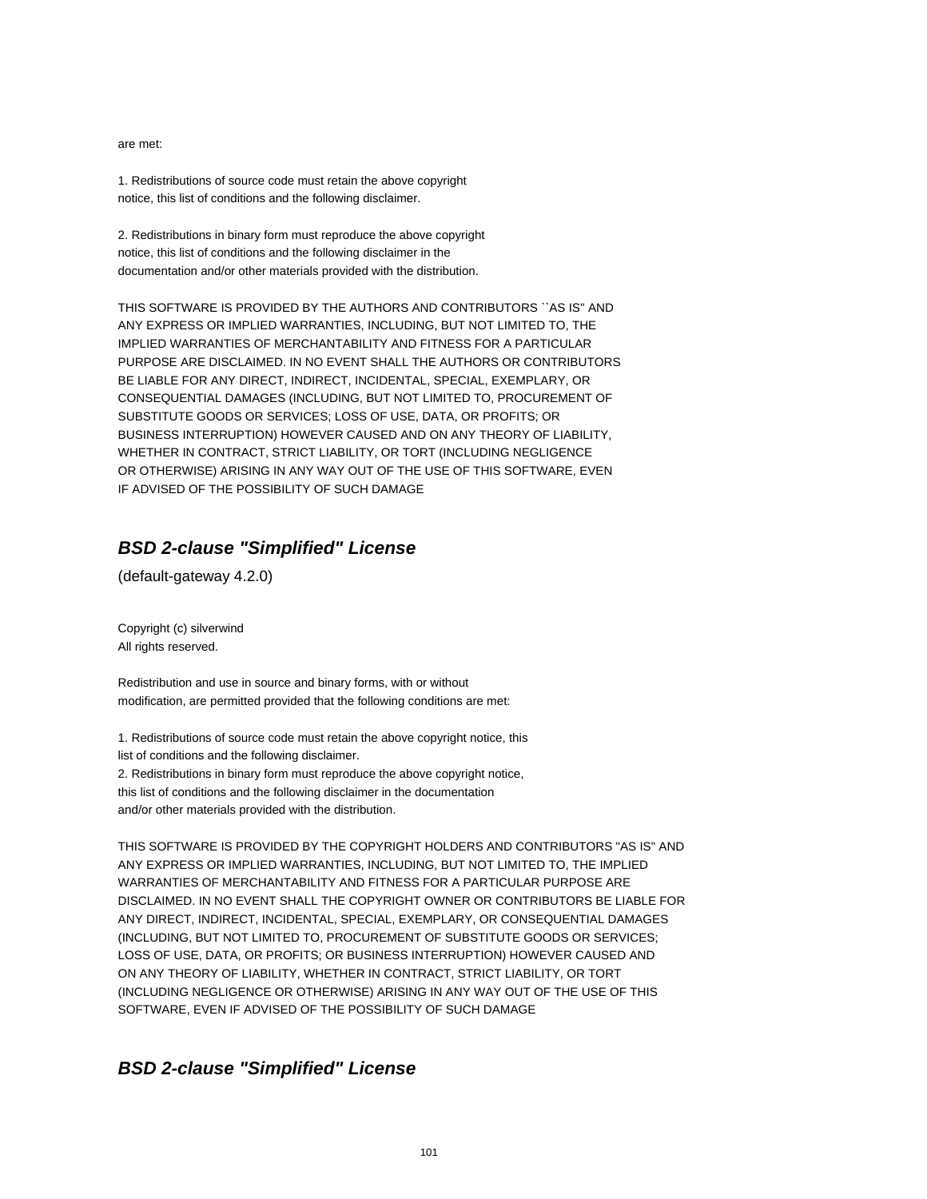are met:

1. Redistributions of source code must retain the above copyright
notice, this list of conditions and the following disclaimer.

2. Redistributions in binary form must reproduce the above copyright
notice, this list of conditions and the following disclaimer in the
documentation and/or other materials provided with the distribution.

THIS SOFTWARE IS PROVIDED BY THE AUTHORS AND CONTRIBUTORS ``AS IS'' AND
ANY EXPRESS OR IMPLIED WARRANTIES, INCLUDING, BUT NOT LIMITED TO, THE
IMPLIED WARRANTIES OF MERCHANTABILITY AND FITNESS FOR A PARTICULAR
PURPOSE ARE DISCLAIMED. IN NO EVENT SHALL THE AUTHORS OR CONTRIBUTORS
BE LIABLE FOR ANY DIRECT, INDIRECT, INCIDENTAL, SPECIAL, EXEMPLARY, OR
CONSEQUENTIAL DAMAGES (INCLUDING, BUT NOT LIMITED TO, PROCUREMENT OF
SUBSTITUTE GOODS OR SERVICES; LOSS OF USE, DATA, OR PROFITS; OR
BUSINESS INTERRUPTION) HOWEVER CAUSED AND ON ANY THEORY OF LIABILITY,
WHETHER IN CONTRACT, STRICT LIABILITY, OR TORT (INCLUDING NEGLIGENCE
OR OTHERWISE) ARISING IN ANY WAY OUT OF THE USE OF THIS SOFTWARE, EVEN
IF ADVISED OF THE POSSIBILITY OF SUCH DAMAGE

## ***BSD 2-clause "Simplified" License***

(default-gateway 4.2.0)

Copyright (c) silverwind
All rights reserved.

Redistribution and use in source and binary forms, with or without
modification, are permitted provided that the following conditions are met:

1. Redistributions of source code must retain the above copyright notice, this
list of conditions and the following disclaimer.
2. Redistributions in binary form must reproduce the above copyright notice,
this list of conditions and the following disclaimer in the documentation
and/or other materials provided with the distribution.

THIS SOFTWARE IS PROVIDED BY THE COPYRIGHT HOLDERS AND CONTRIBUTORS "AS IS" AND
ANY EXPRESS OR IMPLIED WARRANTIES, INCLUDING, BUT NOT LIMITED TO, THE IMPLIED
WARRANTIES OF MERCHANTABILITY AND FITNESS FOR A PARTICULAR PURPOSE ARE
DISCLAIMED. IN NO EVENT SHALL THE COPYRIGHT OWNER OR CONTRIBUTORS BE LIABLE FOR
ANY DIRECT, INDIRECT, INCIDENTAL, SPECIAL, EXEMPLARY, OR CONSEQUENTIAL DAMAGES
(INCLUDING, BUT NOT LIMITED TO, PROCUREMENT OF SUBSTITUTE GOODS OR SERVICES;
LOSS OF USE, DATA, OR PROFITS; OR BUSINESS INTERRUPTION) HOWEVER CAUSED AND
ON ANY THEORY OF LIABILITY, WHETHER IN CONTRACT, STRICT LIABILITY, OR TORT
(INCLUDING NEGLIGENCE OR OTHERWISE) ARISING IN ANY WAY OUT OF THE USE OF THIS
SOFTWARE, EVEN IF ADVISED OF THE POSSIBILITY OF SUCH DAMAGE

## ***BSD 2-clause "Simplified" License***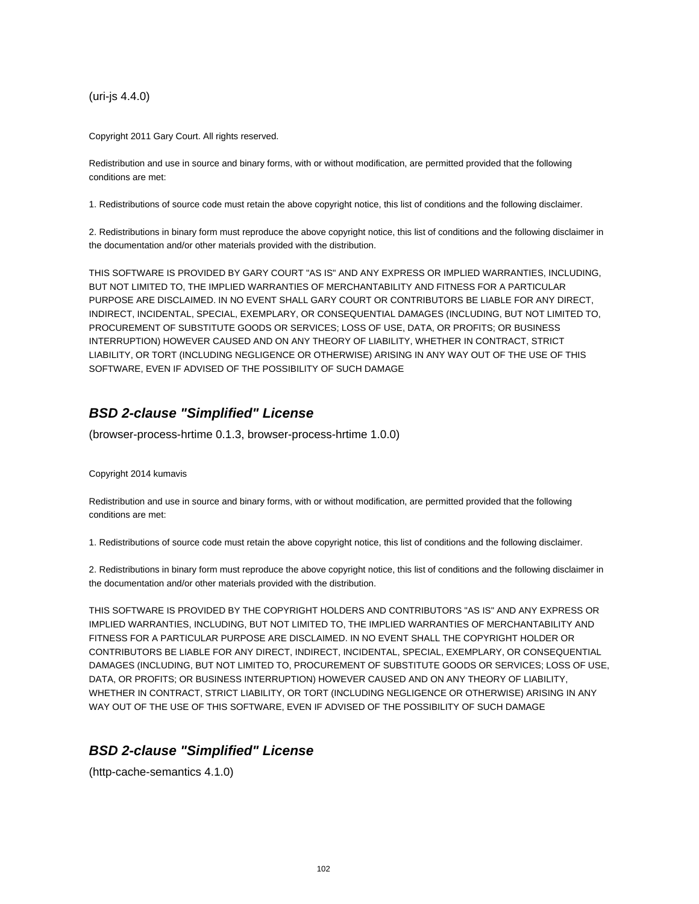(uri-js 4.4.0)

Copyright 2011 Gary Court. All rights reserved.

Redistribution and use in source and binary forms, with or without modification, are permitted provided that the following conditions are met:

1. Redistributions of source code must retain the above copyright notice, this list of conditions and the following disclaimer.

2. Redistributions in binary form must reproduce the above copyright notice, this list of conditions and the following disclaimer in the documentation and/or other materials provided with the distribution.

THIS SOFTWARE IS PROVIDED BY GARY COURT "AS IS" AND ANY EXPRESS OR IMPLIED WARRANTIES, INCLUDING, BUT NOT LIMITED TO, THE IMPLIED WARRANTIES OF MERCHANTABILITY AND FITNESS FOR A PARTICULAR PURPOSE ARE DISCLAIMED. IN NO EVENT SHALL GARY COURT OR CONTRIBUTORS BE LIABLE FOR ANY DIRECT, INDIRECT, INCIDENTAL, SPECIAL, EXEMPLARY, OR CONSEQUENTIAL DAMAGES (INCLUDING, BUT NOT LIMITED TO, PROCUREMENT OF SUBSTITUTE GOODS OR SERVICES; LOSS OF USE, DATA, OR PROFITS; OR BUSINESS INTERRUPTION) HOWEVER CAUSED AND ON ANY THEORY OF LIABILITY, WHETHER IN CONTRACT, STRICT LIABILITY, OR TORT (INCLUDING NEGLIGENCE OR OTHERWISE) ARISING IN ANY WAY OUT OF THE USE OF THIS SOFTWARE, EVEN IF ADVISED OF THE POSSIBILITY OF SUCH DAMAGE

## ***BSD 2-clause "Simplified" License***

(browser-process-hrtime 0.1.3, browser-process-hrtime 1.0.0)

Copyright 2014 kumavis

Redistribution and use in source and binary forms, with or without modification, are permitted provided that the following conditions are met:

1. Redistributions of source code must retain the above copyright notice, this list of conditions and the following disclaimer.

2. Redistributions in binary form must reproduce the above copyright notice, this list of conditions and the following disclaimer in the documentation and/or other materials provided with the distribution.

THIS SOFTWARE IS PROVIDED BY THE COPYRIGHT HOLDERS AND CONTRIBUTORS "AS IS" AND ANY EXPRESS OR IMPLIED WARRANTIES, INCLUDING, BUT NOT LIMITED TO, THE IMPLIED WARRANTIES OF MERCHANTABILITY AND FITNESS FOR A PARTICULAR PURPOSE ARE DISCLAIMED. IN NO EVENT SHALL THE COPYRIGHT HOLDER OR CONTRIBUTORS BE LIABLE FOR ANY DIRECT, INDIRECT, INCIDENTAL, SPECIAL, EXEMPLARY, OR CONSEQUENTIAL DAMAGES (INCLUDING, BUT NOT LIMITED TO, PROCUREMENT OF SUBSTITUTE GOODS OR SERVICES; LOSS OF USE, DATA, OR PROFITS; OR BUSINESS INTERRUPTION) HOWEVER CAUSED AND ON ANY THEORY OF LIABILITY, WHETHER IN CONTRACT, STRICT LIABILITY, OR TORT (INCLUDING NEGLIGENCE OR OTHERWISE) ARISING IN ANY WAY OUT OF THE USE OF THIS SOFTWARE, EVEN IF ADVISED OF THE POSSIBILITY OF SUCH DAMAGE

## ***BSD 2-clause "Simplified" License***

(http-cache-semantics 4.1.0)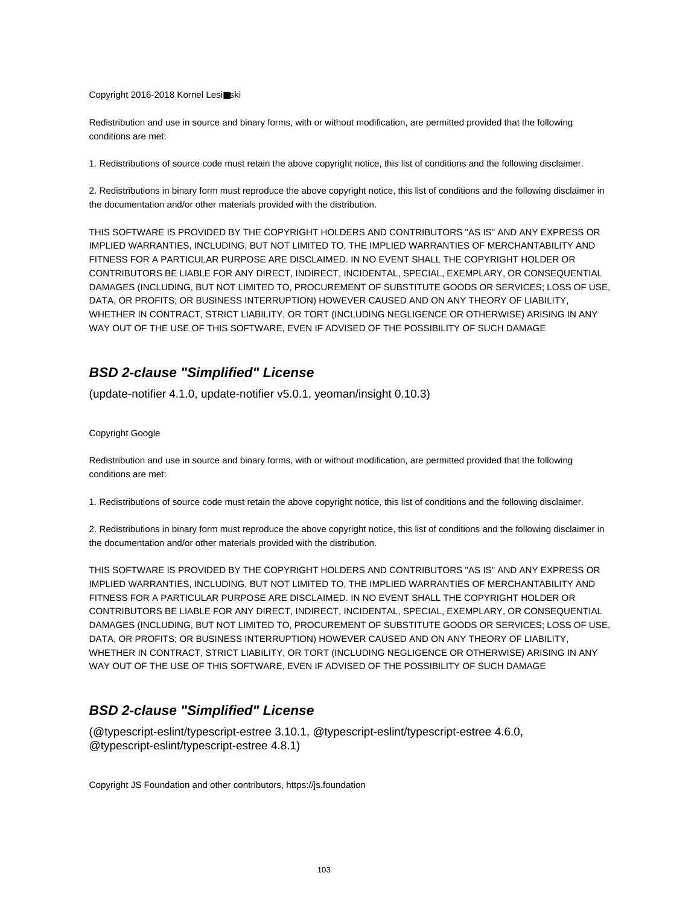Copyright 2016-2018 Kornel Lesi■ski

Redistribution and use in source and binary forms, with or without modification, are permitted provided that the following conditions are met:

1. Redistributions of source code must retain the above copyright notice, this list of conditions and the following disclaimer.

2. Redistributions in binary form must reproduce the above copyright notice, this list of conditions and the following disclaimer in the documentation and/or other materials provided with the distribution.

THIS SOFTWARE IS PROVIDED BY THE COPYRIGHT HOLDERS AND CONTRIBUTORS "AS IS" AND ANY EXPRESS OR IMPLIED WARRANTIES, INCLUDING, BUT NOT LIMITED TO, THE IMPLIED WARRANTIES OF MERCHANTABILITY AND FITNESS FOR A PARTICULAR PURPOSE ARE DISCLAIMED. IN NO EVENT SHALL THE COPYRIGHT HOLDER OR CONTRIBUTORS BE LIABLE FOR ANY DIRECT, INDIRECT, INCIDENTAL, SPECIAL, EXEMPLARY, OR CONSEQUENTIAL DAMAGES (INCLUDING, BUT NOT LIMITED TO, PROCUREMENT OF SUBSTITUTE GOODS OR SERVICES; LOSS OF USE, DATA, OR PROFITS; OR BUSINESS INTERRUPTION) HOWEVER CAUSED AND ON ANY THEORY OF LIABILITY, WHETHER IN CONTRACT, STRICT LIABILITY, OR TORT (INCLUDING NEGLIGENCE OR OTHERWISE) ARISING IN ANY WAY OUT OF THE USE OF THIS SOFTWARE, EVEN IF ADVISED OF THE POSSIBILITY OF SUCH DAMAGE

## ***BSD 2-clause "Simplified" License***

(update-notifier 4.1.0, update-notifier v5.0.1, yeoman/insight 0.10.3)

Copyright Google

Redistribution and use in source and binary forms, with or without modification, are permitted provided that the following conditions are met:

1. Redistributions of source code must retain the above copyright notice, this list of conditions and the following disclaimer.

2. Redistributions in binary form must reproduce the above copyright notice, this list of conditions and the following disclaimer in the documentation and/or other materials provided with the distribution.

THIS SOFTWARE IS PROVIDED BY THE COPYRIGHT HOLDERS AND CONTRIBUTORS "AS IS" AND ANY EXPRESS OR IMPLIED WARRANTIES, INCLUDING, BUT NOT LIMITED TO, THE IMPLIED WARRANTIES OF MERCHANTABILITY AND FITNESS FOR A PARTICULAR PURPOSE ARE DISCLAIMED. IN NO EVENT SHALL THE COPYRIGHT HOLDER OR CONTRIBUTORS BE LIABLE FOR ANY DIRECT, INDIRECT, INCIDENTAL, SPECIAL, EXEMPLARY, OR CONSEQUENTIAL DAMAGES (INCLUDING, BUT NOT LIMITED TO, PROCUREMENT OF SUBSTITUTE GOODS OR SERVICES; LOSS OF USE, DATA, OR PROFITS; OR BUSINESS INTERRUPTION) HOWEVER CAUSED AND ON ANY THEORY OF LIABILITY, WHETHER IN CONTRACT, STRICT LIABILITY, OR TORT (INCLUDING NEGLIGENCE OR OTHERWISE) ARISING IN ANY WAY OUT OF THE USE OF THIS SOFTWARE, EVEN IF ADVISED OF THE POSSIBILITY OF SUCH DAMAGE

## ***BSD 2-clause "Simplified" License***

(@typescript-eslint/typescript-estree 3.10.1, @typescript-eslint/typescript-estree 4.6.0, @typescript-eslint/typescript-estree 4.8.1)

Copyright JS Foundation and other contributors, https://js.foundation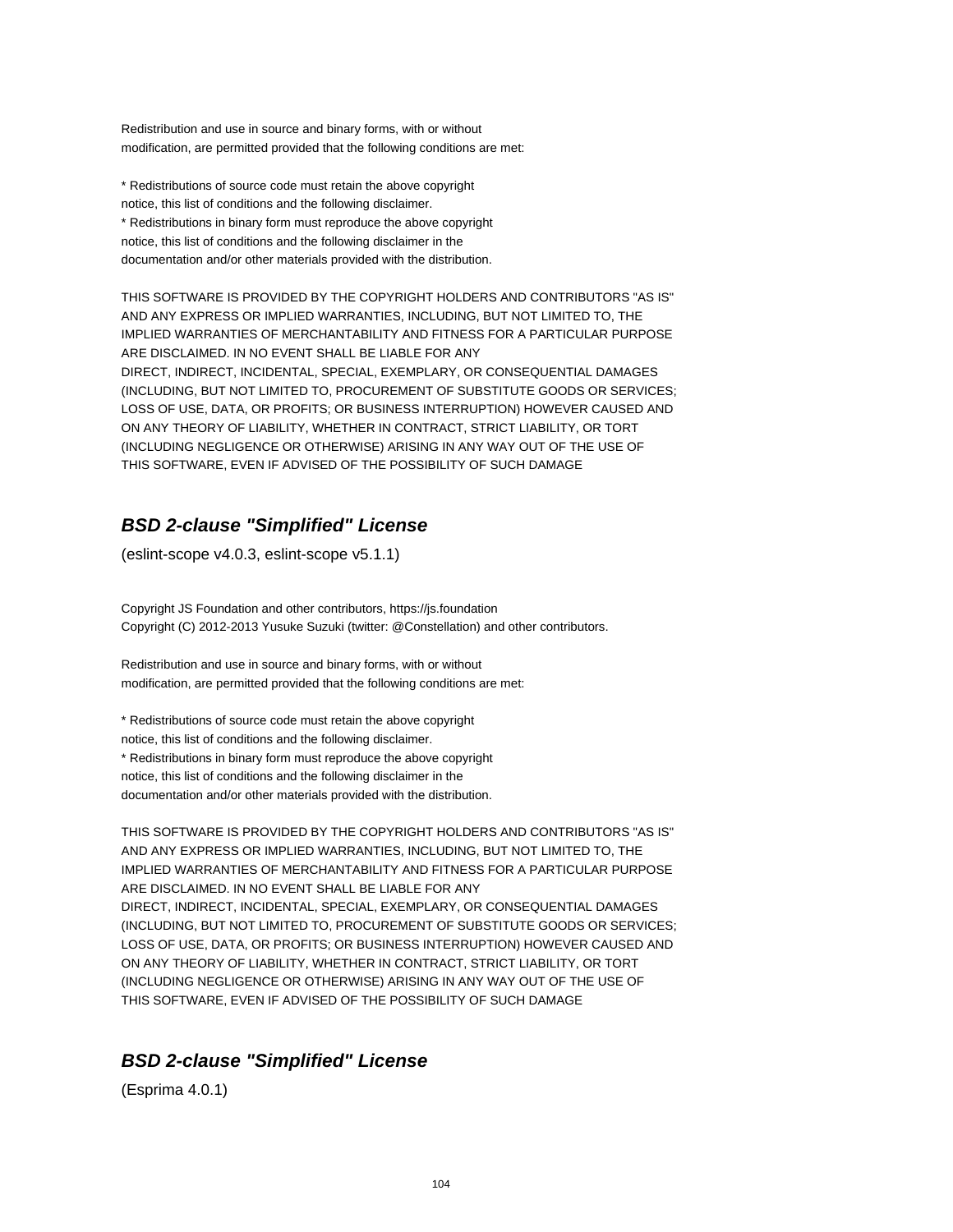Redistribution and use in source and binary forms, with or without
modification, are permitted provided that the following conditions are met:

* Redistributions of source code must retain the above copyright
notice, this list of conditions and the following disclaimer.
* Redistributions in binary form must reproduce the above copyright
notice, this list of conditions and the following disclaimer in the
documentation and/or other materials provided with the distribution.

THIS SOFTWARE IS PROVIDED BY THE COPYRIGHT HOLDERS AND CONTRIBUTORS "AS IS"
AND ANY EXPRESS OR IMPLIED WARRANTIES, INCLUDING, BUT NOT LIMITED TO, THE
IMPLIED WARRANTIES OF MERCHANTABILITY AND FITNESS FOR A PARTICULAR PURPOSE
ARE DISCLAIMED. IN NO EVENT SHALL BE LIABLE FOR ANY
DIRECT, INDIRECT, INCIDENTAL, SPECIAL, EXEMPLARY, OR CONSEQUENTIAL DAMAGES
(INCLUDING, BUT NOT LIMITED TO, PROCUREMENT OF SUBSTITUTE GOODS OR SERVICES;
LOSS OF USE, DATA, OR PROFITS; OR BUSINESS INTERRUPTION) HOWEVER CAUSED AND
ON ANY THEORY OF LIABILITY, WHETHER IN CONTRACT, STRICT LIABILITY, OR TORT
(INCLUDING NEGLIGENCE OR OTHERWISE) ARISING IN ANY WAY OUT OF THE USE OF
THIS SOFTWARE, EVEN IF ADVISED OF THE POSSIBILITY OF SUCH DAMAGE

## ***BSD 2-clause "Simplified" License***

(eslint-scope v4.0.3, eslint-scope v5.1.1)

Copyright JS Foundation and other contributors, https://js.foundation
Copyright (C) 2012-2013 Yusuke Suzuki (twitter: @Constellation) and other contributors.

Redistribution and use in source and binary forms, with or without
modification, are permitted provided that the following conditions are met:

* Redistributions of source code must retain the above copyright
notice, this list of conditions and the following disclaimer.
* Redistributions in binary form must reproduce the above copyright
notice, this list of conditions and the following disclaimer in the
documentation and/or other materials provided with the distribution.

THIS SOFTWARE IS PROVIDED BY THE COPYRIGHT HOLDERS AND CONTRIBUTORS "AS IS"
AND ANY EXPRESS OR IMPLIED WARRANTIES, INCLUDING, BUT NOT LIMITED TO, THE
IMPLIED WARRANTIES OF MERCHANTABILITY AND FITNESS FOR A PARTICULAR PURPOSE
ARE DISCLAIMED. IN NO EVENT SHALL BE LIABLE FOR ANY
DIRECT, INDIRECT, INCIDENTAL, SPECIAL, EXEMPLARY, OR CONSEQUENTIAL DAMAGES
(INCLUDING, BUT NOT LIMITED TO, PROCUREMENT OF SUBSTITUTE GOODS OR SERVICES;
LOSS OF USE, DATA, OR PROFITS; OR BUSINESS INTERRUPTION) HOWEVER CAUSED AND
ON ANY THEORY OF LIABILITY, WHETHER IN CONTRACT, STRICT LIABILITY, OR TORT
(INCLUDING NEGLIGENCE OR OTHERWISE) ARISING IN ANY WAY OUT OF THE USE OF
THIS SOFTWARE, EVEN IF ADVISED OF THE POSSIBILITY OF SUCH DAMAGE

## ***BSD 2-clause "Simplified" License***

(Esprima 4.0.1)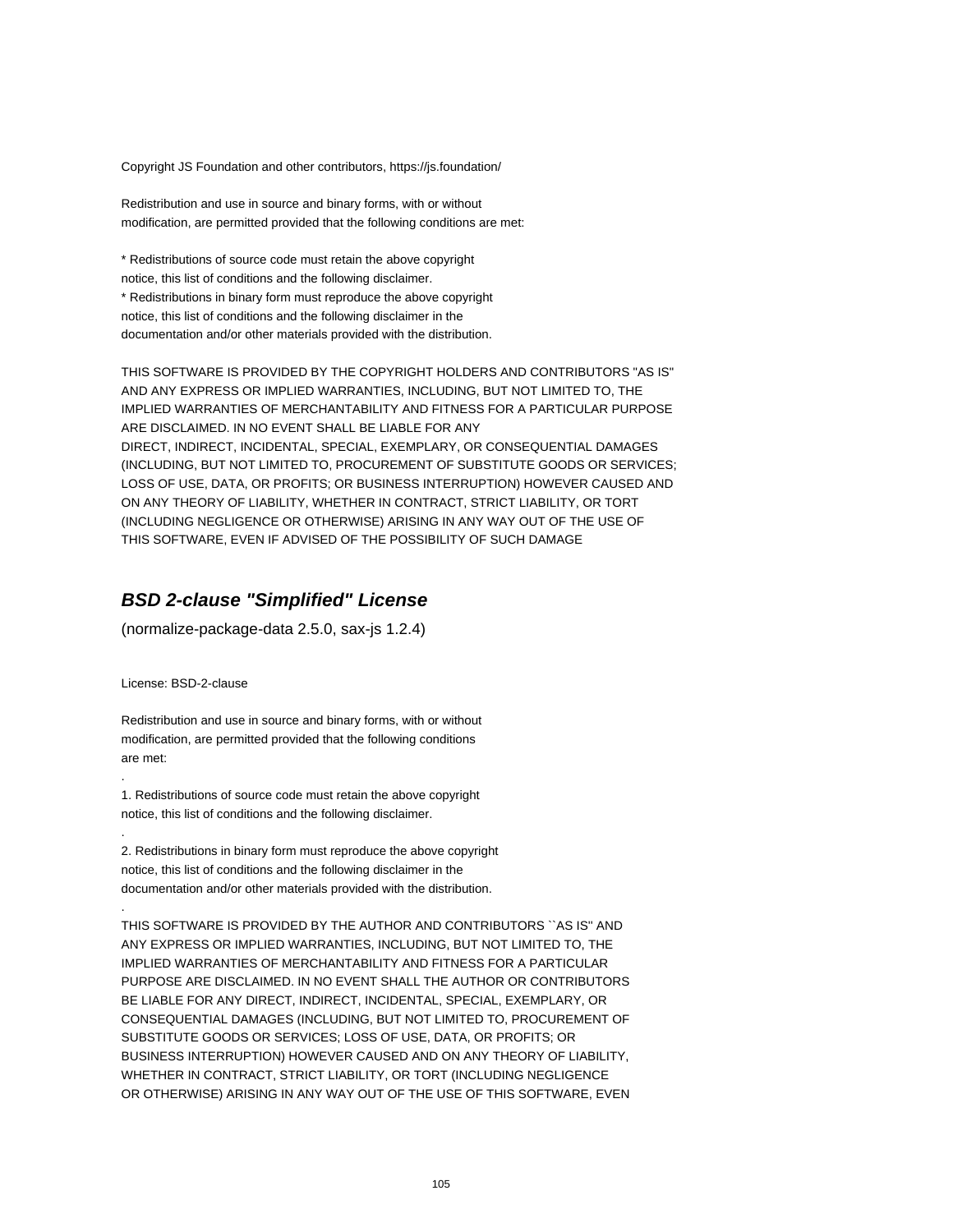Copyright JS Foundation and other contributors, https://js.foundation/

Redistribution and use in source and binary forms, with or without
modification, are permitted provided that the following conditions are met:

* Redistributions of source code must retain the above copyright
notice, this list of conditions and the following disclaimer.
* Redistributions in binary form must reproduce the above copyright
notice, this list of conditions and the following disclaimer in the
documentation and/or other materials provided with the distribution.

THIS SOFTWARE IS PROVIDED BY THE COPYRIGHT HOLDERS AND CONTRIBUTORS "AS IS"
AND ANY EXPRESS OR IMPLIED WARRANTIES, INCLUDING, BUT NOT LIMITED TO, THE
IMPLIED WARRANTIES OF MERCHANTABILITY AND FITNESS FOR A PARTICULAR PURPOSE
ARE DISCLAIMED. IN NO EVENT SHALL BE LIABLE FOR ANY
DIRECT, INDIRECT, INCIDENTAL, SPECIAL, EXEMPLARY, OR CONSEQUENTIAL DAMAGES
(INCLUDING, BUT NOT LIMITED TO, PROCUREMENT OF SUBSTITUTE GOODS OR SERVICES;
LOSS OF USE, DATA, OR PROFITS; OR BUSINESS INTERRUPTION) HOWEVER CAUSED AND
ON ANY THEORY OF LIABILITY, WHETHER IN CONTRACT, STRICT LIABILITY, OR TORT
(INCLUDING NEGLIGENCE OR OTHERWISE) ARISING IN ANY WAY OUT OF THE USE OF
THIS SOFTWARE, EVEN IF ADVISED OF THE POSSIBILITY OF SUCH DAMAGE

## ***BSD 2-clause "Simplified" License***

(normalize-package-data 2.5.0, sax-js 1.2.4)

License: BSD-2-clause

Redistribution and use in source and binary forms, with or without
modification, are permitted provided that the following conditions
are met:

.

1. Redistributions of source code must retain the above copyright
notice, this list of conditions and the following disclaimer.

.

2. Redistributions in binary form must reproduce the above copyright
notice, this list of conditions and the following disclaimer in the
documentation and/or other materials provided with the distribution.

.

THIS SOFTWARE IS PROVIDED BY THE AUTHOR AND CONTRIBUTORS ``AS IS'' AND
ANY EXPRESS OR IMPLIED WARRANTIES, INCLUDING, BUT NOT LIMITED TO, THE
IMPLIED WARRANTIES OF MERCHANTABILITY AND FITNESS FOR A PARTICULAR
PURPOSE ARE DISCLAIMED. IN NO EVENT SHALL THE AUTHOR OR CONTRIBUTORS
BE LIABLE FOR ANY DIRECT, INDIRECT, INCIDENTAL, SPECIAL, EXEMPLARY, OR
CONSEQUENTIAL DAMAGES (INCLUDING, BUT NOT LIMITED TO, PROCUREMENT OF
SUBSTITUTE GOODS OR SERVICES; LOSS OF USE, DATA, OR PROFITS; OR
BUSINESS INTERRUPTION) HOWEVER CAUSED AND ON ANY THEORY OF LIABILITY,
WHETHER IN CONTRACT, STRICT LIABILITY, OR TORT (INCLUDING NEGLIGENCE
OR OTHERWISE) ARISING IN ANY WAY OUT OF THE USE OF THIS SOFTWARE, EVEN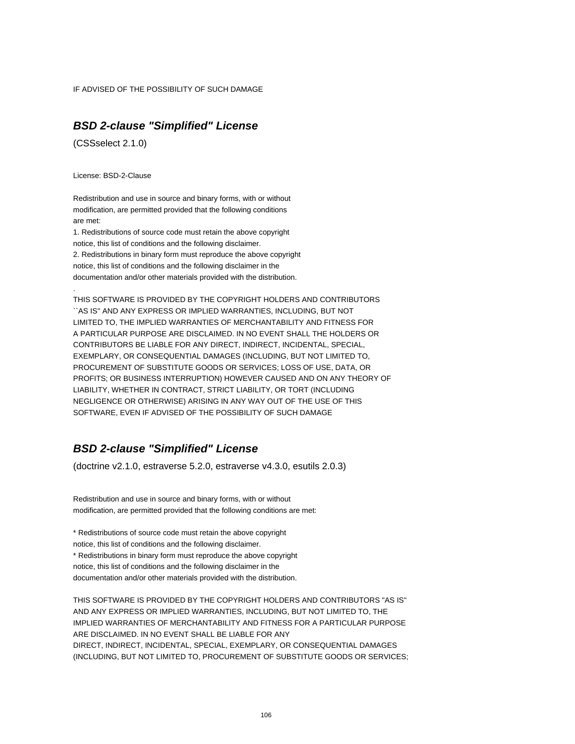IF ADVISED OF THE POSSIBILITY OF SUCH DAMAGE

## ***BSD 2-clause "Simplified" License***

(CSSselect 2.1.0)

License: BSD-2-Clause

Redistribution and use in source and binary forms, with or without
modification, are permitted provided that the following conditions
are met:
1. Redistributions of source code must retain the above copyright
notice, this list of conditions and the following disclaimer.
2. Redistributions in binary form must reproduce the above copyright
notice, this list of conditions and the following disclaimer in the
documentation and/or other materials provided with the distribution.
.
THIS SOFTWARE IS PROVIDED BY THE COPYRIGHT HOLDERS AND CONTRIBUTORS
``AS IS'' AND ANY EXPRESS OR IMPLIED WARRANTIES, INCLUDING, BUT NOT
LIMITED TO, THE IMPLIED WARRANTIES OF MERCHANTABILITY AND FITNESS FOR
A PARTICULAR PURPOSE ARE DISCLAIMED. IN NO EVENT SHALL THE HOLDERS OR
CONTRIBUTORS BE LIABLE FOR ANY DIRECT, INDIRECT, INCIDENTAL, SPECIAL,
EXEMPLARY, OR CONSEQUENTIAL DAMAGES (INCLUDING, BUT NOT LIMITED TO,
PROCUREMENT OF SUBSTITUTE GOODS OR SERVICES; LOSS OF USE, DATA, OR
PROFITS; OR BUSINESS INTERRUPTION) HOWEVER CAUSED AND ON ANY THEORY OF
LIABILITY, WHETHER IN CONTRACT, STRICT LIABILITY, OR TORT (INCLUDING
NEGLIGENCE OR OTHERWISE) ARISING IN ANY WAY OUT OF THE USE OF THIS
SOFTWARE, EVEN IF ADVISED OF THE POSSIBILITY OF SUCH DAMAGE

## ***BSD 2-clause "Simplified" License***

(doctrine v2.1.0, estraverse 5.2.0, estraverse v4.3.0, esutils 2.0.3)

Redistribution and use in source and binary forms, with or without
modification, are permitted provided that the following conditions are met:

* Redistributions of source code must retain the above copyright
notice, this list of conditions and the following disclaimer.
* Redistributions in binary form must reproduce the above copyright
notice, this list of conditions and the following disclaimer in the
documentation and/or other materials provided with the distribution.

THIS SOFTWARE IS PROVIDED BY THE COPYRIGHT HOLDERS AND CONTRIBUTORS "AS IS"
AND ANY EXPRESS OR IMPLIED WARRANTIES, INCLUDING, BUT NOT LIMITED TO, THE
IMPLIED WARRANTIES OF MERCHANTABILITY AND FITNESS FOR A PARTICULAR PURPOSE
ARE DISCLAIMED. IN NO EVENT SHALL BE LIABLE FOR ANY
DIRECT, INDIRECT, INCIDENTAL, SPECIAL, EXEMPLARY, OR CONSEQUENTIAL DAMAGES
(INCLUDING, BUT NOT LIMITED TO, PROCUREMENT OF SUBSTITUTE GOODS OR SERVICES;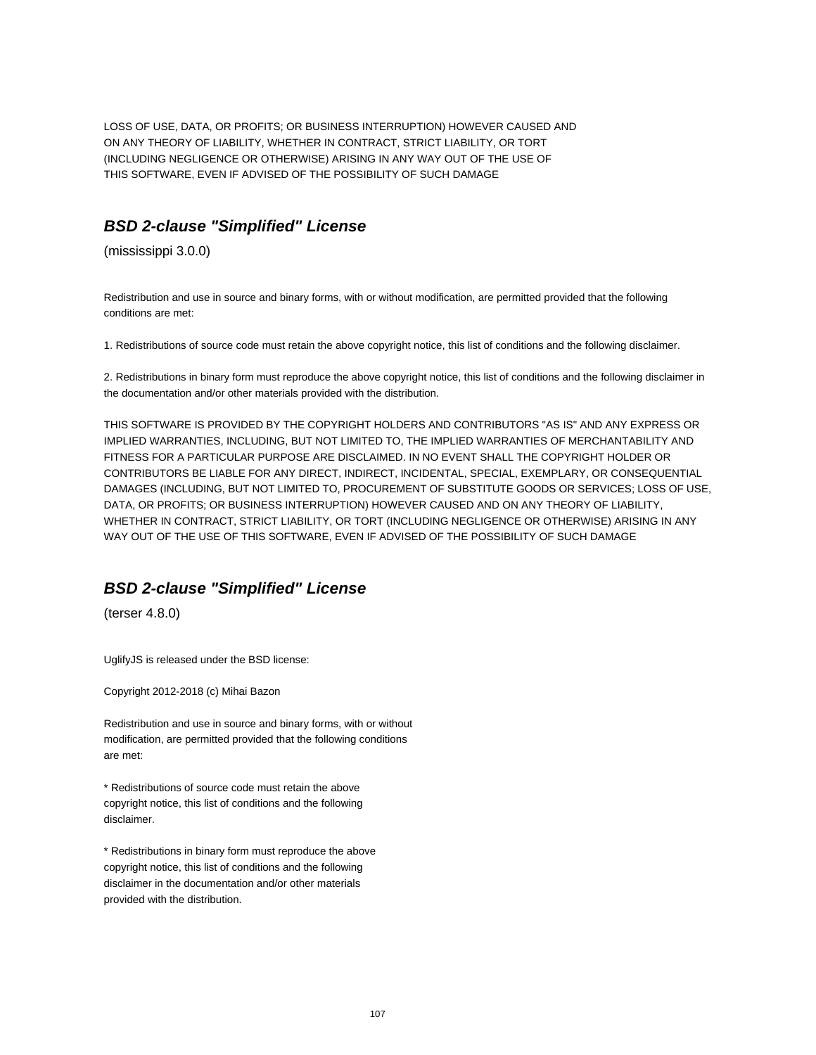LOSS OF USE, DATA, OR PROFITS; OR BUSINESS INTERRUPTION) HOWEVER CAUSED AND
ON ANY THEORY OF LIABILITY, WHETHER IN CONTRACT, STRICT LIABILITY, OR TORT
(INCLUDING NEGLIGENCE OR OTHERWISE) ARISING IN ANY WAY OUT OF THE USE OF
THIS SOFTWARE, EVEN IF ADVISED OF THE POSSIBILITY OF SUCH DAMAGE

## ***BSD 2-clause "Simplified" License***

(mississippi 3.0.0)

Redistribution and use in source and binary forms, with or without modification, are permitted provided that the following conditions are met:

1. Redistributions of source code must retain the above copyright notice, this list of conditions and the following disclaimer.

2. Redistributions in binary form must reproduce the above copyright notice, this list of conditions and the following disclaimer in the documentation and/or other materials provided with the distribution.

THIS SOFTWARE IS PROVIDED BY THE COPYRIGHT HOLDERS AND CONTRIBUTORS "AS IS" AND ANY EXPRESS OR IMPLIED WARRANTIES, INCLUDING, BUT NOT LIMITED TO, THE IMPLIED WARRANTIES OF MERCHANTABILITY AND FITNESS FOR A PARTICULAR PURPOSE ARE DISCLAIMED. IN NO EVENT SHALL THE COPYRIGHT HOLDER OR CONTRIBUTORS BE LIABLE FOR ANY DIRECT, INDIRECT, INCIDENTAL, SPECIAL, EXEMPLARY, OR CONSEQUENTIAL DAMAGES (INCLUDING, BUT NOT LIMITED TO, PROCUREMENT OF SUBSTITUTE GOODS OR SERVICES; LOSS OF USE, DATA, OR PROFITS; OR BUSINESS INTERRUPTION) HOWEVER CAUSED AND ON ANY THEORY OF LIABILITY, WHETHER IN CONTRACT, STRICT LIABILITY, OR TORT (INCLUDING NEGLIGENCE OR OTHERWISE) ARISING IN ANY WAY OUT OF THE USE OF THIS SOFTWARE, EVEN IF ADVISED OF THE POSSIBILITY OF SUCH DAMAGE

## ***BSD 2-clause "Simplified" License***

(terser 4.8.0)

UglifyJS is released under the BSD license:

Copyright 2012-2018 (c) Mihai Bazon

Redistribution and use in source and binary forms, with or without
modification, are permitted provided that the following conditions
are met:

* Redistributions of source code must retain the above
copyright notice, this list of conditions and the following
disclaimer.

* Redistributions in binary form must reproduce the above
copyright notice, this list of conditions and the following
disclaimer in the documentation and/or other materials
provided with the distribution.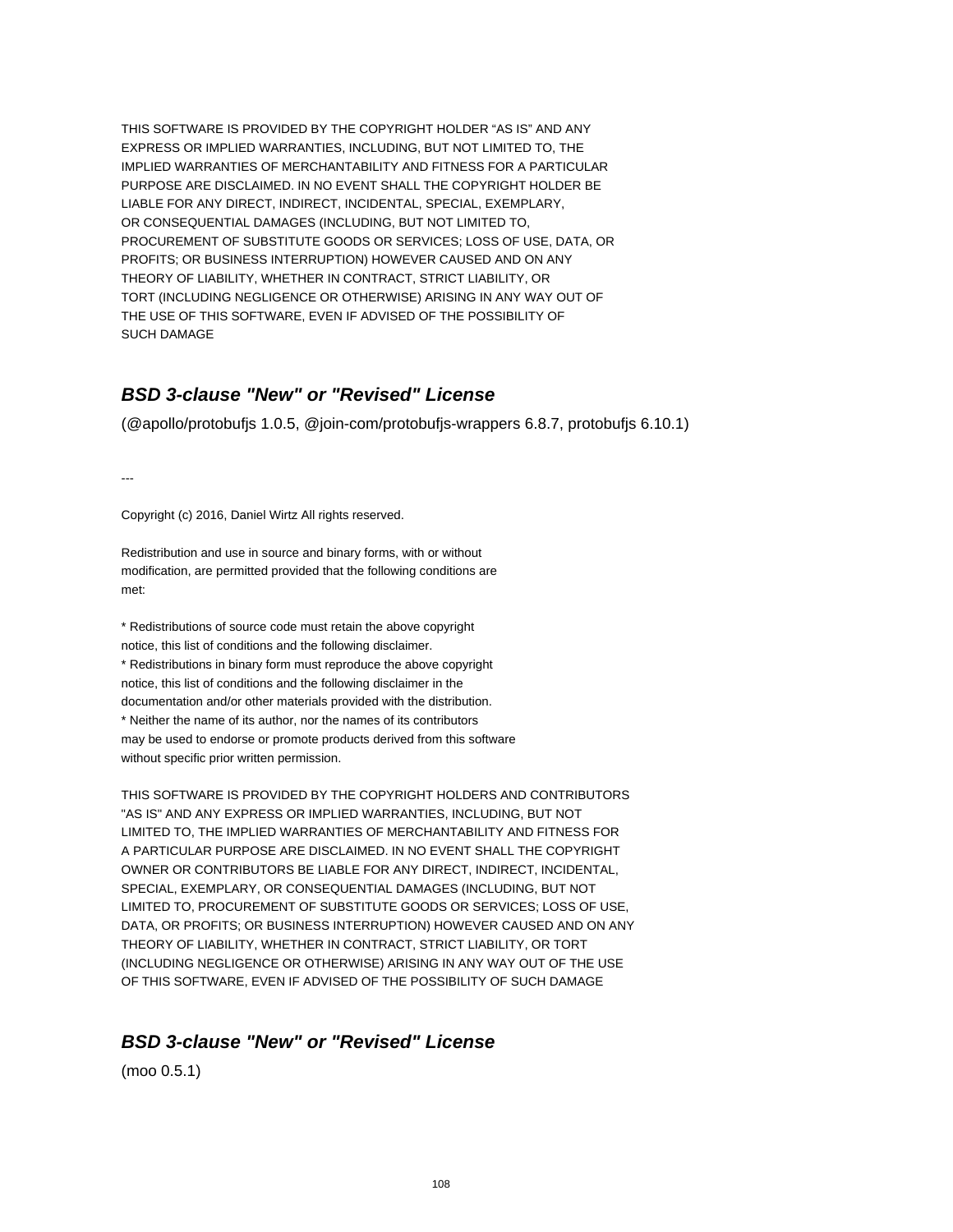THIS SOFTWARE IS PROVIDED BY THE COPYRIGHT HOLDER "AS IS" AND ANY
EXPRESS OR IMPLIED WARRANTIES, INCLUDING, BUT NOT LIMITED TO, THE
IMPLIED WARRANTIES OF MERCHANTABILITY AND FITNESS FOR A PARTICULAR
PURPOSE ARE DISCLAIMED. IN NO EVENT SHALL THE COPYRIGHT HOLDER BE
LIABLE FOR ANY DIRECT, INDIRECT, INCIDENTAL, SPECIAL, EXEMPLARY,
OR CONSEQUENTIAL DAMAGES (INCLUDING, BUT NOT LIMITED TO,
PROCUREMENT OF SUBSTITUTE GOODS OR SERVICES; LOSS OF USE, DATA, OR
PROFITS; OR BUSINESS INTERRUPTION) HOWEVER CAUSED AND ON ANY
THEORY OF LIABILITY, WHETHER IN CONTRACT, STRICT LIABILITY, OR
TORT (INCLUDING NEGLIGENCE OR OTHERWISE) ARISING IN ANY WAY OUT OF
THE USE OF THIS SOFTWARE, EVEN IF ADVISED OF THE POSSIBILITY OF
SUCH DAMAGE

## *BSD 3-clause "New" or "Revised" License*

(@apollo/protobufjs 1.0.5, @join-com/protobufjs-wrappers 6.8.7, protobufjs 6.10.1)

---

Copyright (c) 2016, Daniel Wirtz All rights reserved.

Redistribution and use in source and binary forms, with or without
modification, are permitted provided that the following conditions are
met:

* Redistributions of source code must retain the above copyright
notice, this list of conditions and the following disclaimer.
* Redistributions in binary form must reproduce the above copyright
notice, this list of conditions and the following disclaimer in the
documentation and/or other materials provided with the distribution.
* Neither the name of its author, nor the names of its contributors
may be used to endorse or promote products derived from this software
without specific prior written permission.

THIS SOFTWARE IS PROVIDED BY THE COPYRIGHT HOLDERS AND CONTRIBUTORS
"AS IS" AND ANY EXPRESS OR IMPLIED WARRANTIES, INCLUDING, BUT NOT
LIMITED TO, THE IMPLIED WARRANTIES OF MERCHANTABILITY AND FITNESS FOR
A PARTICULAR PURPOSE ARE DISCLAIMED. IN NO EVENT SHALL THE COPYRIGHT
OWNER OR CONTRIBUTORS BE LIABLE FOR ANY DIRECT, INDIRECT, INCIDENTAL,
SPECIAL, EXEMPLARY, OR CONSEQUENTIAL DAMAGES (INCLUDING, BUT NOT
LIMITED TO, PROCUREMENT OF SUBSTITUTE GOODS OR SERVICES; LOSS OF USE,
DATA, OR PROFITS; OR BUSINESS INTERRUPTION) HOWEVER CAUSED AND ON ANY
THEORY OF LIABILITY, WHETHER IN CONTRACT, STRICT LIABILITY, OR TORT
(INCLUDING NEGLIGENCE OR OTHERWISE) ARISING IN ANY WAY OUT OF THE USE
OF THIS SOFTWARE, EVEN IF ADVISED OF THE POSSIBILITY OF SUCH DAMAGE

## *BSD 3-clause "New" or "Revised" License*

(moo 0.5.1)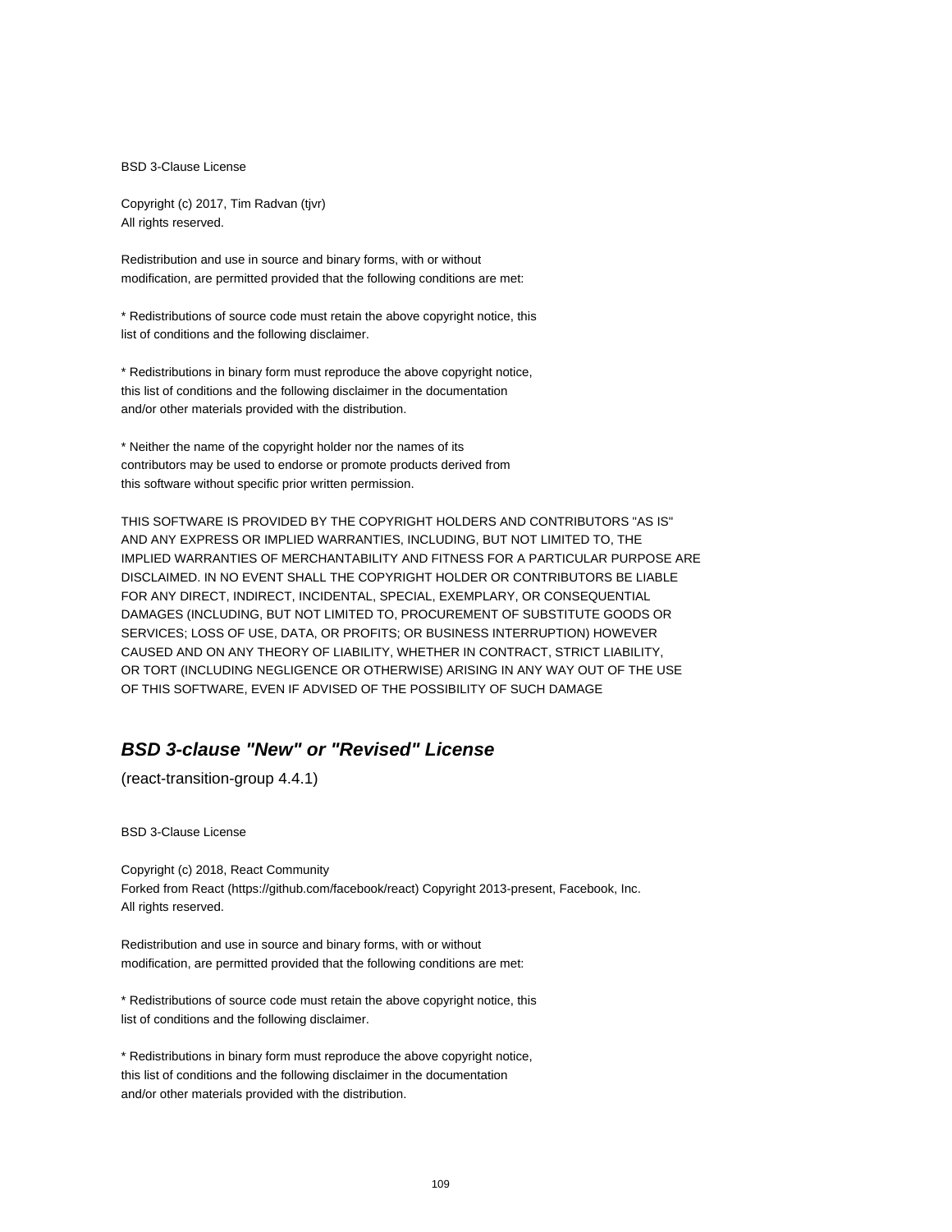BSD 3-Clause License

Copyright (c) 2017, Tim Radvan (tjvr)
All rights reserved.

Redistribution and use in source and binary forms, with or without
modification, are permitted provided that the following conditions are met:

* Redistributions of source code must retain the above copyright notice, this
list of conditions and the following disclaimer.

* Redistributions in binary form must reproduce the above copyright notice,
this list of conditions and the following disclaimer in the documentation
and/or other materials provided with the distribution.

* Neither the name of the copyright holder nor the names of its
contributors may be used to endorse or promote products derived from
this software without specific prior written permission.

THIS SOFTWARE IS PROVIDED BY THE COPYRIGHT HOLDERS AND CONTRIBUTORS "AS IS"
AND ANY EXPRESS OR IMPLIED WARRANTIES, INCLUDING, BUT NOT LIMITED TO, THE
IMPLIED WARRANTIES OF MERCHANTABILITY AND FITNESS FOR A PARTICULAR PURPOSE ARE
DISCLAIMED. IN NO EVENT SHALL THE COPYRIGHT HOLDER OR CONTRIBUTORS BE LIABLE
FOR ANY DIRECT, INDIRECT, INCIDENTAL, SPECIAL, EXEMPLARY, OR CONSEQUENTIAL
DAMAGES (INCLUDING, BUT NOT LIMITED TO, PROCUREMENT OF SUBSTITUTE GOODS OR
SERVICES; LOSS OF USE, DATA, OR PROFITS; OR BUSINESS INTERRUPTION) HOWEVER
CAUSED AND ON ANY THEORY OF LIABILITY, WHETHER IN CONTRACT, STRICT LIABILITY,
OR TORT (INCLUDING NEGLIGENCE OR OTHERWISE) ARISING IN ANY WAY OUT OF THE USE
OF THIS SOFTWARE, EVEN IF ADVISED OF THE POSSIBILITY OF SUCH DAMAGE

## ***BSD 3-clause "New" or "Revised" License***

(react-transition-group 4.4.1)

BSD 3-Clause License

Copyright (c) 2018, React Community
Forked from React (https://github.com/facebook/react) Copyright 2013-present, Facebook, Inc.
All rights reserved.

Redistribution and use in source and binary forms, with or without
modification, are permitted provided that the following conditions are met:

* Redistributions of source code must retain the above copyright notice, this
list of conditions and the following disclaimer.

* Redistributions in binary form must reproduce the above copyright notice,
this list of conditions and the following disclaimer in the documentation
and/or other materials provided with the distribution.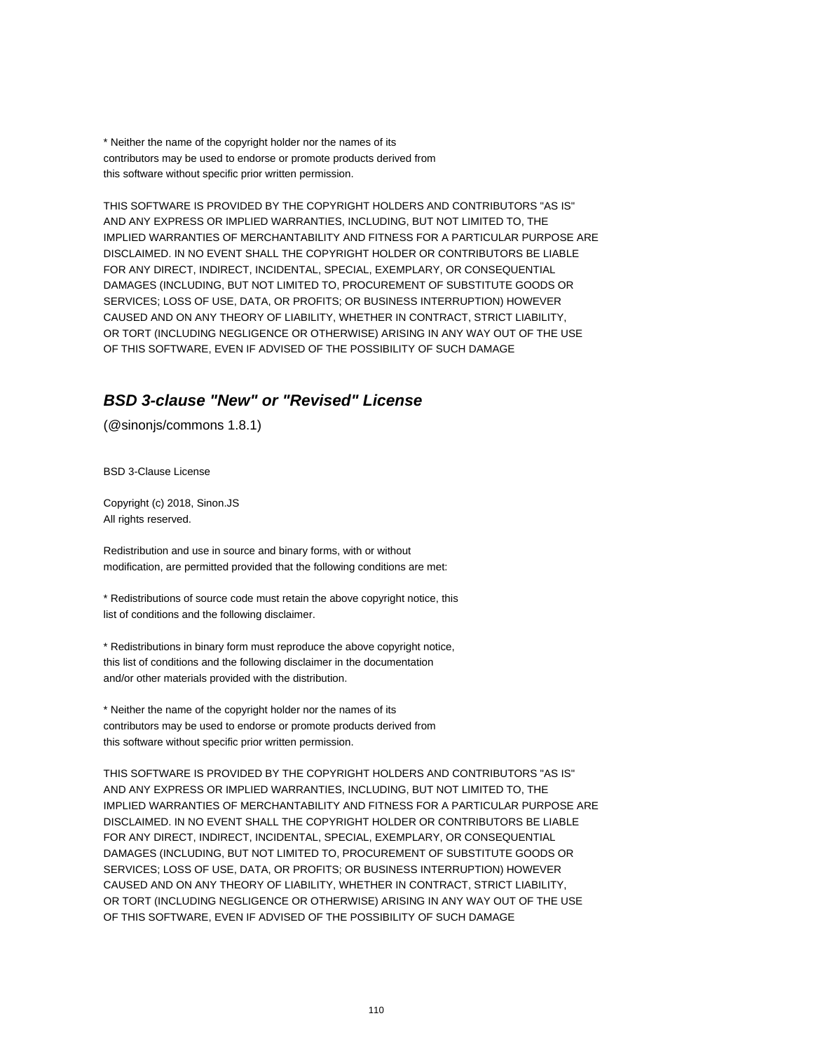* Neither the name of the copyright holder nor the names of its
contributors may be used to endorse or promote products derived from
this software without specific prior written permission.

THIS SOFTWARE IS PROVIDED BY THE COPYRIGHT HOLDERS AND CONTRIBUTORS "AS IS"
AND ANY EXPRESS OR IMPLIED WARRANTIES, INCLUDING, BUT NOT LIMITED TO, THE
IMPLIED WARRANTIES OF MERCHANTABILITY AND FITNESS FOR A PARTICULAR PURPOSE ARE
DISCLAIMED. IN NO EVENT SHALL THE COPYRIGHT HOLDER OR CONTRIBUTORS BE LIABLE
FOR ANY DIRECT, INDIRECT, INCIDENTAL, SPECIAL, EXEMPLARY, OR CONSEQUENTIAL
DAMAGES (INCLUDING, BUT NOT LIMITED TO, PROCUREMENT OF SUBSTITUTE GOODS OR
SERVICES; LOSS OF USE, DATA, OR PROFITS; OR BUSINESS INTERRUPTION) HOWEVER
CAUSED AND ON ANY THEORY OF LIABILITY, WHETHER IN CONTRACT, STRICT LIABILITY,
OR TORT (INCLUDING NEGLIGENCE OR OTHERWISE) ARISING IN ANY WAY OUT OF THE USE
OF THIS SOFTWARE, EVEN IF ADVISED OF THE POSSIBILITY OF SUCH DAMAGE

## *BSD 3-clause "New" or "Revised" License*

(@sinonjs/commons 1.8.1)

BSD 3-Clause License

Copyright (c) 2018, Sinon.JS
All rights reserved.

Redistribution and use in source and binary forms, with or without
modification, are permitted provided that the following conditions are met:

* Redistributions of source code must retain the above copyright notice, this
list of conditions and the following disclaimer.

* Redistributions in binary form must reproduce the above copyright notice,
this list of conditions and the following disclaimer in the documentation
and/or other materials provided with the distribution.

* Neither the name of the copyright holder nor the names of its
contributors may be used to endorse or promote products derived from
this software without specific prior written permission.

THIS SOFTWARE IS PROVIDED BY THE COPYRIGHT HOLDERS AND CONTRIBUTORS "AS IS"
AND ANY EXPRESS OR IMPLIED WARRANTIES, INCLUDING, BUT NOT LIMITED TO, THE
IMPLIED WARRANTIES OF MERCHANTABILITY AND FITNESS FOR A PARTICULAR PURPOSE ARE
DISCLAIMED. IN NO EVENT SHALL THE COPYRIGHT HOLDER OR CONTRIBUTORS BE LIABLE
FOR ANY DIRECT, INDIRECT, INCIDENTAL, SPECIAL, EXEMPLARY, OR CONSEQUENTIAL
DAMAGES (INCLUDING, BUT NOT LIMITED TO, PROCUREMENT OF SUBSTITUTE GOODS OR
SERVICES; LOSS OF USE, DATA, OR PROFITS; OR BUSINESS INTERRUPTION) HOWEVER
CAUSED AND ON ANY THEORY OF LIABILITY, WHETHER IN CONTRACT, STRICT LIABILITY,
OR TORT (INCLUDING NEGLIGENCE OR OTHERWISE) ARISING IN ANY WAY OUT OF THE USE
OF THIS SOFTWARE, EVEN IF ADVISED OF THE POSSIBILITY OF SUCH DAMAGE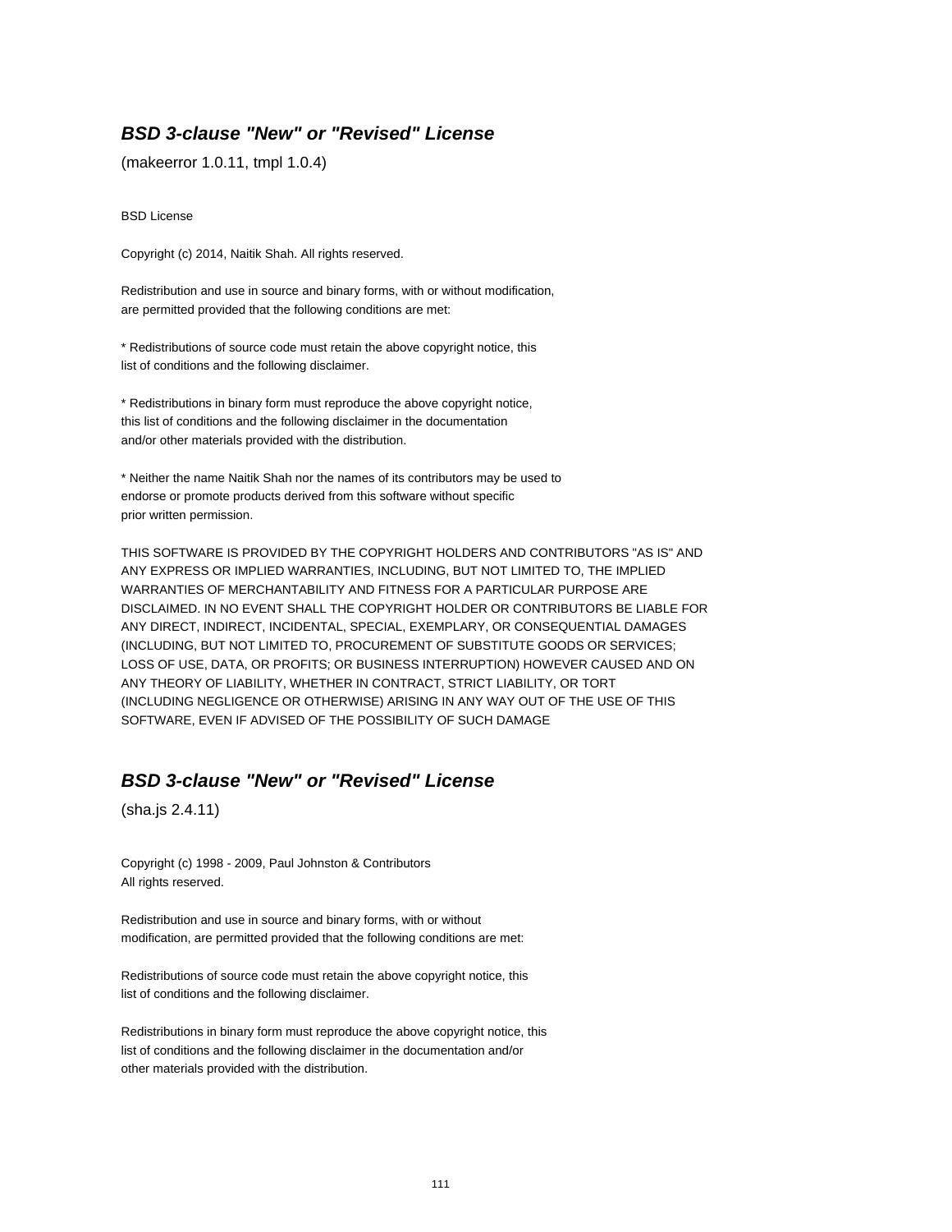### ***BSD 3-clause "New" or "Revised" License***

(makeerror 1.0.11, tmpl 1.0.4)

BSD License

Copyright (c) 2014, Naitik Shah. All rights reserved.

Redistribution and use in source and binary forms, with or without modification,
are permitted provided that the following conditions are met:

* Redistributions of source code must retain the above copyright notice, this
list of conditions and the following disclaimer.

* Redistributions in binary form must reproduce the above copyright notice,
this list of conditions and the following disclaimer in the documentation
and/or other materials provided with the distribution.

* Neither the name Naitik Shah nor the names of its contributors may be used to
endorse or promote products derived from this software without specific
prior written permission.

THIS SOFTWARE IS PROVIDED BY THE COPYRIGHT HOLDERS AND CONTRIBUTORS "AS IS" AND
ANY EXPRESS OR IMPLIED WARRANTIES, INCLUDING, BUT NOT LIMITED TO, THE IMPLIED
WARRANTIES OF MERCHANTABILITY AND FITNESS FOR A PARTICULAR PURPOSE ARE
DISCLAIMED. IN NO EVENT SHALL THE COPYRIGHT HOLDER OR CONTRIBUTORS BE LIABLE FOR
ANY DIRECT, INDIRECT, INCIDENTAL, SPECIAL, EXEMPLARY, OR CONSEQUENTIAL DAMAGES
(INCLUDING, BUT NOT LIMITED TO, PROCUREMENT OF SUBSTITUTE GOODS OR SERVICES;
LOSS OF USE, DATA, OR PROFITS; OR BUSINESS INTERRUPTION) HOWEVER CAUSED AND ON
ANY THEORY OF LIABILITY, WHETHER IN CONTRACT, STRICT LIABILITY, OR TORT
(INCLUDING NEGLIGENCE OR OTHERWISE) ARISING IN ANY WAY OUT OF THE USE OF THIS
SOFTWARE, EVEN IF ADVISED OF THE POSSIBILITY OF SUCH DAMAGE

### ***BSD 3-clause "New" or "Revised" License***

(sha.js 2.4.11)

Copyright (c) 1998 - 2009, Paul Johnston & Contributors
All rights reserved.

Redistribution and use in source and binary forms, with or without
modification, are permitted provided that the following conditions are met:

Redistributions of source code must retain the above copyright notice, this
list of conditions and the following disclaimer.

Redistributions in binary form must reproduce the above copyright notice, this
list of conditions and the following disclaimer in the documentation and/or
other materials provided with the distribution.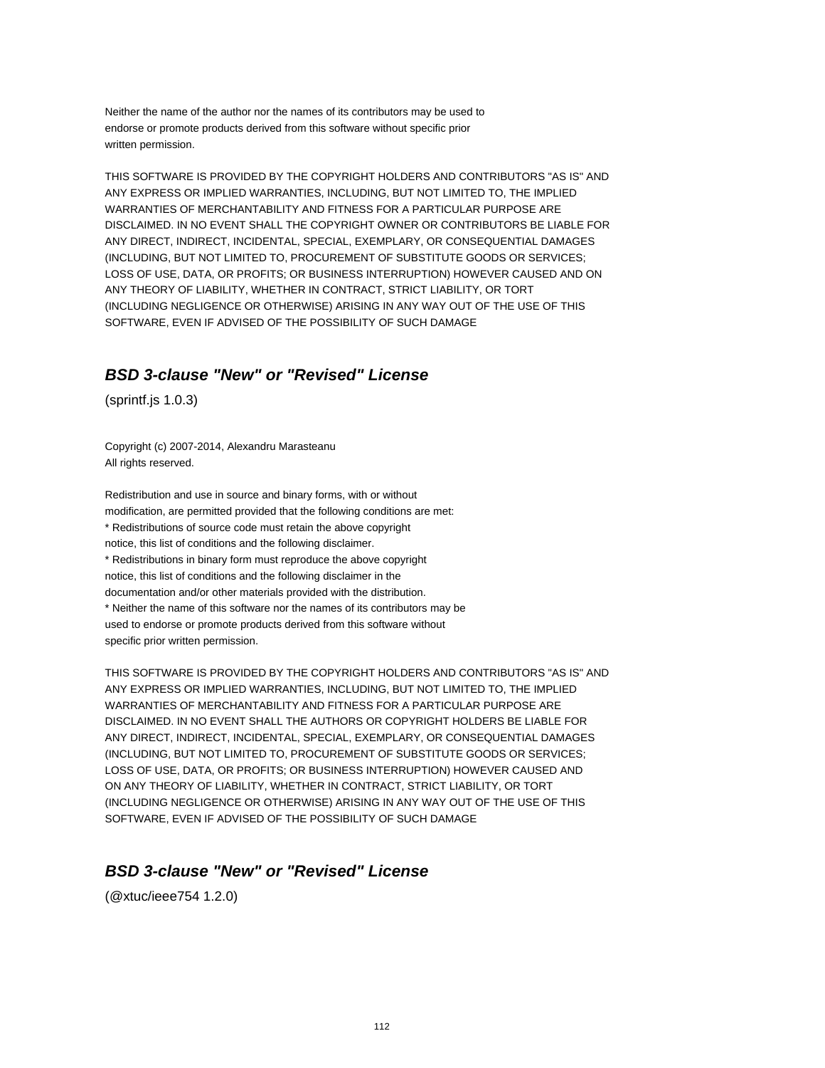Neither the name of the author nor the names of its contributors may be used to
endorse or promote products derived from this software without specific prior
written permission.

THIS SOFTWARE IS PROVIDED BY THE COPYRIGHT HOLDERS AND CONTRIBUTORS "AS IS" AND
ANY EXPRESS OR IMPLIED WARRANTIES, INCLUDING, BUT NOT LIMITED TO, THE IMPLIED
WARRANTIES OF MERCHANTABILITY AND FITNESS FOR A PARTICULAR PURPOSE ARE
DISCLAIMED. IN NO EVENT SHALL THE COPYRIGHT OWNER OR CONTRIBUTORS BE LIABLE FOR
ANY DIRECT, INDIRECT, INCIDENTAL, SPECIAL, EXEMPLARY, OR CONSEQUENTIAL DAMAGES
(INCLUDING, BUT NOT LIMITED TO, PROCUREMENT OF SUBSTITUTE GOODS OR SERVICES;
LOSS OF USE, DATA, OR PROFITS; OR BUSINESS INTERRUPTION) HOWEVER CAUSED AND ON
ANY THEORY OF LIABILITY, WHETHER IN CONTRACT, STRICT LIABILITY, OR TORT
(INCLUDING NEGLIGENCE OR OTHERWISE) ARISING IN ANY WAY OUT OF THE USE OF THIS
SOFTWARE, EVEN IF ADVISED OF THE POSSIBILITY OF SUCH DAMAGE

## *BSD 3-clause "New" or "Revised" License*

(sprintf.js 1.0.3)

Copyright (c) 2007-2014, Alexandru Marasteanu
All rights reserved.

Redistribution and use in source and binary forms, with or without
modification, are permitted provided that the following conditions are met:
* Redistributions of source code must retain the above copyright
notice, this list of conditions and the following disclaimer.
* Redistributions in binary form must reproduce the above copyright
notice, this list of conditions and the following disclaimer in the
documentation and/or other materials provided with the distribution.
* Neither the name of this software nor the names of its contributors may be
used to endorse or promote products derived from this software without
specific prior written permission.

THIS SOFTWARE IS PROVIDED BY THE COPYRIGHT HOLDERS AND CONTRIBUTORS "AS IS" AND
ANY EXPRESS OR IMPLIED WARRANTIES, INCLUDING, BUT NOT LIMITED TO, THE IMPLIED
WARRANTIES OF MERCHANTABILITY AND FITNESS FOR A PARTICULAR PURPOSE ARE
DISCLAIMED. IN NO EVENT SHALL THE AUTHORS OR COPYRIGHT HOLDERS BE LIABLE FOR
ANY DIRECT, INDIRECT, INCIDENTAL, SPECIAL, EXEMPLARY, OR CONSEQUENTIAL DAMAGES
(INCLUDING, BUT NOT LIMITED TO, PROCUREMENT OF SUBSTITUTE GOODS OR SERVICES;
LOSS OF USE, DATA, OR PROFITS; OR BUSINESS INTERRUPTION) HOWEVER CAUSED AND
ON ANY THEORY OF LIABILITY, WHETHER IN CONTRACT, STRICT LIABILITY, OR TORT
(INCLUDING NEGLIGENCE OR OTHERWISE) ARISING IN ANY WAY OUT OF THE USE OF THIS
SOFTWARE, EVEN IF ADVISED OF THE POSSIBILITY OF SUCH DAMAGE

## *BSD 3-clause "New" or "Revised" License*

(@xtuc/ieee754 1.2.0)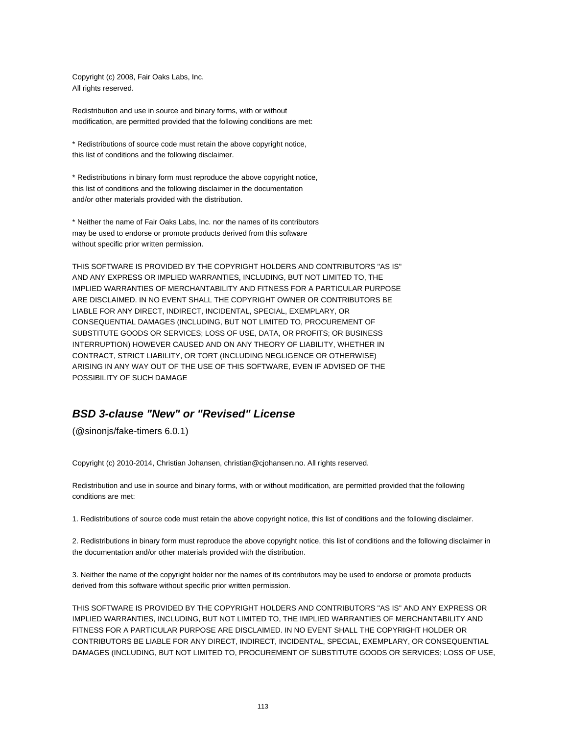Copyright (c) 2008, Fair Oaks Labs, Inc.
All rights reserved.

Redistribution and use in source and binary forms, with or without
modification, are permitted provided that the following conditions are met:

* Redistributions of source code must retain the above copyright notice,
this list of conditions and the following disclaimer.

* Redistributions in binary form must reproduce the above copyright notice,
this list of conditions and the following disclaimer in the documentation
and/or other materials provided with the distribution.

* Neither the name of Fair Oaks Labs, Inc. nor the names of its contributors
may be used to endorse or promote products derived from this software
without specific prior written permission.

THIS SOFTWARE IS PROVIDED BY THE COPYRIGHT HOLDERS AND CONTRIBUTORS "AS IS"
AND ANY EXPRESS OR IMPLIED WARRANTIES, INCLUDING, BUT NOT LIMITED TO, THE
IMPLIED WARRANTIES OF MERCHANTABILITY AND FITNESS FOR A PARTICULAR PURPOSE
ARE DISCLAIMED. IN NO EVENT SHALL THE COPYRIGHT OWNER OR CONTRIBUTORS BE
LIABLE FOR ANY DIRECT, INDIRECT, INCIDENTAL, SPECIAL, EXEMPLARY, OR
CONSEQUENTIAL DAMAGES (INCLUDING, BUT NOT LIMITED TO, PROCUREMENT OF
SUBSTITUTE GOODS OR SERVICES; LOSS OF USE, DATA, OR PROFITS; OR BUSINESS
INTERRUPTION) HOWEVER CAUSED AND ON ANY THEORY OF LIABILITY, WHETHER IN
CONTRACT, STRICT LIABILITY, OR TORT (INCLUDING NEGLIGENCE OR OTHERWISE)
ARISING IN ANY WAY OUT OF THE USE OF THIS SOFTWARE, EVEN IF ADVISED OF THE
POSSIBILITY OF SUCH DAMAGE

## *BSD 3-clause "New" or "Revised" License*

(@sinonjs/fake-timers 6.0.1)

Copyright (c) 2010-2014, Christian Johansen, christian@cjohansen.no. All rights reserved.

Redistribution and use in source and binary forms, with or without modification, are permitted provided that the following conditions are met:

1. Redistributions of source code must retain the above copyright notice, this list of conditions and the following disclaimer.

2. Redistributions in binary form must reproduce the above copyright notice, this list of conditions and the following disclaimer in the documentation and/or other materials provided with the distribution.

3. Neither the name of the copyright holder nor the names of its contributors may be used to endorse or promote products derived from this software without specific prior written permission.

THIS SOFTWARE IS PROVIDED BY THE COPYRIGHT HOLDERS AND CONTRIBUTORS "AS IS" AND ANY EXPRESS OR IMPLIED WARRANTIES, INCLUDING, BUT NOT LIMITED TO, THE IMPLIED WARRANTIES OF MERCHANTABILITY AND FITNESS FOR A PARTICULAR PURPOSE ARE DISCLAIMED. IN NO EVENT SHALL THE COPYRIGHT HOLDER OR CONTRIBUTORS BE LIABLE FOR ANY DIRECT, INDIRECT, INCIDENTAL, SPECIAL, EXEMPLARY, OR CONSEQUENTIAL DAMAGES (INCLUDING, BUT NOT LIMITED TO, PROCUREMENT OF SUBSTITUTE GOODS OR SERVICES; LOSS OF USE,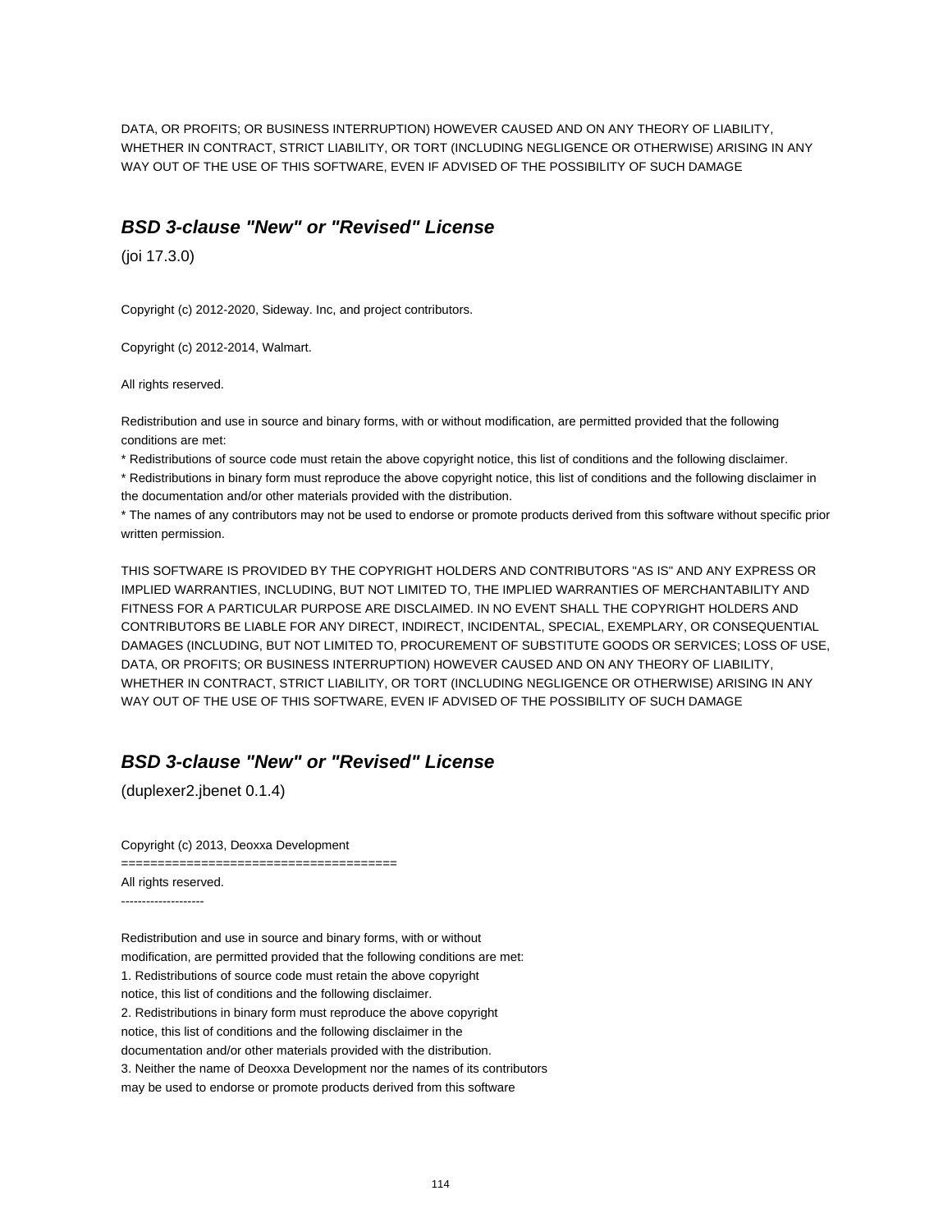DATA, OR PROFITS; OR BUSINESS INTERRUPTION) HOWEVER CAUSED AND ON ANY THEORY OF LIABILITY, WHETHER IN CONTRACT, STRICT LIABILITY, OR TORT (INCLUDING NEGLIGENCE OR OTHERWISE) ARISING IN ANY WAY OUT OF THE USE OF THIS SOFTWARE, EVEN IF ADVISED OF THE POSSIBILITY OF SUCH DAMAGE

## ***BSD 3-clause "New" or "Revised" License***

(joi 17.3.0)

Copyright (c) 2012-2020, Sideway. Inc, and project contributors.

Copyright (c) 2012-2014, Walmart.

All rights reserved.

Redistribution and use in source and binary forms, with or without modification, are permitted provided that the following conditions are met:

* Redistributions of source code must retain the above copyright notice, this list of conditions and the following disclaimer.
* Redistributions in binary form must reproduce the above copyright notice, this list of conditions and the following disclaimer in the documentation and/or other materials provided with the distribution.
* The names of any contributors may not be used to endorse or promote products derived from this software without specific prior written permission.

THIS SOFTWARE IS PROVIDED BY THE COPYRIGHT HOLDERS AND CONTRIBUTORS "AS IS" AND ANY EXPRESS OR IMPLIED WARRANTIES, INCLUDING, BUT NOT LIMITED TO, THE IMPLIED WARRANTIES OF MERCHANTABILITY AND FITNESS FOR A PARTICULAR PURPOSE ARE DISCLAIMED. IN NO EVENT SHALL THE COPYRIGHT HOLDERS AND CONTRIBUTORS BE LIABLE FOR ANY DIRECT, INDIRECT, INCIDENTAL, SPECIAL, EXEMPLARY, OR CONSEQUENTIAL DAMAGES (INCLUDING, BUT NOT LIMITED TO, PROCUREMENT OF SUBSTITUTE GOODS OR SERVICES; LOSS OF USE, DATA, OR PROFITS; OR BUSINESS INTERRUPTION) HOWEVER CAUSED AND ON ANY THEORY OF LIABILITY, WHETHER IN CONTRACT, STRICT LIABILITY, OR TORT (INCLUDING NEGLIGENCE OR OTHERWISE) ARISING IN ANY WAY OUT OF THE USE OF THIS SOFTWARE, EVEN IF ADVISED OF THE POSSIBILITY OF SUCH DAMAGE

## ***BSD 3-clause "New" or "Revised" License***

(duplexer2.jbenet 0.1.4)

Copyright (c) 2013, Deoxxa Development

======================================

All rights reserved.

--------------------

Redistribution and use in source and binary forms, with or without
modification, are permitted provided that the following conditions are met:
1. Redistributions of source code must retain the above copyright
notice, this list of conditions and the following disclaimer.
2. Redistributions in binary form must reproduce the above copyright
notice, this list of conditions and the following disclaimer in the
documentation and/or other materials provided with the distribution.
3. Neither the name of Deoxxa Development nor the names of its contributors
may be used to endorse or promote products derived from this software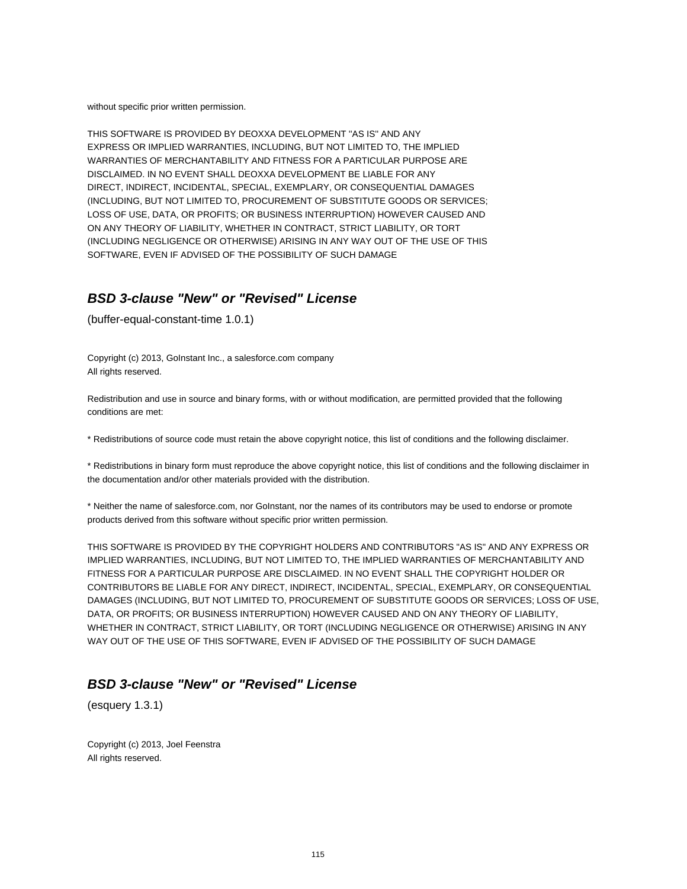without specific prior written permission.

THIS SOFTWARE IS PROVIDED BY DEOXXA DEVELOPMENT ''AS IS'' AND ANY
EXPRESS OR IMPLIED WARRANTIES, INCLUDING, BUT NOT LIMITED TO, THE IMPLIED
WARRANTIES OF MERCHANTABILITY AND FITNESS FOR A PARTICULAR PURPOSE ARE
DISCLAIMED. IN NO EVENT SHALL DEOXXA DEVELOPMENT BE LIABLE FOR ANY
DIRECT, INDIRECT, INCIDENTAL, SPECIAL, EXEMPLARY, OR CONSEQUENTIAL DAMAGES
(INCLUDING, BUT NOT LIMITED TO, PROCUREMENT OF SUBSTITUTE GOODS OR SERVICES;
LOSS OF USE, DATA, OR PROFITS; OR BUSINESS INTERRUPTION) HOWEVER CAUSED AND
ON ANY THEORY OF LIABILITY, WHETHER IN CONTRACT, STRICT LIABILITY, OR TORT
(INCLUDING NEGLIGENCE OR OTHERWISE) ARISING IN ANY WAY OUT OF THE USE OF THIS
SOFTWARE, EVEN IF ADVISED OF THE POSSIBILITY OF SUCH DAMAGE

## BSD 3-clause "New" or "Revised" License

(buffer-equal-constant-time 1.0.1)

Copyright (c) 2013, GoInstant Inc., a salesforce.com company
All rights reserved.

Redistribution and use in source and binary forms, with or without modification, are permitted provided that the following conditions are met:

* Redistributions of source code must retain the above copyright notice, this list of conditions and the following disclaimer.

* Redistributions in binary form must reproduce the above copyright notice, this list of conditions and the following disclaimer in the documentation and/or other materials provided with the distribution.

* Neither the name of salesforce.com, nor GoInstant, nor the names of its contributors may be used to endorse or promote products derived from this software without specific prior written permission.

THIS SOFTWARE IS PROVIDED BY THE COPYRIGHT HOLDERS AND CONTRIBUTORS "AS IS" AND ANY EXPRESS OR IMPLIED WARRANTIES, INCLUDING, BUT NOT LIMITED TO, THE IMPLIED WARRANTIES OF MERCHANTABILITY AND FITNESS FOR A PARTICULAR PURPOSE ARE DISCLAIMED. IN NO EVENT SHALL THE COPYRIGHT HOLDER OR CONTRIBUTORS BE LIABLE FOR ANY DIRECT, INDIRECT, INCIDENTAL, SPECIAL, EXEMPLARY, OR CONSEQUENTIAL DAMAGES (INCLUDING, BUT NOT LIMITED TO, PROCUREMENT OF SUBSTITUTE GOODS OR SERVICES; LOSS OF USE, DATA, OR PROFITS; OR BUSINESS INTERRUPTION) HOWEVER CAUSED AND ON ANY THEORY OF LIABILITY, WHETHER IN CONTRACT, STRICT LIABILITY, OR TORT (INCLUDING NEGLIGENCE OR OTHERWISE) ARISING IN ANY WAY OUT OF THE USE OF THIS SOFTWARE, EVEN IF ADVISED OF THE POSSIBILITY OF SUCH DAMAGE

## BSD 3-clause "New" or "Revised" License

(esquery 1.3.1)

Copyright (c) 2013, Joel Feenstra
All rights reserved.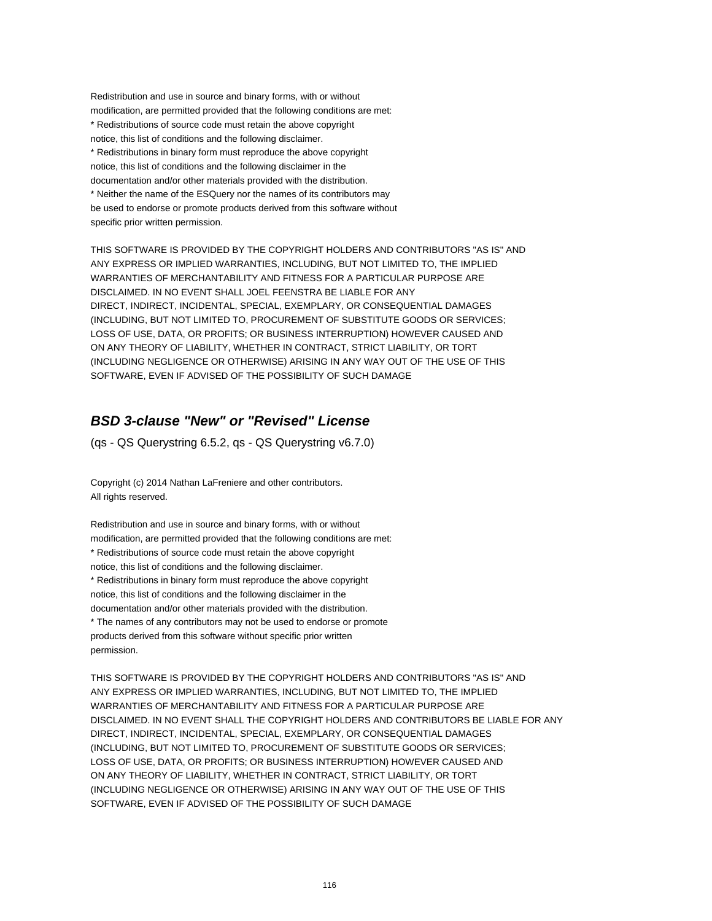Redistribution and use in source and binary forms, with or without
modification, are permitted provided that the following conditions are met:
* Redistributions of source code must retain the above copyright
notice, this list of conditions and the following disclaimer.
* Redistributions in binary form must reproduce the above copyright
notice, this list of conditions and the following disclaimer in the
documentation and/or other materials provided with the distribution.
* Neither the name of the ESQuery nor the names of its contributors may
be used to endorse or promote products derived from this software without
specific prior written permission.

THIS SOFTWARE IS PROVIDED BY THE COPYRIGHT HOLDERS AND CONTRIBUTORS "AS IS" AND
ANY EXPRESS OR IMPLIED WARRANTIES, INCLUDING, BUT NOT LIMITED TO, THE IMPLIED
WARRANTIES OF MERCHANTABILITY AND FITNESS FOR A PARTICULAR PURPOSE ARE
DISCLAIMED. IN NO EVENT SHALL JOEL FEENSTRA BE LIABLE FOR ANY
DIRECT, INDIRECT, INCIDENTAL, SPECIAL, EXEMPLARY, OR CONSEQUENTIAL DAMAGES
(INCLUDING, BUT NOT LIMITED TO, PROCUREMENT OF SUBSTITUTE GOODS OR SERVICES;
LOSS OF USE, DATA, OR PROFITS; OR BUSINESS INTERRUPTION) HOWEVER CAUSED AND
ON ANY THEORY OF LIABILITY, WHETHER IN CONTRACT, STRICT LIABILITY, OR TORT
(INCLUDING NEGLIGENCE OR OTHERWISE) ARISING IN ANY WAY OUT OF THE USE OF THIS
SOFTWARE, EVEN IF ADVISED OF THE POSSIBILITY OF SUCH DAMAGE

## *BSD 3-clause "New" or "Revised" License*

(qs - QS Querystring 6.5.2, qs - QS Querystring v6.7.0)

Copyright (c) 2014 Nathan LaFreniere and other contributors.
All rights reserved.

Redistribution and use in source and binary forms, with or without
modification, are permitted provided that the following conditions are met:
* Redistributions of source code must retain the above copyright
notice, this list of conditions and the following disclaimer.
* Redistributions in binary form must reproduce the above copyright
notice, this list of conditions and the following disclaimer in the
documentation and/or other materials provided with the distribution.
* The names of any contributors may not be used to endorse or promote
products derived from this software without specific prior written
permission.

THIS SOFTWARE IS PROVIDED BY THE COPYRIGHT HOLDERS AND CONTRIBUTORS "AS IS" AND
ANY EXPRESS OR IMPLIED WARRANTIES, INCLUDING, BUT NOT LIMITED TO, THE IMPLIED
WARRANTIES OF MERCHANTABILITY AND FITNESS FOR A PARTICULAR PURPOSE ARE
DISCLAIMED. IN NO EVENT SHALL THE COPYRIGHT HOLDERS AND CONTRIBUTORS BE LIABLE FOR ANY
DIRECT, INDIRECT, INCIDENTAL, SPECIAL, EXEMPLARY, OR CONSEQUENTIAL DAMAGES
(INCLUDING, BUT NOT LIMITED TO, PROCUREMENT OF SUBSTITUTE GOODS OR SERVICES;
LOSS OF USE, DATA, OR PROFITS; OR BUSINESS INTERRUPTION) HOWEVER CAUSED AND
ON ANY THEORY OF LIABILITY, WHETHER IN CONTRACT, STRICT LIABILITY, OR TORT
(INCLUDING NEGLIGENCE OR OTHERWISE) ARISING IN ANY WAY OUT OF THE USE OF THIS
SOFTWARE, EVEN IF ADVISED OF THE POSSIBILITY OF SUCH DAMAGE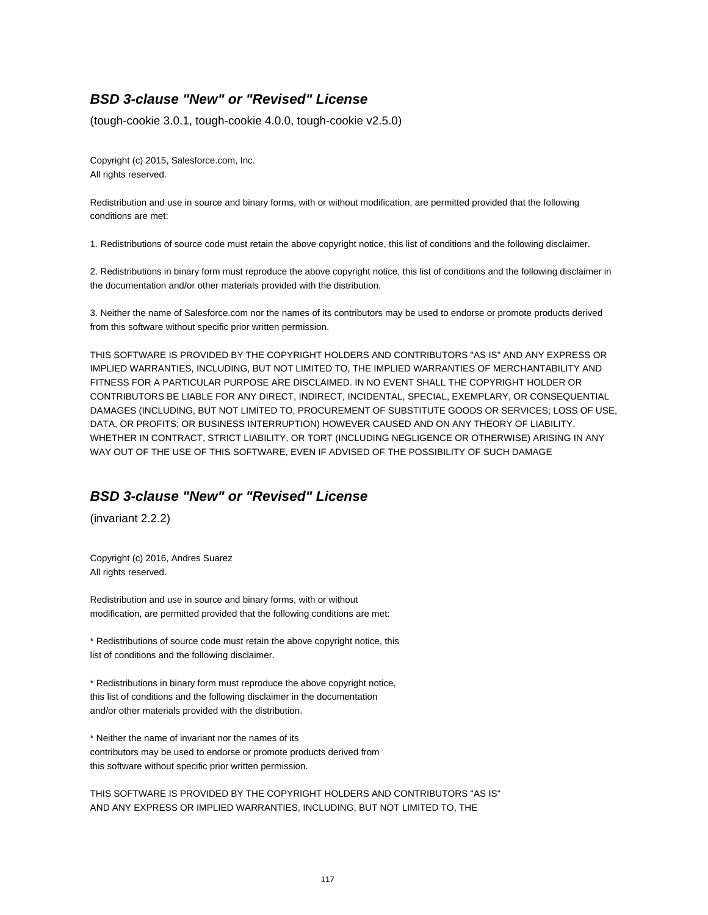## ***BSD 3-clause "New" or "Revised" License***

(tough-cookie 3.0.1, tough-cookie 4.0.0, tough-cookie v2.5.0)

Copyright (c) 2015, Salesforce.com, Inc.
All rights reserved.

Redistribution and use in source and binary forms, with or without modification, are permitted provided that the following conditions are met:

1. Redistributions of source code must retain the above copyright notice, this list of conditions and the following disclaimer.

2. Redistributions in binary form must reproduce the above copyright notice, this list of conditions and the following disclaimer in the documentation and/or other materials provided with the distribution.

3. Neither the name of Salesforce.com nor the names of its contributors may be used to endorse or promote products derived from this software without specific prior written permission.

THIS SOFTWARE IS PROVIDED BY THE COPYRIGHT HOLDERS AND CONTRIBUTORS "AS IS" AND ANY EXPRESS OR IMPLIED WARRANTIES, INCLUDING, BUT NOT LIMITED TO, THE IMPLIED WARRANTIES OF MERCHANTABILITY AND FITNESS FOR A PARTICULAR PURPOSE ARE DISCLAIMED. IN NO EVENT SHALL THE COPYRIGHT HOLDER OR CONTRIBUTORS BE LIABLE FOR ANY DIRECT, INDIRECT, INCIDENTAL, SPECIAL, EXEMPLARY, OR CONSEQUENTIAL DAMAGES (INCLUDING, BUT NOT LIMITED TO, PROCUREMENT OF SUBSTITUTE GOODS OR SERVICES; LOSS OF USE, DATA, OR PROFITS; OR BUSINESS INTERRUPTION) HOWEVER CAUSED AND ON ANY THEORY OF LIABILITY, WHETHER IN CONTRACT, STRICT LIABILITY, OR TORT (INCLUDING NEGLIGENCE OR OTHERWISE) ARISING IN ANY WAY OUT OF THE USE OF THIS SOFTWARE, EVEN IF ADVISED OF THE POSSIBILITY OF SUCH DAMAGE

## ***BSD 3-clause "New" or "Revised" License***

(invariant 2.2.2)

Copyright (c) 2016, Andres Suarez
All rights reserved.

Redistribution and use in source and binary forms, with or without
modification, are permitted provided that the following conditions are met:

* Redistributions of source code must retain the above copyright notice, this
list of conditions and the following disclaimer.

* Redistributions in binary form must reproduce the above copyright notice,
this list of conditions and the following disclaimer in the documentation
and/or other materials provided with the distribution.

* Neither the name of invariant nor the names of its
contributors may be used to endorse or promote products derived from
this software without specific prior written permission.

THIS SOFTWARE IS PROVIDED BY THE COPYRIGHT HOLDERS AND CONTRIBUTORS "AS IS"
AND ANY EXPRESS OR IMPLIED WARRANTIES, INCLUDING, BUT NOT LIMITED TO, THE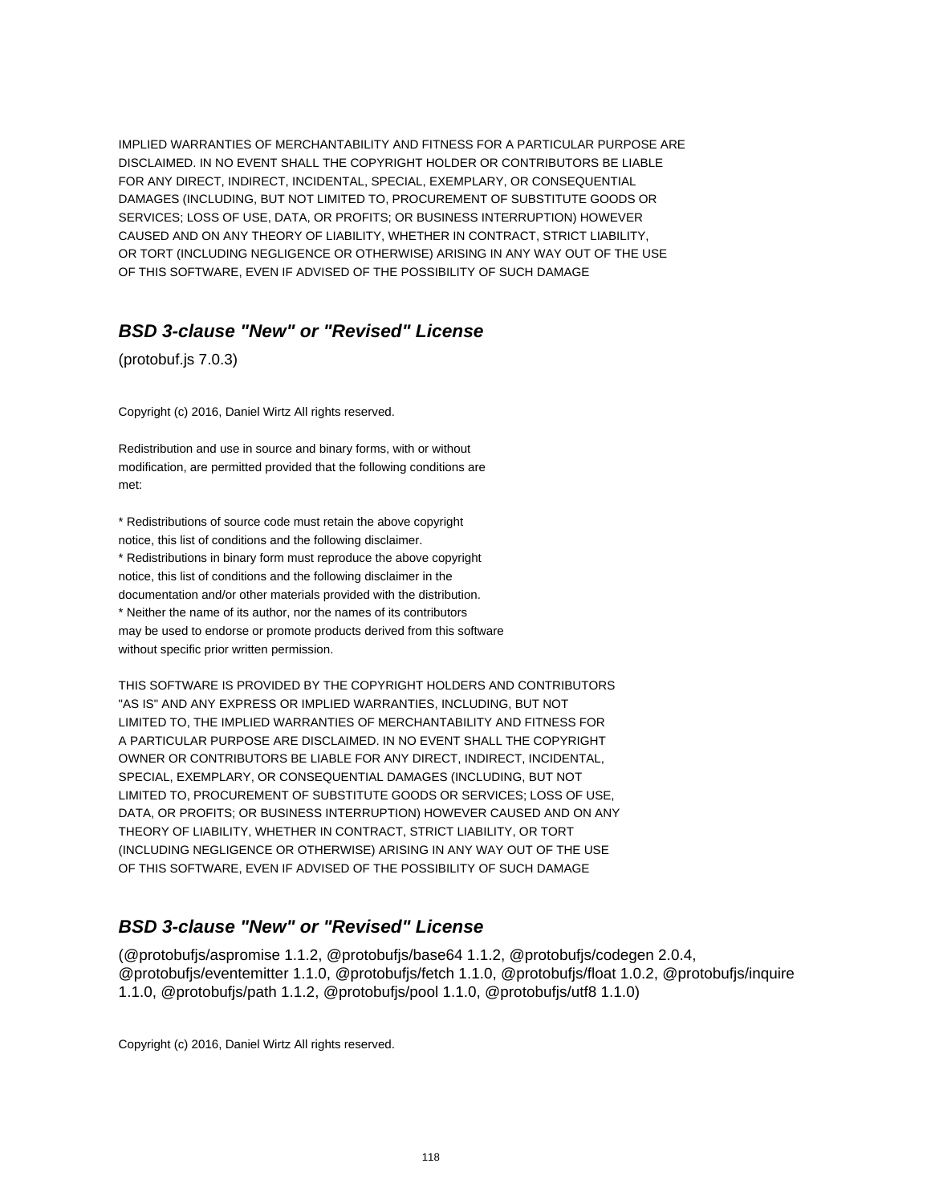IMPLIED WARRANTIES OF MERCHANTABILITY AND FITNESS FOR A PARTICULAR PURPOSE ARE
DISCLAIMED. IN NO EVENT SHALL THE COPYRIGHT HOLDER OR CONTRIBUTORS BE LIABLE
FOR ANY DIRECT, INDIRECT, INCIDENTAL, SPECIAL, EXEMPLARY, OR CONSEQUENTIAL
DAMAGES (INCLUDING, BUT NOT LIMITED TO, PROCUREMENT OF SUBSTITUTE GOODS OR
SERVICES; LOSS OF USE, DATA, OR PROFITS; OR BUSINESS INTERRUPTION) HOWEVER
CAUSED AND ON ANY THEORY OF LIABILITY, WHETHER IN CONTRACT, STRICT LIABILITY,
OR TORT (INCLUDING NEGLIGENCE OR OTHERWISE) ARISING IN ANY WAY OUT OF THE USE
OF THIS SOFTWARE, EVEN IF ADVISED OF THE POSSIBILITY OF SUCH DAMAGE

## ***BSD 3-clause "New" or "Revised" License***

(protobuf.js 7.0.3)

Copyright (c) 2016, Daniel Wirtz All rights reserved.

Redistribution and use in source and binary forms, with or without
modification, are permitted provided that the following conditions are
met:

* Redistributions of source code must retain the above copyright
notice, this list of conditions and the following disclaimer.
* Redistributions in binary form must reproduce the above copyright
notice, this list of conditions and the following disclaimer in the
documentation and/or other materials provided with the distribution.
* Neither the name of its author, nor the names of its contributors
may be used to endorse or promote products derived from this software
without specific prior written permission.

THIS SOFTWARE IS PROVIDED BY THE COPYRIGHT HOLDERS AND CONTRIBUTORS
"AS IS" AND ANY EXPRESS OR IMPLIED WARRANTIES, INCLUDING, BUT NOT
LIMITED TO, THE IMPLIED WARRANTIES OF MERCHANTABILITY AND FITNESS FOR
A PARTICULAR PURPOSE ARE DISCLAIMED. IN NO EVENT SHALL THE COPYRIGHT
OWNER OR CONTRIBUTORS BE LIABLE FOR ANY DIRECT, INDIRECT, INCIDENTAL,
SPECIAL, EXEMPLARY, OR CONSEQUENTIAL DAMAGES (INCLUDING, BUT NOT
LIMITED TO, PROCUREMENT OF SUBSTITUTE GOODS OR SERVICES; LOSS OF USE,
DATA, OR PROFITS; OR BUSINESS INTERRUPTION) HOWEVER CAUSED AND ON ANY
THEORY OF LIABILITY, WHETHER IN CONTRACT, STRICT LIABILITY, OR TORT
(INCLUDING NEGLIGENCE OR OTHERWISE) ARISING IN ANY WAY OUT OF THE USE
OF THIS SOFTWARE, EVEN IF ADVISED OF THE POSSIBILITY OF SUCH DAMAGE

## ***BSD 3-clause "New" or "Revised" License***

(@protobufjs/aspromise 1.1.2, @protobufjs/base64 1.1.2, @protobufjs/codegen 2.0.4, @protobufjs/eventemitter 1.1.0, @protobufjs/fetch 1.1.0, @protobufjs/float 1.0.2, @protobufjs/inquire 1.1.0, @protobufjs/path 1.1.2, @protobufjs/pool 1.1.0, @protobufjs/utf8 1.1.0)

Copyright (c) 2016, Daniel Wirtz All rights reserved.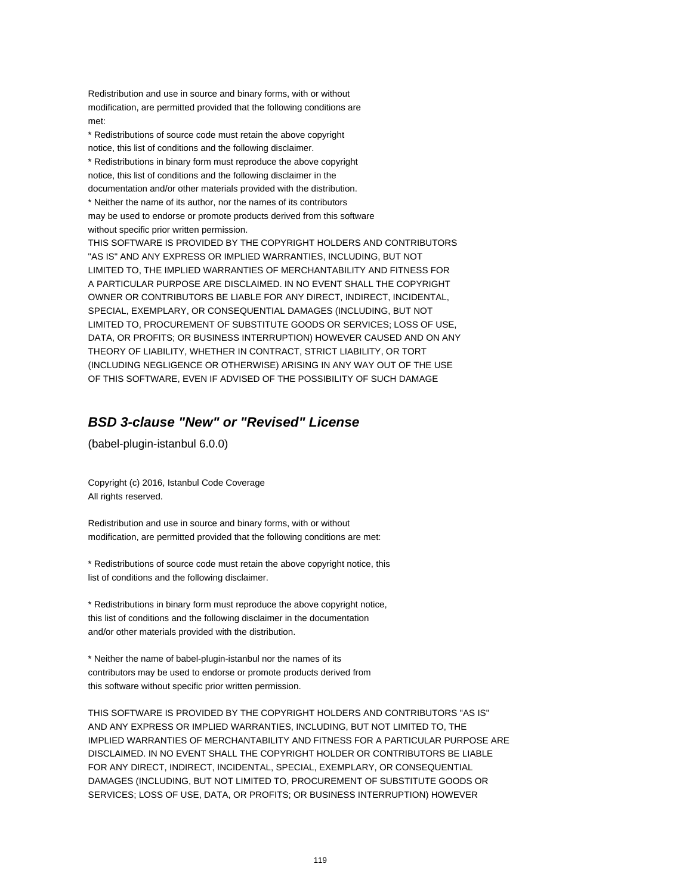Redistribution and use in source and binary forms, with or without
modification, are permitted provided that the following conditions are
met:

* Redistributions of source code must retain the above copyright
notice, this list of conditions and the following disclaimer.
* Redistributions in binary form must reproduce the above copyright
notice, this list of conditions and the following disclaimer in the
documentation and/or other materials provided with the distribution.
* Neither the name of its author, nor the names of its contributors
may be used to endorse or promote products derived from this software
without specific prior written permission.

THIS SOFTWARE IS PROVIDED BY THE COPYRIGHT HOLDERS AND CONTRIBUTORS
"AS IS" AND ANY EXPRESS OR IMPLIED WARRANTIES, INCLUDING, BUT NOT
LIMITED TO, THE IMPLIED WARRANTIES OF MERCHANTABILITY AND FITNESS FOR
A PARTICULAR PURPOSE ARE DISCLAIMED. IN NO EVENT SHALL THE COPYRIGHT
OWNER OR CONTRIBUTORS BE LIABLE FOR ANY DIRECT, INDIRECT, INCIDENTAL,
SPECIAL, EXEMPLARY, OR CONSEQUENTIAL DAMAGES (INCLUDING, BUT NOT
LIMITED TO, PROCUREMENT OF SUBSTITUTE GOODS OR SERVICES; LOSS OF USE,
DATA, OR PROFITS; OR BUSINESS INTERRUPTION) HOWEVER CAUSED AND ON ANY
THEORY OF LIABILITY, WHETHER IN CONTRACT, STRICT LIABILITY, OR TORT
(INCLUDING NEGLIGENCE OR OTHERWISE) ARISING IN ANY WAY OUT OF THE USE
OF THIS SOFTWARE, EVEN IF ADVISED OF THE POSSIBILITY OF SUCH DAMAGE

## *BSD 3-clause "New" or "Revised" License*

(babel-plugin-istanbul 6.0.0)

Copyright (c) 2016, Istanbul Code Coverage
All rights reserved.

Redistribution and use in source and binary forms, with or without
modification, are permitted provided that the following conditions are met:

* Redistributions of source code must retain the above copyright notice, this
list of conditions and the following disclaimer.

* Redistributions in binary form must reproduce the above copyright notice,
this list of conditions and the following disclaimer in the documentation
and/or other materials provided with the distribution.

* Neither the name of babel-plugin-istanbul nor the names of its
contributors may be used to endorse or promote products derived from
this software without specific prior written permission.

THIS SOFTWARE IS PROVIDED BY THE COPYRIGHT HOLDERS AND CONTRIBUTORS "AS IS"
AND ANY EXPRESS OR IMPLIED WARRANTIES, INCLUDING, BUT NOT LIMITED TO, THE
IMPLIED WARRANTIES OF MERCHANTABILITY AND FITNESS FOR A PARTICULAR PURPOSE ARE
DISCLAIMED. IN NO EVENT SHALL THE COPYRIGHT HOLDER OR CONTRIBUTORS BE LIABLE
FOR ANY DIRECT, INDIRECT, INCIDENTAL, SPECIAL, EXEMPLARY, OR CONSEQUENTIAL
DAMAGES (INCLUDING, BUT NOT LIMITED TO, PROCUREMENT OF SUBSTITUTE GOODS OR
SERVICES; LOSS OF USE, DATA, OR PROFITS; OR BUSINESS INTERRUPTION) HOWEVER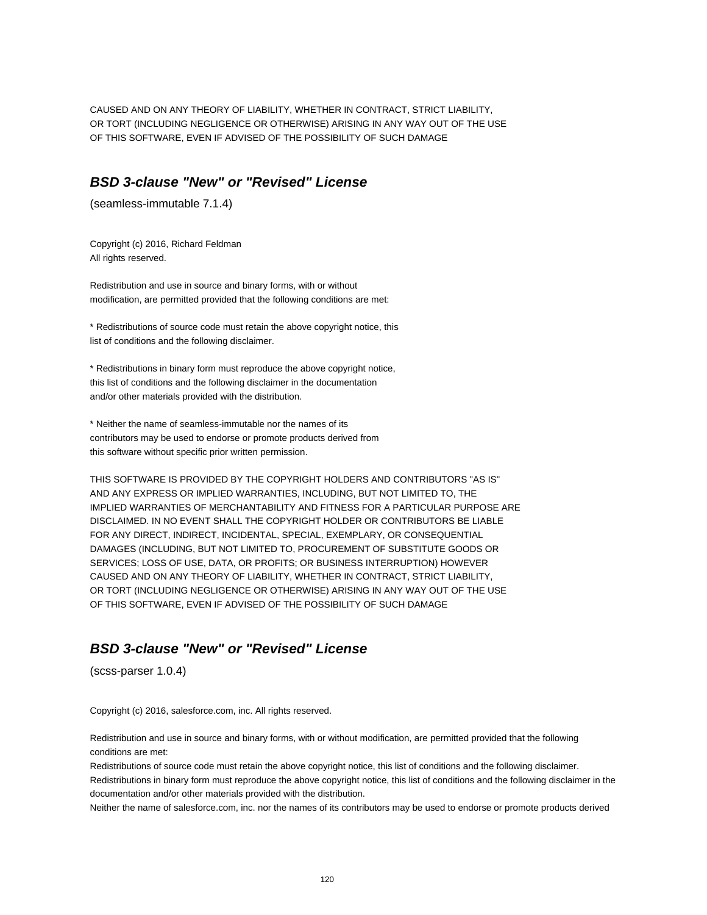CAUSED AND ON ANY THEORY OF LIABILITY, WHETHER IN CONTRACT, STRICT LIABILITY,
OR TORT (INCLUDING NEGLIGENCE OR OTHERWISE) ARISING IN ANY WAY OUT OF THE USE
OF THIS SOFTWARE, EVEN IF ADVISED OF THE POSSIBILITY OF SUCH DAMAGE

### *BSD 3-clause "New" or "Revised" License*

(seamless-immutable 7.1.4)

Copyright (c) 2016, Richard Feldman
All rights reserved.

Redistribution and use in source and binary forms, with or without
modification, are permitted provided that the following conditions are met:

* Redistributions of source code must retain the above copyright notice, this
list of conditions and the following disclaimer.

* Redistributions in binary form must reproduce the above copyright notice,
this list of conditions and the following disclaimer in the documentation
and/or other materials provided with the distribution.

* Neither the name of seamless-immutable nor the names of its
contributors may be used to endorse or promote products derived from
this software without specific prior written permission.

THIS SOFTWARE IS PROVIDED BY THE COPYRIGHT HOLDERS AND CONTRIBUTORS "AS IS"
AND ANY EXPRESS OR IMPLIED WARRANTIES, INCLUDING, BUT NOT LIMITED TO, THE
IMPLIED WARRANTIES OF MERCHANTABILITY AND FITNESS FOR A PARTICULAR PURPOSE ARE
DISCLAIMED. IN NO EVENT SHALL THE COPYRIGHT HOLDER OR CONTRIBUTORS BE LIABLE
FOR ANY DIRECT, INDIRECT, INCIDENTAL, SPECIAL, EXEMPLARY, OR CONSEQUENTIAL
DAMAGES (INCLUDING, BUT NOT LIMITED TO, PROCUREMENT OF SUBSTITUTE GOODS OR
SERVICES; LOSS OF USE, DATA, OR PROFITS; OR BUSINESS INTERRUPTION) HOWEVER
CAUSED AND ON ANY THEORY OF LIABILITY, WHETHER IN CONTRACT, STRICT LIABILITY,
OR TORT (INCLUDING NEGLIGENCE OR OTHERWISE) ARISING IN ANY WAY OUT OF THE USE
OF THIS SOFTWARE, EVEN IF ADVISED OF THE POSSIBILITY OF SUCH DAMAGE

### *BSD 3-clause "New" or "Revised" License*

(scss-parser 1.0.4)

Copyright (c) 2016, salesforce.com, inc. All rights reserved.

Redistribution and use in source and binary forms, with or without modification, are permitted provided that the following conditions are met:
Redistributions of source code must retain the above copyright notice, this list of conditions and the following disclaimer.
Redistributions in binary form must reproduce the above copyright notice, this list of conditions and the following disclaimer in the documentation and/or other materials provided with the distribution.
Neither the name of salesforce.com, inc. nor the names of its contributors may be used to endorse or promote products derived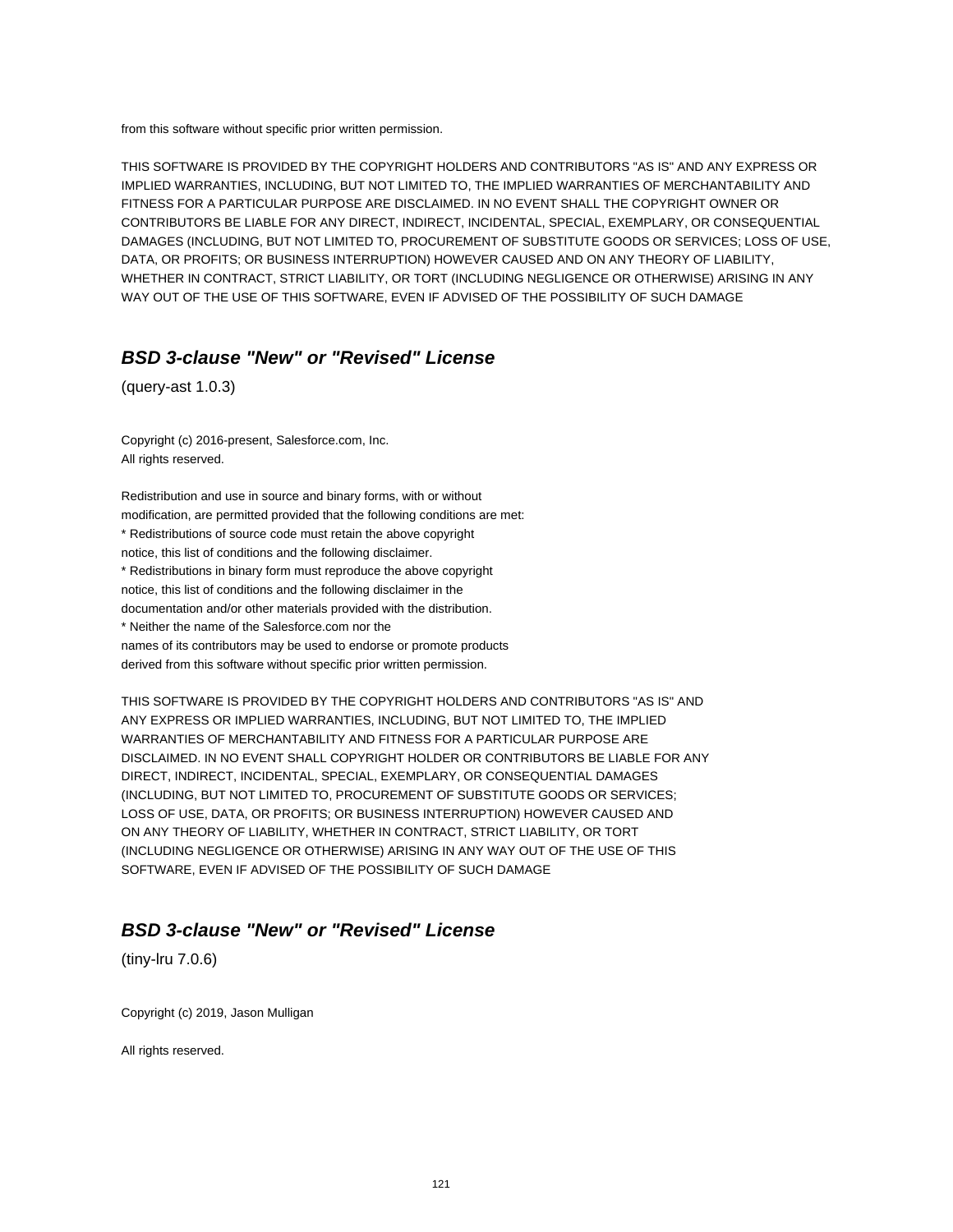from this software without specific prior written permission.

THIS SOFTWARE IS PROVIDED BY THE COPYRIGHT HOLDERS AND CONTRIBUTORS "AS IS" AND ANY EXPRESS OR IMPLIED WARRANTIES, INCLUDING, BUT NOT LIMITED TO, THE IMPLIED WARRANTIES OF MERCHANTABILITY AND FITNESS FOR A PARTICULAR PURPOSE ARE DISCLAIMED. IN NO EVENT SHALL THE COPYRIGHT OWNER OR CONTRIBUTORS BE LIABLE FOR ANY DIRECT, INDIRECT, INCIDENTAL, SPECIAL, EXEMPLARY, OR CONSEQUENTIAL DAMAGES (INCLUDING, BUT NOT LIMITED TO, PROCUREMENT OF SUBSTITUTE GOODS OR SERVICES; LOSS OF USE, DATA, OR PROFITS; OR BUSINESS INTERRUPTION) HOWEVER CAUSED AND ON ANY THEORY OF LIABILITY, WHETHER IN CONTRACT, STRICT LIABILITY, OR TORT (INCLUDING NEGLIGENCE OR OTHERWISE) ARISING IN ANY WAY OUT OF THE USE OF THIS SOFTWARE, EVEN IF ADVISED OF THE POSSIBILITY OF SUCH DAMAGE

## *BSD 3-clause "New" or "Revised" License*

(query-ast 1.0.3)

Copyright (c) 2016-present, Salesforce.com, Inc.
All rights reserved.

Redistribution and use in source and binary forms, with or without
modification, are permitted provided that the following conditions are met:
* Redistributions of source code must retain the above copyright
notice, this list of conditions and the following disclaimer.
* Redistributions in binary form must reproduce the above copyright
notice, this list of conditions and the following disclaimer in the
documentation and/or other materials provided with the distribution.
* Neither the name of the Salesforce.com nor the
names of its contributors may be used to endorse or promote products
derived from this software without specific prior written permission.

THIS SOFTWARE IS PROVIDED BY THE COPYRIGHT HOLDERS AND CONTRIBUTORS "AS IS" AND
ANY EXPRESS OR IMPLIED WARRANTIES, INCLUDING, BUT NOT LIMITED TO, THE IMPLIED
WARRANTIES OF MERCHANTABILITY AND FITNESS FOR A PARTICULAR PURPOSE ARE
DISCLAIMED. IN NO EVENT SHALL COPYRIGHT HOLDER OR CONTRIBUTORS BE LIABLE FOR ANY
DIRECT, INDIRECT, INCIDENTAL, SPECIAL, EXEMPLARY, OR CONSEQUENTIAL DAMAGES
(INCLUDING, BUT NOT LIMITED TO, PROCUREMENT OF SUBSTITUTE GOODS OR SERVICES;
LOSS OF USE, DATA, OR PROFITS; OR BUSINESS INTERRUPTION) HOWEVER CAUSED AND
ON ANY THEORY OF LIABILITY, WHETHER IN CONTRACT, STRICT LIABILITY, OR TORT
(INCLUDING NEGLIGENCE OR OTHERWISE) ARISING IN ANY WAY OUT OF THE USE OF THIS
SOFTWARE, EVEN IF ADVISED OF THE POSSIBILITY OF SUCH DAMAGE

## *BSD 3-clause "New" or "Revised" License*

(tiny-lru 7.0.6)

Copyright (c) 2019, Jason Mulligan

All rights reserved.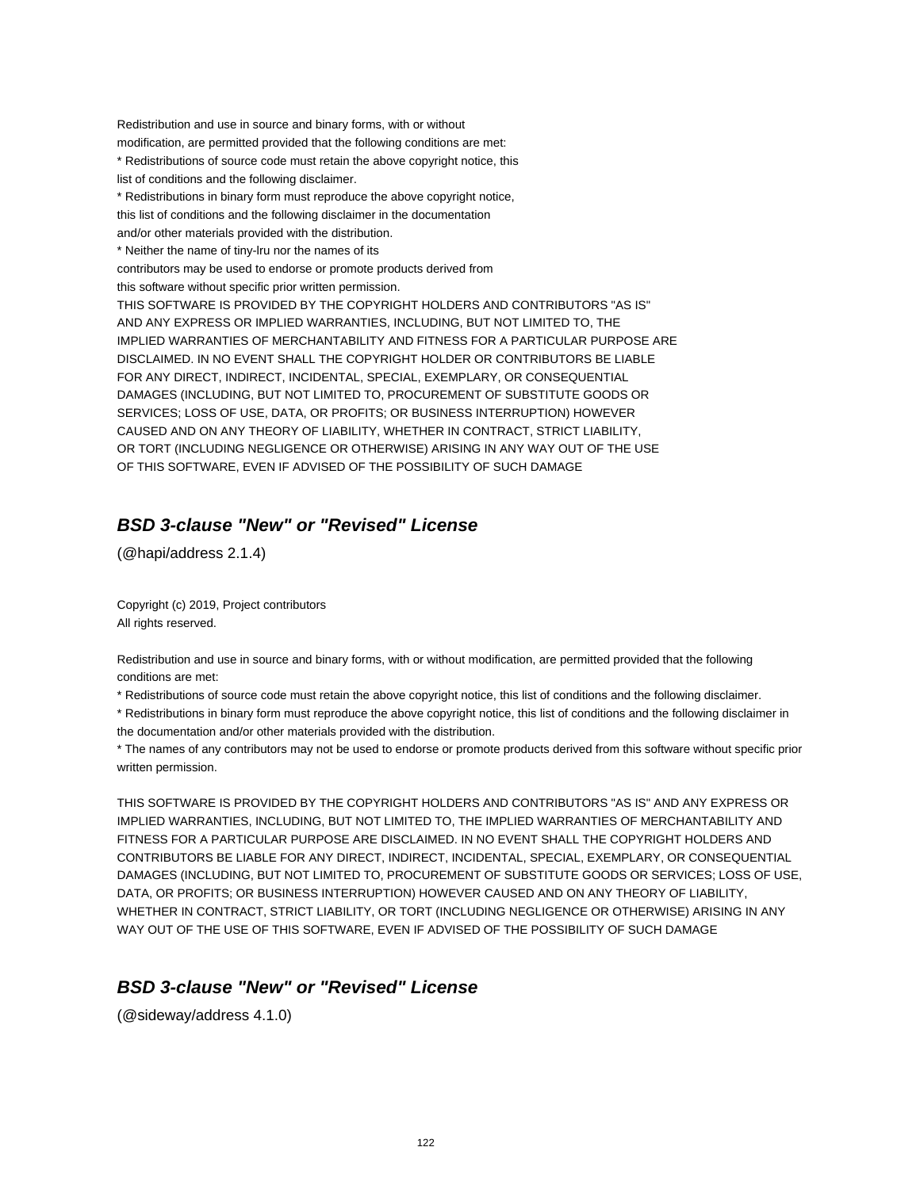Redistribution and use in source and binary forms, with or without
modification, are permitted provided that the following conditions are met:
* Redistributions of source code must retain the above copyright notice, this
list of conditions and the following disclaimer.
* Redistributions in binary form must reproduce the above copyright notice,
this list of conditions and the following disclaimer in the documentation
and/or other materials provided with the distribution.
* Neither the name of tiny-lru nor the names of its
contributors may be used to endorse or promote products derived from
this software without specific prior written permission.
THIS SOFTWARE IS PROVIDED BY THE COPYRIGHT HOLDERS AND CONTRIBUTORS "AS IS"
AND ANY EXPRESS OR IMPLIED WARRANTIES, INCLUDING, BUT NOT LIMITED TO, THE
IMPLIED WARRANTIES OF MERCHANTABILITY AND FITNESS FOR A PARTICULAR PURPOSE ARE
DISCLAIMED. IN NO EVENT SHALL THE COPYRIGHT HOLDER OR CONTRIBUTORS BE LIABLE
FOR ANY DIRECT, INDIRECT, INCIDENTAL, SPECIAL, EXEMPLARY, OR CONSEQUENTIAL
DAMAGES (INCLUDING, BUT NOT LIMITED TO, PROCUREMENT OF SUBSTITUTE GOODS OR
SERVICES; LOSS OF USE, DATA, OR PROFITS; OR BUSINESS INTERRUPTION) HOWEVER
CAUSED AND ON ANY THEORY OF LIABILITY, WHETHER IN CONTRACT, STRICT LIABILITY,
OR TORT (INCLUDING NEGLIGENCE OR OTHERWISE) ARISING IN ANY WAY OUT OF THE USE
OF THIS SOFTWARE, EVEN IF ADVISED OF THE POSSIBILITY OF SUCH DAMAGE

## *BSD 3-clause "New" or "Revised" License*

(@hapi/address 2.1.4)

Copyright (c) 2019, Project contributors
All rights reserved.

Redistribution and use in source and binary forms, with or without modification, are permitted provided that the following conditions are met:
* Redistributions of source code must retain the above copyright notice, this list of conditions and the following disclaimer.
* Redistributions in binary form must reproduce the above copyright notice, this list of conditions and the following disclaimer in the documentation and/or other materials provided with the distribution.
* The names of any contributors may not be used to endorse or promote products derived from this software without specific prior written permission.

THIS SOFTWARE IS PROVIDED BY THE COPYRIGHT HOLDERS AND CONTRIBUTORS "AS IS" AND ANY EXPRESS OR IMPLIED WARRANTIES, INCLUDING, BUT NOT LIMITED TO, THE IMPLIED WARRANTIES OF MERCHANTABILITY AND FITNESS FOR A PARTICULAR PURPOSE ARE DISCLAIMED. IN NO EVENT SHALL THE COPYRIGHT HOLDERS AND CONTRIBUTORS BE LIABLE FOR ANY DIRECT, INDIRECT, INCIDENTAL, SPECIAL, EXEMPLARY, OR CONSEQUENTIAL DAMAGES (INCLUDING, BUT NOT LIMITED TO, PROCUREMENT OF SUBSTITUTE GOODS OR SERVICES; LOSS OF USE, DATA, OR PROFITS; OR BUSINESS INTERRUPTION) HOWEVER CAUSED AND ON ANY THEORY OF LIABILITY, WHETHER IN CONTRACT, STRICT LIABILITY, OR TORT (INCLUDING NEGLIGENCE OR OTHERWISE) ARISING IN ANY WAY OUT OF THE USE OF THIS SOFTWARE, EVEN IF ADVISED OF THE POSSIBILITY OF SUCH DAMAGE

## *BSD 3-clause "New" or "Revised" License*

(@sideway/address 4.1.0)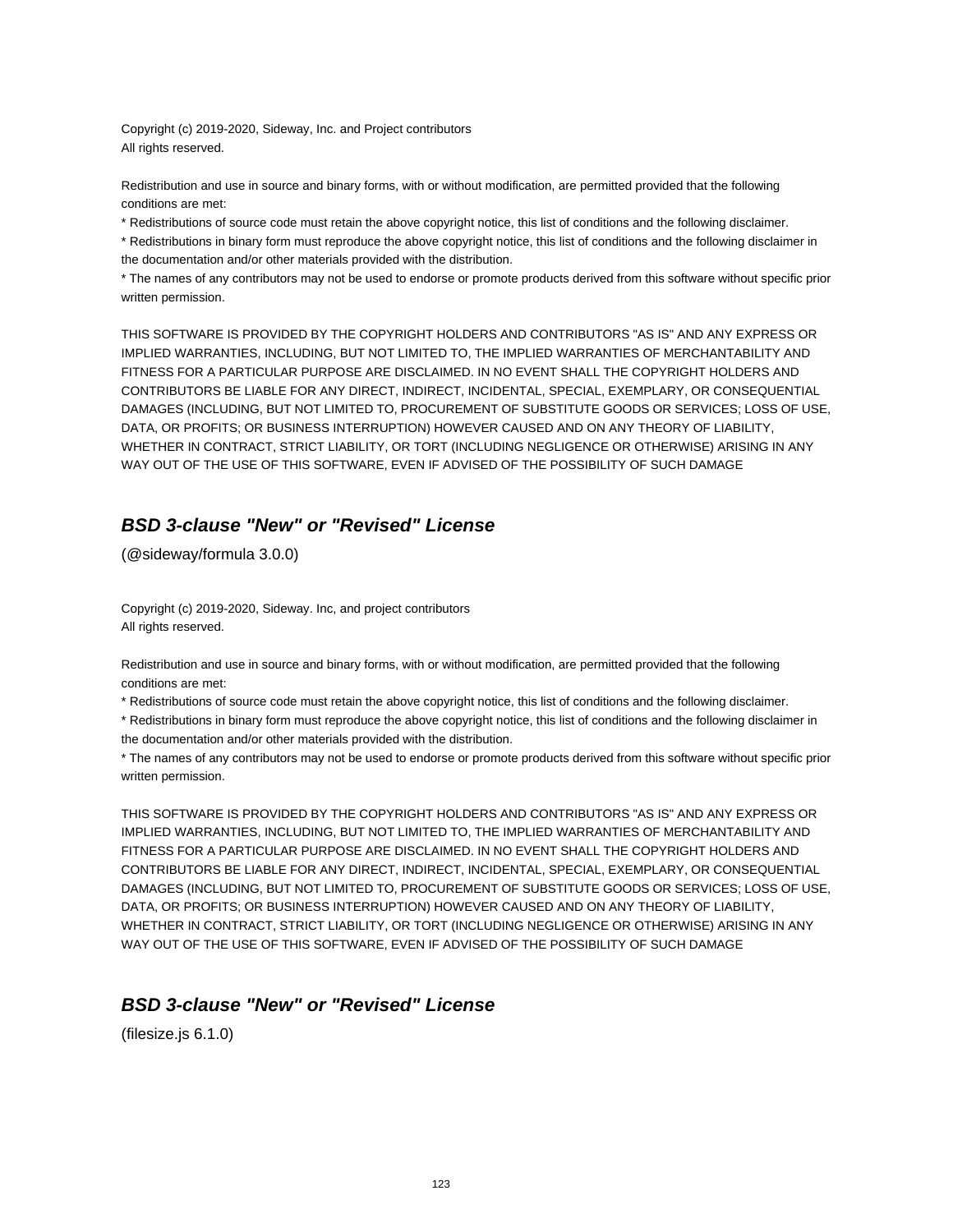Copyright (c) 2019-2020, Sideway, Inc. and Project contributors
All rights reserved.

Redistribution and use in source and binary forms, with or without modification, are permitted provided that the following conditions are met:

* Redistributions of source code must retain the above copyright notice, this list of conditions and the following disclaimer.
* Redistributions in binary form must reproduce the above copyright notice, this list of conditions and the following disclaimer in the documentation and/or other materials provided with the distribution.
* The names of any contributors may not be used to endorse or promote products derived from this software without specific prior written permission.

THIS SOFTWARE IS PROVIDED BY THE COPYRIGHT HOLDERS AND CONTRIBUTORS "AS IS" AND ANY EXPRESS OR IMPLIED WARRANTIES, INCLUDING, BUT NOT LIMITED TO, THE IMPLIED WARRANTIES OF MERCHANTABILITY AND FITNESS FOR A PARTICULAR PURPOSE ARE DISCLAIMED. IN NO EVENT SHALL THE COPYRIGHT HOLDERS AND CONTRIBUTORS BE LIABLE FOR ANY DIRECT, INDIRECT, INCIDENTAL, SPECIAL, EXEMPLARY, OR CONSEQUENTIAL DAMAGES (INCLUDING, BUT NOT LIMITED TO, PROCUREMENT OF SUBSTITUTE GOODS OR SERVICES; LOSS OF USE, DATA, OR PROFITS; OR BUSINESS INTERRUPTION) HOWEVER CAUSED AND ON ANY THEORY OF LIABILITY, WHETHER IN CONTRACT, STRICT LIABILITY, OR TORT (INCLUDING NEGLIGENCE OR OTHERWISE) ARISING IN ANY WAY OUT OF THE USE OF THIS SOFTWARE, EVEN IF ADVISED OF THE POSSIBILITY OF SUCH DAMAGE

## ***BSD 3-clause "New" or "Revised" License***

(@sideway/formula 3.0.0)

Copyright (c) 2019-2020, Sideway. Inc, and project contributors
All rights reserved.

Redistribution and use in source and binary forms, with or without modification, are permitted provided that the following conditions are met:

* Redistributions of source code must retain the above copyright notice, this list of conditions and the following disclaimer.
* Redistributions in binary form must reproduce the above copyright notice, this list of conditions and the following disclaimer in the documentation and/or other materials provided with the distribution.
* The names of any contributors may not be used to endorse or promote products derived from this software without specific prior written permission.

THIS SOFTWARE IS PROVIDED BY THE COPYRIGHT HOLDERS AND CONTRIBUTORS "AS IS" AND ANY EXPRESS OR IMPLIED WARRANTIES, INCLUDING, BUT NOT LIMITED TO, THE IMPLIED WARRANTIES OF MERCHANTABILITY AND FITNESS FOR A PARTICULAR PURPOSE ARE DISCLAIMED. IN NO EVENT SHALL THE COPYRIGHT HOLDERS AND CONTRIBUTORS BE LIABLE FOR ANY DIRECT, INDIRECT, INCIDENTAL, SPECIAL, EXEMPLARY, OR CONSEQUENTIAL DAMAGES (INCLUDING, BUT NOT LIMITED TO, PROCUREMENT OF SUBSTITUTE GOODS OR SERVICES; LOSS OF USE, DATA, OR PROFITS; OR BUSINESS INTERRUPTION) HOWEVER CAUSED AND ON ANY THEORY OF LIABILITY, WHETHER IN CONTRACT, STRICT LIABILITY, OR TORT (INCLUDING NEGLIGENCE OR OTHERWISE) ARISING IN ANY WAY OUT OF THE USE OF THIS SOFTWARE, EVEN IF ADVISED OF THE POSSIBILITY OF SUCH DAMAGE

## ***BSD 3-clause "New" or "Revised" License***

(filesize.js 6.1.0)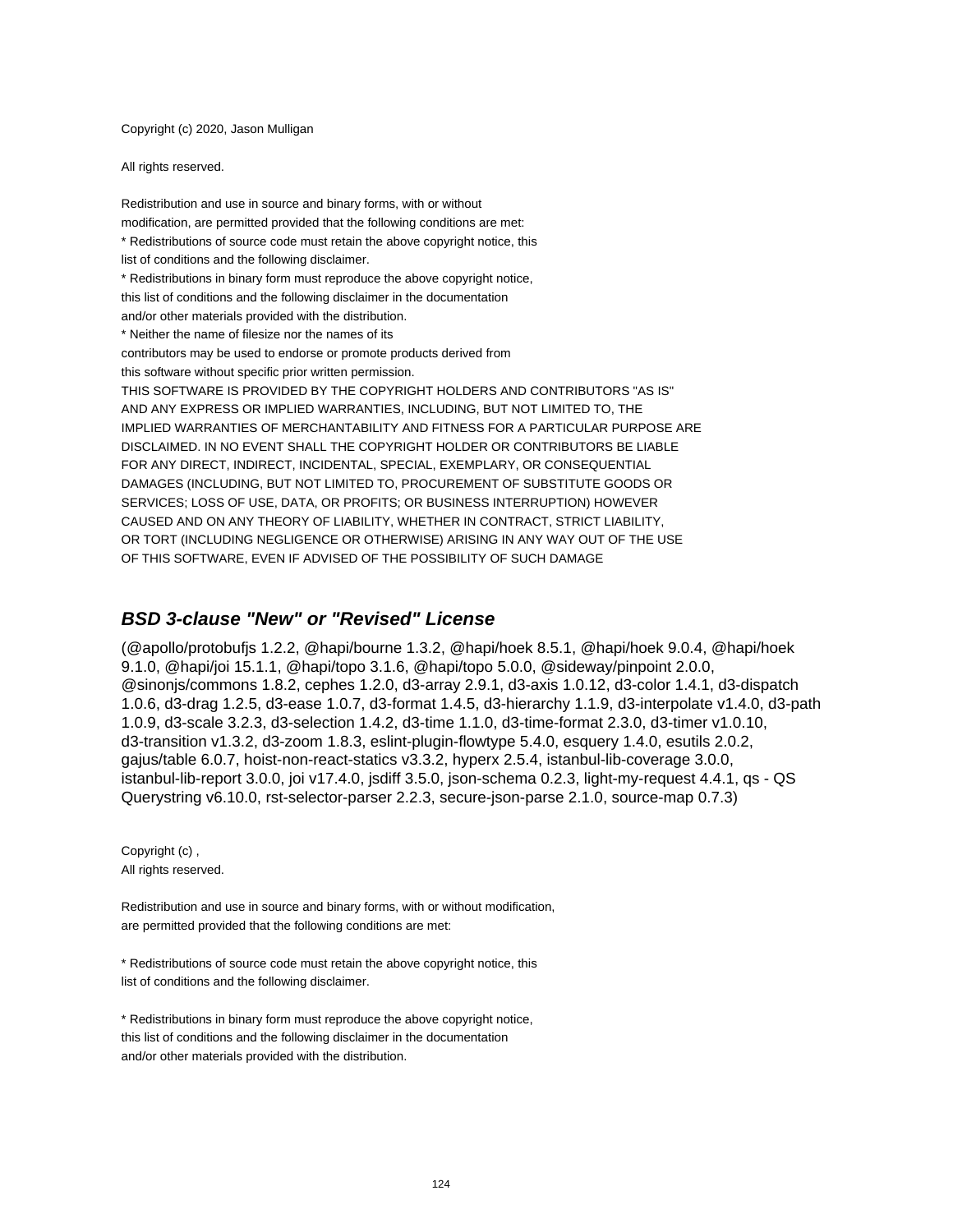Copyright (c) 2020, Jason Mulligan

All rights reserved.

Redistribution and use in source and binary forms, with or without
modification, are permitted provided that the following conditions are met:
* Redistributions of source code must retain the above copyright notice, this
list of conditions and the following disclaimer.
* Redistributions in binary form must reproduce the above copyright notice,
this list of conditions and the following disclaimer in the documentation
and/or other materials provided with the distribution.
* Neither the name of filesize nor the names of its
contributors may be used to endorse or promote products derived from
this software without specific prior written permission.
THIS SOFTWARE IS PROVIDED BY THE COPYRIGHT HOLDERS AND CONTRIBUTORS "AS IS"
AND ANY EXPRESS OR IMPLIED WARRANTIES, INCLUDING, BUT NOT LIMITED TO, THE
IMPLIED WARRANTIES OF MERCHANTABILITY AND FITNESS FOR A PARTICULAR PURPOSE ARE
DISCLAIMED. IN NO EVENT SHALL THE COPYRIGHT HOLDER OR CONTRIBUTORS BE LIABLE
FOR ANY DIRECT, INDIRECT, INCIDENTAL, SPECIAL, EXEMPLARY, OR CONSEQUENTIAL
DAMAGES (INCLUDING, BUT NOT LIMITED TO, PROCUREMENT OF SUBSTITUTE GOODS OR
SERVICES; LOSS OF USE, DATA, OR PROFITS; OR BUSINESS INTERRUPTION) HOWEVER
CAUSED AND ON ANY THEORY OF LIABILITY, WHETHER IN CONTRACT, STRICT LIABILITY,
OR TORT (INCLUDING NEGLIGENCE OR OTHERWISE) ARISING IN ANY WAY OUT OF THE USE
OF THIS SOFTWARE, EVEN IF ADVISED OF THE POSSIBILITY OF SUCH DAMAGE

## *BSD 3-clause "New" or "Revised" License*

(@apollo/protobufjs 1.2.2, @hapi/bourne 1.3.2, @hapi/hoek 8.5.1, @hapi/hoek 9.0.4, @hapi/hoek 9.1.0, @hapi/joi 15.1.1, @hapi/topo 3.1.6, @hapi/topo 5.0.0, @sideway/pinpoint 2.0.0, @sinonjs/commons 1.8.2, cephes 1.2.0, d3-array 2.9.1, d3-axis 1.0.12, d3-color 1.4.1, d3-dispatch 1.0.6, d3-drag 1.2.5, d3-ease 1.0.7, d3-format 1.4.5, d3-hierarchy 1.1.9, d3-interpolate v1.4.0, d3-path 1.0.9, d3-scale 3.2.3, d3-selection 1.4.2, d3-time 1.1.0, d3-time-format 2.3.0, d3-timer v1.0.10, d3-transition v1.3.2, d3-zoom 1.8.3, eslint-plugin-flowtype 5.4.0, esquery 1.4.0, esutils 2.0.2, gajus/table 6.0.7, hoist-non-react-statics v3.3.2, hyperx 2.5.4, istanbul-lib-coverage 3.0.0, istanbul-lib-report 3.0.0, joi v17.4.0, jsdiff 3.5.0, json-schema 0.2.3, light-my-request 4.4.1, qs - QS Querystring v6.10.0, rst-selector-parser 2.2.3, secure-json-parse 2.1.0, source-map 0.7.3)

Copyright (c) ,
All rights reserved.

Redistribution and use in source and binary forms, with or without modification,
are permitted provided that the following conditions are met:

* Redistributions of source code must retain the above copyright notice, this
list of conditions and the following disclaimer.

* Redistributions in binary form must reproduce the above copyright notice,
this list of conditions and the following disclaimer in the documentation
and/or other materials provided with the distribution.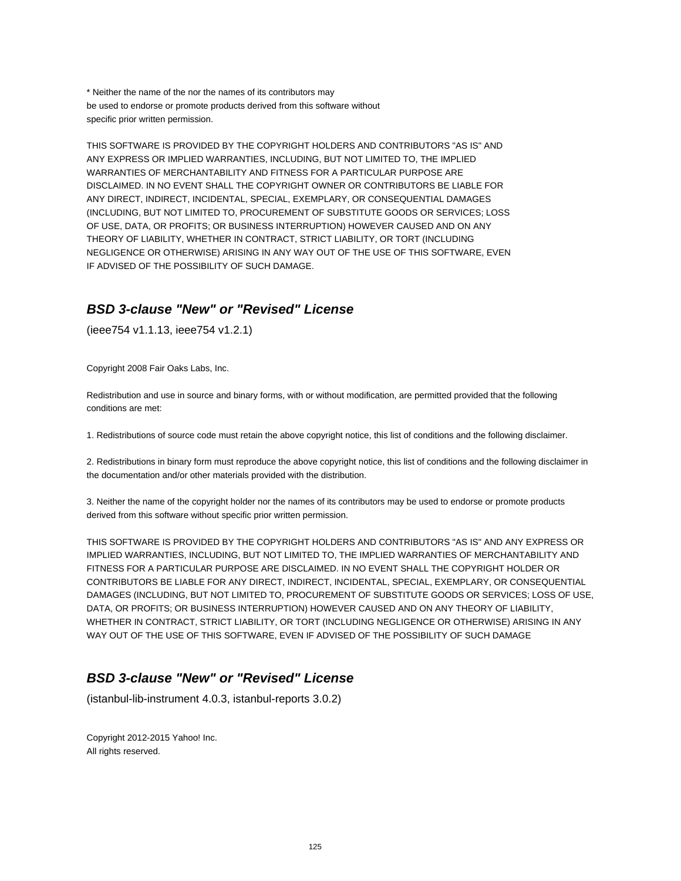* Neither the name of the nor the names of its contributors may
be used to endorse or promote products derived from this software without
specific prior written permission.

THIS SOFTWARE IS PROVIDED BY THE COPYRIGHT HOLDERS AND CONTRIBUTORS "AS IS" AND
ANY EXPRESS OR IMPLIED WARRANTIES, INCLUDING, BUT NOT LIMITED TO, THE IMPLIED
WARRANTIES OF MERCHANTABILITY AND FITNESS FOR A PARTICULAR PURPOSE ARE
DISCLAIMED. IN NO EVENT SHALL THE COPYRIGHT OWNER OR CONTRIBUTORS BE LIABLE FOR
ANY DIRECT, INDIRECT, INCIDENTAL, SPECIAL, EXEMPLARY, OR CONSEQUENTIAL DAMAGES
(INCLUDING, BUT NOT LIMITED TO, PROCUREMENT OF SUBSTITUTE GOODS OR SERVICES; LOSS
OF USE, DATA, OR PROFITS; OR BUSINESS INTERRUPTION) HOWEVER CAUSED AND ON ANY
THEORY OF LIABILITY, WHETHER IN CONTRACT, STRICT LIABILITY, OR TORT (INCLUDING
NEGLIGENCE OR OTHERWISE) ARISING IN ANY WAY OUT OF THE USE OF THIS SOFTWARE, EVEN
IF ADVISED OF THE POSSIBILITY OF SUCH DAMAGE.

## *BSD 3-clause "New" or "Revised" License*

(ieee754 v1.1.13, ieee754 v1.2.1)

Copyright 2008 Fair Oaks Labs, Inc.

Redistribution and use in source and binary forms, with or without modification, are permitted provided that the following conditions are met:

1. Redistributions of source code must retain the above copyright notice, this list of conditions and the following disclaimer.

2. Redistributions in binary form must reproduce the above copyright notice, this list of conditions and the following disclaimer in the documentation and/or other materials provided with the distribution.

3. Neither the name of the copyright holder nor the names of its contributors may be used to endorse or promote products derived from this software without specific prior written permission.

THIS SOFTWARE IS PROVIDED BY THE COPYRIGHT HOLDERS AND CONTRIBUTORS "AS IS" AND ANY EXPRESS OR IMPLIED WARRANTIES, INCLUDING, BUT NOT LIMITED TO, THE IMPLIED WARRANTIES OF MERCHANTABILITY AND FITNESS FOR A PARTICULAR PURPOSE ARE DISCLAIMED. IN NO EVENT SHALL THE COPYRIGHT HOLDER OR CONTRIBUTORS BE LIABLE FOR ANY DIRECT, INDIRECT, INCIDENTAL, SPECIAL, EXEMPLARY, OR CONSEQUENTIAL DAMAGES (INCLUDING, BUT NOT LIMITED TO, PROCUREMENT OF SUBSTITUTE GOODS OR SERVICES; LOSS OF USE, DATA, OR PROFITS; OR BUSINESS INTERRUPTION) HOWEVER CAUSED AND ON ANY THEORY OF LIABILITY, WHETHER IN CONTRACT, STRICT LIABILITY, OR TORT (INCLUDING NEGLIGENCE OR OTHERWISE) ARISING IN ANY WAY OUT OF THE USE OF THIS SOFTWARE, EVEN IF ADVISED OF THE POSSIBILITY OF SUCH DAMAGE

## *BSD 3-clause "New" or "Revised" License*

(istanbul-lib-instrument 4.0.3, istanbul-reports 3.0.2)

Copyright 2012-2015 Yahoo! Inc.
All rights reserved.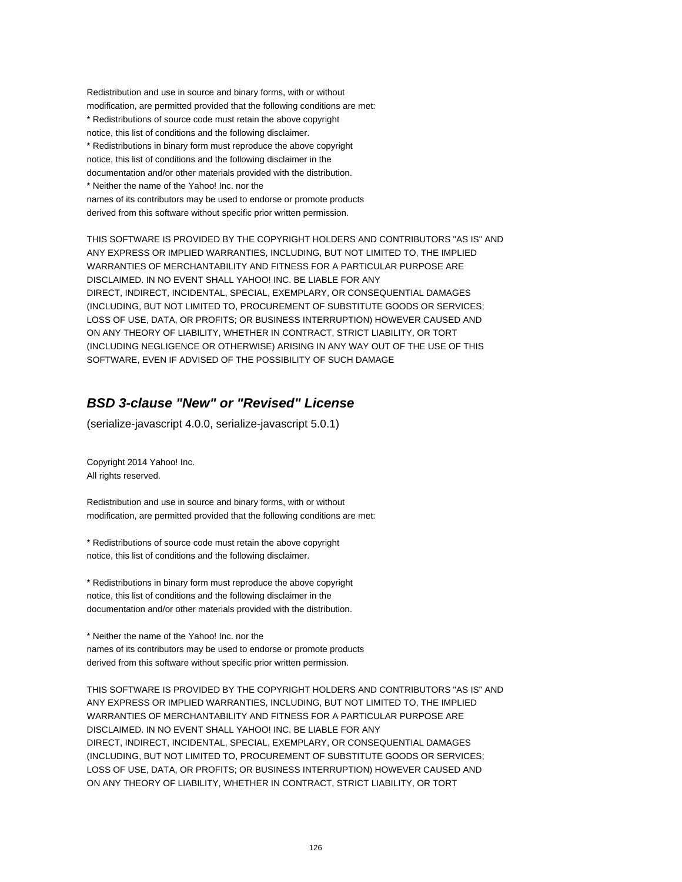Redistribution and use in source and binary forms, with or without
modification, are permitted provided that the following conditions are met:
* Redistributions of source code must retain the above copyright
notice, this list of conditions and the following disclaimer.
* Redistributions in binary form must reproduce the above copyright
notice, this list of conditions and the following disclaimer in the
documentation and/or other materials provided with the distribution.
* Neither the name of the Yahoo! Inc. nor the
names of its contributors may be used to endorse or promote products
derived from this software without specific prior written permission.

THIS SOFTWARE IS PROVIDED BY THE COPYRIGHT HOLDERS AND CONTRIBUTORS "AS IS" AND
ANY EXPRESS OR IMPLIED WARRANTIES, INCLUDING, BUT NOT LIMITED TO, THE IMPLIED
WARRANTIES OF MERCHANTABILITY AND FITNESS FOR A PARTICULAR PURPOSE ARE
DISCLAIMED. IN NO EVENT SHALL YAHOO! INC. BE LIABLE FOR ANY
DIRECT, INDIRECT, INCIDENTAL, SPECIAL, EXEMPLARY, OR CONSEQUENTIAL DAMAGES
(INCLUDING, BUT NOT LIMITED TO, PROCUREMENT OF SUBSTITUTE GOODS OR SERVICES;
LOSS OF USE, DATA, OR PROFITS; OR BUSINESS INTERRUPTION) HOWEVER CAUSED AND
ON ANY THEORY OF LIABILITY, WHETHER IN CONTRACT, STRICT LIABILITY, OR TORT
(INCLUDING NEGLIGENCE OR OTHERWISE) ARISING IN ANY WAY OUT OF THE USE OF THIS
SOFTWARE, EVEN IF ADVISED OF THE POSSIBILITY OF SUCH DAMAGE

## *BSD 3-clause "New" or "Revised" License*

(serialize-javascript 4.0.0, serialize-javascript 5.0.1)

Copyright 2014 Yahoo! Inc.
All rights reserved.

Redistribution and use in source and binary forms, with or without
modification, are permitted provided that the following conditions are met:

* Redistributions of source code must retain the above copyright
notice, this list of conditions and the following disclaimer.

* Redistributions in binary form must reproduce the above copyright
notice, this list of conditions and the following disclaimer in the
documentation and/or other materials provided with the distribution.

* Neither the name of the Yahoo! Inc. nor the
names of its contributors may be used to endorse or promote products
derived from this software without specific prior written permission.

THIS SOFTWARE IS PROVIDED BY THE COPYRIGHT HOLDERS AND CONTRIBUTORS "AS IS" AND
ANY EXPRESS OR IMPLIED WARRANTIES, INCLUDING, BUT NOT LIMITED TO, THE IMPLIED
WARRANTIES OF MERCHANTABILITY AND FITNESS FOR A PARTICULAR PURPOSE ARE
DISCLAIMED. IN NO EVENT SHALL YAHOO! INC. BE LIABLE FOR ANY
DIRECT, INDIRECT, INCIDENTAL, SPECIAL, EXEMPLARY, OR CONSEQUENTIAL DAMAGES
(INCLUDING, BUT NOT LIMITED TO, PROCUREMENT OF SUBSTITUTE GOODS OR SERVICES;
LOSS OF USE, DATA, OR PROFITS; OR BUSINESS INTERRUPTION) HOWEVER CAUSED AND
ON ANY THEORY OF LIABILITY, WHETHER IN CONTRACT, STRICT LIABILITY, OR TORT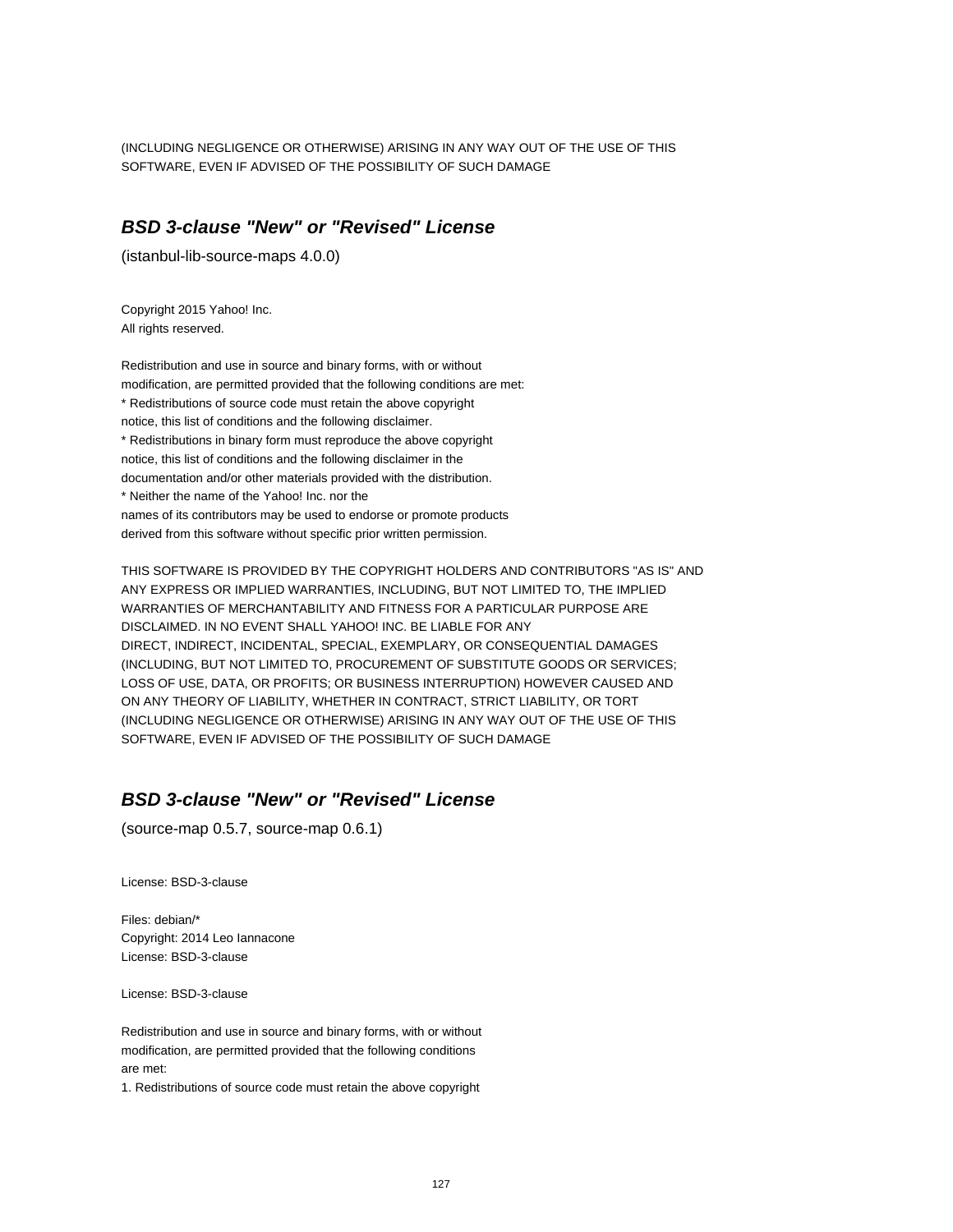(INCLUDING NEGLIGENCE OR OTHERWISE) ARISING IN ANY WAY OUT OF THE USE OF THIS
SOFTWARE, EVEN IF ADVISED OF THE POSSIBILITY OF SUCH DAMAGE

## *BSD 3-clause "New" or "Revised" License*

(istanbul-lib-source-maps 4.0.0)

Copyright 2015 Yahoo! Inc.
All rights reserved.

Redistribution and use in source and binary forms, with or without
modification, are permitted provided that the following conditions are met:
* Redistributions of source code must retain the above copyright
notice, this list of conditions and the following disclaimer.
* Redistributions in binary form must reproduce the above copyright
notice, this list of conditions and the following disclaimer in the
documentation and/or other materials provided with the distribution.
* Neither the name of the Yahoo! Inc. nor the
names of its contributors may be used to endorse or promote products
derived from this software without specific prior written permission.

THIS SOFTWARE IS PROVIDED BY THE COPYRIGHT HOLDERS AND CONTRIBUTORS "AS IS" AND
ANY EXPRESS OR IMPLIED WARRANTIES, INCLUDING, BUT NOT LIMITED TO, THE IMPLIED
WARRANTIES OF MERCHANTABILITY AND FITNESS FOR A PARTICULAR PURPOSE ARE
DISCLAIMED. IN NO EVENT SHALL YAHOO! INC. BE LIABLE FOR ANY
DIRECT, INDIRECT, INCIDENTAL, SPECIAL, EXEMPLARY, OR CONSEQUENTIAL DAMAGES
(INCLUDING, BUT NOT LIMITED TO, PROCUREMENT OF SUBSTITUTE GOODS OR SERVICES;
LOSS OF USE, DATA, OR PROFITS; OR BUSINESS INTERRUPTION) HOWEVER CAUSED AND
ON ANY THEORY OF LIABILITY, WHETHER IN CONTRACT, STRICT LIABILITY, OR TORT
(INCLUDING NEGLIGENCE OR OTHERWISE) ARISING IN ANY WAY OUT OF THE USE OF THIS
SOFTWARE, EVEN IF ADVISED OF THE POSSIBILITY OF SUCH DAMAGE

## *BSD 3-clause "New" or "Revised" License*

(source-map 0.5.7, source-map 0.6.1)

License: BSD-3-clause

Files: debian/*
Copyright: 2014 Leo Iannacone
License: BSD-3-clause

License: BSD-3-clause

Redistribution and use in source and binary forms, with or without
modification, are permitted provided that the following conditions
are met:
1. Redistributions of source code must retain the above copyright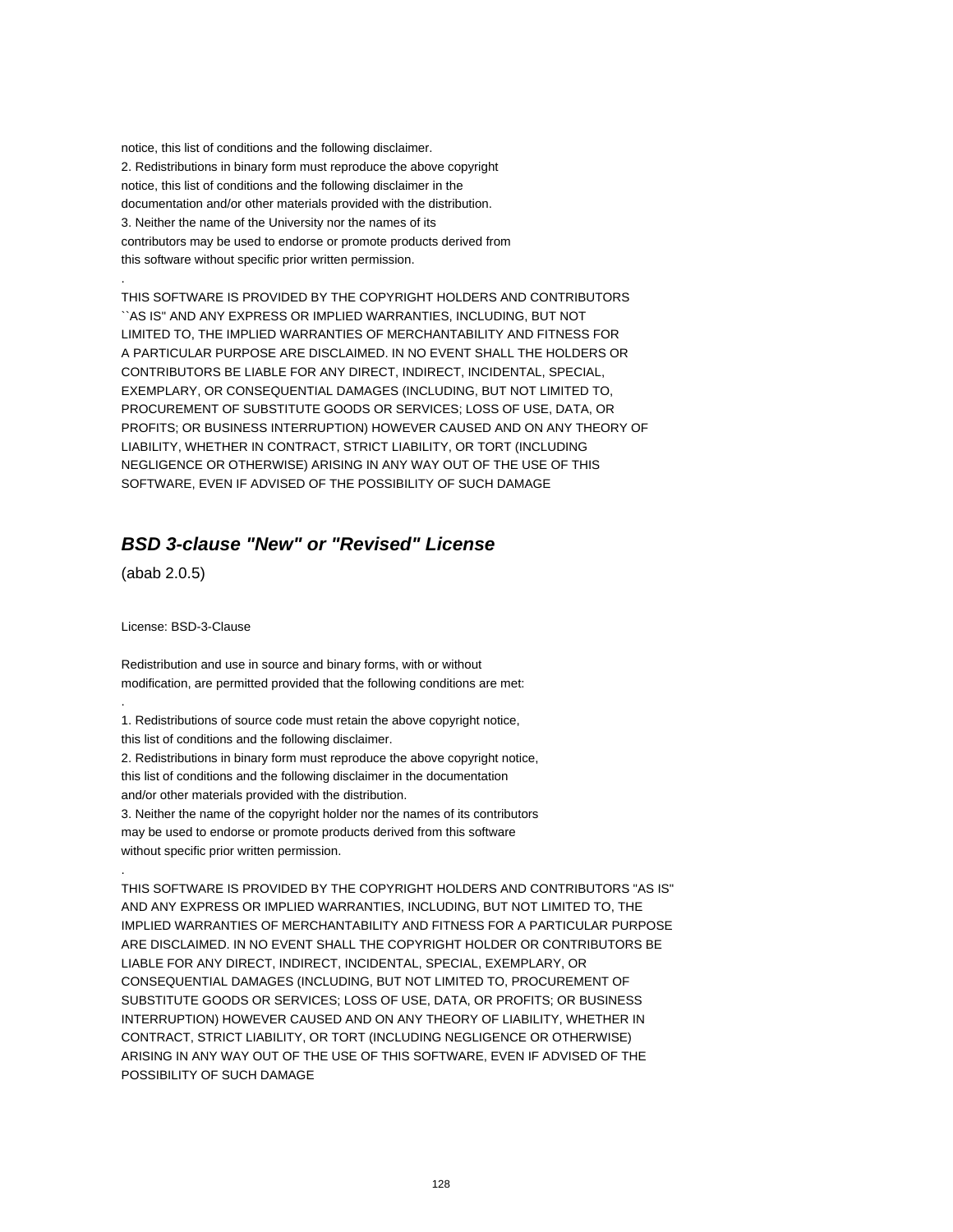notice, this list of conditions and the following disclaimer.
2. Redistributions in binary form must reproduce the above copyright
notice, this list of conditions and the following disclaimer in the
documentation and/or other materials provided with the distribution.
3. Neither the name of the University nor the names of its
contributors may be used to endorse or promote products derived from
this software without specific prior written permission.

.

THIS SOFTWARE IS PROVIDED BY THE COPYRIGHT HOLDERS AND CONTRIBUTORS
``AS IS'' AND ANY EXPRESS OR IMPLIED WARRANTIES, INCLUDING, BUT NOT
LIMITED TO, THE IMPLIED WARRANTIES OF MERCHANTABILITY AND FITNESS FOR
A PARTICULAR PURPOSE ARE DISCLAIMED. IN NO EVENT SHALL THE HOLDERS OR
CONTRIBUTORS BE LIABLE FOR ANY DIRECT, INDIRECT, INCIDENTAL, SPECIAL,
EXEMPLARY, OR CONSEQUENTIAL DAMAGES (INCLUDING, BUT NOT LIMITED TO,
PROCUREMENT OF SUBSTITUTE GOODS OR SERVICES; LOSS OF USE, DATA, OR
PROFITS; OR BUSINESS INTERRUPTION) HOWEVER CAUSED AND ON ANY THEORY OF
LIABILITY, WHETHER IN CONTRACT, STRICT LIABILITY, OR TORT (INCLUDING
NEGLIGENCE OR OTHERWISE) ARISING IN ANY WAY OUT OF THE USE OF THIS
SOFTWARE, EVEN IF ADVISED OF THE POSSIBILITY OF SUCH DAMAGE

## ***BSD 3-clause "New" or "Revised" License***

(abab 2.0.5)

License: BSD-3-Clause

Redistribution and use in source and binary forms, with or without
modification, are permitted provided that the following conditions are met:

.

1. Redistributions of source code must retain the above copyright notice,
this list of conditions and the following disclaimer.
2. Redistributions in binary form must reproduce the above copyright notice,
this list of conditions and the following disclaimer in the documentation
and/or other materials provided with the distribution.
3. Neither the name of the copyright holder nor the names of its contributors
may be used to endorse or promote products derived from this software
without specific prior written permission.

.

THIS SOFTWARE IS PROVIDED BY THE COPYRIGHT HOLDERS AND CONTRIBUTORS "AS IS"
AND ANY EXPRESS OR IMPLIED WARRANTIES, INCLUDING, BUT NOT LIMITED TO, THE
IMPLIED WARRANTIES OF MERCHANTABILITY AND FITNESS FOR A PARTICULAR PURPOSE
ARE DISCLAIMED. IN NO EVENT SHALL THE COPYRIGHT HOLDER OR CONTRIBUTORS BE
LIABLE FOR ANY DIRECT, INDIRECT, INCIDENTAL, SPECIAL, EXEMPLARY, OR
CONSEQUENTIAL DAMAGES (INCLUDING, BUT NOT LIMITED TO, PROCUREMENT OF
SUBSTITUTE GOODS OR SERVICES; LOSS OF USE, DATA, OR PROFITS; OR BUSINESS
INTERRUPTION) HOWEVER CAUSED AND ON ANY THEORY OF LIABILITY, WHETHER IN
CONTRACT, STRICT LIABILITY, OR TORT (INCLUDING NEGLIGENCE OR OTHERWISE)
ARISING IN ANY WAY OUT OF THE USE OF THIS SOFTWARE, EVEN IF ADVISED OF THE
POSSIBILITY OF SUCH DAMAGE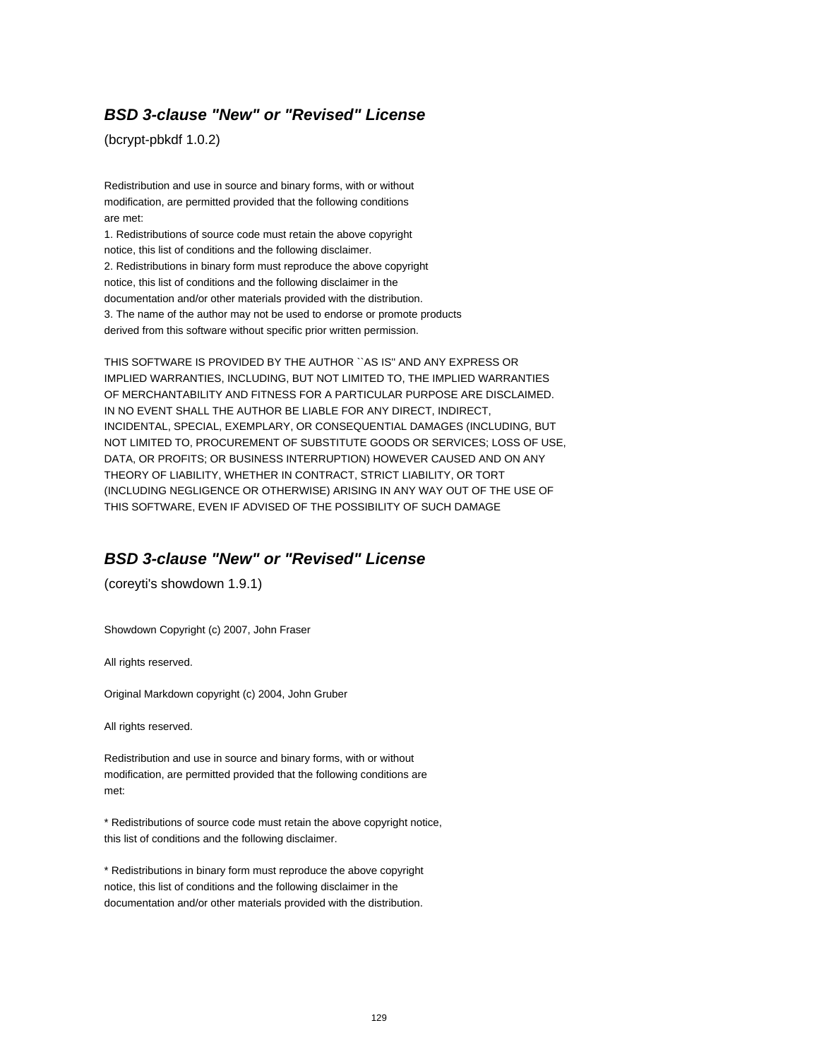### ***BSD 3-clause "New" or "Revised" License***

(bcrypt-pbkdf 1.0.2)

Redistribution and use in source and binary forms, with or without
modification, are permitted provided that the following conditions
are met:
1. Redistributions of source code must retain the above copyright
notice, this list of conditions and the following disclaimer.
2. Redistributions in binary form must reproduce the above copyright
notice, this list of conditions and the following disclaimer in the
documentation and/or other materials provided with the distribution.
3. The name of the author may not be used to endorse or promote products
derived from this software without specific prior written permission.

THIS SOFTWARE IS PROVIDED BY THE AUTHOR ``AS IS'' AND ANY EXPRESS OR
IMPLIED WARRANTIES, INCLUDING, BUT NOT LIMITED TO, THE IMPLIED WARRANTIES
OF MERCHANTABILITY AND FITNESS FOR A PARTICULAR PURPOSE ARE DISCLAIMED.
IN NO EVENT SHALL THE AUTHOR BE LIABLE FOR ANY DIRECT, INDIRECT,
INCIDENTAL, SPECIAL, EXEMPLARY, OR CONSEQUENTIAL DAMAGES (INCLUDING, BUT
NOT LIMITED TO, PROCUREMENT OF SUBSTITUTE GOODS OR SERVICES; LOSS OF USE,
DATA, OR PROFITS; OR BUSINESS INTERRUPTION) HOWEVER CAUSED AND ON ANY
THEORY OF LIABILITY, WHETHER IN CONTRACT, STRICT LIABILITY, OR TORT
(INCLUDING NEGLIGENCE OR OTHERWISE) ARISING IN ANY WAY OUT OF THE USE OF
THIS SOFTWARE, EVEN IF ADVISED OF THE POSSIBILITY OF SUCH DAMAGE

### ***BSD 3-clause "New" or "Revised" License***

(coreyti's showdown 1.9.1)

Showdown Copyright (c) 2007, John Fraser

All rights reserved.

Original Markdown copyright (c) 2004, John Gruber

All rights reserved.

Redistribution and use in source and binary forms, with or without
modification, are permitted provided that the following conditions are
met:

* Redistributions of source code must retain the above copyright notice,
this list of conditions and the following disclaimer.

* Redistributions in binary form must reproduce the above copyright
notice, this list of conditions and the following disclaimer in the
documentation and/or other materials provided with the distribution.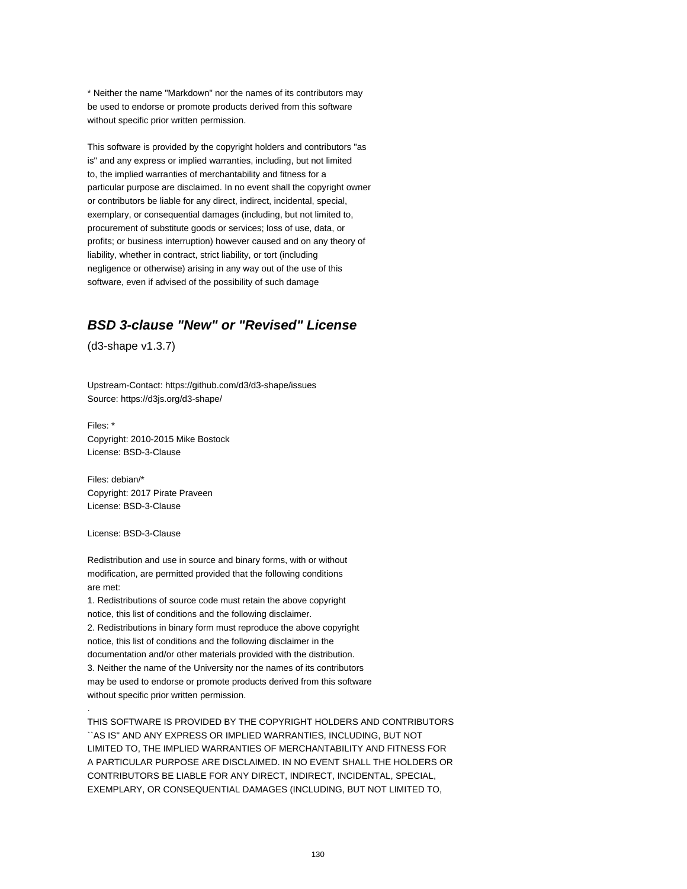* Neither the name "Markdown" nor the names of its contributors may
be used to endorse or promote products derived from this software
without specific prior written permission.

This software is provided by the copyright holders and contributors "as
is" and any express or implied warranties, including, but not limited
to, the implied warranties of merchantability and fitness for a
particular purpose are disclaimed. In no event shall the copyright owner
or contributors be liable for any direct, indirect, incidental, special,
exemplary, or consequential damages (including, but not limited to,
procurement of substitute goods or services; loss of use, data, or
profits; or business interruption) however caused and on any theory of
liability, whether in contract, strict liability, or tort (including
negligence or otherwise) arising in any way out of the use of this
software, even if advised of the possibility of such damage

## ***BSD 3-clause "New" or "Revised" License***

(d3-shape v1.3.7)

Upstream-Contact: https://github.com/d3/d3-shape/issues
Source: https://d3js.org/d3-shape/

Files: *
Copyright: 2010-2015 Mike Bostock
License: BSD-3-Clause

Files: debian/*
Copyright: 2017 Pirate Praveen
License: BSD-3-Clause

License: BSD-3-Clause

Redistribution and use in source and binary forms, with or without
modification, are permitted provided that the following conditions
are met:
1. Redistributions of source code must retain the above copyright
notice, this list of conditions and the following disclaimer.
2. Redistributions in binary form must reproduce the above copyright
notice, this list of conditions and the following disclaimer in the
documentation and/or other materials provided with the distribution.
3. Neither the name of the University nor the names of its contributors
may be used to endorse or promote products derived from this software
without specific prior written permission.
.
THIS SOFTWARE IS PROVIDED BY THE COPYRIGHT HOLDERS AND CONTRIBUTORS
``AS IS'' AND ANY EXPRESS OR IMPLIED WARRANTIES, INCLUDING, BUT NOT
LIMITED TO, THE IMPLIED WARRANTIES OF MERCHANTABILITY AND FITNESS FOR
A PARTICULAR PURPOSE ARE DISCLAIMED. IN NO EVENT SHALL THE HOLDERS OR
CONTRIBUTORS BE LIABLE FOR ANY DIRECT, INDIRECT, INCIDENTAL, SPECIAL,
EXEMPLARY, OR CONSEQUENTIAL DAMAGES (INCLUDING, BUT NOT LIMITED TO,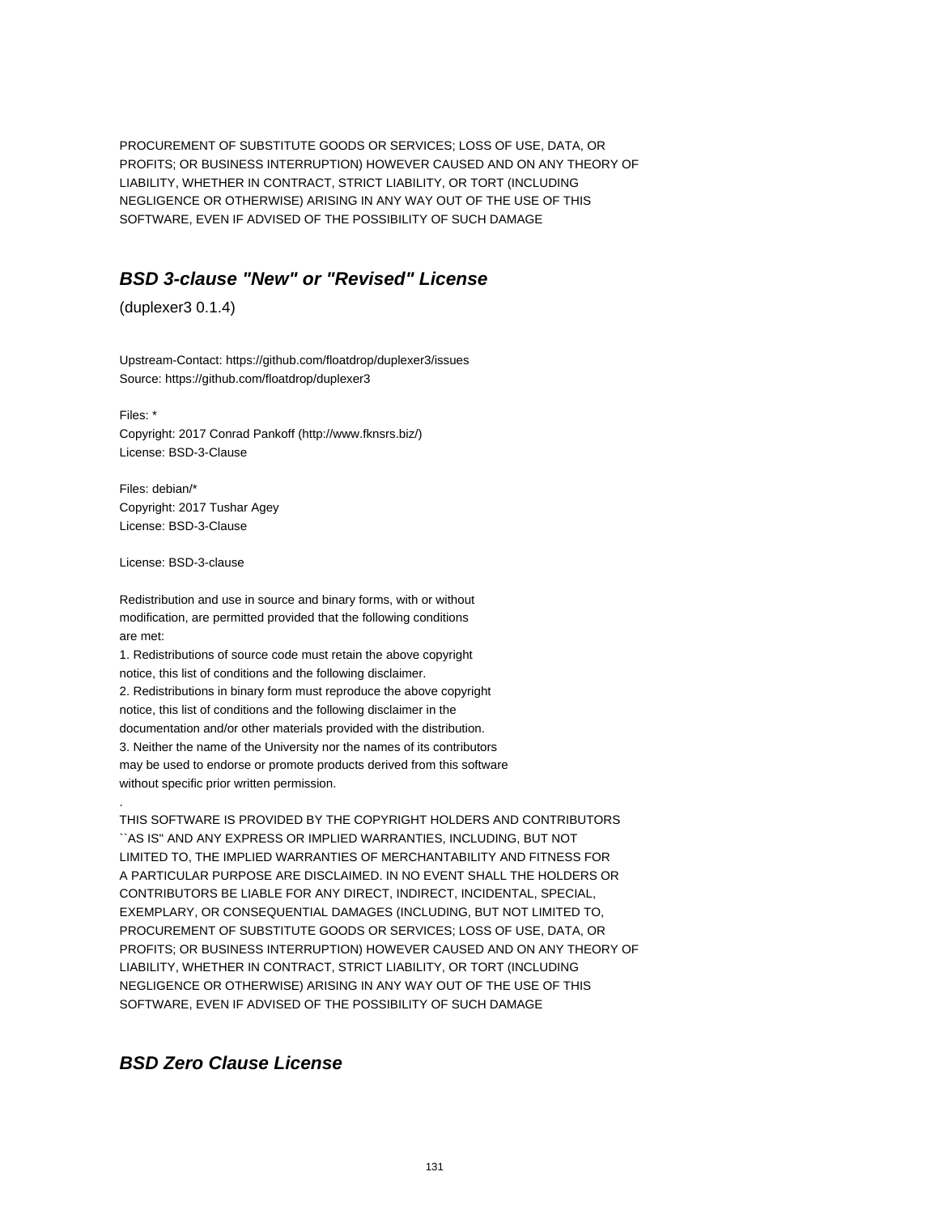PROCUREMENT OF SUBSTITUTE GOODS OR SERVICES; LOSS OF USE, DATA, OR PROFITS; OR BUSINESS INTERRUPTION) HOWEVER CAUSED AND ON ANY THEORY OF LIABILITY, WHETHER IN CONTRACT, STRICT LIABILITY, OR TORT (INCLUDING NEGLIGENCE OR OTHERWISE) ARISING IN ANY WAY OUT OF THE USE OF THIS SOFTWARE, EVEN IF ADVISED OF THE POSSIBILITY OF SUCH DAMAGE

## *BSD 3-clause "New" or "Revised" License*

(duplexer3 0.1.4)

Upstream-Contact: https://github.com/floatdrop/duplexer3/issues
Source: https://github.com/floatdrop/duplexer3

Files: *
Copyright: 2017 Conrad Pankoff (http://www.fknsrs.biz/)
License: BSD-3-Clause

Files: debian/*
Copyright: 2017 Tushar Agey
License: BSD-3-Clause

License: BSD-3-clause

Redistribution and use in source and binary forms, with or without modification, are permitted provided that the following conditions are met:
1. Redistributions of source code must retain the above copyright notice, this list of conditions and the following disclaimer.
2. Redistributions in binary form must reproduce the above copyright notice, this list of conditions and the following disclaimer in the documentation and/or other materials provided with the distribution.
3. Neither the name of the University nor the names of its contributors may be used to endorse or promote products derived from this software without specific prior written permission.
.
THIS SOFTWARE IS PROVIDED BY THE COPYRIGHT HOLDERS AND CONTRIBUTORS ``AS IS'' AND ANY EXPRESS OR IMPLIED WARRANTIES, INCLUDING, BUT NOT LIMITED TO, THE IMPLIED WARRANTIES OF MERCHANTABILITY AND FITNESS FOR A PARTICULAR PURPOSE ARE DISCLAIMED. IN NO EVENT SHALL THE HOLDERS OR CONTRIBUTORS BE LIABLE FOR ANY DIRECT, INDIRECT, INCIDENTAL, SPECIAL, EXEMPLARY, OR CONSEQUENTIAL DAMAGES (INCLUDING, BUT NOT LIMITED TO, PROCUREMENT OF SUBSTITUTE GOODS OR SERVICES; LOSS OF USE, DATA, OR PROFITS; OR BUSINESS INTERRUPTION) HOWEVER CAUSED AND ON ANY THEORY OF LIABILITY, WHETHER IN CONTRACT, STRICT LIABILITY, OR TORT (INCLUDING NEGLIGENCE OR OTHERWISE) ARISING IN ANY WAY OUT OF THE USE OF THIS SOFTWARE, EVEN IF ADVISED OF THE POSSIBILITY OF SUCH DAMAGE

## *BSD Zero Clause License*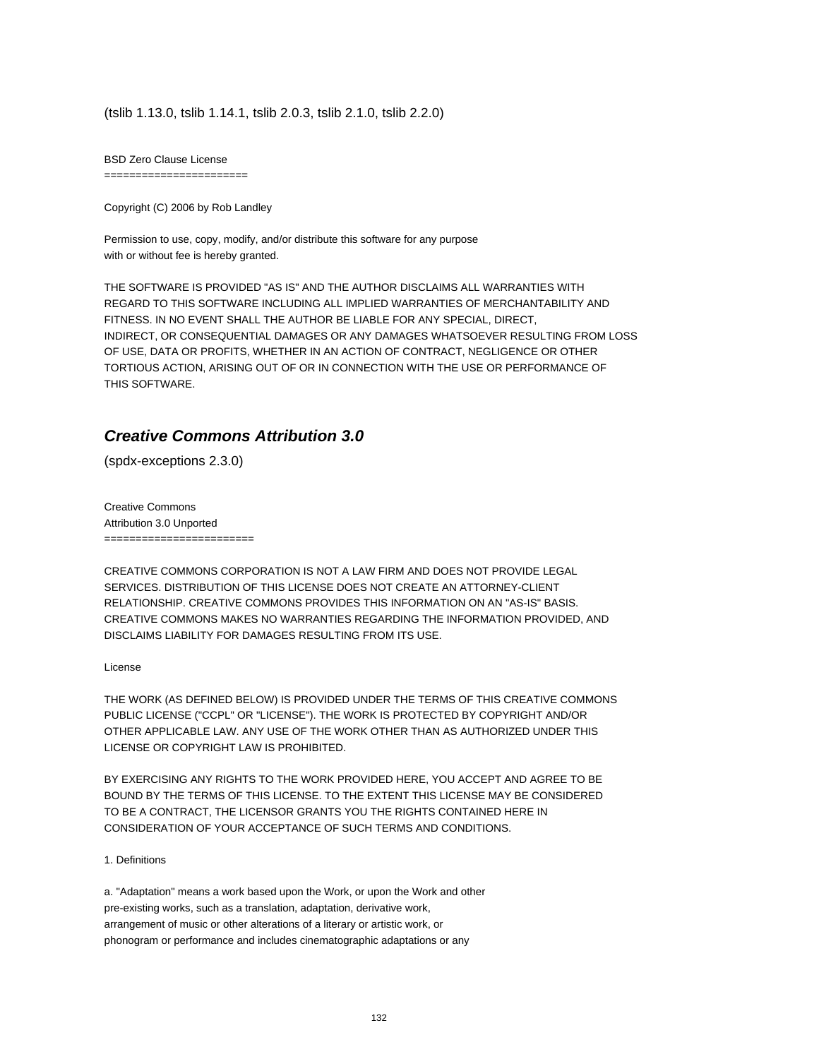(tslib 1.13.0, tslib 1.14.1, tslib 2.0.3, tslib 2.1.0, tslib 2.2.0)

BSD Zero Clause License
=======================

Copyright (C) 2006 by Rob Landley

Permission to use, copy, modify, and/or distribute this software for any purpose
with or without fee is hereby granted.

THE SOFTWARE IS PROVIDED "AS IS" AND THE AUTHOR DISCLAIMS ALL WARRANTIES WITH
REGARD TO THIS SOFTWARE INCLUDING ALL IMPLIED WARRANTIES OF MERCHANTABILITY AND
FITNESS. IN NO EVENT SHALL THE AUTHOR BE LIABLE FOR ANY SPECIAL, DIRECT,
INDIRECT, OR CONSEQUENTIAL DAMAGES OR ANY DAMAGES WHATSOEVER RESULTING FROM LOSS
OF USE, DATA OR PROFITS, WHETHER IN AN ACTION OF CONTRACT, NEGLIGENCE OR OTHER
TORTIOUS ACTION, ARISING OUT OF OR IN CONNECTION WITH THE USE OR PERFORMANCE OF
THIS SOFTWARE.

## *Creative Commons Attribution 3.0*

(spdx-exceptions 2.3.0)

Creative Commons
Attribution 3.0 Unported
========================

CREATIVE COMMONS CORPORATION IS NOT A LAW FIRM AND DOES NOT PROVIDE LEGAL
SERVICES. DISTRIBUTION OF THIS LICENSE DOES NOT CREATE AN ATTORNEY-CLIENT
RELATIONSHIP. CREATIVE COMMONS PROVIDES THIS INFORMATION ON AN "AS-IS" BASIS.
CREATIVE COMMONS MAKES NO WARRANTIES REGARDING THE INFORMATION PROVIDED, AND
DISCLAIMS LIABILITY FOR DAMAGES RESULTING FROM ITS USE.

License

THE WORK (AS DEFINED BELOW) IS PROVIDED UNDER THE TERMS OF THIS CREATIVE COMMONS
PUBLIC LICENSE ("CCPL" OR "LICENSE"). THE WORK IS PROTECTED BY COPYRIGHT AND/OR
OTHER APPLICABLE LAW. ANY USE OF THE WORK OTHER THAN AS AUTHORIZED UNDER THIS
LICENSE OR COPYRIGHT LAW IS PROHIBITED.

BY EXERCISING ANY RIGHTS TO THE WORK PROVIDED HERE, YOU ACCEPT AND AGREE TO BE
BOUND BY THE TERMS OF THIS LICENSE. TO THE EXTENT THIS LICENSE MAY BE CONSIDERED
TO BE A CONTRACT, THE LICENSOR GRANTS YOU THE RIGHTS CONTAINED HERE IN
CONSIDERATION OF YOUR ACCEPTANCE OF SUCH TERMS AND CONDITIONS.

1. Definitions

a. "Adaptation" means a work based upon the Work, or upon the Work and other
pre-existing works, such as a translation, adaptation, derivative work,
arrangement of music or other alterations of a literary or artistic work, or
phonogram or performance and includes cinematographic adaptations or any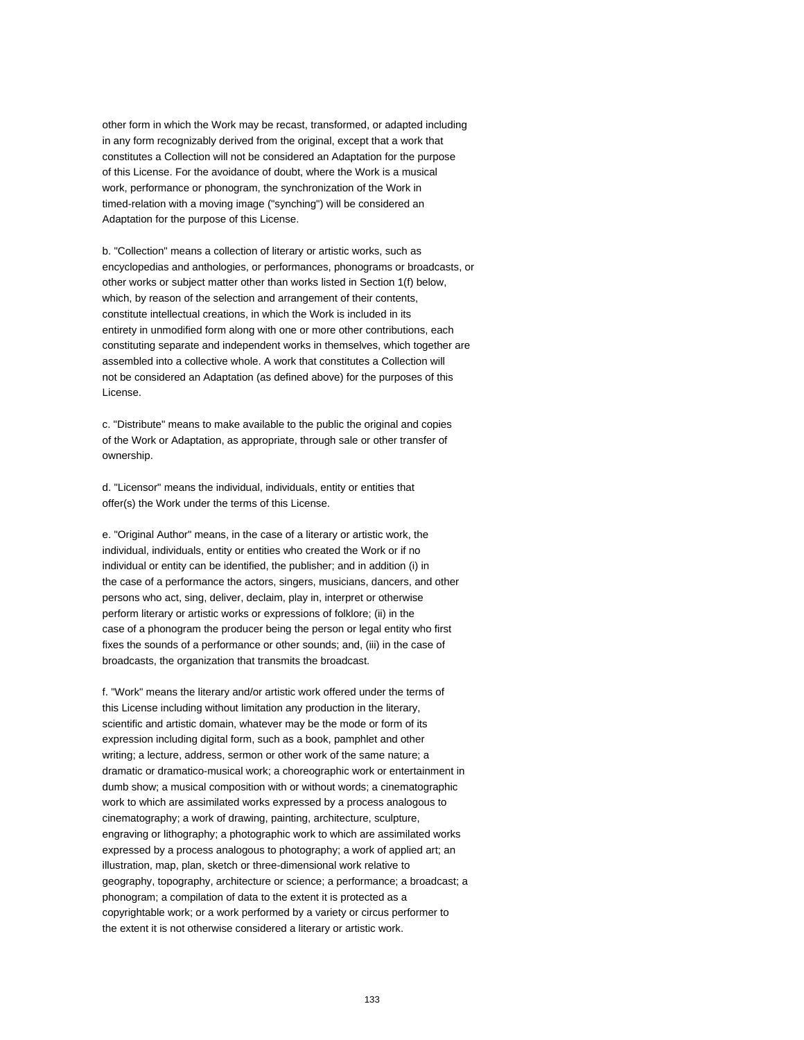other form in which the Work may be recast, transformed, or adapted including in any form recognizably derived from the original, except that a work that constitutes a Collection will not be considered an Adaptation for the purpose of this License. For the avoidance of doubt, where the Work is a musical work, performance or phonogram, the synchronization of the Work in timed-relation with a moving image ("synching") will be considered an Adaptation for the purpose of this License.

b. "Collection" means a collection of literary or artistic works, such as encyclopedias and anthologies, or performances, phonograms or broadcasts, or other works or subject matter other than works listed in Section 1(f) below, which, by reason of the selection and arrangement of their contents, constitute intellectual creations, in which the Work is included in its entirety in unmodified form along with one or more other contributions, each constituting separate and independent works in themselves, which together are assembled into a collective whole. A work that constitutes a Collection will not be considered an Adaptation (as defined above) for the purposes of this License.

c. "Distribute" means to make available to the public the original and copies of the Work or Adaptation, as appropriate, through sale or other transfer of ownership.

d. "Licensor" means the individual, individuals, entity or entities that offer(s) the Work under the terms of this License.

e. "Original Author" means, in the case of a literary or artistic work, the individual, individuals, entity or entities who created the Work or if no individual or entity can be identified, the publisher; and in addition (i) in the case of a performance the actors, singers, musicians, dancers, and other persons who act, sing, deliver, declaim, play in, interpret or otherwise perform literary or artistic works or expressions of folklore; (ii) in the case of a phonogram the producer being the person or legal entity who first fixes the sounds of a performance or other sounds; and, (iii) in the case of broadcasts, the organization that transmits the broadcast.

f. "Work" means the literary and/or artistic work offered under the terms of this License including without limitation any production in the literary, scientific and artistic domain, whatever may be the mode or form of its expression including digital form, such as a book, pamphlet and other writing; a lecture, address, sermon or other work of the same nature; a dramatic or dramatico-musical work; a choreographic work or entertainment in dumb show; a musical composition with or without words; a cinematographic work to which are assimilated works expressed by a process analogous to cinematography; a work of drawing, painting, architecture, sculpture, engraving or lithography; a photographic work to which are assimilated works expressed by a process analogous to photography; a work of applied art; an illustration, map, plan, sketch or three-dimensional work relative to geography, topography, architecture or science; a performance; a broadcast; a phonogram; a compilation of data to the extent it is protected as a copyrightable work; or a work performed by a variety or circus performer to the extent it is not otherwise considered a literary or artistic work.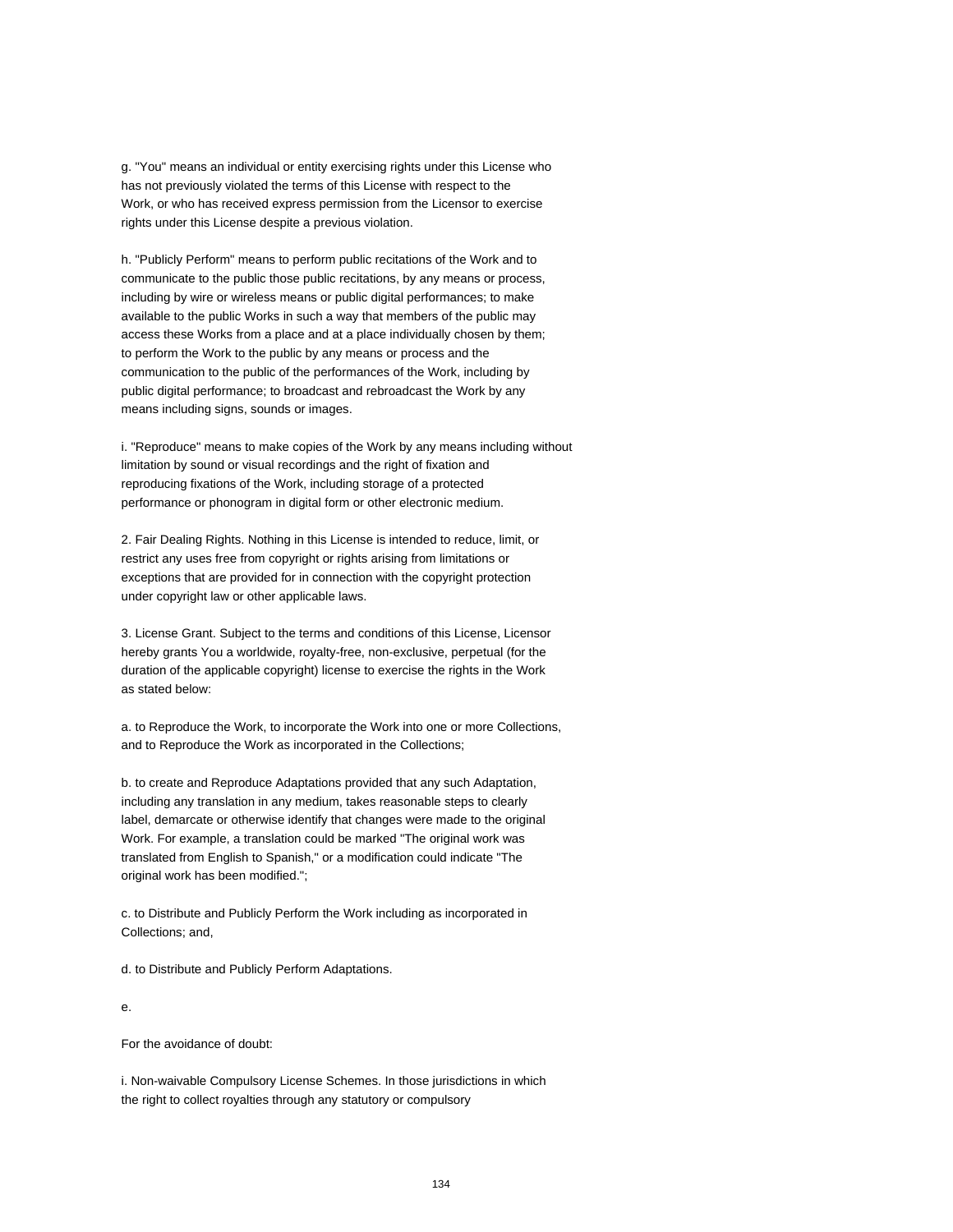g. "You" means an individual or entity exercising rights under this License who has not previously violated the terms of this License with respect to the Work, or who has received express permission from the Licensor to exercise rights under this License despite a previous violation.

h. "Publicly Perform" means to perform public recitations of the Work and to communicate to the public those public recitations, by any means or process, including by wire or wireless means or public digital performances; to make available to the public Works in such a way that members of the public may access these Works from a place and at a place individually chosen by them; to perform the Work to the public by any means or process and the communication to the public of the performances of the Work, including by public digital performance; to broadcast and rebroadcast the Work by any means including signs, sounds or images.

i. "Reproduce" means to make copies of the Work by any means including without limitation by sound or visual recordings and the right of fixation and reproducing fixations of the Work, including storage of a protected performance or phonogram in digital form or other electronic medium.

2. Fair Dealing Rights. Nothing in this License is intended to reduce, limit, or restrict any uses free from copyright or rights arising from limitations or exceptions that are provided for in connection with the copyright protection under copyright law or other applicable laws.

3. License Grant. Subject to the terms and conditions of this License, Licensor hereby grants You a worldwide, royalty-free, non-exclusive, perpetual (for the duration of the applicable copyright) license to exercise the rights in the Work as stated below:

a. to Reproduce the Work, to incorporate the Work into one or more Collections, and to Reproduce the Work as incorporated in the Collections;

b. to create and Reproduce Adaptations provided that any such Adaptation, including any translation in any medium, takes reasonable steps to clearly label, demarcate or otherwise identify that changes were made to the original Work. For example, a translation could be marked "The original work was translated from English to Spanish," or a modification could indicate "The original work has been modified.";

c. to Distribute and Publicly Perform the Work including as incorporated in Collections; and,

d. to Distribute and Publicly Perform Adaptations.

e.

For the avoidance of doubt:

i. Non-waivable Compulsory License Schemes. In those jurisdictions in which the right to collect royalties through any statutory or compulsory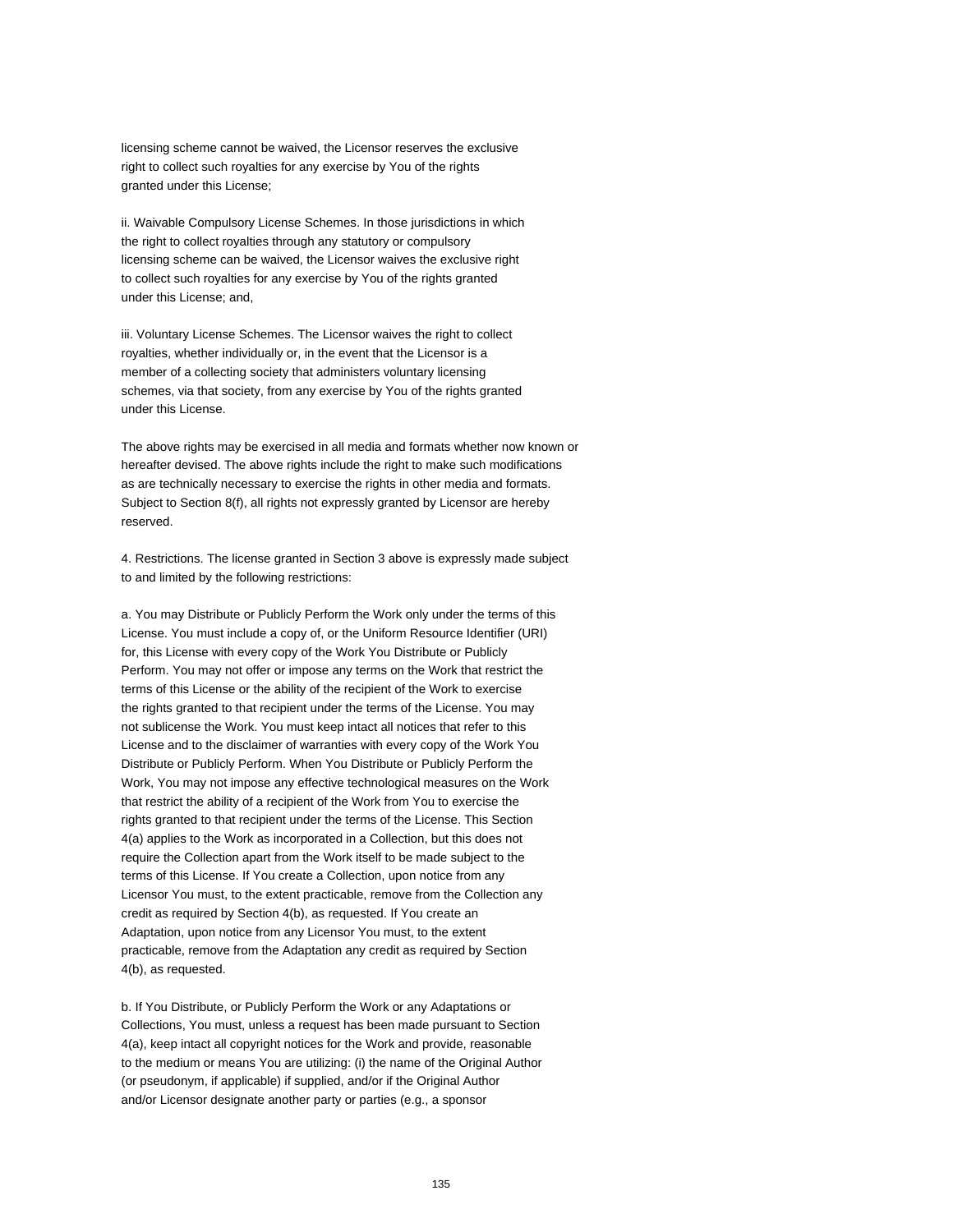licensing scheme cannot be waived, the Licensor reserves the exclusive right to collect such royalties for any exercise by You of the rights granted under this License;

ii. Waivable Compulsory License Schemes. In those jurisdictions in which the right to collect royalties through any statutory or compulsory licensing scheme can be waived, the Licensor waives the exclusive right to collect such royalties for any exercise by You of the rights granted under this License; and,

iii. Voluntary License Schemes. The Licensor waives the right to collect royalties, whether individually or, in the event that the Licensor is a member of a collecting society that administers voluntary licensing schemes, via that society, from any exercise by You of the rights granted under this License.

The above rights may be exercised in all media and formats whether now known or hereafter devised. The above rights include the right to make such modifications as are technically necessary to exercise the rights in other media and formats. Subject to Section 8(f), all rights not expressly granted by Licensor are hereby reserved.

4. Restrictions. The license granted in Section 3 above is expressly made subject to and limited by the following restrictions:

a. You may Distribute or Publicly Perform the Work only under the terms of this License. You must include a copy of, or the Uniform Resource Identifier (URI) for, this License with every copy of the Work You Distribute or Publicly Perform. You may not offer or impose any terms on the Work that restrict the terms of this License or the ability of the recipient of the Work to exercise the rights granted to that recipient under the terms of the License. You may not sublicense the Work. You must keep intact all notices that refer to this License and to the disclaimer of warranties with every copy of the Work You Distribute or Publicly Perform. When You Distribute or Publicly Perform the Work, You may not impose any effective technological measures on the Work that restrict the ability of a recipient of the Work from You to exercise the rights granted to that recipient under the terms of the License. This Section 4(a) applies to the Work as incorporated in a Collection, but this does not require the Collection apart from the Work itself to be made subject to the terms of this License. If You create a Collection, upon notice from any Licensor You must, to the extent practicable, remove from the Collection any credit as required by Section 4(b), as requested. If You create an Adaptation, upon notice from any Licensor You must, to the extent practicable, remove from the Adaptation any credit as required by Section 4(b), as requested.

b. If You Distribute, or Publicly Perform the Work or any Adaptations or Collections, You must, unless a request has been made pursuant to Section 4(a), keep intact all copyright notices for the Work and provide, reasonable to the medium or means You are utilizing: (i) the name of the Original Author (or pseudonym, if applicable) if supplied, and/or if the Original Author and/or Licensor designate another party or parties (e.g., a sponsor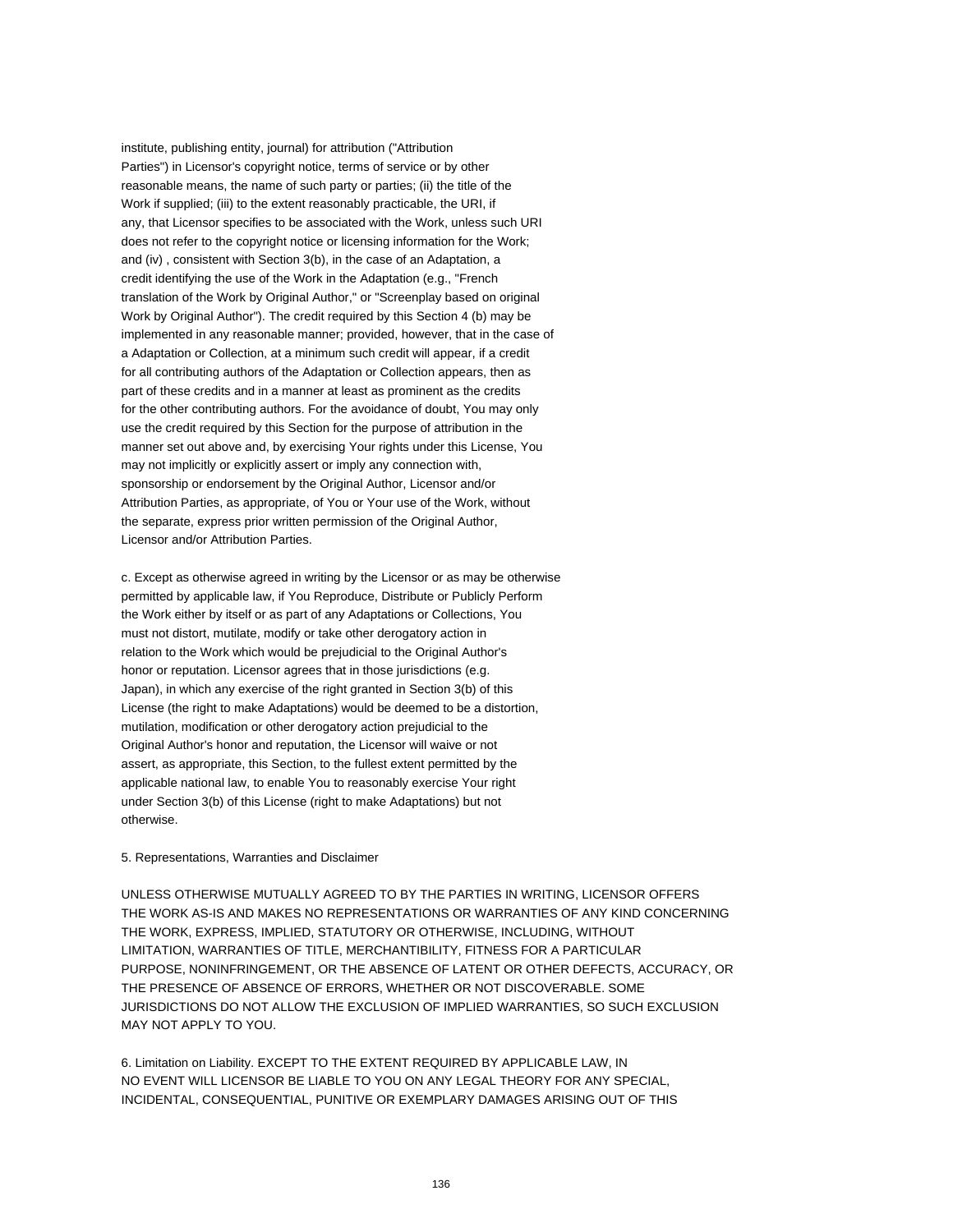institute, publishing entity, journal) for attribution ("Attribution Parties") in Licensor's copyright notice, terms of service or by other reasonable means, the name of such party or parties; (ii) the title of the Work if supplied; (iii) to the extent reasonably practicable, the URI, if any, that Licensor specifies to be associated with the Work, unless such URI does not refer to the copyright notice or licensing information for the Work; and (iv) , consistent with Section 3(b), in the case of an Adaptation, a credit identifying the use of the Work in the Adaptation (e.g., "French translation of the Work by Original Author," or "Screenplay based on original Work by Original Author"). The credit required by this Section 4 (b) may be implemented in any reasonable manner; provided, however, that in the case of a Adaptation or Collection, at a minimum such credit will appear, if a credit for all contributing authors of the Adaptation or Collection appears, then as part of these credits and in a manner at least as prominent as the credits for the other contributing authors. For the avoidance of doubt, You may only use the credit required by this Section for the purpose of attribution in the manner set out above and, by exercising Your rights under this License, You may not implicitly or explicitly assert or imply any connection with, sponsorship or endorsement by the Original Author, Licensor and/or Attribution Parties, as appropriate, of You or Your use of the Work, without the separate, express prior written permission of the Original Author, Licensor and/or Attribution Parties.

c. Except as otherwise agreed in writing by the Licensor or as may be otherwise permitted by applicable law, if You Reproduce, Distribute or Publicly Perform the Work either by itself or as part of any Adaptations or Collections, You must not distort, mutilate, modify or take other derogatory action in relation to the Work which would be prejudicial to the Original Author's honor or reputation. Licensor agrees that in those jurisdictions (e.g. Japan), in which any exercise of the right granted in Section 3(b) of this License (the right to make Adaptations) would be deemed to be a distortion, mutilation, modification or other derogatory action prejudicial to the Original Author's honor and reputation, the Licensor will waive or not assert, as appropriate, this Section, to the fullest extent permitted by the applicable national law, to enable You to reasonably exercise Your right under Section 3(b) of this License (right to make Adaptations) but not otherwise.

5. Representations, Warranties and Disclaimer

UNLESS OTHERWISE MUTUALLY AGREED TO BY THE PARTIES IN WRITING, LICENSOR OFFERS THE WORK AS-IS AND MAKES NO REPRESENTATIONS OR WARRANTIES OF ANY KIND CONCERNING THE WORK, EXPRESS, IMPLIED, STATUTORY OR OTHERWISE, INCLUDING, WITHOUT LIMITATION, WARRANTIES OF TITLE, MERCHANTIBILITY, FITNESS FOR A PARTICULAR PURPOSE, NONINFRINGEMENT, OR THE ABSENCE OF LATENT OR OTHER DEFECTS, ACCURACY, OR THE PRESENCE OF ABSENCE OF ERRORS, WHETHER OR NOT DISCOVERABLE. SOME JURISDICTIONS DO NOT ALLOW THE EXCLUSION OF IMPLIED WARRANTIES, SO SUCH EXCLUSION MAY NOT APPLY TO YOU.

6. Limitation on Liability. EXCEPT TO THE EXTENT REQUIRED BY APPLICABLE LAW, IN NO EVENT WILL LICENSOR BE LIABLE TO YOU ON ANY LEGAL THEORY FOR ANY SPECIAL, INCIDENTAL, CONSEQUENTIAL, PUNITIVE OR EXEMPLARY DAMAGES ARISING OUT OF THIS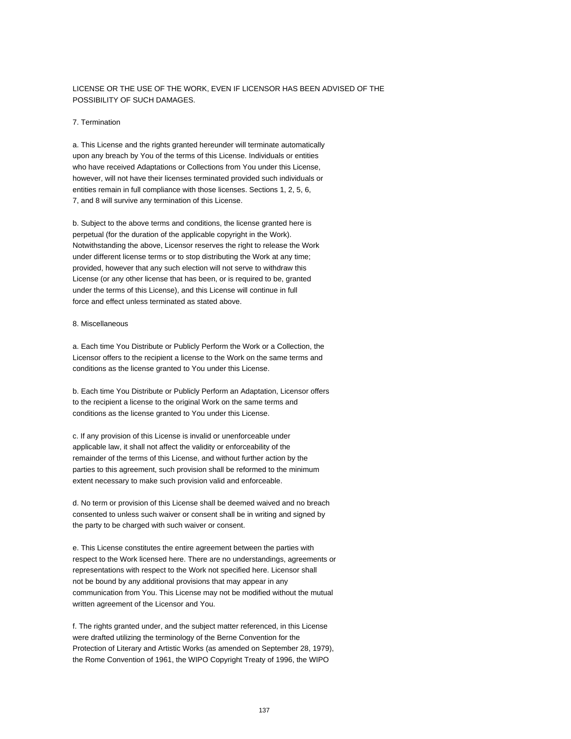LICENSE OR THE USE OF THE WORK, EVEN IF LICENSOR HAS BEEN ADVISED OF THE POSSIBILITY OF SUCH DAMAGES.

7. Termination

a. This License and the rights granted hereunder will terminate automatically upon any breach by You of the terms of this License. Individuals or entities who have received Adaptations or Collections from You under this License, however, will not have their licenses terminated provided such individuals or entities remain in full compliance with those licenses. Sections 1, 2, 5, 6, 7, and 8 will survive any termination of this License.

b. Subject to the above terms and conditions, the license granted here is perpetual (for the duration of the applicable copyright in the Work). Notwithstanding the above, Licensor reserves the right to release the Work under different license terms or to stop distributing the Work at any time; provided, however that any such election will not serve to withdraw this License (or any other license that has been, or is required to be, granted under the terms of this License), and this License will continue in full force and effect unless terminated as stated above.

8. Miscellaneous

a. Each time You Distribute or Publicly Perform the Work or a Collection, the Licensor offers to the recipient a license to the Work on the same terms and conditions as the license granted to You under this License.

b. Each time You Distribute or Publicly Perform an Adaptation, Licensor offers to the recipient a license to the original Work on the same terms and conditions as the license granted to You under this License.

c. If any provision of this License is invalid or unenforceable under applicable law, it shall not affect the validity or enforceability of the remainder of the terms of this License, and without further action by the parties to this agreement, such provision shall be reformed to the minimum extent necessary to make such provision valid and enforceable.

d. No term or provision of this License shall be deemed waived and no breach consented to unless such waiver or consent shall be in writing and signed by the party to be charged with such waiver or consent.

e. This License constitutes the entire agreement between the parties with respect to the Work licensed here. There are no understandings, agreements or representations with respect to the Work not specified here. Licensor shall not be bound by any additional provisions that may appear in any communication from You. This License may not be modified without the mutual written agreement of the Licensor and You.

f. The rights granted under, and the subject matter referenced, in this License were drafted utilizing the terminology of the Berne Convention for the Protection of Literary and Artistic Works (as amended on September 28, 1979), the Rome Convention of 1961, the WIPO Copyright Treaty of 1996, the WIPO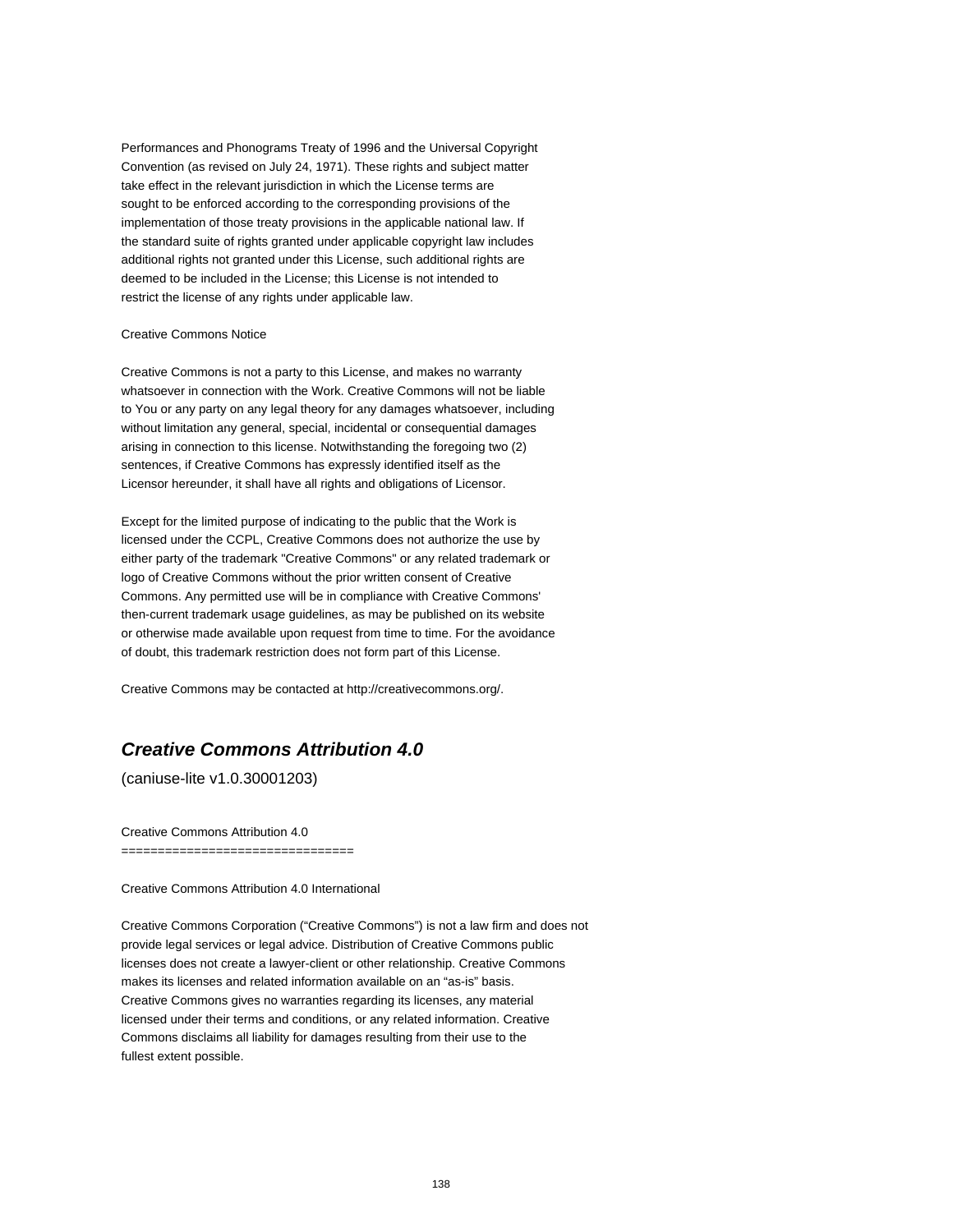Performances and Phonograms Treaty of 1996 and the Universal Copyright
Convention (as revised on July 24, 1971). These rights and subject matter
take effect in the relevant jurisdiction in which the License terms are
sought to be enforced according to the corresponding provisions of the
implementation of those treaty provisions in the applicable national law. If
the standard suite of rights granted under applicable copyright law includes
additional rights not granted under this License, such additional rights are
deemed to be included in the License; this License is not intended to
restrict the license of any rights under applicable law.

Creative Commons Notice

Creative Commons is not a party to this License, and makes no warranty
whatsoever in connection with the Work. Creative Commons will not be liable
to You or any party on any legal theory for any damages whatsoever, including
without limitation any general, special, incidental or consequential damages
arising in connection to this license. Notwithstanding the foregoing two (2)
sentences, if Creative Commons has expressly identified itself as the
Licensor hereunder, it shall have all rights and obligations of Licensor.

Except for the limited purpose of indicating to the public that the Work is
licensed under the CCPL, Creative Commons does not authorize the use by
either party of the trademark "Creative Commons" or any related trademark or
logo of Creative Commons without the prior written consent of Creative
Commons. Any permitted use will be in compliance with Creative Commons'
then-current trademark usage guidelines, as may be published on its website
or otherwise made available upon request from time to time. For the avoidance
of doubt, this trademark restriction does not form part of this License.

Creative Commons may be contacted at http://creativecommons.org/.

## ***Creative Commons Attribution 4.0***

(caniuse-lite v1.0.30001203)

Creative Commons Attribution 4.0
================================

Creative Commons Attribution 4.0 International

Creative Commons Corporation (“Creative Commons”) is not a law firm and does not
provide legal services or legal advice. Distribution of Creative Commons public
licenses does not create a lawyer-client or other relationship. Creative Commons
makes its licenses and related information available on an “as-is” basis.
Creative Commons gives no warranties regarding its licenses, any material
licensed under their terms and conditions, or any related information. Creative
Commons disclaims all liability for damages resulting from their use to the
fullest extent possible.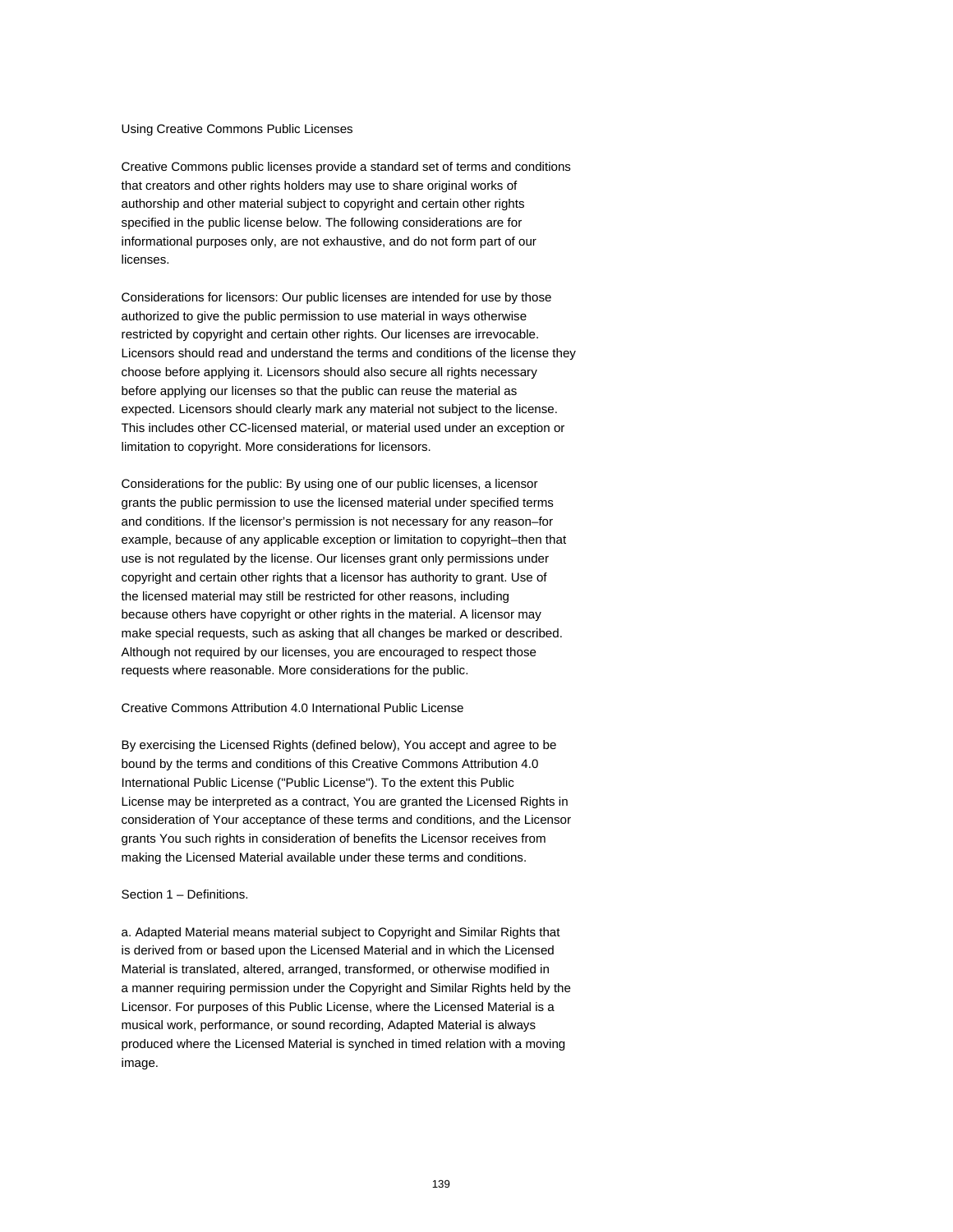## Using Creative Commons Public Licenses

Creative Commons public licenses provide a standard set of terms and conditions that creators and other rights holders may use to share original works of authorship and other material subject to copyright and certain other rights specified in the public license below. The following considerations are for informational purposes only, are not exhaustive, and do not form part of our licenses.

Considerations for licensors: Our public licenses are intended for use by those authorized to give the public permission to use material in ways otherwise restricted by copyright and certain other rights. Our licenses are irrevocable. Licensors should read and understand the terms and conditions of the license they choose before applying it. Licensors should also secure all rights necessary before applying our licenses so that the public can reuse the material as expected. Licensors should clearly mark any material not subject to the license. This includes other CC-licensed material, or material used under an exception or limitation to copyright. More considerations for licensors.

Considerations for the public: By using one of our public licenses, a licensor grants the public permission to use the licensed material under specified terms and conditions. If the licensor's permission is not necessary for any reason–for example, because of any applicable exception or limitation to copyright–then that use is not regulated by the license. Our licenses grant only permissions under copyright and certain other rights that a licensor has authority to grant. Use of the licensed material may still be restricted for other reasons, including because others have copyright or other rights in the material. A licensor may make special requests, such as asking that all changes be marked or described. Although not required by our licenses, you are encouraged to respect those requests where reasonable. More considerations for the public.

## Creative Commons Attribution 4.0 International Public License

By exercising the Licensed Rights (defined below), You accept and agree to be bound by the terms and conditions of this Creative Commons Attribution 4.0 International Public License ("Public License"). To the extent this Public License may be interpreted as a contract, You are granted the Licensed Rights in consideration of Your acceptance of these terms and conditions, and the Licensor grants You such rights in consideration of benefits the Licensor receives from making the Licensed Material available under these terms and conditions.

### Section 1 – Definitions.

a. Adapted Material means material subject to Copyright and Similar Rights that is derived from or based upon the Licensed Material and in which the Licensed Material is translated, altered, arranged, transformed, or otherwise modified in a manner requiring permission under the Copyright and Similar Rights held by the Licensor. For purposes of this Public License, where the Licensed Material is a musical work, performance, or sound recording, Adapted Material is always produced where the Licensed Material is synched in timed relation with a moving image.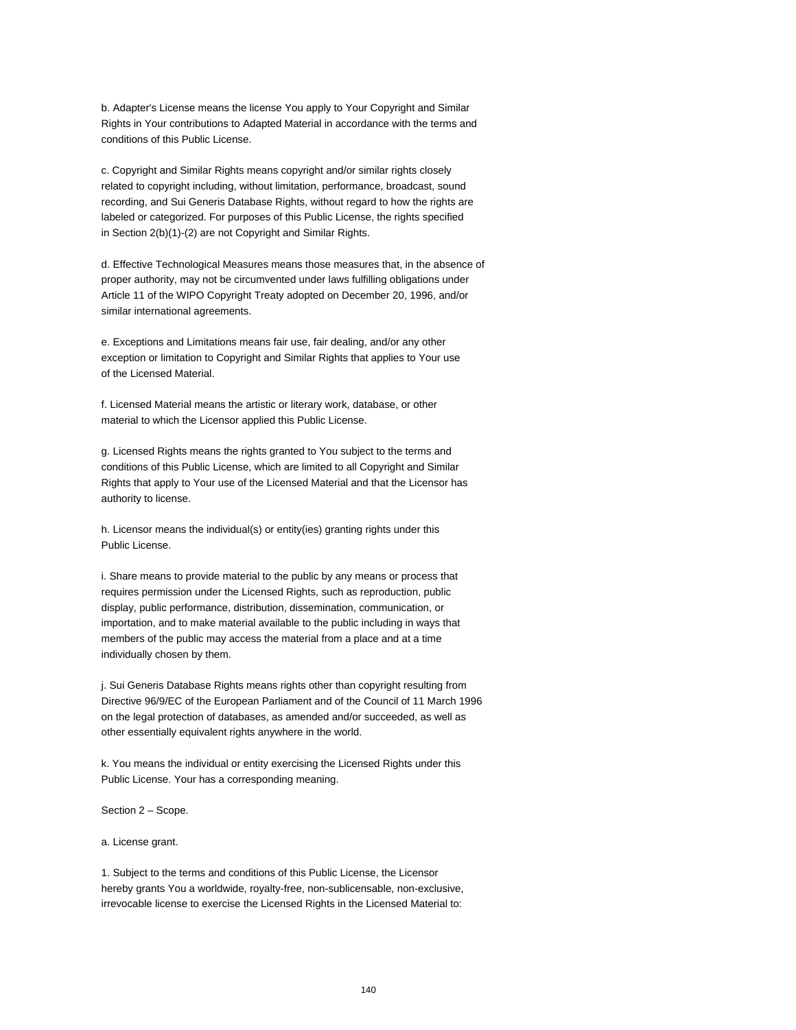b. Adapter's License means the license You apply to Your Copyright and Similar Rights in Your contributions to Adapted Material in accordance with the terms and conditions of this Public License.

c. Copyright and Similar Rights means copyright and/or similar rights closely related to copyright including, without limitation, performance, broadcast, sound recording, and Sui Generis Database Rights, without regard to how the rights are labeled or categorized. For purposes of this Public License, the rights specified in Section 2(b)(1)-(2) are not Copyright and Similar Rights.

d. Effective Technological Measures means those measures that, in the absence of proper authority, may not be circumvented under laws fulfilling obligations under Article 11 of the WIPO Copyright Treaty adopted on December 20, 1996, and/or similar international agreements.

e. Exceptions and Limitations means fair use, fair dealing, and/or any other exception or limitation to Copyright and Similar Rights that applies to Your use of the Licensed Material.

f. Licensed Material means the artistic or literary work, database, or other material to which the Licensor applied this Public License.

g. Licensed Rights means the rights granted to You subject to the terms and conditions of this Public License, which are limited to all Copyright and Similar Rights that apply to Your use of the Licensed Material and that the Licensor has authority to license.

h. Licensor means the individual(s) or entity(ies) granting rights under this Public License.

i. Share means to provide material to the public by any means or process that requires permission under the Licensed Rights, such as reproduction, public display, public performance, distribution, dissemination, communication, or importation, and to make material available to the public including in ways that members of the public may access the material from a place and at a time individually chosen by them.

j. Sui Generis Database Rights means rights other than copyright resulting from Directive 96/9/EC of the European Parliament and of the Council of 11 March 1996 on the legal protection of databases, as amended and/or succeeded, as well as other essentially equivalent rights anywhere in the world.

k. You means the individual or entity exercising the Licensed Rights under this Public License. Your has a corresponding meaning.

Section 2 – Scope.

a. License grant.

1. Subject to the terms and conditions of this Public License, the Licensor hereby grants You a worldwide, royalty-free, non-sublicensable, non-exclusive, irrevocable license to exercise the Licensed Rights in the Licensed Material to: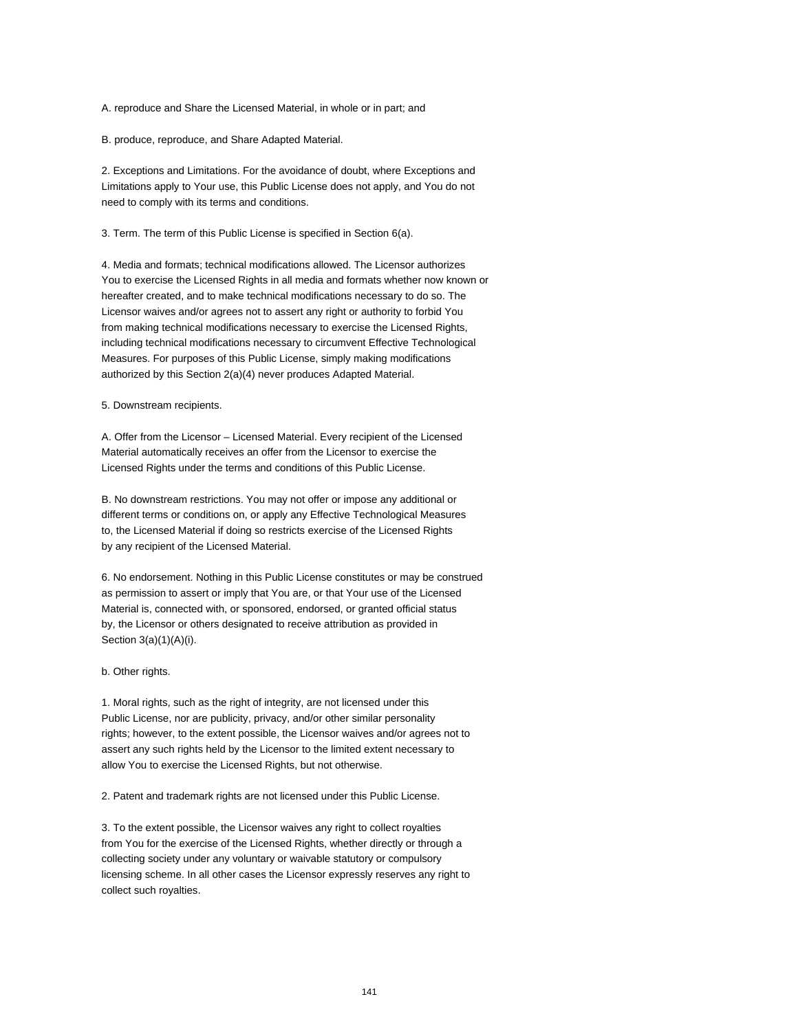A. reproduce and Share the Licensed Material, in whole or in part; and

B. produce, reproduce, and Share Adapted Material.

2. Exceptions and Limitations. For the avoidance of doubt, where Exceptions and Limitations apply to Your use, this Public License does not apply, and You do not need to comply with its terms and conditions.

3. Term. The term of this Public License is specified in Section 6(a).

4. Media and formats; technical modifications allowed. The Licensor authorizes You to exercise the Licensed Rights in all media and formats whether now known or hereafter created, and to make technical modifications necessary to do so. The Licensor waives and/or agrees not to assert any right or authority to forbid You from making technical modifications necessary to exercise the Licensed Rights, including technical modifications necessary to circumvent Effective Technological Measures. For purposes of this Public License, simply making modifications authorized by this Section 2(a)(4) never produces Adapted Material.

5. Downstream recipients.

A. Offer from the Licensor – Licensed Material. Every recipient of the Licensed Material automatically receives an offer from the Licensor to exercise the Licensed Rights under the terms and conditions of this Public License.

B. No downstream restrictions. You may not offer or impose any additional or different terms or conditions on, or apply any Effective Technological Measures to, the Licensed Material if doing so restricts exercise of the Licensed Rights by any recipient of the Licensed Material.

6. No endorsement. Nothing in this Public License constitutes or may be construed as permission to assert or imply that You are, or that Your use of the Licensed Material is, connected with, or sponsored, endorsed, or granted official status by, the Licensor or others designated to receive attribution as provided in Section 3(a)(1)(A)(i).

b. Other rights.

1. Moral rights, such as the right of integrity, are not licensed under this Public License, nor are publicity, privacy, and/or other similar personality rights; however, to the extent possible, the Licensor waives and/or agrees not to assert any such rights held by the Licensor to the limited extent necessary to allow You to exercise the Licensed Rights, but not otherwise.

2. Patent and trademark rights are not licensed under this Public License.

3. To the extent possible, the Licensor waives any right to collect royalties from You for the exercise of the Licensed Rights, whether directly or through a collecting society under any voluntary or waivable statutory or compulsory licensing scheme. In all other cases the Licensor expressly reserves any right to collect such royalties.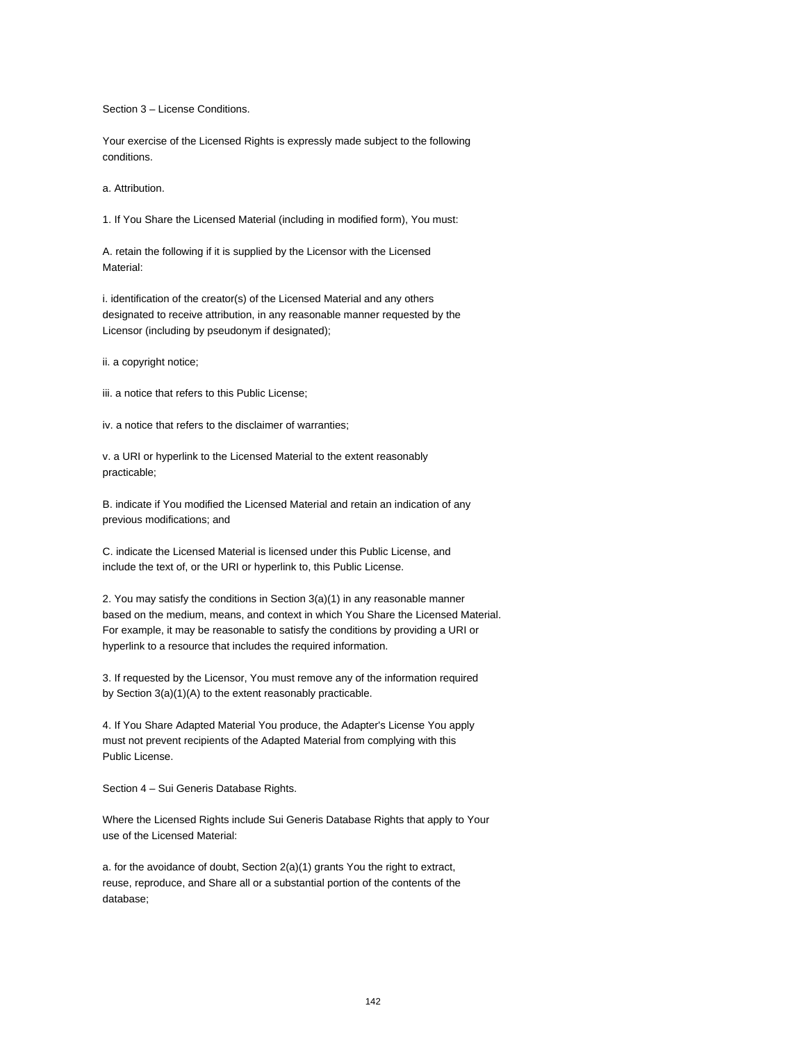Section 3 – License Conditions.

Your exercise of the Licensed Rights is expressly made subject to the following conditions.

a. Attribution.

1. If You Share the Licensed Material (including in modified form), You must:

A. retain the following if it is supplied by the Licensor with the Licensed Material:

i. identification of the creator(s) of the Licensed Material and any others designated to receive attribution, in any reasonable manner requested by the Licensor (including by pseudonym if designated);

ii. a copyright notice;

iii. a notice that refers to this Public License;

iv. a notice that refers to the disclaimer of warranties;

v. a URI or hyperlink to the Licensed Material to the extent reasonably practicable;

B. indicate if You modified the Licensed Material and retain an indication of any previous modifications; and

C. indicate the Licensed Material is licensed under this Public License, and include the text of, or the URI or hyperlink to, this Public License.

2. You may satisfy the conditions in Section 3(a)(1) in any reasonable manner based on the medium, means, and context in which You Share the Licensed Material. For example, it may be reasonable to satisfy the conditions by providing a URI or hyperlink to a resource that includes the required information.

3. If requested by the Licensor, You must remove any of the information required by Section 3(a)(1)(A) to the extent reasonably practicable.

4. If You Share Adapted Material You produce, the Adapter's License You apply must not prevent recipients of the Adapted Material from complying with this Public License.

Section 4 – Sui Generis Database Rights.

Where the Licensed Rights include Sui Generis Database Rights that apply to Your use of the Licensed Material:

a. for the avoidance of doubt, Section 2(a)(1) grants You the right to extract, reuse, reproduce, and Share all or a substantial portion of the contents of the database;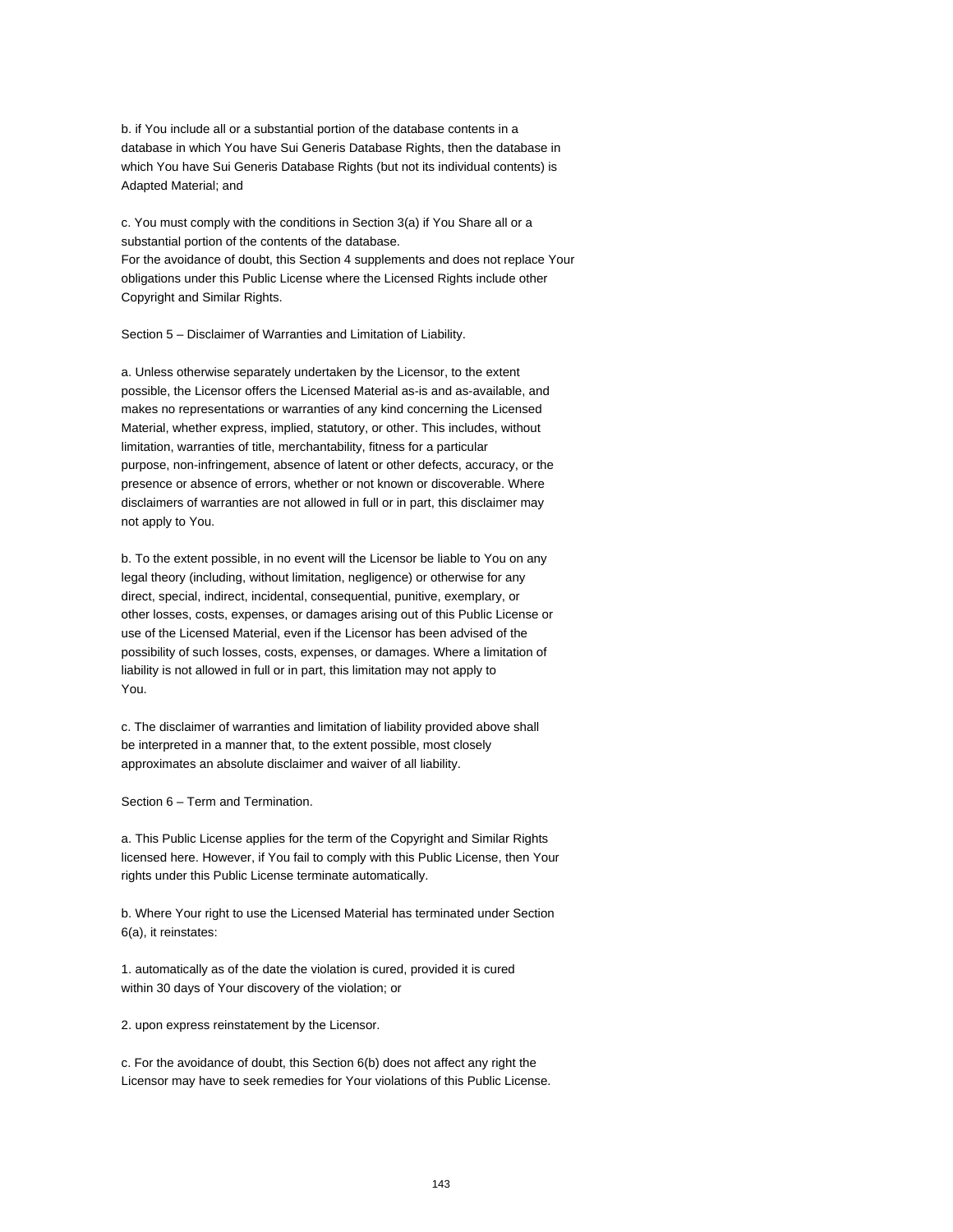b. if You include all or a substantial portion of the database contents in a database in which You have Sui Generis Database Rights, then the database in which You have Sui Generis Database Rights (but not its individual contents) is Adapted Material; and

c. You must comply with the conditions in Section 3(a) if You Share all or a substantial portion of the contents of the database.
For the avoidance of doubt, this Section 4 supplements and does not replace Your obligations under this Public License where the Licensed Rights include other Copyright and Similar Rights.

Section 5 – Disclaimer of Warranties and Limitation of Liability.

a. Unless otherwise separately undertaken by the Licensor, to the extent possible, the Licensor offers the Licensed Material as-is and as-available, and makes no representations or warranties of any kind concerning the Licensed Material, whether express, implied, statutory, or other. This includes, without limitation, warranties of title, merchantability, fitness for a particular purpose, non-infringement, absence of latent or other defects, accuracy, or the presence or absence of errors, whether or not known or discoverable. Where disclaimers of warranties are not allowed in full or in part, this disclaimer may not apply to You.

b. To the extent possible, in no event will the Licensor be liable to You on any legal theory (including, without limitation, negligence) or otherwise for any direct, special, indirect, incidental, consequential, punitive, exemplary, or other losses, costs, expenses, or damages arising out of this Public License or use of the Licensed Material, even if the Licensor has been advised of the possibility of such losses, costs, expenses, or damages. Where a limitation of liability is not allowed in full or in part, this limitation may not apply to You.

c. The disclaimer of warranties and limitation of liability provided above shall be interpreted in a manner that, to the extent possible, most closely approximates an absolute disclaimer and waiver of all liability.

Section 6 – Term and Termination.

a. This Public License applies for the term of the Copyright and Similar Rights licensed here. However, if You fail to comply with this Public License, then Your rights under this Public License terminate automatically.

b. Where Your right to use the Licensed Material has terminated under Section 6(a), it reinstates:

1. automatically as of the date the violation is cured, provided it is cured within 30 days of Your discovery of the violation; or

2. upon express reinstatement by the Licensor.

c. For the avoidance of doubt, this Section 6(b) does not affect any right the Licensor may have to seek remedies for Your violations of this Public License.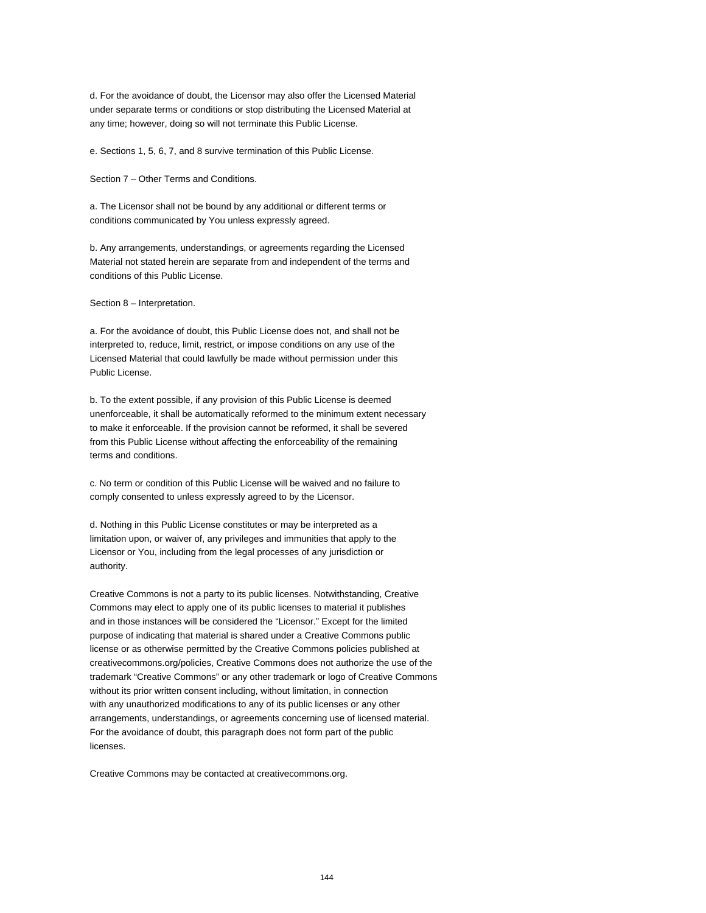d. For the avoidance of doubt, the Licensor may also offer the Licensed Material under separate terms or conditions or stop distributing the Licensed Material at any time; however, doing so will not terminate this Public License.

e. Sections 1, 5, 6, 7, and 8 survive termination of this Public License.

Section 7 – Other Terms and Conditions.

a. The Licensor shall not be bound by any additional or different terms or conditions communicated by You unless expressly agreed.

b. Any arrangements, understandings, or agreements regarding the Licensed Material not stated herein are separate from and independent of the terms and conditions of this Public License.

Section 8 – Interpretation.

a. For the avoidance of doubt, this Public License does not, and shall not be interpreted to, reduce, limit, restrict, or impose conditions on any use of the Licensed Material that could lawfully be made without permission under this Public License.

b. To the extent possible, if any provision of this Public License is deemed unenforceable, it shall be automatically reformed to the minimum extent necessary to make it enforceable. If the provision cannot be reformed, it shall be severed from this Public License without affecting the enforceability of the remaining terms and conditions.

c. No term or condition of this Public License will be waived and no failure to comply consented to unless expressly agreed to by the Licensor.

d. Nothing in this Public License constitutes or may be interpreted as a limitation upon, or waiver of, any privileges and immunities that apply to the Licensor or You, including from the legal processes of any jurisdiction or authority.

Creative Commons is not a party to its public licenses. Notwithstanding, Creative Commons may elect to apply one of its public licenses to material it publishes and in those instances will be considered the “Licensor.” Except for the limited purpose of indicating that material is shared under a Creative Commons public license or as otherwise permitted by the Creative Commons policies published at creativecommons.org/policies, Creative Commons does not authorize the use of the trademark “Creative Commons” or any other trademark or logo of Creative Commons without its prior written consent including, without limitation, in connection with any unauthorized modifications to any of its public licenses or any other arrangements, understandings, or agreements concerning use of licensed material. For the avoidance of doubt, this paragraph does not form part of the public licenses.

Creative Commons may be contacted at creativecommons.org.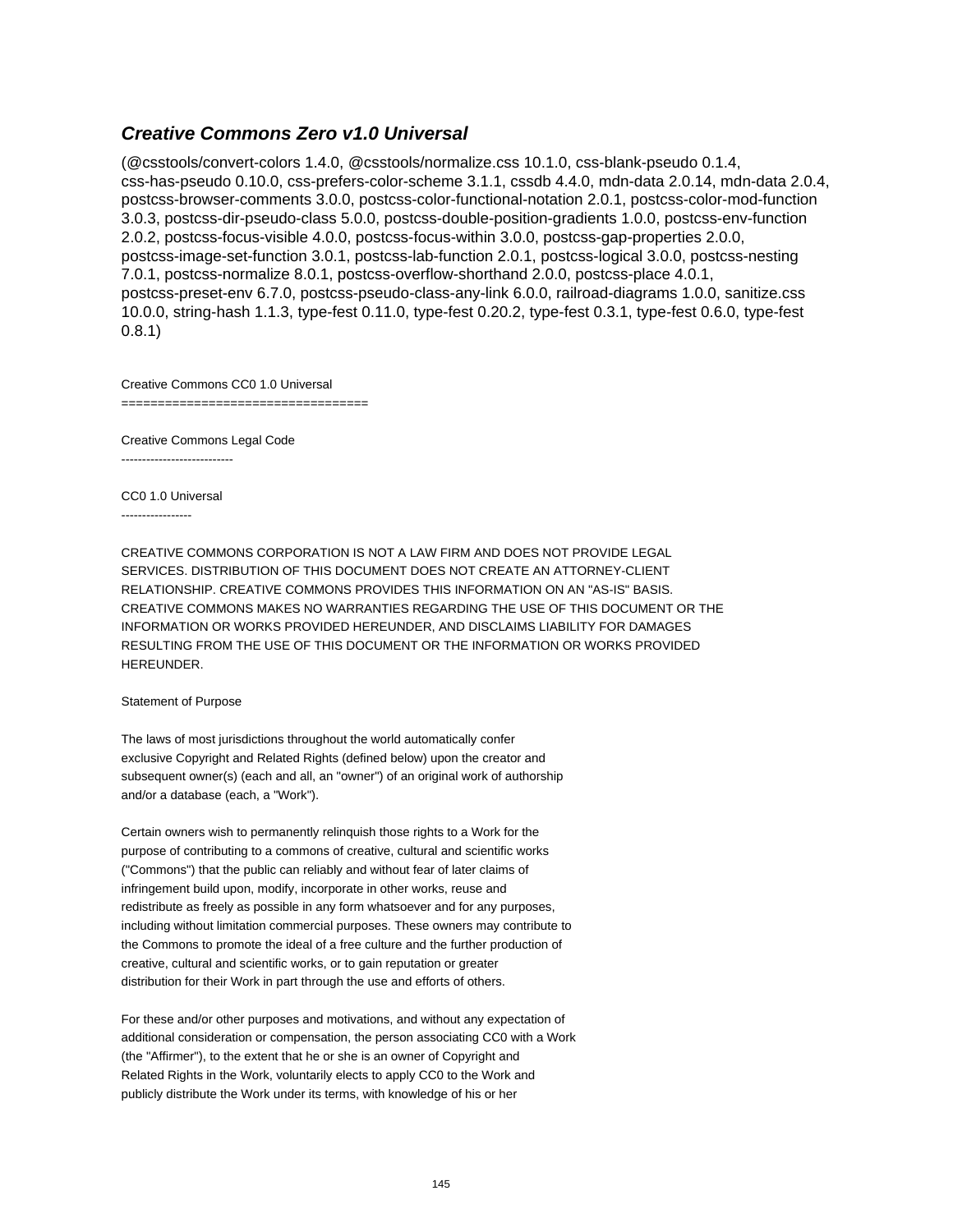### ***Creative Commons Zero v1.0 Universal***

(@csstools/convert-colors 1.4.0, @csstools/normalize.css 10.1.0, css-blank-pseudo 0.1.4, css-has-pseudo 0.10.0, css-prefers-color-scheme 3.1.1, cssdb 4.4.0, mdn-data 2.0.14, mdn-data 2.0.4, postcss-browser-comments 3.0.0, postcss-color-functional-notation 2.0.1, postcss-color-mod-function 3.0.3, postcss-dir-pseudo-class 5.0.0, postcss-double-position-gradients 1.0.0, postcss-env-function 2.0.2, postcss-focus-visible 4.0.0, postcss-focus-within 3.0.0, postcss-gap-properties 2.0.0, postcss-image-set-function 3.0.1, postcss-lab-function 2.0.1, postcss-logical 3.0.0, postcss-nesting 7.0.1, postcss-normalize 8.0.1, postcss-overflow-shorthand 2.0.0, postcss-place 4.0.1, postcss-preset-env 6.7.0, postcss-pseudo-class-any-link 6.0.0, railroad-diagrams 1.0.0, sanitize.css 10.0.0, string-hash 1.1.3, type-fest 0.11.0, type-fest 0.20.2, type-fest 0.3.1, type-fest 0.6.0, type-fest 0.8.1)

Creative Commons CC0 1.0 Universal
==================================

Creative Commons Legal Code
---------------------------

CC0 1.0 Universal
-----------------

CREATIVE COMMONS CORPORATION IS NOT A LAW FIRM AND DOES NOT PROVIDE LEGAL SERVICES. DISTRIBUTION OF THIS DOCUMENT DOES NOT CREATE AN ATTORNEY-CLIENT RELATIONSHIP. CREATIVE COMMONS PROVIDES THIS INFORMATION ON AN "AS-IS" BASIS. CREATIVE COMMONS MAKES NO WARRANTIES REGARDING THE USE OF THIS DOCUMENT OR THE INFORMATION OR WORKS PROVIDED HEREUNDER, AND DISCLAIMS LIABILITY FOR DAMAGES RESULTING FROM THE USE OF THIS DOCUMENT OR THE INFORMATION OR WORKS PROVIDED HEREUNDER.

Statement of Purpose

The laws of most jurisdictions throughout the world automatically confer exclusive Copyright and Related Rights (defined below) upon the creator and subsequent owner(s) (each and all, an "owner") of an original work of authorship and/or a database (each, a "Work").

Certain owners wish to permanently relinquish those rights to a Work for the purpose of contributing to a commons of creative, cultural and scientific works ("Commons") that the public can reliably and without fear of later claims of infringement build upon, modify, incorporate in other works, reuse and redistribute as freely as possible in any form whatsoever and for any purposes, including without limitation commercial purposes. These owners may contribute to the Commons to promote the ideal of a free culture and the further production of creative, cultural and scientific works, or to gain reputation or greater distribution for their Work in part through the use and efforts of others.

For these and/or other purposes and motivations, and without any expectation of additional consideration or compensation, the person associating CC0 with a Work (the "Affirmer"), to the extent that he or she is an owner of Copyright and Related Rights in the Work, voluntarily elects to apply CC0 to the Work and publicly distribute the Work under its terms, with knowledge of his or her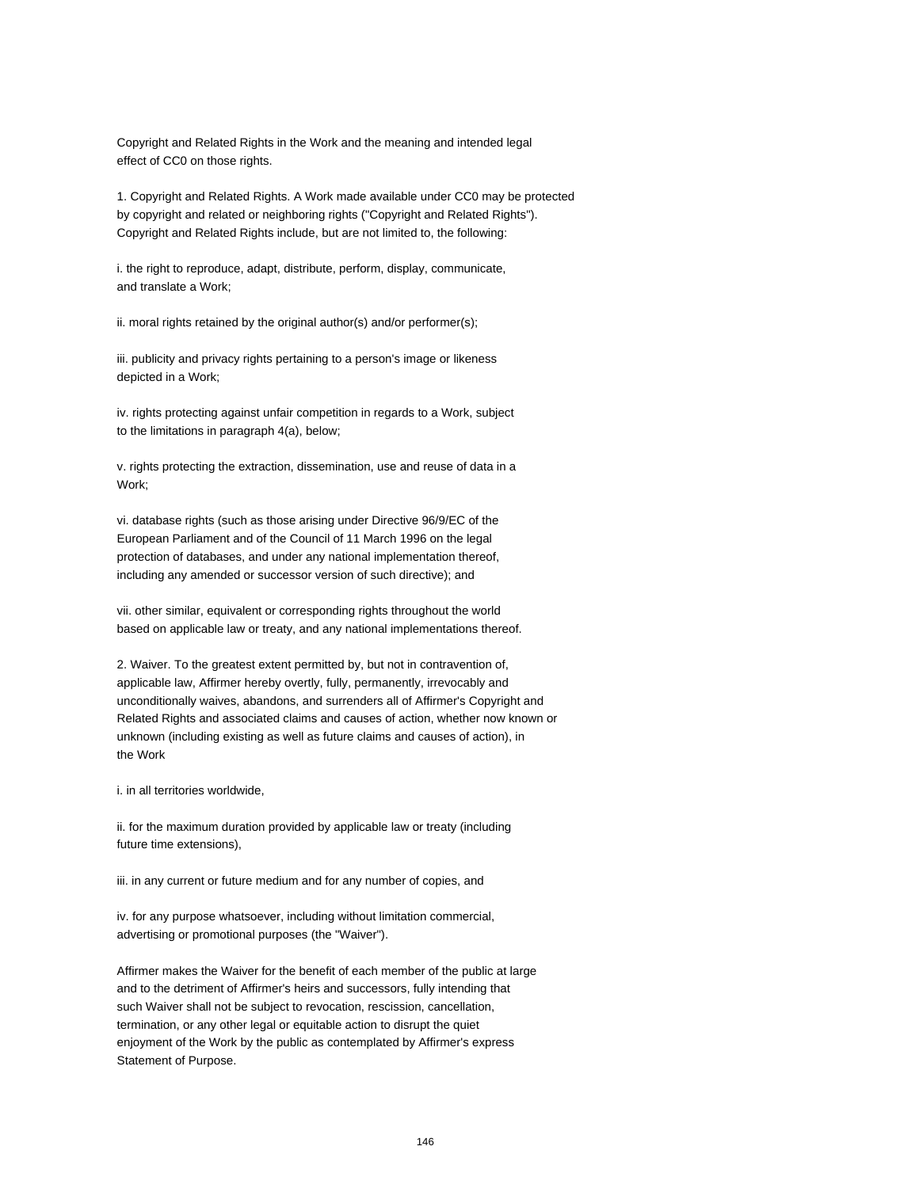Copyright and Related Rights in the Work and the meaning and intended legal effect of CC0 on those rights.

1. Copyright and Related Rights. A Work made available under CC0 may be protected by copyright and related or neighboring rights ("Copyright and Related Rights"). Copyright and Related Rights include, but are not limited to, the following:

i. the right to reproduce, adapt, distribute, perform, display, communicate, and translate a Work;

ii. moral rights retained by the original author(s) and/or performer(s);

iii. publicity and privacy rights pertaining to a person's image or likeness depicted in a Work;

iv. rights protecting against unfair competition in regards to a Work, subject to the limitations in paragraph 4(a), below;

v. rights protecting the extraction, dissemination, use and reuse of data in a Work;

vi. database rights (such as those arising under Directive 96/9/EC of the European Parliament and of the Council of 11 March 1996 on the legal protection of databases, and under any national implementation thereof, including any amended or successor version of such directive); and

vii. other similar, equivalent or corresponding rights throughout the world based on applicable law or treaty, and any national implementations thereof.

2. Waiver. To the greatest extent permitted by, but not in contravention of, applicable law, Affirmer hereby overtly, fully, permanently, irrevocably and unconditionally waives, abandons, and surrenders all of Affirmer's Copyright and Related Rights and associated claims and causes of action, whether now known or unknown (including existing as well as future claims and causes of action), in the Work

i. in all territories worldwide,

ii. for the maximum duration provided by applicable law or treaty (including future time extensions),

iii. in any current or future medium and for any number of copies, and

iv. for any purpose whatsoever, including without limitation commercial, advertising or promotional purposes (the "Waiver").

Affirmer makes the Waiver for the benefit of each member of the public at large and to the detriment of Affirmer's heirs and successors, fully intending that such Waiver shall not be subject to revocation, rescission, cancellation, termination, or any other legal or equitable action to disrupt the quiet enjoyment of the Work by the public as contemplated by Affirmer's express Statement of Purpose.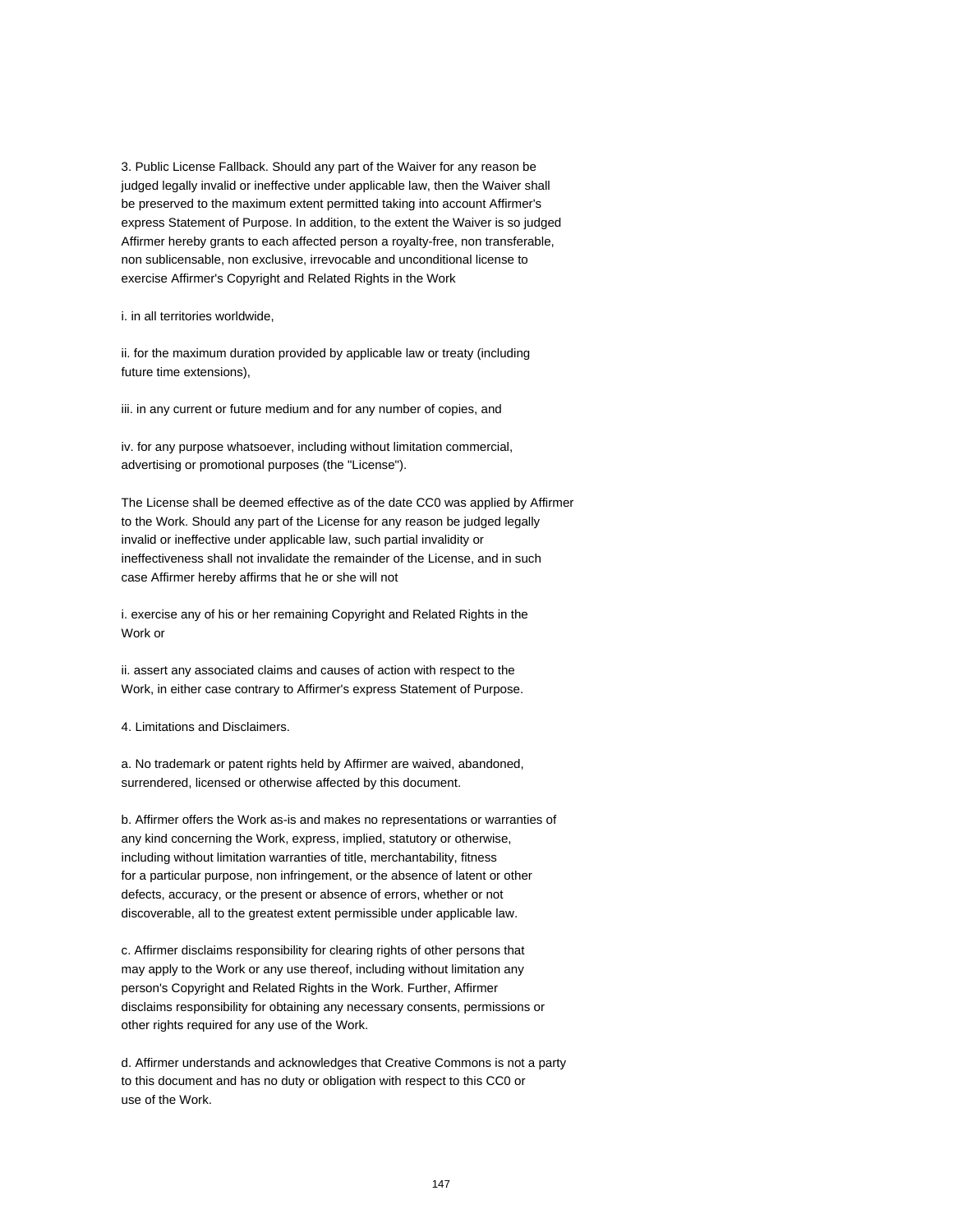3. Public License Fallback. Should any part of the Waiver for any reason be judged legally invalid or ineffective under applicable law, then the Waiver shall be preserved to the maximum extent permitted taking into account Affirmer's express Statement of Purpose. In addition, to the extent the Waiver is so judged Affirmer hereby grants to each affected person a royalty-free, non transferable, non sublicensable, non exclusive, irrevocable and unconditional license to exercise Affirmer's Copyright and Related Rights in the Work

i. in all territories worldwide,

ii. for the maximum duration provided by applicable law or treaty (including future time extensions),

iii. in any current or future medium and for any number of copies, and

iv. for any purpose whatsoever, including without limitation commercial, advertising or promotional purposes (the "License").

The License shall be deemed effective as of the date CC0 was applied by Affirmer to the Work. Should any part of the License for any reason be judged legally invalid or ineffective under applicable law, such partial invalidity or ineffectiveness shall not invalidate the remainder of the License, and in such case Affirmer hereby affirms that he or she will not

i. exercise any of his or her remaining Copyright and Related Rights in the Work or

ii. assert any associated claims and causes of action with respect to the Work, in either case contrary to Affirmer's express Statement of Purpose.

4. Limitations and Disclaimers.

a. No trademark or patent rights held by Affirmer are waived, abandoned, surrendered, licensed or otherwise affected by this document.

b. Affirmer offers the Work as-is and makes no representations or warranties of any kind concerning the Work, express, implied, statutory or otherwise, including without limitation warranties of title, merchantability, fitness for a particular purpose, non infringement, or the absence of latent or other defects, accuracy, or the present or absence of errors, whether or not discoverable, all to the greatest extent permissible under applicable law.

c. Affirmer disclaims responsibility for clearing rights of other persons that may apply to the Work or any use thereof, including without limitation any person's Copyright and Related Rights in the Work. Further, Affirmer disclaims responsibility for obtaining any necessary consents, permissions or other rights required for any use of the Work.

d. Affirmer understands and acknowledges that Creative Commons is not a party to this document and has no duty or obligation with respect to this CC0 or use of the Work.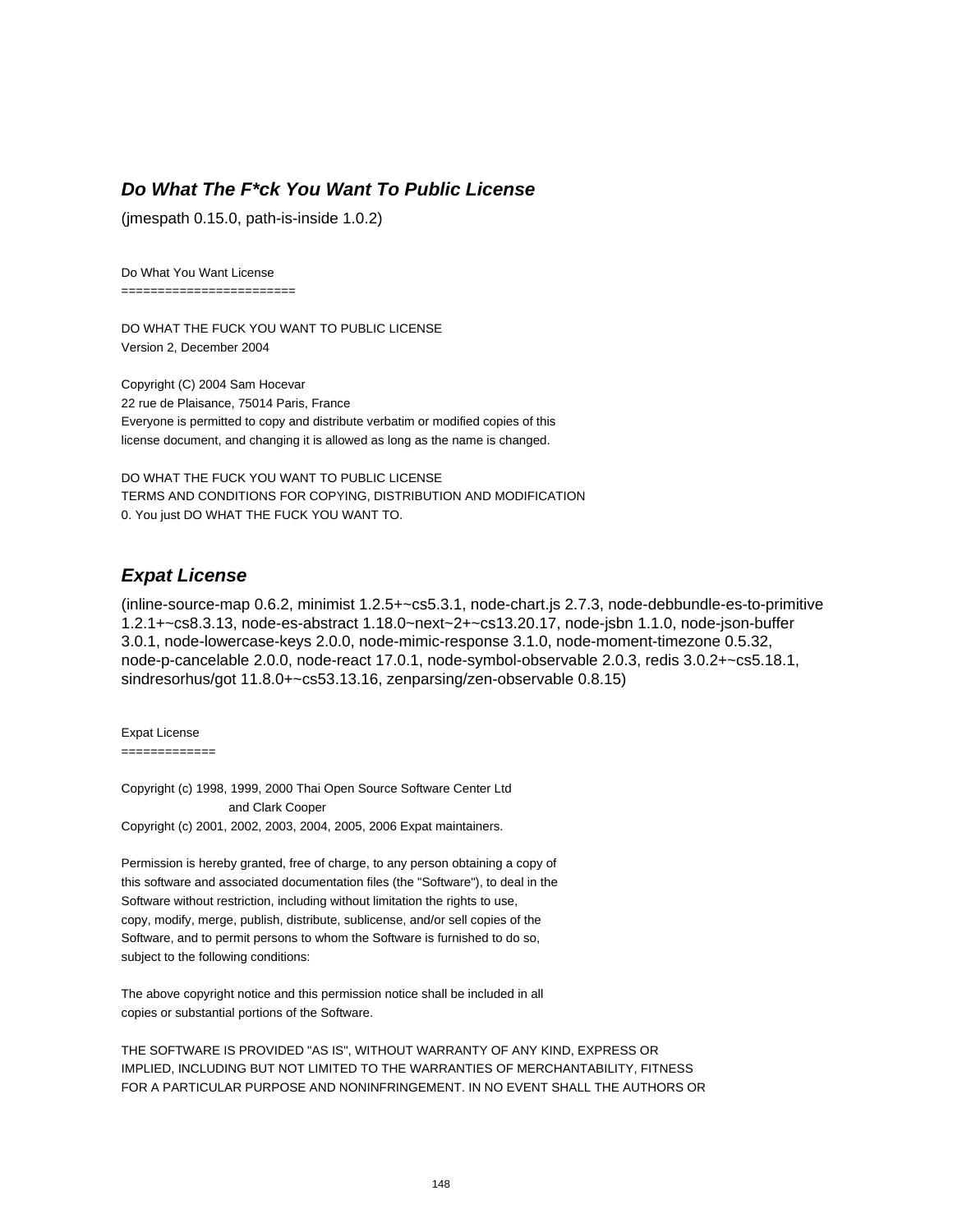## ***Do What The F*ck You Want To Public License***

(jmespath 0.15.0, path-is-inside 1.0.2)

```
Do What You Want License
========================

DO WHAT THE FUCK YOU WANT TO PUBLIC LICENSE
Version 2, December 2004

Copyright (C) 2004 Sam Hocevar
22 rue de Plaisance, 75014 Paris, France
Everyone is permitted to copy and distribute verbatim or modified copies of this
license document, and changing it is allowed as long as the name is changed.

DO WHAT THE FUCK YOU WANT TO PUBLIC LICENSE
TERMS AND CONDITIONS FOR COPYING, DISTRIBUTION AND MODIFICATION
0. You just DO WHAT THE FUCK YOU WANT TO.
```

## ***Expat License***

(inline-source-map 0.6.2, minimist 1.2.5+~cs5.3.1, node-chart.js 2.7.3, node-debbundle-es-to-primitive 1.2.1+~cs8.3.13, node-es-abstract 1.18.0~next~2+~cs13.20.17, node-jsbn 1.1.0, node-json-buffer 3.0.1, node-lowercase-keys 2.0.0, node-mimic-response 3.1.0, node-moment-timezone 0.5.32, node-p-cancelable 2.0.0, node-react 17.0.1, node-symbol-observable 2.0.3, redis 3.0.2+~cs5.18.1, sindresorhus/got 11.8.0+~cs53.13.16, zenparsing/zen-observable 0.8.15)

```
Expat License
=============

Copyright (c) 1998, 1999, 2000 Thai Open Source Software Center Ltd
                       and Clark Cooper
Copyright (c) 2001, 2002, 2003, 2004, 2005, 2006 Expat maintainers.

Permission is hereby granted, free of charge, to any person obtaining a copy of
this software and associated documentation files (the "Software"), to deal in the
Software without restriction, including without limitation the rights to use,
copy, modify, merge, publish, distribute, sublicense, and/or sell copies of the
Software, and to permit persons to whom the Software is furnished to do so,
subject to the following conditions:

The above copyright notice and this permission notice shall be included in all
copies or substantial portions of the Software.

THE SOFTWARE IS PROVIDED "AS IS", WITHOUT WARRANTY OF ANY KIND, EXPRESS OR
IMPLIED, INCLUDING BUT NOT LIMITED TO THE WARRANTIES OF MERCHANTABILITY, FITNESS
FOR A PARTICULAR PURPOSE AND NONINFRINGEMENT. IN NO EVENT SHALL THE AUTHORS OR
```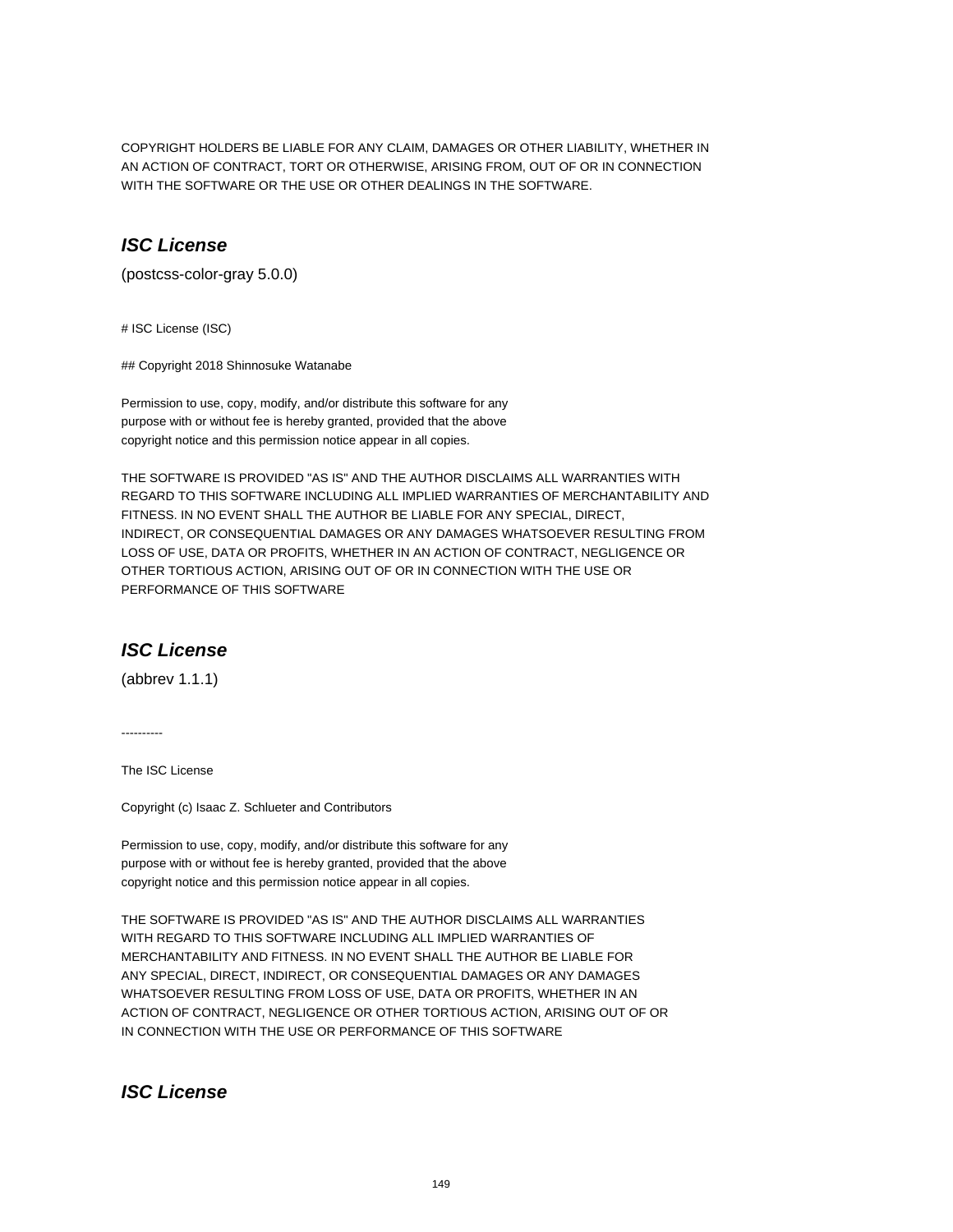COPYRIGHT HOLDERS BE LIABLE FOR ANY CLAIM, DAMAGES OR OTHER LIABILITY, WHETHER IN AN ACTION OF CONTRACT, TORT OR OTHERWISE, ARISING FROM, OUT OF OR IN CONNECTION WITH THE SOFTWARE OR THE USE OR OTHER DEALINGS IN THE SOFTWARE.

## *ISC License*

(postcss-color-gray 5.0.0)

# ISC License (ISC)

## Copyright 2018 Shinnosuke Watanabe

Permission to use, copy, modify, and/or distribute this software for any
purpose with or without fee is hereby granted, provided that the above
copyright notice and this permission notice appear in all copies.

THE SOFTWARE IS PROVIDED "AS IS" AND THE AUTHOR DISCLAIMS ALL WARRANTIES WITH
REGARD TO THIS SOFTWARE INCLUDING ALL IMPLIED WARRANTIES OF MERCHANTABILITY AND
FITNESS. IN NO EVENT SHALL THE AUTHOR BE LIABLE FOR ANY SPECIAL, DIRECT,
INDIRECT, OR CONSEQUENTIAL DAMAGES OR ANY DAMAGES WHATSOEVER RESULTING FROM
LOSS OF USE, DATA OR PROFITS, WHETHER IN AN ACTION OF CONTRACT, NEGLIGENCE OR
OTHER TORTIOUS ACTION, ARISING OUT OF OR IN CONNECTION WITH THE USE OR
PERFORMANCE OF THIS SOFTWARE

## *ISC License*

(abbrev 1.1.1)

----------

The ISC License

Copyright (c) Isaac Z. Schlueter and Contributors

Permission to use, copy, modify, and/or distribute this software for any
purpose with or without fee is hereby granted, provided that the above
copyright notice and this permission notice appear in all copies.

THE SOFTWARE IS PROVIDED "AS IS" AND THE AUTHOR DISCLAIMS ALL WARRANTIES
WITH REGARD TO THIS SOFTWARE INCLUDING ALL IMPLIED WARRANTIES OF
MERCHANTABILITY AND FITNESS. IN NO EVENT SHALL THE AUTHOR BE LIABLE FOR
ANY SPECIAL, DIRECT, INDIRECT, OR CONSEQUENTIAL DAMAGES OR ANY DAMAGES
WHATSOEVER RESULTING FROM LOSS OF USE, DATA OR PROFITS, WHETHER IN AN
ACTION OF CONTRACT, NEGLIGENCE OR OTHER TORTIOUS ACTION, ARISING OUT OF OR
IN CONNECTION WITH THE USE OR PERFORMANCE OF THIS SOFTWARE

## *ISC License*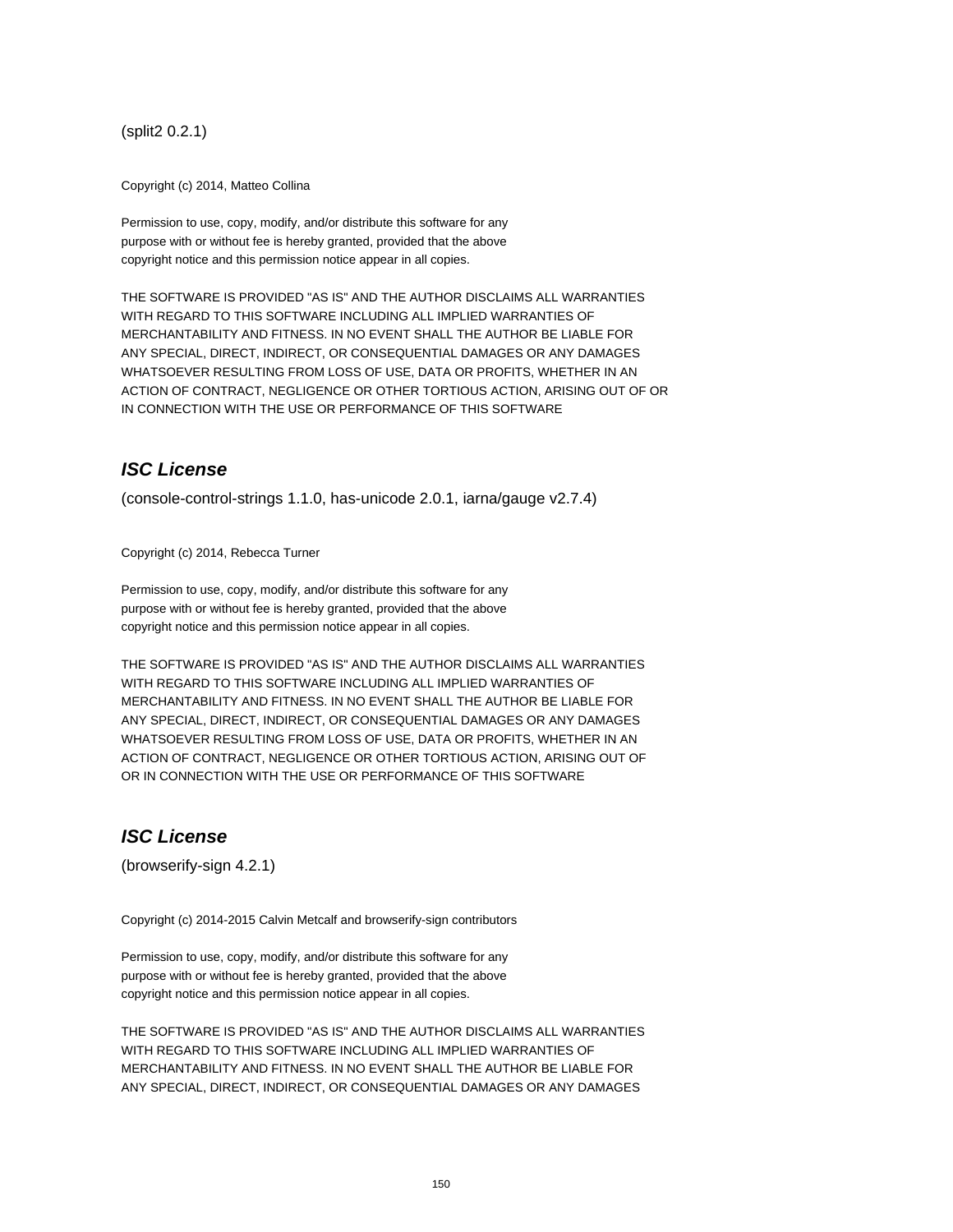(split2 0.2.1)

Copyright (c) 2014, Matteo Collina

Permission to use, copy, modify, and/or distribute this software for any
purpose with or without fee is hereby granted, provided that the above
copyright notice and this permission notice appear in all copies.

THE SOFTWARE IS PROVIDED "AS IS" AND THE AUTHOR DISCLAIMS ALL WARRANTIES
WITH REGARD TO THIS SOFTWARE INCLUDING ALL IMPLIED WARRANTIES OF
MERCHANTABILITY AND FITNESS. IN NO EVENT SHALL THE AUTHOR BE LIABLE FOR
ANY SPECIAL, DIRECT, INDIRECT, OR CONSEQUENTIAL DAMAGES OR ANY DAMAGES
WHATSOEVER RESULTING FROM LOSS OF USE, DATA OR PROFITS, WHETHER IN AN
ACTION OF CONTRACT, NEGLIGENCE OR OTHER TORTIOUS ACTION, ARISING OUT OF OR
IN CONNECTION WITH THE USE OR PERFORMANCE OF THIS SOFTWARE

## *ISC License*

(console-control-strings 1.1.0, has-unicode 2.0.1, iarna/gauge v2.7.4)

Copyright (c) 2014, Rebecca Turner

Permission to use, copy, modify, and/or distribute this software for any
purpose with or without fee is hereby granted, provided that the above
copyright notice and this permission notice appear in all copies.

THE SOFTWARE IS PROVIDED "AS IS" AND THE AUTHOR DISCLAIMS ALL WARRANTIES
WITH REGARD TO THIS SOFTWARE INCLUDING ALL IMPLIED WARRANTIES OF
MERCHANTABILITY AND FITNESS. IN NO EVENT SHALL THE AUTHOR BE LIABLE FOR
ANY SPECIAL, DIRECT, INDIRECT, OR CONSEQUENTIAL DAMAGES OR ANY DAMAGES
WHATSOEVER RESULTING FROM LOSS OF USE, DATA OR PROFITS, WHETHER IN AN
ACTION OF CONTRACT, NEGLIGENCE OR OTHER TORTIOUS ACTION, ARISING OUT OF
OR IN CONNECTION WITH THE USE OR PERFORMANCE OF THIS SOFTWARE

## *ISC License*

(browserify-sign 4.2.1)

Copyright (c) 2014-2015 Calvin Metcalf and browserify-sign contributors

Permission to use, copy, modify, and/or distribute this software for any
purpose with or without fee is hereby granted, provided that the above
copyright notice and this permission notice appear in all copies.

THE SOFTWARE IS PROVIDED "AS IS" AND THE AUTHOR DISCLAIMS ALL WARRANTIES
WITH REGARD TO THIS SOFTWARE INCLUDING ALL IMPLIED WARRANTIES OF
MERCHANTABILITY AND FITNESS. IN NO EVENT SHALL THE AUTHOR BE LIABLE FOR
ANY SPECIAL, DIRECT, INDIRECT, OR CONSEQUENTIAL DAMAGES OR ANY DAMAGES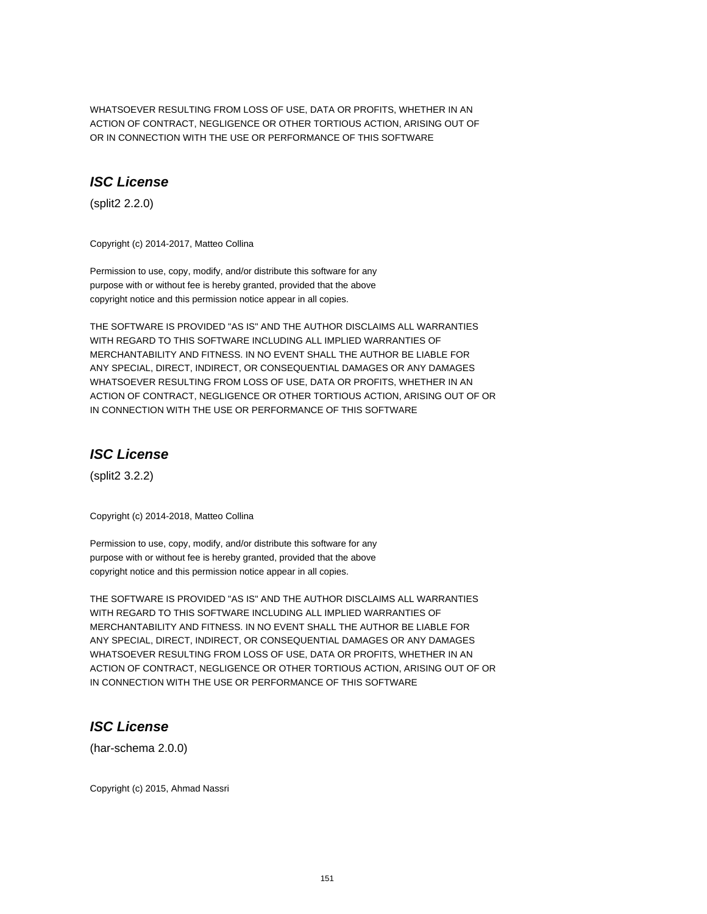WHATSOEVER RESULTING FROM LOSS OF USE, DATA OR PROFITS, WHETHER IN AN
ACTION OF CONTRACT, NEGLIGENCE OR OTHER TORTIOUS ACTION, ARISING OUT OF
OR IN CONNECTION WITH THE USE OR PERFORMANCE OF THIS SOFTWARE

## ***ISC License***

(split2 2.2.0)

Copyright (c) 2014-2017, Matteo Collina

Permission to use, copy, modify, and/or distribute this software for any
purpose with or without fee is hereby granted, provided that the above
copyright notice and this permission notice appear in all copies.

THE SOFTWARE IS PROVIDED "AS IS" AND THE AUTHOR DISCLAIMS ALL WARRANTIES
WITH REGARD TO THIS SOFTWARE INCLUDING ALL IMPLIED WARRANTIES OF
MERCHANTABILITY AND FITNESS. IN NO EVENT SHALL THE AUTHOR BE LIABLE FOR
ANY SPECIAL, DIRECT, INDIRECT, OR CONSEQUENTIAL DAMAGES OR ANY DAMAGES
WHATSOEVER RESULTING FROM LOSS OF USE, DATA OR PROFITS, WHETHER IN AN
ACTION OF CONTRACT, NEGLIGENCE OR OTHER TORTIOUS ACTION, ARISING OUT OF OR
IN CONNECTION WITH THE USE OR PERFORMANCE OF THIS SOFTWARE

## ***ISC License***

(split2 3.2.2)

Copyright (c) 2014-2018, Matteo Collina

Permission to use, copy, modify, and/or distribute this software for any
purpose with or without fee is hereby granted, provided that the above
copyright notice and this permission notice appear in all copies.

THE SOFTWARE IS PROVIDED "AS IS" AND THE AUTHOR DISCLAIMS ALL WARRANTIES
WITH REGARD TO THIS SOFTWARE INCLUDING ALL IMPLIED WARRANTIES OF
MERCHANTABILITY AND FITNESS. IN NO EVENT SHALL THE AUTHOR BE LIABLE FOR
ANY SPECIAL, DIRECT, INDIRECT, OR CONSEQUENTIAL DAMAGES OR ANY DAMAGES
WHATSOEVER RESULTING FROM LOSS OF USE, DATA OR PROFITS, WHETHER IN AN
ACTION OF CONTRACT, NEGLIGENCE OR OTHER TORTIOUS ACTION, ARISING OUT OF OR
IN CONNECTION WITH THE USE OR PERFORMANCE OF THIS SOFTWARE

## ***ISC License***

(har-schema 2.0.0)

Copyright (c) 2015, Ahmad Nassri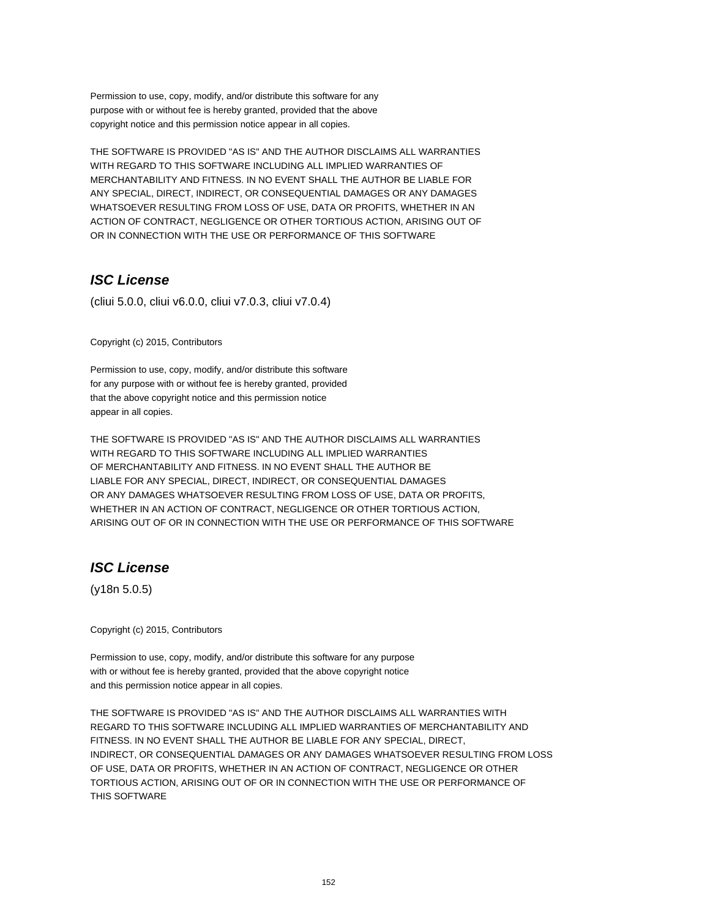Permission to use, copy, modify, and/or distribute this software for any
purpose with or without fee is hereby granted, provided that the above
copyright notice and this permission notice appear in all copies.

THE SOFTWARE IS PROVIDED "AS IS" AND THE AUTHOR DISCLAIMS ALL WARRANTIES
WITH REGARD TO THIS SOFTWARE INCLUDING ALL IMPLIED WARRANTIES OF
MERCHANTABILITY AND FITNESS. IN NO EVENT SHALL THE AUTHOR BE LIABLE FOR
ANY SPECIAL, DIRECT, INDIRECT, OR CONSEQUENTIAL DAMAGES OR ANY DAMAGES
WHATSOEVER RESULTING FROM LOSS OF USE, DATA OR PROFITS, WHETHER IN AN
ACTION OF CONTRACT, NEGLIGENCE OR OTHER TORTIOUS ACTION, ARISING OUT OF
OR IN CONNECTION WITH THE USE OR PERFORMANCE OF THIS SOFTWARE

## ***ISC License***

(cliui 5.0.0, cliui v6.0.0, cliui v7.0.3, cliui v7.0.4)

Copyright (c) 2015, Contributors

Permission to use, copy, modify, and/or distribute this software
for any purpose with or without fee is hereby granted, provided
that the above copyright notice and this permission notice
appear in all copies.

THE SOFTWARE IS PROVIDED "AS IS" AND THE AUTHOR DISCLAIMS ALL WARRANTIES
WITH REGARD TO THIS SOFTWARE INCLUDING ALL IMPLIED WARRANTIES
OF MERCHANTABILITY AND FITNESS. IN NO EVENT SHALL THE AUTHOR BE
LIABLE FOR ANY SPECIAL, DIRECT, INDIRECT, OR CONSEQUENTIAL DAMAGES
OR ANY DAMAGES WHATSOEVER RESULTING FROM LOSS OF USE, DATA OR PROFITS,
WHETHER IN AN ACTION OF CONTRACT, NEGLIGENCE OR OTHER TORTIOUS ACTION,
ARISING OUT OF OR IN CONNECTION WITH THE USE OR PERFORMANCE OF THIS SOFTWARE

## ***ISC License***

(y18n 5.0.5)

Copyright (c) 2015, Contributors

Permission to use, copy, modify, and/or distribute this software for any purpose
with or without fee is hereby granted, provided that the above copyright notice
and this permission notice appear in all copies.

THE SOFTWARE IS PROVIDED "AS IS" AND THE AUTHOR DISCLAIMS ALL WARRANTIES WITH
REGARD TO THIS SOFTWARE INCLUDING ALL IMPLIED WARRANTIES OF MERCHANTABILITY AND
FITNESS. IN NO EVENT SHALL THE AUTHOR BE LIABLE FOR ANY SPECIAL, DIRECT,
INDIRECT, OR CONSEQUENTIAL DAMAGES OR ANY DAMAGES WHATSOEVER RESULTING FROM LOSS
OF USE, DATA OR PROFITS, WHETHER IN AN ACTION OF CONTRACT, NEGLIGENCE OR OTHER
TORTIOUS ACTION, ARISING OUT OF OR IN CONNECTION WITH THE USE OR PERFORMANCE OF
THIS SOFTWARE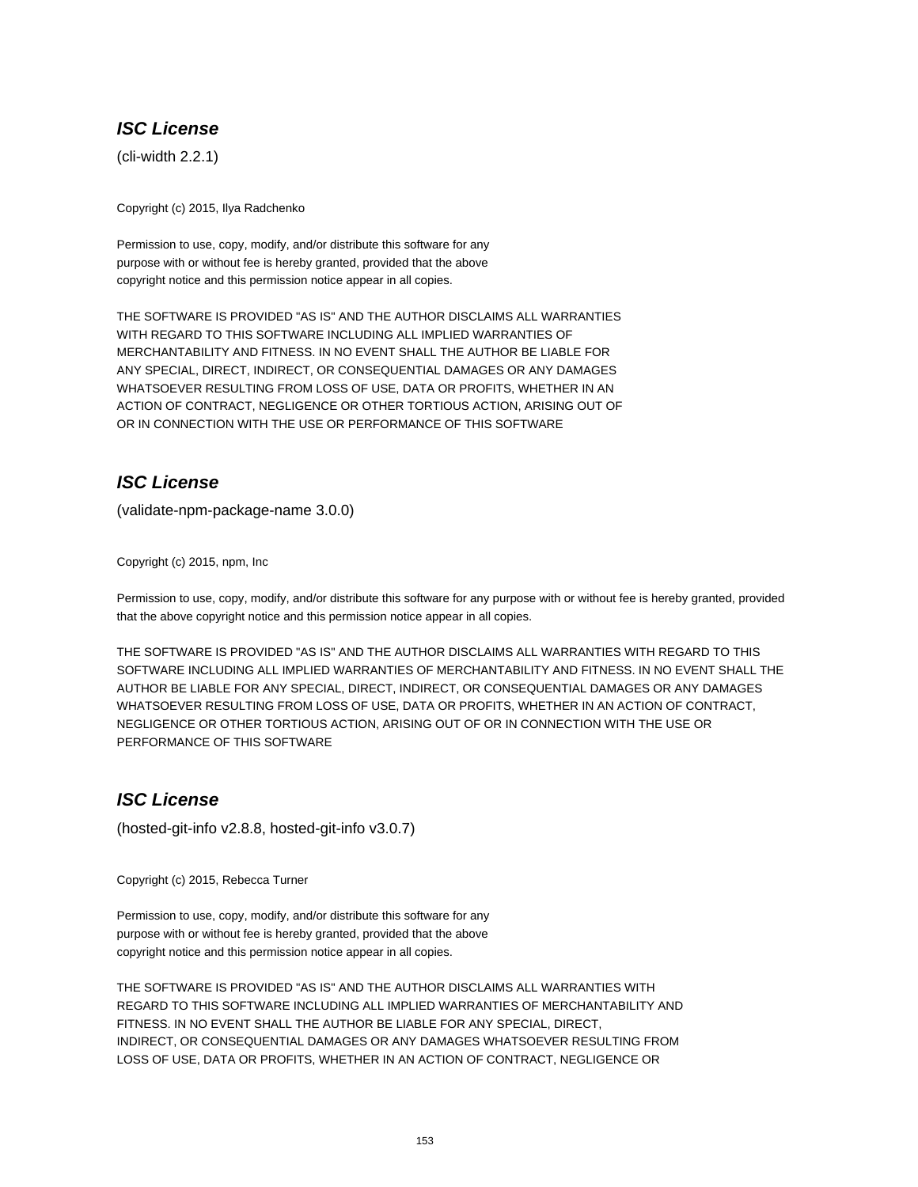## ***ISC License***

(cli-width 2.2.1)

Copyright (c) 2015, Ilya Radchenko

Permission to use, copy, modify, and/or distribute this software for any
purpose with or without fee is hereby granted, provided that the above
copyright notice and this permission notice appear in all copies.

THE SOFTWARE IS PROVIDED "AS IS" AND THE AUTHOR DISCLAIMS ALL WARRANTIES
WITH REGARD TO THIS SOFTWARE INCLUDING ALL IMPLIED WARRANTIES OF
MERCHANTABILITY AND FITNESS. IN NO EVENT SHALL THE AUTHOR BE LIABLE FOR
ANY SPECIAL, DIRECT, INDIRECT, OR CONSEQUENTIAL DAMAGES OR ANY DAMAGES
WHATSOEVER RESULTING FROM LOSS OF USE, DATA OR PROFITS, WHETHER IN AN
ACTION OF CONTRACT, NEGLIGENCE OR OTHER TORTIOUS ACTION, ARISING OUT OF
OR IN CONNECTION WITH THE USE OR PERFORMANCE OF THIS SOFTWARE

## ***ISC License***

(validate-npm-package-name 3.0.0)

Copyright (c) 2015, npm, Inc

Permission to use, copy, modify, and/or distribute this software for any purpose with or without fee is hereby granted, provided that the above copyright notice and this permission notice appear in all copies.

THE SOFTWARE IS PROVIDED "AS IS" AND THE AUTHOR DISCLAIMS ALL WARRANTIES WITH REGARD TO THIS SOFTWARE INCLUDING ALL IMPLIED WARRANTIES OF MERCHANTABILITY AND FITNESS. IN NO EVENT SHALL THE AUTHOR BE LIABLE FOR ANY SPECIAL, DIRECT, INDIRECT, OR CONSEQUENTIAL DAMAGES OR ANY DAMAGES WHATSOEVER RESULTING FROM LOSS OF USE, DATA OR PROFITS, WHETHER IN AN ACTION OF CONTRACT, NEGLIGENCE OR OTHER TORTIOUS ACTION, ARISING OUT OF OR IN CONNECTION WITH THE USE OR PERFORMANCE OF THIS SOFTWARE

## ***ISC License***

(hosted-git-info v2.8.8, hosted-git-info v3.0.7)

Copyright (c) 2015, Rebecca Turner

Permission to use, copy, modify, and/or distribute this software for any
purpose with or without fee is hereby granted, provided that the above
copyright notice and this permission notice appear in all copies.

THE SOFTWARE IS PROVIDED "AS IS" AND THE AUTHOR DISCLAIMS ALL WARRANTIES WITH
REGARD TO THIS SOFTWARE INCLUDING ALL IMPLIED WARRANTIES OF MERCHANTABILITY AND
FITNESS. IN NO EVENT SHALL THE AUTHOR BE LIABLE FOR ANY SPECIAL, DIRECT,
INDIRECT, OR CONSEQUENTIAL DAMAGES OR ANY DAMAGES WHATSOEVER RESULTING FROM
LOSS OF USE, DATA OR PROFITS, WHETHER IN AN ACTION OF CONTRACT, NEGLIGENCE OR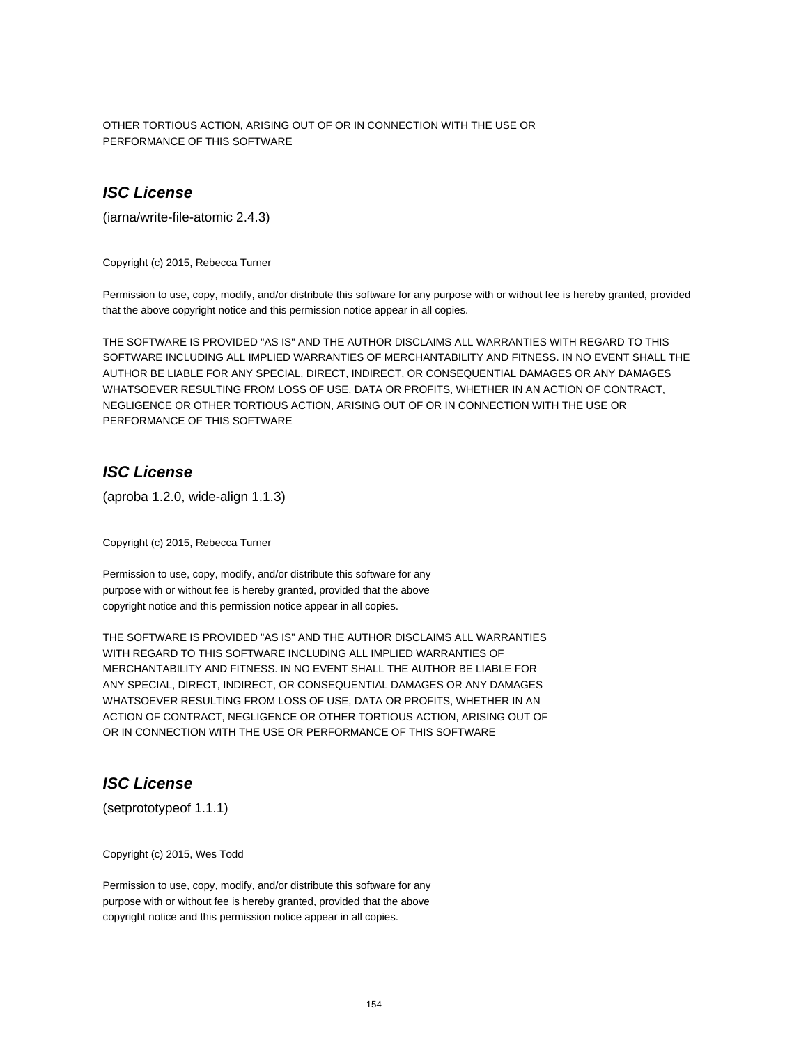OTHER TORTIOUS ACTION, ARISING OUT OF OR IN CONNECTION WITH THE USE OR
PERFORMANCE OF THIS SOFTWARE

### *ISC License*

(iarna/write-file-atomic 2.4.3)

Copyright (c) 2015, Rebecca Turner

Permission to use, copy, modify, and/or distribute this software for any purpose with or without fee is hereby granted, provided that the above copyright notice and this permission notice appear in all copies.

THE SOFTWARE IS PROVIDED "AS IS" AND THE AUTHOR DISCLAIMS ALL WARRANTIES WITH REGARD TO THIS SOFTWARE INCLUDING ALL IMPLIED WARRANTIES OF MERCHANTABILITY AND FITNESS. IN NO EVENT SHALL THE AUTHOR BE LIABLE FOR ANY SPECIAL, DIRECT, INDIRECT, OR CONSEQUENTIAL DAMAGES OR ANY DAMAGES WHATSOEVER RESULTING FROM LOSS OF USE, DATA OR PROFITS, WHETHER IN AN ACTION OF CONTRACT, NEGLIGENCE OR OTHER TORTIOUS ACTION, ARISING OUT OF OR IN CONNECTION WITH THE USE OR PERFORMANCE OF THIS SOFTWARE

### *ISC License*

(aproba 1.2.0, wide-align 1.1.3)

Copyright (c) 2015, Rebecca Turner

Permission to use, copy, modify, and/or distribute this software for any
purpose with or without fee is hereby granted, provided that the above
copyright notice and this permission notice appear in all copies.

THE SOFTWARE IS PROVIDED "AS IS" AND THE AUTHOR DISCLAIMS ALL WARRANTIES
WITH REGARD TO THIS SOFTWARE INCLUDING ALL IMPLIED WARRANTIES OF
MERCHANTABILITY AND FITNESS. IN NO EVENT SHALL THE AUTHOR BE LIABLE FOR
ANY SPECIAL, DIRECT, INDIRECT, OR CONSEQUENTIAL DAMAGES OR ANY DAMAGES
WHATSOEVER RESULTING FROM LOSS OF USE, DATA OR PROFITS, WHETHER IN AN
ACTION OF CONTRACT, NEGLIGENCE OR OTHER TORTIOUS ACTION, ARISING OUT OF
OR IN CONNECTION WITH THE USE OR PERFORMANCE OF THIS SOFTWARE

### *ISC License*

(setprototypeof 1.1.1)

Copyright (c) 2015, Wes Todd

Permission to use, copy, modify, and/or distribute this software for any
purpose with or without fee is hereby granted, provided that the above
copyright notice and this permission notice appear in all copies.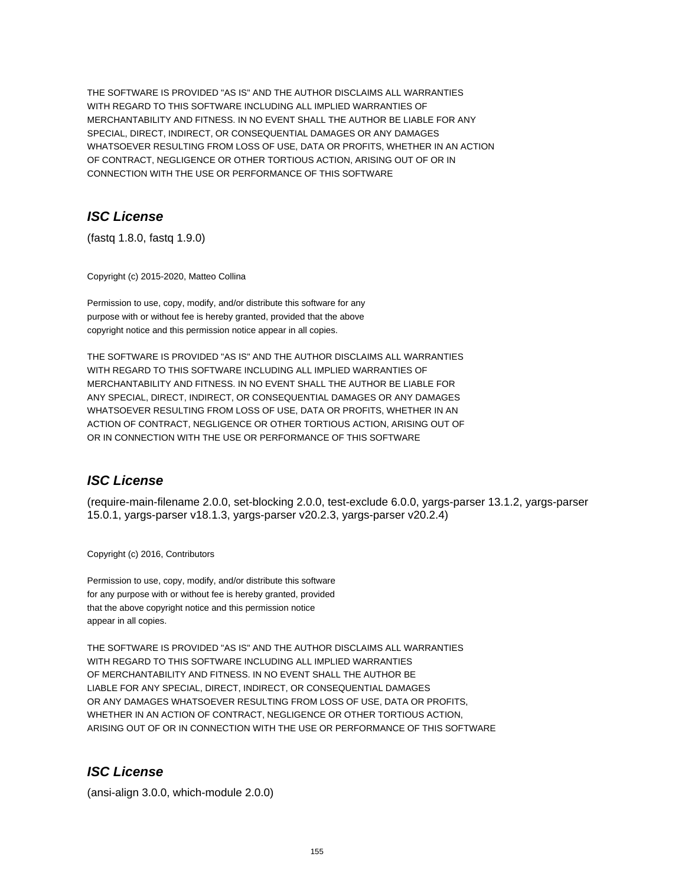THE SOFTWARE IS PROVIDED "AS IS" AND THE AUTHOR DISCLAIMS ALL WARRANTIES
WITH REGARD TO THIS SOFTWARE INCLUDING ALL IMPLIED WARRANTIES OF
MERCHANTABILITY AND FITNESS. IN NO EVENT SHALL THE AUTHOR BE LIABLE FOR ANY
SPECIAL, DIRECT, INDIRECT, OR CONSEQUENTIAL DAMAGES OR ANY DAMAGES
WHATSOEVER RESULTING FROM LOSS OF USE, DATA OR PROFITS, WHETHER IN AN ACTION
OF CONTRACT, NEGLIGENCE OR OTHER TORTIOUS ACTION, ARISING OUT OF OR IN
CONNECTION WITH THE USE OR PERFORMANCE OF THIS SOFTWARE

## ***ISC License***

(fastq 1.8.0, fastq 1.9.0)

Copyright (c) 2015-2020, Matteo Collina

Permission to use, copy, modify, and/or distribute this software for any
purpose with or without fee is hereby granted, provided that the above
copyright notice and this permission notice appear in all copies.

THE SOFTWARE IS PROVIDED "AS IS" AND THE AUTHOR DISCLAIMS ALL WARRANTIES
WITH REGARD TO THIS SOFTWARE INCLUDING ALL IMPLIED WARRANTIES OF
MERCHANTABILITY AND FITNESS. IN NO EVENT SHALL THE AUTHOR BE LIABLE FOR
ANY SPECIAL, DIRECT, INDIRECT, OR CONSEQUENTIAL DAMAGES OR ANY DAMAGES
WHATSOEVER RESULTING FROM LOSS OF USE, DATA OR PROFITS, WHETHER IN AN
ACTION OF CONTRACT, NEGLIGENCE OR OTHER TORTIOUS ACTION, ARISING OUT OF
OR IN CONNECTION WITH THE USE OR PERFORMANCE OF THIS SOFTWARE

## ***ISC License***

(require-main-filename 2.0.0, set-blocking 2.0.0, test-exclude 6.0.0, yargs-parser 13.1.2, yargs-parser 15.0.1, yargs-parser v18.1.3, yargs-parser v20.2.3, yargs-parser v20.2.4)

Copyright (c) 2016, Contributors

Permission to use, copy, modify, and/or distribute this software
for any purpose with or without fee is hereby granted, provided
that the above copyright notice and this permission notice
appear in all copies.

THE SOFTWARE IS PROVIDED "AS IS" AND THE AUTHOR DISCLAIMS ALL WARRANTIES
WITH REGARD TO THIS SOFTWARE INCLUDING ALL IMPLIED WARRANTIES
OF MERCHANTABILITY AND FITNESS. IN NO EVENT SHALL THE AUTHOR BE
LIABLE FOR ANY SPECIAL, DIRECT, INDIRECT, OR CONSEQUENTIAL DAMAGES
OR ANY DAMAGES WHATSOEVER RESULTING FROM LOSS OF USE, DATA OR PROFITS,
WHETHER IN AN ACTION OF CONTRACT, NEGLIGENCE OR OTHER TORTIOUS ACTION,
ARISING OUT OF OR IN CONNECTION WITH THE USE OR PERFORMANCE OF THIS SOFTWARE

## ***ISC License***

(ansi-align 3.0.0, which-module 2.0.0)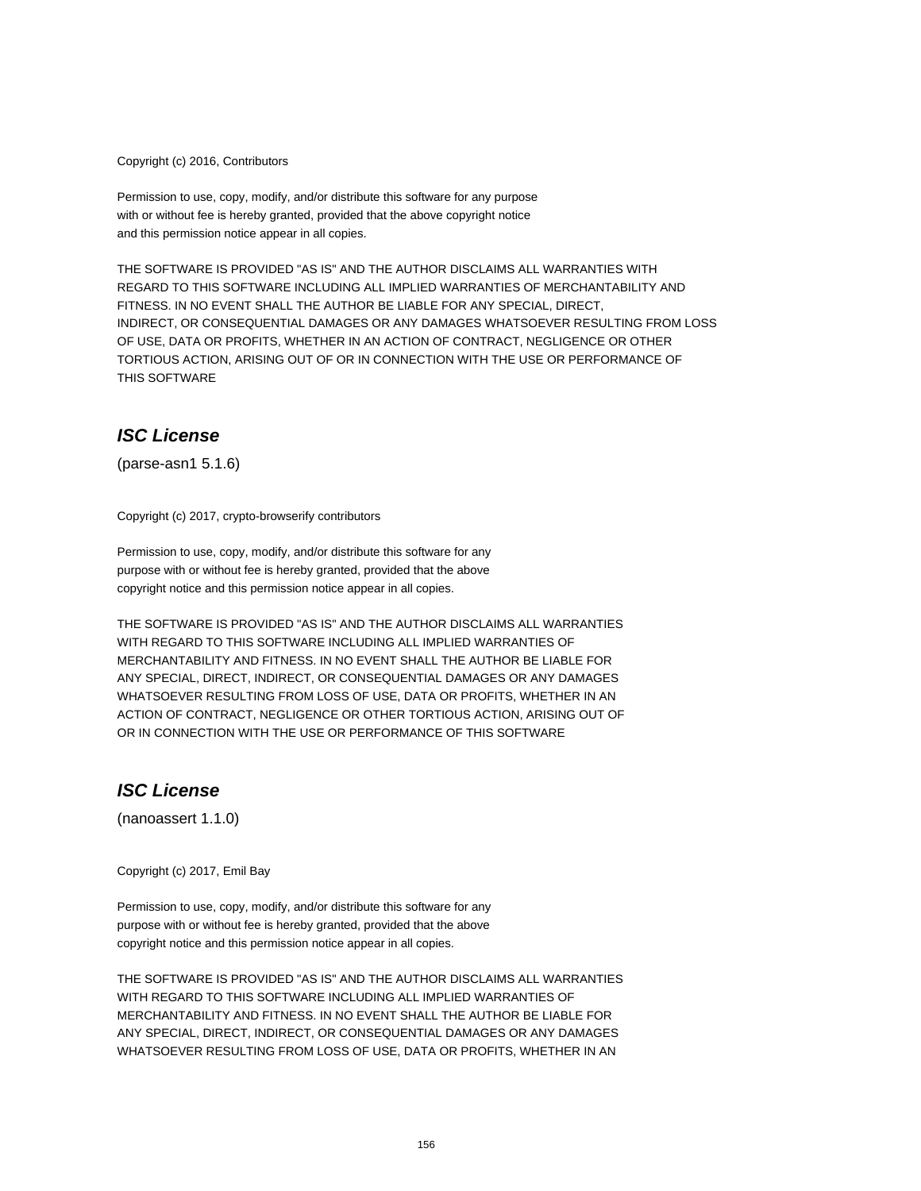Copyright (c) 2016, Contributors

Permission to use, copy, modify, and/or distribute this software for any purpose
with or without fee is hereby granted, provided that the above copyright notice
and this permission notice appear in all copies.

THE SOFTWARE IS PROVIDED "AS IS" AND THE AUTHOR DISCLAIMS ALL WARRANTIES WITH
REGARD TO THIS SOFTWARE INCLUDING ALL IMPLIED WARRANTIES OF MERCHANTABILITY AND
FITNESS. IN NO EVENT SHALL THE AUTHOR BE LIABLE FOR ANY SPECIAL, DIRECT,
INDIRECT, OR CONSEQUENTIAL DAMAGES OR ANY DAMAGES WHATSOEVER RESULTING FROM LOSS
OF USE, DATA OR PROFITS, WHETHER IN AN ACTION OF CONTRACT, NEGLIGENCE OR OTHER
TORTIOUS ACTION, ARISING OUT OF OR IN CONNECTION WITH THE USE OR PERFORMANCE OF
THIS SOFTWARE

## *ISC License*

(parse-asn1 5.1.6)

Copyright (c) 2017, crypto-browserify contributors

Permission to use, copy, modify, and/or distribute this software for any
purpose with or without fee is hereby granted, provided that the above
copyright notice and this permission notice appear in all copies.

THE SOFTWARE IS PROVIDED "AS IS" AND THE AUTHOR DISCLAIMS ALL WARRANTIES
WITH REGARD TO THIS SOFTWARE INCLUDING ALL IMPLIED WARRANTIES OF
MERCHANTABILITY AND FITNESS. IN NO EVENT SHALL THE AUTHOR BE LIABLE FOR
ANY SPECIAL, DIRECT, INDIRECT, OR CONSEQUENTIAL DAMAGES OR ANY DAMAGES
WHATSOEVER RESULTING FROM LOSS OF USE, DATA OR PROFITS, WHETHER IN AN
ACTION OF CONTRACT, NEGLIGENCE OR OTHER TORTIOUS ACTION, ARISING OUT OF
OR IN CONNECTION WITH THE USE OR PERFORMANCE OF THIS SOFTWARE

## *ISC License*

(nanoassert 1.1.0)

Copyright (c) 2017, Emil Bay

Permission to use, copy, modify, and/or distribute this software for any
purpose with or without fee is hereby granted, provided that the above
copyright notice and this permission notice appear in all copies.

THE SOFTWARE IS PROVIDED "AS IS" AND THE AUTHOR DISCLAIMS ALL WARRANTIES
WITH REGARD TO THIS SOFTWARE INCLUDING ALL IMPLIED WARRANTIES OF
MERCHANTABILITY AND FITNESS. IN NO EVENT SHALL THE AUTHOR BE LIABLE FOR
ANY SPECIAL, DIRECT, INDIRECT, OR CONSEQUENTIAL DAMAGES OR ANY DAMAGES
WHATSOEVER RESULTING FROM LOSS OF USE, DATA OR PROFITS, WHETHER IN AN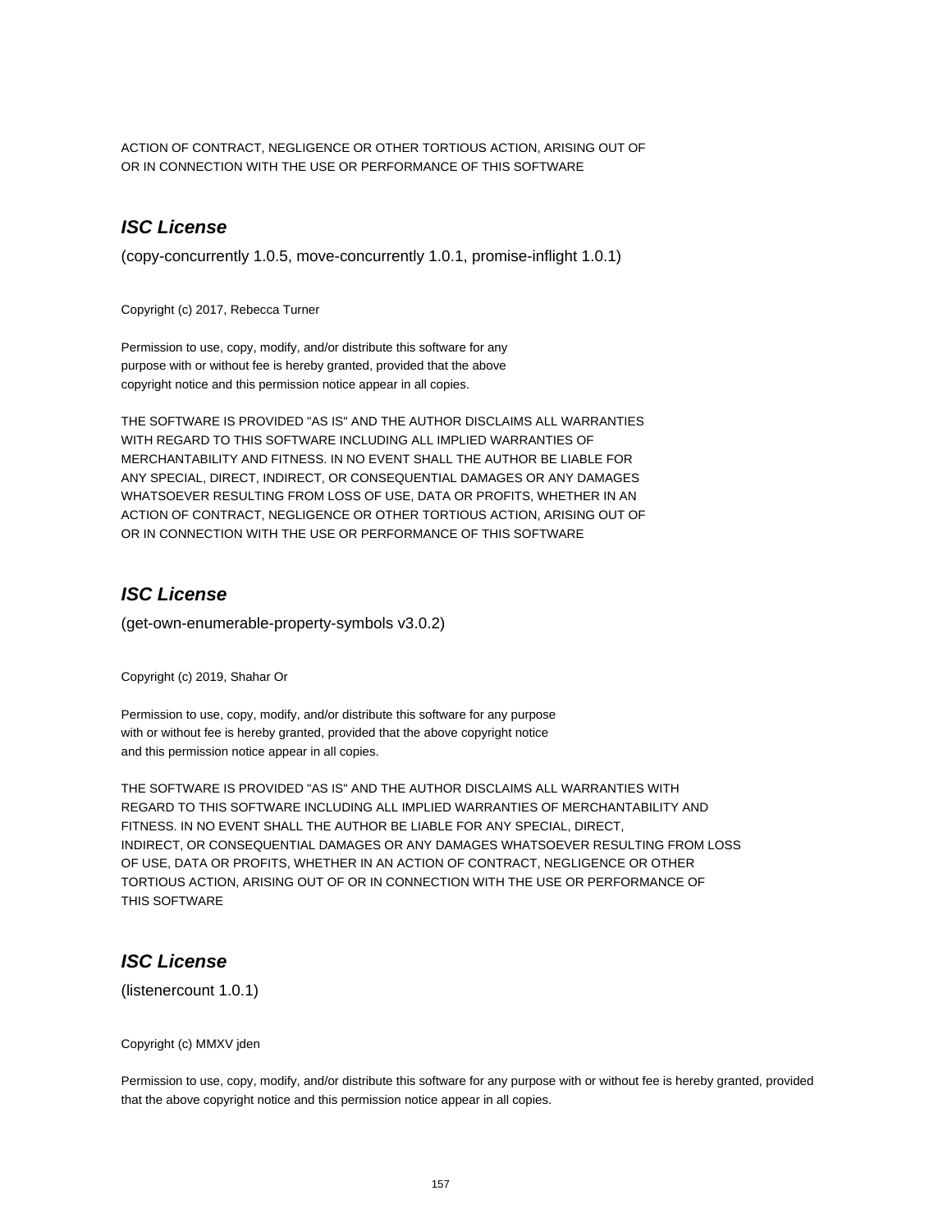ACTION OF CONTRACT, NEGLIGENCE OR OTHER TORTIOUS ACTION, ARISING OUT OF
OR IN CONNECTION WITH THE USE OR PERFORMANCE OF THIS SOFTWARE

## ***ISC License***

(copy-concurrently 1.0.5, move-concurrently 1.0.1, promise-inflight 1.0.1)

Copyright (c) 2017, Rebecca Turner

Permission to use, copy, modify, and/or distribute this software for any
purpose with or without fee is hereby granted, provided that the above
copyright notice and this permission notice appear in all copies.

THE SOFTWARE IS PROVIDED "AS IS" AND THE AUTHOR DISCLAIMS ALL WARRANTIES
WITH REGARD TO THIS SOFTWARE INCLUDING ALL IMPLIED WARRANTIES OF
MERCHANTABILITY AND FITNESS. IN NO EVENT SHALL THE AUTHOR BE LIABLE FOR
ANY SPECIAL, DIRECT, INDIRECT, OR CONSEQUENTIAL DAMAGES OR ANY DAMAGES
WHATSOEVER RESULTING FROM LOSS OF USE, DATA OR PROFITS, WHETHER IN AN
ACTION OF CONTRACT, NEGLIGENCE OR OTHER TORTIOUS ACTION, ARISING OUT OF
OR IN CONNECTION WITH THE USE OR PERFORMANCE OF THIS SOFTWARE

## ***ISC License***

(get-own-enumerable-property-symbols v3.0.2)

Copyright (c) 2019, Shahar Or

Permission to use, copy, modify, and/or distribute this software for any purpose
with or without fee is hereby granted, provided that the above copyright notice
and this permission notice appear in all copies.

THE SOFTWARE IS PROVIDED "AS IS" AND THE AUTHOR DISCLAIMS ALL WARRANTIES WITH
REGARD TO THIS SOFTWARE INCLUDING ALL IMPLIED WARRANTIES OF MERCHANTABILITY AND
FITNESS. IN NO EVENT SHALL THE AUTHOR BE LIABLE FOR ANY SPECIAL, DIRECT,
INDIRECT, OR CONSEQUENTIAL DAMAGES OR ANY DAMAGES WHATSOEVER RESULTING FROM LOSS
OF USE, DATA OR PROFITS, WHETHER IN AN ACTION OF CONTRACT, NEGLIGENCE OR OTHER
TORTIOUS ACTION, ARISING OUT OF OR IN CONNECTION WITH THE USE OR PERFORMANCE OF
THIS SOFTWARE

## ***ISC License***

(listenercount 1.0.1)

Copyright (c) MMXV jden

Permission to use, copy, modify, and/or distribute this software for any purpose with or without fee is hereby granted, provided that the above copyright notice and this permission notice appear in all copies.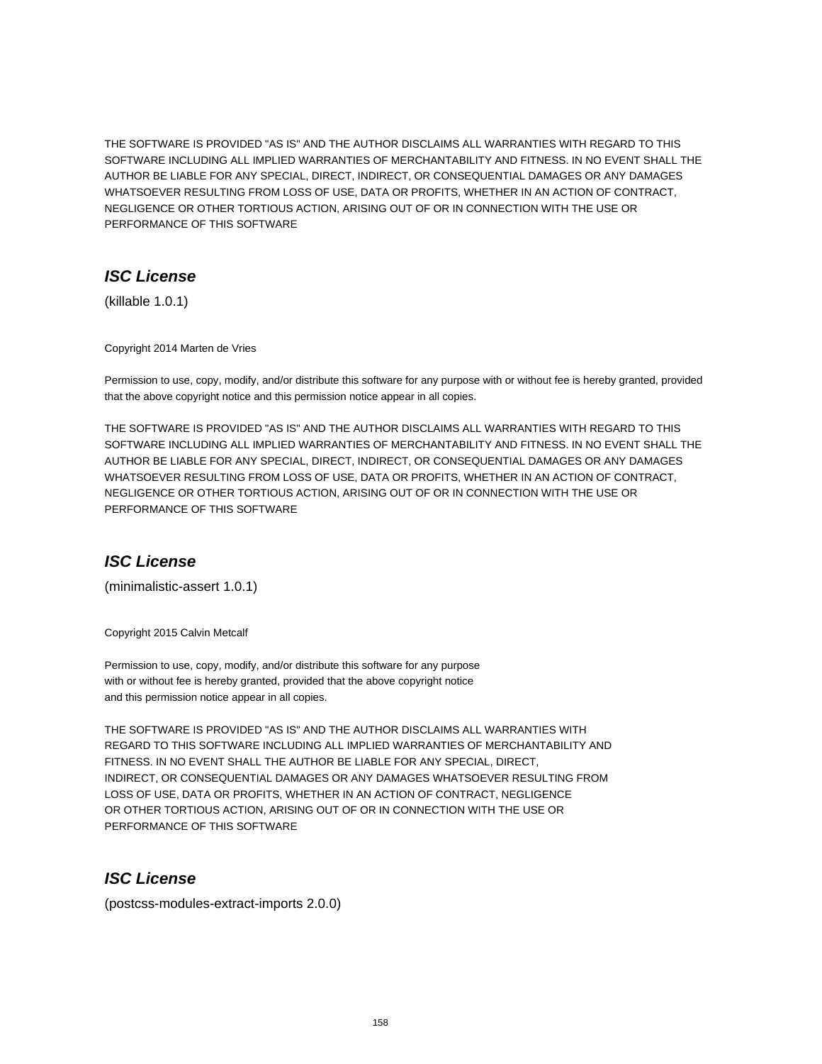THE SOFTWARE IS PROVIDED "AS IS" AND THE AUTHOR DISCLAIMS ALL WARRANTIES WITH REGARD TO THIS SOFTWARE INCLUDING ALL IMPLIED WARRANTIES OF MERCHANTABILITY AND FITNESS. IN NO EVENT SHALL THE AUTHOR BE LIABLE FOR ANY SPECIAL, DIRECT, INDIRECT, OR CONSEQUENTIAL DAMAGES OR ANY DAMAGES WHATSOEVER RESULTING FROM LOSS OF USE, DATA OR PROFITS, WHETHER IN AN ACTION OF CONTRACT, NEGLIGENCE OR OTHER TORTIOUS ACTION, ARISING OUT OF OR IN CONNECTION WITH THE USE OR PERFORMANCE OF THIS SOFTWARE

## *ISC License*

(killable 1.0.1)

Copyright 2014 Marten de Vries

Permission to use, copy, modify, and/or distribute this software for any purpose with or without fee is hereby granted, provided that the above copyright notice and this permission notice appear in all copies.

THE SOFTWARE IS PROVIDED "AS IS" AND THE AUTHOR DISCLAIMS ALL WARRANTIES WITH REGARD TO THIS SOFTWARE INCLUDING ALL IMPLIED WARRANTIES OF MERCHANTABILITY AND FITNESS. IN NO EVENT SHALL THE AUTHOR BE LIABLE FOR ANY SPECIAL, DIRECT, INDIRECT, OR CONSEQUENTIAL DAMAGES OR ANY DAMAGES WHATSOEVER RESULTING FROM LOSS OF USE, DATA OR PROFITS, WHETHER IN AN ACTION OF CONTRACT, NEGLIGENCE OR OTHER TORTIOUS ACTION, ARISING OUT OF OR IN CONNECTION WITH THE USE OR PERFORMANCE OF THIS SOFTWARE

## *ISC License*

(minimalistic-assert 1.0.1)

Copyright 2015 Calvin Metcalf

Permission to use, copy, modify, and/or distribute this software for any purpose
with or without fee is hereby granted, provided that the above copyright notice
and this permission notice appear in all copies.

THE SOFTWARE IS PROVIDED "AS IS" AND THE AUTHOR DISCLAIMS ALL WARRANTIES WITH
REGARD TO THIS SOFTWARE INCLUDING ALL IMPLIED WARRANTIES OF MERCHANTABILITY AND
FITNESS. IN NO EVENT SHALL THE AUTHOR BE LIABLE FOR ANY SPECIAL, DIRECT,
INDIRECT, OR CONSEQUENTIAL DAMAGES OR ANY DAMAGES WHATSOEVER RESULTING FROM
LOSS OF USE, DATA OR PROFITS, WHETHER IN AN ACTION OF CONTRACT, NEGLIGENCE
OR OTHER TORTIOUS ACTION, ARISING OUT OF OR IN CONNECTION WITH THE USE OR
PERFORMANCE OF THIS SOFTWARE

## *ISC License*

(postcss-modules-extract-imports 2.0.0)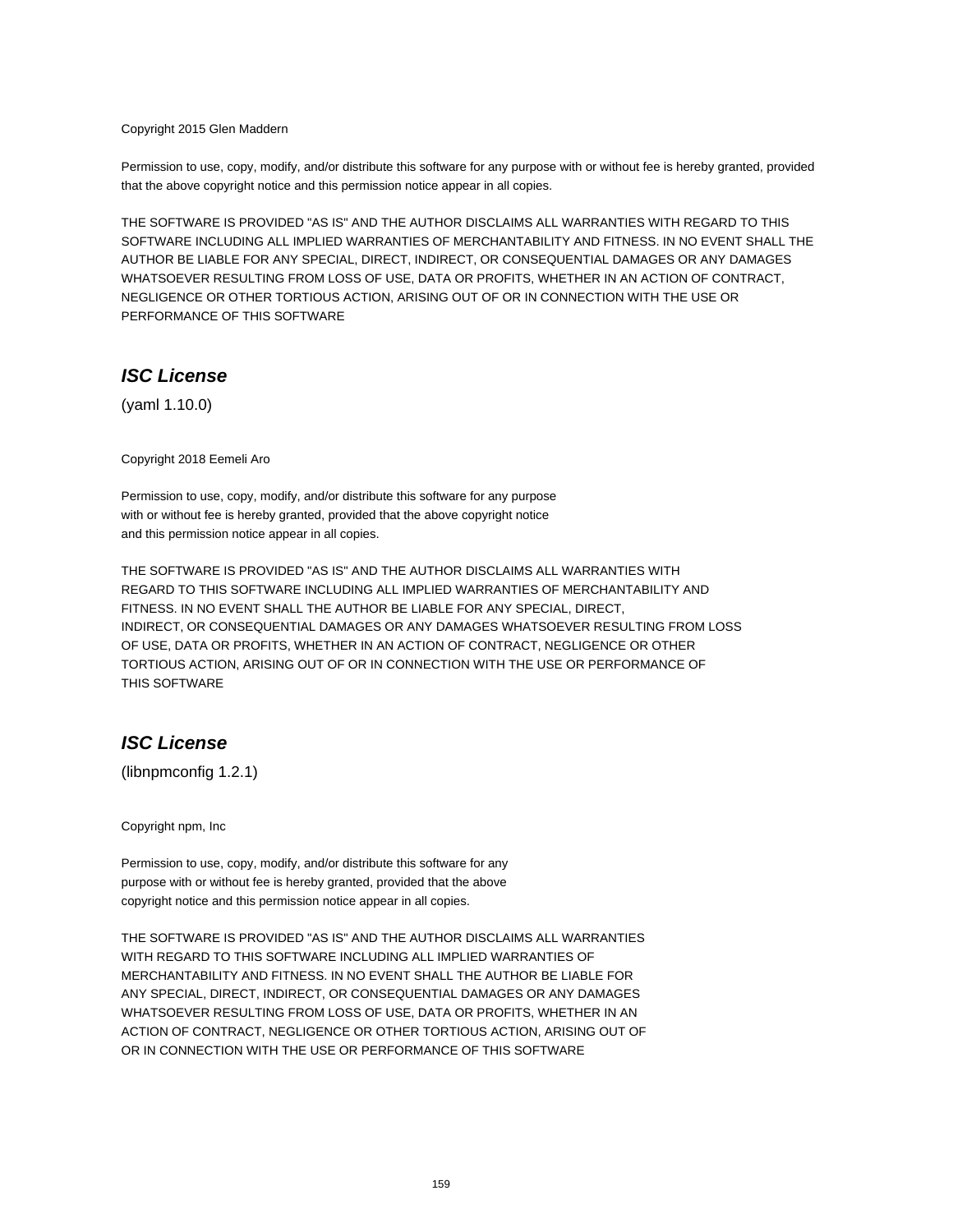Copyright 2015 Glen Maddern

Permission to use, copy, modify, and/or distribute this software for any purpose with or without fee is hereby granted, provided that the above copyright notice and this permission notice appear in all copies.

THE SOFTWARE IS PROVIDED "AS IS" AND THE AUTHOR DISCLAIMS ALL WARRANTIES WITH REGARD TO THIS SOFTWARE INCLUDING ALL IMPLIED WARRANTIES OF MERCHANTABILITY AND FITNESS. IN NO EVENT SHALL THE AUTHOR BE LIABLE FOR ANY SPECIAL, DIRECT, INDIRECT, OR CONSEQUENTIAL DAMAGES OR ANY DAMAGES WHATSOEVER RESULTING FROM LOSS OF USE, DATA OR PROFITS, WHETHER IN AN ACTION OF CONTRACT, NEGLIGENCE OR OTHER TORTIOUS ACTION, ARISING OUT OF OR IN CONNECTION WITH THE USE OR PERFORMANCE OF THIS SOFTWARE

## *ISC License*

(yaml 1.10.0)

Copyright 2018 Eemeli Aro

Permission to use, copy, modify, and/or distribute this software for any purpose
with or without fee is hereby granted, provided that the above copyright notice
and this permission notice appear in all copies.

THE SOFTWARE IS PROVIDED "AS IS" AND THE AUTHOR DISCLAIMS ALL WARRANTIES WITH
REGARD TO THIS SOFTWARE INCLUDING ALL IMPLIED WARRANTIES OF MERCHANTABILITY AND
FITNESS. IN NO EVENT SHALL THE AUTHOR BE LIABLE FOR ANY SPECIAL, DIRECT,
INDIRECT, OR CONSEQUENTIAL DAMAGES OR ANY DAMAGES WHATSOEVER RESULTING FROM LOSS
OF USE, DATA OR PROFITS, WHETHER IN AN ACTION OF CONTRACT, NEGLIGENCE OR OTHER
TORTIOUS ACTION, ARISING OUT OF OR IN CONNECTION WITH THE USE OR PERFORMANCE OF
THIS SOFTWARE

## *ISC License*

(libnpmconfig 1.2.1)

Copyright npm, Inc

Permission to use, copy, modify, and/or distribute this software for any
purpose with or without fee is hereby granted, provided that the above
copyright notice and this permission notice appear in all copies.

THE SOFTWARE IS PROVIDED "AS IS" AND THE AUTHOR DISCLAIMS ALL WARRANTIES
WITH REGARD TO THIS SOFTWARE INCLUDING ALL IMPLIED WARRANTIES OF
MERCHANTABILITY AND FITNESS. IN NO EVENT SHALL THE AUTHOR BE LIABLE FOR
ANY SPECIAL, DIRECT, INDIRECT, OR CONSEQUENTIAL DAMAGES OR ANY DAMAGES
WHATSOEVER RESULTING FROM LOSS OF USE, DATA OR PROFITS, WHETHER IN AN
ACTION OF CONTRACT, NEGLIGENCE OR OTHER TORTIOUS ACTION, ARISING OUT OF
OR IN CONNECTION WITH THE USE OR PERFORMANCE OF THIS SOFTWARE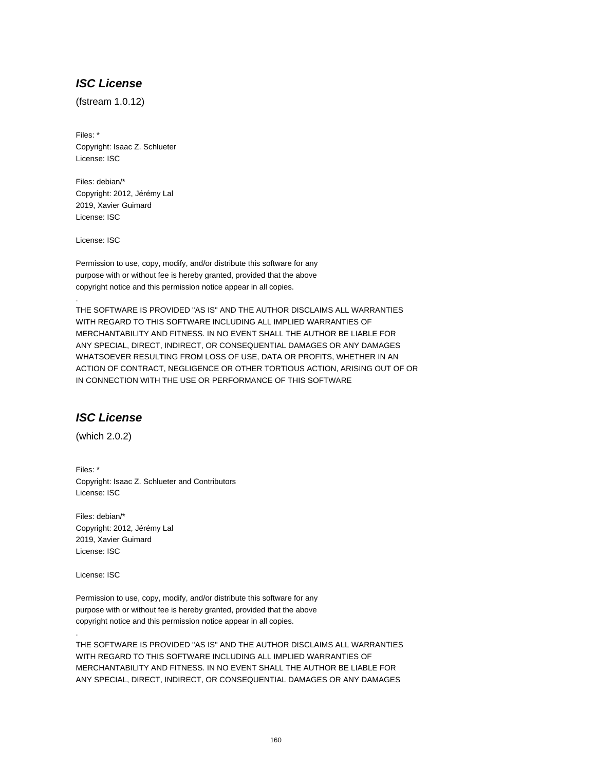## ***ISC License***

(fstream 1.0.12)

Files: *
Copyright: Isaac Z. Schlueter
License: ISC

Files: debian/*
Copyright: 2012, Jérémy Lal
2019, Xavier Guimard
License: ISC

License: ISC

Permission to use, copy, modify, and/or distribute this software for any
purpose with or without fee is hereby granted, provided that the above
copyright notice and this permission notice appear in all copies.
.
THE SOFTWARE IS PROVIDED "AS IS" AND THE AUTHOR DISCLAIMS ALL WARRANTIES
WITH REGARD TO THIS SOFTWARE INCLUDING ALL IMPLIED WARRANTIES OF
MERCHANTABILITY AND FITNESS. IN NO EVENT SHALL THE AUTHOR BE LIABLE FOR
ANY SPECIAL, DIRECT, INDIRECT, OR CONSEQUENTIAL DAMAGES OR ANY DAMAGES
WHATSOEVER RESULTING FROM LOSS OF USE, DATA OR PROFITS, WHETHER IN AN
ACTION OF CONTRACT, NEGLIGENCE OR OTHER TORTIOUS ACTION, ARISING OUT OF OR
IN CONNECTION WITH THE USE OR PERFORMANCE OF THIS SOFTWARE

## ***ISC License***

(which 2.0.2)

Files: *
Copyright: Isaac Z. Schlueter and Contributors
License: ISC

Files: debian/*
Copyright: 2012, Jérémy Lal
2019, Xavier Guimard
License: ISC

License: ISC

Permission to use, copy, modify, and/or distribute this software for any
purpose with or without fee is hereby granted, provided that the above
copyright notice and this permission notice appear in all copies.
.
THE SOFTWARE IS PROVIDED "AS IS" AND THE AUTHOR DISCLAIMS ALL WARRANTIES
WITH REGARD TO THIS SOFTWARE INCLUDING ALL IMPLIED WARRANTIES OF
MERCHANTABILITY AND FITNESS. IN NO EVENT SHALL THE AUTHOR BE LIABLE FOR
ANY SPECIAL, DIRECT, INDIRECT, OR CONSEQUENTIAL DAMAGES OR ANY DAMAGES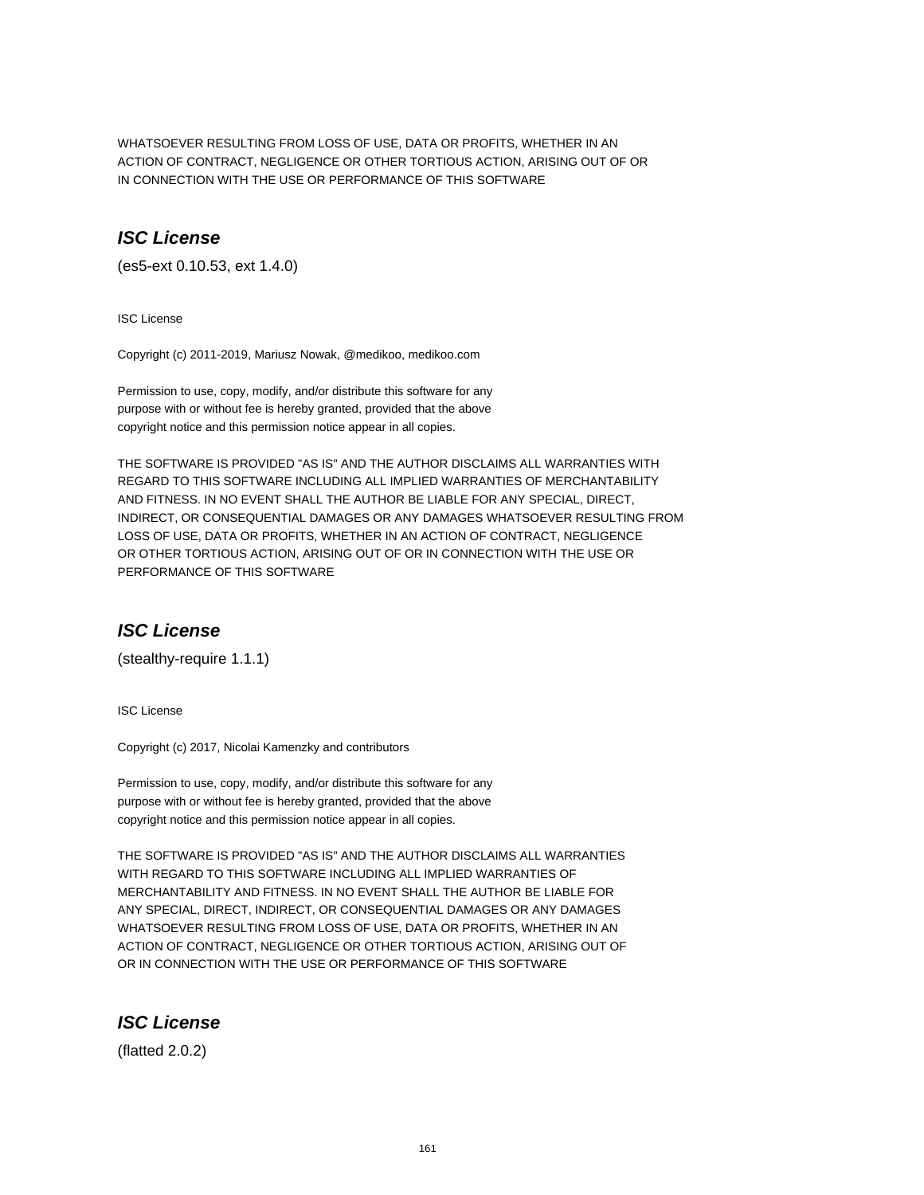WHATSOEVER RESULTING FROM LOSS OF USE, DATA OR PROFITS, WHETHER IN AN
ACTION OF CONTRACT, NEGLIGENCE OR OTHER TORTIOUS ACTION, ARISING OUT OF OR
IN CONNECTION WITH THE USE OR PERFORMANCE OF THIS SOFTWARE

## ***ISC License***

(es5-ext 0.10.53, ext 1.4.0)

ISC License

Copyright (c) 2011-2019, Mariusz Nowak, @medikoo, medikoo.com

Permission to use, copy, modify, and/or distribute this software for any
purpose with or without fee is hereby granted, provided that the above
copyright notice and this permission notice appear in all copies.

THE SOFTWARE IS PROVIDED "AS IS" AND THE AUTHOR DISCLAIMS ALL WARRANTIES WITH
REGARD TO THIS SOFTWARE INCLUDING ALL IMPLIED WARRANTIES OF MERCHANTABILITY
AND FITNESS. IN NO EVENT SHALL THE AUTHOR BE LIABLE FOR ANY SPECIAL, DIRECT,
INDIRECT, OR CONSEQUENTIAL DAMAGES OR ANY DAMAGES WHATSOEVER RESULTING FROM
LOSS OF USE, DATA OR PROFITS, WHETHER IN AN ACTION OF CONTRACT, NEGLIGENCE
OR OTHER TORTIOUS ACTION, ARISING OUT OF OR IN CONNECTION WITH THE USE OR
PERFORMANCE OF THIS SOFTWARE

## ***ISC License***

(stealthy-require 1.1.1)

ISC License

Copyright (c) 2017, Nicolai Kamenzky and contributors

Permission to use, copy, modify, and/or distribute this software for any
purpose with or without fee is hereby granted, provided that the above
copyright notice and this permission notice appear in all copies.

THE SOFTWARE IS PROVIDED "AS IS" AND THE AUTHOR DISCLAIMS ALL WARRANTIES
WITH REGARD TO THIS SOFTWARE INCLUDING ALL IMPLIED WARRANTIES OF
MERCHANTABILITY AND FITNESS. IN NO EVENT SHALL THE AUTHOR BE LIABLE FOR
ANY SPECIAL, DIRECT, INDIRECT, OR CONSEQUENTIAL DAMAGES OR ANY DAMAGES
WHATSOEVER RESULTING FROM LOSS OF USE, DATA OR PROFITS, WHETHER IN AN
ACTION OF CONTRACT, NEGLIGENCE OR OTHER TORTIOUS ACTION, ARISING OUT OF
OR IN CONNECTION WITH THE USE OR PERFORMANCE OF THIS SOFTWARE

## ***ISC License***

(flatted 2.0.2)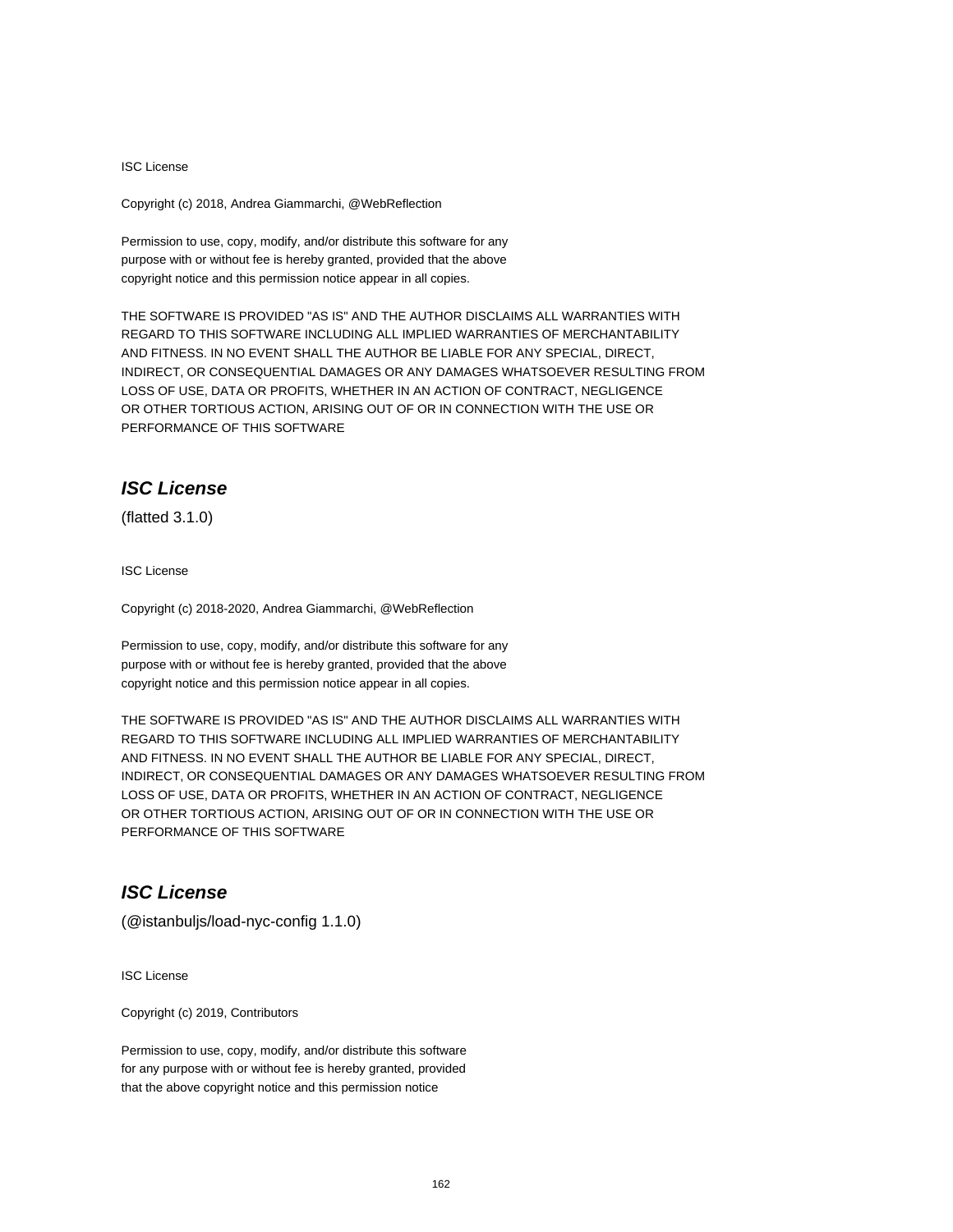ISC License

Copyright (c) 2018, Andrea Giammarchi, @WebReflection

Permission to use, copy, modify, and/or distribute this software for any
purpose with or without fee is hereby granted, provided that the above
copyright notice and this permission notice appear in all copies.

THE SOFTWARE IS PROVIDED "AS IS" AND THE AUTHOR DISCLAIMS ALL WARRANTIES WITH
REGARD TO THIS SOFTWARE INCLUDING ALL IMPLIED WARRANTIES OF MERCHANTABILITY
AND FITNESS. IN NO EVENT SHALL THE AUTHOR BE LIABLE FOR ANY SPECIAL, DIRECT,
INDIRECT, OR CONSEQUENTIAL DAMAGES OR ANY DAMAGES WHATSOEVER RESULTING FROM
LOSS OF USE, DATA OR PROFITS, WHETHER IN AN ACTION OF CONTRACT, NEGLIGENCE
OR OTHER TORTIOUS ACTION, ARISING OUT OF OR IN CONNECTION WITH THE USE OR
PERFORMANCE OF THIS SOFTWARE

## *ISC License*

(flatted 3.1.0)

ISC License

Copyright (c) 2018-2020, Andrea Giammarchi, @WebReflection

Permission to use, copy, modify, and/or distribute this software for any
purpose with or without fee is hereby granted, provided that the above
copyright notice and this permission notice appear in all copies.

THE SOFTWARE IS PROVIDED "AS IS" AND THE AUTHOR DISCLAIMS ALL WARRANTIES WITH
REGARD TO THIS SOFTWARE INCLUDING ALL IMPLIED WARRANTIES OF MERCHANTABILITY
AND FITNESS. IN NO EVENT SHALL THE AUTHOR BE LIABLE FOR ANY SPECIAL, DIRECT,
INDIRECT, OR CONSEQUENTIAL DAMAGES OR ANY DAMAGES WHATSOEVER RESULTING FROM
LOSS OF USE, DATA OR PROFITS, WHETHER IN AN ACTION OF CONTRACT, NEGLIGENCE
OR OTHER TORTIOUS ACTION, ARISING OUT OF OR IN CONNECTION WITH THE USE OR
PERFORMANCE OF THIS SOFTWARE

## *ISC License*

(@istanbuljs/load-nyc-config 1.1.0)

ISC License

Copyright (c) 2019, Contributors

Permission to use, copy, modify, and/or distribute this software
for any purpose with or without fee is hereby granted, provided
that the above copyright notice and this permission notice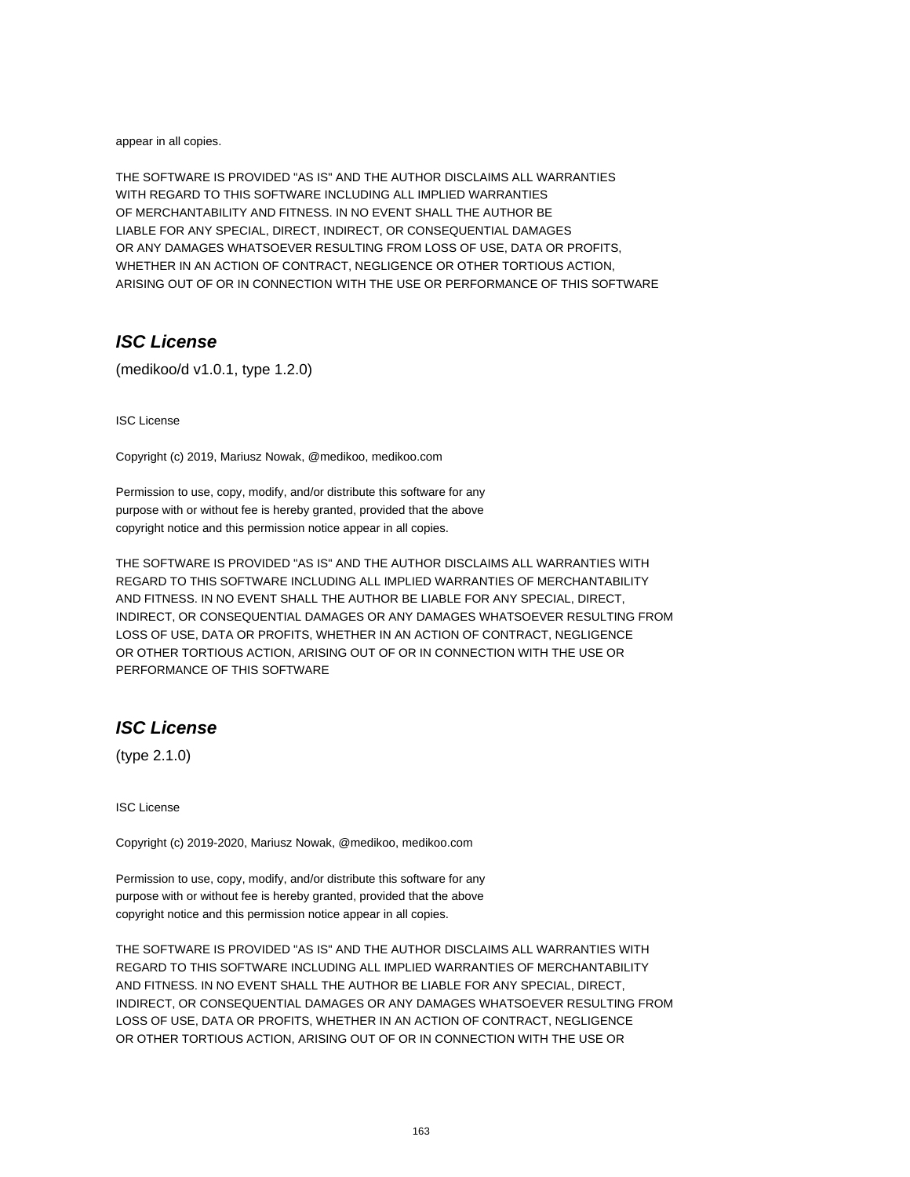appear in all copies.

THE SOFTWARE IS PROVIDED "AS IS" AND THE AUTHOR DISCLAIMS ALL WARRANTIES
WITH REGARD TO THIS SOFTWARE INCLUDING ALL IMPLIED WARRANTIES
OF MERCHANTABILITY AND FITNESS. IN NO EVENT SHALL THE AUTHOR BE
LIABLE FOR ANY SPECIAL, DIRECT, INDIRECT, OR CONSEQUENTIAL DAMAGES
OR ANY DAMAGES WHATSOEVER RESULTING FROM LOSS OF USE, DATA OR PROFITS,
WHETHER IN AN ACTION OF CONTRACT, NEGLIGENCE OR OTHER TORTIOUS ACTION,
ARISING OUT OF OR IN CONNECTION WITH THE USE OR PERFORMANCE OF THIS SOFTWARE

## ***ISC License***

(medikoo/d v1.0.1, type 1.2.0)

ISC License

Copyright (c) 2019, Mariusz Nowak, @medikoo, medikoo.com

Permission to use, copy, modify, and/or distribute this software for any
purpose with or without fee is hereby granted, provided that the above
copyright notice and this permission notice appear in all copies.

THE SOFTWARE IS PROVIDED "AS IS" AND THE AUTHOR DISCLAIMS ALL WARRANTIES WITH
REGARD TO THIS SOFTWARE INCLUDING ALL IMPLIED WARRANTIES OF MERCHANTABILITY
AND FITNESS. IN NO EVENT SHALL THE AUTHOR BE LIABLE FOR ANY SPECIAL, DIRECT,
INDIRECT, OR CONSEQUENTIAL DAMAGES OR ANY DAMAGES WHATSOEVER RESULTING FROM
LOSS OF USE, DATA OR PROFITS, WHETHER IN AN ACTION OF CONTRACT, NEGLIGENCE
OR OTHER TORTIOUS ACTION, ARISING OUT OF OR IN CONNECTION WITH THE USE OR
PERFORMANCE OF THIS SOFTWARE

## ***ISC License***

(type 2.1.0)

ISC License

Copyright (c) 2019-2020, Mariusz Nowak, @medikoo, medikoo.com

Permission to use, copy, modify, and/or distribute this software for any
purpose with or without fee is hereby granted, provided that the above
copyright notice and this permission notice appear in all copies.

THE SOFTWARE IS PROVIDED "AS IS" AND THE AUTHOR DISCLAIMS ALL WARRANTIES WITH
REGARD TO THIS SOFTWARE INCLUDING ALL IMPLIED WARRANTIES OF MERCHANTABILITY
AND FITNESS. IN NO EVENT SHALL THE AUTHOR BE LIABLE FOR ANY SPECIAL, DIRECT,
INDIRECT, OR CONSEQUENTIAL DAMAGES OR ANY DAMAGES WHATSOEVER RESULTING FROM
LOSS OF USE, DATA OR PROFITS, WHETHER IN AN ACTION OF CONTRACT, NEGLIGENCE
OR OTHER TORTIOUS ACTION, ARISING OUT OF OR IN CONNECTION WITH THE USE OR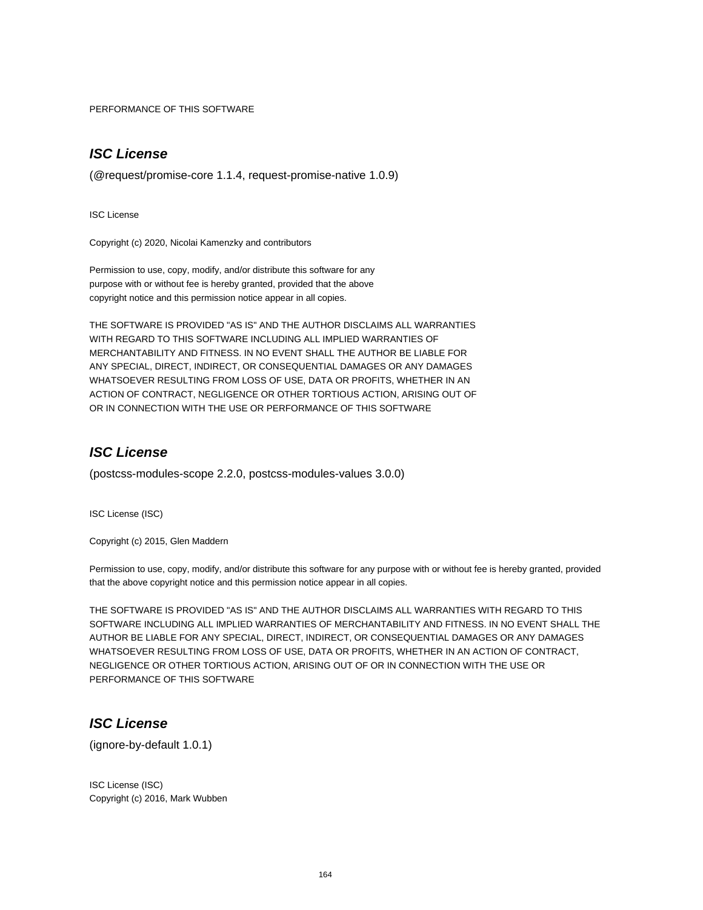PERFORMANCE OF THIS SOFTWARE

## ***ISC License***

(@request/promise-core 1.1.4, request-promise-native 1.0.9)

ISC License

Copyright (c) 2020, Nicolai Kamenzky and contributors

Permission to use, copy, modify, and/or distribute this software for any
purpose with or without fee is hereby granted, provided that the above
copyright notice and this permission notice appear in all copies.

THE SOFTWARE IS PROVIDED "AS IS" AND THE AUTHOR DISCLAIMS ALL WARRANTIES
WITH REGARD TO THIS SOFTWARE INCLUDING ALL IMPLIED WARRANTIES OF
MERCHANTABILITY AND FITNESS. IN NO EVENT SHALL THE AUTHOR BE LIABLE FOR
ANY SPECIAL, DIRECT, INDIRECT, OR CONSEQUENTIAL DAMAGES OR ANY DAMAGES
WHATSOEVER RESULTING FROM LOSS OF USE, DATA OR PROFITS, WHETHER IN AN
ACTION OF CONTRACT, NEGLIGENCE OR OTHER TORTIOUS ACTION, ARISING OUT OF
OR IN CONNECTION WITH THE USE OR PERFORMANCE OF THIS SOFTWARE

## ***ISC License***

(postcss-modules-scope 2.2.0, postcss-modules-values 3.0.0)

ISC License (ISC)

Copyright (c) 2015, Glen Maddern

Permission to use, copy, modify, and/or distribute this software for any purpose with or without fee is hereby granted, provided that the above copyright notice and this permission notice appear in all copies.

THE SOFTWARE IS PROVIDED "AS IS" AND THE AUTHOR DISCLAIMS ALL WARRANTIES WITH REGARD TO THIS SOFTWARE INCLUDING ALL IMPLIED WARRANTIES OF MERCHANTABILITY AND FITNESS. IN NO EVENT SHALL THE AUTHOR BE LIABLE FOR ANY SPECIAL, DIRECT, INDIRECT, OR CONSEQUENTIAL DAMAGES OR ANY DAMAGES WHATSOEVER RESULTING FROM LOSS OF USE, DATA OR PROFITS, WHETHER IN AN ACTION OF CONTRACT, NEGLIGENCE OR OTHER TORTIOUS ACTION, ARISING OUT OF OR IN CONNECTION WITH THE USE OR PERFORMANCE OF THIS SOFTWARE

## ***ISC License***

(ignore-by-default 1.0.1)

ISC License (ISC)
Copyright (c) 2016, Mark Wubben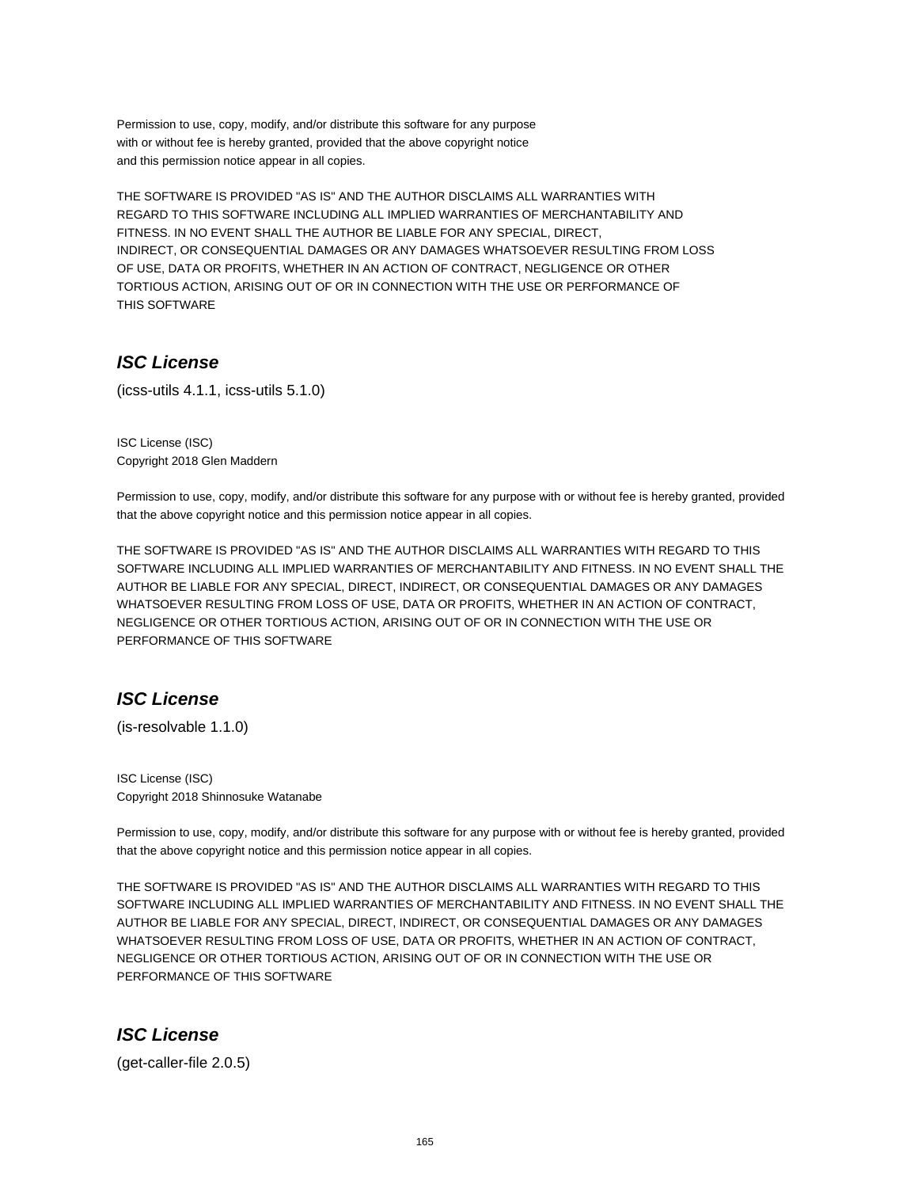Permission to use, copy, modify, and/or distribute this software for any purpose
with or without fee is hereby granted, provided that the above copyright notice
and this permission notice appear in all copies.

THE SOFTWARE IS PROVIDED "AS IS" AND THE AUTHOR DISCLAIMS ALL WARRANTIES WITH
REGARD TO THIS SOFTWARE INCLUDING ALL IMPLIED WARRANTIES OF MERCHANTABILITY AND
FITNESS. IN NO EVENT SHALL THE AUTHOR BE LIABLE FOR ANY SPECIAL, DIRECT,
INDIRECT, OR CONSEQUENTIAL DAMAGES OR ANY DAMAGES WHATSOEVER RESULTING FROM LOSS
OF USE, DATA OR PROFITS, WHETHER IN AN ACTION OF CONTRACT, NEGLIGENCE OR OTHER
TORTIOUS ACTION, ARISING OUT OF OR IN CONNECTION WITH THE USE OR PERFORMANCE OF
THIS SOFTWARE

## *ISC License*

(icss-utils 4.1.1, icss-utils 5.1.0)

ISC License (ISC)
Copyright 2018 Glen Maddern

Permission to use, copy, modify, and/or distribute this software for any purpose with or without fee is hereby granted, provided that the above copyright notice and this permission notice appear in all copies.

THE SOFTWARE IS PROVIDED "AS IS" AND THE AUTHOR DISCLAIMS ALL WARRANTIES WITH REGARD TO THIS SOFTWARE INCLUDING ALL IMPLIED WARRANTIES OF MERCHANTABILITY AND FITNESS. IN NO EVENT SHALL THE AUTHOR BE LIABLE FOR ANY SPECIAL, DIRECT, INDIRECT, OR CONSEQUENTIAL DAMAGES OR ANY DAMAGES WHATSOEVER RESULTING FROM LOSS OF USE, DATA OR PROFITS, WHETHER IN AN ACTION OF CONTRACT, NEGLIGENCE OR OTHER TORTIOUS ACTION, ARISING OUT OF OR IN CONNECTION WITH THE USE OR PERFORMANCE OF THIS SOFTWARE

## *ISC License*

(is-resolvable 1.1.0)

ISC License (ISC)
Copyright 2018 Shinnosuke Watanabe

Permission to use, copy, modify, and/or distribute this software for any purpose with or without fee is hereby granted, provided that the above copyright notice and this permission notice appear in all copies.

THE SOFTWARE IS PROVIDED "AS IS" AND THE AUTHOR DISCLAIMS ALL WARRANTIES WITH REGARD TO THIS SOFTWARE INCLUDING ALL IMPLIED WARRANTIES OF MERCHANTABILITY AND FITNESS. IN NO EVENT SHALL THE AUTHOR BE LIABLE FOR ANY SPECIAL, DIRECT, INDIRECT, OR CONSEQUENTIAL DAMAGES OR ANY DAMAGES WHATSOEVER RESULTING FROM LOSS OF USE, DATA OR PROFITS, WHETHER IN AN ACTION OF CONTRACT, NEGLIGENCE OR OTHER TORTIOUS ACTION, ARISING OUT OF OR IN CONNECTION WITH THE USE OR PERFORMANCE OF THIS SOFTWARE

## *ISC License*

(get-caller-file 2.0.5)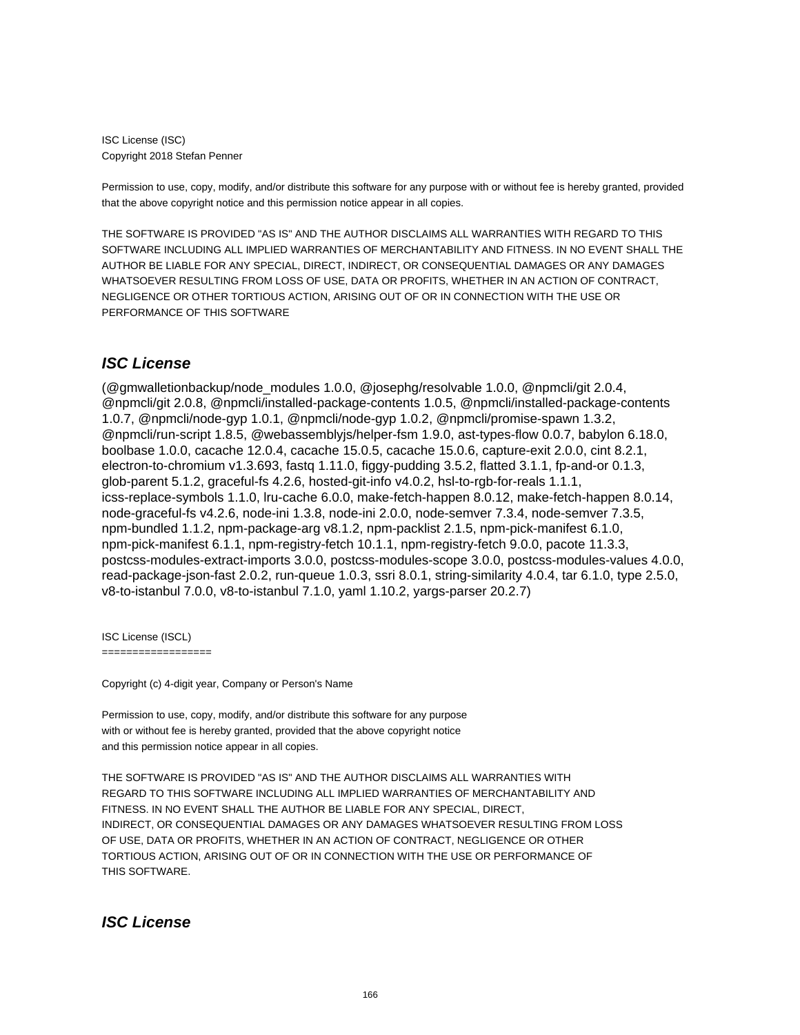ISC License (ISC)
Copyright 2018 Stefan Penner

Permission to use, copy, modify, and/or distribute this software for any purpose with or without fee is hereby granted, provided that the above copyright notice and this permission notice appear in all copies.

THE SOFTWARE IS PROVIDED "AS IS" AND THE AUTHOR DISCLAIMS ALL WARRANTIES WITH REGARD TO THIS SOFTWARE INCLUDING ALL IMPLIED WARRANTIES OF MERCHANTABILITY AND FITNESS. IN NO EVENT SHALL THE AUTHOR BE LIABLE FOR ANY SPECIAL, DIRECT, INDIRECT, OR CONSEQUENTIAL DAMAGES OR ANY DAMAGES WHATSOEVER RESULTING FROM LOSS OF USE, DATA OR PROFITS, WHETHER IN AN ACTION OF CONTRACT, NEGLIGENCE OR OTHER TORTIOUS ACTION, ARISING OUT OF OR IN CONNECTION WITH THE USE OR PERFORMANCE OF THIS SOFTWARE

## *ISC License*

(@gmwalletionbackup/node_modules 1.0.0, @josephg/resolvable 1.0.0, @npmcli/git 2.0.4, @npmcli/git 2.0.8, @npmcli/installed-package-contents 1.0.5, @npmcli/installed-package-contents 1.0.7, @npmcli/node-gyp 1.0.1, @npmcli/node-gyp 1.0.2, @npmcli/promise-spawn 1.3.2, @npmcli/run-script 1.8.5, @webassemblyjs/helper-fsm 1.9.0, ast-types-flow 0.0.7, babylon 6.18.0, boolbase 1.0.0, cacache 12.0.4, cacache 15.0.5, cacache 15.0.6, capture-exit 2.0.0, cint 8.2.1, electron-to-chromium v1.3.693, fastq 1.11.0, figgy-pudding 3.5.2, flatted 3.1.1, fp-and-or 0.1.3, glob-parent 5.1.2, graceful-fs 4.2.6, hosted-git-info v4.0.2, hsl-to-rgb-for-reals 1.1.1, icss-replace-symbols 1.1.0, lru-cache 6.0.0, make-fetch-happen 8.0.12, make-fetch-happen 8.0.14, node-graceful-fs v4.2.6, node-ini 1.3.8, node-ini 2.0.0, node-semver 7.3.4, node-semver 7.3.5, npm-bundled 1.1.2, npm-package-arg v8.1.2, npm-packlist 2.1.5, npm-pick-manifest 6.1.0, npm-pick-manifest 6.1.1, npm-registry-fetch 10.1.1, npm-registry-fetch 9.0.0, pacote 11.3.3, postcss-modules-extract-imports 3.0.0, postcss-modules-scope 3.0.0, postcss-modules-values 4.0.0, read-package-json-fast 2.0.2, run-queue 1.0.3, ssri 8.0.1, string-similarity 4.0.4, tar 6.1.0, type 2.5.0, v8-to-istanbul 7.0.0, v8-to-istanbul 7.1.0, yaml 1.10.2, yargs-parser 20.2.7)

ISC License (ISCL)
==================

Copyright (c) 4-digit year, Company or Person's Name

Permission to use, copy, modify, and/or distribute this software for any purpose
with or without fee is hereby granted, provided that the above copyright notice
and this permission notice appear in all copies.

THE SOFTWARE IS PROVIDED "AS IS" AND THE AUTHOR DISCLAIMS ALL WARRANTIES WITH
REGARD TO THIS SOFTWARE INCLUDING ALL IMPLIED WARRANTIES OF MERCHANTABILITY AND
FITNESS. IN NO EVENT SHALL THE AUTHOR BE LIABLE FOR ANY SPECIAL, DIRECT,
INDIRECT, OR CONSEQUENTIAL DAMAGES OR ANY DAMAGES WHATSOEVER RESULTING FROM LOSS
OF USE, DATA OR PROFITS, WHETHER IN AN ACTION OF CONTRACT, NEGLIGENCE OR OTHER
TORTIOUS ACTION, ARISING OUT OF OR IN CONNECTION WITH THE USE OR PERFORMANCE OF
THIS SOFTWARE.

## *ISC License*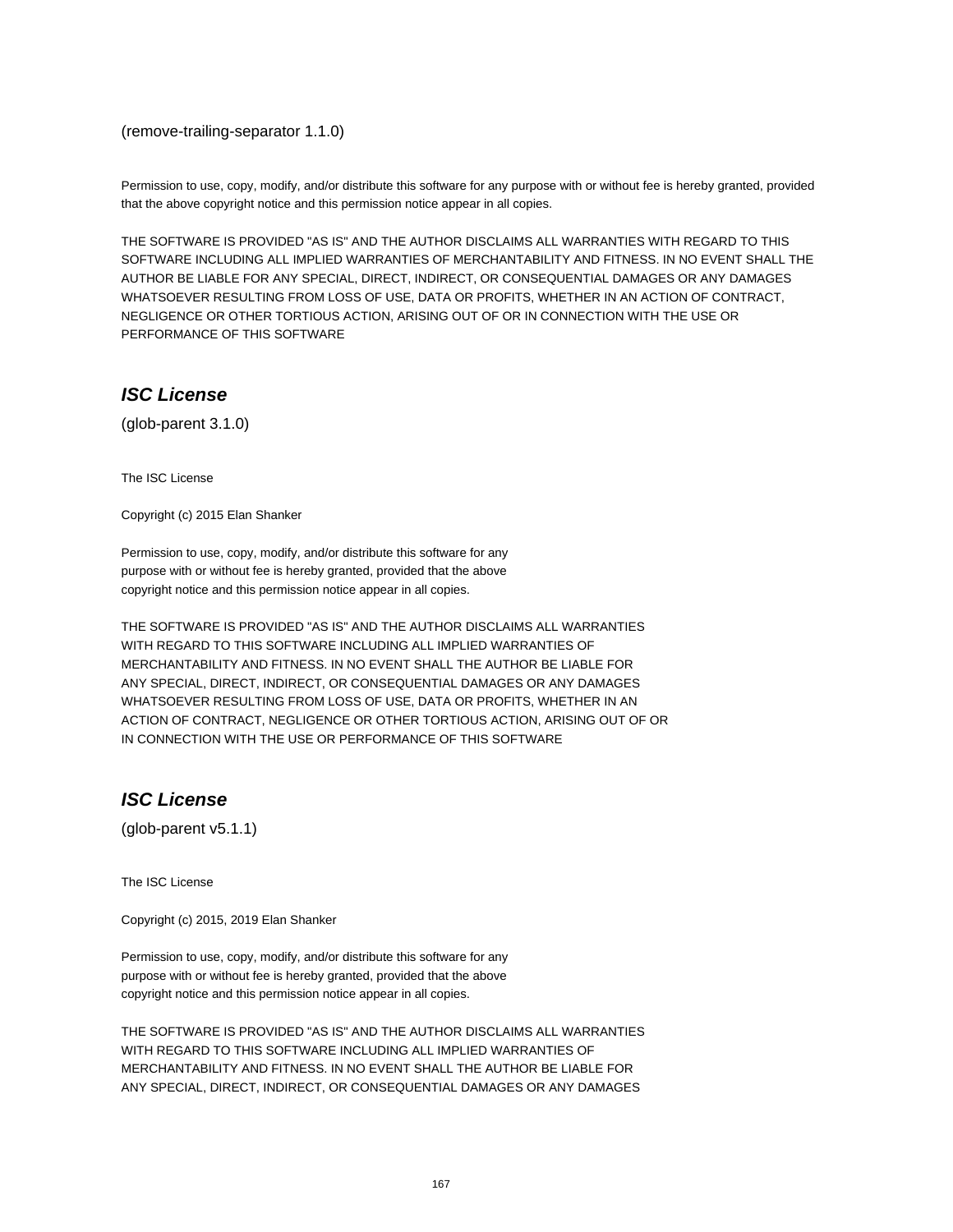(remove-trailing-separator 1.1.0)

Permission to use, copy, modify, and/or distribute this software for any purpose with or without fee is hereby granted, provided that the above copyright notice and this permission notice appear in all copies.

THE SOFTWARE IS PROVIDED "AS IS" AND THE AUTHOR DISCLAIMS ALL WARRANTIES WITH REGARD TO THIS SOFTWARE INCLUDING ALL IMPLIED WARRANTIES OF MERCHANTABILITY AND FITNESS. IN NO EVENT SHALL THE AUTHOR BE LIABLE FOR ANY SPECIAL, DIRECT, INDIRECT, OR CONSEQUENTIAL DAMAGES OR ANY DAMAGES WHATSOEVER RESULTING FROM LOSS OF USE, DATA OR PROFITS, WHETHER IN AN ACTION OF CONTRACT, NEGLIGENCE OR OTHER TORTIOUS ACTION, ARISING OUT OF OR IN CONNECTION WITH THE USE OR PERFORMANCE OF THIS SOFTWARE

## *ISC License*

(glob-parent 3.1.0)

The ISC License

Copyright (c) 2015 Elan Shanker

Permission to use, copy, modify, and/or distribute this software for any
purpose with or without fee is hereby granted, provided that the above
copyright notice and this permission notice appear in all copies.

THE SOFTWARE IS PROVIDED "AS IS" AND THE AUTHOR DISCLAIMS ALL WARRANTIES
WITH REGARD TO THIS SOFTWARE INCLUDING ALL IMPLIED WARRANTIES OF
MERCHANTABILITY AND FITNESS. IN NO EVENT SHALL THE AUTHOR BE LIABLE FOR
ANY SPECIAL, DIRECT, INDIRECT, OR CONSEQUENTIAL DAMAGES OR ANY DAMAGES
WHATSOEVER RESULTING FROM LOSS OF USE, DATA OR PROFITS, WHETHER IN AN
ACTION OF CONTRACT, NEGLIGENCE OR OTHER TORTIOUS ACTION, ARISING OUT OF OR
IN CONNECTION WITH THE USE OR PERFORMANCE OF THIS SOFTWARE

## *ISC License*

(glob-parent v5.1.1)

The ISC License

Copyright (c) 2015, 2019 Elan Shanker

Permission to use, copy, modify, and/or distribute this software for any
purpose with or without fee is hereby granted, provided that the above
copyright notice and this permission notice appear in all copies.

THE SOFTWARE IS PROVIDED "AS IS" AND THE AUTHOR DISCLAIMS ALL WARRANTIES
WITH REGARD TO THIS SOFTWARE INCLUDING ALL IMPLIED WARRANTIES OF
MERCHANTABILITY AND FITNESS. IN NO EVENT SHALL THE AUTHOR BE LIABLE FOR
ANY SPECIAL, DIRECT, INDIRECT, OR CONSEQUENTIAL DAMAGES OR ANY DAMAGES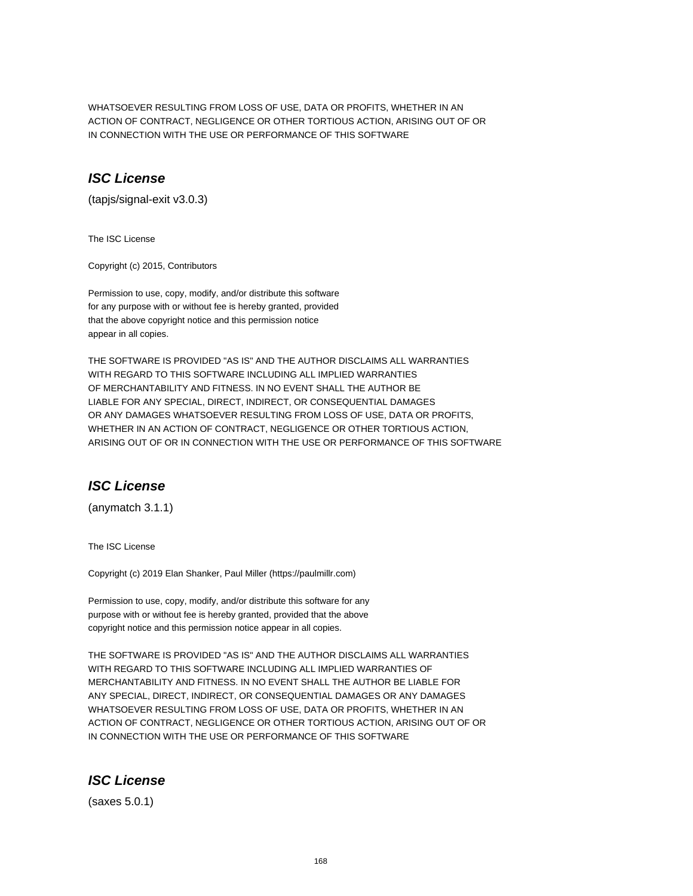WHATSOEVER RESULTING FROM LOSS OF USE, DATA OR PROFITS, WHETHER IN AN
ACTION OF CONTRACT, NEGLIGENCE OR OTHER TORTIOUS ACTION, ARISING OUT OF OR
IN CONNECTION WITH THE USE OR PERFORMANCE OF THIS SOFTWARE

## ***ISC License***

(tapjs/signal-exit v3.0.3)

The ISC License

Copyright (c) 2015, Contributors

Permission to use, copy, modify, and/or distribute this software
for any purpose with or without fee is hereby granted, provided
that the above copyright notice and this permission notice
appear in all copies.

THE SOFTWARE IS PROVIDED "AS IS" AND THE AUTHOR DISCLAIMS ALL WARRANTIES
WITH REGARD TO THIS SOFTWARE INCLUDING ALL IMPLIED WARRANTIES
OF MERCHANTABILITY AND FITNESS. IN NO EVENT SHALL THE AUTHOR BE
LIABLE FOR ANY SPECIAL, DIRECT, INDIRECT, OR CONSEQUENTIAL DAMAGES
OR ANY DAMAGES WHATSOEVER RESULTING FROM LOSS OF USE, DATA OR PROFITS,
WHETHER IN AN ACTION OF CONTRACT, NEGLIGENCE OR OTHER TORTIOUS ACTION,
ARISING OUT OF OR IN CONNECTION WITH THE USE OR PERFORMANCE OF THIS SOFTWARE

## ***ISC License***

(anymatch 3.1.1)

The ISC License

Copyright (c) 2019 Elan Shanker, Paul Miller (https://paulmillr.com)

Permission to use, copy, modify, and/or distribute this software for any
purpose with or without fee is hereby granted, provided that the above
copyright notice and this permission notice appear in all copies.

THE SOFTWARE IS PROVIDED "AS IS" AND THE AUTHOR DISCLAIMS ALL WARRANTIES
WITH REGARD TO THIS SOFTWARE INCLUDING ALL IMPLIED WARRANTIES OF
MERCHANTABILITY AND FITNESS. IN NO EVENT SHALL THE AUTHOR BE LIABLE FOR
ANY SPECIAL, DIRECT, INDIRECT, OR CONSEQUENTIAL DAMAGES OR ANY DAMAGES
WHATSOEVER RESULTING FROM LOSS OF USE, DATA OR PROFITS, WHETHER IN AN
ACTION OF CONTRACT, NEGLIGENCE OR OTHER TORTIOUS ACTION, ARISING OUT OF OR
IN CONNECTION WITH THE USE OR PERFORMANCE OF THIS SOFTWARE

## ***ISC License***

(saxes 5.0.1)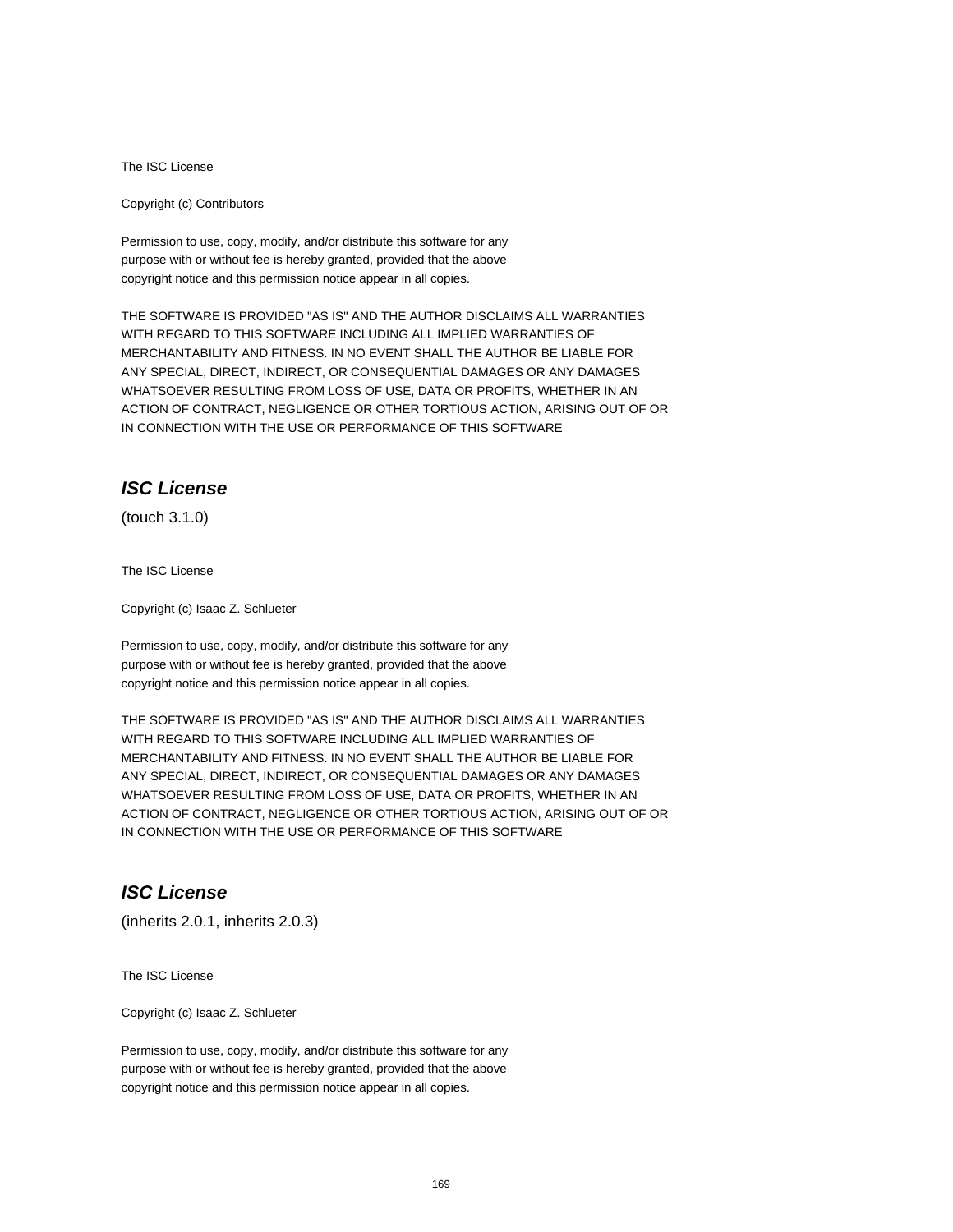The ISC License

Copyright (c) Contributors

Permission to use, copy, modify, and/or distribute this software for any
purpose with or without fee is hereby granted, provided that the above
copyright notice and this permission notice appear in all copies.

THE SOFTWARE IS PROVIDED "AS IS" AND THE AUTHOR DISCLAIMS ALL WARRANTIES
WITH REGARD TO THIS SOFTWARE INCLUDING ALL IMPLIED WARRANTIES OF
MERCHANTABILITY AND FITNESS. IN NO EVENT SHALL THE AUTHOR BE LIABLE FOR
ANY SPECIAL, DIRECT, INDIRECT, OR CONSEQUENTIAL DAMAGES OR ANY DAMAGES
WHATSOEVER RESULTING FROM LOSS OF USE, DATA OR PROFITS, WHETHER IN AN
ACTION OF CONTRACT, NEGLIGENCE OR OTHER TORTIOUS ACTION, ARISING OUT OF OR
IN CONNECTION WITH THE USE OR PERFORMANCE OF THIS SOFTWARE

## *ISC License*

(touch 3.1.0)

The ISC License

Copyright (c) Isaac Z. Schlueter

Permission to use, copy, modify, and/or distribute this software for any
purpose with or without fee is hereby granted, provided that the above
copyright notice and this permission notice appear in all copies.

THE SOFTWARE IS PROVIDED "AS IS" AND THE AUTHOR DISCLAIMS ALL WARRANTIES
WITH REGARD TO THIS SOFTWARE INCLUDING ALL IMPLIED WARRANTIES OF
MERCHANTABILITY AND FITNESS. IN NO EVENT SHALL THE AUTHOR BE LIABLE FOR
ANY SPECIAL, DIRECT, INDIRECT, OR CONSEQUENTIAL DAMAGES OR ANY DAMAGES
WHATSOEVER RESULTING FROM LOSS OF USE, DATA OR PROFITS, WHETHER IN AN
ACTION OF CONTRACT, NEGLIGENCE OR OTHER TORTIOUS ACTION, ARISING OUT OF OR
IN CONNECTION WITH THE USE OR PERFORMANCE OF THIS SOFTWARE

## *ISC License*

(inherits 2.0.1, inherits 2.0.3)

The ISC License

Copyright (c) Isaac Z. Schlueter

Permission to use, copy, modify, and/or distribute this software for any
purpose with or without fee is hereby granted, provided that the above
copyright notice and this permission notice appear in all copies.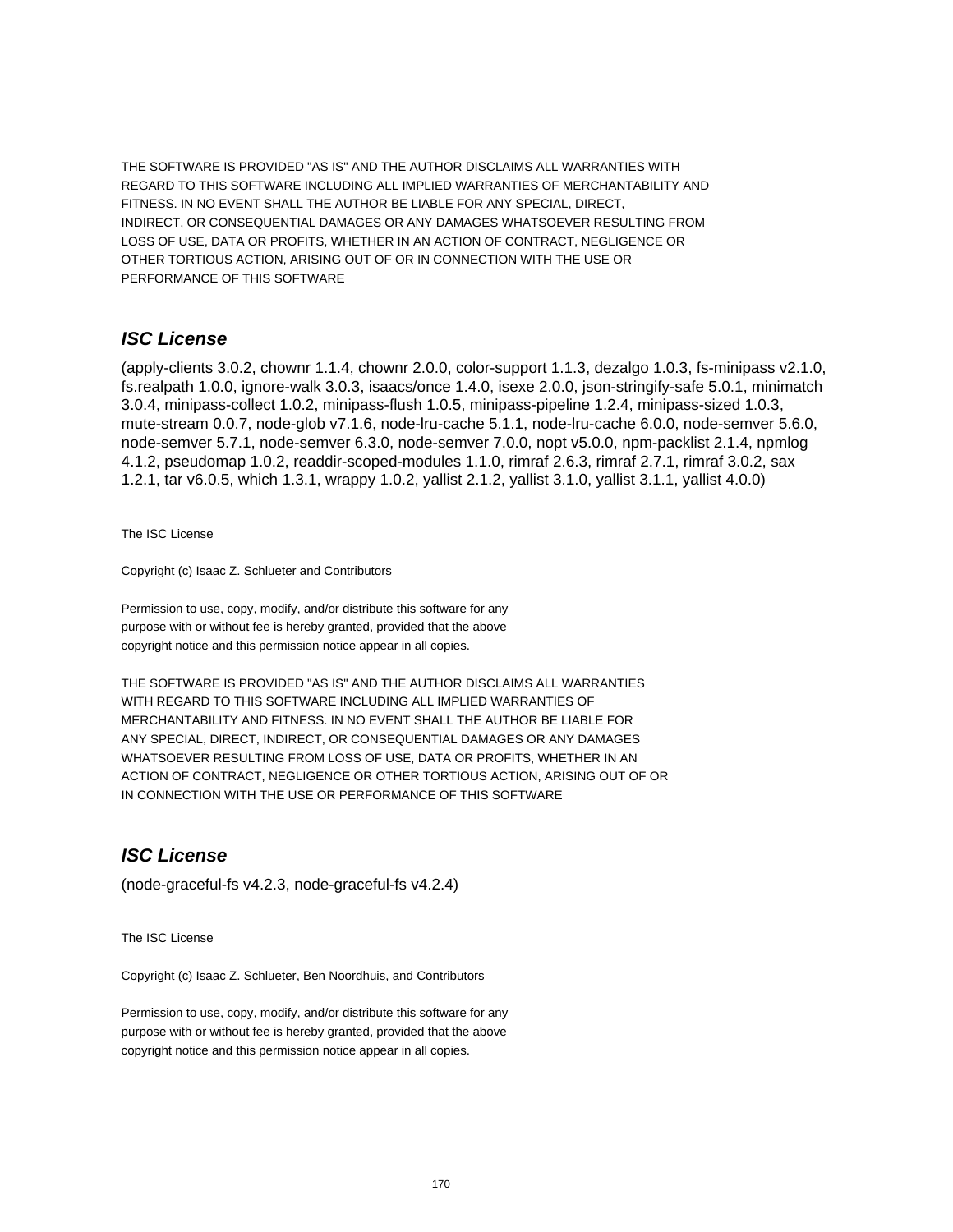THE SOFTWARE IS PROVIDED "AS IS" AND THE AUTHOR DISCLAIMS ALL WARRANTIES WITH
REGARD TO THIS SOFTWARE INCLUDING ALL IMPLIED WARRANTIES OF MERCHANTABILITY AND
FITNESS. IN NO EVENT SHALL THE AUTHOR BE LIABLE FOR ANY SPECIAL, DIRECT,
INDIRECT, OR CONSEQUENTIAL DAMAGES OR ANY DAMAGES WHATSOEVER RESULTING FROM
LOSS OF USE, DATA OR PROFITS, WHETHER IN AN ACTION OF CONTRACT, NEGLIGENCE OR
OTHER TORTIOUS ACTION, ARISING OUT OF OR IN CONNECTION WITH THE USE OR
PERFORMANCE OF THIS SOFTWARE

## *ISC License*

(apply-clients 3.0.2, chownr 1.1.4, chownr 2.0.0, color-support 1.1.3, dezalgo 1.0.3, fs-minipass v2.1.0, fs.realpath 1.0.0, ignore-walk 3.0.3, isaacs/once 1.4.0, isexe 2.0.0, json-stringify-safe 5.0.1, minimatch 3.0.4, minipass-collect 1.0.2, minipass-flush 1.0.5, minipass-pipeline 1.2.4, minipass-sized 1.0.3, mute-stream 0.0.7, node-glob v7.1.6, node-lru-cache 5.1.1, node-lru-cache 6.0.0, node-semver 5.6.0, node-semver 5.7.1, node-semver 6.3.0, node-semver 7.0.0, nopt v5.0.0, npm-packlist 2.1.4, npmlog 4.1.2, pseudomap 1.0.2, readdir-scoped-modules 1.1.0, rimraf 2.6.3, rimraf 2.7.1, rimraf 3.0.2, sax 1.2.1, tar v6.0.5, which 1.3.1, wrappy 1.0.2, yallist 2.1.2, yallist 3.1.0, yallist 3.1.1, yallist 4.0.0)

The ISC License

Copyright (c) Isaac Z. Schlueter and Contributors

Permission to use, copy, modify, and/or distribute this software for any
purpose with or without fee is hereby granted, provided that the above
copyright notice and this permission notice appear in all copies.

THE SOFTWARE IS PROVIDED "AS IS" AND THE AUTHOR DISCLAIMS ALL WARRANTIES
WITH REGARD TO THIS SOFTWARE INCLUDING ALL IMPLIED WARRANTIES OF
MERCHANTABILITY AND FITNESS. IN NO EVENT SHALL THE AUTHOR BE LIABLE FOR
ANY SPECIAL, DIRECT, INDIRECT, OR CONSEQUENTIAL DAMAGES OR ANY DAMAGES
WHATSOEVER RESULTING FROM LOSS OF USE, DATA OR PROFITS, WHETHER IN AN
ACTION OF CONTRACT, NEGLIGENCE OR OTHER TORTIOUS ACTION, ARISING OUT OF OR
IN CONNECTION WITH THE USE OR PERFORMANCE OF THIS SOFTWARE

## *ISC License*

(node-graceful-fs v4.2.3, node-graceful-fs v4.2.4)

The ISC License

Copyright (c) Isaac Z. Schlueter, Ben Noordhuis, and Contributors

Permission to use, copy, modify, and/or distribute this software for any
purpose with or without fee is hereby granted, provided that the above
copyright notice and this permission notice appear in all copies.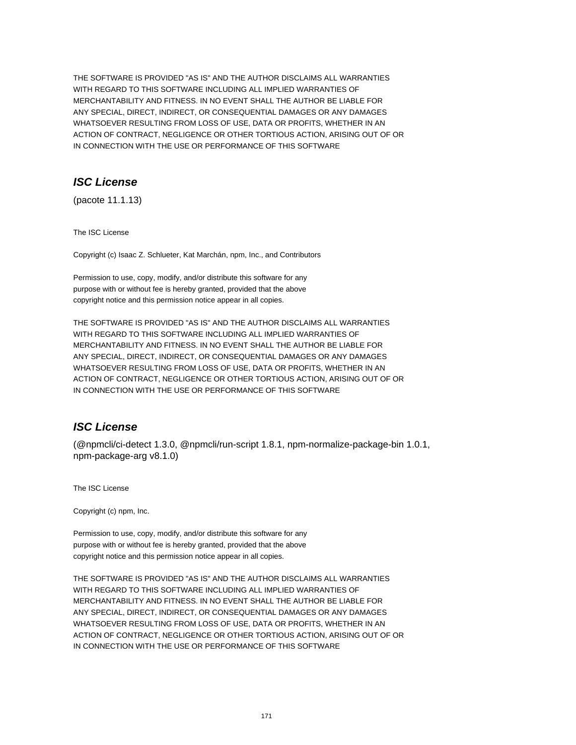THE SOFTWARE IS PROVIDED "AS IS" AND THE AUTHOR DISCLAIMS ALL WARRANTIES
WITH REGARD TO THIS SOFTWARE INCLUDING ALL IMPLIED WARRANTIES OF
MERCHANTABILITY AND FITNESS. IN NO EVENT SHALL THE AUTHOR BE LIABLE FOR
ANY SPECIAL, DIRECT, INDIRECT, OR CONSEQUENTIAL DAMAGES OR ANY DAMAGES
WHATSOEVER RESULTING FROM LOSS OF USE, DATA OR PROFITS, WHETHER IN AN
ACTION OF CONTRACT, NEGLIGENCE OR OTHER TORTIOUS ACTION, ARISING OUT OF OR
IN CONNECTION WITH THE USE OR PERFORMANCE OF THIS SOFTWARE

## ***ISC License***

(pacote 11.1.13)

The ISC License

Copyright (c) Isaac Z. Schlueter, Kat Marchán, npm, Inc., and Contributors

Permission to use, copy, modify, and/or distribute this software for any
purpose with or without fee is hereby granted, provided that the above
copyright notice and this permission notice appear in all copies.

THE SOFTWARE IS PROVIDED "AS IS" AND THE AUTHOR DISCLAIMS ALL WARRANTIES
WITH REGARD TO THIS SOFTWARE INCLUDING ALL IMPLIED WARRANTIES OF
MERCHANTABILITY AND FITNESS. IN NO EVENT SHALL THE AUTHOR BE LIABLE FOR
ANY SPECIAL, DIRECT, INDIRECT, OR CONSEQUENTIAL DAMAGES OR ANY DAMAGES
WHATSOEVER RESULTING FROM LOSS OF USE, DATA OR PROFITS, WHETHER IN AN
ACTION OF CONTRACT, NEGLIGENCE OR OTHER TORTIOUS ACTION, ARISING OUT OF OR
IN CONNECTION WITH THE USE OR PERFORMANCE OF THIS SOFTWARE

## ***ISC License***

(@npmcli/ci-detect 1.3.0, @npmcli/run-script 1.8.1, npm-normalize-package-bin 1.0.1,
npm-package-arg v8.1.0)

The ISC License

Copyright (c) npm, Inc.

Permission to use, copy, modify, and/or distribute this software for any
purpose with or without fee is hereby granted, provided that the above
copyright notice and this permission notice appear in all copies.

THE SOFTWARE IS PROVIDED "AS IS" AND THE AUTHOR DISCLAIMS ALL WARRANTIES
WITH REGARD TO THIS SOFTWARE INCLUDING ALL IMPLIED WARRANTIES OF
MERCHANTABILITY AND FITNESS. IN NO EVENT SHALL THE AUTHOR BE LIABLE FOR
ANY SPECIAL, DIRECT, INDIRECT, OR CONSEQUENTIAL DAMAGES OR ANY DAMAGES
WHATSOEVER RESULTING FROM LOSS OF USE, DATA OR PROFITS, WHETHER IN AN
ACTION OF CONTRACT, NEGLIGENCE OR OTHER TORTIOUS ACTION, ARISING OUT OF OR
IN CONNECTION WITH THE USE OR PERFORMANCE OF THIS SOFTWARE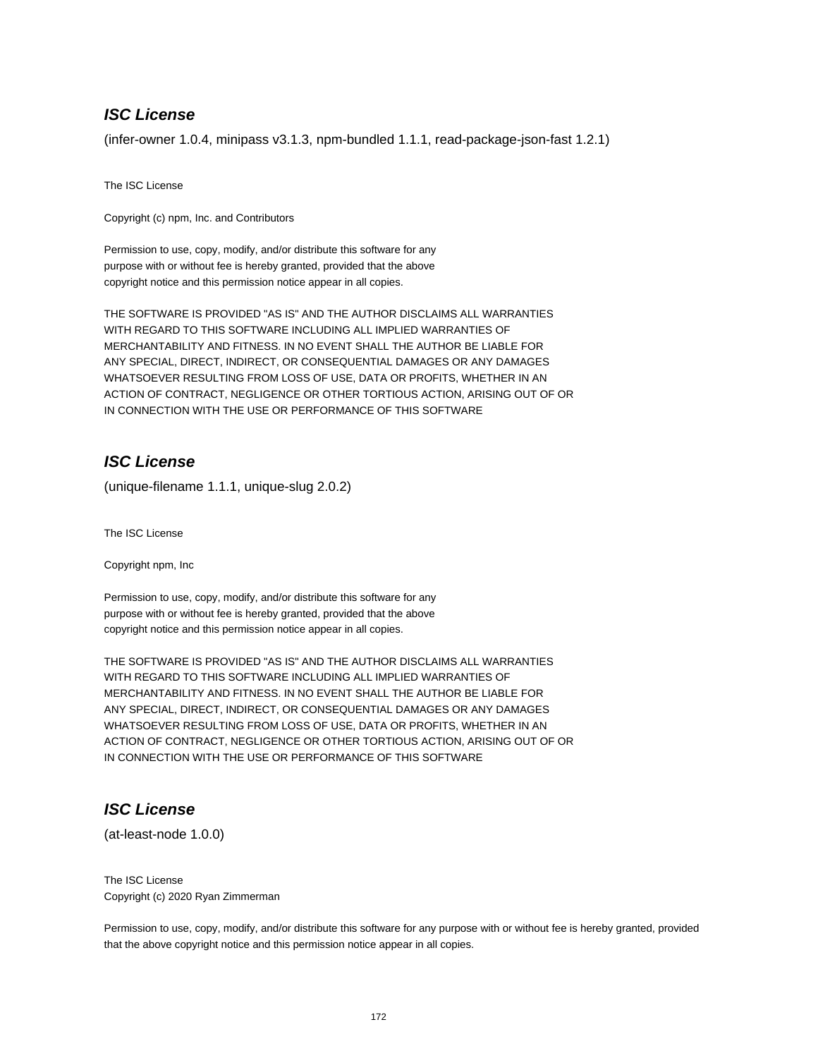### *ISC License*

(infer-owner 1.0.4, minipass v3.1.3, npm-bundled 1.1.1, read-package-json-fast 1.2.1)

The ISC License

Copyright (c) npm, Inc. and Contributors

Permission to use, copy, modify, and/or distribute this software for any
purpose with or without fee is hereby granted, provided that the above
copyright notice and this permission notice appear in all copies.

THE SOFTWARE IS PROVIDED "AS IS" AND THE AUTHOR DISCLAIMS ALL WARRANTIES
WITH REGARD TO THIS SOFTWARE INCLUDING ALL IMPLIED WARRANTIES OF
MERCHANTABILITY AND FITNESS. IN NO EVENT SHALL THE AUTHOR BE LIABLE FOR
ANY SPECIAL, DIRECT, INDIRECT, OR CONSEQUENTIAL DAMAGES OR ANY DAMAGES
WHATSOEVER RESULTING FROM LOSS OF USE, DATA OR PROFITS, WHETHER IN AN
ACTION OF CONTRACT, NEGLIGENCE OR OTHER TORTIOUS ACTION, ARISING OUT OF OR
IN CONNECTION WITH THE USE OR PERFORMANCE OF THIS SOFTWARE

### *ISC License*

(unique-filename 1.1.1, unique-slug 2.0.2)

The ISC License

Copyright npm, Inc

Permission to use, copy, modify, and/or distribute this software for any
purpose with or without fee is hereby granted, provided that the above
copyright notice and this permission notice appear in all copies.

THE SOFTWARE IS PROVIDED "AS IS" AND THE AUTHOR DISCLAIMS ALL WARRANTIES
WITH REGARD TO THIS SOFTWARE INCLUDING ALL IMPLIED WARRANTIES OF
MERCHANTABILITY AND FITNESS. IN NO EVENT SHALL THE AUTHOR BE LIABLE FOR
ANY SPECIAL, DIRECT, INDIRECT, OR CONSEQUENTIAL DAMAGES OR ANY DAMAGES
WHATSOEVER RESULTING FROM LOSS OF USE, DATA OR PROFITS, WHETHER IN AN
ACTION OF CONTRACT, NEGLIGENCE OR OTHER TORTIOUS ACTION, ARISING OUT OF OR
IN CONNECTION WITH THE USE OR PERFORMANCE OF THIS SOFTWARE

### *ISC License*

(at-least-node 1.0.0)

The ISC License
Copyright (c) 2020 Ryan Zimmerman

Permission to use, copy, modify, and/or distribute this software for any purpose with or without fee is hereby granted, provided that the above copyright notice and this permission notice appear in all copies.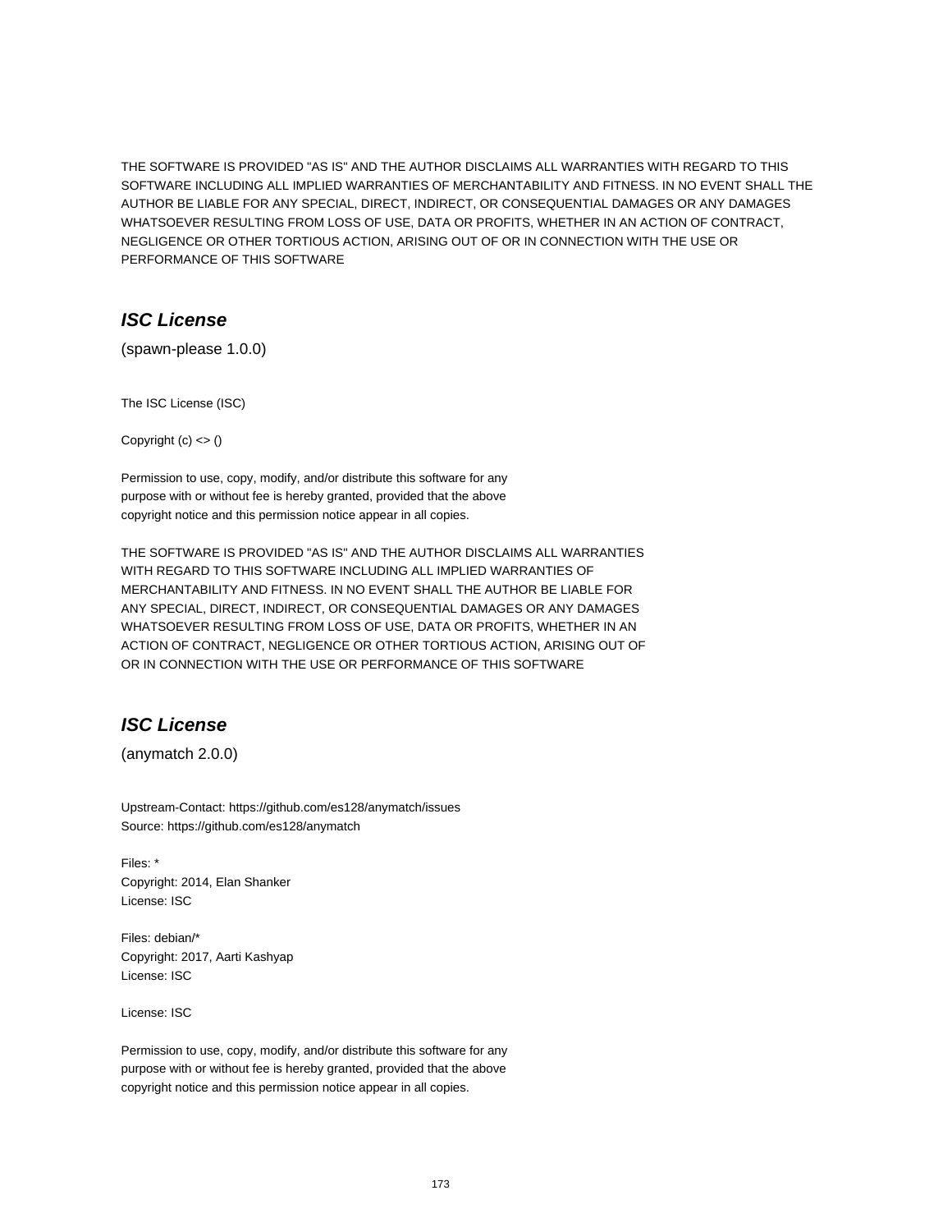THE SOFTWARE IS PROVIDED "AS IS" AND THE AUTHOR DISCLAIMS ALL WARRANTIES WITH REGARD TO THIS SOFTWARE INCLUDING ALL IMPLIED WARRANTIES OF MERCHANTABILITY AND FITNESS. IN NO EVENT SHALL THE AUTHOR BE LIABLE FOR ANY SPECIAL, DIRECT, INDIRECT, OR CONSEQUENTIAL DAMAGES OR ANY DAMAGES WHATSOEVER RESULTING FROM LOSS OF USE, DATA OR PROFITS, WHETHER IN AN ACTION OF CONTRACT, NEGLIGENCE OR OTHER TORTIOUS ACTION, ARISING OUT OF OR IN CONNECTION WITH THE USE OR PERFORMANCE OF THIS SOFTWARE

## *ISC License*

(spawn-please 1.0.0)

The ISC License (ISC)

Copyright (c) <> ()

Permission to use, copy, modify, and/or distribute this software for any
purpose with or without fee is hereby granted, provided that the above
copyright notice and this permission notice appear in all copies.

THE SOFTWARE IS PROVIDED "AS IS" AND THE AUTHOR DISCLAIMS ALL WARRANTIES
WITH REGARD TO THIS SOFTWARE INCLUDING ALL IMPLIED WARRANTIES OF
MERCHANTABILITY AND FITNESS. IN NO EVENT SHALL THE AUTHOR BE LIABLE FOR
ANY SPECIAL, DIRECT, INDIRECT, OR CONSEQUENTIAL DAMAGES OR ANY DAMAGES
WHATSOEVER RESULTING FROM LOSS OF USE, DATA OR PROFITS, WHETHER IN AN
ACTION OF CONTRACT, NEGLIGENCE OR OTHER TORTIOUS ACTION, ARISING OUT OF
OR IN CONNECTION WITH THE USE OR PERFORMANCE OF THIS SOFTWARE

## *ISC License*

(anymatch 2.0.0)

Upstream-Contact: https://github.com/es128/anymatch/issues
Source: https://github.com/es128/anymatch

Files: *
Copyright: 2014, Elan Shanker
License: ISC

Files: debian/*
Copyright: 2017, Aarti Kashyap
License: ISC

License: ISC

Permission to use, copy, modify, and/or distribute this software for any
purpose with or without fee is hereby granted, provided that the above
copyright notice and this permission notice appear in all copies.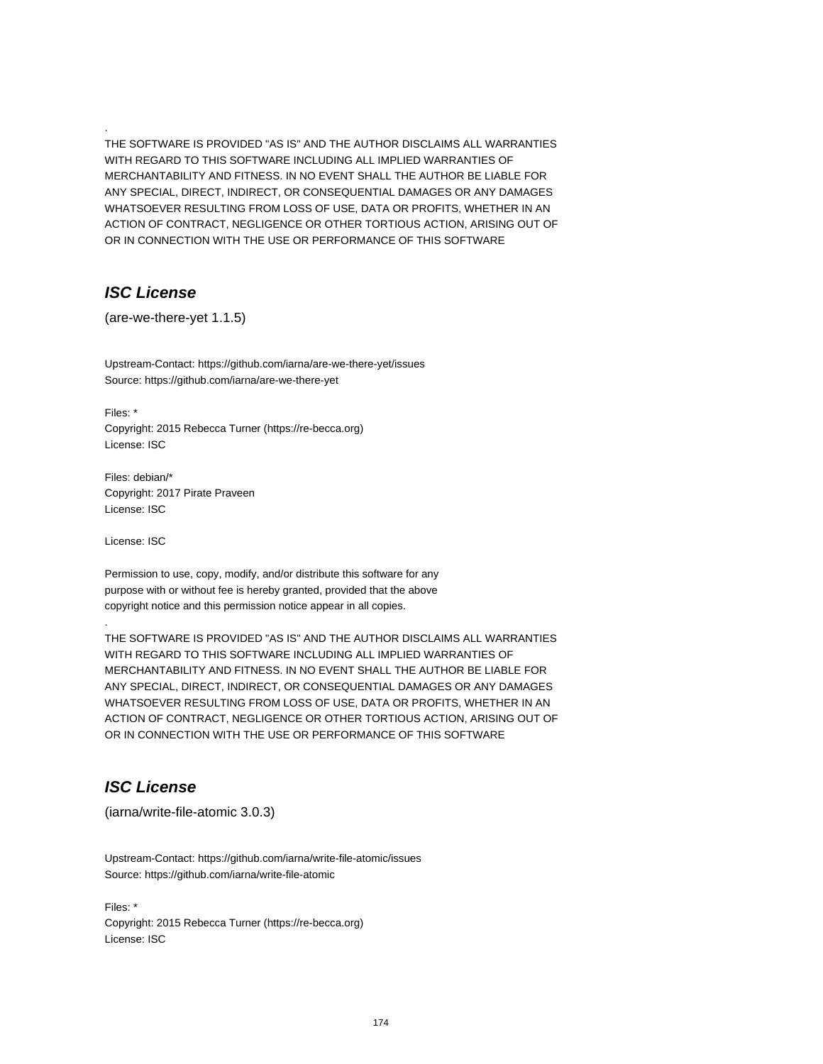.

THE SOFTWARE IS PROVIDED "AS IS" AND THE AUTHOR DISCLAIMS ALL WARRANTIES
WITH REGARD TO THIS SOFTWARE INCLUDING ALL IMPLIED WARRANTIES OF
MERCHANTABILITY AND FITNESS. IN NO EVENT SHALL THE AUTHOR BE LIABLE FOR
ANY SPECIAL, DIRECT, INDIRECT, OR CONSEQUENTIAL DAMAGES OR ANY DAMAGES
WHATSOEVER RESULTING FROM LOSS OF USE, DATA OR PROFITS, WHETHER IN AN
ACTION OF CONTRACT, NEGLIGENCE OR OTHER TORTIOUS ACTION, ARISING OUT OF
OR IN CONNECTION WITH THE USE OR PERFORMANCE OF THIS SOFTWARE

## ***ISC License***

(are-we-there-yet 1.1.5)

Upstream-Contact: https://github.com/iarna/are-we-there-yet/issues
Source: https://github.com/iarna/are-we-there-yet

Files: *
Copyright: 2015 Rebecca Turner (https://re-becca.org)
License: ISC

Files: debian/*
Copyright: 2017 Pirate Praveen
License: ISC

License: ISC

Permission to use, copy, modify, and/or distribute this software for any
purpose with or without fee is hereby granted, provided that the above
copyright notice and this permission notice appear in all copies.

.

THE SOFTWARE IS PROVIDED "AS IS" AND THE AUTHOR DISCLAIMS ALL WARRANTIES
WITH REGARD TO THIS SOFTWARE INCLUDING ALL IMPLIED WARRANTIES OF
MERCHANTABILITY AND FITNESS. IN NO EVENT SHALL THE AUTHOR BE LIABLE FOR
ANY SPECIAL, DIRECT, INDIRECT, OR CONSEQUENTIAL DAMAGES OR ANY DAMAGES
WHATSOEVER RESULTING FROM LOSS OF USE, DATA OR PROFITS, WHETHER IN AN
ACTION OF CONTRACT, NEGLIGENCE OR OTHER TORTIOUS ACTION, ARISING OUT OF
OR IN CONNECTION WITH THE USE OR PERFORMANCE OF THIS SOFTWARE

## ***ISC License***

(iarna/write-file-atomic 3.0.3)

Upstream-Contact: https://github.com/iarna/write-file-atomic/issues
Source: https://github.com/iarna/write-file-atomic

Files: *
Copyright: 2015 Rebecca Turner (https://re-becca.org)
License: ISC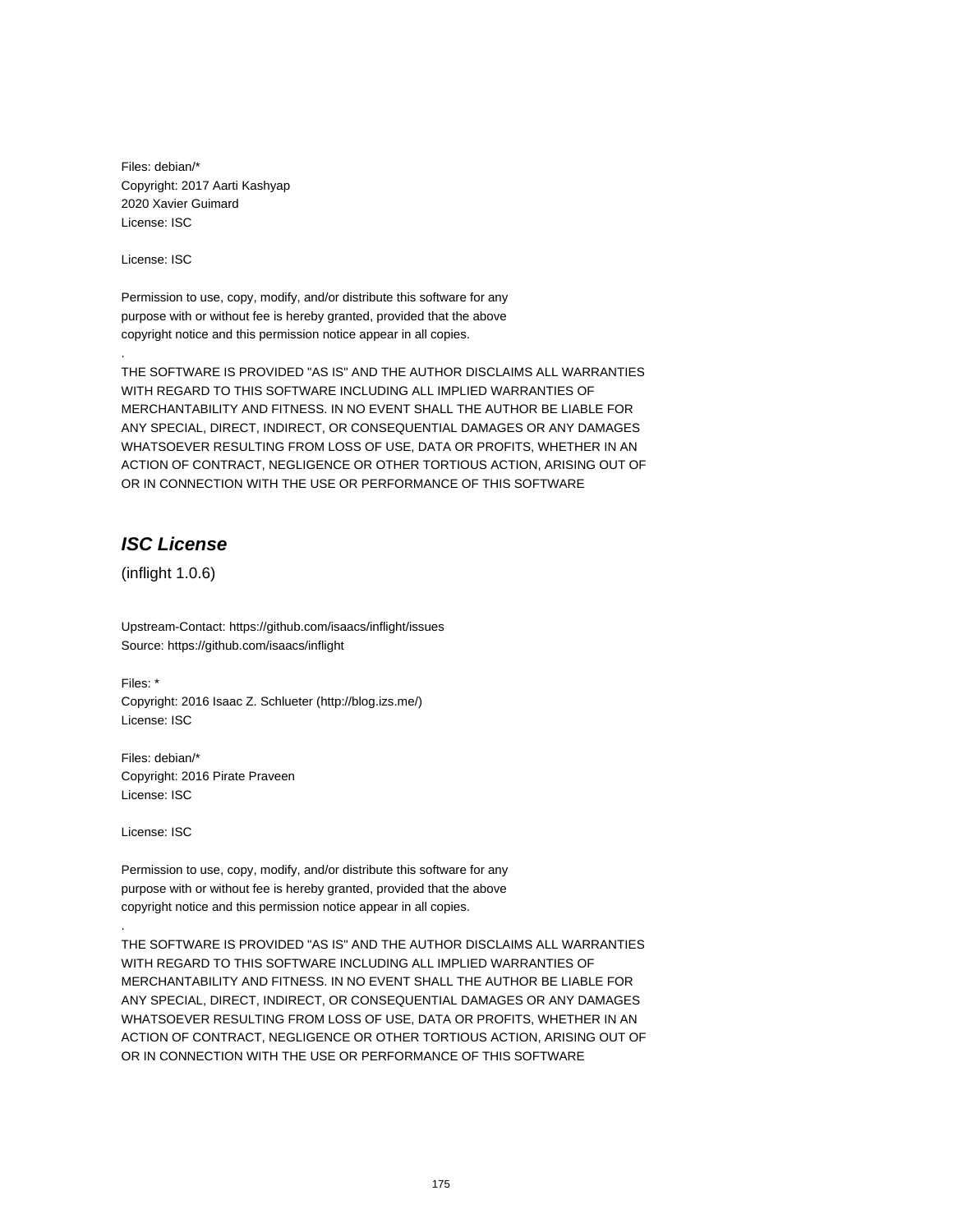Files: debian/*
Copyright: 2017 Aarti Kashyap
2020 Xavier Guimard
License: ISC

License: ISC

Permission to use, copy, modify, and/or distribute this software for any
purpose with or without fee is hereby granted, provided that the above
copyright notice and this permission notice appear in all copies.

.

THE SOFTWARE IS PROVIDED "AS IS" AND THE AUTHOR DISCLAIMS ALL WARRANTIES
WITH REGARD TO THIS SOFTWARE INCLUDING ALL IMPLIED WARRANTIES OF
MERCHANTABILITY AND FITNESS. IN NO EVENT SHALL THE AUTHOR BE LIABLE FOR
ANY SPECIAL, DIRECT, INDIRECT, OR CONSEQUENTIAL DAMAGES OR ANY DAMAGES
WHATSOEVER RESULTING FROM LOSS OF USE, DATA OR PROFITS, WHETHER IN AN
ACTION OF CONTRACT, NEGLIGENCE OR OTHER TORTIOUS ACTION, ARISING OUT OF
OR IN CONNECTION WITH THE USE OR PERFORMANCE OF THIS SOFTWARE

## *ISC License*

(inflight 1.0.6)

Upstream-Contact: https://github.com/isaacs/inflight/issues
Source: https://github.com/isaacs/inflight

Files: *
Copyright: 2016 Isaac Z. Schlueter (http://blog.izs.me/)
License: ISC

Files: debian/*
Copyright: 2016 Pirate Praveen
License: ISC

License: ISC

Permission to use, copy, modify, and/or distribute this software for any
purpose with or without fee is hereby granted, provided that the above
copyright notice and this permission notice appear in all copies.

.

THE SOFTWARE IS PROVIDED "AS IS" AND THE AUTHOR DISCLAIMS ALL WARRANTIES
WITH REGARD TO THIS SOFTWARE INCLUDING ALL IMPLIED WARRANTIES OF
MERCHANTABILITY AND FITNESS. IN NO EVENT SHALL THE AUTHOR BE LIABLE FOR
ANY SPECIAL, DIRECT, INDIRECT, OR CONSEQUENTIAL DAMAGES OR ANY DAMAGES
WHATSOEVER RESULTING FROM LOSS OF USE, DATA OR PROFITS, WHETHER IN AN
ACTION OF CONTRACT, NEGLIGENCE OR OTHER TORTIOUS ACTION, ARISING OUT OF
OR IN CONNECTION WITH THE USE OR PERFORMANCE OF THIS SOFTWARE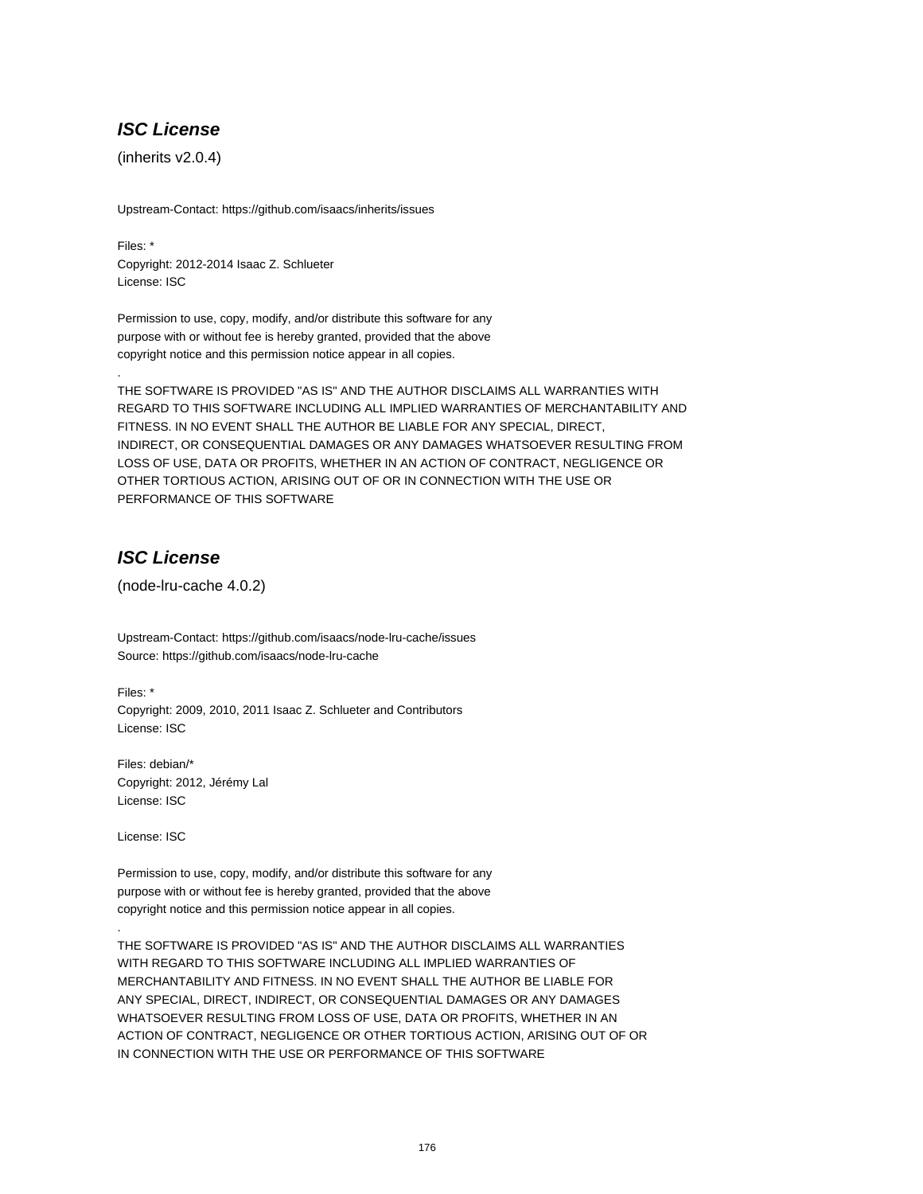## ***ISC License***

(inherits v2.0.4)

Upstream-Contact: https://github.com/isaacs/inherits/issues

Files: *
Copyright: 2012-2014 Isaac Z. Schlueter
License: ISC

Permission to use, copy, modify, and/or distribute this software for any
purpose with or without fee is hereby granted, provided that the above
copyright notice and this permission notice appear in all copies.
.
THE SOFTWARE IS PROVIDED "AS IS" AND THE AUTHOR DISCLAIMS ALL WARRANTIES WITH
REGARD TO THIS SOFTWARE INCLUDING ALL IMPLIED WARRANTIES OF MERCHANTABILITY AND
FITNESS. IN NO EVENT SHALL THE AUTHOR BE LIABLE FOR ANY SPECIAL, DIRECT,
INDIRECT, OR CONSEQUENTIAL DAMAGES OR ANY DAMAGES WHATSOEVER RESULTING FROM
LOSS OF USE, DATA OR PROFITS, WHETHER IN AN ACTION OF CONTRACT, NEGLIGENCE OR
OTHER TORTIOUS ACTION, ARISING OUT OF OR IN CONNECTION WITH THE USE OR
PERFORMANCE OF THIS SOFTWARE

## ***ISC License***

(node-lru-cache 4.0.2)

Upstream-Contact: https://github.com/isaacs/node-lru-cache/issues
Source: https://github.com/isaacs/node-lru-cache

Files: *
Copyright: 2009, 2010, 2011 Isaac Z. Schlueter and Contributors
License: ISC

Files: debian/*
Copyright: 2012, Jérémy Lal
License: ISC

License: ISC

Permission to use, copy, modify, and/or distribute this software for any
purpose with or without fee is hereby granted, provided that the above
copyright notice and this permission notice appear in all copies.
.
THE SOFTWARE IS PROVIDED "AS IS" AND THE AUTHOR DISCLAIMS ALL WARRANTIES
WITH REGARD TO THIS SOFTWARE INCLUDING ALL IMPLIED WARRANTIES OF
MERCHANTABILITY AND FITNESS. IN NO EVENT SHALL THE AUTHOR BE LIABLE FOR
ANY SPECIAL, DIRECT, INDIRECT, OR CONSEQUENTIAL DAMAGES OR ANY DAMAGES
WHATSOEVER RESULTING FROM LOSS OF USE, DATA OR PROFITS, WHETHER IN AN
ACTION OF CONTRACT, NEGLIGENCE OR OTHER TORTIOUS ACTION, ARISING OUT OF OR
IN CONNECTION WITH THE USE OR PERFORMANCE OF THIS SOFTWARE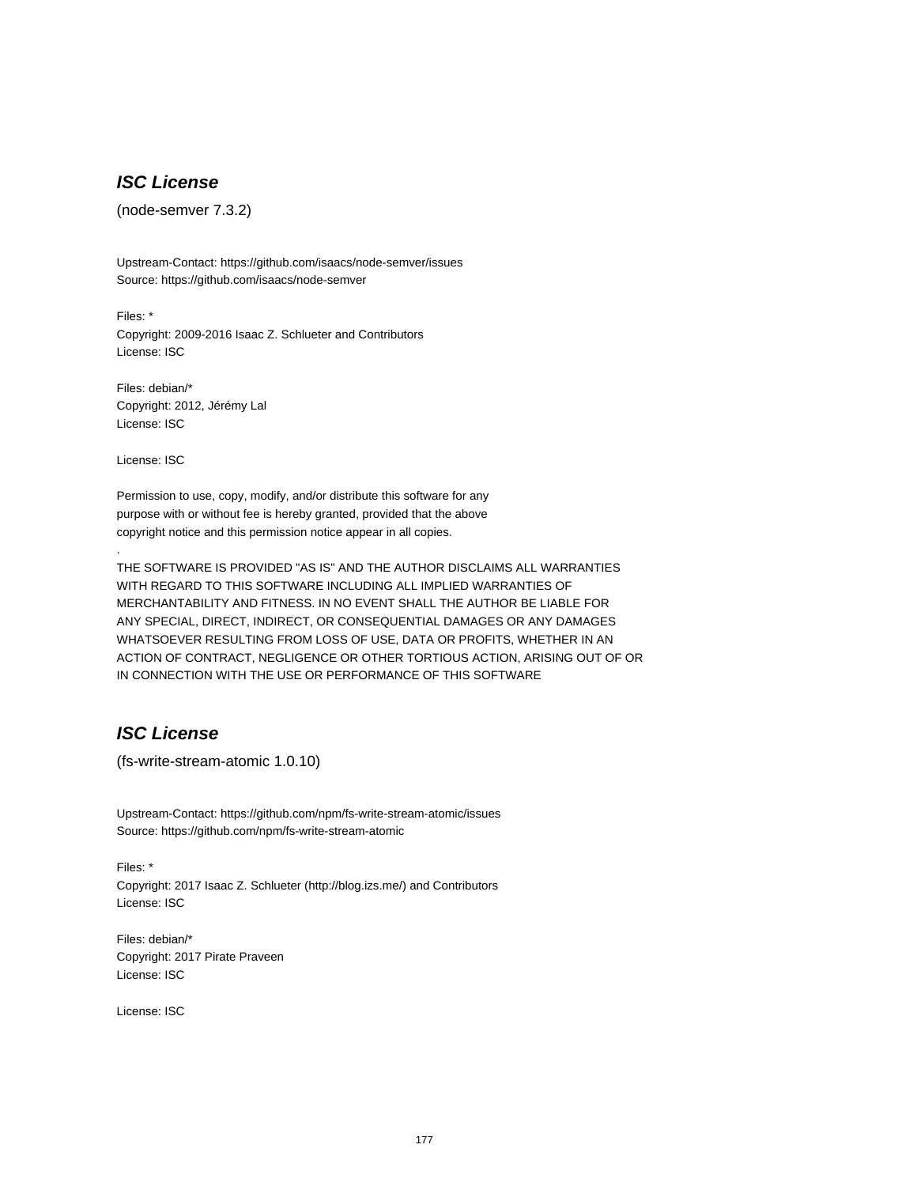## ***ISC License***

(node-semver 7.3.2)

Upstream-Contact: https://github.com/isaacs/node-semver/issues
Source: https://github.com/isaacs/node-semver

Files: *
Copyright: 2009-2016 Isaac Z. Schlueter and Contributors
License: ISC

Files: debian/*
Copyright: 2012, Jérémy Lal
License: ISC

License: ISC

Permission to use, copy, modify, and/or distribute this software for any
purpose with or without fee is hereby granted, provided that the above
copyright notice and this permission notice appear in all copies.
.
THE SOFTWARE IS PROVIDED "AS IS" AND THE AUTHOR DISCLAIMS ALL WARRANTIES
WITH REGARD TO THIS SOFTWARE INCLUDING ALL IMPLIED WARRANTIES OF
MERCHANTABILITY AND FITNESS. IN NO EVENT SHALL THE AUTHOR BE LIABLE FOR
ANY SPECIAL, DIRECT, INDIRECT, OR CONSEQUENTIAL DAMAGES OR ANY DAMAGES
WHATSOEVER RESULTING FROM LOSS OF USE, DATA OR PROFITS, WHETHER IN AN
ACTION OF CONTRACT, NEGLIGENCE OR OTHER TORTIOUS ACTION, ARISING OUT OF OR
IN CONNECTION WITH THE USE OR PERFORMANCE OF THIS SOFTWARE

## ***ISC License***

(fs-write-stream-atomic 1.0.10)

Upstream-Contact: https://github.com/npm/fs-write-stream-atomic/issues
Source: https://github.com/npm/fs-write-stream-atomic

Files: *
Copyright: 2017 Isaac Z. Schlueter (http://blog.izs.me/) and Contributors
License: ISC

Files: debian/*
Copyright: 2017 Pirate Praveen
License: ISC

License: ISC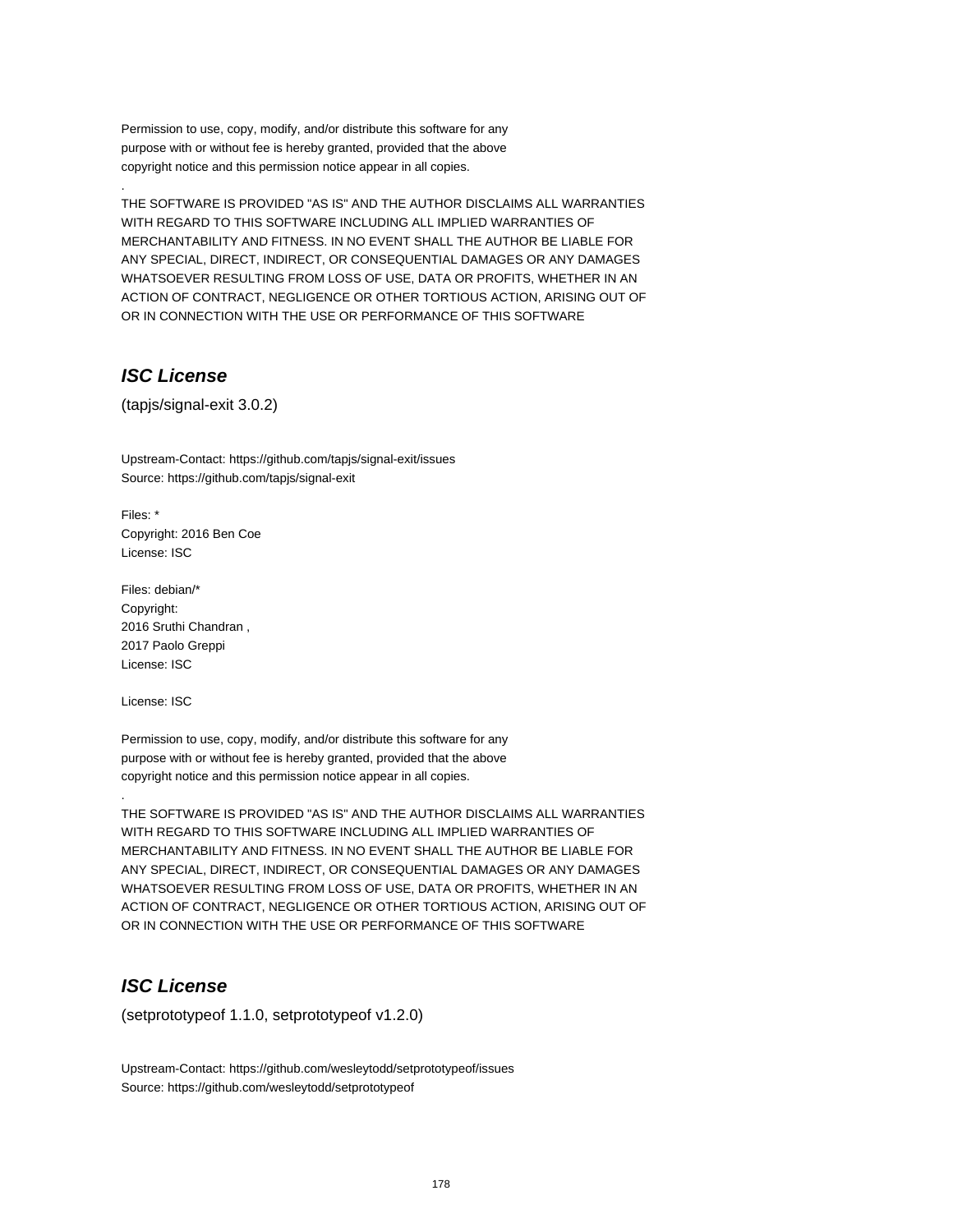Permission to use, copy, modify, and/or distribute this software for any
purpose with or without fee is hereby granted, provided that the above
copyright notice and this permission notice appear in all copies.

.

THE SOFTWARE IS PROVIDED "AS IS" AND THE AUTHOR DISCLAIMS ALL WARRANTIES
WITH REGARD TO THIS SOFTWARE INCLUDING ALL IMPLIED WARRANTIES OF
MERCHANTABILITY AND FITNESS. IN NO EVENT SHALL THE AUTHOR BE LIABLE FOR
ANY SPECIAL, DIRECT, INDIRECT, OR CONSEQUENTIAL DAMAGES OR ANY DAMAGES
WHATSOEVER RESULTING FROM LOSS OF USE, DATA OR PROFITS, WHETHER IN AN
ACTION OF CONTRACT, NEGLIGENCE OR OTHER TORTIOUS ACTION, ARISING OUT OF
OR IN CONNECTION WITH THE USE OR PERFORMANCE OF THIS SOFTWARE

## *ISC License*

(tapjs/signal-exit 3.0.2)

Upstream-Contact: https://github.com/tapjs/signal-exit/issues
Source: https://github.com/tapjs/signal-exit

Files: *
Copyright: 2016 Ben Coe
License: ISC

Files: debian/*
Copyright:
2016 Sruthi Chandran ,
2017 Paolo Greppi
License: ISC

License: ISC

Permission to use, copy, modify, and/or distribute this software for any
purpose with or without fee is hereby granted, provided that the above
copyright notice and this permission notice appear in all copies.

.

THE SOFTWARE IS PROVIDED "AS IS" AND THE AUTHOR DISCLAIMS ALL WARRANTIES
WITH REGARD TO THIS SOFTWARE INCLUDING ALL IMPLIED WARRANTIES OF
MERCHANTABILITY AND FITNESS. IN NO EVENT SHALL THE AUTHOR BE LIABLE FOR
ANY SPECIAL, DIRECT, INDIRECT, OR CONSEQUENTIAL DAMAGES OR ANY DAMAGES
WHATSOEVER RESULTING FROM LOSS OF USE, DATA OR PROFITS, WHETHER IN AN
ACTION OF CONTRACT, NEGLIGENCE OR OTHER TORTIOUS ACTION, ARISING OUT OF
OR IN CONNECTION WITH THE USE OR PERFORMANCE OF THIS SOFTWARE

## *ISC License*

(setprototypeof 1.1.0, setprototypeof v1.2.0)

Upstream-Contact: https://github.com/wesleytodd/setprototypeof/issues
Source: https://github.com/wesleytodd/setprototypeof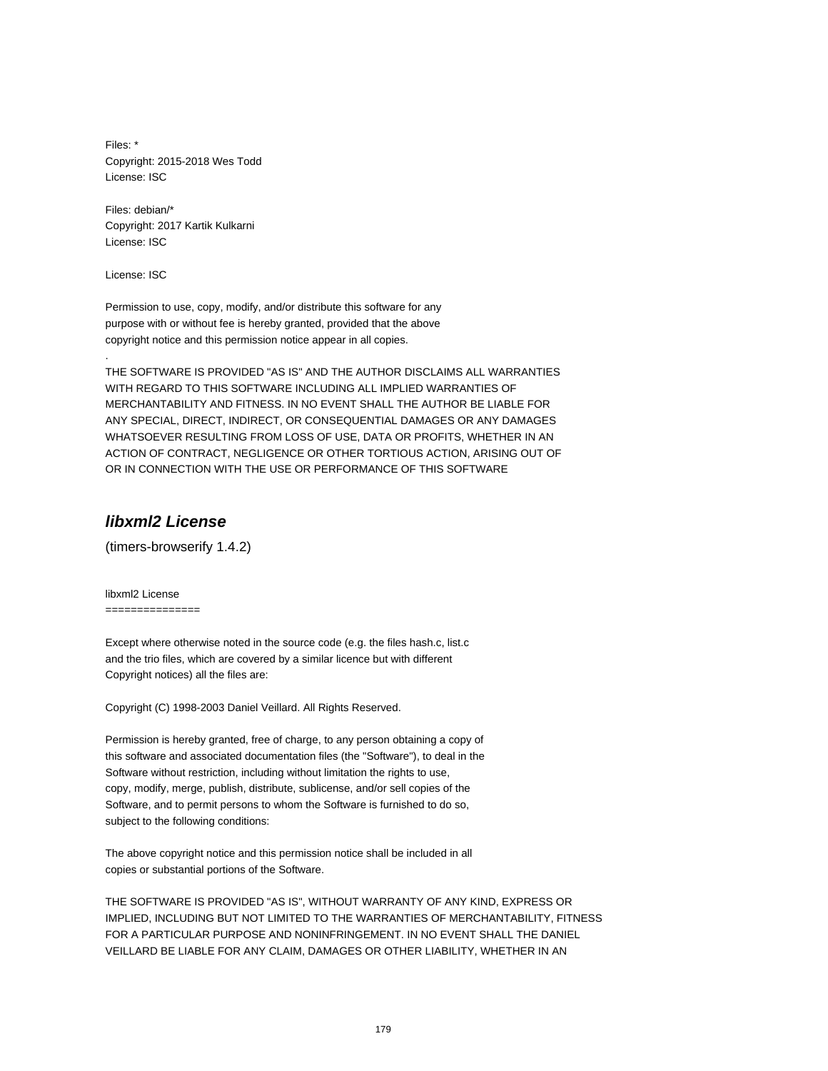Files: *
Copyright: 2015-2018 Wes Todd
License: ISC

Files: debian/*
Copyright: 2017 Kartik Kulkarni
License: ISC

License: ISC

Permission to use, copy, modify, and/or distribute this software for any
purpose with or without fee is hereby granted, provided that the above
copyright notice and this permission notice appear in all copies.
.
THE SOFTWARE IS PROVIDED "AS IS" AND THE AUTHOR DISCLAIMS ALL WARRANTIES
WITH REGARD TO THIS SOFTWARE INCLUDING ALL IMPLIED WARRANTIES OF
MERCHANTABILITY AND FITNESS. IN NO EVENT SHALL THE AUTHOR BE LIABLE FOR
ANY SPECIAL, DIRECT, INDIRECT, OR CONSEQUENTIAL DAMAGES OR ANY DAMAGES
WHATSOEVER RESULTING FROM LOSS OF USE, DATA OR PROFITS, WHETHER IN AN
ACTION OF CONTRACT, NEGLIGENCE OR OTHER TORTIOUS ACTION, ARISING OUT OF
OR IN CONNECTION WITH THE USE OR PERFORMANCE OF THIS SOFTWARE

## *libxml2 License*

(timers-browserify 1.4.2)

libxml2 License
===============

Except where otherwise noted in the source code (e.g. the files hash.c, list.c
and the trio files, which are covered by a similar licence but with different
Copyright notices) all the files are:

Copyright (C) 1998-2003 Daniel Veillard. All Rights Reserved.

Permission is hereby granted, free of charge, to any person obtaining a copy of
this software and associated documentation files (the "Software"), to deal in the
Software without restriction, including without limitation the rights to use,
copy, modify, merge, publish, distribute, sublicense, and/or sell copies of the
Software, and to permit persons to whom the Software is furnished to do so,
subject to the following conditions:

The above copyright notice and this permission notice shall be included in all
copies or substantial portions of the Software.

THE SOFTWARE IS PROVIDED "AS IS", WITHOUT WARRANTY OF ANY KIND, EXPRESS OR
IMPLIED, INCLUDING BUT NOT LIMITED TO THE WARRANTIES OF MERCHANTABILITY, FITNESS
FOR A PARTICULAR PURPOSE AND NONINFRINGEMENT. IN NO EVENT SHALL THE DANIEL
VEILLARD BE LIABLE FOR ANY CLAIM, DAMAGES OR OTHER LIABILITY, WHETHER IN AN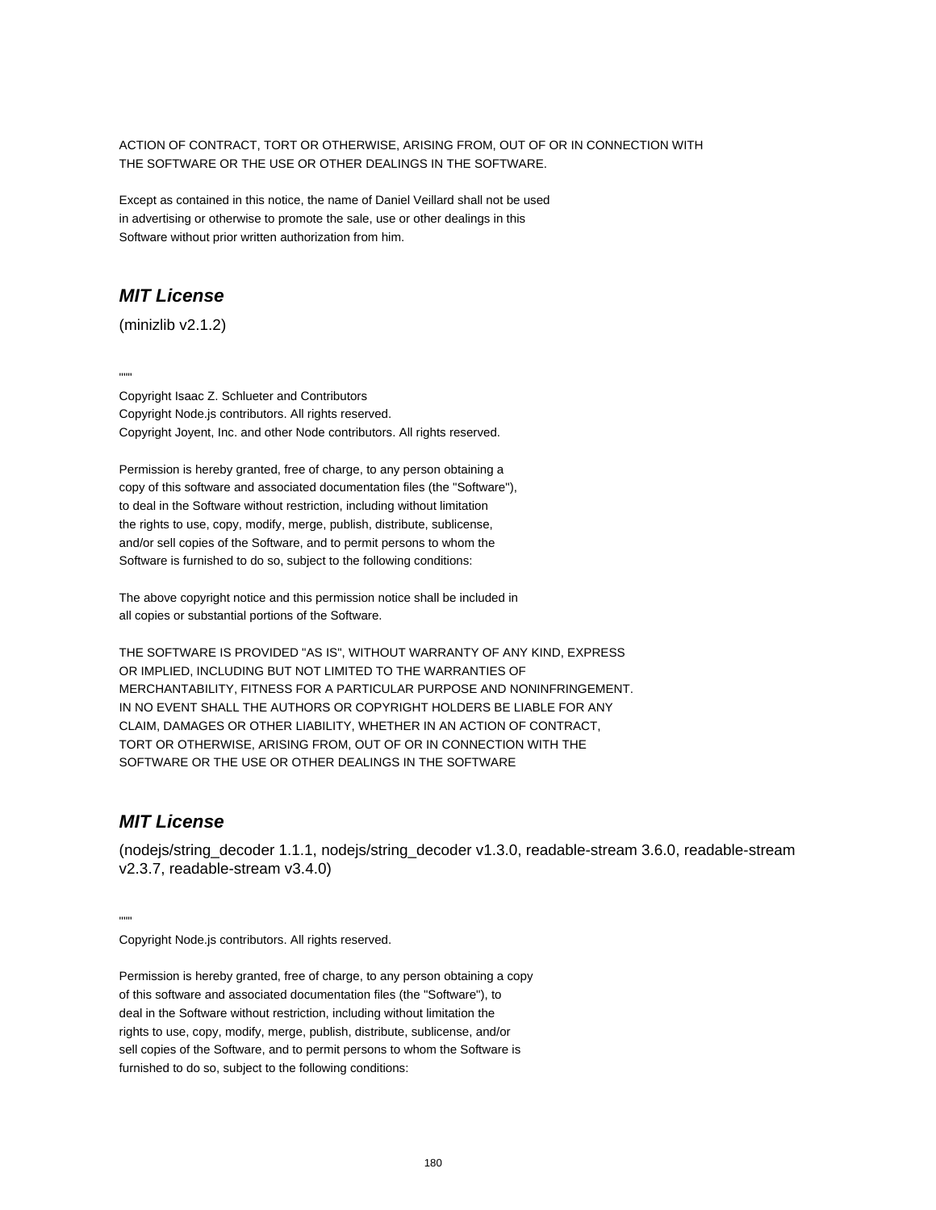ACTION OF CONTRACT, TORT OR OTHERWISE, ARISING FROM, OUT OF OR IN CONNECTION WITH
THE SOFTWARE OR THE USE OR OTHER DEALINGS IN THE SOFTWARE.

Except as contained in this notice, the name of Daniel Veillard shall not be used
in advertising or otherwise to promote the sale, use or other dealings in this
Software without prior written authorization from him.

## ***MIT License***

(minizlib v2.1.2)

""""

Copyright Isaac Z. Schlueter and Contributors
Copyright Node.js contributors. All rights reserved.
Copyright Joyent, Inc. and other Node contributors. All rights reserved.

Permission is hereby granted, free of charge, to any person obtaining a
copy of this software and associated documentation files (the "Software"),
to deal in the Software without restriction, including without limitation
the rights to use, copy, modify, merge, publish, distribute, sublicense,
and/or sell copies of the Software, and to permit persons to whom the
Software is furnished to do so, subject to the following conditions:

The above copyright notice and this permission notice shall be included in
all copies or substantial portions of the Software.

THE SOFTWARE IS PROVIDED "AS IS", WITHOUT WARRANTY OF ANY KIND, EXPRESS
OR IMPLIED, INCLUDING BUT NOT LIMITED TO THE WARRANTIES OF
MERCHANTABILITY, FITNESS FOR A PARTICULAR PURPOSE AND NONINFRINGEMENT.
IN NO EVENT SHALL THE AUTHORS OR COPYRIGHT HOLDERS BE LIABLE FOR ANY
CLAIM, DAMAGES OR OTHER LIABILITY, WHETHER IN AN ACTION OF CONTRACT,
TORT OR OTHERWISE, ARISING FROM, OUT OF OR IN CONNECTION WITH THE
SOFTWARE OR THE USE OR OTHER DEALINGS IN THE SOFTWARE

## ***MIT License***

(nodejs/string_decoder 1.1.1, nodejs/string_decoder v1.3.0, readable-stream 3.6.0, readable-stream v2.3.7, readable-stream v3.4.0)

""""

Copyright Node.js contributors. All rights reserved.

Permission is hereby granted, free of charge, to any person obtaining a copy
of this software and associated documentation files (the "Software"), to
deal in the Software without restriction, including without limitation the
rights to use, copy, modify, merge, publish, distribute, sublicense, and/or
sell copies of the Software, and to permit persons to whom the Software is
furnished to do so, subject to the following conditions: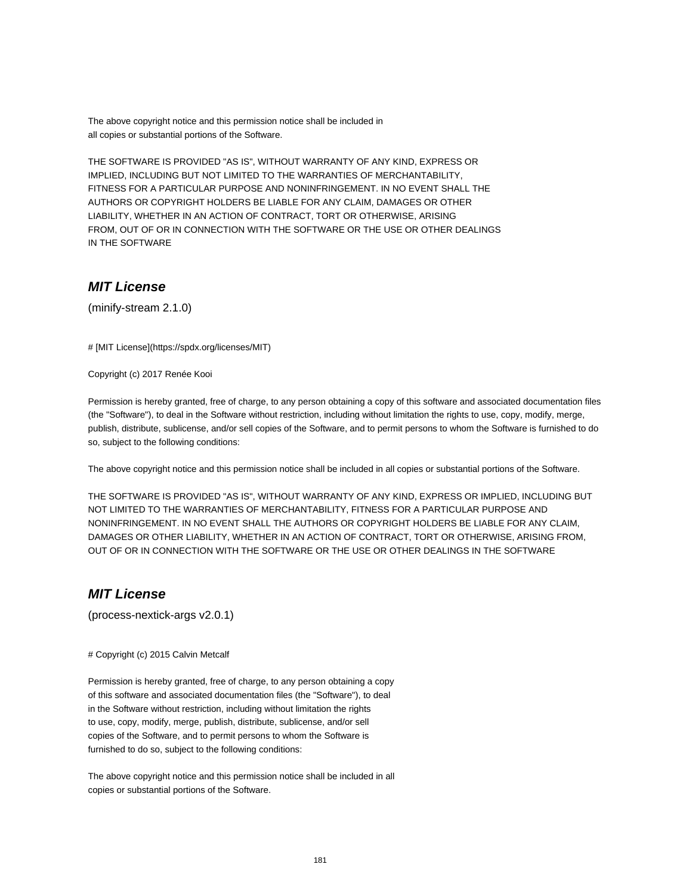The above copyright notice and this permission notice shall be included in
all copies or substantial portions of the Software.

THE SOFTWARE IS PROVIDED "AS IS", WITHOUT WARRANTY OF ANY KIND, EXPRESS OR
IMPLIED, INCLUDING BUT NOT LIMITED TO THE WARRANTIES OF MERCHANTABILITY,
FITNESS FOR A PARTICULAR PURPOSE AND NONINFRINGEMENT. IN NO EVENT SHALL THE
AUTHORS OR COPYRIGHT HOLDERS BE LIABLE FOR ANY CLAIM, DAMAGES OR OTHER
LIABILITY, WHETHER IN AN ACTION OF CONTRACT, TORT OR OTHERWISE, ARISING
FROM, OUT OF OR IN CONNECTION WITH THE SOFTWARE OR THE USE OR OTHER DEALINGS
IN THE SOFTWARE

## *MIT License*

(minify-stream 2.1.0)

# [MIT License](https://spdx.org/licenses/MIT)

Copyright (c) 2017 Renée Kooi

Permission is hereby granted, free of charge, to any person obtaining a copy of this software and associated documentation files (the "Software"), to deal in the Software without restriction, including without limitation the rights to use, copy, modify, merge, publish, distribute, sublicense, and/or sell copies of the Software, and to permit persons to whom the Software is furnished to do so, subject to the following conditions:

The above copyright notice and this permission notice shall be included in all copies or substantial portions of the Software.

THE SOFTWARE IS PROVIDED "AS IS", WITHOUT WARRANTY OF ANY KIND, EXPRESS OR IMPLIED, INCLUDING BUT NOT LIMITED TO THE WARRANTIES OF MERCHANTABILITY, FITNESS FOR A PARTICULAR PURPOSE AND NONINFRINGEMENT. IN NO EVENT SHALL THE AUTHORS OR COPYRIGHT HOLDERS BE LIABLE FOR ANY CLAIM, DAMAGES OR OTHER LIABILITY, WHETHER IN AN ACTION OF CONTRACT, TORT OR OTHERWISE, ARISING FROM, OUT OF OR IN CONNECTION WITH THE SOFTWARE OR THE USE OR OTHER DEALINGS IN THE SOFTWARE

## *MIT License*

(process-nextick-args v2.0.1)

# Copyright (c) 2015 Calvin Metcalf

Permission is hereby granted, free of charge, to any person obtaining a copy
of this software and associated documentation files (the "Software"), to deal
in the Software without restriction, including without limitation the rights
to use, copy, modify, merge, publish, distribute, sublicense, and/or sell
copies of the Software, and to permit persons to whom the Software is
furnished to do so, subject to the following conditions:

The above copyright notice and this permission notice shall be included in all
copies or substantial portions of the Software.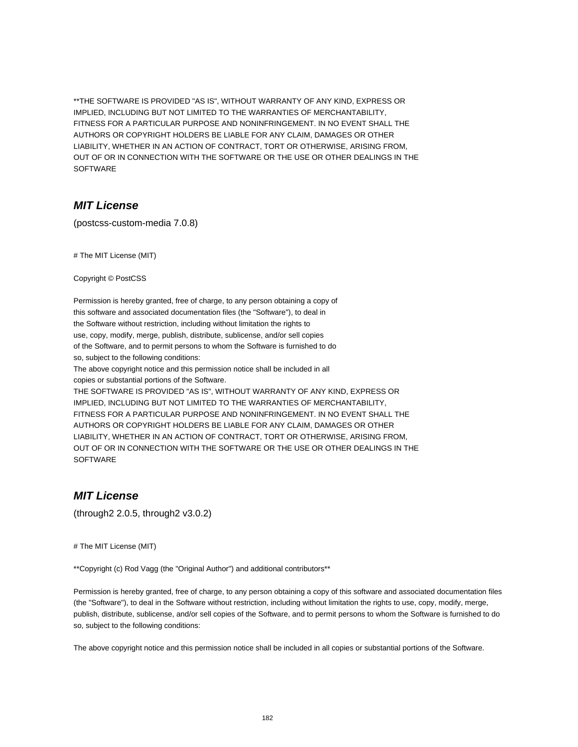**THE SOFTWARE IS PROVIDED "AS IS", WITHOUT WARRANTY OF ANY KIND, EXPRESS OR IMPLIED, INCLUDING BUT NOT LIMITED TO THE WARRANTIES OF MERCHANTABILITY, FITNESS FOR A PARTICULAR PURPOSE AND NONINFRINGEMENT. IN NO EVENT SHALL THE AUTHORS OR COPYRIGHT HOLDERS BE LIABLE FOR ANY CLAIM, DAMAGES OR OTHER LIABILITY, WHETHER IN AN ACTION OF CONTRACT, TORT OR OTHERWISE, ARISING FROM, OUT OF OR IN CONNECTION WITH THE SOFTWARE OR THE USE OR OTHER DEALINGS IN THE SOFTWARE

## *MIT License*

(postcss-custom-media 7.0.8)

# The MIT License (MIT)

Copyright © PostCSS

Permission is hereby granted, free of charge, to any person obtaining a copy of this software and associated documentation files (the "Software"), to deal in the Software without restriction, including without limitation the rights to use, copy, modify, merge, publish, distribute, sublicense, and/or sell copies of the Software, and to permit persons to whom the Software is furnished to do so, subject to the following conditions:
The above copyright notice and this permission notice shall be included in all copies or substantial portions of the Software.
THE SOFTWARE IS PROVIDED "AS IS", WITHOUT WARRANTY OF ANY KIND, EXPRESS OR IMPLIED, INCLUDING BUT NOT LIMITED TO THE WARRANTIES OF MERCHANTABILITY, FITNESS FOR A PARTICULAR PURPOSE AND NONINFRINGEMENT. IN NO EVENT SHALL THE AUTHORS OR COPYRIGHT HOLDERS BE LIABLE FOR ANY CLAIM, DAMAGES OR OTHER LIABILITY, WHETHER IN AN ACTION OF CONTRACT, TORT OR OTHERWISE, ARISING FROM, OUT OF OR IN CONNECTION WITH THE SOFTWARE OR THE USE OR OTHER DEALINGS IN THE SOFTWARE

## *MIT License*

(through2 2.0.5, through2 v3.0.2)

# The MIT License (MIT)

**Copyright (c) Rod Vagg (the "Original Author") and additional contributors**

Permission is hereby granted, free of charge, to any person obtaining a copy of this software and associated documentation files (the "Software"), to deal in the Software without restriction, including without limitation the rights to use, copy, modify, merge, publish, distribute, sublicense, and/or sell copies of the Software, and to permit persons to whom the Software is furnished to do so, subject to the following conditions:

The above copyright notice and this permission notice shall be included in all copies or substantial portions of the Software.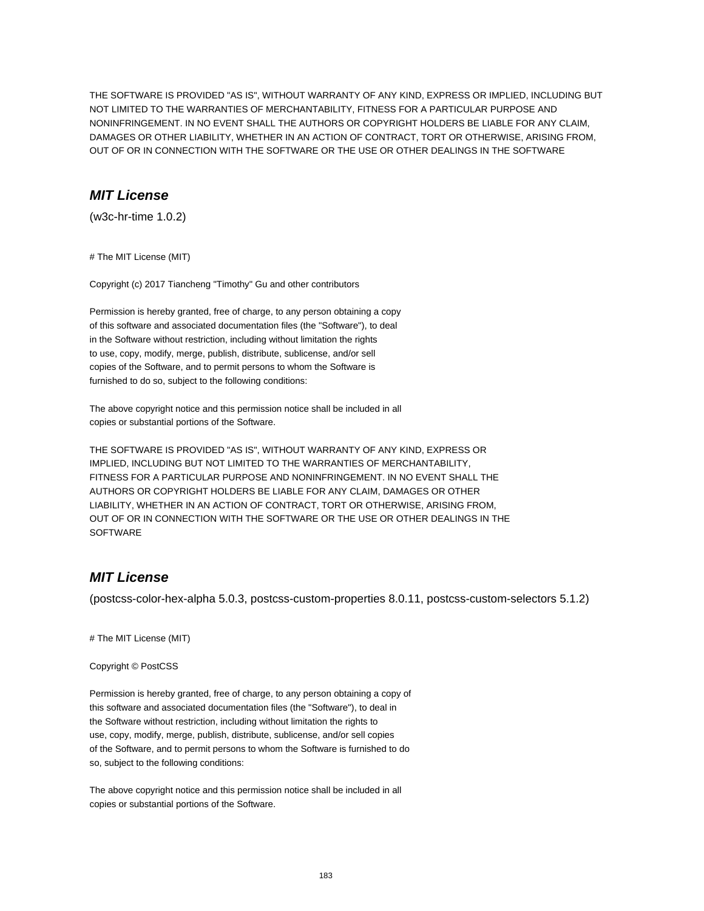THE SOFTWARE IS PROVIDED "AS IS", WITHOUT WARRANTY OF ANY KIND, EXPRESS OR IMPLIED, INCLUDING BUT NOT LIMITED TO THE WARRANTIES OF MERCHANTABILITY, FITNESS FOR A PARTICULAR PURPOSE AND NONINFRINGEMENT. IN NO EVENT SHALL THE AUTHORS OR COPYRIGHT HOLDERS BE LIABLE FOR ANY CLAIM, DAMAGES OR OTHER LIABILITY, WHETHER IN AN ACTION OF CONTRACT, TORT OR OTHERWISE, ARISING FROM, OUT OF OR IN CONNECTION WITH THE SOFTWARE OR THE USE OR OTHER DEALINGS IN THE SOFTWARE

## *MIT License*

(w3c-hr-time 1.0.2)

# The MIT License (MIT)

Copyright (c) 2017 Tiancheng "Timothy" Gu and other contributors

Permission is hereby granted, free of charge, to any person obtaining a copy
of this software and associated documentation files (the "Software"), to deal
in the Software without restriction, including without limitation the rights
to use, copy, modify, merge, publish, distribute, sublicense, and/or sell
copies of the Software, and to permit persons to whom the Software is
furnished to do so, subject to the following conditions:

The above copyright notice and this permission notice shall be included in all
copies or substantial portions of the Software.

THE SOFTWARE IS PROVIDED "AS IS", WITHOUT WARRANTY OF ANY KIND, EXPRESS OR
IMPLIED, INCLUDING BUT NOT LIMITED TO THE WARRANTIES OF MERCHANTABILITY,
FITNESS FOR A PARTICULAR PURPOSE AND NONINFRINGEMENT. IN NO EVENT SHALL THE
AUTHORS OR COPYRIGHT HOLDERS BE LIABLE FOR ANY CLAIM, DAMAGES OR OTHER
LIABILITY, WHETHER IN AN ACTION OF CONTRACT, TORT OR OTHERWISE, ARISING FROM,
OUT OF OR IN CONNECTION WITH THE SOFTWARE OR THE USE OR OTHER DEALINGS IN THE
SOFTWARE

## *MIT License*

(postcss-color-hex-alpha 5.0.3, postcss-custom-properties 8.0.11, postcss-custom-selectors 5.1.2)

# The MIT License (MIT)

Copyright © PostCSS

Permission is hereby granted, free of charge, to any person obtaining a copy of
this software and associated documentation files (the "Software"), to deal in
the Software without restriction, including without limitation the rights to
use, copy, modify, merge, publish, distribute, sublicense, and/or sell copies
of the Software, and to permit persons to whom the Software is furnished to do
so, subject to the following conditions:

The above copyright notice and this permission notice shall be included in all
copies or substantial portions of the Software.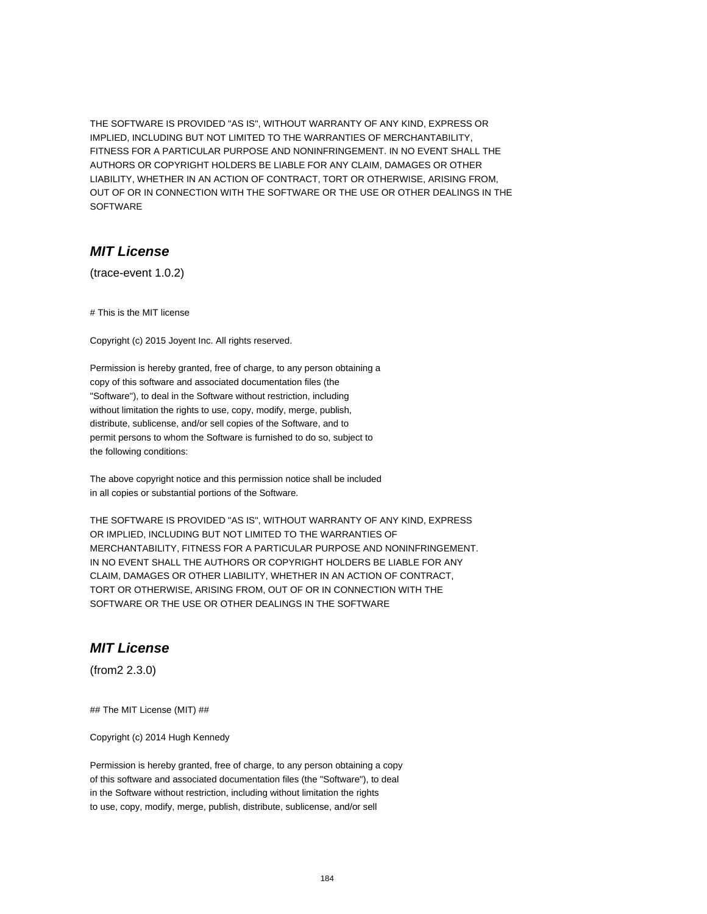THE SOFTWARE IS PROVIDED "AS IS", WITHOUT WARRANTY OF ANY KIND, EXPRESS OR
IMPLIED, INCLUDING BUT NOT LIMITED TO THE WARRANTIES OF MERCHANTABILITY,
FITNESS FOR A PARTICULAR PURPOSE AND NONINFRINGEMENT. IN NO EVENT SHALL THE
AUTHORS OR COPYRIGHT HOLDERS BE LIABLE FOR ANY CLAIM, DAMAGES OR OTHER
LIABILITY, WHETHER IN AN ACTION OF CONTRACT, TORT OR OTHERWISE, ARISING FROM,
OUT OF OR IN CONNECTION WITH THE SOFTWARE OR THE USE OR OTHER DEALINGS IN THE
SOFTWARE

## *MIT License*

(trace-event 1.0.2)

# This is the MIT license

Copyright (c) 2015 Joyent Inc. All rights reserved.

Permission is hereby granted, free of charge, to any person obtaining a
copy of this software and associated documentation files (the
"Software"), to deal in the Software without restriction, including
without limitation the rights to use, copy, modify, merge, publish,
distribute, sublicense, and/or sell copies of the Software, and to
permit persons to whom the Software is furnished to do so, subject to
the following conditions:

The above copyright notice and this permission notice shall be included
in all copies or substantial portions of the Software.

THE SOFTWARE IS PROVIDED "AS IS", WITHOUT WARRANTY OF ANY KIND, EXPRESS
OR IMPLIED, INCLUDING BUT NOT LIMITED TO THE WARRANTIES OF
MERCHANTABILITY, FITNESS FOR A PARTICULAR PURPOSE AND NONINFRINGEMENT.
IN NO EVENT SHALL THE AUTHORS OR COPYRIGHT HOLDERS BE LIABLE FOR ANY
CLAIM, DAMAGES OR OTHER LIABILITY, WHETHER IN AN ACTION OF CONTRACT,
TORT OR OTHERWISE, ARISING FROM, OUT OF OR IN CONNECTION WITH THE
SOFTWARE OR THE USE OR OTHER DEALINGS IN THE SOFTWARE

## *MIT License*

(from2 2.3.0)

## The MIT License (MIT) ##

Copyright (c) 2014 Hugh Kennedy

Permission is hereby granted, free of charge, to any person obtaining a copy
of this software and associated documentation files (the "Software"), to deal
in the Software without restriction, including without limitation the rights
to use, copy, modify, merge, publish, distribute, sublicense, and/or sell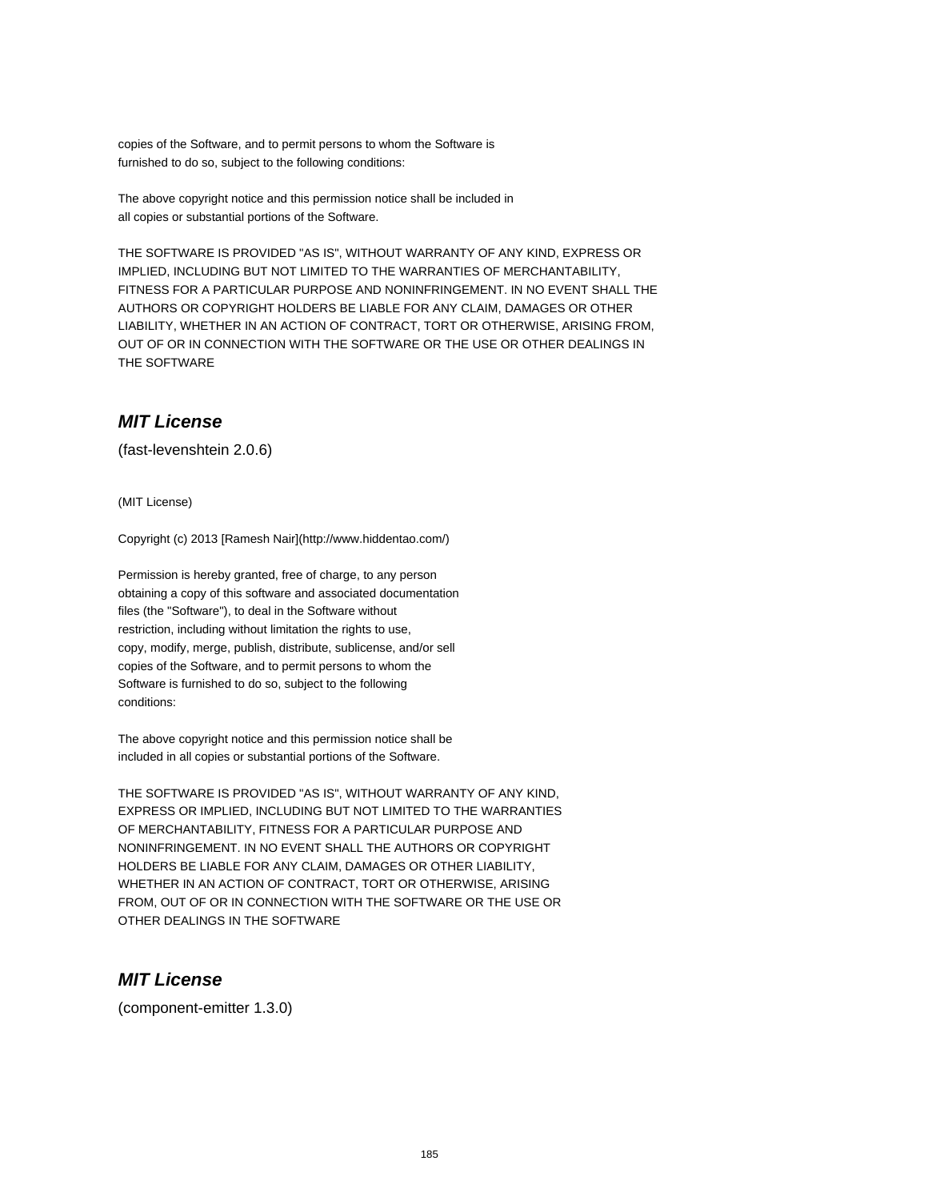copies of the Software, and to permit persons to whom the Software is
furnished to do so, subject to the following conditions:

The above copyright notice and this permission notice shall be included in
all copies or substantial portions of the Software.

THE SOFTWARE IS PROVIDED "AS IS", WITHOUT WARRANTY OF ANY KIND, EXPRESS OR
IMPLIED, INCLUDING BUT NOT LIMITED TO THE WARRANTIES OF MERCHANTABILITY,
FITNESS FOR A PARTICULAR PURPOSE AND NONINFRINGEMENT. IN NO EVENT SHALL THE
AUTHORS OR COPYRIGHT HOLDERS BE LIABLE FOR ANY CLAIM, DAMAGES OR OTHER
LIABILITY, WHETHER IN AN ACTION OF CONTRACT, TORT OR OTHERWISE, ARISING FROM,
OUT OF OR IN CONNECTION WITH THE SOFTWARE OR THE USE OR OTHER DEALINGS IN
THE SOFTWARE

## *MIT License*

(fast-levenshtein 2.0.6)

(MIT License)

Copyright (c) 2013 [Ramesh Nair](http://www.hiddentao.com/)

Permission is hereby granted, free of charge, to any person
obtaining a copy of this software and associated documentation
files (the "Software"), to deal in the Software without
restriction, including without limitation the rights to use,
copy, modify, merge, publish, distribute, sublicense, and/or sell
copies of the Software, and to permit persons to whom the
Software is furnished to do so, subject to the following
conditions:

The above copyright notice and this permission notice shall be
included in all copies or substantial portions of the Software.

THE SOFTWARE IS PROVIDED "AS IS", WITHOUT WARRANTY OF ANY KIND,
EXPRESS OR IMPLIED, INCLUDING BUT NOT LIMITED TO THE WARRANTIES
OF MERCHANTABILITY, FITNESS FOR A PARTICULAR PURPOSE AND
NONINFRINGEMENT. IN NO EVENT SHALL THE AUTHORS OR COPYRIGHT
HOLDERS BE LIABLE FOR ANY CLAIM, DAMAGES OR OTHER LIABILITY,
WHETHER IN AN ACTION OF CONTRACT, TORT OR OTHERWISE, ARISING
FROM, OUT OF OR IN CONNECTION WITH THE SOFTWARE OR THE USE OR
OTHER DEALINGS IN THE SOFTWARE

## *MIT License*

(component-emitter 1.3.0)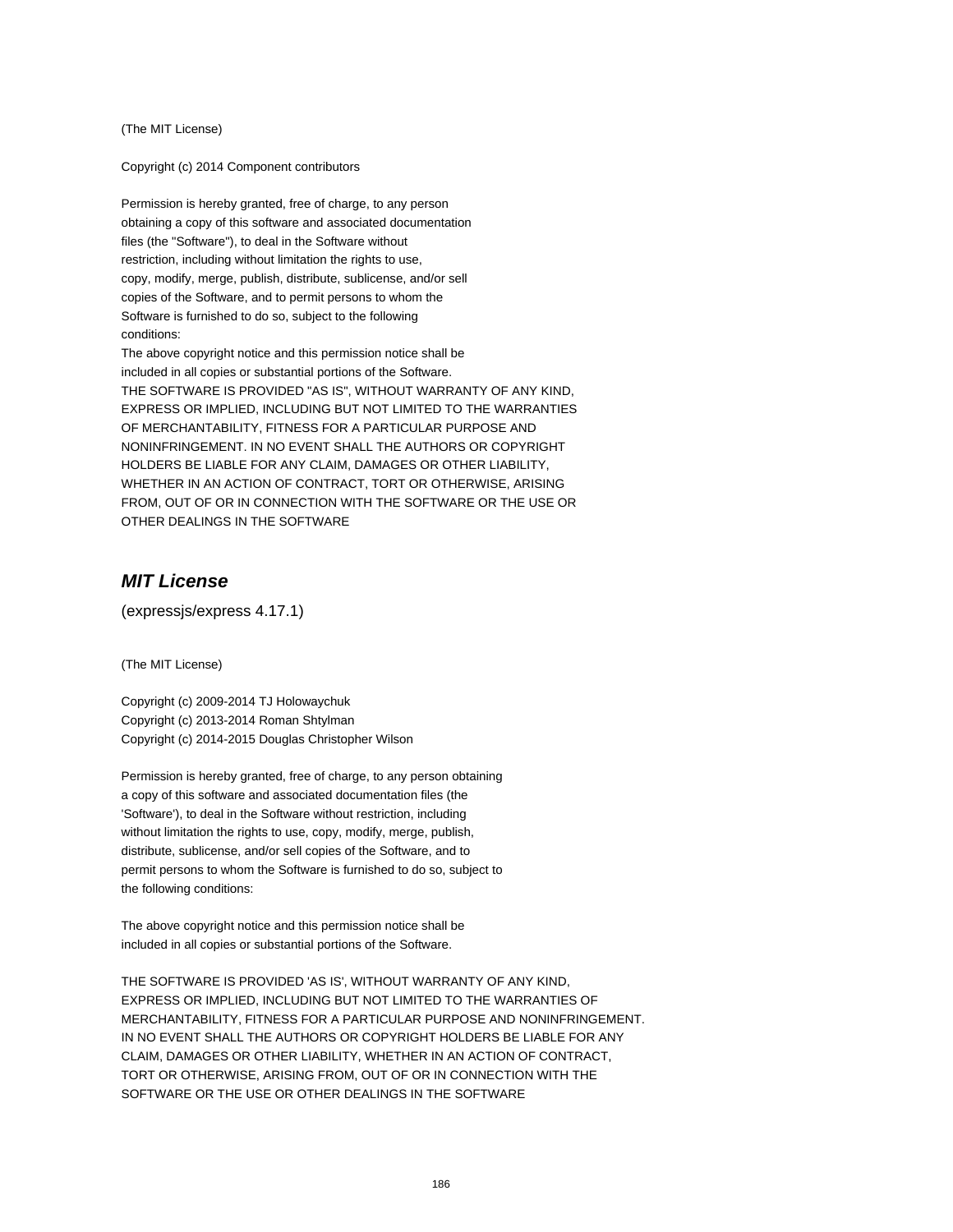(The MIT License)

Copyright (c) 2014 Component contributors

Permission is hereby granted, free of charge, to any person
obtaining a copy of this software and associated documentation
files (the "Software"), to deal in the Software without
restriction, including without limitation the rights to use,
copy, modify, merge, publish, distribute, sublicense, and/or sell
copies of the Software, and to permit persons to whom the
Software is furnished to do so, subject to the following
conditions:
The above copyright notice and this permission notice shall be
included in all copies or substantial portions of the Software.
THE SOFTWARE IS PROVIDED "AS IS", WITHOUT WARRANTY OF ANY KIND,
EXPRESS OR IMPLIED, INCLUDING BUT NOT LIMITED TO THE WARRANTIES
OF MERCHANTABILITY, FITNESS FOR A PARTICULAR PURPOSE AND
NONINFRINGEMENT. IN NO EVENT SHALL THE AUTHORS OR COPYRIGHT
HOLDERS BE LIABLE FOR ANY CLAIM, DAMAGES OR OTHER LIABILITY,
WHETHER IN AN ACTION OF CONTRACT, TORT OR OTHERWISE, ARISING
FROM, OUT OF OR IN CONNECTION WITH THE SOFTWARE OR THE USE OR
OTHER DEALINGS IN THE SOFTWARE

## *MIT License*

(expressjs/express 4.17.1)

(The MIT License)

Copyright (c) 2009-2014 TJ Holowaychuk
Copyright (c) 2013-2014 Roman Shtylman
Copyright (c) 2014-2015 Douglas Christopher Wilson

Permission is hereby granted, free of charge, to any person obtaining
a copy of this software and associated documentation files (the
'Software'), to deal in the Software without restriction, including
without limitation the rights to use, copy, modify, merge, publish,
distribute, sublicense, and/or sell copies of the Software, and to
permit persons to whom the Software is furnished to do so, subject to
the following conditions:

The above copyright notice and this permission notice shall be
included in all copies or substantial portions of the Software.

THE SOFTWARE IS PROVIDED 'AS IS', WITHOUT WARRANTY OF ANY KIND,
EXPRESS OR IMPLIED, INCLUDING BUT NOT LIMITED TO THE WARRANTIES OF
MERCHANTABILITY, FITNESS FOR A PARTICULAR PURPOSE AND NONINFRINGEMENT.
IN NO EVENT SHALL THE AUTHORS OR COPYRIGHT HOLDERS BE LIABLE FOR ANY
CLAIM, DAMAGES OR OTHER LIABILITY, WHETHER IN AN ACTION OF CONTRACT,
TORT OR OTHERWISE, ARISING FROM, OUT OF OR IN CONNECTION WITH THE
SOFTWARE OR THE USE OR OTHER DEALINGS IN THE SOFTWARE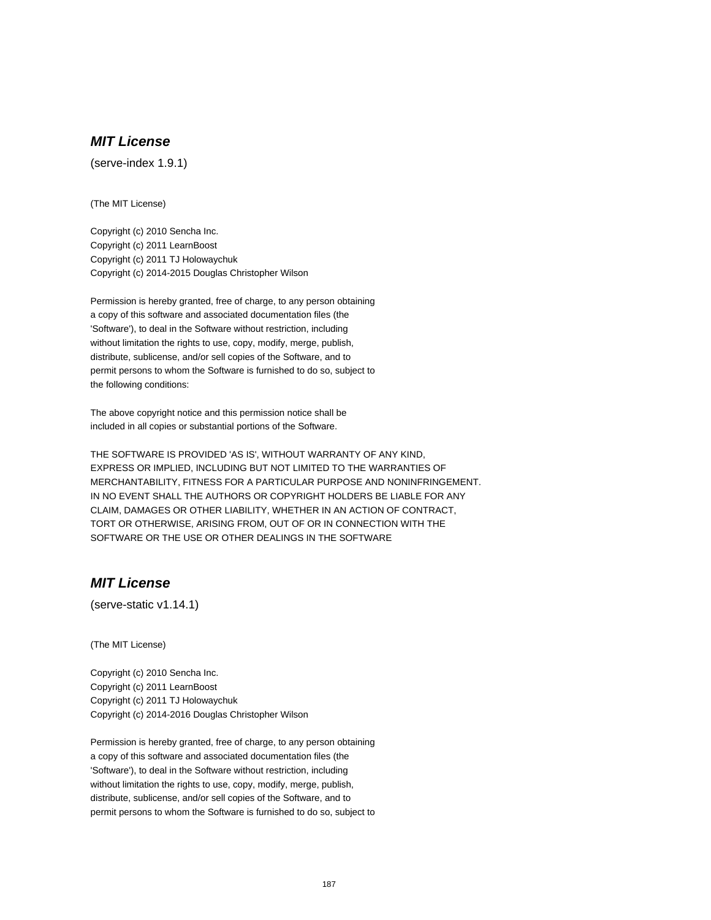### ***MIT License***

(serve-index 1.9.1)

(The MIT License)

Copyright (c) 2010 Sencha Inc.
Copyright (c) 2011 LearnBoost
Copyright (c) 2011 TJ Holowaychuk
Copyright (c) 2014-2015 Douglas Christopher Wilson

Permission is hereby granted, free of charge, to any person obtaining
a copy of this software and associated documentation files (the
'Software'), to deal in the Software without restriction, including
without limitation the rights to use, copy, modify, merge, publish,
distribute, sublicense, and/or sell copies of the Software, and to
permit persons to whom the Software is furnished to do so, subject to
the following conditions:

The above copyright notice and this permission notice shall be
included in all copies or substantial portions of the Software.

THE SOFTWARE IS PROVIDED 'AS IS', WITHOUT WARRANTY OF ANY KIND,
EXPRESS OR IMPLIED, INCLUDING BUT NOT LIMITED TO THE WARRANTIES OF
MERCHANTABILITY, FITNESS FOR A PARTICULAR PURPOSE AND NONINFRINGEMENT.
IN NO EVENT SHALL THE AUTHORS OR COPYRIGHT HOLDERS BE LIABLE FOR ANY
CLAIM, DAMAGES OR OTHER LIABILITY, WHETHER IN AN ACTION OF CONTRACT,
TORT OR OTHERWISE, ARISING FROM, OUT OF OR IN CONNECTION WITH THE
SOFTWARE OR THE USE OR OTHER DEALINGS IN THE SOFTWARE

### ***MIT License***

(serve-static v1.14.1)

(The MIT License)

Copyright (c) 2010 Sencha Inc.
Copyright (c) 2011 LearnBoost
Copyright (c) 2011 TJ Holowaychuk
Copyright (c) 2014-2016 Douglas Christopher Wilson

Permission is hereby granted, free of charge, to any person obtaining
a copy of this software and associated documentation files (the
'Software'), to deal in the Software without restriction, including
without limitation the rights to use, copy, modify, merge, publish,
distribute, sublicense, and/or sell copies of the Software, and to
permit persons to whom the Software is furnished to do so, subject to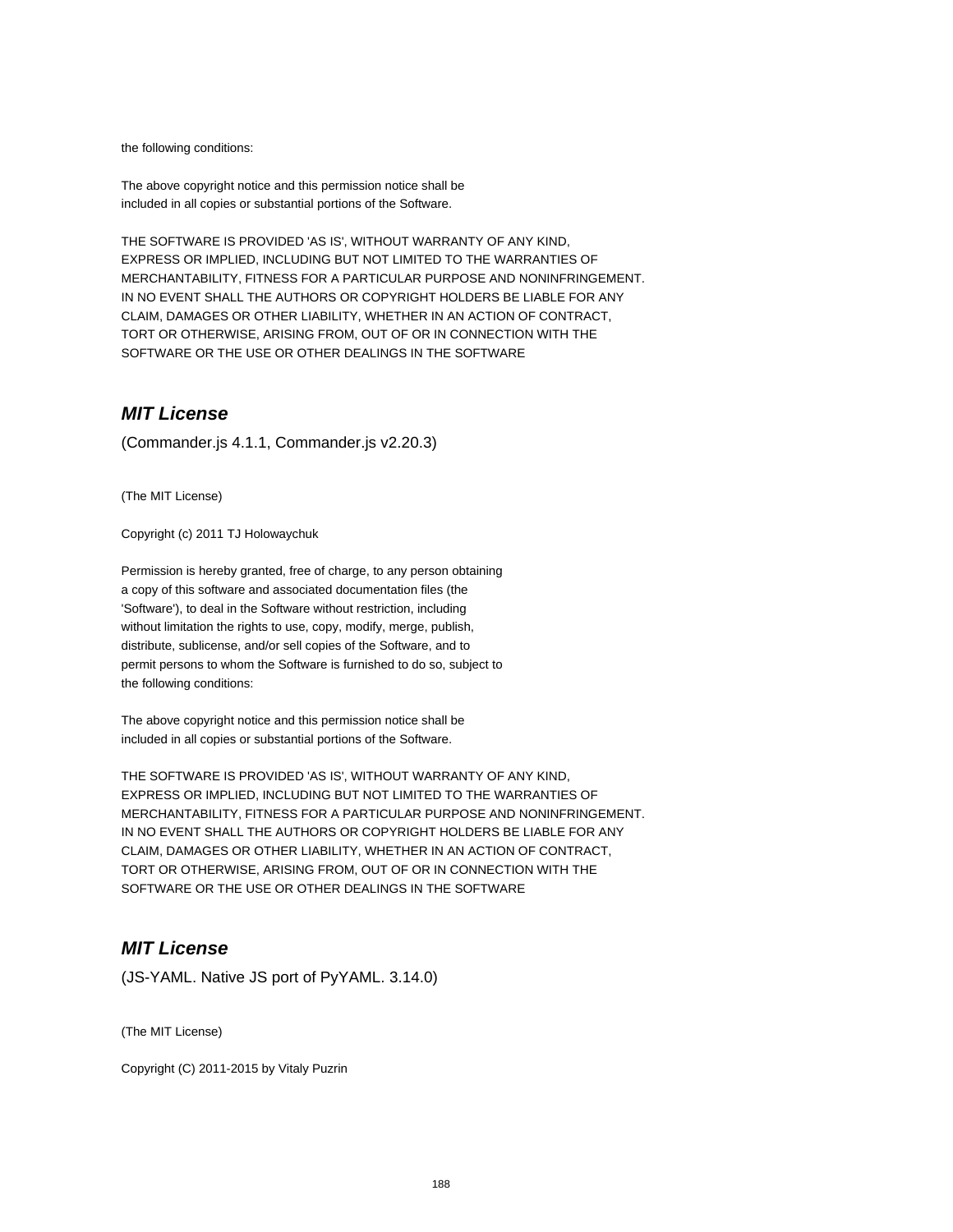the following conditions:

The above copyright notice and this permission notice shall be
included in all copies or substantial portions of the Software.

THE SOFTWARE IS PROVIDED 'AS IS', WITHOUT WARRANTY OF ANY KIND,
EXPRESS OR IMPLIED, INCLUDING BUT NOT LIMITED TO THE WARRANTIES OF
MERCHANTABILITY, FITNESS FOR A PARTICULAR PURPOSE AND NONINFRINGEMENT.
IN NO EVENT SHALL THE AUTHORS OR COPYRIGHT HOLDERS BE LIABLE FOR ANY
CLAIM, DAMAGES OR OTHER LIABILITY, WHETHER IN AN ACTION OF CONTRACT,
TORT OR OTHERWISE, ARISING FROM, OUT OF OR IN CONNECTION WITH THE
SOFTWARE OR THE USE OR OTHER DEALINGS IN THE SOFTWARE

## ***MIT License***

(Commander.js 4.1.1, Commander.js v2.20.3)

(The MIT License)

Copyright (c) 2011 TJ Holowaychuk

Permission is hereby granted, free of charge, to any person obtaining
a copy of this software and associated documentation files (the
'Software'), to deal in the Software without restriction, including
without limitation the rights to use, copy, modify, merge, publish,
distribute, sublicense, and/or sell copies of the Software, and to
permit persons to whom the Software is furnished to do so, subject to
the following conditions:

The above copyright notice and this permission notice shall be
included in all copies or substantial portions of the Software.

THE SOFTWARE IS PROVIDED 'AS IS', WITHOUT WARRANTY OF ANY KIND,
EXPRESS OR IMPLIED, INCLUDING BUT NOT LIMITED TO THE WARRANTIES OF
MERCHANTABILITY, FITNESS FOR A PARTICULAR PURPOSE AND NONINFRINGEMENT.
IN NO EVENT SHALL THE AUTHORS OR COPYRIGHT HOLDERS BE LIABLE FOR ANY
CLAIM, DAMAGES OR OTHER LIABILITY, WHETHER IN AN ACTION OF CONTRACT,
TORT OR OTHERWISE, ARISING FROM, OUT OF OR IN CONNECTION WITH THE
SOFTWARE OR THE USE OR OTHER DEALINGS IN THE SOFTWARE

## ***MIT License***

(JS-YAML. Native JS port of PyYAML. 3.14.0)

(The MIT License)

Copyright (C) 2011-2015 by Vitaly Puzrin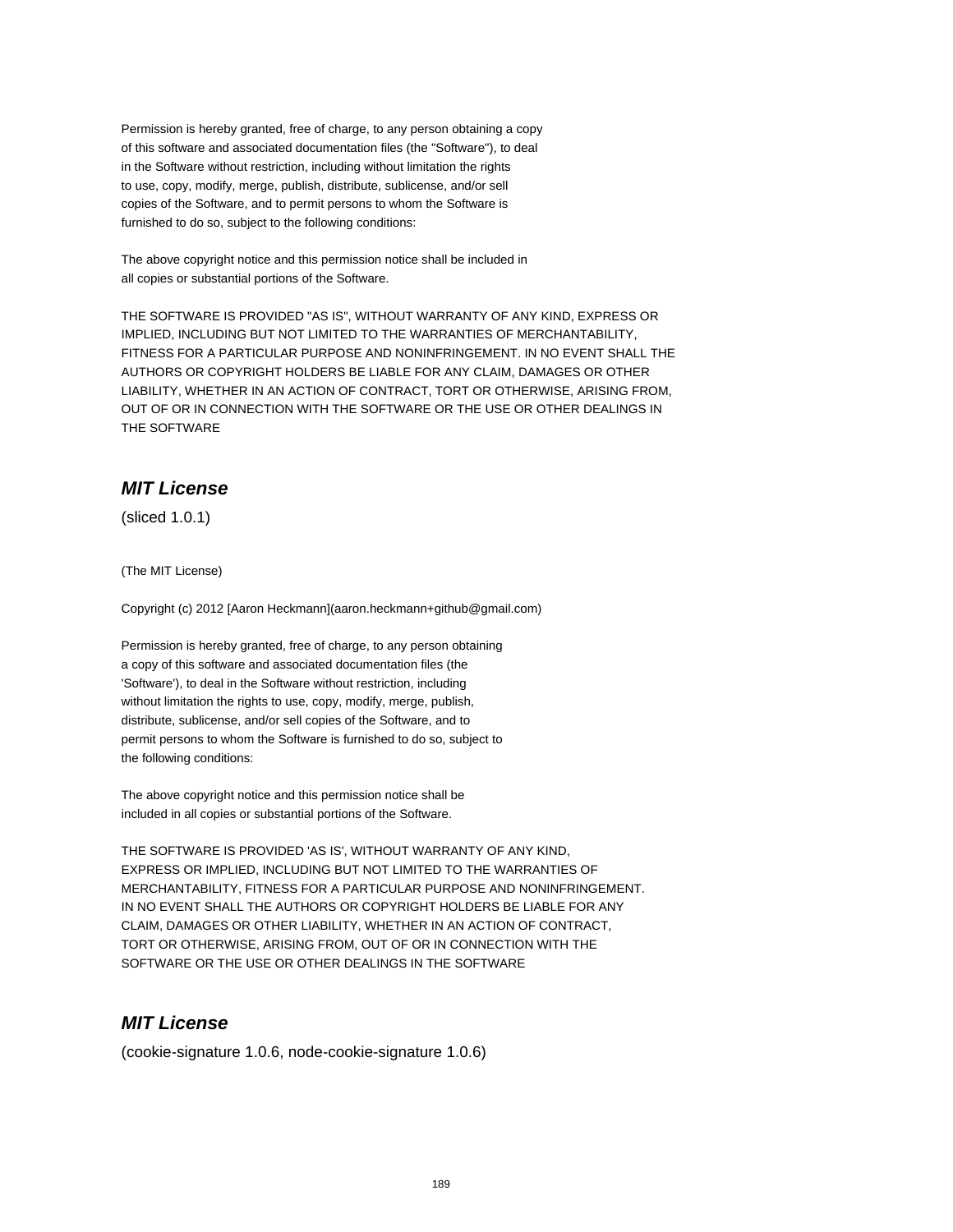Permission is hereby granted, free of charge, to any person obtaining a copy
of this software and associated documentation files (the "Software"), to deal
in the Software without restriction, including without limitation the rights
to use, copy, modify, merge, publish, distribute, sublicense, and/or sell
copies of the Software, and to permit persons to whom the Software is
furnished to do so, subject to the following conditions:

The above copyright notice and this permission notice shall be included in
all copies or substantial portions of the Software.

THE SOFTWARE IS PROVIDED "AS IS", WITHOUT WARRANTY OF ANY KIND, EXPRESS OR
IMPLIED, INCLUDING BUT NOT LIMITED TO THE WARRANTIES OF MERCHANTABILITY,
FITNESS FOR A PARTICULAR PURPOSE AND NONINFRINGEMENT. IN NO EVENT SHALL THE
AUTHORS OR COPYRIGHT HOLDERS BE LIABLE FOR ANY CLAIM, DAMAGES OR OTHER
LIABILITY, WHETHER IN AN ACTION OF CONTRACT, TORT OR OTHERWISE, ARISING FROM,
OUT OF OR IN CONNECTION WITH THE SOFTWARE OR THE USE OR OTHER DEALINGS IN
THE SOFTWARE

## *MIT License*

(sliced 1.0.1)

(The MIT License)

Copyright (c) 2012 [Aaron Heckmann](aaron.heckmann+github@gmail.com)

Permission is hereby granted, free of charge, to any person obtaining
a copy of this software and associated documentation files (the
'Software'), to deal in the Software without restriction, including
without limitation the rights to use, copy, modify, merge, publish,
distribute, sublicense, and/or sell copies of the Software, and to
permit persons to whom the Software is furnished to do so, subject to
the following conditions:

The above copyright notice and this permission notice shall be
included in all copies or substantial portions of the Software.

THE SOFTWARE IS PROVIDED 'AS IS', WITHOUT WARRANTY OF ANY KIND,
EXPRESS OR IMPLIED, INCLUDING BUT NOT LIMITED TO THE WARRANTIES OF
MERCHANTABILITY, FITNESS FOR A PARTICULAR PURPOSE AND NONINFRINGEMENT.
IN NO EVENT SHALL THE AUTHORS OR COPYRIGHT HOLDERS BE LIABLE FOR ANY
CLAIM, DAMAGES OR OTHER LIABILITY, WHETHER IN AN ACTION OF CONTRACT,
TORT OR OTHERWISE, ARISING FROM, OUT OF OR IN CONNECTION WITH THE
SOFTWARE OR THE USE OR OTHER DEALINGS IN THE SOFTWARE

## *MIT License*

(cookie-signature 1.0.6, node-cookie-signature 1.0.6)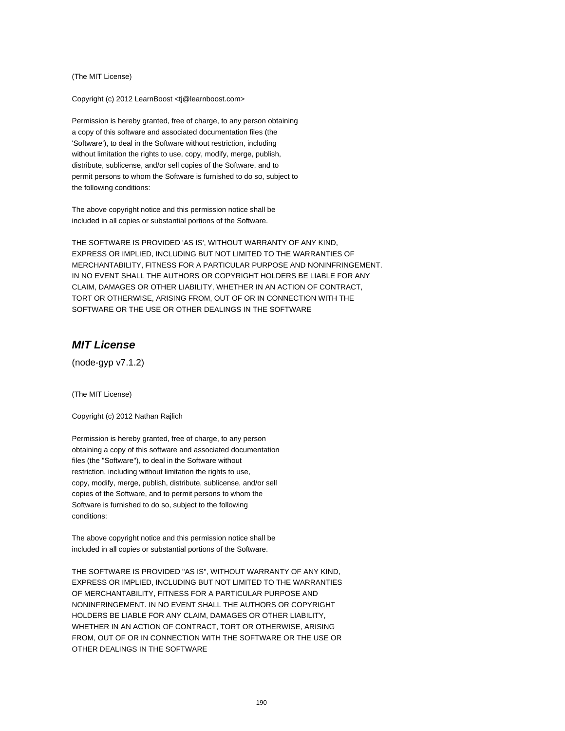(The MIT License)

Copyright (c) 2012 LearnBoost <tj@learnboost.com>

Permission is hereby granted, free of charge, to any person obtaining
a copy of this software and associated documentation files (the
'Software'), to deal in the Software without restriction, including
without limitation the rights to use, copy, modify, merge, publish,
distribute, sublicense, and/or sell copies of the Software, and to
permit persons to whom the Software is furnished to do so, subject to
the following conditions:

The above copyright notice and this permission notice shall be
included in all copies or substantial portions of the Software.

THE SOFTWARE IS PROVIDED 'AS IS', WITHOUT WARRANTY OF ANY KIND,
EXPRESS OR IMPLIED, INCLUDING BUT NOT LIMITED TO THE WARRANTIES OF
MERCHANTABILITY, FITNESS FOR A PARTICULAR PURPOSE AND NONINFRINGEMENT.
IN NO EVENT SHALL THE AUTHORS OR COPYRIGHT HOLDERS BE LIABLE FOR ANY
CLAIM, DAMAGES OR OTHER LIABILITY, WHETHER IN AN ACTION OF CONTRACT,
TORT OR OTHERWISE, ARISING FROM, OUT OF OR IN CONNECTION WITH THE
SOFTWARE OR THE USE OR OTHER DEALINGS IN THE SOFTWARE

## ***MIT License***

(node-gyp v7.1.2)

(The MIT License)

Copyright (c) 2012 Nathan Rajlich

Permission is hereby granted, free of charge, to any person
obtaining a copy of this software and associated documentation
files (the "Software"), to deal in the Software without
restriction, including without limitation the rights to use,
copy, modify, merge, publish, distribute, sublicense, and/or sell
copies of the Software, and to permit persons to whom the
Software is furnished to do so, subject to the following
conditions:

The above copyright notice and this permission notice shall be
included in all copies or substantial portions of the Software.

THE SOFTWARE IS PROVIDED "AS IS", WITHOUT WARRANTY OF ANY KIND,
EXPRESS OR IMPLIED, INCLUDING BUT NOT LIMITED TO THE WARRANTIES
OF MERCHANTABILITY, FITNESS FOR A PARTICULAR PURPOSE AND
NONINFRINGEMENT. IN NO EVENT SHALL THE AUTHORS OR COPYRIGHT
HOLDERS BE LIABLE FOR ANY CLAIM, DAMAGES OR OTHER LIABILITY,
WHETHER IN AN ACTION OF CONTRACT, TORT OR OTHERWISE, ARISING
FROM, OUT OF OR IN CONNECTION WITH THE SOFTWARE OR THE USE OR
OTHER DEALINGS IN THE SOFTWARE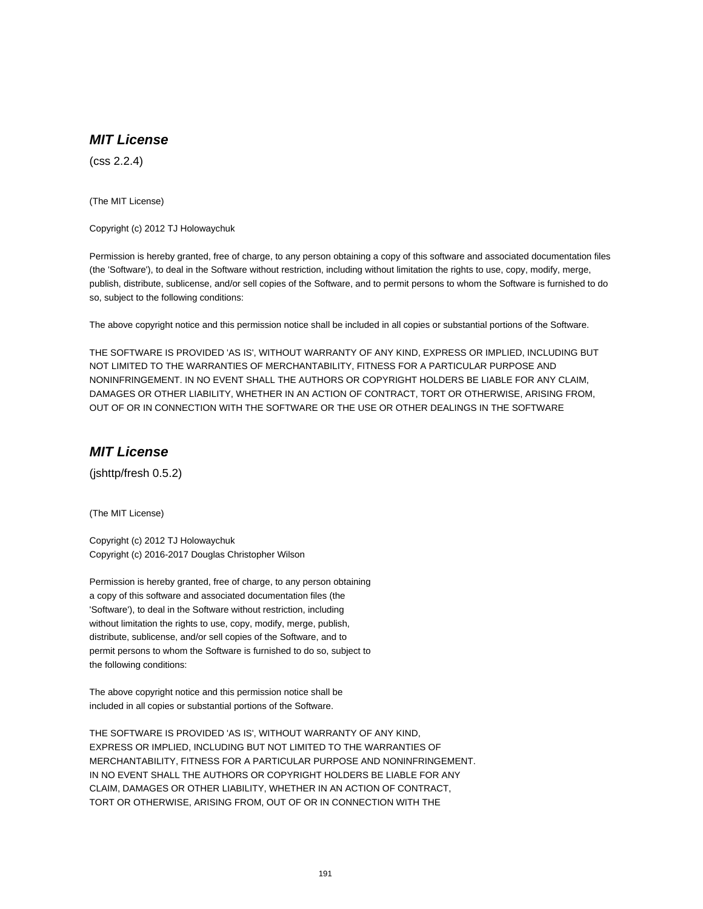### ***MIT License***

(css 2.2.4)

(The MIT License)

Copyright (c) 2012 TJ Holowaychuk

Permission is hereby granted, free of charge, to any person obtaining a copy of this software and associated documentation files (the 'Software'), to deal in the Software without restriction, including without limitation the rights to use, copy, modify, merge, publish, distribute, sublicense, and/or sell copies of the Software, and to permit persons to whom the Software is furnished to do so, subject to the following conditions:

The above copyright notice and this permission notice shall be included in all copies or substantial portions of the Software.

THE SOFTWARE IS PROVIDED 'AS IS', WITHOUT WARRANTY OF ANY KIND, EXPRESS OR IMPLIED, INCLUDING BUT NOT LIMITED TO THE WARRANTIES OF MERCHANTABILITY, FITNESS FOR A PARTICULAR PURPOSE AND NONINFRINGEMENT. IN NO EVENT SHALL THE AUTHORS OR COPYRIGHT HOLDERS BE LIABLE FOR ANY CLAIM, DAMAGES OR OTHER LIABILITY, WHETHER IN AN ACTION OF CONTRACT, TORT OR OTHERWISE, ARISING FROM, OUT OF OR IN CONNECTION WITH THE SOFTWARE OR THE USE OR OTHER DEALINGS IN THE SOFTWARE

### ***MIT License***

(jshttp/fresh 0.5.2)

(The MIT License)

Copyright (c) 2012 TJ Holowaychuk
Copyright (c) 2016-2017 Douglas Christopher Wilson

Permission is hereby granted, free of charge, to any person obtaining
a copy of this software and associated documentation files (the
'Software'), to deal in the Software without restriction, including
without limitation the rights to use, copy, modify, merge, publish,
distribute, sublicense, and/or sell copies of the Software, and to
permit persons to whom the Software is furnished to do so, subject to
the following conditions:

The above copyright notice and this permission notice shall be
included in all copies or substantial portions of the Software.

THE SOFTWARE IS PROVIDED 'AS IS', WITHOUT WARRANTY OF ANY KIND,
EXPRESS OR IMPLIED, INCLUDING BUT NOT LIMITED TO THE WARRANTIES OF
MERCHANTABILITY, FITNESS FOR A PARTICULAR PURPOSE AND NONINFRINGEMENT.
IN NO EVENT SHALL THE AUTHORS OR COPYRIGHT HOLDERS BE LIABLE FOR ANY
CLAIM, DAMAGES OR OTHER LIABILITY, WHETHER IN AN ACTION OF CONTRACT,
TORT OR OTHERWISE, ARISING FROM, OUT OF OR IN CONNECTION WITH THE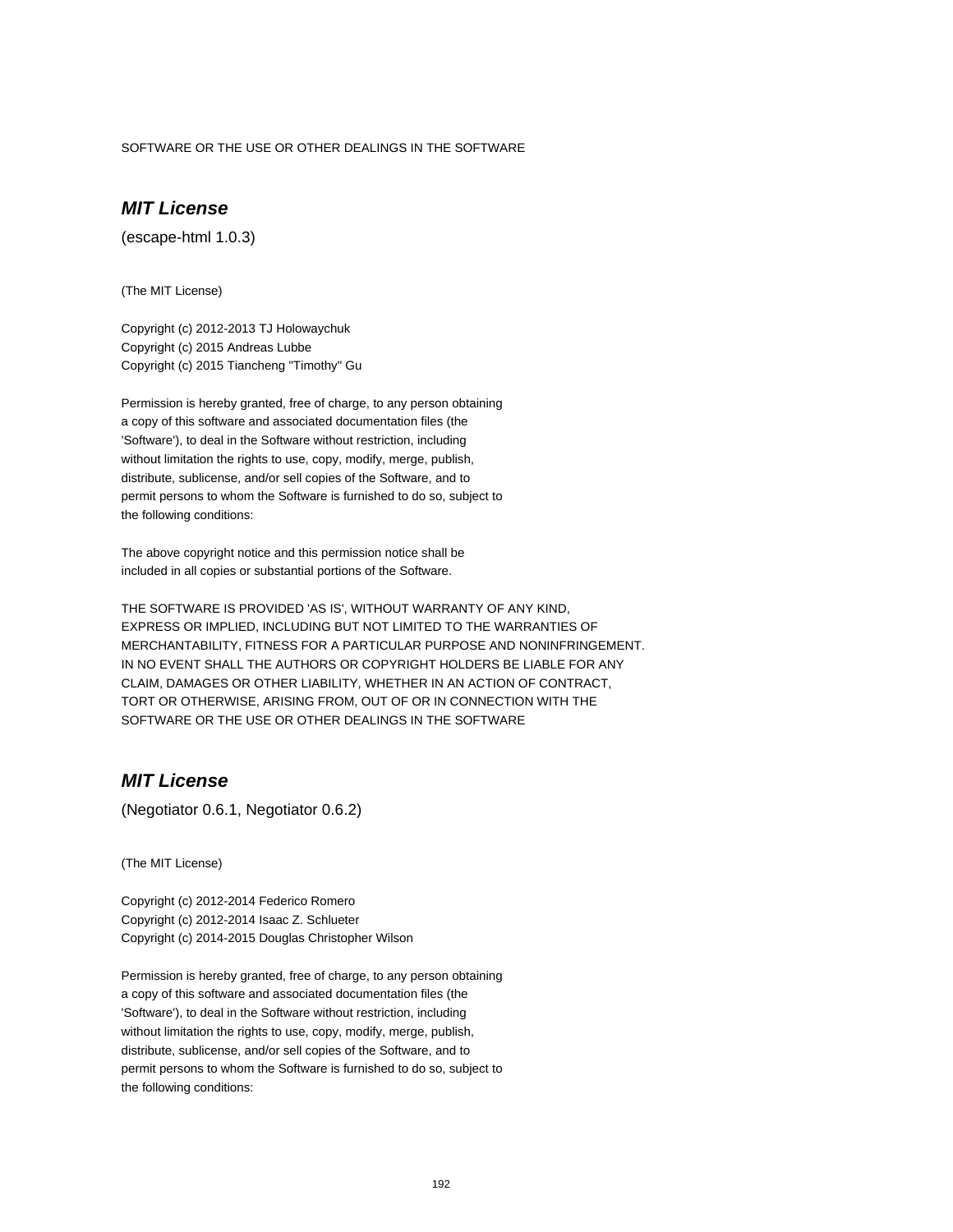SOFTWARE OR THE USE OR OTHER DEALINGS IN THE SOFTWARE

## *MIT License*

(escape-html 1.0.3)

(The MIT License)

Copyright (c) 2012-2013 TJ Holowaychuk
Copyright (c) 2015 Andreas Lubbe
Copyright (c) 2015 Tiancheng "Timothy" Gu

Permission is hereby granted, free of charge, to any person obtaining
a copy of this software and associated documentation files (the
'Software'), to deal in the Software without restriction, including
without limitation the rights to use, copy, modify, merge, publish,
distribute, sublicense, and/or sell copies of the Software, and to
permit persons to whom the Software is furnished to do so, subject to
the following conditions:

The above copyright notice and this permission notice shall be
included in all copies or substantial portions of the Software.

THE SOFTWARE IS PROVIDED 'AS IS', WITHOUT WARRANTY OF ANY KIND,
EXPRESS OR IMPLIED, INCLUDING BUT NOT LIMITED TO THE WARRANTIES OF
MERCHANTABILITY, FITNESS FOR A PARTICULAR PURPOSE AND NONINFRINGEMENT.
IN NO EVENT SHALL THE AUTHORS OR COPYRIGHT HOLDERS BE LIABLE FOR ANY
CLAIM, DAMAGES OR OTHER LIABILITY, WHETHER IN AN ACTION OF CONTRACT,
TORT OR OTHERWISE, ARISING FROM, OUT OF OR IN CONNECTION WITH THE
SOFTWARE OR THE USE OR OTHER DEALINGS IN THE SOFTWARE

## *MIT License*

(Negotiator 0.6.1, Negotiator 0.6.2)

(The MIT License)

Copyright (c) 2012-2014 Federico Romero
Copyright (c) 2012-2014 Isaac Z. Schlueter
Copyright (c) 2014-2015 Douglas Christopher Wilson

Permission is hereby granted, free of charge, to any person obtaining
a copy of this software and associated documentation files (the
'Software'), to deal in the Software without restriction, including
without limitation the rights to use, copy, modify, merge, publish,
distribute, sublicense, and/or sell copies of the Software, and to
permit persons to whom the Software is furnished to do so, subject to
the following conditions: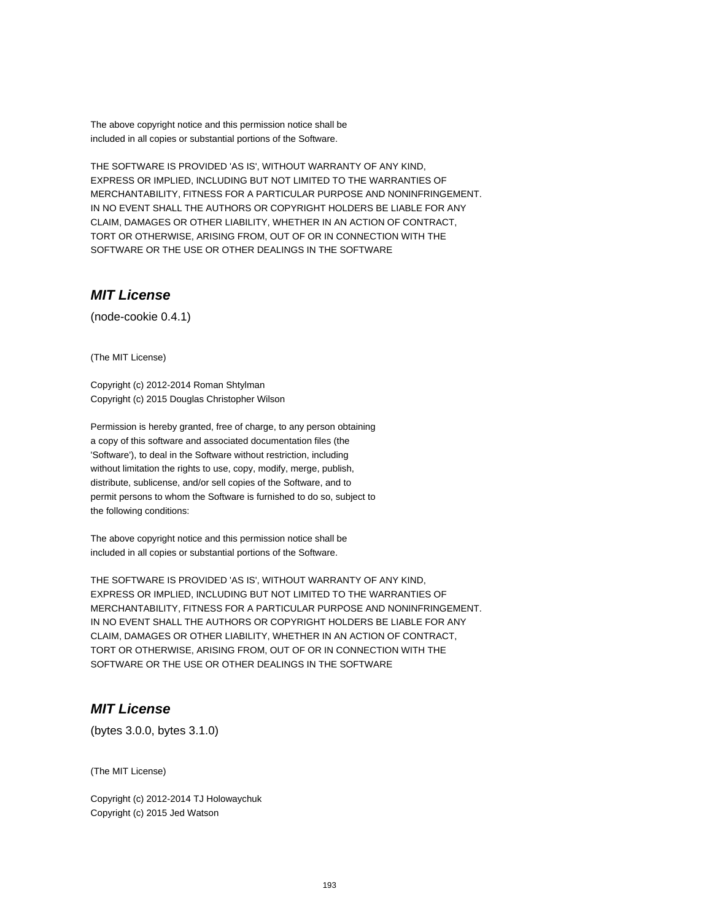The above copyright notice and this permission notice shall be
included in all copies or substantial portions of the Software.

THE SOFTWARE IS PROVIDED 'AS IS', WITHOUT WARRANTY OF ANY KIND,
EXPRESS OR IMPLIED, INCLUDING BUT NOT LIMITED TO THE WARRANTIES OF
MERCHANTABILITY, FITNESS FOR A PARTICULAR PURPOSE AND NONINFRINGEMENT.
IN NO EVENT SHALL THE AUTHORS OR COPYRIGHT HOLDERS BE LIABLE FOR ANY
CLAIM, DAMAGES OR OTHER LIABILITY, WHETHER IN AN ACTION OF CONTRACT,
TORT OR OTHERWISE, ARISING FROM, OUT OF OR IN CONNECTION WITH THE
SOFTWARE OR THE USE OR OTHER DEALINGS IN THE SOFTWARE

## *MIT License*

(node-cookie 0.4.1)

(The MIT License)

Copyright (c) 2012-2014 Roman Shtylman
Copyright (c) 2015 Douglas Christopher Wilson

Permission is hereby granted, free of charge, to any person obtaining
a copy of this software and associated documentation files (the
'Software'), to deal in the Software without restriction, including
without limitation the rights to use, copy, modify, merge, publish,
distribute, sublicense, and/or sell copies of the Software, and to
permit persons to whom the Software is furnished to do so, subject to
the following conditions:

The above copyright notice and this permission notice shall be
included in all copies or substantial portions of the Software.

THE SOFTWARE IS PROVIDED 'AS IS', WITHOUT WARRANTY OF ANY KIND,
EXPRESS OR IMPLIED, INCLUDING BUT NOT LIMITED TO THE WARRANTIES OF
MERCHANTABILITY, FITNESS FOR A PARTICULAR PURPOSE AND NONINFRINGEMENT.
IN NO EVENT SHALL THE AUTHORS OR COPYRIGHT HOLDERS BE LIABLE FOR ANY
CLAIM, DAMAGES OR OTHER LIABILITY, WHETHER IN AN ACTION OF CONTRACT,
TORT OR OTHERWISE, ARISING FROM, OUT OF OR IN CONNECTION WITH THE
SOFTWARE OR THE USE OR OTHER DEALINGS IN THE SOFTWARE

## *MIT License*

(bytes 3.0.0, bytes 3.1.0)

(The MIT License)

Copyright (c) 2012-2014 TJ Holowaychuk
Copyright (c) 2015 Jed Watson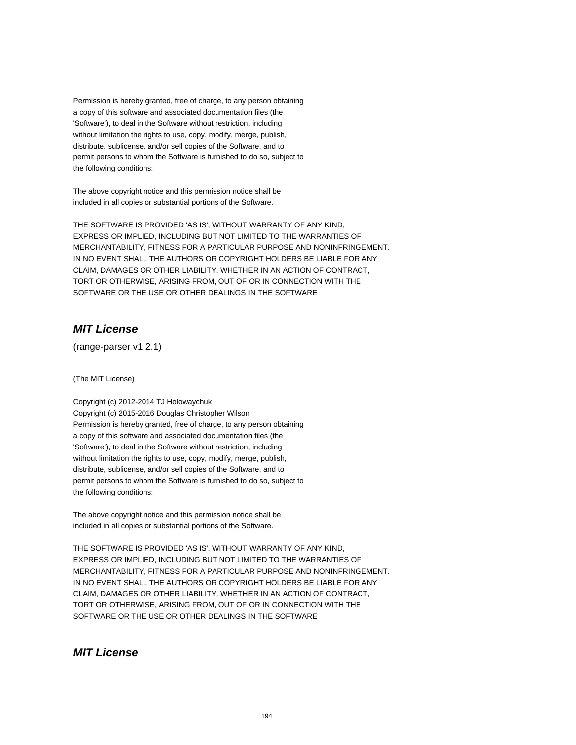Permission is hereby granted, free of charge, to any person obtaining
a copy of this software and associated documentation files (the
'Software'), to deal in the Software without restriction, including
without limitation the rights to use, copy, modify, merge, publish,
distribute, sublicense, and/or sell copies of the Software, and to
permit persons to whom the Software is furnished to do so, subject to
the following conditions:

The above copyright notice and this permission notice shall be
included in all copies or substantial portions of the Software.

THE SOFTWARE IS PROVIDED 'AS IS', WITHOUT WARRANTY OF ANY KIND,
EXPRESS OR IMPLIED, INCLUDING BUT NOT LIMITED TO THE WARRANTIES OF
MERCHANTABILITY, FITNESS FOR A PARTICULAR PURPOSE AND NONINFRINGEMENT.
IN NO EVENT SHALL THE AUTHORS OR COPYRIGHT HOLDERS BE LIABLE FOR ANY
CLAIM, DAMAGES OR OTHER LIABILITY, WHETHER IN AN ACTION OF CONTRACT,
TORT OR OTHERWISE, ARISING FROM, OUT OF OR IN CONNECTION WITH THE
SOFTWARE OR THE USE OR OTHER DEALINGS IN THE SOFTWARE

## *MIT License*

(range-parser v1.2.1)

(The MIT License)

Copyright (c) 2012-2014 TJ Holowaychuk
Copyright (c) 2015-2016 Douglas Christopher Wilson
Permission is hereby granted, free of charge, to any person obtaining
a copy of this software and associated documentation files (the
'Software'), to deal in the Software without restriction, including
without limitation the rights to use, copy, modify, merge, publish,
distribute, sublicense, and/or sell copies of the Software, and to
permit persons to whom the Software is furnished to do so, subject to
the following conditions:

The above copyright notice and this permission notice shall be
included in all copies or substantial portions of the Software.

THE SOFTWARE IS PROVIDED 'AS IS', WITHOUT WARRANTY OF ANY KIND,
EXPRESS OR IMPLIED, INCLUDING BUT NOT LIMITED TO THE WARRANTIES OF
MERCHANTABILITY, FITNESS FOR A PARTICULAR PURPOSE AND NONINFRINGEMENT.
IN NO EVENT SHALL THE AUTHORS OR COPYRIGHT HOLDERS BE LIABLE FOR ANY
CLAIM, DAMAGES OR OTHER LIABILITY, WHETHER IN AN ACTION OF CONTRACT,
TORT OR OTHERWISE, ARISING FROM, OUT OF OR IN CONNECTION WITH THE
SOFTWARE OR THE USE OR OTHER DEALINGS IN THE SOFTWARE

## *MIT License*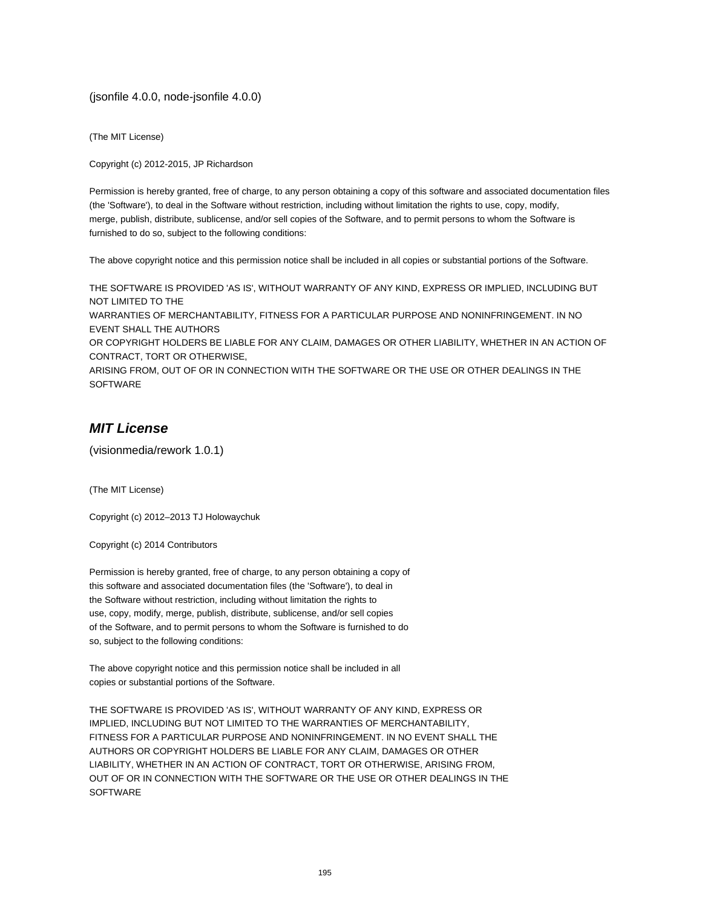(jsonfile 4.0.0, node-jsonfile 4.0.0)

(The MIT License)

Copyright (c) 2012-2015, JP Richardson

Permission is hereby granted, free of charge, to any person obtaining a copy of this software and associated documentation files (the 'Software'), to deal in the Software without restriction, including without limitation the rights to use, copy, modify, merge, publish, distribute, sublicense, and/or sell copies of the Software, and to permit persons to whom the Software is furnished to do so, subject to the following conditions:

The above copyright notice and this permission notice shall be included in all copies or substantial portions of the Software.

THE SOFTWARE IS PROVIDED 'AS IS', WITHOUT WARRANTY OF ANY KIND, EXPRESS OR IMPLIED, INCLUDING BUT NOT LIMITED TO THE
WARRANTIES OF MERCHANTABILITY, FITNESS FOR A PARTICULAR PURPOSE AND NONINFRINGEMENT. IN NO EVENT SHALL THE AUTHORS
OR COPYRIGHT HOLDERS BE LIABLE FOR ANY CLAIM, DAMAGES OR OTHER LIABILITY, WHETHER IN AN ACTION OF CONTRACT, TORT OR OTHERWISE,
ARISING FROM, OUT OF OR IN CONNECTION WITH THE SOFTWARE OR THE USE OR OTHER DEALINGS IN THE SOFTWARE

## *MIT License*

(visionmedia/rework 1.0.1)

(The MIT License)

Copyright (c) 2012–2013 TJ Holowaychuk

Copyright (c) 2014 Contributors

Permission is hereby granted, free of charge, to any person obtaining a copy of this software and associated documentation files (the 'Software'), to deal in the Software without restriction, including without limitation the rights to use, copy, modify, merge, publish, distribute, sublicense, and/or sell copies of the Software, and to permit persons to whom the Software is furnished to do so, subject to the following conditions:

The above copyright notice and this permission notice shall be included in all copies or substantial portions of the Software.

THE SOFTWARE IS PROVIDED 'AS IS', WITHOUT WARRANTY OF ANY KIND, EXPRESS OR IMPLIED, INCLUDING BUT NOT LIMITED TO THE WARRANTIES OF MERCHANTABILITY, FITNESS FOR A PARTICULAR PURPOSE AND NONINFRINGEMENT. IN NO EVENT SHALL THE AUTHORS OR COPYRIGHT HOLDERS BE LIABLE FOR ANY CLAIM, DAMAGES OR OTHER LIABILITY, WHETHER IN AN ACTION OF CONTRACT, TORT OR OTHERWISE, ARISING FROM, OUT OF OR IN CONNECTION WITH THE SOFTWARE OR THE USE OR OTHER DEALINGS IN THE SOFTWARE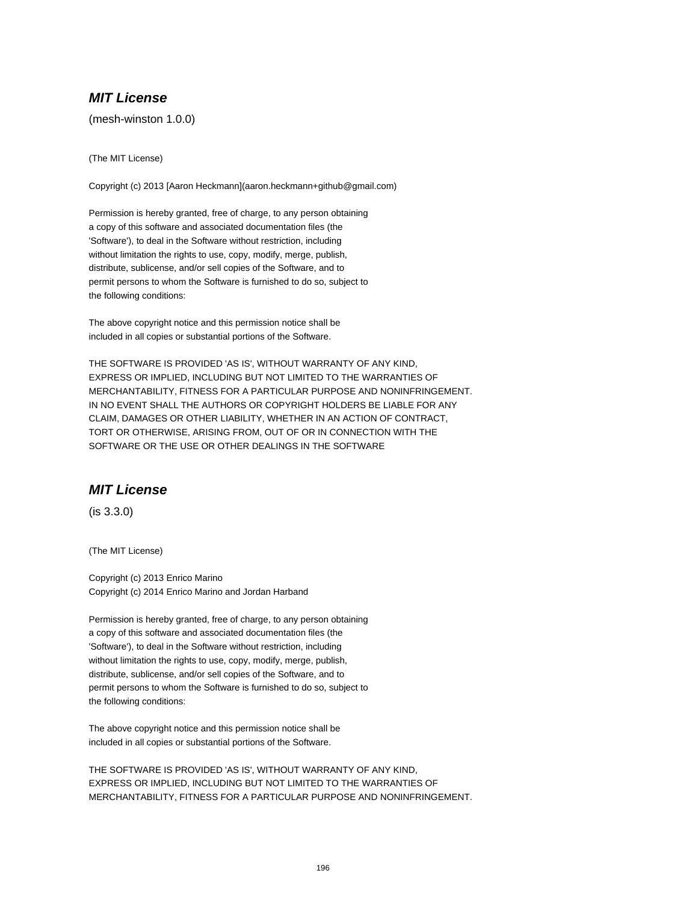## ***MIT License***

(mesh-winston 1.0.0)

(The MIT License)

Copyright (c) 2013 [Aaron Heckmann](aaron.heckmann+github@gmail.com)

Permission is hereby granted, free of charge, to any person obtaining
a copy of this software and associated documentation files (the
'Software'), to deal in the Software without restriction, including
without limitation the rights to use, copy, modify, merge, publish,
distribute, sublicense, and/or sell copies of the Software, and to
permit persons to whom the Software is furnished to do so, subject to
the following conditions:

The above copyright notice and this permission notice shall be
included in all copies or substantial portions of the Software.

THE SOFTWARE IS PROVIDED 'AS IS', WITHOUT WARRANTY OF ANY KIND,
EXPRESS OR IMPLIED, INCLUDING BUT NOT LIMITED TO THE WARRANTIES OF
MERCHANTABILITY, FITNESS FOR A PARTICULAR PURPOSE AND NONINFRINGEMENT.
IN NO EVENT SHALL THE AUTHORS OR COPYRIGHT HOLDERS BE LIABLE FOR ANY
CLAIM, DAMAGES OR OTHER LIABILITY, WHETHER IN AN ACTION OF CONTRACT,
TORT OR OTHERWISE, ARISING FROM, OUT OF OR IN CONNECTION WITH THE
SOFTWARE OR THE USE OR OTHER DEALINGS IN THE SOFTWARE

## ***MIT License***

(is 3.3.0)

(The MIT License)

Copyright (c) 2013 Enrico Marino
Copyright (c) 2014 Enrico Marino and Jordan Harband

Permission is hereby granted, free of charge, to any person obtaining
a copy of this software and associated documentation files (the
'Software'), to deal in the Software without restriction, including
without limitation the rights to use, copy, modify, merge, publish,
distribute, sublicense, and/or sell copies of the Software, and to
permit persons to whom the Software is furnished to do so, subject to
the following conditions:

The above copyright notice and this permission notice shall be
included in all copies or substantial portions of the Software.

THE SOFTWARE IS PROVIDED 'AS IS', WITHOUT WARRANTY OF ANY KIND,
EXPRESS OR IMPLIED, INCLUDING BUT NOT LIMITED TO THE WARRANTIES OF
MERCHANTABILITY, FITNESS FOR A PARTICULAR PURPOSE AND NONINFRINGEMENT.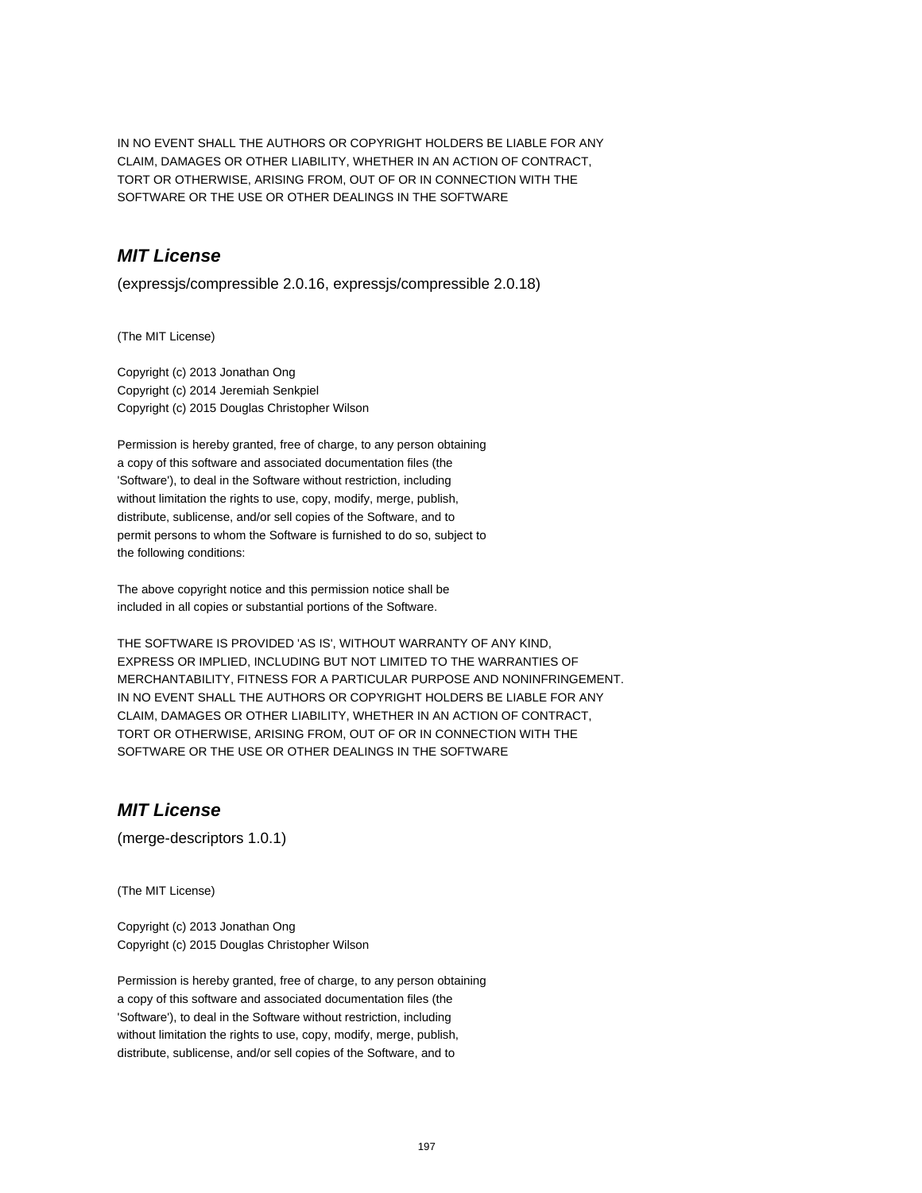IN NO EVENT SHALL THE AUTHORS OR COPYRIGHT HOLDERS BE LIABLE FOR ANY
CLAIM, DAMAGES OR OTHER LIABILITY, WHETHER IN AN ACTION OF CONTRACT,
TORT OR OTHERWISE, ARISING FROM, OUT OF OR IN CONNECTION WITH THE
SOFTWARE OR THE USE OR OTHER DEALINGS IN THE SOFTWARE

### *MIT License*

(expressjs/compressible 2.0.16, expressjs/compressible 2.0.18)

(The MIT License)

Copyright (c) 2013 Jonathan Ong
Copyright (c) 2014 Jeremiah Senkpiel
Copyright (c) 2015 Douglas Christopher Wilson

Permission is hereby granted, free of charge, to any person obtaining
a copy of this software and associated documentation files (the
'Software'), to deal in the Software without restriction, including
without limitation the rights to use, copy, modify, merge, publish,
distribute, sublicense, and/or sell copies of the Software, and to
permit persons to whom the Software is furnished to do so, subject to
the following conditions:

The above copyright notice and this permission notice shall be
included in all copies or substantial portions of the Software.

THE SOFTWARE IS PROVIDED 'AS IS', WITHOUT WARRANTY OF ANY KIND,
EXPRESS OR IMPLIED, INCLUDING BUT NOT LIMITED TO THE WARRANTIES OF
MERCHANTABILITY, FITNESS FOR A PARTICULAR PURPOSE AND NONINFRINGEMENT.
IN NO EVENT SHALL THE AUTHORS OR COPYRIGHT HOLDERS BE LIABLE FOR ANY
CLAIM, DAMAGES OR OTHER LIABILITY, WHETHER IN AN ACTION OF CONTRACT,
TORT OR OTHERWISE, ARISING FROM, OUT OF OR IN CONNECTION WITH THE
SOFTWARE OR THE USE OR OTHER DEALINGS IN THE SOFTWARE

### *MIT License*

(merge-descriptors 1.0.1)

(The MIT License)

Copyright (c) 2013 Jonathan Ong
Copyright (c) 2015 Douglas Christopher Wilson

Permission is hereby granted, free of charge, to any person obtaining
a copy of this software and associated documentation files (the
'Software'), to deal in the Software without restriction, including
without limitation the rights to use, copy, modify, merge, publish,
distribute, sublicense, and/or sell copies of the Software, and to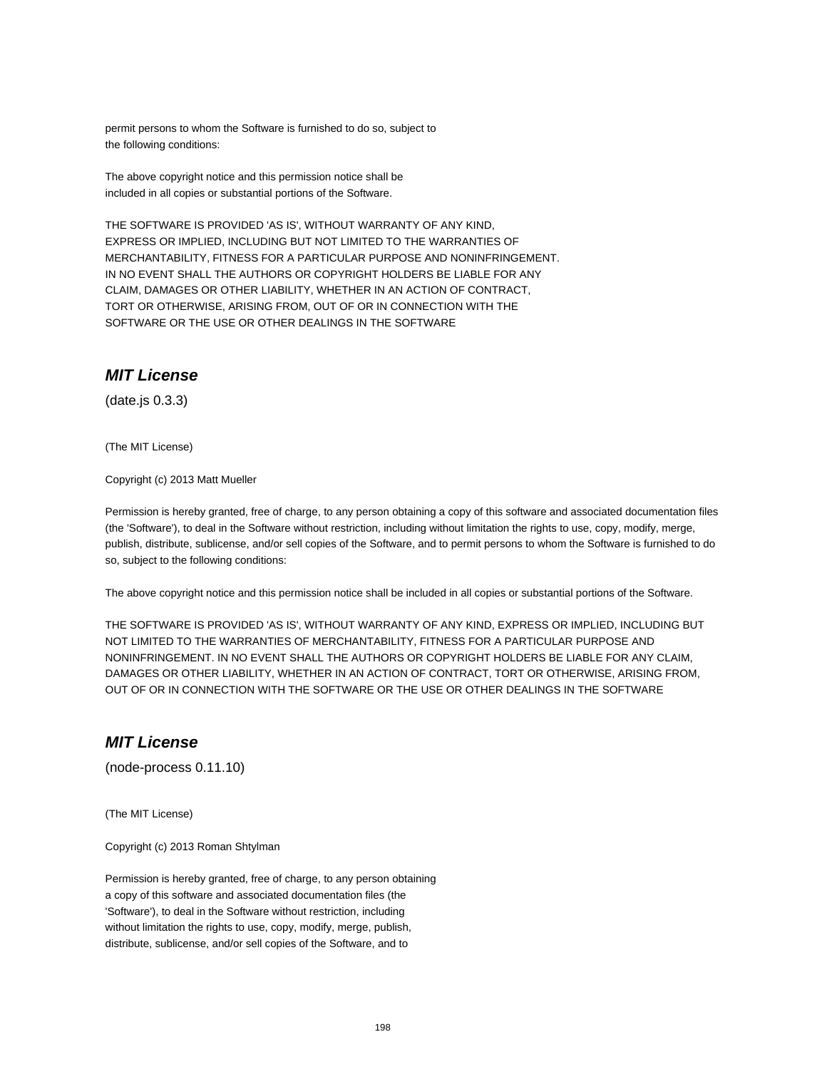permit persons to whom the Software is furnished to do so, subject to
the following conditions:

The above copyright notice and this permission notice shall be
included in all copies or substantial portions of the Software.

THE SOFTWARE IS PROVIDED 'AS IS', WITHOUT WARRANTY OF ANY KIND,
EXPRESS OR IMPLIED, INCLUDING BUT NOT LIMITED TO THE WARRANTIES OF
MERCHANTABILITY, FITNESS FOR A PARTICULAR PURPOSE AND NONINFRINGEMENT.
IN NO EVENT SHALL THE AUTHORS OR COPYRIGHT HOLDERS BE LIABLE FOR ANY
CLAIM, DAMAGES OR OTHER LIABILITY, WHETHER IN AN ACTION OF CONTRACT,
TORT OR OTHERWISE, ARISING FROM, OUT OF OR IN CONNECTION WITH THE
SOFTWARE OR THE USE OR OTHER DEALINGS IN THE SOFTWARE

## *MIT License*

(date.js 0.3.3)

(The MIT License)

Copyright (c) 2013 Matt Mueller

Permission is hereby granted, free of charge, to any person obtaining a copy of this software and associated documentation files (the 'Software'), to deal in the Software without restriction, including without limitation the rights to use, copy, modify, merge, publish, distribute, sublicense, and/or sell copies of the Software, and to permit persons to whom the Software is furnished to do so, subject to the following conditions:

The above copyright notice and this permission notice shall be included in all copies or substantial portions of the Software.

THE SOFTWARE IS PROVIDED 'AS IS', WITHOUT WARRANTY OF ANY KIND, EXPRESS OR IMPLIED, INCLUDING BUT NOT LIMITED TO THE WARRANTIES OF MERCHANTABILITY, FITNESS FOR A PARTICULAR PURPOSE AND NONINFRINGEMENT. IN NO EVENT SHALL THE AUTHORS OR COPYRIGHT HOLDERS BE LIABLE FOR ANY CLAIM, DAMAGES OR OTHER LIABILITY, WHETHER IN AN ACTION OF CONTRACT, TORT OR OTHERWISE, ARISING FROM, OUT OF OR IN CONNECTION WITH THE SOFTWARE OR THE USE OR OTHER DEALINGS IN THE SOFTWARE

## *MIT License*

(node-process 0.11.10)

(The MIT License)

Copyright (c) 2013 Roman Shtylman

Permission is hereby granted, free of charge, to any person obtaining
a copy of this software and associated documentation files (the
'Software'), to deal in the Software without restriction, including
without limitation the rights to use, copy, modify, merge, publish,
distribute, sublicense, and/or sell copies of the Software, and to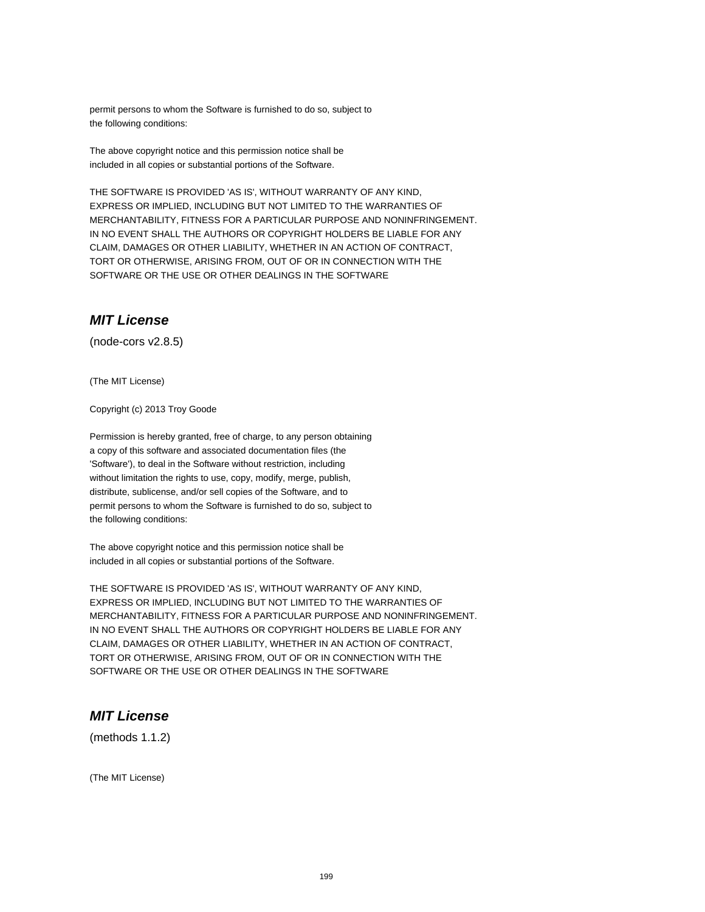permit persons to whom the Software is furnished to do so, subject to
the following conditions:

The above copyright notice and this permission notice shall be
included in all copies or substantial portions of the Software.

THE SOFTWARE IS PROVIDED 'AS IS', WITHOUT WARRANTY OF ANY KIND,
EXPRESS OR IMPLIED, INCLUDING BUT NOT LIMITED TO THE WARRANTIES OF
MERCHANTABILITY, FITNESS FOR A PARTICULAR PURPOSE AND NONINFRINGEMENT.
IN NO EVENT SHALL THE AUTHORS OR COPYRIGHT HOLDERS BE LIABLE FOR ANY
CLAIM, DAMAGES OR OTHER LIABILITY, WHETHER IN AN ACTION OF CONTRACT,
TORT OR OTHERWISE, ARISING FROM, OUT OF OR IN CONNECTION WITH THE
SOFTWARE OR THE USE OR OTHER DEALINGS IN THE SOFTWARE

## *MIT License*

(node-cors v2.8.5)

(The MIT License)

Copyright (c) 2013 Troy Goode

Permission is hereby granted, free of charge, to any person obtaining
a copy of this software and associated documentation files (the
'Software'), to deal in the Software without restriction, including
without limitation the rights to use, copy, modify, merge, publish,
distribute, sublicense, and/or sell copies of the Software, and to
permit persons to whom the Software is furnished to do so, subject to
the following conditions:

The above copyright notice and this permission notice shall be
included in all copies or substantial portions of the Software.

THE SOFTWARE IS PROVIDED 'AS IS', WITHOUT WARRANTY OF ANY KIND,
EXPRESS OR IMPLIED, INCLUDING BUT NOT LIMITED TO THE WARRANTIES OF
MERCHANTABILITY, FITNESS FOR A PARTICULAR PURPOSE AND NONINFRINGEMENT.
IN NO EVENT SHALL THE AUTHORS OR COPYRIGHT HOLDERS BE LIABLE FOR ANY
CLAIM, DAMAGES OR OTHER LIABILITY, WHETHER IN AN ACTION OF CONTRACT,
TORT OR OTHERWISE, ARISING FROM, OUT OF OR IN CONNECTION WITH THE
SOFTWARE OR THE USE OR OTHER DEALINGS IN THE SOFTWARE

## *MIT License*

(methods 1.1.2)

(The MIT License)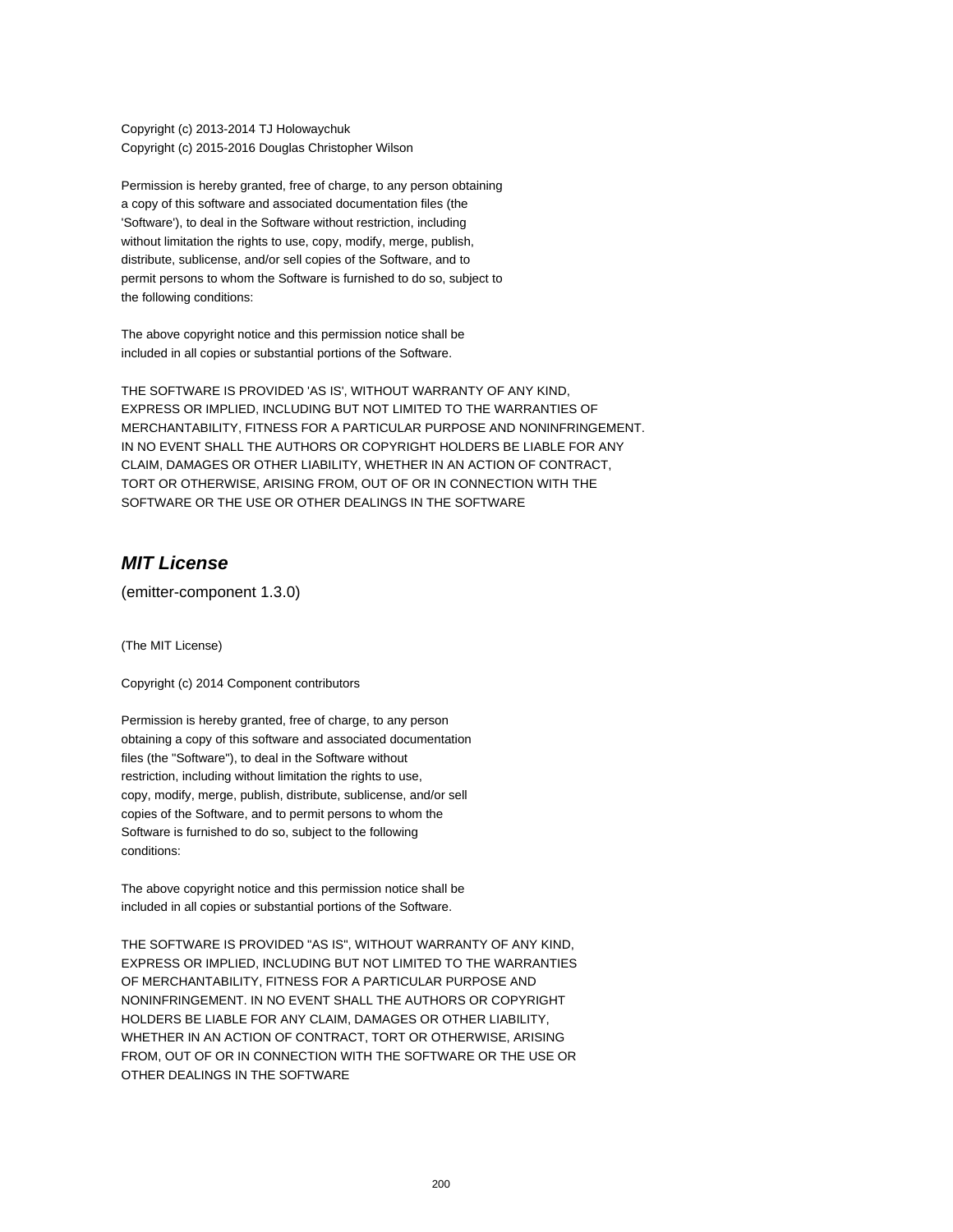Copyright (c) 2013-2014 TJ Holowaychuk
Copyright (c) 2015-2016 Douglas Christopher Wilson

Permission is hereby granted, free of charge, to any person obtaining
a copy of this software and associated documentation files (the
'Software'), to deal in the Software without restriction, including
without limitation the rights to use, copy, modify, merge, publish,
distribute, sublicense, and/or sell copies of the Software, and to
permit persons to whom the Software is furnished to do so, subject to
the following conditions:

The above copyright notice and this permission notice shall be
included in all copies or substantial portions of the Software.

THE SOFTWARE IS PROVIDED 'AS IS', WITHOUT WARRANTY OF ANY KIND,
EXPRESS OR IMPLIED, INCLUDING BUT NOT LIMITED TO THE WARRANTIES OF
MERCHANTABILITY, FITNESS FOR A PARTICULAR PURPOSE AND NONINFRINGEMENT.
IN NO EVENT SHALL THE AUTHORS OR COPYRIGHT HOLDERS BE LIABLE FOR ANY
CLAIM, DAMAGES OR OTHER LIABILITY, WHETHER IN AN ACTION OF CONTRACT,
TORT OR OTHERWISE, ARISING FROM, OUT OF OR IN CONNECTION WITH THE
SOFTWARE OR THE USE OR OTHER DEALINGS IN THE SOFTWARE

## *MIT License*

(emitter-component 1.3.0)

(The MIT License)

Copyright (c) 2014 Component contributors

Permission is hereby granted, free of charge, to any person
obtaining a copy of this software and associated documentation
files (the "Software"), to deal in the Software without
restriction, including without limitation the rights to use,
copy, modify, merge, publish, distribute, sublicense, and/or sell
copies of the Software, and to permit persons to whom the
Software is furnished to do so, subject to the following
conditions:

The above copyright notice and this permission notice shall be
included in all copies or substantial portions of the Software.

THE SOFTWARE IS PROVIDED "AS IS", WITHOUT WARRANTY OF ANY KIND,
EXPRESS OR IMPLIED, INCLUDING BUT NOT LIMITED TO THE WARRANTIES
OF MERCHANTABILITY, FITNESS FOR A PARTICULAR PURPOSE AND
NONINFRINGEMENT. IN NO EVENT SHALL THE AUTHORS OR COPYRIGHT
HOLDERS BE LIABLE FOR ANY CLAIM, DAMAGES OR OTHER LIABILITY,
WHETHER IN AN ACTION OF CONTRACT, TORT OR OTHERWISE, ARISING
FROM, OUT OF OR IN CONNECTION WITH THE SOFTWARE OR THE USE OR
OTHER DEALINGS IN THE SOFTWARE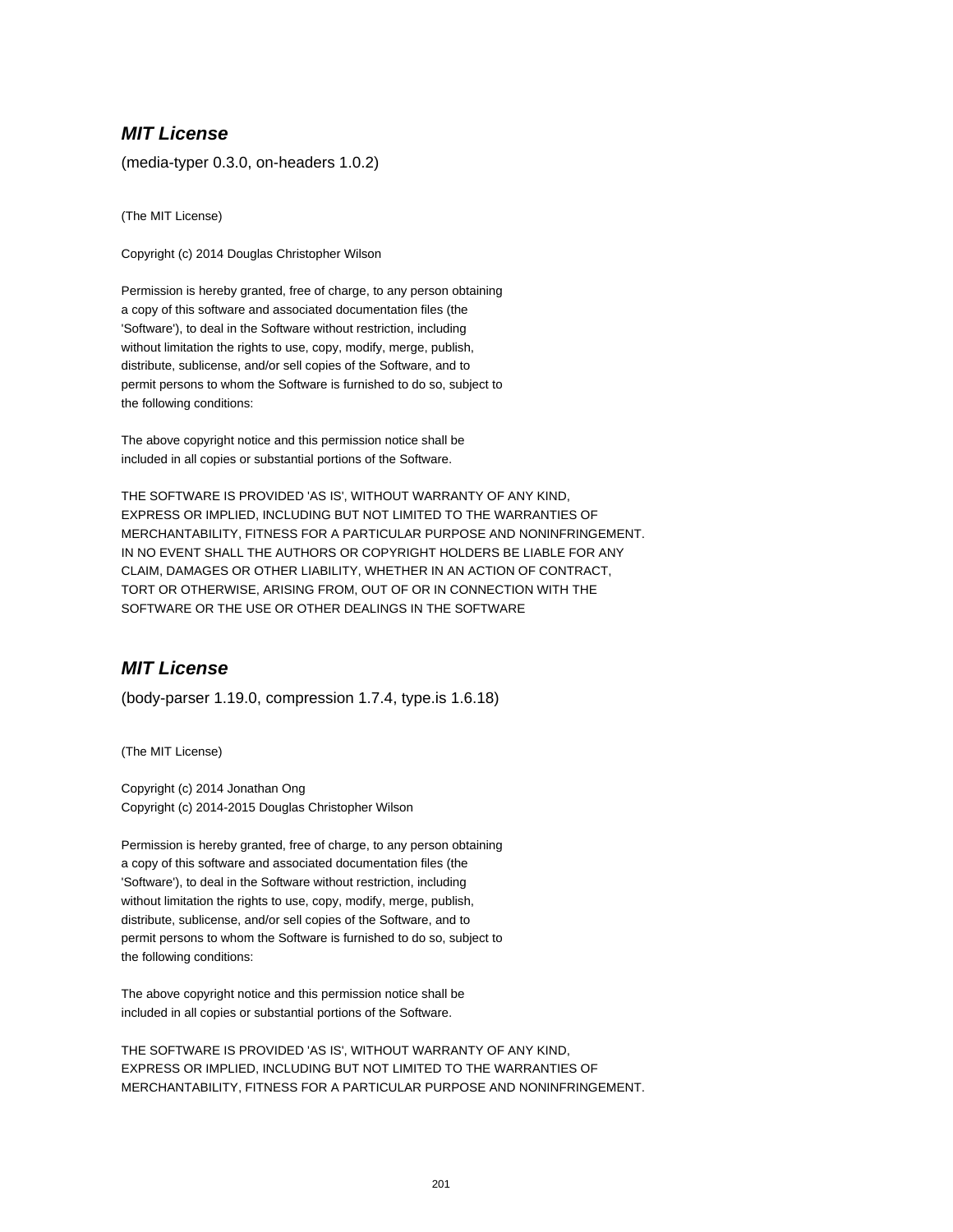## *MIT License*

(media-typer 0.3.0, on-headers 1.0.2)

(The MIT License)

Copyright (c) 2014 Douglas Christopher Wilson

Permission is hereby granted, free of charge, to any person obtaining
a copy of this software and associated documentation files (the
'Software'), to deal in the Software without restriction, including
without limitation the rights to use, copy, modify, merge, publish,
distribute, sublicense, and/or sell copies of the Software, and to
permit persons to whom the Software is furnished to do so, subject to
the following conditions:

The above copyright notice and this permission notice shall be
included in all copies or substantial portions of the Software.

THE SOFTWARE IS PROVIDED 'AS IS', WITHOUT WARRANTY OF ANY KIND,
EXPRESS OR IMPLIED, INCLUDING BUT NOT LIMITED TO THE WARRANTIES OF
MERCHANTABILITY, FITNESS FOR A PARTICULAR PURPOSE AND NONINFRINGEMENT.
IN NO EVENT SHALL THE AUTHORS OR COPYRIGHT HOLDERS BE LIABLE FOR ANY
CLAIM, DAMAGES OR OTHER LIABILITY, WHETHER IN AN ACTION OF CONTRACT,
TORT OR OTHERWISE, ARISING FROM, OUT OF OR IN CONNECTION WITH THE
SOFTWARE OR THE USE OR OTHER DEALINGS IN THE SOFTWARE

## *MIT License*

(body-parser 1.19.0, compression 1.7.4, type.is 1.6.18)

(The MIT License)

Copyright (c) 2014 Jonathan Ong
Copyright (c) 2014-2015 Douglas Christopher Wilson

Permission is hereby granted, free of charge, to any person obtaining
a copy of this software and associated documentation files (the
'Software'), to deal in the Software without restriction, including
without limitation the rights to use, copy, modify, merge, publish,
distribute, sublicense, and/or sell copies of the Software, and to
permit persons to whom the Software is furnished to do so, subject to
the following conditions:

The above copyright notice and this permission notice shall be
included in all copies or substantial portions of the Software.

THE SOFTWARE IS PROVIDED 'AS IS', WITHOUT WARRANTY OF ANY KIND,
EXPRESS OR IMPLIED, INCLUDING BUT NOT LIMITED TO THE WARRANTIES OF
MERCHANTABILITY, FITNESS FOR A PARTICULAR PURPOSE AND NONINFRINGEMENT.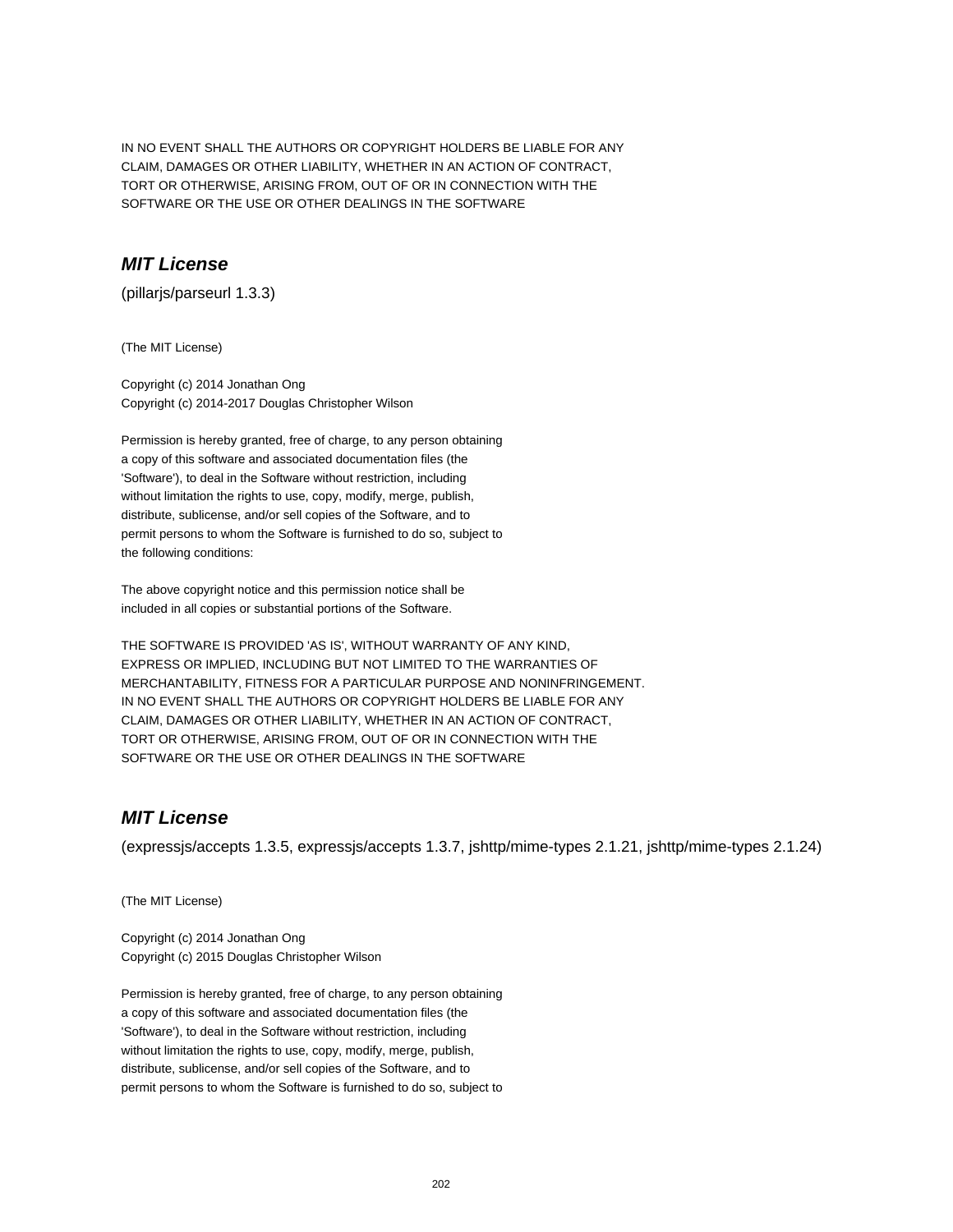IN NO EVENT SHALL THE AUTHORS OR COPYRIGHT HOLDERS BE LIABLE FOR ANY
CLAIM, DAMAGES OR OTHER LIABILITY, WHETHER IN AN ACTION OF CONTRACT,
TORT OR OTHERWISE, ARISING FROM, OUT OF OR IN CONNECTION WITH THE
SOFTWARE OR THE USE OR OTHER DEALINGS IN THE SOFTWARE

## *MIT License*

(pillarjs/parseurl 1.3.3)

(The MIT License)

Copyright (c) 2014 Jonathan Ong
Copyright (c) 2014-2017 Douglas Christopher Wilson

Permission is hereby granted, free of charge, to any person obtaining
a copy of this software and associated documentation files (the
'Software'), to deal in the Software without restriction, including
without limitation the rights to use, copy, modify, merge, publish,
distribute, sublicense, and/or sell copies of the Software, and to
permit persons to whom the Software is furnished to do so, subject to
the following conditions:

The above copyright notice and this permission notice shall be
included in all copies or substantial portions of the Software.

THE SOFTWARE IS PROVIDED 'AS IS', WITHOUT WARRANTY OF ANY KIND,
EXPRESS OR IMPLIED, INCLUDING BUT NOT LIMITED TO THE WARRANTIES OF
MERCHANTABILITY, FITNESS FOR A PARTICULAR PURPOSE AND NONINFRINGEMENT.
IN NO EVENT SHALL THE AUTHORS OR COPYRIGHT HOLDERS BE LIABLE FOR ANY
CLAIM, DAMAGES OR OTHER LIABILITY, WHETHER IN AN ACTION OF CONTRACT,
TORT OR OTHERWISE, ARISING FROM, OUT OF OR IN CONNECTION WITH THE
SOFTWARE OR THE USE OR OTHER DEALINGS IN THE SOFTWARE

## *MIT License*

(expressjs/accepts 1.3.5, expressjs/accepts 1.3.7, jshttp/mime-types 2.1.21, jshttp/mime-types 2.1.24)

(The MIT License)

Copyright (c) 2014 Jonathan Ong
Copyright (c) 2015 Douglas Christopher Wilson

Permission is hereby granted, free of charge, to any person obtaining
a copy of this software and associated documentation files (the
'Software'), to deal in the Software without restriction, including
without limitation the rights to use, copy, modify, merge, publish,
distribute, sublicense, and/or sell copies of the Software, and to
permit persons to whom the Software is furnished to do so, subject to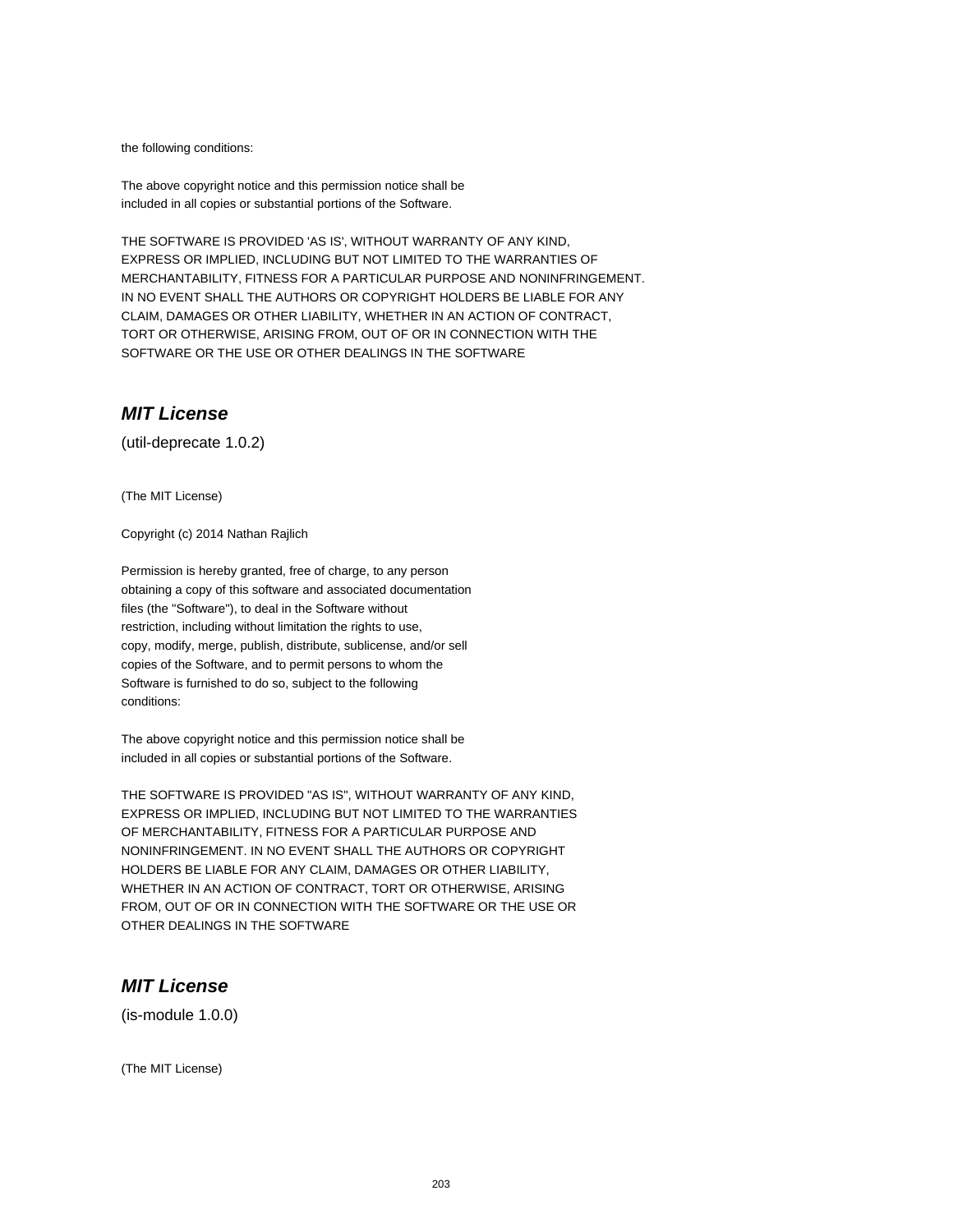the following conditions:

The above copyright notice and this permission notice shall be
included in all copies or substantial portions of the Software.

THE SOFTWARE IS PROVIDED 'AS IS', WITHOUT WARRANTY OF ANY KIND,
EXPRESS OR IMPLIED, INCLUDING BUT NOT LIMITED TO THE WARRANTIES OF
MERCHANTABILITY, FITNESS FOR A PARTICULAR PURPOSE AND NONINFRINGEMENT.
IN NO EVENT SHALL THE AUTHORS OR COPYRIGHT HOLDERS BE LIABLE FOR ANY
CLAIM, DAMAGES OR OTHER LIABILITY, WHETHER IN AN ACTION OF CONTRACT,
TORT OR OTHERWISE, ARISING FROM, OUT OF OR IN CONNECTION WITH THE
SOFTWARE OR THE USE OR OTHER DEALINGS IN THE SOFTWARE

## *MIT License*

(util-deprecate 1.0.2)

(The MIT License)

Copyright (c) 2014 Nathan Rajlich

Permission is hereby granted, free of charge, to any person
obtaining a copy of this software and associated documentation
files (the "Software"), to deal in the Software without
restriction, including without limitation the rights to use,
copy, modify, merge, publish, distribute, sublicense, and/or sell
copies of the Software, and to permit persons to whom the
Software is furnished to do so, subject to the following
conditions:

The above copyright notice and this permission notice shall be
included in all copies or substantial portions of the Software.

THE SOFTWARE IS PROVIDED "AS IS", WITHOUT WARRANTY OF ANY KIND,
EXPRESS OR IMPLIED, INCLUDING BUT NOT LIMITED TO THE WARRANTIES
OF MERCHANTABILITY, FITNESS FOR A PARTICULAR PURPOSE AND
NONINFRINGEMENT. IN NO EVENT SHALL THE AUTHORS OR COPYRIGHT
HOLDERS BE LIABLE FOR ANY CLAIM, DAMAGES OR OTHER LIABILITY,
WHETHER IN AN ACTION OF CONTRACT, TORT OR OTHERWISE, ARISING
FROM, OUT OF OR IN CONNECTION WITH THE SOFTWARE OR THE USE OR
OTHER DEALINGS IN THE SOFTWARE

## *MIT License*

(is-module 1.0.0)

(The MIT License)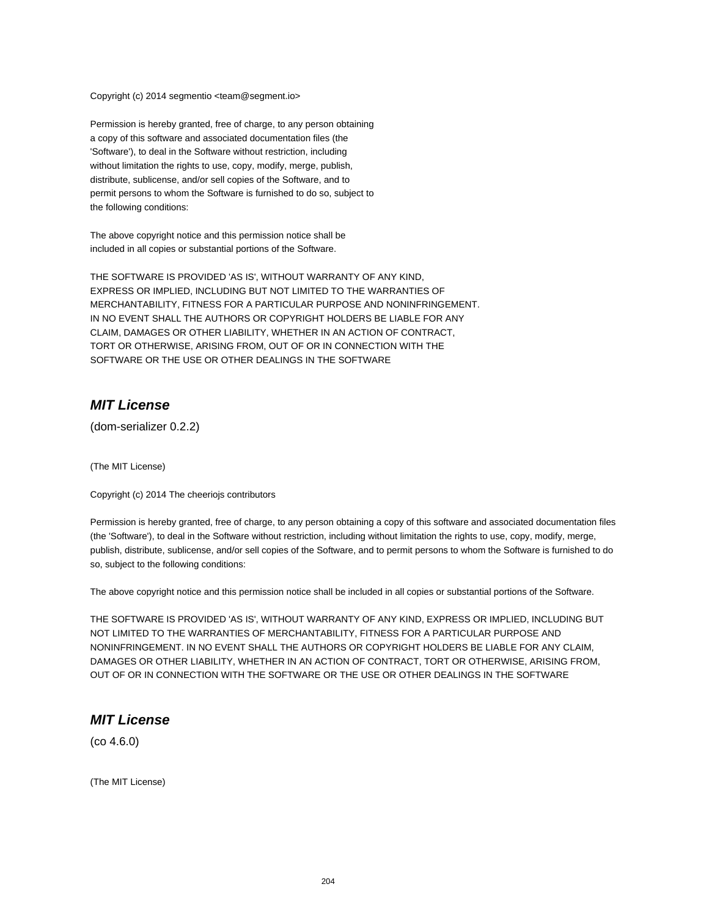Copyright (c) 2014 segmentio <team@segment.io>

Permission is hereby granted, free of charge, to any person obtaining
a copy of this software and associated documentation files (the
'Software'), to deal in the Software without restriction, including
without limitation the rights to use, copy, modify, merge, publish,
distribute, sublicense, and/or sell copies of the Software, and to
permit persons to whom the Software is furnished to do so, subject to
the following conditions:

The above copyright notice and this permission notice shall be
included in all copies or substantial portions of the Software.

THE SOFTWARE IS PROVIDED 'AS IS', WITHOUT WARRANTY OF ANY KIND,
EXPRESS OR IMPLIED, INCLUDING BUT NOT LIMITED TO THE WARRANTIES OF
MERCHANTABILITY, FITNESS FOR A PARTICULAR PURPOSE AND NONINFRINGEMENT.
IN NO EVENT SHALL THE AUTHORS OR COPYRIGHT HOLDERS BE LIABLE FOR ANY
CLAIM, DAMAGES OR OTHER LIABILITY, WHETHER IN AN ACTION OF CONTRACT,
TORT OR OTHERWISE, ARISING FROM, OUT OF OR IN CONNECTION WITH THE
SOFTWARE OR THE USE OR OTHER DEALINGS IN THE SOFTWARE

## *MIT License*

(dom-serializer 0.2.2)

(The MIT License)

Copyright (c) 2014 The cheeriojs contributors

Permission is hereby granted, free of charge, to any person obtaining a copy of this software and associated documentation files (the 'Software'), to deal in the Software without restriction, including without limitation the rights to use, copy, modify, merge, publish, distribute, sublicense, and/or sell copies of the Software, and to permit persons to whom the Software is furnished to do so, subject to the following conditions:

The above copyright notice and this permission notice shall be included in all copies or substantial portions of the Software.

THE SOFTWARE IS PROVIDED 'AS IS', WITHOUT WARRANTY OF ANY KIND, EXPRESS OR IMPLIED, INCLUDING BUT NOT LIMITED TO THE WARRANTIES OF MERCHANTABILITY, FITNESS FOR A PARTICULAR PURPOSE AND NONINFRINGEMENT. IN NO EVENT SHALL THE AUTHORS OR COPYRIGHT HOLDERS BE LIABLE FOR ANY CLAIM, DAMAGES OR OTHER LIABILITY, WHETHER IN AN ACTION OF CONTRACT, TORT OR OTHERWISE, ARISING FROM, OUT OF OR IN CONNECTION WITH THE SOFTWARE OR THE USE OR OTHER DEALINGS IN THE SOFTWARE

## *MIT License*

(co 4.6.0)

(The MIT License)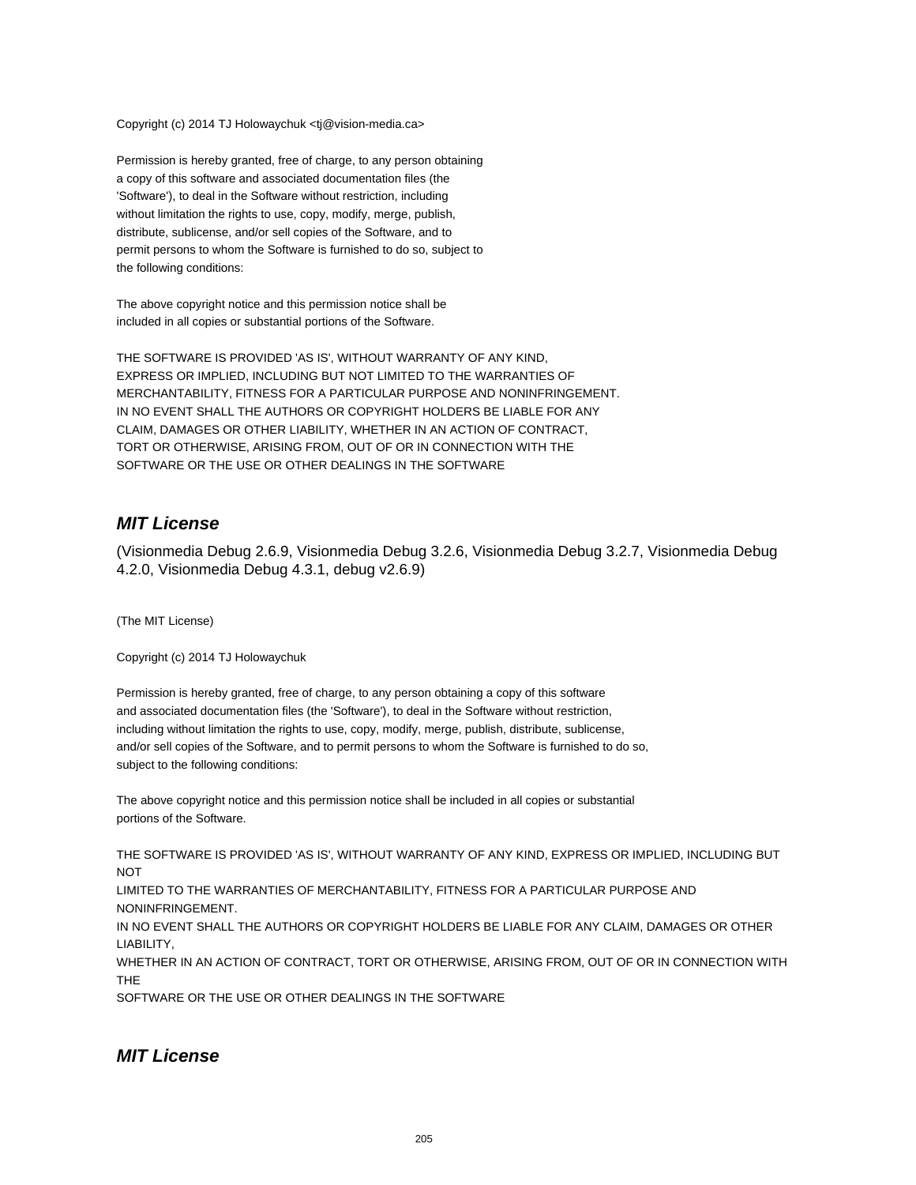Copyright (c) 2014 TJ Holowaychuk <tj@vision-media.ca>

Permission is hereby granted, free of charge, to any person obtaining
a copy of this software and associated documentation files (the
'Software'), to deal in the Software without restriction, including
without limitation the rights to use, copy, modify, merge, publish,
distribute, sublicense, and/or sell copies of the Software, and to
permit persons to whom the Software is furnished to do so, subject to
the following conditions:

The above copyright notice and this permission notice shall be
included in all copies or substantial portions of the Software.

THE SOFTWARE IS PROVIDED 'AS IS', WITHOUT WARRANTY OF ANY KIND,
EXPRESS OR IMPLIED, INCLUDING BUT NOT LIMITED TO THE WARRANTIES OF
MERCHANTABILITY, FITNESS FOR A PARTICULAR PURPOSE AND NONINFRINGEMENT.
IN NO EVENT SHALL THE AUTHORS OR COPYRIGHT HOLDERS BE LIABLE FOR ANY
CLAIM, DAMAGES OR OTHER LIABILITY, WHETHER IN AN ACTION OF CONTRACT,
TORT OR OTHERWISE, ARISING FROM, OUT OF OR IN CONNECTION WITH THE
SOFTWARE OR THE USE OR OTHER DEALINGS IN THE SOFTWARE

## *MIT License*

(Visionmedia Debug 2.6.9, Visionmedia Debug 3.2.6, Visionmedia Debug 3.2.7, Visionmedia Debug 4.2.0, Visionmedia Debug 4.3.1, debug v2.6.9)

(The MIT License)

Copyright (c) 2014 TJ Holowaychuk

Permission is hereby granted, free of charge, to any person obtaining a copy of this software
and associated documentation files (the 'Software'), to deal in the Software without restriction,
including without limitation the rights to use, copy, modify, merge, publish, distribute, sublicense,
and/or sell copies of the Software, and to permit persons to whom the Software is furnished to do so,
subject to the following conditions:

The above copyright notice and this permission notice shall be included in all copies or substantial
portions of the Software.

THE SOFTWARE IS PROVIDED 'AS IS', WITHOUT WARRANTY OF ANY KIND, EXPRESS OR IMPLIED, INCLUDING BUT NOT
LIMITED TO THE WARRANTIES OF MERCHANTABILITY, FITNESS FOR A PARTICULAR PURPOSE AND NONINFRINGEMENT.
IN NO EVENT SHALL THE AUTHORS OR COPYRIGHT HOLDERS BE LIABLE FOR ANY CLAIM, DAMAGES OR OTHER LIABILITY,
WHETHER IN AN ACTION OF CONTRACT, TORT OR OTHERWISE, ARISING FROM, OUT OF OR IN CONNECTION WITH THE
SOFTWARE OR THE USE OR OTHER DEALINGS IN THE SOFTWARE

## *MIT License*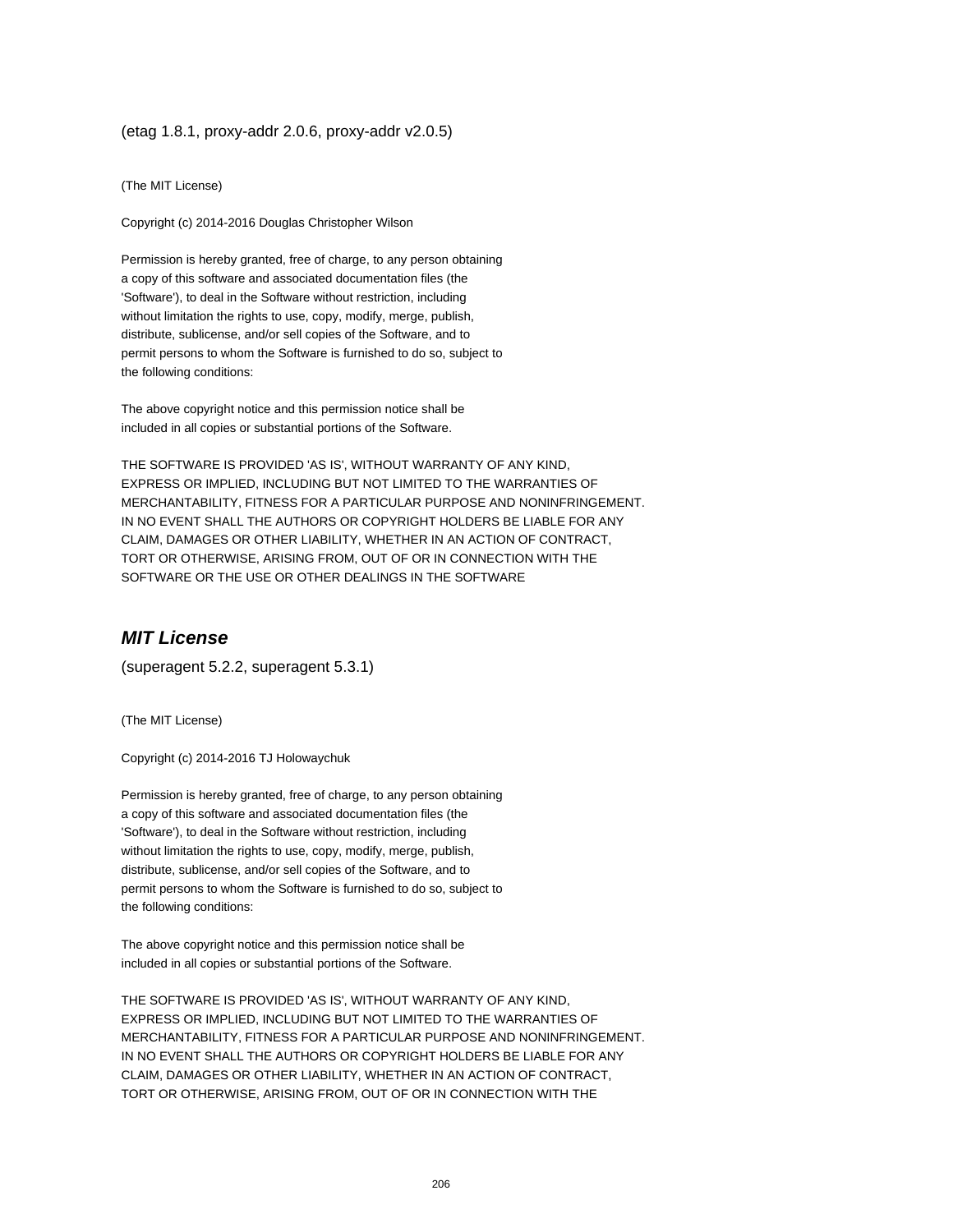(etag 1.8.1, proxy-addr 2.0.6, proxy-addr v2.0.5)

(The MIT License)

Copyright (c) 2014-2016 Douglas Christopher Wilson

Permission is hereby granted, free of charge, to any person obtaining
a copy of this software and associated documentation files (the
'Software'), to deal in the Software without restriction, including
without limitation the rights to use, copy, modify, merge, publish,
distribute, sublicense, and/or sell copies of the Software, and to
permit persons to whom the Software is furnished to do so, subject to
the following conditions:

The above copyright notice and this permission notice shall be
included in all copies or substantial portions of the Software.

THE SOFTWARE IS PROVIDED 'AS IS', WITHOUT WARRANTY OF ANY KIND,
EXPRESS OR IMPLIED, INCLUDING BUT NOT LIMITED TO THE WARRANTIES OF
MERCHANTABILITY, FITNESS FOR A PARTICULAR PURPOSE AND NONINFRINGEMENT.
IN NO EVENT SHALL THE AUTHORS OR COPYRIGHT HOLDERS BE LIABLE FOR ANY
CLAIM, DAMAGES OR OTHER LIABILITY, WHETHER IN AN ACTION OF CONTRACT,
TORT OR OTHERWISE, ARISING FROM, OUT OF OR IN CONNECTION WITH THE
SOFTWARE OR THE USE OR OTHER DEALINGS IN THE SOFTWARE

## *MIT License*

(superagent 5.2.2, superagent 5.3.1)

(The MIT License)

Copyright (c) 2014-2016 TJ Holowaychuk

Permission is hereby granted, free of charge, to any person obtaining
a copy of this software and associated documentation files (the
'Software'), to deal in the Software without restriction, including
without limitation the rights to use, copy, modify, merge, publish,
distribute, sublicense, and/or sell copies of the Software, and to
permit persons to whom the Software is furnished to do so, subject to
the following conditions:

The above copyright notice and this permission notice shall be
included in all copies or substantial portions of the Software.

THE SOFTWARE IS PROVIDED 'AS IS', WITHOUT WARRANTY OF ANY KIND,
EXPRESS OR IMPLIED, INCLUDING BUT NOT LIMITED TO THE WARRANTIES OF
MERCHANTABILITY, FITNESS FOR A PARTICULAR PURPOSE AND NONINFRINGEMENT.
IN NO EVENT SHALL THE AUTHORS OR COPYRIGHT HOLDERS BE LIABLE FOR ANY
CLAIM, DAMAGES OR OTHER LIABILITY, WHETHER IN AN ACTION OF CONTRACT,
TORT OR OTHERWISE, ARISING FROM, OUT OF OR IN CONNECTION WITH THE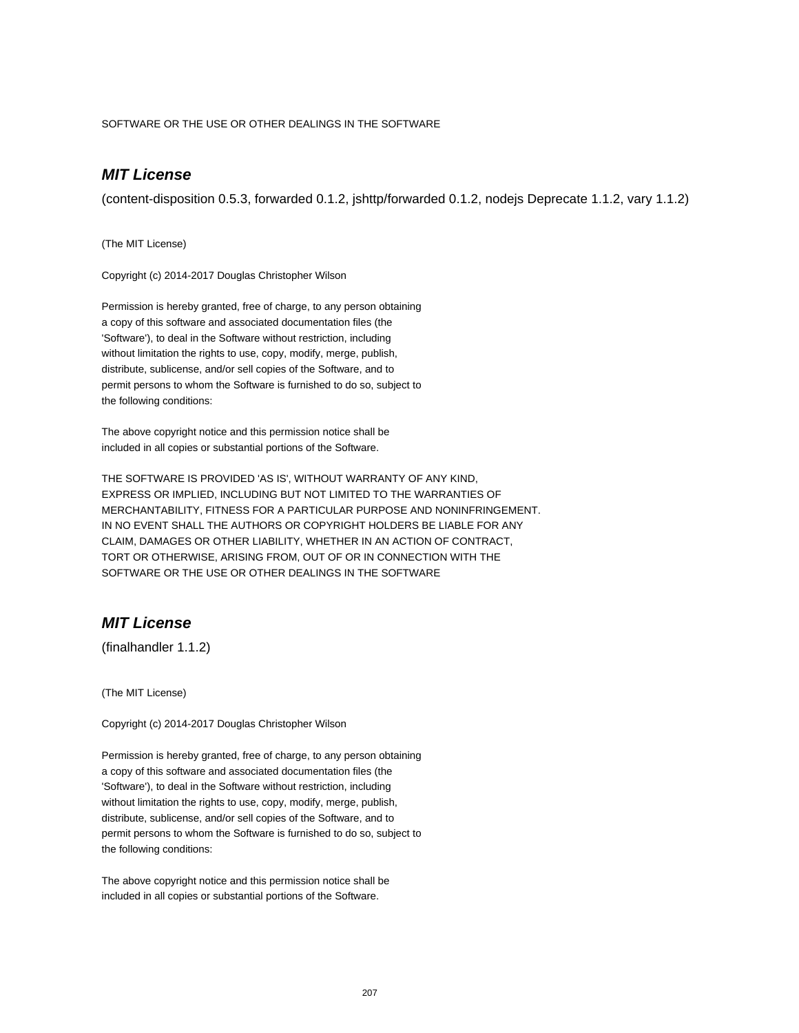SOFTWARE OR THE USE OR OTHER DEALINGS IN THE SOFTWARE

## *MIT License*

(content-disposition 0.5.3, forwarded 0.1.2, jshttp/forwarded 0.1.2, nodejs Deprecate 1.1.2, vary 1.1.2)

(The MIT License)

Copyright (c) 2014-2017 Douglas Christopher Wilson

Permission is hereby granted, free of charge, to any person obtaining
a copy of this software and associated documentation files (the
'Software'), to deal in the Software without restriction, including
without limitation the rights to use, copy, modify, merge, publish,
distribute, sublicense, and/or sell copies of the Software, and to
permit persons to whom the Software is furnished to do so, subject to
the following conditions:

The above copyright notice and this permission notice shall be
included in all copies or substantial portions of the Software.

THE SOFTWARE IS PROVIDED 'AS IS', WITHOUT WARRANTY OF ANY KIND,
EXPRESS OR IMPLIED, INCLUDING BUT NOT LIMITED TO THE WARRANTIES OF
MERCHANTABILITY, FITNESS FOR A PARTICULAR PURPOSE AND NONINFRINGEMENT.
IN NO EVENT SHALL THE AUTHORS OR COPYRIGHT HOLDERS BE LIABLE FOR ANY
CLAIM, DAMAGES OR OTHER LIABILITY, WHETHER IN AN ACTION OF CONTRACT,
TORT OR OTHERWISE, ARISING FROM, OUT OF OR IN CONNECTION WITH THE
SOFTWARE OR THE USE OR OTHER DEALINGS IN THE SOFTWARE

## *MIT License*

(finalhandler 1.1.2)

(The MIT License)

Copyright (c) 2014-2017 Douglas Christopher Wilson

Permission is hereby granted, free of charge, to any person obtaining
a copy of this software and associated documentation files (the
'Software'), to deal in the Software without restriction, including
without limitation the rights to use, copy, modify, merge, publish,
distribute, sublicense, and/or sell copies of the Software, and to
permit persons to whom the Software is furnished to do so, subject to
the following conditions:

The above copyright notice and this permission notice shall be
included in all copies or substantial portions of the Software.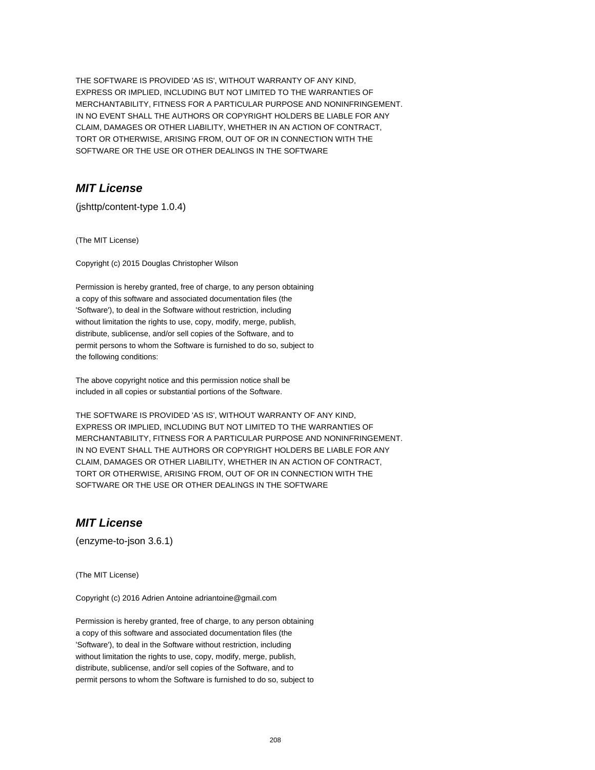THE SOFTWARE IS PROVIDED 'AS IS', WITHOUT WARRANTY OF ANY KIND,
EXPRESS OR IMPLIED, INCLUDING BUT NOT LIMITED TO THE WARRANTIES OF
MERCHANTABILITY, FITNESS FOR A PARTICULAR PURPOSE AND NONINFRINGEMENT.
IN NO EVENT SHALL THE AUTHORS OR COPYRIGHT HOLDERS BE LIABLE FOR ANY
CLAIM, DAMAGES OR OTHER LIABILITY, WHETHER IN AN ACTION OF CONTRACT,
TORT OR OTHERWISE, ARISING FROM, OUT OF OR IN CONNECTION WITH THE
SOFTWARE OR THE USE OR OTHER DEALINGS IN THE SOFTWARE

## *MIT License*

(jshttp/content-type 1.0.4)

(The MIT License)

Copyright (c) 2015 Douglas Christopher Wilson

Permission is hereby granted, free of charge, to any person obtaining
a copy of this software and associated documentation files (the
'Software'), to deal in the Software without restriction, including
without limitation the rights to use, copy, modify, merge, publish,
distribute, sublicense, and/or sell copies of the Software, and to
permit persons to whom the Software is furnished to do so, subject to
the following conditions:

The above copyright notice and this permission notice shall be
included in all copies or substantial portions of the Software.

THE SOFTWARE IS PROVIDED 'AS IS', WITHOUT WARRANTY OF ANY KIND,
EXPRESS OR IMPLIED, INCLUDING BUT NOT LIMITED TO THE WARRANTIES OF
MERCHANTABILITY, FITNESS FOR A PARTICULAR PURPOSE AND NONINFRINGEMENT.
IN NO EVENT SHALL THE AUTHORS OR COPYRIGHT HOLDERS BE LIABLE FOR ANY
CLAIM, DAMAGES OR OTHER LIABILITY, WHETHER IN AN ACTION OF CONTRACT,
TORT OR OTHERWISE, ARISING FROM, OUT OF OR IN CONNECTION WITH THE
SOFTWARE OR THE USE OR OTHER DEALINGS IN THE SOFTWARE

## *MIT License*

(enzyme-to-json 3.6.1)

(The MIT License)

Copyright (c) 2016 Adrien Antoine adriantoine@gmail.com

Permission is hereby granted, free of charge, to any person obtaining
a copy of this software and associated documentation files (the
'Software'), to deal in the Software without restriction, including
without limitation the rights to use, copy, modify, merge, publish,
distribute, sublicense, and/or sell copies of the Software, and to
permit persons to whom the Software is furnished to do so, subject to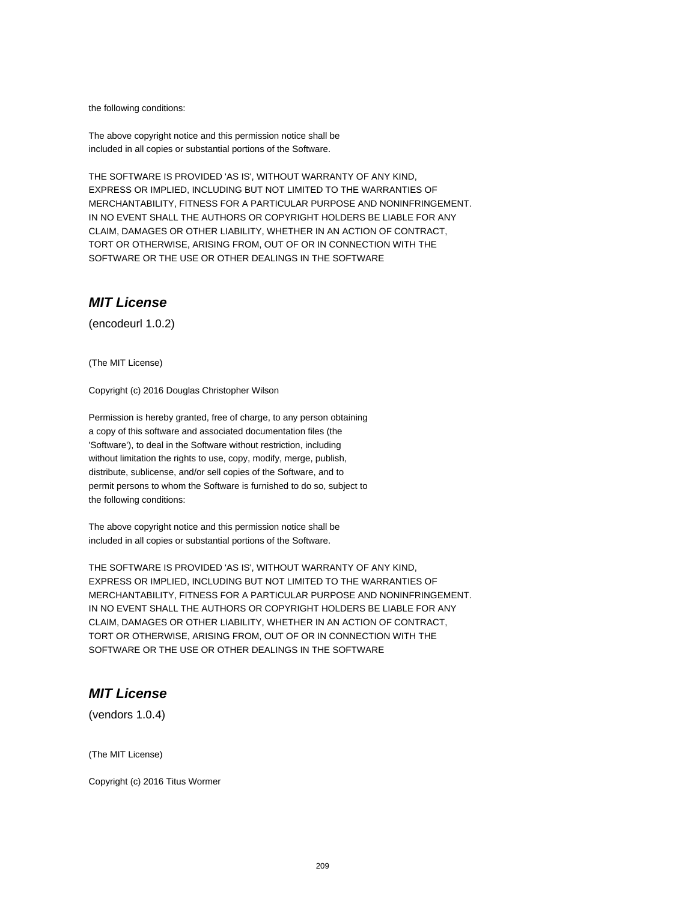the following conditions:

The above copyright notice and this permission notice shall be
included in all copies or substantial portions of the Software.

THE SOFTWARE IS PROVIDED 'AS IS', WITHOUT WARRANTY OF ANY KIND,
EXPRESS OR IMPLIED, INCLUDING BUT NOT LIMITED TO THE WARRANTIES OF
MERCHANTABILITY, FITNESS FOR A PARTICULAR PURPOSE AND NONINFRINGEMENT.
IN NO EVENT SHALL THE AUTHORS OR COPYRIGHT HOLDERS BE LIABLE FOR ANY
CLAIM, DAMAGES OR OTHER LIABILITY, WHETHER IN AN ACTION OF CONTRACT,
TORT OR OTHERWISE, ARISING FROM, OUT OF OR IN CONNECTION WITH THE
SOFTWARE OR THE USE OR OTHER DEALINGS IN THE SOFTWARE

## *MIT License*

(encodeurl 1.0.2)

(The MIT License)

Copyright (c) 2016 Douglas Christopher Wilson

Permission is hereby granted, free of charge, to any person obtaining
a copy of this software and associated documentation files (the
'Software'), to deal in the Software without restriction, including
without limitation the rights to use, copy, modify, merge, publish,
distribute, sublicense, and/or sell copies of the Software, and to
permit persons to whom the Software is furnished to do so, subject to
the following conditions:

The above copyright notice and this permission notice shall be
included in all copies or substantial portions of the Software.

THE SOFTWARE IS PROVIDED 'AS IS', WITHOUT WARRANTY OF ANY KIND,
EXPRESS OR IMPLIED, INCLUDING BUT NOT LIMITED TO THE WARRANTIES OF
MERCHANTABILITY, FITNESS FOR A PARTICULAR PURPOSE AND NONINFRINGEMENT.
IN NO EVENT SHALL THE AUTHORS OR COPYRIGHT HOLDERS BE LIABLE FOR ANY
CLAIM, DAMAGES OR OTHER LIABILITY, WHETHER IN AN ACTION OF CONTRACT,
TORT OR OTHERWISE, ARISING FROM, OUT OF OR IN CONNECTION WITH THE
SOFTWARE OR THE USE OR OTHER DEALINGS IN THE SOFTWARE

## *MIT License*

(vendors 1.0.4)

(The MIT License)

Copyright (c) 2016 Titus Wormer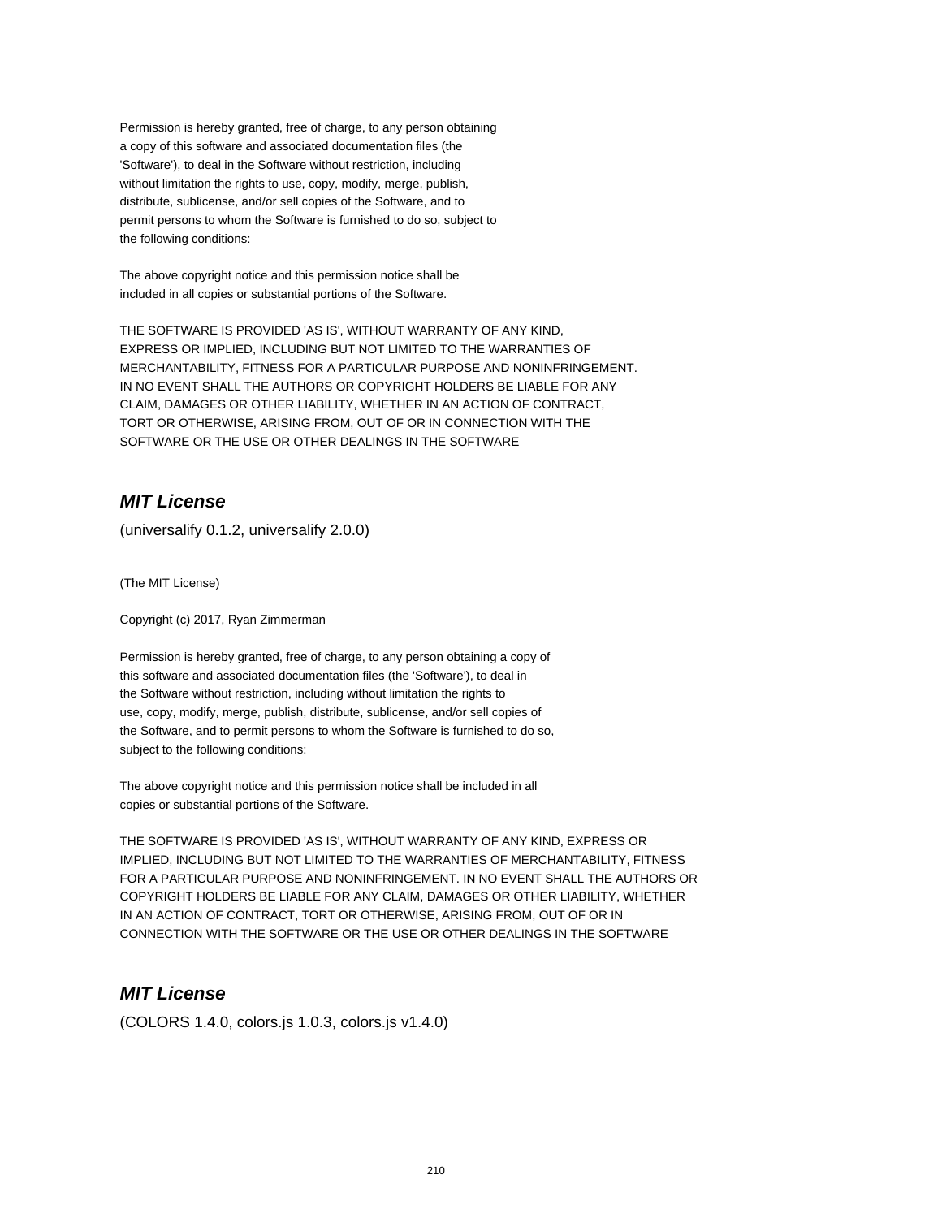Permission is hereby granted, free of charge, to any person obtaining
a copy of this software and associated documentation files (the
'Software'), to deal in the Software without restriction, including
without limitation the rights to use, copy, modify, merge, publish,
distribute, sublicense, and/or sell copies of the Software, and to
permit persons to whom the Software is furnished to do so, subject to
the following conditions:

The above copyright notice and this permission notice shall be
included in all copies or substantial portions of the Software.

THE SOFTWARE IS PROVIDED 'AS IS', WITHOUT WARRANTY OF ANY KIND,
EXPRESS OR IMPLIED, INCLUDING BUT NOT LIMITED TO THE WARRANTIES OF
MERCHANTABILITY, FITNESS FOR A PARTICULAR PURPOSE AND NONINFRINGEMENT.
IN NO EVENT SHALL THE AUTHORS OR COPYRIGHT HOLDERS BE LIABLE FOR ANY
CLAIM, DAMAGES OR OTHER LIABILITY, WHETHER IN AN ACTION OF CONTRACT,
TORT OR OTHERWISE, ARISING FROM, OUT OF OR IN CONNECTION WITH THE
SOFTWARE OR THE USE OR OTHER DEALINGS IN THE SOFTWARE

## *MIT License*

(universalify 0.1.2, universalify 2.0.0)

(The MIT License)

Copyright (c) 2017, Ryan Zimmerman

Permission is hereby granted, free of charge, to any person obtaining a copy of
this software and associated documentation files (the 'Software'), to deal in
the Software without restriction, including without limitation the rights to
use, copy, modify, merge, publish, distribute, sublicense, and/or sell copies of
the Software, and to permit persons to whom the Software is furnished to do so,
subject to the following conditions:

The above copyright notice and this permission notice shall be included in all
copies or substantial portions of the Software.

THE SOFTWARE IS PROVIDED 'AS IS', WITHOUT WARRANTY OF ANY KIND, EXPRESS OR
IMPLIED, INCLUDING BUT NOT LIMITED TO THE WARRANTIES OF MERCHANTABILITY, FITNESS
FOR A PARTICULAR PURPOSE AND NONINFRINGEMENT. IN NO EVENT SHALL THE AUTHORS OR
COPYRIGHT HOLDERS BE LIABLE FOR ANY CLAIM, DAMAGES OR OTHER LIABILITY, WHETHER
IN AN ACTION OF CONTRACT, TORT OR OTHERWISE, ARISING FROM, OUT OF OR IN
CONNECTION WITH THE SOFTWARE OR THE USE OR OTHER DEALINGS IN THE SOFTWARE

## *MIT License*

(COLORS 1.4.0, colors.js 1.0.3, colors.js v1.4.0)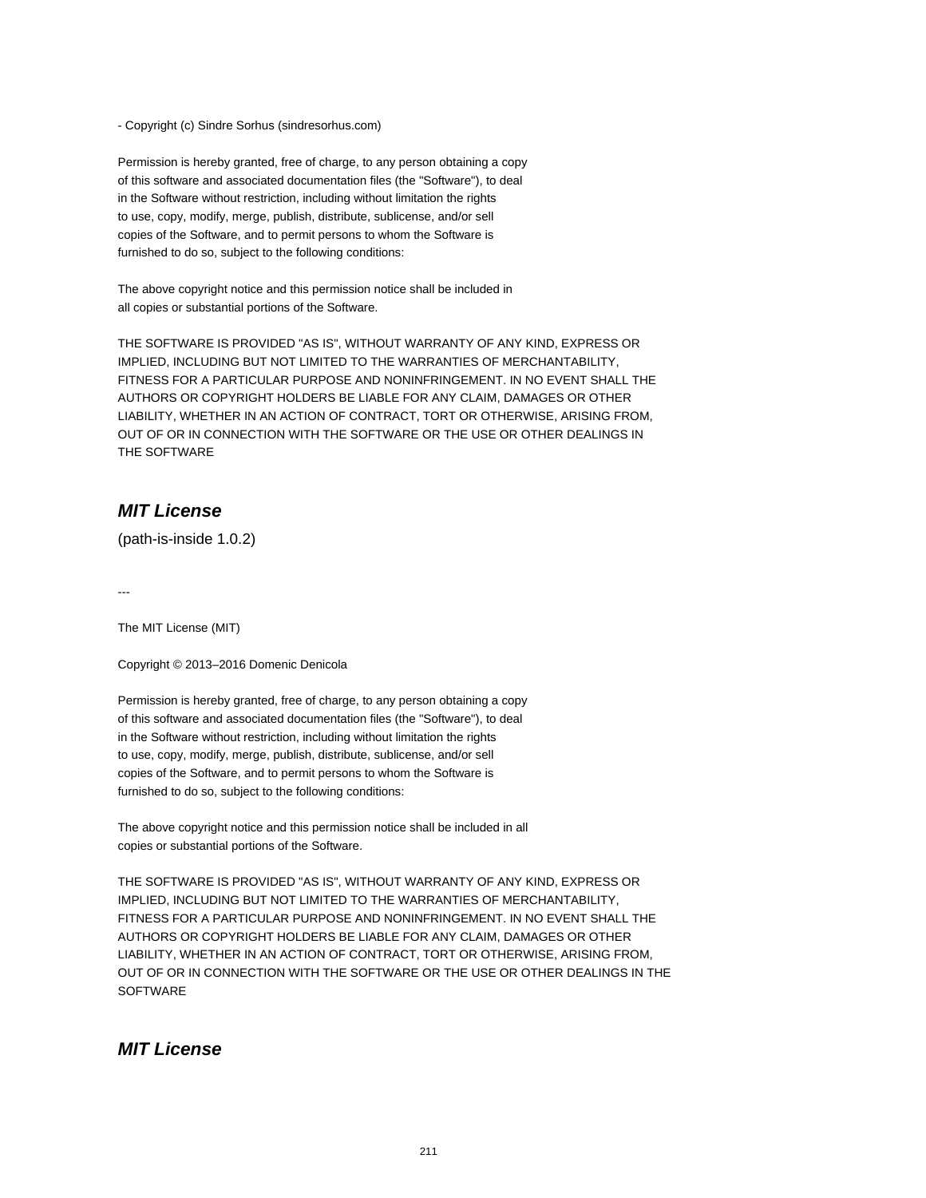- Copyright (c) Sindre Sorhus (sindresorhus.com)

Permission is hereby granted, free of charge, to any person obtaining a copy
of this software and associated documentation files (the "Software"), to deal
in the Software without restriction, including without limitation the rights
to use, copy, modify, merge, publish, distribute, sublicense, and/or sell
copies of the Software, and to permit persons to whom the Software is
furnished to do so, subject to the following conditions:

The above copyright notice and this permission notice shall be included in
all copies or substantial portions of the Software.

THE SOFTWARE IS PROVIDED "AS IS", WITHOUT WARRANTY OF ANY KIND, EXPRESS OR
IMPLIED, INCLUDING BUT NOT LIMITED TO THE WARRANTIES OF MERCHANTABILITY,
FITNESS FOR A PARTICULAR PURPOSE AND NONINFRINGEMENT. IN NO EVENT SHALL THE
AUTHORS OR COPYRIGHT HOLDERS BE LIABLE FOR ANY CLAIM, DAMAGES OR OTHER
LIABILITY, WHETHER IN AN ACTION OF CONTRACT, TORT OR OTHERWISE, ARISING FROM,
OUT OF OR IN CONNECTION WITH THE SOFTWARE OR THE USE OR OTHER DEALINGS IN
THE SOFTWARE

## ***MIT License***

(path-is-inside 1.0.2)

---

The MIT License (MIT)

Copyright © 2013–2016 Domenic Denicola

Permission is hereby granted, free of charge, to any person obtaining a copy
of this software and associated documentation files (the "Software"), to deal
in the Software without restriction, including without limitation the rights
to use, copy, modify, merge, publish, distribute, sublicense, and/or sell
copies of the Software, and to permit persons to whom the Software is
furnished to do so, subject to the following conditions:

The above copyright notice and this permission notice shall be included in all
copies or substantial portions of the Software.

THE SOFTWARE IS PROVIDED "AS IS", WITHOUT WARRANTY OF ANY KIND, EXPRESS OR
IMPLIED, INCLUDING BUT NOT LIMITED TO THE WARRANTIES OF MERCHANTABILITY,
FITNESS FOR A PARTICULAR PURPOSE AND NONINFRINGEMENT. IN NO EVENT SHALL THE
AUTHORS OR COPYRIGHT HOLDERS BE LIABLE FOR ANY CLAIM, DAMAGES OR OTHER
LIABILITY, WHETHER IN AN ACTION OF CONTRACT, TORT OR OTHERWISE, ARISING FROM,
OUT OF OR IN CONNECTION WITH THE SOFTWARE OR THE USE OR OTHER DEALINGS IN THE
SOFTWARE

## ***MIT License***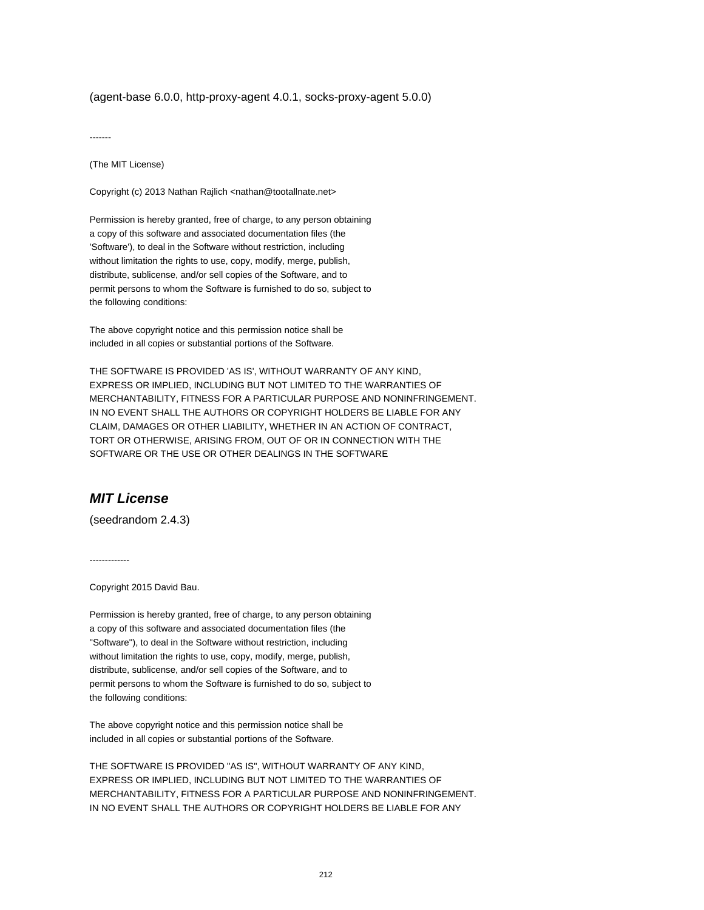(agent-base 6.0.0, http-proxy-agent 4.0.1, socks-proxy-agent 5.0.0)

-------

(The MIT License)

Copyright (c) 2013 Nathan Rajlich <nathan@tootallnate.net>

Permission is hereby granted, free of charge, to any person obtaining
a copy of this software and associated documentation files (the
'Software'), to deal in the Software without restriction, including
without limitation the rights to use, copy, modify, merge, publish,
distribute, sublicense, and/or sell copies of the Software, and to
permit persons to whom the Software is furnished to do so, subject to
the following conditions:

The above copyright notice and this permission notice shall be
included in all copies or substantial portions of the Software.

THE SOFTWARE IS PROVIDED 'AS IS', WITHOUT WARRANTY OF ANY KIND,
EXPRESS OR IMPLIED, INCLUDING BUT NOT LIMITED TO THE WARRANTIES OF
MERCHANTABILITY, FITNESS FOR A PARTICULAR PURPOSE AND NONINFRINGEMENT.
IN NO EVENT SHALL THE AUTHORS OR COPYRIGHT HOLDERS BE LIABLE FOR ANY
CLAIM, DAMAGES OR OTHER LIABILITY, WHETHER IN AN ACTION OF CONTRACT,
TORT OR OTHERWISE, ARISING FROM, OUT OF OR IN CONNECTION WITH THE
SOFTWARE OR THE USE OR OTHER DEALINGS IN THE SOFTWARE

## ***MIT License***

(seedrandom 2.4.3)

-------------

Copyright 2015 David Bau.

Permission is hereby granted, free of charge, to any person obtaining
a copy of this software and associated documentation files (the
"Software"), to deal in the Software without restriction, including
without limitation the rights to use, copy, modify, merge, publish,
distribute, sublicense, and/or sell copies of the Software, and to
permit persons to whom the Software is furnished to do so, subject to
the following conditions:

The above copyright notice and this permission notice shall be
included in all copies or substantial portions of the Software.

THE SOFTWARE IS PROVIDED "AS IS", WITHOUT WARRANTY OF ANY KIND,
EXPRESS OR IMPLIED, INCLUDING BUT NOT LIMITED TO THE WARRANTIES OF
MERCHANTABILITY, FITNESS FOR A PARTICULAR PURPOSE AND NONINFRINGEMENT.
IN NO EVENT SHALL THE AUTHORS OR COPYRIGHT HOLDERS BE LIABLE FOR ANY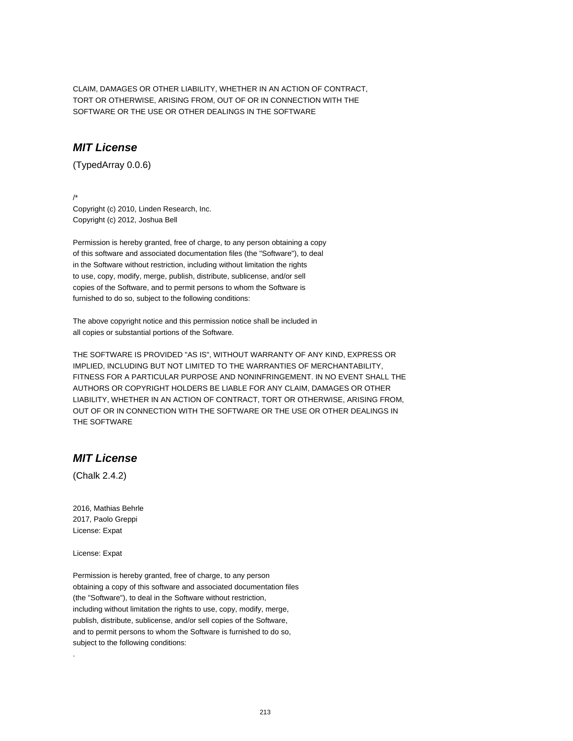CLAIM, DAMAGES OR OTHER LIABILITY, WHETHER IN AN ACTION OF CONTRACT,
TORT OR OTHERWISE, ARISING FROM, OUT OF OR IN CONNECTION WITH THE
SOFTWARE OR THE USE OR OTHER DEALINGS IN THE SOFTWARE

## ***MIT License***

(TypedArray 0.0.6)

/*
Copyright (c) 2010, Linden Research, Inc.
Copyright (c) 2012, Joshua Bell

Permission is hereby granted, free of charge, to any person obtaining a copy
of this software and associated documentation files (the "Software"), to deal
in the Software without restriction, including without limitation the rights
to use, copy, modify, merge, publish, distribute, sublicense, and/or sell
copies of the Software, and to permit persons to whom the Software is
furnished to do so, subject to the following conditions:

The above copyright notice and this permission notice shall be included in
all copies or substantial portions of the Software.

THE SOFTWARE IS PROVIDED "AS IS", WITHOUT WARRANTY OF ANY KIND, EXPRESS OR
IMPLIED, INCLUDING BUT NOT LIMITED TO THE WARRANTIES OF MERCHANTABILITY,
FITNESS FOR A PARTICULAR PURPOSE AND NONINFRINGEMENT. IN NO EVENT SHALL THE
AUTHORS OR COPYRIGHT HOLDERS BE LIABLE FOR ANY CLAIM, DAMAGES OR OTHER
LIABILITY, WHETHER IN AN ACTION OF CONTRACT, TORT OR OTHERWISE, ARISING FROM,
OUT OF OR IN CONNECTION WITH THE SOFTWARE OR THE USE OR OTHER DEALINGS IN
THE SOFTWARE

## ***MIT License***

(Chalk 2.4.2)

2016, Mathias Behrle
2017, Paolo Greppi
License: Expat

License: Expat

Permission is hereby granted, free of charge, to any person
obtaining a copy of this software and associated documentation files
(the "Software"), to deal in the Software without restriction,
including without limitation the rights to use, copy, modify, merge,
publish, distribute, sublicense, and/or sell copies of the Software,
and to permit persons to whom the Software is furnished to do so,
subject to the following conditions:

.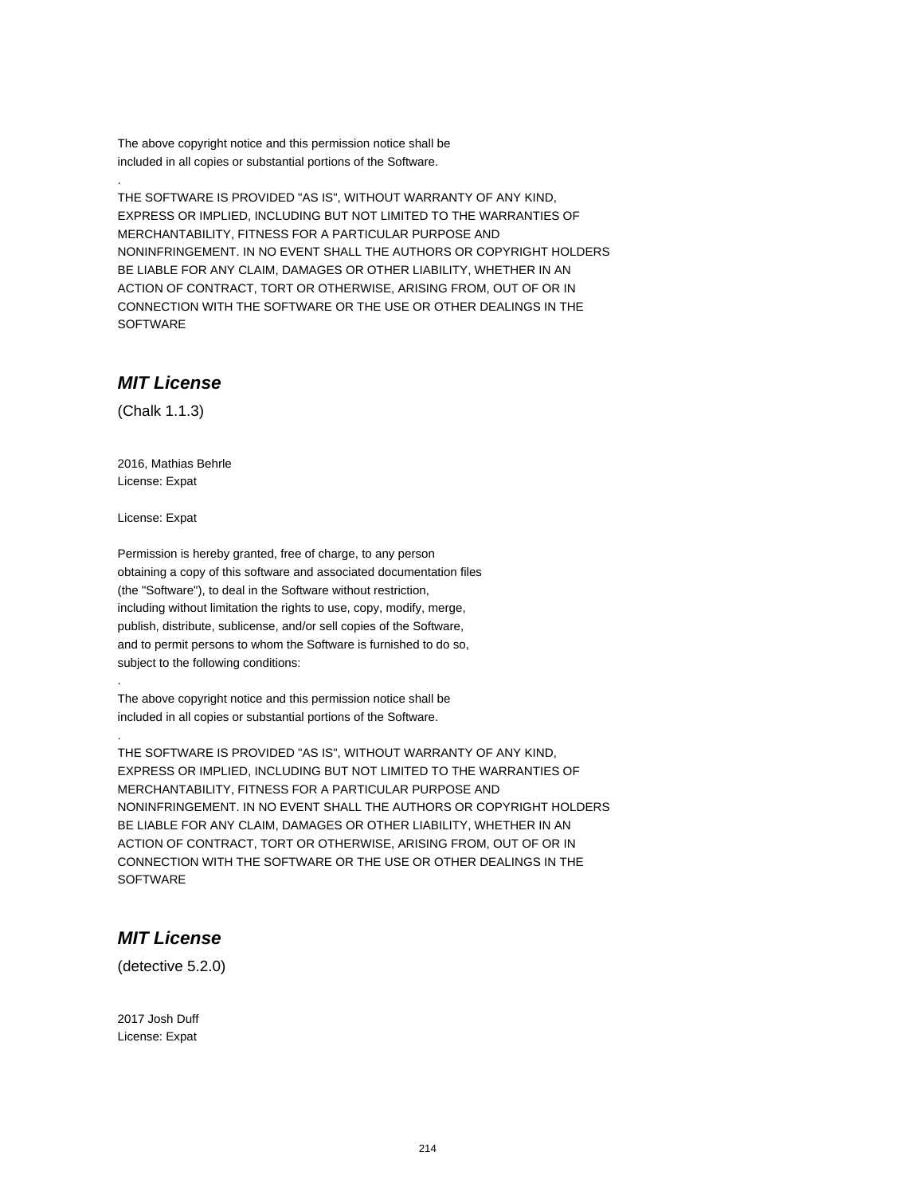The above copyright notice and this permission notice shall be
included in all copies or substantial portions of the Software.

.

THE SOFTWARE IS PROVIDED "AS IS", WITHOUT WARRANTY OF ANY KIND,
EXPRESS OR IMPLIED, INCLUDING BUT NOT LIMITED TO THE WARRANTIES OF
MERCHANTABILITY, FITNESS FOR A PARTICULAR PURPOSE AND
NONINFRINGEMENT. IN NO EVENT SHALL THE AUTHORS OR COPYRIGHT HOLDERS
BE LIABLE FOR ANY CLAIM, DAMAGES OR OTHER LIABILITY, WHETHER IN AN
ACTION OF CONTRACT, TORT OR OTHERWISE, ARISING FROM, OUT OF OR IN
CONNECTION WITH THE SOFTWARE OR THE USE OR OTHER DEALINGS IN THE
SOFTWARE

## *MIT License*

(Chalk 1.1.3)

2016, Mathias Behrle
License: Expat

License: Expat

Permission is hereby granted, free of charge, to any person
obtaining a copy of this software and associated documentation files
(the "Software"), to deal in the Software without restriction,
including without limitation the rights to use, copy, modify, merge,
publish, distribute, sublicense, and/or sell copies of the Software,
and to permit persons to whom the Software is furnished to do so,
subject to the following conditions:

.

The above copyright notice and this permission notice shall be
included in all copies or substantial portions of the Software.

.

THE SOFTWARE IS PROVIDED "AS IS", WITHOUT WARRANTY OF ANY KIND,
EXPRESS OR IMPLIED, INCLUDING BUT NOT LIMITED TO THE WARRANTIES OF
MERCHANTABILITY, FITNESS FOR A PARTICULAR PURPOSE AND
NONINFRINGEMENT. IN NO EVENT SHALL THE AUTHORS OR COPYRIGHT HOLDERS
BE LIABLE FOR ANY CLAIM, DAMAGES OR OTHER LIABILITY, WHETHER IN AN
ACTION OF CONTRACT, TORT OR OTHERWISE, ARISING FROM, OUT OF OR IN
CONNECTION WITH THE SOFTWARE OR THE USE OR OTHER DEALINGS IN THE
SOFTWARE

## *MIT License*

(detective 5.2.0)

2017 Josh Duff
License: Expat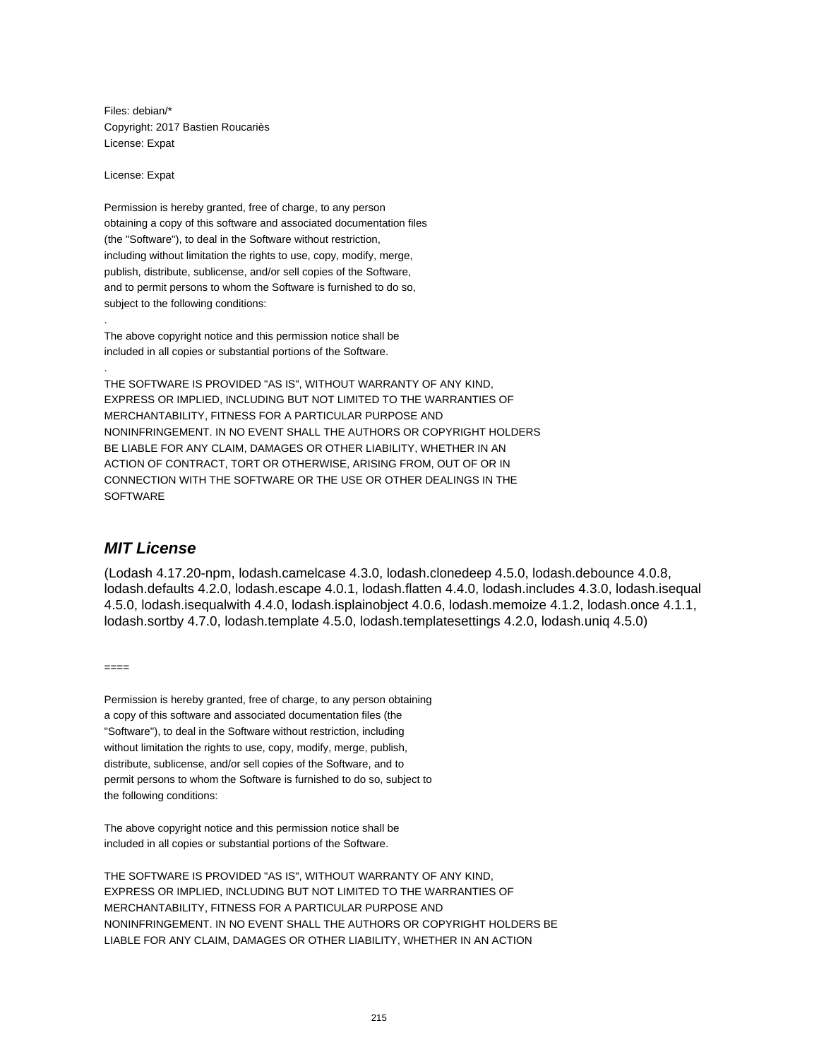Files: debian/*
Copyright: 2017 Bastien Roucariès
License: Expat

License: Expat

Permission is hereby granted, free of charge, to any person
obtaining a copy of this software and associated documentation files
(the "Software"), to deal in the Software without restriction,
including without limitation the rights to use, copy, modify, merge,
publish, distribute, sublicense, and/or sell copies of the Software,
and to permit persons to whom the Software is furnished to do so,
subject to the following conditions:

.

The above copyright notice and this permission notice shall be
included in all copies or substantial portions of the Software.

.

THE SOFTWARE IS PROVIDED "AS IS", WITHOUT WARRANTY OF ANY KIND,
EXPRESS OR IMPLIED, INCLUDING BUT NOT LIMITED TO THE WARRANTIES OF
MERCHANTABILITY, FITNESS FOR A PARTICULAR PURPOSE AND
NONINFRINGEMENT. IN NO EVENT SHALL THE AUTHORS OR COPYRIGHT HOLDERS
BE LIABLE FOR ANY CLAIM, DAMAGES OR OTHER LIABILITY, WHETHER IN AN
ACTION OF CONTRACT, TORT OR OTHERWISE, ARISING FROM, OUT OF OR IN
CONNECTION WITH THE SOFTWARE OR THE USE OR OTHER DEALINGS IN THE
SOFTWARE

## *MIT License*

(Lodash 4.17.20-npm, lodash.camelcase 4.3.0, lodash.clonedeep 4.5.0, lodash.debounce 4.0.8, lodash.defaults 4.2.0, lodash.escape 4.0.1, lodash.flatten 4.4.0, lodash.includes 4.3.0, lodash.isequal 4.5.0, lodash.isequalwith 4.4.0, lodash.isplainobject 4.0.6, lodash.memoize 4.1.2, lodash.once 4.1.1, lodash.sortby 4.7.0, lodash.template 4.5.0, lodash.templatesettings 4.2.0, lodash.uniq 4.5.0)

====

Permission is hereby granted, free of charge, to any person obtaining
a copy of this software and associated documentation files (the
"Software"), to deal in the Software without restriction, including
without limitation the rights to use, copy, modify, merge, publish,
distribute, sublicense, and/or sell copies of the Software, and to
permit persons to whom the Software is furnished to do so, subject to
the following conditions:

The above copyright notice and this permission notice shall be
included in all copies or substantial portions of the Software.

THE SOFTWARE IS PROVIDED "AS IS", WITHOUT WARRANTY OF ANY KIND,
EXPRESS OR IMPLIED, INCLUDING BUT NOT LIMITED TO THE WARRANTIES OF
MERCHANTABILITY, FITNESS FOR A PARTICULAR PURPOSE AND
NONINFRINGEMENT. IN NO EVENT SHALL THE AUTHORS OR COPYRIGHT HOLDERS BE
LIABLE FOR ANY CLAIM, DAMAGES OR OTHER LIABILITY, WHETHER IN AN ACTION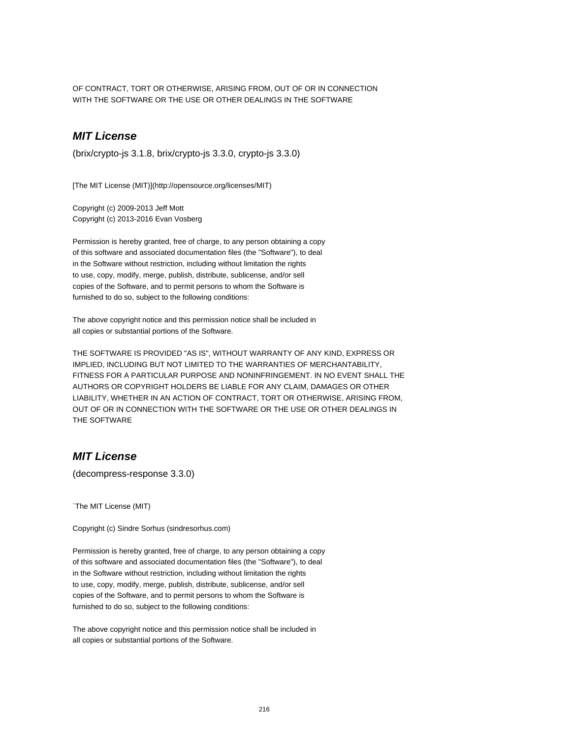OF CONTRACT, TORT OR OTHERWISE, ARISING FROM, OUT OF OR IN CONNECTION
WITH THE SOFTWARE OR THE USE OR OTHER DEALINGS IN THE SOFTWARE

## *MIT License*

(brix/crypto-js 3.1.8, brix/crypto-js 3.3.0, crypto-js 3.3.0)

[The MIT License (MIT)](http://opensource.org/licenses/MIT)

Copyright (c) 2009-2013 Jeff Mott
Copyright (c) 2013-2016 Evan Vosberg

Permission is hereby granted, free of charge, to any person obtaining a copy
of this software and associated documentation files (the "Software"), to deal
in the Software without restriction, including without limitation the rights
to use, copy, modify, merge, publish, distribute, sublicense, and/or sell
copies of the Software, and to permit persons to whom the Software is
furnished to do so, subject to the following conditions:

The above copyright notice and this permission notice shall be included in
all copies or substantial portions of the Software.

THE SOFTWARE IS PROVIDED "AS IS", WITHOUT WARRANTY OF ANY KIND, EXPRESS OR
IMPLIED, INCLUDING BUT NOT LIMITED TO THE WARRANTIES OF MERCHANTABILITY,
FITNESS FOR A PARTICULAR PURPOSE AND NONINFRINGEMENT. IN NO EVENT SHALL THE
AUTHORS OR COPYRIGHT HOLDERS BE LIABLE FOR ANY CLAIM, DAMAGES OR OTHER
LIABILITY, WHETHER IN AN ACTION OF CONTRACT, TORT OR OTHERWISE, ARISING FROM,
OUT OF OR IN CONNECTION WITH THE SOFTWARE OR THE USE OR OTHER DEALINGS IN
THE SOFTWARE

## *MIT License*

(decompress-response 3.3.0)

`The MIT License (MIT)

Copyright (c) Sindre Sorhus (sindresorhus.com)

Permission is hereby granted, free of charge, to any person obtaining a copy
of this software and associated documentation files (the "Software"), to deal
in the Software without restriction, including without limitation the rights
to use, copy, modify, merge, publish, distribute, sublicense, and/or sell
copies of the Software, and to permit persons to whom the Software is
furnished to do so, subject to the following conditions:

The above copyright notice and this permission notice shall be included in
all copies or substantial portions of the Software.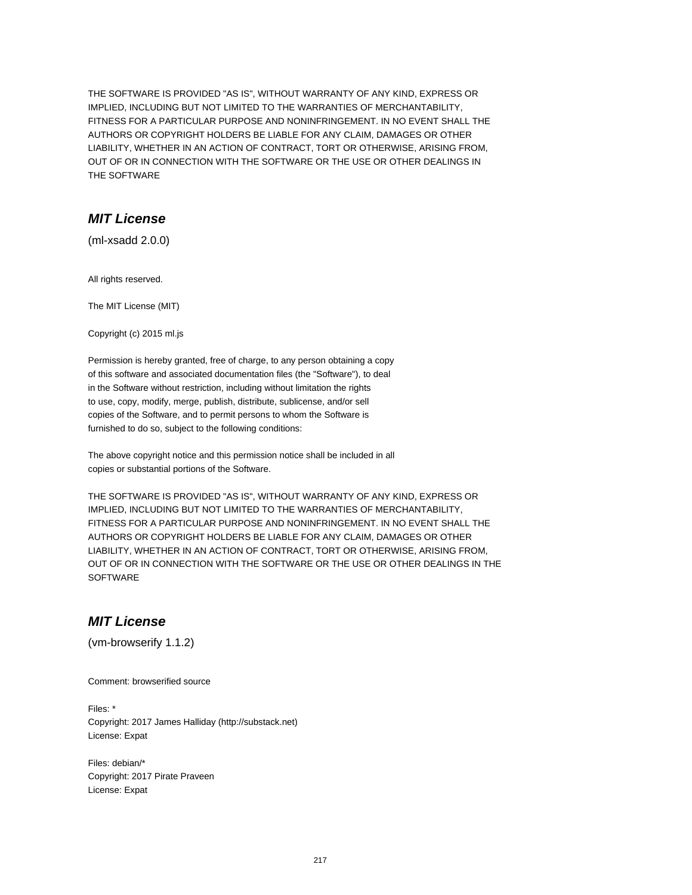THE SOFTWARE IS PROVIDED "AS IS", WITHOUT WARRANTY OF ANY KIND, EXPRESS OR IMPLIED, INCLUDING BUT NOT LIMITED TO THE WARRANTIES OF MERCHANTABILITY, FITNESS FOR A PARTICULAR PURPOSE AND NONINFRINGEMENT. IN NO EVENT SHALL THE AUTHORS OR COPYRIGHT HOLDERS BE LIABLE FOR ANY CLAIM, DAMAGES OR OTHER LIABILITY, WHETHER IN AN ACTION OF CONTRACT, TORT OR OTHERWISE, ARISING FROM, OUT OF OR IN CONNECTION WITH THE SOFTWARE OR THE USE OR OTHER DEALINGS IN THE SOFTWARE

## *MIT License*

(ml-xsadd 2.0.0)

All rights reserved.

The MIT License (MIT)

Copyright (c) 2015 ml.js

Permission is hereby granted, free of charge, to any person obtaining a copy of this software and associated documentation files (the "Software"), to deal in the Software without restriction, including without limitation the rights to use, copy, modify, merge, publish, distribute, sublicense, and/or sell copies of the Software, and to permit persons to whom the Software is furnished to do so, subject to the following conditions:

The above copyright notice and this permission notice shall be included in all copies or substantial portions of the Software.

THE SOFTWARE IS PROVIDED "AS IS", WITHOUT WARRANTY OF ANY KIND, EXPRESS OR IMPLIED, INCLUDING BUT NOT LIMITED TO THE WARRANTIES OF MERCHANTABILITY, FITNESS FOR A PARTICULAR PURPOSE AND NONINFRINGEMENT. IN NO EVENT SHALL THE AUTHORS OR COPYRIGHT HOLDERS BE LIABLE FOR ANY CLAIM, DAMAGES OR OTHER LIABILITY, WHETHER IN AN ACTION OF CONTRACT, TORT OR OTHERWISE, ARISING FROM, OUT OF OR IN CONNECTION WITH THE SOFTWARE OR THE USE OR OTHER DEALINGS IN THE SOFTWARE

## *MIT License*

(vm-browserify 1.1.2)

Comment: browserified source

Files: *
Copyright: 2017 James Halliday (http://substack.net)
License: Expat

Files: debian/*
Copyright: 2017 Pirate Praveen
License: Expat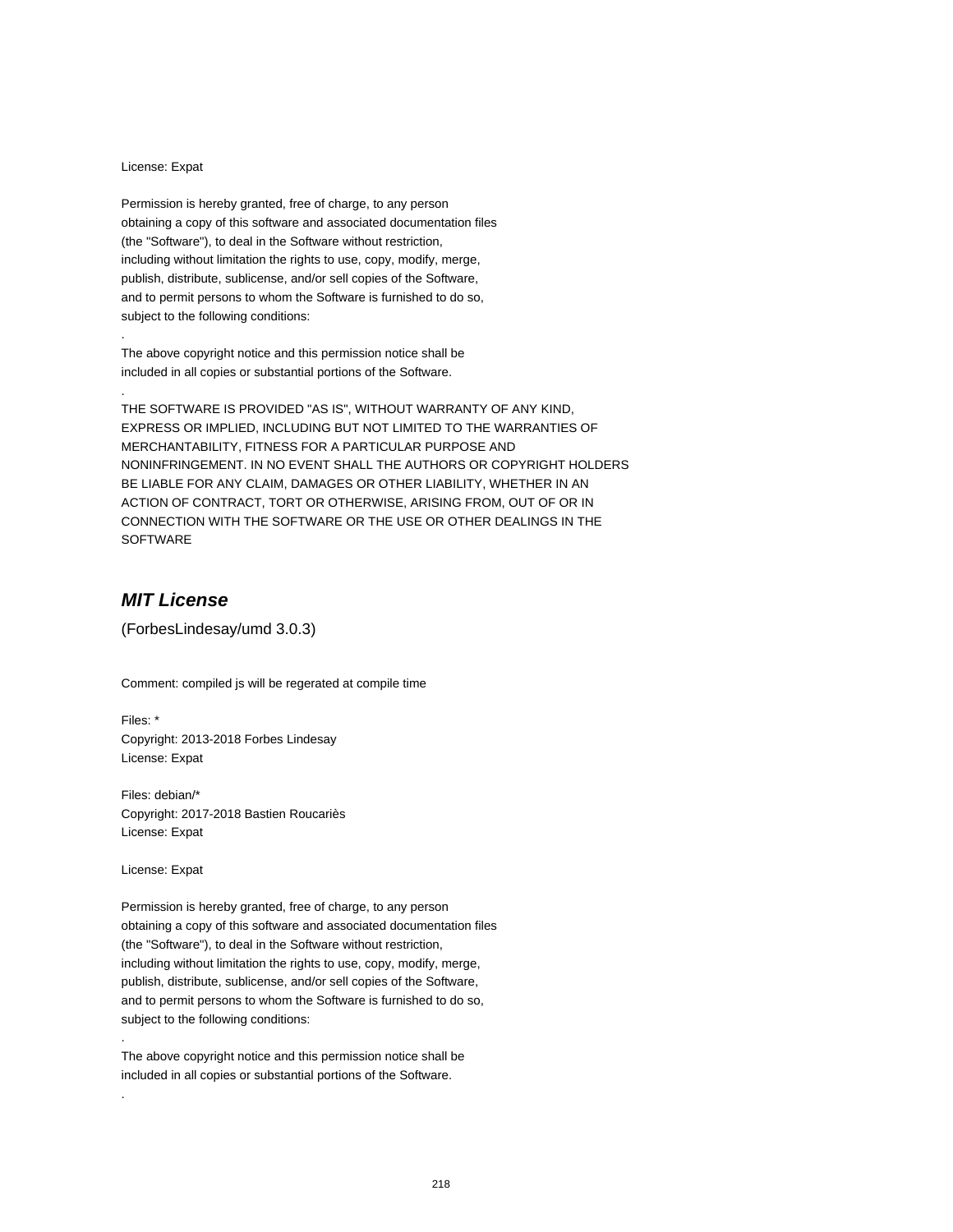License: Expat

Permission is hereby granted, free of charge, to any person
obtaining a copy of this software and associated documentation files
(the "Software"), to deal in the Software without restriction,
including without limitation the rights to use, copy, modify, merge,
publish, distribute, sublicense, and/or sell copies of the Software,
and to permit persons to whom the Software is furnished to do so,
subject to the following conditions:

.

The above copyright notice and this permission notice shall be
included in all copies or substantial portions of the Software.

.

THE SOFTWARE IS PROVIDED "AS IS", WITHOUT WARRANTY OF ANY KIND,
EXPRESS OR IMPLIED, INCLUDING BUT NOT LIMITED TO THE WARRANTIES OF
MERCHANTABILITY, FITNESS FOR A PARTICULAR PURPOSE AND
NONINFRINGEMENT. IN NO EVENT SHALL THE AUTHORS OR COPYRIGHT HOLDERS
BE LIABLE FOR ANY CLAIM, DAMAGES OR OTHER LIABILITY, WHETHER IN AN
ACTION OF CONTRACT, TORT OR OTHERWISE, ARISING FROM, OUT OF OR IN
CONNECTION WITH THE SOFTWARE OR THE USE OR OTHER DEALINGS IN THE
SOFTWARE

## *MIT License*

(ForbesLindesay/umd 3.0.3)

Comment: compiled js will be regerated at compile time

Files: *
Copyright: 2013-2018 Forbes Lindesay
License: Expat

Files: debian/*
Copyright: 2017-2018 Bastien Roucariès
License: Expat

License: Expat

Permission is hereby granted, free of charge, to any person
obtaining a copy of this software and associated documentation files
(the "Software"), to deal in the Software without restriction,
including without limitation the rights to use, copy, modify, merge,
publish, distribute, sublicense, and/or sell copies of the Software,
and to permit persons to whom the Software is furnished to do so,
subject to the following conditions:

.

The above copyright notice and this permission notice shall be
included in all copies or substantial portions of the Software.

.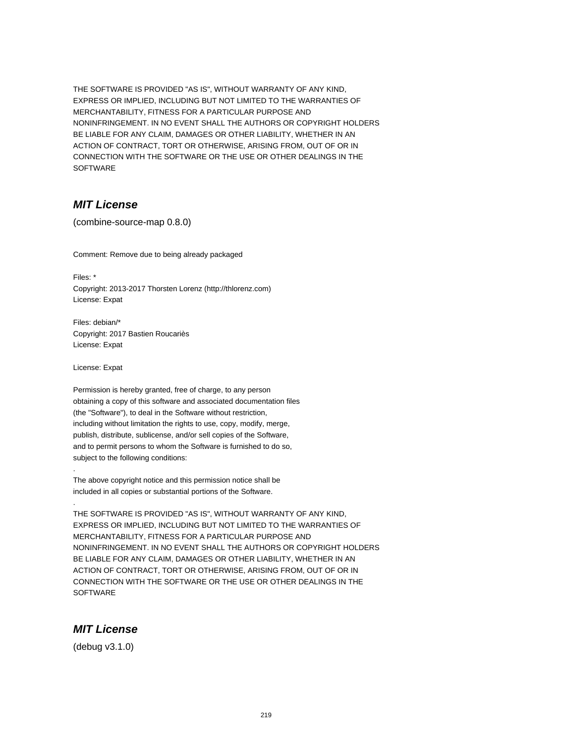THE SOFTWARE IS PROVIDED "AS IS", WITHOUT WARRANTY OF ANY KIND,
EXPRESS OR IMPLIED, INCLUDING BUT NOT LIMITED TO THE WARRANTIES OF
MERCHANTABILITY, FITNESS FOR A PARTICULAR PURPOSE AND
NONINFRINGEMENT. IN NO EVENT SHALL THE AUTHORS OR COPYRIGHT HOLDERS
BE LIABLE FOR ANY CLAIM, DAMAGES OR OTHER LIABILITY, WHETHER IN AN
ACTION OF CONTRACT, TORT OR OTHERWISE, ARISING FROM, OUT OF OR IN
CONNECTION WITH THE SOFTWARE OR THE USE OR OTHER DEALINGS IN THE
SOFTWARE

## *MIT License*

(combine-source-map 0.8.0)

Comment: Remove due to being already packaged

Files: *
Copyright: 2013-2017 Thorsten Lorenz (http://thlorenz.com)
License: Expat

Files: debian/*
Copyright: 2017 Bastien Roucariès
License: Expat

License: Expat

Permission is hereby granted, free of charge, to any person
obtaining a copy of this software and associated documentation files
(the "Software"), to deal in the Software without restriction,
including without limitation the rights to use, copy, modify, merge,
publish, distribute, sublicense, and/or sell copies of the Software,
and to permit persons to whom the Software is furnished to do so,
subject to the following conditions:
.
The above copyright notice and this permission notice shall be
included in all copies or substantial portions of the Software.
.
THE SOFTWARE IS PROVIDED "AS IS", WITHOUT WARRANTY OF ANY KIND,
EXPRESS OR IMPLIED, INCLUDING BUT NOT LIMITED TO THE WARRANTIES OF
MERCHANTABILITY, FITNESS FOR A PARTICULAR PURPOSE AND
NONINFRINGEMENT. IN NO EVENT SHALL THE AUTHORS OR COPYRIGHT HOLDERS
BE LIABLE FOR ANY CLAIM, DAMAGES OR OTHER LIABILITY, WHETHER IN AN
ACTION OF CONTRACT, TORT OR OTHERWISE, ARISING FROM, OUT OF OR IN
CONNECTION WITH THE SOFTWARE OR THE USE OR OTHER DEALINGS IN THE
SOFTWARE

## *MIT License*

(debug v3.1.0)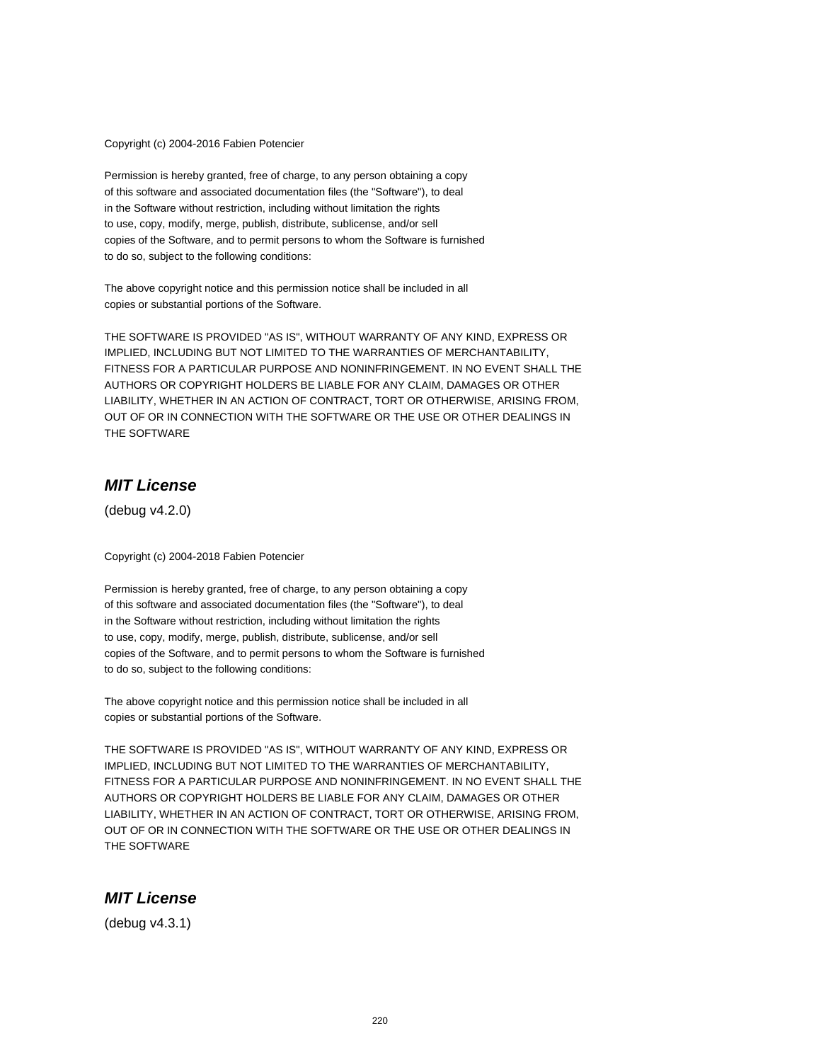Copyright (c) 2004-2016 Fabien Potencier

Permission is hereby granted, free of charge, to any person obtaining a copy
of this software and associated documentation files (the "Software"), to deal
in the Software without restriction, including without limitation the rights
to use, copy, modify, merge, publish, distribute, sublicense, and/or sell
copies of the Software, and to permit persons to whom the Software is furnished
to do so, subject to the following conditions:

The above copyright notice and this permission notice shall be included in all
copies or substantial portions of the Software.

THE SOFTWARE IS PROVIDED "AS IS", WITHOUT WARRANTY OF ANY KIND, EXPRESS OR
IMPLIED, INCLUDING BUT NOT LIMITED TO THE WARRANTIES OF MERCHANTABILITY,
FITNESS FOR A PARTICULAR PURPOSE AND NONINFRINGEMENT. IN NO EVENT SHALL THE
AUTHORS OR COPYRIGHT HOLDERS BE LIABLE FOR ANY CLAIM, DAMAGES OR OTHER
LIABILITY, WHETHER IN AN ACTION OF CONTRACT, TORT OR OTHERWISE, ARISING FROM,
OUT OF OR IN CONNECTION WITH THE SOFTWARE OR THE USE OR OTHER DEALINGS IN
THE SOFTWARE

## *MIT License*

(debug v4.2.0)

Copyright (c) 2004-2018 Fabien Potencier

Permission is hereby granted, free of charge, to any person obtaining a copy
of this software and associated documentation files (the "Software"), to deal
in the Software without restriction, including without limitation the rights
to use, copy, modify, merge, publish, distribute, sublicense, and/or sell
copies of the Software, and to permit persons to whom the Software is furnished
to do so, subject to the following conditions:

The above copyright notice and this permission notice shall be included in all
copies or substantial portions of the Software.

THE SOFTWARE IS PROVIDED "AS IS", WITHOUT WARRANTY OF ANY KIND, EXPRESS OR
IMPLIED, INCLUDING BUT NOT LIMITED TO THE WARRANTIES OF MERCHANTABILITY,
FITNESS FOR A PARTICULAR PURPOSE AND NONINFRINGEMENT. IN NO EVENT SHALL THE
AUTHORS OR COPYRIGHT HOLDERS BE LIABLE FOR ANY CLAIM, DAMAGES OR OTHER
LIABILITY, WHETHER IN AN ACTION OF CONTRACT, TORT OR OTHERWISE, ARISING FROM,
OUT OF OR IN CONNECTION WITH THE SOFTWARE OR THE USE OR OTHER DEALINGS IN
THE SOFTWARE

## *MIT License*

(debug v4.3.1)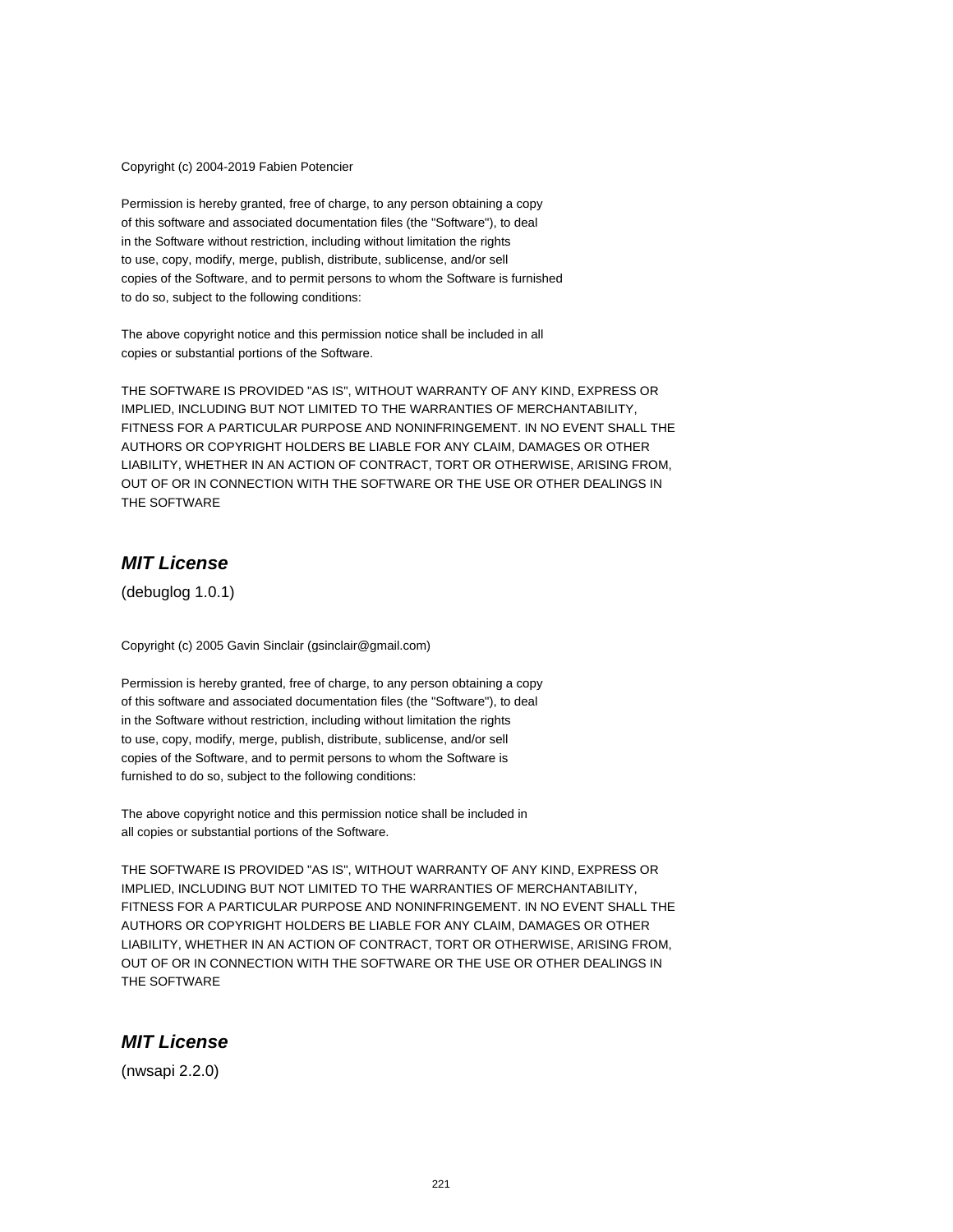Copyright (c) 2004-2019 Fabien Potencier

Permission is hereby granted, free of charge, to any person obtaining a copy
of this software and associated documentation files (the "Software"), to deal
in the Software without restriction, including without limitation the rights
to use, copy, modify, merge, publish, distribute, sublicense, and/or sell
copies of the Software, and to permit persons to whom the Software is furnished
to do so, subject to the following conditions:

The above copyright notice and this permission notice shall be included in all
copies or substantial portions of the Software.

THE SOFTWARE IS PROVIDED "AS IS", WITHOUT WARRANTY OF ANY KIND, EXPRESS OR
IMPLIED, INCLUDING BUT NOT LIMITED TO THE WARRANTIES OF MERCHANTABILITY,
FITNESS FOR A PARTICULAR PURPOSE AND NONINFRINGEMENT. IN NO EVENT SHALL THE
AUTHORS OR COPYRIGHT HOLDERS BE LIABLE FOR ANY CLAIM, DAMAGES OR OTHER
LIABILITY, WHETHER IN AN ACTION OF CONTRACT, TORT OR OTHERWISE, ARISING FROM,
OUT OF OR IN CONNECTION WITH THE SOFTWARE OR THE USE OR OTHER DEALINGS IN
THE SOFTWARE

## *MIT License*

(debuglog 1.0.1)

Copyright (c) 2005 Gavin Sinclair (gsinclair@gmail.com)

Permission is hereby granted, free of charge, to any person obtaining a copy
of this software and associated documentation files (the "Software"), to deal
in the Software without restriction, including without limitation the rights
to use, copy, modify, merge, publish, distribute, sublicense, and/or sell
copies of the Software, and to permit persons to whom the Software is
furnished to do so, subject to the following conditions:

The above copyright notice and this permission notice shall be included in
all copies or substantial portions of the Software.

THE SOFTWARE IS PROVIDED "AS IS", WITHOUT WARRANTY OF ANY KIND, EXPRESS OR
IMPLIED, INCLUDING BUT NOT LIMITED TO THE WARRANTIES OF MERCHANTABILITY,
FITNESS FOR A PARTICULAR PURPOSE AND NONINFRINGEMENT. IN NO EVENT SHALL THE
AUTHORS OR COPYRIGHT HOLDERS BE LIABLE FOR ANY CLAIM, DAMAGES OR OTHER
LIABILITY, WHETHER IN AN ACTION OF CONTRACT, TORT OR OTHERWISE, ARISING FROM,
OUT OF OR IN CONNECTION WITH THE SOFTWARE OR THE USE OR OTHER DEALINGS IN
THE SOFTWARE

## *MIT License*

(nwsapi 2.2.0)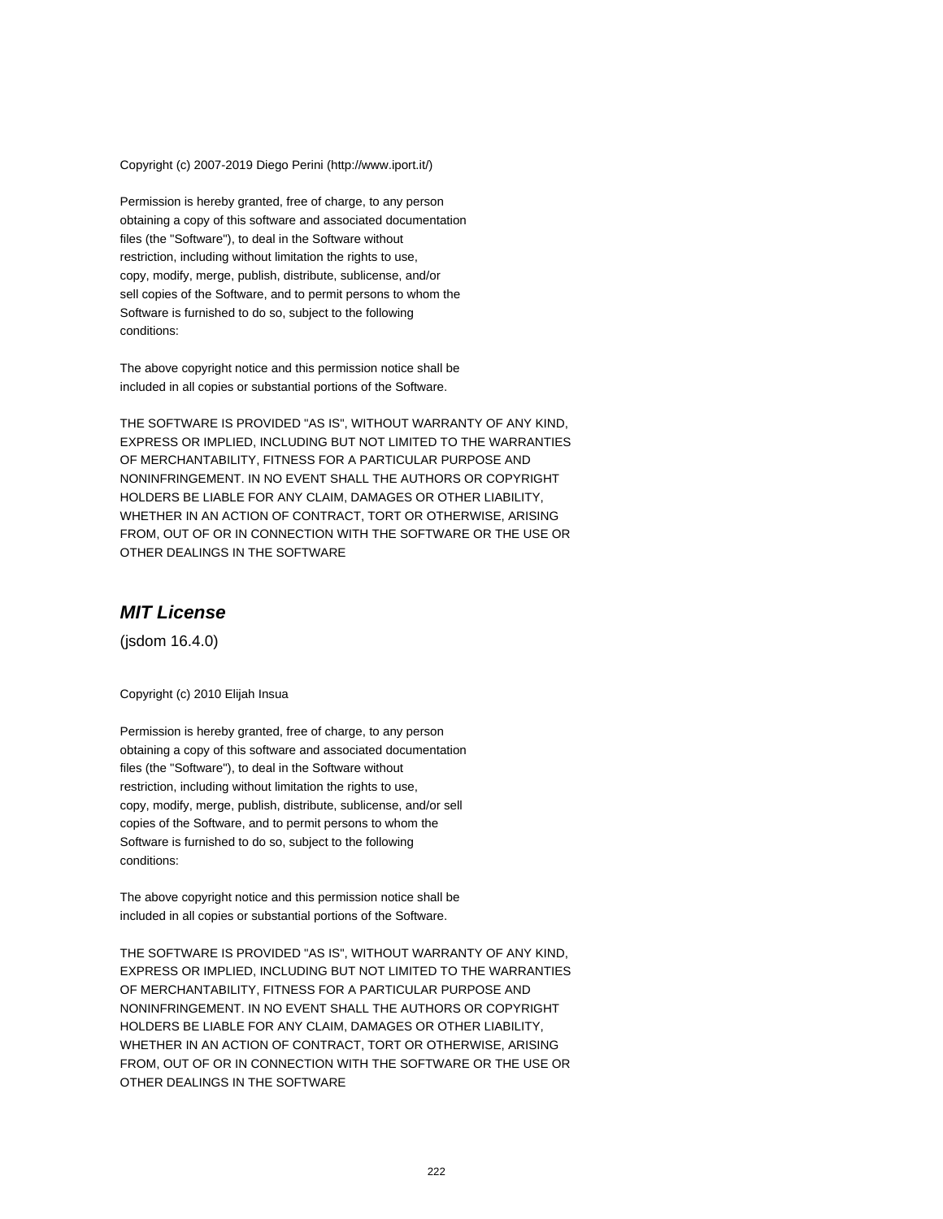Copyright (c) 2007-2019 Diego Perini (http://www.iport.it/)

Permission is hereby granted, free of charge, to any person
obtaining a copy of this software and associated documentation
files (the "Software"), to deal in the Software without
restriction, including without limitation the rights to use,
copy, modify, merge, publish, distribute, sublicense, and/or
sell copies of the Software, and to permit persons to whom the
Software is furnished to do so, subject to the following
conditions:

The above copyright notice and this permission notice shall be
included in all copies or substantial portions of the Software.

THE SOFTWARE IS PROVIDED "AS IS", WITHOUT WARRANTY OF ANY KIND,
EXPRESS OR IMPLIED, INCLUDING BUT NOT LIMITED TO THE WARRANTIES
OF MERCHANTABILITY, FITNESS FOR A PARTICULAR PURPOSE AND
NONINFRINGEMENT. IN NO EVENT SHALL THE AUTHORS OR COPYRIGHT
HOLDERS BE LIABLE FOR ANY CLAIM, DAMAGES OR OTHER LIABILITY,
WHETHER IN AN ACTION OF CONTRACT, TORT OR OTHERWISE, ARISING
FROM, OUT OF OR IN CONNECTION WITH THE SOFTWARE OR THE USE OR
OTHER DEALINGS IN THE SOFTWARE

## *MIT License*

(jsdom 16.4.0)

Copyright (c) 2010 Elijah Insua

Permission is hereby granted, free of charge, to any person
obtaining a copy of this software and associated documentation
files (the "Software"), to deal in the Software without
restriction, including without limitation the rights to use,
copy, modify, merge, publish, distribute, sublicense, and/or sell
copies of the Software, and to permit persons to whom the
Software is furnished to do so, subject to the following
conditions:

The above copyright notice and this permission notice shall be
included in all copies or substantial portions of the Software.

THE SOFTWARE IS PROVIDED "AS IS", WITHOUT WARRANTY OF ANY KIND,
EXPRESS OR IMPLIED, INCLUDING BUT NOT LIMITED TO THE WARRANTIES
OF MERCHANTABILITY, FITNESS FOR A PARTICULAR PURPOSE AND
NONINFRINGEMENT. IN NO EVENT SHALL THE AUTHORS OR COPYRIGHT
HOLDERS BE LIABLE FOR ANY CLAIM, DAMAGES OR OTHER LIABILITY,
WHETHER IN AN ACTION OF CONTRACT, TORT OR OTHERWISE, ARISING
FROM, OUT OF OR IN CONNECTION WITH THE SOFTWARE OR THE USE OR
OTHER DEALINGS IN THE SOFTWARE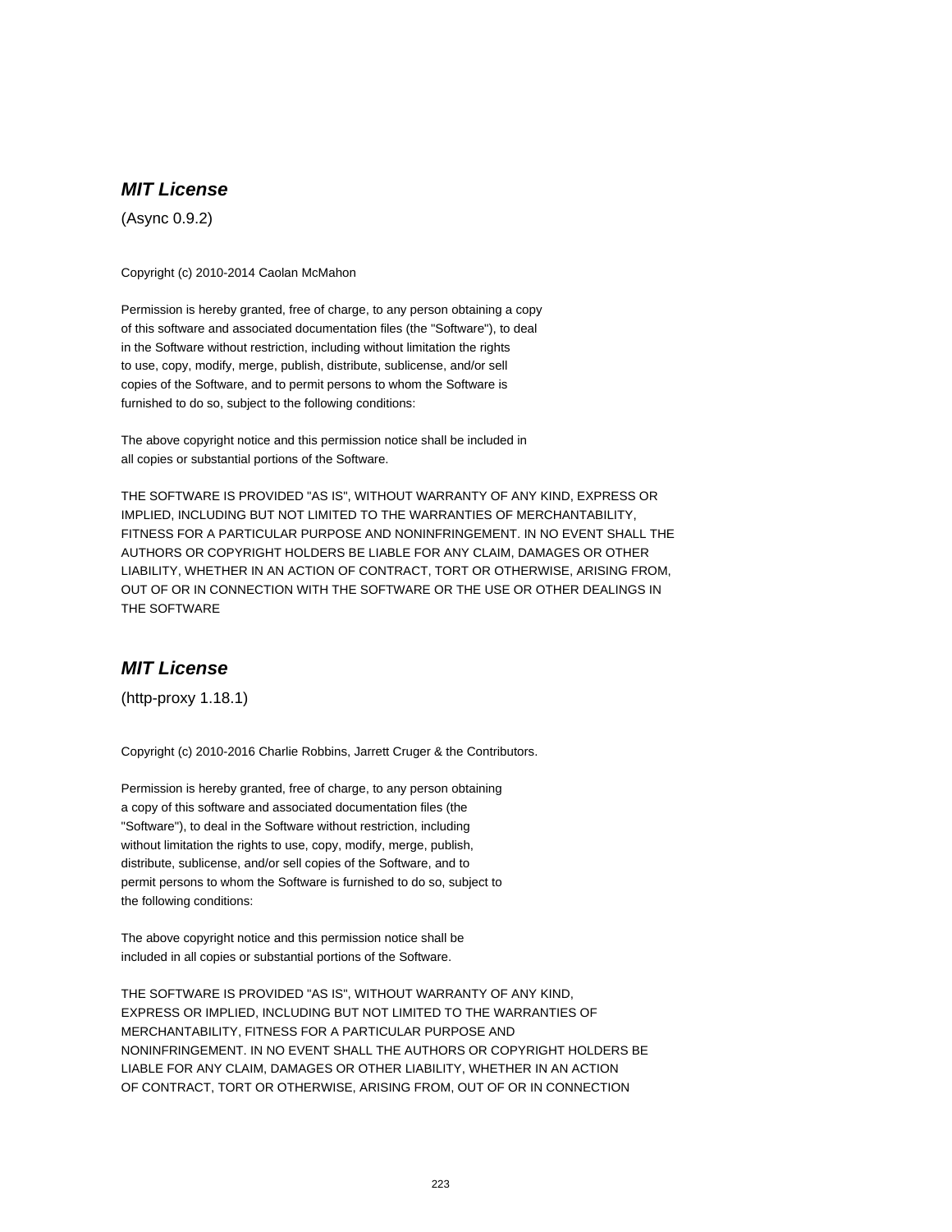## ***MIT License***

(Async 0.9.2)

Copyright (c) 2010-2014 Caolan McMahon

Permission is hereby granted, free of charge, to any person obtaining a copy
of this software and associated documentation files (the "Software"), to deal
in the Software without restriction, including without limitation the rights
to use, copy, modify, merge, publish, distribute, sublicense, and/or sell
copies of the Software, and to permit persons to whom the Software is
furnished to do so, subject to the following conditions:

The above copyright notice and this permission notice shall be included in
all copies or substantial portions of the Software.

THE SOFTWARE IS PROVIDED "AS IS", WITHOUT WARRANTY OF ANY KIND, EXPRESS OR
IMPLIED, INCLUDING BUT NOT LIMITED TO THE WARRANTIES OF MERCHANTABILITY,
FITNESS FOR A PARTICULAR PURPOSE AND NONINFRINGEMENT. IN NO EVENT SHALL THE
AUTHORS OR COPYRIGHT HOLDERS BE LIABLE FOR ANY CLAIM, DAMAGES OR OTHER
LIABILITY, WHETHER IN AN ACTION OF CONTRACT, TORT OR OTHERWISE, ARISING FROM,
OUT OF OR IN CONNECTION WITH THE SOFTWARE OR THE USE OR OTHER DEALINGS IN
THE SOFTWARE

## ***MIT License***

(http-proxy 1.18.1)

Copyright (c) 2010-2016 Charlie Robbins, Jarrett Cruger & the Contributors.

Permission is hereby granted, free of charge, to any person obtaining
a copy of this software and associated documentation files (the
"Software"), to deal in the Software without restriction, including
without limitation the rights to use, copy, modify, merge, publish,
distribute, sublicense, and/or sell copies of the Software, and to
permit persons to whom the Software is furnished to do so, subject to
the following conditions:

The above copyright notice and this permission notice shall be
included in all copies or substantial portions of the Software.

THE SOFTWARE IS PROVIDED "AS IS", WITHOUT WARRANTY OF ANY KIND,
EXPRESS OR IMPLIED, INCLUDING BUT NOT LIMITED TO THE WARRANTIES OF
MERCHANTABILITY, FITNESS FOR A PARTICULAR PURPOSE AND
NONINFRINGEMENT. IN NO EVENT SHALL THE AUTHORS OR COPYRIGHT HOLDERS BE
LIABLE FOR ANY CLAIM, DAMAGES OR OTHER LIABILITY, WHETHER IN AN ACTION
OF CONTRACT, TORT OR OTHERWISE, ARISING FROM, OUT OF OR IN CONNECTION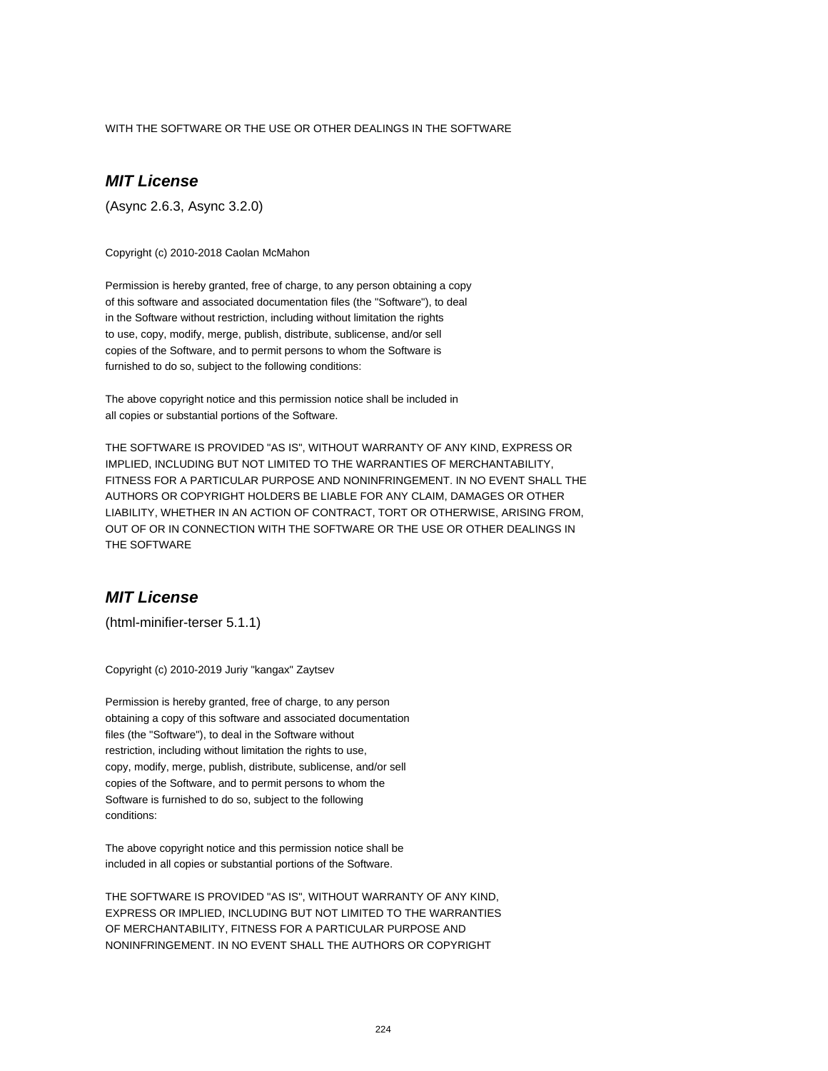WITH THE SOFTWARE OR THE USE OR OTHER DEALINGS IN THE SOFTWARE

## *MIT License*

(Async 2.6.3, Async 3.2.0)

Copyright (c) 2010-2018 Caolan McMahon

Permission is hereby granted, free of charge, to any person obtaining a copy
of this software and associated documentation files (the "Software"), to deal
in the Software without restriction, including without limitation the rights
to use, copy, modify, merge, publish, distribute, sublicense, and/or sell
copies of the Software, and to permit persons to whom the Software is
furnished to do so, subject to the following conditions:

The above copyright notice and this permission notice shall be included in
all copies or substantial portions of the Software.

THE SOFTWARE IS PROVIDED "AS IS", WITHOUT WARRANTY OF ANY KIND, EXPRESS OR
IMPLIED, INCLUDING BUT NOT LIMITED TO THE WARRANTIES OF MERCHANTABILITY,
FITNESS FOR A PARTICULAR PURPOSE AND NONINFRINGEMENT. IN NO EVENT SHALL THE
AUTHORS OR COPYRIGHT HOLDERS BE LIABLE FOR ANY CLAIM, DAMAGES OR OTHER
LIABILITY, WHETHER IN AN ACTION OF CONTRACT, TORT OR OTHERWISE, ARISING FROM,
OUT OF OR IN CONNECTION WITH THE SOFTWARE OR THE USE OR OTHER DEALINGS IN
THE SOFTWARE

## *MIT License*

(html-minifier-terser 5.1.1)

Copyright (c) 2010-2019 Juriy "kangax" Zaytsev

Permission is hereby granted, free of charge, to any person
obtaining a copy of this software and associated documentation
files (the "Software"), to deal in the Software without
restriction, including without limitation the rights to use,
copy, modify, merge, publish, distribute, sublicense, and/or sell
copies of the Software, and to permit persons to whom the
Software is furnished to do so, subject to the following
conditions:

The above copyright notice and this permission notice shall be
included in all copies or substantial portions of the Software.

THE SOFTWARE IS PROVIDED "AS IS", WITHOUT WARRANTY OF ANY KIND,
EXPRESS OR IMPLIED, INCLUDING BUT NOT LIMITED TO THE WARRANTIES
OF MERCHANTABILITY, FITNESS FOR A PARTICULAR PURPOSE AND
NONINFRINGEMENT. IN NO EVENT SHALL THE AUTHORS OR COPYRIGHT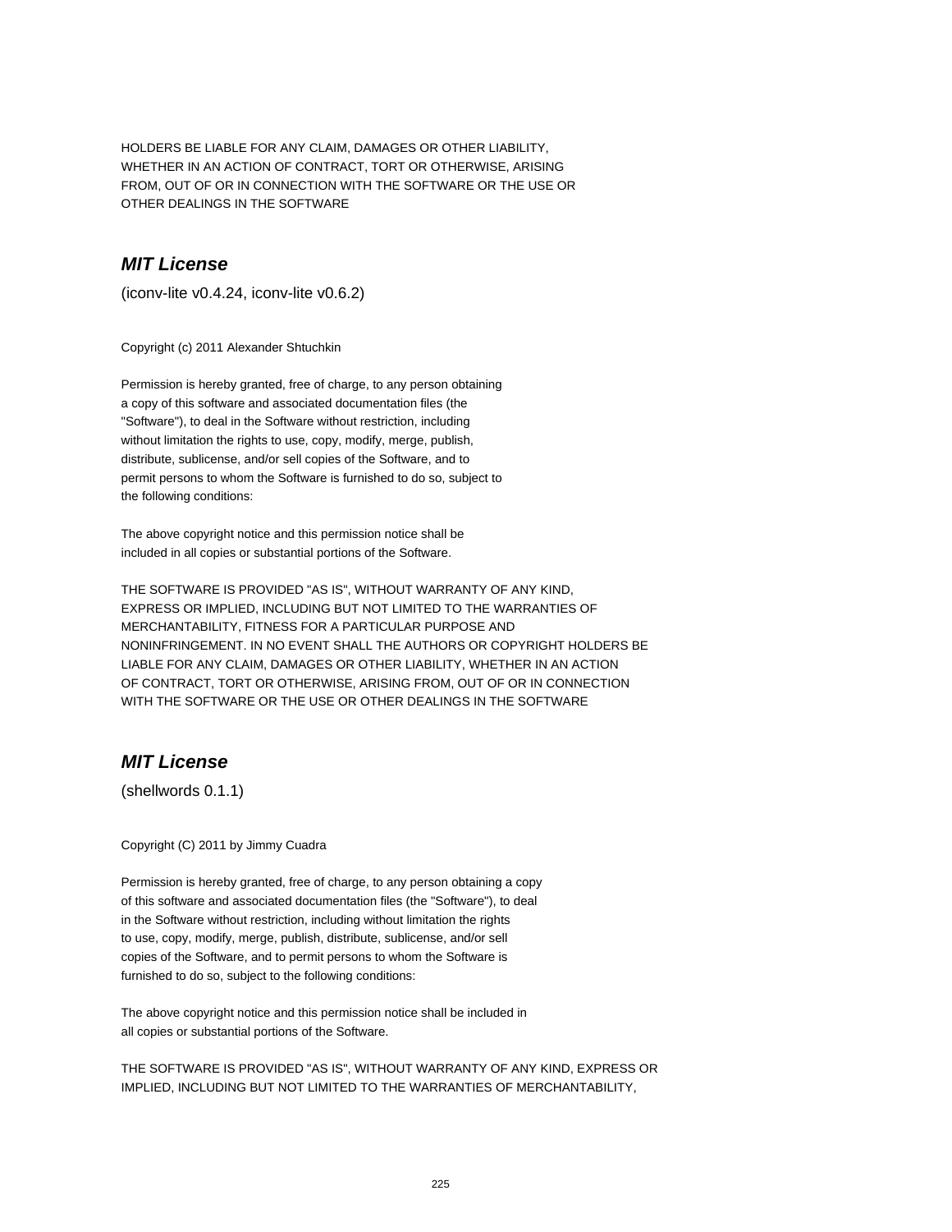HOLDERS BE LIABLE FOR ANY CLAIM, DAMAGES OR OTHER LIABILITY,
WHETHER IN AN ACTION OF CONTRACT, TORT OR OTHERWISE, ARISING
FROM, OUT OF OR IN CONNECTION WITH THE SOFTWARE OR THE USE OR
OTHER DEALINGS IN THE SOFTWARE

## *MIT License*

(iconv-lite v0.4.24, iconv-lite v0.6.2)

Copyright (c) 2011 Alexander Shtuchkin

Permission is hereby granted, free of charge, to any person obtaining
a copy of this software and associated documentation files (the
"Software"), to deal in the Software without restriction, including
without limitation the rights to use, copy, modify, merge, publish,
distribute, sublicense, and/or sell copies of the Software, and to
permit persons to whom the Software is furnished to do so, subject to
the following conditions:

The above copyright notice and this permission notice shall be
included in all copies or substantial portions of the Software.

THE SOFTWARE IS PROVIDED "AS IS", WITHOUT WARRANTY OF ANY KIND,
EXPRESS OR IMPLIED, INCLUDING BUT NOT LIMITED TO THE WARRANTIES OF
MERCHANTABILITY, FITNESS FOR A PARTICULAR PURPOSE AND
NONINFRINGEMENT. IN NO EVENT SHALL THE AUTHORS OR COPYRIGHT HOLDERS BE
LIABLE FOR ANY CLAIM, DAMAGES OR OTHER LIABILITY, WHETHER IN AN ACTION
OF CONTRACT, TORT OR OTHERWISE, ARISING FROM, OUT OF OR IN CONNECTION
WITH THE SOFTWARE OR THE USE OR OTHER DEALINGS IN THE SOFTWARE

## *MIT License*

(shellwords 0.1.1)

Copyright (C) 2011 by Jimmy Cuadra

Permission is hereby granted, free of charge, to any person obtaining a copy
of this software and associated documentation files (the "Software"), to deal
in the Software without restriction, including without limitation the rights
to use, copy, modify, merge, publish, distribute, sublicense, and/or sell
copies of the Software, and to permit persons to whom the Software is
furnished to do so, subject to the following conditions:

The above copyright notice and this permission notice shall be included in
all copies or substantial portions of the Software.

THE SOFTWARE IS PROVIDED "AS IS", WITHOUT WARRANTY OF ANY KIND, EXPRESS OR
IMPLIED, INCLUDING BUT NOT LIMITED TO THE WARRANTIES OF MERCHANTABILITY,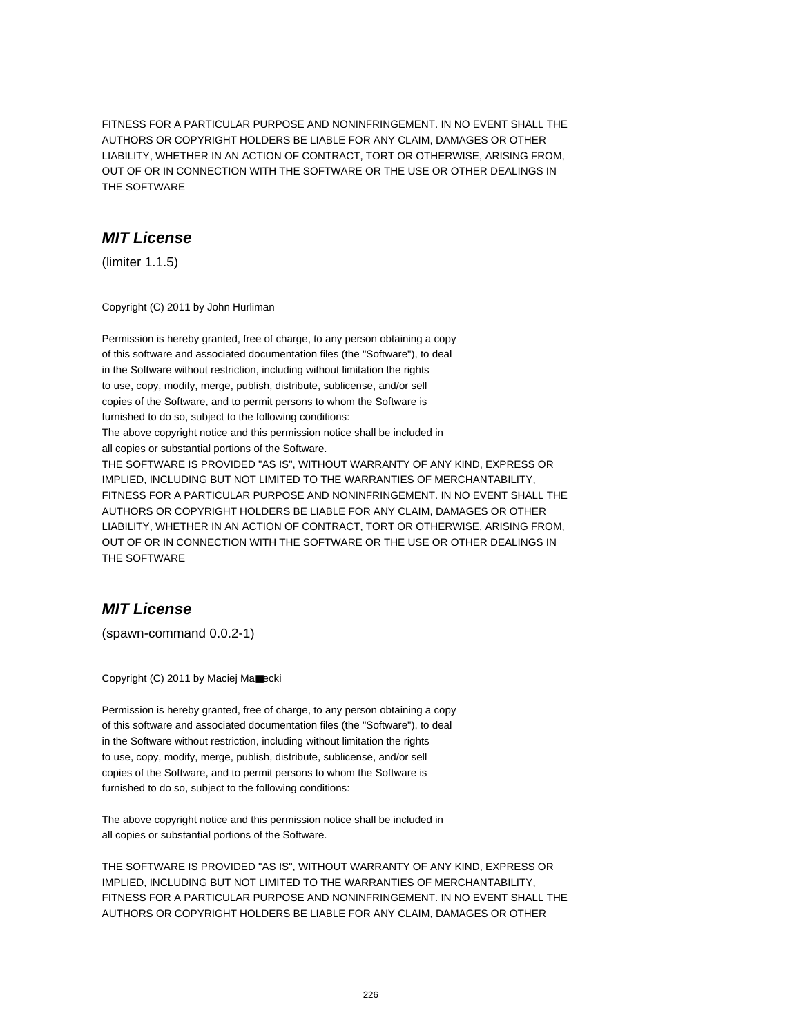FITNESS FOR A PARTICULAR PURPOSE AND NONINFRINGEMENT. IN NO EVENT SHALL THE
AUTHORS OR COPYRIGHT HOLDERS BE LIABLE FOR ANY CLAIM, DAMAGES OR OTHER
LIABILITY, WHETHER IN AN ACTION OF CONTRACT, TORT OR OTHERWISE, ARISING FROM,
OUT OF OR IN CONNECTION WITH THE SOFTWARE OR THE USE OR OTHER DEALINGS IN
THE SOFTWARE

## *MIT License*

(limiter 1.1.5)

Copyright (C) 2011 by John Hurliman

Permission is hereby granted, free of charge, to any person obtaining a copy
of this software and associated documentation files (the "Software"), to deal
in the Software without restriction, including without limitation the rights
to use, copy, modify, merge, publish, distribute, sublicense, and/or sell
copies of the Software, and to permit persons to whom the Software is
furnished to do so, subject to the following conditions:
The above copyright notice and this permission notice shall be included in
all copies or substantial portions of the Software.
THE SOFTWARE IS PROVIDED "AS IS", WITHOUT WARRANTY OF ANY KIND, EXPRESS OR
IMPLIED, INCLUDING BUT NOT LIMITED TO THE WARRANTIES OF MERCHANTABILITY,
FITNESS FOR A PARTICULAR PURPOSE AND NONINFRINGEMENT. IN NO EVENT SHALL THE
AUTHORS OR COPYRIGHT HOLDERS BE LIABLE FOR ANY CLAIM, DAMAGES OR OTHER
LIABILITY, WHETHER IN AN ACTION OF CONTRACT, TORT OR OTHERWISE, ARISING FROM,
OUT OF OR IN CONNECTION WITH THE SOFTWARE OR THE USE OR OTHER DEALINGS IN
THE SOFTWARE

## *MIT License*

(spawn-command 0.0.2-1)

Copyright (C) 2011 by Maciej Ma■ecki

Permission is hereby granted, free of charge, to any person obtaining a copy
of this software and associated documentation files (the "Software"), to deal
in the Software without restriction, including without limitation the rights
to use, copy, modify, merge, publish, distribute, sublicense, and/or sell
copies of the Software, and to permit persons to whom the Software is
furnished to do so, subject to the following conditions:

The above copyright notice and this permission notice shall be included in
all copies or substantial portions of the Software.

THE SOFTWARE IS PROVIDED "AS IS", WITHOUT WARRANTY OF ANY KIND, EXPRESS OR
IMPLIED, INCLUDING BUT NOT LIMITED TO THE WARRANTIES OF MERCHANTABILITY,
FITNESS FOR A PARTICULAR PURPOSE AND NONINFRINGEMENT. IN NO EVENT SHALL THE
AUTHORS OR COPYRIGHT HOLDERS BE LIABLE FOR ANY CLAIM, DAMAGES OR OTHER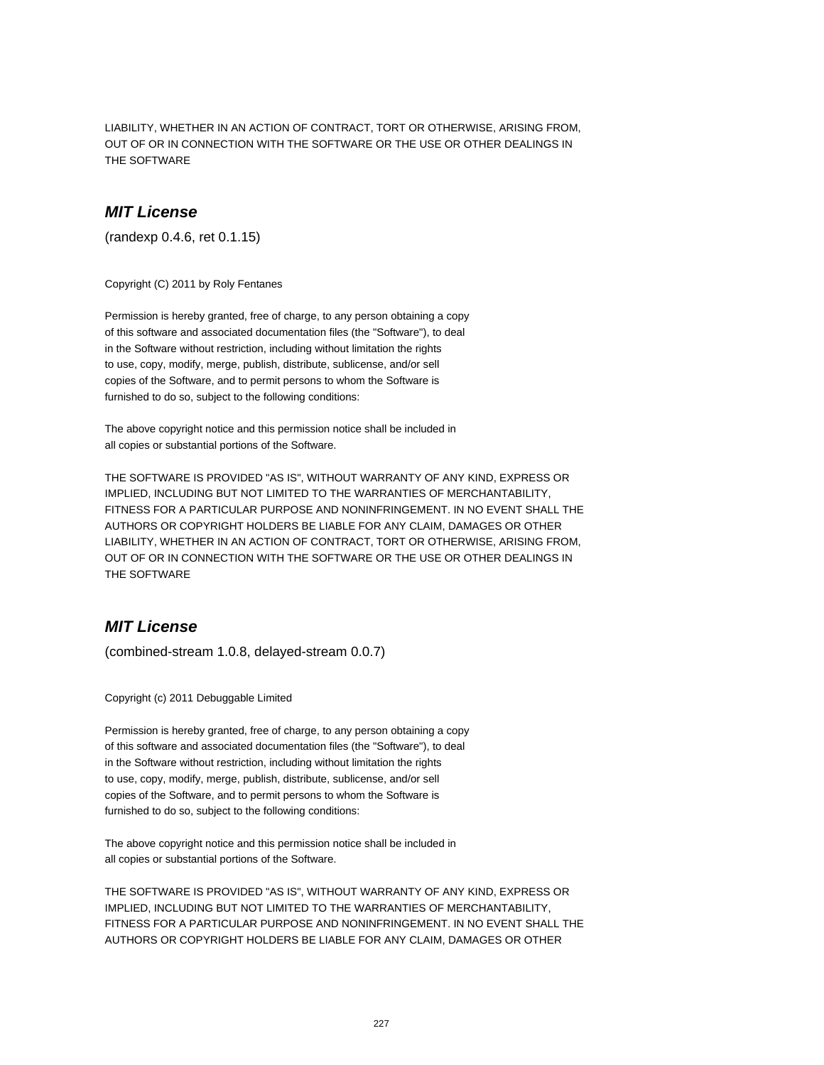LIABILITY, WHETHER IN AN ACTION OF CONTRACT, TORT OR OTHERWISE, ARISING FROM, OUT OF OR IN CONNECTION WITH THE SOFTWARE OR THE USE OR OTHER DEALINGS IN THE SOFTWARE

## *MIT License*

(randexp 0.4.6, ret 0.1.15)

Copyright (C) 2011 by Roly Fentanes

Permission is hereby granted, free of charge, to any person obtaining a copy
of this software and associated documentation files (the "Software"), to deal
in the Software without restriction, including without limitation the rights
to use, copy, modify, merge, publish, distribute, sublicense, and/or sell
copies of the Software, and to permit persons to whom the Software is
furnished to do so, subject to the following conditions:

The above copyright notice and this permission notice shall be included in
all copies or substantial portions of the Software.

THE SOFTWARE IS PROVIDED "AS IS", WITHOUT WARRANTY OF ANY KIND, EXPRESS OR
IMPLIED, INCLUDING BUT NOT LIMITED TO THE WARRANTIES OF MERCHANTABILITY,
FITNESS FOR A PARTICULAR PURPOSE AND NONINFRINGEMENT. IN NO EVENT SHALL THE
AUTHORS OR COPYRIGHT HOLDERS BE LIABLE FOR ANY CLAIM, DAMAGES OR OTHER
LIABILITY, WHETHER IN AN ACTION OF CONTRACT, TORT OR OTHERWISE, ARISING FROM,
OUT OF OR IN CONNECTION WITH THE SOFTWARE OR THE USE OR OTHER DEALINGS IN
THE SOFTWARE

## *MIT License*

(combined-stream 1.0.8, delayed-stream 0.0.7)

Copyright (c) 2011 Debuggable Limited

Permission is hereby granted, free of charge, to any person obtaining a copy
of this software and associated documentation files (the "Software"), to deal
in the Software without restriction, including without limitation the rights
to use, copy, modify, merge, publish, distribute, sublicense, and/or sell
copies of the Software, and to permit persons to whom the Software is
furnished to do so, subject to the following conditions:

The above copyright notice and this permission notice shall be included in
all copies or substantial portions of the Software.

THE SOFTWARE IS PROVIDED "AS IS", WITHOUT WARRANTY OF ANY KIND, EXPRESS OR
IMPLIED, INCLUDING BUT NOT LIMITED TO THE WARRANTIES OF MERCHANTABILITY,
FITNESS FOR A PARTICULAR PURPOSE AND NONINFRINGEMENT. IN NO EVENT SHALL THE
AUTHORS OR COPYRIGHT HOLDERS BE LIABLE FOR ANY CLAIM, DAMAGES OR OTHER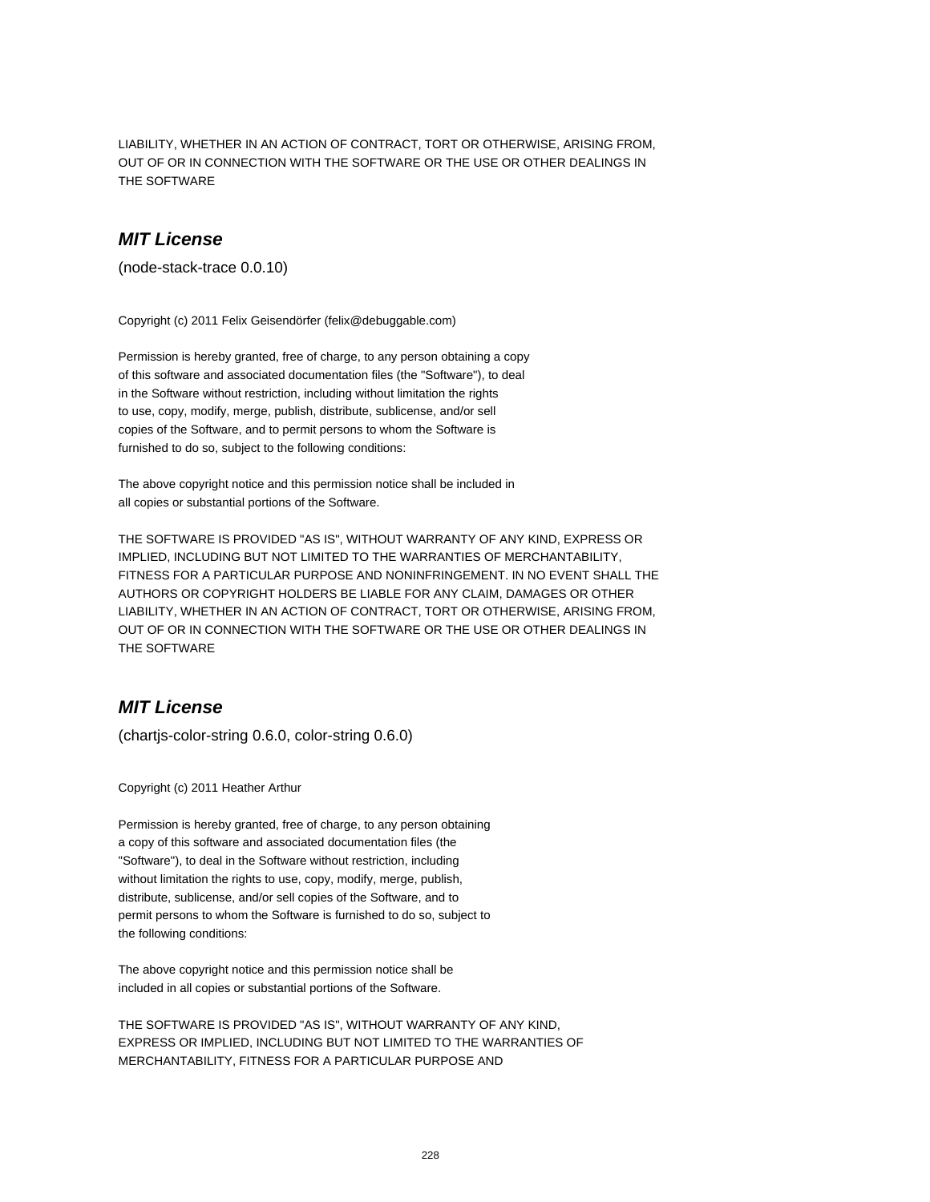LIABILITY, WHETHER IN AN ACTION OF CONTRACT, TORT OR OTHERWISE, ARISING FROM, OUT OF OR IN CONNECTION WITH THE SOFTWARE OR THE USE OR OTHER DEALINGS IN THE SOFTWARE

## *MIT License*

(node-stack-trace 0.0.10)

Copyright (c) 2011 Felix Geisendörfer (felix@debuggable.com)

Permission is hereby granted, free of charge, to any person obtaining a copy of this software and associated documentation files (the "Software"), to deal in the Software without restriction, including without limitation the rights to use, copy, modify, merge, publish, distribute, sublicense, and/or sell copies of the Software, and to permit persons to whom the Software is furnished to do so, subject to the following conditions:

The above copyright notice and this permission notice shall be included in all copies or substantial portions of the Software.

THE SOFTWARE IS PROVIDED "AS IS", WITHOUT WARRANTY OF ANY KIND, EXPRESS OR IMPLIED, INCLUDING BUT NOT LIMITED TO THE WARRANTIES OF MERCHANTABILITY, FITNESS FOR A PARTICULAR PURPOSE AND NONINFRINGEMENT. IN NO EVENT SHALL THE AUTHORS OR COPYRIGHT HOLDERS BE LIABLE FOR ANY CLAIM, DAMAGES OR OTHER LIABILITY, WHETHER IN AN ACTION OF CONTRACT, TORT OR OTHERWISE, ARISING FROM, OUT OF OR IN CONNECTION WITH THE SOFTWARE OR THE USE OR OTHER DEALINGS IN THE SOFTWARE

## *MIT License*

(chartjs-color-string 0.6.0, color-string 0.6.0)

Copyright (c) 2011 Heather Arthur

Permission is hereby granted, free of charge, to any person obtaining a copy of this software and associated documentation files (the "Software"), to deal in the Software without restriction, including without limitation the rights to use, copy, modify, merge, publish, distribute, sublicense, and/or sell copies of the Software, and to permit persons to whom the Software is furnished to do so, subject to the following conditions:

The above copyright notice and this permission notice shall be included in all copies or substantial portions of the Software.

THE SOFTWARE IS PROVIDED "AS IS", WITHOUT WARRANTY OF ANY KIND, EXPRESS OR IMPLIED, INCLUDING BUT NOT LIMITED TO THE WARRANTIES OF MERCHANTABILITY, FITNESS FOR A PARTICULAR PURPOSE AND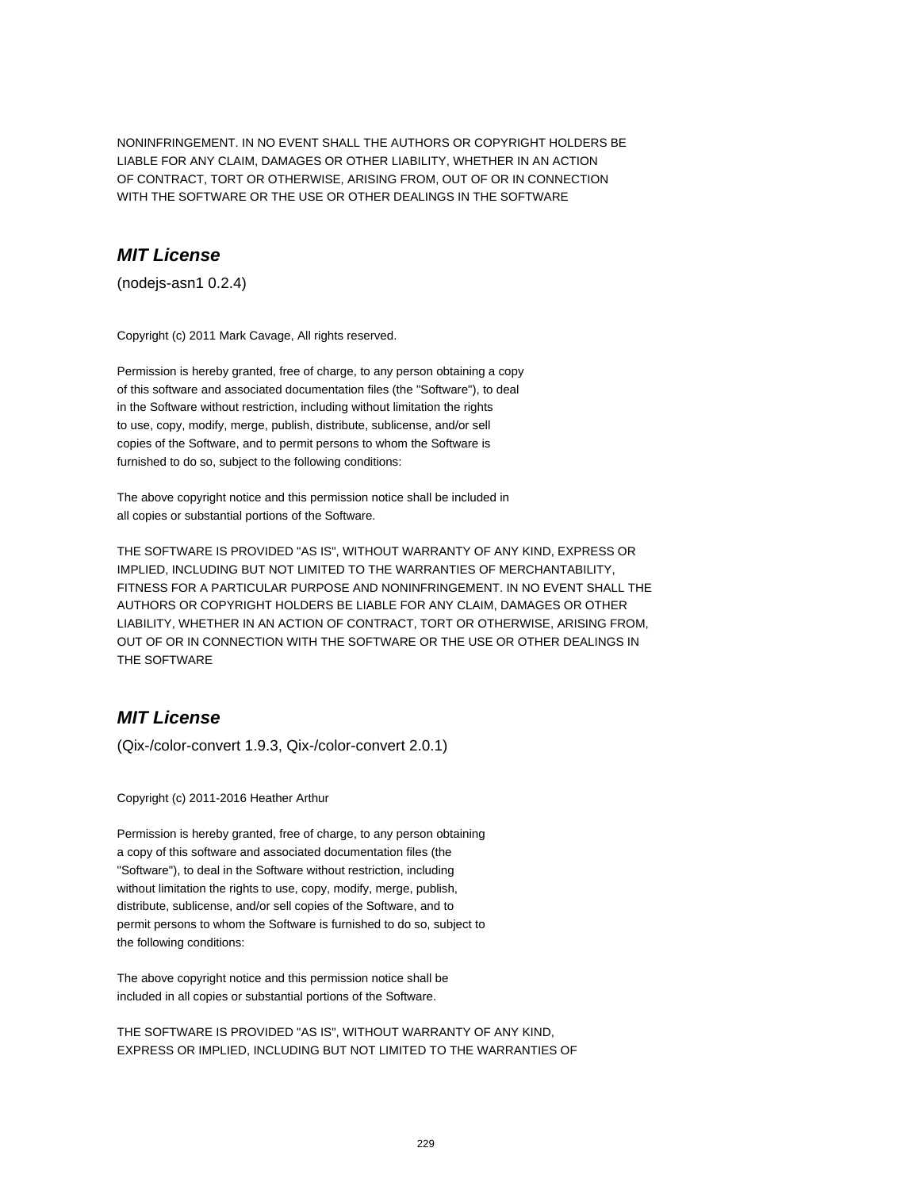NONINFRINGEMENT. IN NO EVENT SHALL THE AUTHORS OR COPYRIGHT HOLDERS BE
LIABLE FOR ANY CLAIM, DAMAGES OR OTHER LIABILITY, WHETHER IN AN ACTION
OF CONTRACT, TORT OR OTHERWISE, ARISING FROM, OUT OF OR IN CONNECTION
WITH THE SOFTWARE OR THE USE OR OTHER DEALINGS IN THE SOFTWARE

## *MIT License*

(nodejs-asn1 0.2.4)

Copyright (c) 2011 Mark Cavage, All rights reserved.

Permission is hereby granted, free of charge, to any person obtaining a copy
of this software and associated documentation files (the "Software"), to deal
in the Software without restriction, including without limitation the rights
to use, copy, modify, merge, publish, distribute, sublicense, and/or sell
copies of the Software, and to permit persons to whom the Software is
furnished to do so, subject to the following conditions:

The above copyright notice and this permission notice shall be included in
all copies or substantial portions of the Software.

THE SOFTWARE IS PROVIDED "AS IS", WITHOUT WARRANTY OF ANY KIND, EXPRESS OR
IMPLIED, INCLUDING BUT NOT LIMITED TO THE WARRANTIES OF MERCHANTABILITY,
FITNESS FOR A PARTICULAR PURPOSE AND NONINFRINGEMENT. IN NO EVENT SHALL THE
AUTHORS OR COPYRIGHT HOLDERS BE LIABLE FOR ANY CLAIM, DAMAGES OR OTHER
LIABILITY, WHETHER IN AN ACTION OF CONTRACT, TORT OR OTHERWISE, ARISING FROM,
OUT OF OR IN CONNECTION WITH THE SOFTWARE OR THE USE OR OTHER DEALINGS IN
THE SOFTWARE

## *MIT License*

(Qix-/color-convert 1.9.3, Qix-/color-convert 2.0.1)

Copyright (c) 2011-2016 Heather Arthur

Permission is hereby granted, free of charge, to any person obtaining
a copy of this software and associated documentation files (the
"Software"), to deal in the Software without restriction, including
without limitation the rights to use, copy, modify, merge, publish,
distribute, sublicense, and/or sell copies of the Software, and to
permit persons to whom the Software is furnished to do so, subject to
the following conditions:

The above copyright notice and this permission notice shall be
included in all copies or substantial portions of the Software.

THE SOFTWARE IS PROVIDED "AS IS", WITHOUT WARRANTY OF ANY KIND,
EXPRESS OR IMPLIED, INCLUDING BUT NOT LIMITED TO THE WARRANTIES OF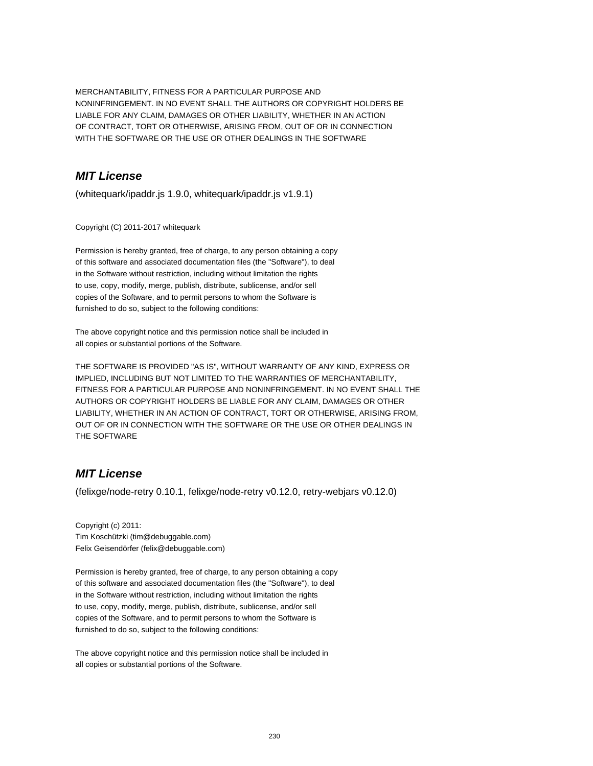MERCHANTABILITY, FITNESS FOR A PARTICULAR PURPOSE AND
NONINFRINGEMENT. IN NO EVENT SHALL THE AUTHORS OR COPYRIGHT HOLDERS BE
LIABLE FOR ANY CLAIM, DAMAGES OR OTHER LIABILITY, WHETHER IN AN ACTION
OF CONTRACT, TORT OR OTHERWISE, ARISING FROM, OUT OF OR IN CONNECTION
WITH THE SOFTWARE OR THE USE OR OTHER DEALINGS IN THE SOFTWARE

## *MIT License*

(whitequark/ipaddr.js 1.9.0, whitequark/ipaddr.js v1.9.1)

Copyright (C) 2011-2017 whitequark

Permission is hereby granted, free of charge, to any person obtaining a copy
of this software and associated documentation files (the "Software"), to deal
in the Software without restriction, including without limitation the rights
to use, copy, modify, merge, publish, distribute, sublicense, and/or sell
copies of the Software, and to permit persons to whom the Software is
furnished to do so, subject to the following conditions:

The above copyright notice and this permission notice shall be included in
all copies or substantial portions of the Software.

THE SOFTWARE IS PROVIDED "AS IS", WITHOUT WARRANTY OF ANY KIND, EXPRESS OR
IMPLIED, INCLUDING BUT NOT LIMITED TO THE WARRANTIES OF MERCHANTABILITY,
FITNESS FOR A PARTICULAR PURPOSE AND NONINFRINGEMENT. IN NO EVENT SHALL THE
AUTHORS OR COPYRIGHT HOLDERS BE LIABLE FOR ANY CLAIM, DAMAGES OR OTHER
LIABILITY, WHETHER IN AN ACTION OF CONTRACT, TORT OR OTHERWISE, ARISING FROM,
OUT OF OR IN CONNECTION WITH THE SOFTWARE OR THE USE OR OTHER DEALINGS IN
THE SOFTWARE

## *MIT License*

(felixge/node-retry 0.10.1, felixge/node-retry v0.12.0, retry-webjars v0.12.0)

Copyright (c) 2011:
Tim Koschützki (tim@debuggable.com)
Felix Geisendörfer (felix@debuggable.com)

Permission is hereby granted, free of charge, to any person obtaining a copy
of this software and associated documentation files (the "Software"), to deal
in the Software without restriction, including without limitation the rights
to use, copy, modify, merge, publish, distribute, sublicense, and/or sell
copies of the Software, and to permit persons to whom the Software is
furnished to do so, subject to the following conditions:

The above copyright notice and this permission notice shall be included in
all copies or substantial portions of the Software.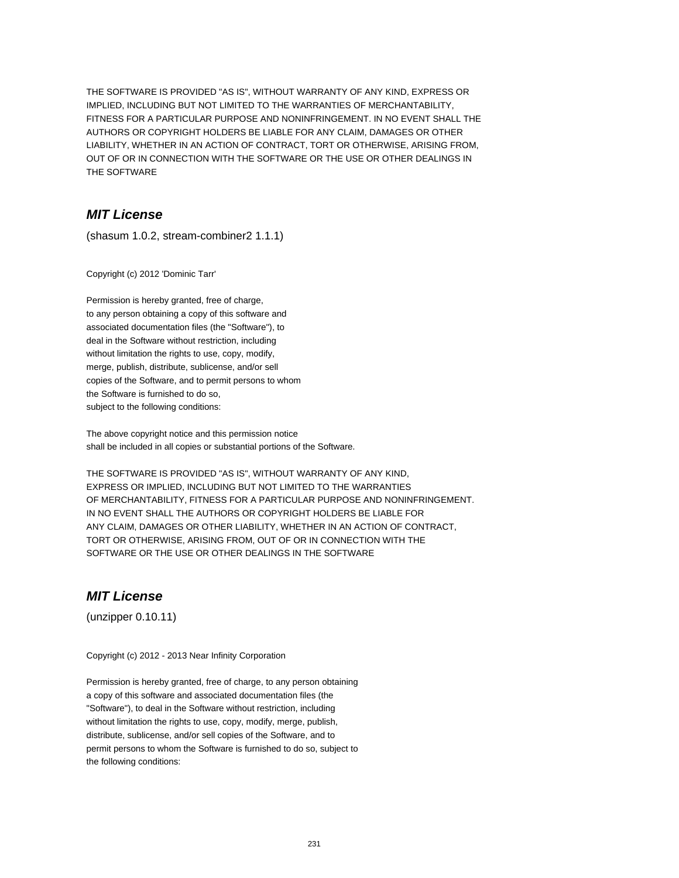THE SOFTWARE IS PROVIDED "AS IS", WITHOUT WARRANTY OF ANY KIND, EXPRESS OR IMPLIED, INCLUDING BUT NOT LIMITED TO THE WARRANTIES OF MERCHANTABILITY, FITNESS FOR A PARTICULAR PURPOSE AND NONINFRINGEMENT. IN NO EVENT SHALL THE AUTHORS OR COPYRIGHT HOLDERS BE LIABLE FOR ANY CLAIM, DAMAGES OR OTHER LIABILITY, WHETHER IN AN ACTION OF CONTRACT, TORT OR OTHERWISE, ARISING FROM, OUT OF OR IN CONNECTION WITH THE SOFTWARE OR THE USE OR OTHER DEALINGS IN THE SOFTWARE

## *MIT License*

(shasum 1.0.2, stream-combiner2 1.1.1)

Copyright (c) 2012 'Dominic Tarr'

Permission is hereby granted, free of charge,
to any person obtaining a copy of this software and
associated documentation files (the "Software"), to
deal in the Software without restriction, including
without limitation the rights to use, copy, modify,
merge, publish, distribute, sublicense, and/or sell
copies of the Software, and to permit persons to whom
the Software is furnished to do so,
subject to the following conditions:

The above copyright notice and this permission notice
shall be included in all copies or substantial portions of the Software.

THE SOFTWARE IS PROVIDED "AS IS", WITHOUT WARRANTY OF ANY KIND,
EXPRESS OR IMPLIED, INCLUDING BUT NOT LIMITED TO THE WARRANTIES
OF MERCHANTABILITY, FITNESS FOR A PARTICULAR PURPOSE AND NONINFRINGEMENT.
IN NO EVENT SHALL THE AUTHORS OR COPYRIGHT HOLDERS BE LIABLE FOR
ANY CLAIM, DAMAGES OR OTHER LIABILITY, WHETHER IN AN ACTION OF CONTRACT,
TORT OR OTHERWISE, ARISING FROM, OUT OF OR IN CONNECTION WITH THE
SOFTWARE OR THE USE OR OTHER DEALINGS IN THE SOFTWARE

## *MIT License*

(unzipper 0.10.11)

Copyright (c) 2012 - 2013 Near Infinity Corporation

Permission is hereby granted, free of charge, to any person obtaining
a copy of this software and associated documentation files (the
"Software"), to deal in the Software without restriction, including
without limitation the rights to use, copy, modify, merge, publish,
distribute, sublicense, and/or sell copies of the Software, and to
permit persons to whom the Software is furnished to do so, subject to
the following conditions: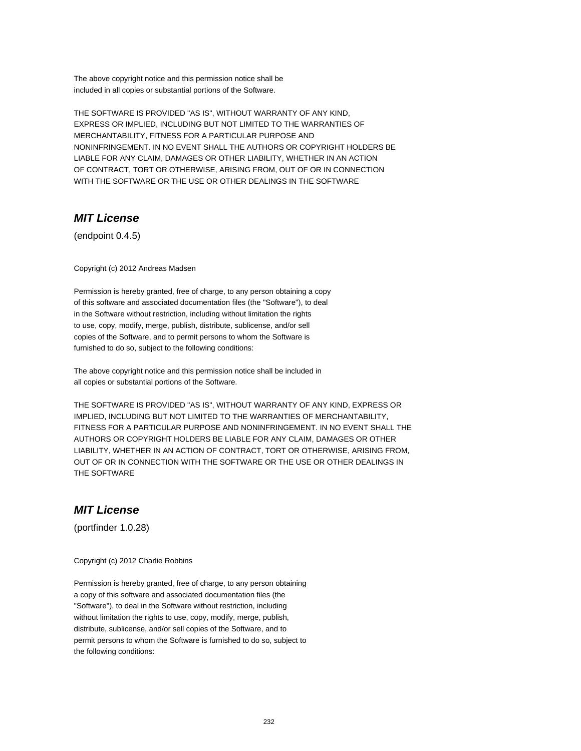The above copyright notice and this permission notice shall be
included in all copies or substantial portions of the Software.

THE SOFTWARE IS PROVIDED "AS IS", WITHOUT WARRANTY OF ANY KIND,
EXPRESS OR IMPLIED, INCLUDING BUT NOT LIMITED TO THE WARRANTIES OF
MERCHANTABILITY, FITNESS FOR A PARTICULAR PURPOSE AND
NONINFRINGEMENT. IN NO EVENT SHALL THE AUTHORS OR COPYRIGHT HOLDERS BE
LIABLE FOR ANY CLAIM, DAMAGES OR OTHER LIABILITY, WHETHER IN AN ACTION
OF CONTRACT, TORT OR OTHERWISE, ARISING FROM, OUT OF OR IN CONNECTION
WITH THE SOFTWARE OR THE USE OR OTHER DEALINGS IN THE SOFTWARE

## *MIT License*

(endpoint 0.4.5)

Copyright (c) 2012 Andreas Madsen

Permission is hereby granted, free of charge, to any person obtaining a copy
of this software and associated documentation files (the "Software"), to deal
in the Software without restriction, including without limitation the rights
to use, copy, modify, merge, publish, distribute, sublicense, and/or sell
copies of the Software, and to permit persons to whom the Software is
furnished to do so, subject to the following conditions:

The above copyright notice and this permission notice shall be included in
all copies or substantial portions of the Software.

THE SOFTWARE IS PROVIDED "AS IS", WITHOUT WARRANTY OF ANY KIND, EXPRESS OR
IMPLIED, INCLUDING BUT NOT LIMITED TO THE WARRANTIES OF MERCHANTABILITY,
FITNESS FOR A PARTICULAR PURPOSE AND NONINFRINGEMENT. IN NO EVENT SHALL THE
AUTHORS OR COPYRIGHT HOLDERS BE LIABLE FOR ANY CLAIM, DAMAGES OR OTHER
LIABILITY, WHETHER IN AN ACTION OF CONTRACT, TORT OR OTHERWISE, ARISING FROM,
OUT OF OR IN CONNECTION WITH THE SOFTWARE OR THE USE OR OTHER DEALINGS IN
THE SOFTWARE

## *MIT License*

(portfinder 1.0.28)

Copyright (c) 2012 Charlie Robbins

Permission is hereby granted, free of charge, to any person obtaining
a copy of this software and associated documentation files (the
"Software"), to deal in the Software without restriction, including
without limitation the rights to use, copy, modify, merge, publish,
distribute, sublicense, and/or sell copies of the Software, and to
permit persons to whom the Software is furnished to do so, subject to
the following conditions: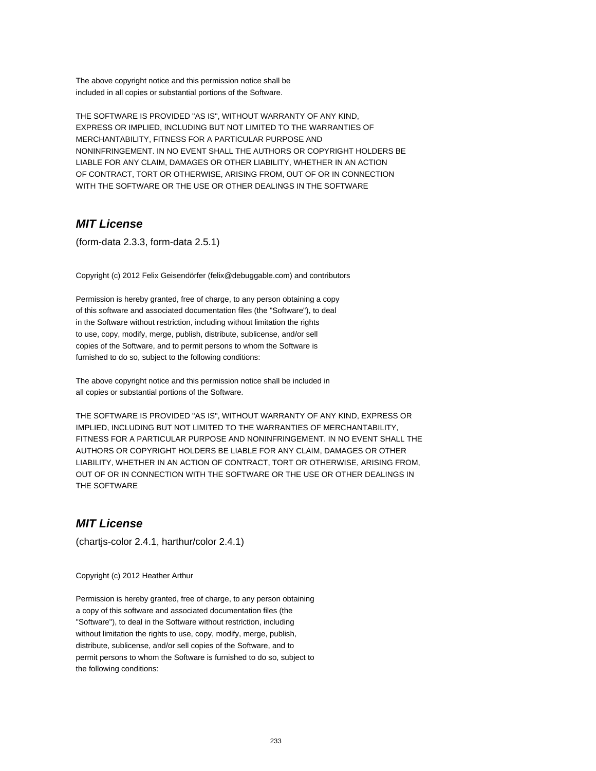The above copyright notice and this permission notice shall be
included in all copies or substantial portions of the Software.

THE SOFTWARE IS PROVIDED "AS IS", WITHOUT WARRANTY OF ANY KIND,
EXPRESS OR IMPLIED, INCLUDING BUT NOT LIMITED TO THE WARRANTIES OF
MERCHANTABILITY, FITNESS FOR A PARTICULAR PURPOSE AND
NONINFRINGEMENT. IN NO EVENT SHALL THE AUTHORS OR COPYRIGHT HOLDERS BE
LIABLE FOR ANY CLAIM, DAMAGES OR OTHER LIABILITY, WHETHER IN AN ACTION
OF CONTRACT, TORT OR OTHERWISE, ARISING FROM, OUT OF OR IN CONNECTION
WITH THE SOFTWARE OR THE USE OR OTHER DEALINGS IN THE SOFTWARE

## *MIT License*

(form-data 2.3.3, form-data 2.5.1)

Copyright (c) 2012 Felix Geisendörfer (felix@debuggable.com) and contributors

Permission is hereby granted, free of charge, to any person obtaining a copy
of this software and associated documentation files (the "Software"), to deal
in the Software without restriction, including without limitation the rights
to use, copy, modify, merge, publish, distribute, sublicense, and/or sell
copies of the Software, and to permit persons to whom the Software is
furnished to do so, subject to the following conditions:

The above copyright notice and this permission notice shall be included in
all copies or substantial portions of the Software.

THE SOFTWARE IS PROVIDED "AS IS", WITHOUT WARRANTY OF ANY KIND, EXPRESS OR
IMPLIED, INCLUDING BUT NOT LIMITED TO THE WARRANTIES OF MERCHANTABILITY,
FITNESS FOR A PARTICULAR PURPOSE AND NONINFRINGEMENT. IN NO EVENT SHALL THE
AUTHORS OR COPYRIGHT HOLDERS BE LIABLE FOR ANY CLAIM, DAMAGES OR OTHER
LIABILITY, WHETHER IN AN ACTION OF CONTRACT, TORT OR OTHERWISE, ARISING FROM,
OUT OF OR IN CONNECTION WITH THE SOFTWARE OR THE USE OR OTHER DEALINGS IN
THE SOFTWARE

## *MIT License*

(chartjs-color 2.4.1, harthur/color 2.4.1)

Copyright (c) 2012 Heather Arthur

Permission is hereby granted, free of charge, to any person obtaining
a copy of this software and associated documentation files (the
"Software"), to deal in the Software without restriction, including
without limitation the rights to use, copy, modify, merge, publish,
distribute, sublicense, and/or sell copies of the Software, and to
permit persons to whom the Software is furnished to do so, subject to
the following conditions: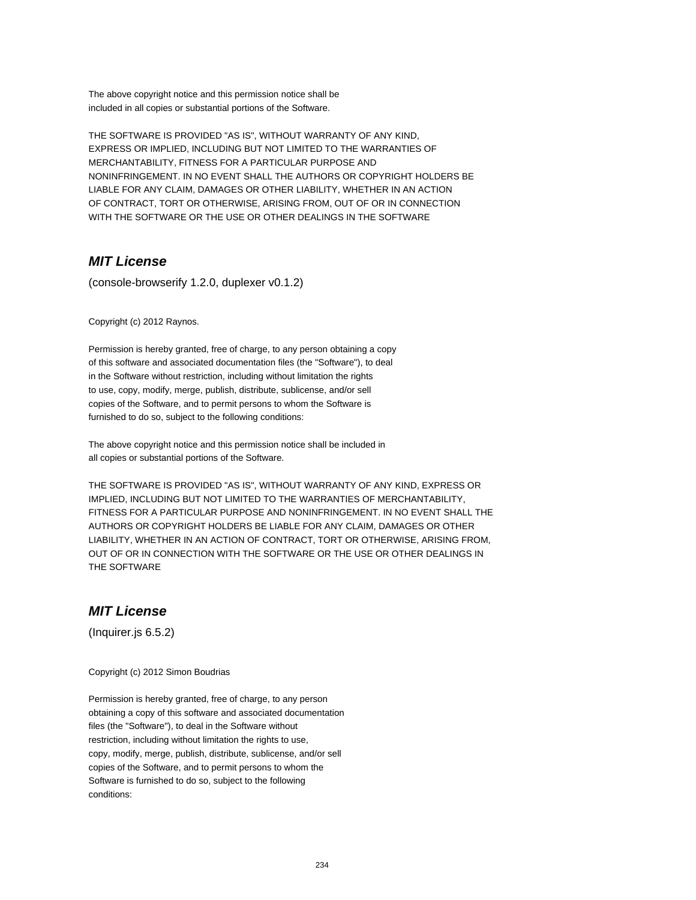The above copyright notice and this permission notice shall be
included in all copies or substantial portions of the Software.

THE SOFTWARE IS PROVIDED "AS IS", WITHOUT WARRANTY OF ANY KIND,
EXPRESS OR IMPLIED, INCLUDING BUT NOT LIMITED TO THE WARRANTIES OF
MERCHANTABILITY, FITNESS FOR A PARTICULAR PURPOSE AND
NONINFRINGEMENT. IN NO EVENT SHALL THE AUTHORS OR COPYRIGHT HOLDERS BE
LIABLE FOR ANY CLAIM, DAMAGES OR OTHER LIABILITY, WHETHER IN AN ACTION
OF CONTRACT, TORT OR OTHERWISE, ARISING FROM, OUT OF OR IN CONNECTION
WITH THE SOFTWARE OR THE USE OR OTHER DEALINGS IN THE SOFTWARE

## *MIT License*

(console-browserify 1.2.0, duplexer v0.1.2)

Copyright (c) 2012 Raynos.

Permission is hereby granted, free of charge, to any person obtaining a copy
of this software and associated documentation files (the "Software"), to deal
in the Software without restriction, including without limitation the rights
to use, copy, modify, merge, publish, distribute, sublicense, and/or sell
copies of the Software, and to permit persons to whom the Software is
furnished to do so, subject to the following conditions:

The above copyright notice and this permission notice shall be included in
all copies or substantial portions of the Software.

THE SOFTWARE IS PROVIDED "AS IS", WITHOUT WARRANTY OF ANY KIND, EXPRESS OR
IMPLIED, INCLUDING BUT NOT LIMITED TO THE WARRANTIES OF MERCHANTABILITY,
FITNESS FOR A PARTICULAR PURPOSE AND NONINFRINGEMENT. IN NO EVENT SHALL THE
AUTHORS OR COPYRIGHT HOLDERS BE LIABLE FOR ANY CLAIM, DAMAGES OR OTHER
LIABILITY, WHETHER IN AN ACTION OF CONTRACT, TORT OR OTHERWISE, ARISING FROM,
OUT OF OR IN CONNECTION WITH THE SOFTWARE OR THE USE OR OTHER DEALINGS IN
THE SOFTWARE

## *MIT License*

(Inquirer.js 6.5.2)

Copyright (c) 2012 Simon Boudrias

Permission is hereby granted, free of charge, to any person
obtaining a copy of this software and associated documentation
files (the "Software"), to deal in the Software without
restriction, including without limitation the rights to use,
copy, modify, merge, publish, distribute, sublicense, and/or sell
copies of the Software, and to permit persons to whom the
Software is furnished to do so, subject to the following
conditions: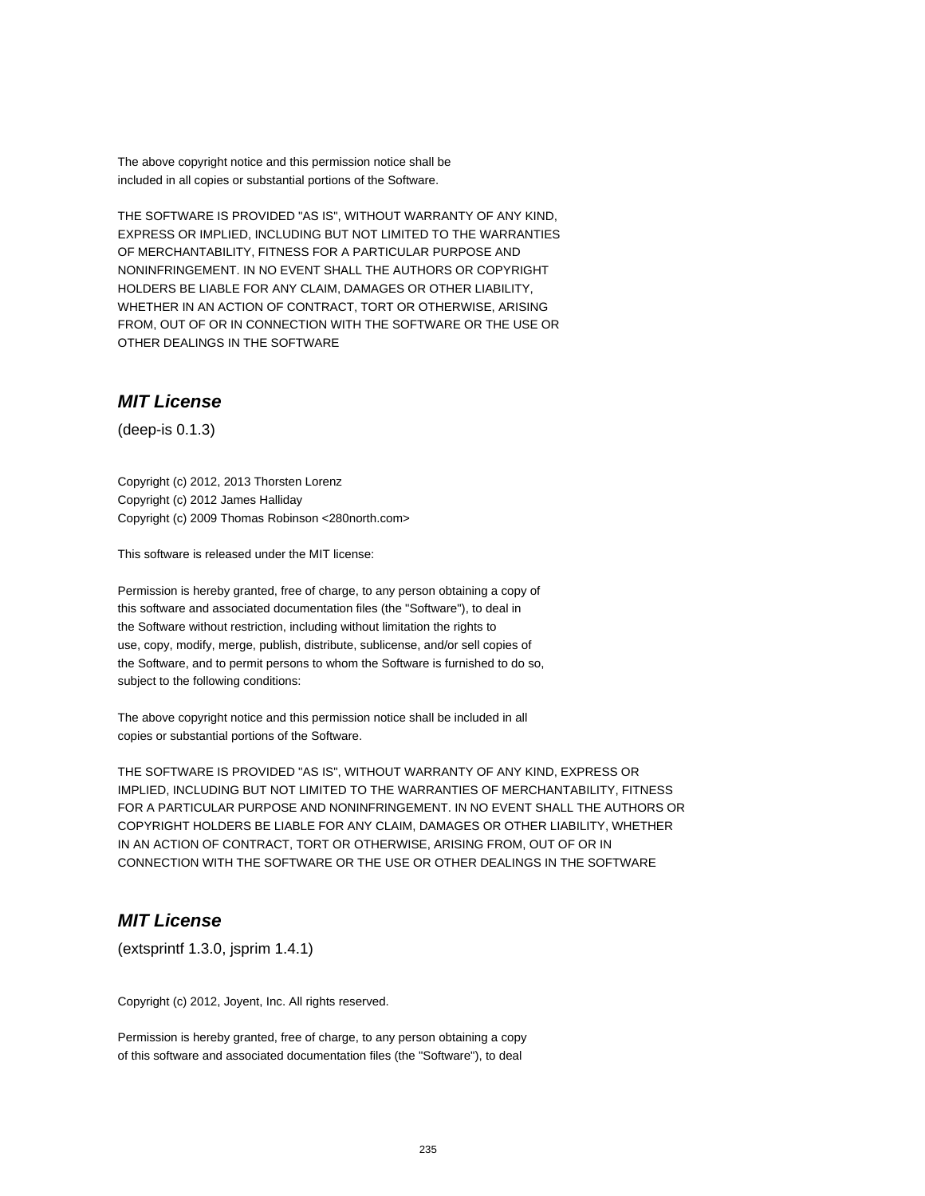The above copyright notice and this permission notice shall be
included in all copies or substantial portions of the Software.

THE SOFTWARE IS PROVIDED "AS IS", WITHOUT WARRANTY OF ANY KIND,
EXPRESS OR IMPLIED, INCLUDING BUT NOT LIMITED TO THE WARRANTIES
OF MERCHANTABILITY, FITNESS FOR A PARTICULAR PURPOSE AND
NONINFRINGEMENT. IN NO EVENT SHALL THE AUTHORS OR COPYRIGHT
HOLDERS BE LIABLE FOR ANY CLAIM, DAMAGES OR OTHER LIABILITY,
WHETHER IN AN ACTION OF CONTRACT, TORT OR OTHERWISE, ARISING
FROM, OUT OF OR IN CONNECTION WITH THE SOFTWARE OR THE USE OR
OTHER DEALINGS IN THE SOFTWARE

## *MIT License*

(deep-is 0.1.3)

Copyright (c) 2012, 2013 Thorsten Lorenz
Copyright (c) 2012 James Halliday
Copyright (c) 2009 Thomas Robinson <280north.com>

This software is released under the MIT license:

Permission is hereby granted, free of charge, to any person obtaining a copy of
this software and associated documentation files (the "Software"), to deal in
the Software without restriction, including without limitation the rights to
use, copy, modify, merge, publish, distribute, sublicense, and/or sell copies of
the Software, and to permit persons to whom the Software is furnished to do so,
subject to the following conditions:

The above copyright notice and this permission notice shall be included in all
copies or substantial portions of the Software.

THE SOFTWARE IS PROVIDED "AS IS", WITHOUT WARRANTY OF ANY KIND, EXPRESS OR
IMPLIED, INCLUDING BUT NOT LIMITED TO THE WARRANTIES OF MERCHANTABILITY, FITNESS
FOR A PARTICULAR PURPOSE AND NONINFRINGEMENT. IN NO EVENT SHALL THE AUTHORS OR
COPYRIGHT HOLDERS BE LIABLE FOR ANY CLAIM, DAMAGES OR OTHER LIABILITY, WHETHER
IN AN ACTION OF CONTRACT, TORT OR OTHERWISE, ARISING FROM, OUT OF OR IN
CONNECTION WITH THE SOFTWARE OR THE USE OR OTHER DEALINGS IN THE SOFTWARE

## *MIT License*

(extsprintf 1.3.0, jsprim 1.4.1)

Copyright (c) 2012, Joyent, Inc. All rights reserved.

Permission is hereby granted, free of charge, to any person obtaining a copy
of this software and associated documentation files (the "Software"), to deal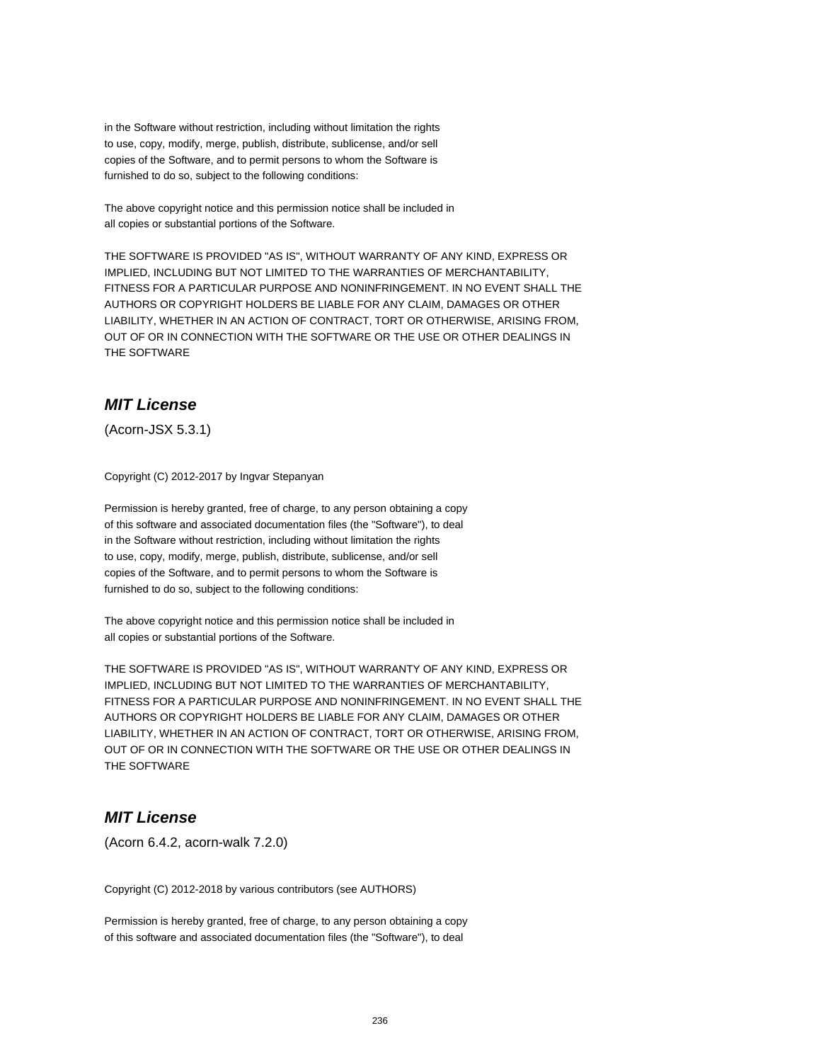in the Software without restriction, including without limitation the rights
to use, copy, modify, merge, publish, distribute, sublicense, and/or sell
copies of the Software, and to permit persons to whom the Software is
furnished to do so, subject to the following conditions:

The above copyright notice and this permission notice shall be included in
all copies or substantial portions of the Software.

THE SOFTWARE IS PROVIDED "AS IS", WITHOUT WARRANTY OF ANY KIND, EXPRESS OR
IMPLIED, INCLUDING BUT NOT LIMITED TO THE WARRANTIES OF MERCHANTABILITY,
FITNESS FOR A PARTICULAR PURPOSE AND NONINFRINGEMENT. IN NO EVENT SHALL THE
AUTHORS OR COPYRIGHT HOLDERS BE LIABLE FOR ANY CLAIM, DAMAGES OR OTHER
LIABILITY, WHETHER IN AN ACTION OF CONTRACT, TORT OR OTHERWISE, ARISING FROM,
OUT OF OR IN CONNECTION WITH THE SOFTWARE OR THE USE OR OTHER DEALINGS IN
THE SOFTWARE

## *MIT License*

(Acorn-JSX 5.3.1)

Copyright (C) 2012-2017 by Ingvar Stepanyan

Permission is hereby granted, free of charge, to any person obtaining a copy
of this software and associated documentation files (the "Software"), to deal
in the Software without restriction, including without limitation the rights
to use, copy, modify, merge, publish, distribute, sublicense, and/or sell
copies of the Software, and to permit persons to whom the Software is
furnished to do so, subject to the following conditions:

The above copyright notice and this permission notice shall be included in
all copies or substantial portions of the Software.

THE SOFTWARE IS PROVIDED "AS IS", WITHOUT WARRANTY OF ANY KIND, EXPRESS OR
IMPLIED, INCLUDING BUT NOT LIMITED TO THE WARRANTIES OF MERCHANTABILITY,
FITNESS FOR A PARTICULAR PURPOSE AND NONINFRINGEMENT. IN NO EVENT SHALL THE
AUTHORS OR COPYRIGHT HOLDERS BE LIABLE FOR ANY CLAIM, DAMAGES OR OTHER
LIABILITY, WHETHER IN AN ACTION OF CONTRACT, TORT OR OTHERWISE, ARISING FROM,
OUT OF OR IN CONNECTION WITH THE SOFTWARE OR THE USE OR OTHER DEALINGS IN
THE SOFTWARE

## *MIT License*

(Acorn 6.4.2, acorn-walk 7.2.0)

Copyright (C) 2012-2018 by various contributors (see AUTHORS)

Permission is hereby granted, free of charge, to any person obtaining a copy
of this software and associated documentation files (the "Software"), to deal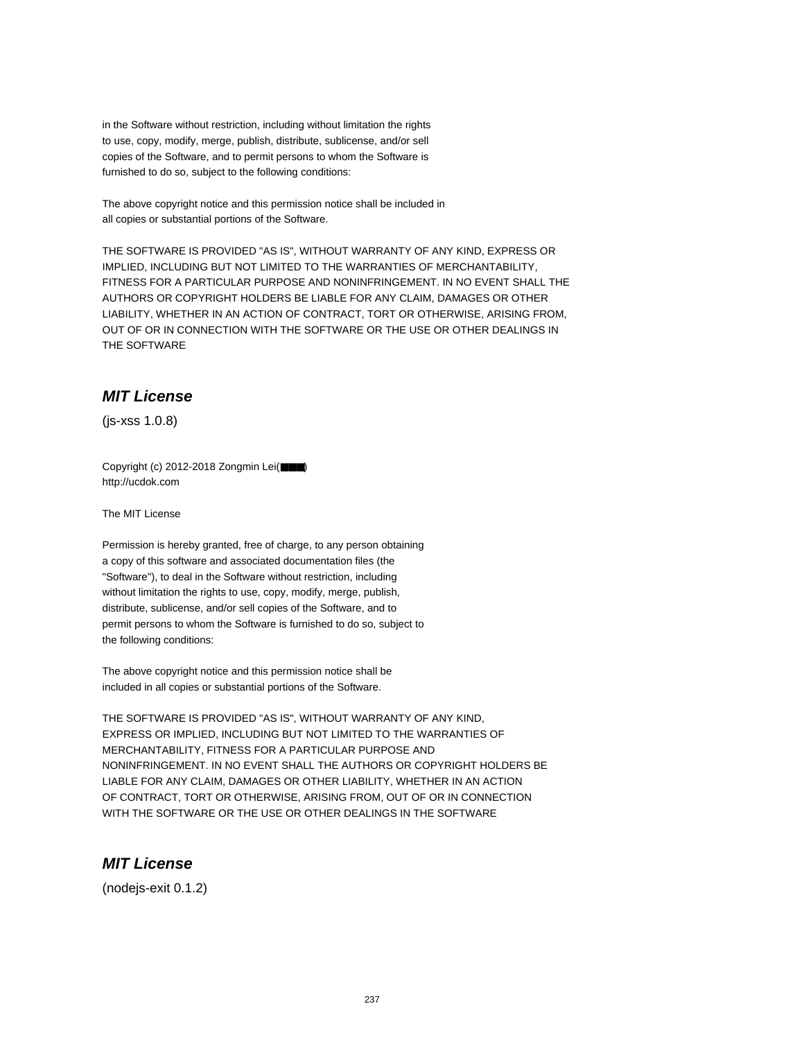in the Software without restriction, including without limitation the rights
to use, copy, modify, merge, publish, distribute, sublicense, and/or sell
copies of the Software, and to permit persons to whom the Software is
furnished to do so, subject to the following conditions:

The above copyright notice and this permission notice shall be included in
all copies or substantial portions of the Software.

THE SOFTWARE IS PROVIDED "AS IS", WITHOUT WARRANTY OF ANY KIND, EXPRESS OR
IMPLIED, INCLUDING BUT NOT LIMITED TO THE WARRANTIES OF MERCHANTABILITY,
FITNESS FOR A PARTICULAR PURPOSE AND NONINFRINGEMENT. IN NO EVENT SHALL THE
AUTHORS OR COPYRIGHT HOLDERS BE LIABLE FOR ANY CLAIM, DAMAGES OR OTHER
LIABILITY, WHETHER IN AN ACTION OF CONTRACT, TORT OR OTHERWISE, ARISING FROM,
OUT OF OR IN CONNECTION WITH THE SOFTWARE OR THE USE OR OTHER DEALINGS IN
THE SOFTWARE

## *MIT License*

(js-xss 1.0.8)

Copyright (c) 2012-2018 Zongmin Lei(■■■)
http://ucdok.com

The MIT License

Permission is hereby granted, free of charge, to any person obtaining
a copy of this software and associated documentation files (the
"Software"), to deal in the Software without restriction, including
without limitation the rights to use, copy, modify, merge, publish,
distribute, sublicense, and/or sell copies of the Software, and to
permit persons to whom the Software is furnished to do so, subject to
the following conditions:

The above copyright notice and this permission notice shall be
included in all copies or substantial portions of the Software.

THE SOFTWARE IS PROVIDED "AS IS", WITHOUT WARRANTY OF ANY KIND,
EXPRESS OR IMPLIED, INCLUDING BUT NOT LIMITED TO THE WARRANTIES OF
MERCHANTABILITY, FITNESS FOR A PARTICULAR PURPOSE AND
NONINFRINGEMENT. IN NO EVENT SHALL THE AUTHORS OR COPYRIGHT HOLDERS BE
LIABLE FOR ANY CLAIM, DAMAGES OR OTHER LIABILITY, WHETHER IN AN ACTION
OF CONTRACT, TORT OR OTHERWISE, ARISING FROM, OUT OF OR IN CONNECTION
WITH THE SOFTWARE OR THE USE OR OTHER DEALINGS IN THE SOFTWARE

## *MIT License*

(nodejs-exit 0.1.2)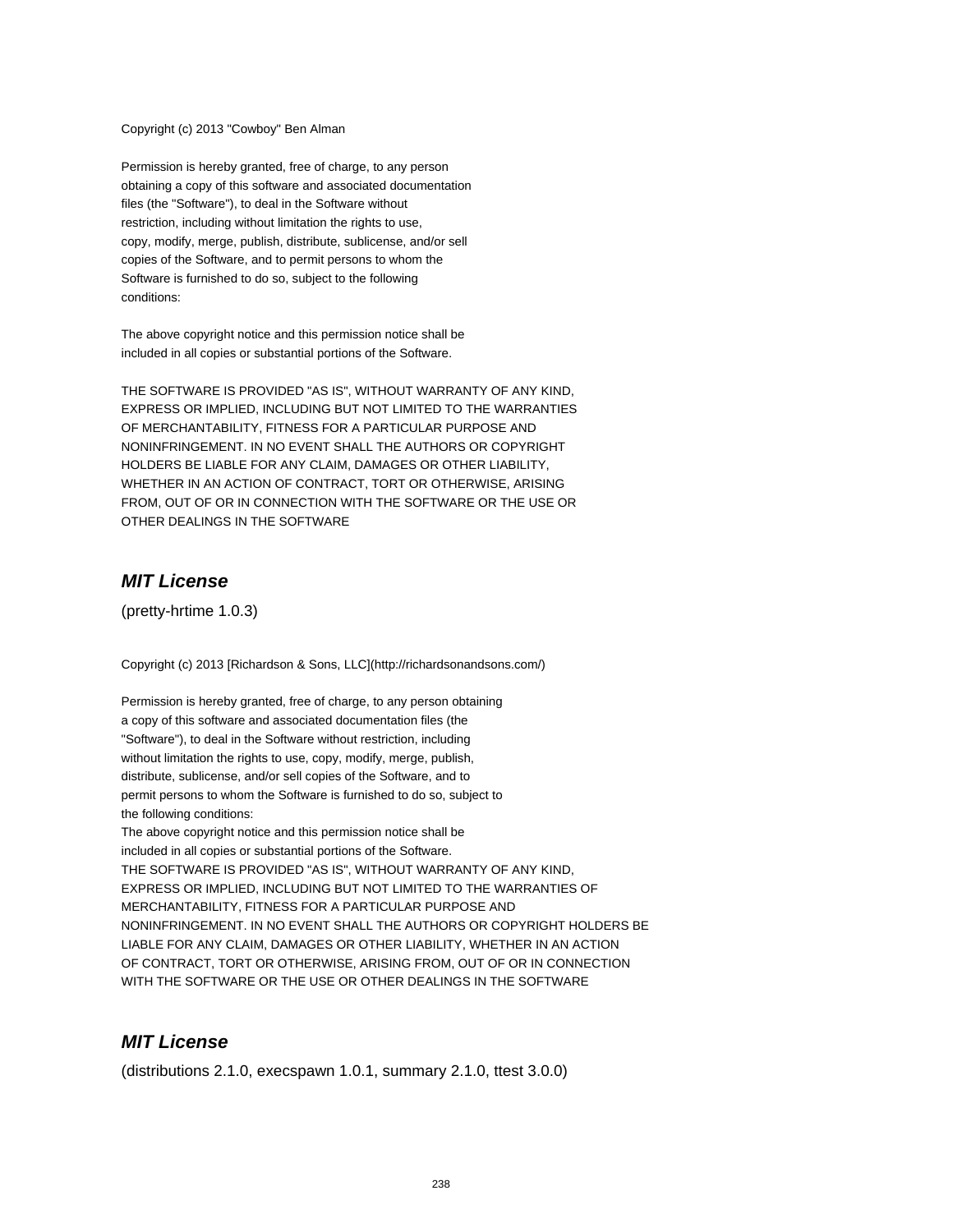Copyright (c) 2013 "Cowboy" Ben Alman

Permission is hereby granted, free of charge, to any person
obtaining a copy of this software and associated documentation
files (the "Software"), to deal in the Software without
restriction, including without limitation the rights to use,
copy, modify, merge, publish, distribute, sublicense, and/or sell
copies of the Software, and to permit persons to whom the
Software is furnished to do so, subject to the following
conditions:

The above copyright notice and this permission notice shall be
included in all copies or substantial portions of the Software.

THE SOFTWARE IS PROVIDED "AS IS", WITHOUT WARRANTY OF ANY KIND,
EXPRESS OR IMPLIED, INCLUDING BUT NOT LIMITED TO THE WARRANTIES
OF MERCHANTABILITY, FITNESS FOR A PARTICULAR PURPOSE AND
NONINFRINGEMENT. IN NO EVENT SHALL THE AUTHORS OR COPYRIGHT
HOLDERS BE LIABLE FOR ANY CLAIM, DAMAGES OR OTHER LIABILITY,
WHETHER IN AN ACTION OF CONTRACT, TORT OR OTHERWISE, ARISING
FROM, OUT OF OR IN CONNECTION WITH THE SOFTWARE OR THE USE OR
OTHER DEALINGS IN THE SOFTWARE

## *MIT License*

(pretty-hrtime 1.0.3)

Copyright (c) 2013 [Richardson & Sons, LLC](http://richardsonandsons.com/)

Permission is hereby granted, free of charge, to any person obtaining
a copy of this software and associated documentation files (the
"Software"), to deal in the Software without restriction, including
without limitation the rights to use, copy, modify, merge, publish,
distribute, sublicense, and/or sell copies of the Software, and to
permit persons to whom the Software is furnished to do so, subject to
the following conditions:
The above copyright notice and this permission notice shall be
included in all copies or substantial portions of the Software.
THE SOFTWARE IS PROVIDED "AS IS", WITHOUT WARRANTY OF ANY KIND,
EXPRESS OR IMPLIED, INCLUDING BUT NOT LIMITED TO THE WARRANTIES OF
MERCHANTABILITY, FITNESS FOR A PARTICULAR PURPOSE AND
NONINFRINGEMENT. IN NO EVENT SHALL THE AUTHORS OR COPYRIGHT HOLDERS BE
LIABLE FOR ANY CLAIM, DAMAGES OR OTHER LIABILITY, WHETHER IN AN ACTION
OF CONTRACT, TORT OR OTHERWISE, ARISING FROM, OUT OF OR IN CONNECTION
WITH THE SOFTWARE OR THE USE OR OTHER DEALINGS IN THE SOFTWARE

## *MIT License*

(distributions 2.1.0, execspawn 1.0.1, summary 2.1.0, ttest 3.0.0)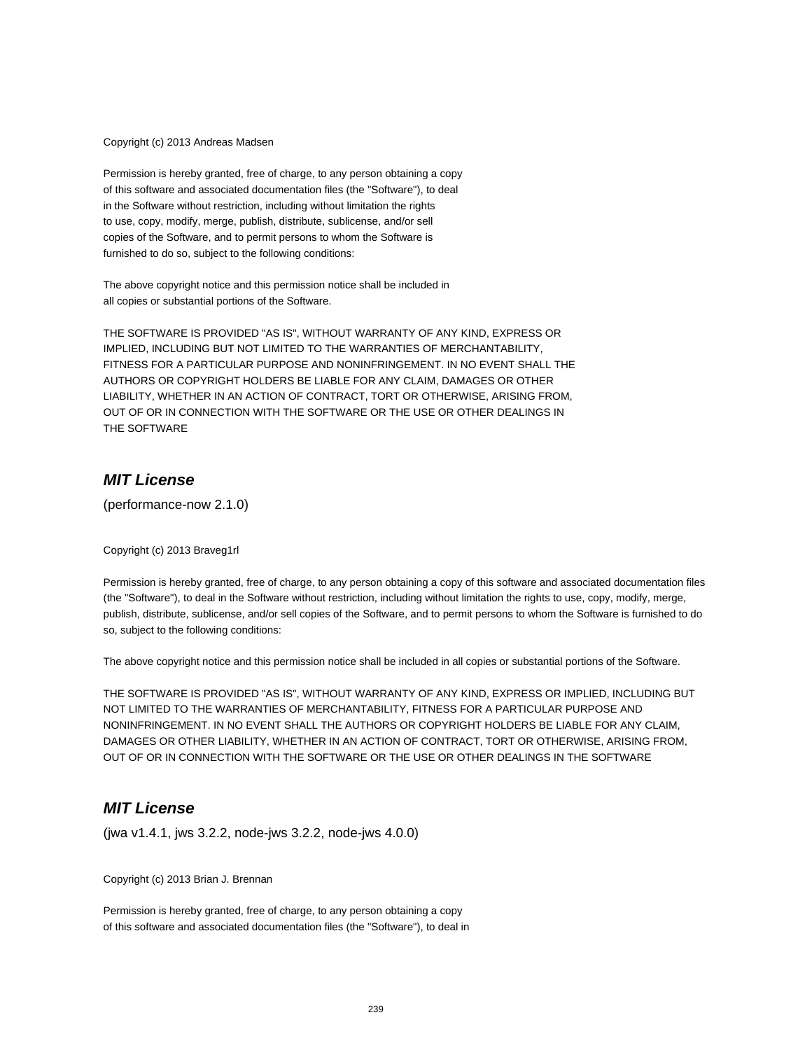Copyright (c) 2013 Andreas Madsen

Permission is hereby granted, free of charge, to any person obtaining a copy
of this software and associated documentation files (the "Software"), to deal
in the Software without restriction, including without limitation the rights
to use, copy, modify, merge, publish, distribute, sublicense, and/or sell
copies of the Software, and to permit persons to whom the Software is
furnished to do so, subject to the following conditions:

The above copyright notice and this permission notice shall be included in
all copies or substantial portions of the Software.

THE SOFTWARE IS PROVIDED "AS IS", WITHOUT WARRANTY OF ANY KIND, EXPRESS OR
IMPLIED, INCLUDING BUT NOT LIMITED TO THE WARRANTIES OF MERCHANTABILITY,
FITNESS FOR A PARTICULAR PURPOSE AND NONINFRINGEMENT. IN NO EVENT SHALL THE
AUTHORS OR COPYRIGHT HOLDERS BE LIABLE FOR ANY CLAIM, DAMAGES OR OTHER
LIABILITY, WHETHER IN AN ACTION OF CONTRACT, TORT OR OTHERWISE, ARISING FROM,
OUT OF OR IN CONNECTION WITH THE SOFTWARE OR THE USE OR OTHER DEALINGS IN
THE SOFTWARE

## *MIT License*

(performance-now 2.1.0)

Copyright (c) 2013 Braveg1rl

Permission is hereby granted, free of charge, to any person obtaining a copy of this software and associated documentation files (the "Software"), to deal in the Software without restriction, including without limitation the rights to use, copy, modify, merge, publish, distribute, sublicense, and/or sell copies of the Software, and to permit persons to whom the Software is furnished to do so, subject to the following conditions:

The above copyright notice and this permission notice shall be included in all copies or substantial portions of the Software.

THE SOFTWARE IS PROVIDED "AS IS", WITHOUT WARRANTY OF ANY KIND, EXPRESS OR IMPLIED, INCLUDING BUT NOT LIMITED TO THE WARRANTIES OF MERCHANTABILITY, FITNESS FOR A PARTICULAR PURPOSE AND NONINFRINGEMENT. IN NO EVENT SHALL THE AUTHORS OR COPYRIGHT HOLDERS BE LIABLE FOR ANY CLAIM, DAMAGES OR OTHER LIABILITY, WHETHER IN AN ACTION OF CONTRACT, TORT OR OTHERWISE, ARISING FROM, OUT OF OR IN CONNECTION WITH THE SOFTWARE OR THE USE OR OTHER DEALINGS IN THE SOFTWARE

## *MIT License*

(jwa v1.4.1, jws 3.2.2, node-jws 3.2.2, node-jws 4.0.0)

Copyright (c) 2013 Brian J. Brennan

Permission is hereby granted, free of charge, to any person obtaining a copy
of this software and associated documentation files (the "Software"), to deal in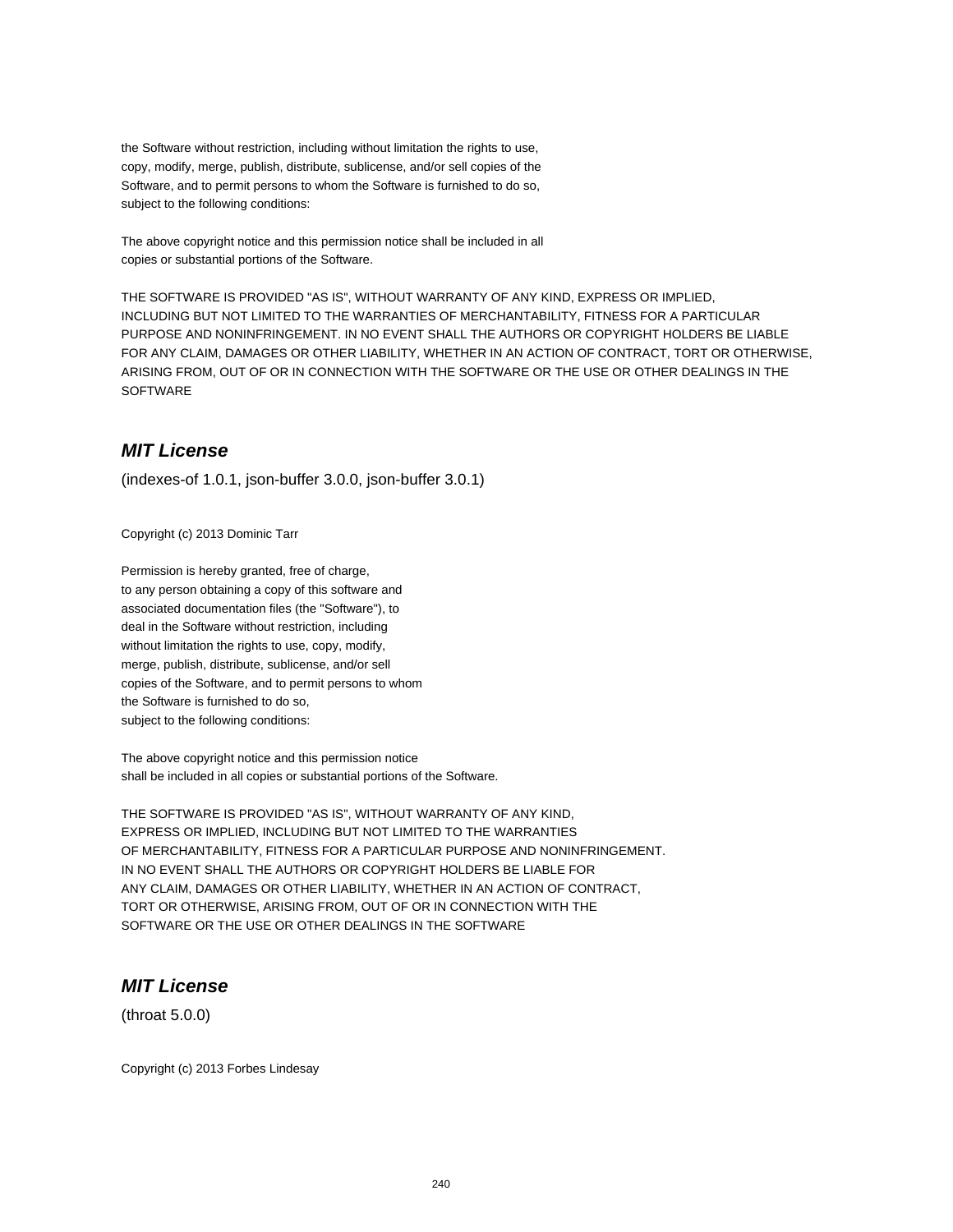the Software without restriction, including without limitation the rights to use,
copy, modify, merge, publish, distribute, sublicense, and/or sell copies of the
Software, and to permit persons to whom the Software is furnished to do so,
subject to the following conditions:

The above copyright notice and this permission notice shall be included in all
copies or substantial portions of the Software.

THE SOFTWARE IS PROVIDED "AS IS", WITHOUT WARRANTY OF ANY KIND, EXPRESS OR IMPLIED,
INCLUDING BUT NOT LIMITED TO THE WARRANTIES OF MERCHANTABILITY, FITNESS FOR A PARTICULAR
PURPOSE AND NONINFRINGEMENT. IN NO EVENT SHALL THE AUTHORS OR COPYRIGHT HOLDERS BE LIABLE
FOR ANY CLAIM, DAMAGES OR OTHER LIABILITY, WHETHER IN AN ACTION OF CONTRACT, TORT OR OTHERWISE,
ARISING FROM, OUT OF OR IN CONNECTION WITH THE SOFTWARE OR THE USE OR OTHER DEALINGS IN THE
SOFTWARE

## *MIT License*

(indexes-of 1.0.1, json-buffer 3.0.0, json-buffer 3.0.1)

Copyright (c) 2013 Dominic Tarr

Permission is hereby granted, free of charge,
to any person obtaining a copy of this software and
associated documentation files (the "Software"), to
deal in the Software without restriction, including
without limitation the rights to use, copy, modify,
merge, publish, distribute, sublicense, and/or sell
copies of the Software, and to permit persons to whom
the Software is furnished to do so,
subject to the following conditions:

The above copyright notice and this permission notice
shall be included in all copies or substantial portions of the Software.

THE SOFTWARE IS PROVIDED "AS IS", WITHOUT WARRANTY OF ANY KIND,
EXPRESS OR IMPLIED, INCLUDING BUT NOT LIMITED TO THE WARRANTIES
OF MERCHANTABILITY, FITNESS FOR A PARTICULAR PURPOSE AND NONINFRINGEMENT.
IN NO EVENT SHALL THE AUTHORS OR COPYRIGHT HOLDERS BE LIABLE FOR
ANY CLAIM, DAMAGES OR OTHER LIABILITY, WHETHER IN AN ACTION OF CONTRACT,
TORT OR OTHERWISE, ARISING FROM, OUT OF OR IN CONNECTION WITH THE
SOFTWARE OR THE USE OR OTHER DEALINGS IN THE SOFTWARE

## *MIT License*

(throat 5.0.0)

Copyright (c) 2013 Forbes Lindesay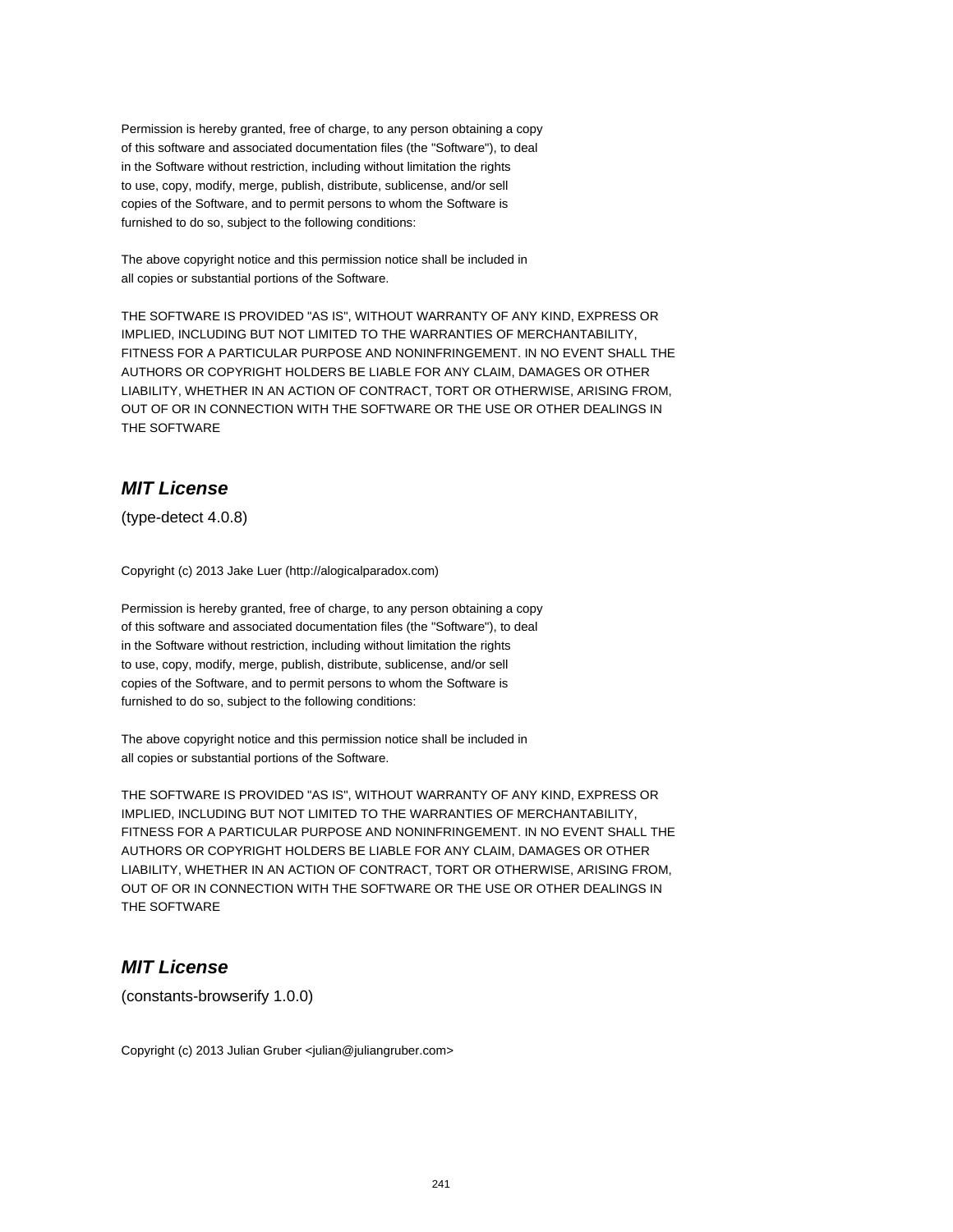Permission is hereby granted, free of charge, to any person obtaining a copy
of this software and associated documentation files (the "Software"), to deal
in the Software without restriction, including without limitation the rights
to use, copy, modify, merge, publish, distribute, sublicense, and/or sell
copies of the Software, and to permit persons to whom the Software is
furnished to do so, subject to the following conditions:

The above copyright notice and this permission notice shall be included in
all copies or substantial portions of the Software.

THE SOFTWARE IS PROVIDED "AS IS", WITHOUT WARRANTY OF ANY KIND, EXPRESS OR
IMPLIED, INCLUDING BUT NOT LIMITED TO THE WARRANTIES OF MERCHANTABILITY,
FITNESS FOR A PARTICULAR PURPOSE AND NONINFRINGEMENT. IN NO EVENT SHALL THE
AUTHORS OR COPYRIGHT HOLDERS BE LIABLE FOR ANY CLAIM, DAMAGES OR OTHER
LIABILITY, WHETHER IN AN ACTION OF CONTRACT, TORT OR OTHERWISE, ARISING FROM,
OUT OF OR IN CONNECTION WITH THE SOFTWARE OR THE USE OR OTHER DEALINGS IN
THE SOFTWARE

## *MIT License*

(type-detect 4.0.8)

Copyright (c) 2013 Jake Luer (http://alogicalparadox.com)

Permission is hereby granted, free of charge, to any person obtaining a copy
of this software and associated documentation files (the "Software"), to deal
in the Software without restriction, including without limitation the rights
to use, copy, modify, merge, publish, distribute, sublicense, and/or sell
copies of the Software, and to permit persons to whom the Software is
furnished to do so, subject to the following conditions:

The above copyright notice and this permission notice shall be included in
all copies or substantial portions of the Software.

THE SOFTWARE IS PROVIDED "AS IS", WITHOUT WARRANTY OF ANY KIND, EXPRESS OR
IMPLIED, INCLUDING BUT NOT LIMITED TO THE WARRANTIES OF MERCHANTABILITY,
FITNESS FOR A PARTICULAR PURPOSE AND NONINFRINGEMENT. IN NO EVENT SHALL THE
AUTHORS OR COPYRIGHT HOLDERS BE LIABLE FOR ANY CLAIM, DAMAGES OR OTHER
LIABILITY, WHETHER IN AN ACTION OF CONTRACT, TORT OR OTHERWISE, ARISING FROM,
OUT OF OR IN CONNECTION WITH THE SOFTWARE OR THE USE OR OTHER DEALINGS IN
THE SOFTWARE

## *MIT License*

(constants-browserify 1.0.0)

Copyright (c) 2013 Julian Gruber <julian@juliangruber.com>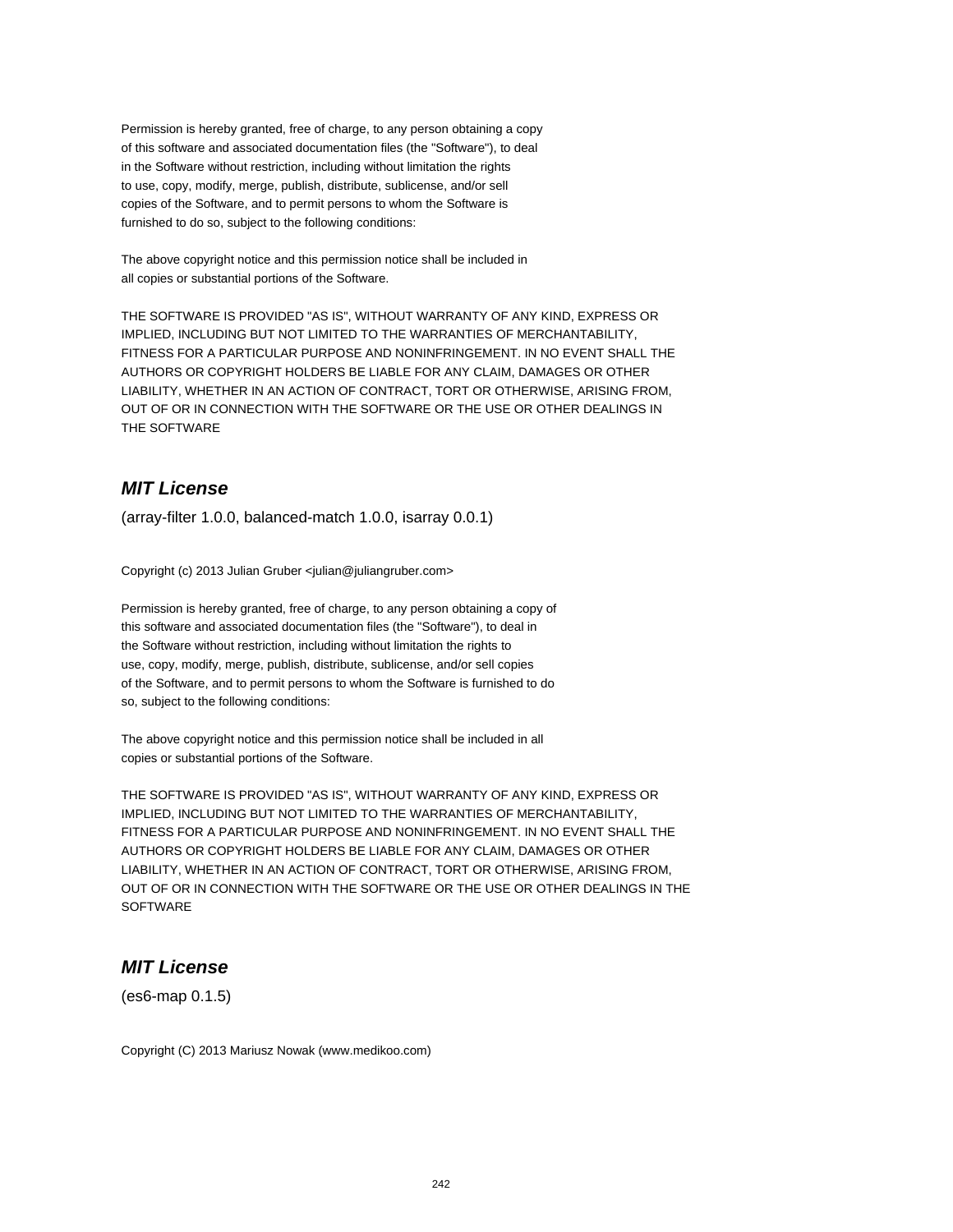Permission is hereby granted, free of charge, to any person obtaining a copy
of this software and associated documentation files (the "Software"), to deal
in the Software without restriction, including without limitation the rights
to use, copy, modify, merge, publish, distribute, sublicense, and/or sell
copies of the Software, and to permit persons to whom the Software is
furnished to do so, subject to the following conditions:

The above copyright notice and this permission notice shall be included in
all copies or substantial portions of the Software.

THE SOFTWARE IS PROVIDED "AS IS", WITHOUT WARRANTY OF ANY KIND, EXPRESS OR
IMPLIED, INCLUDING BUT NOT LIMITED TO THE WARRANTIES OF MERCHANTABILITY,
FITNESS FOR A PARTICULAR PURPOSE AND NONINFRINGEMENT. IN NO EVENT SHALL THE
AUTHORS OR COPYRIGHT HOLDERS BE LIABLE FOR ANY CLAIM, DAMAGES OR OTHER
LIABILITY, WHETHER IN AN ACTION OF CONTRACT, TORT OR OTHERWISE, ARISING FROM,
OUT OF OR IN CONNECTION WITH THE SOFTWARE OR THE USE OR OTHER DEALINGS IN
THE SOFTWARE

## *MIT License*

(array-filter 1.0.0, balanced-match 1.0.0, isarray 0.0.1)

Copyright (c) 2013 Julian Gruber <julian@juliangruber.com>

Permission is hereby granted, free of charge, to any person obtaining a copy of
this software and associated documentation files (the "Software"), to deal in
the Software without restriction, including without limitation the rights to
use, copy, modify, merge, publish, distribute, sublicense, and/or sell copies
of the Software, and to permit persons to whom the Software is furnished to do
so, subject to the following conditions:

The above copyright notice and this permission notice shall be included in all
copies or substantial portions of the Software.

THE SOFTWARE IS PROVIDED "AS IS", WITHOUT WARRANTY OF ANY KIND, EXPRESS OR
IMPLIED, INCLUDING BUT NOT LIMITED TO THE WARRANTIES OF MERCHANTABILITY,
FITNESS FOR A PARTICULAR PURPOSE AND NONINFRINGEMENT. IN NO EVENT SHALL THE
AUTHORS OR COPYRIGHT HOLDERS BE LIABLE FOR ANY CLAIM, DAMAGES OR OTHER
LIABILITY, WHETHER IN AN ACTION OF CONTRACT, TORT OR OTHERWISE, ARISING FROM,
OUT OF OR IN CONNECTION WITH THE SOFTWARE OR THE USE OR OTHER DEALINGS IN THE
SOFTWARE

## *MIT License*

(es6-map 0.1.5)

Copyright (C) 2013 Mariusz Nowak (www.medikoo.com)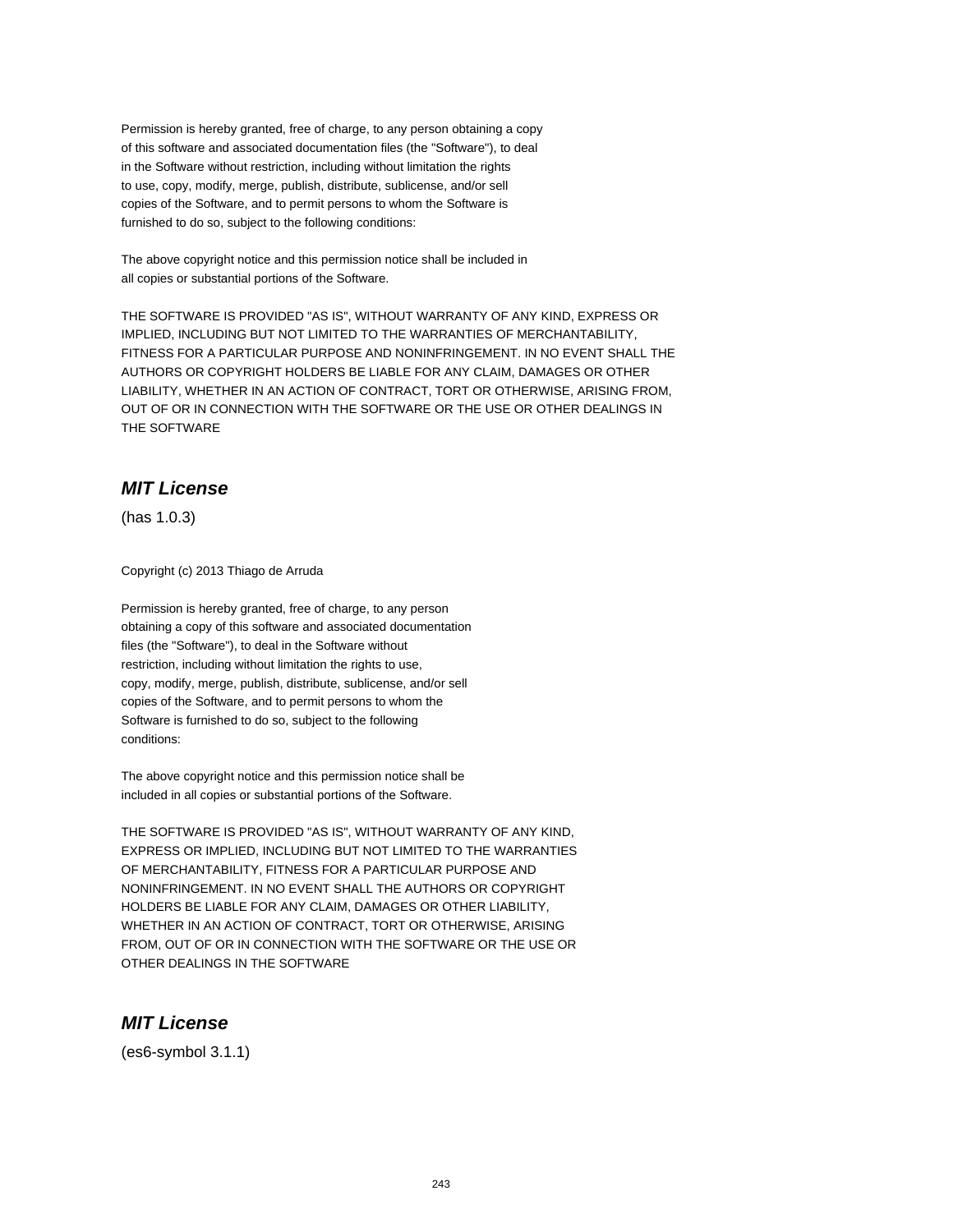Permission is hereby granted, free of charge, to any person obtaining a copy
of this software and associated documentation files (the "Software"), to deal
in the Software without restriction, including without limitation the rights
to use, copy, modify, merge, publish, distribute, sublicense, and/or sell
copies of the Software, and to permit persons to whom the Software is
furnished to do so, subject to the following conditions:

The above copyright notice and this permission notice shall be included in
all copies or substantial portions of the Software.

THE SOFTWARE IS PROVIDED "AS IS", WITHOUT WARRANTY OF ANY KIND, EXPRESS OR
IMPLIED, INCLUDING BUT NOT LIMITED TO THE WARRANTIES OF MERCHANTABILITY,
FITNESS FOR A PARTICULAR PURPOSE AND NONINFRINGEMENT. IN NO EVENT SHALL THE
AUTHORS OR COPYRIGHT HOLDERS BE LIABLE FOR ANY CLAIM, DAMAGES OR OTHER
LIABILITY, WHETHER IN AN ACTION OF CONTRACT, TORT OR OTHERWISE, ARISING FROM,
OUT OF OR IN CONNECTION WITH THE SOFTWARE OR THE USE OR OTHER DEALINGS IN
THE SOFTWARE

## *MIT License*

(has 1.0.3)

Copyright (c) 2013 Thiago de Arruda

Permission is hereby granted, free of charge, to any person
obtaining a copy of this software and associated documentation
files (the "Software"), to deal in the Software without
restriction, including without limitation the rights to use,
copy, modify, merge, publish, distribute, sublicense, and/or sell
copies of the Software, and to permit persons to whom the
Software is furnished to do so, subject to the following
conditions:

The above copyright notice and this permission notice shall be
included in all copies or substantial portions of the Software.

THE SOFTWARE IS PROVIDED "AS IS", WITHOUT WARRANTY OF ANY KIND,
EXPRESS OR IMPLIED, INCLUDING BUT NOT LIMITED TO THE WARRANTIES
OF MERCHANTABILITY, FITNESS FOR A PARTICULAR PURPOSE AND
NONINFRINGEMENT. IN NO EVENT SHALL THE AUTHORS OR COPYRIGHT
HOLDERS BE LIABLE FOR ANY CLAIM, DAMAGES OR OTHER LIABILITY,
WHETHER IN AN ACTION OF CONTRACT, TORT OR OTHERWISE, ARISING
FROM, OUT OF OR IN CONNECTION WITH THE SOFTWARE OR THE USE OR
OTHER DEALINGS IN THE SOFTWARE

## *MIT License*

(es6-symbol 3.1.1)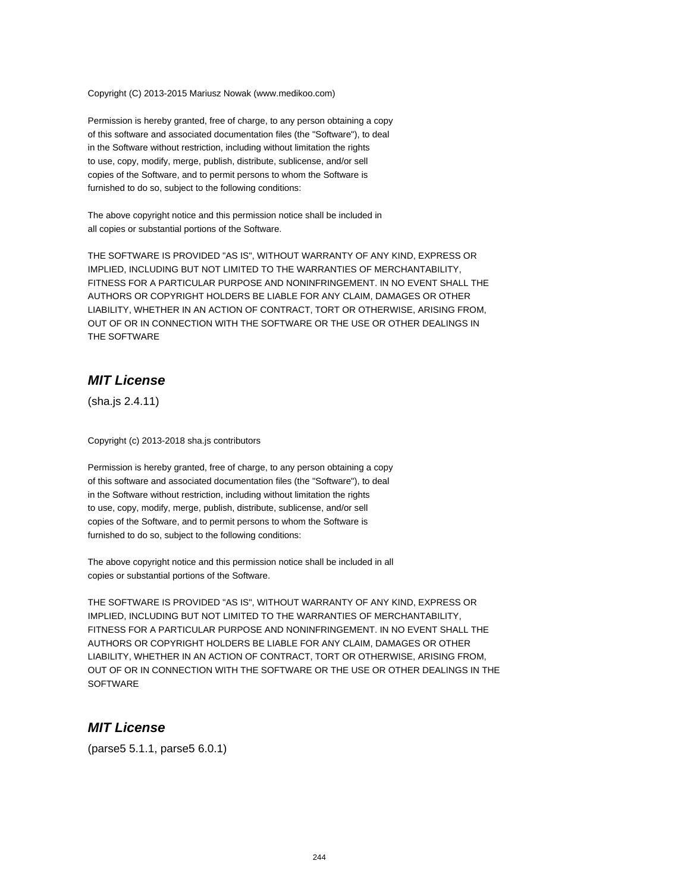Copyright (C) 2013-2015 Mariusz Nowak (www.medikoo.com)

Permission is hereby granted, free of charge, to any person obtaining a copy
of this software and associated documentation files (the "Software"), to deal
in the Software without restriction, including without limitation the rights
to use, copy, modify, merge, publish, distribute, sublicense, and/or sell
copies of the Software, and to permit persons to whom the Software is
furnished to do so, subject to the following conditions:

The above copyright notice and this permission notice shall be included in
all copies or substantial portions of the Software.

THE SOFTWARE IS PROVIDED "AS IS", WITHOUT WARRANTY OF ANY KIND, EXPRESS OR
IMPLIED, INCLUDING BUT NOT LIMITED TO THE WARRANTIES OF MERCHANTABILITY,
FITNESS FOR A PARTICULAR PURPOSE AND NONINFRINGEMENT. IN NO EVENT SHALL THE
AUTHORS OR COPYRIGHT HOLDERS BE LIABLE FOR ANY CLAIM, DAMAGES OR OTHER
LIABILITY, WHETHER IN AN ACTION OF CONTRACT, TORT OR OTHERWISE, ARISING FROM,
OUT OF OR IN CONNECTION WITH THE SOFTWARE OR THE USE OR OTHER DEALINGS IN
THE SOFTWARE

## *MIT License*

(sha.js 2.4.11)

Copyright (c) 2013-2018 sha.js contributors

Permission is hereby granted, free of charge, to any person obtaining a copy
of this software and associated documentation files (the "Software"), to deal
in the Software without restriction, including without limitation the rights
to use, copy, modify, merge, publish, distribute, sublicense, and/or sell
copies of the Software, and to permit persons to whom the Software is
furnished to do so, subject to the following conditions:

The above copyright notice and this permission notice shall be included in all
copies or substantial portions of the Software.

THE SOFTWARE IS PROVIDED "AS IS", WITHOUT WARRANTY OF ANY KIND, EXPRESS OR
IMPLIED, INCLUDING BUT NOT LIMITED TO THE WARRANTIES OF MERCHANTABILITY,
FITNESS FOR A PARTICULAR PURPOSE AND NONINFRINGEMENT. IN NO EVENT SHALL THE
AUTHORS OR COPYRIGHT HOLDERS BE LIABLE FOR ANY CLAIM, DAMAGES OR OTHER
LIABILITY, WHETHER IN AN ACTION OF CONTRACT, TORT OR OTHERWISE, ARISING FROM,
OUT OF OR IN CONNECTION WITH THE SOFTWARE OR THE USE OR OTHER DEALINGS IN THE
SOFTWARE

## *MIT License*

(parse5 5.1.1, parse5 6.0.1)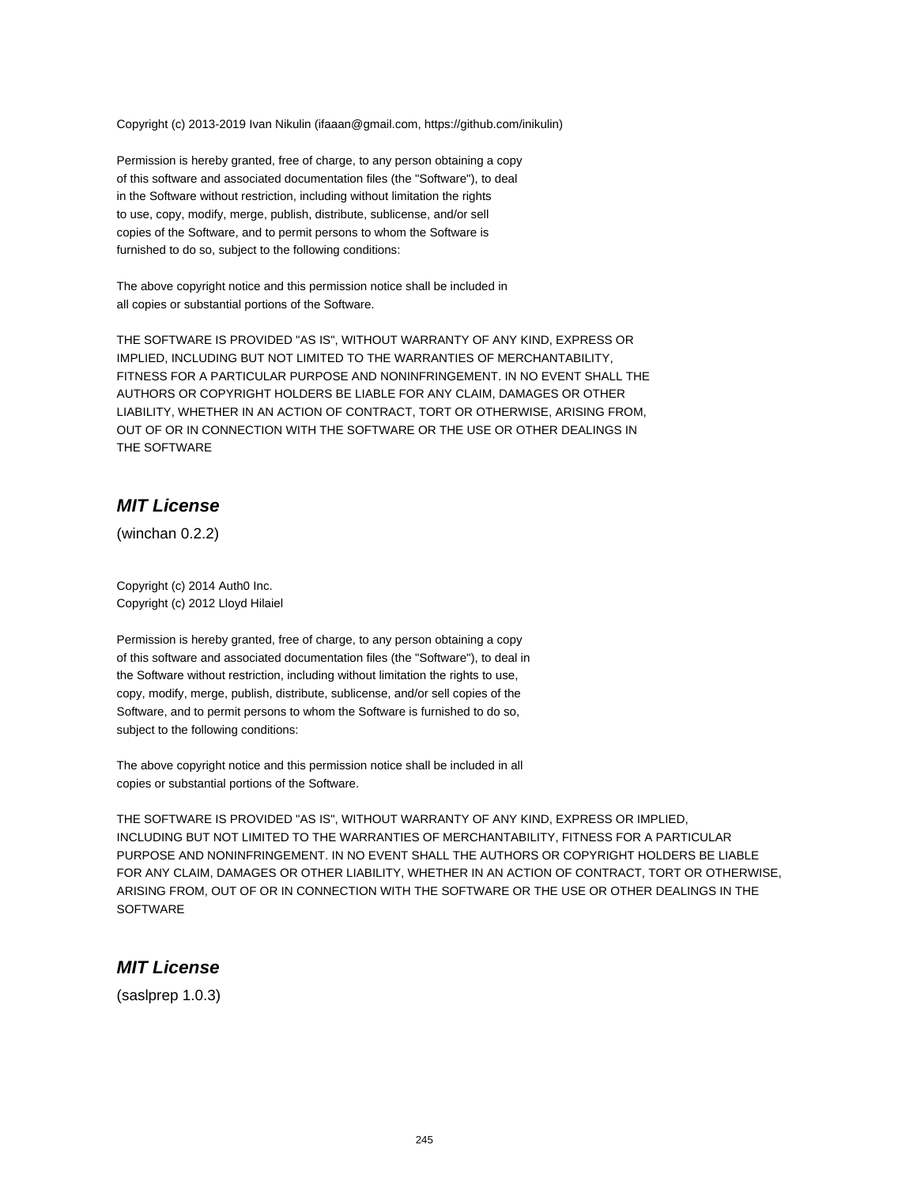Copyright (c) 2013-2019 Ivan Nikulin (ifaaan@gmail.com, https://github.com/inikulin)

Permission is hereby granted, free of charge, to any person obtaining a copy
of this software and associated documentation files (the "Software"), to deal
in the Software without restriction, including without limitation the rights
to use, copy, modify, merge, publish, distribute, sublicense, and/or sell
copies of the Software, and to permit persons to whom the Software is
furnished to do so, subject to the following conditions:

The above copyright notice and this permission notice shall be included in
all copies or substantial portions of the Software.

THE SOFTWARE IS PROVIDED "AS IS", WITHOUT WARRANTY OF ANY KIND, EXPRESS OR
IMPLIED, INCLUDING BUT NOT LIMITED TO THE WARRANTIES OF MERCHANTABILITY,
FITNESS FOR A PARTICULAR PURPOSE AND NONINFRINGEMENT. IN NO EVENT SHALL THE
AUTHORS OR COPYRIGHT HOLDERS BE LIABLE FOR ANY CLAIM, DAMAGES OR OTHER
LIABILITY, WHETHER IN AN ACTION OF CONTRACT, TORT OR OTHERWISE, ARISING FROM,
OUT OF OR IN CONNECTION WITH THE SOFTWARE OR THE USE OR OTHER DEALINGS IN
THE SOFTWARE

## *MIT License*

(winchan 0.2.2)

Copyright (c) 2014 Auth0 Inc.
Copyright (c) 2012 Lloyd Hilaiel

Permission is hereby granted, free of charge, to any person obtaining a copy
of this software and associated documentation files (the "Software"), to deal in
the Software without restriction, including without limitation the rights to use,
copy, modify, merge, publish, distribute, sublicense, and/or sell copies of the
Software, and to permit persons to whom the Software is furnished to do so,
subject to the following conditions:

The above copyright notice and this permission notice shall be included in all
copies or substantial portions of the Software.

THE SOFTWARE IS PROVIDED "AS IS", WITHOUT WARRANTY OF ANY KIND, EXPRESS OR IMPLIED,
INCLUDING BUT NOT LIMITED TO THE WARRANTIES OF MERCHANTABILITY, FITNESS FOR A PARTICULAR
PURPOSE AND NONINFRINGEMENT. IN NO EVENT SHALL THE AUTHORS OR COPYRIGHT HOLDERS BE LIABLE
FOR ANY CLAIM, DAMAGES OR OTHER LIABILITY, WHETHER IN AN ACTION OF CONTRACT, TORT OR OTHERWISE,
ARISING FROM, OUT OF OR IN CONNECTION WITH THE SOFTWARE OR THE USE OR OTHER DEALINGS IN THE
SOFTWARE

## *MIT License*

(saslprep 1.0.3)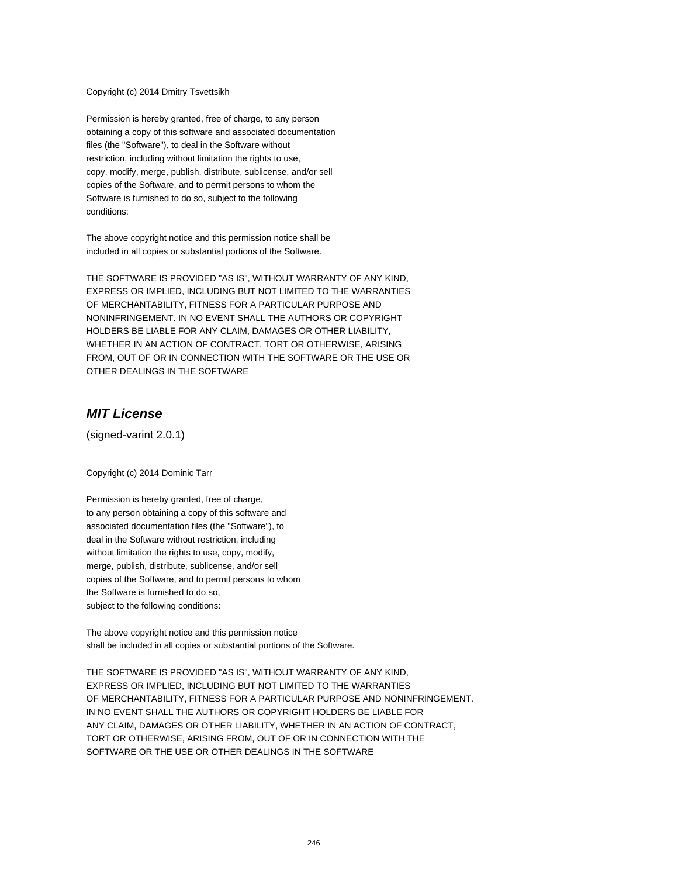Copyright (c) 2014 Dmitry Tsvettsikh

Permission is hereby granted, free of charge, to any person
obtaining a copy of this software and associated documentation
files (the "Software"), to deal in the Software without
restriction, including without limitation the rights to use,
copy, modify, merge, publish, distribute, sublicense, and/or sell
copies of the Software, and to permit persons to whom the
Software is furnished to do so, subject to the following
conditions:

The above copyright notice and this permission notice shall be
included in all copies or substantial portions of the Software.

THE SOFTWARE IS PROVIDED "AS IS", WITHOUT WARRANTY OF ANY KIND,
EXPRESS OR IMPLIED, INCLUDING BUT NOT LIMITED TO THE WARRANTIES
OF MERCHANTABILITY, FITNESS FOR A PARTICULAR PURPOSE AND
NONINFRINGEMENT. IN NO EVENT SHALL THE AUTHORS OR COPYRIGHT
HOLDERS BE LIABLE FOR ANY CLAIM, DAMAGES OR OTHER LIABILITY,
WHETHER IN AN ACTION OF CONTRACT, TORT OR OTHERWISE, ARISING
FROM, OUT OF OR IN CONNECTION WITH THE SOFTWARE OR THE USE OR
OTHER DEALINGS IN THE SOFTWARE

## *MIT License*

(signed-varint 2.0.1)

Copyright (c) 2014 Dominic Tarr

Permission is hereby granted, free of charge,
to any person obtaining a copy of this software and
associated documentation files (the "Software"), to
deal in the Software without restriction, including
without limitation the rights to use, copy, modify,
merge, publish, distribute, sublicense, and/or sell
copies of the Software, and to permit persons to whom
the Software is furnished to do so,
subject to the following conditions:

The above copyright notice and this permission notice
shall be included in all copies or substantial portions of the Software.

THE SOFTWARE IS PROVIDED "AS IS", WITHOUT WARRANTY OF ANY KIND,
EXPRESS OR IMPLIED, INCLUDING BUT NOT LIMITED TO THE WARRANTIES
OF MERCHANTABILITY, FITNESS FOR A PARTICULAR PURPOSE AND NONINFRINGEMENT.
IN NO EVENT SHALL THE AUTHORS OR COPYRIGHT HOLDERS BE LIABLE FOR
ANY CLAIM, DAMAGES OR OTHER LIABILITY, WHETHER IN AN ACTION OF CONTRACT,
TORT OR OTHERWISE, ARISING FROM, OUT OF OR IN CONNECTION WITH THE
SOFTWARE OR THE USE OR OTHER DEALINGS IN THE SOFTWARE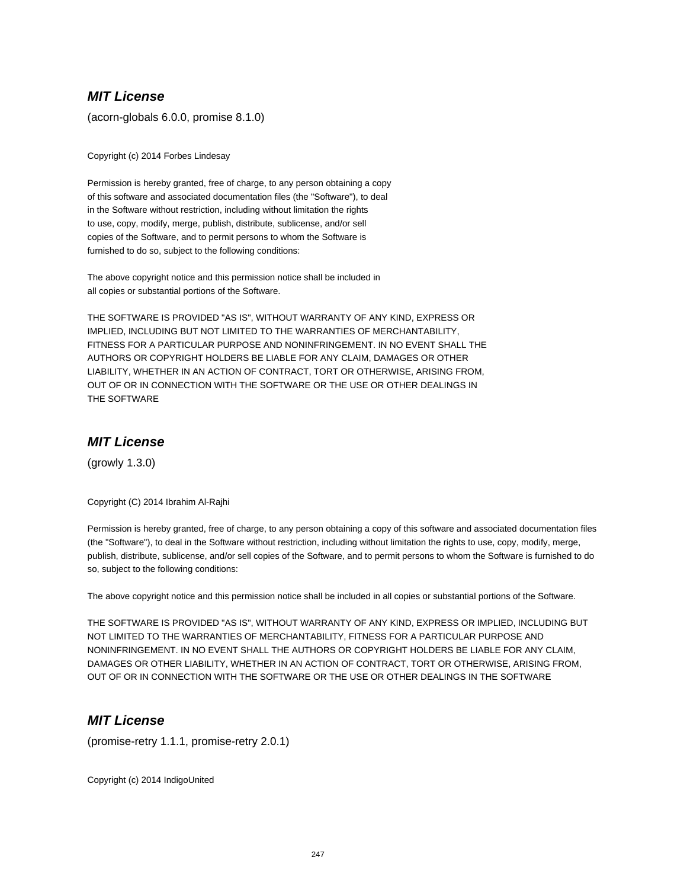### ***MIT License***

(acorn-globals 6.0.0, promise 8.1.0)

Copyright (c) 2014 Forbes Lindesay

Permission is hereby granted, free of charge, to any person obtaining a copy
of this software and associated documentation files (the "Software"), to deal
in the Software without restriction, including without limitation the rights
to use, copy, modify, merge, publish, distribute, sublicense, and/or sell
copies of the Software, and to permit persons to whom the Software is
furnished to do so, subject to the following conditions:

The above copyright notice and this permission notice shall be included in
all copies or substantial portions of the Software.

THE SOFTWARE IS PROVIDED "AS IS", WITHOUT WARRANTY OF ANY KIND, EXPRESS OR
IMPLIED, INCLUDING BUT NOT LIMITED TO THE WARRANTIES OF MERCHANTABILITY,
FITNESS FOR A PARTICULAR PURPOSE AND NONINFRINGEMENT. IN NO EVENT SHALL THE
AUTHORS OR COPYRIGHT HOLDERS BE LIABLE FOR ANY CLAIM, DAMAGES OR OTHER
LIABILITY, WHETHER IN AN ACTION OF CONTRACT, TORT OR OTHERWISE, ARISING FROM,
OUT OF OR IN CONNECTION WITH THE SOFTWARE OR THE USE OR OTHER DEALINGS IN
THE SOFTWARE

### ***MIT License***

(growly 1.3.0)

Copyright (C) 2014 Ibrahim Al-Rajhi

Permission is hereby granted, free of charge, to any person obtaining a copy of this software and associated documentation files (the "Software"), to deal in the Software without restriction, including without limitation the rights to use, copy, modify, merge, publish, distribute, sublicense, and/or sell copies of the Software, and to permit persons to whom the Software is furnished to do so, subject to the following conditions:

The above copyright notice and this permission notice shall be included in all copies or substantial portions of the Software.

THE SOFTWARE IS PROVIDED "AS IS", WITHOUT WARRANTY OF ANY KIND, EXPRESS OR IMPLIED, INCLUDING BUT NOT LIMITED TO THE WARRANTIES OF MERCHANTABILITY, FITNESS FOR A PARTICULAR PURPOSE AND NONINFRINGEMENT. IN NO EVENT SHALL THE AUTHORS OR COPYRIGHT HOLDERS BE LIABLE FOR ANY CLAIM, DAMAGES OR OTHER LIABILITY, WHETHER IN AN ACTION OF CONTRACT, TORT OR OTHERWISE, ARISING FROM, OUT OF OR IN CONNECTION WITH THE SOFTWARE OR THE USE OR OTHER DEALINGS IN THE SOFTWARE

### ***MIT License***

(promise-retry 1.1.1, promise-retry 2.0.1)

Copyright (c) 2014 IndigoUnited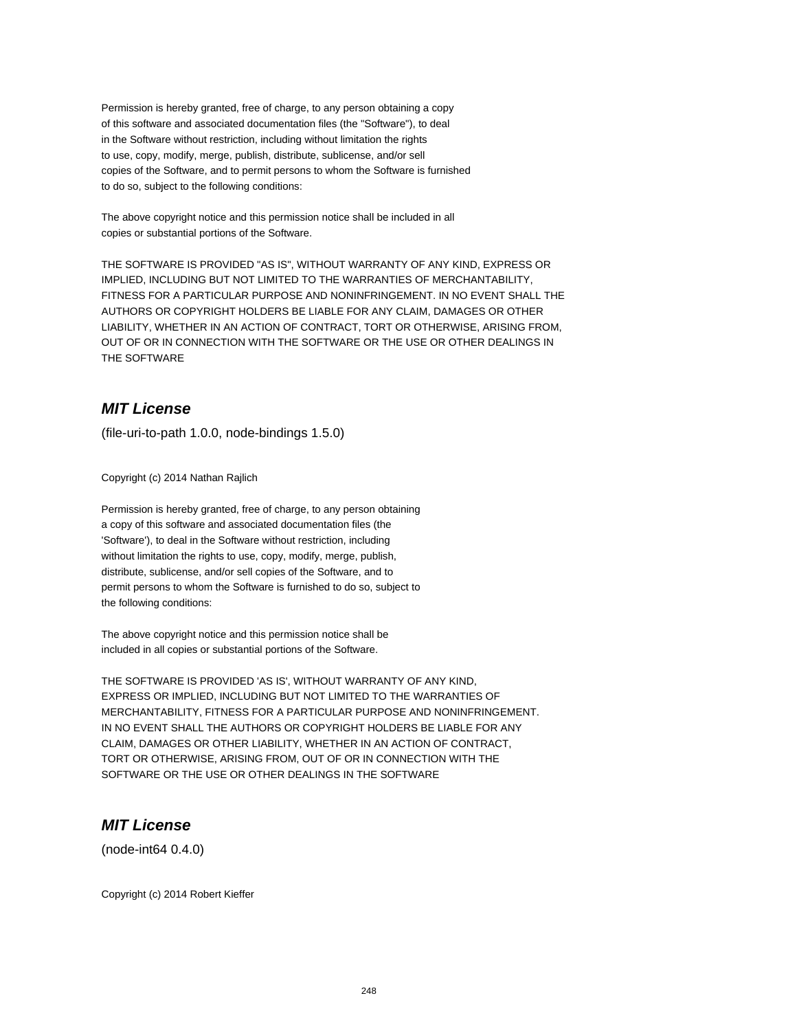Permission is hereby granted, free of charge, to any person obtaining a copy
of this software and associated documentation files (the "Software"), to deal
in the Software without restriction, including without limitation the rights
to use, copy, modify, merge, publish, distribute, sublicense, and/or sell
copies of the Software, and to permit persons to whom the Software is furnished
to do so, subject to the following conditions:

The above copyright notice and this permission notice shall be included in all
copies or substantial portions of the Software.

THE SOFTWARE IS PROVIDED "AS IS", WITHOUT WARRANTY OF ANY KIND, EXPRESS OR
IMPLIED, INCLUDING BUT NOT LIMITED TO THE WARRANTIES OF MERCHANTABILITY,
FITNESS FOR A PARTICULAR PURPOSE AND NONINFRINGEMENT. IN NO EVENT SHALL THE
AUTHORS OR COPYRIGHT HOLDERS BE LIABLE FOR ANY CLAIM, DAMAGES OR OTHER
LIABILITY, WHETHER IN AN ACTION OF CONTRACT, TORT OR OTHERWISE, ARISING FROM,
OUT OF OR IN CONNECTION WITH THE SOFTWARE OR THE USE OR OTHER DEALINGS IN
THE SOFTWARE

## *MIT License*

(file-uri-to-path 1.0.0, node-bindings 1.5.0)

Copyright (c) 2014 Nathan Rajlich

Permission is hereby granted, free of charge, to any person obtaining
a copy of this software and associated documentation files (the
'Software'), to deal in the Software without restriction, including
without limitation the rights to use, copy, modify, merge, publish,
distribute, sublicense, and/or sell copies of the Software, and to
permit persons to whom the Software is furnished to do so, subject to
the following conditions:

The above copyright notice and this permission notice shall be
included in all copies or substantial portions of the Software.

THE SOFTWARE IS PROVIDED 'AS IS', WITHOUT WARRANTY OF ANY KIND,
EXPRESS OR IMPLIED, INCLUDING BUT NOT LIMITED TO THE WARRANTIES OF
MERCHANTABILITY, FITNESS FOR A PARTICULAR PURPOSE AND NONINFRINGEMENT.
IN NO EVENT SHALL THE AUTHORS OR COPYRIGHT HOLDERS BE LIABLE FOR ANY
CLAIM, DAMAGES OR OTHER LIABILITY, WHETHER IN AN ACTION OF CONTRACT,
TORT OR OTHERWISE, ARISING FROM, OUT OF OR IN CONNECTION WITH THE
SOFTWARE OR THE USE OR OTHER DEALINGS IN THE SOFTWARE

## *MIT License*

(node-int64 0.4.0)

Copyright (c) 2014 Robert Kieffer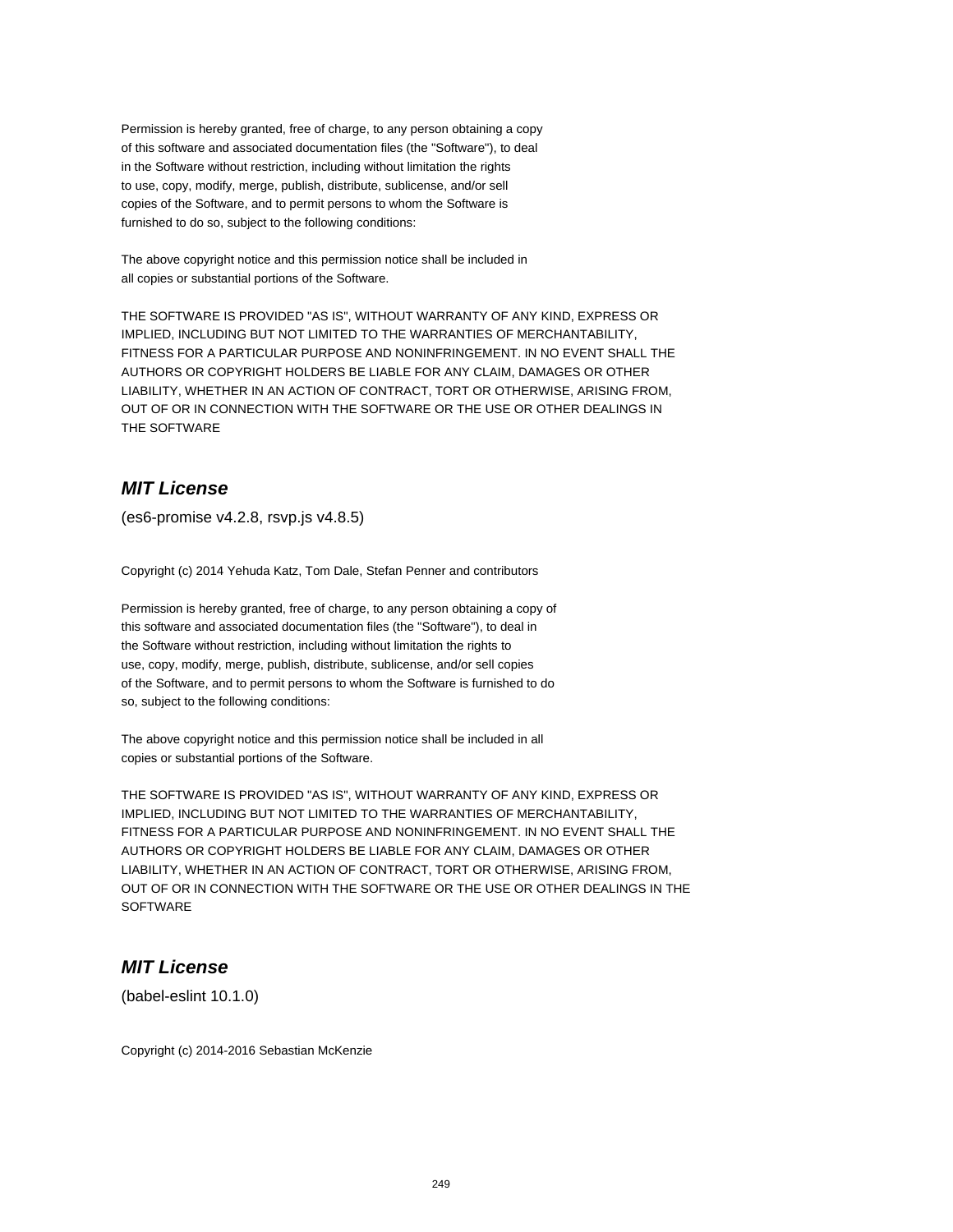Permission is hereby granted, free of charge, to any person obtaining a copy
of this software and associated documentation files (the "Software"), to deal
in the Software without restriction, including without limitation the rights
to use, copy, modify, merge, publish, distribute, sublicense, and/or sell
copies of the Software, and to permit persons to whom the Software is
furnished to do so, subject to the following conditions:

The above copyright notice and this permission notice shall be included in
all copies or substantial portions of the Software.

THE SOFTWARE IS PROVIDED "AS IS", WITHOUT WARRANTY OF ANY KIND, EXPRESS OR
IMPLIED, INCLUDING BUT NOT LIMITED TO THE WARRANTIES OF MERCHANTABILITY,
FITNESS FOR A PARTICULAR PURPOSE AND NONINFRINGEMENT. IN NO EVENT SHALL THE
AUTHORS OR COPYRIGHT HOLDERS BE LIABLE FOR ANY CLAIM, DAMAGES OR OTHER
LIABILITY, WHETHER IN AN ACTION OF CONTRACT, TORT OR OTHERWISE, ARISING FROM,
OUT OF OR IN CONNECTION WITH THE SOFTWARE OR THE USE OR OTHER DEALINGS IN
THE SOFTWARE

## *MIT License*

(es6-promise v4.2.8, rsvp.js v4.8.5)

Copyright (c) 2014 Yehuda Katz, Tom Dale, Stefan Penner and contributors

Permission is hereby granted, free of charge, to any person obtaining a copy of
this software and associated documentation files (the "Software"), to deal in
the Software without restriction, including without limitation the rights to
use, copy, modify, merge, publish, distribute, sublicense, and/or sell copies
of the Software, and to permit persons to whom the Software is furnished to do
so, subject to the following conditions:

The above copyright notice and this permission notice shall be included in all
copies or substantial portions of the Software.

THE SOFTWARE IS PROVIDED "AS IS", WITHOUT WARRANTY OF ANY KIND, EXPRESS OR
IMPLIED, INCLUDING BUT NOT LIMITED TO THE WARRANTIES OF MERCHANTABILITY,
FITNESS FOR A PARTICULAR PURPOSE AND NONINFRINGEMENT. IN NO EVENT SHALL THE
AUTHORS OR COPYRIGHT HOLDERS BE LIABLE FOR ANY CLAIM, DAMAGES OR OTHER
LIABILITY, WHETHER IN AN ACTION OF CONTRACT, TORT OR OTHERWISE, ARISING FROM,
OUT OF OR IN CONNECTION WITH THE SOFTWARE OR THE USE OR OTHER DEALINGS IN THE
SOFTWARE

## *MIT License*

(babel-eslint 10.1.0)

Copyright (c) 2014-2016 Sebastian McKenzie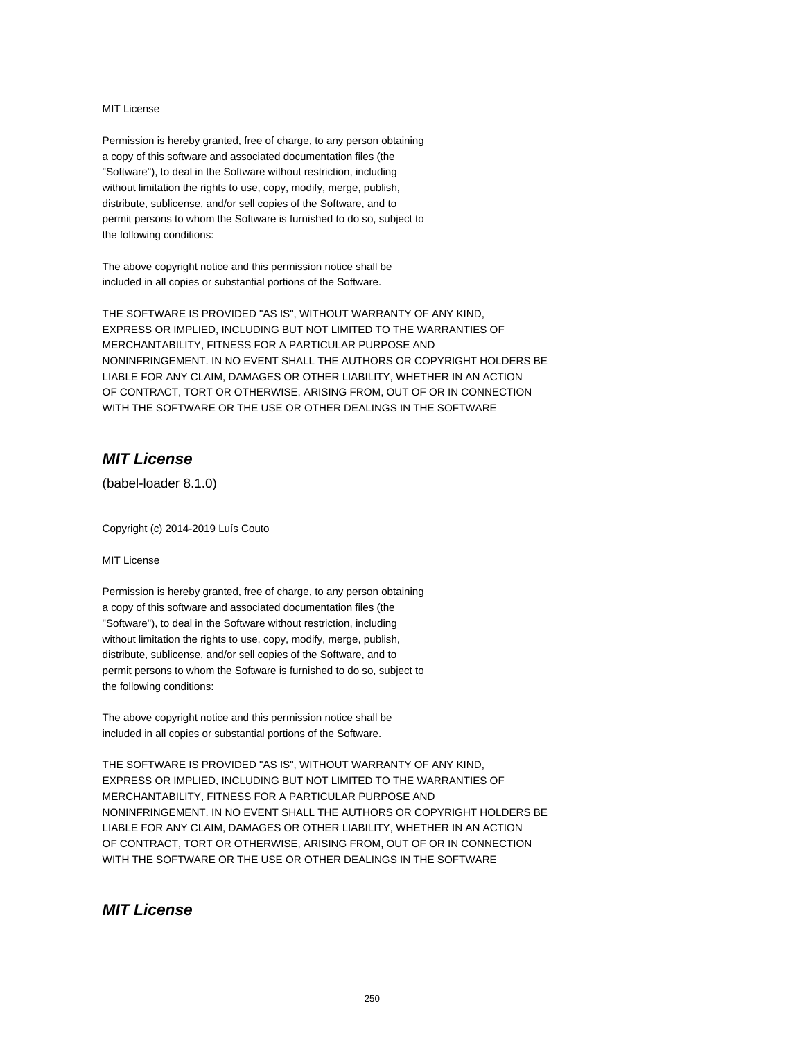MIT License

Permission is hereby granted, free of charge, to any person obtaining
a copy of this software and associated documentation files (the
"Software"), to deal in the Software without restriction, including
without limitation the rights to use, copy, modify, merge, publish,
distribute, sublicense, and/or sell copies of the Software, and to
permit persons to whom the Software is furnished to do so, subject to
the following conditions:

The above copyright notice and this permission notice shall be
included in all copies or substantial portions of the Software.

THE SOFTWARE IS PROVIDED "AS IS", WITHOUT WARRANTY OF ANY KIND,
EXPRESS OR IMPLIED, INCLUDING BUT NOT LIMITED TO THE WARRANTIES OF
MERCHANTABILITY, FITNESS FOR A PARTICULAR PURPOSE AND
NONINFRINGEMENT. IN NO EVENT SHALL THE AUTHORS OR COPYRIGHT HOLDERS BE
LIABLE FOR ANY CLAIM, DAMAGES OR OTHER LIABILITY, WHETHER IN AN ACTION
OF CONTRACT, TORT OR OTHERWISE, ARISING FROM, OUT OF OR IN CONNECTION
WITH THE SOFTWARE OR THE USE OR OTHER DEALINGS IN THE SOFTWARE

## *MIT License*

(babel-loader 8.1.0)

Copyright (c) 2014-2019 Luís Couto

MIT License

Permission is hereby granted, free of charge, to any person obtaining
a copy of this software and associated documentation files (the
"Software"), to deal in the Software without restriction, including
without limitation the rights to use, copy, modify, merge, publish,
distribute, sublicense, and/or sell copies of the Software, and to
permit persons to whom the Software is furnished to do so, subject to
the following conditions:

The above copyright notice and this permission notice shall be
included in all copies or substantial portions of the Software.

THE SOFTWARE IS PROVIDED "AS IS", WITHOUT WARRANTY OF ANY KIND,
EXPRESS OR IMPLIED, INCLUDING BUT NOT LIMITED TO THE WARRANTIES OF
MERCHANTABILITY, FITNESS FOR A PARTICULAR PURPOSE AND
NONINFRINGEMENT. IN NO EVENT SHALL THE AUTHORS OR COPYRIGHT HOLDERS BE
LIABLE FOR ANY CLAIM, DAMAGES OR OTHER LIABILITY, WHETHER IN AN ACTION
OF CONTRACT, TORT OR OTHERWISE, ARISING FROM, OUT OF OR IN CONNECTION
WITH THE SOFTWARE OR THE USE OR OTHER DEALINGS IN THE SOFTWARE

## *MIT License*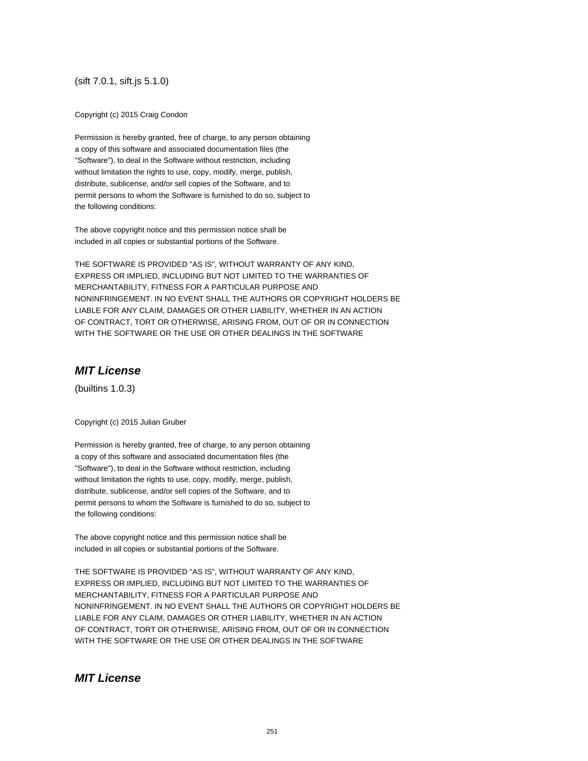(sift 7.0.1, sift.js 5.1.0)

Copyright (c) 2015 Craig Condon

Permission is hereby granted, free of charge, to any person obtaining
a copy of this software and associated documentation files (the
"Software"), to deal in the Software without restriction, including
without limitation the rights to use, copy, modify, merge, publish,
distribute, sublicense, and/or sell copies of the Software, and to
permit persons to whom the Software is furnished to do so, subject to
the following conditions:

The above copyright notice and this permission notice shall be
included in all copies or substantial portions of the Software.

THE SOFTWARE IS PROVIDED "AS IS", WITHOUT WARRANTY OF ANY KIND,
EXPRESS OR IMPLIED, INCLUDING BUT NOT LIMITED TO THE WARRANTIES OF
MERCHANTABILITY, FITNESS FOR A PARTICULAR PURPOSE AND
NONINFRINGEMENT. IN NO EVENT SHALL THE AUTHORS OR COPYRIGHT HOLDERS BE
LIABLE FOR ANY CLAIM, DAMAGES OR OTHER LIABILITY, WHETHER IN AN ACTION
OF CONTRACT, TORT OR OTHERWISE, ARISING FROM, OUT OF OR IN CONNECTION
WITH THE SOFTWARE OR THE USE OR OTHER DEALINGS IN THE SOFTWARE

## *MIT License*

(builtins 1.0.3)

Copyright (c) 2015 Julian Gruber

Permission is hereby granted, free of charge, to any person obtaining
a copy of this software and associated documentation files (the
"Software"), to deal in the Software without restriction, including
without limitation the rights to use, copy, modify, merge, publish,
distribute, sublicense, and/or sell copies of the Software, and to
permit persons to whom the Software is furnished to do so, subject to
the following conditions:

The above copyright notice and this permission notice shall be
included in all copies or substantial portions of the Software.

THE SOFTWARE IS PROVIDED "AS IS", WITHOUT WARRANTY OF ANY KIND,
EXPRESS OR IMPLIED, INCLUDING BUT NOT LIMITED TO THE WARRANTIES OF
MERCHANTABILITY, FITNESS FOR A PARTICULAR PURPOSE AND
NONINFRINGEMENT. IN NO EVENT SHALL THE AUTHORS OR COPYRIGHT HOLDERS BE
LIABLE FOR ANY CLAIM, DAMAGES OR OTHER LIABILITY, WHETHER IN AN ACTION
OF CONTRACT, TORT OR OTHERWISE, ARISING FROM, OUT OF OR IN CONNECTION
WITH THE SOFTWARE OR THE USE OR OTHER DEALINGS IN THE SOFTWARE

## *MIT License*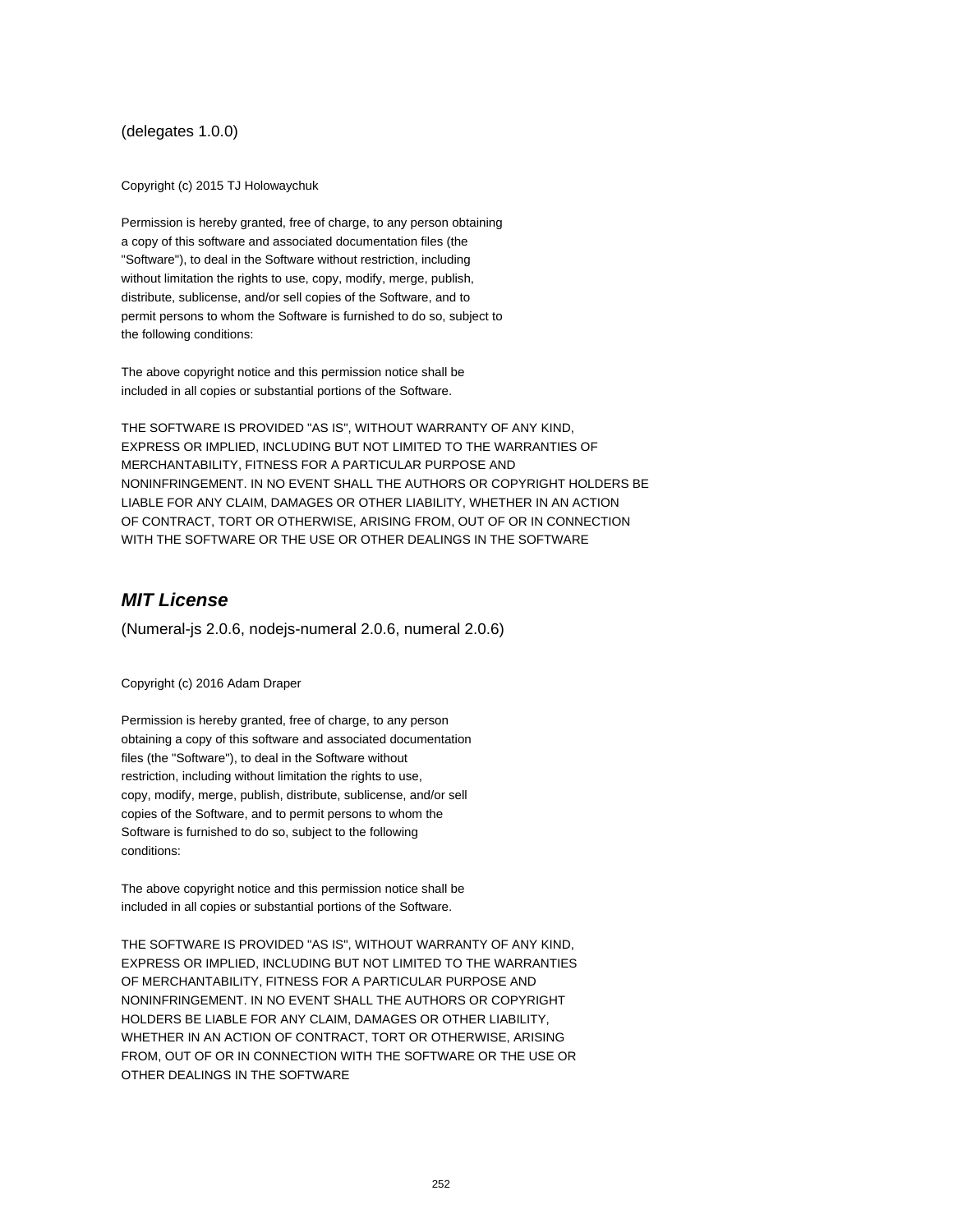(delegates 1.0.0)

Copyright (c) 2015 TJ Holowaychuk

Permission is hereby granted, free of charge, to any person obtaining
a copy of this software and associated documentation files (the
"Software"), to deal in the Software without restriction, including
without limitation the rights to use, copy, modify, merge, publish,
distribute, sublicense, and/or sell copies of the Software, and to
permit persons to whom the Software is furnished to do so, subject to
the following conditions:

The above copyright notice and this permission notice shall be
included in all copies or substantial portions of the Software.

THE SOFTWARE IS PROVIDED "AS IS", WITHOUT WARRANTY OF ANY KIND,
EXPRESS OR IMPLIED, INCLUDING BUT NOT LIMITED TO THE WARRANTIES OF
MERCHANTABILITY, FITNESS FOR A PARTICULAR PURPOSE AND
NONINFRINGEMENT. IN NO EVENT SHALL THE AUTHORS OR COPYRIGHT HOLDERS BE
LIABLE FOR ANY CLAIM, DAMAGES OR OTHER LIABILITY, WHETHER IN AN ACTION
OF CONTRACT, TORT OR OTHERWISE, ARISING FROM, OUT OF OR IN CONNECTION
WITH THE SOFTWARE OR THE USE OR OTHER DEALINGS IN THE SOFTWARE

## ***MIT License***

(Numeral-js 2.0.6, nodejs-numeral 2.0.6, numeral 2.0.6)

Copyright (c) 2016 Adam Draper

Permission is hereby granted, free of charge, to any person
obtaining a copy of this software and associated documentation
files (the "Software"), to deal in the Software without
restriction, including without limitation the rights to use,
copy, modify, merge, publish, distribute, sublicense, and/or sell
copies of the Software, and to permit persons to whom the
Software is furnished to do so, subject to the following
conditions:

The above copyright notice and this permission notice shall be
included in all copies or substantial portions of the Software.

THE SOFTWARE IS PROVIDED "AS IS", WITHOUT WARRANTY OF ANY KIND,
EXPRESS OR IMPLIED, INCLUDING BUT NOT LIMITED TO THE WARRANTIES
OF MERCHANTABILITY, FITNESS FOR A PARTICULAR PURPOSE AND
NONINFRINGEMENT. IN NO EVENT SHALL THE AUTHORS OR COPYRIGHT
HOLDERS BE LIABLE FOR ANY CLAIM, DAMAGES OR OTHER LIABILITY,
WHETHER IN AN ACTION OF CONTRACT, TORT OR OTHERWISE, ARISING
FROM, OUT OF OR IN CONNECTION WITH THE SOFTWARE OR THE USE OR
OTHER DEALINGS IN THE SOFTWARE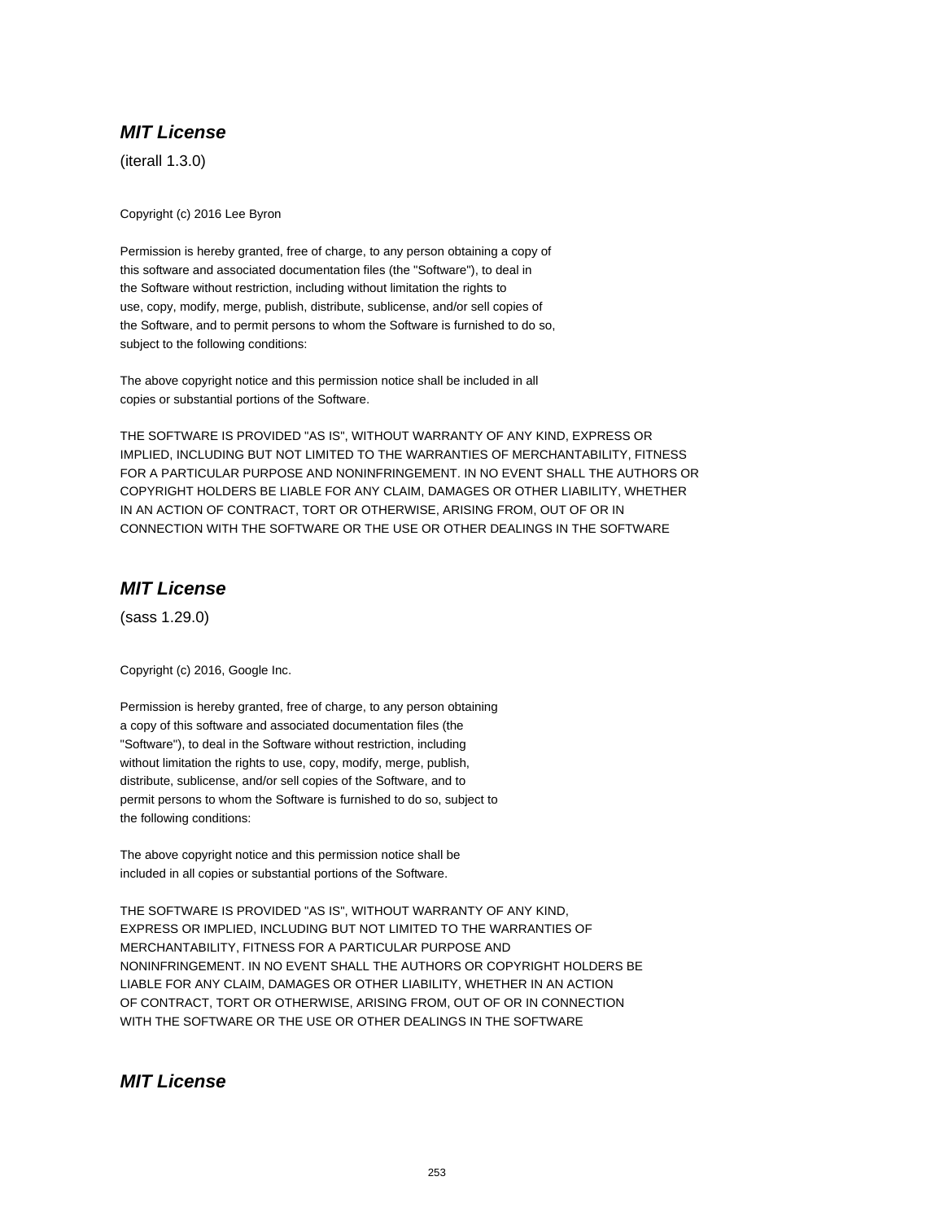## ***MIT License***

(iterall 1.3.0)

Copyright (c) 2016 Lee Byron

Permission is hereby granted, free of charge, to any person obtaining a copy of
this software and associated documentation files (the "Software"), to deal in
the Software without restriction, including without limitation the rights to
use, copy, modify, merge, publish, distribute, sublicense, and/or sell copies of
the Software, and to permit persons to whom the Software is furnished to do so,
subject to the following conditions:

The above copyright notice and this permission notice shall be included in all
copies or substantial portions of the Software.

THE SOFTWARE IS PROVIDED "AS IS", WITHOUT WARRANTY OF ANY KIND, EXPRESS OR
IMPLIED, INCLUDING BUT NOT LIMITED TO THE WARRANTIES OF MERCHANTABILITY, FITNESS
FOR A PARTICULAR PURPOSE AND NONINFRINGEMENT. IN NO EVENT SHALL THE AUTHORS OR
COPYRIGHT HOLDERS BE LIABLE FOR ANY CLAIM, DAMAGES OR OTHER LIABILITY, WHETHER
IN AN ACTION OF CONTRACT, TORT OR OTHERWISE, ARISING FROM, OUT OF OR IN
CONNECTION WITH THE SOFTWARE OR THE USE OR OTHER DEALINGS IN THE SOFTWARE

## ***MIT License***

(sass 1.29.0)

Copyright (c) 2016, Google Inc.

Permission is hereby granted, free of charge, to any person obtaining
a copy of this software and associated documentation files (the
"Software"), to deal in the Software without restriction, including
without limitation the rights to use, copy, modify, merge, publish,
distribute, sublicense, and/or sell copies of the Software, and to
permit persons to whom the Software is furnished to do so, subject to
the following conditions:

The above copyright notice and this permission notice shall be
included in all copies or substantial portions of the Software.

THE SOFTWARE IS PROVIDED "AS IS", WITHOUT WARRANTY OF ANY KIND,
EXPRESS OR IMPLIED, INCLUDING BUT NOT LIMITED TO THE WARRANTIES OF
MERCHANTABILITY, FITNESS FOR A PARTICULAR PURPOSE AND
NONINFRINGEMENT. IN NO EVENT SHALL THE AUTHORS OR COPYRIGHT HOLDERS BE
LIABLE FOR ANY CLAIM, DAMAGES OR OTHER LIABILITY, WHETHER IN AN ACTION
OF CONTRACT, TORT OR OTHERWISE, ARISING FROM, OUT OF OR IN CONNECTION
WITH THE SOFTWARE OR THE USE OR OTHER DEALINGS IN THE SOFTWARE

## ***MIT License***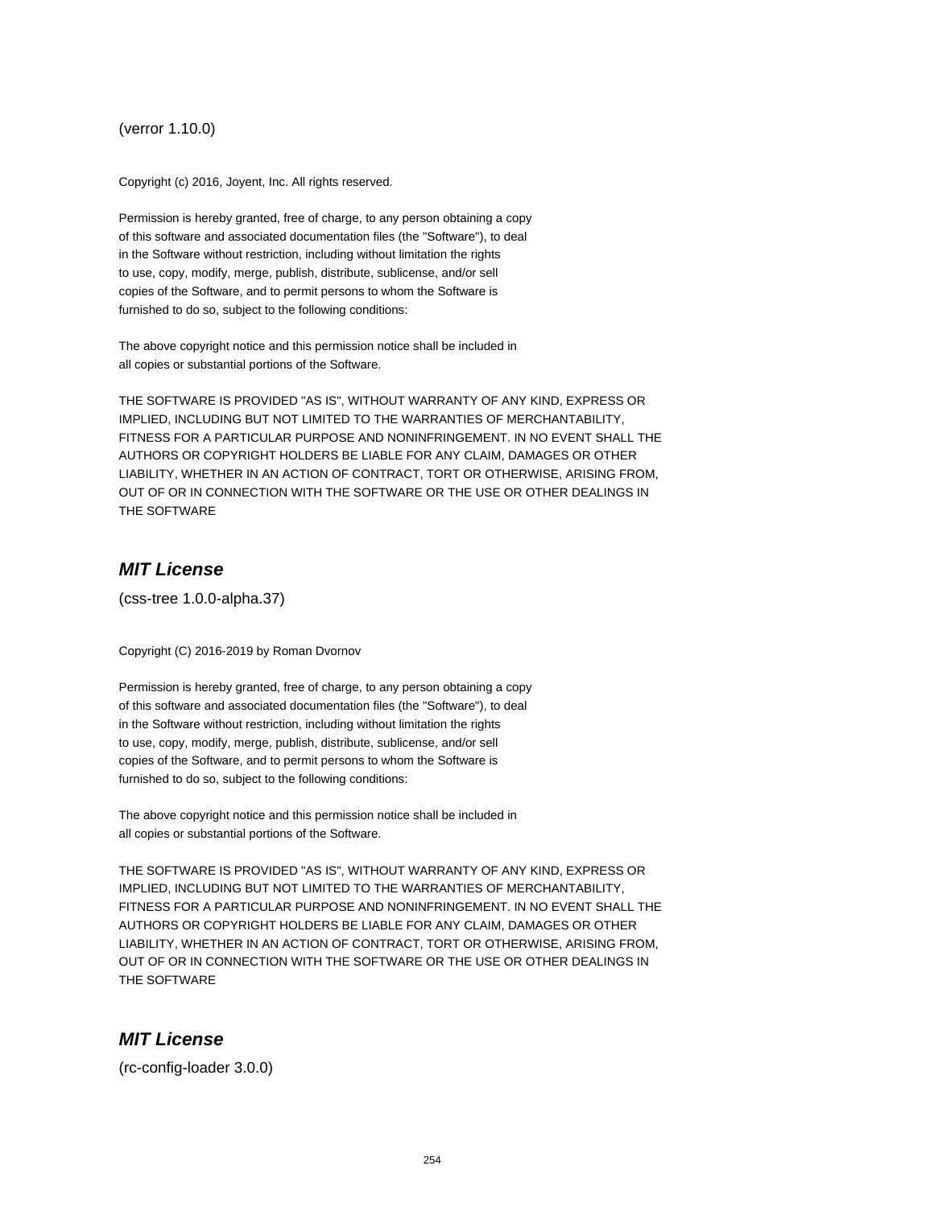(verror 1.10.0)

Copyright (c) 2016, Joyent, Inc. All rights reserved.

Permission is hereby granted, free of charge, to any person obtaining a copy
of this software and associated documentation files (the "Software"), to deal
in the Software without restriction, including without limitation the rights
to use, copy, modify, merge, publish, distribute, sublicense, and/or sell
copies of the Software, and to permit persons to whom the Software is
furnished to do so, subject to the following conditions:

The above copyright notice and this permission notice shall be included in
all copies or substantial portions of the Software.

THE SOFTWARE IS PROVIDED "AS IS", WITHOUT WARRANTY OF ANY KIND, EXPRESS OR
IMPLIED, INCLUDING BUT NOT LIMITED TO THE WARRANTIES OF MERCHANTABILITY,
FITNESS FOR A PARTICULAR PURPOSE AND NONINFRINGEMENT. IN NO EVENT SHALL THE
AUTHORS OR COPYRIGHT HOLDERS BE LIABLE FOR ANY CLAIM, DAMAGES OR OTHER
LIABILITY, WHETHER IN AN ACTION OF CONTRACT, TORT OR OTHERWISE, ARISING FROM,
OUT OF OR IN CONNECTION WITH THE SOFTWARE OR THE USE OR OTHER DEALINGS IN
THE SOFTWARE

## *MIT License*

(css-tree 1.0.0-alpha.37)

Copyright (C) 2016-2019 by Roman Dvornov

Permission is hereby granted, free of charge, to any person obtaining a copy
of this software and associated documentation files (the "Software"), to deal
in the Software without restriction, including without limitation the rights
to use, copy, modify, merge, publish, distribute, sublicense, and/or sell
copies of the Software, and to permit persons to whom the Software is
furnished to do so, subject to the following conditions:

The above copyright notice and this permission notice shall be included in
all copies or substantial portions of the Software.

THE SOFTWARE IS PROVIDED "AS IS", WITHOUT WARRANTY OF ANY KIND, EXPRESS OR
IMPLIED, INCLUDING BUT NOT LIMITED TO THE WARRANTIES OF MERCHANTABILITY,
FITNESS FOR A PARTICULAR PURPOSE AND NONINFRINGEMENT. IN NO EVENT SHALL THE
AUTHORS OR COPYRIGHT HOLDERS BE LIABLE FOR ANY CLAIM, DAMAGES OR OTHER
LIABILITY, WHETHER IN AN ACTION OF CONTRACT, TORT OR OTHERWISE, ARISING FROM,
OUT OF OR IN CONNECTION WITH THE SOFTWARE OR THE USE OR OTHER DEALINGS IN
THE SOFTWARE

## *MIT License*

(rc-config-loader 3.0.0)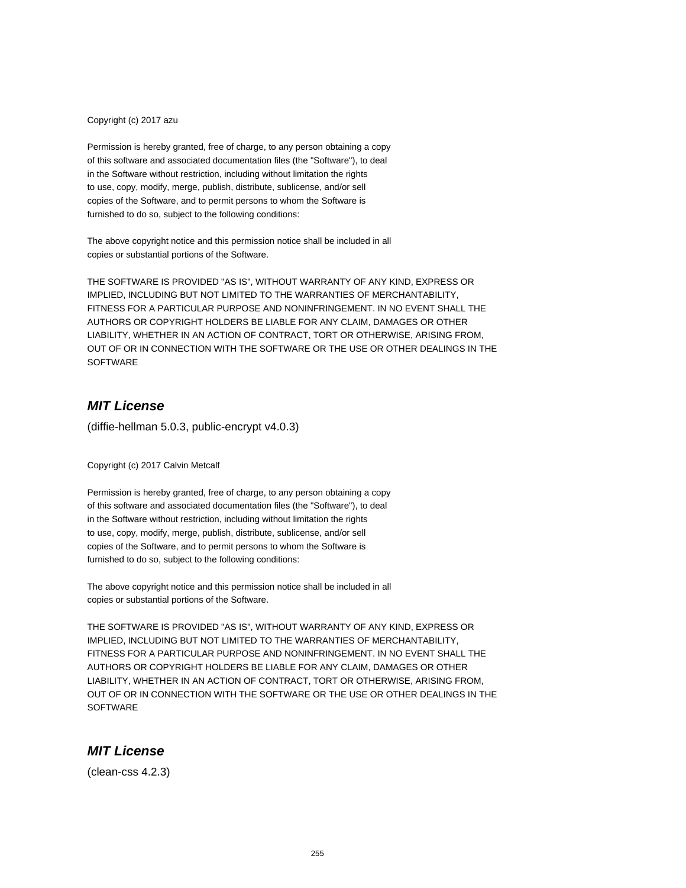Copyright (c) 2017 azu

Permission is hereby granted, free of charge, to any person obtaining a copy
of this software and associated documentation files (the "Software"), to deal
in the Software without restriction, including without limitation the rights
to use, copy, modify, merge, publish, distribute, sublicense, and/or sell
copies of the Software, and to permit persons to whom the Software is
furnished to do so, subject to the following conditions:

The above copyright notice and this permission notice shall be included in all
copies or substantial portions of the Software.

THE SOFTWARE IS PROVIDED "AS IS", WITHOUT WARRANTY OF ANY KIND, EXPRESS OR
IMPLIED, INCLUDING BUT NOT LIMITED TO THE WARRANTIES OF MERCHANTABILITY,
FITNESS FOR A PARTICULAR PURPOSE AND NONINFRINGEMENT. IN NO EVENT SHALL THE
AUTHORS OR COPYRIGHT HOLDERS BE LIABLE FOR ANY CLAIM, DAMAGES OR OTHER
LIABILITY, WHETHER IN AN ACTION OF CONTRACT, TORT OR OTHERWISE, ARISING FROM,
OUT OF OR IN CONNECTION WITH THE SOFTWARE OR THE USE OR OTHER DEALINGS IN THE
SOFTWARE

## *MIT License*

(diffie-hellman 5.0.3, public-encrypt v4.0.3)

Copyright (c) 2017 Calvin Metcalf

Permission is hereby granted, free of charge, to any person obtaining a copy
of this software and associated documentation files (the "Software"), to deal
in the Software without restriction, including without limitation the rights
to use, copy, modify, merge, publish, distribute, sublicense, and/or sell
copies of the Software, and to permit persons to whom the Software is
furnished to do so, subject to the following conditions:

The above copyright notice and this permission notice shall be included in all
copies or substantial portions of the Software.

THE SOFTWARE IS PROVIDED "AS IS", WITHOUT WARRANTY OF ANY KIND, EXPRESS OR
IMPLIED, INCLUDING BUT NOT LIMITED TO THE WARRANTIES OF MERCHANTABILITY,
FITNESS FOR A PARTICULAR PURPOSE AND NONINFRINGEMENT. IN NO EVENT SHALL THE
AUTHORS OR COPYRIGHT HOLDERS BE LIABLE FOR ANY CLAIM, DAMAGES OR OTHER
LIABILITY, WHETHER IN AN ACTION OF CONTRACT, TORT OR OTHERWISE, ARISING FROM,
OUT OF OR IN CONNECTION WITH THE SOFTWARE OR THE USE OR OTHER DEALINGS IN THE
SOFTWARE

## *MIT License*

(clean-css 4.2.3)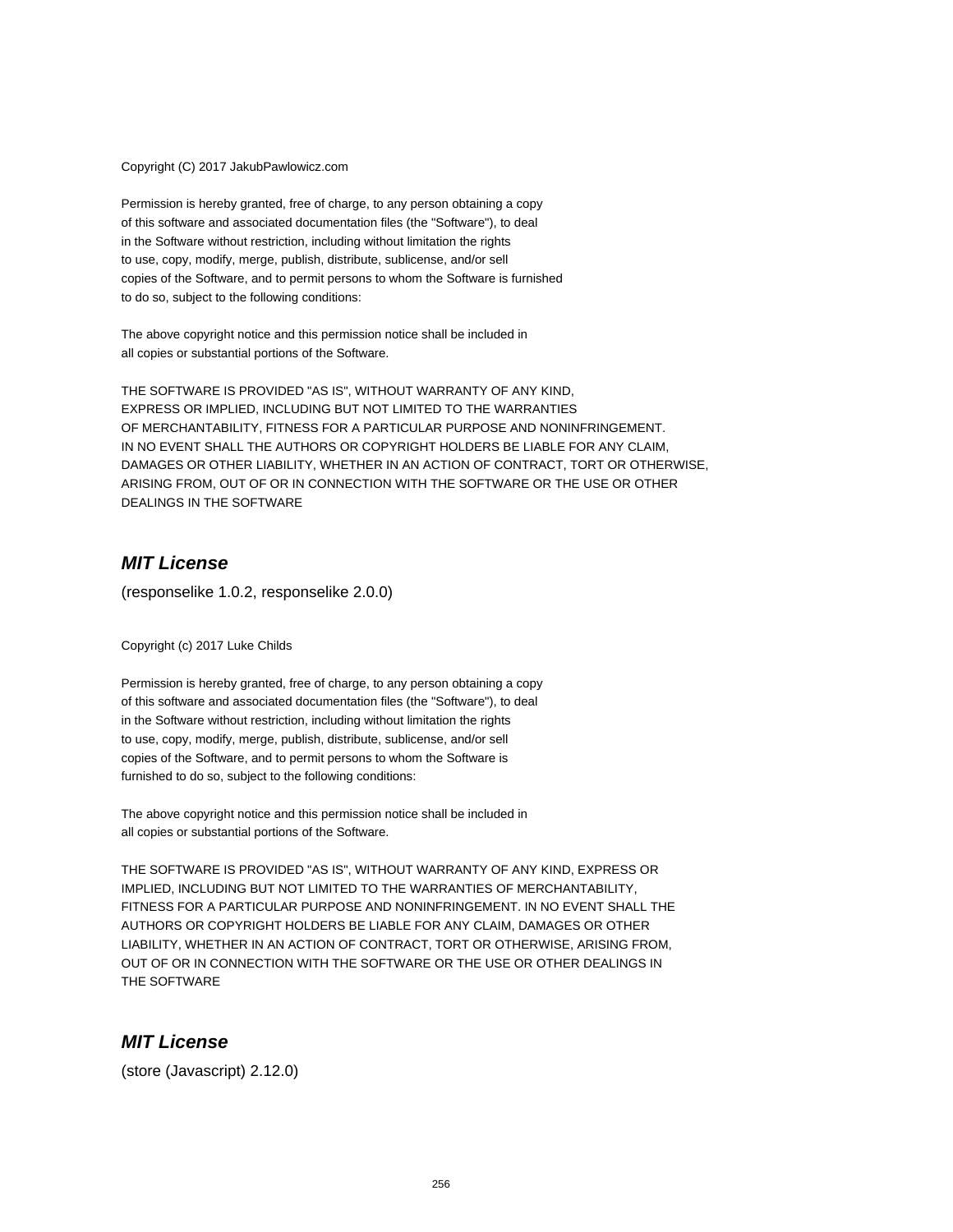Copyright (C) 2017 JakubPawlowicz.com

Permission is hereby granted, free of charge, to any person obtaining a copy
of this software and associated documentation files (the "Software"), to deal
in the Software without restriction, including without limitation the rights
to use, copy, modify, merge, publish, distribute, sublicense, and/or sell
copies of the Software, and to permit persons to whom the Software is furnished
to do so, subject to the following conditions:

The above copyright notice and this permission notice shall be included in
all copies or substantial portions of the Software.

THE SOFTWARE IS PROVIDED "AS IS", WITHOUT WARRANTY OF ANY KIND,
EXPRESS OR IMPLIED, INCLUDING BUT NOT LIMITED TO THE WARRANTIES
OF MERCHANTABILITY, FITNESS FOR A PARTICULAR PURPOSE AND NONINFRINGEMENT.
IN NO EVENT SHALL THE AUTHORS OR COPYRIGHT HOLDERS BE LIABLE FOR ANY CLAIM,
DAMAGES OR OTHER LIABILITY, WHETHER IN AN ACTION OF CONTRACT, TORT OR OTHERWISE,
ARISING FROM, OUT OF OR IN CONNECTION WITH THE SOFTWARE OR THE USE OR OTHER
DEALINGS IN THE SOFTWARE

## *MIT License*

(responselike 1.0.2, responselike 2.0.0)

Copyright (c) 2017 Luke Childs

Permission is hereby granted, free of charge, to any person obtaining a copy
of this software and associated documentation files (the "Software"), to deal
in the Software without restriction, including without limitation the rights
to use, copy, modify, merge, publish, distribute, sublicense, and/or sell
copies of the Software, and to permit persons to whom the Software is
furnished to do so, subject to the following conditions:

The above copyright notice and this permission notice shall be included in
all copies or substantial portions of the Software.

THE SOFTWARE IS PROVIDED "AS IS", WITHOUT WARRANTY OF ANY KIND, EXPRESS OR
IMPLIED, INCLUDING BUT NOT LIMITED TO THE WARRANTIES OF MERCHANTABILITY,
FITNESS FOR A PARTICULAR PURPOSE AND NONINFRINGEMENT. IN NO EVENT SHALL THE
AUTHORS OR COPYRIGHT HOLDERS BE LIABLE FOR ANY CLAIM, DAMAGES OR OTHER
LIABILITY, WHETHER IN AN ACTION OF CONTRACT, TORT OR OTHERWISE, ARISING FROM,
OUT OF OR IN CONNECTION WITH THE SOFTWARE OR THE USE OR OTHER DEALINGS IN
THE SOFTWARE

## *MIT License*

(store (Javascript) 2.12.0)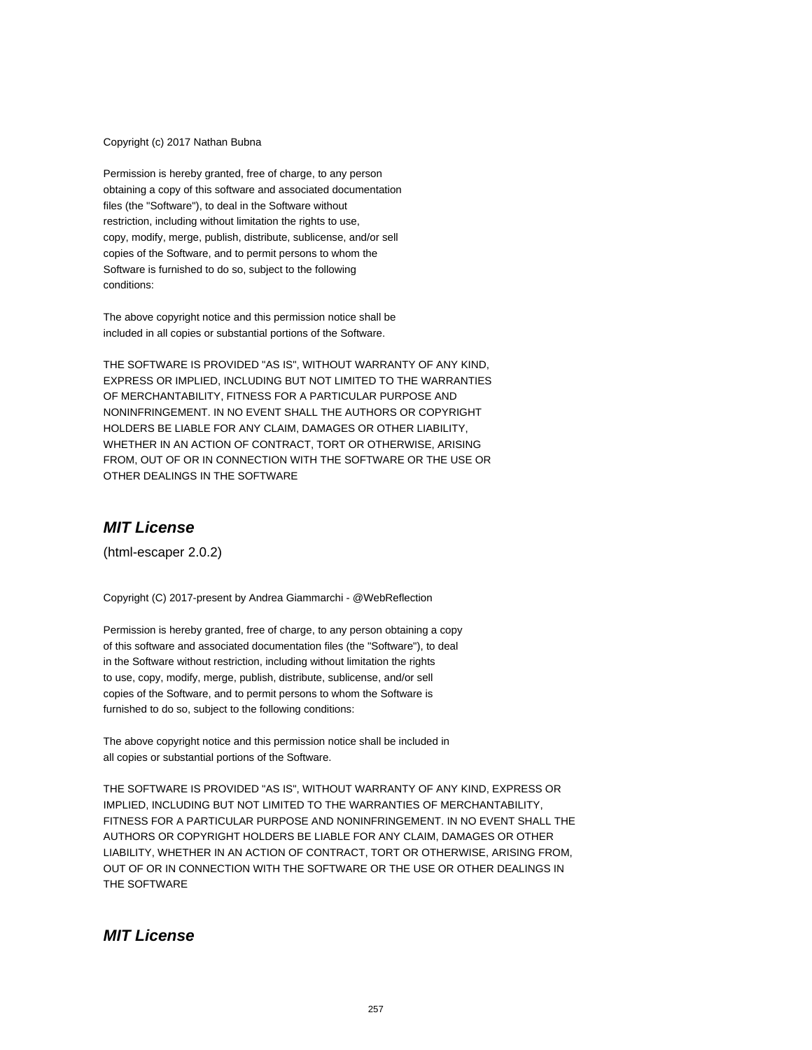Copyright (c) 2017 Nathan Bubna

Permission is hereby granted, free of charge, to any person
obtaining a copy of this software and associated documentation
files (the "Software"), to deal in the Software without
restriction, including without limitation the rights to use,
copy, modify, merge, publish, distribute, sublicense, and/or sell
copies of the Software, and to permit persons to whom the
Software is furnished to do so, subject to the following
conditions:

The above copyright notice and this permission notice shall be
included in all copies or substantial portions of the Software.

THE SOFTWARE IS PROVIDED "AS IS", WITHOUT WARRANTY OF ANY KIND,
EXPRESS OR IMPLIED, INCLUDING BUT NOT LIMITED TO THE WARRANTIES
OF MERCHANTABILITY, FITNESS FOR A PARTICULAR PURPOSE AND
NONINFRINGEMENT. IN NO EVENT SHALL THE AUTHORS OR COPYRIGHT
HOLDERS BE LIABLE FOR ANY CLAIM, DAMAGES OR OTHER LIABILITY,
WHETHER IN AN ACTION OF CONTRACT, TORT OR OTHERWISE, ARISING
FROM, OUT OF OR IN CONNECTION WITH THE SOFTWARE OR THE USE OR
OTHER DEALINGS IN THE SOFTWARE

## *MIT License*

(html-escaper 2.0.2)

Copyright (C) 2017-present by Andrea Giammarchi - @WebReflection

Permission is hereby granted, free of charge, to any person obtaining a copy
of this software and associated documentation files (the "Software"), to deal
in the Software without restriction, including without limitation the rights
to use, copy, modify, merge, publish, distribute, sublicense, and/or sell
copies of the Software, and to permit persons to whom the Software is
furnished to do so, subject to the following conditions:

The above copyright notice and this permission notice shall be included in
all copies or substantial portions of the Software.

THE SOFTWARE IS PROVIDED "AS IS", WITHOUT WARRANTY OF ANY KIND, EXPRESS OR
IMPLIED, INCLUDING BUT NOT LIMITED TO THE WARRANTIES OF MERCHANTABILITY,
FITNESS FOR A PARTICULAR PURPOSE AND NONINFRINGEMENT. IN NO EVENT SHALL THE
AUTHORS OR COPYRIGHT HOLDERS BE LIABLE FOR ANY CLAIM, DAMAGES OR OTHER
LIABILITY, WHETHER IN AN ACTION OF CONTRACT, TORT OR OTHERWISE, ARISING FROM,
OUT OF OR IN CONNECTION WITH THE SOFTWARE OR THE USE OR OTHER DEALINGS IN
THE SOFTWARE

## *MIT License*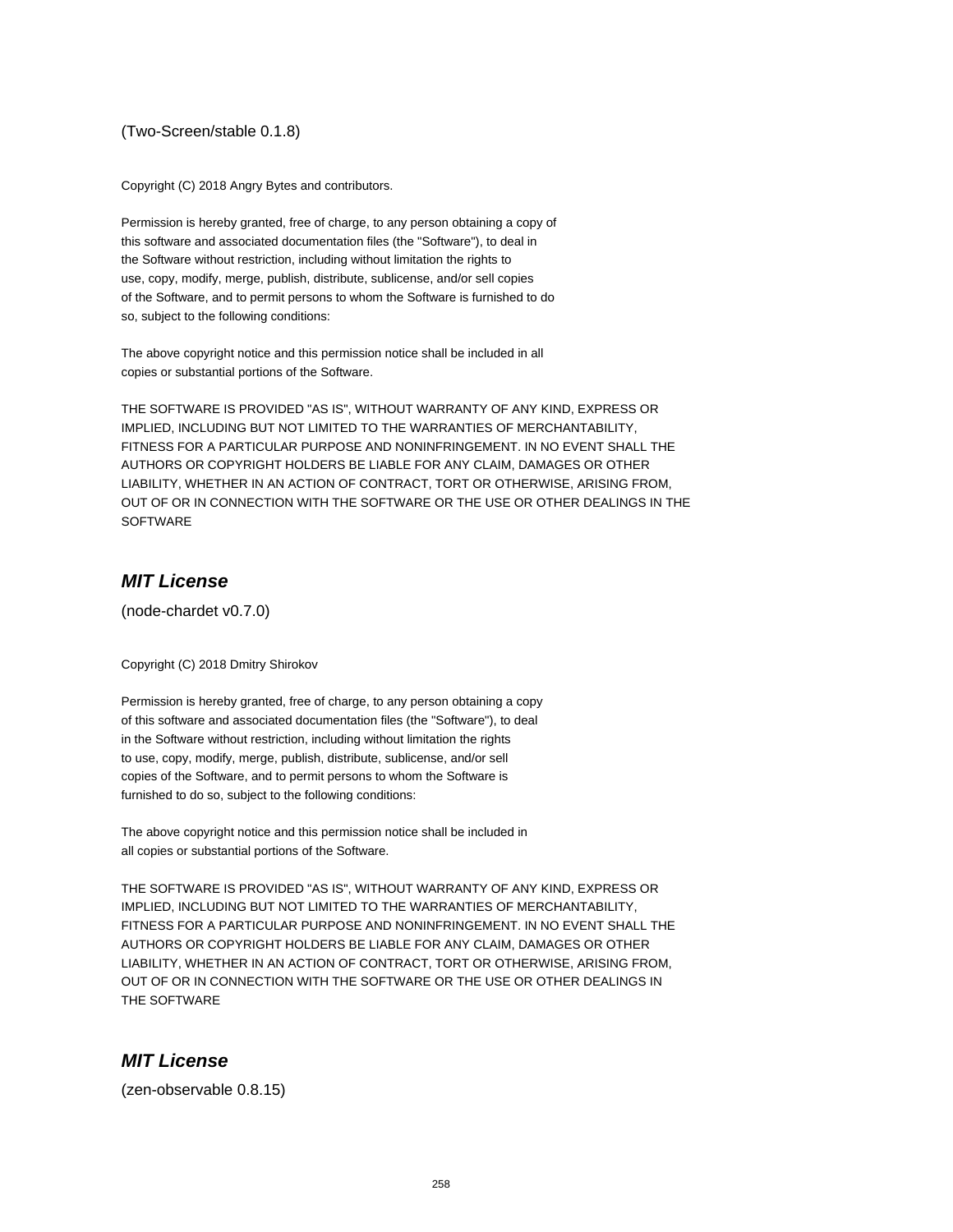(Two-Screen/stable 0.1.8)

Copyright (C) 2018 Angry Bytes and contributors.

Permission is hereby granted, free of charge, to any person obtaining a copy of
this software and associated documentation files (the "Software"), to deal in
the Software without restriction, including without limitation the rights to
use, copy, modify, merge, publish, distribute, sublicense, and/or sell copies
of the Software, and to permit persons to whom the Software is furnished to do
so, subject to the following conditions:

The above copyright notice and this permission notice shall be included in all
copies or substantial portions of the Software.

THE SOFTWARE IS PROVIDED "AS IS", WITHOUT WARRANTY OF ANY KIND, EXPRESS OR
IMPLIED, INCLUDING BUT NOT LIMITED TO THE WARRANTIES OF MERCHANTABILITY,
FITNESS FOR A PARTICULAR PURPOSE AND NONINFRINGEMENT. IN NO EVENT SHALL THE
AUTHORS OR COPYRIGHT HOLDERS BE LIABLE FOR ANY CLAIM, DAMAGES OR OTHER
LIABILITY, WHETHER IN AN ACTION OF CONTRACT, TORT OR OTHERWISE, ARISING FROM,
OUT OF OR IN CONNECTION WITH THE SOFTWARE OR THE USE OR OTHER DEALINGS IN THE
SOFTWARE

## *MIT License*

(node-chardet v0.7.0)

Copyright (C) 2018 Dmitry Shirokov

Permission is hereby granted, free of charge, to any person obtaining a copy
of this software and associated documentation files (the "Software"), to deal
in the Software without restriction, including without limitation the rights
to use, copy, modify, merge, publish, distribute, sublicense, and/or sell
copies of the Software, and to permit persons to whom the Software is
furnished to do so, subject to the following conditions:

The above copyright notice and this permission notice shall be included in
all copies or substantial portions of the Software.

THE SOFTWARE IS PROVIDED "AS IS", WITHOUT WARRANTY OF ANY KIND, EXPRESS OR
IMPLIED, INCLUDING BUT NOT LIMITED TO THE WARRANTIES OF MERCHANTABILITY,
FITNESS FOR A PARTICULAR PURPOSE AND NONINFRINGEMENT. IN NO EVENT SHALL THE
AUTHORS OR COPYRIGHT HOLDERS BE LIABLE FOR ANY CLAIM, DAMAGES OR OTHER
LIABILITY, WHETHER IN AN ACTION OF CONTRACT, TORT OR OTHERWISE, ARISING FROM,
OUT OF OR IN CONNECTION WITH THE SOFTWARE OR THE USE OR OTHER DEALINGS IN
THE SOFTWARE

## *MIT License*

(zen-observable 0.8.15)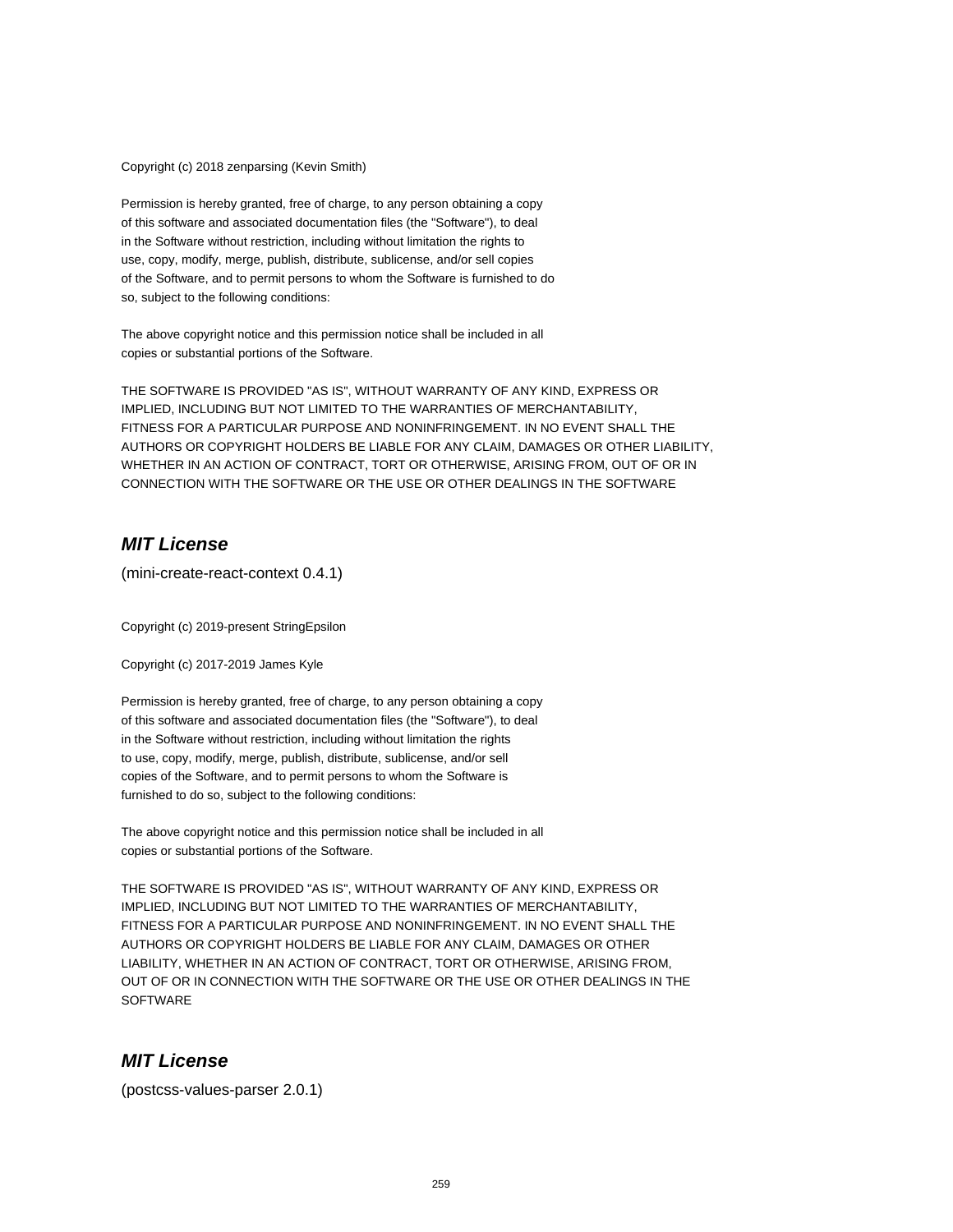Copyright (c) 2018 zenparsing (Kevin Smith)

Permission is hereby granted, free of charge, to any person obtaining a copy
of this software and associated documentation files (the "Software"), to deal
in the Software without restriction, including without limitation the rights to
use, copy, modify, merge, publish, distribute, sublicense, and/or sell copies
of the Software, and to permit persons to whom the Software is furnished to do
so, subject to the following conditions:

The above copyright notice and this permission notice shall be included in all
copies or substantial portions of the Software.

THE SOFTWARE IS PROVIDED "AS IS", WITHOUT WARRANTY OF ANY KIND, EXPRESS OR
IMPLIED, INCLUDING BUT NOT LIMITED TO THE WARRANTIES OF MERCHANTABILITY,
FITNESS FOR A PARTICULAR PURPOSE AND NONINFRINGEMENT. IN NO EVENT SHALL THE
AUTHORS OR COPYRIGHT HOLDERS BE LIABLE FOR ANY CLAIM, DAMAGES OR OTHER LIABILITY,
WHETHER IN AN ACTION OF CONTRACT, TORT OR OTHERWISE, ARISING FROM, OUT OF OR IN
CONNECTION WITH THE SOFTWARE OR THE USE OR OTHER DEALINGS IN THE SOFTWARE

## *MIT License*

(mini-create-react-context 0.4.1)

Copyright (c) 2019-present StringEpsilon

Copyright (c) 2017-2019 James Kyle

Permission is hereby granted, free of charge, to any person obtaining a copy
of this software and associated documentation files (the "Software"), to deal
in the Software without restriction, including without limitation the rights
to use, copy, modify, merge, publish, distribute, sublicense, and/or sell
copies of the Software, and to permit persons to whom the Software is
furnished to do so, subject to the following conditions:

The above copyright notice and this permission notice shall be included in all
copies or substantial portions of the Software.

THE SOFTWARE IS PROVIDED "AS IS", WITHOUT WARRANTY OF ANY KIND, EXPRESS OR
IMPLIED, INCLUDING BUT NOT LIMITED TO THE WARRANTIES OF MERCHANTABILITY,
FITNESS FOR A PARTICULAR PURPOSE AND NONINFRINGEMENT. IN NO EVENT SHALL THE
AUTHORS OR COPYRIGHT HOLDERS BE LIABLE FOR ANY CLAIM, DAMAGES OR OTHER
LIABILITY, WHETHER IN AN ACTION OF CONTRACT, TORT OR OTHERWISE, ARISING FROM,
OUT OF OR IN CONNECTION WITH THE SOFTWARE OR THE USE OR OTHER DEALINGS IN THE
SOFTWARE

## *MIT License*

(postcss-values-parser 2.0.1)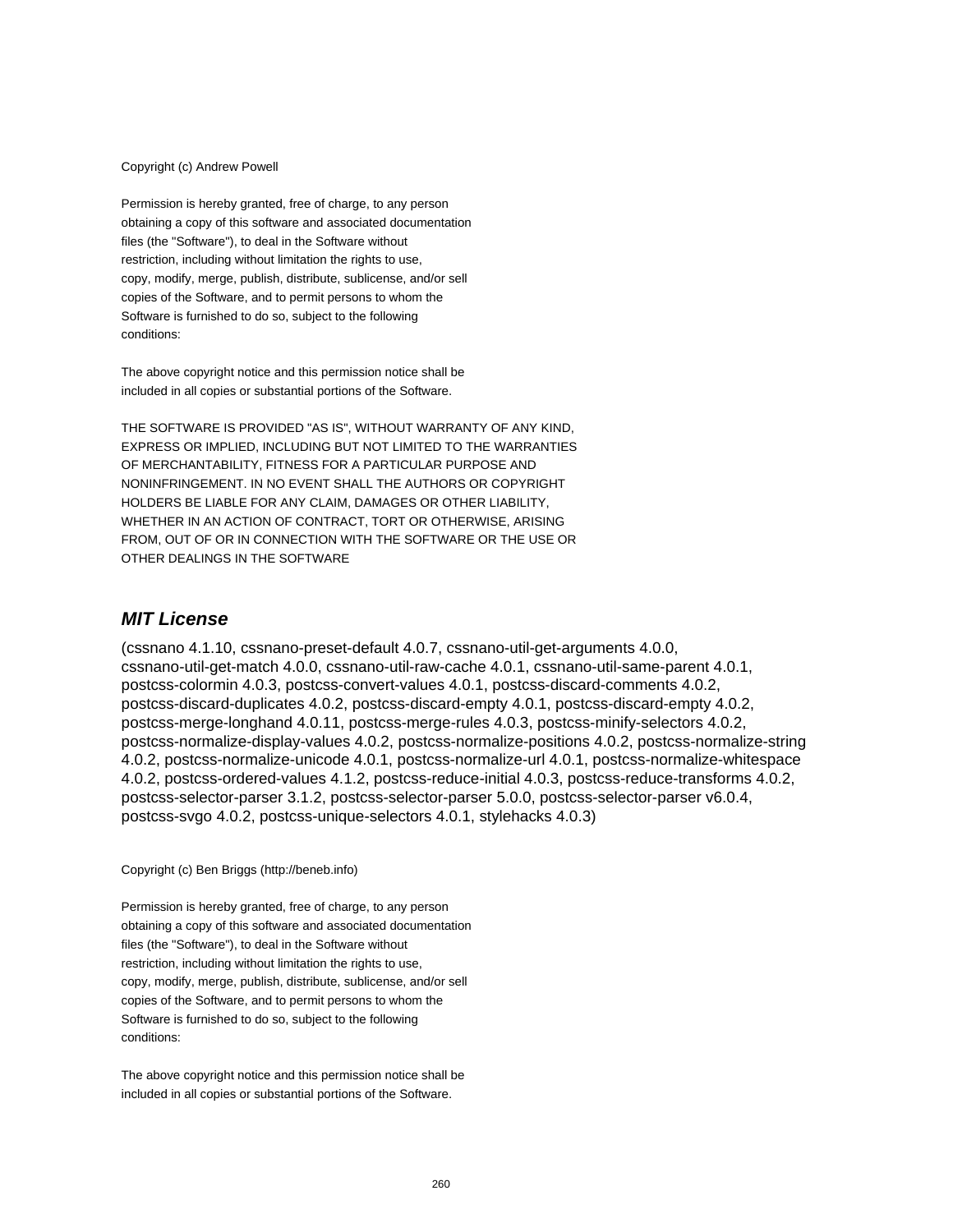Copyright (c) Andrew Powell

Permission is hereby granted, free of charge, to any person
obtaining a copy of this software and associated documentation
files (the "Software"), to deal in the Software without
restriction, including without limitation the rights to use,
copy, modify, merge, publish, distribute, sublicense, and/or sell
copies of the Software, and to permit persons to whom the
Software is furnished to do so, subject to the following
conditions:

The above copyright notice and this permission notice shall be
included in all copies or substantial portions of the Software.

THE SOFTWARE IS PROVIDED "AS IS", WITHOUT WARRANTY OF ANY KIND,
EXPRESS OR IMPLIED, INCLUDING BUT NOT LIMITED TO THE WARRANTIES
OF MERCHANTABILITY, FITNESS FOR A PARTICULAR PURPOSE AND
NONINFRINGEMENT. IN NO EVENT SHALL THE AUTHORS OR COPYRIGHT
HOLDERS BE LIABLE FOR ANY CLAIM, DAMAGES OR OTHER LIABILITY,
WHETHER IN AN ACTION OF CONTRACT, TORT OR OTHERWISE, ARISING
FROM, OUT OF OR IN CONNECTION WITH THE SOFTWARE OR THE USE OR
OTHER DEALINGS IN THE SOFTWARE

## *MIT License*

(cssnano 4.1.10, cssnano-preset-default 4.0.7, cssnano-util-get-arguments 4.0.0, cssnano-util-get-match 4.0.0, cssnano-util-raw-cache 4.0.1, cssnano-util-same-parent 4.0.1, postcss-colormin 4.0.3, postcss-convert-values 4.0.1, postcss-discard-comments 4.0.2, postcss-discard-duplicates 4.0.2, postcss-discard-empty 4.0.1, postcss-discard-empty 4.0.2, postcss-merge-longhand 4.0.11, postcss-merge-rules 4.0.3, postcss-minify-selectors 4.0.2, postcss-normalize-display-values 4.0.2, postcss-normalize-positions 4.0.2, postcss-normalize-string 4.0.2, postcss-normalize-unicode 4.0.1, postcss-normalize-url 4.0.1, postcss-normalize-whitespace 4.0.2, postcss-ordered-values 4.1.2, postcss-reduce-initial 4.0.3, postcss-reduce-transforms 4.0.2, postcss-selector-parser 3.1.2, postcss-selector-parser 5.0.0, postcss-selector-parser v6.0.4, postcss-svgo 4.0.2, postcss-unique-selectors 4.0.1, stylehacks 4.0.3)

Copyright (c) Ben Briggs (http://beneb.info)

Permission is hereby granted, free of charge, to any person
obtaining a copy of this software and associated documentation
files (the "Software"), to deal in the Software without
restriction, including without limitation the rights to use,
copy, modify, merge, publish, distribute, sublicense, and/or sell
copies of the Software, and to permit persons to whom the
Software is furnished to do so, subject to the following
conditions:

The above copyright notice and this permission notice shall be
included in all copies or substantial portions of the Software.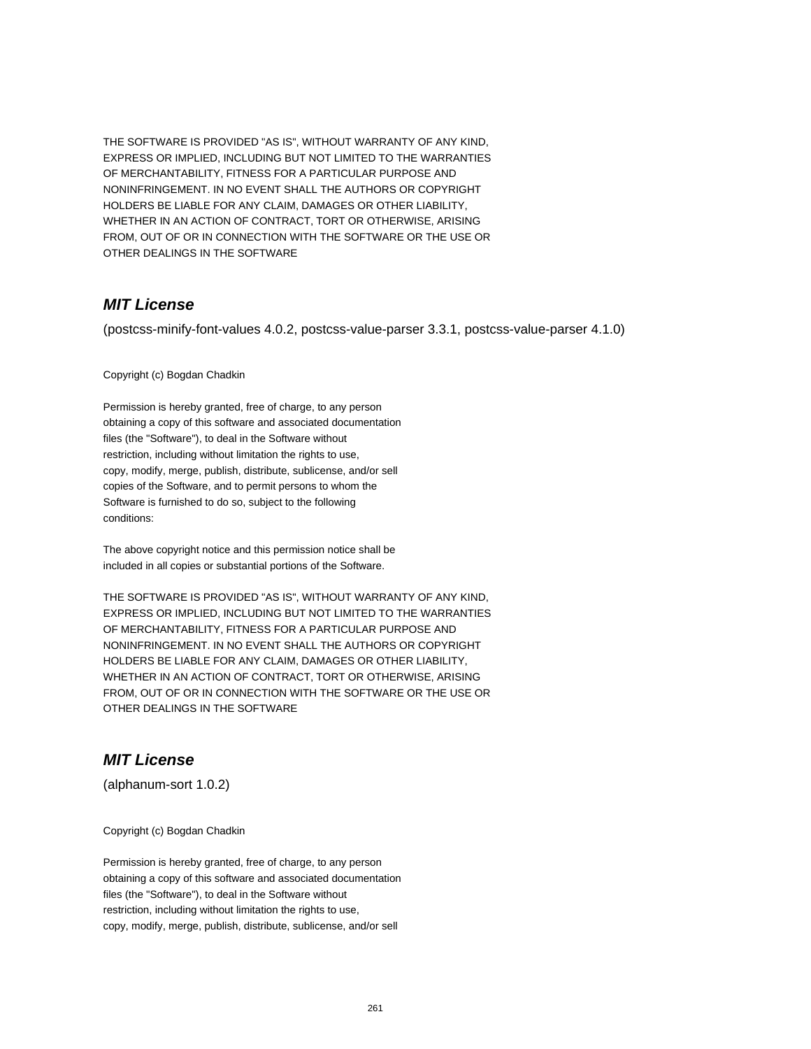THE SOFTWARE IS PROVIDED "AS IS", WITHOUT WARRANTY OF ANY KIND,
EXPRESS OR IMPLIED, INCLUDING BUT NOT LIMITED TO THE WARRANTIES
OF MERCHANTABILITY, FITNESS FOR A PARTICULAR PURPOSE AND
NONINFRINGEMENT. IN NO EVENT SHALL THE AUTHORS OR COPYRIGHT
HOLDERS BE LIABLE FOR ANY CLAIM, DAMAGES OR OTHER LIABILITY,
WHETHER IN AN ACTION OF CONTRACT, TORT OR OTHERWISE, ARISING
FROM, OUT OF OR IN CONNECTION WITH THE SOFTWARE OR THE USE OR
OTHER DEALINGS IN THE SOFTWARE

## *MIT License*

(postcss-minify-font-values 4.0.2, postcss-value-parser 3.3.1, postcss-value-parser 4.1.0)

Copyright (c) Bogdan Chadkin

Permission is hereby granted, free of charge, to any person
obtaining a copy of this software and associated documentation
files (the "Software"), to deal in the Software without
restriction, including without limitation the rights to use,
copy, modify, merge, publish, distribute, sublicense, and/or sell
copies of the Software, and to permit persons to whom the
Software is furnished to do so, subject to the following
conditions:

The above copyright notice and this permission notice shall be
included in all copies or substantial portions of the Software.

THE SOFTWARE IS PROVIDED "AS IS", WITHOUT WARRANTY OF ANY KIND,
EXPRESS OR IMPLIED, INCLUDING BUT NOT LIMITED TO THE WARRANTIES
OF MERCHANTABILITY, FITNESS FOR A PARTICULAR PURPOSE AND
NONINFRINGEMENT. IN NO EVENT SHALL THE AUTHORS OR COPYRIGHT
HOLDERS BE LIABLE FOR ANY CLAIM, DAMAGES OR OTHER LIABILITY,
WHETHER IN AN ACTION OF CONTRACT, TORT OR OTHERWISE, ARISING
FROM, OUT OF OR IN CONNECTION WITH THE SOFTWARE OR THE USE OR
OTHER DEALINGS IN THE SOFTWARE

## *MIT License*

(alphanum-sort 1.0.2)

Copyright (c) Bogdan Chadkin

Permission is hereby granted, free of charge, to any person
obtaining a copy of this software and associated documentation
files (the "Software"), to deal in the Software without
restriction, including without limitation the rights to use,
copy, modify, merge, publish, distribute, sublicense, and/or sell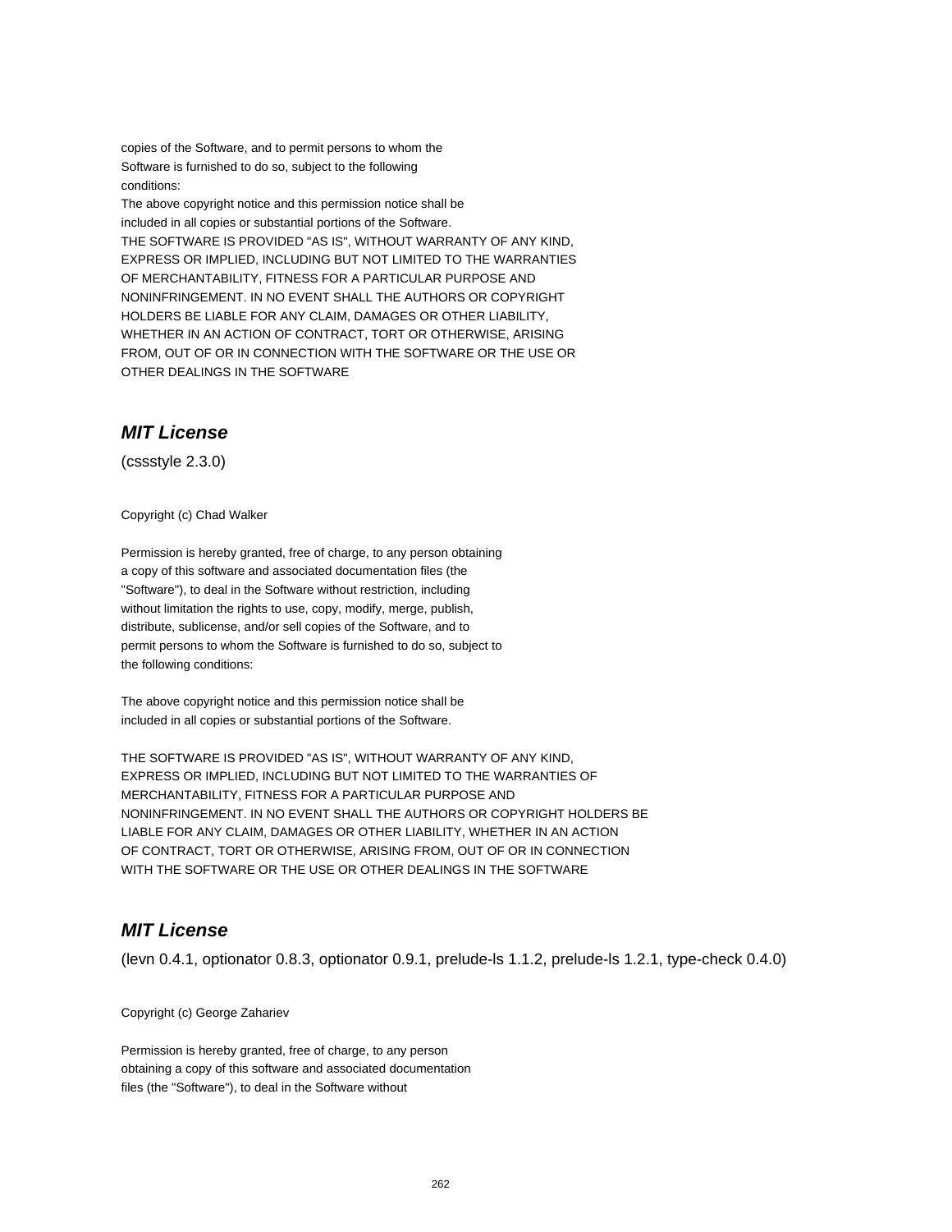copies of the Software, and to permit persons to whom the
Software is furnished to do so, subject to the following
conditions:
The above copyright notice and this permission notice shall be
included in all copies or substantial portions of the Software.
THE SOFTWARE IS PROVIDED "AS IS", WITHOUT WARRANTY OF ANY KIND,
EXPRESS OR IMPLIED, INCLUDING BUT NOT LIMITED TO THE WARRANTIES
OF MERCHANTABILITY, FITNESS FOR A PARTICULAR PURPOSE AND
NONINFRINGEMENT. IN NO EVENT SHALL THE AUTHORS OR COPYRIGHT
HOLDERS BE LIABLE FOR ANY CLAIM, DAMAGES OR OTHER LIABILITY,
WHETHER IN AN ACTION OF CONTRACT, TORT OR OTHERWISE, ARISING
FROM, OUT OF OR IN CONNECTION WITH THE SOFTWARE OR THE USE OR
OTHER DEALINGS IN THE SOFTWARE

## *MIT License*

(cssstyle 2.3.0)

Copyright (c) Chad Walker

Permission is hereby granted, free of charge, to any person obtaining
a copy of this software and associated documentation files (the
"Software"), to deal in the Software without restriction, including
without limitation the rights to use, copy, modify, merge, publish,
distribute, sublicense, and/or sell copies of the Software, and to
permit persons to whom the Software is furnished to do so, subject to
the following conditions:

The above copyright notice and this permission notice shall be
included in all copies or substantial portions of the Software.

THE SOFTWARE IS PROVIDED "AS IS", WITHOUT WARRANTY OF ANY KIND,
EXPRESS OR IMPLIED, INCLUDING BUT NOT LIMITED TO THE WARRANTIES OF
MERCHANTABILITY, FITNESS FOR A PARTICULAR PURPOSE AND
NONINFRINGEMENT. IN NO EVENT SHALL THE AUTHORS OR COPYRIGHT HOLDERS BE
LIABLE FOR ANY CLAIM, DAMAGES OR OTHER LIABILITY, WHETHER IN AN ACTION
OF CONTRACT, TORT OR OTHERWISE, ARISING FROM, OUT OF OR IN CONNECTION
WITH THE SOFTWARE OR THE USE OR OTHER DEALINGS IN THE SOFTWARE

## *MIT License*

(levn 0.4.1, optionator 0.8.3, optionator 0.9.1, prelude-ls 1.1.2, prelude-ls 1.2.1, type-check 0.4.0)

Copyright (c) George Zahariev

Permission is hereby granted, free of charge, to any person
obtaining a copy of this software and associated documentation
files (the "Software"), to deal in the Software without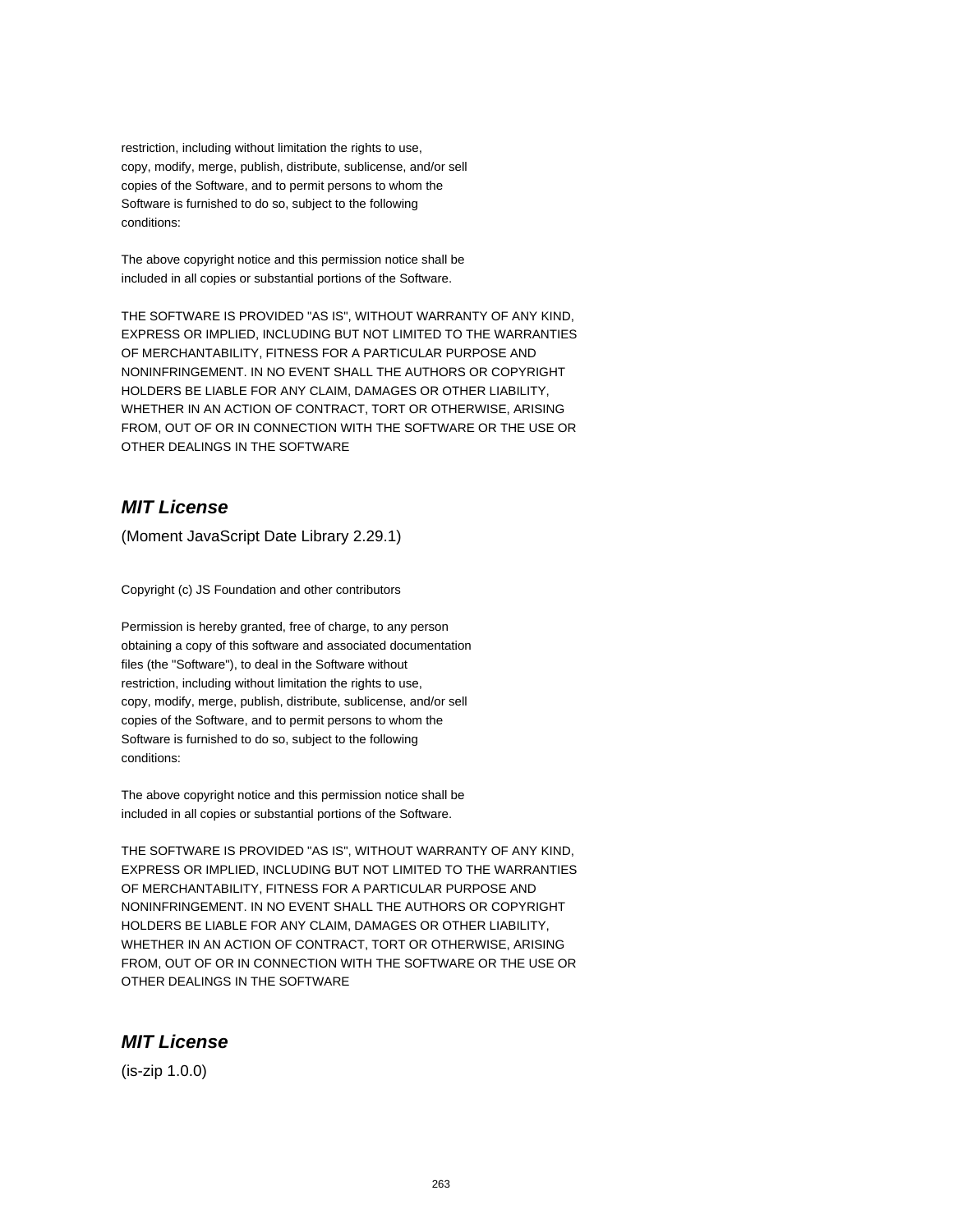restriction, including without limitation the rights to use,
copy, modify, merge, publish, distribute, sublicense, and/or sell
copies of the Software, and to permit persons to whom the
Software is furnished to do so, subject to the following
conditions:

The above copyright notice and this permission notice shall be
included in all copies or substantial portions of the Software.

THE SOFTWARE IS PROVIDED "AS IS", WITHOUT WARRANTY OF ANY KIND,
EXPRESS OR IMPLIED, INCLUDING BUT NOT LIMITED TO THE WARRANTIES
OF MERCHANTABILITY, FITNESS FOR A PARTICULAR PURPOSE AND
NONINFRINGEMENT. IN NO EVENT SHALL THE AUTHORS OR COPYRIGHT
HOLDERS BE LIABLE FOR ANY CLAIM, DAMAGES OR OTHER LIABILITY,
WHETHER IN AN ACTION OF CONTRACT, TORT OR OTHERWISE, ARISING
FROM, OUT OF OR IN CONNECTION WITH THE SOFTWARE OR THE USE OR
OTHER DEALINGS IN THE SOFTWARE

## *MIT License*

(Moment JavaScript Date Library 2.29.1)

Copyright (c) JS Foundation and other contributors

Permission is hereby granted, free of charge, to any person
obtaining a copy of this software and associated documentation
files (the "Software"), to deal in the Software without
restriction, including without limitation the rights to use,
copy, modify, merge, publish, distribute, sublicense, and/or sell
copies of the Software, and to permit persons to whom the
Software is furnished to do so, subject to the following
conditions:

The above copyright notice and this permission notice shall be
included in all copies or substantial portions of the Software.

THE SOFTWARE IS PROVIDED "AS IS", WITHOUT WARRANTY OF ANY KIND,
EXPRESS OR IMPLIED, INCLUDING BUT NOT LIMITED TO THE WARRANTIES
OF MERCHANTABILITY, FITNESS FOR A PARTICULAR PURPOSE AND
NONINFRINGEMENT. IN NO EVENT SHALL THE AUTHORS OR COPYRIGHT
HOLDERS BE LIABLE FOR ANY CLAIM, DAMAGES OR OTHER LIABILITY,
WHETHER IN AN ACTION OF CONTRACT, TORT OR OTHERWISE, ARISING
FROM, OUT OF OR IN CONNECTION WITH THE SOFTWARE OR THE USE OR
OTHER DEALINGS IN THE SOFTWARE

## *MIT License*

(is-zip 1.0.0)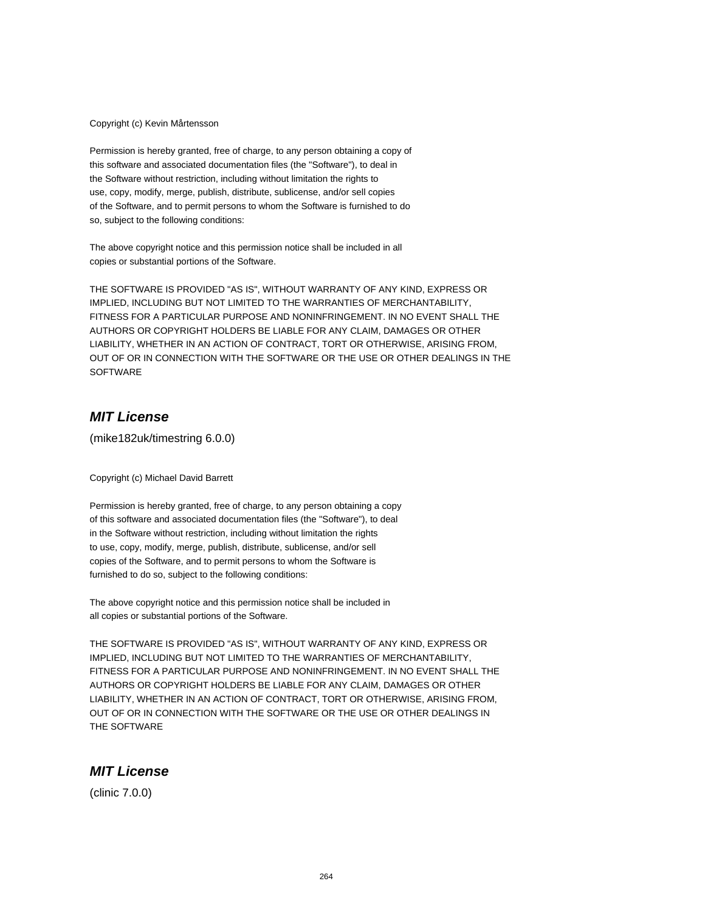Copyright (c) Kevin Mårtensson

Permission is hereby granted, free of charge, to any person obtaining a copy of
this software and associated documentation files (the "Software"), to deal in
the Software without restriction, including without limitation the rights to
use, copy, modify, merge, publish, distribute, sublicense, and/or sell copies
of the Software, and to permit persons to whom the Software is furnished to do
so, subject to the following conditions:

The above copyright notice and this permission notice shall be included in all
copies or substantial portions of the Software.

THE SOFTWARE IS PROVIDED "AS IS", WITHOUT WARRANTY OF ANY KIND, EXPRESS OR
IMPLIED, INCLUDING BUT NOT LIMITED TO THE WARRANTIES OF MERCHANTABILITY,
FITNESS FOR A PARTICULAR PURPOSE AND NONINFRINGEMENT. IN NO EVENT SHALL THE
AUTHORS OR COPYRIGHT HOLDERS BE LIABLE FOR ANY CLAIM, DAMAGES OR OTHER
LIABILITY, WHETHER IN AN ACTION OF CONTRACT, TORT OR OTHERWISE, ARISING FROM,
OUT OF OR IN CONNECTION WITH THE SOFTWARE OR THE USE OR OTHER DEALINGS IN THE
SOFTWARE

## *MIT License*

(mike182uk/timestring 6.0.0)

Copyright (c) Michael David Barrett

Permission is hereby granted, free of charge, to any person obtaining a copy
of this software and associated documentation files (the "Software"), to deal
in the Software without restriction, including without limitation the rights
to use, copy, modify, merge, publish, distribute, sublicense, and/or sell
copies of the Software, and to permit persons to whom the Software is
furnished to do so, subject to the following conditions:

The above copyright notice and this permission notice shall be included in
all copies or substantial portions of the Software.

THE SOFTWARE IS PROVIDED "AS IS", WITHOUT WARRANTY OF ANY KIND, EXPRESS OR
IMPLIED, INCLUDING BUT NOT LIMITED TO THE WARRANTIES OF MERCHANTABILITY,
FITNESS FOR A PARTICULAR PURPOSE AND NONINFRINGEMENT. IN NO EVENT SHALL THE
AUTHORS OR COPYRIGHT HOLDERS BE LIABLE FOR ANY CLAIM, DAMAGES OR OTHER
LIABILITY, WHETHER IN AN ACTION OF CONTRACT, TORT OR OTHERWISE, ARISING FROM,
OUT OF OR IN CONNECTION WITH THE SOFTWARE OR THE USE OR OTHER DEALINGS IN
THE SOFTWARE

## *MIT License*

(clinic 7.0.0)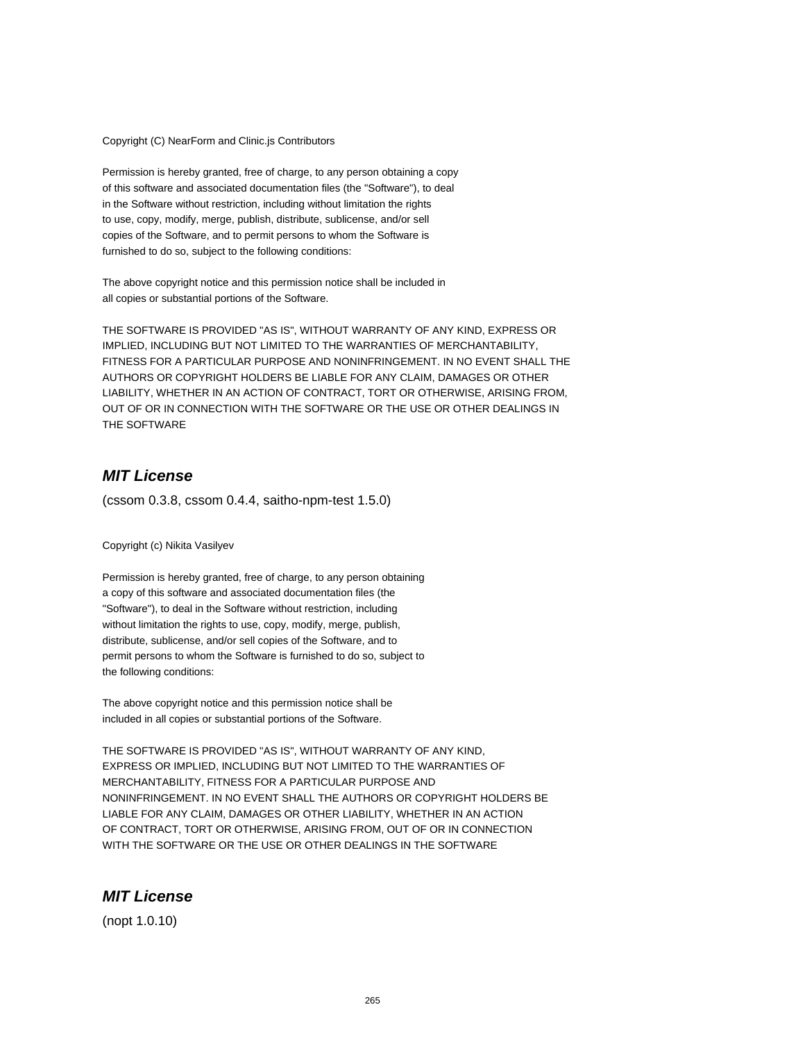Copyright (C) NearForm and Clinic.js Contributors

Permission is hereby granted, free of charge, to any person obtaining a copy
of this software and associated documentation files (the "Software"), to deal
in the Software without restriction, including without limitation the rights
to use, copy, modify, merge, publish, distribute, sublicense, and/or sell
copies of the Software, and to permit persons to whom the Software is
furnished to do so, subject to the following conditions:

The above copyright notice and this permission notice shall be included in
all copies or substantial portions of the Software.

THE SOFTWARE IS PROVIDED "AS IS", WITHOUT WARRANTY OF ANY KIND, EXPRESS OR
IMPLIED, INCLUDING BUT NOT LIMITED TO THE WARRANTIES OF MERCHANTABILITY,
FITNESS FOR A PARTICULAR PURPOSE AND NONINFRINGEMENT. IN NO EVENT SHALL THE
AUTHORS OR COPYRIGHT HOLDERS BE LIABLE FOR ANY CLAIM, DAMAGES OR OTHER
LIABILITY, WHETHER IN AN ACTION OF CONTRACT, TORT OR OTHERWISE, ARISING FROM,
OUT OF OR IN CONNECTION WITH THE SOFTWARE OR THE USE OR OTHER DEALINGS IN
THE SOFTWARE

## *MIT License*

(cssom 0.3.8, cssom 0.4.4, saitho-npm-test 1.5.0)

Copyright (c) Nikita Vasilyev

Permission is hereby granted, free of charge, to any person obtaining
a copy of this software and associated documentation files (the
"Software"), to deal in the Software without restriction, including
without limitation the rights to use, copy, modify, merge, publish,
distribute, sublicense, and/or sell copies of the Software, and to
permit persons to whom the Software is furnished to do so, subject to
the following conditions:

The above copyright notice and this permission notice shall be
included in all copies or substantial portions of the Software.

THE SOFTWARE IS PROVIDED "AS IS", WITHOUT WARRANTY OF ANY KIND,
EXPRESS OR IMPLIED, INCLUDING BUT NOT LIMITED TO THE WARRANTIES OF
MERCHANTABILITY, FITNESS FOR A PARTICULAR PURPOSE AND
NONINFRINGEMENT. IN NO EVENT SHALL THE AUTHORS OR COPYRIGHT HOLDERS BE
LIABLE FOR ANY CLAIM, DAMAGES OR OTHER LIABILITY, WHETHER IN AN ACTION
OF CONTRACT, TORT OR OTHERWISE, ARISING FROM, OUT OF OR IN CONNECTION
WITH THE SOFTWARE OR THE USE OR OTHER DEALINGS IN THE SOFTWARE

## *MIT License*

(nopt 1.0.10)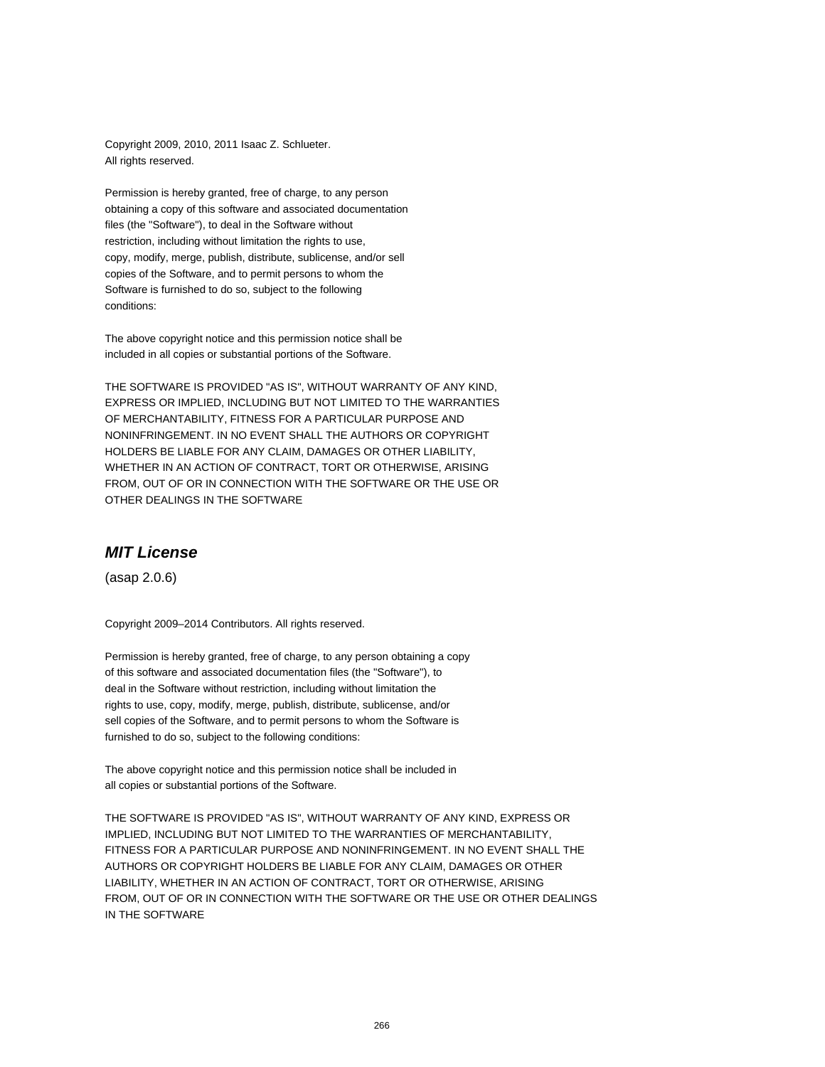Copyright 2009, 2010, 2011 Isaac Z. Schlueter.
All rights reserved.

Permission is hereby granted, free of charge, to any person
obtaining a copy of this software and associated documentation
files (the "Software"), to deal in the Software without
restriction, including without limitation the rights to use,
copy, modify, merge, publish, distribute, sublicense, and/or sell
copies of the Software, and to permit persons to whom the
Software is furnished to do so, subject to the following
conditions:

The above copyright notice and this permission notice shall be
included in all copies or substantial portions of the Software.

THE SOFTWARE IS PROVIDED "AS IS", WITHOUT WARRANTY OF ANY KIND,
EXPRESS OR IMPLIED, INCLUDING BUT NOT LIMITED TO THE WARRANTIES
OF MERCHANTABILITY, FITNESS FOR A PARTICULAR PURPOSE AND
NONINFRINGEMENT. IN NO EVENT SHALL THE AUTHORS OR COPYRIGHT
HOLDERS BE LIABLE FOR ANY CLAIM, DAMAGES OR OTHER LIABILITY,
WHETHER IN AN ACTION OF CONTRACT, TORT OR OTHERWISE, ARISING
FROM, OUT OF OR IN CONNECTION WITH THE SOFTWARE OR THE USE OR
OTHER DEALINGS IN THE SOFTWARE

## *MIT License*

(asap 2.0.6)

Copyright 2009–2014 Contributors. All rights reserved.

Permission is hereby granted, free of charge, to any person obtaining a copy
of this software and associated documentation files (the "Software"), to
deal in the Software without restriction, including without limitation the
rights to use, copy, modify, merge, publish, distribute, sublicense, and/or
sell copies of the Software, and to permit persons to whom the Software is
furnished to do so, subject to the following conditions:

The above copyright notice and this permission notice shall be included in
all copies or substantial portions of the Software.

THE SOFTWARE IS PROVIDED "AS IS", WITHOUT WARRANTY OF ANY KIND, EXPRESS OR
IMPLIED, INCLUDING BUT NOT LIMITED TO THE WARRANTIES OF MERCHANTABILITY,
FITNESS FOR A PARTICULAR PURPOSE AND NONINFRINGEMENT. IN NO EVENT SHALL THE
AUTHORS OR COPYRIGHT HOLDERS BE LIABLE FOR ANY CLAIM, DAMAGES OR OTHER
LIABILITY, WHETHER IN AN ACTION OF CONTRACT, TORT OR OTHERWISE, ARISING
FROM, OUT OF OR IN CONNECTION WITH THE SOFTWARE OR THE USE OR OTHER DEALINGS
IN THE SOFTWARE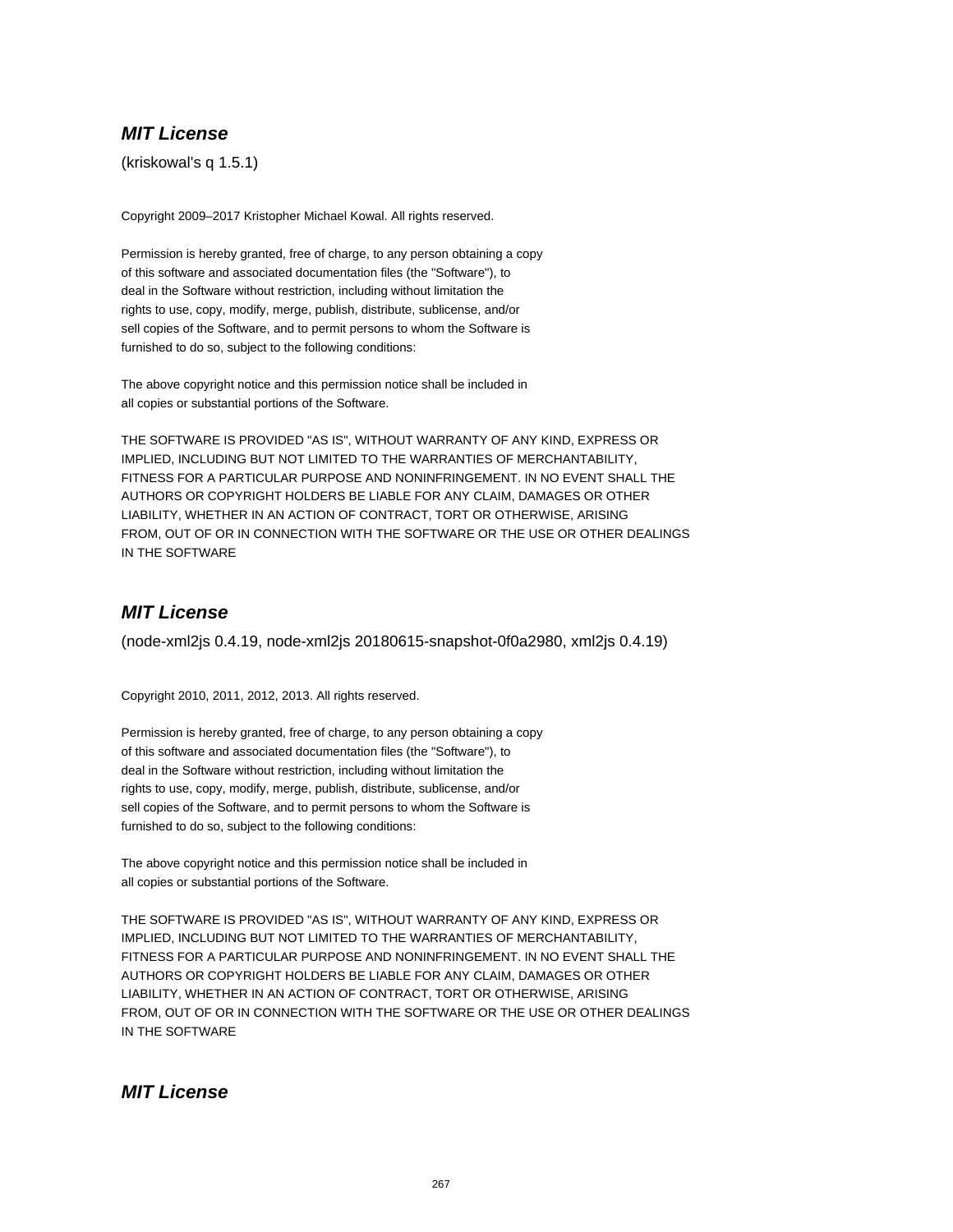### ***MIT License***

(kriskowal's q 1.5.1)

Copyright 2009–2017 Kristopher Michael Kowal. All rights reserved.

Permission is hereby granted, free of charge, to any person obtaining a copy
of this software and associated documentation files (the "Software"), to
deal in the Software without restriction, including without limitation the
rights to use, copy, modify, merge, publish, distribute, sublicense, and/or
sell copies of the Software, and to permit persons to whom the Software is
furnished to do so, subject to the following conditions:

The above copyright notice and this permission notice shall be included in
all copies or substantial portions of the Software.

THE SOFTWARE IS PROVIDED "AS IS", WITHOUT WARRANTY OF ANY KIND, EXPRESS OR
IMPLIED, INCLUDING BUT NOT LIMITED TO THE WARRANTIES OF MERCHANTABILITY,
FITNESS FOR A PARTICULAR PURPOSE AND NONINFRINGEMENT. IN NO EVENT SHALL THE
AUTHORS OR COPYRIGHT HOLDERS BE LIABLE FOR ANY CLAIM, DAMAGES OR OTHER
LIABILITY, WHETHER IN AN ACTION OF CONTRACT, TORT OR OTHERWISE, ARISING
FROM, OUT OF OR IN CONNECTION WITH THE SOFTWARE OR THE USE OR OTHER DEALINGS
IN THE SOFTWARE

### ***MIT License***

(node-xml2js 0.4.19, node-xml2js 20180615-snapshot-0f0a2980, xml2js 0.4.19)

Copyright 2010, 2011, 2012, 2013. All rights reserved.

Permission is hereby granted, free of charge, to any person obtaining a copy
of this software and associated documentation files (the "Software"), to
deal in the Software without restriction, including without limitation the
rights to use, copy, modify, merge, publish, distribute, sublicense, and/or
sell copies of the Software, and to permit persons to whom the Software is
furnished to do so, subject to the following conditions:

The above copyright notice and this permission notice shall be included in
all copies or substantial portions of the Software.

THE SOFTWARE IS PROVIDED "AS IS", WITHOUT WARRANTY OF ANY KIND, EXPRESS OR
IMPLIED, INCLUDING BUT NOT LIMITED TO THE WARRANTIES OF MERCHANTABILITY,
FITNESS FOR A PARTICULAR PURPOSE AND NONINFRINGEMENT. IN NO EVENT SHALL THE
AUTHORS OR COPYRIGHT HOLDERS BE LIABLE FOR ANY CLAIM, DAMAGES OR OTHER
LIABILITY, WHETHER IN AN ACTION OF CONTRACT, TORT OR OTHERWISE, ARISING
FROM, OUT OF OR IN CONNECTION WITH THE SOFTWARE OR THE USE OR OTHER DEALINGS
IN THE SOFTWARE

### ***MIT License***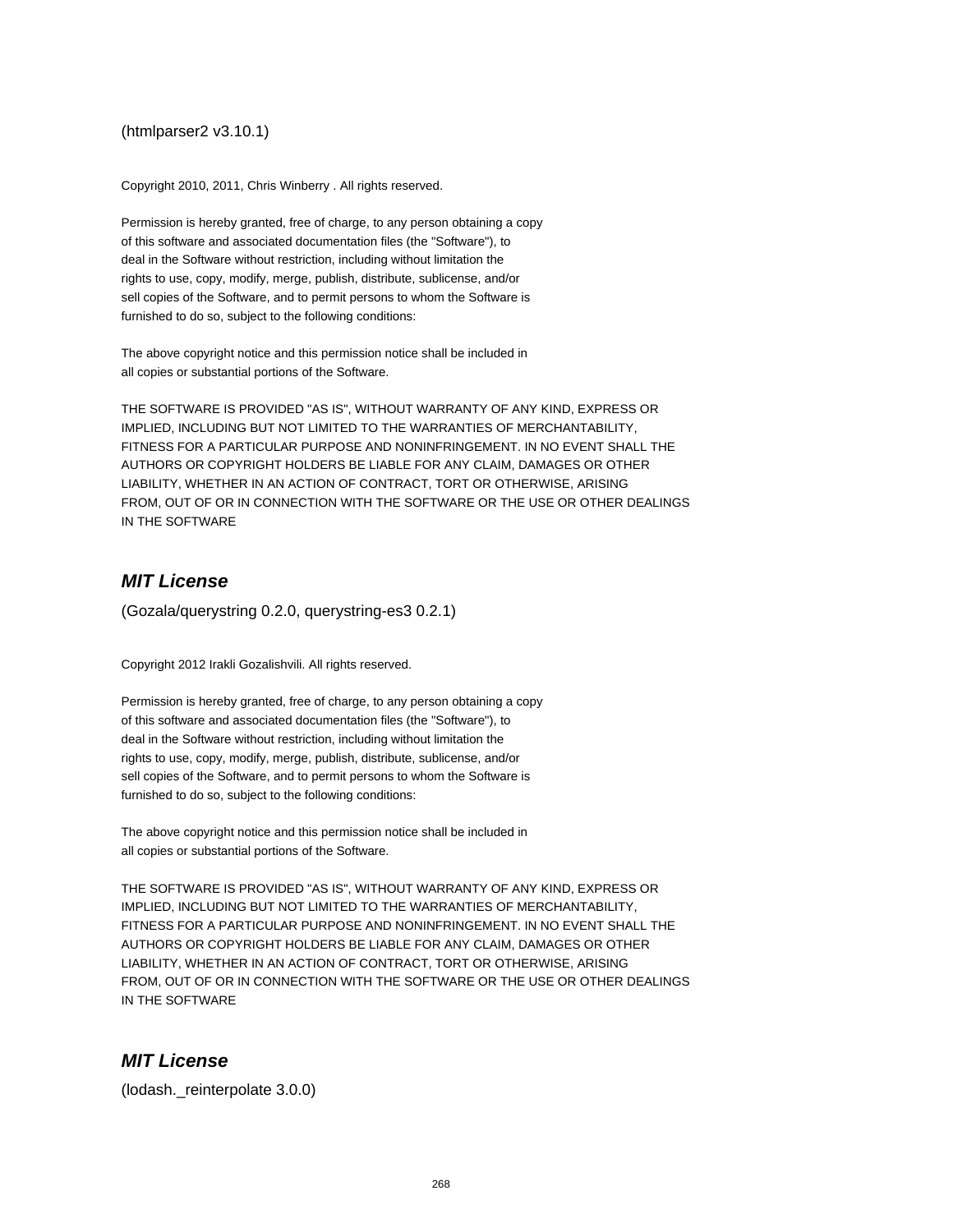(htmlparser2 v3.10.1)

Copyright 2010, 2011, Chris Winberry . All rights reserved.

Permission is hereby granted, free of charge, to any person obtaining a copy
of this software and associated documentation files (the "Software"), to
deal in the Software without restriction, including without limitation the
rights to use, copy, modify, merge, publish, distribute, sublicense, and/or
sell copies of the Software, and to permit persons to whom the Software is
furnished to do so, subject to the following conditions:

The above copyright notice and this permission notice shall be included in
all copies or substantial portions of the Software.

THE SOFTWARE IS PROVIDED "AS IS", WITHOUT WARRANTY OF ANY KIND, EXPRESS OR
IMPLIED, INCLUDING BUT NOT LIMITED TO THE WARRANTIES OF MERCHANTABILITY,
FITNESS FOR A PARTICULAR PURPOSE AND NONINFRINGEMENT. IN NO EVENT SHALL THE
AUTHORS OR COPYRIGHT HOLDERS BE LIABLE FOR ANY CLAIM, DAMAGES OR OTHER
LIABILITY, WHETHER IN AN ACTION OF CONTRACT, TORT OR OTHERWISE, ARISING
FROM, OUT OF OR IN CONNECTION WITH THE SOFTWARE OR THE USE OR OTHER DEALINGS
IN THE SOFTWARE

## *MIT License*

(Gozala/querystring 0.2.0, querystring-es3 0.2.1)

Copyright 2012 Irakli Gozalishvili. All rights reserved.

Permission is hereby granted, free of charge, to any person obtaining a copy
of this software and associated documentation files (the "Software"), to
deal in the Software without restriction, including without limitation the
rights to use, copy, modify, merge, publish, distribute, sublicense, and/or
sell copies of the Software, and to permit persons to whom the Software is
furnished to do so, subject to the following conditions:

The above copyright notice and this permission notice shall be included in
all copies or substantial portions of the Software.

THE SOFTWARE IS PROVIDED "AS IS", WITHOUT WARRANTY OF ANY KIND, EXPRESS OR
IMPLIED, INCLUDING BUT NOT LIMITED TO THE WARRANTIES OF MERCHANTABILITY,
FITNESS FOR A PARTICULAR PURPOSE AND NONINFRINGEMENT. IN NO EVENT SHALL THE
AUTHORS OR COPYRIGHT HOLDERS BE LIABLE FOR ANY CLAIM, DAMAGES OR OTHER
LIABILITY, WHETHER IN AN ACTION OF CONTRACT, TORT OR OTHERWISE, ARISING
FROM, OUT OF OR IN CONNECTION WITH THE SOFTWARE OR THE USE OR OTHER DEALINGS
IN THE SOFTWARE

## *MIT License*

(lodash._reinterpolate 3.0.0)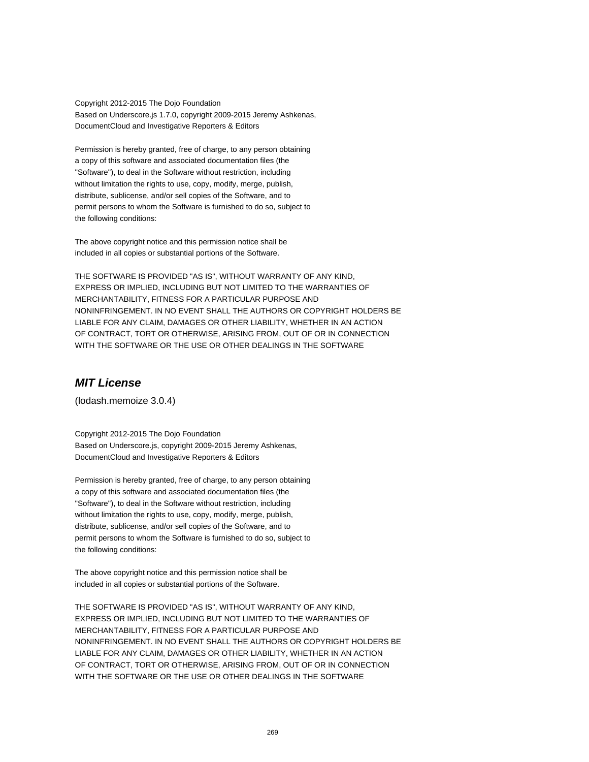Copyright 2012-2015 The Dojo Foundation
Based on Underscore.js 1.7.0, copyright 2009-2015 Jeremy Ashkenas,
DocumentCloud and Investigative Reporters & Editors

Permission is hereby granted, free of charge, to any person obtaining
a copy of this software and associated documentation files (the
"Software"), to deal in the Software without restriction, including
without limitation the rights to use, copy, modify, merge, publish,
distribute, sublicense, and/or sell copies of the Software, and to
permit persons to whom the Software is furnished to do so, subject to
the following conditions:

The above copyright notice and this permission notice shall be
included in all copies or substantial portions of the Software.

THE SOFTWARE IS PROVIDED "AS IS", WITHOUT WARRANTY OF ANY KIND,
EXPRESS OR IMPLIED, INCLUDING BUT NOT LIMITED TO THE WARRANTIES OF
MERCHANTABILITY, FITNESS FOR A PARTICULAR PURPOSE AND
NONINFRINGEMENT. IN NO EVENT SHALL THE AUTHORS OR COPYRIGHT HOLDERS BE
LIABLE FOR ANY CLAIM, DAMAGES OR OTHER LIABILITY, WHETHER IN AN ACTION
OF CONTRACT, TORT OR OTHERWISE, ARISING FROM, OUT OF OR IN CONNECTION
WITH THE SOFTWARE OR THE USE OR OTHER DEALINGS IN THE SOFTWARE

## *MIT License*

(lodash.memoize 3.0.4)

Copyright 2012-2015 The Dojo Foundation
Based on Underscore.js, copyright 2009-2015 Jeremy Ashkenas,
DocumentCloud and Investigative Reporters & Editors

Permission is hereby granted, free of charge, to any person obtaining
a copy of this software and associated documentation files (the
"Software"), to deal in the Software without restriction, including
without limitation the rights to use, copy, modify, merge, publish,
distribute, sublicense, and/or sell copies of the Software, and to
permit persons to whom the Software is furnished to do so, subject to
the following conditions:

The above copyright notice and this permission notice shall be
included in all copies or substantial portions of the Software.

THE SOFTWARE IS PROVIDED "AS IS", WITHOUT WARRANTY OF ANY KIND,
EXPRESS OR IMPLIED, INCLUDING BUT NOT LIMITED TO THE WARRANTIES OF
MERCHANTABILITY, FITNESS FOR A PARTICULAR PURPOSE AND
NONINFRINGEMENT. IN NO EVENT SHALL THE AUTHORS OR COPYRIGHT HOLDERS BE
LIABLE FOR ANY CLAIM, DAMAGES OR OTHER LIABILITY, WHETHER IN AN ACTION
OF CONTRACT, TORT OR OTHERWISE, ARISING FROM, OUT OF OR IN CONNECTION
WITH THE SOFTWARE OR THE USE OR OTHER DEALINGS IN THE SOFTWARE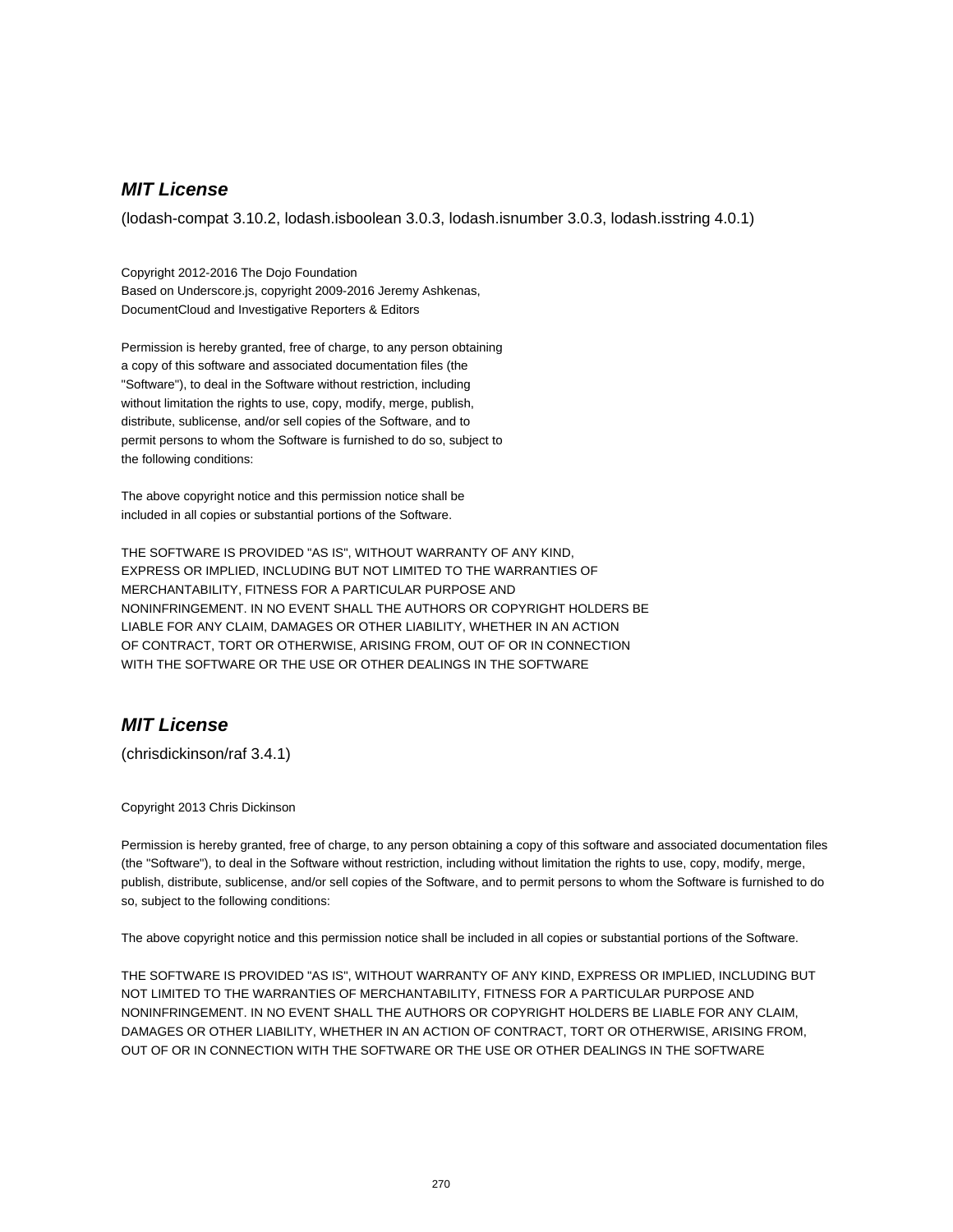## ***MIT License***

(lodash-compat 3.10.2, lodash.isboolean 3.0.3, lodash.isnumber 3.0.3, lodash.isstring 4.0.1)

Copyright 2012-2016 The Dojo Foundation
Based on Underscore.js, copyright 2009-2016 Jeremy Ashkenas,
DocumentCloud and Investigative Reporters & Editors

Permission is hereby granted, free of charge, to any person obtaining
a copy of this software and associated documentation files (the
"Software"), to deal in the Software without restriction, including
without limitation the rights to use, copy, modify, merge, publish,
distribute, sublicense, and/or sell copies of the Software, and to
permit persons to whom the Software is furnished to do so, subject to
the following conditions:

The above copyright notice and this permission notice shall be
included in all copies or substantial portions of the Software.

THE SOFTWARE IS PROVIDED "AS IS", WITHOUT WARRANTY OF ANY KIND,
EXPRESS OR IMPLIED, INCLUDING BUT NOT LIMITED TO THE WARRANTIES OF
MERCHANTABILITY, FITNESS FOR A PARTICULAR PURPOSE AND
NONINFRINGEMENT. IN NO EVENT SHALL THE AUTHORS OR COPYRIGHT HOLDERS BE
LIABLE FOR ANY CLAIM, DAMAGES OR OTHER LIABILITY, WHETHER IN AN ACTION
OF CONTRACT, TORT OR OTHERWISE, ARISING FROM, OUT OF OR IN CONNECTION
WITH THE SOFTWARE OR THE USE OR OTHER DEALINGS IN THE SOFTWARE

## ***MIT License***

(chrisdickinson/raf 3.4.1)

Copyright 2013 Chris Dickinson

Permission is hereby granted, free of charge, to any person obtaining a copy of this software and associated documentation files (the "Software"), to deal in the Software without restriction, including without limitation the rights to use, copy, modify, merge, publish, distribute, sublicense, and/or sell copies of the Software, and to permit persons to whom the Software is furnished to do so, subject to the following conditions:

The above copyright notice and this permission notice shall be included in all copies or substantial portions of the Software.

THE SOFTWARE IS PROVIDED "AS IS", WITHOUT WARRANTY OF ANY KIND, EXPRESS OR IMPLIED, INCLUDING BUT NOT LIMITED TO THE WARRANTIES OF MERCHANTABILITY, FITNESS FOR A PARTICULAR PURPOSE AND NONINFRINGEMENT. IN NO EVENT SHALL THE AUTHORS OR COPYRIGHT HOLDERS BE LIABLE FOR ANY CLAIM, DAMAGES OR OTHER LIABILITY, WHETHER IN AN ACTION OF CONTRACT, TORT OR OTHERWISE, ARISING FROM, OUT OF OR IN CONNECTION WITH THE SOFTWARE OR THE USE OR OTHER DEALINGS IN THE SOFTWARE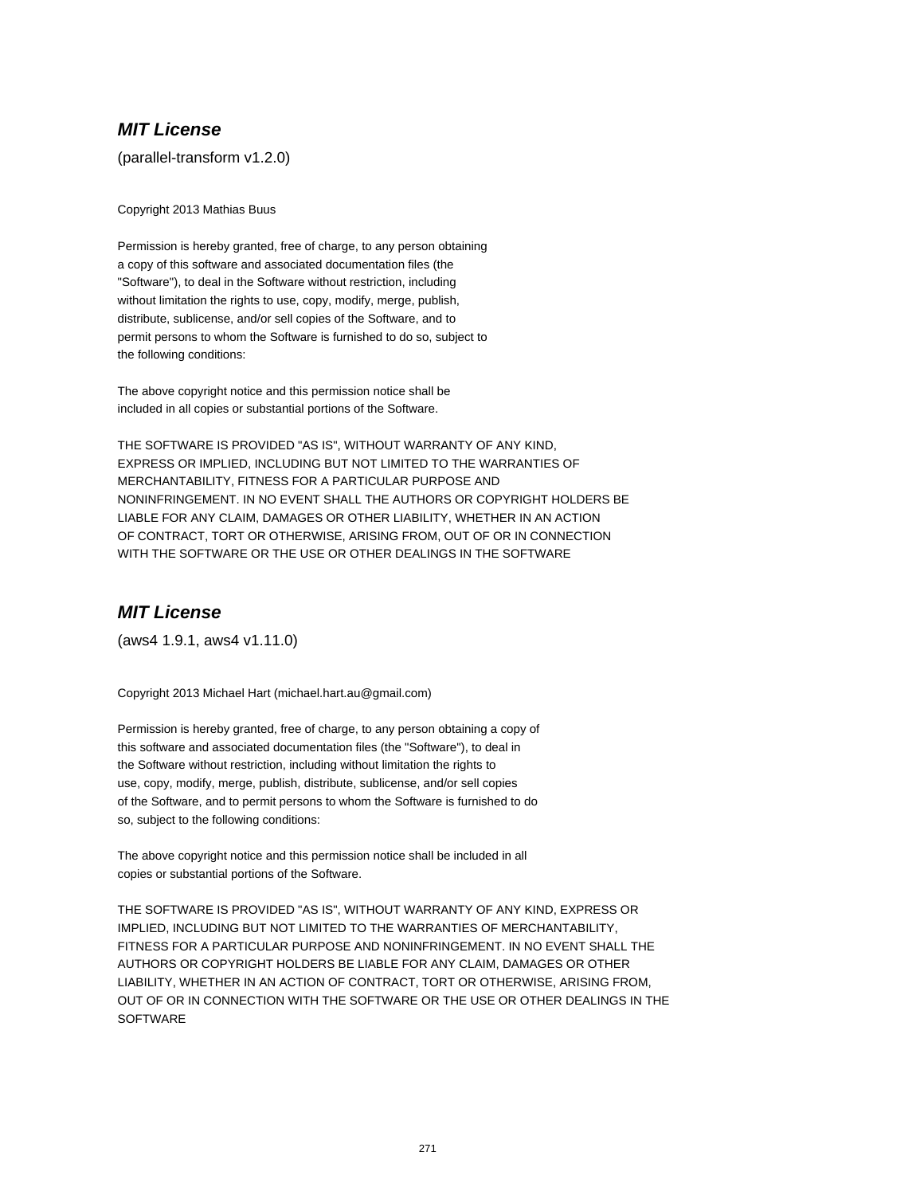## ***MIT License***

(parallel-transform v1.2.0)

Copyright 2013 Mathias Buus

Permission is hereby granted, free of charge, to any person obtaining
a copy of this software and associated documentation files (the
"Software"), to deal in the Software without restriction, including
without limitation the rights to use, copy, modify, merge, publish,
distribute, sublicense, and/or sell copies of the Software, and to
permit persons to whom the Software is furnished to do so, subject to
the following conditions:

The above copyright notice and this permission notice shall be
included in all copies or substantial portions of the Software.

THE SOFTWARE IS PROVIDED "AS IS", WITHOUT WARRANTY OF ANY KIND,
EXPRESS OR IMPLIED, INCLUDING BUT NOT LIMITED TO THE WARRANTIES OF
MERCHANTABILITY, FITNESS FOR A PARTICULAR PURPOSE AND
NONINFRINGEMENT. IN NO EVENT SHALL THE AUTHORS OR COPYRIGHT HOLDERS BE
LIABLE FOR ANY CLAIM, DAMAGES OR OTHER LIABILITY, WHETHER IN AN ACTION
OF CONTRACT, TORT OR OTHERWISE, ARISING FROM, OUT OF OR IN CONNECTION
WITH THE SOFTWARE OR THE USE OR OTHER DEALINGS IN THE SOFTWARE

## ***MIT License***

(aws4 1.9.1, aws4 v1.11.0)

Copyright 2013 Michael Hart (michael.hart.au@gmail.com)

Permission is hereby granted, free of charge, to any person obtaining a copy of
this software and associated documentation files (the "Software"), to deal in
the Software without restriction, including without limitation the rights to
use, copy, modify, merge, publish, distribute, sublicense, and/or sell copies
of the Software, and to permit persons to whom the Software is furnished to do
so, subject to the following conditions:

The above copyright notice and this permission notice shall be included in all
copies or substantial portions of the Software.

THE SOFTWARE IS PROVIDED "AS IS", WITHOUT WARRANTY OF ANY KIND, EXPRESS OR
IMPLIED, INCLUDING BUT NOT LIMITED TO THE WARRANTIES OF MERCHANTABILITY,
FITNESS FOR A PARTICULAR PURPOSE AND NONINFRINGEMENT. IN NO EVENT SHALL THE
AUTHORS OR COPYRIGHT HOLDERS BE LIABLE FOR ANY CLAIM, DAMAGES OR OTHER
LIABILITY, WHETHER IN AN ACTION OF CONTRACT, TORT OR OTHERWISE, ARISING FROM,
OUT OF OR IN CONNECTION WITH THE SOFTWARE OR THE USE OR OTHER DEALINGS IN THE
SOFTWARE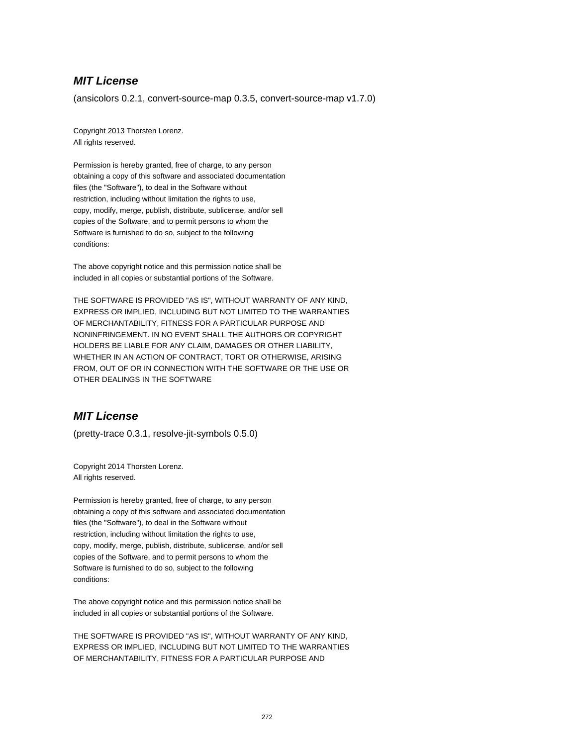## ***MIT License***

(ansicolors 0.2.1, convert-source-map 0.3.5, convert-source-map v1.7.0)

Copyright 2013 Thorsten Lorenz.
All rights reserved.

Permission is hereby granted, free of charge, to any person
obtaining a copy of this software and associated documentation
files (the "Software"), to deal in the Software without
restriction, including without limitation the rights to use,
copy, modify, merge, publish, distribute, sublicense, and/or sell
copies of the Software, and to permit persons to whom the
Software is furnished to do so, subject to the following
conditions:

The above copyright notice and this permission notice shall be
included in all copies or substantial portions of the Software.

THE SOFTWARE IS PROVIDED "AS IS", WITHOUT WARRANTY OF ANY KIND,
EXPRESS OR IMPLIED, INCLUDING BUT NOT LIMITED TO THE WARRANTIES
OF MERCHANTABILITY, FITNESS FOR A PARTICULAR PURPOSE AND
NONINFRINGEMENT. IN NO EVENT SHALL THE AUTHORS OR COPYRIGHT
HOLDERS BE LIABLE FOR ANY CLAIM, DAMAGES OR OTHER LIABILITY,
WHETHER IN AN ACTION OF CONTRACT, TORT OR OTHERWISE, ARISING
FROM, OUT OF OR IN CONNECTION WITH THE SOFTWARE OR THE USE OR
OTHER DEALINGS IN THE SOFTWARE

## ***MIT License***

(pretty-trace 0.3.1, resolve-jit-symbols 0.5.0)

Copyright 2014 Thorsten Lorenz.
All rights reserved.

Permission is hereby granted, free of charge, to any person
obtaining a copy of this software and associated documentation
files (the "Software"), to deal in the Software without
restriction, including without limitation the rights to use,
copy, modify, merge, publish, distribute, sublicense, and/or sell
copies of the Software, and to permit persons to whom the
Software is furnished to do so, subject to the following
conditions:

The above copyright notice and this permission notice shall be
included in all copies or substantial portions of the Software.

THE SOFTWARE IS PROVIDED "AS IS", WITHOUT WARRANTY OF ANY KIND,
EXPRESS OR IMPLIED, INCLUDING BUT NOT LIMITED TO THE WARRANTIES
OF MERCHANTABILITY, FITNESS FOR A PARTICULAR PURPOSE AND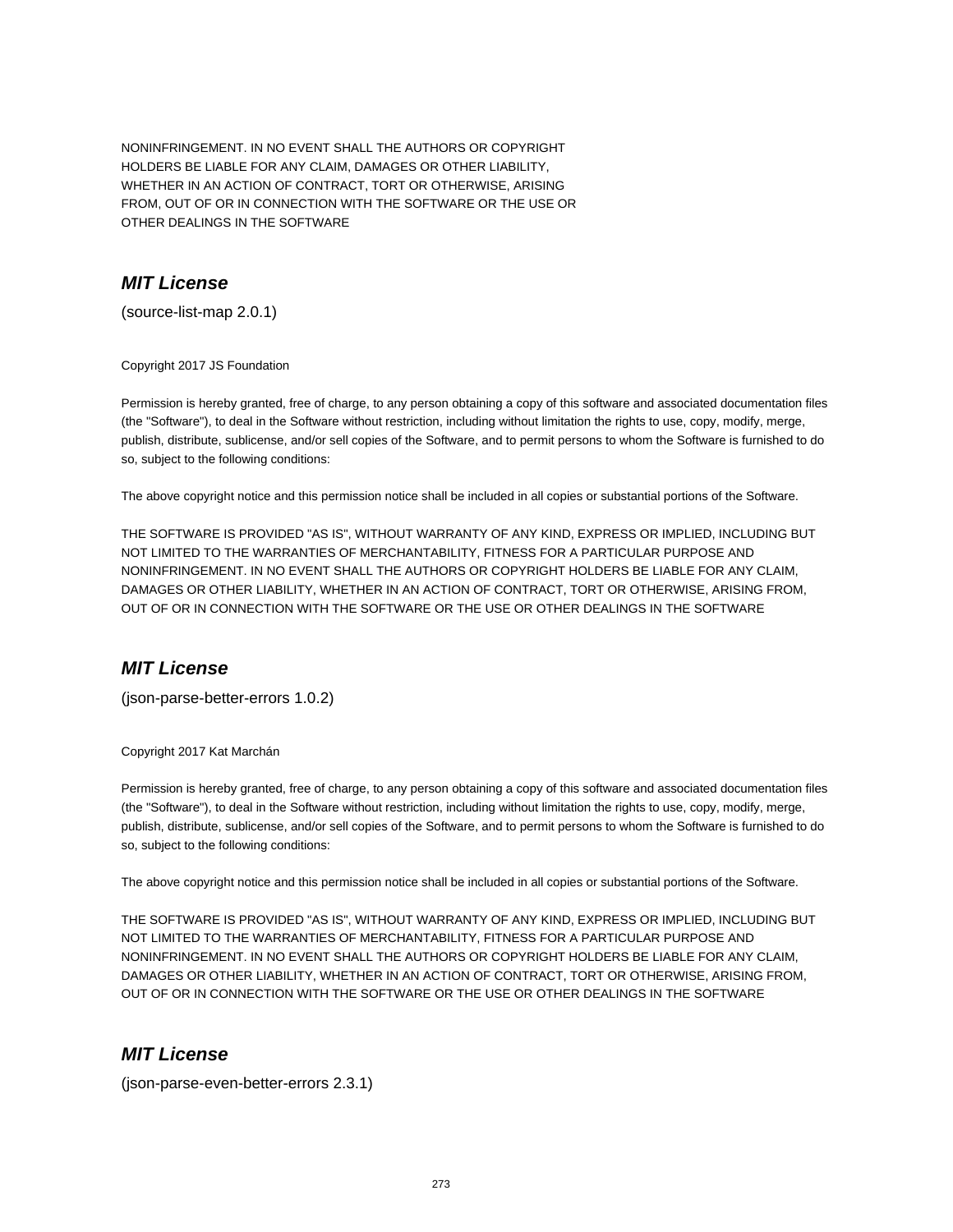NONINFRINGEMENT. IN NO EVENT SHALL THE AUTHORS OR COPYRIGHT HOLDERS BE LIABLE FOR ANY CLAIM, DAMAGES OR OTHER LIABILITY, WHETHER IN AN ACTION OF CONTRACT, TORT OR OTHERWISE, ARISING FROM, OUT OF OR IN CONNECTION WITH THE SOFTWARE OR THE USE OR OTHER DEALINGS IN THE SOFTWARE

## ***MIT License***

(source-list-map 2.0.1)

Copyright 2017 JS Foundation

Permission is hereby granted, free of charge, to any person obtaining a copy of this software and associated documentation files (the "Software"), to deal in the Software without restriction, including without limitation the rights to use, copy, modify, merge, publish, distribute, sublicense, and/or sell copies of the Software, and to permit persons to whom the Software is furnished to do so, subject to the following conditions:

The above copyright notice and this permission notice shall be included in all copies or substantial portions of the Software.

THE SOFTWARE IS PROVIDED "AS IS", WITHOUT WARRANTY OF ANY KIND, EXPRESS OR IMPLIED, INCLUDING BUT NOT LIMITED TO THE WARRANTIES OF MERCHANTABILITY, FITNESS FOR A PARTICULAR PURPOSE AND NONINFRINGEMENT. IN NO EVENT SHALL THE AUTHORS OR COPYRIGHT HOLDERS BE LIABLE FOR ANY CLAIM, DAMAGES OR OTHER LIABILITY, WHETHER IN AN ACTION OF CONTRACT, TORT OR OTHERWISE, ARISING FROM, OUT OF OR IN CONNECTION WITH THE SOFTWARE OR THE USE OR OTHER DEALINGS IN THE SOFTWARE

## ***MIT License***

(json-parse-better-errors 1.0.2)

Copyright 2017 Kat Marchán

Permission is hereby granted, free of charge, to any person obtaining a copy of this software and associated documentation files (the "Software"), to deal in the Software without restriction, including without limitation the rights to use, copy, modify, merge, publish, distribute, sublicense, and/or sell copies of the Software, and to permit persons to whom the Software is furnished to do so, subject to the following conditions:

The above copyright notice and this permission notice shall be included in all copies or substantial portions of the Software.

THE SOFTWARE IS PROVIDED "AS IS", WITHOUT WARRANTY OF ANY KIND, EXPRESS OR IMPLIED, INCLUDING BUT NOT LIMITED TO THE WARRANTIES OF MERCHANTABILITY, FITNESS FOR A PARTICULAR PURPOSE AND NONINFRINGEMENT. IN NO EVENT SHALL THE AUTHORS OR COPYRIGHT HOLDERS BE LIABLE FOR ANY CLAIM, DAMAGES OR OTHER LIABILITY, WHETHER IN AN ACTION OF CONTRACT, TORT OR OTHERWISE, ARISING FROM, OUT OF OR IN CONNECTION WITH THE SOFTWARE OR THE USE OR OTHER DEALINGS IN THE SOFTWARE

## ***MIT License***

(json-parse-even-better-errors 2.3.1)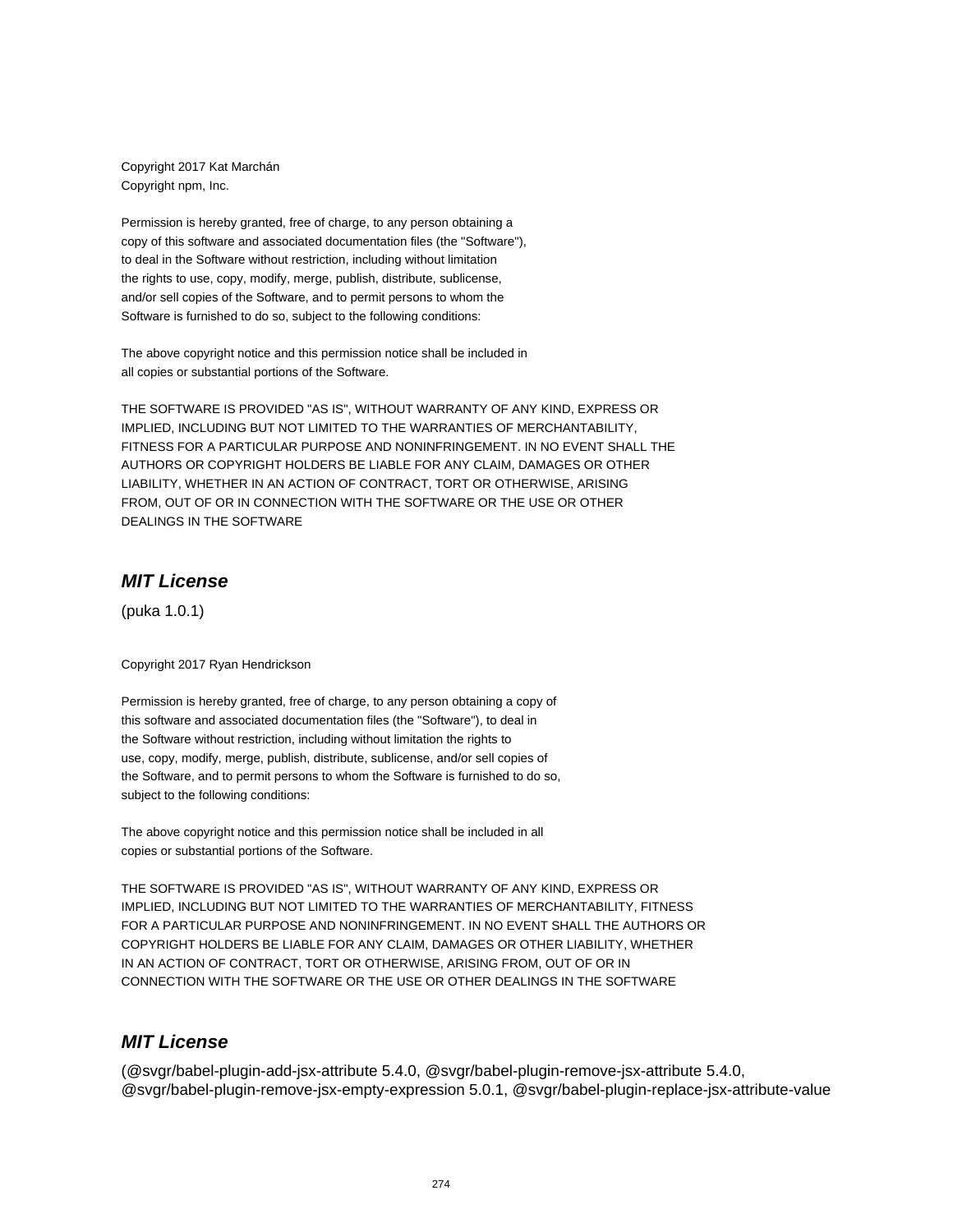Copyright 2017 Kat Marchán
Copyright npm, Inc.

Permission is hereby granted, free of charge, to any person obtaining a
copy of this software and associated documentation files (the "Software"),
to deal in the Software without restriction, including without limitation
the rights to use, copy, modify, merge, publish, distribute, sublicense,
and/or sell copies of the Software, and to permit persons to whom the
Software is furnished to do so, subject to the following conditions:

The above copyright notice and this permission notice shall be included in
all copies or substantial portions of the Software.

THE SOFTWARE IS PROVIDED "AS IS", WITHOUT WARRANTY OF ANY KIND, EXPRESS OR
IMPLIED, INCLUDING BUT NOT LIMITED TO THE WARRANTIES OF MERCHANTABILITY,
FITNESS FOR A PARTICULAR PURPOSE AND NONINFRINGEMENT. IN NO EVENT SHALL THE
AUTHORS OR COPYRIGHT HOLDERS BE LIABLE FOR ANY CLAIM, DAMAGES OR OTHER
LIABILITY, WHETHER IN AN ACTION OF CONTRACT, TORT OR OTHERWISE, ARISING
FROM, OUT OF OR IN CONNECTION WITH THE SOFTWARE OR THE USE OR OTHER
DEALINGS IN THE SOFTWARE

## *MIT License*

(puka 1.0.1)

Copyright 2017 Ryan Hendrickson

Permission is hereby granted, free of charge, to any person obtaining a copy of
this software and associated documentation files (the "Software"), to deal in
the Software without restriction, including without limitation the rights to
use, copy, modify, merge, publish, distribute, sublicense, and/or sell copies of
the Software, and to permit persons to whom the Software is furnished to do so,
subject to the following conditions:

The above copyright notice and this permission notice shall be included in all
copies or substantial portions of the Software.

THE SOFTWARE IS PROVIDED "AS IS", WITHOUT WARRANTY OF ANY KIND, EXPRESS OR
IMPLIED, INCLUDING BUT NOT LIMITED TO THE WARRANTIES OF MERCHANTABILITY, FITNESS
FOR A PARTICULAR PURPOSE AND NONINFRINGEMENT. IN NO EVENT SHALL THE AUTHORS OR
COPYRIGHT HOLDERS BE LIABLE FOR ANY CLAIM, DAMAGES OR OTHER LIABILITY, WHETHER
IN AN ACTION OF CONTRACT, TORT OR OTHERWISE, ARISING FROM, OUT OF OR IN
CONNECTION WITH THE SOFTWARE OR THE USE OR OTHER DEALINGS IN THE SOFTWARE

## *MIT License*

(@svgr/babel-plugin-add-jsx-attribute 5.4.0, @svgr/babel-plugin-remove-jsx-attribute 5.4.0,
@svgr/babel-plugin-remove-jsx-empty-expression 5.0.1, @svgr/babel-plugin-replace-jsx-attribute-value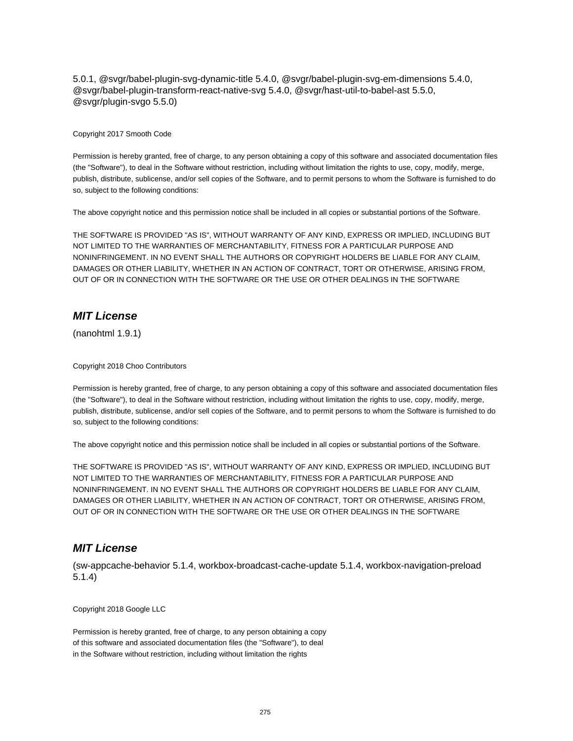5.0.1, @svgr/babel-plugin-svg-dynamic-title 5.4.0, @svgr/babel-plugin-svg-em-dimensions 5.4.0, @svgr/babel-plugin-transform-react-native-svg 5.4.0, @svgr/hast-util-to-babel-ast 5.5.0, @svgr/plugin-svgo 5.5.0)

Copyright 2017 Smooth Code

Permission is hereby granted, free of charge, to any person obtaining a copy of this software and associated documentation files (the "Software"), to deal in the Software without restriction, including without limitation the rights to use, copy, modify, merge, publish, distribute, sublicense, and/or sell copies of the Software, and to permit persons to whom the Software is furnished to do so, subject to the following conditions:

The above copyright notice and this permission notice shall be included in all copies or substantial portions of the Software.

THE SOFTWARE IS PROVIDED "AS IS", WITHOUT WARRANTY OF ANY KIND, EXPRESS OR IMPLIED, INCLUDING BUT NOT LIMITED TO THE WARRANTIES OF MERCHANTABILITY, FITNESS FOR A PARTICULAR PURPOSE AND NONINFRINGEMENT. IN NO EVENT SHALL THE AUTHORS OR COPYRIGHT HOLDERS BE LIABLE FOR ANY CLAIM, DAMAGES OR OTHER LIABILITY, WHETHER IN AN ACTION OF CONTRACT, TORT OR OTHERWISE, ARISING FROM, OUT OF OR IN CONNECTION WITH THE SOFTWARE OR THE USE OR OTHER DEALINGS IN THE SOFTWARE

## *MIT License*

(nanohtml 1.9.1)

Copyright 2018 Choo Contributors

Permission is hereby granted, free of charge, to any person obtaining a copy of this software and associated documentation files (the "Software"), to deal in the Software without restriction, including without limitation the rights to use, copy, modify, merge, publish, distribute, sublicense, and/or sell copies of the Software, and to permit persons to whom the Software is furnished to do so, subject to the following conditions:

The above copyright notice and this permission notice shall be included in all copies or substantial portions of the Software.

THE SOFTWARE IS PROVIDED "AS IS", WITHOUT WARRANTY OF ANY KIND, EXPRESS OR IMPLIED, INCLUDING BUT NOT LIMITED TO THE WARRANTIES OF MERCHANTABILITY, FITNESS FOR A PARTICULAR PURPOSE AND NONINFRINGEMENT. IN NO EVENT SHALL THE AUTHORS OR COPYRIGHT HOLDERS BE LIABLE FOR ANY CLAIM, DAMAGES OR OTHER LIABILITY, WHETHER IN AN ACTION OF CONTRACT, TORT OR OTHERWISE, ARISING FROM, OUT OF OR IN CONNECTION WITH THE SOFTWARE OR THE USE OR OTHER DEALINGS IN THE SOFTWARE

## *MIT License*

(sw-appcache-behavior 5.1.4, workbox-broadcast-cache-update 5.1.4, workbox-navigation-preload 5.1.4)

Copyright 2018 Google LLC

Permission is hereby granted, free of charge, to any person obtaining a copy
of this software and associated documentation files (the "Software"), to deal
in the Software without restriction, including without limitation the rights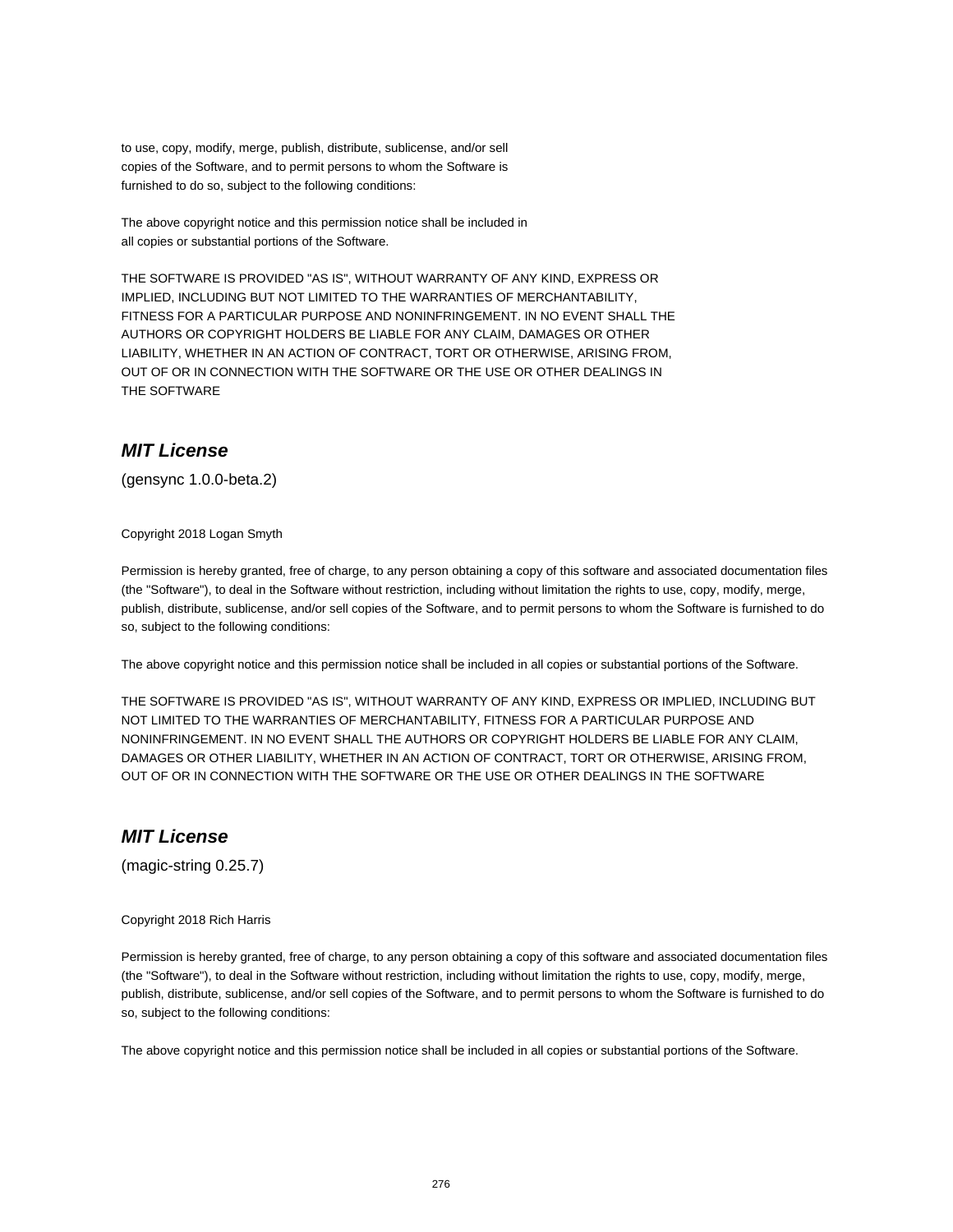to use, copy, modify, merge, publish, distribute, sublicense, and/or sell
copies of the Software, and to permit persons to whom the Software is
furnished to do so, subject to the following conditions:

The above copyright notice and this permission notice shall be included in
all copies or substantial portions of the Software.

THE SOFTWARE IS PROVIDED "AS IS", WITHOUT WARRANTY OF ANY KIND, EXPRESS OR
IMPLIED, INCLUDING BUT NOT LIMITED TO THE WARRANTIES OF MERCHANTABILITY,
FITNESS FOR A PARTICULAR PURPOSE AND NONINFRINGEMENT. IN NO EVENT SHALL THE
AUTHORS OR COPYRIGHT HOLDERS BE LIABLE FOR ANY CLAIM, DAMAGES OR OTHER
LIABILITY, WHETHER IN AN ACTION OF CONTRACT, TORT OR OTHERWISE, ARISING FROM,
OUT OF OR IN CONNECTION WITH THE SOFTWARE OR THE USE OR OTHER DEALINGS IN
THE SOFTWARE

## *MIT License*

(gensync 1.0.0-beta.2)

Copyright 2018 Logan Smyth

Permission is hereby granted, free of charge, to any person obtaining a copy of this software and associated documentation files (the "Software"), to deal in the Software without restriction, including without limitation the rights to use, copy, modify, merge, publish, distribute, sublicense, and/or sell copies of the Software, and to permit persons to whom the Software is furnished to do so, subject to the following conditions:

The above copyright notice and this permission notice shall be included in all copies or substantial portions of the Software.

THE SOFTWARE IS PROVIDED "AS IS", WITHOUT WARRANTY OF ANY KIND, EXPRESS OR IMPLIED, INCLUDING BUT NOT LIMITED TO THE WARRANTIES OF MERCHANTABILITY, FITNESS FOR A PARTICULAR PURPOSE AND NONINFRINGEMENT. IN NO EVENT SHALL THE AUTHORS OR COPYRIGHT HOLDERS BE LIABLE FOR ANY CLAIM, DAMAGES OR OTHER LIABILITY, WHETHER IN AN ACTION OF CONTRACT, TORT OR OTHERWISE, ARISING FROM, OUT OF OR IN CONNECTION WITH THE SOFTWARE OR THE USE OR OTHER DEALINGS IN THE SOFTWARE

## *MIT License*

(magic-string 0.25.7)

Copyright 2018 Rich Harris

Permission is hereby granted, free of charge, to any person obtaining a copy of this software and associated documentation files (the "Software"), to deal in the Software without restriction, including without limitation the rights to use, copy, modify, merge, publish, distribute, sublicense, and/or sell copies of the Software, and to permit persons to whom the Software is furnished to do so, subject to the following conditions:

The above copyright notice and this permission notice shall be included in all copies or substantial portions of the Software.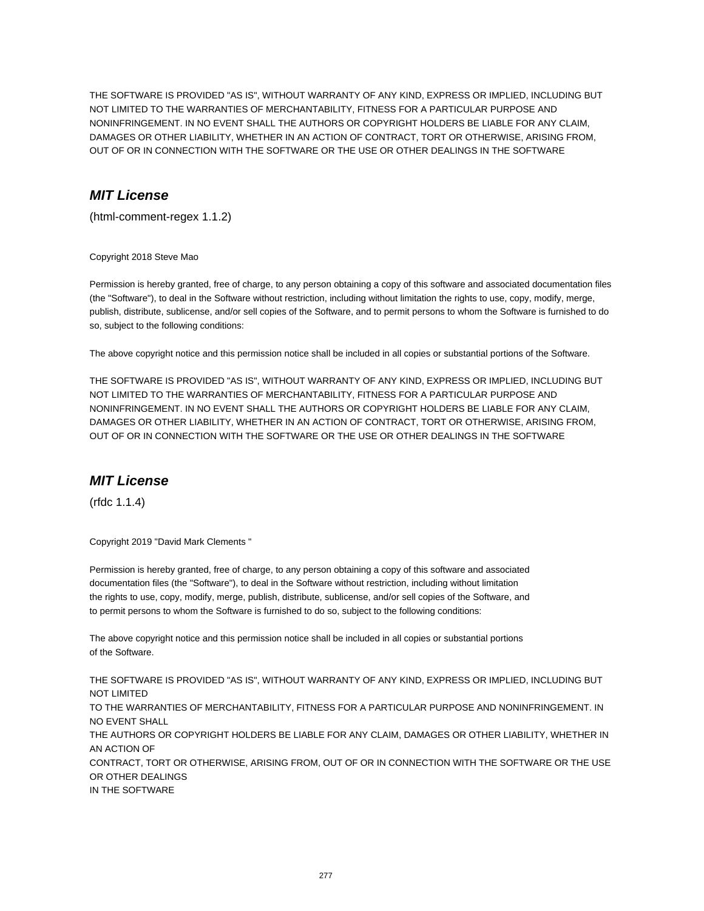THE SOFTWARE IS PROVIDED "AS IS", WITHOUT WARRANTY OF ANY KIND, EXPRESS OR IMPLIED, INCLUDING BUT NOT LIMITED TO THE WARRANTIES OF MERCHANTABILITY, FITNESS FOR A PARTICULAR PURPOSE AND NONINFRINGEMENT. IN NO EVENT SHALL THE AUTHORS OR COPYRIGHT HOLDERS BE LIABLE FOR ANY CLAIM, DAMAGES OR OTHER LIABILITY, WHETHER IN AN ACTION OF CONTRACT, TORT OR OTHERWISE, ARISING FROM, OUT OF OR IN CONNECTION WITH THE SOFTWARE OR THE USE OR OTHER DEALINGS IN THE SOFTWARE

### *MIT License*

(html-comment-regex 1.1.2)

Copyright 2018 Steve Mao

Permission is hereby granted, free of charge, to any person obtaining a copy of this software and associated documentation files (the "Software"), to deal in the Software without restriction, including without limitation the rights to use, copy, modify, merge, publish, distribute, sublicense, and/or sell copies of the Software, and to permit persons to whom the Software is furnished to do so, subject to the following conditions:

The above copyright notice and this permission notice shall be included in all copies or substantial portions of the Software.

THE SOFTWARE IS PROVIDED "AS IS", WITHOUT WARRANTY OF ANY KIND, EXPRESS OR IMPLIED, INCLUDING BUT NOT LIMITED TO THE WARRANTIES OF MERCHANTABILITY, FITNESS FOR A PARTICULAR PURPOSE AND NONINFRINGEMENT. IN NO EVENT SHALL THE AUTHORS OR COPYRIGHT HOLDERS BE LIABLE FOR ANY CLAIM, DAMAGES OR OTHER LIABILITY, WHETHER IN AN ACTION OF CONTRACT, TORT OR OTHERWISE, ARISING FROM, OUT OF OR IN CONNECTION WITH THE SOFTWARE OR THE USE OR OTHER DEALINGS IN THE SOFTWARE

### *MIT License*

(rfdc 1.1.4)

Copyright 2019 "David Mark Clements "

Permission is hereby granted, free of charge, to any person obtaining a copy of this software and associated documentation files (the "Software"), to deal in the Software without restriction, including without limitation the rights to use, copy, modify, merge, publish, distribute, sublicense, and/or sell copies of the Software, and to permit persons to whom the Software is furnished to do so, subject to the following conditions:

The above copyright notice and this permission notice shall be included in all copies or substantial portions of the Software.

THE SOFTWARE IS PROVIDED "AS IS", WITHOUT WARRANTY OF ANY KIND, EXPRESS OR IMPLIED, INCLUDING BUT NOT LIMITED
TO THE WARRANTIES OF MERCHANTABILITY, FITNESS FOR A PARTICULAR PURPOSE AND NONINFRINGEMENT. IN NO EVENT SHALL
THE AUTHORS OR COPYRIGHT HOLDERS BE LIABLE FOR ANY CLAIM, DAMAGES OR OTHER LIABILITY, WHETHER IN AN ACTION OF
CONTRACT, TORT OR OTHERWISE, ARISING FROM, OUT OF OR IN CONNECTION WITH THE SOFTWARE OR THE USE OR OTHER DEALINGS
IN THE SOFTWARE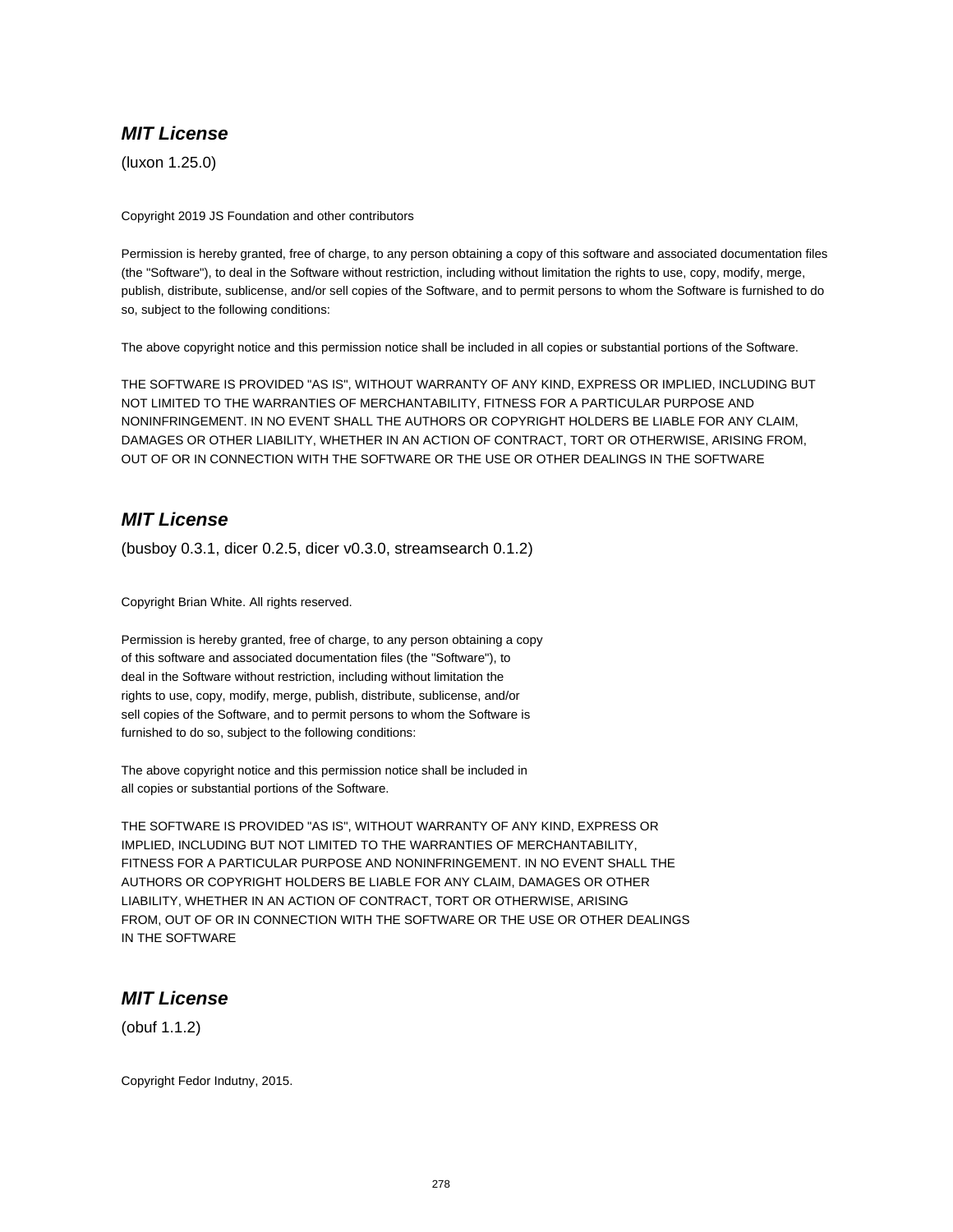## ***MIT License***

(luxon 1.25.0)

Copyright 2019 JS Foundation and other contributors

Permission is hereby granted, free of charge, to any person obtaining a copy of this software and associated documentation files (the "Software"), to deal in the Software without restriction, including without limitation the rights to use, copy, modify, merge, publish, distribute, sublicense, and/or sell copies of the Software, and to permit persons to whom the Software is furnished to do so, subject to the following conditions:

The above copyright notice and this permission notice shall be included in all copies or substantial portions of the Software.

THE SOFTWARE IS PROVIDED "AS IS", WITHOUT WARRANTY OF ANY KIND, EXPRESS OR IMPLIED, INCLUDING BUT NOT LIMITED TO THE WARRANTIES OF MERCHANTABILITY, FITNESS FOR A PARTICULAR PURPOSE AND NONINFRINGEMENT. IN NO EVENT SHALL THE AUTHORS OR COPYRIGHT HOLDERS BE LIABLE FOR ANY CLAIM, DAMAGES OR OTHER LIABILITY, WHETHER IN AN ACTION OF CONTRACT, TORT OR OTHERWISE, ARISING FROM, OUT OF OR IN CONNECTION WITH THE SOFTWARE OR THE USE OR OTHER DEALINGS IN THE SOFTWARE

## ***MIT License***

(busboy 0.3.1, dicer 0.2.5, dicer v0.3.0, streamsearch 0.1.2)

Copyright Brian White. All rights reserved.

Permission is hereby granted, free of charge, to any person obtaining a copy of this software and associated documentation files (the "Software"), to deal in the Software without restriction, including without limitation the rights to use, copy, modify, merge, publish, distribute, sublicense, and/or sell copies of the Software, and to permit persons to whom the Software is furnished to do so, subject to the following conditions:

The above copyright notice and this permission notice shall be included in all copies or substantial portions of the Software.

THE SOFTWARE IS PROVIDED "AS IS", WITHOUT WARRANTY OF ANY KIND, EXPRESS OR IMPLIED, INCLUDING BUT NOT LIMITED TO THE WARRANTIES OF MERCHANTABILITY, FITNESS FOR A PARTICULAR PURPOSE AND NONINFRINGEMENT. IN NO EVENT SHALL THE AUTHORS OR COPYRIGHT HOLDERS BE LIABLE FOR ANY CLAIM, DAMAGES OR OTHER LIABILITY, WHETHER IN AN ACTION OF CONTRACT, TORT OR OTHERWISE, ARISING FROM, OUT OF OR IN CONNECTION WITH THE SOFTWARE OR THE USE OR OTHER DEALINGS IN THE SOFTWARE

## ***MIT License***

(obuf 1.1.2)

Copyright Fedor Indutny, 2015.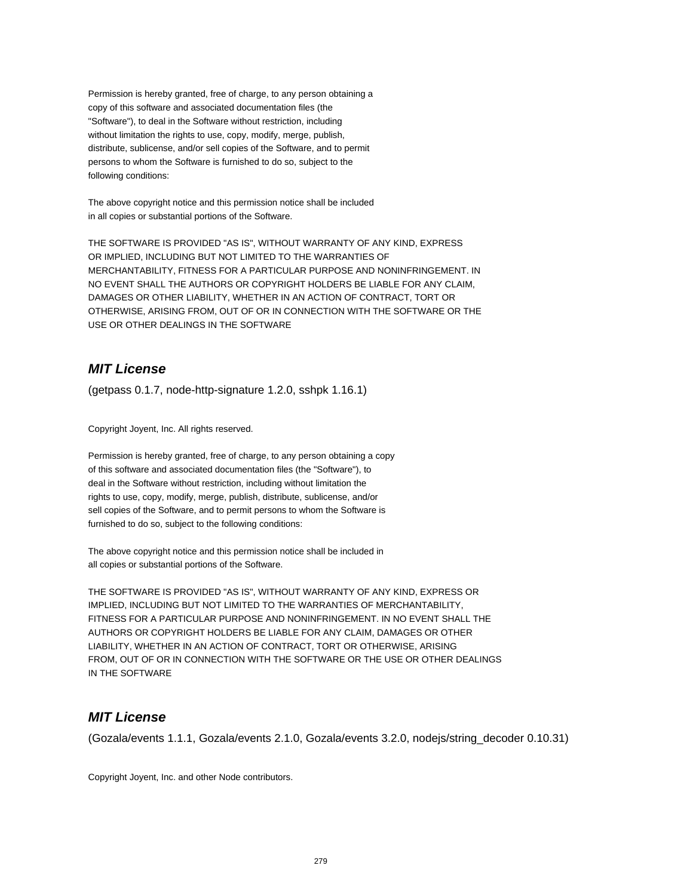Permission is hereby granted, free of charge, to any person obtaining a copy of this software and associated documentation files (the "Software"), to deal in the Software without restriction, including without limitation the rights to use, copy, modify, merge, publish, distribute, sublicense, and/or sell copies of the Software, and to permit persons to whom the Software is furnished to do so, subject to the following conditions:

The above copyright notice and this permission notice shall be included in all copies or substantial portions of the Software.

THE SOFTWARE IS PROVIDED "AS IS", WITHOUT WARRANTY OF ANY KIND, EXPRESS OR IMPLIED, INCLUDING BUT NOT LIMITED TO THE WARRANTIES OF MERCHANTABILITY, FITNESS FOR A PARTICULAR PURPOSE AND NONINFRINGEMENT. IN NO EVENT SHALL THE AUTHORS OR COPYRIGHT HOLDERS BE LIABLE FOR ANY CLAIM, DAMAGES OR OTHER LIABILITY, WHETHER IN AN ACTION OF CONTRACT, TORT OR OTHERWISE, ARISING FROM, OUT OF OR IN CONNECTION WITH THE SOFTWARE OR THE USE OR OTHER DEALINGS IN THE SOFTWARE

## *MIT License*

(getpass 0.1.7, node-http-signature 1.2.0, sshpk 1.16.1)

Copyright Joyent, Inc. All rights reserved.

Permission is hereby granted, free of charge, to any person obtaining a copy of this software and associated documentation files (the "Software"), to deal in the Software without restriction, including without limitation the rights to use, copy, modify, merge, publish, distribute, sublicense, and/or sell copies of the Software, and to permit persons to whom the Software is furnished to do so, subject to the following conditions:

The above copyright notice and this permission notice shall be included in all copies or substantial portions of the Software.

THE SOFTWARE IS PROVIDED "AS IS", WITHOUT WARRANTY OF ANY KIND, EXPRESS OR IMPLIED, INCLUDING BUT NOT LIMITED TO THE WARRANTIES OF MERCHANTABILITY, FITNESS FOR A PARTICULAR PURPOSE AND NONINFRINGEMENT. IN NO EVENT SHALL THE AUTHORS OR COPYRIGHT HOLDERS BE LIABLE FOR ANY CLAIM, DAMAGES OR OTHER LIABILITY, WHETHER IN AN ACTION OF CONTRACT, TORT OR OTHERWISE, ARISING FROM, OUT OF OR IN CONNECTION WITH THE SOFTWARE OR THE USE OR OTHER DEALINGS IN THE SOFTWARE

## *MIT License*

(Gozala/events 1.1.1, Gozala/events 2.1.0, Gozala/events 3.2.0, nodejs/string_decoder 0.10.31)

Copyright Joyent, Inc. and other Node contributors.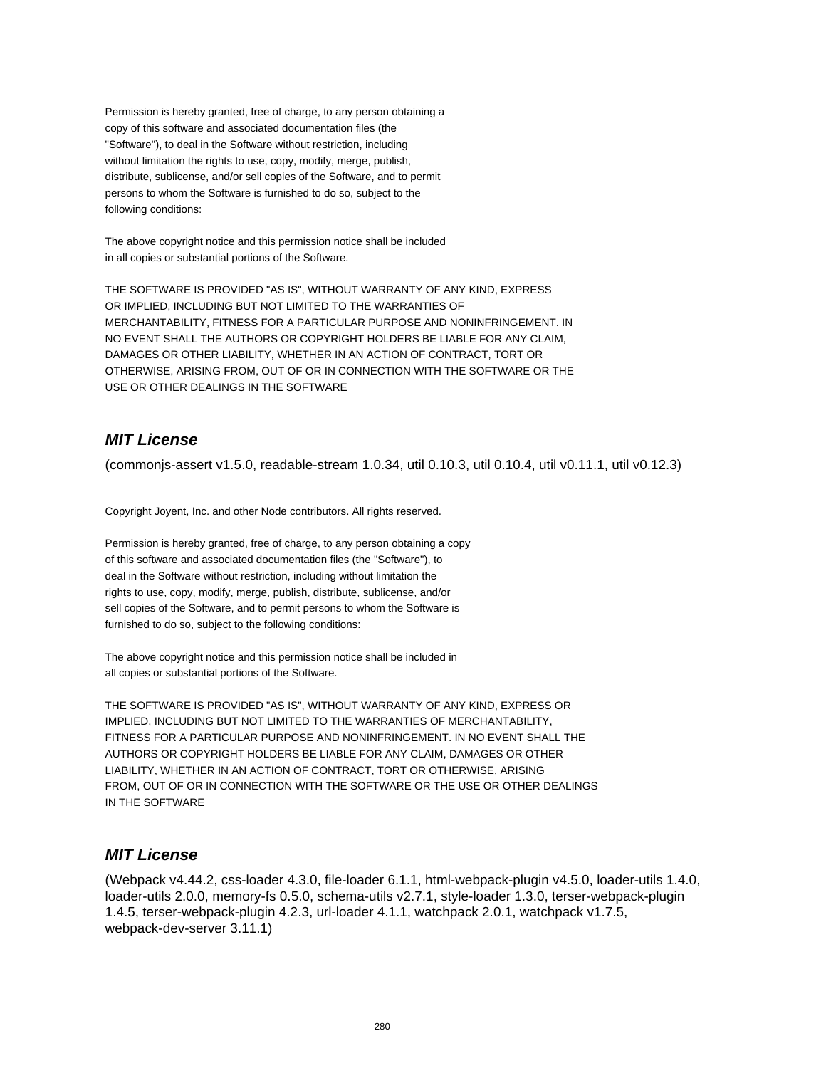Permission is hereby granted, free of charge, to any person obtaining a
copy of this software and associated documentation files (the
"Software"), to deal in the Software without restriction, including
without limitation the rights to use, copy, modify, merge, publish,
distribute, sublicense, and/or sell copies of the Software, and to permit
persons to whom the Software is furnished to do so, subject to the
following conditions:

The above copyright notice and this permission notice shall be included
in all copies or substantial portions of the Software.

THE SOFTWARE IS PROVIDED "AS IS", WITHOUT WARRANTY OF ANY KIND, EXPRESS
OR IMPLIED, INCLUDING BUT NOT LIMITED TO THE WARRANTIES OF
MERCHANTABILITY, FITNESS FOR A PARTICULAR PURPOSE AND NONINFRINGEMENT. IN
NO EVENT SHALL THE AUTHORS OR COPYRIGHT HOLDERS BE LIABLE FOR ANY CLAIM,
DAMAGES OR OTHER LIABILITY, WHETHER IN AN ACTION OF CONTRACT, TORT OR
OTHERWISE, ARISING FROM, OUT OF OR IN CONNECTION WITH THE SOFTWARE OR THE
USE OR OTHER DEALINGS IN THE SOFTWARE

## ***MIT License***

(commonjs-assert v1.5.0, readable-stream 1.0.34, util 0.10.3, util 0.10.4, util v0.11.1, util v0.12.3)

Copyright Joyent, Inc. and other Node contributors. All rights reserved.

Permission is hereby granted, free of charge, to any person obtaining a copy
of this software and associated documentation files (the "Software"), to
deal in the Software without restriction, including without limitation the
rights to use, copy, modify, merge, publish, distribute, sublicense, and/or
sell copies of the Software, and to permit persons to whom the Software is
furnished to do so, subject to the following conditions:

The above copyright notice and this permission notice shall be included in
all copies or substantial portions of the Software.

THE SOFTWARE IS PROVIDED "AS IS", WITHOUT WARRANTY OF ANY KIND, EXPRESS OR
IMPLIED, INCLUDING BUT NOT LIMITED TO THE WARRANTIES OF MERCHANTABILITY,
FITNESS FOR A PARTICULAR PURPOSE AND NONINFRINGEMENT. IN NO EVENT SHALL THE
AUTHORS OR COPYRIGHT HOLDERS BE LIABLE FOR ANY CLAIM, DAMAGES OR OTHER
LIABILITY, WHETHER IN AN ACTION OF CONTRACT, TORT OR OTHERWISE, ARISING
FROM, OUT OF OR IN CONNECTION WITH THE SOFTWARE OR THE USE OR OTHER DEALINGS
IN THE SOFTWARE

## ***MIT License***

(Webpack v4.44.2, css-loader 4.3.0, file-loader 6.1.1, html-webpack-plugin v4.5.0, loader-utils 1.4.0, loader-utils 2.0.0, memory-fs 0.5.0, schema-utils v2.7.1, style-loader 1.3.0, terser-webpack-plugin 1.4.5, terser-webpack-plugin 4.2.3, url-loader 4.1.1, watchpack 2.0.1, watchpack v1.7.5, webpack-dev-server 3.11.1)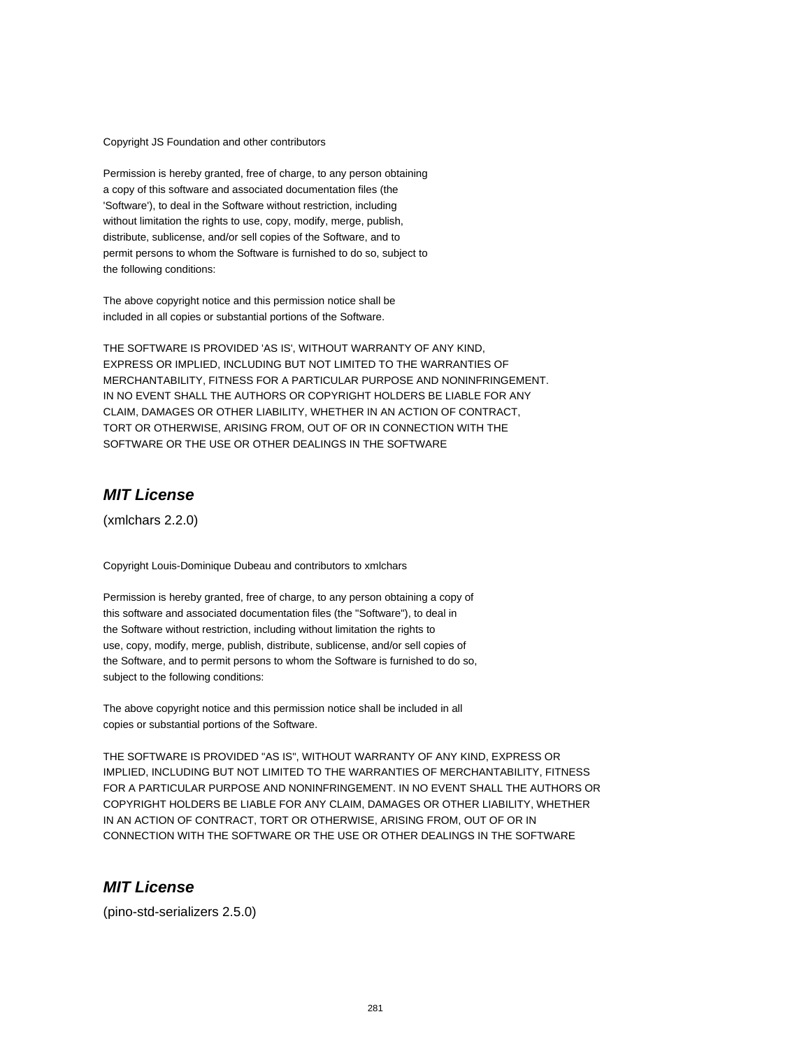Copyright JS Foundation and other contributors

Permission is hereby granted, free of charge, to any person obtaining
a copy of this software and associated documentation files (the
'Software'), to deal in the Software without restriction, including
without limitation the rights to use, copy, modify, merge, publish,
distribute, sublicense, and/or sell copies of the Software, and to
permit persons to whom the Software is furnished to do so, subject to
the following conditions:

The above copyright notice and this permission notice shall be
included in all copies or substantial portions of the Software.

THE SOFTWARE IS PROVIDED 'AS IS', WITHOUT WARRANTY OF ANY KIND,
EXPRESS OR IMPLIED, INCLUDING BUT NOT LIMITED TO THE WARRANTIES OF
MERCHANTABILITY, FITNESS FOR A PARTICULAR PURPOSE AND NONINFRINGEMENT.
IN NO EVENT SHALL THE AUTHORS OR COPYRIGHT HOLDERS BE LIABLE FOR ANY
CLAIM, DAMAGES OR OTHER LIABILITY, WHETHER IN AN ACTION OF CONTRACT,
TORT OR OTHERWISE, ARISING FROM, OUT OF OR IN CONNECTION WITH THE
SOFTWARE OR THE USE OR OTHER DEALINGS IN THE SOFTWARE

## ***MIT License***

(xmlchars 2.2.0)

Copyright Louis-Dominique Dubeau and contributors to xmlchars

Permission is hereby granted, free of charge, to any person obtaining a copy of
this software and associated documentation files (the "Software"), to deal in
the Software without restriction, including without limitation the rights to
use, copy, modify, merge, publish, distribute, sublicense, and/or sell copies of
the Software, and to permit persons to whom the Software is furnished to do so,
subject to the following conditions:

The above copyright notice and this permission notice shall be included in all
copies or substantial portions of the Software.

THE SOFTWARE IS PROVIDED "AS IS", WITHOUT WARRANTY OF ANY KIND, EXPRESS OR
IMPLIED, INCLUDING BUT NOT LIMITED TO THE WARRANTIES OF MERCHANTABILITY, FITNESS
FOR A PARTICULAR PURPOSE AND NONINFRINGEMENT. IN NO EVENT SHALL THE AUTHORS OR
COPYRIGHT HOLDERS BE LIABLE FOR ANY CLAIM, DAMAGES OR OTHER LIABILITY, WHETHER
IN AN ACTION OF CONTRACT, TORT OR OTHERWISE, ARISING FROM, OUT OF OR IN
CONNECTION WITH THE SOFTWARE OR THE USE OR OTHER DEALINGS IN THE SOFTWARE

## ***MIT License***

(pino-std-serializers 2.5.0)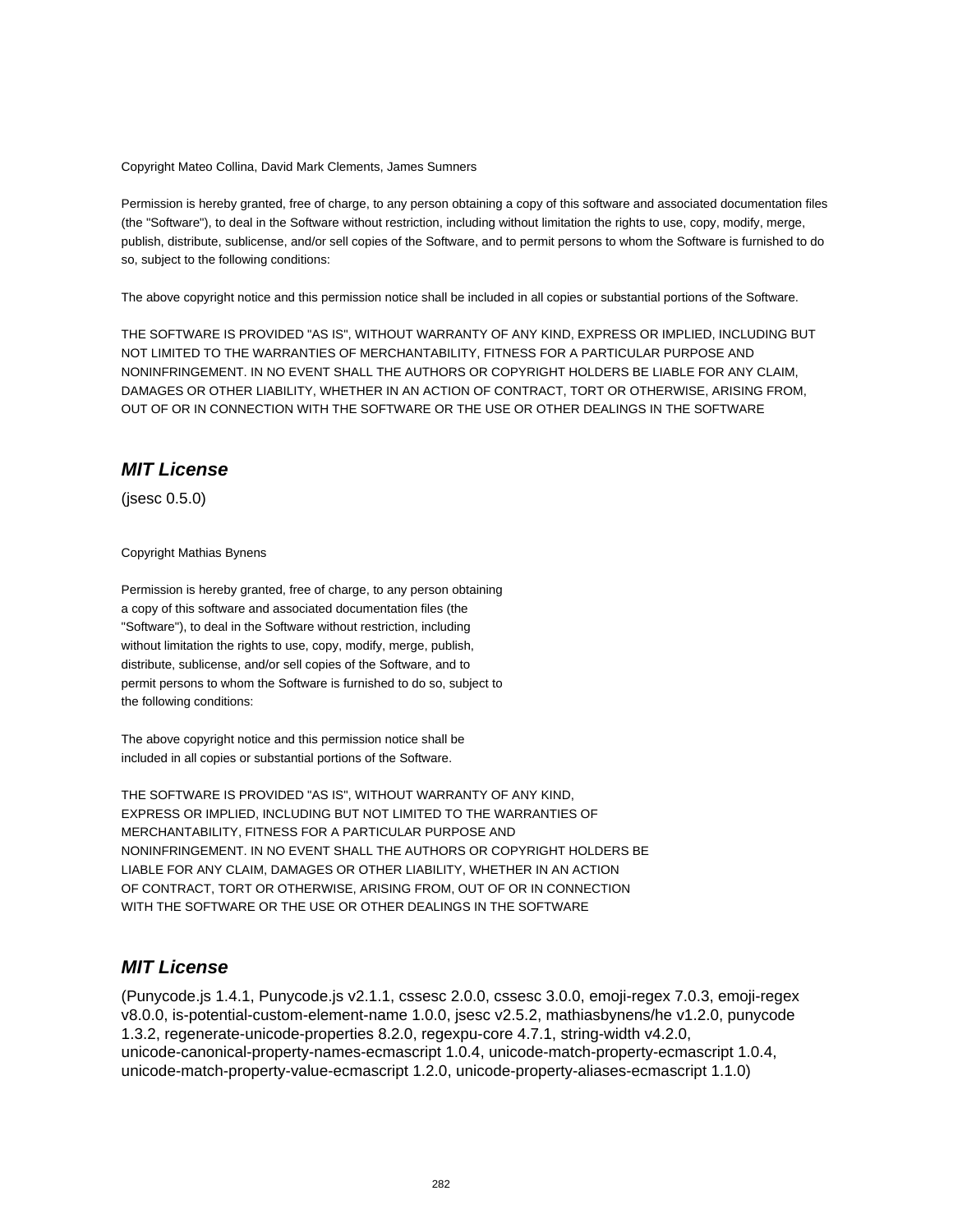Copyright Mateo Collina, David Mark Clements, James Sumners

Permission is hereby granted, free of charge, to any person obtaining a copy of this software and associated documentation files (the "Software"), to deal in the Software without restriction, including without limitation the rights to use, copy, modify, merge, publish, distribute, sublicense, and/or sell copies of the Software, and to permit persons to whom the Software is furnished to do so, subject to the following conditions:

The above copyright notice and this permission notice shall be included in all copies or substantial portions of the Software.

THE SOFTWARE IS PROVIDED "AS IS", WITHOUT WARRANTY OF ANY KIND, EXPRESS OR IMPLIED, INCLUDING BUT NOT LIMITED TO THE WARRANTIES OF MERCHANTABILITY, FITNESS FOR A PARTICULAR PURPOSE AND NONINFRINGEMENT. IN NO EVENT SHALL THE AUTHORS OR COPYRIGHT HOLDERS BE LIABLE FOR ANY CLAIM, DAMAGES OR OTHER LIABILITY, WHETHER IN AN ACTION OF CONTRACT, TORT OR OTHERWISE, ARISING FROM, OUT OF OR IN CONNECTION WITH THE SOFTWARE OR THE USE OR OTHER DEALINGS IN THE SOFTWARE

## ***MIT License***

(jsesc 0.5.0)

Copyright Mathias Bynens

Permission is hereby granted, free of charge, to any person obtaining
a copy of this software and associated documentation files (the
"Software"), to deal in the Software without restriction, including
without limitation the rights to use, copy, modify, merge, publish,
distribute, sublicense, and/or sell copies of the Software, and to
permit persons to whom the Software is furnished to do so, subject to
the following conditions:

The above copyright notice and this permission notice shall be
included in all copies or substantial portions of the Software.

THE SOFTWARE IS PROVIDED "AS IS", WITHOUT WARRANTY OF ANY KIND,
EXPRESS OR IMPLIED, INCLUDING BUT NOT LIMITED TO THE WARRANTIES OF
MERCHANTABILITY, FITNESS FOR A PARTICULAR PURPOSE AND
NONINFRINGEMENT. IN NO EVENT SHALL THE AUTHORS OR COPYRIGHT HOLDERS BE
LIABLE FOR ANY CLAIM, DAMAGES OR OTHER LIABILITY, WHETHER IN AN ACTION
OF CONTRACT, TORT OR OTHERWISE, ARISING FROM, OUT OF OR IN CONNECTION
WITH THE SOFTWARE OR THE USE OR OTHER DEALINGS IN THE SOFTWARE

## ***MIT License***

(Punycode.js 1.4.1, Punycode.js v2.1.1, cssesc 2.0.0, cssesc 3.0.0, emoji-regex 7.0.3, emoji-regex v8.0.0, is-potential-custom-element-name 1.0.0, jsesc v2.5.2, mathiasbynens/he v1.2.0, punycode 1.3.2, regenerate-unicode-properties 8.2.0, regexpu-core 4.7.1, string-width v4.2.0, unicode-canonical-property-names-ecmascript 1.0.4, unicode-match-property-ecmascript 1.0.4, unicode-match-property-value-ecmascript 1.2.0, unicode-property-aliases-ecmascript 1.1.0)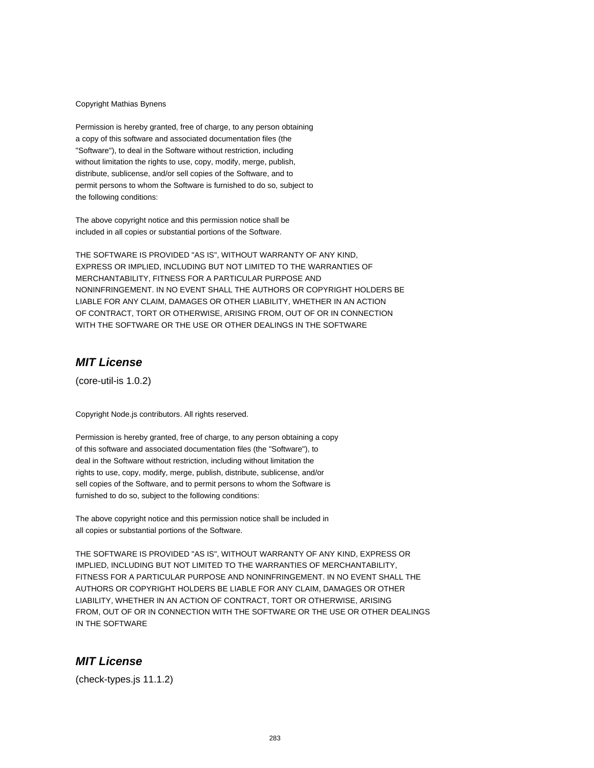Copyright Mathias Bynens

Permission is hereby granted, free of charge, to any person obtaining
a copy of this software and associated documentation files (the
"Software"), to deal in the Software without restriction, including
without limitation the rights to use, copy, modify, merge, publish,
distribute, sublicense, and/or sell copies of the Software, and to
permit persons to whom the Software is furnished to do so, subject to
the following conditions:

The above copyright notice and this permission notice shall be
included in all copies or substantial portions of the Software.

THE SOFTWARE IS PROVIDED "AS IS", WITHOUT WARRANTY OF ANY KIND,
EXPRESS OR IMPLIED, INCLUDING BUT NOT LIMITED TO THE WARRANTIES OF
MERCHANTABILITY, FITNESS FOR A PARTICULAR PURPOSE AND
NONINFRINGEMENT. IN NO EVENT SHALL THE AUTHORS OR COPYRIGHT HOLDERS BE
LIABLE FOR ANY CLAIM, DAMAGES OR OTHER LIABILITY, WHETHER IN AN ACTION
OF CONTRACT, TORT OR OTHERWISE, ARISING FROM, OUT OF OR IN CONNECTION
WITH THE SOFTWARE OR THE USE OR OTHER DEALINGS IN THE SOFTWARE

## ***MIT License***

(core-util-is 1.0.2)

Copyright Node.js contributors. All rights reserved.

Permission is hereby granted, free of charge, to any person obtaining a copy
of this software and associated documentation files (the "Software"), to
deal in the Software without restriction, including without limitation the
rights to use, copy, modify, merge, publish, distribute, sublicense, and/or
sell copies of the Software, and to permit persons to whom the Software is
furnished to do so, subject to the following conditions:

The above copyright notice and this permission notice shall be included in
all copies or substantial portions of the Software.

THE SOFTWARE IS PROVIDED "AS IS", WITHOUT WARRANTY OF ANY KIND, EXPRESS OR
IMPLIED, INCLUDING BUT NOT LIMITED TO THE WARRANTIES OF MERCHANTABILITY,
FITNESS FOR A PARTICULAR PURPOSE AND NONINFRINGEMENT. IN NO EVENT SHALL THE
AUTHORS OR COPYRIGHT HOLDERS BE LIABLE FOR ANY CLAIM, DAMAGES OR OTHER
LIABILITY, WHETHER IN AN ACTION OF CONTRACT, TORT OR OTHERWISE, ARISING
FROM, OUT OF OR IN CONNECTION WITH THE SOFTWARE OR THE USE OR OTHER DEALINGS
IN THE SOFTWARE

## ***MIT License***

(check-types.js 11.1.2)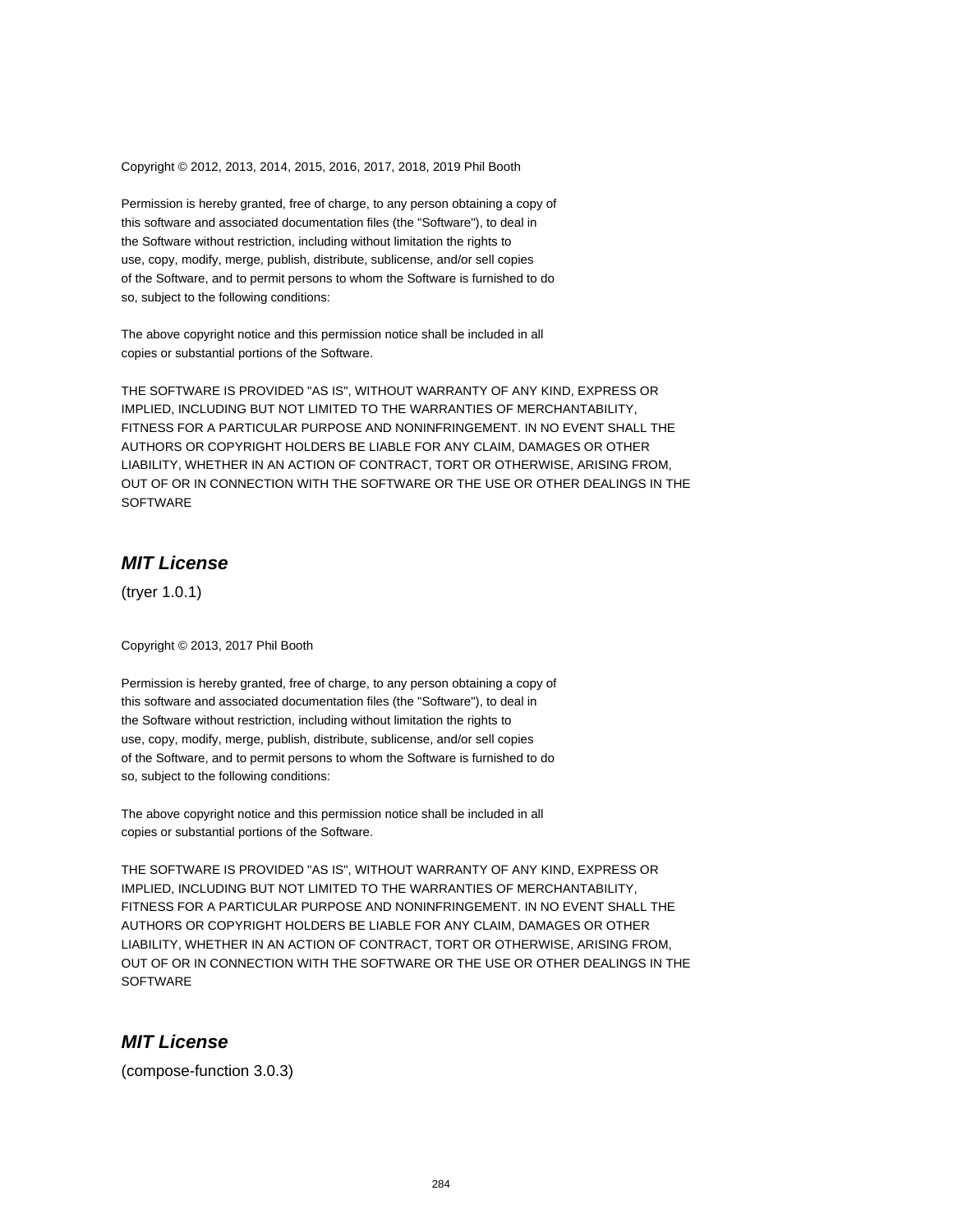Copyright © 2012, 2013, 2014, 2015, 2016, 2017, 2018, 2019 Phil Booth

Permission is hereby granted, free of charge, to any person obtaining a copy of this software and associated documentation files (the "Software"), to deal in the Software without restriction, including without limitation the rights to use, copy, modify, merge, publish, distribute, sublicense, and/or sell copies of the Software, and to permit persons to whom the Software is furnished to do so, subject to the following conditions:

The above copyright notice and this permission notice shall be included in all copies or substantial portions of the Software.

THE SOFTWARE IS PROVIDED "AS IS", WITHOUT WARRANTY OF ANY KIND, EXPRESS OR IMPLIED, INCLUDING BUT NOT LIMITED TO THE WARRANTIES OF MERCHANTABILITY, FITNESS FOR A PARTICULAR PURPOSE AND NONINFRINGEMENT. IN NO EVENT SHALL THE AUTHORS OR COPYRIGHT HOLDERS BE LIABLE FOR ANY CLAIM, DAMAGES OR OTHER LIABILITY, WHETHER IN AN ACTION OF CONTRACT, TORT OR OTHERWISE, ARISING FROM, OUT OF OR IN CONNECTION WITH THE SOFTWARE OR THE USE OR OTHER DEALINGS IN THE SOFTWARE

## *MIT License*

(tryer 1.0.1)

Copyright © 2013, 2017 Phil Booth

Permission is hereby granted, free of charge, to any person obtaining a copy of this software and associated documentation files (the "Software"), to deal in the Software without restriction, including without limitation the rights to use, copy, modify, merge, publish, distribute, sublicense, and/or sell copies of the Software, and to permit persons to whom the Software is furnished to do so, subject to the following conditions:

The above copyright notice and this permission notice shall be included in all copies or substantial portions of the Software.

THE SOFTWARE IS PROVIDED "AS IS", WITHOUT WARRANTY OF ANY KIND, EXPRESS OR IMPLIED, INCLUDING BUT NOT LIMITED TO THE WARRANTIES OF MERCHANTABILITY, FITNESS FOR A PARTICULAR PURPOSE AND NONINFRINGEMENT. IN NO EVENT SHALL THE AUTHORS OR COPYRIGHT HOLDERS BE LIABLE FOR ANY CLAIM, DAMAGES OR OTHER LIABILITY, WHETHER IN AN ACTION OF CONTRACT, TORT OR OTHERWISE, ARISING FROM, OUT OF OR IN CONNECTION WITH THE SOFTWARE OR THE USE OR OTHER DEALINGS IN THE SOFTWARE

## *MIT License*

(compose-function 3.0.3)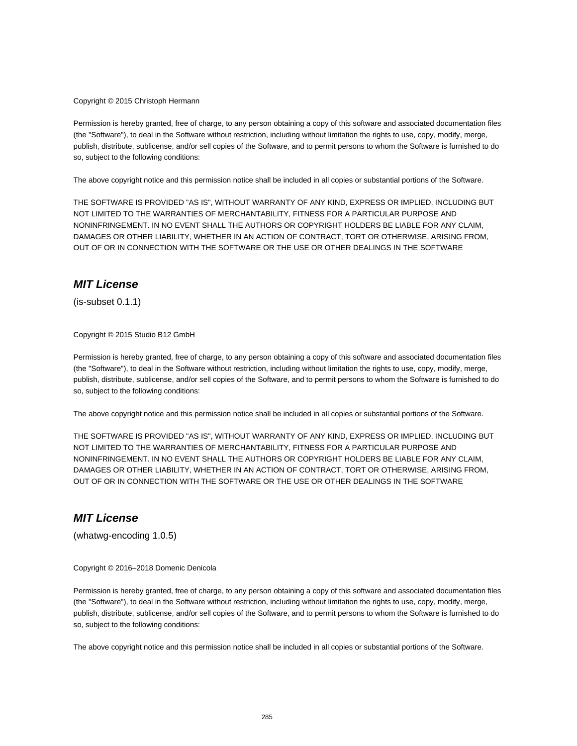Copyright © 2015 Christoph Hermann

Permission is hereby granted, free of charge, to any person obtaining a copy of this software and associated documentation files (the "Software"), to deal in the Software without restriction, including without limitation the rights to use, copy, modify, merge, publish, distribute, sublicense, and/or sell copies of the Software, and to permit persons to whom the Software is furnished to do so, subject to the following conditions:

The above copyright notice and this permission notice shall be included in all copies or substantial portions of the Software.

THE SOFTWARE IS PROVIDED "AS IS", WITHOUT WARRANTY OF ANY KIND, EXPRESS OR IMPLIED, INCLUDING BUT NOT LIMITED TO THE WARRANTIES OF MERCHANTABILITY, FITNESS FOR A PARTICULAR PURPOSE AND NONINFRINGEMENT. IN NO EVENT SHALL THE AUTHORS OR COPYRIGHT HOLDERS BE LIABLE FOR ANY CLAIM, DAMAGES OR OTHER LIABILITY, WHETHER IN AN ACTION OF CONTRACT, TORT OR OTHERWISE, ARISING FROM, OUT OF OR IN CONNECTION WITH THE SOFTWARE OR THE USE OR OTHER DEALINGS IN THE SOFTWARE

## *MIT License*

(is-subset 0.1.1)

Copyright © 2015 Studio B12 GmbH

Permission is hereby granted, free of charge, to any person obtaining a copy of this software and associated documentation files (the "Software"), to deal in the Software without restriction, including without limitation the rights to use, copy, modify, merge, publish, distribute, sublicense, and/or sell copies of the Software, and to permit persons to whom the Software is furnished to do so, subject to the following conditions:

The above copyright notice and this permission notice shall be included in all copies or substantial portions of the Software.

THE SOFTWARE IS PROVIDED "AS IS", WITHOUT WARRANTY OF ANY KIND, EXPRESS OR IMPLIED, INCLUDING BUT NOT LIMITED TO THE WARRANTIES OF MERCHANTABILITY, FITNESS FOR A PARTICULAR PURPOSE AND NONINFRINGEMENT. IN NO EVENT SHALL THE AUTHORS OR COPYRIGHT HOLDERS BE LIABLE FOR ANY CLAIM, DAMAGES OR OTHER LIABILITY, WHETHER IN AN ACTION OF CONTRACT, TORT OR OTHERWISE, ARISING FROM, OUT OF OR IN CONNECTION WITH THE SOFTWARE OR THE USE OR OTHER DEALINGS IN THE SOFTWARE

## *MIT License*

(whatwg-encoding 1.0.5)

Copyright © 2016–2018 Domenic Denicola

Permission is hereby granted, free of charge, to any person obtaining a copy of this software and associated documentation files (the "Software"), to deal in the Software without restriction, including without limitation the rights to use, copy, modify, merge, publish, distribute, sublicense, and/or sell copies of the Software, and to permit persons to whom the Software is furnished to do so, subject to the following conditions:

The above copyright notice and this permission notice shall be included in all copies or substantial portions of the Software.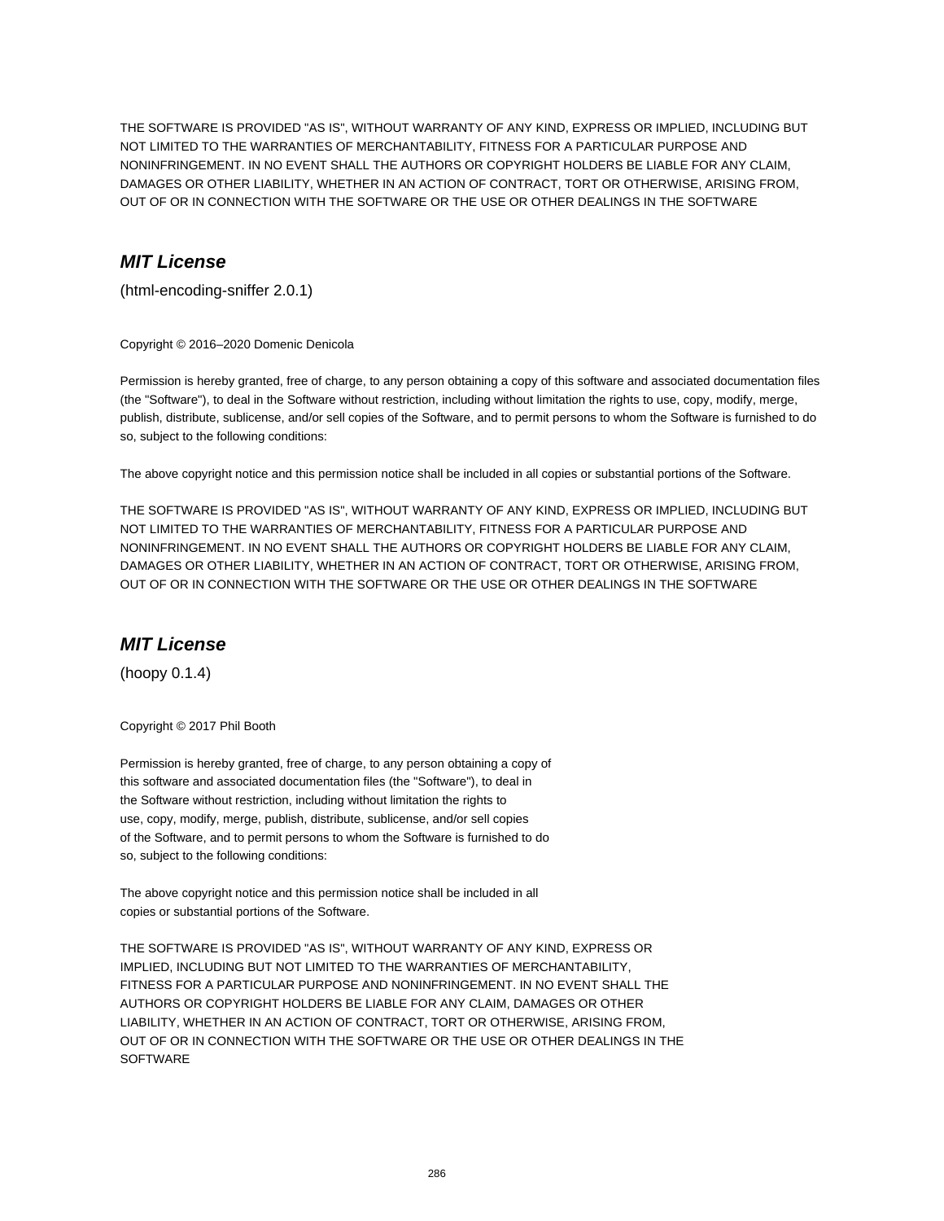THE SOFTWARE IS PROVIDED "AS IS", WITHOUT WARRANTY OF ANY KIND, EXPRESS OR IMPLIED, INCLUDING BUT NOT LIMITED TO THE WARRANTIES OF MERCHANTABILITY, FITNESS FOR A PARTICULAR PURPOSE AND NONINFRINGEMENT. IN NO EVENT SHALL THE AUTHORS OR COPYRIGHT HOLDERS BE LIABLE FOR ANY CLAIM, DAMAGES OR OTHER LIABILITY, WHETHER IN AN ACTION OF CONTRACT, TORT OR OTHERWISE, ARISING FROM, OUT OF OR IN CONNECTION WITH THE SOFTWARE OR THE USE OR OTHER DEALINGS IN THE SOFTWARE

## ***MIT License***

(html-encoding-sniffer 2.0.1)

Copyright © 2016–2020 Domenic Denicola

Permission is hereby granted, free of charge, to any person obtaining a copy of this software and associated documentation files (the "Software"), to deal in the Software without restriction, including without limitation the rights to use, copy, modify, merge, publish, distribute, sublicense, and/or sell copies of the Software, and to permit persons to whom the Software is furnished to do so, subject to the following conditions:

The above copyright notice and this permission notice shall be included in all copies or substantial portions of the Software.

THE SOFTWARE IS PROVIDED "AS IS", WITHOUT WARRANTY OF ANY KIND, EXPRESS OR IMPLIED, INCLUDING BUT NOT LIMITED TO THE WARRANTIES OF MERCHANTABILITY, FITNESS FOR A PARTICULAR PURPOSE AND NONINFRINGEMENT. IN NO EVENT SHALL THE AUTHORS OR COPYRIGHT HOLDERS BE LIABLE FOR ANY CLAIM, DAMAGES OR OTHER LIABILITY, WHETHER IN AN ACTION OF CONTRACT, TORT OR OTHERWISE, ARISING FROM, OUT OF OR IN CONNECTION WITH THE SOFTWARE OR THE USE OR OTHER DEALINGS IN THE SOFTWARE

## ***MIT License***

(hoopy 0.1.4)

Copyright © 2017 Phil Booth

Permission is hereby granted, free of charge, to any person obtaining a copy of this software and associated documentation files (the "Software"), to deal in the Software without restriction, including without limitation the rights to use, copy, modify, merge, publish, distribute, sublicense, and/or sell copies of the Software, and to permit persons to whom the Software is furnished to do so, subject to the following conditions:

The above copyright notice and this permission notice shall be included in all copies or substantial portions of the Software.

THE SOFTWARE IS PROVIDED "AS IS", WITHOUT WARRANTY OF ANY KIND, EXPRESS OR IMPLIED, INCLUDING BUT NOT LIMITED TO THE WARRANTIES OF MERCHANTABILITY, FITNESS FOR A PARTICULAR PURPOSE AND NONINFRINGEMENT. IN NO EVENT SHALL THE AUTHORS OR COPYRIGHT HOLDERS BE LIABLE FOR ANY CLAIM, DAMAGES OR OTHER LIABILITY, WHETHER IN AN ACTION OF CONTRACT, TORT OR OTHERWISE, ARISING FROM, OUT OF OR IN CONNECTION WITH THE SOFTWARE OR THE USE OR OTHER DEALINGS IN THE SOFTWARE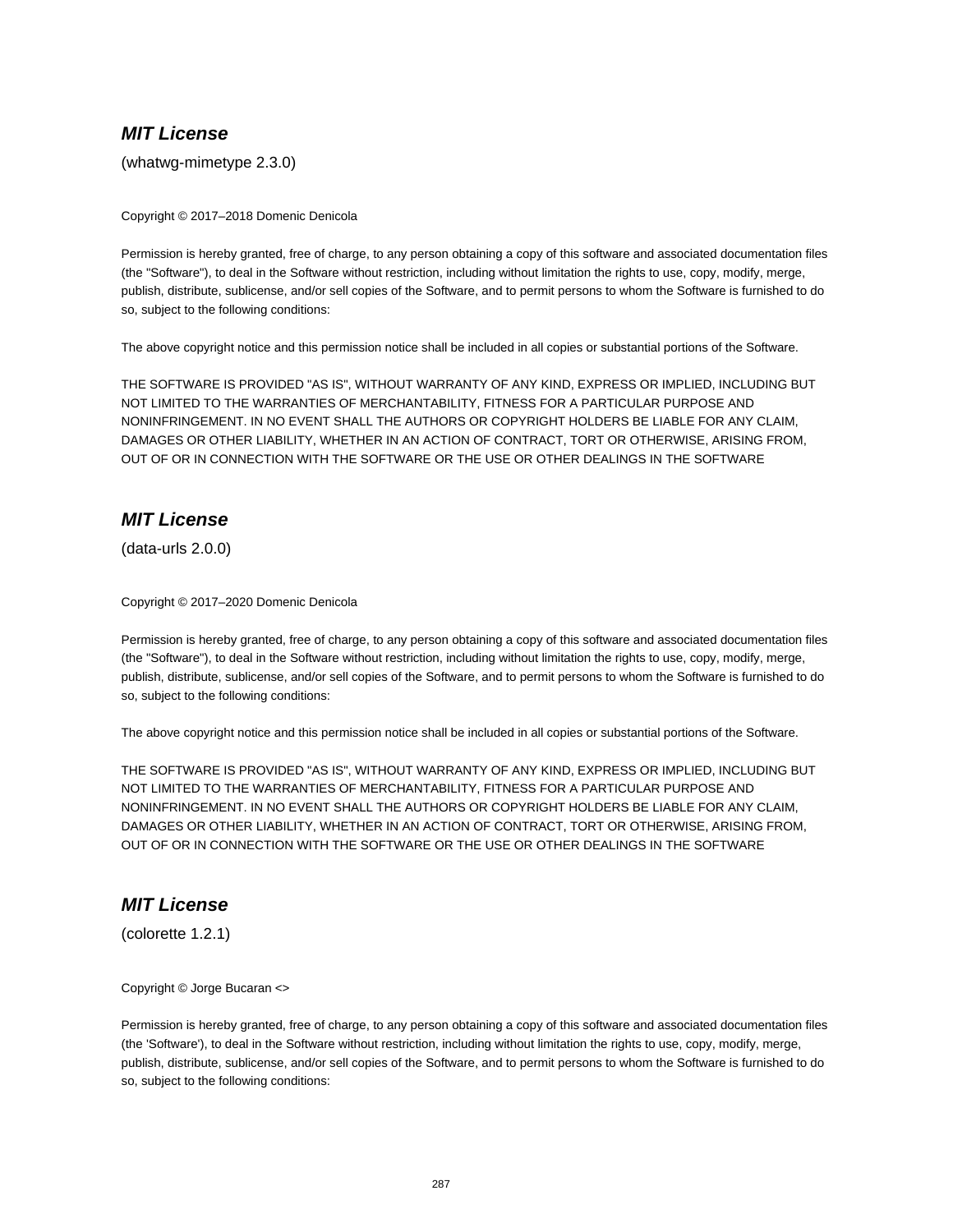## ***MIT License***

(whatwg-mimetype 2.3.0)

Copyright © 2017–2018 Domenic Denicola

Permission is hereby granted, free of charge, to any person obtaining a copy of this software and associated documentation files (the "Software"), to deal in the Software without restriction, including without limitation the rights to use, copy, modify, merge, publish, distribute, sublicense, and/or sell copies of the Software, and to permit persons to whom the Software is furnished to do so, subject to the following conditions:

The above copyright notice and this permission notice shall be included in all copies or substantial portions of the Software.

THE SOFTWARE IS PROVIDED "AS IS", WITHOUT WARRANTY OF ANY KIND, EXPRESS OR IMPLIED, INCLUDING BUT NOT LIMITED TO THE WARRANTIES OF MERCHANTABILITY, FITNESS FOR A PARTICULAR PURPOSE AND NONINFRINGEMENT. IN NO EVENT SHALL THE AUTHORS OR COPYRIGHT HOLDERS BE LIABLE FOR ANY CLAIM, DAMAGES OR OTHER LIABILITY, WHETHER IN AN ACTION OF CONTRACT, TORT OR OTHERWISE, ARISING FROM, OUT OF OR IN CONNECTION WITH THE SOFTWARE OR THE USE OR OTHER DEALINGS IN THE SOFTWARE

## ***MIT License***

(data-urls 2.0.0)

Copyright © 2017–2020 Domenic Denicola

Permission is hereby granted, free of charge, to any person obtaining a copy of this software and associated documentation files (the "Software"), to deal in the Software without restriction, including without limitation the rights to use, copy, modify, merge, publish, distribute, sublicense, and/or sell copies of the Software, and to permit persons to whom the Software is furnished to do so, subject to the following conditions:

The above copyright notice and this permission notice shall be included in all copies or substantial portions of the Software.

THE SOFTWARE IS PROVIDED "AS IS", WITHOUT WARRANTY OF ANY KIND, EXPRESS OR IMPLIED, INCLUDING BUT NOT LIMITED TO THE WARRANTIES OF MERCHANTABILITY, FITNESS FOR A PARTICULAR PURPOSE AND NONINFRINGEMENT. IN NO EVENT SHALL THE AUTHORS OR COPYRIGHT HOLDERS BE LIABLE FOR ANY CLAIM, DAMAGES OR OTHER LIABILITY, WHETHER IN AN ACTION OF CONTRACT, TORT OR OTHERWISE, ARISING FROM, OUT OF OR IN CONNECTION WITH THE SOFTWARE OR THE USE OR OTHER DEALINGS IN THE SOFTWARE

## ***MIT License***

(colorette 1.2.1)

Copyright © Jorge Bucaran <>

Permission is hereby granted, free of charge, to any person obtaining a copy of this software and associated documentation files (the 'Software'), to deal in the Software without restriction, including without limitation the rights to use, copy, modify, merge, publish, distribute, sublicense, and/or sell copies of the Software, and to permit persons to whom the Software is furnished to do so, subject to the following conditions: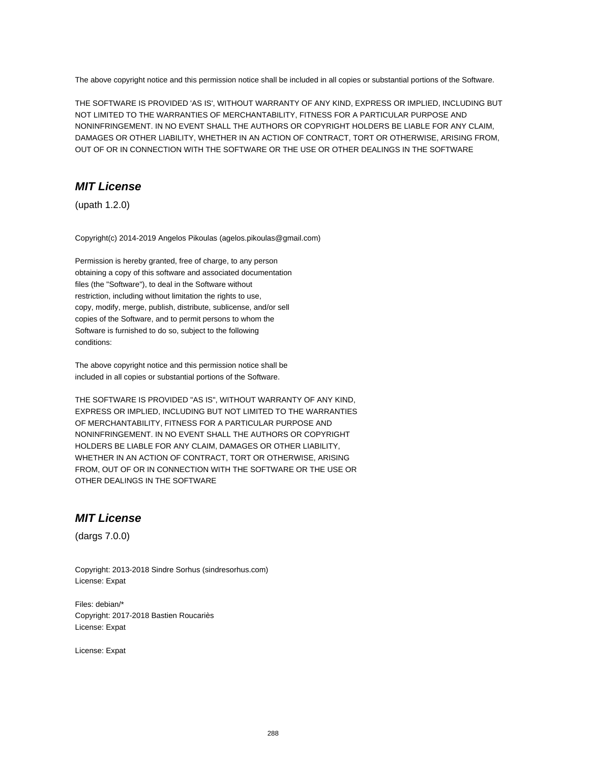The above copyright notice and this permission notice shall be included in all copies or substantial portions of the Software.

THE SOFTWARE IS PROVIDED 'AS IS', WITHOUT WARRANTY OF ANY KIND, EXPRESS OR IMPLIED, INCLUDING BUT NOT LIMITED TO THE WARRANTIES OF MERCHANTABILITY, FITNESS FOR A PARTICULAR PURPOSE AND NONINFRINGEMENT. IN NO EVENT SHALL THE AUTHORS OR COPYRIGHT HOLDERS BE LIABLE FOR ANY CLAIM, DAMAGES OR OTHER LIABILITY, WHETHER IN AN ACTION OF CONTRACT, TORT OR OTHERWISE, ARISING FROM, OUT OF OR IN CONNECTION WITH THE SOFTWARE OR THE USE OR OTHER DEALINGS IN THE SOFTWARE

## *MIT License*

(upath 1.2.0)

Copyright(c) 2014-2019 Angelos Pikoulas (agelos.pikoulas@gmail.com)

Permission is hereby granted, free of charge, to any person
obtaining a copy of this software and associated documentation
files (the "Software"), to deal in the Software without
restriction, including without limitation the rights to use,
copy, modify, merge, publish, distribute, sublicense, and/or sell
copies of the Software, and to permit persons to whom the
Software is furnished to do so, subject to the following
conditions:

The above copyright notice and this permission notice shall be
included in all copies or substantial portions of the Software.

THE SOFTWARE IS PROVIDED "AS IS", WITHOUT WARRANTY OF ANY KIND,
EXPRESS OR IMPLIED, INCLUDING BUT NOT LIMITED TO THE WARRANTIES
OF MERCHANTABILITY, FITNESS FOR A PARTICULAR PURPOSE AND
NONINFRINGEMENT. IN NO EVENT SHALL THE AUTHORS OR COPYRIGHT
HOLDERS BE LIABLE FOR ANY CLAIM, DAMAGES OR OTHER LIABILITY,
WHETHER IN AN ACTION OF CONTRACT, TORT OR OTHERWISE, ARISING
FROM, OUT OF OR IN CONNECTION WITH THE SOFTWARE OR THE USE OR
OTHER DEALINGS IN THE SOFTWARE

## *MIT License*

(dargs 7.0.0)

Copyright: 2013-2018 Sindre Sorhus (sindresorhus.com)
License: Expat

Files: debian/*
Copyright: 2017-2018 Bastien Roucariès
License: Expat

License: Expat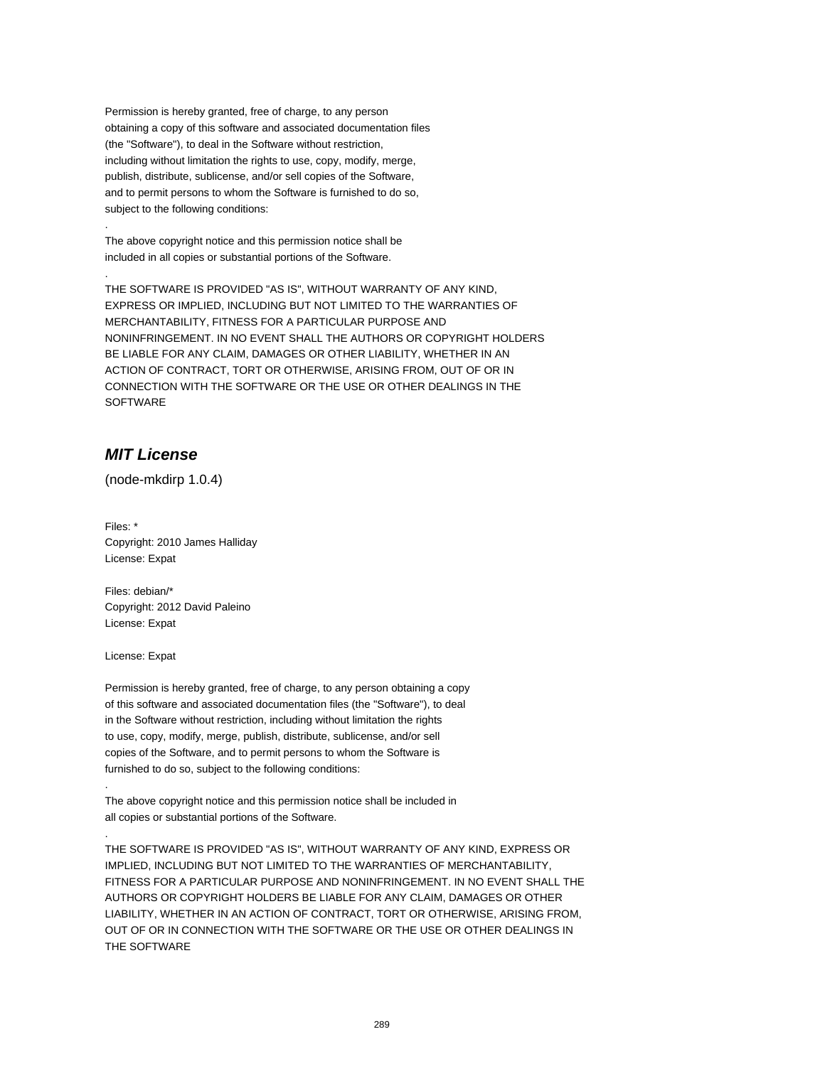Permission is hereby granted, free of charge, to any person
obtaining a copy of this software and associated documentation files
(the "Software"), to deal in the Software without restriction,
including without limitation the rights to use, copy, modify, merge,
publish, distribute, sublicense, and/or sell copies of the Software,
and to permit persons to whom the Software is furnished to do so,
subject to the following conditions:

.

The above copyright notice and this permission notice shall be
included in all copies or substantial portions of the Software.

.

THE SOFTWARE IS PROVIDED "AS IS", WITHOUT WARRANTY OF ANY KIND,
EXPRESS OR IMPLIED, INCLUDING BUT NOT LIMITED TO THE WARRANTIES OF
MERCHANTABILITY, FITNESS FOR A PARTICULAR PURPOSE AND
NONINFRINGEMENT. IN NO EVENT SHALL THE AUTHORS OR COPYRIGHT HOLDERS
BE LIABLE FOR ANY CLAIM, DAMAGES OR OTHER LIABILITY, WHETHER IN AN
ACTION OF CONTRACT, TORT OR OTHERWISE, ARISING FROM, OUT OF OR IN
CONNECTION WITH THE SOFTWARE OR THE USE OR OTHER DEALINGS IN THE
SOFTWARE

## ***MIT License***

(node-mkdirp 1.0.4)

Files: *
Copyright: 2010 James Halliday
License: Expat

Files: debian/*
Copyright: 2012 David Paleino
License: Expat

License: Expat

Permission is hereby granted, free of charge, to any person obtaining a copy
of this software and associated documentation files (the "Software"), to deal
in the Software without restriction, including without limitation the rights
to use, copy, modify, merge, publish, distribute, sublicense, and/or sell
copies of the Software, and to permit persons to whom the Software is
furnished to do so, subject to the following conditions:

.

The above copyright notice and this permission notice shall be included in
all copies or substantial portions of the Software.

.

THE SOFTWARE IS PROVIDED "AS IS", WITHOUT WARRANTY OF ANY KIND, EXPRESS OR
IMPLIED, INCLUDING BUT NOT LIMITED TO THE WARRANTIES OF MERCHANTABILITY,
FITNESS FOR A PARTICULAR PURPOSE AND NONINFRINGEMENT. IN NO EVENT SHALL THE
AUTHORS OR COPYRIGHT HOLDERS BE LIABLE FOR ANY CLAIM, DAMAGES OR OTHER
LIABILITY, WHETHER IN AN ACTION OF CONTRACT, TORT OR OTHERWISE, ARISING FROM,
OUT OF OR IN CONNECTION WITH THE SOFTWARE OR THE USE OR OTHER DEALINGS IN
THE SOFTWARE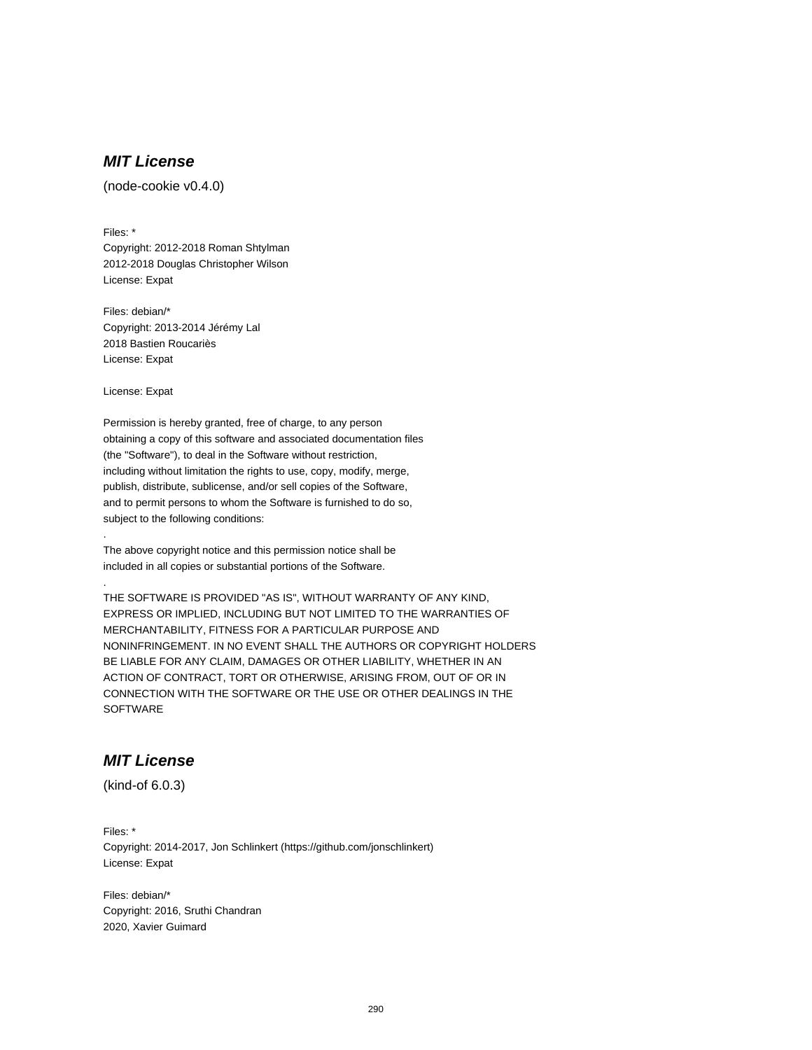## ***MIT License***

(node-cookie v0.4.0)

Files: *
Copyright: 2012-2018 Roman Shtylman
2012-2018 Douglas Christopher Wilson
License: Expat

Files: debian/*
Copyright: 2013-2014 Jérémy Lal
2018 Bastien Roucariès
License: Expat

License: Expat

Permission is hereby granted, free of charge, to any person
obtaining a copy of this software and associated documentation files
(the "Software"), to deal in the Software without restriction,
including without limitation the rights to use, copy, modify, merge,
publish, distribute, sublicense, and/or sell copies of the Software,
and to permit persons to whom the Software is furnished to do so,
subject to the following conditions:

.

The above copyright notice and this permission notice shall be
included in all copies or substantial portions of the Software.

.

THE SOFTWARE IS PROVIDED "AS IS", WITHOUT WARRANTY OF ANY KIND,
EXPRESS OR IMPLIED, INCLUDING BUT NOT LIMITED TO THE WARRANTIES OF
MERCHANTABILITY, FITNESS FOR A PARTICULAR PURPOSE AND
NONINFRINGEMENT. IN NO EVENT SHALL THE AUTHORS OR COPYRIGHT HOLDERS
BE LIABLE FOR ANY CLAIM, DAMAGES OR OTHER LIABILITY, WHETHER IN AN
ACTION OF CONTRACT, TORT OR OTHERWISE, ARISING FROM, OUT OF OR IN
CONNECTION WITH THE SOFTWARE OR THE USE OR OTHER DEALINGS IN THE
SOFTWARE

## ***MIT License***

(kind-of 6.0.3)

Files: *
Copyright: 2014-2017, Jon Schlinkert (https://github.com/jonschlinkert)
License: Expat

Files: debian/*
Copyright: 2016, Sruthi Chandran
2020, Xavier Guimard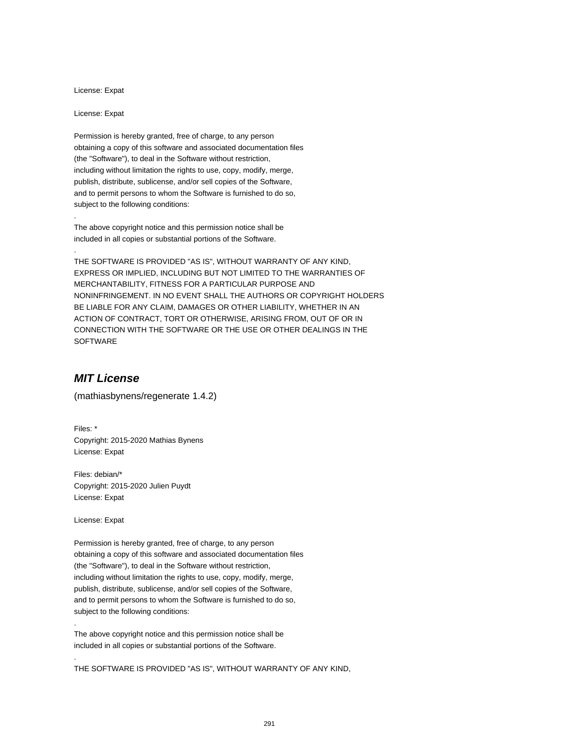License: Expat

License: Expat

Permission is hereby granted, free of charge, to any person
obtaining a copy of this software and associated documentation files
(the "Software"), to deal in the Software without restriction,
including without limitation the rights to use, copy, modify, merge,
publish, distribute, sublicense, and/or sell copies of the Software,
and to permit persons to whom the Software is furnished to do so,
subject to the following conditions:

.

The above copyright notice and this permission notice shall be
included in all copies or substantial portions of the Software.

.

THE SOFTWARE IS PROVIDED "AS IS", WITHOUT WARRANTY OF ANY KIND,
EXPRESS OR IMPLIED, INCLUDING BUT NOT LIMITED TO THE WARRANTIES OF
MERCHANTABILITY, FITNESS FOR A PARTICULAR PURPOSE AND
NONINFRINGEMENT. IN NO EVENT SHALL THE AUTHORS OR COPYRIGHT HOLDERS
BE LIABLE FOR ANY CLAIM, DAMAGES OR OTHER LIABILITY, WHETHER IN AN
ACTION OF CONTRACT, TORT OR OTHERWISE, ARISING FROM, OUT OF OR IN
CONNECTION WITH THE SOFTWARE OR THE USE OR OTHER DEALINGS IN THE
SOFTWARE

## *MIT License*

(mathiasbynens/regenerate 1.4.2)

Files: *
Copyright: 2015-2020 Mathias Bynens
License: Expat

Files: debian/*
Copyright: 2015-2020 Julien Puydt
License: Expat

License: Expat

Permission is hereby granted, free of charge, to any person
obtaining a copy of this software and associated documentation files
(the "Software"), to deal in the Software without restriction,
including without limitation the rights to use, copy, modify, merge,
publish, distribute, sublicense, and/or sell copies of the Software,
and to permit persons to whom the Software is furnished to do so,
subject to the following conditions:

.

The above copyright notice and this permission notice shall be
included in all copies or substantial portions of the Software.

.

THE SOFTWARE IS PROVIDED "AS IS", WITHOUT WARRANTY OF ANY KIND,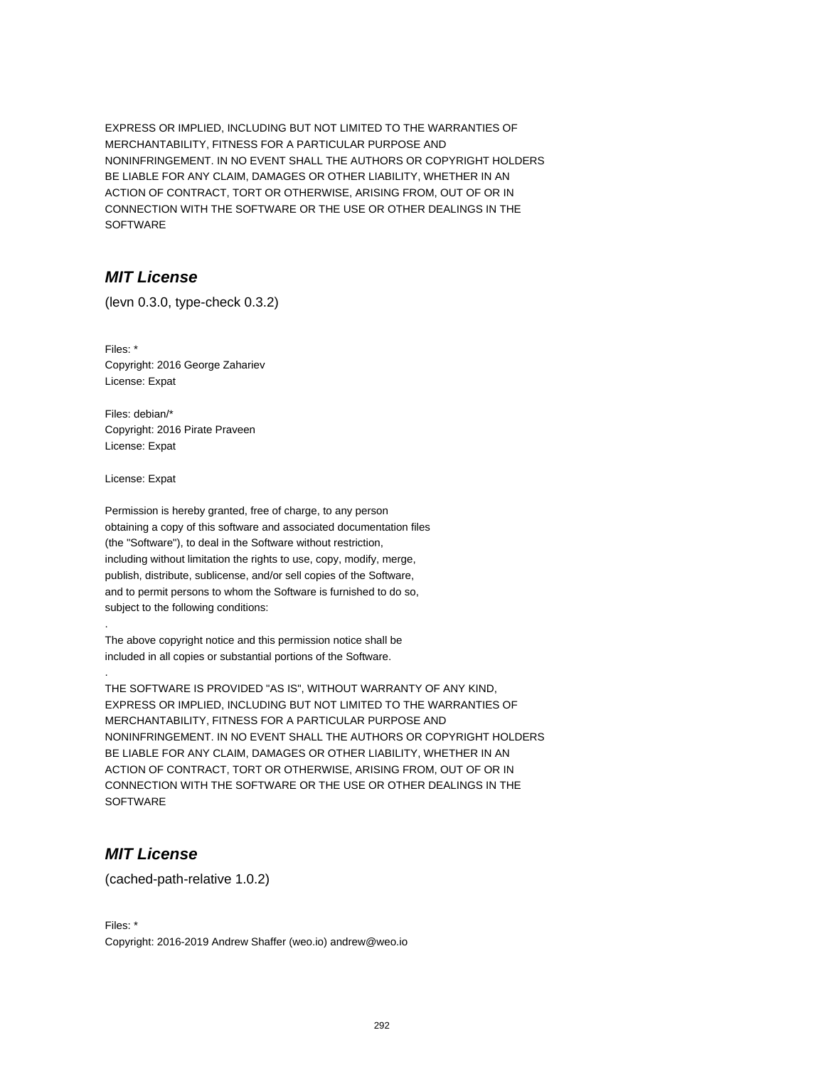EXPRESS OR IMPLIED, INCLUDING BUT NOT LIMITED TO THE WARRANTIES OF
MERCHANTABILITY, FITNESS FOR A PARTICULAR PURPOSE AND
NONINFRINGEMENT. IN NO EVENT SHALL THE AUTHORS OR COPYRIGHT HOLDERS
BE LIABLE FOR ANY CLAIM, DAMAGES OR OTHER LIABILITY, WHETHER IN AN
ACTION OF CONTRACT, TORT OR OTHERWISE, ARISING FROM, OUT OF OR IN
CONNECTION WITH THE SOFTWARE OR THE USE OR OTHER DEALINGS IN THE
SOFTWARE

## *MIT License*

(levn 0.3.0, type-check 0.3.2)

Files: *
Copyright: 2016 George Zahariev
License: Expat

Files: debian/*
Copyright: 2016 Pirate Praveen
License: Expat

License: Expat

Permission is hereby granted, free of charge, to any person
obtaining a copy of this software and associated documentation files
(the "Software"), to deal in the Software without restriction,
including without limitation the rights to use, copy, modify, merge,
publish, distribute, sublicense, and/or sell copies of the Software,
and to permit persons to whom the Software is furnished to do so,
subject to the following conditions:

.

The above copyright notice and this permission notice shall be
included in all copies or substantial portions of the Software.

.

THE SOFTWARE IS PROVIDED "AS IS", WITHOUT WARRANTY OF ANY KIND,
EXPRESS OR IMPLIED, INCLUDING BUT NOT LIMITED TO THE WARRANTIES OF
MERCHANTABILITY, FITNESS FOR A PARTICULAR PURPOSE AND
NONINFRINGEMENT. IN NO EVENT SHALL THE AUTHORS OR COPYRIGHT HOLDERS
BE LIABLE FOR ANY CLAIM, DAMAGES OR OTHER LIABILITY, WHETHER IN AN
ACTION OF CONTRACT, TORT OR OTHERWISE, ARISING FROM, OUT OF OR IN
CONNECTION WITH THE SOFTWARE OR THE USE OR OTHER DEALINGS IN THE
SOFTWARE

## *MIT License*

(cached-path-relative 1.0.2)

Files: *
Copyright: 2016-2019 Andrew Shaffer (weo.io) andrew@weo.io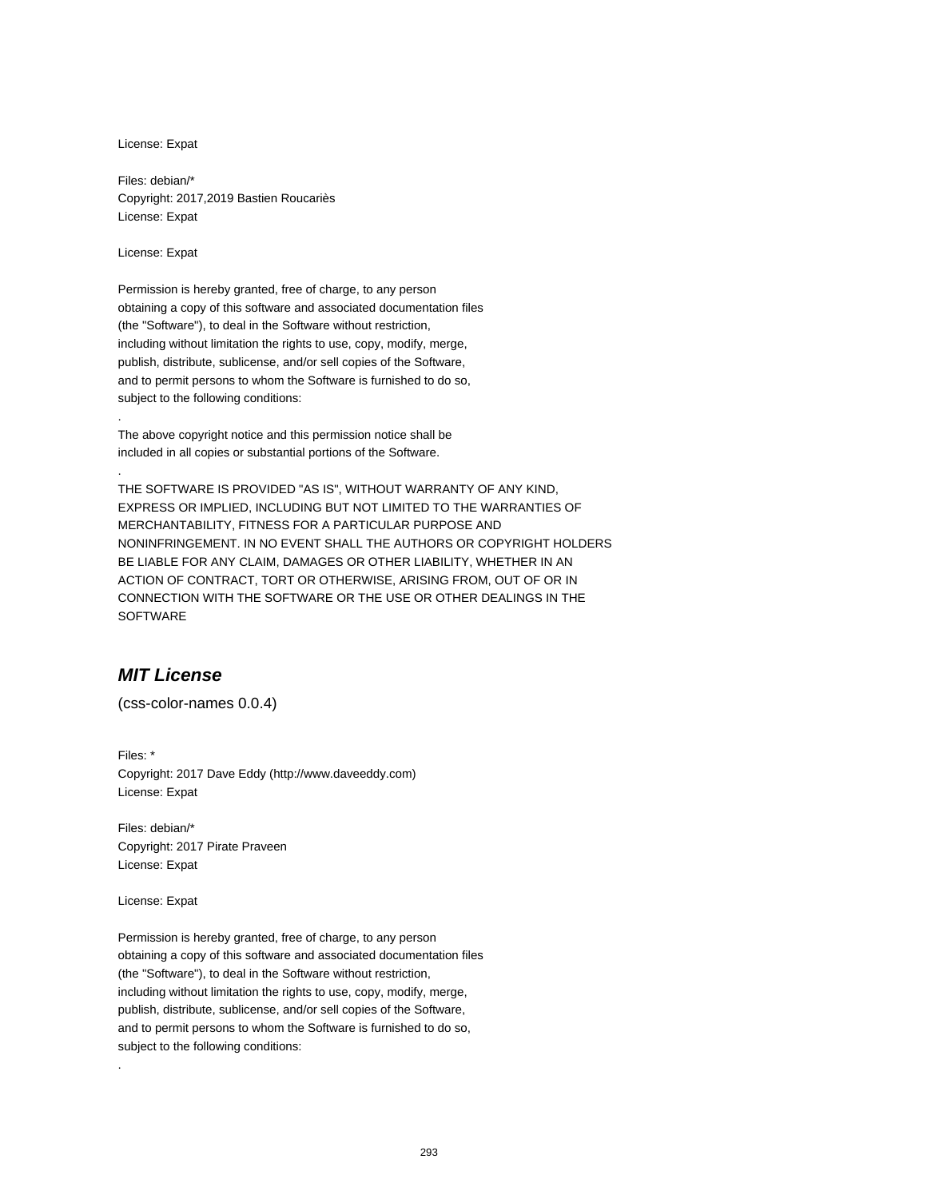License: Expat

Files: debian/*
Copyright: 2017,2019 Bastien Roucariès
License: Expat

License: Expat

Permission is hereby granted, free of charge, to any person
obtaining a copy of this software and associated documentation files
(the "Software"), to deal in the Software without restriction,
including without limitation the rights to use, copy, modify, merge,
publish, distribute, sublicense, and/or sell copies of the Software,
and to permit persons to whom the Software is furnished to do so,
subject to the following conditions:
.
The above copyright notice and this permission notice shall be
included in all copies or substantial portions of the Software.
.
THE SOFTWARE IS PROVIDED "AS IS", WITHOUT WARRANTY OF ANY KIND,
EXPRESS OR IMPLIED, INCLUDING BUT NOT LIMITED TO THE WARRANTIES OF
MERCHANTABILITY, FITNESS FOR A PARTICULAR PURPOSE AND
NONINFRINGEMENT. IN NO EVENT SHALL THE AUTHORS OR COPYRIGHT HOLDERS
BE LIABLE FOR ANY CLAIM, DAMAGES OR OTHER LIABILITY, WHETHER IN AN
ACTION OF CONTRACT, TORT OR OTHERWISE, ARISING FROM, OUT OF OR IN
CONNECTION WITH THE SOFTWARE OR THE USE OR OTHER DEALINGS IN THE
SOFTWARE

## *MIT License*

(css-color-names 0.0.4)

Files: *
Copyright: 2017 Dave Eddy (http://www.daveeddy.com)
License: Expat

Files: debian/*
Copyright: 2017 Pirate Praveen
License: Expat

License: Expat

Permission is hereby granted, free of charge, to any person
obtaining a copy of this software and associated documentation files
(the "Software"), to deal in the Software without restriction,
including without limitation the rights to use, copy, modify, merge,
publish, distribute, sublicense, and/or sell copies of the Software,
and to permit persons to whom the Software is furnished to do so,
subject to the following conditions:
.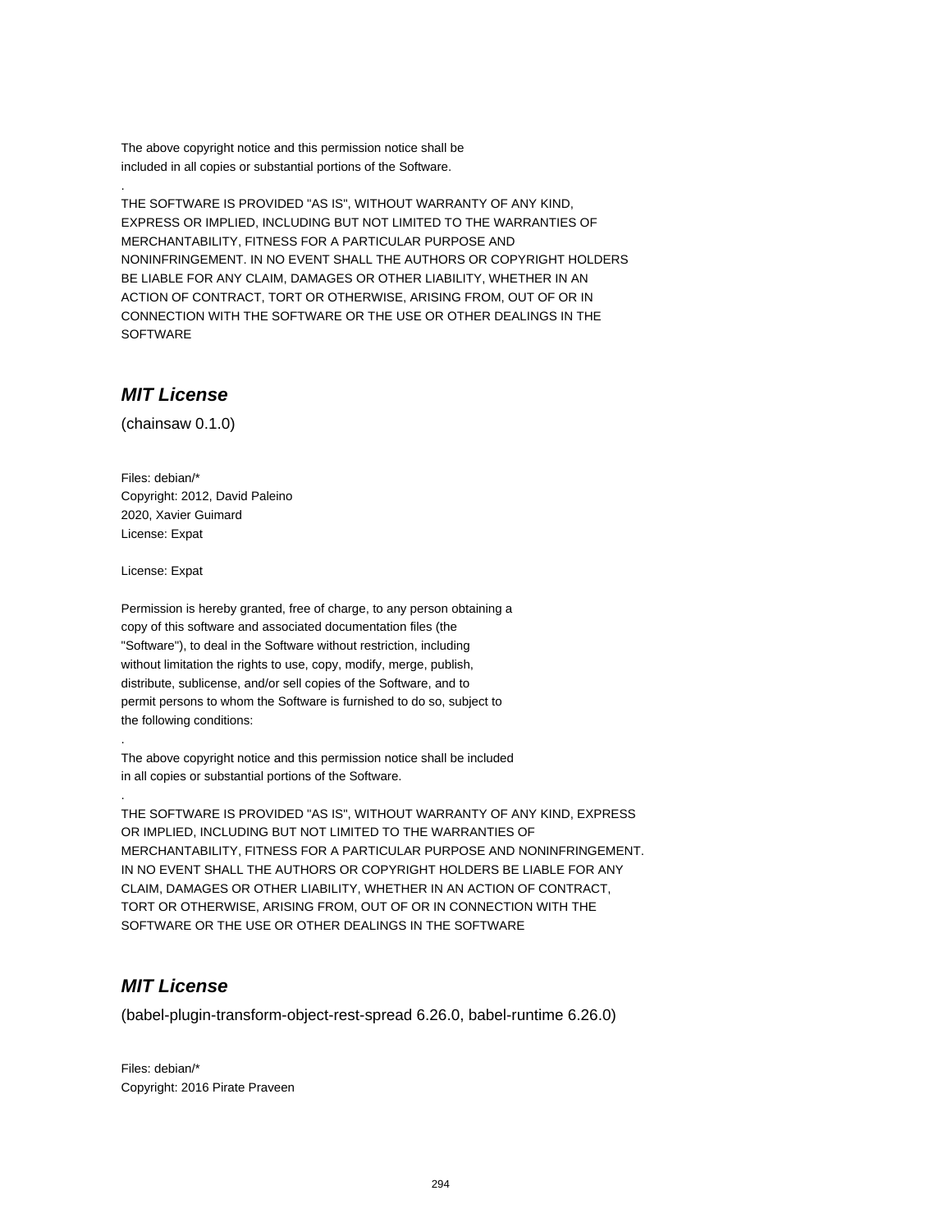The above copyright notice and this permission notice shall be
included in all copies or substantial portions of the Software.

.

THE SOFTWARE IS PROVIDED "AS IS", WITHOUT WARRANTY OF ANY KIND,
EXPRESS OR IMPLIED, INCLUDING BUT NOT LIMITED TO THE WARRANTIES OF
MERCHANTABILITY, FITNESS FOR A PARTICULAR PURPOSE AND
NONINFRINGEMENT. IN NO EVENT SHALL THE AUTHORS OR COPYRIGHT HOLDERS
BE LIABLE FOR ANY CLAIM, DAMAGES OR OTHER LIABILITY, WHETHER IN AN
ACTION OF CONTRACT, TORT OR OTHERWISE, ARISING FROM, OUT OF OR IN
CONNECTION WITH THE SOFTWARE OR THE USE OR OTHER DEALINGS IN THE
SOFTWARE

## *MIT License*

(chainsaw 0.1.0)

Files: debian/*
Copyright: 2012, David Paleino
2020, Xavier Guimard
License: Expat

License: Expat

Permission is hereby granted, free of charge, to any person obtaining a
copy of this software and associated documentation files (the
"Software"), to deal in the Software without restriction, including
without limitation the rights to use, copy, modify, merge, publish,
distribute, sublicense, and/or sell copies of the Software, and to
permit persons to whom the Software is furnished to do so, subject to
the following conditions:

.

The above copyright notice and this permission notice shall be included
in all copies or substantial portions of the Software.

.

THE SOFTWARE IS PROVIDED "AS IS", WITHOUT WARRANTY OF ANY KIND, EXPRESS
OR IMPLIED, INCLUDING BUT NOT LIMITED TO THE WARRANTIES OF
MERCHANTABILITY, FITNESS FOR A PARTICULAR PURPOSE AND NONINFRINGEMENT.
IN NO EVENT SHALL THE AUTHORS OR COPYRIGHT HOLDERS BE LIABLE FOR ANY
CLAIM, DAMAGES OR OTHER LIABILITY, WHETHER IN AN ACTION OF CONTRACT,
TORT OR OTHERWISE, ARISING FROM, OUT OF OR IN CONNECTION WITH THE
SOFTWARE OR THE USE OR OTHER DEALINGS IN THE SOFTWARE

## *MIT License*

(babel-plugin-transform-object-rest-spread 6.26.0, babel-runtime 6.26.0)

Files: debian/*
Copyright: 2016 Pirate Praveen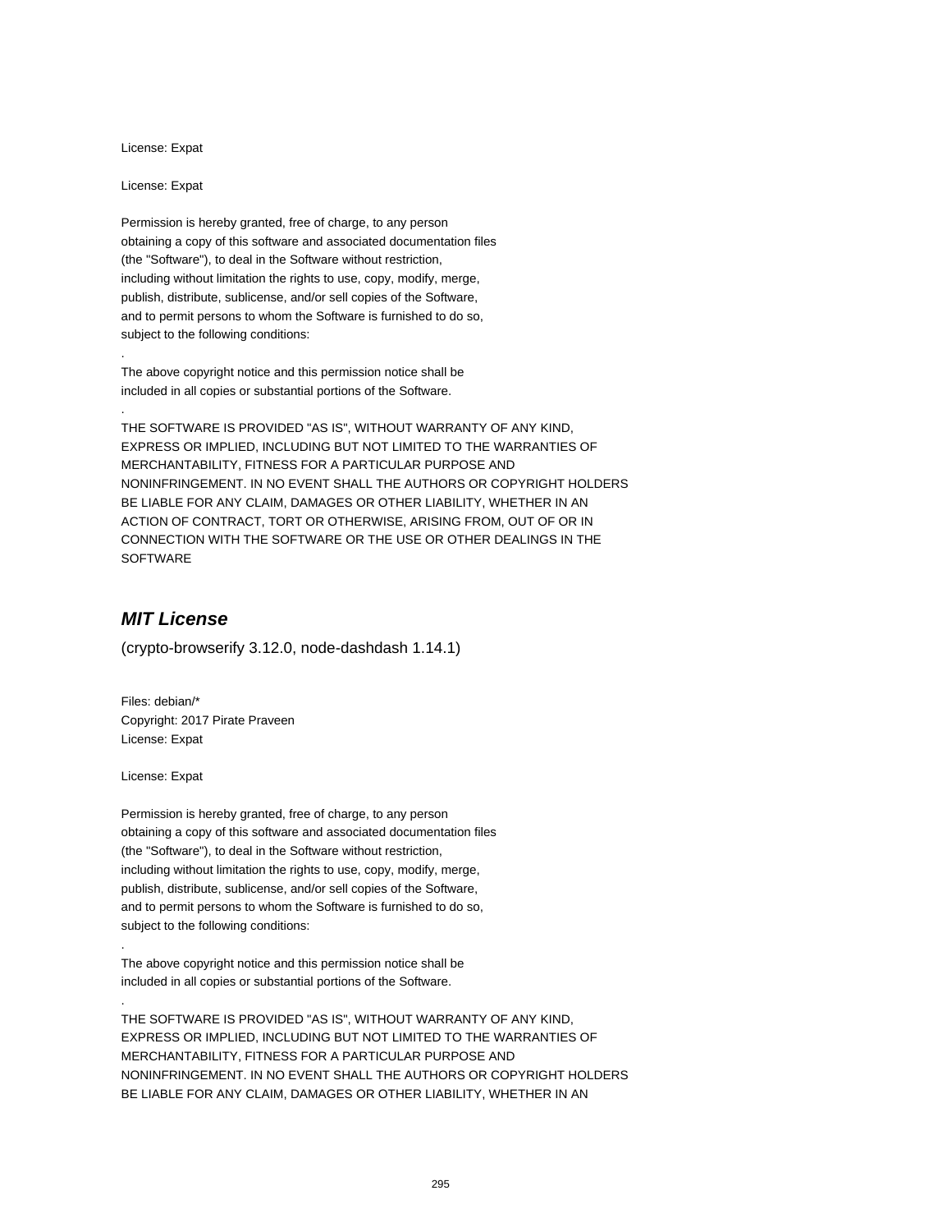License: Expat

License: Expat

Permission is hereby granted, free of charge, to any person
obtaining a copy of this software and associated documentation files
(the "Software"), to deal in the Software without restriction,
including without limitation the rights to use, copy, modify, merge,
publish, distribute, sublicense, and/or sell copies of the Software,
and to permit persons to whom the Software is furnished to do so,
subject to the following conditions:

.

The above copyright notice and this permission notice shall be
included in all copies or substantial portions of the Software.

.

THE SOFTWARE IS PROVIDED "AS IS", WITHOUT WARRANTY OF ANY KIND,
EXPRESS OR IMPLIED, INCLUDING BUT NOT LIMITED TO THE WARRANTIES OF
MERCHANTABILITY, FITNESS FOR A PARTICULAR PURPOSE AND
NONINFRINGEMENT. IN NO EVENT SHALL THE AUTHORS OR COPYRIGHT HOLDERS
BE LIABLE FOR ANY CLAIM, DAMAGES OR OTHER LIABILITY, WHETHER IN AN
ACTION OF CONTRACT, TORT OR OTHERWISE, ARISING FROM, OUT OF OR IN
CONNECTION WITH THE SOFTWARE OR THE USE OR OTHER DEALINGS IN THE
SOFTWARE

## *MIT License*

(crypto-browserify 3.12.0, node-dashdash 1.14.1)

Files: debian/*
Copyright: 2017 Pirate Praveen
License: Expat

License: Expat

Permission is hereby granted, free of charge, to any person
obtaining a copy of this software and associated documentation files
(the "Software"), to deal in the Software without restriction,
including without limitation the rights to use, copy, modify, merge,
publish, distribute, sublicense, and/or sell copies of the Software,
and to permit persons to whom the Software is furnished to do so,
subject to the following conditions:

.

The above copyright notice and this permission notice shall be
included in all copies or substantial portions of the Software.

.

THE SOFTWARE IS PROVIDED "AS IS", WITHOUT WARRANTY OF ANY KIND,
EXPRESS OR IMPLIED, INCLUDING BUT NOT LIMITED TO THE WARRANTIES OF
MERCHANTABILITY, FITNESS FOR A PARTICULAR PURPOSE AND
NONINFRINGEMENT. IN NO EVENT SHALL THE AUTHORS OR COPYRIGHT HOLDERS
BE LIABLE FOR ANY CLAIM, DAMAGES OR OTHER LIABILITY, WHETHER IN AN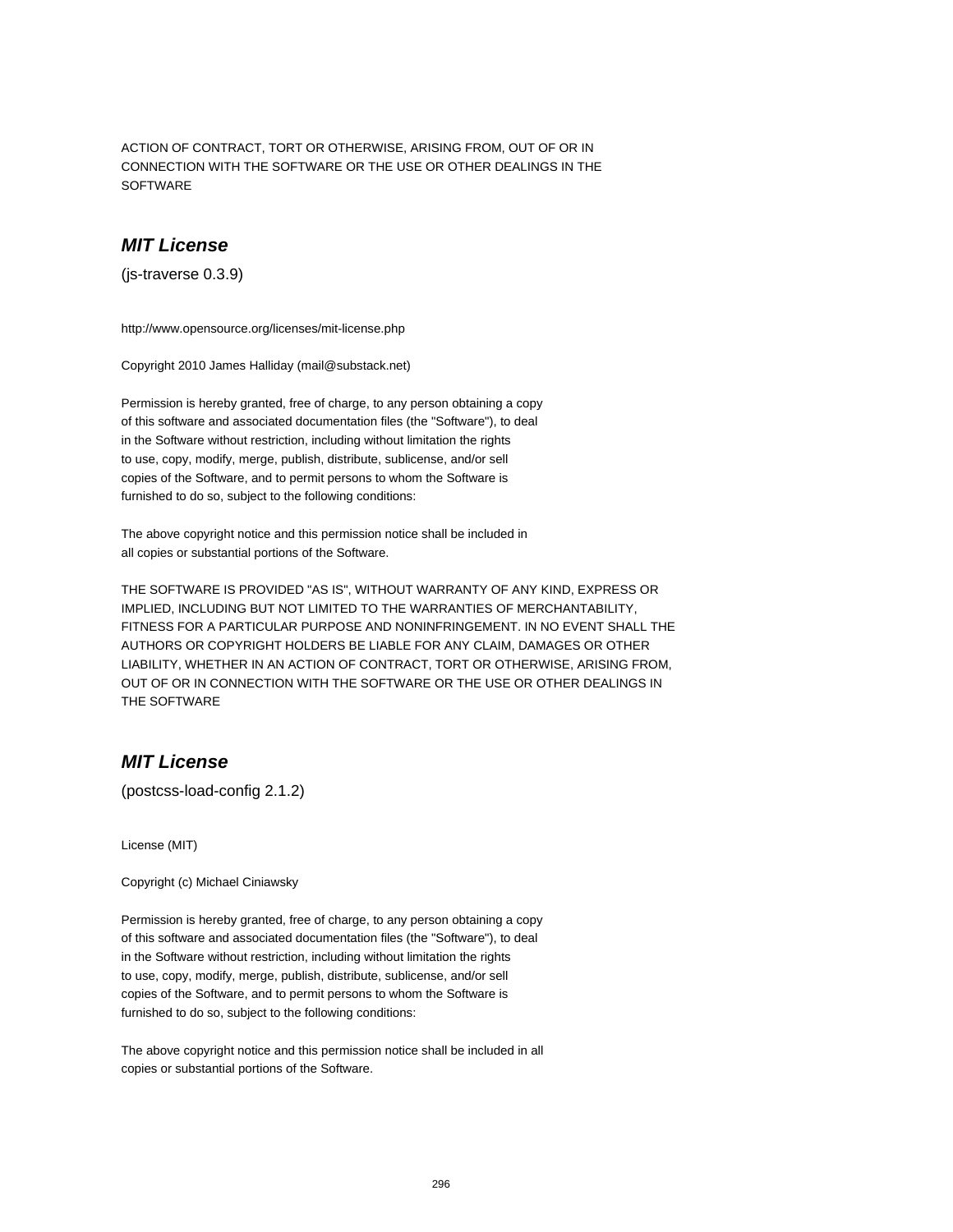ACTION OF CONTRACT, TORT OR OTHERWISE, ARISING FROM, OUT OF OR IN
CONNECTION WITH THE SOFTWARE OR THE USE OR OTHER DEALINGS IN THE
SOFTWARE

## ***MIT License***

(js-traverse 0.3.9)

http://www.opensource.org/licenses/mit-license.php

Copyright 2010 James Halliday (mail@substack.net)

Permission is hereby granted, free of charge, to any person obtaining a copy
of this software and associated documentation files (the "Software"), to deal
in the Software without restriction, including without limitation the rights
to use, copy, modify, merge, publish, distribute, sublicense, and/or sell
copies of the Software, and to permit persons to whom the Software is
furnished to do so, subject to the following conditions:

The above copyright notice and this permission notice shall be included in
all copies or substantial portions of the Software.

THE SOFTWARE IS PROVIDED "AS IS", WITHOUT WARRANTY OF ANY KIND, EXPRESS OR
IMPLIED, INCLUDING BUT NOT LIMITED TO THE WARRANTIES OF MERCHANTABILITY,
FITNESS FOR A PARTICULAR PURPOSE AND NONINFRINGEMENT. IN NO EVENT SHALL THE
AUTHORS OR COPYRIGHT HOLDERS BE LIABLE FOR ANY CLAIM, DAMAGES OR OTHER
LIABILITY, WHETHER IN AN ACTION OF CONTRACT, TORT OR OTHERWISE, ARISING FROM,
OUT OF OR IN CONNECTION WITH THE SOFTWARE OR THE USE OR OTHER DEALINGS IN
THE SOFTWARE

## ***MIT License***

(postcss-load-config 2.1.2)

License (MIT)

Copyright (c) Michael Ciniawsky

Permission is hereby granted, free of charge, to any person obtaining a copy
of this software and associated documentation files (the "Software"), to deal
in the Software without restriction, including without limitation the rights
to use, copy, modify, merge, publish, distribute, sublicense, and/or sell
copies of the Software, and to permit persons to whom the Software is
furnished to do so, subject to the following conditions:

The above copyright notice and this permission notice shall be included in all
copies or substantial portions of the Software.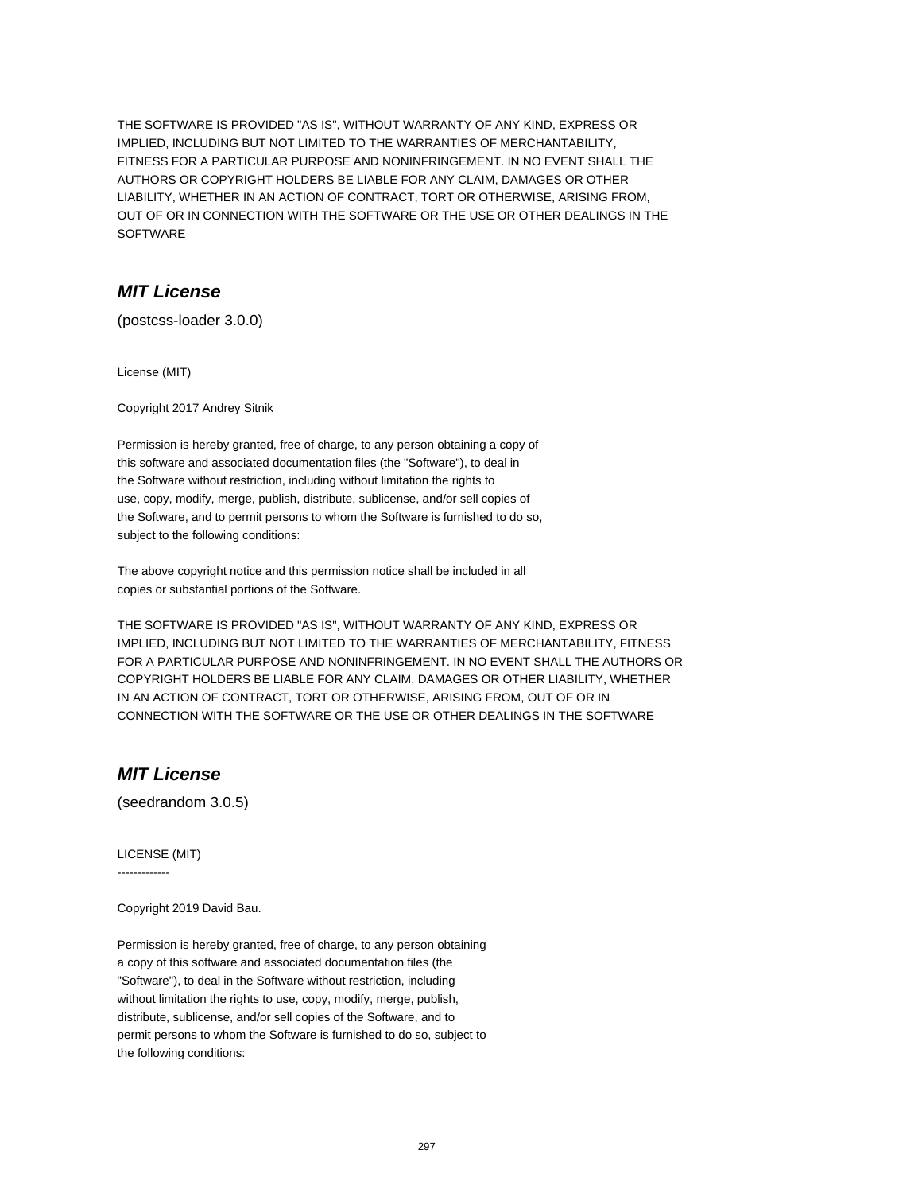THE SOFTWARE IS PROVIDED "AS IS", WITHOUT WARRANTY OF ANY KIND, EXPRESS OR IMPLIED, INCLUDING BUT NOT LIMITED TO THE WARRANTIES OF MERCHANTABILITY, FITNESS FOR A PARTICULAR PURPOSE AND NONINFRINGEMENT. IN NO EVENT SHALL THE AUTHORS OR COPYRIGHT HOLDERS BE LIABLE FOR ANY CLAIM, DAMAGES OR OTHER LIABILITY, WHETHER IN AN ACTION OF CONTRACT, TORT OR OTHERWISE, ARISING FROM, OUT OF OR IN CONNECTION WITH THE SOFTWARE OR THE USE OR OTHER DEALINGS IN THE SOFTWARE

## ***MIT License***

(postcss-loader 3.0.0)

License (MIT)

Copyright 2017 Andrey Sitnik

Permission is hereby granted, free of charge, to any person obtaining a copy of this software and associated documentation files (the "Software"), to deal in the Software without restriction, including without limitation the rights to use, copy, modify, merge, publish, distribute, sublicense, and/or sell copies of the Software, and to permit persons to whom the Software is furnished to do so, subject to the following conditions:

The above copyright notice and this permission notice shall be included in all copies or substantial portions of the Software.

THE SOFTWARE IS PROVIDED "AS IS", WITHOUT WARRANTY OF ANY KIND, EXPRESS OR IMPLIED, INCLUDING BUT NOT LIMITED TO THE WARRANTIES OF MERCHANTABILITY, FITNESS FOR A PARTICULAR PURPOSE AND NONINFRINGEMENT. IN NO EVENT SHALL THE AUTHORS OR COPYRIGHT HOLDERS BE LIABLE FOR ANY CLAIM, DAMAGES OR OTHER LIABILITY, WHETHER IN AN ACTION OF CONTRACT, TORT OR OTHERWISE, ARISING FROM, OUT OF OR IN CONNECTION WITH THE SOFTWARE OR THE USE OR OTHER DEALINGS IN THE SOFTWARE

## ***MIT License***

(seedrandom 3.0.5)

LICENSE (MIT)
-------------

Copyright 2019 David Bau.

Permission is hereby granted, free of charge, to any person obtaining a copy of this software and associated documentation files (the "Software"), to deal in the Software without restriction, including without limitation the rights to use, copy, modify, merge, publish, distribute, sublicense, and/or sell copies of the Software, and to permit persons to whom the Software is furnished to do so, subject to the following conditions: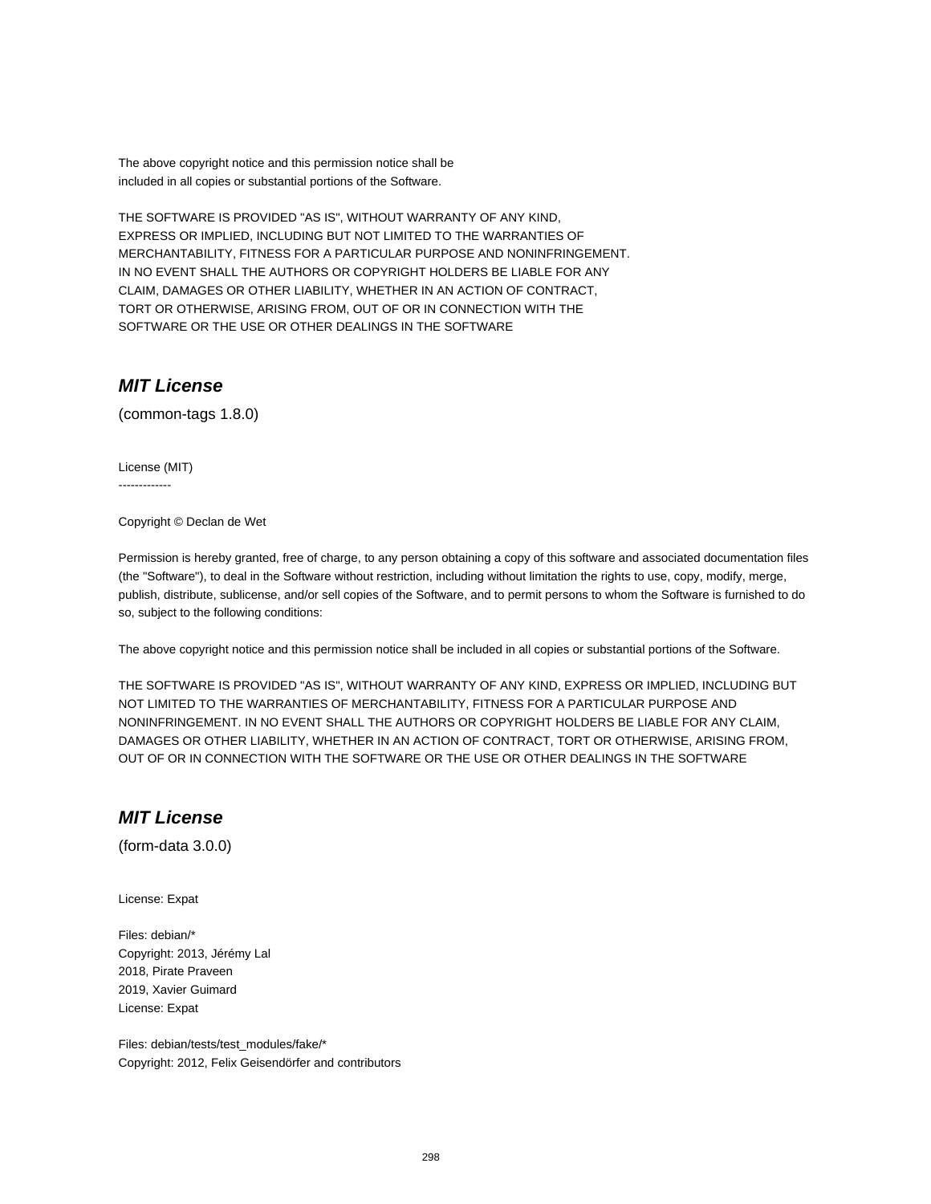The above copyright notice and this permission notice shall be
included in all copies or substantial portions of the Software.

THE SOFTWARE IS PROVIDED "AS IS", WITHOUT WARRANTY OF ANY KIND,
EXPRESS OR IMPLIED, INCLUDING BUT NOT LIMITED TO THE WARRANTIES OF
MERCHANTABILITY, FITNESS FOR A PARTICULAR PURPOSE AND NONINFRINGEMENT.
IN NO EVENT SHALL THE AUTHORS OR COPYRIGHT HOLDERS BE LIABLE FOR ANY
CLAIM, DAMAGES OR OTHER LIABILITY, WHETHER IN AN ACTION OF CONTRACT,
TORT OR OTHERWISE, ARISING FROM, OUT OF OR IN CONNECTION WITH THE
SOFTWARE OR THE USE OR OTHER DEALINGS IN THE SOFTWARE

### ***MIT License***

(common-tags 1.8.0)

License (MIT)
-------------

Copyright © Declan de Wet

Permission is hereby granted, free of charge, to any person obtaining a copy of this software and associated documentation files (the "Software"), to deal in the Software without restriction, including without limitation the rights to use, copy, modify, merge, publish, distribute, sublicense, and/or sell copies of the Software, and to permit persons to whom the Software is furnished to do so, subject to the following conditions:

The above copyright notice and this permission notice shall be included in all copies or substantial portions of the Software.

THE SOFTWARE IS PROVIDED "AS IS", WITHOUT WARRANTY OF ANY KIND, EXPRESS OR IMPLIED, INCLUDING BUT NOT LIMITED TO THE WARRANTIES OF MERCHANTABILITY, FITNESS FOR A PARTICULAR PURPOSE AND NONINFRINGEMENT. IN NO EVENT SHALL THE AUTHORS OR COPYRIGHT HOLDERS BE LIABLE FOR ANY CLAIM, DAMAGES OR OTHER LIABILITY, WHETHER IN AN ACTION OF CONTRACT, TORT OR OTHERWISE, ARISING FROM, OUT OF OR IN CONNECTION WITH THE SOFTWARE OR THE USE OR OTHER DEALINGS IN THE SOFTWARE

### ***MIT License***

(form-data 3.0.0)

License: Expat

Files: debian/*
Copyright: 2013, Jérémy Lal
2018, Pirate Praveen
2019, Xavier Guimard
License: Expat

Files: debian/tests/test_modules/fake/*
Copyright: 2012, Felix Geisendörfer and contributors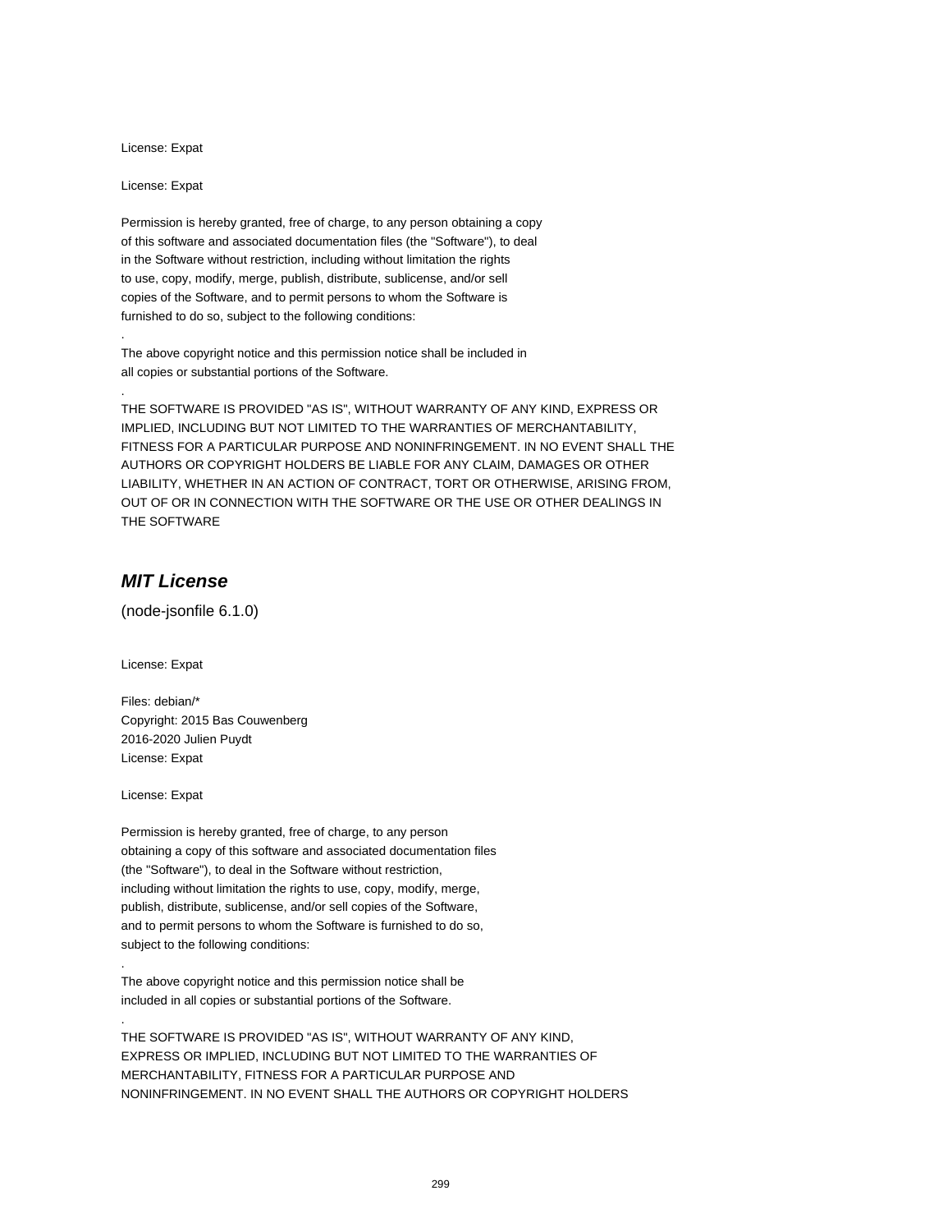License: Expat

License: Expat

Permission is hereby granted, free of charge, to any person obtaining a copy
of this software and associated documentation files (the "Software"), to deal
in the Software without restriction, including without limitation the rights
to use, copy, modify, merge, publish, distribute, sublicense, and/or sell
copies of the Software, and to permit persons to whom the Software is
furnished to do so, subject to the following conditions:

.

The above copyright notice and this permission notice shall be included in
all copies or substantial portions of the Software.

.

THE SOFTWARE IS PROVIDED "AS IS", WITHOUT WARRANTY OF ANY KIND, EXPRESS OR
IMPLIED, INCLUDING BUT NOT LIMITED TO THE WARRANTIES OF MERCHANTABILITY,
FITNESS FOR A PARTICULAR PURPOSE AND NONINFRINGEMENT. IN NO EVENT SHALL THE
AUTHORS OR COPYRIGHT HOLDERS BE LIABLE FOR ANY CLAIM, DAMAGES OR OTHER
LIABILITY, WHETHER IN AN ACTION OF CONTRACT, TORT OR OTHERWISE, ARISING FROM,
OUT OF OR IN CONNECTION WITH THE SOFTWARE OR THE USE OR OTHER DEALINGS IN
THE SOFTWARE

## *MIT License*

(node-jsonfile 6.1.0)

License: Expat

Files: debian/*
Copyright: 2015 Bas Couwenberg
2016-2020 Julien Puydt
License: Expat

License: Expat

Permission is hereby granted, free of charge, to any person
obtaining a copy of this software and associated documentation files
(the "Software"), to deal in the Software without restriction,
including without limitation the rights to use, copy, modify, merge,
publish, distribute, sublicense, and/or sell copies of the Software,
and to permit persons to whom the Software is furnished to do so,
subject to the following conditions:

.

The above copyright notice and this permission notice shall be
included in all copies or substantial portions of the Software.

.

THE SOFTWARE IS PROVIDED "AS IS", WITHOUT WARRANTY OF ANY KIND,
EXPRESS OR IMPLIED, INCLUDING BUT NOT LIMITED TO THE WARRANTIES OF
MERCHANTABILITY, FITNESS FOR A PARTICULAR PURPOSE AND
NONINFRINGEMENT. IN NO EVENT SHALL THE AUTHORS OR COPYRIGHT HOLDERS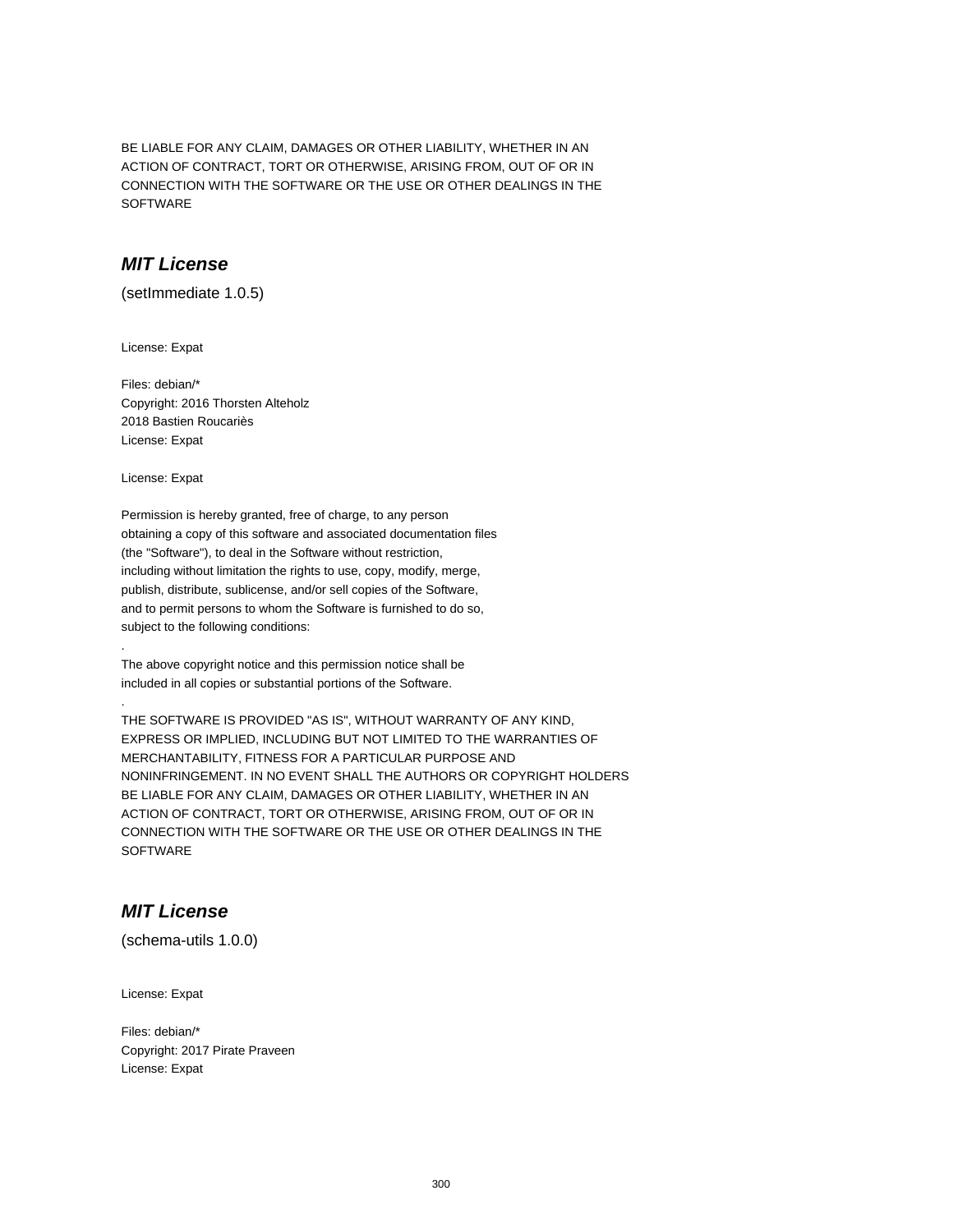BE LIABLE FOR ANY CLAIM, DAMAGES OR OTHER LIABILITY, WHETHER IN AN
ACTION OF CONTRACT, TORT OR OTHERWISE, ARISING FROM, OUT OF OR IN
CONNECTION WITH THE SOFTWARE OR THE USE OR OTHER DEALINGS IN THE
SOFTWARE

## ***MIT License***

(setImmediate 1.0.5)

License: Expat

Files: debian/*
Copyright: 2016 Thorsten Alteholz
2018 Bastien Roucariès
License: Expat

License: Expat

Permission is hereby granted, free of charge, to any person
obtaining a copy of this software and associated documentation files
(the "Software"), to deal in the Software without restriction,
including without limitation the rights to use, copy, modify, merge,
publish, distribute, sublicense, and/or sell copies of the Software,
and to permit persons to whom the Software is furnished to do so,
subject to the following conditions:
.
The above copyright notice and this permission notice shall be
included in all copies or substantial portions of the Software.
.
THE SOFTWARE IS PROVIDED "AS IS", WITHOUT WARRANTY OF ANY KIND,
EXPRESS OR IMPLIED, INCLUDING BUT NOT LIMITED TO THE WARRANTIES OF
MERCHANTABILITY, FITNESS FOR A PARTICULAR PURPOSE AND
NONINFRINGEMENT. IN NO EVENT SHALL THE AUTHORS OR COPYRIGHT HOLDERS
BE LIABLE FOR ANY CLAIM, DAMAGES OR OTHER LIABILITY, WHETHER IN AN
ACTION OF CONTRACT, TORT OR OTHERWISE, ARISING FROM, OUT OF OR IN
CONNECTION WITH THE SOFTWARE OR THE USE OR OTHER DEALINGS IN THE
SOFTWARE

## ***MIT License***

(schema-utils 1.0.0)

License: Expat

Files: debian/*
Copyright: 2017 Pirate Praveen
License: Expat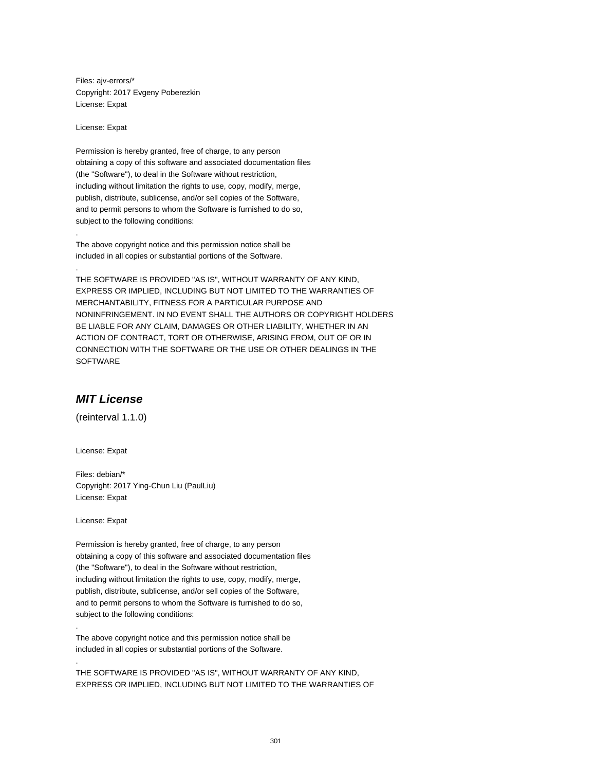Files: ajv-errors/*
Copyright: 2017 Evgeny Poberezkin
License: Expat

License: Expat

Permission is hereby granted, free of charge, to any person
obtaining a copy of this software and associated documentation files
(the "Software"), to deal in the Software without restriction,
including without limitation the rights to use, copy, modify, merge,
publish, distribute, sublicense, and/or sell copies of the Software,
and to permit persons to whom the Software is furnished to do so,
subject to the following conditions:
.
The above copyright notice and this permission notice shall be
included in all copies or substantial portions of the Software.
.
THE SOFTWARE IS PROVIDED "AS IS", WITHOUT WARRANTY OF ANY KIND,
EXPRESS OR IMPLIED, INCLUDING BUT NOT LIMITED TO THE WARRANTIES OF
MERCHANTABILITY, FITNESS FOR A PARTICULAR PURPOSE AND
NONINFRINGEMENT. IN NO EVENT SHALL THE AUTHORS OR COPYRIGHT HOLDERS
BE LIABLE FOR ANY CLAIM, DAMAGES OR OTHER LIABILITY, WHETHER IN AN
ACTION OF CONTRACT, TORT OR OTHERWISE, ARISING FROM, OUT OF OR IN
CONNECTION WITH THE SOFTWARE OR THE USE OR OTHER DEALINGS IN THE
SOFTWARE

## *MIT License*

(reinterval 1.1.0)

License: Expat

Files: debian/*
Copyright: 2017 Ying-Chun Liu (PaulLiu)
License: Expat

License: Expat

Permission is hereby granted, free of charge, to any person
obtaining a copy of this software and associated documentation files
(the "Software"), to deal in the Software without restriction,
including without limitation the rights to use, copy, modify, merge,
publish, distribute, sublicense, and/or sell copies of the Software,
and to permit persons to whom the Software is furnished to do so,
subject to the following conditions:
.
The above copyright notice and this permission notice shall be
included in all copies or substantial portions of the Software.
.
THE SOFTWARE IS PROVIDED "AS IS", WITHOUT WARRANTY OF ANY KIND,
EXPRESS OR IMPLIED, INCLUDING BUT NOT LIMITED TO THE WARRANTIES OF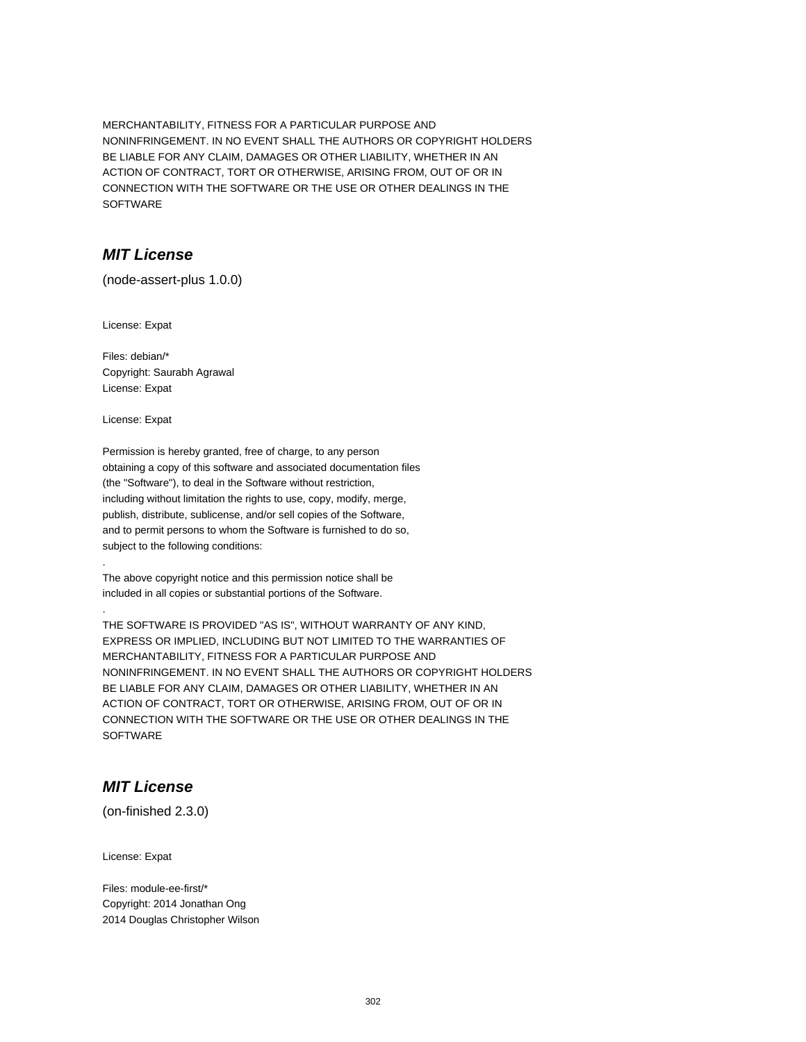MERCHANTABILITY, FITNESS FOR A PARTICULAR PURPOSE AND
NONINFRINGEMENT. IN NO EVENT SHALL THE AUTHORS OR COPYRIGHT HOLDERS
BE LIABLE FOR ANY CLAIM, DAMAGES OR OTHER LIABILITY, WHETHER IN AN
ACTION OF CONTRACT, TORT OR OTHERWISE, ARISING FROM, OUT OF OR IN
CONNECTION WITH THE SOFTWARE OR THE USE OR OTHER DEALINGS IN THE
SOFTWARE

## ***MIT License***

(node-assert-plus 1.0.0)

License: Expat

Files: debian/*
Copyright: Saurabh Agrawal
License: Expat

License: Expat

Permission is hereby granted, free of charge, to any person
obtaining a copy of this software and associated documentation files
(the "Software"), to deal in the Software without restriction,
including without limitation the rights to use, copy, modify, merge,
publish, distribute, sublicense, and/or sell copies of the Software,
and to permit persons to whom the Software is furnished to do so,
subject to the following conditions:
.
The above copyright notice and this permission notice shall be
included in all copies or substantial portions of the Software.
.
THE SOFTWARE IS PROVIDED "AS IS", WITHOUT WARRANTY OF ANY KIND,
EXPRESS OR IMPLIED, INCLUDING BUT NOT LIMITED TO THE WARRANTIES OF
MERCHANTABILITY, FITNESS FOR A PARTICULAR PURPOSE AND
NONINFRINGEMENT. IN NO EVENT SHALL THE AUTHORS OR COPYRIGHT HOLDERS
BE LIABLE FOR ANY CLAIM, DAMAGES OR OTHER LIABILITY, WHETHER IN AN
ACTION OF CONTRACT, TORT OR OTHERWISE, ARISING FROM, OUT OF OR IN
CONNECTION WITH THE SOFTWARE OR THE USE OR OTHER DEALINGS IN THE
SOFTWARE

## ***MIT License***

(on-finished 2.3.0)

License: Expat

Files: module-ee-first/*
Copyright: 2014 Jonathan Ong
2014 Douglas Christopher Wilson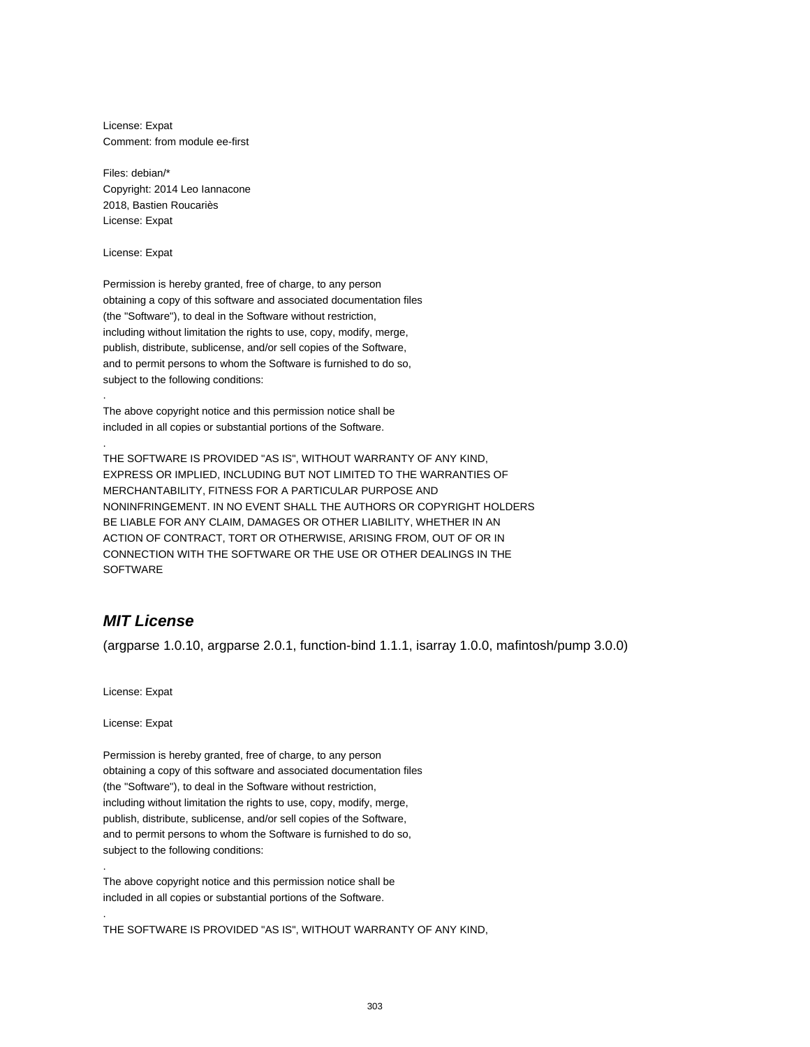License: Expat
Comment: from module ee-first

Files: debian/*
Copyright: 2014 Leo Iannacone
2018, Bastien Roucariès
License: Expat

License: Expat

Permission is hereby granted, free of charge, to any person
obtaining a copy of this software and associated documentation files
(the "Software"), to deal in the Software without restriction,
including without limitation the rights to use, copy, modify, merge,
publish, distribute, sublicense, and/or sell copies of the Software,
and to permit persons to whom the Software is furnished to do so,
subject to the following conditions:
.
The above copyright notice and this permission notice shall be
included in all copies or substantial portions of the Software.
.
THE SOFTWARE IS PROVIDED "AS IS", WITHOUT WARRANTY OF ANY KIND,
EXPRESS OR IMPLIED, INCLUDING BUT NOT LIMITED TO THE WARRANTIES OF
MERCHANTABILITY, FITNESS FOR A PARTICULAR PURPOSE AND
NONINFRINGEMENT. IN NO EVENT SHALL THE AUTHORS OR COPYRIGHT HOLDERS
BE LIABLE FOR ANY CLAIM, DAMAGES OR OTHER LIABILITY, WHETHER IN AN
ACTION OF CONTRACT, TORT OR OTHERWISE, ARISING FROM, OUT OF OR IN
CONNECTION WITH THE SOFTWARE OR THE USE OR OTHER DEALINGS IN THE
SOFTWARE

## *MIT License*

(argparse 1.0.10, argparse 2.0.1, function-bind 1.1.1, isarray 1.0.0, mafintosh/pump 3.0.0)

License: Expat

License: Expat

Permission is hereby granted, free of charge, to any person
obtaining a copy of this software and associated documentation files
(the "Software"), to deal in the Software without restriction,
including without limitation the rights to use, copy, modify, merge,
publish, distribute, sublicense, and/or sell copies of the Software,
and to permit persons to whom the Software is furnished to do so,
subject to the following conditions:
.
The above copyright notice and this permission notice shall be
included in all copies or substantial portions of the Software.
.
THE SOFTWARE IS PROVIDED "AS IS", WITHOUT WARRANTY OF ANY KIND,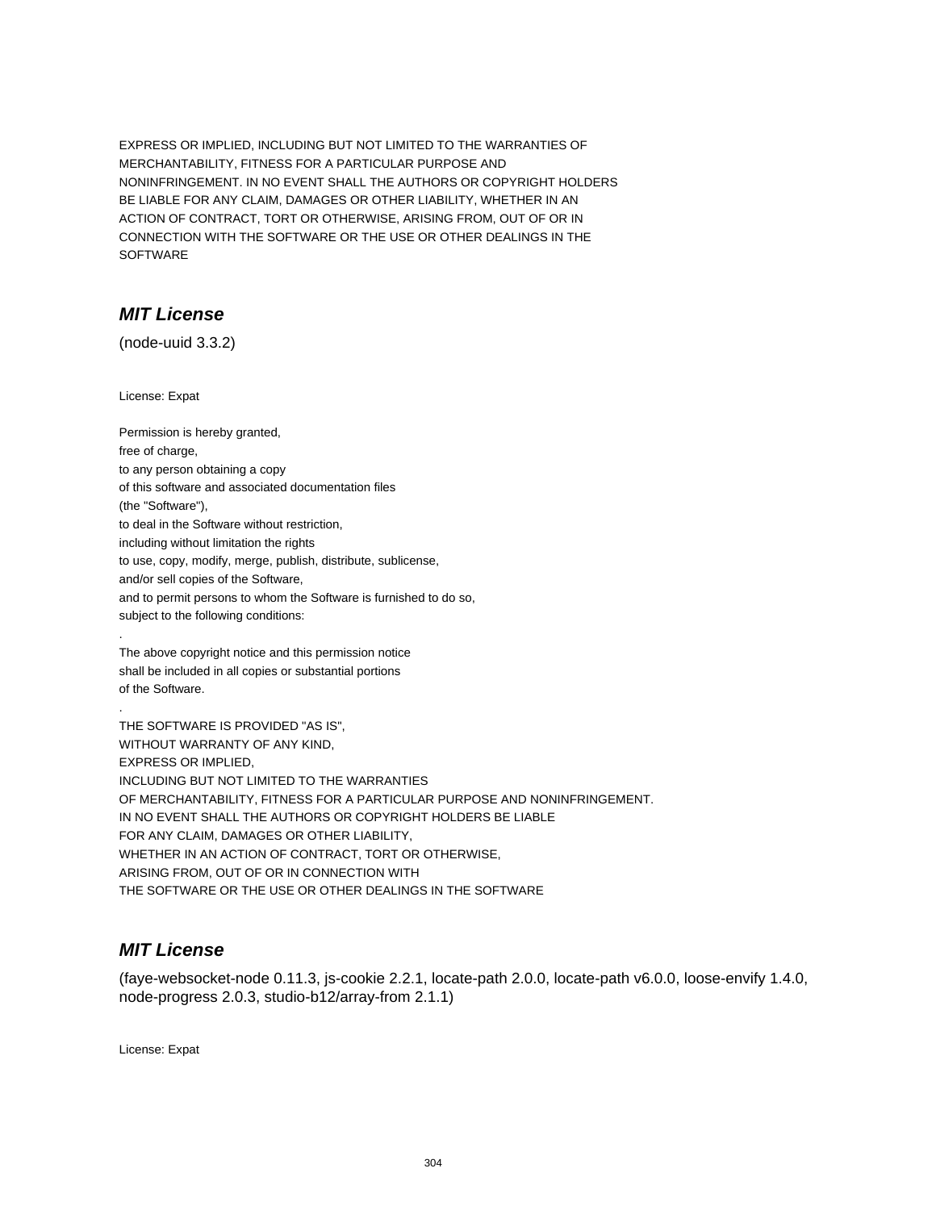EXPRESS OR IMPLIED, INCLUDING BUT NOT LIMITED TO THE WARRANTIES OF
MERCHANTABILITY, FITNESS FOR A PARTICULAR PURPOSE AND
NONINFRINGEMENT. IN NO EVENT SHALL THE AUTHORS OR COPYRIGHT HOLDERS
BE LIABLE FOR ANY CLAIM, DAMAGES OR OTHER LIABILITY, WHETHER IN AN
ACTION OF CONTRACT, TORT OR OTHERWISE, ARISING FROM, OUT OF OR IN
CONNECTION WITH THE SOFTWARE OR THE USE OR OTHER DEALINGS IN THE
SOFTWARE

## *MIT License*

(node-uuid 3.3.2)

License: Expat

Permission is hereby granted,
free of charge,
to any person obtaining a copy
of this software and associated documentation files
(the "Software"),
to deal in the Software without restriction,
including without limitation the rights
to use, copy, modify, merge, publish, distribute, sublicense,
and/or sell copies of the Software,
and to permit persons to whom the Software is furnished to do so,
subject to the following conditions:
.
The above copyright notice and this permission notice
shall be included in all copies or substantial portions
of the Software.
.
THE SOFTWARE IS PROVIDED "AS IS",
WITHOUT WARRANTY OF ANY KIND,
EXPRESS OR IMPLIED,
INCLUDING BUT NOT LIMITED TO THE WARRANTIES
OF MERCHANTABILITY, FITNESS FOR A PARTICULAR PURPOSE AND NONINFRINGEMENT.
IN NO EVENT SHALL THE AUTHORS OR COPYRIGHT HOLDERS BE LIABLE
FOR ANY CLAIM, DAMAGES OR OTHER LIABILITY,
WHETHER IN AN ACTION OF CONTRACT, TORT OR OTHERWISE,
ARISING FROM, OUT OF OR IN CONNECTION WITH
THE SOFTWARE OR THE USE OR OTHER DEALINGS IN THE SOFTWARE

## *MIT License*

(faye-websocket-node 0.11.3, js-cookie 2.2.1, locate-path 2.0.0, locate-path v6.0.0, loose-envify 1.4.0, node-progress 2.0.3, studio-b12/array-from 2.1.1)

License: Expat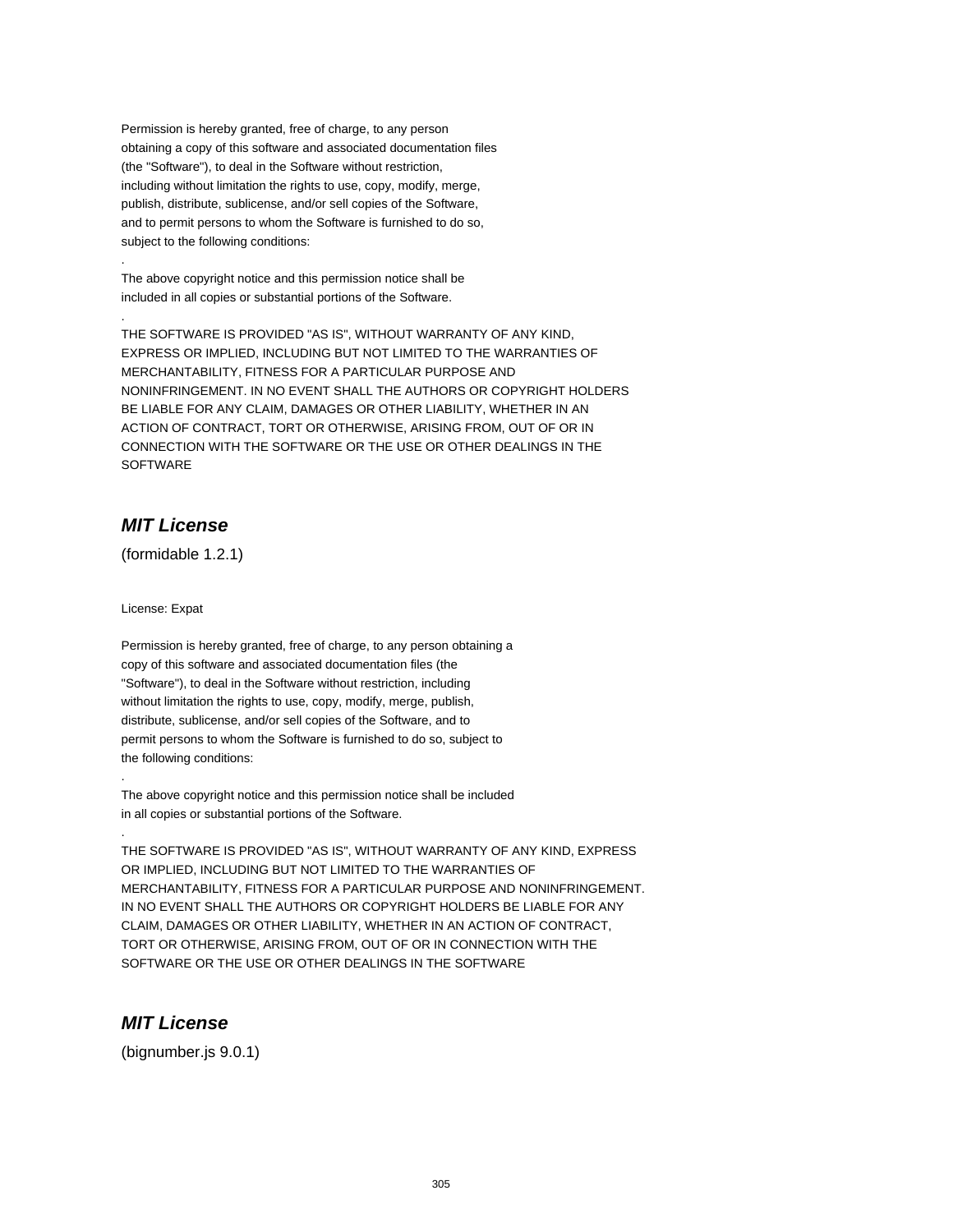Permission is hereby granted, free of charge, to any person
obtaining a copy of this software and associated documentation files
(the "Software"), to deal in the Software without restriction,
including without limitation the rights to use, copy, modify, merge,
publish, distribute, sublicense, and/or sell copies of the Software,
and to permit persons to whom the Software is furnished to do so,
subject to the following conditions:

.

The above copyright notice and this permission notice shall be
included in all copies or substantial portions of the Software.

.

THE SOFTWARE IS PROVIDED "AS IS", WITHOUT WARRANTY OF ANY KIND,
EXPRESS OR IMPLIED, INCLUDING BUT NOT LIMITED TO THE WARRANTIES OF
MERCHANTABILITY, FITNESS FOR A PARTICULAR PURPOSE AND
NONINFRINGEMENT. IN NO EVENT SHALL THE AUTHORS OR COPYRIGHT HOLDERS
BE LIABLE FOR ANY CLAIM, DAMAGES OR OTHER LIABILITY, WHETHER IN AN
ACTION OF CONTRACT, TORT OR OTHERWISE, ARISING FROM, OUT OF OR IN
CONNECTION WITH THE SOFTWARE OR THE USE OR OTHER DEALINGS IN THE
SOFTWARE

## *MIT License*

(formidable 1.2.1)

License: Expat

Permission is hereby granted, free of charge, to any person obtaining a
copy of this software and associated documentation files (the
"Software"), to deal in the Software without restriction, including
without limitation the rights to use, copy, modify, merge, publish,
distribute, sublicense, and/or sell copies of the Software, and to
permit persons to whom the Software is furnished to do so, subject to
the following conditions:

.

The above copyright notice and this permission notice shall be included
in all copies or substantial portions of the Software.

.

THE SOFTWARE IS PROVIDED "AS IS", WITHOUT WARRANTY OF ANY KIND, EXPRESS
OR IMPLIED, INCLUDING BUT NOT LIMITED TO THE WARRANTIES OF
MERCHANTABILITY, FITNESS FOR A PARTICULAR PURPOSE AND NONINFRINGEMENT.
IN NO EVENT SHALL THE AUTHORS OR COPYRIGHT HOLDERS BE LIABLE FOR ANY
CLAIM, DAMAGES OR OTHER LIABILITY, WHETHER IN AN ACTION OF CONTRACT,
TORT OR OTHERWISE, ARISING FROM, OUT OF OR IN CONNECTION WITH THE
SOFTWARE OR THE USE OR OTHER DEALINGS IN THE SOFTWARE

## *MIT License*

(bignumber.js 9.0.1)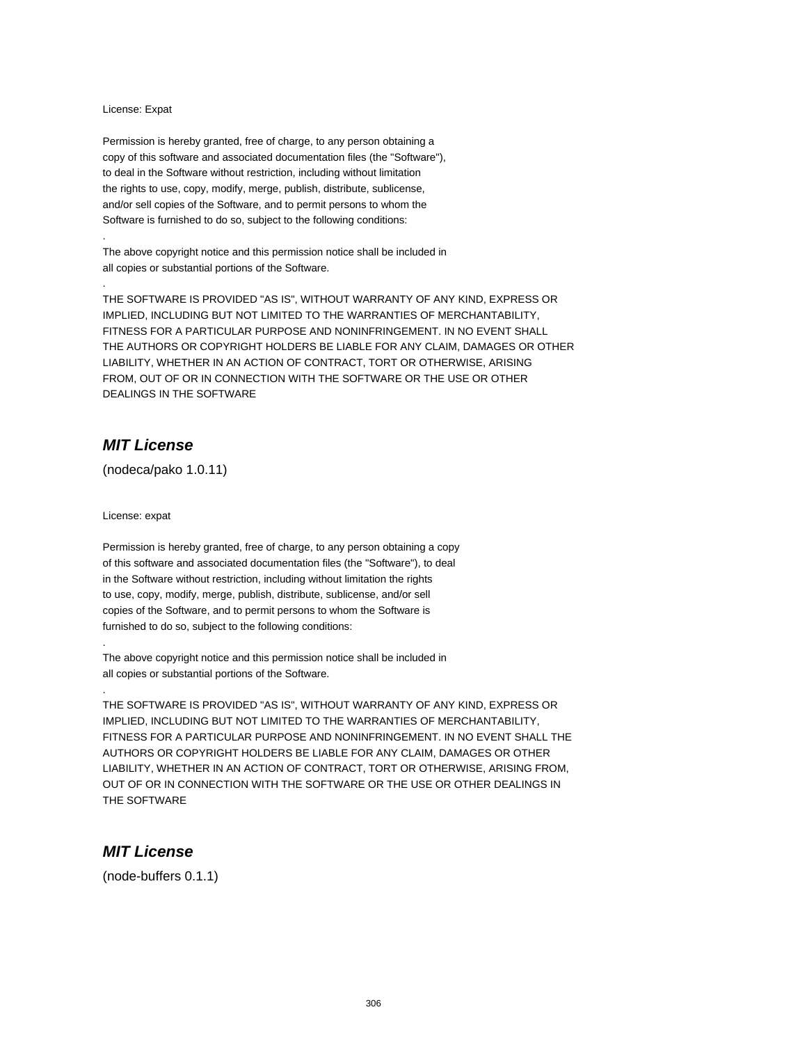License: Expat

Permission is hereby granted, free of charge, to any person obtaining a
copy of this software and associated documentation files (the "Software"),
to deal in the Software without restriction, including without limitation
the rights to use, copy, modify, merge, publish, distribute, sublicense,
and/or sell copies of the Software, and to permit persons to whom the
Software is furnished to do so, subject to the following conditions:

.

The above copyright notice and this permission notice shall be included in
all copies or substantial portions of the Software.

.

THE SOFTWARE IS PROVIDED "AS IS", WITHOUT WARRANTY OF ANY KIND, EXPRESS OR
IMPLIED, INCLUDING BUT NOT LIMITED TO THE WARRANTIES OF MERCHANTABILITY,
FITNESS FOR A PARTICULAR PURPOSE AND NONINFRINGEMENT. IN NO EVENT SHALL
THE AUTHORS OR COPYRIGHT HOLDERS BE LIABLE FOR ANY CLAIM, DAMAGES OR OTHER
LIABILITY, WHETHER IN AN ACTION OF CONTRACT, TORT OR OTHERWISE, ARISING
FROM, OUT OF OR IN CONNECTION WITH THE SOFTWARE OR THE USE OR OTHER
DEALINGS IN THE SOFTWARE

## *MIT License*

(nodeca/pako 1.0.11)

License: expat

Permission is hereby granted, free of charge, to any person obtaining a copy
of this software and associated documentation files (the "Software"), to deal
in the Software without restriction, including without limitation the rights
to use, copy, modify, merge, publish, distribute, sublicense, and/or sell
copies of the Software, and to permit persons to whom the Software is
furnished to do so, subject to the following conditions:

.

The above copyright notice and this permission notice shall be included in
all copies or substantial portions of the Software.

.

THE SOFTWARE IS PROVIDED "AS IS", WITHOUT WARRANTY OF ANY KIND, EXPRESS OR
IMPLIED, INCLUDING BUT NOT LIMITED TO THE WARRANTIES OF MERCHANTABILITY,
FITNESS FOR A PARTICULAR PURPOSE AND NONINFRINGEMENT. IN NO EVENT SHALL THE
AUTHORS OR COPYRIGHT HOLDERS BE LIABLE FOR ANY CLAIM, DAMAGES OR OTHER
LIABILITY, WHETHER IN AN ACTION OF CONTRACT, TORT OR OTHERWISE, ARISING FROM,
OUT OF OR IN CONNECTION WITH THE SOFTWARE OR THE USE OR OTHER DEALINGS IN
THE SOFTWARE

## *MIT License*

(node-buffers 0.1.1)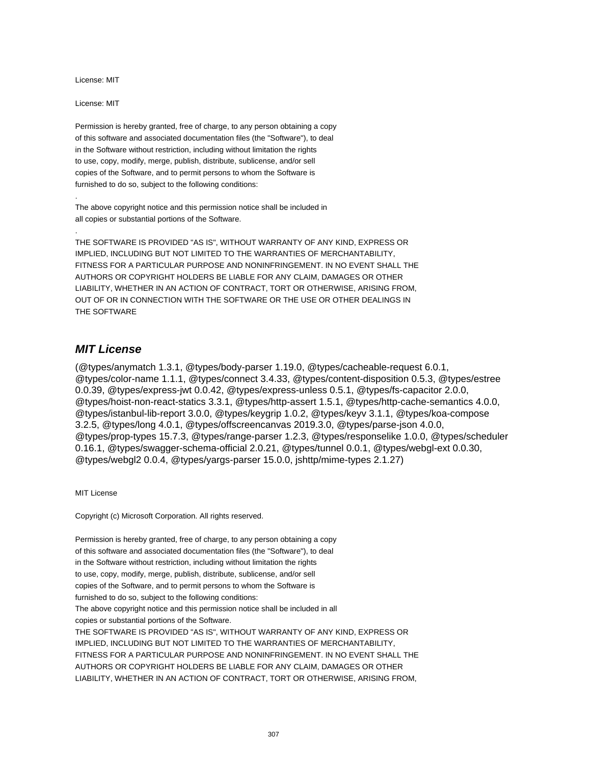License: MIT

License: MIT

Permission is hereby granted, free of charge, to any person obtaining a copy
of this software and associated documentation files (the "Software"), to deal
in the Software without restriction, including without limitation the rights
to use, copy, modify, merge, publish, distribute, sublicense, and/or sell
copies of the Software, and to permit persons to whom the Software is
furnished to do so, subject to the following conditions:

.

The above copyright notice and this permission notice shall be included in
all copies or substantial portions of the Software.

.

THE SOFTWARE IS PROVIDED "AS IS", WITHOUT WARRANTY OF ANY KIND, EXPRESS OR
IMPLIED, INCLUDING BUT NOT LIMITED TO THE WARRANTIES OF MERCHANTABILITY,
FITNESS FOR A PARTICULAR PURPOSE AND NONINFRINGEMENT. IN NO EVENT SHALL THE
AUTHORS OR COPYRIGHT HOLDERS BE LIABLE FOR ANY CLAIM, DAMAGES OR OTHER
LIABILITY, WHETHER IN AN ACTION OF CONTRACT, TORT OR OTHERWISE, ARISING FROM,
OUT OF OR IN CONNECTION WITH THE SOFTWARE OR THE USE OR OTHER DEALINGS IN
THE SOFTWARE

## *MIT License*

(@types/anymatch 1.3.1, @types/body-parser 1.19.0, @types/cacheable-request 6.0.1, @types/color-name 1.1.1, @types/connect 3.4.33, @types/content-disposition 0.5.3, @types/estree 0.0.39, @types/express-jwt 0.0.42, @types/express-unless 0.5.1, @types/fs-capacitor 2.0.0, @types/hoist-non-react-statics 3.3.1, @types/http-assert 1.5.1, @types/http-cache-semantics 4.0.0, @types/istanbul-lib-report 3.0.0, @types/keygrip 1.0.2, @types/keyv 3.1.1, @types/koa-compose 3.2.5, @types/long 4.0.1, @types/offscreencanvas 2019.3.0, @types/parse-json 4.0.0, @types/prop-types 15.7.3, @types/range-parser 1.2.3, @types/responselike 1.0.0, @types/scheduler 0.16.1, @types/swagger-schema-official 2.0.21, @types/tunnel 0.0.1, @types/webgl-ext 0.0.30, @types/webgl2 0.0.4, @types/yargs-parser 15.0.0, jshttp/mime-types 2.1.27)

MIT License

Copyright (c) Microsoft Corporation. All rights reserved.

Permission is hereby granted, free of charge, to any person obtaining a copy
of this software and associated documentation files (the "Software"), to deal
in the Software without restriction, including without limitation the rights
to use, copy, modify, merge, publish, distribute, sublicense, and/or sell
copies of the Software, and to permit persons to whom the Software is
furnished to do so, subject to the following conditions:
The above copyright notice and this permission notice shall be included in all
copies or substantial portions of the Software.
THE SOFTWARE IS PROVIDED "AS IS", WITHOUT WARRANTY OF ANY KIND, EXPRESS OR
IMPLIED, INCLUDING BUT NOT LIMITED TO THE WARRANTIES OF MERCHANTABILITY,
FITNESS FOR A PARTICULAR PURPOSE AND NONINFRINGEMENT. IN NO EVENT SHALL THE
AUTHORS OR COPYRIGHT HOLDERS BE LIABLE FOR ANY CLAIM, DAMAGES OR OTHER
LIABILITY, WHETHER IN AN ACTION OF CONTRACT, TORT OR OTHERWISE, ARISING FROM,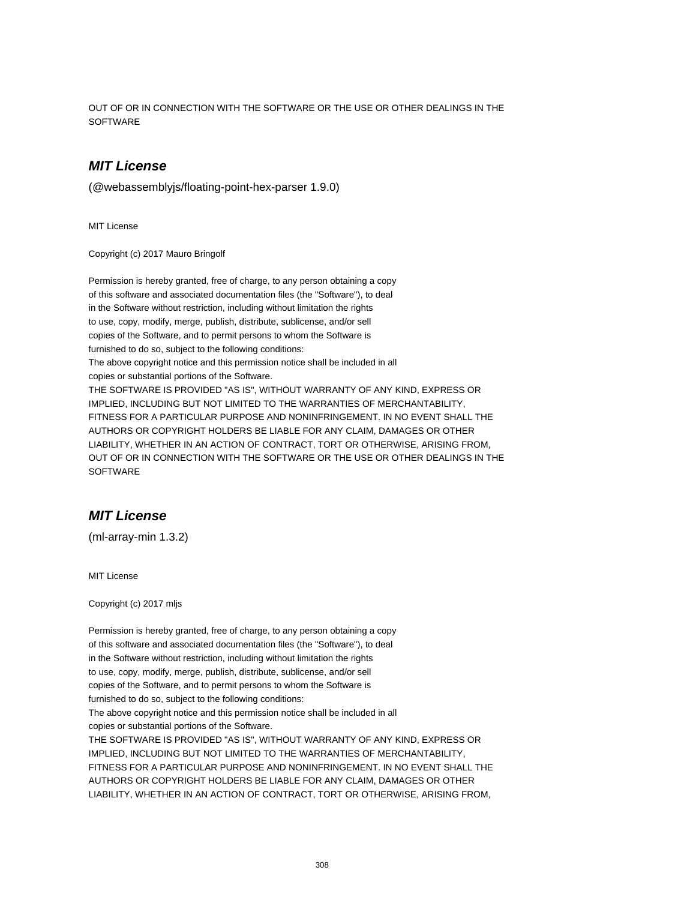OUT OF OR IN CONNECTION WITH THE SOFTWARE OR THE USE OR OTHER DEALINGS IN THE SOFTWARE

## ***MIT License***

(@webassemblyjs/floating-point-hex-parser 1.9.0)

MIT License

Copyright (c) 2017 Mauro Bringolf

Permission is hereby granted, free of charge, to any person obtaining a copy
of this software and associated documentation files (the "Software"), to deal
in the Software without restriction, including without limitation the rights
to use, copy, modify, merge, publish, distribute, sublicense, and/or sell
copies of the Software, and to permit persons to whom the Software is
furnished to do so, subject to the following conditions:
The above copyright notice and this permission notice shall be included in all
copies or substantial portions of the Software.
THE SOFTWARE IS PROVIDED "AS IS", WITHOUT WARRANTY OF ANY KIND, EXPRESS OR
IMPLIED, INCLUDING BUT NOT LIMITED TO THE WARRANTIES OF MERCHANTABILITY,
FITNESS FOR A PARTICULAR PURPOSE AND NONINFRINGEMENT. IN NO EVENT SHALL THE
AUTHORS OR COPYRIGHT HOLDERS BE LIABLE FOR ANY CLAIM, DAMAGES OR OTHER
LIABILITY, WHETHER IN AN ACTION OF CONTRACT, TORT OR OTHERWISE, ARISING FROM,
OUT OF OR IN CONNECTION WITH THE SOFTWARE OR THE USE OR OTHER DEALINGS IN THE
SOFTWARE

## ***MIT License***

(ml-array-min 1.3.2)

MIT License

Copyright (c) 2017 mljs

Permission is hereby granted, free of charge, to any person obtaining a copy
of this software and associated documentation files (the "Software"), to deal
in the Software without restriction, including without limitation the rights
to use, copy, modify, merge, publish, distribute, sublicense, and/or sell
copies of the Software, and to permit persons to whom the Software is
furnished to do so, subject to the following conditions:
The above copyright notice and this permission notice shall be included in all
copies or substantial portions of the Software.
THE SOFTWARE IS PROVIDED "AS IS", WITHOUT WARRANTY OF ANY KIND, EXPRESS OR
IMPLIED, INCLUDING BUT NOT LIMITED TO THE WARRANTIES OF MERCHANTABILITY,
FITNESS FOR A PARTICULAR PURPOSE AND NONINFRINGEMENT. IN NO EVENT SHALL THE
AUTHORS OR COPYRIGHT HOLDERS BE LIABLE FOR ANY CLAIM, DAMAGES OR OTHER
LIABILITY, WHETHER IN AN ACTION OF CONTRACT, TORT OR OTHERWISE, ARISING FROM,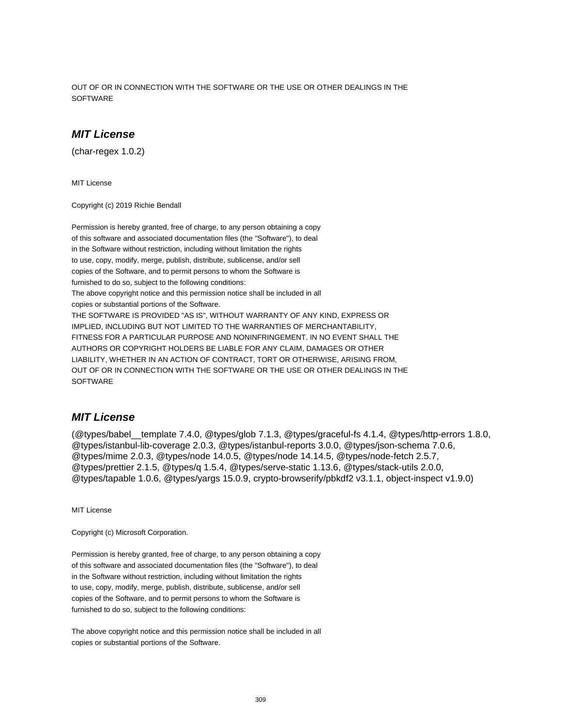OUT OF OR IN CONNECTION WITH THE SOFTWARE OR THE USE OR OTHER DEALINGS IN THE SOFTWARE

## *MIT License*

(char-regex 1.0.2)

MIT License

Copyright (c) 2019 Richie Bendall

Permission is hereby granted, free of charge, to any person obtaining a copy
of this software and associated documentation files (the "Software"), to deal
in the Software without restriction, including without limitation the rights
to use, copy, modify, merge, publish, distribute, sublicense, and/or sell
copies of the Software, and to permit persons to whom the Software is
furnished to do so, subject to the following conditions:
The above copyright notice and this permission notice shall be included in all
copies or substantial portions of the Software.
THE SOFTWARE IS PROVIDED "AS IS", WITHOUT WARRANTY OF ANY KIND, EXPRESS OR
IMPLIED, INCLUDING BUT NOT LIMITED TO THE WARRANTIES OF MERCHANTABILITY,
FITNESS FOR A PARTICULAR PURPOSE AND NONINFRINGEMENT. IN NO EVENT SHALL THE
AUTHORS OR COPYRIGHT HOLDERS BE LIABLE FOR ANY CLAIM, DAMAGES OR OTHER
LIABILITY, WHETHER IN AN ACTION OF CONTRACT, TORT OR OTHERWISE, ARISING FROM,
OUT OF OR IN CONNECTION WITH THE SOFTWARE OR THE USE OR OTHER DEALINGS IN THE
SOFTWARE

## *MIT License*

(@types/babel__template 7.4.0, @types/glob 7.1.3, @types/graceful-fs 4.1.4, @types/http-errors 1.8.0, @types/istanbul-lib-coverage 2.0.3, @types/istanbul-reports 3.0.0, @types/json-schema 7.0.6, @types/mime 2.0.3, @types/node 14.0.5, @types/node 14.14.5, @types/node-fetch 2.5.7, @types/prettier 2.1.5, @types/q 1.5.4, @types/serve-static 1.13.6, @types/stack-utils 2.0.0, @types/tapable 1.0.6, @types/yargs 15.0.9, crypto-browserify/pbkdf2 v3.1.1, object-inspect v1.9.0)

MIT License

Copyright (c) Microsoft Corporation.

Permission is hereby granted, free of charge, to any person obtaining a copy
of this software and associated documentation files (the "Software"), to deal
in the Software without restriction, including without limitation the rights
to use, copy, modify, merge, publish, distribute, sublicense, and/or sell
copies of the Software, and to permit persons to whom the Software is
furnished to do so, subject to the following conditions:

The above copyright notice and this permission notice shall be included in all
copies or substantial portions of the Software.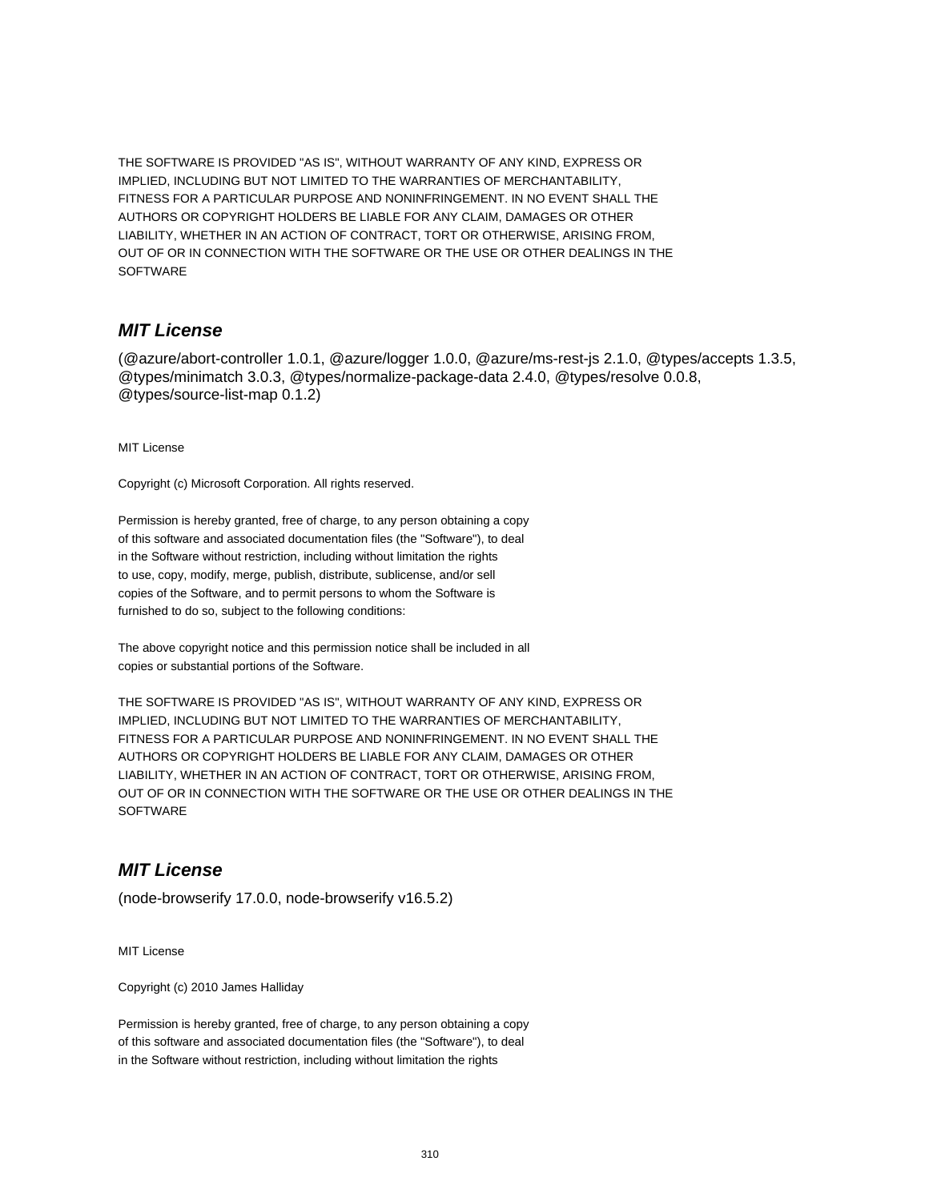THE SOFTWARE IS PROVIDED "AS IS", WITHOUT WARRANTY OF ANY KIND, EXPRESS OR
IMPLIED, INCLUDING BUT NOT LIMITED TO THE WARRANTIES OF MERCHANTABILITY,
FITNESS FOR A PARTICULAR PURPOSE AND NONINFRINGEMENT. IN NO EVENT SHALL THE
AUTHORS OR COPYRIGHT HOLDERS BE LIABLE FOR ANY CLAIM, DAMAGES OR OTHER
LIABILITY, WHETHER IN AN ACTION OF CONTRACT, TORT OR OTHERWISE, ARISING FROM,
OUT OF OR IN CONNECTION WITH THE SOFTWARE OR THE USE OR OTHER DEALINGS IN THE
SOFTWARE

## *MIT License*

(@azure/abort-controller 1.0.1, @azure/logger 1.0.0, @azure/ms-rest-js 2.1.0, @types/accepts 1.3.5, @types/minimatch 3.0.3, @types/normalize-package-data 2.4.0, @types/resolve 0.0.8, @types/source-list-map 0.1.2)

MIT License

Copyright (c) Microsoft Corporation. All rights reserved.

Permission is hereby granted, free of charge, to any person obtaining a copy
of this software and associated documentation files (the "Software"), to deal
in the Software without restriction, including without limitation the rights
to use, copy, modify, merge, publish, distribute, sublicense, and/or sell
copies of the Software, and to permit persons to whom the Software is
furnished to do so, subject to the following conditions:

The above copyright notice and this permission notice shall be included in all
copies or substantial portions of the Software.

THE SOFTWARE IS PROVIDED "AS IS", WITHOUT WARRANTY OF ANY KIND, EXPRESS OR
IMPLIED, INCLUDING BUT NOT LIMITED TO THE WARRANTIES OF MERCHANTABILITY,
FITNESS FOR A PARTICULAR PURPOSE AND NONINFRINGEMENT. IN NO EVENT SHALL THE
AUTHORS OR COPYRIGHT HOLDERS BE LIABLE FOR ANY CLAIM, DAMAGES OR OTHER
LIABILITY, WHETHER IN AN ACTION OF CONTRACT, TORT OR OTHERWISE, ARISING FROM,
OUT OF OR IN CONNECTION WITH THE SOFTWARE OR THE USE OR OTHER DEALINGS IN THE
SOFTWARE

## *MIT License*

(node-browserify 17.0.0, node-browserify v16.5.2)

MIT License

Copyright (c) 2010 James Halliday

Permission is hereby granted, free of charge, to any person obtaining a copy
of this software and associated documentation files (the "Software"), to deal
in the Software without restriction, including without limitation the rights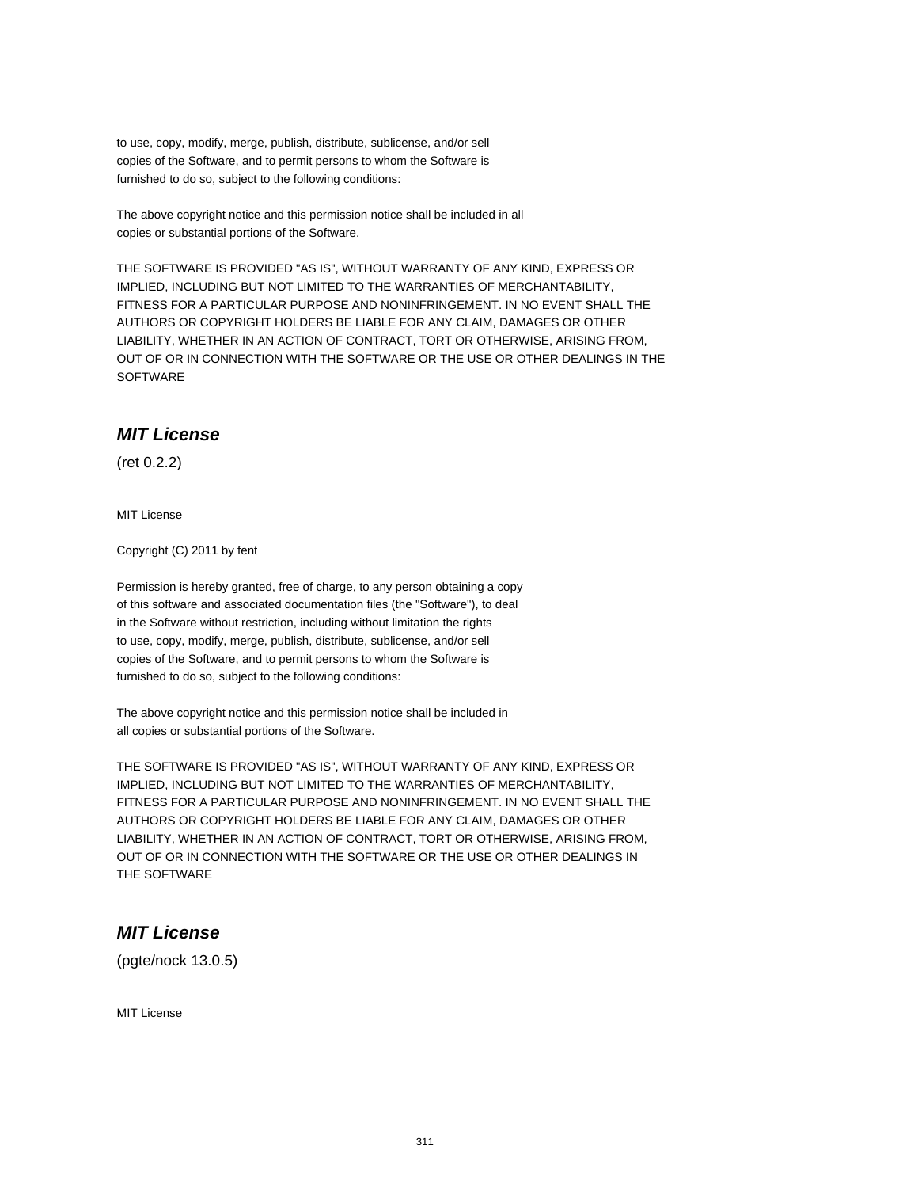to use, copy, modify, merge, publish, distribute, sublicense, and/or sell
copies of the Software, and to permit persons to whom the Software is
furnished to do so, subject to the following conditions:

The above copyright notice and this permission notice shall be included in all
copies or substantial portions of the Software.

THE SOFTWARE IS PROVIDED "AS IS", WITHOUT WARRANTY OF ANY KIND, EXPRESS OR
IMPLIED, INCLUDING BUT NOT LIMITED TO THE WARRANTIES OF MERCHANTABILITY,
FITNESS FOR A PARTICULAR PURPOSE AND NONINFRINGEMENT. IN NO EVENT SHALL THE
AUTHORS OR COPYRIGHT HOLDERS BE LIABLE FOR ANY CLAIM, DAMAGES OR OTHER
LIABILITY, WHETHER IN AN ACTION OF CONTRACT, TORT OR OTHERWISE, ARISING FROM,
OUT OF OR IN CONNECTION WITH THE SOFTWARE OR THE USE OR OTHER DEALINGS IN THE
SOFTWARE

## ***MIT License***

(ret 0.2.2)

MIT License

Copyright (C) 2011 by fent

Permission is hereby granted, free of charge, to any person obtaining a copy
of this software and associated documentation files (the "Software"), to deal
in the Software without restriction, including without limitation the rights
to use, copy, modify, merge, publish, distribute, sublicense, and/or sell
copies of the Software, and to permit persons to whom the Software is
furnished to do so, subject to the following conditions:

The above copyright notice and this permission notice shall be included in
all copies or substantial portions of the Software.

THE SOFTWARE IS PROVIDED "AS IS", WITHOUT WARRANTY OF ANY KIND, EXPRESS OR
IMPLIED, INCLUDING BUT NOT LIMITED TO THE WARRANTIES OF MERCHANTABILITY,
FITNESS FOR A PARTICULAR PURPOSE AND NONINFRINGEMENT. IN NO EVENT SHALL THE
AUTHORS OR COPYRIGHT HOLDERS BE LIABLE FOR ANY CLAIM, DAMAGES OR OTHER
LIABILITY, WHETHER IN AN ACTION OF CONTRACT, TORT OR OTHERWISE, ARISING FROM,
OUT OF OR IN CONNECTION WITH THE SOFTWARE OR THE USE OR OTHER DEALINGS IN
THE SOFTWARE

## ***MIT License***

(pgte/nock 13.0.5)

MIT License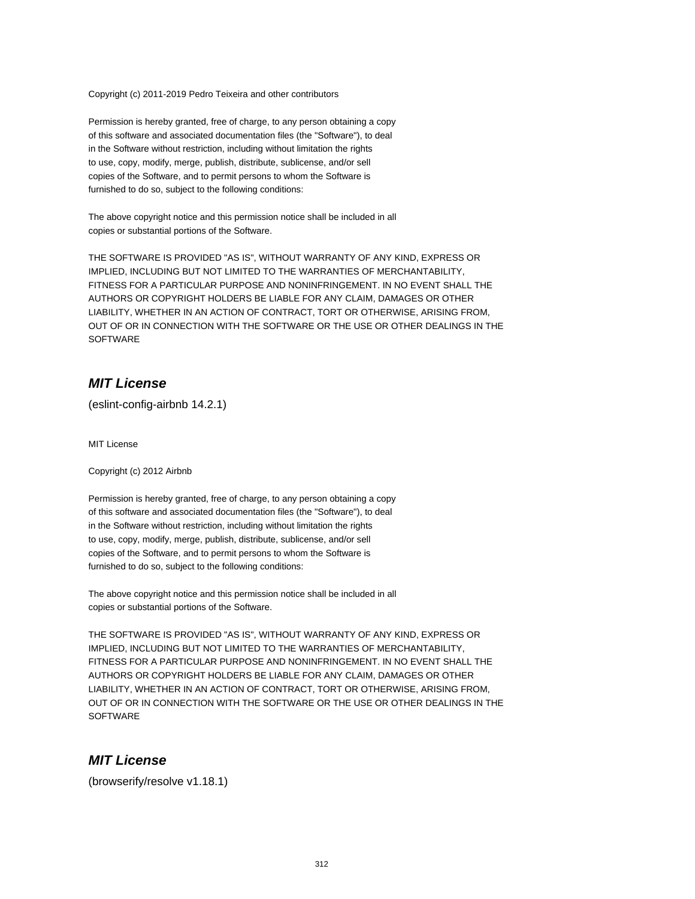Copyright (c) 2011-2019 Pedro Teixeira and other contributors

Permission is hereby granted, free of charge, to any person obtaining a copy
of this software and associated documentation files (the "Software"), to deal
in the Software without restriction, including without limitation the rights
to use, copy, modify, merge, publish, distribute, sublicense, and/or sell
copies of the Software, and to permit persons to whom the Software is
furnished to do so, subject to the following conditions:

The above copyright notice and this permission notice shall be included in all
copies or substantial portions of the Software.

THE SOFTWARE IS PROVIDED "AS IS", WITHOUT WARRANTY OF ANY KIND, EXPRESS OR
IMPLIED, INCLUDING BUT NOT LIMITED TO THE WARRANTIES OF MERCHANTABILITY,
FITNESS FOR A PARTICULAR PURPOSE AND NONINFRINGEMENT. IN NO EVENT SHALL THE
AUTHORS OR COPYRIGHT HOLDERS BE LIABLE FOR ANY CLAIM, DAMAGES OR OTHER
LIABILITY, WHETHER IN AN ACTION OF CONTRACT, TORT OR OTHERWISE, ARISING FROM,
OUT OF OR IN CONNECTION WITH THE SOFTWARE OR THE USE OR OTHER DEALINGS IN THE
SOFTWARE

## ***MIT License***

(eslint-config-airbnb 14.2.1)

MIT License

Copyright (c) 2012 Airbnb

Permission is hereby granted, free of charge, to any person obtaining a copy
of this software and associated documentation files (the "Software"), to deal
in the Software without restriction, including without limitation the rights
to use, copy, modify, merge, publish, distribute, sublicense, and/or sell
copies of the Software, and to permit persons to whom the Software is
furnished to do so, subject to the following conditions:

The above copyright notice and this permission notice shall be included in all
copies or substantial portions of the Software.

THE SOFTWARE IS PROVIDED "AS IS", WITHOUT WARRANTY OF ANY KIND, EXPRESS OR
IMPLIED, INCLUDING BUT NOT LIMITED TO THE WARRANTIES OF MERCHANTABILITY,
FITNESS FOR A PARTICULAR PURPOSE AND NONINFRINGEMENT. IN NO EVENT SHALL THE
AUTHORS OR COPYRIGHT HOLDERS BE LIABLE FOR ANY CLAIM, DAMAGES OR OTHER
LIABILITY, WHETHER IN AN ACTION OF CONTRACT, TORT OR OTHERWISE, ARISING FROM,
OUT OF OR IN CONNECTION WITH THE SOFTWARE OR THE USE OR OTHER DEALINGS IN THE
SOFTWARE

## ***MIT License***

(browserify/resolve v1.18.1)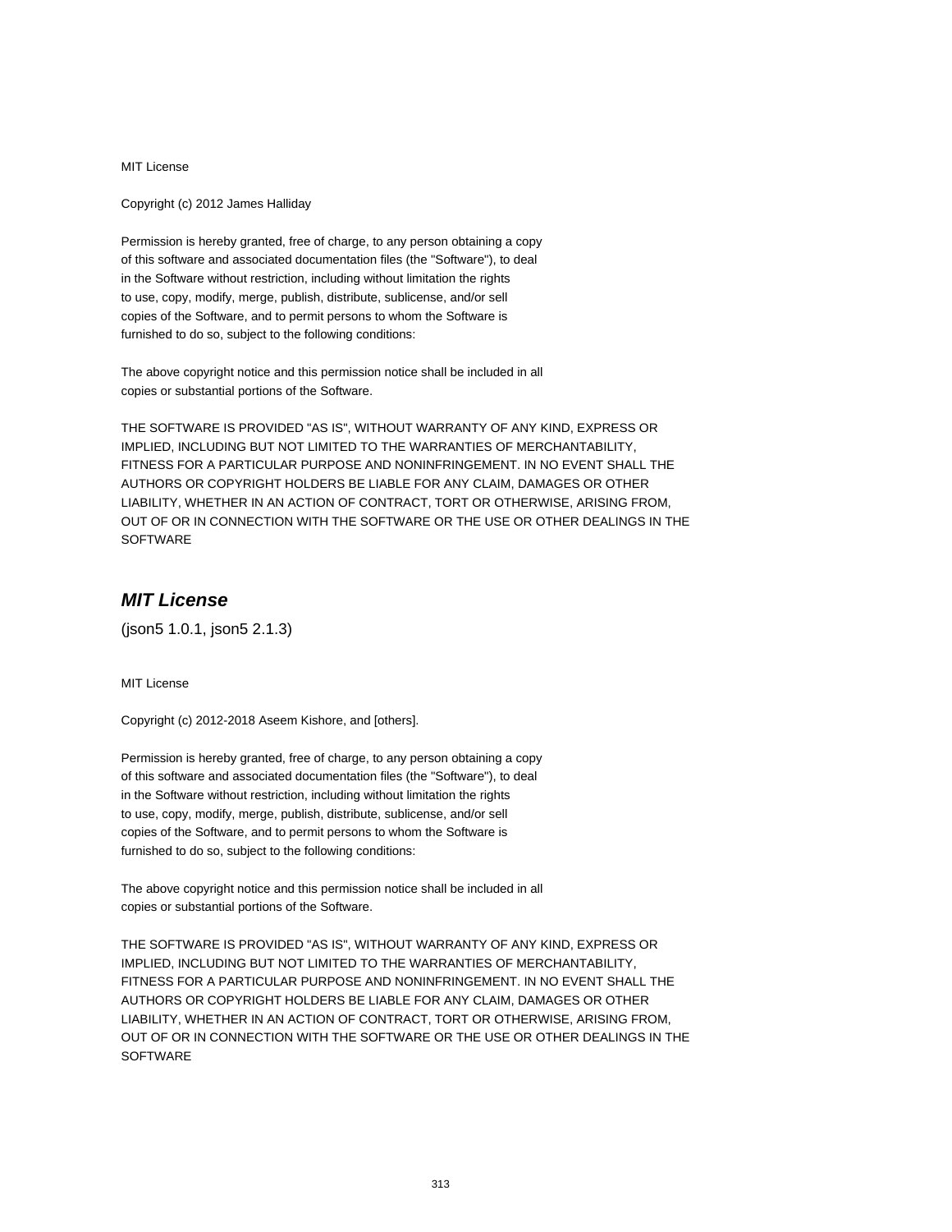MIT License

Copyright (c) 2012 James Halliday

Permission is hereby granted, free of charge, to any person obtaining a copy
of this software and associated documentation files (the "Software"), to deal
in the Software without restriction, including without limitation the rights
to use, copy, modify, merge, publish, distribute, sublicense, and/or sell
copies of the Software, and to permit persons to whom the Software is
furnished to do so, subject to the following conditions:

The above copyright notice and this permission notice shall be included in all
copies or substantial portions of the Software.

THE SOFTWARE IS PROVIDED "AS IS", WITHOUT WARRANTY OF ANY KIND, EXPRESS OR
IMPLIED, INCLUDING BUT NOT LIMITED TO THE WARRANTIES OF MERCHANTABILITY,
FITNESS FOR A PARTICULAR PURPOSE AND NONINFRINGEMENT. IN NO EVENT SHALL THE
AUTHORS OR COPYRIGHT HOLDERS BE LIABLE FOR ANY CLAIM, DAMAGES OR OTHER
LIABILITY, WHETHER IN AN ACTION OF CONTRACT, TORT OR OTHERWISE, ARISING FROM,
OUT OF OR IN CONNECTION WITH THE SOFTWARE OR THE USE OR OTHER DEALINGS IN THE
SOFTWARE

## *MIT License*

(json5 1.0.1, json5 2.1.3)

MIT License

Copyright (c) 2012-2018 Aseem Kishore, and [others].

Permission is hereby granted, free of charge, to any person obtaining a copy
of this software and associated documentation files (the "Software"), to deal
in the Software without restriction, including without limitation the rights
to use, copy, modify, merge, publish, distribute, sublicense, and/or sell
copies of the Software, and to permit persons to whom the Software is
furnished to do so, subject to the following conditions:

The above copyright notice and this permission notice shall be included in all
copies or substantial portions of the Software.

THE SOFTWARE IS PROVIDED "AS IS", WITHOUT WARRANTY OF ANY KIND, EXPRESS OR
IMPLIED, INCLUDING BUT NOT LIMITED TO THE WARRANTIES OF MERCHANTABILITY,
FITNESS FOR A PARTICULAR PURPOSE AND NONINFRINGEMENT. IN NO EVENT SHALL THE
AUTHORS OR COPYRIGHT HOLDERS BE LIABLE FOR ANY CLAIM, DAMAGES OR OTHER
LIABILITY, WHETHER IN AN ACTION OF CONTRACT, TORT OR OTHERWISE, ARISING FROM,
OUT OF OR IN CONNECTION WITH THE SOFTWARE OR THE USE OR OTHER DEALINGS IN THE
SOFTWARE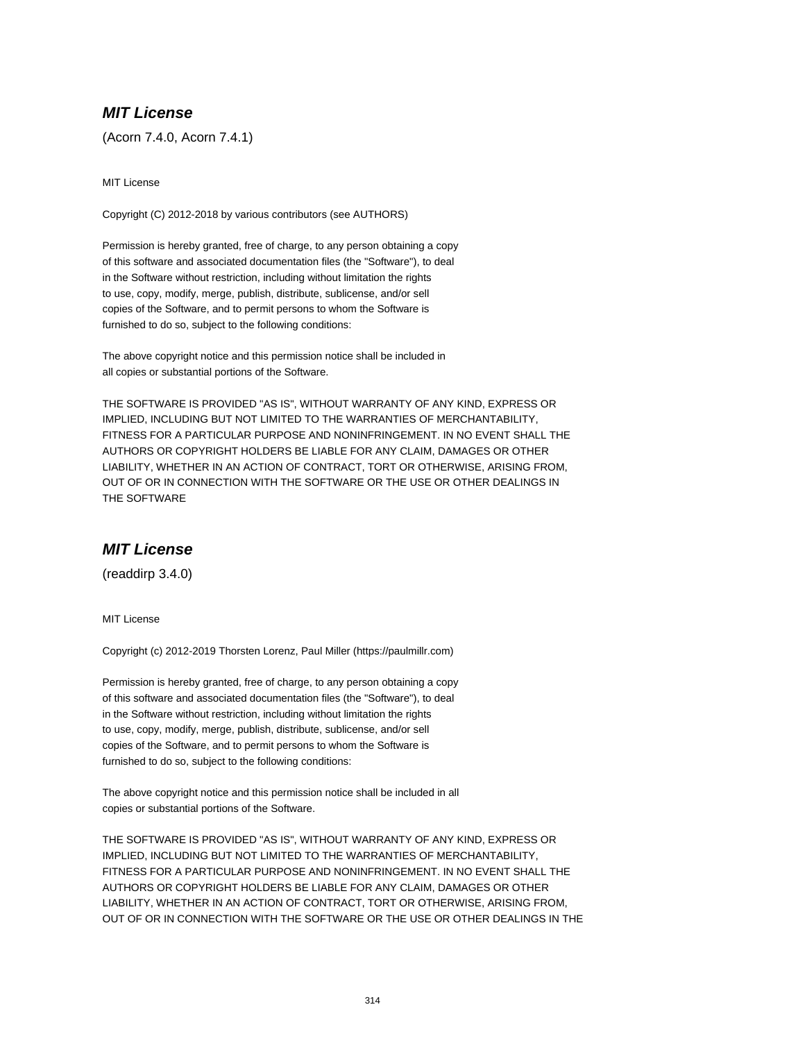### ***MIT License***

(Acorn 7.4.0, Acorn 7.4.1)

MIT License

Copyright (C) 2012-2018 by various contributors (see AUTHORS)

Permission is hereby granted, free of charge, to any person obtaining a copy
of this software and associated documentation files (the "Software"), to deal
in the Software without restriction, including without limitation the rights
to use, copy, modify, merge, publish, distribute, sublicense, and/or sell
copies of the Software, and to permit persons to whom the Software is
furnished to do so, subject to the following conditions:

The above copyright notice and this permission notice shall be included in
all copies or substantial portions of the Software.

THE SOFTWARE IS PROVIDED "AS IS", WITHOUT WARRANTY OF ANY KIND, EXPRESS OR
IMPLIED, INCLUDING BUT NOT LIMITED TO THE WARRANTIES OF MERCHANTABILITY,
FITNESS FOR A PARTICULAR PURPOSE AND NONINFRINGEMENT. IN NO EVENT SHALL THE
AUTHORS OR COPYRIGHT HOLDERS BE LIABLE FOR ANY CLAIM, DAMAGES OR OTHER
LIABILITY, WHETHER IN AN ACTION OF CONTRACT, TORT OR OTHERWISE, ARISING FROM,
OUT OF OR IN CONNECTION WITH THE SOFTWARE OR THE USE OR OTHER DEALINGS IN
THE SOFTWARE

### ***MIT License***

(readdirp 3.4.0)

MIT License

Copyright (c) 2012-2019 Thorsten Lorenz, Paul Miller (https://paulmillr.com)

Permission is hereby granted, free of charge, to any person obtaining a copy
of this software and associated documentation files (the "Software"), to deal
in the Software without restriction, including without limitation the rights
to use, copy, modify, merge, publish, distribute, sublicense, and/or sell
copies of the Software, and to permit persons to whom the Software is
furnished to do so, subject to the following conditions:

The above copyright notice and this permission notice shall be included in all
copies or substantial portions of the Software.

THE SOFTWARE IS PROVIDED "AS IS", WITHOUT WARRANTY OF ANY KIND, EXPRESS OR
IMPLIED, INCLUDING BUT NOT LIMITED TO THE WARRANTIES OF MERCHANTABILITY,
FITNESS FOR A PARTICULAR PURPOSE AND NONINFRINGEMENT. IN NO EVENT SHALL THE
AUTHORS OR COPYRIGHT HOLDERS BE LIABLE FOR ANY CLAIM, DAMAGES OR OTHER
LIABILITY, WHETHER IN AN ACTION OF CONTRACT, TORT OR OTHERWISE, ARISING FROM,
OUT OF OR IN CONNECTION WITH THE SOFTWARE OR THE USE OR OTHER DEALINGS IN THE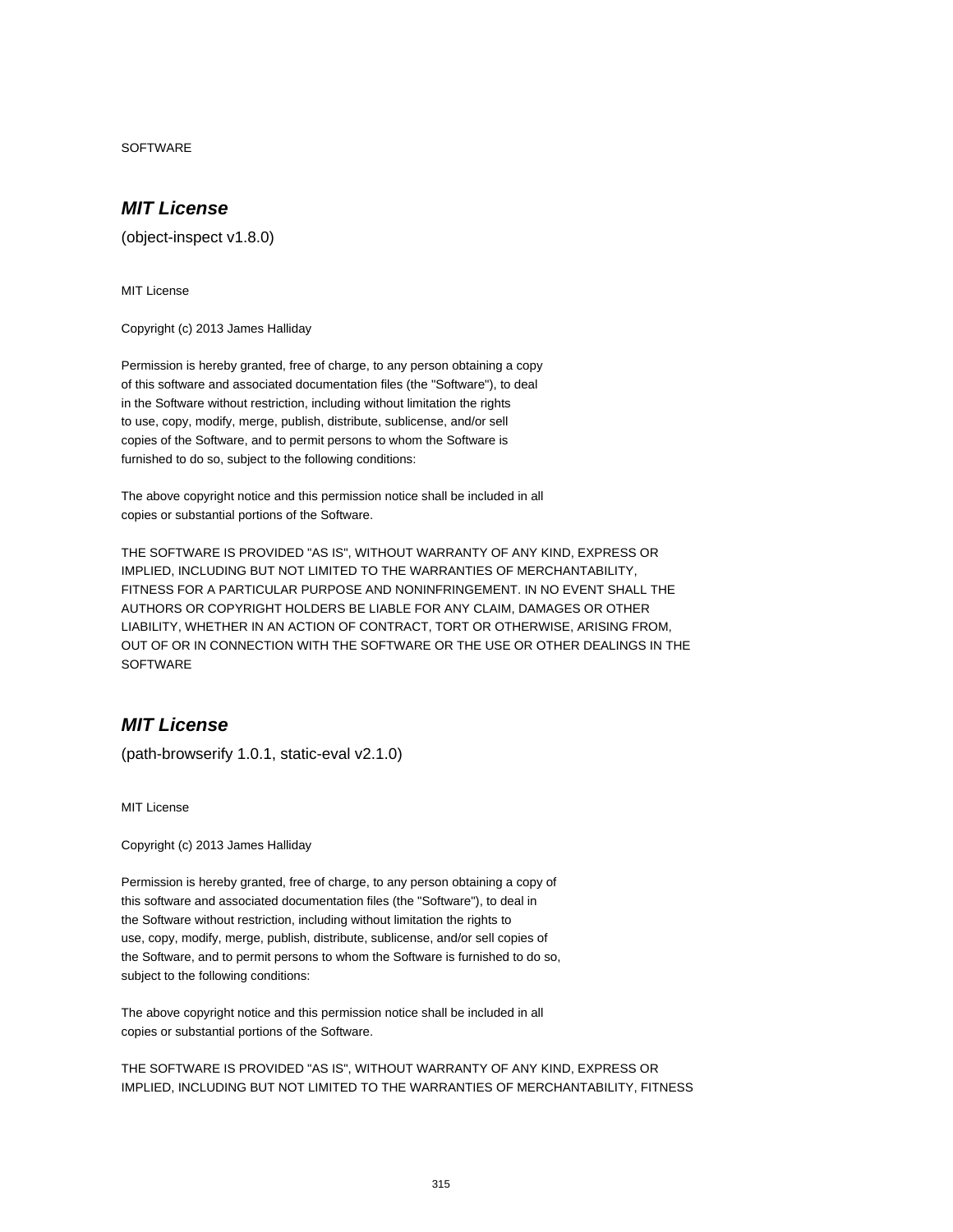SOFTWARE

## *MIT License*

(object-inspect v1.8.0)

MIT License

Copyright (c) 2013 James Halliday

Permission is hereby granted, free of charge, to any person obtaining a copy
of this software and associated documentation files (the "Software"), to deal
in the Software without restriction, including without limitation the rights
to use, copy, modify, merge, publish, distribute, sublicense, and/or sell
copies of the Software, and to permit persons to whom the Software is
furnished to do so, subject to the following conditions:

The above copyright notice and this permission notice shall be included in all
copies or substantial portions of the Software.

THE SOFTWARE IS PROVIDED "AS IS", WITHOUT WARRANTY OF ANY KIND, EXPRESS OR
IMPLIED, INCLUDING BUT NOT LIMITED TO THE WARRANTIES OF MERCHANTABILITY,
FITNESS FOR A PARTICULAR PURPOSE AND NONINFRINGEMENT. IN NO EVENT SHALL THE
AUTHORS OR COPYRIGHT HOLDERS BE LIABLE FOR ANY CLAIM, DAMAGES OR OTHER
LIABILITY, WHETHER IN AN ACTION OF CONTRACT, TORT OR OTHERWISE, ARISING FROM,
OUT OF OR IN CONNECTION WITH THE SOFTWARE OR THE USE OR OTHER DEALINGS IN THE
SOFTWARE

## *MIT License*

(path-browserify 1.0.1, static-eval v2.1.0)

MIT License

Copyright (c) 2013 James Halliday

Permission is hereby granted, free of charge, to any person obtaining a copy of
this software and associated documentation files (the "Software"), to deal in
the Software without restriction, including without limitation the rights to
use, copy, modify, merge, publish, distribute, sublicense, and/or sell copies of
the Software, and to permit persons to whom the Software is furnished to do so,
subject to the following conditions:

The above copyright notice and this permission notice shall be included in all
copies or substantial portions of the Software.

THE SOFTWARE IS PROVIDED "AS IS", WITHOUT WARRANTY OF ANY KIND, EXPRESS OR
IMPLIED, INCLUDING BUT NOT LIMITED TO THE WARRANTIES OF MERCHANTABILITY, FITNESS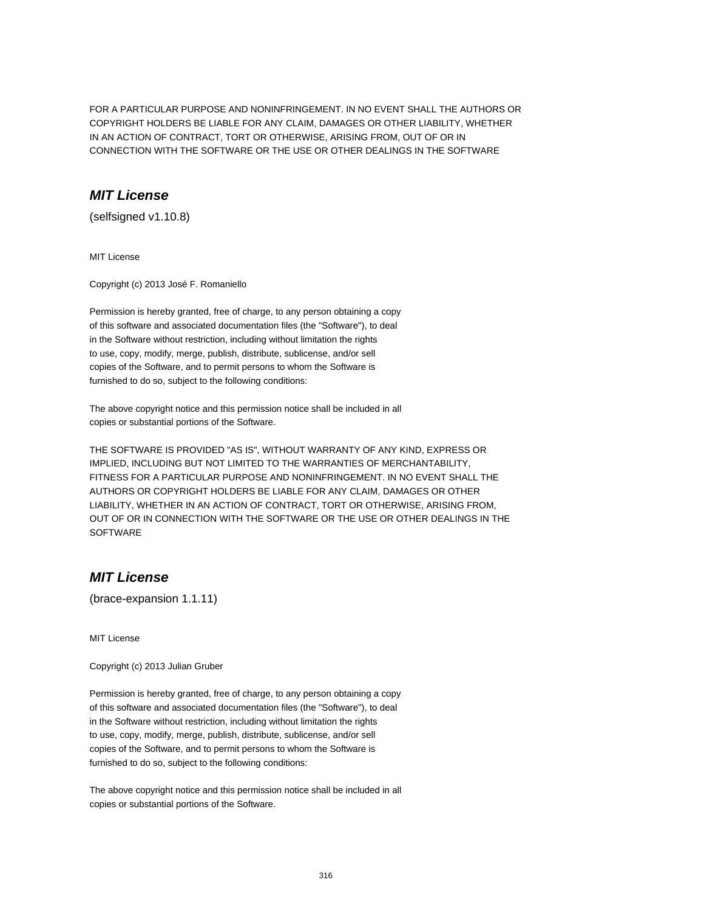FOR A PARTICULAR PURPOSE AND NONINFRINGEMENT. IN NO EVENT SHALL THE AUTHORS OR
COPYRIGHT HOLDERS BE LIABLE FOR ANY CLAIM, DAMAGES OR OTHER LIABILITY, WHETHER
IN AN ACTION OF CONTRACT, TORT OR OTHERWISE, ARISING FROM, OUT OF OR IN
CONNECTION WITH THE SOFTWARE OR THE USE OR OTHER DEALINGS IN THE SOFTWARE

## *MIT License*

(selfsigned v1.10.8)

MIT License

Copyright (c) 2013 José F. Romaniello

Permission is hereby granted, free of charge, to any person obtaining a copy
of this software and associated documentation files (the "Software"), to deal
in the Software without restriction, including without limitation the rights
to use, copy, modify, merge, publish, distribute, sublicense, and/or sell
copies of the Software, and to permit persons to whom the Software is
furnished to do so, subject to the following conditions:

The above copyright notice and this permission notice shall be included in all
copies or substantial portions of the Software.

THE SOFTWARE IS PROVIDED "AS IS", WITHOUT WARRANTY OF ANY KIND, EXPRESS OR
IMPLIED, INCLUDING BUT NOT LIMITED TO THE WARRANTIES OF MERCHANTABILITY,
FITNESS FOR A PARTICULAR PURPOSE AND NONINFRINGEMENT. IN NO EVENT SHALL THE
AUTHORS OR COPYRIGHT HOLDERS BE LIABLE FOR ANY CLAIM, DAMAGES OR OTHER
LIABILITY, WHETHER IN AN ACTION OF CONTRACT, TORT OR OTHERWISE, ARISING FROM,
OUT OF OR IN CONNECTION WITH THE SOFTWARE OR THE USE OR OTHER DEALINGS IN THE
SOFTWARE

## *MIT License*

(brace-expansion 1.1.11)

MIT License

Copyright (c) 2013 Julian Gruber

Permission is hereby granted, free of charge, to any person obtaining a copy
of this software and associated documentation files (the "Software"), to deal
in the Software without restriction, including without limitation the rights
to use, copy, modify, merge, publish, distribute, sublicense, and/or sell
copies of the Software, and to permit persons to whom the Software is
furnished to do so, subject to the following conditions:

The above copyright notice and this permission notice shall be included in all
copies or substantial portions of the Software.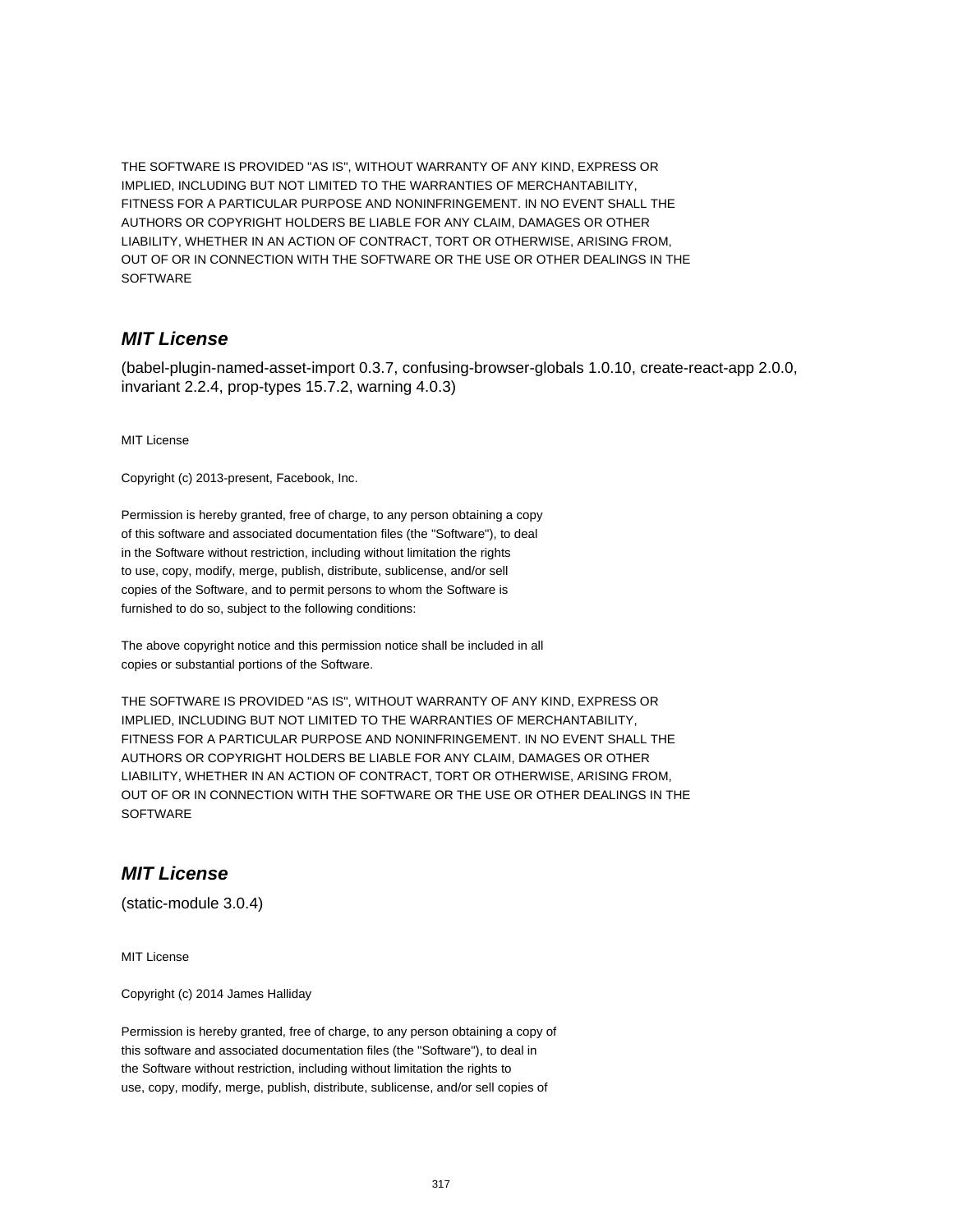THE SOFTWARE IS PROVIDED "AS IS", WITHOUT WARRANTY OF ANY KIND, EXPRESS OR
IMPLIED, INCLUDING BUT NOT LIMITED TO THE WARRANTIES OF MERCHANTABILITY,
FITNESS FOR A PARTICULAR PURPOSE AND NONINFRINGEMENT. IN NO EVENT SHALL THE
AUTHORS OR COPYRIGHT HOLDERS BE LIABLE FOR ANY CLAIM, DAMAGES OR OTHER
LIABILITY, WHETHER IN AN ACTION OF CONTRACT, TORT OR OTHERWISE, ARISING FROM,
OUT OF OR IN CONNECTION WITH THE SOFTWARE OR THE USE OR OTHER DEALINGS IN THE
SOFTWARE

## *MIT License*

(babel-plugin-named-asset-import 0.3.7, confusing-browser-globals 1.0.10, create-react-app 2.0.0, invariant 2.2.4, prop-types 15.7.2, warning 4.0.3)

MIT License

Copyright (c) 2013-present, Facebook, Inc.

Permission is hereby granted, free of charge, to any person obtaining a copy
of this software and associated documentation files (the "Software"), to deal
in the Software without restriction, including without limitation the rights
to use, copy, modify, merge, publish, distribute, sublicense, and/or sell
copies of the Software, and to permit persons to whom the Software is
furnished to do so, subject to the following conditions:

The above copyright notice and this permission notice shall be included in all
copies or substantial portions of the Software.

THE SOFTWARE IS PROVIDED "AS IS", WITHOUT WARRANTY OF ANY KIND, EXPRESS OR
IMPLIED, INCLUDING BUT NOT LIMITED TO THE WARRANTIES OF MERCHANTABILITY,
FITNESS FOR A PARTICULAR PURPOSE AND NONINFRINGEMENT. IN NO EVENT SHALL THE
AUTHORS OR COPYRIGHT HOLDERS BE LIABLE FOR ANY CLAIM, DAMAGES OR OTHER
LIABILITY, WHETHER IN AN ACTION OF CONTRACT, TORT OR OTHERWISE, ARISING FROM,
OUT OF OR IN CONNECTION WITH THE SOFTWARE OR THE USE OR OTHER DEALINGS IN THE
SOFTWARE

## *MIT License*

(static-module 3.0.4)

MIT License

Copyright (c) 2014 James Halliday

Permission is hereby granted, free of charge, to any person obtaining a copy of
this software and associated documentation files (the "Software"), to deal in
the Software without restriction, including without limitation the rights to
use, copy, modify, merge, publish, distribute, sublicense, and/or sell copies of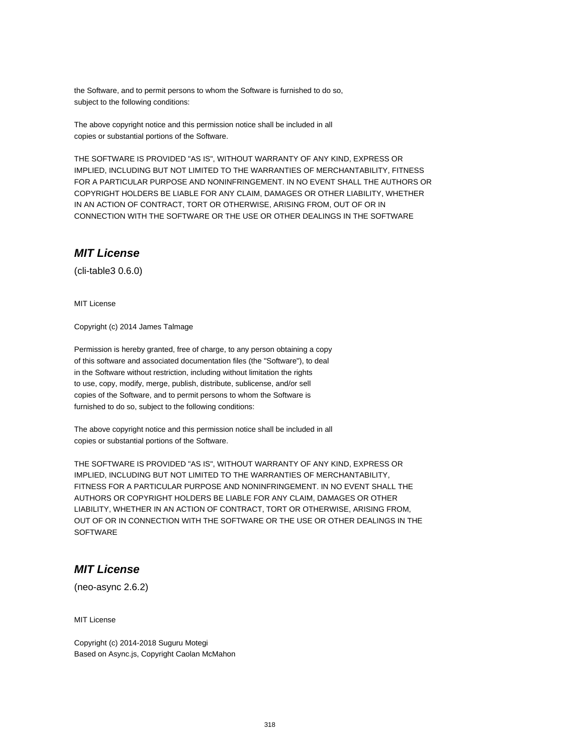the Software, and to permit persons to whom the Software is furnished to do so,
subject to the following conditions:

The above copyright notice and this permission notice shall be included in all
copies or substantial portions of the Software.

THE SOFTWARE IS PROVIDED "AS IS", WITHOUT WARRANTY OF ANY KIND, EXPRESS OR
IMPLIED, INCLUDING BUT NOT LIMITED TO THE WARRANTIES OF MERCHANTABILITY, FITNESS
FOR A PARTICULAR PURPOSE AND NONINFRINGEMENT. IN NO EVENT SHALL THE AUTHORS OR
COPYRIGHT HOLDERS BE LIABLE FOR ANY CLAIM, DAMAGES OR OTHER LIABILITY, WHETHER
IN AN ACTION OF CONTRACT, TORT OR OTHERWISE, ARISING FROM, OUT OF OR IN
CONNECTION WITH THE SOFTWARE OR THE USE OR OTHER DEALINGS IN THE SOFTWARE

## ***MIT License***

(cli-table3 0.6.0)

MIT License

Copyright (c) 2014 James Talmage

Permission is hereby granted, free of charge, to any person obtaining a copy
of this software and associated documentation files (the "Software"), to deal
in the Software without restriction, including without limitation the rights
to use, copy, modify, merge, publish, distribute, sublicense, and/or sell
copies of the Software, and to permit persons to whom the Software is
furnished to do so, subject to the following conditions:

The above copyright notice and this permission notice shall be included in all
copies or substantial portions of the Software.

THE SOFTWARE IS PROVIDED "AS IS", WITHOUT WARRANTY OF ANY KIND, EXPRESS OR
IMPLIED, INCLUDING BUT NOT LIMITED TO THE WARRANTIES OF MERCHANTABILITY,
FITNESS FOR A PARTICULAR PURPOSE AND NONINFRINGEMENT. IN NO EVENT SHALL THE
AUTHORS OR COPYRIGHT HOLDERS BE LIABLE FOR ANY CLAIM, DAMAGES OR OTHER
LIABILITY, WHETHER IN AN ACTION OF CONTRACT, TORT OR OTHERWISE, ARISING FROM,
OUT OF OR IN CONNECTION WITH THE SOFTWARE OR THE USE OR OTHER DEALINGS IN THE
SOFTWARE

## ***MIT License***

(neo-async 2.6.2)

MIT License

Copyright (c) 2014-2018 Suguru Motegi
Based on Async.js, Copyright Caolan McMahon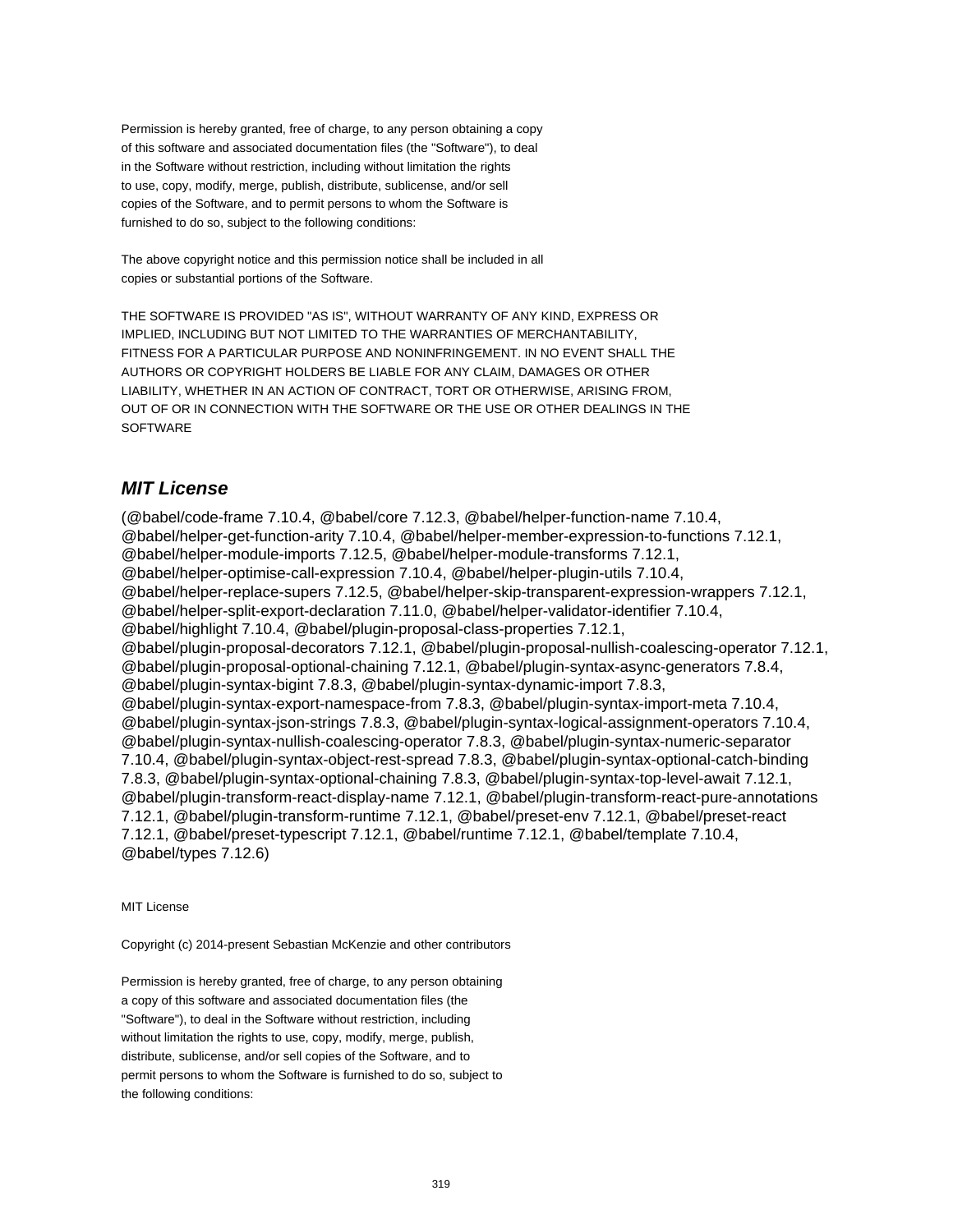Permission is hereby granted, free of charge, to any person obtaining a copy
of this software and associated documentation files (the "Software"), to deal
in the Software without restriction, including without limitation the rights
to use, copy, modify, merge, publish, distribute, sublicense, and/or sell
copies of the Software, and to permit persons to whom the Software is
furnished to do so, subject to the following conditions:

The above copyright notice and this permission notice shall be included in all
copies or substantial portions of the Software.

THE SOFTWARE IS PROVIDED "AS IS", WITHOUT WARRANTY OF ANY KIND, EXPRESS OR
IMPLIED, INCLUDING BUT NOT LIMITED TO THE WARRANTIES OF MERCHANTABILITY,
FITNESS FOR A PARTICULAR PURPOSE AND NONINFRINGEMENT. IN NO EVENT SHALL THE
AUTHORS OR COPYRIGHT HOLDERS BE LIABLE FOR ANY CLAIM, DAMAGES OR OTHER
LIABILITY, WHETHER IN AN ACTION OF CONTRACT, TORT OR OTHERWISE, ARISING FROM,
OUT OF OR IN CONNECTION WITH THE SOFTWARE OR THE USE OR OTHER DEALINGS IN THE
SOFTWARE

## *MIT License*

(@babel/code-frame 7.10.4, @babel/core 7.12.3, @babel/helper-function-name 7.10.4, @babel/helper-get-function-arity 7.10.4, @babel/helper-member-expression-to-functions 7.12.1, @babel/helper-module-imports 7.12.5, @babel/helper-module-transforms 7.12.1, @babel/helper-optimise-call-expression 7.10.4, @babel/helper-plugin-utils 7.10.4, @babel/helper-replace-supers 7.12.5, @babel/helper-skip-transparent-expression-wrappers 7.12.1, @babel/helper-split-export-declaration 7.11.0, @babel/helper-validator-identifier 7.10.4, @babel/highlight 7.10.4, @babel/plugin-proposal-class-properties 7.12.1, @babel/plugin-proposal-decorators 7.12.1, @babel/plugin-proposal-nullish-coalescing-operator 7.12.1, @babel/plugin-proposal-optional-chaining 7.12.1, @babel/plugin-syntax-async-generators 7.8.4, @babel/plugin-syntax-bigint 7.8.3, @babel/plugin-syntax-dynamic-import 7.8.3, @babel/plugin-syntax-export-namespace-from 7.8.3, @babel/plugin-syntax-import-meta 7.10.4, @babel/plugin-syntax-json-strings 7.8.3, @babel/plugin-syntax-logical-assignment-operators 7.10.4, @babel/plugin-syntax-nullish-coalescing-operator 7.8.3, @babel/plugin-syntax-numeric-separator 7.10.4, @babel/plugin-syntax-object-rest-spread 7.8.3, @babel/plugin-syntax-optional-catch-binding 7.8.3, @babel/plugin-syntax-optional-chaining 7.8.3, @babel/plugin-syntax-top-level-await 7.12.1, @babel/plugin-transform-react-display-name 7.12.1, @babel/plugin-transform-react-pure-annotations 7.12.1, @babel/plugin-transform-runtime 7.12.1, @babel/preset-env 7.12.1, @babel/preset-react 7.12.1, @babel/preset-typescript 7.12.1, @babel/runtime 7.12.1, @babel/template 7.10.4, @babel/types 7.12.6)

MIT License

Copyright (c) 2014-present Sebastian McKenzie and other contributors

Permission is hereby granted, free of charge, to any person obtaining
a copy of this software and associated documentation files (the
"Software"), to deal in the Software without restriction, including
without limitation the rights to use, copy, modify, merge, publish,
distribute, sublicense, and/or sell copies of the Software, and to
permit persons to whom the Software is furnished to do so, subject to
the following conditions: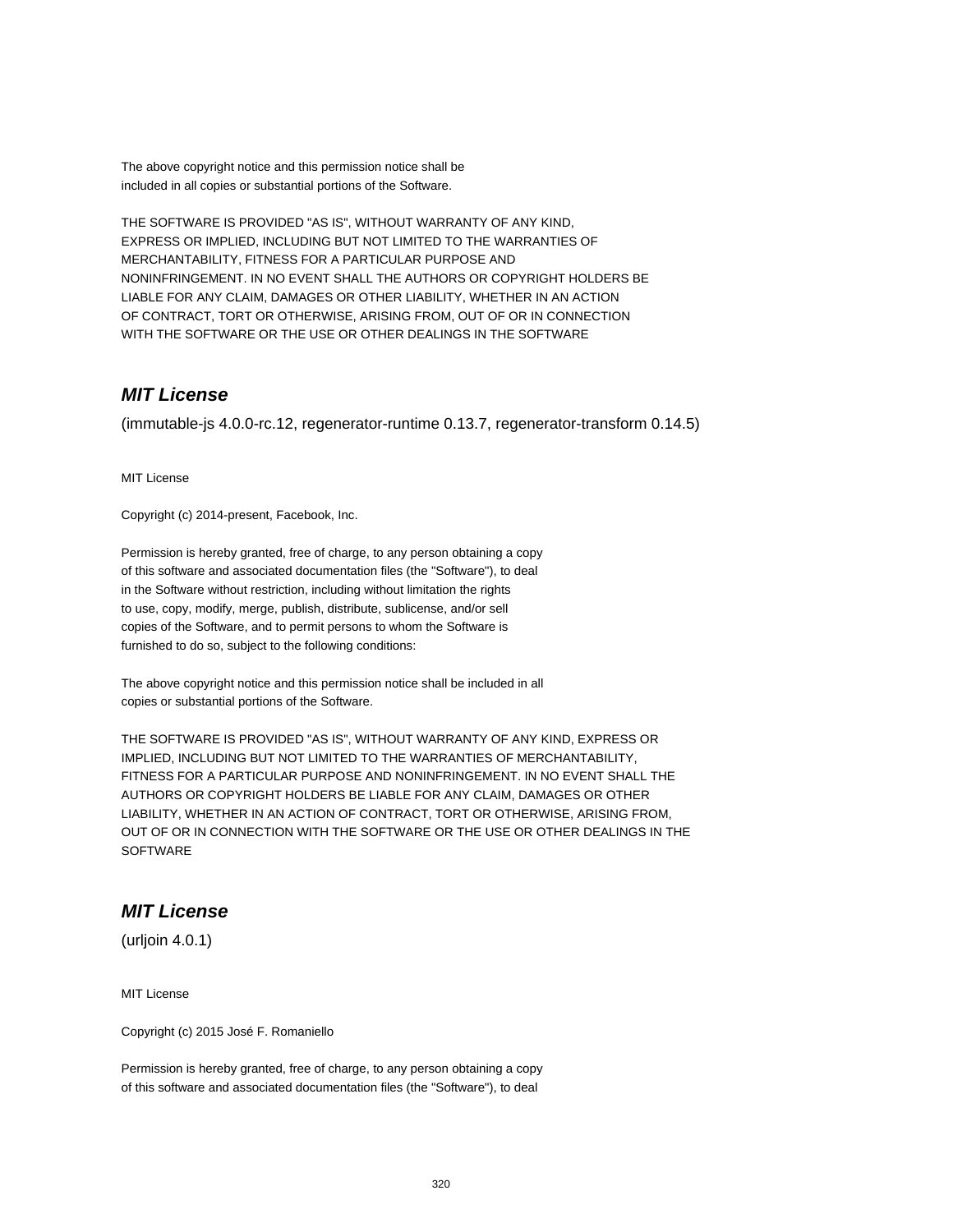The above copyright notice and this permission notice shall be
included in all copies or substantial portions of the Software.

THE SOFTWARE IS PROVIDED "AS IS", WITHOUT WARRANTY OF ANY KIND,
EXPRESS OR IMPLIED, INCLUDING BUT NOT LIMITED TO THE WARRANTIES OF
MERCHANTABILITY, FITNESS FOR A PARTICULAR PURPOSE AND
NONINFRINGEMENT. IN NO EVENT SHALL THE AUTHORS OR COPYRIGHT HOLDERS BE
LIABLE FOR ANY CLAIM, DAMAGES OR OTHER LIABILITY, WHETHER IN AN ACTION
OF CONTRACT, TORT OR OTHERWISE, ARISING FROM, OUT OF OR IN CONNECTION
WITH THE SOFTWARE OR THE USE OR OTHER DEALINGS IN THE SOFTWARE

## ***MIT License***

(immutable-js 4.0.0-rc.12, regenerator-runtime 0.13.7, regenerator-transform 0.14.5)

MIT License

Copyright (c) 2014-present, Facebook, Inc.

Permission is hereby granted, free of charge, to any person obtaining a copy
of this software and associated documentation files (the "Software"), to deal
in the Software without restriction, including without limitation the rights
to use, copy, modify, merge, publish, distribute, sublicense, and/or sell
copies of the Software, and to permit persons to whom the Software is
furnished to do so, subject to the following conditions:

The above copyright notice and this permission notice shall be included in all
copies or substantial portions of the Software.

THE SOFTWARE IS PROVIDED "AS IS", WITHOUT WARRANTY OF ANY KIND, EXPRESS OR
IMPLIED, INCLUDING BUT NOT LIMITED TO THE WARRANTIES OF MERCHANTABILITY,
FITNESS FOR A PARTICULAR PURPOSE AND NONINFRINGEMENT. IN NO EVENT SHALL THE
AUTHORS OR COPYRIGHT HOLDERS BE LIABLE FOR ANY CLAIM, DAMAGES OR OTHER
LIABILITY, WHETHER IN AN ACTION OF CONTRACT, TORT OR OTHERWISE, ARISING FROM,
OUT OF OR IN CONNECTION WITH THE SOFTWARE OR THE USE OR OTHER DEALINGS IN THE
SOFTWARE

## ***MIT License***

(urljoin 4.0.1)

MIT License

Copyright (c) 2015 José F. Romaniello

Permission is hereby granted, free of charge, to any person obtaining a copy
of this software and associated documentation files (the "Software"), to deal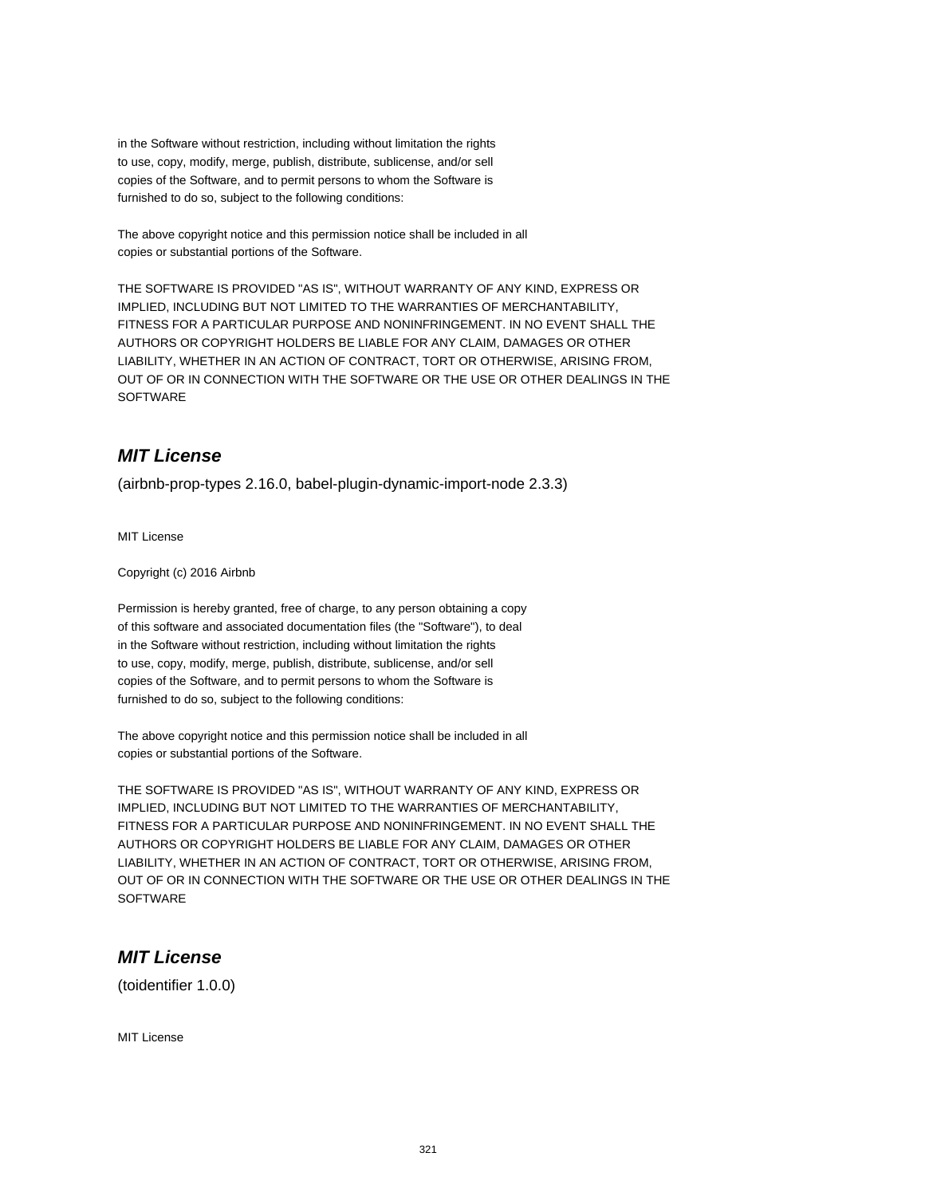in the Software without restriction, including without limitation the rights
to use, copy, modify, merge, publish, distribute, sublicense, and/or sell
copies of the Software, and to permit persons to whom the Software is
furnished to do so, subject to the following conditions:

The above copyright notice and this permission notice shall be included in all
copies or substantial portions of the Software.

THE SOFTWARE IS PROVIDED "AS IS", WITHOUT WARRANTY OF ANY KIND, EXPRESS OR
IMPLIED, INCLUDING BUT NOT LIMITED TO THE WARRANTIES OF MERCHANTABILITY,
FITNESS FOR A PARTICULAR PURPOSE AND NONINFRINGEMENT. IN NO EVENT SHALL THE
AUTHORS OR COPYRIGHT HOLDERS BE LIABLE FOR ANY CLAIM, DAMAGES OR OTHER
LIABILITY, WHETHER IN AN ACTION OF CONTRACT, TORT OR OTHERWISE, ARISING FROM,
OUT OF OR IN CONNECTION WITH THE SOFTWARE OR THE USE OR OTHER DEALINGS IN THE
SOFTWARE

## ***MIT License***

(airbnb-prop-types 2.16.0, babel-plugin-dynamic-import-node 2.3.3)

MIT License

Copyright (c) 2016 Airbnb

Permission is hereby granted, free of charge, to any person obtaining a copy
of this software and associated documentation files (the "Software"), to deal
in the Software without restriction, including without limitation the rights
to use, copy, modify, merge, publish, distribute, sublicense, and/or sell
copies of the Software, and to permit persons to whom the Software is
furnished to do so, subject to the following conditions:

The above copyright notice and this permission notice shall be included in all
copies or substantial portions of the Software.

THE SOFTWARE IS PROVIDED "AS IS", WITHOUT WARRANTY OF ANY KIND, EXPRESS OR
IMPLIED, INCLUDING BUT NOT LIMITED TO THE WARRANTIES OF MERCHANTABILITY,
FITNESS FOR A PARTICULAR PURPOSE AND NONINFRINGEMENT. IN NO EVENT SHALL THE
AUTHORS OR COPYRIGHT HOLDERS BE LIABLE FOR ANY CLAIM, DAMAGES OR OTHER
LIABILITY, WHETHER IN AN ACTION OF CONTRACT, TORT OR OTHERWISE, ARISING FROM,
OUT OF OR IN CONNECTION WITH THE SOFTWARE OR THE USE OR OTHER DEALINGS IN THE
SOFTWARE

## ***MIT License***

(toidentifier 1.0.0)

MIT License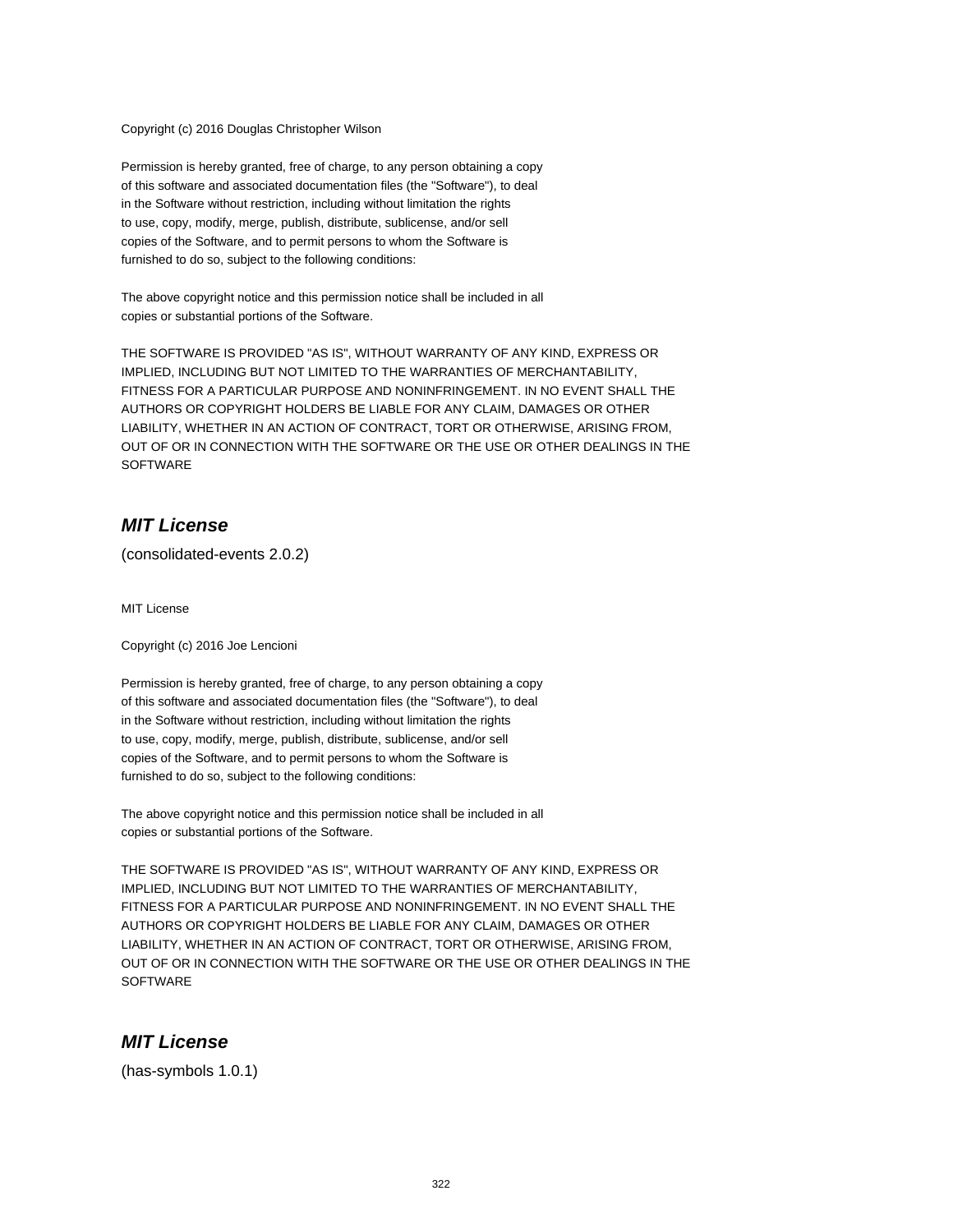Copyright (c) 2016 Douglas Christopher Wilson

Permission is hereby granted, free of charge, to any person obtaining a copy
of this software and associated documentation files (the "Software"), to deal
in the Software without restriction, including without limitation the rights
to use, copy, modify, merge, publish, distribute, sublicense, and/or sell
copies of the Software, and to permit persons to whom the Software is
furnished to do so, subject to the following conditions:

The above copyright notice and this permission notice shall be included in all
copies or substantial portions of the Software.

THE SOFTWARE IS PROVIDED "AS IS", WITHOUT WARRANTY OF ANY KIND, EXPRESS OR
IMPLIED, INCLUDING BUT NOT LIMITED TO THE WARRANTIES OF MERCHANTABILITY,
FITNESS FOR A PARTICULAR PURPOSE AND NONINFRINGEMENT. IN NO EVENT SHALL THE
AUTHORS OR COPYRIGHT HOLDERS BE LIABLE FOR ANY CLAIM, DAMAGES OR OTHER
LIABILITY, WHETHER IN AN ACTION OF CONTRACT, TORT OR OTHERWISE, ARISING FROM,
OUT OF OR IN CONNECTION WITH THE SOFTWARE OR THE USE OR OTHER DEALINGS IN THE
SOFTWARE

## *MIT License*

(consolidated-events 2.0.2)

MIT License

Copyright (c) 2016 Joe Lencioni

Permission is hereby granted, free of charge, to any person obtaining a copy
of this software and associated documentation files (the "Software"), to deal
in the Software without restriction, including without limitation the rights
to use, copy, modify, merge, publish, distribute, sublicense, and/or sell
copies of the Software, and to permit persons to whom the Software is
furnished to do so, subject to the following conditions:

The above copyright notice and this permission notice shall be included in all
copies or substantial portions of the Software.

THE SOFTWARE IS PROVIDED "AS IS", WITHOUT WARRANTY OF ANY KIND, EXPRESS OR
IMPLIED, INCLUDING BUT NOT LIMITED TO THE WARRANTIES OF MERCHANTABILITY,
FITNESS FOR A PARTICULAR PURPOSE AND NONINFRINGEMENT. IN NO EVENT SHALL THE
AUTHORS OR COPYRIGHT HOLDERS BE LIABLE FOR ANY CLAIM, DAMAGES OR OTHER
LIABILITY, WHETHER IN AN ACTION OF CONTRACT, TORT OR OTHERWISE, ARISING FROM,
OUT OF OR IN CONNECTION WITH THE SOFTWARE OR THE USE OR OTHER DEALINGS IN THE
SOFTWARE

## *MIT License*

(has-symbols 1.0.1)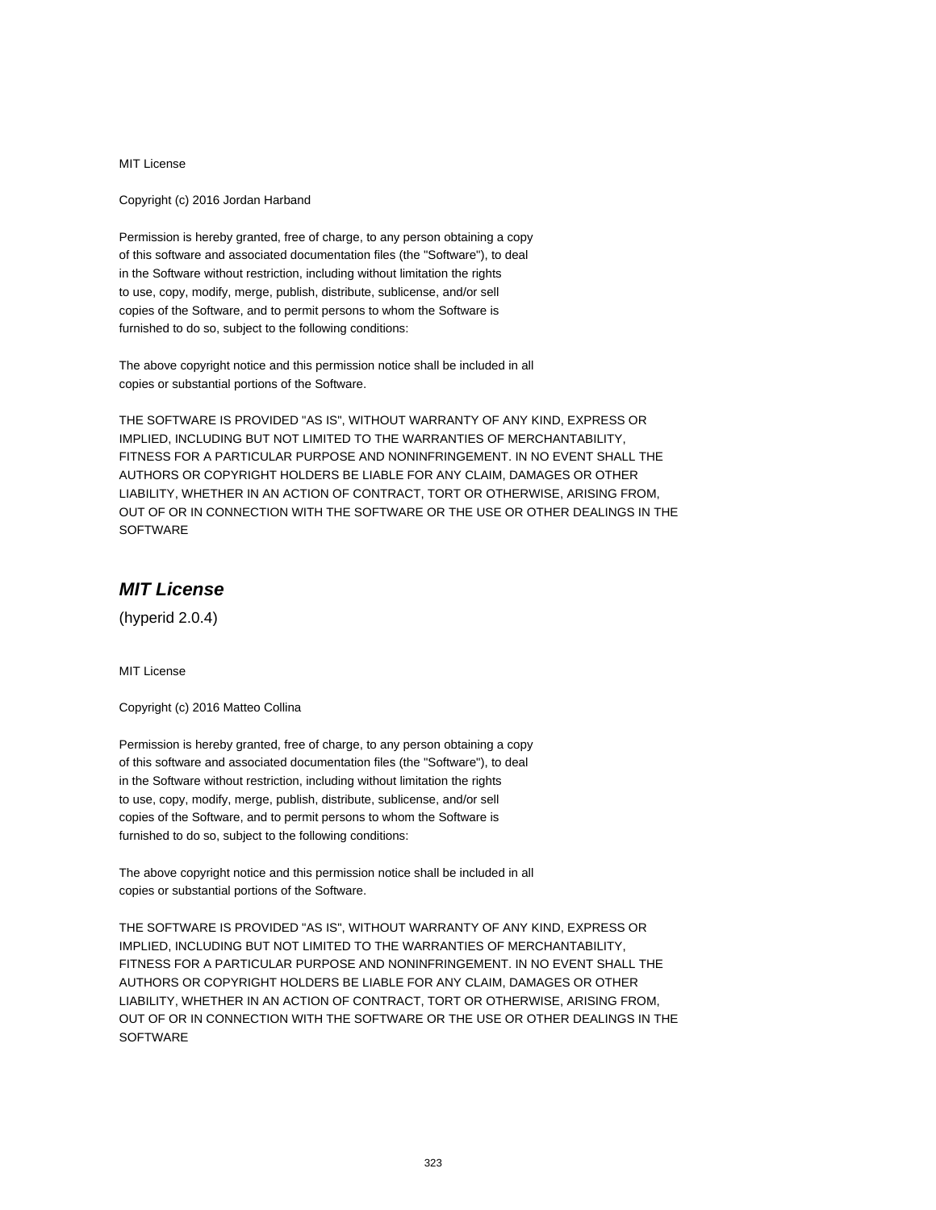MIT License

Copyright (c) 2016 Jordan Harband

Permission is hereby granted, free of charge, to any person obtaining a copy
of this software and associated documentation files (the "Software"), to deal
in the Software without restriction, including without limitation the rights
to use, copy, modify, merge, publish, distribute, sublicense, and/or sell
copies of the Software, and to permit persons to whom the Software is
furnished to do so, subject to the following conditions:

The above copyright notice and this permission notice shall be included in all
copies or substantial portions of the Software.

THE SOFTWARE IS PROVIDED "AS IS", WITHOUT WARRANTY OF ANY KIND, EXPRESS OR
IMPLIED, INCLUDING BUT NOT LIMITED TO THE WARRANTIES OF MERCHANTABILITY,
FITNESS FOR A PARTICULAR PURPOSE AND NONINFRINGEMENT. IN NO EVENT SHALL THE
AUTHORS OR COPYRIGHT HOLDERS BE LIABLE FOR ANY CLAIM, DAMAGES OR OTHER
LIABILITY, WHETHER IN AN ACTION OF CONTRACT, TORT OR OTHERWISE, ARISING FROM,
OUT OF OR IN CONNECTION WITH THE SOFTWARE OR THE USE OR OTHER DEALINGS IN THE
SOFTWARE

## *MIT License*

(hyperid 2.0.4)

MIT License

Copyright (c) 2016 Matteo Collina

Permission is hereby granted, free of charge, to any person obtaining a copy
of this software and associated documentation files (the "Software"), to deal
in the Software without restriction, including without limitation the rights
to use, copy, modify, merge, publish, distribute, sublicense, and/or sell
copies of the Software, and to permit persons to whom the Software is
furnished to do so, subject to the following conditions:

The above copyright notice and this permission notice shall be included in all
copies or substantial portions of the Software.

THE SOFTWARE IS PROVIDED "AS IS", WITHOUT WARRANTY OF ANY KIND, EXPRESS OR
IMPLIED, INCLUDING BUT NOT LIMITED TO THE WARRANTIES OF MERCHANTABILITY,
FITNESS FOR A PARTICULAR PURPOSE AND NONINFRINGEMENT. IN NO EVENT SHALL THE
AUTHORS OR COPYRIGHT HOLDERS BE LIABLE FOR ANY CLAIM, DAMAGES OR OTHER
LIABILITY, WHETHER IN AN ACTION OF CONTRACT, TORT OR OTHERWISE, ARISING FROM,
OUT OF OR IN CONNECTION WITH THE SOFTWARE OR THE USE OR OTHER DEALINGS IN THE
SOFTWARE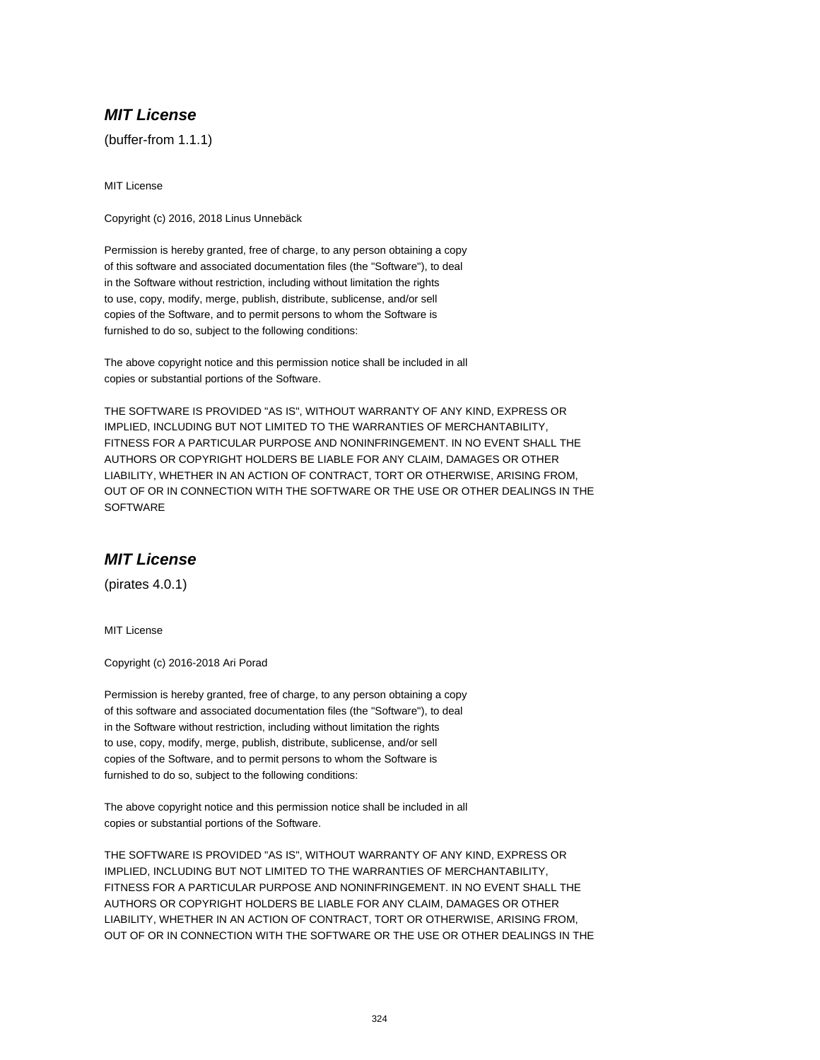## ***MIT License***

(buffer-from 1.1.1)

MIT License

Copyright (c) 2016, 2018 Linus Unnebäck

Permission is hereby granted, free of charge, to any person obtaining a copy
of this software and associated documentation files (the "Software"), to deal
in the Software without restriction, including without limitation the rights
to use, copy, modify, merge, publish, distribute, sublicense, and/or sell
copies of the Software, and to permit persons to whom the Software is
furnished to do so, subject to the following conditions:

The above copyright notice and this permission notice shall be included in all
copies or substantial portions of the Software.

THE SOFTWARE IS PROVIDED "AS IS", WITHOUT WARRANTY OF ANY KIND, EXPRESS OR
IMPLIED, INCLUDING BUT NOT LIMITED TO THE WARRANTIES OF MERCHANTABILITY,
FITNESS FOR A PARTICULAR PURPOSE AND NONINFRINGEMENT. IN NO EVENT SHALL THE
AUTHORS OR COPYRIGHT HOLDERS BE LIABLE FOR ANY CLAIM, DAMAGES OR OTHER
LIABILITY, WHETHER IN AN ACTION OF CONTRACT, TORT OR OTHERWISE, ARISING FROM,
OUT OF OR IN CONNECTION WITH THE SOFTWARE OR THE USE OR OTHER DEALINGS IN THE
SOFTWARE

## ***MIT License***

(pirates 4.0.1)

MIT License

Copyright (c) 2016-2018 Ari Porad

Permission is hereby granted, free of charge, to any person obtaining a copy
of this software and associated documentation files (the "Software"), to deal
in the Software without restriction, including without limitation the rights
to use, copy, modify, merge, publish, distribute, sublicense, and/or sell
copies of the Software, and to permit persons to whom the Software is
furnished to do so, subject to the following conditions:

The above copyright notice and this permission notice shall be included in all
copies or substantial portions of the Software.

THE SOFTWARE IS PROVIDED "AS IS", WITHOUT WARRANTY OF ANY KIND, EXPRESS OR
IMPLIED, INCLUDING BUT NOT LIMITED TO THE WARRANTIES OF MERCHANTABILITY,
FITNESS FOR A PARTICULAR PURPOSE AND NONINFRINGEMENT. IN NO EVENT SHALL THE
AUTHORS OR COPYRIGHT HOLDERS BE LIABLE FOR ANY CLAIM, DAMAGES OR OTHER
LIABILITY, WHETHER IN AN ACTION OF CONTRACT, TORT OR OTHERWISE, ARISING FROM,
OUT OF OR IN CONNECTION WITH THE SOFTWARE OR THE USE OR OTHER DEALINGS IN THE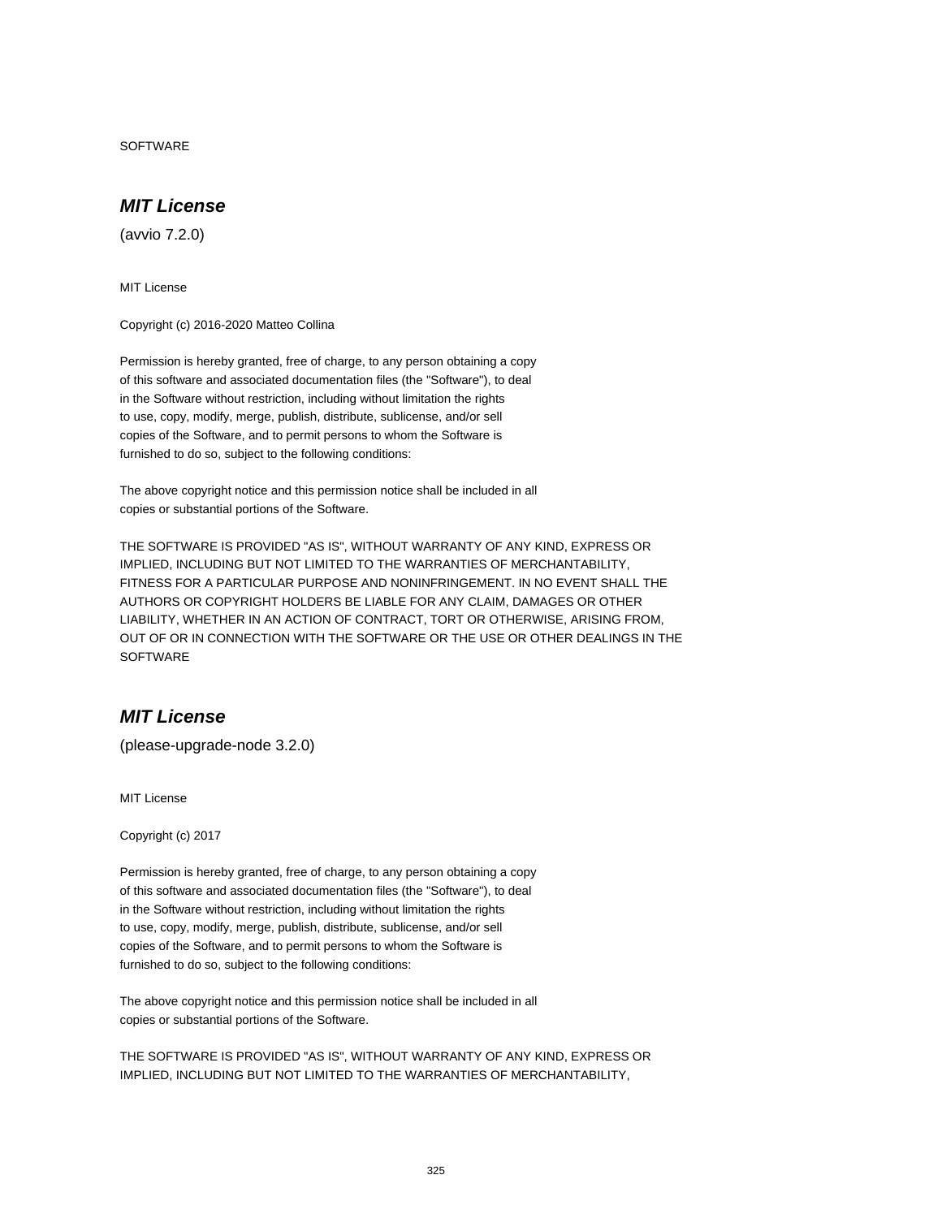SOFTWARE

## ***MIT License***

(avvio 7.2.0)

MIT License

Copyright (c) 2016-2020 Matteo Collina

Permission is hereby granted, free of charge, to any person obtaining a copy
of this software and associated documentation files (the "Software"), to deal
in the Software without restriction, including without limitation the rights
to use, copy, modify, merge, publish, distribute, sublicense, and/or sell
copies of the Software, and to permit persons to whom the Software is
furnished to do so, subject to the following conditions:

The above copyright notice and this permission notice shall be included in all
copies or substantial portions of the Software.

THE SOFTWARE IS PROVIDED "AS IS", WITHOUT WARRANTY OF ANY KIND, EXPRESS OR
IMPLIED, INCLUDING BUT NOT LIMITED TO THE WARRANTIES OF MERCHANTABILITY,
FITNESS FOR A PARTICULAR PURPOSE AND NONINFRINGEMENT. IN NO EVENT SHALL THE
AUTHORS OR COPYRIGHT HOLDERS BE LIABLE FOR ANY CLAIM, DAMAGES OR OTHER
LIABILITY, WHETHER IN AN ACTION OF CONTRACT, TORT OR OTHERWISE, ARISING FROM,
OUT OF OR IN CONNECTION WITH THE SOFTWARE OR THE USE OR OTHER DEALINGS IN THE
SOFTWARE

## ***MIT License***

(please-upgrade-node 3.2.0)

MIT License

Copyright (c) 2017

Permission is hereby granted, free of charge, to any person obtaining a copy
of this software and associated documentation files (the "Software"), to deal
in the Software without restriction, including without limitation the rights
to use, copy, modify, merge, publish, distribute, sublicense, and/or sell
copies of the Software, and to permit persons to whom the Software is
furnished to do so, subject to the following conditions:

The above copyright notice and this permission notice shall be included in all
copies or substantial portions of the Software.

THE SOFTWARE IS PROVIDED "AS IS", WITHOUT WARRANTY OF ANY KIND, EXPRESS OR
IMPLIED, INCLUDING BUT NOT LIMITED TO THE WARRANTIES OF MERCHANTABILITY,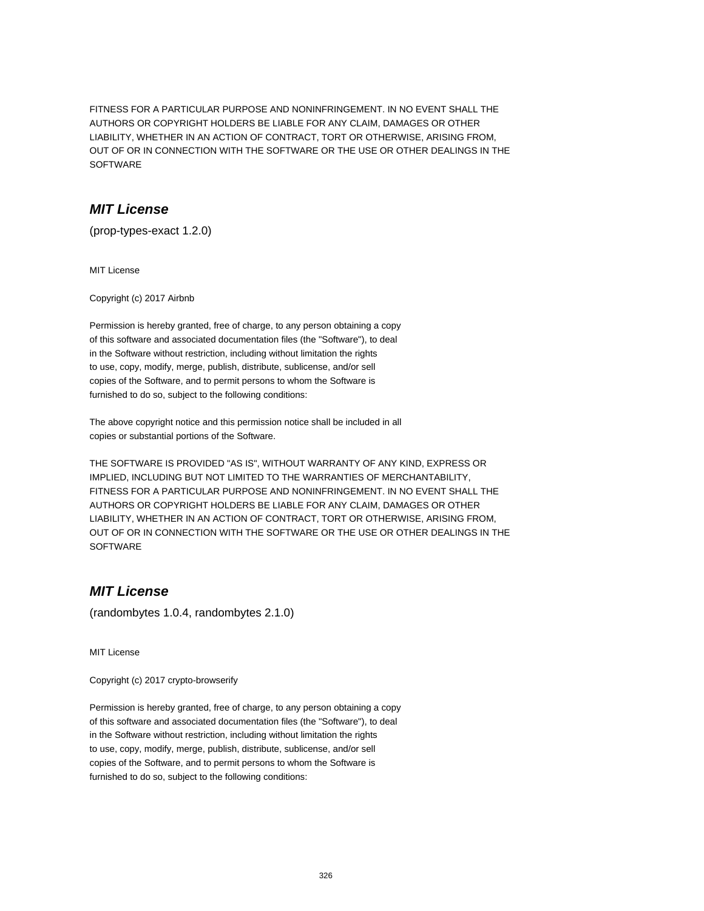FITNESS FOR A PARTICULAR PURPOSE AND NONINFRINGEMENT. IN NO EVENT SHALL THE
AUTHORS OR COPYRIGHT HOLDERS BE LIABLE FOR ANY CLAIM, DAMAGES OR OTHER
LIABILITY, WHETHER IN AN ACTION OF CONTRACT, TORT OR OTHERWISE, ARISING FROM,
OUT OF OR IN CONNECTION WITH THE SOFTWARE OR THE USE OR OTHER DEALINGS IN THE
SOFTWARE

## *MIT License*

(prop-types-exact 1.2.0)

MIT License

Copyright (c) 2017 Airbnb

Permission is hereby granted, free of charge, to any person obtaining a copy
of this software and associated documentation files (the "Software"), to deal
in the Software without restriction, including without limitation the rights
to use, copy, modify, merge, publish, distribute, sublicense, and/or sell
copies of the Software, and to permit persons to whom the Software is
furnished to do so, subject to the following conditions:

The above copyright notice and this permission notice shall be included in all
copies or substantial portions of the Software.

THE SOFTWARE IS PROVIDED "AS IS", WITHOUT WARRANTY OF ANY KIND, EXPRESS OR
IMPLIED, INCLUDING BUT NOT LIMITED TO THE WARRANTIES OF MERCHANTABILITY,
FITNESS FOR A PARTICULAR PURPOSE AND NONINFRINGEMENT. IN NO EVENT SHALL THE
AUTHORS OR COPYRIGHT HOLDERS BE LIABLE FOR ANY CLAIM, DAMAGES OR OTHER
LIABILITY, WHETHER IN AN ACTION OF CONTRACT, TORT OR OTHERWISE, ARISING FROM,
OUT OF OR IN CONNECTION WITH THE SOFTWARE OR THE USE OR OTHER DEALINGS IN THE
SOFTWARE

## *MIT License*

(randombytes 1.0.4, randombytes 2.1.0)

MIT License

Copyright (c) 2017 crypto-browserify

Permission is hereby granted, free of charge, to any person obtaining a copy
of this software and associated documentation files (the "Software"), to deal
in the Software without restriction, including without limitation the rights
to use, copy, modify, merge, publish, distribute, sublicense, and/or sell
copies of the Software, and to permit persons to whom the Software is
furnished to do so, subject to the following conditions: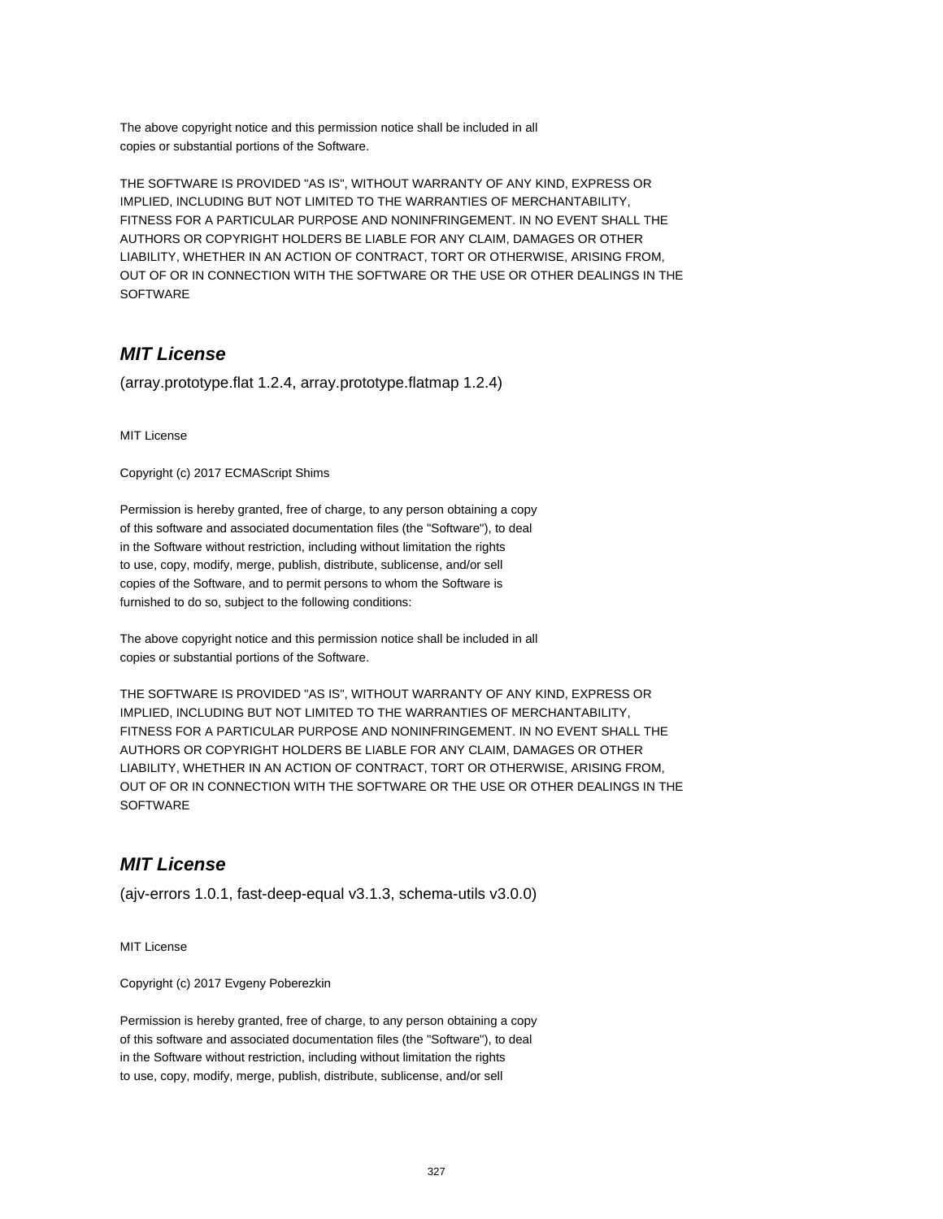The above copyright notice and this permission notice shall be included in all
copies or substantial portions of the Software.

THE SOFTWARE IS PROVIDED "AS IS", WITHOUT WARRANTY OF ANY KIND, EXPRESS OR
IMPLIED, INCLUDING BUT NOT LIMITED TO THE WARRANTIES OF MERCHANTABILITY,
FITNESS FOR A PARTICULAR PURPOSE AND NONINFRINGEMENT. IN NO EVENT SHALL THE
AUTHORS OR COPYRIGHT HOLDERS BE LIABLE FOR ANY CLAIM, DAMAGES OR OTHER
LIABILITY, WHETHER IN AN ACTION OF CONTRACT, TORT OR OTHERWISE, ARISING FROM,
OUT OF OR IN CONNECTION WITH THE SOFTWARE OR THE USE OR OTHER DEALINGS IN THE
SOFTWARE

## *MIT License*

(array.prototype.flat 1.2.4, array.prototype.flatmap 1.2.4)

MIT License

Copyright (c) 2017 ECMAScript Shims

Permission is hereby granted, free of charge, to any person obtaining a copy
of this software and associated documentation files (the "Software"), to deal
in the Software without restriction, including without limitation the rights
to use, copy, modify, merge, publish, distribute, sublicense, and/or sell
copies of the Software, and to permit persons to whom the Software is
furnished to do so, subject to the following conditions:

The above copyright notice and this permission notice shall be included in all
copies or substantial portions of the Software.

THE SOFTWARE IS PROVIDED "AS IS", WITHOUT WARRANTY OF ANY KIND, EXPRESS OR
IMPLIED, INCLUDING BUT NOT LIMITED TO THE WARRANTIES OF MERCHANTABILITY,
FITNESS FOR A PARTICULAR PURPOSE AND NONINFRINGEMENT. IN NO EVENT SHALL THE
AUTHORS OR COPYRIGHT HOLDERS BE LIABLE FOR ANY CLAIM, DAMAGES OR OTHER
LIABILITY, WHETHER IN AN ACTION OF CONTRACT, TORT OR OTHERWISE, ARISING FROM,
OUT OF OR IN CONNECTION WITH THE SOFTWARE OR THE USE OR OTHER DEALINGS IN THE
SOFTWARE

## *MIT License*

(ajv-errors 1.0.1, fast-deep-equal v3.1.3, schema-utils v3.0.0)

MIT License

Copyright (c) 2017 Evgeny Poberezkin

Permission is hereby granted, free of charge, to any person obtaining a copy
of this software and associated documentation files (the "Software"), to deal
in the Software without restriction, including without limitation the rights
to use, copy, modify, merge, publish, distribute, sublicense, and/or sell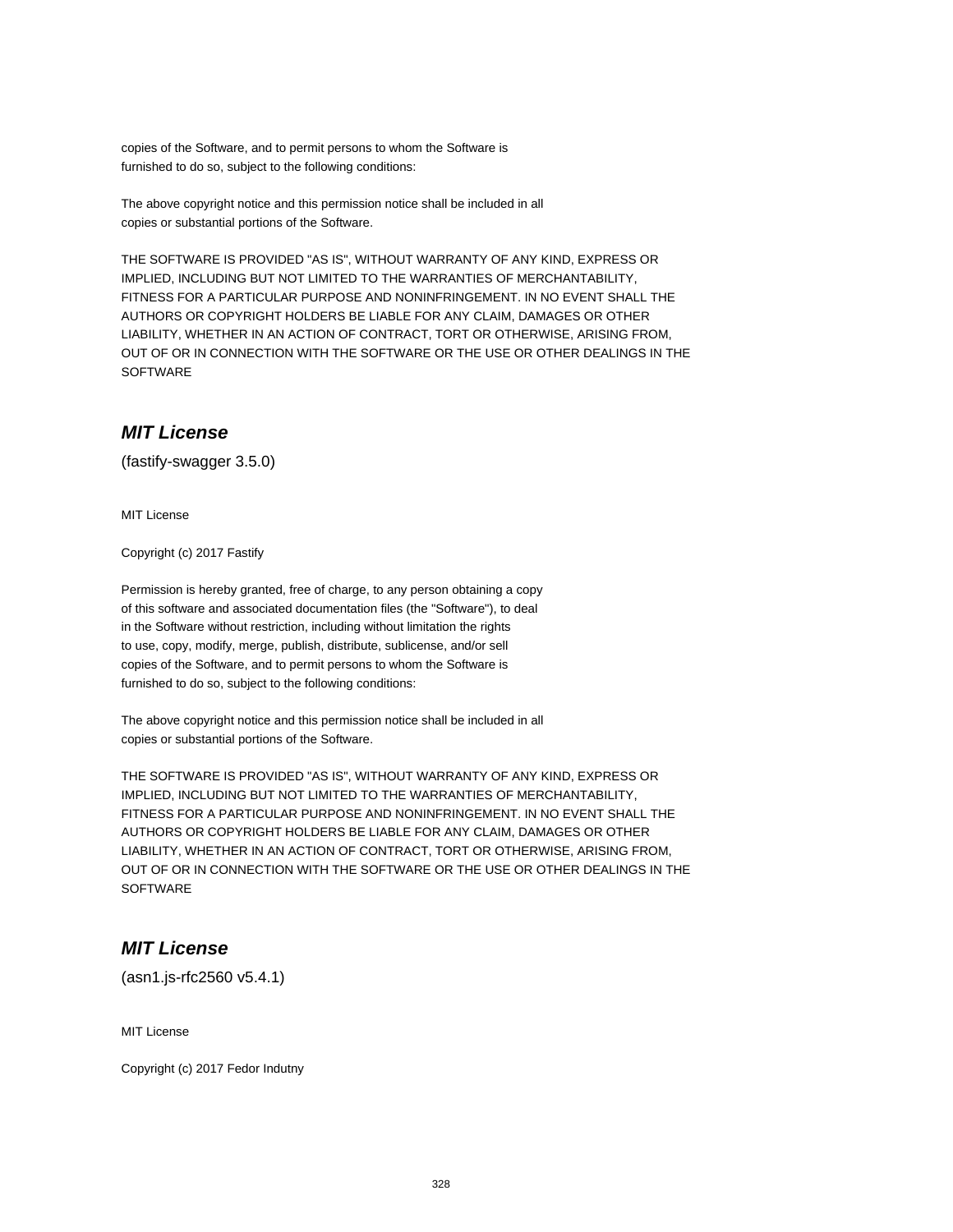copies of the Software, and to permit persons to whom the Software is
furnished to do so, subject to the following conditions:

The above copyright notice and this permission notice shall be included in all
copies or substantial portions of the Software.

THE SOFTWARE IS PROVIDED "AS IS", WITHOUT WARRANTY OF ANY KIND, EXPRESS OR
IMPLIED, INCLUDING BUT NOT LIMITED TO THE WARRANTIES OF MERCHANTABILITY,
FITNESS FOR A PARTICULAR PURPOSE AND NONINFRINGEMENT. IN NO EVENT SHALL THE
AUTHORS OR COPYRIGHT HOLDERS BE LIABLE FOR ANY CLAIM, DAMAGES OR OTHER
LIABILITY, WHETHER IN AN ACTION OF CONTRACT, TORT OR OTHERWISE, ARISING FROM,
OUT OF OR IN CONNECTION WITH THE SOFTWARE OR THE USE OR OTHER DEALINGS IN THE
SOFTWARE

## *MIT License*

(fastify-swagger 3.5.0)

MIT License

Copyright (c) 2017 Fastify

Permission is hereby granted, free of charge, to any person obtaining a copy
of this software and associated documentation files (the "Software"), to deal
in the Software without restriction, including without limitation the rights
to use, copy, modify, merge, publish, distribute, sublicense, and/or sell
copies of the Software, and to permit persons to whom the Software is
furnished to do so, subject to the following conditions:

The above copyright notice and this permission notice shall be included in all
copies or substantial portions of the Software.

THE SOFTWARE IS PROVIDED "AS IS", WITHOUT WARRANTY OF ANY KIND, EXPRESS OR
IMPLIED, INCLUDING BUT NOT LIMITED TO THE WARRANTIES OF MERCHANTABILITY,
FITNESS FOR A PARTICULAR PURPOSE AND NONINFRINGEMENT. IN NO EVENT SHALL THE
AUTHORS OR COPYRIGHT HOLDERS BE LIABLE FOR ANY CLAIM, DAMAGES OR OTHER
LIABILITY, WHETHER IN AN ACTION OF CONTRACT, TORT OR OTHERWISE, ARISING FROM,
OUT OF OR IN CONNECTION WITH THE SOFTWARE OR THE USE OR OTHER DEALINGS IN THE
SOFTWARE

## *MIT License*

(asn1.js-rfc2560 v5.4.1)

MIT License

Copyright (c) 2017 Fedor Indutny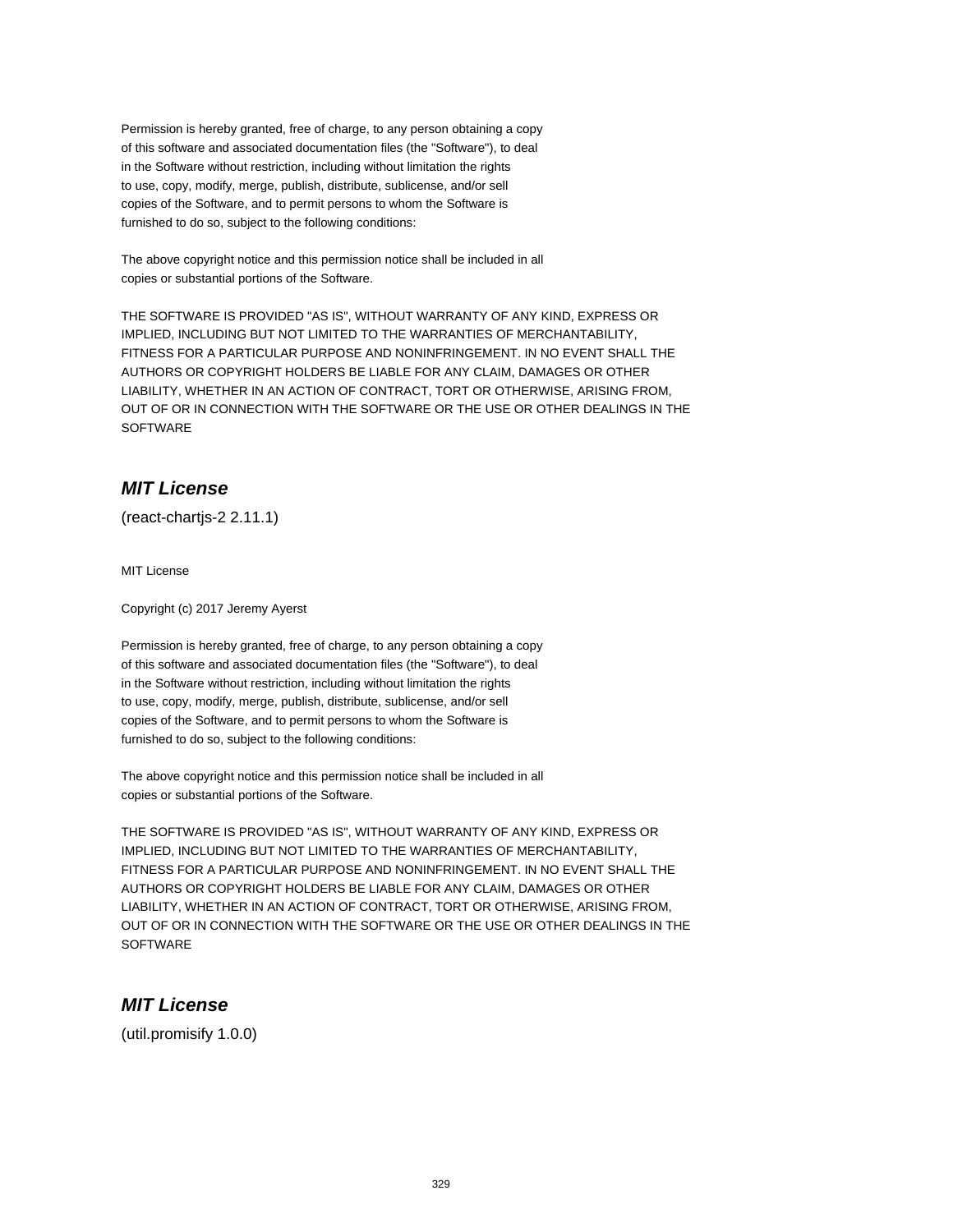Permission is hereby granted, free of charge, to any person obtaining a copy
of this software and associated documentation files (the "Software"), to deal
in the Software without restriction, including without limitation the rights
to use, copy, modify, merge, publish, distribute, sublicense, and/or sell
copies of the Software, and to permit persons to whom the Software is
furnished to do so, subject to the following conditions:

The above copyright notice and this permission notice shall be included in all
copies or substantial portions of the Software.

THE SOFTWARE IS PROVIDED "AS IS", WITHOUT WARRANTY OF ANY KIND, EXPRESS OR
IMPLIED, INCLUDING BUT NOT LIMITED TO THE WARRANTIES OF MERCHANTABILITY,
FITNESS FOR A PARTICULAR PURPOSE AND NONINFRINGEMENT. IN NO EVENT SHALL THE
AUTHORS OR COPYRIGHT HOLDERS BE LIABLE FOR ANY CLAIM, DAMAGES OR OTHER
LIABILITY, WHETHER IN AN ACTION OF CONTRACT, TORT OR OTHERWISE, ARISING FROM,
OUT OF OR IN CONNECTION WITH THE SOFTWARE OR THE USE OR OTHER DEALINGS IN THE
SOFTWARE

## *MIT License*

(react-chartjs-2 2.11.1)

MIT License

Copyright (c) 2017 Jeremy Ayerst

Permission is hereby granted, free of charge, to any person obtaining a copy
of this software and associated documentation files (the "Software"), to deal
in the Software without restriction, including without limitation the rights
to use, copy, modify, merge, publish, distribute, sublicense, and/or sell
copies of the Software, and to permit persons to whom the Software is
furnished to do so, subject to the following conditions:

The above copyright notice and this permission notice shall be included in all
copies or substantial portions of the Software.

THE SOFTWARE IS PROVIDED "AS IS", WITHOUT WARRANTY OF ANY KIND, EXPRESS OR
IMPLIED, INCLUDING BUT NOT LIMITED TO THE WARRANTIES OF MERCHANTABILITY,
FITNESS FOR A PARTICULAR PURPOSE AND NONINFRINGEMENT. IN NO EVENT SHALL THE
AUTHORS OR COPYRIGHT HOLDERS BE LIABLE FOR ANY CLAIM, DAMAGES OR OTHER
LIABILITY, WHETHER IN AN ACTION OF CONTRACT, TORT OR OTHERWISE, ARISING FROM,
OUT OF OR IN CONNECTION WITH THE SOFTWARE OR THE USE OR OTHER DEALINGS IN THE
SOFTWARE

## *MIT License*

(util.promisify 1.0.0)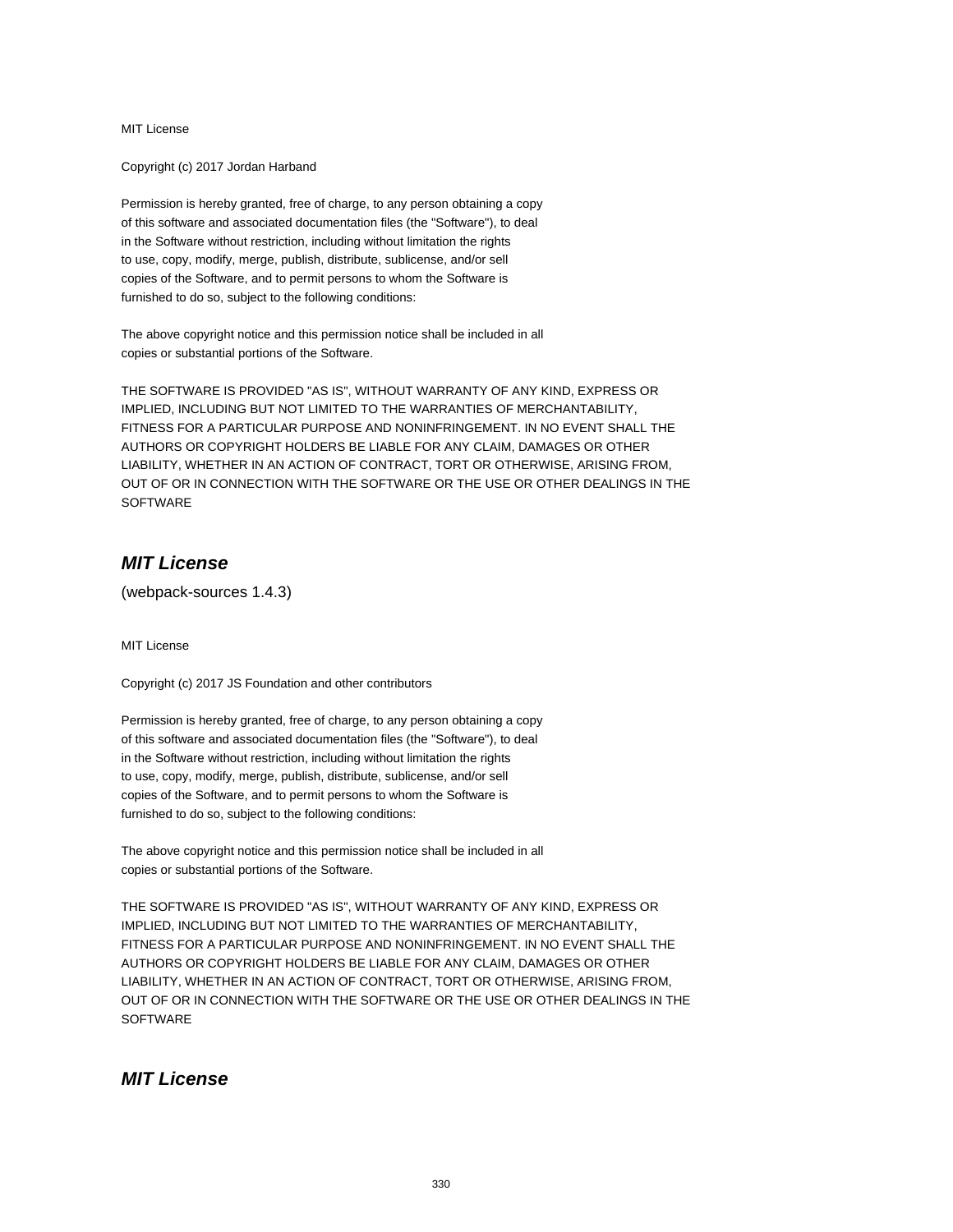MIT License

Copyright (c) 2017 Jordan Harband

Permission is hereby granted, free of charge, to any person obtaining a copy
of this software and associated documentation files (the "Software"), to deal
in the Software without restriction, including without limitation the rights
to use, copy, modify, merge, publish, distribute, sublicense, and/or sell
copies of the Software, and to permit persons to whom the Software is
furnished to do so, subject to the following conditions:

The above copyright notice and this permission notice shall be included in all
copies or substantial portions of the Software.

THE SOFTWARE IS PROVIDED "AS IS", WITHOUT WARRANTY OF ANY KIND, EXPRESS OR
IMPLIED, INCLUDING BUT NOT LIMITED TO THE WARRANTIES OF MERCHANTABILITY,
FITNESS FOR A PARTICULAR PURPOSE AND NONINFRINGEMENT. IN NO EVENT SHALL THE
AUTHORS OR COPYRIGHT HOLDERS BE LIABLE FOR ANY CLAIM, DAMAGES OR OTHER
LIABILITY, WHETHER IN AN ACTION OF CONTRACT, TORT OR OTHERWISE, ARISING FROM,
OUT OF OR IN CONNECTION WITH THE SOFTWARE OR THE USE OR OTHER DEALINGS IN THE
SOFTWARE

## *MIT License*

(webpack-sources 1.4.3)

MIT License

Copyright (c) 2017 JS Foundation and other contributors

Permission is hereby granted, free of charge, to any person obtaining a copy
of this software and associated documentation files (the "Software"), to deal
in the Software without restriction, including without limitation the rights
to use, copy, modify, merge, publish, distribute, sublicense, and/or sell
copies of the Software, and to permit persons to whom the Software is
furnished to do so, subject to the following conditions:

The above copyright notice and this permission notice shall be included in all
copies or substantial portions of the Software.

THE SOFTWARE IS PROVIDED "AS IS", WITHOUT WARRANTY OF ANY KIND, EXPRESS OR
IMPLIED, INCLUDING BUT NOT LIMITED TO THE WARRANTIES OF MERCHANTABILITY,
FITNESS FOR A PARTICULAR PURPOSE AND NONINFRINGEMENT. IN NO EVENT SHALL THE
AUTHORS OR COPYRIGHT HOLDERS BE LIABLE FOR ANY CLAIM, DAMAGES OR OTHER
LIABILITY, WHETHER IN AN ACTION OF CONTRACT, TORT OR OTHERWISE, ARISING FROM,
OUT OF OR IN CONNECTION WITH THE SOFTWARE OR THE USE OR OTHER DEALINGS IN THE
SOFTWARE

## *MIT License*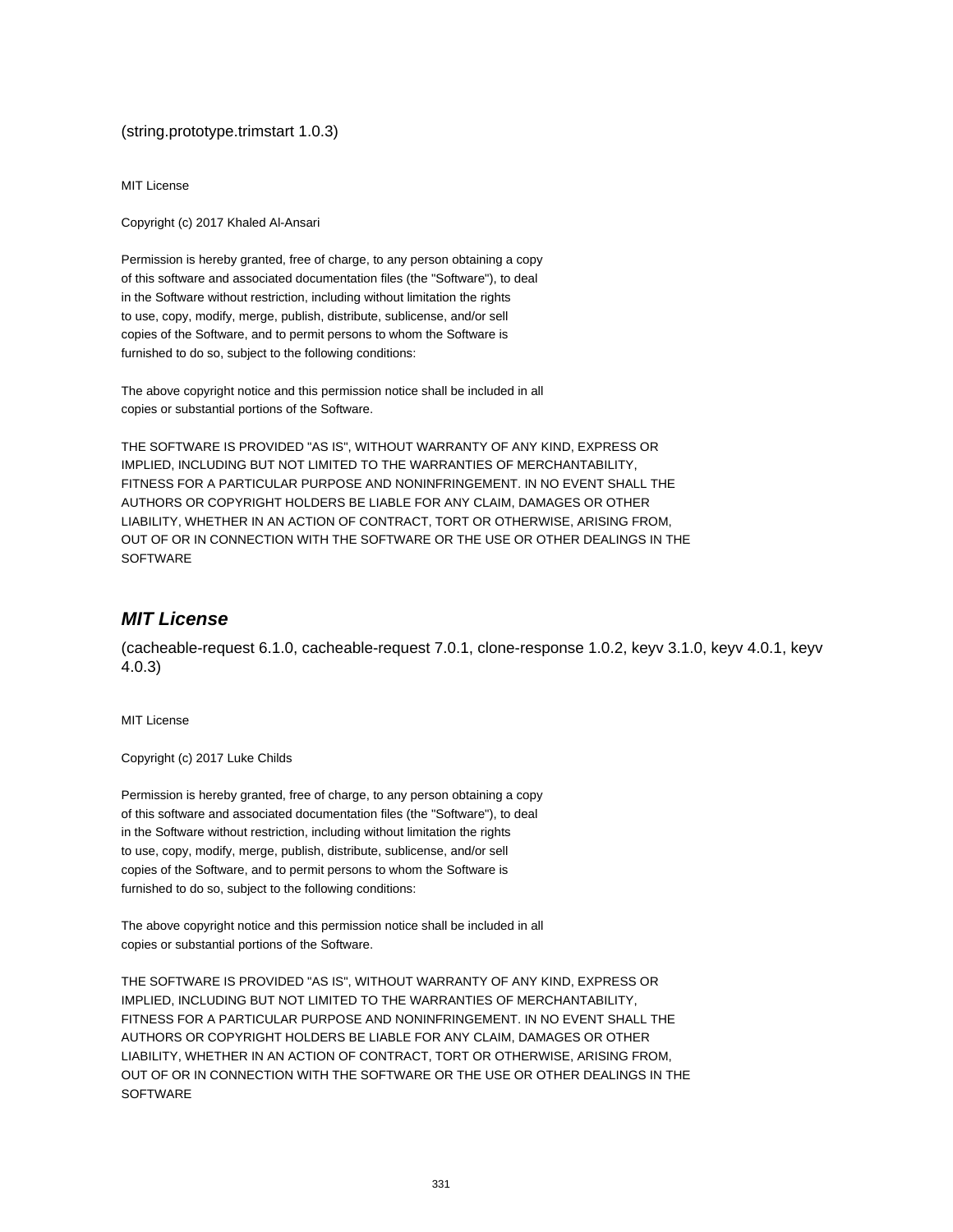(string.prototype.trimstart 1.0.3)

MIT License

Copyright (c) 2017 Khaled Al-Ansari

Permission is hereby granted, free of charge, to any person obtaining a copy
of this software and associated documentation files (the "Software"), to deal
in the Software without restriction, including without limitation the rights
to use, copy, modify, merge, publish, distribute, sublicense, and/or sell
copies of the Software, and to permit persons to whom the Software is
furnished to do so, subject to the following conditions:

The above copyright notice and this permission notice shall be included in all
copies or substantial portions of the Software.

THE SOFTWARE IS PROVIDED "AS IS", WITHOUT WARRANTY OF ANY KIND, EXPRESS OR
IMPLIED, INCLUDING BUT NOT LIMITED TO THE WARRANTIES OF MERCHANTABILITY,
FITNESS FOR A PARTICULAR PURPOSE AND NONINFRINGEMENT. IN NO EVENT SHALL THE
AUTHORS OR COPYRIGHT HOLDERS BE LIABLE FOR ANY CLAIM, DAMAGES OR OTHER
LIABILITY, WHETHER IN AN ACTION OF CONTRACT, TORT OR OTHERWISE, ARISING FROM,
OUT OF OR IN CONNECTION WITH THE SOFTWARE OR THE USE OR OTHER DEALINGS IN THE
SOFTWARE

## *MIT License*

(cacheable-request 6.1.0, cacheable-request 7.0.1, clone-response 1.0.2, keyv 3.1.0, keyv 4.0.1, keyv 4.0.3)

MIT License

Copyright (c) 2017 Luke Childs

Permission is hereby granted, free of charge, to any person obtaining a copy
of this software and associated documentation files (the "Software"), to deal
in the Software without restriction, including without limitation the rights
to use, copy, modify, merge, publish, distribute, sublicense, and/or sell
copies of the Software, and to permit persons to whom the Software is
furnished to do so, subject to the following conditions:

The above copyright notice and this permission notice shall be included in all
copies or substantial portions of the Software.

THE SOFTWARE IS PROVIDED "AS IS", WITHOUT WARRANTY OF ANY KIND, EXPRESS OR
IMPLIED, INCLUDING BUT NOT LIMITED TO THE WARRANTIES OF MERCHANTABILITY,
FITNESS FOR A PARTICULAR PURPOSE AND NONINFRINGEMENT. IN NO EVENT SHALL THE
AUTHORS OR COPYRIGHT HOLDERS BE LIABLE FOR ANY CLAIM, DAMAGES OR OTHER
LIABILITY, WHETHER IN AN ACTION OF CONTRACT, TORT OR OTHERWISE, ARISING FROM,
OUT OF OR IN CONNECTION WITH THE SOFTWARE OR THE USE OR OTHER DEALINGS IN THE
SOFTWARE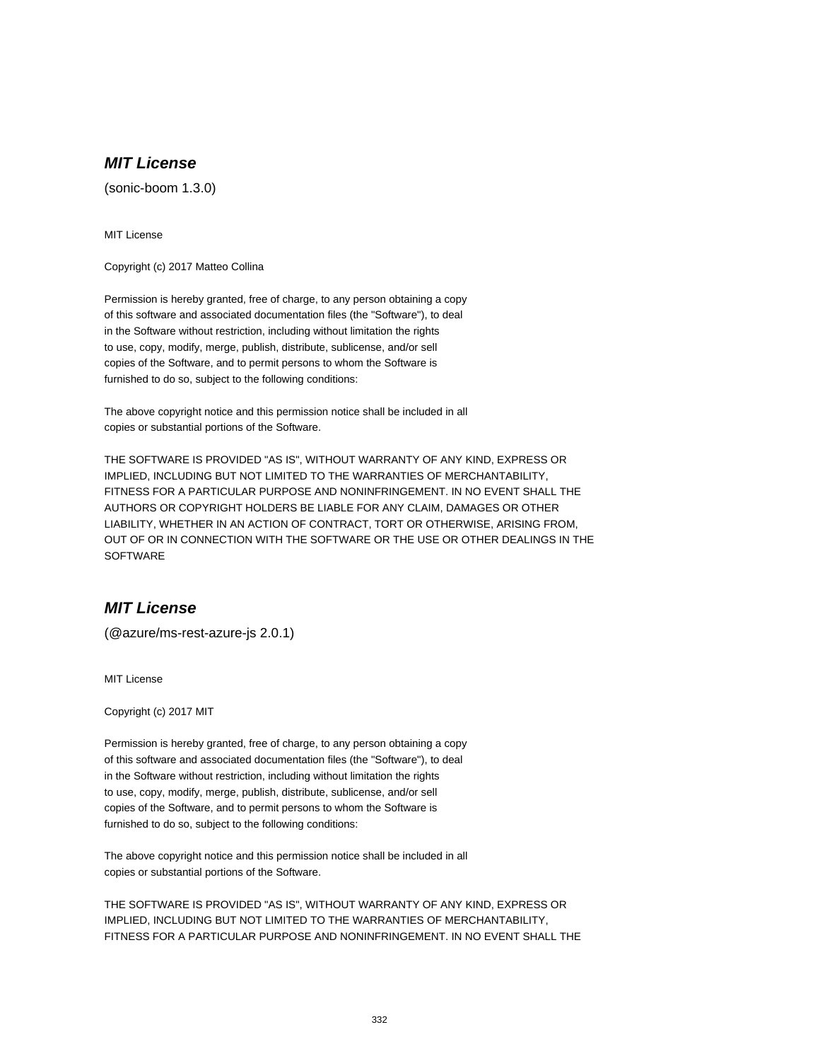## ***MIT License***

(sonic-boom 1.3.0)

MIT License

Copyright (c) 2017 Matteo Collina

Permission is hereby granted, free of charge, to any person obtaining a copy
of this software and associated documentation files (the "Software"), to deal
in the Software without restriction, including without limitation the rights
to use, copy, modify, merge, publish, distribute, sublicense, and/or sell
copies of the Software, and to permit persons to whom the Software is
furnished to do so, subject to the following conditions:

The above copyright notice and this permission notice shall be included in all
copies or substantial portions of the Software.

THE SOFTWARE IS PROVIDED "AS IS", WITHOUT WARRANTY OF ANY KIND, EXPRESS OR
IMPLIED, INCLUDING BUT NOT LIMITED TO THE WARRANTIES OF MERCHANTABILITY,
FITNESS FOR A PARTICULAR PURPOSE AND NONINFRINGEMENT. IN NO EVENT SHALL THE
AUTHORS OR COPYRIGHT HOLDERS BE LIABLE FOR ANY CLAIM, DAMAGES OR OTHER
LIABILITY, WHETHER IN AN ACTION OF CONTRACT, TORT OR OTHERWISE, ARISING FROM,
OUT OF OR IN CONNECTION WITH THE SOFTWARE OR THE USE OR OTHER DEALINGS IN THE
SOFTWARE

## ***MIT License***

(@azure/ms-rest-azure-js 2.0.1)

MIT License

Copyright (c) 2017 MIT

Permission is hereby granted, free of charge, to any person obtaining a copy
of this software and associated documentation files (the "Software"), to deal
in the Software without restriction, including without limitation the rights
to use, copy, modify, merge, publish, distribute, sublicense, and/or sell
copies of the Software, and to permit persons to whom the Software is
furnished to do so, subject to the following conditions:

The above copyright notice and this permission notice shall be included in all
copies or substantial portions of the Software.

THE SOFTWARE IS PROVIDED "AS IS", WITHOUT WARRANTY OF ANY KIND, EXPRESS OR
IMPLIED, INCLUDING BUT NOT LIMITED TO THE WARRANTIES OF MERCHANTABILITY,
FITNESS FOR A PARTICULAR PURPOSE AND NONINFRINGEMENT. IN NO EVENT SHALL THE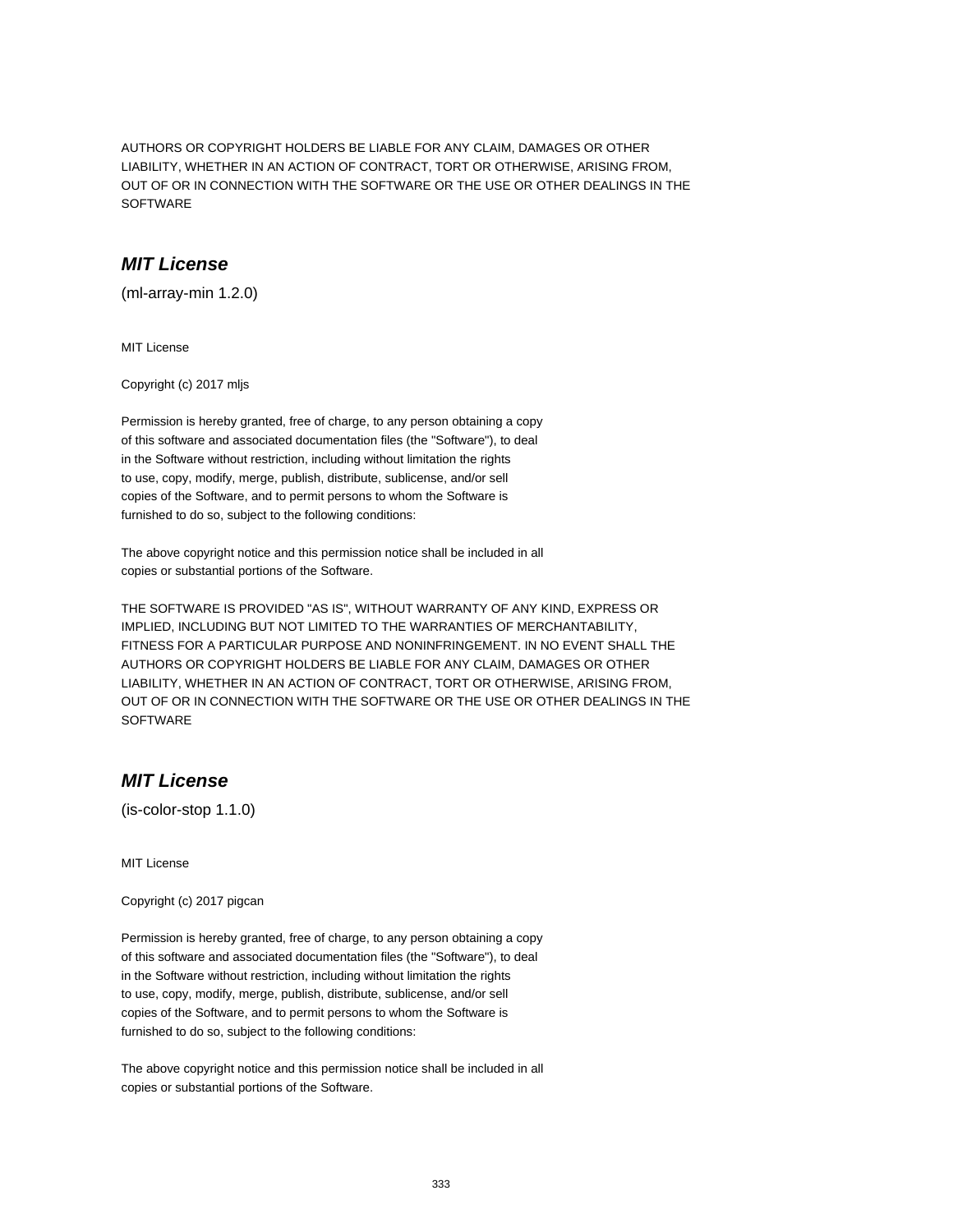AUTHORS OR COPYRIGHT HOLDERS BE LIABLE FOR ANY CLAIM, DAMAGES OR OTHER
LIABILITY, WHETHER IN AN ACTION OF CONTRACT, TORT OR OTHERWISE, ARISING FROM,
OUT OF OR IN CONNECTION WITH THE SOFTWARE OR THE USE OR OTHER DEALINGS IN THE
SOFTWARE

## ***MIT License***

(ml-array-min 1.2.0)

MIT License

Copyright (c) 2017 mljs

Permission is hereby granted, free of charge, to any person obtaining a copy
of this software and associated documentation files (the "Software"), to deal
in the Software without restriction, including without limitation the rights
to use, copy, modify, merge, publish, distribute, sublicense, and/or sell
copies of the Software, and to permit persons to whom the Software is
furnished to do so, subject to the following conditions:

The above copyright notice and this permission notice shall be included in all
copies or substantial portions of the Software.

THE SOFTWARE IS PROVIDED "AS IS", WITHOUT WARRANTY OF ANY KIND, EXPRESS OR
IMPLIED, INCLUDING BUT NOT LIMITED TO THE WARRANTIES OF MERCHANTABILITY,
FITNESS FOR A PARTICULAR PURPOSE AND NONINFRINGEMENT. IN NO EVENT SHALL THE
AUTHORS OR COPYRIGHT HOLDERS BE LIABLE FOR ANY CLAIM, DAMAGES OR OTHER
LIABILITY, WHETHER IN AN ACTION OF CONTRACT, TORT OR OTHERWISE, ARISING FROM,
OUT OF OR IN CONNECTION WITH THE SOFTWARE OR THE USE OR OTHER DEALINGS IN THE
SOFTWARE

## ***MIT License***

(is-color-stop 1.1.0)

MIT License

Copyright (c) 2017 pigcan

Permission is hereby granted, free of charge, to any person obtaining a copy
of this software and associated documentation files (the "Software"), to deal
in the Software without restriction, including without limitation the rights
to use, copy, modify, merge, publish, distribute, sublicense, and/or sell
copies of the Software, and to permit persons to whom the Software is
furnished to do so, subject to the following conditions:

The above copyright notice and this permission notice shall be included in all
copies or substantial portions of the Software.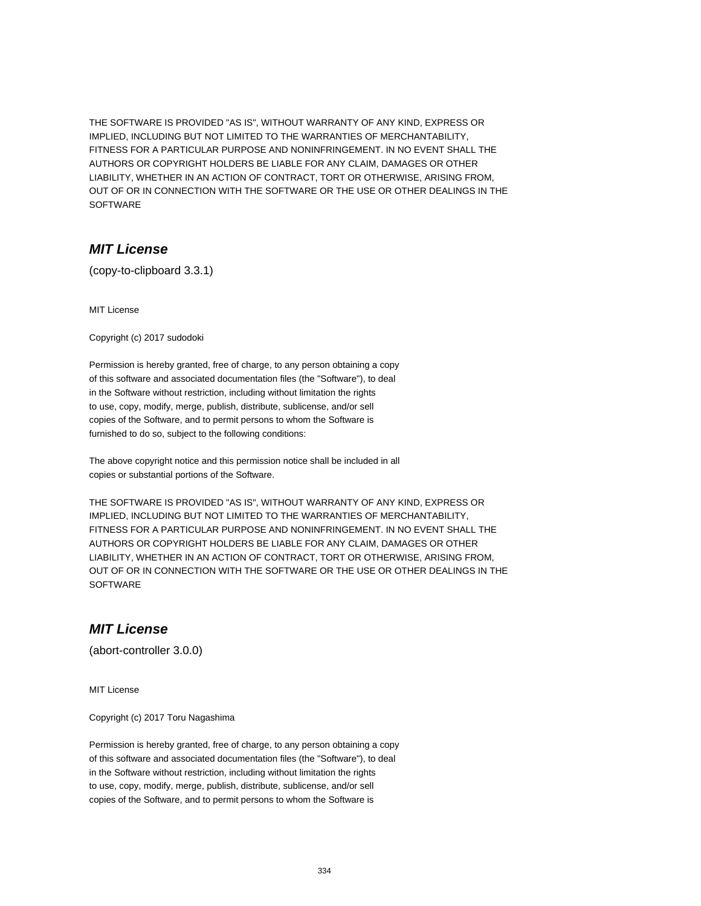THE SOFTWARE IS PROVIDED "AS IS", WITHOUT WARRANTY OF ANY KIND, EXPRESS OR
IMPLIED, INCLUDING BUT NOT LIMITED TO THE WARRANTIES OF MERCHANTABILITY,
FITNESS FOR A PARTICULAR PURPOSE AND NONINFRINGEMENT. IN NO EVENT SHALL THE
AUTHORS OR COPYRIGHT HOLDERS BE LIABLE FOR ANY CLAIM, DAMAGES OR OTHER
LIABILITY, WHETHER IN AN ACTION OF CONTRACT, TORT OR OTHERWISE, ARISING FROM,
OUT OF OR IN CONNECTION WITH THE SOFTWARE OR THE USE OR OTHER DEALINGS IN THE
SOFTWARE

## *MIT License*

(copy-to-clipboard 3.3.1)

MIT License

Copyright (c) 2017 sudodoki

Permission is hereby granted, free of charge, to any person obtaining a copy
of this software and associated documentation files (the "Software"), to deal
in the Software without restriction, including without limitation the rights
to use, copy, modify, merge, publish, distribute, sublicense, and/or sell
copies of the Software, and to permit persons to whom the Software is
furnished to do so, subject to the following conditions:

The above copyright notice and this permission notice shall be included in all
copies or substantial portions of the Software.

THE SOFTWARE IS PROVIDED "AS IS", WITHOUT WARRANTY OF ANY KIND, EXPRESS OR
IMPLIED, INCLUDING BUT NOT LIMITED TO THE WARRANTIES OF MERCHANTABILITY,
FITNESS FOR A PARTICULAR PURPOSE AND NONINFRINGEMENT. IN NO EVENT SHALL THE
AUTHORS OR COPYRIGHT HOLDERS BE LIABLE FOR ANY CLAIM, DAMAGES OR OTHER
LIABILITY, WHETHER IN AN ACTION OF CONTRACT, TORT OR OTHERWISE, ARISING FROM,
OUT OF OR IN CONNECTION WITH THE SOFTWARE OR THE USE OR OTHER DEALINGS IN THE
SOFTWARE

## *MIT License*

(abort-controller 3.0.0)

MIT License

Copyright (c) 2017 Toru Nagashima

Permission is hereby granted, free of charge, to any person obtaining a copy
of this software and associated documentation files (the "Software"), to deal
in the Software without restriction, including without limitation the rights
to use, copy, modify, merge, publish, distribute, sublicense, and/or sell
copies of the Software, and to permit persons to whom the Software is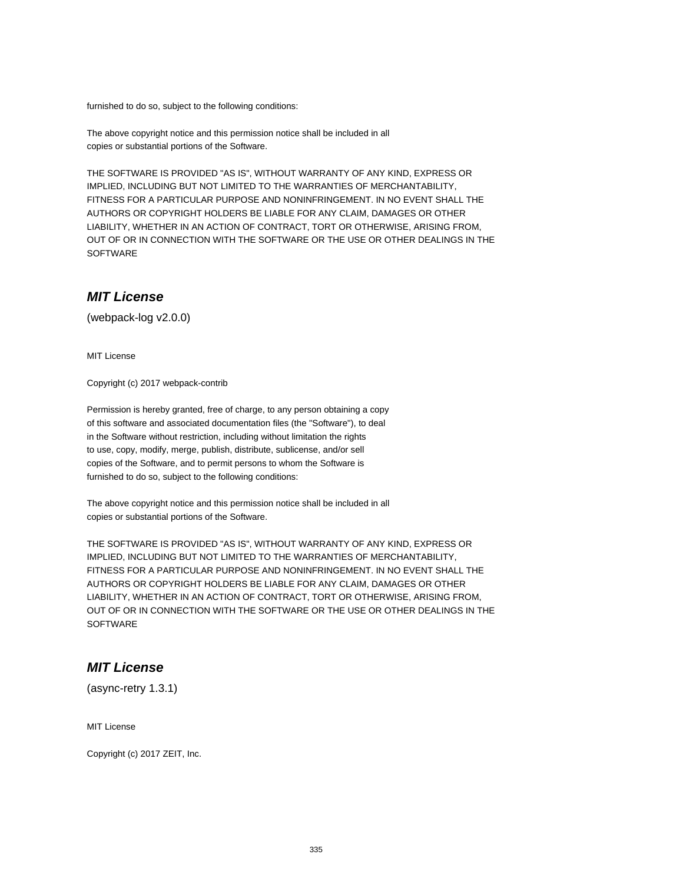furnished to do so, subject to the following conditions:

The above copyright notice and this permission notice shall be included in all
copies or substantial portions of the Software.

THE SOFTWARE IS PROVIDED "AS IS", WITHOUT WARRANTY OF ANY KIND, EXPRESS OR
IMPLIED, INCLUDING BUT NOT LIMITED TO THE WARRANTIES OF MERCHANTABILITY,
FITNESS FOR A PARTICULAR PURPOSE AND NONINFRINGEMENT. IN NO EVENT SHALL THE
AUTHORS OR COPYRIGHT HOLDERS BE LIABLE FOR ANY CLAIM, DAMAGES OR OTHER
LIABILITY, WHETHER IN AN ACTION OF CONTRACT, TORT OR OTHERWISE, ARISING FROM,
OUT OF OR IN CONNECTION WITH THE SOFTWARE OR THE USE OR OTHER DEALINGS IN THE
SOFTWARE

## ***MIT License***

(webpack-log v2.0.0)

MIT License

Copyright (c) 2017 webpack-contrib

Permission is hereby granted, free of charge, to any person obtaining a copy
of this software and associated documentation files (the "Software"), to deal
in the Software without restriction, including without limitation the rights
to use, copy, modify, merge, publish, distribute, sublicense, and/or sell
copies of the Software, and to permit persons to whom the Software is
furnished to do so, subject to the following conditions:

The above copyright notice and this permission notice shall be included in all
copies or substantial portions of the Software.

THE SOFTWARE IS PROVIDED "AS IS", WITHOUT WARRANTY OF ANY KIND, EXPRESS OR
IMPLIED, INCLUDING BUT NOT LIMITED TO THE WARRANTIES OF MERCHANTABILITY,
FITNESS FOR A PARTICULAR PURPOSE AND NONINFRINGEMENT. IN NO EVENT SHALL THE
AUTHORS OR COPYRIGHT HOLDERS BE LIABLE FOR ANY CLAIM, DAMAGES OR OTHER
LIABILITY, WHETHER IN AN ACTION OF CONTRACT, TORT OR OTHERWISE, ARISING FROM,
OUT OF OR IN CONNECTION WITH THE SOFTWARE OR THE USE OR OTHER DEALINGS IN THE
SOFTWARE

## ***MIT License***

(async-retry 1.3.1)

MIT License

Copyright (c) 2017 ZEIT, Inc.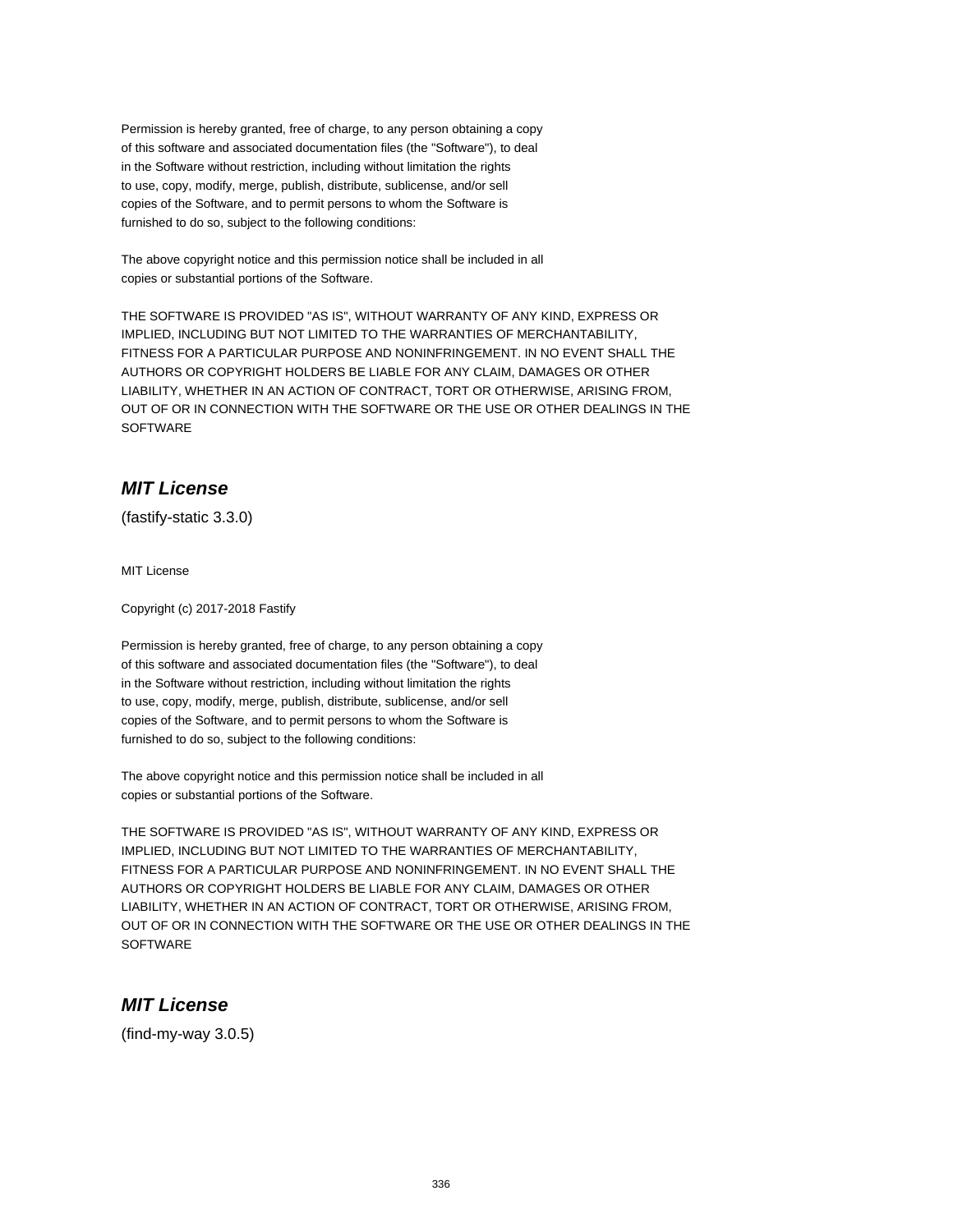Permission is hereby granted, free of charge, to any person obtaining a copy
of this software and associated documentation files (the "Software"), to deal
in the Software without restriction, including without limitation the rights
to use, copy, modify, merge, publish, distribute, sublicense, and/or sell
copies of the Software, and to permit persons to whom the Software is
furnished to do so, subject to the following conditions:

The above copyright notice and this permission notice shall be included in all
copies or substantial portions of the Software.

THE SOFTWARE IS PROVIDED "AS IS", WITHOUT WARRANTY OF ANY KIND, EXPRESS OR
IMPLIED, INCLUDING BUT NOT LIMITED TO THE WARRANTIES OF MERCHANTABILITY,
FITNESS FOR A PARTICULAR PURPOSE AND NONINFRINGEMENT. IN NO EVENT SHALL THE
AUTHORS OR COPYRIGHT HOLDERS BE LIABLE FOR ANY CLAIM, DAMAGES OR OTHER
LIABILITY, WHETHER IN AN ACTION OF CONTRACT, TORT OR OTHERWISE, ARISING FROM,
OUT OF OR IN CONNECTION WITH THE SOFTWARE OR THE USE OR OTHER DEALINGS IN THE
SOFTWARE

## *MIT License*

(fastify-static 3.3.0)

MIT License

Copyright (c) 2017-2018 Fastify

Permission is hereby granted, free of charge, to any person obtaining a copy
of this software and associated documentation files (the "Software"), to deal
in the Software without restriction, including without limitation the rights
to use, copy, modify, merge, publish, distribute, sublicense, and/or sell
copies of the Software, and to permit persons to whom the Software is
furnished to do so, subject to the following conditions:

The above copyright notice and this permission notice shall be included in all
copies or substantial portions of the Software.

THE SOFTWARE IS PROVIDED "AS IS", WITHOUT WARRANTY OF ANY KIND, EXPRESS OR
IMPLIED, INCLUDING BUT NOT LIMITED TO THE WARRANTIES OF MERCHANTABILITY,
FITNESS FOR A PARTICULAR PURPOSE AND NONINFRINGEMENT. IN NO EVENT SHALL THE
AUTHORS OR COPYRIGHT HOLDERS BE LIABLE FOR ANY CLAIM, DAMAGES OR OTHER
LIABILITY, WHETHER IN AN ACTION OF CONTRACT, TORT OR OTHERWISE, ARISING FROM,
OUT OF OR IN CONNECTION WITH THE SOFTWARE OR THE USE OR OTHER DEALINGS IN THE
SOFTWARE

## *MIT License*

(find-my-way 3.0.5)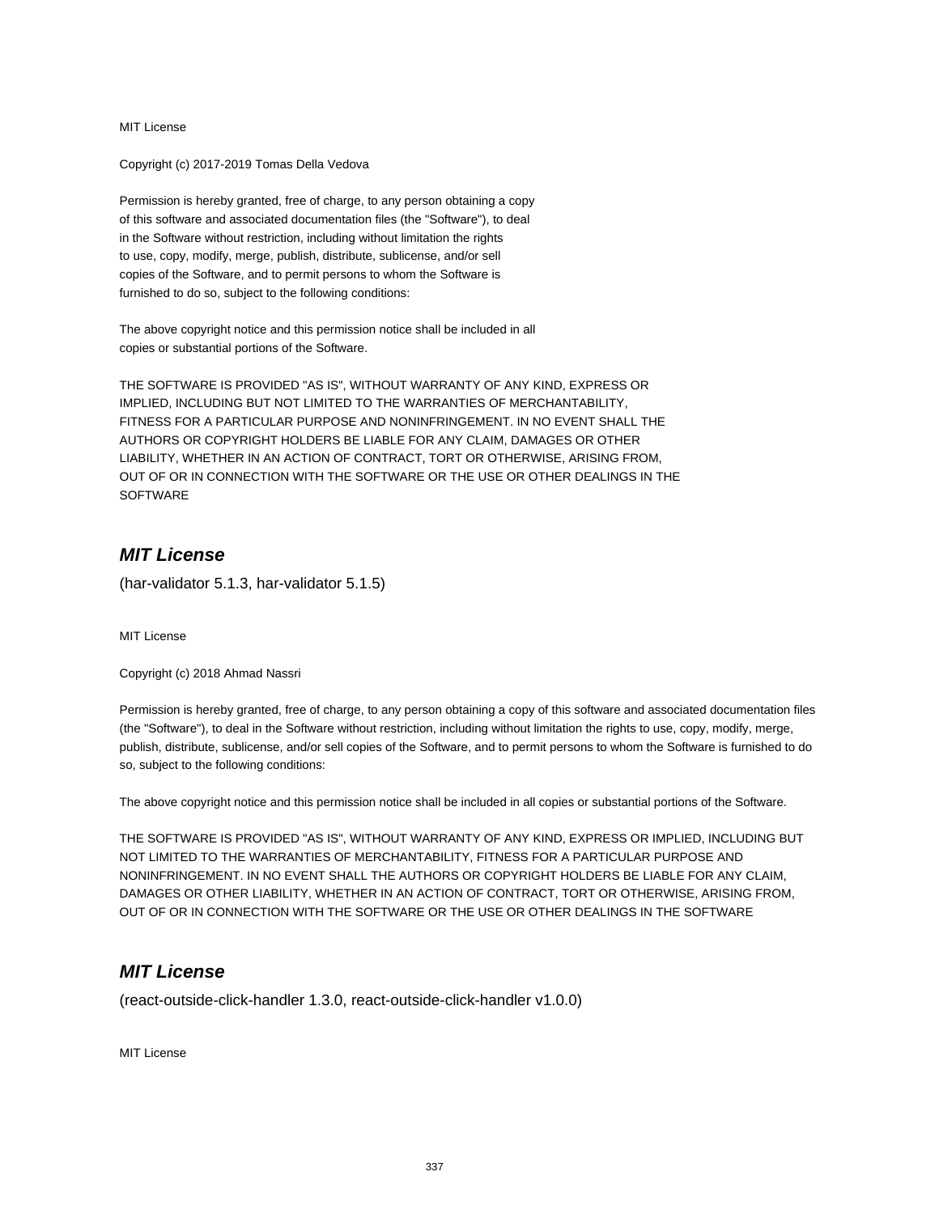MIT License

Copyright (c) 2017-2019 Tomas Della Vedova

Permission is hereby granted, free of charge, to any person obtaining a copy
of this software and associated documentation files (the "Software"), to deal
in the Software without restriction, including without limitation the rights
to use, copy, modify, merge, publish, distribute, sublicense, and/or sell
copies of the Software, and to permit persons to whom the Software is
furnished to do so, subject to the following conditions:

The above copyright notice and this permission notice shall be included in all
copies or substantial portions of the Software.

THE SOFTWARE IS PROVIDED "AS IS", WITHOUT WARRANTY OF ANY KIND, EXPRESS OR
IMPLIED, INCLUDING BUT NOT LIMITED TO THE WARRANTIES OF MERCHANTABILITY,
FITNESS FOR A PARTICULAR PURPOSE AND NONINFRINGEMENT. IN NO EVENT SHALL THE
AUTHORS OR COPYRIGHT HOLDERS BE LIABLE FOR ANY CLAIM, DAMAGES OR OTHER
LIABILITY, WHETHER IN AN ACTION OF CONTRACT, TORT OR OTHERWISE, ARISING FROM,
OUT OF OR IN CONNECTION WITH THE SOFTWARE OR THE USE OR OTHER DEALINGS IN THE
SOFTWARE

## *MIT License*

(har-validator 5.1.3, har-validator 5.1.5)

MIT License

Copyright (c) 2018 Ahmad Nassri

Permission is hereby granted, free of charge, to any person obtaining a copy of this software and associated documentation files (the "Software"), to deal in the Software without restriction, including without limitation the rights to use, copy, modify, merge, publish, distribute, sublicense, and/or sell copies of the Software, and to permit persons to whom the Software is furnished to do so, subject to the following conditions:

The above copyright notice and this permission notice shall be included in all copies or substantial portions of the Software.

THE SOFTWARE IS PROVIDED "AS IS", WITHOUT WARRANTY OF ANY KIND, EXPRESS OR IMPLIED, INCLUDING BUT NOT LIMITED TO THE WARRANTIES OF MERCHANTABILITY, FITNESS FOR A PARTICULAR PURPOSE AND NONINFRINGEMENT. IN NO EVENT SHALL THE AUTHORS OR COPYRIGHT HOLDERS BE LIABLE FOR ANY CLAIM, DAMAGES OR OTHER LIABILITY, WHETHER IN AN ACTION OF CONTRACT, TORT OR OTHERWISE, ARISING FROM, OUT OF OR IN CONNECTION WITH THE SOFTWARE OR THE USE OR OTHER DEALINGS IN THE SOFTWARE

## *MIT License*

(react-outside-click-handler 1.3.0, react-outside-click-handler v1.0.0)

MIT License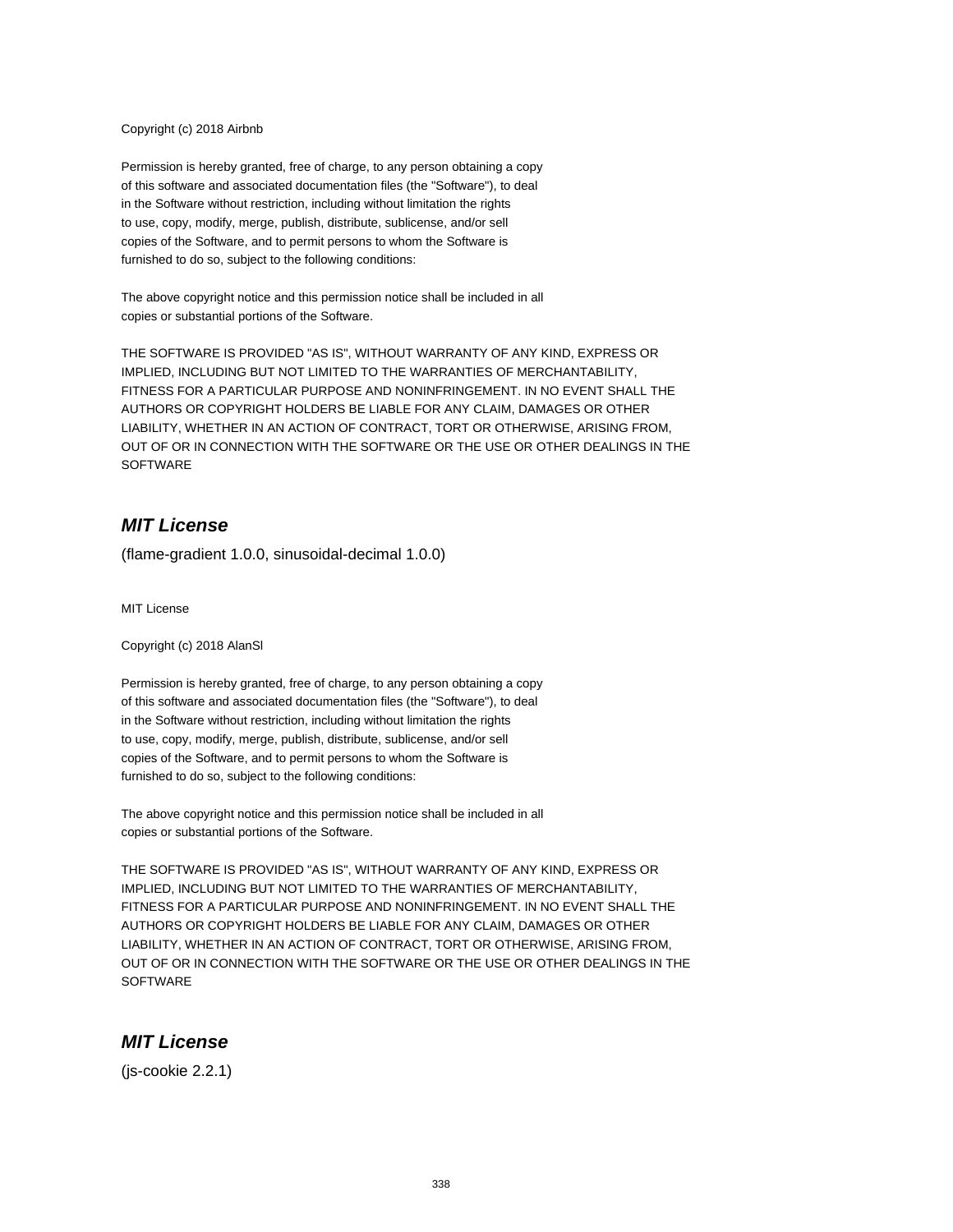Copyright (c) 2018 Airbnb

Permission is hereby granted, free of charge, to any person obtaining a copy
of this software and associated documentation files (the "Software"), to deal
in the Software without restriction, including without limitation the rights
to use, copy, modify, merge, publish, distribute, sublicense, and/or sell
copies of the Software, and to permit persons to whom the Software is
furnished to do so, subject to the following conditions:

The above copyright notice and this permission notice shall be included in all
copies or substantial portions of the Software.

THE SOFTWARE IS PROVIDED "AS IS", WITHOUT WARRANTY OF ANY KIND, EXPRESS OR
IMPLIED, INCLUDING BUT NOT LIMITED TO THE WARRANTIES OF MERCHANTABILITY,
FITNESS FOR A PARTICULAR PURPOSE AND NONINFRINGEMENT. IN NO EVENT SHALL THE
AUTHORS OR COPYRIGHT HOLDERS BE LIABLE FOR ANY CLAIM, DAMAGES OR OTHER
LIABILITY, WHETHER IN AN ACTION OF CONTRACT, TORT OR OTHERWISE, ARISING FROM,
OUT OF OR IN CONNECTION WITH THE SOFTWARE OR THE USE OR OTHER DEALINGS IN THE
SOFTWARE

## *MIT License*

(flame-gradient 1.0.0, sinusoidal-decimal 1.0.0)

MIT License

Copyright (c) 2018 AlanSl

Permission is hereby granted, free of charge, to any person obtaining a copy
of this software and associated documentation files (the "Software"), to deal
in the Software without restriction, including without limitation the rights
to use, copy, modify, merge, publish, distribute, sublicense, and/or sell
copies of the Software, and to permit persons to whom the Software is
furnished to do so, subject to the following conditions:

The above copyright notice and this permission notice shall be included in all
copies or substantial portions of the Software.

THE SOFTWARE IS PROVIDED "AS IS", WITHOUT WARRANTY OF ANY KIND, EXPRESS OR
IMPLIED, INCLUDING BUT NOT LIMITED TO THE WARRANTIES OF MERCHANTABILITY,
FITNESS FOR A PARTICULAR PURPOSE AND NONINFRINGEMENT. IN NO EVENT SHALL THE
AUTHORS OR COPYRIGHT HOLDERS BE LIABLE FOR ANY CLAIM, DAMAGES OR OTHER
LIABILITY, WHETHER IN AN ACTION OF CONTRACT, TORT OR OTHERWISE, ARISING FROM,
OUT OF OR IN CONNECTION WITH THE SOFTWARE OR THE USE OR OTHER DEALINGS IN THE
SOFTWARE

## *MIT License*

(js-cookie 2.2.1)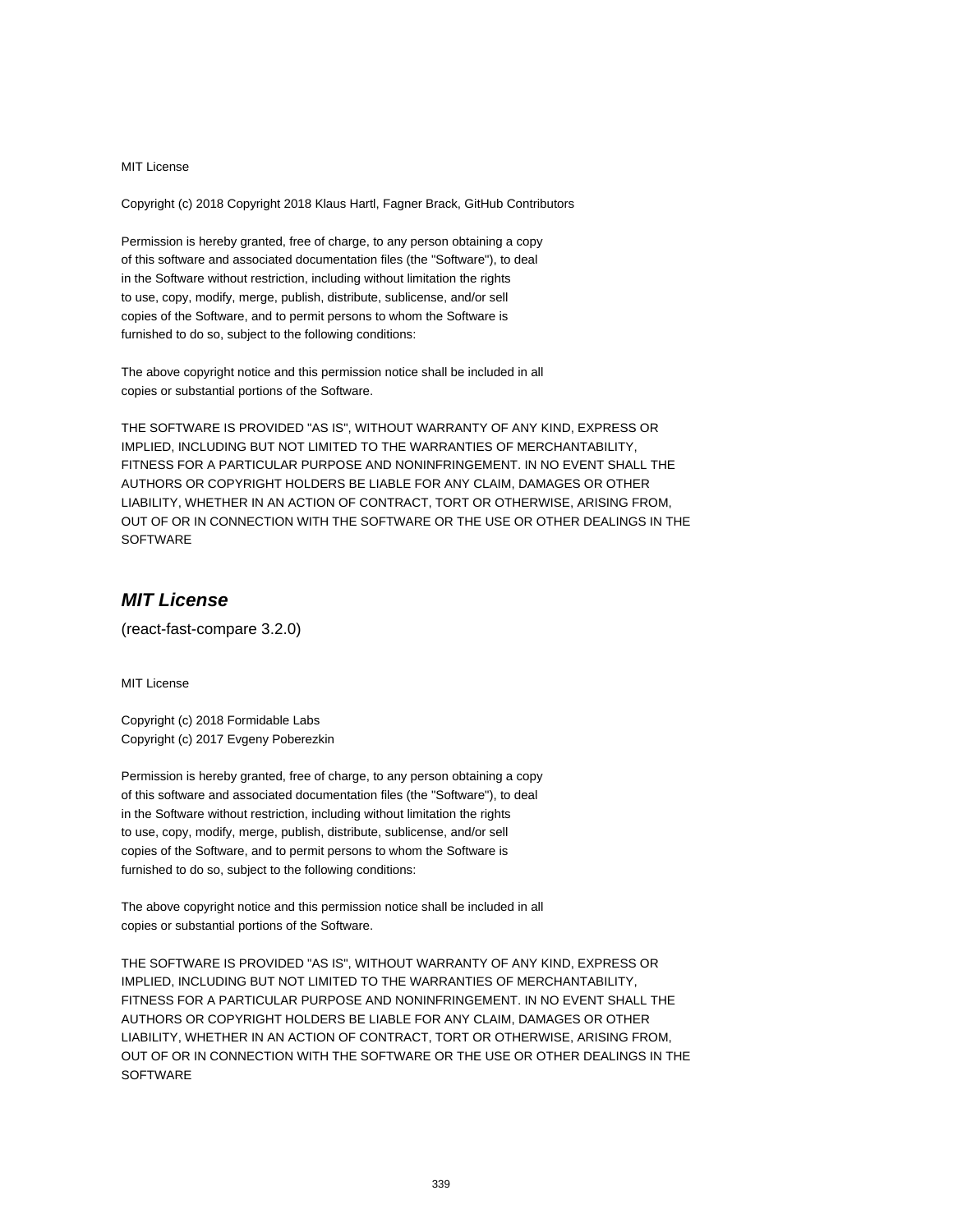MIT License

Copyright (c) 2018 Copyright 2018 Klaus Hartl, Fagner Brack, GitHub Contributors

Permission is hereby granted, free of charge, to any person obtaining a copy
of this software and associated documentation files (the "Software"), to deal
in the Software without restriction, including without limitation the rights
to use, copy, modify, merge, publish, distribute, sublicense, and/or sell
copies of the Software, and to permit persons to whom the Software is
furnished to do so, subject to the following conditions:

The above copyright notice and this permission notice shall be included in all
copies or substantial portions of the Software.

THE SOFTWARE IS PROVIDED "AS IS", WITHOUT WARRANTY OF ANY KIND, EXPRESS OR
IMPLIED, INCLUDING BUT NOT LIMITED TO THE WARRANTIES OF MERCHANTABILITY,
FITNESS FOR A PARTICULAR PURPOSE AND NONINFRINGEMENT. IN NO EVENT SHALL THE
AUTHORS OR COPYRIGHT HOLDERS BE LIABLE FOR ANY CLAIM, DAMAGES OR OTHER
LIABILITY, WHETHER IN AN ACTION OF CONTRACT, TORT OR OTHERWISE, ARISING FROM,
OUT OF OR IN CONNECTION WITH THE SOFTWARE OR THE USE OR OTHER DEALINGS IN THE
SOFTWARE

## *MIT License*

(react-fast-compare 3.2.0)

MIT License

Copyright (c) 2018 Formidable Labs
Copyright (c) 2017 Evgeny Poberezkin

Permission is hereby granted, free of charge, to any person obtaining a copy
of this software and associated documentation files (the "Software"), to deal
in the Software without restriction, including without limitation the rights
to use, copy, modify, merge, publish, distribute, sublicense, and/or sell
copies of the Software, and to permit persons to whom the Software is
furnished to do so, subject to the following conditions:

The above copyright notice and this permission notice shall be included in all
copies or substantial portions of the Software.

THE SOFTWARE IS PROVIDED "AS IS", WITHOUT WARRANTY OF ANY KIND, EXPRESS OR
IMPLIED, INCLUDING BUT NOT LIMITED TO THE WARRANTIES OF MERCHANTABILITY,
FITNESS FOR A PARTICULAR PURPOSE AND NONINFRINGEMENT. IN NO EVENT SHALL THE
AUTHORS OR COPYRIGHT HOLDERS BE LIABLE FOR ANY CLAIM, DAMAGES OR OTHER
LIABILITY, WHETHER IN AN ACTION OF CONTRACT, TORT OR OTHERWISE, ARISING FROM,
OUT OF OR IN CONNECTION WITH THE SOFTWARE OR THE USE OR OTHER DEALINGS IN THE
SOFTWARE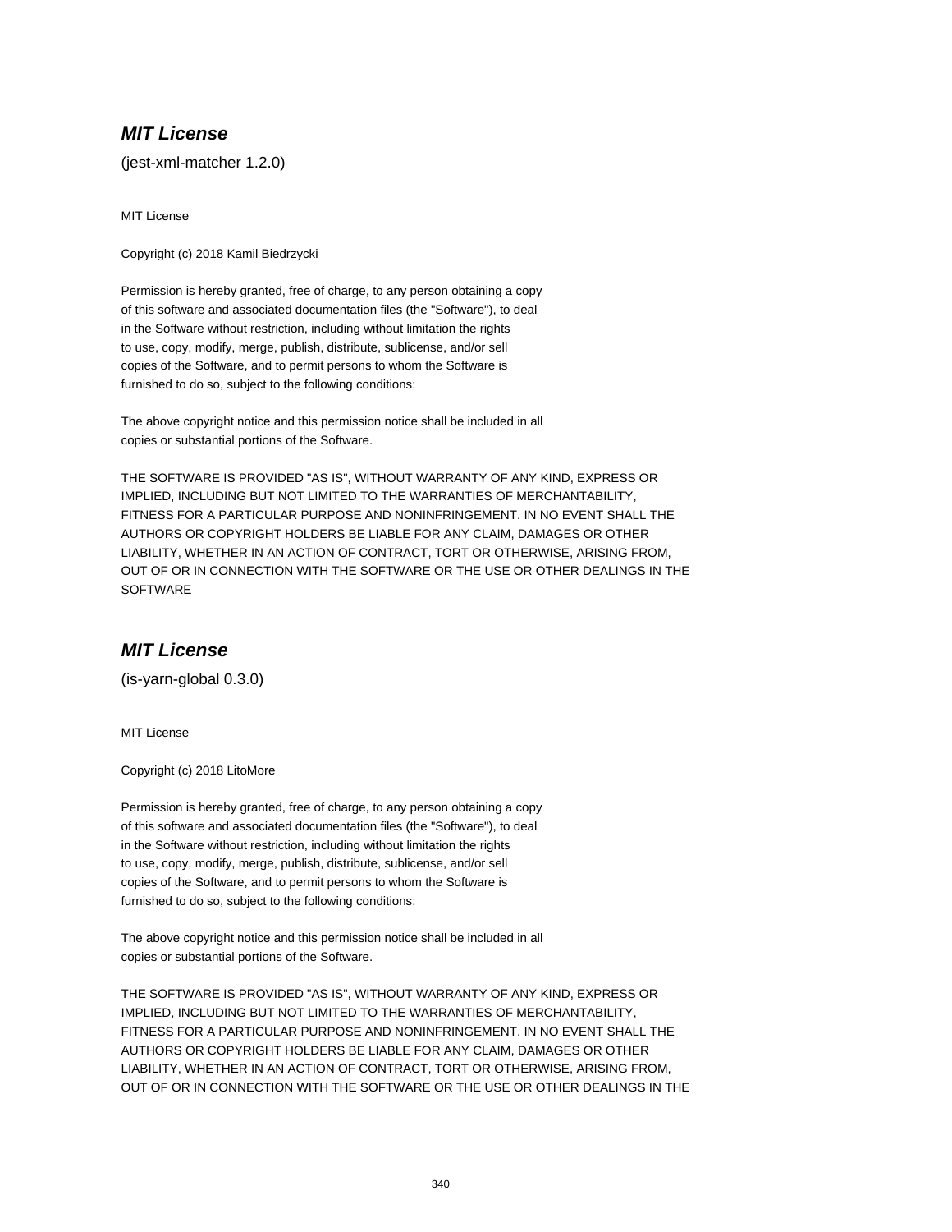### ***MIT License***

(jest-xml-matcher 1.2.0)

MIT License

Copyright (c) 2018 Kamil Biedrzycki

Permission is hereby granted, free of charge, to any person obtaining a copy
of this software and associated documentation files (the "Software"), to deal
in the Software without restriction, including without limitation the rights
to use, copy, modify, merge, publish, distribute, sublicense, and/or sell
copies of the Software, and to permit persons to whom the Software is
furnished to do so, subject to the following conditions:

The above copyright notice and this permission notice shall be included in all
copies or substantial portions of the Software.

THE SOFTWARE IS PROVIDED "AS IS", WITHOUT WARRANTY OF ANY KIND, EXPRESS OR
IMPLIED, INCLUDING BUT NOT LIMITED TO THE WARRANTIES OF MERCHANTABILITY,
FITNESS FOR A PARTICULAR PURPOSE AND NONINFRINGEMENT. IN NO EVENT SHALL THE
AUTHORS OR COPYRIGHT HOLDERS BE LIABLE FOR ANY CLAIM, DAMAGES OR OTHER
LIABILITY, WHETHER IN AN ACTION OF CONTRACT, TORT OR OTHERWISE, ARISING FROM,
OUT OF OR IN CONNECTION WITH THE SOFTWARE OR THE USE OR OTHER DEALINGS IN THE
SOFTWARE

### ***MIT License***

(is-yarn-global 0.3.0)

MIT License

Copyright (c) 2018 LitoMore

Permission is hereby granted, free of charge, to any person obtaining a copy
of this software and associated documentation files (the "Software"), to deal
in the Software without restriction, including without limitation the rights
to use, copy, modify, merge, publish, distribute, sublicense, and/or sell
copies of the Software, and to permit persons to whom the Software is
furnished to do so, subject to the following conditions:

The above copyright notice and this permission notice shall be included in all
copies or substantial portions of the Software.

THE SOFTWARE IS PROVIDED "AS IS", WITHOUT WARRANTY OF ANY KIND, EXPRESS OR
IMPLIED, INCLUDING BUT NOT LIMITED TO THE WARRANTIES OF MERCHANTABILITY,
FITNESS FOR A PARTICULAR PURPOSE AND NONINFRINGEMENT. IN NO EVENT SHALL THE
AUTHORS OR COPYRIGHT HOLDERS BE LIABLE FOR ANY CLAIM, DAMAGES OR OTHER
LIABILITY, WHETHER IN AN ACTION OF CONTRACT, TORT OR OTHERWISE, ARISING FROM,
OUT OF OR IN CONNECTION WITH THE SOFTWARE OR THE USE OR OTHER DEALINGS IN THE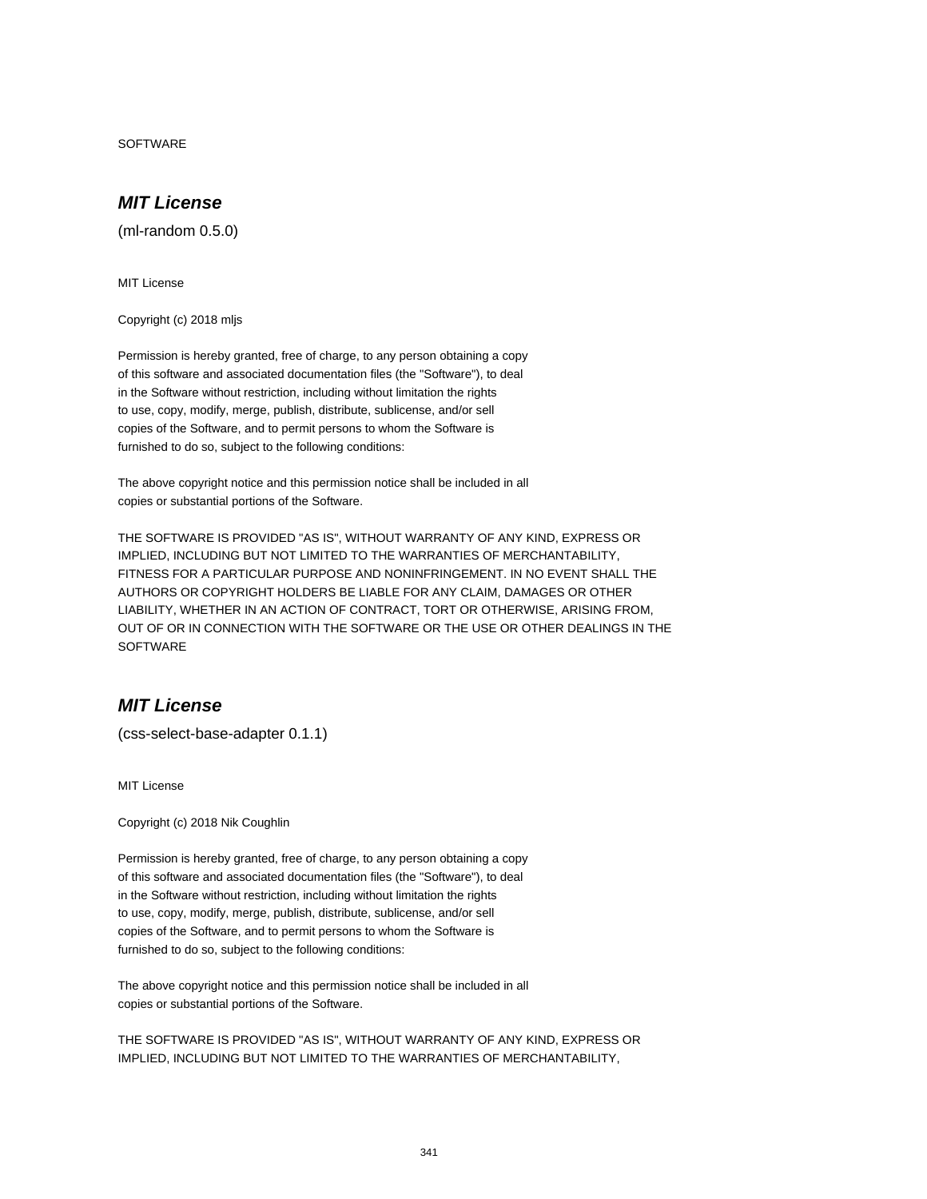SOFTWARE

## ***MIT License***

(ml-random 0.5.0)

MIT License

Copyright (c) 2018 mljs

Permission is hereby granted, free of charge, to any person obtaining a copy
of this software and associated documentation files (the "Software"), to deal
in the Software without restriction, including without limitation the rights
to use, copy, modify, merge, publish, distribute, sublicense, and/or sell
copies of the Software, and to permit persons to whom the Software is
furnished to do so, subject to the following conditions:

The above copyright notice and this permission notice shall be included in all
copies or substantial portions of the Software.

THE SOFTWARE IS PROVIDED "AS IS", WITHOUT WARRANTY OF ANY KIND, EXPRESS OR
IMPLIED, INCLUDING BUT NOT LIMITED TO THE WARRANTIES OF MERCHANTABILITY,
FITNESS FOR A PARTICULAR PURPOSE AND NONINFRINGEMENT. IN NO EVENT SHALL THE
AUTHORS OR COPYRIGHT HOLDERS BE LIABLE FOR ANY CLAIM, DAMAGES OR OTHER
LIABILITY, WHETHER IN AN ACTION OF CONTRACT, TORT OR OTHERWISE, ARISING FROM,
OUT OF OR IN CONNECTION WITH THE SOFTWARE OR THE USE OR OTHER DEALINGS IN THE
SOFTWARE

## ***MIT License***

(css-select-base-adapter 0.1.1)

MIT License

Copyright (c) 2018 Nik Coughlin

Permission is hereby granted, free of charge, to any person obtaining a copy
of this software and associated documentation files (the "Software"), to deal
in the Software without restriction, including without limitation the rights
to use, copy, modify, merge, publish, distribute, sublicense, and/or sell
copies of the Software, and to permit persons to whom the Software is
furnished to do so, subject to the following conditions:

The above copyright notice and this permission notice shall be included in all
copies or substantial portions of the Software.

THE SOFTWARE IS PROVIDED "AS IS", WITHOUT WARRANTY OF ANY KIND, EXPRESS OR
IMPLIED, INCLUDING BUT NOT LIMITED TO THE WARRANTIES OF MERCHANTABILITY,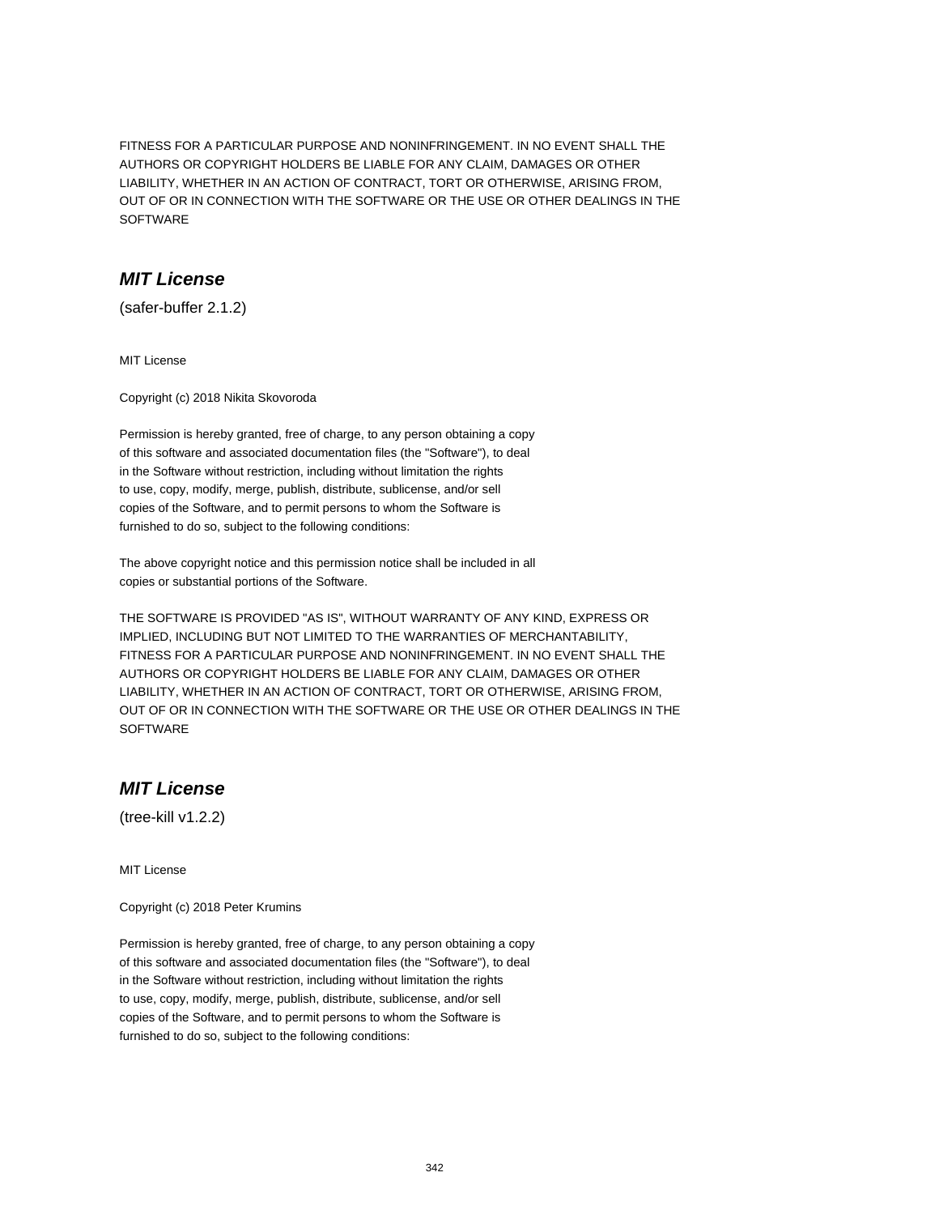FITNESS FOR A PARTICULAR PURPOSE AND NONINFRINGEMENT. IN NO EVENT SHALL THE
AUTHORS OR COPYRIGHT HOLDERS BE LIABLE FOR ANY CLAIM, DAMAGES OR OTHER
LIABILITY, WHETHER IN AN ACTION OF CONTRACT, TORT OR OTHERWISE, ARISING FROM,
OUT OF OR IN CONNECTION WITH THE SOFTWARE OR THE USE OR OTHER DEALINGS IN THE
SOFTWARE

## *MIT License*

(safer-buffer 2.1.2)

MIT License

Copyright (c) 2018 Nikita Skovoroda

Permission is hereby granted, free of charge, to any person obtaining a copy
of this software and associated documentation files (the "Software"), to deal
in the Software without restriction, including without limitation the rights
to use, copy, modify, merge, publish, distribute, sublicense, and/or sell
copies of the Software, and to permit persons to whom the Software is
furnished to do so, subject to the following conditions:

The above copyright notice and this permission notice shall be included in all
copies or substantial portions of the Software.

THE SOFTWARE IS PROVIDED "AS IS", WITHOUT WARRANTY OF ANY KIND, EXPRESS OR
IMPLIED, INCLUDING BUT NOT LIMITED TO THE WARRANTIES OF MERCHANTABILITY,
FITNESS FOR A PARTICULAR PURPOSE AND NONINFRINGEMENT. IN NO EVENT SHALL THE
AUTHORS OR COPYRIGHT HOLDERS BE LIABLE FOR ANY CLAIM, DAMAGES OR OTHER
LIABILITY, WHETHER IN AN ACTION OF CONTRACT, TORT OR OTHERWISE, ARISING FROM,
OUT OF OR IN CONNECTION WITH THE SOFTWARE OR THE USE OR OTHER DEALINGS IN THE
SOFTWARE

## *MIT License*

(tree-kill v1.2.2)

MIT License

Copyright (c) 2018 Peter Krumins

Permission is hereby granted, free of charge, to any person obtaining a copy
of this software and associated documentation files (the "Software"), to deal
in the Software without restriction, including without limitation the rights
to use, copy, modify, merge, publish, distribute, sublicense, and/or sell
copies of the Software, and to permit persons to whom the Software is
furnished to do so, subject to the following conditions: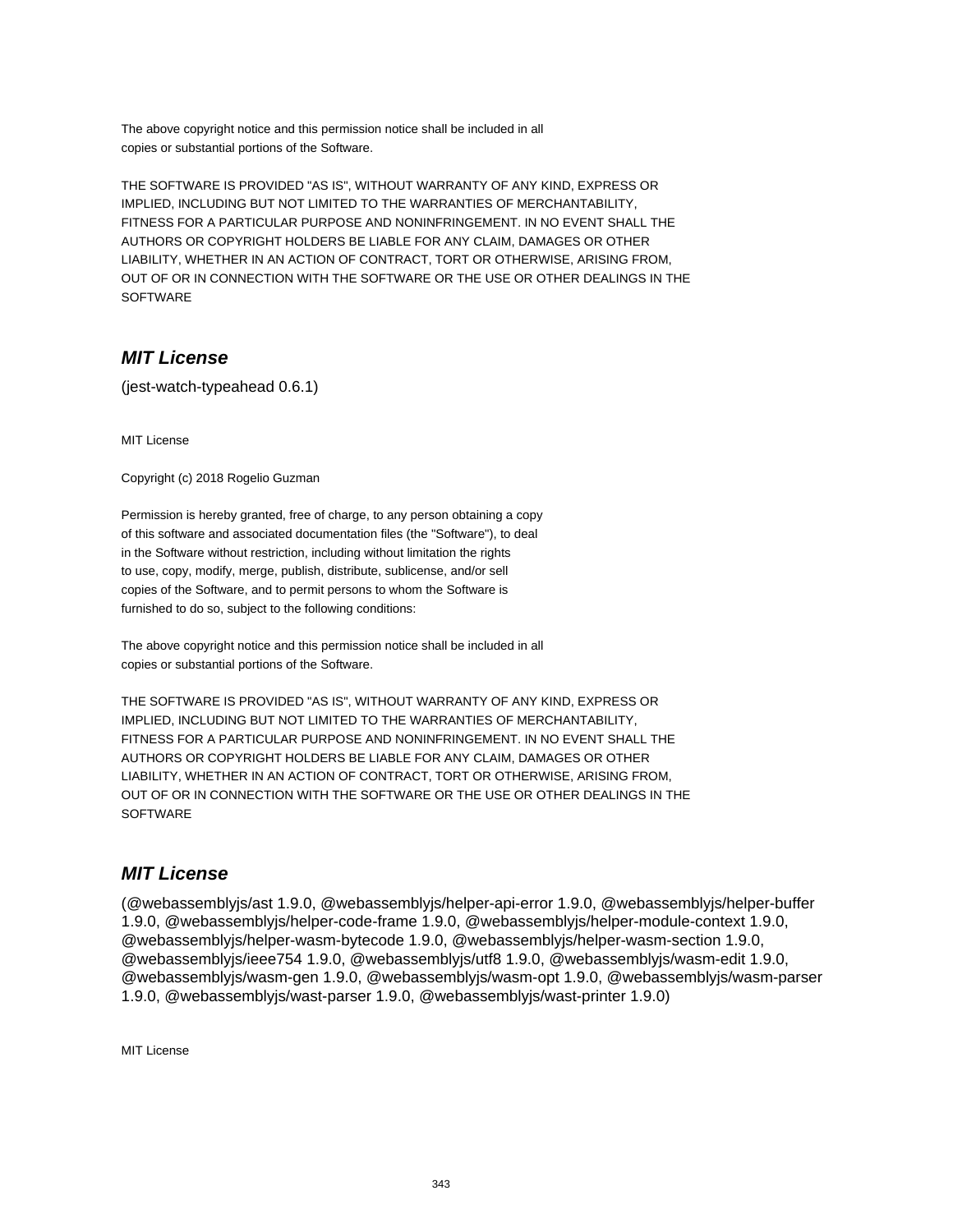The above copyright notice and this permission notice shall be included in all
copies or substantial portions of the Software.

THE SOFTWARE IS PROVIDED "AS IS", WITHOUT WARRANTY OF ANY KIND, EXPRESS OR
IMPLIED, INCLUDING BUT NOT LIMITED TO THE WARRANTIES OF MERCHANTABILITY,
FITNESS FOR A PARTICULAR PURPOSE AND NONINFRINGEMENT. IN NO EVENT SHALL THE
AUTHORS OR COPYRIGHT HOLDERS BE LIABLE FOR ANY CLAIM, DAMAGES OR OTHER
LIABILITY, WHETHER IN AN ACTION OF CONTRACT, TORT OR OTHERWISE, ARISING FROM,
OUT OF OR IN CONNECTION WITH THE SOFTWARE OR THE USE OR OTHER DEALINGS IN THE
SOFTWARE

## *MIT License*

(jest-watch-typeahead 0.6.1)

MIT License

Copyright (c) 2018 Rogelio Guzman

Permission is hereby granted, free of charge, to any person obtaining a copy
of this software and associated documentation files (the "Software"), to deal
in the Software without restriction, including without limitation the rights
to use, copy, modify, merge, publish, distribute, sublicense, and/or sell
copies of the Software, and to permit persons to whom the Software is
furnished to do so, subject to the following conditions:

The above copyright notice and this permission notice shall be included in all
copies or substantial portions of the Software.

THE SOFTWARE IS PROVIDED "AS IS", WITHOUT WARRANTY OF ANY KIND, EXPRESS OR
IMPLIED, INCLUDING BUT NOT LIMITED TO THE WARRANTIES OF MERCHANTABILITY,
FITNESS FOR A PARTICULAR PURPOSE AND NONINFRINGEMENT. IN NO EVENT SHALL THE
AUTHORS OR COPYRIGHT HOLDERS BE LIABLE FOR ANY CLAIM, DAMAGES OR OTHER
LIABILITY, WHETHER IN AN ACTION OF CONTRACT, TORT OR OTHERWISE, ARISING FROM,
OUT OF OR IN CONNECTION WITH THE SOFTWARE OR THE USE OR OTHER DEALINGS IN THE
SOFTWARE

## *MIT License*

(@webassemblyjs/ast 1.9.0, @webassemblyjs/helper-api-error 1.9.0, @webassemblyjs/helper-buffer 1.9.0, @webassemblyjs/helper-code-frame 1.9.0, @webassemblyjs/helper-module-context 1.9.0, @webassemblyjs/helper-wasm-bytecode 1.9.0, @webassemblyjs/helper-wasm-section 1.9.0, @webassemblyjs/ieee754 1.9.0, @webassemblyjs/utf8 1.9.0, @webassemblyjs/wasm-edit 1.9.0, @webassemblyjs/wasm-gen 1.9.0, @webassemblyjs/wasm-opt 1.9.0, @webassemblyjs/wasm-parser 1.9.0, @webassemblyjs/wast-parser 1.9.0, @webassemblyjs/wast-printer 1.9.0)

MIT License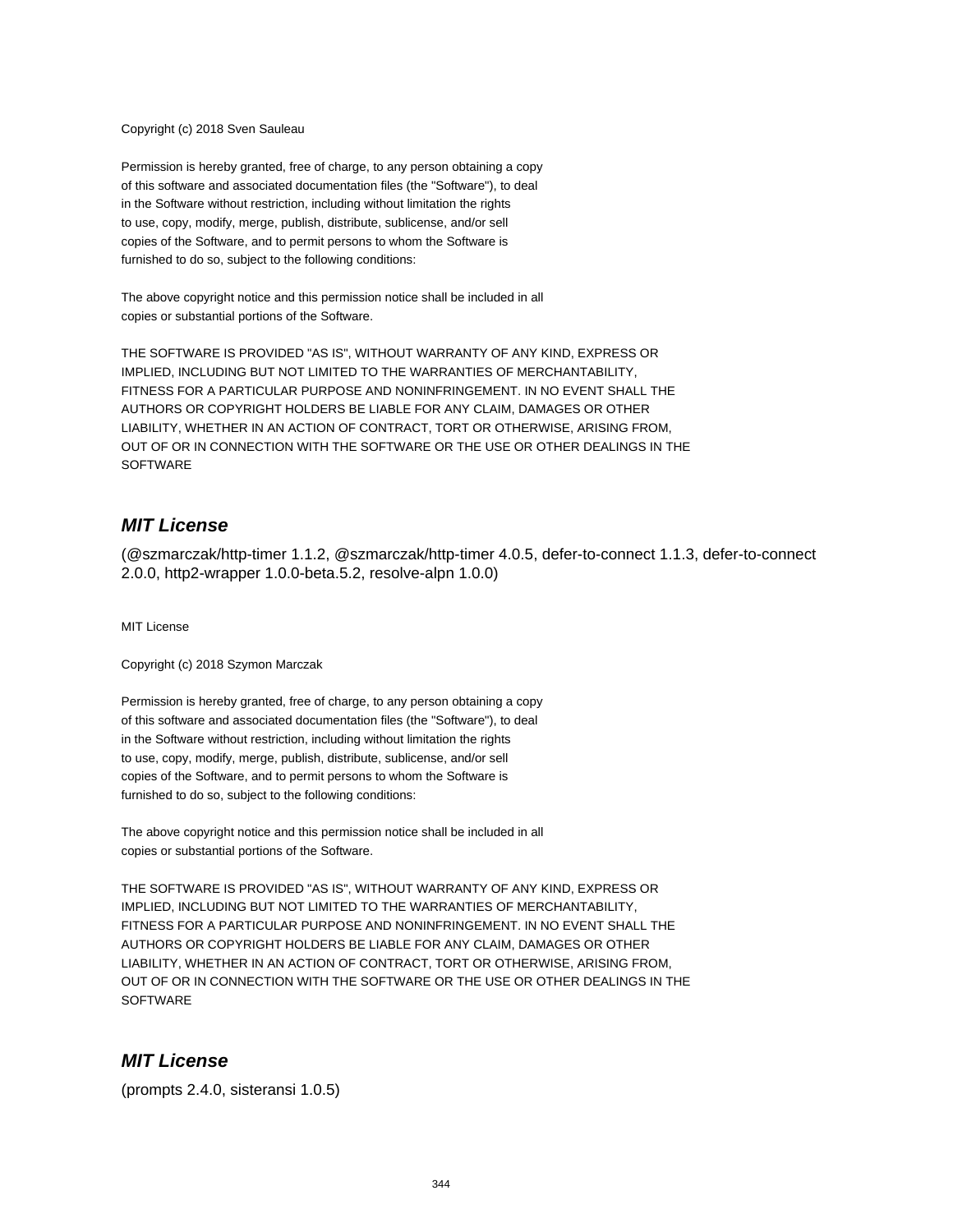Copyright (c) 2018 Sven Sauleau

Permission is hereby granted, free of charge, to any person obtaining a copy
of this software and associated documentation files (the "Software"), to deal
in the Software without restriction, including without limitation the rights
to use, copy, modify, merge, publish, distribute, sublicense, and/or sell
copies of the Software, and to permit persons to whom the Software is
furnished to do so, subject to the following conditions:

The above copyright notice and this permission notice shall be included in all
copies or substantial portions of the Software.

THE SOFTWARE IS PROVIDED "AS IS", WITHOUT WARRANTY OF ANY KIND, EXPRESS OR
IMPLIED, INCLUDING BUT NOT LIMITED TO THE WARRANTIES OF MERCHANTABILITY,
FITNESS FOR A PARTICULAR PURPOSE AND NONINFRINGEMENT. IN NO EVENT SHALL THE
AUTHORS OR COPYRIGHT HOLDERS BE LIABLE FOR ANY CLAIM, DAMAGES OR OTHER
LIABILITY, WHETHER IN AN ACTION OF CONTRACT, TORT OR OTHERWISE, ARISING FROM,
OUT OF OR IN CONNECTION WITH THE SOFTWARE OR THE USE OR OTHER DEALINGS IN THE
SOFTWARE

## *MIT License*

(@szmarczak/http-timer 1.1.2, @szmarczak/http-timer 4.0.5, defer-to-connect 1.1.3, defer-to-connect 2.0.0, http2-wrapper 1.0.0-beta.5.2, resolve-alpn 1.0.0)

MIT License

Copyright (c) 2018 Szymon Marczak

Permission is hereby granted, free of charge, to any person obtaining a copy
of this software and associated documentation files (the "Software"), to deal
in the Software without restriction, including without limitation the rights
to use, copy, modify, merge, publish, distribute, sublicense, and/or sell
copies of the Software, and to permit persons to whom the Software is
furnished to do so, subject to the following conditions:

The above copyright notice and this permission notice shall be included in all
copies or substantial portions of the Software.

THE SOFTWARE IS PROVIDED "AS IS", WITHOUT WARRANTY OF ANY KIND, EXPRESS OR
IMPLIED, INCLUDING BUT NOT LIMITED TO THE WARRANTIES OF MERCHANTABILITY,
FITNESS FOR A PARTICULAR PURPOSE AND NONINFRINGEMENT. IN NO EVENT SHALL THE
AUTHORS OR COPYRIGHT HOLDERS BE LIABLE FOR ANY CLAIM, DAMAGES OR OTHER
LIABILITY, WHETHER IN AN ACTION OF CONTRACT, TORT OR OTHERWISE, ARISING FROM,
OUT OF OR IN CONNECTION WITH THE SOFTWARE OR THE USE OR OTHER DEALINGS IN THE
SOFTWARE

## *MIT License*

(prompts 2.4.0, sisteransi 1.0.5)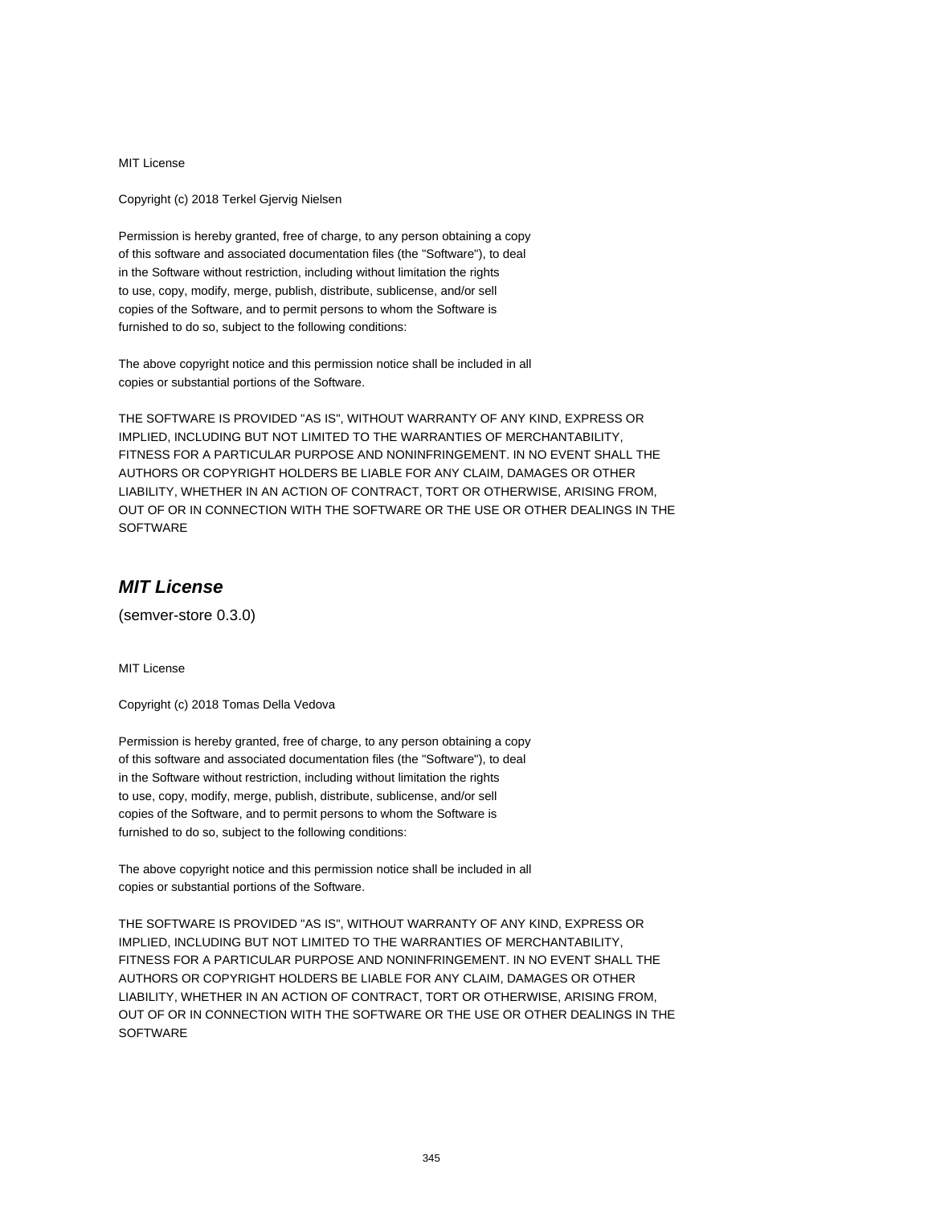MIT License

Copyright (c) 2018 Terkel Gjervig Nielsen

Permission is hereby granted, free of charge, to any person obtaining a copy
of this software and associated documentation files (the "Software"), to deal
in the Software without restriction, including without limitation the rights
to use, copy, modify, merge, publish, distribute, sublicense, and/or sell
copies of the Software, and to permit persons to whom the Software is
furnished to do so, subject to the following conditions:

The above copyright notice and this permission notice shall be included in all
copies or substantial portions of the Software.

THE SOFTWARE IS PROVIDED "AS IS", WITHOUT WARRANTY OF ANY KIND, EXPRESS OR
IMPLIED, INCLUDING BUT NOT LIMITED TO THE WARRANTIES OF MERCHANTABILITY,
FITNESS FOR A PARTICULAR PURPOSE AND NONINFRINGEMENT. IN NO EVENT SHALL THE
AUTHORS OR COPYRIGHT HOLDERS BE LIABLE FOR ANY CLAIM, DAMAGES OR OTHER
LIABILITY, WHETHER IN AN ACTION OF CONTRACT, TORT OR OTHERWISE, ARISING FROM,
OUT OF OR IN CONNECTION WITH THE SOFTWARE OR THE USE OR OTHER DEALINGS IN THE
SOFTWARE

## *MIT License*

(semver-store 0.3.0)

MIT License

Copyright (c) 2018 Tomas Della Vedova

Permission is hereby granted, free of charge, to any person obtaining a copy
of this software and associated documentation files (the "Software"), to deal
in the Software without restriction, including without limitation the rights
to use, copy, modify, merge, publish, distribute, sublicense, and/or sell
copies of the Software, and to permit persons to whom the Software is
furnished to do so, subject to the following conditions:

The above copyright notice and this permission notice shall be included in all
copies or substantial portions of the Software.

THE SOFTWARE IS PROVIDED "AS IS", WITHOUT WARRANTY OF ANY KIND, EXPRESS OR
IMPLIED, INCLUDING BUT NOT LIMITED TO THE WARRANTIES OF MERCHANTABILITY,
FITNESS FOR A PARTICULAR PURPOSE AND NONINFRINGEMENT. IN NO EVENT SHALL THE
AUTHORS OR COPYRIGHT HOLDERS BE LIABLE FOR ANY CLAIM, DAMAGES OR OTHER
LIABILITY, WHETHER IN AN ACTION OF CONTRACT, TORT OR OTHERWISE, ARISING FROM,
OUT OF OR IN CONNECTION WITH THE SOFTWARE OR THE USE OR OTHER DEALINGS IN THE
SOFTWARE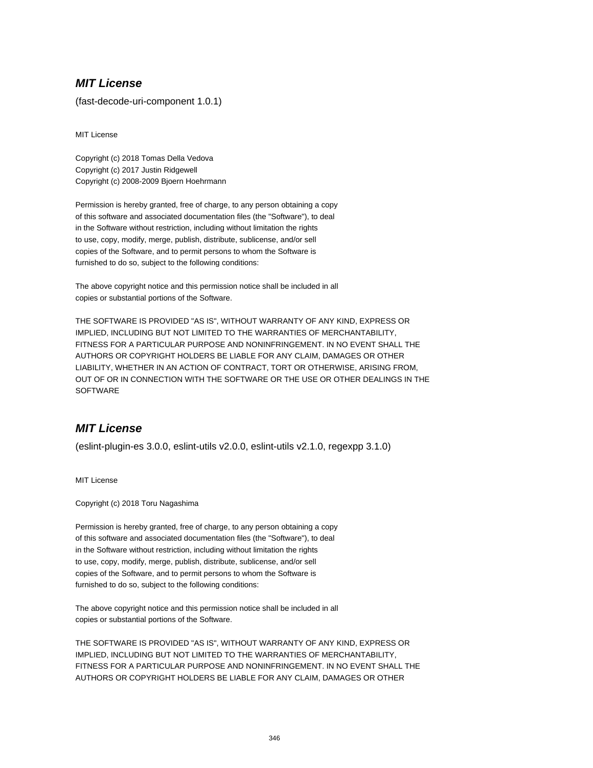## *MIT License*

(fast-decode-uri-component 1.0.1)

MIT License

Copyright (c) 2018 Tomas Della Vedova
Copyright (c) 2017 Justin Ridgewell
Copyright (c) 2008-2009 Bjoern Hoehrmann

Permission is hereby granted, free of charge, to any person obtaining a copy
of this software and associated documentation files (the "Software"), to deal
in the Software without restriction, including without limitation the rights
to use, copy, modify, merge, publish, distribute, sublicense, and/or sell
copies of the Software, and to permit persons to whom the Software is
furnished to do so, subject to the following conditions:

The above copyright notice and this permission notice shall be included in all
copies or substantial portions of the Software.

THE SOFTWARE IS PROVIDED "AS IS", WITHOUT WARRANTY OF ANY KIND, EXPRESS OR
IMPLIED, INCLUDING BUT NOT LIMITED TO THE WARRANTIES OF MERCHANTABILITY,
FITNESS FOR A PARTICULAR PURPOSE AND NONINFRINGEMENT. IN NO EVENT SHALL THE
AUTHORS OR COPYRIGHT HOLDERS BE LIABLE FOR ANY CLAIM, DAMAGES OR OTHER
LIABILITY, WHETHER IN AN ACTION OF CONTRACT, TORT OR OTHERWISE, ARISING FROM,
OUT OF OR IN CONNECTION WITH THE SOFTWARE OR THE USE OR OTHER DEALINGS IN THE
SOFTWARE

## *MIT License*

(eslint-plugin-es 3.0.0, eslint-utils v2.0.0, eslint-utils v2.1.0, regexpp 3.1.0)

MIT License

Copyright (c) 2018 Toru Nagashima

Permission is hereby granted, free of charge, to any person obtaining a copy
of this software and associated documentation files (the "Software"), to deal
in the Software without restriction, including without limitation the rights
to use, copy, modify, merge, publish, distribute, sublicense, and/or sell
copies of the Software, and to permit persons to whom the Software is
furnished to do so, subject to the following conditions:

The above copyright notice and this permission notice shall be included in all
copies or substantial portions of the Software.

THE SOFTWARE IS PROVIDED "AS IS", WITHOUT WARRANTY OF ANY KIND, EXPRESS OR
IMPLIED, INCLUDING BUT NOT LIMITED TO THE WARRANTIES OF MERCHANTABILITY,
FITNESS FOR A PARTICULAR PURPOSE AND NONINFRINGEMENT. IN NO EVENT SHALL THE
AUTHORS OR COPYRIGHT HOLDERS BE LIABLE FOR ANY CLAIM, DAMAGES OR OTHER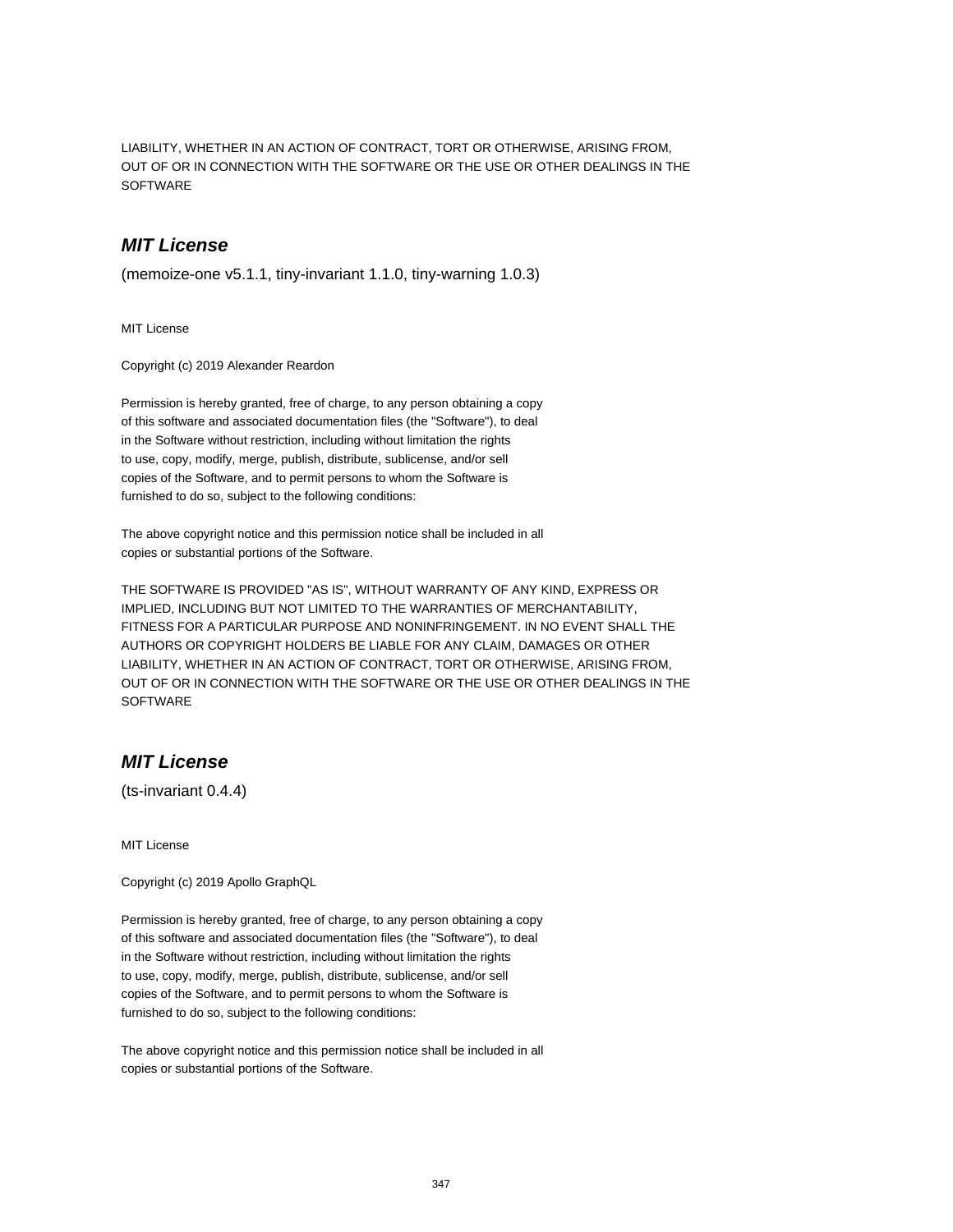LIABILITY, WHETHER IN AN ACTION OF CONTRACT, TORT OR OTHERWISE, ARISING FROM,
OUT OF OR IN CONNECTION WITH THE SOFTWARE OR THE USE OR OTHER DEALINGS IN THE
SOFTWARE

## *MIT License*

(memoize-one v5.1.1, tiny-invariant 1.1.0, tiny-warning 1.0.3)

MIT License

Copyright (c) 2019 Alexander Reardon

Permission is hereby granted, free of charge, to any person obtaining a copy
of this software and associated documentation files (the "Software"), to deal
in the Software without restriction, including without limitation the rights
to use, copy, modify, merge, publish, distribute, sublicense, and/or sell
copies of the Software, and to permit persons to whom the Software is
furnished to do so, subject to the following conditions:

The above copyright notice and this permission notice shall be included in all
copies or substantial portions of the Software.

THE SOFTWARE IS PROVIDED "AS IS", WITHOUT WARRANTY OF ANY KIND, EXPRESS OR
IMPLIED, INCLUDING BUT NOT LIMITED TO THE WARRANTIES OF MERCHANTABILITY,
FITNESS FOR A PARTICULAR PURPOSE AND NONINFRINGEMENT. IN NO EVENT SHALL THE
AUTHORS OR COPYRIGHT HOLDERS BE LIABLE FOR ANY CLAIM, DAMAGES OR OTHER
LIABILITY, WHETHER IN AN ACTION OF CONTRACT, TORT OR OTHERWISE, ARISING FROM,
OUT OF OR IN CONNECTION WITH THE SOFTWARE OR THE USE OR OTHER DEALINGS IN THE
SOFTWARE

## *MIT License*

(ts-invariant 0.4.4)

MIT License

Copyright (c) 2019 Apollo GraphQL

Permission is hereby granted, free of charge, to any person obtaining a copy
of this software and associated documentation files (the "Software"), to deal
in the Software without restriction, including without limitation the rights
to use, copy, modify, merge, publish, distribute, sublicense, and/or sell
copies of the Software, and to permit persons to whom the Software is
furnished to do so, subject to the following conditions:

The above copyright notice and this permission notice shall be included in all
copies or substantial portions of the Software.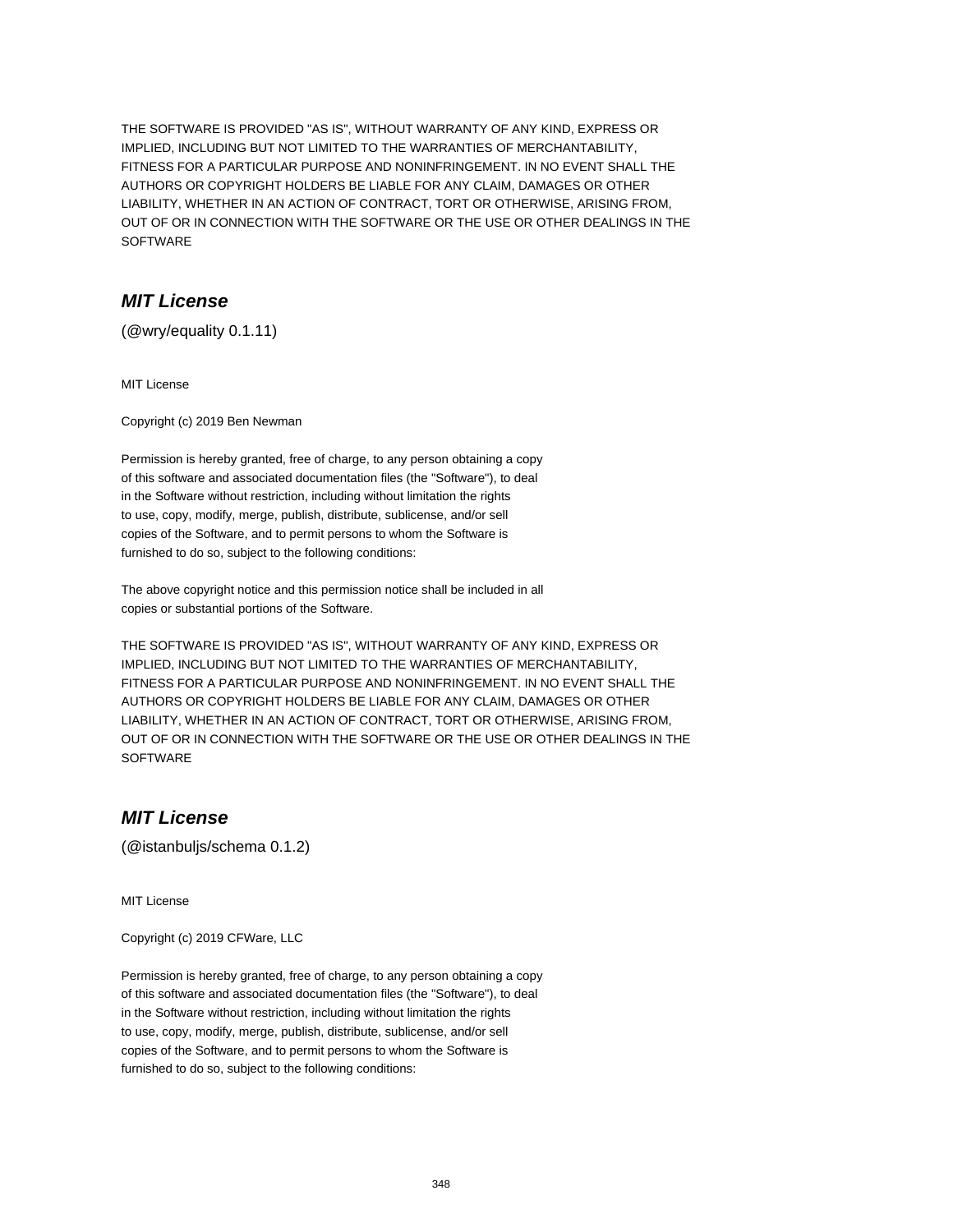THE SOFTWARE IS PROVIDED "AS IS", WITHOUT WARRANTY OF ANY KIND, EXPRESS OR IMPLIED, INCLUDING BUT NOT LIMITED TO THE WARRANTIES OF MERCHANTABILITY, FITNESS FOR A PARTICULAR PURPOSE AND NONINFRINGEMENT. IN NO EVENT SHALL THE AUTHORS OR COPYRIGHT HOLDERS BE LIABLE FOR ANY CLAIM, DAMAGES OR OTHER LIABILITY, WHETHER IN AN ACTION OF CONTRACT, TORT OR OTHERWISE, ARISING FROM, OUT OF OR IN CONNECTION WITH THE SOFTWARE OR THE USE OR OTHER DEALINGS IN THE SOFTWARE

## *MIT License*

(@wry/equality 0.1.11)

MIT License

Copyright (c) 2019 Ben Newman

Permission is hereby granted, free of charge, to any person obtaining a copy of this software and associated documentation files (the "Software"), to deal in the Software without restriction, including without limitation the rights to use, copy, modify, merge, publish, distribute, sublicense, and/or sell copies of the Software, and to permit persons to whom the Software is furnished to do so, subject to the following conditions:

The above copyright notice and this permission notice shall be included in all copies or substantial portions of the Software.

THE SOFTWARE IS PROVIDED "AS IS", WITHOUT WARRANTY OF ANY KIND, EXPRESS OR IMPLIED, INCLUDING BUT NOT LIMITED TO THE WARRANTIES OF MERCHANTABILITY, FITNESS FOR A PARTICULAR PURPOSE AND NONINFRINGEMENT. IN NO EVENT SHALL THE AUTHORS OR COPYRIGHT HOLDERS BE LIABLE FOR ANY CLAIM, DAMAGES OR OTHER LIABILITY, WHETHER IN AN ACTION OF CONTRACT, TORT OR OTHERWISE, ARISING FROM, OUT OF OR IN CONNECTION WITH THE SOFTWARE OR THE USE OR OTHER DEALINGS IN THE SOFTWARE

## *MIT License*

(@istanbuljs/schema 0.1.2)

MIT License

Copyright (c) 2019 CFWare, LLC

Permission is hereby granted, free of charge, to any person obtaining a copy of this software and associated documentation files (the "Software"), to deal in the Software without restriction, including without limitation the rights to use, copy, modify, merge, publish, distribute, sublicense, and/or sell copies of the Software, and to permit persons to whom the Software is furnished to do so, subject to the following conditions: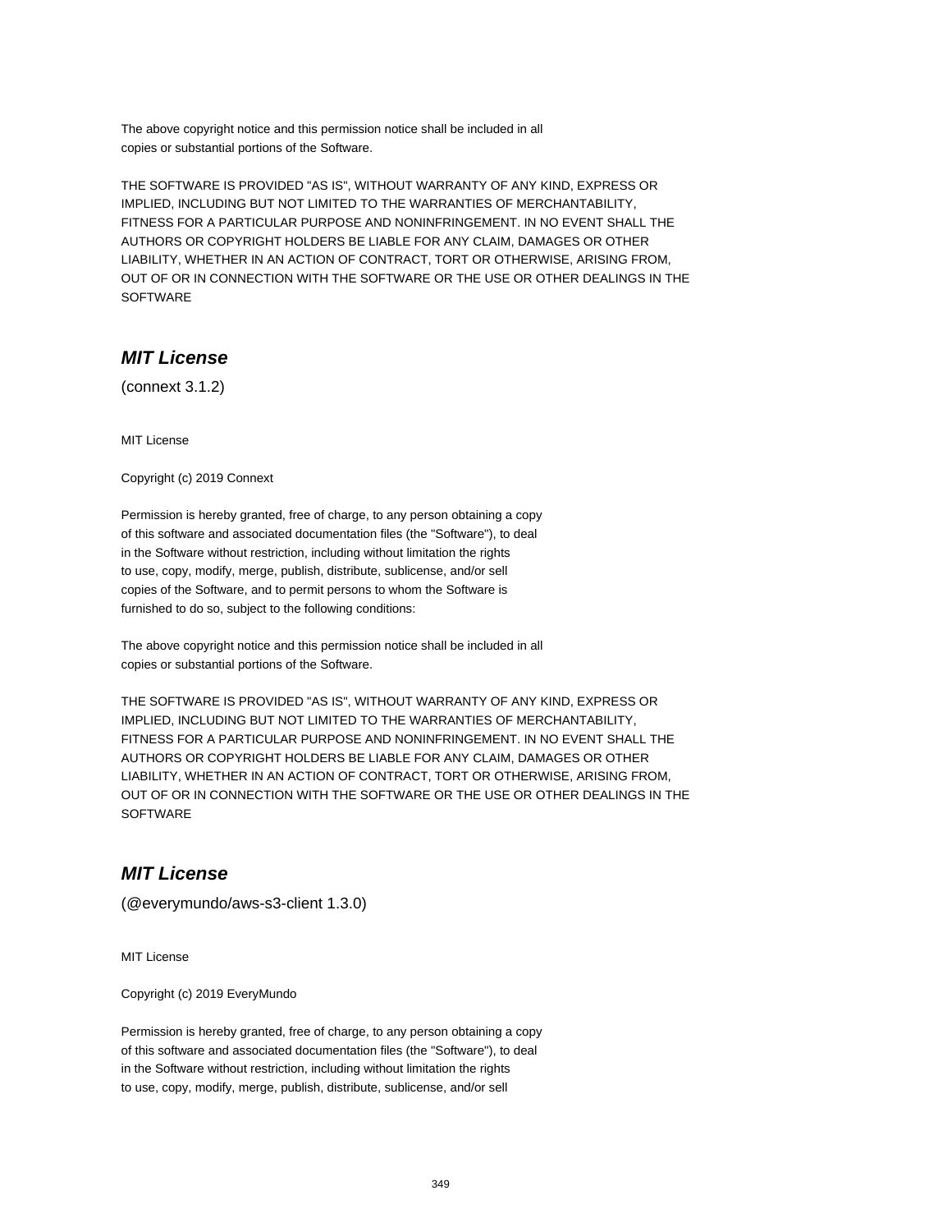The above copyright notice and this permission notice shall be included in all
copies or substantial portions of the Software.

THE SOFTWARE IS PROVIDED "AS IS", WITHOUT WARRANTY OF ANY KIND, EXPRESS OR
IMPLIED, INCLUDING BUT NOT LIMITED TO THE WARRANTIES OF MERCHANTABILITY,
FITNESS FOR A PARTICULAR PURPOSE AND NONINFRINGEMENT. IN NO EVENT SHALL THE
AUTHORS OR COPYRIGHT HOLDERS BE LIABLE FOR ANY CLAIM, DAMAGES OR OTHER
LIABILITY, WHETHER IN AN ACTION OF CONTRACT, TORT OR OTHERWISE, ARISING FROM,
OUT OF OR IN CONNECTION WITH THE SOFTWARE OR THE USE OR OTHER DEALINGS IN THE
SOFTWARE

## ***MIT License***

(connext 3.1.2)

MIT License

Copyright (c) 2019 Connext

Permission is hereby granted, free of charge, to any person obtaining a copy
of this software and associated documentation files (the "Software"), to deal
in the Software without restriction, including without limitation the rights
to use, copy, modify, merge, publish, distribute, sublicense, and/or sell
copies of the Software, and to permit persons to whom the Software is
furnished to do so, subject to the following conditions:

The above copyright notice and this permission notice shall be included in all
copies or substantial portions of the Software.

THE SOFTWARE IS PROVIDED "AS IS", WITHOUT WARRANTY OF ANY KIND, EXPRESS OR
IMPLIED, INCLUDING BUT NOT LIMITED TO THE WARRANTIES OF MERCHANTABILITY,
FITNESS FOR A PARTICULAR PURPOSE AND NONINFRINGEMENT. IN NO EVENT SHALL THE
AUTHORS OR COPYRIGHT HOLDERS BE LIABLE FOR ANY CLAIM, DAMAGES OR OTHER
LIABILITY, WHETHER IN AN ACTION OF CONTRACT, TORT OR OTHERWISE, ARISING FROM,
OUT OF OR IN CONNECTION WITH THE SOFTWARE OR THE USE OR OTHER DEALINGS IN THE
SOFTWARE

## ***MIT License***

(@everymundo/aws-s3-client 1.3.0)

MIT License

Copyright (c) 2019 EveryMundo

Permission is hereby granted, free of charge, to any person obtaining a copy
of this software and associated documentation files (the "Software"), to deal
in the Software without restriction, including without limitation the rights
to use, copy, modify, merge, publish, distribute, sublicense, and/or sell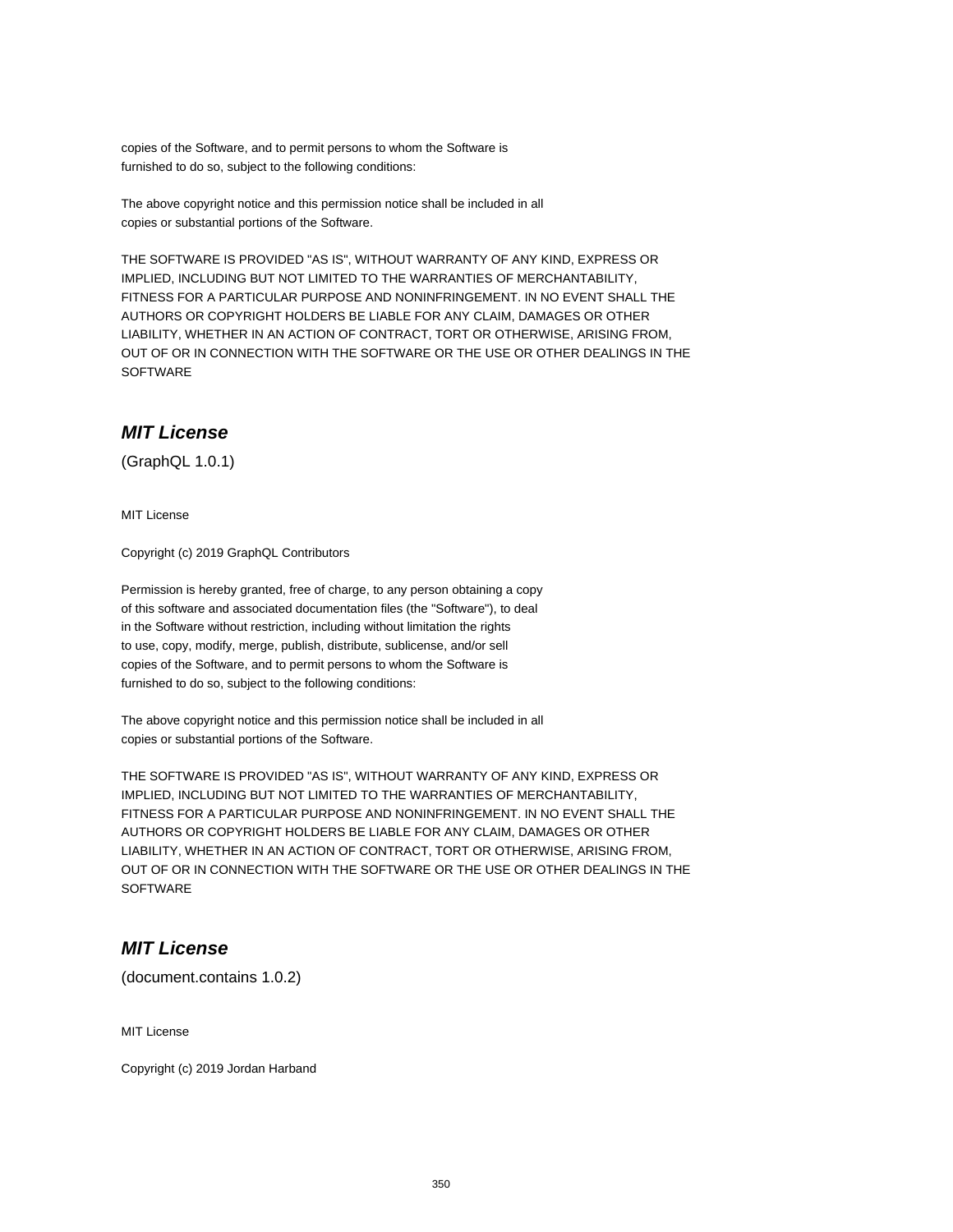copies of the Software, and to permit persons to whom the Software is
furnished to do so, subject to the following conditions:

The above copyright notice and this permission notice shall be included in all
copies or substantial portions of the Software.

THE SOFTWARE IS PROVIDED "AS IS", WITHOUT WARRANTY OF ANY KIND, EXPRESS OR
IMPLIED, INCLUDING BUT NOT LIMITED TO THE WARRANTIES OF MERCHANTABILITY,
FITNESS FOR A PARTICULAR PURPOSE AND NONINFRINGEMENT. IN NO EVENT SHALL THE
AUTHORS OR COPYRIGHT HOLDERS BE LIABLE FOR ANY CLAIM, DAMAGES OR OTHER
LIABILITY, WHETHER IN AN ACTION OF CONTRACT, TORT OR OTHERWISE, ARISING FROM,
OUT OF OR IN CONNECTION WITH THE SOFTWARE OR THE USE OR OTHER DEALINGS IN THE
SOFTWARE

## ***MIT License***

(GraphQL 1.0.1)

MIT License

Copyright (c) 2019 GraphQL Contributors

Permission is hereby granted, free of charge, to any person obtaining a copy
of this software and associated documentation files (the "Software"), to deal
in the Software without restriction, including without limitation the rights
to use, copy, modify, merge, publish, distribute, sublicense, and/or sell
copies of the Software, and to permit persons to whom the Software is
furnished to do so, subject to the following conditions:

The above copyright notice and this permission notice shall be included in all
copies or substantial portions of the Software.

THE SOFTWARE IS PROVIDED "AS IS", WITHOUT WARRANTY OF ANY KIND, EXPRESS OR
IMPLIED, INCLUDING BUT NOT LIMITED TO THE WARRANTIES OF MERCHANTABILITY,
FITNESS FOR A PARTICULAR PURPOSE AND NONINFRINGEMENT. IN NO EVENT SHALL THE
AUTHORS OR COPYRIGHT HOLDERS BE LIABLE FOR ANY CLAIM, DAMAGES OR OTHER
LIABILITY, WHETHER IN AN ACTION OF CONTRACT, TORT OR OTHERWISE, ARISING FROM,
OUT OF OR IN CONNECTION WITH THE SOFTWARE OR THE USE OR OTHER DEALINGS IN THE
SOFTWARE

## ***MIT License***

(document.contains 1.0.2)

MIT License

Copyright (c) 2019 Jordan Harband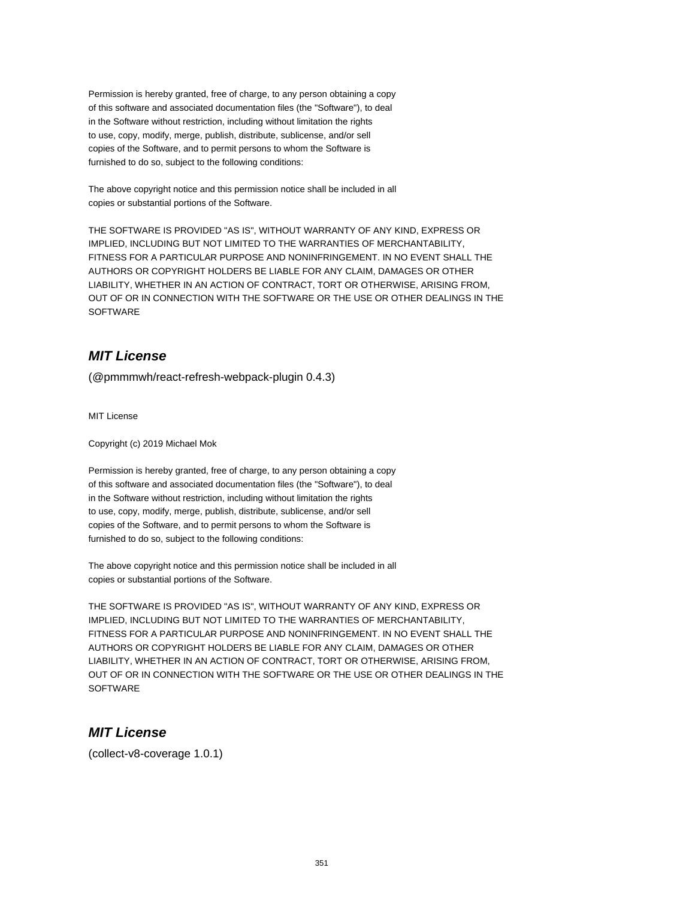Permission is hereby granted, free of charge, to any person obtaining a copy
of this software and associated documentation files (the "Software"), to deal
in the Software without restriction, including without limitation the rights
to use, copy, modify, merge, publish, distribute, sublicense, and/or sell
copies of the Software, and to permit persons to whom the Software is
furnished to do so, subject to the following conditions:

The above copyright notice and this permission notice shall be included in all
copies or substantial portions of the Software.

THE SOFTWARE IS PROVIDED "AS IS", WITHOUT WARRANTY OF ANY KIND, EXPRESS OR
IMPLIED, INCLUDING BUT NOT LIMITED TO THE WARRANTIES OF MERCHANTABILITY,
FITNESS FOR A PARTICULAR PURPOSE AND NONINFRINGEMENT. IN NO EVENT SHALL THE
AUTHORS OR COPYRIGHT HOLDERS BE LIABLE FOR ANY CLAIM, DAMAGES OR OTHER
LIABILITY, WHETHER IN AN ACTION OF CONTRACT, TORT OR OTHERWISE, ARISING FROM,
OUT OF OR IN CONNECTION WITH THE SOFTWARE OR THE USE OR OTHER DEALINGS IN THE
SOFTWARE

## *MIT License*

(@pmmmwh/react-refresh-webpack-plugin 0.4.3)

MIT License

Copyright (c) 2019 Michael Mok

Permission is hereby granted, free of charge, to any person obtaining a copy
of this software and associated documentation files (the "Software"), to deal
in the Software without restriction, including without limitation the rights
to use, copy, modify, merge, publish, distribute, sublicense, and/or sell
copies of the Software, and to permit persons to whom the Software is
furnished to do so, subject to the following conditions:

The above copyright notice and this permission notice shall be included in all
copies or substantial portions of the Software.

THE SOFTWARE IS PROVIDED "AS IS", WITHOUT WARRANTY OF ANY KIND, EXPRESS OR
IMPLIED, INCLUDING BUT NOT LIMITED TO THE WARRANTIES OF MERCHANTABILITY,
FITNESS FOR A PARTICULAR PURPOSE AND NONINFRINGEMENT. IN NO EVENT SHALL THE
AUTHORS OR COPYRIGHT HOLDERS BE LIABLE FOR ANY CLAIM, DAMAGES OR OTHER
LIABILITY, WHETHER IN AN ACTION OF CONTRACT, TORT OR OTHERWISE, ARISING FROM,
OUT OF OR IN CONNECTION WITH THE SOFTWARE OR THE USE OR OTHER DEALINGS IN THE
SOFTWARE

## *MIT License*

(collect-v8-coverage 1.0.1)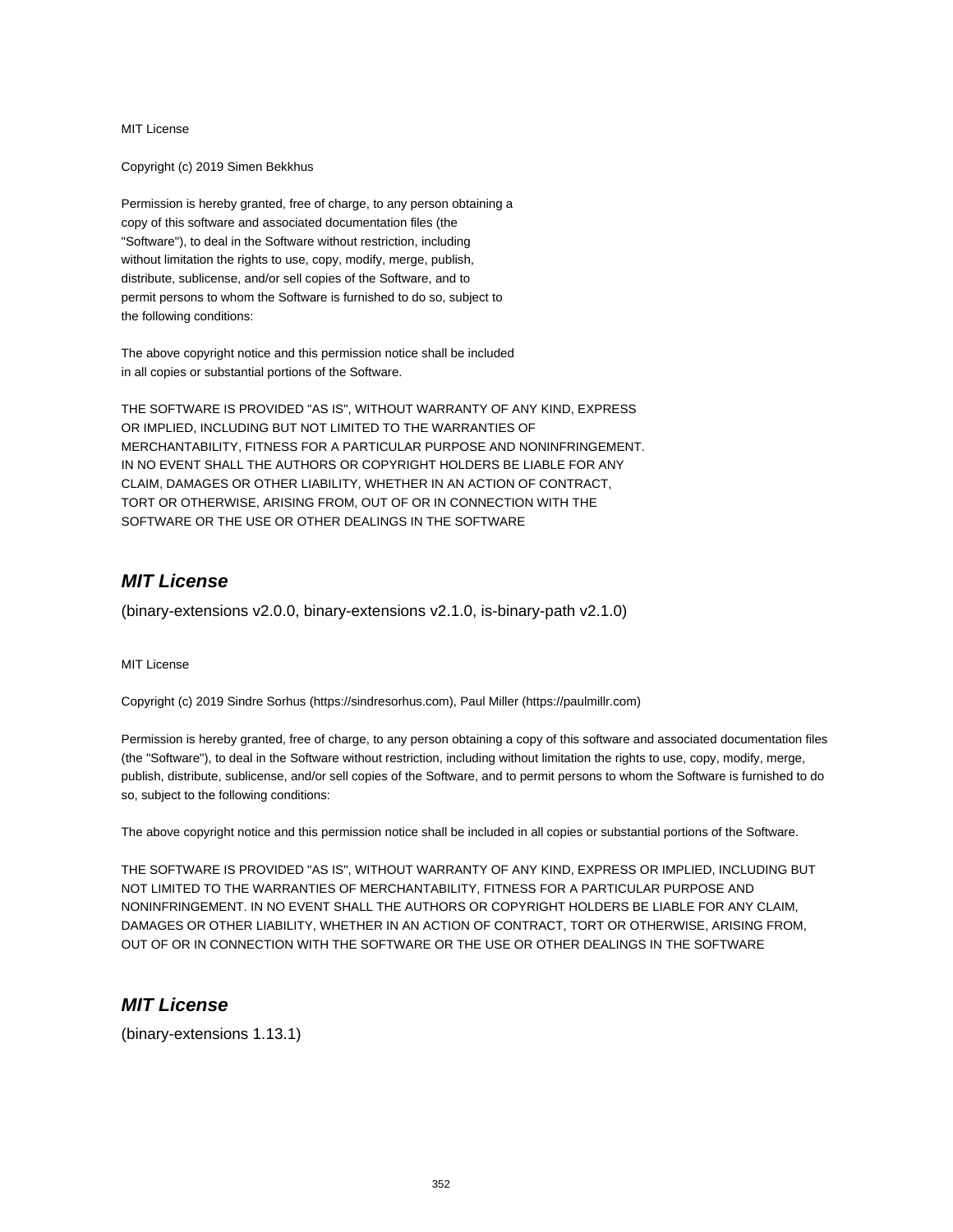MIT License

Copyright (c) 2019 Simen Bekkhus

Permission is hereby granted, free of charge, to any person obtaining a
copy of this software and associated documentation files (the
"Software"), to deal in the Software without restriction, including
without limitation the rights to use, copy, modify, merge, publish,
distribute, sublicense, and/or sell copies of the Software, and to
permit persons to whom the Software is furnished to do so, subject to
the following conditions:

The above copyright notice and this permission notice shall be included
in all copies or substantial portions of the Software.

THE SOFTWARE IS PROVIDED "AS IS", WITHOUT WARRANTY OF ANY KIND, EXPRESS
OR IMPLIED, INCLUDING BUT NOT LIMITED TO THE WARRANTIES OF
MERCHANTABILITY, FITNESS FOR A PARTICULAR PURPOSE AND NONINFRINGEMENT.
IN NO EVENT SHALL THE AUTHORS OR COPYRIGHT HOLDERS BE LIABLE FOR ANY
CLAIM, DAMAGES OR OTHER LIABILITY, WHETHER IN AN ACTION OF CONTRACT,
TORT OR OTHERWISE, ARISING FROM, OUT OF OR IN CONNECTION WITH THE
SOFTWARE OR THE USE OR OTHER DEALINGS IN THE SOFTWARE

## ***MIT License***

(binary-extensions v2.0.0, binary-extensions v2.1.0, is-binary-path v2.1.0)

MIT License

Copyright (c) 2019 Sindre Sorhus (https://sindresorhus.com), Paul Miller (https://paulmillr.com)

Permission is hereby granted, free of charge, to any person obtaining a copy of this software and associated documentation files (the "Software"), to deal in the Software without restriction, including without limitation the rights to use, copy, modify, merge, publish, distribute, sublicense, and/or sell copies of the Software, and to permit persons to whom the Software is furnished to do so, subject to the following conditions:

The above copyright notice and this permission notice shall be included in all copies or substantial portions of the Software.

THE SOFTWARE IS PROVIDED "AS IS", WITHOUT WARRANTY OF ANY KIND, EXPRESS OR IMPLIED, INCLUDING BUT NOT LIMITED TO THE WARRANTIES OF MERCHANTABILITY, FITNESS FOR A PARTICULAR PURPOSE AND NONINFRINGEMENT. IN NO EVENT SHALL THE AUTHORS OR COPYRIGHT HOLDERS BE LIABLE FOR ANY CLAIM, DAMAGES OR OTHER LIABILITY, WHETHER IN AN ACTION OF CONTRACT, TORT OR OTHERWISE, ARISING FROM, OUT OF OR IN CONNECTION WITH THE SOFTWARE OR THE USE OR OTHER DEALINGS IN THE SOFTWARE

## ***MIT License***

(binary-extensions 1.13.1)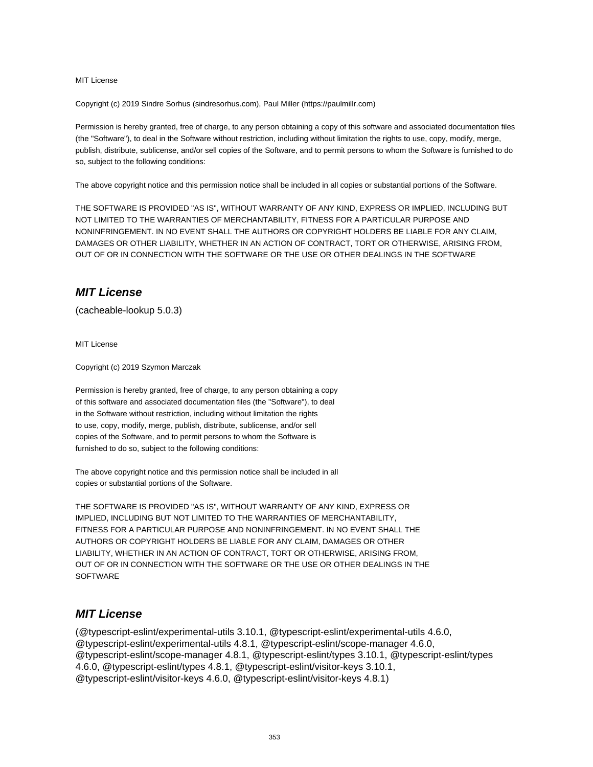MIT License

Copyright (c) 2019 Sindre Sorhus (sindresorhus.com), Paul Miller (https://paulmillr.com)

Permission is hereby granted, free of charge, to any person obtaining a copy of this software and associated documentation files (the "Software"), to deal in the Software without restriction, including without limitation the rights to use, copy, modify, merge, publish, distribute, sublicense, and/or sell copies of the Software, and to permit persons to whom the Software is furnished to do so, subject to the following conditions:

The above copyright notice and this permission notice shall be included in all copies or substantial portions of the Software.

THE SOFTWARE IS PROVIDED "AS IS", WITHOUT WARRANTY OF ANY KIND, EXPRESS OR IMPLIED, INCLUDING BUT NOT LIMITED TO THE WARRANTIES OF MERCHANTABILITY, FITNESS FOR A PARTICULAR PURPOSE AND NONINFRINGEMENT. IN NO EVENT SHALL THE AUTHORS OR COPYRIGHT HOLDERS BE LIABLE FOR ANY CLAIM, DAMAGES OR OTHER LIABILITY, WHETHER IN AN ACTION OF CONTRACT, TORT OR OTHERWISE, ARISING FROM, OUT OF OR IN CONNECTION WITH THE SOFTWARE OR THE USE OR OTHER DEALINGS IN THE SOFTWARE

## ***MIT License***

(cacheable-lookup 5.0.3)

MIT License

Copyright (c) 2019 Szymon Marczak

Permission is hereby granted, free of charge, to any person obtaining a copy
of this software and associated documentation files (the "Software"), to deal
in the Software without restriction, including without limitation the rights
to use, copy, modify, merge, publish, distribute, sublicense, and/or sell
copies of the Software, and to permit persons to whom the Software is
furnished to do so, subject to the following conditions:

The above copyright notice and this permission notice shall be included in all
copies or substantial portions of the Software.

THE SOFTWARE IS PROVIDED "AS IS", WITHOUT WARRANTY OF ANY KIND, EXPRESS OR
IMPLIED, INCLUDING BUT NOT LIMITED TO THE WARRANTIES OF MERCHANTABILITY,
FITNESS FOR A PARTICULAR PURPOSE AND NONINFRINGEMENT. IN NO EVENT SHALL THE
AUTHORS OR COPYRIGHT HOLDERS BE LIABLE FOR ANY CLAIM, DAMAGES OR OTHER
LIABILITY, WHETHER IN AN ACTION OF CONTRACT, TORT OR OTHERWISE, ARISING FROM,
OUT OF OR IN CONNECTION WITH THE SOFTWARE OR THE USE OR OTHER DEALINGS IN THE
SOFTWARE

## ***MIT License***

(@typescript-eslint/experimental-utils 3.10.1, @typescript-eslint/experimental-utils 4.6.0, @typescript-eslint/experimental-utils 4.8.1, @typescript-eslint/scope-manager 4.6.0, @typescript-eslint/scope-manager 4.8.1, @typescript-eslint/types 3.10.1, @typescript-eslint/types 4.6.0, @typescript-eslint/types 4.8.1, @typescript-eslint/visitor-keys 3.10.1, @typescript-eslint/visitor-keys 4.6.0, @typescript-eslint/visitor-keys 4.8.1)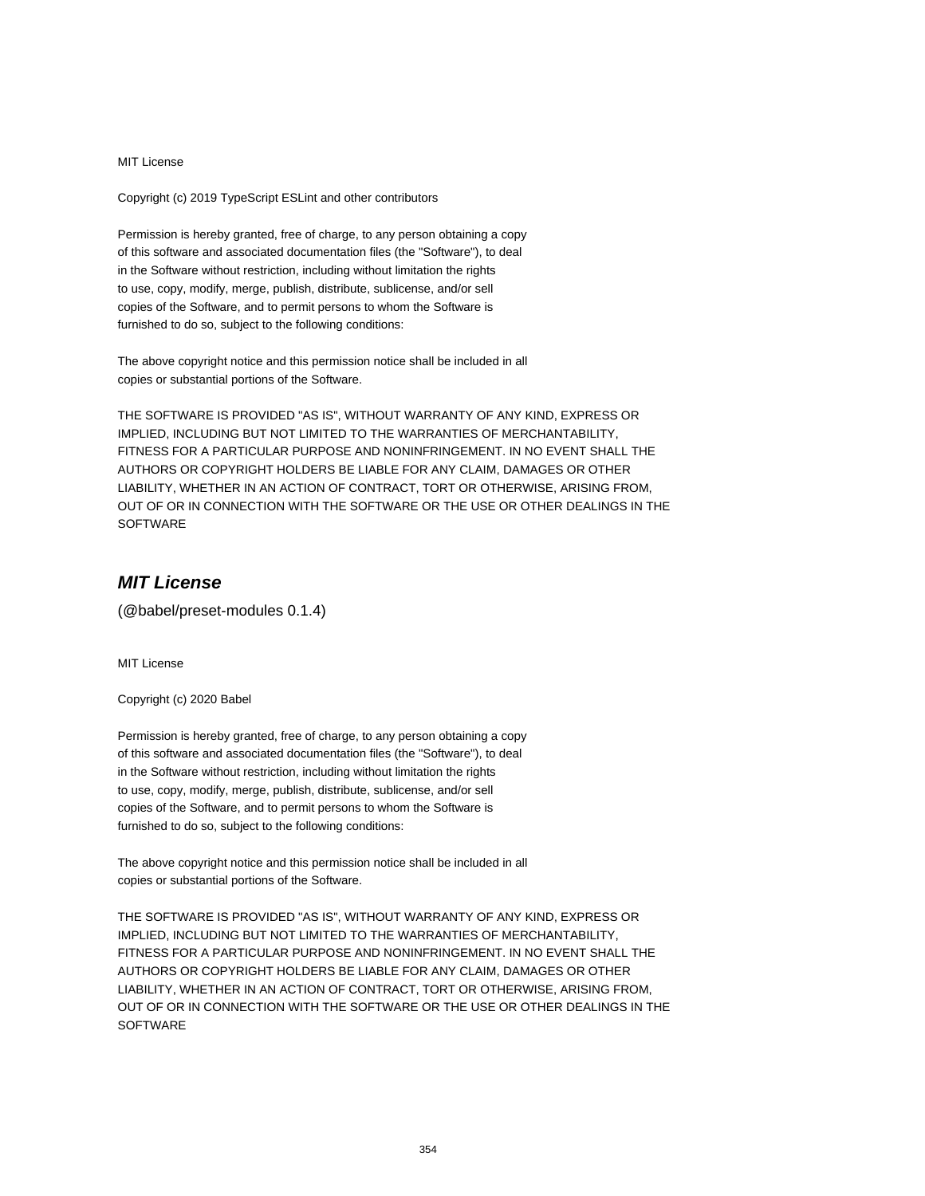MIT License

Copyright (c) 2019 TypeScript ESLint and other contributors

Permission is hereby granted, free of charge, to any person obtaining a copy
of this software and associated documentation files (the "Software"), to deal
in the Software without restriction, including without limitation the rights
to use, copy, modify, merge, publish, distribute, sublicense, and/or sell
copies of the Software, and to permit persons to whom the Software is
furnished to do so, subject to the following conditions:

The above copyright notice and this permission notice shall be included in all
copies or substantial portions of the Software.

THE SOFTWARE IS PROVIDED "AS IS", WITHOUT WARRANTY OF ANY KIND, EXPRESS OR
IMPLIED, INCLUDING BUT NOT LIMITED TO THE WARRANTIES OF MERCHANTABILITY,
FITNESS FOR A PARTICULAR PURPOSE AND NONINFRINGEMENT. IN NO EVENT SHALL THE
AUTHORS OR COPYRIGHT HOLDERS BE LIABLE FOR ANY CLAIM, DAMAGES OR OTHER
LIABILITY, WHETHER IN AN ACTION OF CONTRACT, TORT OR OTHERWISE, ARISING FROM,
OUT OF OR IN CONNECTION WITH THE SOFTWARE OR THE USE OR OTHER DEALINGS IN THE
SOFTWARE

## *MIT License*

(@babel/preset-modules 0.1.4)

MIT License

Copyright (c) 2020 Babel

Permission is hereby granted, free of charge, to any person obtaining a copy
of this software and associated documentation files (the "Software"), to deal
in the Software without restriction, including without limitation the rights
to use, copy, modify, merge, publish, distribute, sublicense, and/or sell
copies of the Software, and to permit persons to whom the Software is
furnished to do so, subject to the following conditions:

The above copyright notice and this permission notice shall be included in all
copies or substantial portions of the Software.

THE SOFTWARE IS PROVIDED "AS IS", WITHOUT WARRANTY OF ANY KIND, EXPRESS OR
IMPLIED, INCLUDING BUT NOT LIMITED TO THE WARRANTIES OF MERCHANTABILITY,
FITNESS FOR A PARTICULAR PURPOSE AND NONINFRINGEMENT. IN NO EVENT SHALL THE
AUTHORS OR COPYRIGHT HOLDERS BE LIABLE FOR ANY CLAIM, DAMAGES OR OTHER
LIABILITY, WHETHER IN AN ACTION OF CONTRACT, TORT OR OTHERWISE, ARISING FROM,
OUT OF OR IN CONNECTION WITH THE SOFTWARE OR THE USE OR OTHER DEALINGS IN THE
SOFTWARE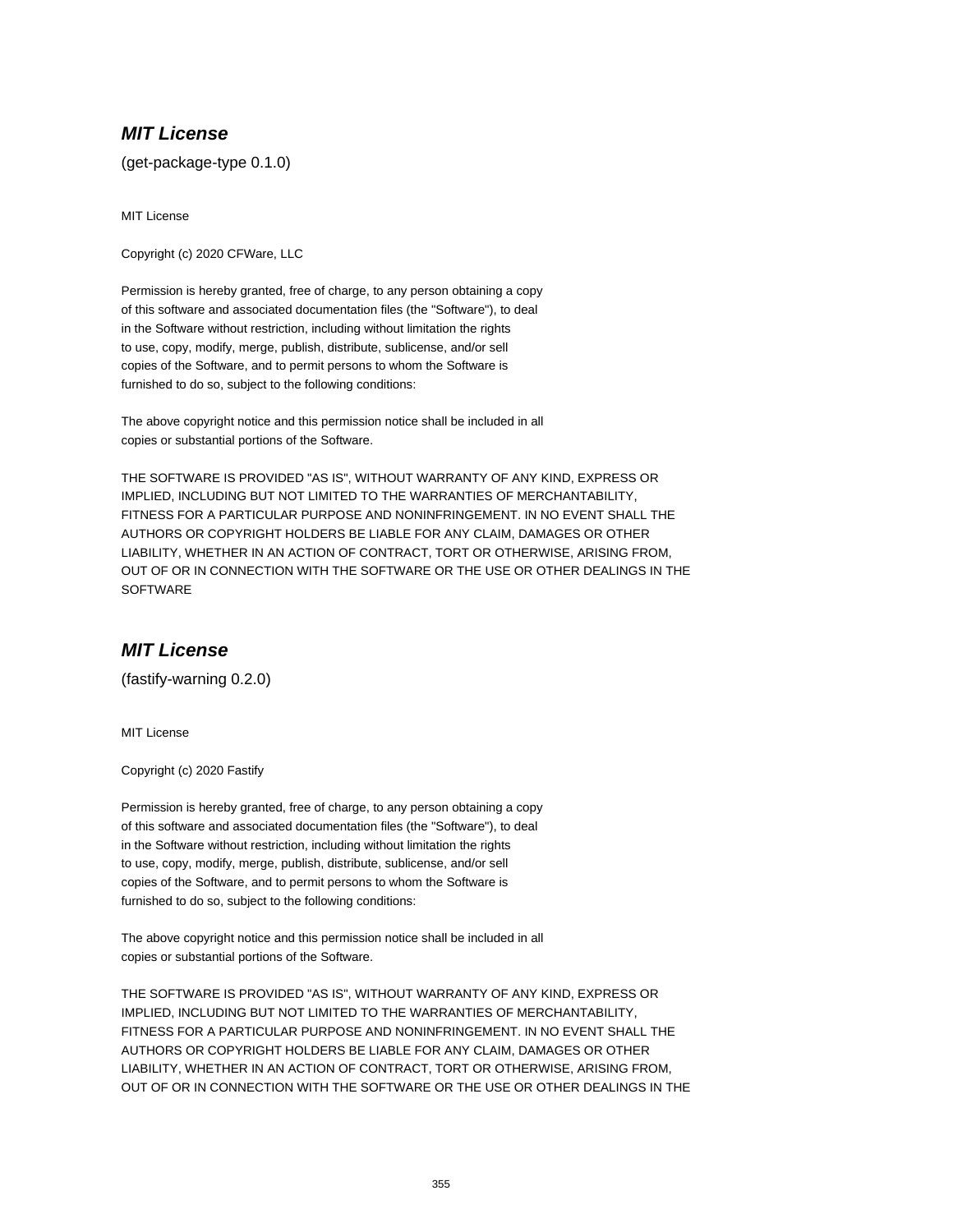### ***MIT License***

(get-package-type 0.1.0)

MIT License

Copyright (c) 2020 CFWare, LLC

Permission is hereby granted, free of charge, to any person obtaining a copy
of this software and associated documentation files (the "Software"), to deal
in the Software without restriction, including without limitation the rights
to use, copy, modify, merge, publish, distribute, sublicense, and/or sell
copies of the Software, and to permit persons to whom the Software is
furnished to do so, subject to the following conditions:

The above copyright notice and this permission notice shall be included in all
copies or substantial portions of the Software.

THE SOFTWARE IS PROVIDED "AS IS", WITHOUT WARRANTY OF ANY KIND, EXPRESS OR
IMPLIED, INCLUDING BUT NOT LIMITED TO THE WARRANTIES OF MERCHANTABILITY,
FITNESS FOR A PARTICULAR PURPOSE AND NONINFRINGEMENT. IN NO EVENT SHALL THE
AUTHORS OR COPYRIGHT HOLDERS BE LIABLE FOR ANY CLAIM, DAMAGES OR OTHER
LIABILITY, WHETHER IN AN ACTION OF CONTRACT, TORT OR OTHERWISE, ARISING FROM,
OUT OF OR IN CONNECTION WITH THE SOFTWARE OR THE USE OR OTHER DEALINGS IN THE
SOFTWARE

### ***MIT License***

(fastify-warning 0.2.0)

MIT License

Copyright (c) 2020 Fastify

Permission is hereby granted, free of charge, to any person obtaining a copy
of this software and associated documentation files (the "Software"), to deal
in the Software without restriction, including without limitation the rights
to use, copy, modify, merge, publish, distribute, sublicense, and/or sell
copies of the Software, and to permit persons to whom the Software is
furnished to do so, subject to the following conditions:

The above copyright notice and this permission notice shall be included in all
copies or substantial portions of the Software.

THE SOFTWARE IS PROVIDED "AS IS", WITHOUT WARRANTY OF ANY KIND, EXPRESS OR
IMPLIED, INCLUDING BUT NOT LIMITED TO THE WARRANTIES OF MERCHANTABILITY,
FITNESS FOR A PARTICULAR PURPOSE AND NONINFRINGEMENT. IN NO EVENT SHALL THE
AUTHORS OR COPYRIGHT HOLDERS BE LIABLE FOR ANY CLAIM, DAMAGES OR OTHER
LIABILITY, WHETHER IN AN ACTION OF CONTRACT, TORT OR OTHERWISE, ARISING FROM,
OUT OF OR IN CONNECTION WITH THE SOFTWARE OR THE USE OR OTHER DEALINGS IN THE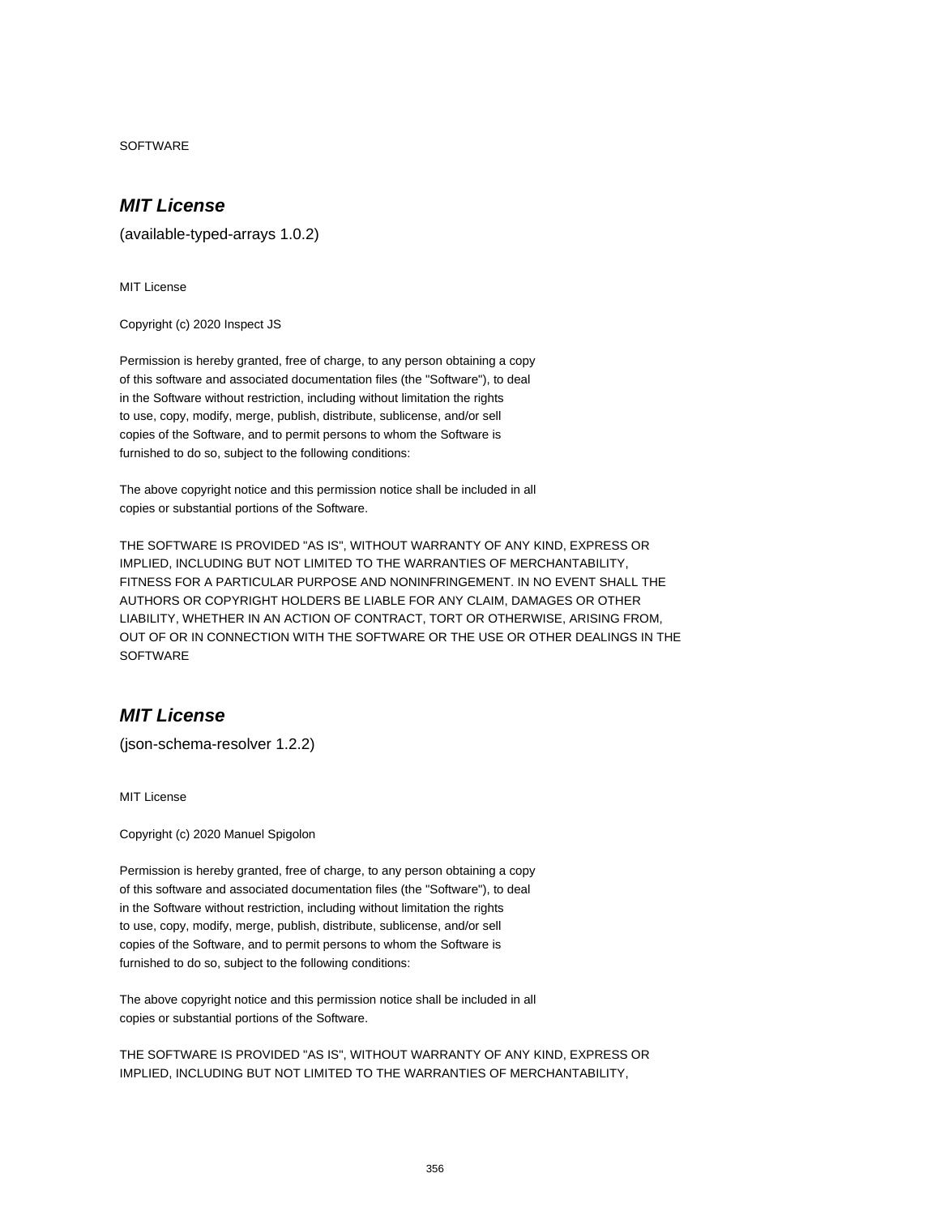SOFTWARE

## ***MIT License***

(available-typed-arrays 1.0.2)

MIT License

Copyright (c) 2020 Inspect JS

Permission is hereby granted, free of charge, to any person obtaining a copy
of this software and associated documentation files (the "Software"), to deal
in the Software without restriction, including without limitation the rights
to use, copy, modify, merge, publish, distribute, sublicense, and/or sell
copies of the Software, and to permit persons to whom the Software is
furnished to do so, subject to the following conditions:

The above copyright notice and this permission notice shall be included in all
copies or substantial portions of the Software.

THE SOFTWARE IS PROVIDED "AS IS", WITHOUT WARRANTY OF ANY KIND, EXPRESS OR
IMPLIED, INCLUDING BUT NOT LIMITED TO THE WARRANTIES OF MERCHANTABILITY,
FITNESS FOR A PARTICULAR PURPOSE AND NONINFRINGEMENT. IN NO EVENT SHALL THE
AUTHORS OR COPYRIGHT HOLDERS BE LIABLE FOR ANY CLAIM, DAMAGES OR OTHER
LIABILITY, WHETHER IN AN ACTION OF CONTRACT, TORT OR OTHERWISE, ARISING FROM,
OUT OF OR IN CONNECTION WITH THE SOFTWARE OR THE USE OR OTHER DEALINGS IN THE
SOFTWARE

## ***MIT License***

(json-schema-resolver 1.2.2)

MIT License

Copyright (c) 2020 Manuel Spigolon

Permission is hereby granted, free of charge, to any person obtaining a copy
of this software and associated documentation files (the "Software"), to deal
in the Software without restriction, including without limitation the rights
to use, copy, modify, merge, publish, distribute, sublicense, and/or sell
copies of the Software, and to permit persons to whom the Software is
furnished to do so, subject to the following conditions:

The above copyright notice and this permission notice shall be included in all
copies or substantial portions of the Software.

THE SOFTWARE IS PROVIDED "AS IS", WITHOUT WARRANTY OF ANY KIND, EXPRESS OR
IMPLIED, INCLUDING BUT NOT LIMITED TO THE WARRANTIES OF MERCHANTABILITY,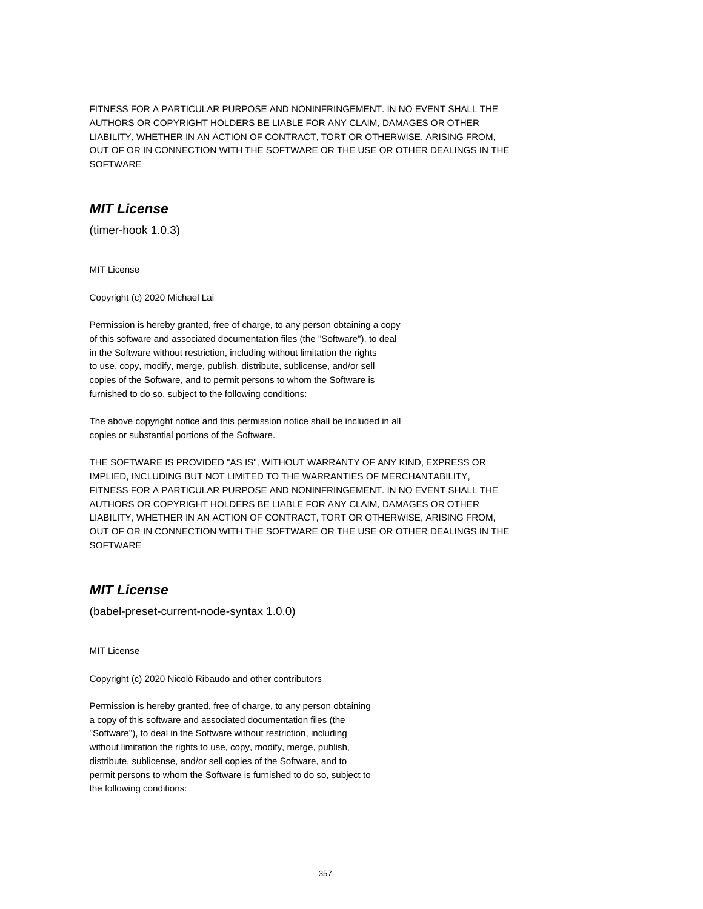FITNESS FOR A PARTICULAR PURPOSE AND NONINFRINGEMENT. IN NO EVENT SHALL THE AUTHORS OR COPYRIGHT HOLDERS BE LIABLE FOR ANY CLAIM, DAMAGES OR OTHER LIABILITY, WHETHER IN AN ACTION OF CONTRACT, TORT OR OTHERWISE, ARISING FROM, OUT OF OR IN CONNECTION WITH THE SOFTWARE OR THE USE OR OTHER DEALINGS IN THE SOFTWARE

## ***MIT License***

(timer-hook 1.0.3)

MIT License

Copyright (c) 2020 Michael Lai

Permission is hereby granted, free of charge, to any person obtaining a copy of this software and associated documentation files (the "Software"), to deal in the Software without restriction, including without limitation the rights to use, copy, modify, merge, publish, distribute, sublicense, and/or sell copies of the Software, and to permit persons to whom the Software is furnished to do so, subject to the following conditions:

The above copyright notice and this permission notice shall be included in all copies or substantial portions of the Software.

THE SOFTWARE IS PROVIDED "AS IS", WITHOUT WARRANTY OF ANY KIND, EXPRESS OR IMPLIED, INCLUDING BUT NOT LIMITED TO THE WARRANTIES OF MERCHANTABILITY, FITNESS FOR A PARTICULAR PURPOSE AND NONINFRINGEMENT. IN NO EVENT SHALL THE AUTHORS OR COPYRIGHT HOLDERS BE LIABLE FOR ANY CLAIM, DAMAGES OR OTHER LIABILITY, WHETHER IN AN ACTION OF CONTRACT, TORT OR OTHERWISE, ARISING FROM, OUT OF OR IN CONNECTION WITH THE SOFTWARE OR THE USE OR OTHER DEALINGS IN THE SOFTWARE

## ***MIT License***

(babel-preset-current-node-syntax 1.0.0)

MIT License

Copyright (c) 2020 Nicolò Ribaudo and other contributors

Permission is hereby granted, free of charge, to any person obtaining a copy of this software and associated documentation files (the "Software"), to deal in the Software without restriction, including without limitation the rights to use, copy, modify, merge, publish, distribute, sublicense, and/or sell copies of the Software, and to permit persons to whom the Software is furnished to do so, subject to the following conditions: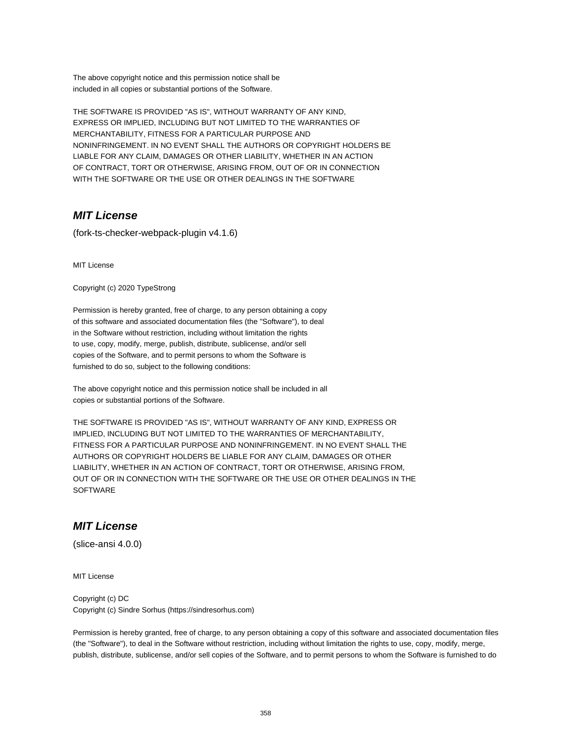The above copyright notice and this permission notice shall be
included in all copies or substantial portions of the Software.

THE SOFTWARE IS PROVIDED "AS IS", WITHOUT WARRANTY OF ANY KIND,
EXPRESS OR IMPLIED, INCLUDING BUT NOT LIMITED TO THE WARRANTIES OF
MERCHANTABILITY, FITNESS FOR A PARTICULAR PURPOSE AND
NONINFRINGEMENT. IN NO EVENT SHALL THE AUTHORS OR COPYRIGHT HOLDERS BE
LIABLE FOR ANY CLAIM, DAMAGES OR OTHER LIABILITY, WHETHER IN AN ACTION
OF CONTRACT, TORT OR OTHERWISE, ARISING FROM, OUT OF OR IN CONNECTION
WITH THE SOFTWARE OR THE USE OR OTHER DEALINGS IN THE SOFTWARE

## ***MIT License***

(fork-ts-checker-webpack-plugin v4.1.6)

MIT License

Copyright (c) 2020 TypeStrong

Permission is hereby granted, free of charge, to any person obtaining a copy
of this software and associated documentation files (the "Software"), to deal
in the Software without restriction, including without limitation the rights
to use, copy, modify, merge, publish, distribute, sublicense, and/or sell
copies of the Software, and to permit persons to whom the Software is
furnished to do so, subject to the following conditions:

The above copyright notice and this permission notice shall be included in all
copies or substantial portions of the Software.

THE SOFTWARE IS PROVIDED "AS IS", WITHOUT WARRANTY OF ANY KIND, EXPRESS OR
IMPLIED, INCLUDING BUT NOT LIMITED TO THE WARRANTIES OF MERCHANTABILITY,
FITNESS FOR A PARTICULAR PURPOSE AND NONINFRINGEMENT. IN NO EVENT SHALL THE
AUTHORS OR COPYRIGHT HOLDERS BE LIABLE FOR ANY CLAIM, DAMAGES OR OTHER
LIABILITY, WHETHER IN AN ACTION OF CONTRACT, TORT OR OTHERWISE, ARISING FROM,
OUT OF OR IN CONNECTION WITH THE SOFTWARE OR THE USE OR OTHER DEALINGS IN THE
SOFTWARE

## ***MIT License***

(slice-ansi 4.0.0)

MIT License

Copyright (c) DC
Copyright (c) Sindre Sorhus (https://sindresorhus.com)

Permission is hereby granted, free of charge, to any person obtaining a copy of this software and associated documentation files (the "Software"), to deal in the Software without restriction, including without limitation the rights to use, copy, modify, merge, publish, distribute, sublicense, and/or sell copies of the Software, and to permit persons to whom the Software is furnished to do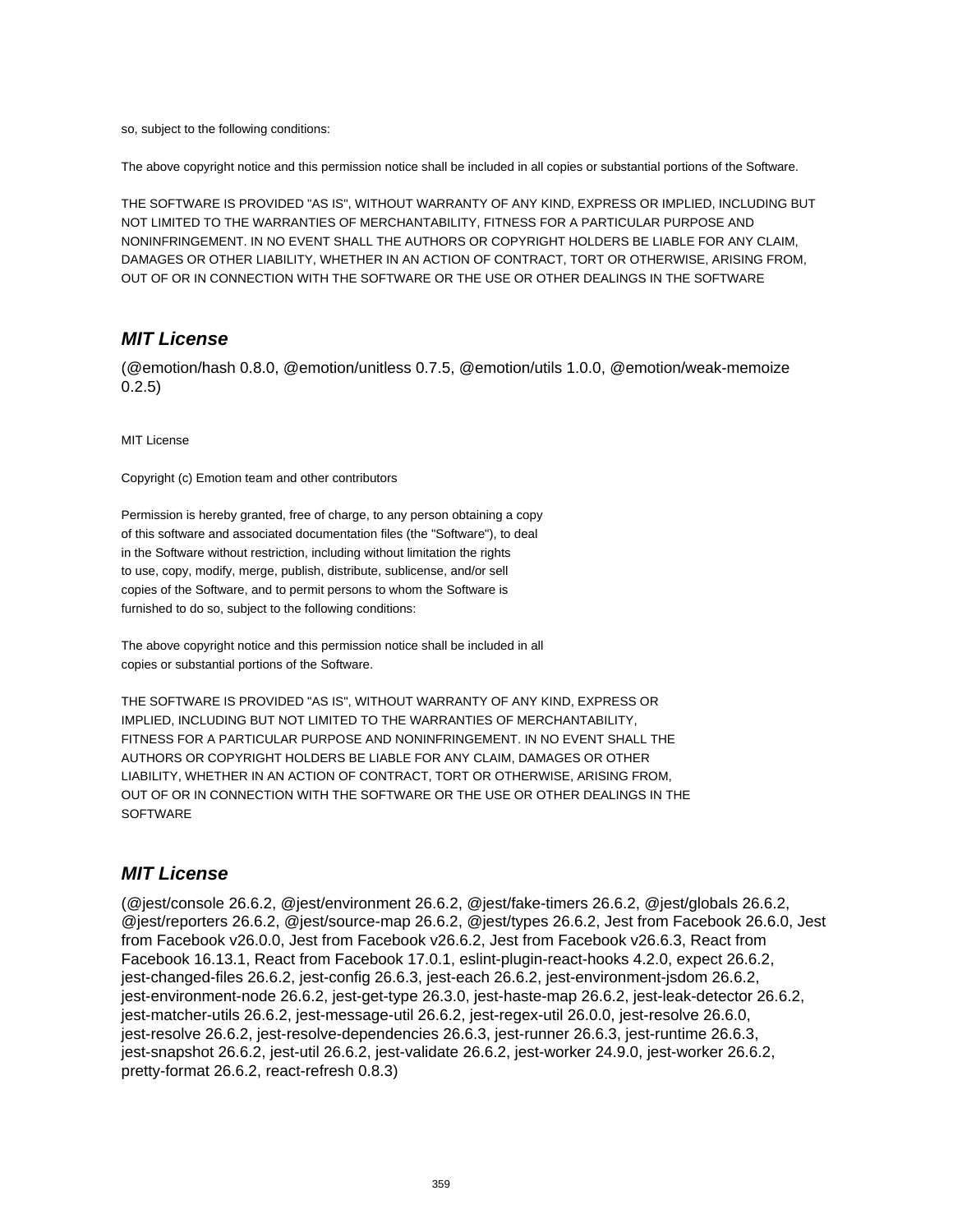so, subject to the following conditions:

The above copyright notice and this permission notice shall be included in all copies or substantial portions of the Software.

THE SOFTWARE IS PROVIDED "AS IS", WITHOUT WARRANTY OF ANY KIND, EXPRESS OR IMPLIED, INCLUDING BUT NOT LIMITED TO THE WARRANTIES OF MERCHANTABILITY, FITNESS FOR A PARTICULAR PURPOSE AND NONINFRINGEMENT. IN NO EVENT SHALL THE AUTHORS OR COPYRIGHT HOLDERS BE LIABLE FOR ANY CLAIM, DAMAGES OR OTHER LIABILITY, WHETHER IN AN ACTION OF CONTRACT, TORT OR OTHERWISE, ARISING FROM, OUT OF OR IN CONNECTION WITH THE SOFTWARE OR THE USE OR OTHER DEALINGS IN THE SOFTWARE

## *MIT License*

(@emotion/hash 0.8.0, @emotion/unitless 0.7.5, @emotion/utils 1.0.0, @emotion/weak-memoize 0.2.5)

MIT License

Copyright (c) Emotion team and other contributors

Permission is hereby granted, free of charge, to any person obtaining a copy
of this software and associated documentation files (the "Software"), to deal
in the Software without restriction, including without limitation the rights
to use, copy, modify, merge, publish, distribute, sublicense, and/or sell
copies of the Software, and to permit persons to whom the Software is
furnished to do so, subject to the following conditions:

The above copyright notice and this permission notice shall be included in all
copies or substantial portions of the Software.

THE SOFTWARE IS PROVIDED "AS IS", WITHOUT WARRANTY OF ANY KIND, EXPRESS OR
IMPLIED, INCLUDING BUT NOT LIMITED TO THE WARRANTIES OF MERCHANTABILITY,
FITNESS FOR A PARTICULAR PURPOSE AND NONINFRINGEMENT. IN NO EVENT SHALL THE
AUTHORS OR COPYRIGHT HOLDERS BE LIABLE FOR ANY CLAIM, DAMAGES OR OTHER
LIABILITY, WHETHER IN AN ACTION OF CONTRACT, TORT OR OTHERWISE, ARISING FROM,
OUT OF OR IN CONNECTION WITH THE SOFTWARE OR THE USE OR OTHER DEALINGS IN THE
SOFTWARE

## *MIT License*

(@jest/console 26.6.2, @jest/environment 26.6.2, @jest/fake-timers 26.6.2, @jest/globals 26.6.2, @jest/reporters 26.6.2, @jest/source-map 26.6.2, @jest/types 26.6.2, Jest from Facebook 26.6.0, Jest from Facebook v26.0.0, Jest from Facebook v26.6.2, Jest from Facebook v26.6.3, React from Facebook 16.13.1, React from Facebook 17.0.1, eslint-plugin-react-hooks 4.2.0, expect 26.6.2, jest-changed-files 26.6.2, jest-config 26.6.3, jest-each 26.6.2, jest-environment-jsdom 26.6.2, jest-environment-node 26.6.2, jest-get-type 26.3.0, jest-haste-map 26.6.2, jest-leak-detector 26.6.2, jest-matcher-utils 26.6.2, jest-message-util 26.6.2, jest-regex-util 26.0.0, jest-resolve 26.6.0, jest-resolve 26.6.2, jest-resolve-dependencies 26.6.3, jest-runner 26.6.3, jest-runtime 26.6.3, jest-snapshot 26.6.2, jest-util 26.6.2, jest-validate 26.6.2, jest-worker 24.9.0, jest-worker 26.6.2, pretty-format 26.6.2, react-refresh 0.8.3)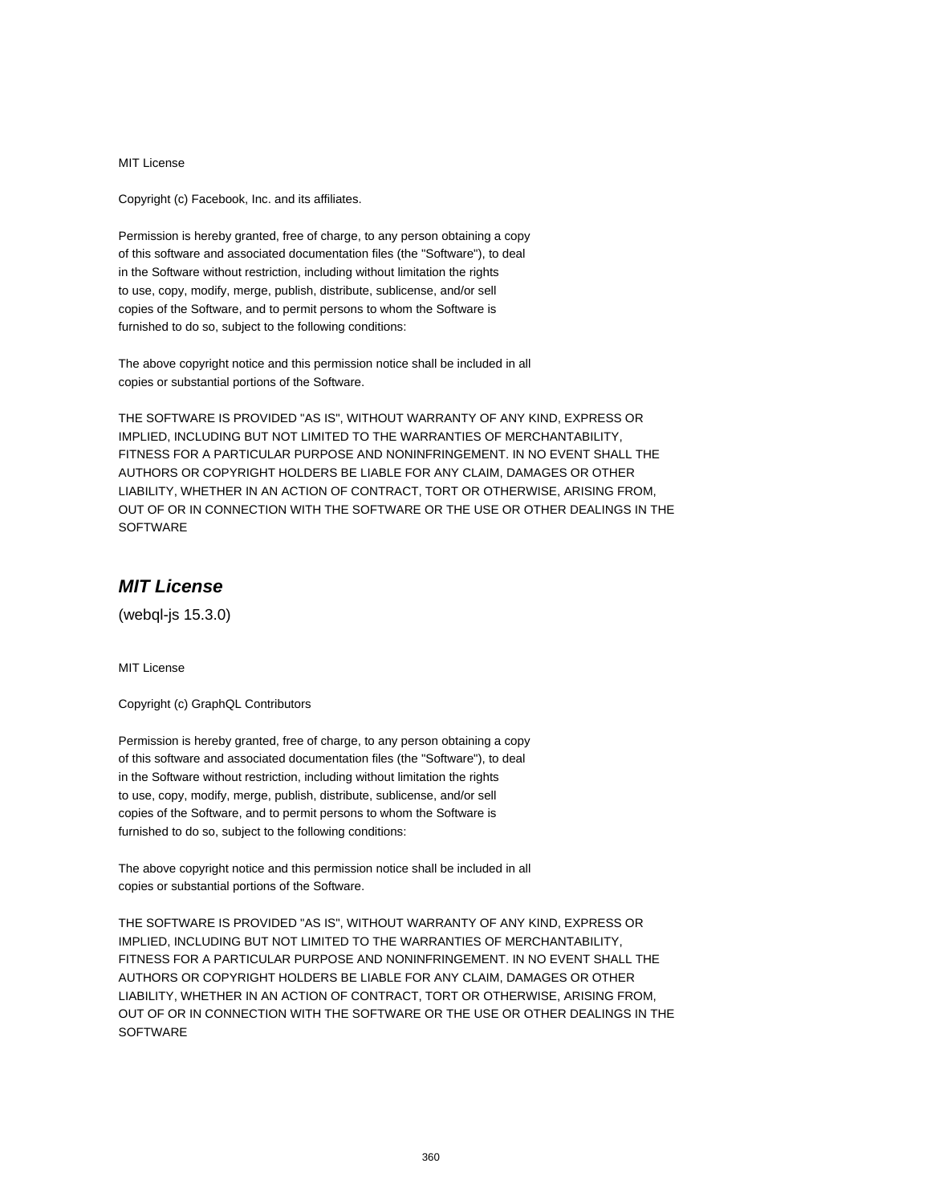MIT License

Copyright (c) Facebook, Inc. and its affiliates.

Permission is hereby granted, free of charge, to any person obtaining a copy
of this software and associated documentation files (the "Software"), to deal
in the Software without restriction, including without limitation the rights
to use, copy, modify, merge, publish, distribute, sublicense, and/or sell
copies of the Software, and to permit persons to whom the Software is
furnished to do so, subject to the following conditions:

The above copyright notice and this permission notice shall be included in all
copies or substantial portions of the Software.

THE SOFTWARE IS PROVIDED "AS IS", WITHOUT WARRANTY OF ANY KIND, EXPRESS OR
IMPLIED, INCLUDING BUT NOT LIMITED TO THE WARRANTIES OF MERCHANTABILITY,
FITNESS FOR A PARTICULAR PURPOSE AND NONINFRINGEMENT. IN NO EVENT SHALL THE
AUTHORS OR COPYRIGHT HOLDERS BE LIABLE FOR ANY CLAIM, DAMAGES OR OTHER
LIABILITY, WHETHER IN AN ACTION OF CONTRACT, TORT OR OTHERWISE, ARISING FROM,
OUT OF OR IN CONNECTION WITH THE SOFTWARE OR THE USE OR OTHER DEALINGS IN THE
SOFTWARE

## *MIT License*

(webql-js 15.3.0)

MIT License

Copyright (c) GraphQL Contributors

Permission is hereby granted, free of charge, to any person obtaining a copy
of this software and associated documentation files (the "Software"), to deal
in the Software without restriction, including without limitation the rights
to use, copy, modify, merge, publish, distribute, sublicense, and/or sell
copies of the Software, and to permit persons to whom the Software is
furnished to do so, subject to the following conditions:

The above copyright notice and this permission notice shall be included in all
copies or substantial portions of the Software.

THE SOFTWARE IS PROVIDED "AS IS", WITHOUT WARRANTY OF ANY KIND, EXPRESS OR
IMPLIED, INCLUDING BUT NOT LIMITED TO THE WARRANTIES OF MERCHANTABILITY,
FITNESS FOR A PARTICULAR PURPOSE AND NONINFRINGEMENT. IN NO EVENT SHALL THE
AUTHORS OR COPYRIGHT HOLDERS BE LIABLE FOR ANY CLAIM, DAMAGES OR OTHER
LIABILITY, WHETHER IN AN ACTION OF CONTRACT, TORT OR OTHERWISE, ARISING FROM,
OUT OF OR IN CONNECTION WITH THE SOFTWARE OR THE USE OR OTHER DEALINGS IN THE
SOFTWARE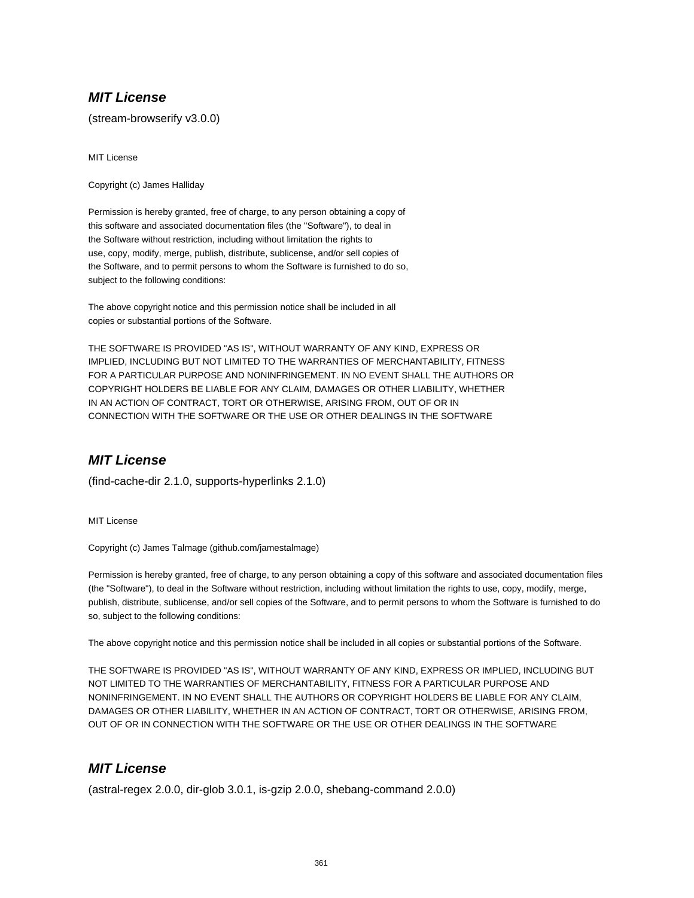## ***MIT License***

(stream-browserify v3.0.0)

MIT License

Copyright (c) James Halliday

Permission is hereby granted, free of charge, to any person obtaining a copy of
this software and associated documentation files (the "Software"), to deal in
the Software without restriction, including without limitation the rights to
use, copy, modify, merge, publish, distribute, sublicense, and/or sell copies of
the Software, and to permit persons to whom the Software is furnished to do so,
subject to the following conditions:

The above copyright notice and this permission notice shall be included in all
copies or substantial portions of the Software.

THE SOFTWARE IS PROVIDED "AS IS", WITHOUT WARRANTY OF ANY KIND, EXPRESS OR
IMPLIED, INCLUDING BUT NOT LIMITED TO THE WARRANTIES OF MERCHANTABILITY, FITNESS
FOR A PARTICULAR PURPOSE AND NONINFRINGEMENT. IN NO EVENT SHALL THE AUTHORS OR
COPYRIGHT HOLDERS BE LIABLE FOR ANY CLAIM, DAMAGES OR OTHER LIABILITY, WHETHER
IN AN ACTION OF CONTRACT, TORT OR OTHERWISE, ARISING FROM, OUT OF OR IN
CONNECTION WITH THE SOFTWARE OR THE USE OR OTHER DEALINGS IN THE SOFTWARE

## ***MIT License***

(find-cache-dir 2.1.0, supports-hyperlinks 2.1.0)

MIT License

Copyright (c) James Talmage (github.com/jamestalmage)

Permission is hereby granted, free of charge, to any person obtaining a copy of this software and associated documentation files (the "Software"), to deal in the Software without restriction, including without limitation the rights to use, copy, modify, merge, publish, distribute, sublicense, and/or sell copies of the Software, and to permit persons to whom the Software is furnished to do so, subject to the following conditions:

The above copyright notice and this permission notice shall be included in all copies or substantial portions of the Software.

THE SOFTWARE IS PROVIDED "AS IS", WITHOUT WARRANTY OF ANY KIND, EXPRESS OR IMPLIED, INCLUDING BUT NOT LIMITED TO THE WARRANTIES OF MERCHANTABILITY, FITNESS FOR A PARTICULAR PURPOSE AND NONINFRINGEMENT. IN NO EVENT SHALL THE AUTHORS OR COPYRIGHT HOLDERS BE LIABLE FOR ANY CLAIM, DAMAGES OR OTHER LIABILITY, WHETHER IN AN ACTION OF CONTRACT, TORT OR OTHERWISE, ARISING FROM, OUT OF OR IN CONNECTION WITH THE SOFTWARE OR THE USE OR OTHER DEALINGS IN THE SOFTWARE

## ***MIT License***

(astral-regex 2.0.0, dir-glob 3.0.1, is-gzip 2.0.0, shebang-command 2.0.0)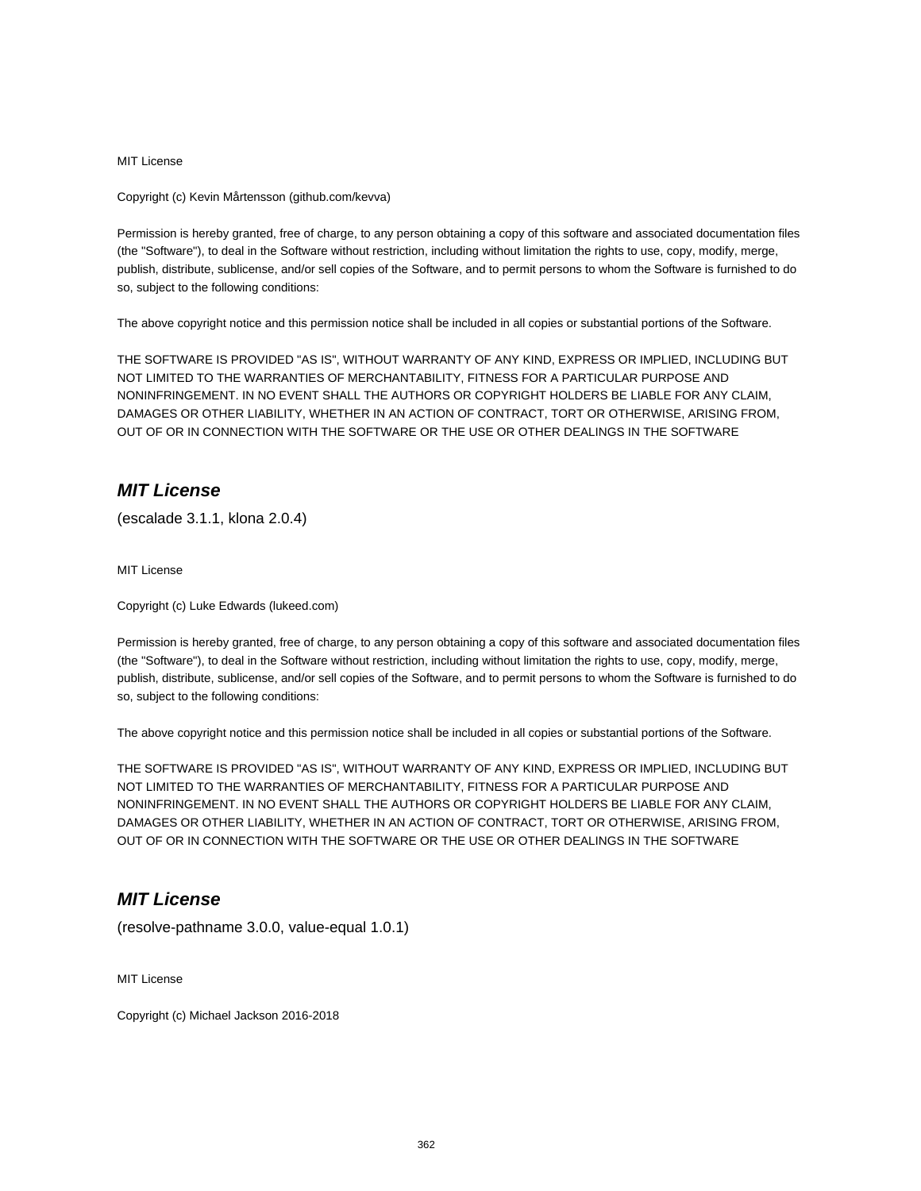MIT License

Copyright (c) Kevin Mårtensson (github.com/kevva)

Permission is hereby granted, free of charge, to any person obtaining a copy of this software and associated documentation files (the "Software"), to deal in the Software without restriction, including without limitation the rights to use, copy, modify, merge, publish, distribute, sublicense, and/or sell copies of the Software, and to permit persons to whom the Software is furnished to do so, subject to the following conditions:

The above copyright notice and this permission notice shall be included in all copies or substantial portions of the Software.

THE SOFTWARE IS PROVIDED "AS IS", WITHOUT WARRANTY OF ANY KIND, EXPRESS OR IMPLIED, INCLUDING BUT NOT LIMITED TO THE WARRANTIES OF MERCHANTABILITY, FITNESS FOR A PARTICULAR PURPOSE AND NONINFRINGEMENT. IN NO EVENT SHALL THE AUTHORS OR COPYRIGHT HOLDERS BE LIABLE FOR ANY CLAIM, DAMAGES OR OTHER LIABILITY, WHETHER IN AN ACTION OF CONTRACT, TORT OR OTHERWISE, ARISING FROM, OUT OF OR IN CONNECTION WITH THE SOFTWARE OR THE USE OR OTHER DEALINGS IN THE SOFTWARE

## *MIT License*

(escalade 3.1.1, klona 2.0.4)

MIT License

Copyright (c) Luke Edwards (lukeed.com)

Permission is hereby granted, free of charge, to any person obtaining a copy of this software and associated documentation files (the "Software"), to deal in the Software without restriction, including without limitation the rights to use, copy, modify, merge, publish, distribute, sublicense, and/or sell copies of the Software, and to permit persons to whom the Software is furnished to do so, subject to the following conditions:

The above copyright notice and this permission notice shall be included in all copies or substantial portions of the Software.

THE SOFTWARE IS PROVIDED "AS IS", WITHOUT WARRANTY OF ANY KIND, EXPRESS OR IMPLIED, INCLUDING BUT NOT LIMITED TO THE WARRANTIES OF MERCHANTABILITY, FITNESS FOR A PARTICULAR PURPOSE AND NONINFRINGEMENT. IN NO EVENT SHALL THE AUTHORS OR COPYRIGHT HOLDERS BE LIABLE FOR ANY CLAIM, DAMAGES OR OTHER LIABILITY, WHETHER IN AN ACTION OF CONTRACT, TORT OR OTHERWISE, ARISING FROM, OUT OF OR IN CONNECTION WITH THE SOFTWARE OR THE USE OR OTHER DEALINGS IN THE SOFTWARE

## *MIT License*

(resolve-pathname 3.0.0, value-equal 1.0.1)

MIT License

Copyright (c) Michael Jackson 2016-2018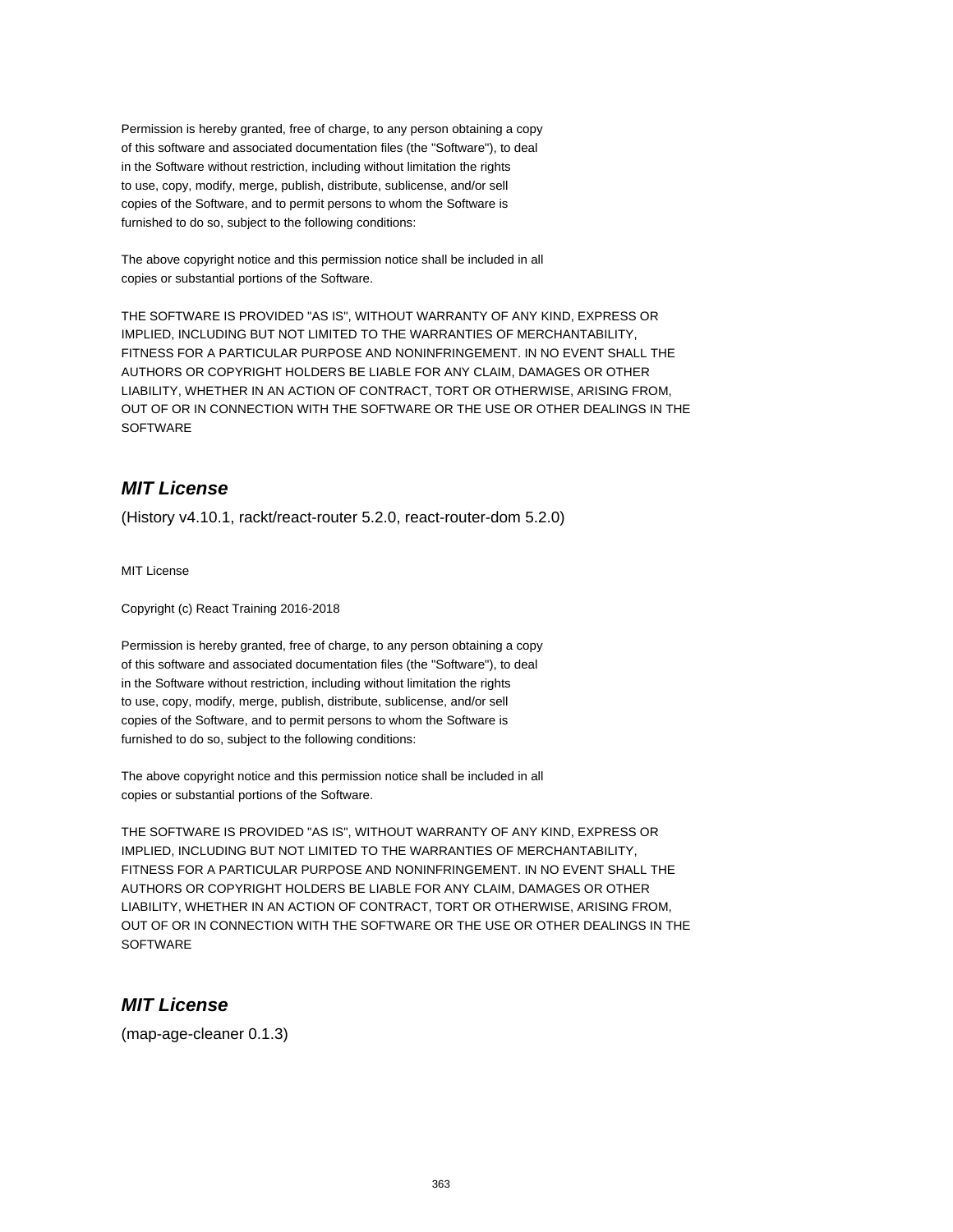Permission is hereby granted, free of charge, to any person obtaining a copy
of this software and associated documentation files (the "Software"), to deal
in the Software without restriction, including without limitation the rights
to use, copy, modify, merge, publish, distribute, sublicense, and/or sell
copies of the Software, and to permit persons to whom the Software is
furnished to do so, subject to the following conditions:

The above copyright notice and this permission notice shall be included in all
copies or substantial portions of the Software.

THE SOFTWARE IS PROVIDED "AS IS", WITHOUT WARRANTY OF ANY KIND, EXPRESS OR
IMPLIED, INCLUDING BUT NOT LIMITED TO THE WARRANTIES OF MERCHANTABILITY,
FITNESS FOR A PARTICULAR PURPOSE AND NONINFRINGEMENT. IN NO EVENT SHALL THE
AUTHORS OR COPYRIGHT HOLDERS BE LIABLE FOR ANY CLAIM, DAMAGES OR OTHER
LIABILITY, WHETHER IN AN ACTION OF CONTRACT, TORT OR OTHERWISE, ARISING FROM,
OUT OF OR IN CONNECTION WITH THE SOFTWARE OR THE USE OR OTHER DEALINGS IN THE
SOFTWARE

## *MIT License*

(History v4.10.1, rackt/react-router 5.2.0, react-router-dom 5.2.0)

MIT License

Copyright (c) React Training 2016-2018

Permission is hereby granted, free of charge, to any person obtaining a copy
of this software and associated documentation files (the "Software"), to deal
in the Software without restriction, including without limitation the rights
to use, copy, modify, merge, publish, distribute, sublicense, and/or sell
copies of the Software, and to permit persons to whom the Software is
furnished to do so, subject to the following conditions:

The above copyright notice and this permission notice shall be included in all
copies or substantial portions of the Software.

THE SOFTWARE IS PROVIDED "AS IS", WITHOUT WARRANTY OF ANY KIND, EXPRESS OR
IMPLIED, INCLUDING BUT NOT LIMITED TO THE WARRANTIES OF MERCHANTABILITY,
FITNESS FOR A PARTICULAR PURPOSE AND NONINFRINGEMENT. IN NO EVENT SHALL THE
AUTHORS OR COPYRIGHT HOLDERS BE LIABLE FOR ANY CLAIM, DAMAGES OR OTHER
LIABILITY, WHETHER IN AN ACTION OF CONTRACT, TORT OR OTHERWISE, ARISING FROM,
OUT OF OR IN CONNECTION WITH THE SOFTWARE OR THE USE OR OTHER DEALINGS IN THE
SOFTWARE

## *MIT License*

(map-age-cleaner 0.1.3)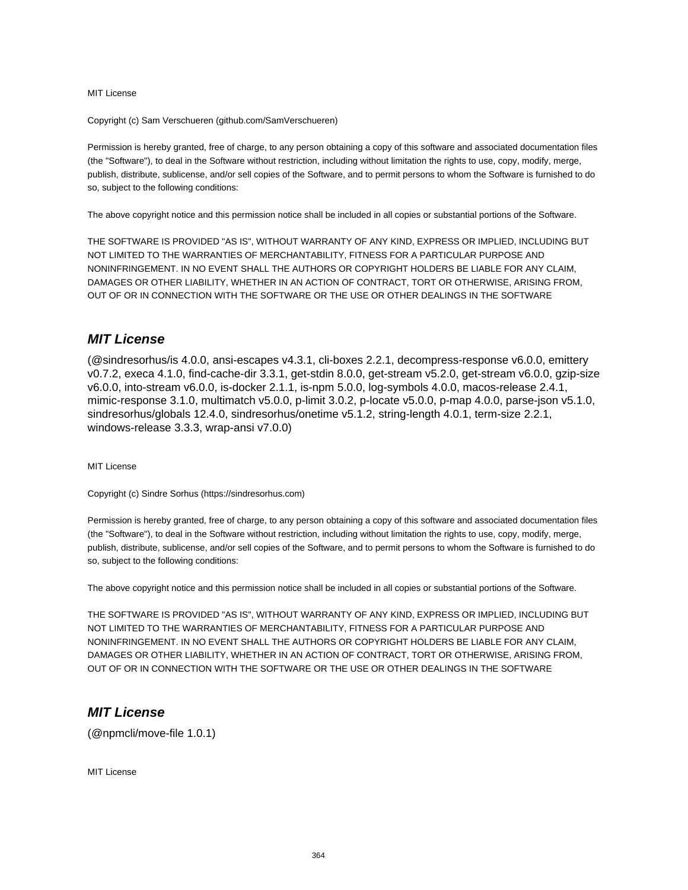MIT License

Copyright (c) Sam Verschueren (github.com/SamVerschueren)

Permission is hereby granted, free of charge, to any person obtaining a copy of this software and associated documentation files (the "Software"), to deal in the Software without restriction, including without limitation the rights to use, copy, modify, merge, publish, distribute, sublicense, and/or sell copies of the Software, and to permit persons to whom the Software is furnished to do so, subject to the following conditions:

The above copyright notice and this permission notice shall be included in all copies or substantial portions of the Software.

THE SOFTWARE IS PROVIDED "AS IS", WITHOUT WARRANTY OF ANY KIND, EXPRESS OR IMPLIED, INCLUDING BUT NOT LIMITED TO THE WARRANTIES OF MERCHANTABILITY, FITNESS FOR A PARTICULAR PURPOSE AND NONINFRINGEMENT. IN NO EVENT SHALL THE AUTHORS OR COPYRIGHT HOLDERS BE LIABLE FOR ANY CLAIM, DAMAGES OR OTHER LIABILITY, WHETHER IN AN ACTION OF CONTRACT, TORT OR OTHERWISE, ARISING FROM, OUT OF OR IN CONNECTION WITH THE SOFTWARE OR THE USE OR OTHER DEALINGS IN THE SOFTWARE

## ***MIT License***

(@sindresorhus/is 4.0.0, ansi-escapes v4.3.1, cli-boxes 2.2.1, decompress-response v6.0.0, emittery v0.7.2, execa 4.1.0, find-cache-dir 3.3.1, get-stdin 8.0.0, get-stream v5.2.0, get-stream v6.0.0, gzip-size v6.0.0, into-stream v6.0.0, is-docker 2.1.1, is-npm 5.0.0, log-symbols 4.0.0, macos-release 2.4.1, mimic-response 3.1.0, multimatch v5.0.0, p-limit 3.0.2, p-locate v5.0.0, p-map 4.0.0, parse-json v5.1.0, sindresorhus/globals 12.4.0, sindresorhus/onetime v5.1.2, string-length 4.0.1, term-size 2.2.1, windows-release 3.3.3, wrap-ansi v7.0.0)

MIT License

Copyright (c) Sindre Sorhus (https://sindresorhus.com)

Permission is hereby granted, free of charge, to any person obtaining a copy of this software and associated documentation files (the "Software"), to deal in the Software without restriction, including without limitation the rights to use, copy, modify, merge, publish, distribute, sublicense, and/or sell copies of the Software, and to permit persons to whom the Software is furnished to do so, subject to the following conditions:

The above copyright notice and this permission notice shall be included in all copies or substantial portions of the Software.

THE SOFTWARE IS PROVIDED "AS IS", WITHOUT WARRANTY OF ANY KIND, EXPRESS OR IMPLIED, INCLUDING BUT NOT LIMITED TO THE WARRANTIES OF MERCHANTABILITY, FITNESS FOR A PARTICULAR PURPOSE AND NONINFRINGEMENT. IN NO EVENT SHALL THE AUTHORS OR COPYRIGHT HOLDERS BE LIABLE FOR ANY CLAIM, DAMAGES OR OTHER LIABILITY, WHETHER IN AN ACTION OF CONTRACT, TORT OR OTHERWISE, ARISING FROM, OUT OF OR IN CONNECTION WITH THE SOFTWARE OR THE USE OR OTHER DEALINGS IN THE SOFTWARE

## ***MIT License***

(@npmcli/move-file 1.0.1)

MIT License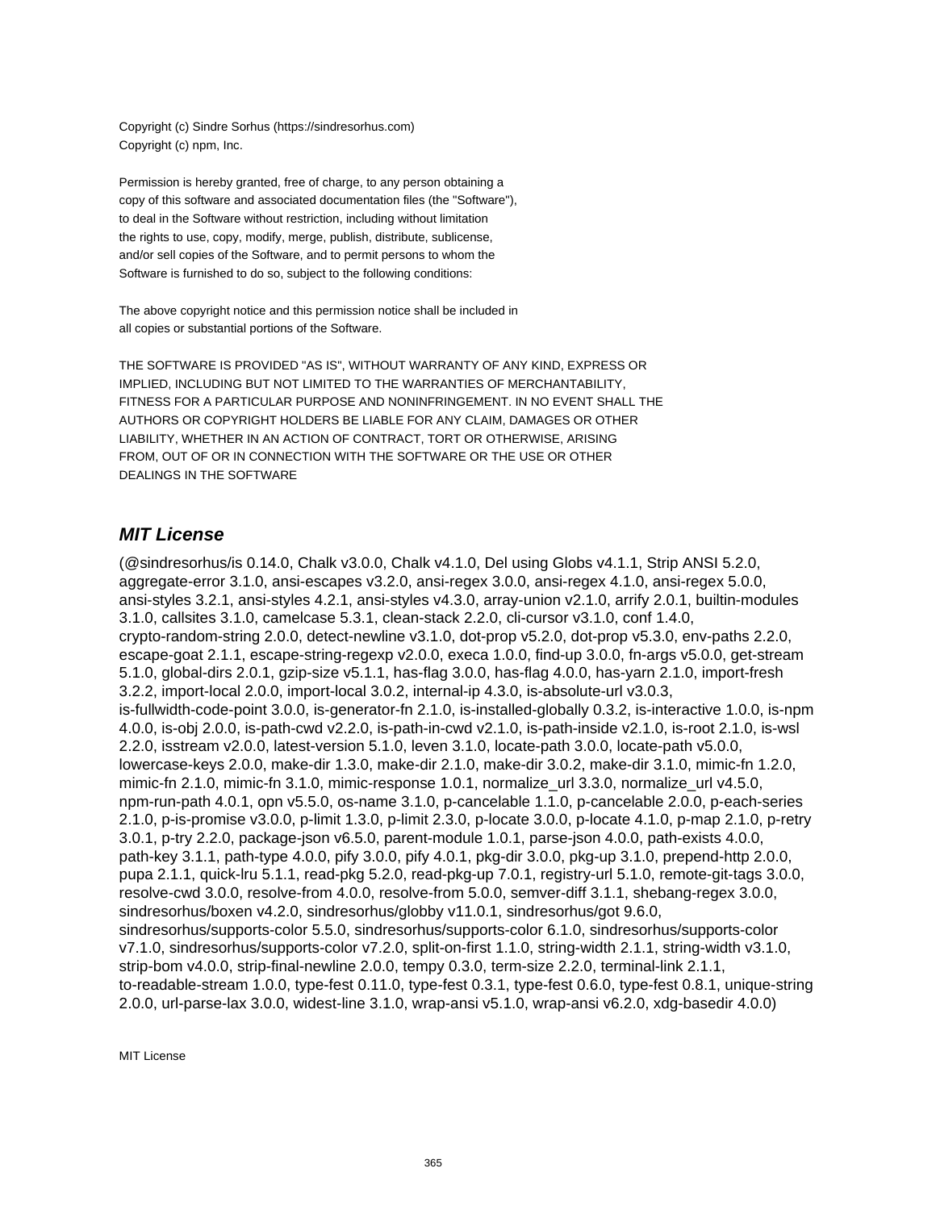Copyright (c) Sindre Sorhus (https://sindresorhus.com)
Copyright (c) npm, Inc.

Permission is hereby granted, free of charge, to any person obtaining a copy of this software and associated documentation files (the "Software"), to deal in the Software without restriction, including without limitation the rights to use, copy, modify, merge, publish, distribute, sublicense, and/or sell copies of the Software, and to permit persons to whom the Software is furnished to do so, subject to the following conditions:

The above copyright notice and this permission notice shall be included in all copies or substantial portions of the Software.

THE SOFTWARE IS PROVIDED "AS IS", WITHOUT WARRANTY OF ANY KIND, EXPRESS OR IMPLIED, INCLUDING BUT NOT LIMITED TO THE WARRANTIES OF MERCHANTABILITY, FITNESS FOR A PARTICULAR PURPOSE AND NONINFRINGEMENT. IN NO EVENT SHALL THE AUTHORS OR COPYRIGHT HOLDERS BE LIABLE FOR ANY CLAIM, DAMAGES OR OTHER LIABILITY, WHETHER IN AN ACTION OF CONTRACT, TORT OR OTHERWISE, ARISING FROM, OUT OF OR IN CONNECTION WITH THE SOFTWARE OR THE USE OR OTHER DEALINGS IN THE SOFTWARE

## *MIT License*

(@sindresorhus/is 0.14.0, Chalk v3.0.0, Chalk v4.1.0, Del using Globs v4.1.1, Strip ANSI 5.2.0, aggregate-error 3.1.0, ansi-escapes v3.2.0, ansi-regex 3.0.0, ansi-regex 4.1.0, ansi-regex 5.0.0, ansi-styles 3.2.1, ansi-styles 4.2.1, ansi-styles v4.3.0, array-union v2.1.0, arrify 2.0.1, builtin-modules 3.1.0, callsites 3.1.0, camelcase 5.3.1, clean-stack 2.2.0, cli-cursor v3.1.0, conf 1.4.0, crypto-random-string 2.0.0, detect-newline v3.1.0, dot-prop v5.2.0, dot-prop v5.3.0, env-paths 2.2.0, escape-goat 2.1.1, escape-string-regexp v2.0.0, execa 1.0.0, find-up 3.0.0, fn-args v5.0.0, get-stream 5.1.0, global-dirs 2.0.1, gzip-size v5.1.1, has-flag 3.0.0, has-flag 4.0.0, has-yarn 2.1.0, import-fresh 3.2.2, import-local 2.0.0, import-local 3.0.2, internal-ip 4.3.0, is-absolute-url v3.0.3, is-fullwidth-code-point 3.0.0, is-generator-fn 2.1.0, is-installed-globally 0.3.2, is-interactive 1.0.0, is-npm 4.0.0, is-obj 2.0.0, is-path-cwd v2.2.0, is-path-in-cwd v2.1.0, is-path-inside v2.1.0, is-root 2.1.0, is-wsl 2.2.0, isstream v2.0.0, latest-version 5.1.0, leven 3.1.0, locate-path 3.0.0, locate-path v5.0.0, lowercase-keys 2.0.0, make-dir 1.3.0, make-dir 2.1.0, make-dir 3.0.2, make-dir 3.1.0, mimic-fn 1.2.0, mimic-fn 2.1.0, mimic-fn 3.1.0, mimic-response 1.0.1, normalize_url 3.3.0, normalize_url v4.5.0, npm-run-path 4.0.1, opn v5.5.0, os-name 3.1.0, p-cancelable 1.1.0, p-cancelable 2.0.0, p-each-series 2.1.0, p-is-promise v3.0.0, p-limit 1.3.0, p-limit 2.3.0, p-locate 3.0.0, p-locate 4.1.0, p-map 2.1.0, p-retry 3.0.1, p-try 2.2.0, package-json v6.5.0, parent-module 1.0.1, parse-json 4.0.0, path-exists 4.0.0, path-key 3.1.1, path-type 4.0.0, pify 3.0.0, pify 4.0.1, pkg-dir 3.0.0, pkg-up 3.1.0, prepend-http 2.0.0, pupa 2.1.1, quick-lru 5.1.1, read-pkg 5.2.0, read-pkg-up 7.0.1, registry-url 5.1.0, remote-git-tags 3.0.0, resolve-cwd 3.0.0, resolve-from 4.0.0, resolve-from 5.0.0, semver-diff 3.1.1, shebang-regex 3.0.0, sindresorhus/boxen v4.2.0, sindresorhus/globby v11.0.1, sindresorhus/got 9.6.0, sindresorhus/supports-color 5.5.0, sindresorhus/supports-color 6.1.0, sindresorhus/supports-color v7.1.0, sindresorhus/supports-color v7.2.0, split-on-first 1.1.0, string-width 2.1.1, string-width v3.1.0, strip-bom v4.0.0, strip-final-newline 2.0.0, tempy 0.3.0, term-size 2.2.0, terminal-link 2.1.1, to-readable-stream 1.0.0, type-fest 0.11.0, type-fest 0.3.1, type-fest 0.6.0, type-fest 0.8.1, unique-string 2.0.0, url-parse-lax 3.0.0, widest-line 3.1.0, wrap-ansi v5.1.0, wrap-ansi v6.2.0, xdg-basedir 4.0.0)

MIT License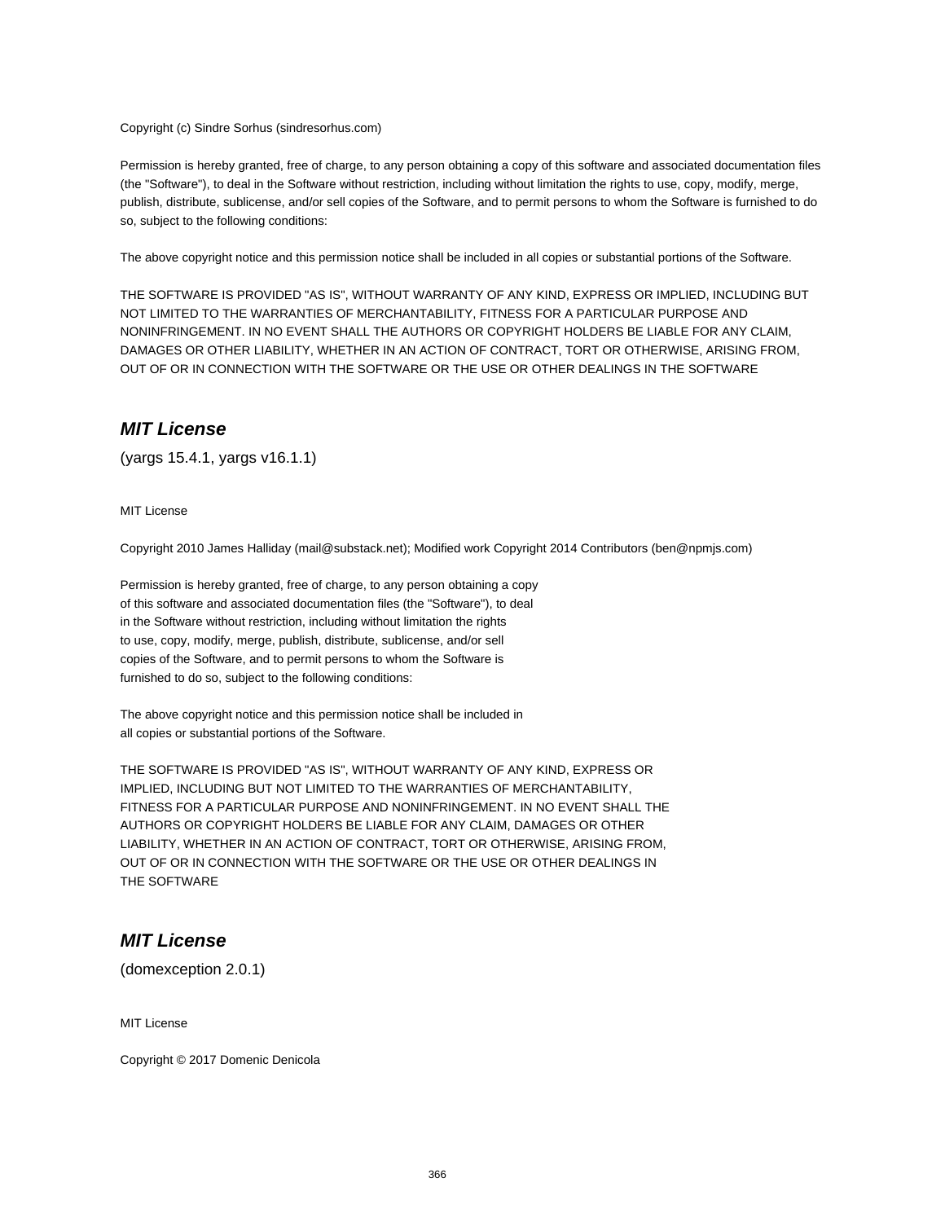Copyright (c) Sindre Sorhus (sindresorhus.com)

Permission is hereby granted, free of charge, to any person obtaining a copy of this software and associated documentation files (the "Software"), to deal in the Software without restriction, including without limitation the rights to use, copy, modify, merge, publish, distribute, sublicense, and/or sell copies of the Software, and to permit persons to whom the Software is furnished to do so, subject to the following conditions:

The above copyright notice and this permission notice shall be included in all copies or substantial portions of the Software.

THE SOFTWARE IS PROVIDED "AS IS", WITHOUT WARRANTY OF ANY KIND, EXPRESS OR IMPLIED, INCLUDING BUT NOT LIMITED TO THE WARRANTIES OF MERCHANTABILITY, FITNESS FOR A PARTICULAR PURPOSE AND NONINFRINGEMENT. IN NO EVENT SHALL THE AUTHORS OR COPYRIGHT HOLDERS BE LIABLE FOR ANY CLAIM, DAMAGES OR OTHER LIABILITY, WHETHER IN AN ACTION OF CONTRACT, TORT OR OTHERWISE, ARISING FROM, OUT OF OR IN CONNECTION WITH THE SOFTWARE OR THE USE OR OTHER DEALINGS IN THE SOFTWARE

## *MIT License*

(yargs 15.4.1, yargs v16.1.1)

MIT License

Copyright 2010 James Halliday (mail@substack.net); Modified work Copyright 2014 Contributors (ben@npmjs.com)

Permission is hereby granted, free of charge, to any person obtaining a copy of this software and associated documentation files (the "Software"), to deal in the Software without restriction, including without limitation the rights to use, copy, modify, merge, publish, distribute, sublicense, and/or sell copies of the Software, and to permit persons to whom the Software is furnished to do so, subject to the following conditions:

The above copyright notice and this permission notice shall be included in all copies or substantial portions of the Software.

THE SOFTWARE IS PROVIDED "AS IS", WITHOUT WARRANTY OF ANY KIND, EXPRESS OR IMPLIED, INCLUDING BUT NOT LIMITED TO THE WARRANTIES OF MERCHANTABILITY, FITNESS FOR A PARTICULAR PURPOSE AND NONINFRINGEMENT. IN NO EVENT SHALL THE AUTHORS OR COPYRIGHT HOLDERS BE LIABLE FOR ANY CLAIM, DAMAGES OR OTHER LIABILITY, WHETHER IN AN ACTION OF CONTRACT, TORT OR OTHERWISE, ARISING FROM, OUT OF OR IN CONNECTION WITH THE SOFTWARE OR THE USE OR OTHER DEALINGS IN THE SOFTWARE

## *MIT License*

(domexception 2.0.1)

MIT License

Copyright © 2017 Domenic Denicola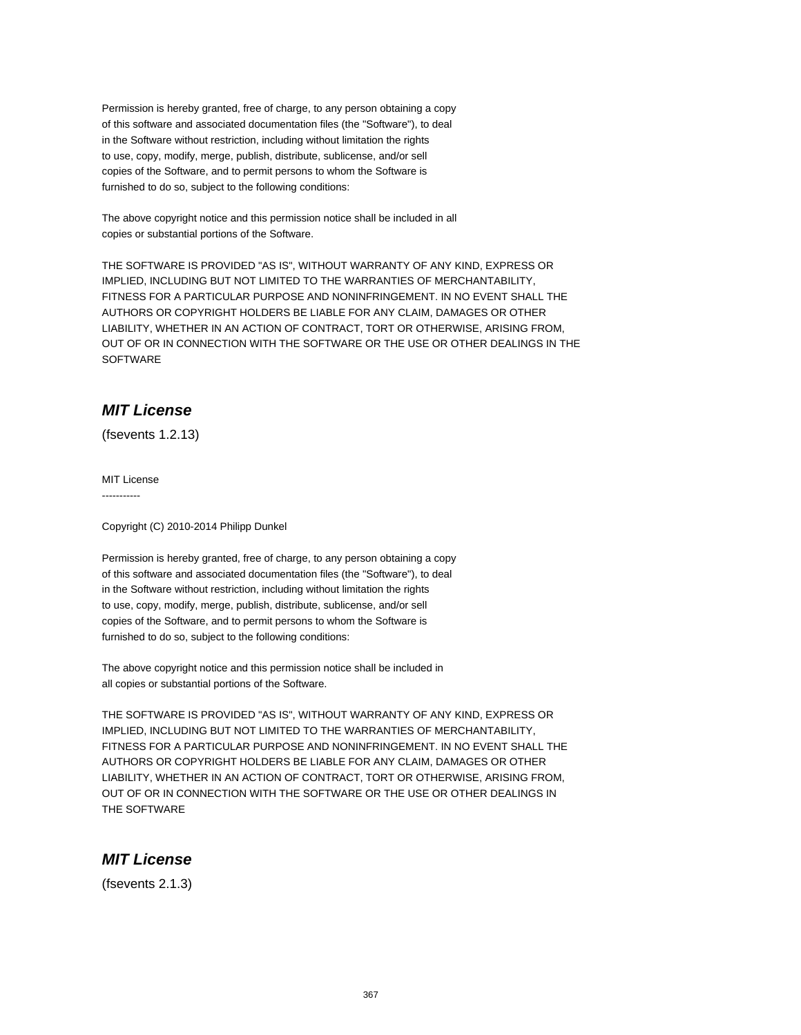Permission is hereby granted, free of charge, to any person obtaining a copy
of this software and associated documentation files (the "Software"), to deal
in the Software without restriction, including without limitation the rights
to use, copy, modify, merge, publish, distribute, sublicense, and/or sell
copies of the Software, and to permit persons to whom the Software is
furnished to do so, subject to the following conditions:

The above copyright notice and this permission notice shall be included in all
copies or substantial portions of the Software.

THE SOFTWARE IS PROVIDED "AS IS", WITHOUT WARRANTY OF ANY KIND, EXPRESS OR
IMPLIED, INCLUDING BUT NOT LIMITED TO THE WARRANTIES OF MERCHANTABILITY,
FITNESS FOR A PARTICULAR PURPOSE AND NONINFRINGEMENT. IN NO EVENT SHALL THE
AUTHORS OR COPYRIGHT HOLDERS BE LIABLE FOR ANY CLAIM, DAMAGES OR OTHER
LIABILITY, WHETHER IN AN ACTION OF CONTRACT, TORT OR OTHERWISE, ARISING FROM,
OUT OF OR IN CONNECTION WITH THE SOFTWARE OR THE USE OR OTHER DEALINGS IN THE
SOFTWARE

## ***MIT License***

(fsevents 1.2.13)

MIT License
-----------

Copyright (C) 2010-2014 Philipp Dunkel

Permission is hereby granted, free of charge, to any person obtaining a copy
of this software and associated documentation files (the "Software"), to deal
in the Software without restriction, including without limitation the rights
to use, copy, modify, merge, publish, distribute, sublicense, and/or sell
copies of the Software, and to permit persons to whom the Software is
furnished to do so, subject to the following conditions:

The above copyright notice and this permission notice shall be included in
all copies or substantial portions of the Software.

THE SOFTWARE IS PROVIDED "AS IS", WITHOUT WARRANTY OF ANY KIND, EXPRESS OR
IMPLIED, INCLUDING BUT NOT LIMITED TO THE WARRANTIES OF MERCHANTABILITY,
FITNESS FOR A PARTICULAR PURPOSE AND NONINFRINGEMENT. IN NO EVENT SHALL THE
AUTHORS OR COPYRIGHT HOLDERS BE LIABLE FOR ANY CLAIM, DAMAGES OR OTHER
LIABILITY, WHETHER IN AN ACTION OF CONTRACT, TORT OR OTHERWISE, ARISING FROM,
OUT OF OR IN CONNECTION WITH THE SOFTWARE OR THE USE OR OTHER DEALINGS IN
THE SOFTWARE

## ***MIT License***

(fsevents 2.1.3)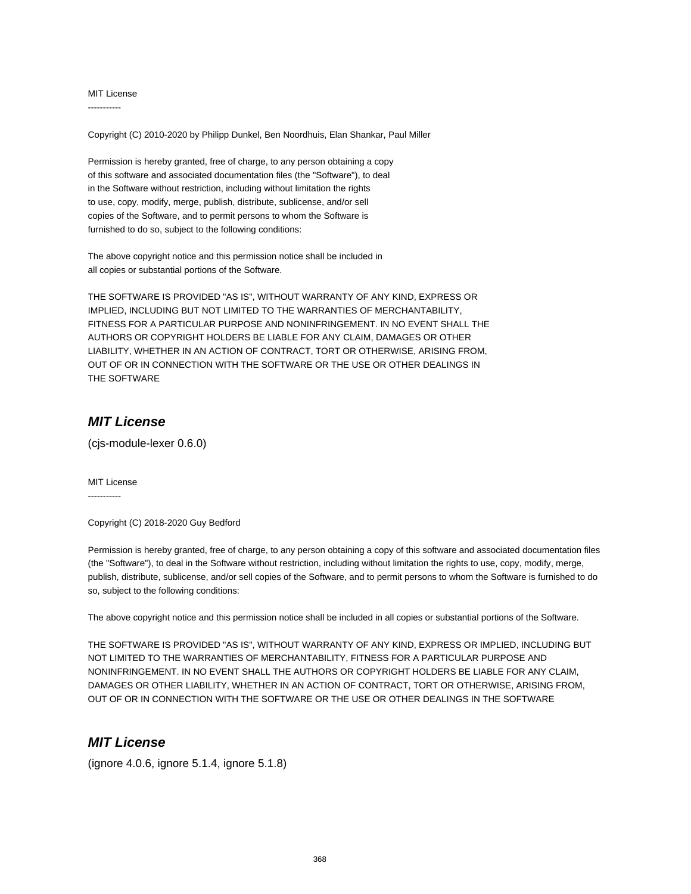MIT License
-----------

Copyright (C) 2010-2020 by Philipp Dunkel, Ben Noordhuis, Elan Shankar, Paul Miller

Permission is hereby granted, free of charge, to any person obtaining a copy
of this software and associated documentation files (the "Software"), to deal
in the Software without restriction, including without limitation the rights
to use, copy, modify, merge, publish, distribute, sublicense, and/or sell
copies of the Software, and to permit persons to whom the Software is
furnished to do so, subject to the following conditions:

The above copyright notice and this permission notice shall be included in
all copies or substantial portions of the Software.

THE SOFTWARE IS PROVIDED "AS IS", WITHOUT WARRANTY OF ANY KIND, EXPRESS OR
IMPLIED, INCLUDING BUT NOT LIMITED TO THE WARRANTIES OF MERCHANTABILITY,
FITNESS FOR A PARTICULAR PURPOSE AND NONINFRINGEMENT. IN NO EVENT SHALL THE
AUTHORS OR COPYRIGHT HOLDERS BE LIABLE FOR ANY CLAIM, DAMAGES OR OTHER
LIABILITY, WHETHER IN AN ACTION OF CONTRACT, TORT OR OTHERWISE, ARISING FROM,
OUT OF OR IN CONNECTION WITH THE SOFTWARE OR THE USE OR OTHER DEALINGS IN
THE SOFTWARE

## *MIT License*

(cjs-module-lexer 0.6.0)

MIT License
-----------

Copyright (C) 2018-2020 Guy Bedford

Permission is hereby granted, free of charge, to any person obtaining a copy of this software and associated documentation files (the "Software"), to deal in the Software without restriction, including without limitation the rights to use, copy, modify, merge, publish, distribute, sublicense, and/or sell copies of the Software, and to permit persons to whom the Software is furnished to do so, subject to the following conditions:

The above copyright notice and this permission notice shall be included in all copies or substantial portions of the Software.

THE SOFTWARE IS PROVIDED "AS IS", WITHOUT WARRANTY OF ANY KIND, EXPRESS OR IMPLIED, INCLUDING BUT NOT LIMITED TO THE WARRANTIES OF MERCHANTABILITY, FITNESS FOR A PARTICULAR PURPOSE AND NONINFRINGEMENT. IN NO EVENT SHALL THE AUTHORS OR COPYRIGHT HOLDERS BE LIABLE FOR ANY CLAIM, DAMAGES OR OTHER LIABILITY, WHETHER IN AN ACTION OF CONTRACT, TORT OR OTHERWISE, ARISING FROM, OUT OF OR IN CONNECTION WITH THE SOFTWARE OR THE USE OR OTHER DEALINGS IN THE SOFTWARE

## *MIT License*

(ignore 4.0.6, ignore 5.1.4, ignore 5.1.8)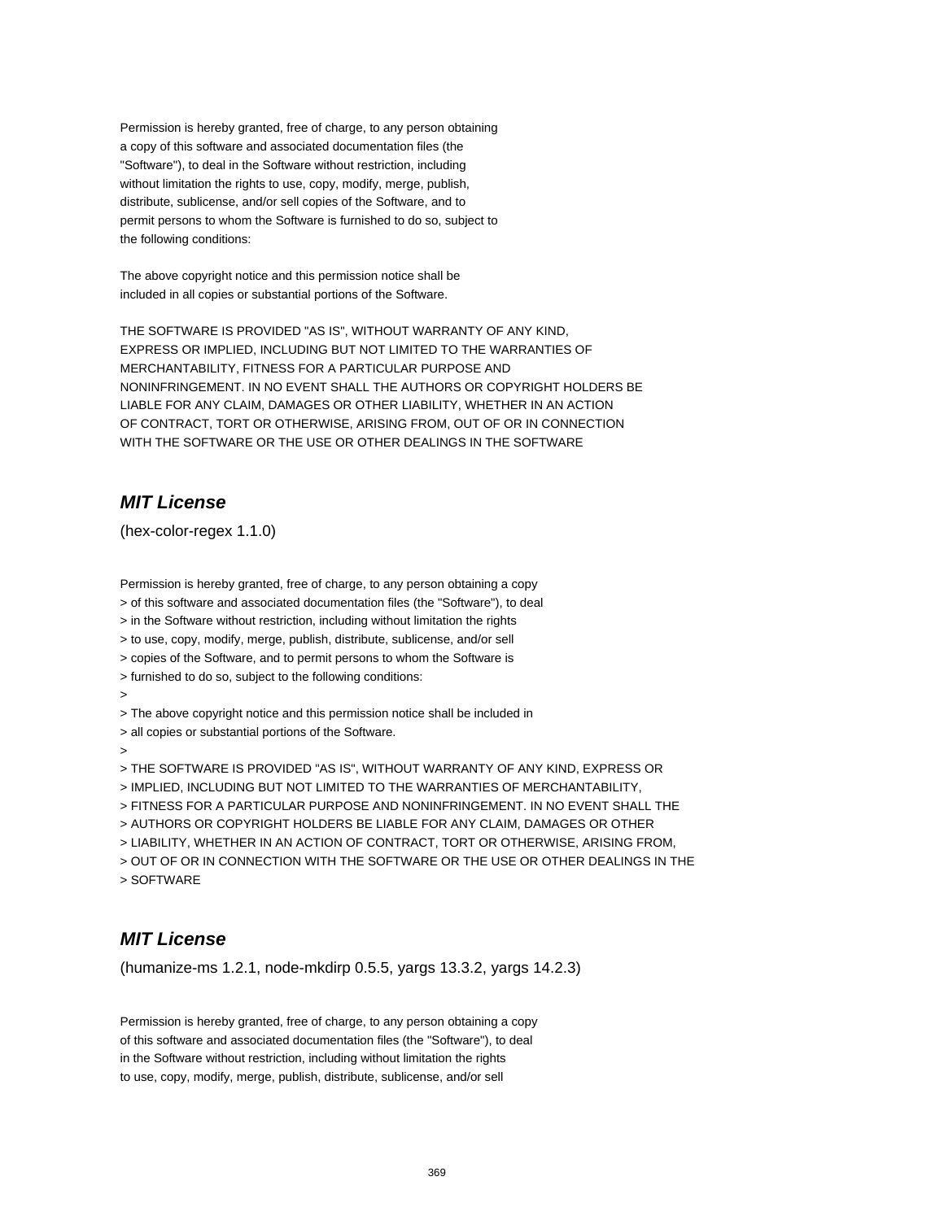Permission is hereby granted, free of charge, to any person obtaining
a copy of this software and associated documentation files (the
"Software"), to deal in the Software without restriction, including
without limitation the rights to use, copy, modify, merge, publish,
distribute, sublicense, and/or sell copies of the Software, and to
permit persons to whom the Software is furnished to do so, subject to
the following conditions:

The above copyright notice and this permission notice shall be
included in all copies or substantial portions of the Software.

THE SOFTWARE IS PROVIDED "AS IS", WITHOUT WARRANTY OF ANY KIND,
EXPRESS OR IMPLIED, INCLUDING BUT NOT LIMITED TO THE WARRANTIES OF
MERCHANTABILITY, FITNESS FOR A PARTICULAR PURPOSE AND
NONINFRINGEMENT. IN NO EVENT SHALL THE AUTHORS OR COPYRIGHT HOLDERS BE
LIABLE FOR ANY CLAIM, DAMAGES OR OTHER LIABILITY, WHETHER IN AN ACTION
OF CONTRACT, TORT OR OTHERWISE, ARISING FROM, OUT OF OR IN CONNECTION
WITH THE SOFTWARE OR THE USE OR OTHER DEALINGS IN THE SOFTWARE

## *MIT License*

(hex-color-regex 1.1.0)

Permission is hereby granted, free of charge, to any person obtaining a copy
> of this software and associated documentation files (the "Software"), to deal
> in the Software without restriction, including without limitation the rights
> to use, copy, modify, merge, publish, distribute, sublicense, and/or sell
> copies of the Software, and to permit persons to whom the Software is
> furnished to do so, subject to the following conditions:
>
> The above copyright notice and this permission notice shall be included in
> all copies or substantial portions of the Software.
>
> THE SOFTWARE IS PROVIDED "AS IS", WITHOUT WARRANTY OF ANY KIND, EXPRESS OR
> IMPLIED, INCLUDING BUT NOT LIMITED TO THE WARRANTIES OF MERCHANTABILITY,
> FITNESS FOR A PARTICULAR PURPOSE AND NONINFRINGEMENT. IN NO EVENT SHALL THE
> AUTHORS OR COPYRIGHT HOLDERS BE LIABLE FOR ANY CLAIM, DAMAGES OR OTHER
> LIABILITY, WHETHER IN AN ACTION OF CONTRACT, TORT OR OTHERWISE, ARISING FROM,
> OUT OF OR IN CONNECTION WITH THE SOFTWARE OR THE USE OR OTHER DEALINGS IN THE
> SOFTWARE

## *MIT License*

(humanize-ms 1.2.1, node-mkdirp 0.5.5, yargs 13.3.2, yargs 14.2.3)

Permission is hereby granted, free of charge, to any person obtaining a copy
of this software and associated documentation files (the "Software"), to deal
in the Software without restriction, including without limitation the rights
to use, copy, modify, merge, publish, distribute, sublicense, and/or sell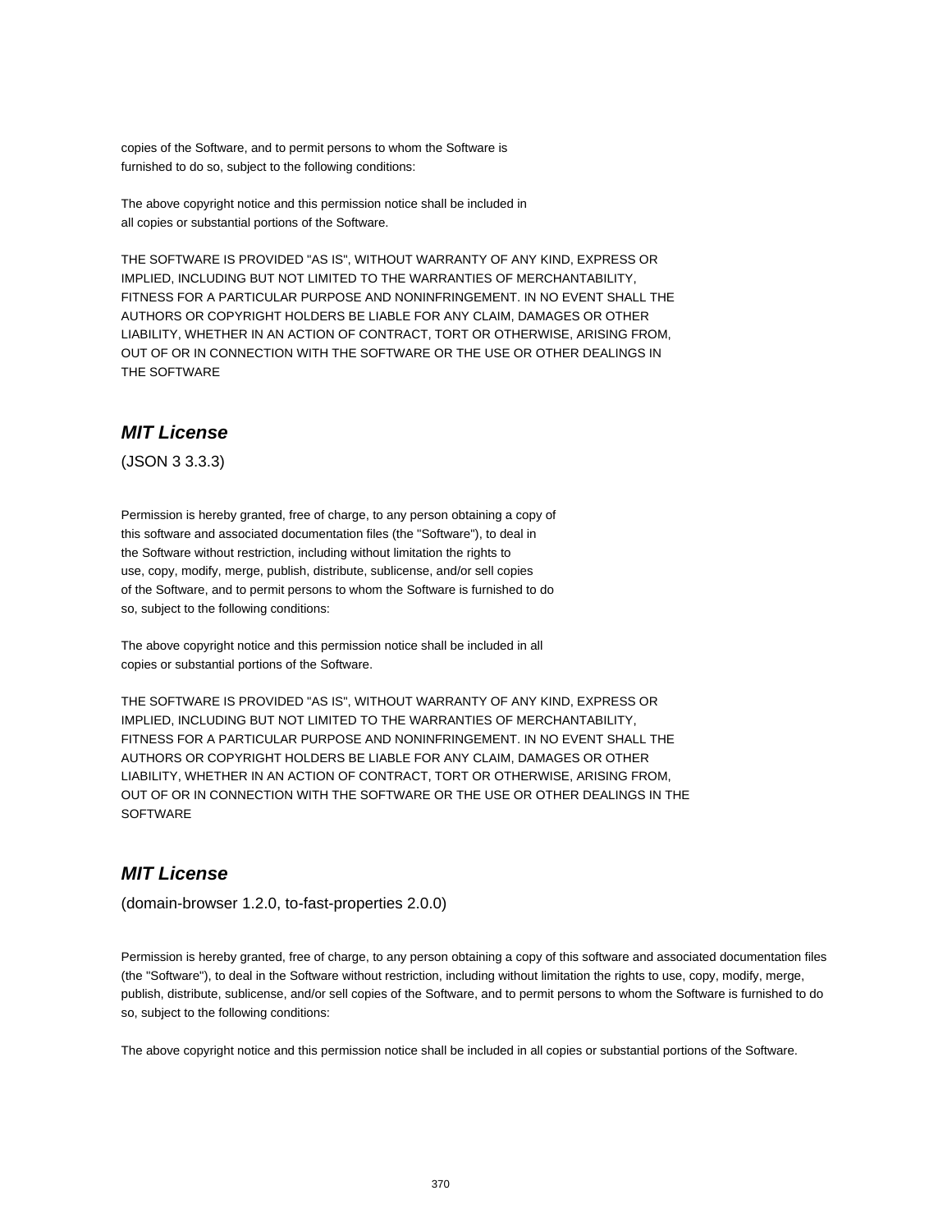copies of the Software, and to permit persons to whom the Software is
furnished to do so, subject to the following conditions:

The above copyright notice and this permission notice shall be included in
all copies or substantial portions of the Software.

THE SOFTWARE IS PROVIDED "AS IS", WITHOUT WARRANTY OF ANY KIND, EXPRESS OR
IMPLIED, INCLUDING BUT NOT LIMITED TO THE WARRANTIES OF MERCHANTABILITY,
FITNESS FOR A PARTICULAR PURPOSE AND NONINFRINGEMENT. IN NO EVENT SHALL THE
AUTHORS OR COPYRIGHT HOLDERS BE LIABLE FOR ANY CLAIM, DAMAGES OR OTHER
LIABILITY, WHETHER IN AN ACTION OF CONTRACT, TORT OR OTHERWISE, ARISING FROM,
OUT OF OR IN CONNECTION WITH THE SOFTWARE OR THE USE OR OTHER DEALINGS IN
THE SOFTWARE

## *MIT License*

(JSON 3 3.3.3)

Permission is hereby granted, free of charge, to any person obtaining a copy of
this software and associated documentation files (the "Software"), to deal in
the Software without restriction, including without limitation the rights to
use, copy, modify, merge, publish, distribute, sublicense, and/or sell copies
of the Software, and to permit persons to whom the Software is furnished to do
so, subject to the following conditions:

The above copyright notice and this permission notice shall be included in all
copies or substantial portions of the Software.

THE SOFTWARE IS PROVIDED "AS IS", WITHOUT WARRANTY OF ANY KIND, EXPRESS OR
IMPLIED, INCLUDING BUT NOT LIMITED TO THE WARRANTIES OF MERCHANTABILITY,
FITNESS FOR A PARTICULAR PURPOSE AND NONINFRINGEMENT. IN NO EVENT SHALL THE
AUTHORS OR COPYRIGHT HOLDERS BE LIABLE FOR ANY CLAIM, DAMAGES OR OTHER
LIABILITY, WHETHER IN AN ACTION OF CONTRACT, TORT OR OTHERWISE, ARISING FROM,
OUT OF OR IN CONNECTION WITH THE SOFTWARE OR THE USE OR OTHER DEALINGS IN THE
SOFTWARE

## *MIT License*

(domain-browser 1.2.0, to-fast-properties 2.0.0)

Permission is hereby granted, free of charge, to any person obtaining a copy of this software and associated documentation files (the "Software"), to deal in the Software without restriction, including without limitation the rights to use, copy, modify, merge, publish, distribute, sublicense, and/or sell copies of the Software, and to permit persons to whom the Software is furnished to do so, subject to the following conditions:

The above copyright notice and this permission notice shall be included in all copies or substantial portions of the Software.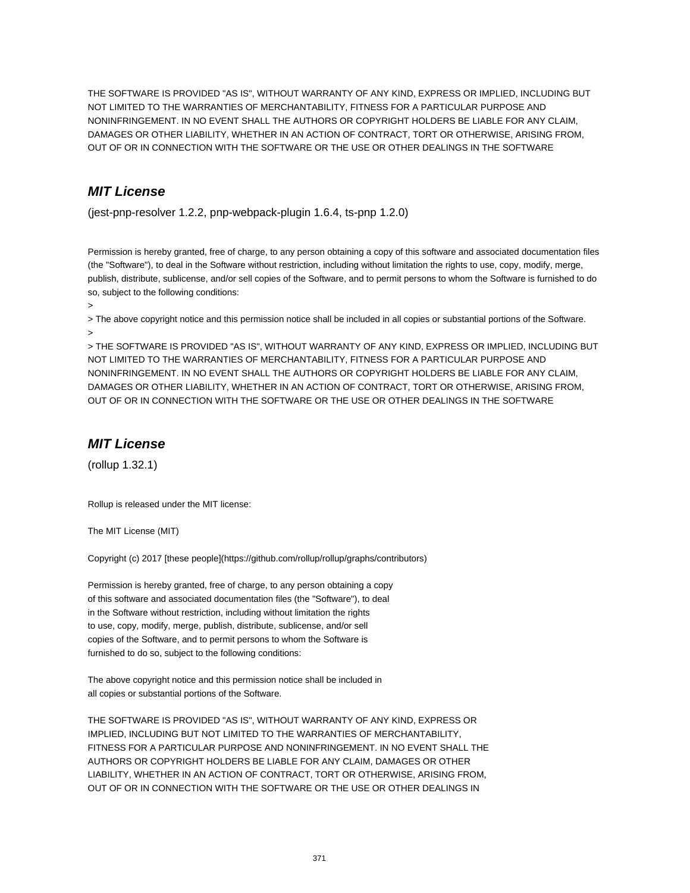THE SOFTWARE IS PROVIDED "AS IS", WITHOUT WARRANTY OF ANY KIND, EXPRESS OR IMPLIED, INCLUDING BUT NOT LIMITED TO THE WARRANTIES OF MERCHANTABILITY, FITNESS FOR A PARTICULAR PURPOSE AND NONINFRINGEMENT. IN NO EVENT SHALL THE AUTHORS OR COPYRIGHT HOLDERS BE LIABLE FOR ANY CLAIM, DAMAGES OR OTHER LIABILITY, WHETHER IN AN ACTION OF CONTRACT, TORT OR OTHERWISE, ARISING FROM, OUT OF OR IN CONNECTION WITH THE SOFTWARE OR THE USE OR OTHER DEALINGS IN THE SOFTWARE

## *MIT License*

(jest-pnp-resolver 1.2.2, pnp-webpack-plugin 1.6.4, ts-pnp 1.2.0)

Permission is hereby granted, free of charge, to any person obtaining a copy of this software and associated documentation files (the "Software"), to deal in the Software without restriction, including without limitation the rights to use, copy, modify, merge, publish, distribute, sublicense, and/or sell copies of the Software, and to permit persons to whom the Software is furnished to do so, subject to the following conditions:

>

> The above copyright notice and this permission notice shall be included in all copies or substantial portions of the Software.

>

> THE SOFTWARE IS PROVIDED "AS IS", WITHOUT WARRANTY OF ANY KIND, EXPRESS OR IMPLIED, INCLUDING BUT NOT LIMITED TO THE WARRANTIES OF MERCHANTABILITY, FITNESS FOR A PARTICULAR PURPOSE AND NONINFRINGEMENT. IN NO EVENT SHALL THE AUTHORS OR COPYRIGHT HOLDERS BE LIABLE FOR ANY CLAIM, DAMAGES OR OTHER LIABILITY, WHETHER IN AN ACTION OF CONTRACT, TORT OR OTHERWISE, ARISING FROM, OUT OF OR IN CONNECTION WITH THE SOFTWARE OR THE USE OR OTHER DEALINGS IN THE SOFTWARE

## *MIT License*

(rollup 1.32.1)

Rollup is released under the MIT license:

The MIT License (MIT)

Copyright (c) 2017 [these people](https://github.com/rollup/rollup/graphs/contributors)

Permission is hereby granted, free of charge, to any person obtaining a copy
of this software and associated documentation files (the "Software"), to deal
in the Software without restriction, including without limitation the rights
to use, copy, modify, merge, publish, distribute, sublicense, and/or sell
copies of the Software, and to permit persons to whom the Software is
furnished to do so, subject to the following conditions:

The above copyright notice and this permission notice shall be included in
all copies or substantial portions of the Software.

THE SOFTWARE IS PROVIDED "AS IS", WITHOUT WARRANTY OF ANY KIND, EXPRESS OR
IMPLIED, INCLUDING BUT NOT LIMITED TO THE WARRANTIES OF MERCHANTABILITY,
FITNESS FOR A PARTICULAR PURPOSE AND NONINFRINGEMENT. IN NO EVENT SHALL THE
AUTHORS OR COPYRIGHT HOLDERS BE LIABLE FOR ANY CLAIM, DAMAGES OR OTHER
LIABILITY, WHETHER IN AN ACTION OF CONTRACT, TORT OR OTHERWISE, ARISING FROM,
OUT OF OR IN CONNECTION WITH THE SOFTWARE OR THE USE OR OTHER DEALINGS IN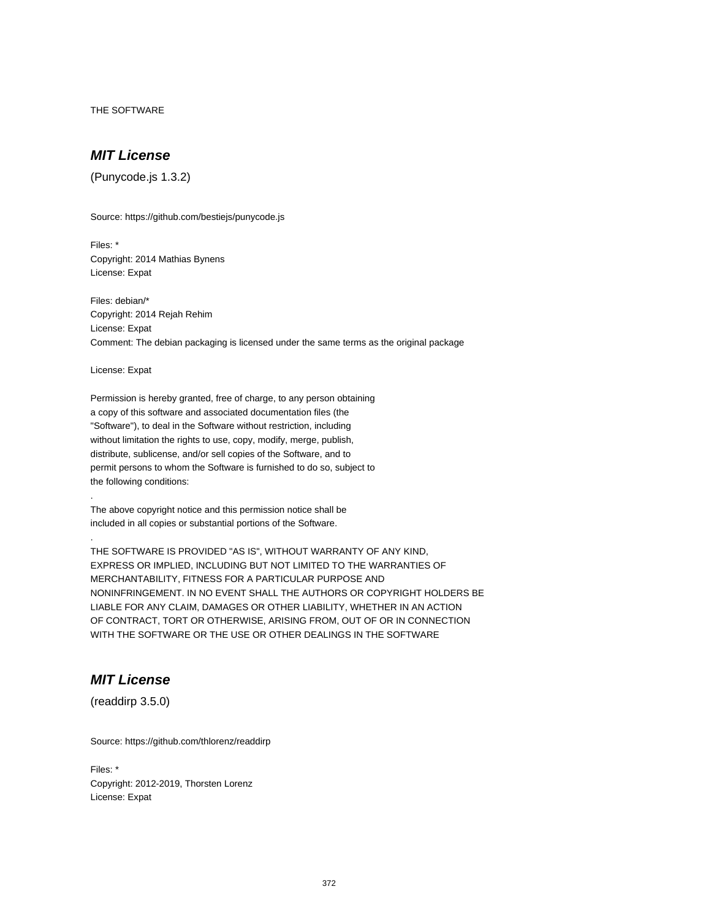THE SOFTWARE

## ***MIT License***

(Punycode.js 1.3.2)

Source: https://github.com/bestiejs/punycode.js

Files: *
Copyright: 2014 Mathias Bynens
License: Expat

Files: debian/*
Copyright: 2014 Rejah Rehim
License: Expat
Comment: The debian packaging is licensed under the same terms as the original package

License: Expat

Permission is hereby granted, free of charge, to any person obtaining
a copy of this software and associated documentation files (the
"Software"), to deal in the Software without restriction, including
without limitation the rights to use, copy, modify, merge, publish,
distribute, sublicense, and/or sell copies of the Software, and to
permit persons to whom the Software is furnished to do so, subject to
the following conditions:
.
The above copyright notice and this permission notice shall be
included in all copies or substantial portions of the Software.
.
THE SOFTWARE IS PROVIDED "AS IS", WITHOUT WARRANTY OF ANY KIND,
EXPRESS OR IMPLIED, INCLUDING BUT NOT LIMITED TO THE WARRANTIES OF
MERCHANTABILITY, FITNESS FOR A PARTICULAR PURPOSE AND
NONINFRINGEMENT. IN NO EVENT SHALL THE AUTHORS OR COPYRIGHT HOLDERS BE
LIABLE FOR ANY CLAIM, DAMAGES OR OTHER LIABILITY, WHETHER IN AN ACTION
OF CONTRACT, TORT OR OTHERWISE, ARISING FROM, OUT OF OR IN CONNECTION
WITH THE SOFTWARE OR THE USE OR OTHER DEALINGS IN THE SOFTWARE

## ***MIT License***

(readdirp 3.5.0)

Source: https://github.com/thlorenz/readdirp

Files: *
Copyright: 2012-2019, Thorsten Lorenz
License: Expat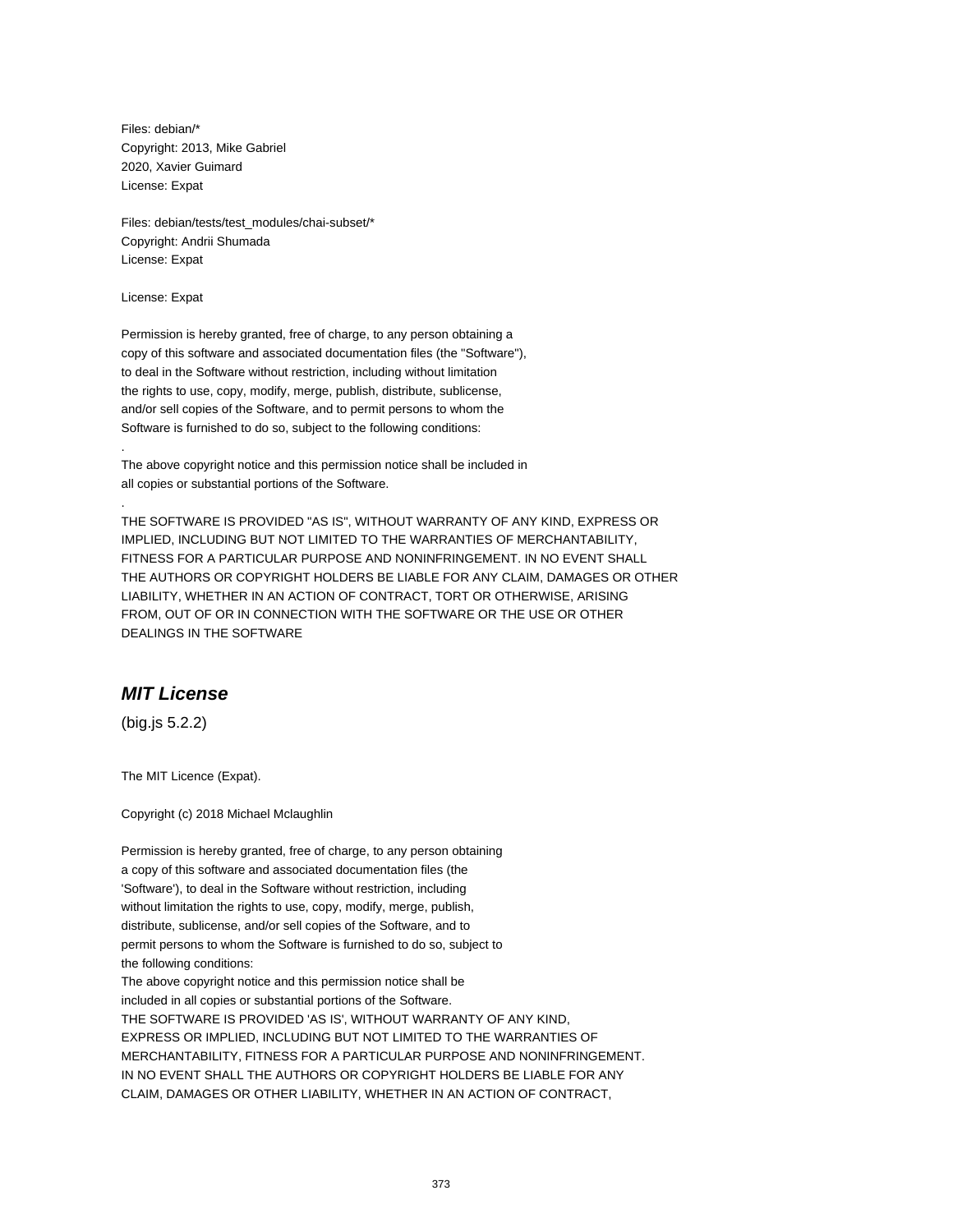Files: debian/*
Copyright: 2013, Mike Gabriel
2020, Xavier Guimard
License: Expat

Files: debian/tests/test_modules/chai-subset/*
Copyright: Andrii Shumada
License: Expat

License: Expat

Permission is hereby granted, free of charge, to any person obtaining a
copy of this software and associated documentation files (the "Software"),
to deal in the Software without restriction, including without limitation
the rights to use, copy, modify, merge, publish, distribute, sublicense,
and/or sell copies of the Software, and to permit persons to whom the
Software is furnished to do so, subject to the following conditions:

.

The above copyright notice and this permission notice shall be included in
all copies or substantial portions of the Software.

.

THE SOFTWARE IS PROVIDED "AS IS", WITHOUT WARRANTY OF ANY KIND, EXPRESS OR
IMPLIED, INCLUDING BUT NOT LIMITED TO THE WARRANTIES OF MERCHANTABILITY,
FITNESS FOR A PARTICULAR PURPOSE AND NONINFRINGEMENT. IN NO EVENT SHALL
THE AUTHORS OR COPYRIGHT HOLDERS BE LIABLE FOR ANY CLAIM, DAMAGES OR OTHER
LIABILITY, WHETHER IN AN ACTION OF CONTRACT, TORT OR OTHERWISE, ARISING
FROM, OUT OF OR IN CONNECTION WITH THE SOFTWARE OR THE USE OR OTHER
DEALINGS IN THE SOFTWARE

## *MIT License*

(big.js 5.2.2)

The MIT Licence (Expat).

Copyright (c) 2018 Michael Mclaughlin

Permission is hereby granted, free of charge, to any person obtaining
a copy of this software and associated documentation files (the
'Software'), to deal in the Software without restriction, including
without limitation the rights to use, copy, modify, merge, publish,
distribute, sublicense, and/or sell copies of the Software, and to
permit persons to whom the Software is furnished to do so, subject to
the following conditions:
The above copyright notice and this permission notice shall be
included in all copies or substantial portions of the Software.
THE SOFTWARE IS PROVIDED 'AS IS', WITHOUT WARRANTY OF ANY KIND,
EXPRESS OR IMPLIED, INCLUDING BUT NOT LIMITED TO THE WARRANTIES OF
MERCHANTABILITY, FITNESS FOR A PARTICULAR PURPOSE AND NONINFRINGEMENT.
IN NO EVENT SHALL THE AUTHORS OR COPYRIGHT HOLDERS BE LIABLE FOR ANY
CLAIM, DAMAGES OR OTHER LIABILITY, WHETHER IN AN ACTION OF CONTRACT,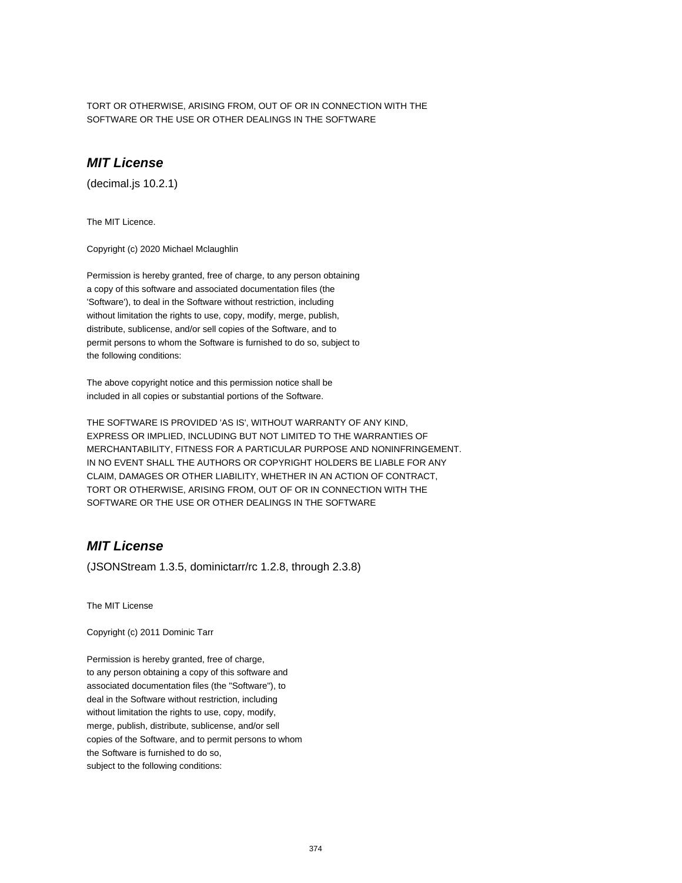TORT OR OTHERWISE, ARISING FROM, OUT OF OR IN CONNECTION WITH THE
SOFTWARE OR THE USE OR OTHER DEALINGS IN THE SOFTWARE

## ***MIT License***

(decimal.js 10.2.1)

The MIT Licence.

Copyright (c) 2020 Michael Mclaughlin

Permission is hereby granted, free of charge, to any person obtaining
a copy of this software and associated documentation files (the
'Software'), to deal in the Software without restriction, including
without limitation the rights to use, copy, modify, merge, publish,
distribute, sublicense, and/or sell copies of the Software, and to
permit persons to whom the Software is furnished to do so, subject to
the following conditions:

The above copyright notice and this permission notice shall be
included in all copies or substantial portions of the Software.

THE SOFTWARE IS PROVIDED 'AS IS', WITHOUT WARRANTY OF ANY KIND,
EXPRESS OR IMPLIED, INCLUDING BUT NOT LIMITED TO THE WARRANTIES OF
MERCHANTABILITY, FITNESS FOR A PARTICULAR PURPOSE AND NONINFRINGEMENT.
IN NO EVENT SHALL THE AUTHORS OR COPYRIGHT HOLDERS BE LIABLE FOR ANY
CLAIM, DAMAGES OR OTHER LIABILITY, WHETHER IN AN ACTION OF CONTRACT,
TORT OR OTHERWISE, ARISING FROM, OUT OF OR IN CONNECTION WITH THE
SOFTWARE OR THE USE OR OTHER DEALINGS IN THE SOFTWARE

## ***MIT License***

(JSONStream 1.3.5, dominictarr/rc 1.2.8, through 2.3.8)

The MIT License

Copyright (c) 2011 Dominic Tarr

Permission is hereby granted, free of charge,
to any person obtaining a copy of this software and
associated documentation files (the "Software"), to
deal in the Software without restriction, including
without limitation the rights to use, copy, modify,
merge, publish, distribute, sublicense, and/or sell
copies of the Software, and to permit persons to whom
the Software is furnished to do so,
subject to the following conditions: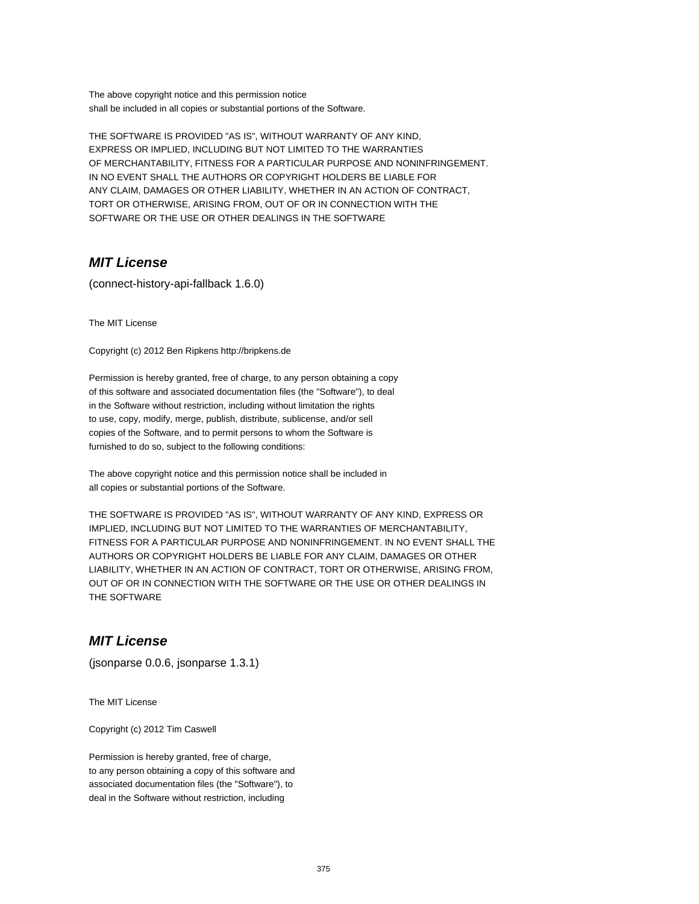The above copyright notice and this permission notice
shall be included in all copies or substantial portions of the Software.

THE SOFTWARE IS PROVIDED "AS IS", WITHOUT WARRANTY OF ANY KIND,
EXPRESS OR IMPLIED, INCLUDING BUT NOT LIMITED TO THE WARRANTIES
OF MERCHANTABILITY, FITNESS FOR A PARTICULAR PURPOSE AND NONINFRINGEMENT.
IN NO EVENT SHALL THE AUTHORS OR COPYRIGHT HOLDERS BE LIABLE FOR
ANY CLAIM, DAMAGES OR OTHER LIABILITY, WHETHER IN AN ACTION OF CONTRACT,
TORT OR OTHERWISE, ARISING FROM, OUT OF OR IN CONNECTION WITH THE
SOFTWARE OR THE USE OR OTHER DEALINGS IN THE SOFTWARE

## *MIT License*

(connect-history-api-fallback 1.6.0)

The MIT License

Copyright (c) 2012 Ben Ripkens http://bripkens.de

Permission is hereby granted, free of charge, to any person obtaining a copy
of this software and associated documentation files (the "Software"), to deal
in the Software without restriction, including without limitation the rights
to use, copy, modify, merge, publish, distribute, sublicense, and/or sell
copies of the Software, and to permit persons to whom the Software is
furnished to do so, subject to the following conditions:

The above copyright notice and this permission notice shall be included in
all copies or substantial portions of the Software.

THE SOFTWARE IS PROVIDED "AS IS", WITHOUT WARRANTY OF ANY KIND, EXPRESS OR
IMPLIED, INCLUDING BUT NOT LIMITED TO THE WARRANTIES OF MERCHANTABILITY,
FITNESS FOR A PARTICULAR PURPOSE AND NONINFRINGEMENT. IN NO EVENT SHALL THE
AUTHORS OR COPYRIGHT HOLDERS BE LIABLE FOR ANY CLAIM, DAMAGES OR OTHER
LIABILITY, WHETHER IN AN ACTION OF CONTRACT, TORT OR OTHERWISE, ARISING FROM,
OUT OF OR IN CONNECTION WITH THE SOFTWARE OR THE USE OR OTHER DEALINGS IN
THE SOFTWARE

## *MIT License*

(jsonparse 0.0.6, jsonparse 1.3.1)

The MIT License

Copyright (c) 2012 Tim Caswell

Permission is hereby granted, free of charge,
to any person obtaining a copy of this software and
associated documentation files (the "Software"), to
deal in the Software without restriction, including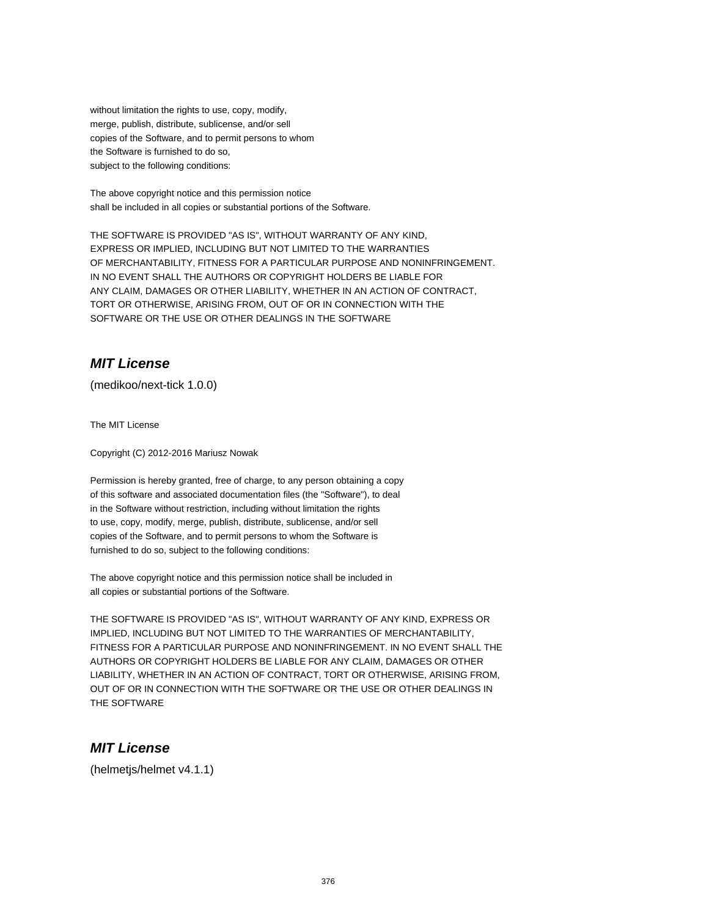without limitation the rights to use, copy, modify,
merge, publish, distribute, sublicense, and/or sell
copies of the Software, and to permit persons to whom
the Software is furnished to do so,
subject to the following conditions:

The above copyright notice and this permission notice
shall be included in all copies or substantial portions of the Software.

THE SOFTWARE IS PROVIDED "AS IS", WITHOUT WARRANTY OF ANY KIND,
EXPRESS OR IMPLIED, INCLUDING BUT NOT LIMITED TO THE WARRANTIES
OF MERCHANTABILITY, FITNESS FOR A PARTICULAR PURPOSE AND NONINFRINGEMENT.
IN NO EVENT SHALL THE AUTHORS OR COPYRIGHT HOLDERS BE LIABLE FOR
ANY CLAIM, DAMAGES OR OTHER LIABILITY, WHETHER IN AN ACTION OF CONTRACT,
TORT OR OTHERWISE, ARISING FROM, OUT OF OR IN CONNECTION WITH THE
SOFTWARE OR THE USE OR OTHER DEALINGS IN THE SOFTWARE

## *MIT License*

(medikoo/next-tick 1.0.0)

The MIT License

Copyright (C) 2012-2016 Mariusz Nowak

Permission is hereby granted, free of charge, to any person obtaining a copy
of this software and associated documentation files (the "Software"), to deal
in the Software without restriction, including without limitation the rights
to use, copy, modify, merge, publish, distribute, sublicense, and/or sell
copies of the Software, and to permit persons to whom the Software is
furnished to do so, subject to the following conditions:

The above copyright notice and this permission notice shall be included in
all copies or substantial portions of the Software.

THE SOFTWARE IS PROVIDED "AS IS", WITHOUT WARRANTY OF ANY KIND, EXPRESS OR
IMPLIED, INCLUDING BUT NOT LIMITED TO THE WARRANTIES OF MERCHANTABILITY,
FITNESS FOR A PARTICULAR PURPOSE AND NONINFRINGEMENT. IN NO EVENT SHALL THE
AUTHORS OR COPYRIGHT HOLDERS BE LIABLE FOR ANY CLAIM, DAMAGES OR OTHER
LIABILITY, WHETHER IN AN ACTION OF CONTRACT, TORT OR OTHERWISE, ARISING FROM,
OUT OF OR IN CONNECTION WITH THE SOFTWARE OR THE USE OR OTHER DEALINGS IN
THE SOFTWARE

## *MIT License*

(helmetjs/helmet v4.1.1)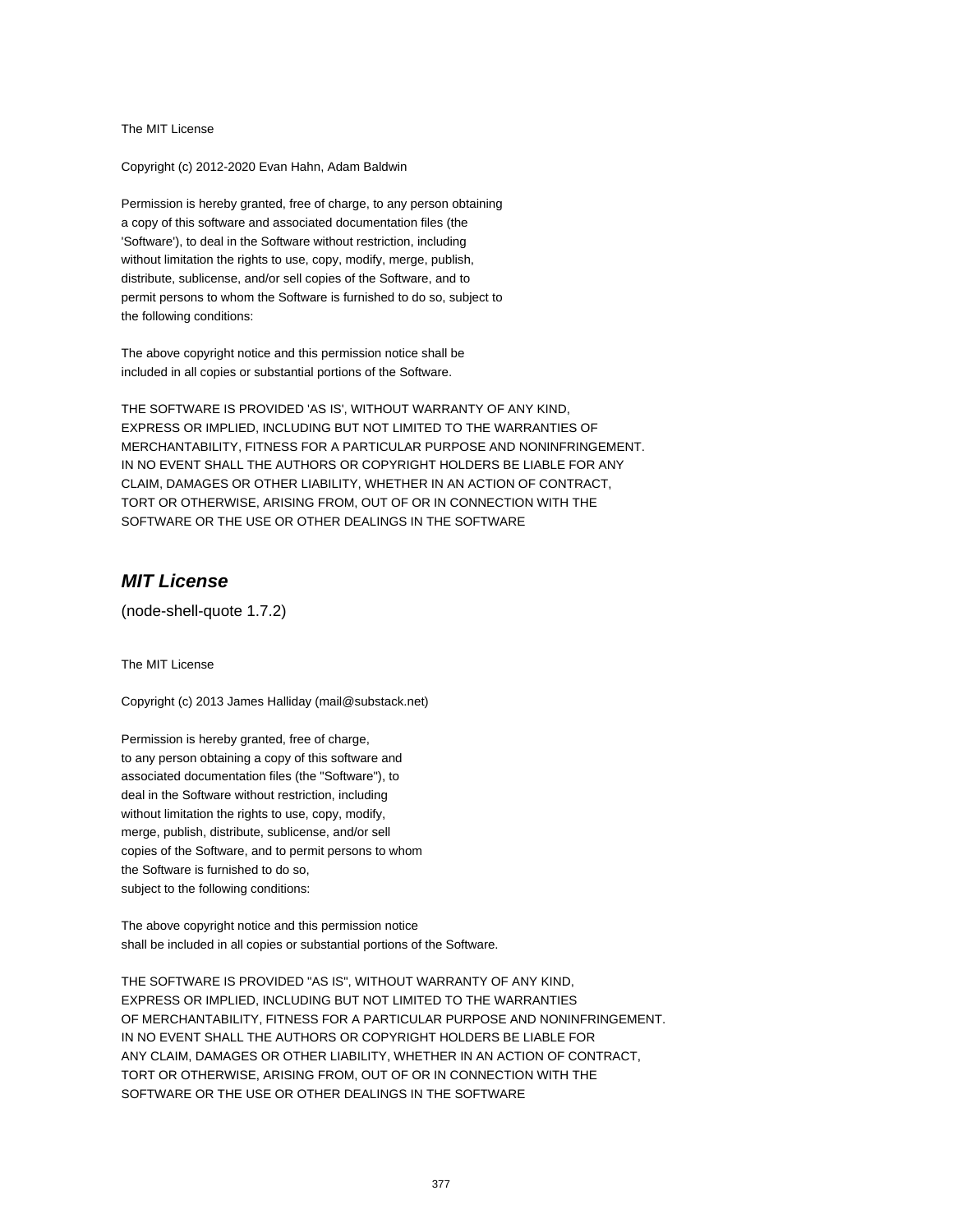The MIT License

Copyright (c) 2012-2020 Evan Hahn, Adam Baldwin

Permission is hereby granted, free of charge, to any person obtaining
a copy of this software and associated documentation files (the
'Software'), to deal in the Software without restriction, including
without limitation the rights to use, copy, modify, merge, publish,
distribute, sublicense, and/or sell copies of the Software, and to
permit persons to whom the Software is furnished to do so, subject to
the following conditions:

The above copyright notice and this permission notice shall be
included in all copies or substantial portions of the Software.

THE SOFTWARE IS PROVIDED 'AS IS', WITHOUT WARRANTY OF ANY KIND,
EXPRESS OR IMPLIED, INCLUDING BUT NOT LIMITED TO THE WARRANTIES OF
MERCHANTABILITY, FITNESS FOR A PARTICULAR PURPOSE AND NONINFRINGEMENT.
IN NO EVENT SHALL THE AUTHORS OR COPYRIGHT HOLDERS BE LIABLE FOR ANY
CLAIM, DAMAGES OR OTHER LIABILITY, WHETHER IN AN ACTION OF CONTRACT,
TORT OR OTHERWISE, ARISING FROM, OUT OF OR IN CONNECTION WITH THE
SOFTWARE OR THE USE OR OTHER DEALINGS IN THE SOFTWARE

## *MIT License*

(node-shell-quote 1.7.2)

The MIT License

Copyright (c) 2013 James Halliday (mail@substack.net)

Permission is hereby granted, free of charge,
to any person obtaining a copy of this software and
associated documentation files (the "Software"), to
deal in the Software without restriction, including
without limitation the rights to use, copy, modify,
merge, publish, distribute, sublicense, and/or sell
copies of the Software, and to permit persons to whom
the Software is furnished to do so,
subject to the following conditions:

The above copyright notice and this permission notice
shall be included in all copies or substantial portions of the Software.

THE SOFTWARE IS PROVIDED "AS IS", WITHOUT WARRANTY OF ANY KIND,
EXPRESS OR IMPLIED, INCLUDING BUT NOT LIMITED TO THE WARRANTIES
OF MERCHANTABILITY, FITNESS FOR A PARTICULAR PURPOSE AND NONINFRINGEMENT.
IN NO EVENT SHALL THE AUTHORS OR COPYRIGHT HOLDERS BE LIABLE FOR
ANY CLAIM, DAMAGES OR OTHER LIABILITY, WHETHER IN AN ACTION OF CONTRACT,
TORT OR OTHERWISE, ARISING FROM, OUT OF OR IN CONNECTION WITH THE
SOFTWARE OR THE USE OR OTHER DEALINGS IN THE SOFTWARE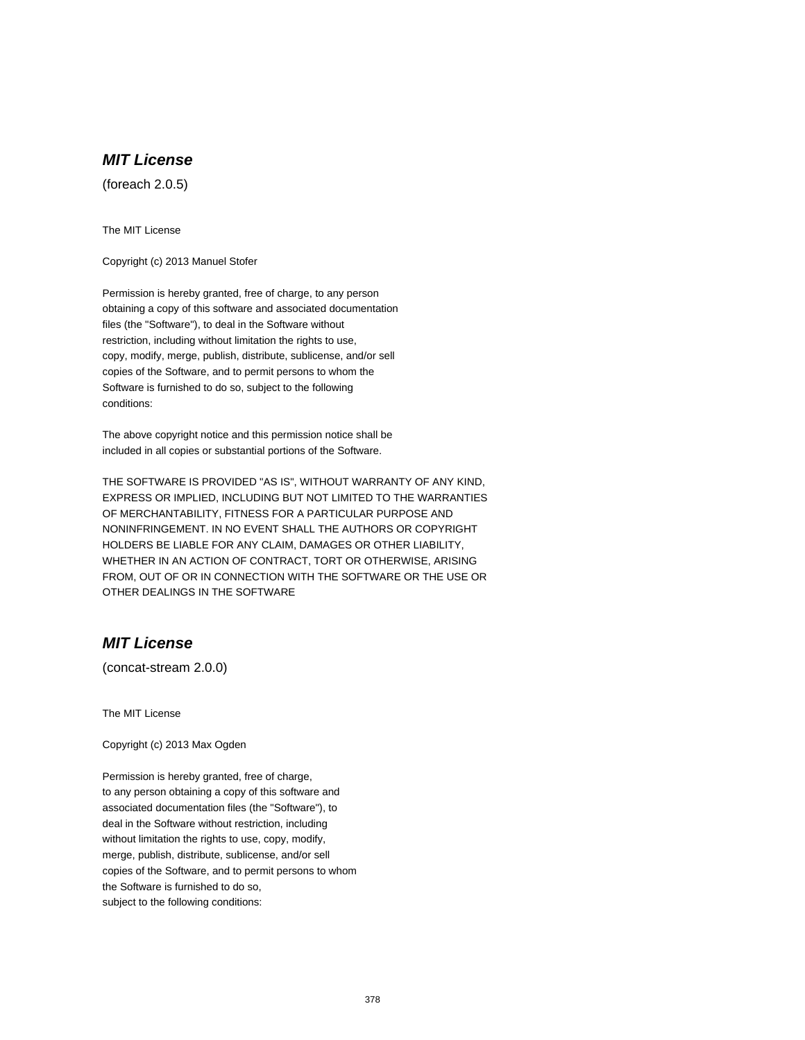## *MIT License*

(foreach 2.0.5)

The MIT License

Copyright (c) 2013 Manuel Stofer

Permission is hereby granted, free of charge, to any person
obtaining a copy of this software and associated documentation
files (the "Software"), to deal in the Software without
restriction, including without limitation the rights to use,
copy, modify, merge, publish, distribute, sublicense, and/or sell
copies of the Software, and to permit persons to whom the
Software is furnished to do so, subject to the following
conditions:

The above copyright notice and this permission notice shall be
included in all copies or substantial portions of the Software.

THE SOFTWARE IS PROVIDED "AS IS", WITHOUT WARRANTY OF ANY KIND,
EXPRESS OR IMPLIED, INCLUDING BUT NOT LIMITED TO THE WARRANTIES
OF MERCHANTABILITY, FITNESS FOR A PARTICULAR PURPOSE AND
NONINFRINGEMENT. IN NO EVENT SHALL THE AUTHORS OR COPYRIGHT
HOLDERS BE LIABLE FOR ANY CLAIM, DAMAGES OR OTHER LIABILITY,
WHETHER IN AN ACTION OF CONTRACT, TORT OR OTHERWISE, ARISING
FROM, OUT OF OR IN CONNECTION WITH THE SOFTWARE OR THE USE OR
OTHER DEALINGS IN THE SOFTWARE

## *MIT License*

(concat-stream 2.0.0)

The MIT License

Copyright (c) 2013 Max Ogden

Permission is hereby granted, free of charge,
to any person obtaining a copy of this software and
associated documentation files (the "Software"), to
deal in the Software without restriction, including
without limitation the rights to use, copy, modify,
merge, publish, distribute, sublicense, and/or sell
copies of the Software, and to permit persons to whom
the Software is furnished to do so,
subject to the following conditions: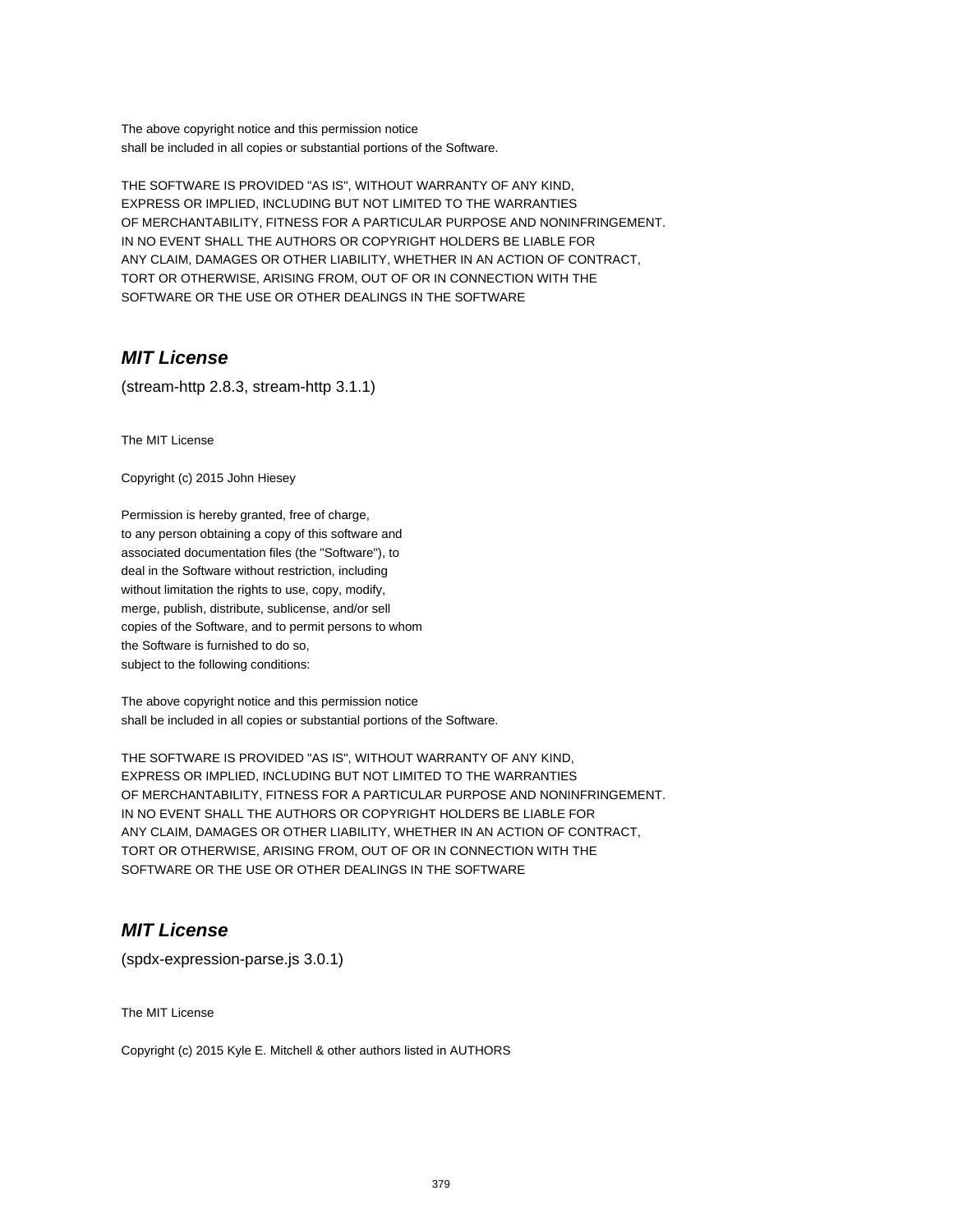The above copyright notice and this permission notice
shall be included in all copies or substantial portions of the Software.

THE SOFTWARE IS PROVIDED "AS IS", WITHOUT WARRANTY OF ANY KIND,
EXPRESS OR IMPLIED, INCLUDING BUT NOT LIMITED TO THE WARRANTIES
OF MERCHANTABILITY, FITNESS FOR A PARTICULAR PURPOSE AND NONINFRINGEMENT.
IN NO EVENT SHALL THE AUTHORS OR COPYRIGHT HOLDERS BE LIABLE FOR
ANY CLAIM, DAMAGES OR OTHER LIABILITY, WHETHER IN AN ACTION OF CONTRACT,
TORT OR OTHERWISE, ARISING FROM, OUT OF OR IN CONNECTION WITH THE
SOFTWARE OR THE USE OR OTHER DEALINGS IN THE SOFTWARE

## *MIT License*

(stream-http 2.8.3, stream-http 3.1.1)

The MIT License

Copyright (c) 2015 John Hiesey

Permission is hereby granted, free of charge,
to any person obtaining a copy of this software and
associated documentation files (the "Software"), to
deal in the Software without restriction, including
without limitation the rights to use, copy, modify,
merge, publish, distribute, sublicense, and/or sell
copies of the Software, and to permit persons to whom
the Software is furnished to do so,
subject to the following conditions:

The above copyright notice and this permission notice
shall be included in all copies or substantial portions of the Software.

THE SOFTWARE IS PROVIDED "AS IS", WITHOUT WARRANTY OF ANY KIND,
EXPRESS OR IMPLIED, INCLUDING BUT NOT LIMITED TO THE WARRANTIES
OF MERCHANTABILITY, FITNESS FOR A PARTICULAR PURPOSE AND NONINFRINGEMENT.
IN NO EVENT SHALL THE AUTHORS OR COPYRIGHT HOLDERS BE LIABLE FOR
ANY CLAIM, DAMAGES OR OTHER LIABILITY, WHETHER IN AN ACTION OF CONTRACT,
TORT OR OTHERWISE, ARISING FROM, OUT OF OR IN CONNECTION WITH THE
SOFTWARE OR THE USE OR OTHER DEALINGS IN THE SOFTWARE

## *MIT License*

(spdx-expression-parse.js 3.0.1)

The MIT License

Copyright (c) 2015 Kyle E. Mitchell & other authors listed in AUTHORS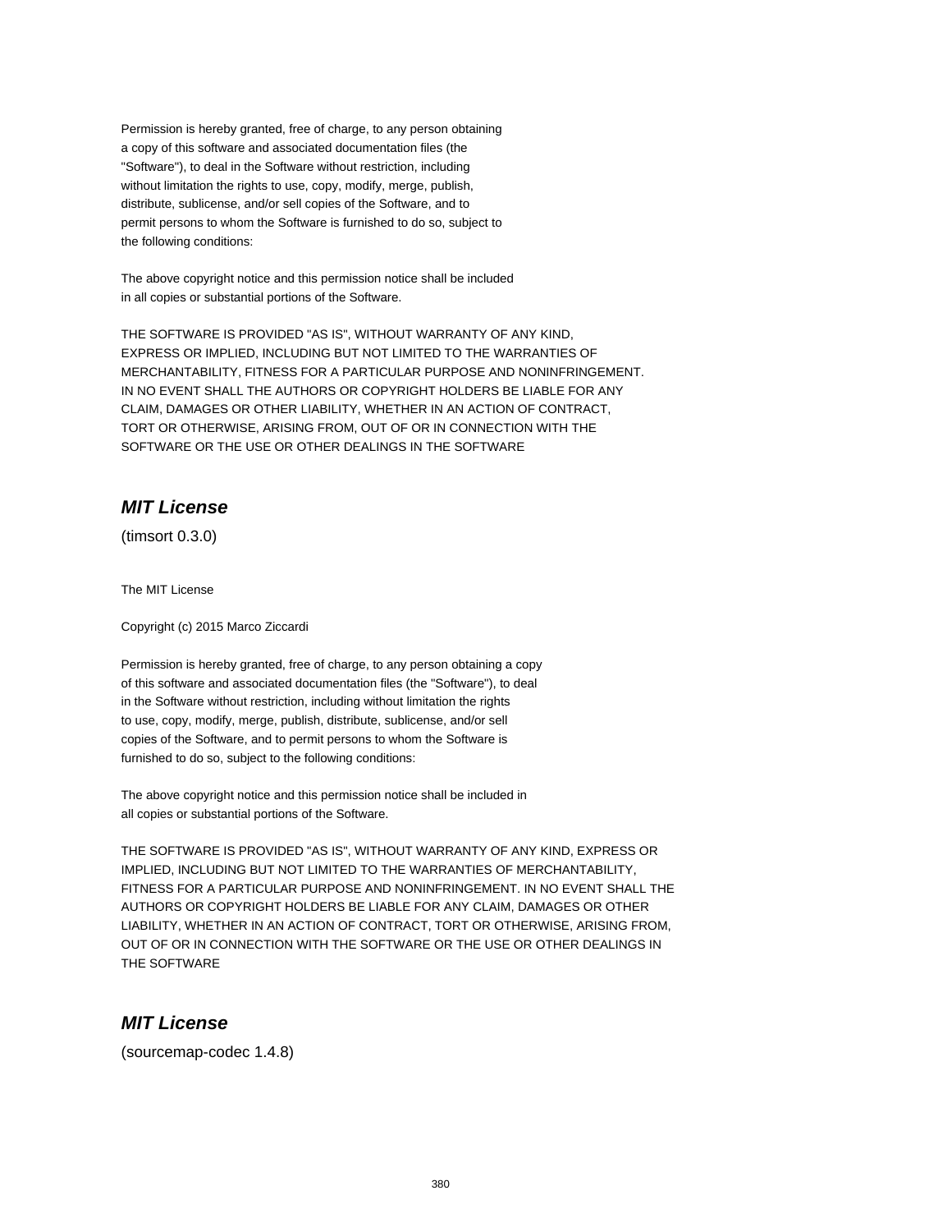Permission is hereby granted, free of charge, to any person obtaining
a copy of this software and associated documentation files (the
"Software"), to deal in the Software without restriction, including
without limitation the rights to use, copy, modify, merge, publish,
distribute, sublicense, and/or sell copies of the Software, and to
permit persons to whom the Software is furnished to do so, subject to
the following conditions:

The above copyright notice and this permission notice shall be included
in all copies or substantial portions of the Software.

THE SOFTWARE IS PROVIDED "AS IS", WITHOUT WARRANTY OF ANY KIND,
EXPRESS OR IMPLIED, INCLUDING BUT NOT LIMITED TO THE WARRANTIES OF
MERCHANTABILITY, FITNESS FOR A PARTICULAR PURPOSE AND NONINFRINGEMENT.
IN NO EVENT SHALL THE AUTHORS OR COPYRIGHT HOLDERS BE LIABLE FOR ANY
CLAIM, DAMAGES OR OTHER LIABILITY, WHETHER IN AN ACTION OF CONTRACT,
TORT OR OTHERWISE, ARISING FROM, OUT OF OR IN CONNECTION WITH THE
SOFTWARE OR THE USE OR OTHER DEALINGS IN THE SOFTWARE

## *MIT License*

(timsort 0.3.0)

The MIT License

Copyright (c) 2015 Marco Ziccardi

Permission is hereby granted, free of charge, to any person obtaining a copy
of this software and associated documentation files (the "Software"), to deal
in the Software without restriction, including without limitation the rights
to use, copy, modify, merge, publish, distribute, sublicense, and/or sell
copies of the Software, and to permit persons to whom the Software is
furnished to do so, subject to the following conditions:

The above copyright notice and this permission notice shall be included in
all copies or substantial portions of the Software.

THE SOFTWARE IS PROVIDED "AS IS", WITHOUT WARRANTY OF ANY KIND, EXPRESS OR
IMPLIED, INCLUDING BUT NOT LIMITED TO THE WARRANTIES OF MERCHANTABILITY,
FITNESS FOR A PARTICULAR PURPOSE AND NONINFRINGEMENT. IN NO EVENT SHALL THE
AUTHORS OR COPYRIGHT HOLDERS BE LIABLE FOR ANY CLAIM, DAMAGES OR OTHER
LIABILITY, WHETHER IN AN ACTION OF CONTRACT, TORT OR OTHERWISE, ARISING FROM,
OUT OF OR IN CONNECTION WITH THE SOFTWARE OR THE USE OR OTHER DEALINGS IN
THE SOFTWARE

## *MIT License*

(sourcemap-codec 1.4.8)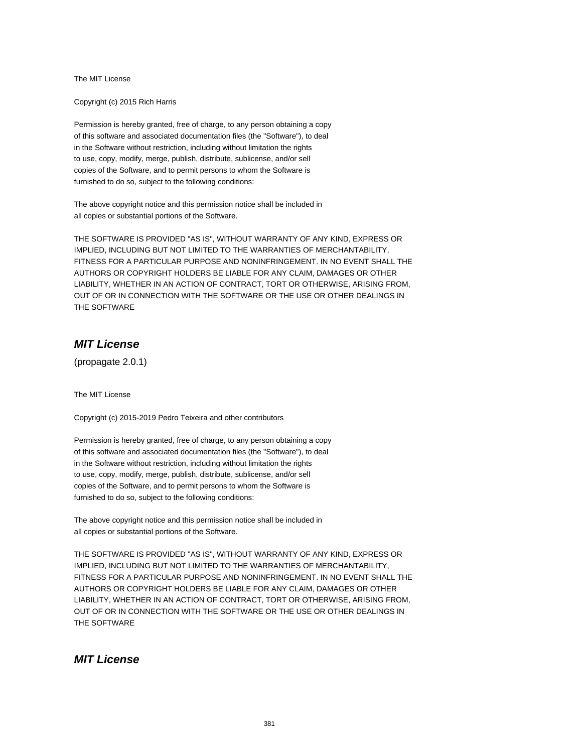The MIT License

Copyright (c) 2015 Rich Harris

Permission is hereby granted, free of charge, to any person obtaining a copy
of this software and associated documentation files (the "Software"), to deal
in the Software without restriction, including without limitation the rights
to use, copy, modify, merge, publish, distribute, sublicense, and/or sell
copies of the Software, and to permit persons to whom the Software is
furnished to do so, subject to the following conditions:

The above copyright notice and this permission notice shall be included in
all copies or substantial portions of the Software.

THE SOFTWARE IS PROVIDED "AS IS", WITHOUT WARRANTY OF ANY KIND, EXPRESS OR
IMPLIED, INCLUDING BUT NOT LIMITED TO THE WARRANTIES OF MERCHANTABILITY,
FITNESS FOR A PARTICULAR PURPOSE AND NONINFRINGEMENT. IN NO EVENT SHALL THE
AUTHORS OR COPYRIGHT HOLDERS BE LIABLE FOR ANY CLAIM, DAMAGES OR OTHER
LIABILITY, WHETHER IN AN ACTION OF CONTRACT, TORT OR OTHERWISE, ARISING FROM,
OUT OF OR IN CONNECTION WITH THE SOFTWARE OR THE USE OR OTHER DEALINGS IN
THE SOFTWARE

## ***MIT License***

(propagate 2.0.1)

The MIT License

Copyright (c) 2015-2019 Pedro Teixeira and other contributors

Permission is hereby granted, free of charge, to any person obtaining a copy
of this software and associated documentation files (the "Software"), to deal
in the Software without restriction, including without limitation the rights
to use, copy, modify, merge, publish, distribute, sublicense, and/or sell
copies of the Software, and to permit persons to whom the Software is
furnished to do so, subject to the following conditions:

The above copyright notice and this permission notice shall be included in
all copies or substantial portions of the Software.

THE SOFTWARE IS PROVIDED "AS IS", WITHOUT WARRANTY OF ANY KIND, EXPRESS OR
IMPLIED, INCLUDING BUT NOT LIMITED TO THE WARRANTIES OF MERCHANTABILITY,
FITNESS FOR A PARTICULAR PURPOSE AND NONINFRINGEMENT. IN NO EVENT SHALL THE
AUTHORS OR COPYRIGHT HOLDERS BE LIABLE FOR ANY CLAIM, DAMAGES OR OTHER
LIABILITY, WHETHER IN AN ACTION OF CONTRACT, TORT OR OTHERWISE, ARISING FROM,
OUT OF OR IN CONNECTION WITH THE SOFTWARE OR THE USE OR OTHER DEALINGS IN
THE SOFTWARE

## ***MIT License***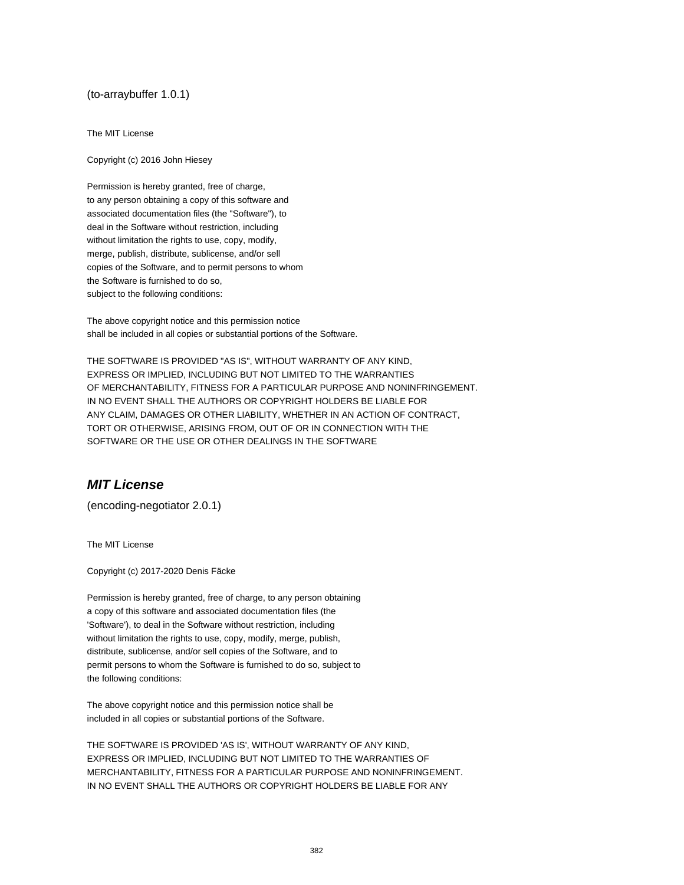(to-arraybuffer 1.0.1)

The MIT License

Copyright (c) 2016 John Hiesey

Permission is hereby granted, free of charge,
to any person obtaining a copy of this software and
associated documentation files (the "Software"), to
deal in the Software without restriction, including
without limitation the rights to use, copy, modify,
merge, publish, distribute, sublicense, and/or sell
copies of the Software, and to permit persons to whom
the Software is furnished to do so,
subject to the following conditions:

The above copyright notice and this permission notice
shall be included in all copies or substantial portions of the Software.

THE SOFTWARE IS PROVIDED "AS IS", WITHOUT WARRANTY OF ANY KIND,
EXPRESS OR IMPLIED, INCLUDING BUT NOT LIMITED TO THE WARRANTIES
OF MERCHANTABILITY, FITNESS FOR A PARTICULAR PURPOSE AND NONINFRINGEMENT.
IN NO EVENT SHALL THE AUTHORS OR COPYRIGHT HOLDERS BE LIABLE FOR
ANY CLAIM, DAMAGES OR OTHER LIABILITY, WHETHER IN AN ACTION OF CONTRACT,
TORT OR OTHERWISE, ARISING FROM, OUT OF OR IN CONNECTION WITH THE
SOFTWARE OR THE USE OR OTHER DEALINGS IN THE SOFTWARE

## *MIT License*

(encoding-negotiator 2.0.1)

The MIT License

Copyright (c) 2017-2020 Denis Fäcke

Permission is hereby granted, free of charge, to any person obtaining
a copy of this software and associated documentation files (the
'Software'), to deal in the Software without restriction, including
without limitation the rights to use, copy, modify, merge, publish,
distribute, sublicense, and/or sell copies of the Software, and to
permit persons to whom the Software is furnished to do so, subject to
the following conditions:

The above copyright notice and this permission notice shall be
included in all copies or substantial portions of the Software.

THE SOFTWARE IS PROVIDED 'AS IS', WITHOUT WARRANTY OF ANY KIND,
EXPRESS OR IMPLIED, INCLUDING BUT NOT LIMITED TO THE WARRANTIES OF
MERCHANTABILITY, FITNESS FOR A PARTICULAR PURPOSE AND NONINFRINGEMENT.
IN NO EVENT SHALL THE AUTHORS OR COPYRIGHT HOLDERS BE LIABLE FOR ANY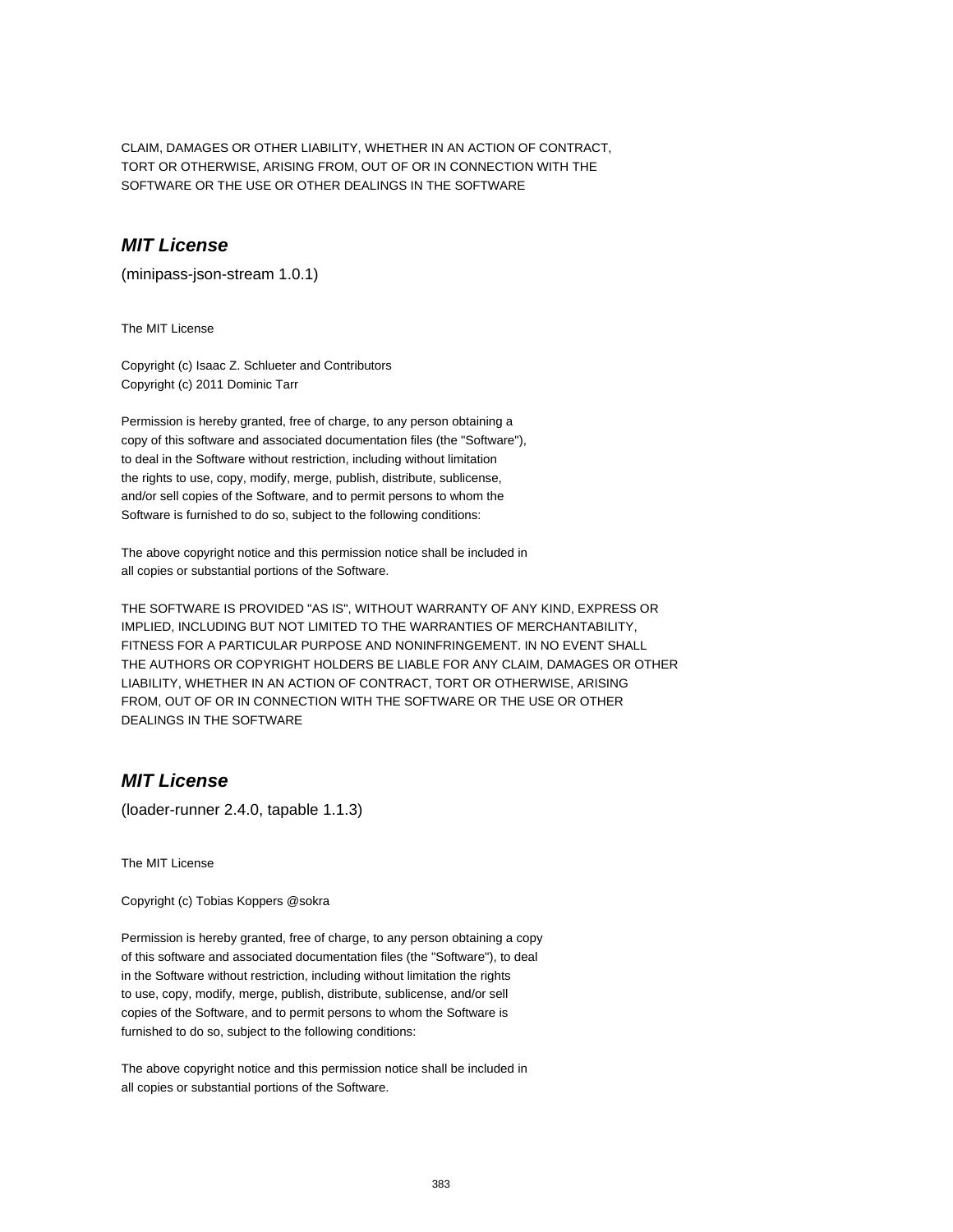CLAIM, DAMAGES OR OTHER LIABILITY, WHETHER IN AN ACTION OF CONTRACT,
TORT OR OTHERWISE, ARISING FROM, OUT OF OR IN CONNECTION WITH THE
SOFTWARE OR THE USE OR OTHER DEALINGS IN THE SOFTWARE

## *MIT License*

(minipass-json-stream 1.0.1)

The MIT License

Copyright (c) Isaac Z. Schlueter and Contributors
Copyright (c) 2011 Dominic Tarr

Permission is hereby granted, free of charge, to any person obtaining a
copy of this software and associated documentation files (the "Software"),
to deal in the Software without restriction, including without limitation
the rights to use, copy, modify, merge, publish, distribute, sublicense,
and/or sell copies of the Software, and to permit persons to whom the
Software is furnished to do so, subject to the following conditions:

The above copyright notice and this permission notice shall be included in
all copies or substantial portions of the Software.

THE SOFTWARE IS PROVIDED "AS IS", WITHOUT WARRANTY OF ANY KIND, EXPRESS OR
IMPLIED, INCLUDING BUT NOT LIMITED TO THE WARRANTIES OF MERCHANTABILITY,
FITNESS FOR A PARTICULAR PURPOSE AND NONINFRINGEMENT. IN NO EVENT SHALL
THE AUTHORS OR COPYRIGHT HOLDERS BE LIABLE FOR ANY CLAIM, DAMAGES OR OTHER
LIABILITY, WHETHER IN AN ACTION OF CONTRACT, TORT OR OTHERWISE, ARISING
FROM, OUT OF OR IN CONNECTION WITH THE SOFTWARE OR THE USE OR OTHER
DEALINGS IN THE SOFTWARE

## *MIT License*

(loader-runner 2.4.0, tapable 1.1.3)

The MIT License

Copyright (c) Tobias Koppers @sokra

Permission is hereby granted, free of charge, to any person obtaining a copy
of this software and associated documentation files (the "Software"), to deal
in the Software without restriction, including without limitation the rights
to use, copy, modify, merge, publish, distribute, sublicense, and/or sell
copies of the Software, and to permit persons to whom the Software is
furnished to do so, subject to the following conditions:

The above copyright notice and this permission notice shall be included in
all copies or substantial portions of the Software.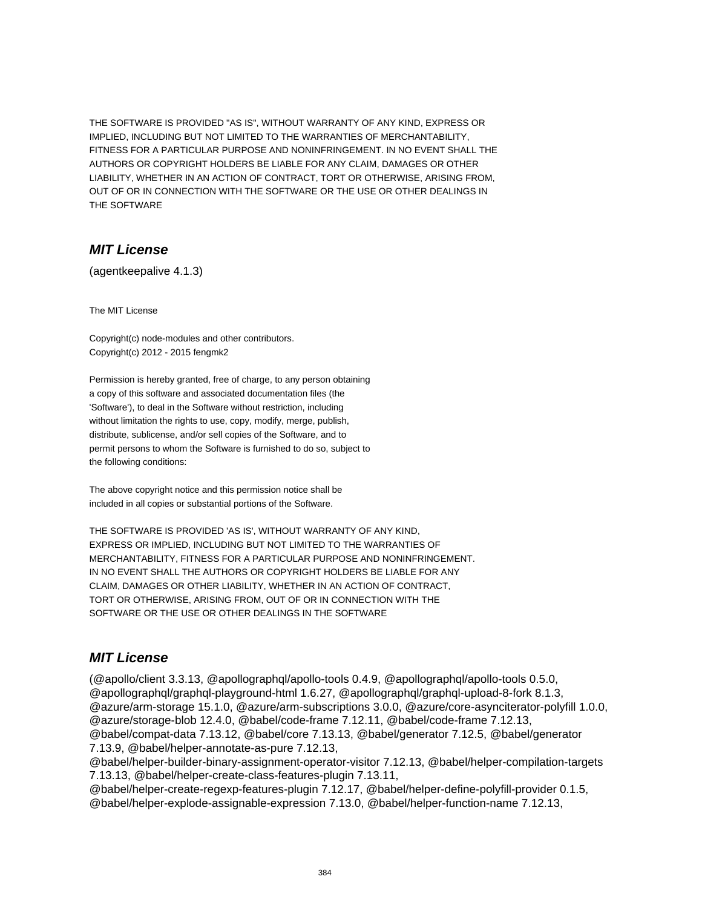THE SOFTWARE IS PROVIDED "AS IS", WITHOUT WARRANTY OF ANY KIND, EXPRESS OR
IMPLIED, INCLUDING BUT NOT LIMITED TO THE WARRANTIES OF MERCHANTABILITY,
FITNESS FOR A PARTICULAR PURPOSE AND NONINFRINGEMENT. IN NO EVENT SHALL THE
AUTHORS OR COPYRIGHT HOLDERS BE LIABLE FOR ANY CLAIM, DAMAGES OR OTHER
LIABILITY, WHETHER IN AN ACTION OF CONTRACT, TORT OR OTHERWISE, ARISING FROM,
OUT OF OR IN CONNECTION WITH THE SOFTWARE OR THE USE OR OTHER DEALINGS IN
THE SOFTWARE

## *MIT License*

(agentkeepalive 4.1.3)

The MIT License

Copyright(c) node-modules and other contributors.
Copyright(c) 2012 - 2015 fengmk2

Permission is hereby granted, free of charge, to any person obtaining
a copy of this software and associated documentation files (the
'Software'), to deal in the Software without restriction, including
without limitation the rights to use, copy, modify, merge, publish,
distribute, sublicense, and/or sell copies of the Software, and to
permit persons to whom the Software is furnished to do so, subject to
the following conditions:

The above copyright notice and this permission notice shall be
included in all copies or substantial portions of the Software.

THE SOFTWARE IS PROVIDED 'AS IS', WITHOUT WARRANTY OF ANY KIND,
EXPRESS OR IMPLIED, INCLUDING BUT NOT LIMITED TO THE WARRANTIES OF
MERCHANTABILITY, FITNESS FOR A PARTICULAR PURPOSE AND NONINFRINGEMENT.
IN NO EVENT SHALL THE AUTHORS OR COPYRIGHT HOLDERS BE LIABLE FOR ANY
CLAIM, DAMAGES OR OTHER LIABILITY, WHETHER IN AN ACTION OF CONTRACT,
TORT OR OTHERWISE, ARISING FROM, OUT OF OR IN CONNECTION WITH THE
SOFTWARE OR THE USE OR OTHER DEALINGS IN THE SOFTWARE

## *MIT License*

(@apollo/client 3.3.13, @apollographql/apollo-tools 0.4.9, @apollographql/apollo-tools 0.5.0, @apollographql/graphql-playground-html 1.6.27, @apollographql/graphql-upload-8-fork 8.1.3, @azure/arm-storage 15.1.0, @azure/arm-subscriptions 3.0.0, @azure/core-asynciterator-polyfill 1.0.0, @azure/storage-blob 12.4.0, @babel/code-frame 7.12.11, @babel/code-frame 7.12.13, @babel/compat-data 7.13.12, @babel/core 7.13.13, @babel/generator 7.12.5, @babel/generator 7.13.9, @babel/helper-annotate-as-pure 7.12.13, @babel/helper-builder-binary-assignment-operator-visitor 7.12.13, @babel/helper-compilation-targets 7.13.13, @babel/helper-create-class-features-plugin 7.13.11, @babel/helper-create-regexp-features-plugin 7.12.17, @babel/helper-define-polyfill-provider 0.1.5, @babel/helper-explode-assignable-expression 7.13.0, @babel/helper-function-name 7.12.13,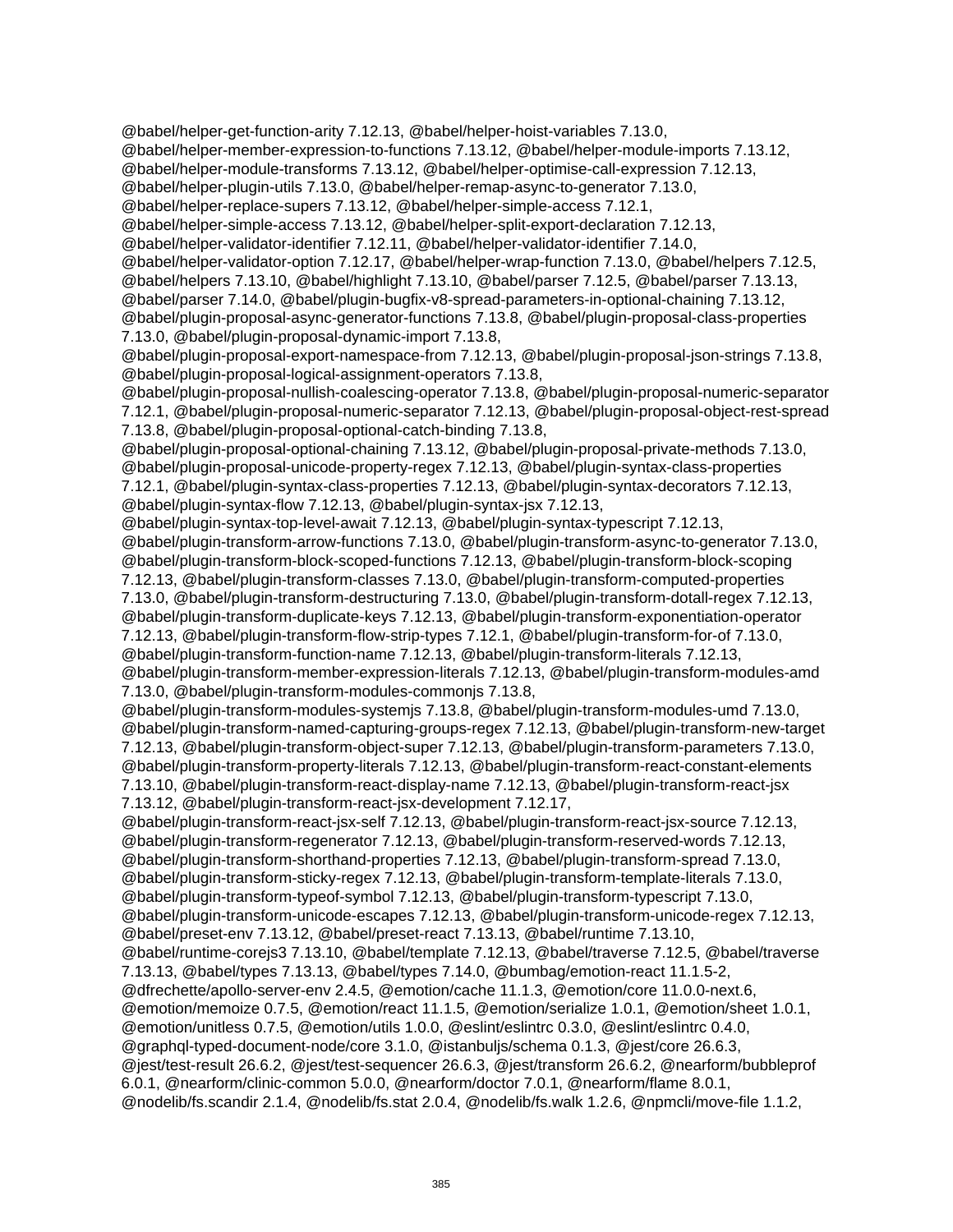@babel/helper-get-function-arity 7.12.13, @babel/helper-hoist-variables 7.13.0, @babel/helper-member-expression-to-functions 7.13.12, @babel/helper-module-imports 7.13.12, @babel/helper-module-transforms 7.13.12, @babel/helper-optimise-call-expression 7.12.13, @babel/helper-plugin-utils 7.13.0, @babel/helper-remap-async-to-generator 7.13.0, @babel/helper-replace-supers 7.13.12, @babel/helper-simple-access 7.12.1, @babel/helper-simple-access 7.13.12, @babel/helper-split-export-declaration 7.12.13, @babel/helper-validator-identifier 7.12.11, @babel/helper-validator-identifier 7.14.0, @babel/helper-validator-option 7.12.17, @babel/helper-wrap-function 7.13.0, @babel/helpers 7.12.5, @babel/helpers 7.13.10, @babel/highlight 7.13.10, @babel/parser 7.12.5, @babel/parser 7.13.13, @babel/parser 7.14.0, @babel/plugin-bugfix-v8-spread-parameters-in-optional-chaining 7.13.12, @babel/plugin-proposal-async-generator-functions 7.13.8, @babel/plugin-proposal-class-properties 7.13.0, @babel/plugin-proposal-dynamic-import 7.13.8, @babel/plugin-proposal-export-namespace-from 7.12.13, @babel/plugin-proposal-json-strings 7.13.8, @babel/plugin-proposal-logical-assignment-operators 7.13.8, @babel/plugin-proposal-nullish-coalescing-operator 7.13.8, @babel/plugin-proposal-numeric-separator 7.12.1, @babel/plugin-proposal-numeric-separator 7.12.13, @babel/plugin-proposal-object-rest-spread 7.13.8, @babel/plugin-proposal-optional-catch-binding 7.13.8, @babel/plugin-proposal-optional-chaining 7.13.12, @babel/plugin-proposal-private-methods 7.13.0, @babel/plugin-proposal-unicode-property-regex 7.12.13, @babel/plugin-syntax-class-properties 7.12.1, @babel/plugin-syntax-class-properties 7.12.13, @babel/plugin-syntax-decorators 7.12.13, @babel/plugin-syntax-flow 7.12.13, @babel/plugin-syntax-jsx 7.12.13, @babel/plugin-syntax-top-level-await 7.12.13, @babel/plugin-syntax-typescript 7.12.13, @babel/plugin-transform-arrow-functions 7.13.0, @babel/plugin-transform-async-to-generator 7.13.0, @babel/plugin-transform-block-scoped-functions 7.12.13, @babel/plugin-transform-block-scoping 7.12.13, @babel/plugin-transform-classes 7.13.0, @babel/plugin-transform-computed-properties 7.13.0, @babel/plugin-transform-destructuring 7.13.0, @babel/plugin-transform-dotall-regex 7.12.13, @babel/plugin-transform-duplicate-keys 7.12.13, @babel/plugin-transform-exponentiation-operator 7.12.13, @babel/plugin-transform-flow-strip-types 7.12.1, @babel/plugin-transform-for-of 7.13.0, @babel/plugin-transform-function-name 7.12.13, @babel/plugin-transform-literals 7.12.13, @babel/plugin-transform-member-expression-literals 7.12.13, @babel/plugin-transform-modules-amd 7.13.0, @babel/plugin-transform-modules-commonjs 7.13.8, @babel/plugin-transform-modules-systemjs 7.13.8, @babel/plugin-transform-modules-umd 7.13.0, @babel/plugin-transform-named-capturing-groups-regex 7.12.13, @babel/plugin-transform-new-target 7.12.13, @babel/plugin-transform-object-super 7.12.13, @babel/plugin-transform-parameters 7.13.0, @babel/plugin-transform-property-literals 7.12.13, @babel/plugin-transform-react-constant-elements 7.13.10, @babel/plugin-transform-react-display-name 7.12.13, @babel/plugin-transform-react-jsx 7.13.12, @babel/plugin-transform-react-jsx-development 7.12.17, @babel/plugin-transform-react-jsx-self 7.12.13, @babel/plugin-transform-react-jsx-source 7.12.13, @babel/plugin-transform-regenerator 7.12.13, @babel/plugin-transform-reserved-words 7.12.13, @babel/plugin-transform-shorthand-properties 7.12.13, @babel/plugin-transform-spread 7.13.0, @babel/plugin-transform-sticky-regex 7.12.13, @babel/plugin-transform-template-literals 7.13.0, @babel/plugin-transform-typeof-symbol 7.12.13, @babel/plugin-transform-typescript 7.13.0, @babel/plugin-transform-unicode-escapes 7.12.13, @babel/plugin-transform-unicode-regex 7.12.13, @babel/preset-env 7.13.12, @babel/preset-react 7.13.13, @babel/runtime 7.13.10, @babel/runtime-corejs3 7.13.10, @babel/template 7.12.13, @babel/traverse 7.12.5, @babel/traverse 7.13.13, @babel/types 7.13.13, @babel/types 7.14.0, @bumbag/emotion-react 11.1.5-2, @dfrechette/apollo-server-env 2.4.5, @emotion/cache 11.1.3, @emotion/core 11.0.0-next.6, @emotion/memoize 0.7.5, @emotion/react 11.1.5, @emotion/serialize 1.0.1, @emotion/sheet 1.0.1, @emotion/unitless 0.7.5, @emotion/utils 1.0.0, @eslint/eslintrc 0.3.0, @eslint/eslintrc 0.4.0, @graphql-typed-document-node/core 3.1.0, @istanbuljs/schema 0.1.3, @jest/core 26.6.3, @jest/test-result 26.6.2, @jest/test-sequencer 26.6.3, @jest/transform 26.6.2, @nearform/bubbleprof 6.0.1, @nearform/clinic-common 5.0.0, @nearform/doctor 7.0.1, @nearform/flame 8.0.1, @nodelib/fs.scandir 2.1.4, @nodelib/fs.stat 2.0.4, @nodelib/fs.walk 1.2.6, @npmcli/move-file 1.1.2,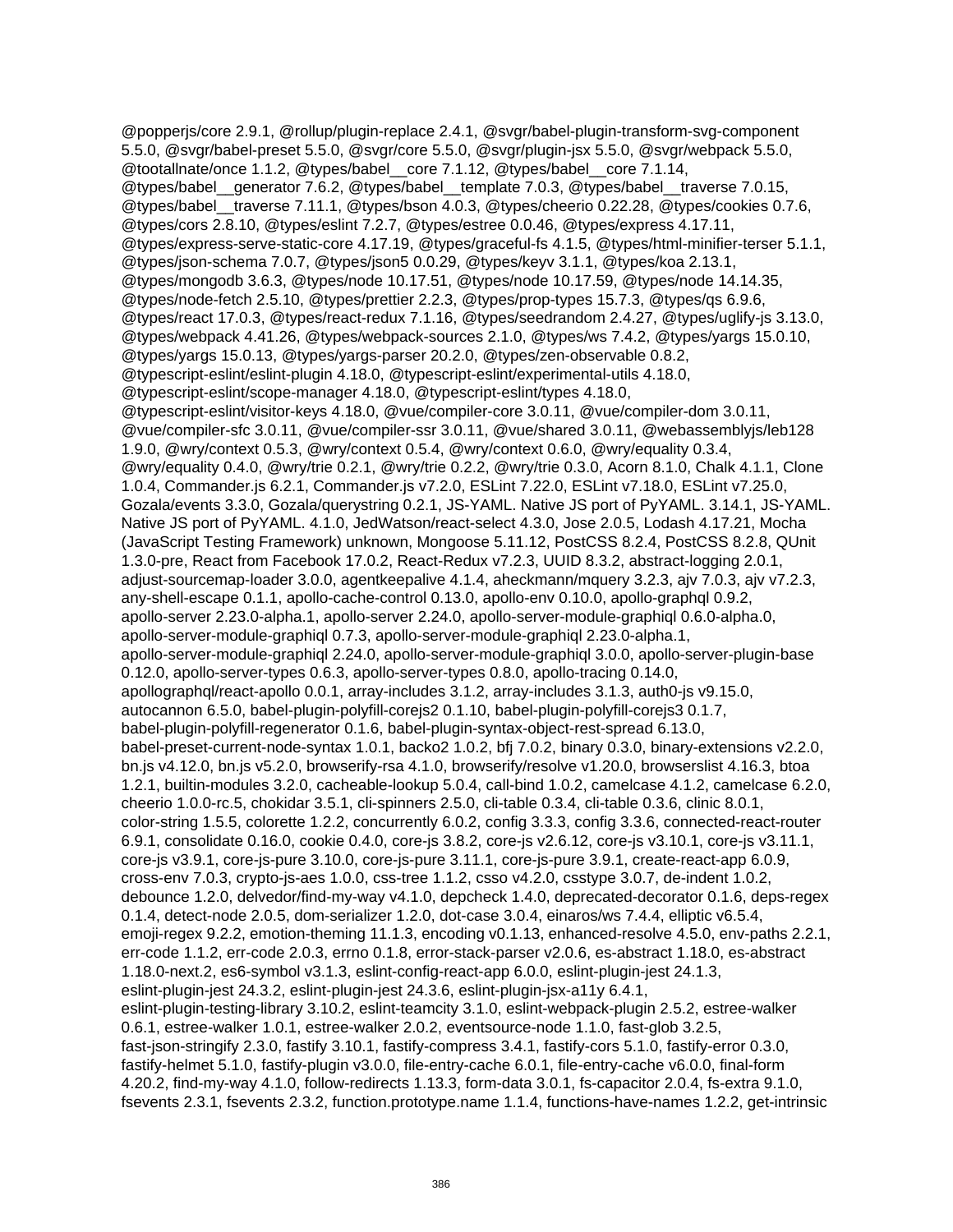@popperjs/core 2.9.1, @rollup/plugin-replace 2.4.1, @svgr/babel-plugin-transform-svg-component 5.5.0, @svgr/babel-preset 5.5.0, @svgr/core 5.5.0, @svgr/plugin-jsx 5.5.0, @svgr/webpack 5.5.0, @tootallnate/once 1.1.2, @types/babel__core 7.1.12, @types/babel__core 7.1.14, @types/babel__generator 7.6.2, @types/babel__template 7.0.3, @types/babel__traverse 7.0.15, @types/babel__traverse 7.11.1, @types/bson 4.0.3, @types/cheerio 0.22.28, @types/cookies 0.7.6, @types/cors 2.8.10, @types/eslint 7.2.7, @types/estree 0.0.46, @types/express 4.17.11, @types/express-serve-static-core 4.17.19, @types/graceful-fs 4.1.5, @types/html-minifier-terser 5.1.1, @types/json-schema 7.0.7, @types/json5 0.0.29, @types/keyv 3.1.1, @types/koa 2.13.1, @types/mongodb 3.6.3, @types/node 10.17.51, @types/node 10.17.59, @types/node 14.14.35, @types/node-fetch 2.5.10, @types/prettier 2.2.3, @types/prop-types 15.7.3, @types/qs 6.9.6, @types/react 17.0.3, @types/react-redux 7.1.16, @types/seedrandom 2.4.27, @types/uglify-js 3.13.0, @types/webpack 4.41.26, @types/webpack-sources 2.1.0, @types/ws 7.4.2, @types/yargs 15.0.10, @types/yargs 15.0.13, @types/yargs-parser 20.2.0, @types/zen-observable 0.8.2, @typescript-eslint/eslint-plugin 4.18.0, @typescript-eslint/experimental-utils 4.18.0, @typescript-eslint/scope-manager 4.18.0, @typescript-eslint/types 4.18.0, @typescript-eslint/visitor-keys 4.18.0, @vue/compiler-core 3.0.11, @vue/compiler-dom 3.0.11, @vue/compiler-sfc 3.0.11, @vue/compiler-ssr 3.0.11, @vue/shared 3.0.11, @webassemblyjs/leb128 1.9.0, @wry/context 0.5.3, @wry/context 0.5.4, @wry/context 0.6.0, @wry/equality 0.3.4, @wry/equality 0.4.0, @wry/trie 0.2.1, @wry/trie 0.2.2, @wry/trie 0.3.0, Acorn 8.1.0, Chalk 4.1.1, Clone 1.0.4, Commander.js 6.2.1, Commander.js v7.2.0, ESLint 7.22.0, ESLint v7.18.0, ESLint v7.25.0, Gozala/events 3.3.0, Gozala/querystring 0.2.1, JS-YAML. Native JS port of PyYAML. 3.14.1, JS-YAML. Native JS port of PyYAML. 4.1.0, JedWatson/react-select 4.3.0, Jose 2.0.5, Lodash 4.17.21, Mocha (JavaScript Testing Framework) unknown, Mongoose 5.11.12, PostCSS 8.2.4, PostCSS 8.2.8, QUnit 1.3.0-pre, React from Facebook 17.0.2, React-Redux v7.2.3, UUID 8.3.2, abstract-logging 2.0.1, adjust-sourcemap-loader 3.0.0, agentkeepalive 4.1.4, aheckmann/mquery 3.2.3, ajv 7.0.3, ajv v7.2.3, any-shell-escape 0.1.1, apollo-cache-control 0.13.0, apollo-env 0.10.0, apollo-graphql 0.9.2, apollo-server 2.23.0-alpha.1, apollo-server 2.24.0, apollo-server-module-graphiql 0.6.0-alpha.0, apollo-server-module-graphiql 0.7.3, apollo-server-module-graphiql 2.23.0-alpha.1, apollo-server-module-graphiql 2.24.0, apollo-server-module-graphiql 3.0.0, apollo-server-plugin-base 0.12.0, apollo-server-types 0.6.3, apollo-server-types 0.8.0, apollo-tracing 0.14.0, apollographql/react-apollo 0.0.1, array-includes 3.1.2, array-includes 3.1.3, auth0-js v9.15.0, autocannon 6.5.0, babel-plugin-polyfill-corejs2 0.1.10, babel-plugin-polyfill-corejs3 0.1.7, babel-plugin-polyfill-regenerator 0.1.6, babel-plugin-syntax-object-rest-spread 6.13.0, babel-preset-current-node-syntax 1.0.1, backo2 1.0.2, bfj 7.0.2, binary 0.3.0, binary-extensions v2.2.0, bn.js v4.12.0, bn.js v5.2.0, browserify-rsa 4.1.0, browserify/resolve v1.20.0, browserslist 4.16.3, btoa 1.2.1, builtin-modules 3.2.0, cacheable-lookup 5.0.4, call-bind 1.0.2, camelcase 4.1.2, camelcase 6.2.0, cheerio 1.0.0-rc.5, chokidar 3.5.1, cli-spinners 2.5.0, cli-table 0.3.4, cli-table 0.3.6, clinic 8.0.1, color-string 1.5.5, colorette 1.2.2, concurrently 6.0.2, config 3.3.3, config 3.3.6, connected-react-router 6.9.1, consolidate 0.16.0, cookie 0.4.0, core-js 3.8.2, core-js v2.6.12, core-js v3.10.1, core-js v3.11.1, core-js v3.9.1, core-js-pure 3.10.0, core-js-pure 3.11.1, core-js-pure 3.9.1, create-react-app 6.0.9, cross-env 7.0.3, crypto-js-aes 1.0.0, css-tree 1.1.2, csso v4.2.0, csstype 3.0.7, de-indent 1.0.2, debounce 1.2.0, delvedor/find-my-way v4.1.0, depcheck 1.4.0, deprecated-decorator 0.1.6, deps-regex 0.1.4, detect-node 2.0.5, dom-serializer 1.2.0, dot-case 3.0.4, einaros/ws 7.4.4, elliptic v6.5.4, emoji-regex 9.2.2, emotion-theming 11.1.3, encoding v0.1.13, enhanced-resolve 4.5.0, env-paths 2.2.1, err-code 1.1.2, err-code 2.0.3, errno 0.1.8, error-stack-parser v2.0.6, es-abstract 1.18.0, es-abstract 1.18.0-next.2, es6-symbol v3.1.3, eslint-config-react-app 6.0.0, eslint-plugin-jest 24.1.3, eslint-plugin-jest 24.3.2, eslint-plugin-jest 24.3.6, eslint-plugin-jsx-a11y 6.4.1, eslint-plugin-testing-library 3.10.2, eslint-teamcity 3.1.0, eslint-webpack-plugin 2.5.2, estree-walker 0.6.1, estree-walker 1.0.1, estree-walker 2.0.2, eventsource-node 1.1.0, fast-glob 3.2.5, fast-json-stringify 2.3.0, fastify 3.10.1, fastify-compress 3.4.1, fastify-cors 5.1.0, fastify-error 0.3.0, fastify-helmet 5.1.0, fastify-plugin v3.0.0, file-entry-cache 6.0.1, file-entry-cache v6.0.0, final-form 4.20.2, find-my-way 4.1.0, follow-redirects 1.13.3, form-data 3.0.1, fs-capacitor 2.0.4, fs-extra 9.1.0, fsevents 2.3.1, fsevents 2.3.2, function.prototype.name 1.1.4, functions-have-names 1.2.2, get-intrinsic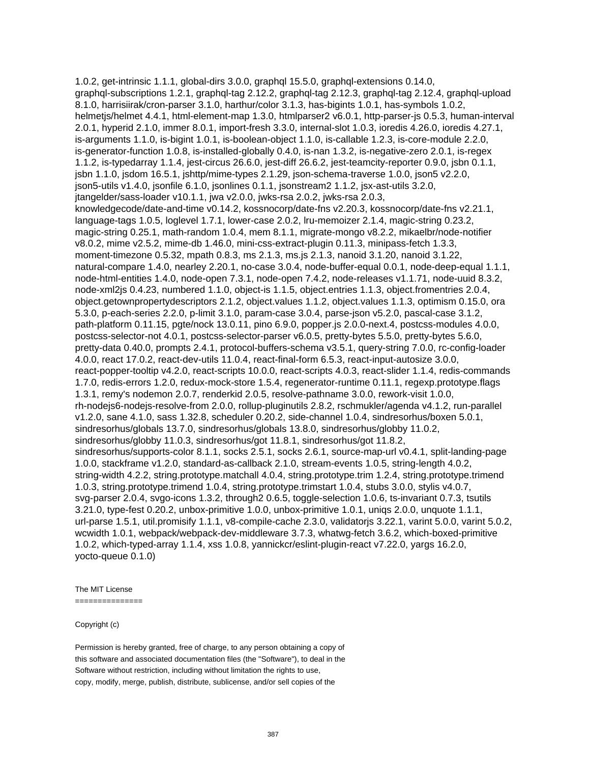1.0.2, get-intrinsic 1.1.1, global-dirs 3.0.0, graphql 15.5.0, graphql-extensions 0.14.0, graphql-subscriptions 1.2.1, graphql-tag 2.12.2, graphql-tag 2.12.3, graphql-tag 2.12.4, graphql-upload 8.1.0, harrisiirak/cron-parser 3.1.0, harthur/color 3.1.3, has-bigints 1.0.1, has-symbols 1.0.2, helmetjs/helmet 4.4.1, html-element-map 1.3.0, htmlparser2 v6.0.1, http-parser-js 0.5.3, human-interval 2.0.1, hyperid 2.1.0, immer 8.0.1, import-fresh 3.3.0, internal-slot 1.0.3, ioredis 4.26.0, ioredis 4.27.1, is-arguments 1.1.0, is-bigint 1.0.1, is-boolean-object 1.1.0, is-callable 1.2.3, is-core-module 2.2.0, is-generator-function 1.0.8, is-installed-globally 0.4.0, is-nan 1.3.2, is-negative-zero 2.0.1, is-regex 1.1.2, is-typedarray 1.1.4, jest-circus 26.6.0, jest-diff 26.6.2, jest-teamcity-reporter 0.9.0, jsbn 0.1.1, jsbn 1.1.0, jsdom 16.5.1, jshttp/mime-types 2.1.29, json-schema-traverse 1.0.0, json5 v2.2.0, json5-utils v1.4.0, jsonfile 6.1.0, jsonlines 0.1.1, jsonstream2 1.1.2, jsx-ast-utils 3.2.0, jtangelder/sass-loader v10.1.1, jwa v2.0.0, jwks-rsa 2.0.2, jwks-rsa 2.0.3, knowledgecode/date-and-time v0.14.2, kossnocorp/date-fns v2.20.3, kossnocorp/date-fns v2.21.1, language-tags 1.0.5, loglevel 1.7.1, lower-case 2.0.2, lru-memoizer 2.1.4, magic-string 0.23.2, magic-string 0.25.1, math-random 1.0.4, mem 8.1.1, migrate-mongo v8.2.2, mikaelbr/node-notifier v8.0.2, mime v2.5.2, mime-db 1.46.0, mini-css-extract-plugin 0.11.3, minipass-fetch 1.3.3, moment-timezone 0.5.32, mpath 0.8.3, ms 2.1.3, ms.js 2.1.3, nanoid 3.1.20, nanoid 3.1.22, natural-compare 1.4.0, nearley 2.20.1, no-case 3.0.4, node-buffer-equal 0.0.1, node-deep-equal 1.1.1, node-html-entities 1.4.0, node-open 7.3.1, node-open 7.4.2, node-releases v1.1.71, node-uuid 8.3.2, node-xml2js 0.4.23, numbered 1.1.0, object-is 1.1.5, object.entries 1.1.3, object.fromentries 2.0.4, object.getownpropertydescriptors 2.1.2, object.values 1.1.2, object.values 1.1.3, optimism 0.15.0, ora 5.3.0, p-each-series 2.2.0, p-limit 3.1.0, param-case 3.0.4, parse-json v5.2.0, pascal-case 3.1.2, path-platform 0.11.15, pgte/nock 13.0.11, pino 6.9.0, popper.js 2.0.0-next.4, postcss-modules 4.0.0, postcss-selector-not 4.0.1, postcss-selector-parser v6.0.5, pretty-bytes 5.5.0, pretty-bytes 5.6.0, pretty-data 0.40.0, prompts 2.4.1, protocol-buffers-schema v3.5.1, query-string 7.0.0, rc-config-loader 4.0.0, react 17.0.2, react-dev-utils 11.0.4, react-final-form 6.5.3, react-input-autosize 3.0.0, react-popper-tooltip v4.2.0, react-scripts 10.0.0, react-scripts 4.0.3, react-slider 1.1.4, redis-commands 1.7.0, redis-errors 1.2.0, redux-mock-store 1.5.4, regenerator-runtime 0.11.1, regexp.prototype.flags 1.3.1, remy's nodemon 2.0.7, renderkid 2.0.5, resolve-pathname 3.0.0, rework-visit 1.0.0, rh-nodejs6-nodejs-resolve-from 2.0.0, rollup-pluginutils 2.8.2, rschmukler/agenda v4.1.2, run-parallel v1.2.0, sane 4.1.0, sass 1.32.8, scheduler 0.20.2, side-channel 1.0.4, sindresorhus/boxen 5.0.1, sindresorhus/globals 13.7.0, sindresorhus/globals 13.8.0, sindresorhus/globby 11.0.2, sindresorhus/globby 11.0.3, sindresorhus/got 11.8.1, sindresorhus/got 11.8.2, sindresorhus/supports-color 8.1.1, socks 2.5.1, socks 2.6.1, source-map-url v0.4.1, split-landing-page 1.0.0, stackframe v1.2.0, standard-as-callback 2.1.0, stream-events 1.0.5, string-length 4.0.2, string-width 4.2.2, string.prototype.matchall 4.0.4, string.prototype.trim 1.2.4, string.prototype.trimend 1.0.3, string.prototype.trimend 1.0.4, string.prototype.trimstart 1.0.4, stubs 3.0.0, stylis v4.0.7, svg-parser 2.0.4, svgo-icons 1.3.2, through2 0.6.5, toggle-selection 1.0.6, ts-invariant 0.7.3, tsutils 3.21.0, type-fest 0.20.2, unbox-primitive 1.0.0, unbox-primitive 1.0.1, uniqs 2.0.0, unquote 1.1.1, url-parse 1.5.1, util.promisify 1.1.1, v8-compile-cache 2.3.0, validatorjs 3.22.1, varint 5.0.0, varint 5.0.2, wcwidth 1.0.1, webpack/webpack-dev-middleware 3.7.3, whatwg-fetch 3.6.2, which-boxed-primitive 1.0.2, which-typed-array 1.1.4, xss 1.0.8, yannickcr/eslint-plugin-react v7.22.0, yargs 16.2.0, yocto-queue 0.1.0)

The MIT License
===============

Copyright (c)

Permission is hereby granted, free of charge, to any person obtaining a copy of
this software and associated documentation files (the "Software"), to deal in the
Software without restriction, including without limitation the rights to use,
copy, modify, merge, publish, distribute, sublicense, and/or sell copies of the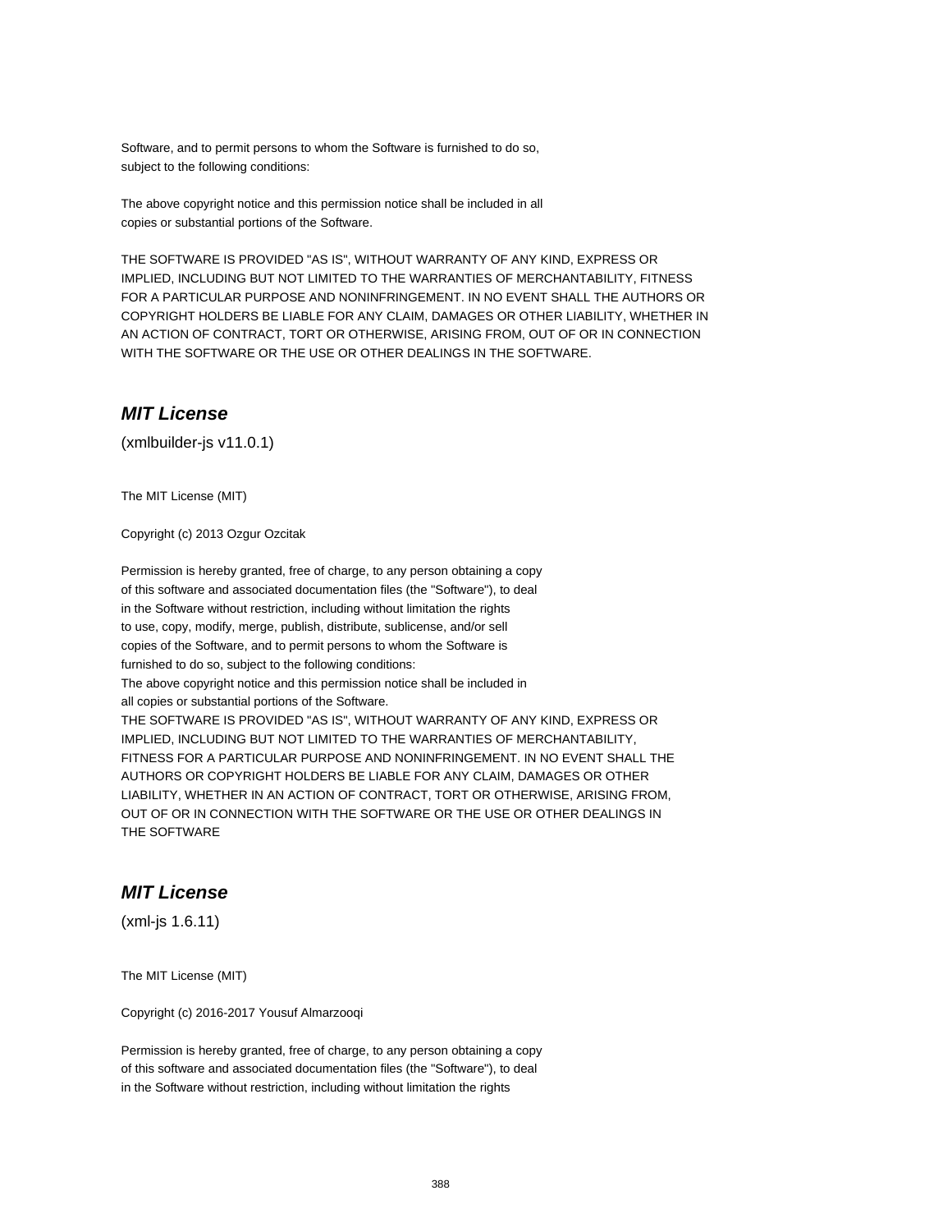Software, and to permit persons to whom the Software is furnished to do so, subject to the following conditions:

The above copyright notice and this permission notice shall be included in all copies or substantial portions of the Software.

THE SOFTWARE IS PROVIDED "AS IS", WITHOUT WARRANTY OF ANY KIND, EXPRESS OR IMPLIED, INCLUDING BUT NOT LIMITED TO THE WARRANTIES OF MERCHANTABILITY, FITNESS FOR A PARTICULAR PURPOSE AND NONINFRINGEMENT. IN NO EVENT SHALL THE AUTHORS OR COPYRIGHT HOLDERS BE LIABLE FOR ANY CLAIM, DAMAGES OR OTHER LIABILITY, WHETHER IN AN ACTION OF CONTRACT, TORT OR OTHERWISE, ARISING FROM, OUT OF OR IN CONNECTION WITH THE SOFTWARE OR THE USE OR OTHER DEALINGS IN THE SOFTWARE.

## *MIT License*

(xmlbuilder-js v11.0.1)

The MIT License (MIT)

Copyright (c) 2013 Ozgur Ozcitak

Permission is hereby granted, free of charge, to any person obtaining a copy of this software and associated documentation files (the "Software"), to deal in the Software without restriction, including without limitation the rights to use, copy, modify, merge, publish, distribute, sublicense, and/or sell copies of the Software, and to permit persons to whom the Software is furnished to do so, subject to the following conditions:
The above copyright notice and this permission notice shall be included in all copies or substantial portions of the Software.
THE SOFTWARE IS PROVIDED "AS IS", WITHOUT WARRANTY OF ANY KIND, EXPRESS OR IMPLIED, INCLUDING BUT NOT LIMITED TO THE WARRANTIES OF MERCHANTABILITY, FITNESS FOR A PARTICULAR PURPOSE AND NONINFRINGEMENT. IN NO EVENT SHALL THE AUTHORS OR COPYRIGHT HOLDERS BE LIABLE FOR ANY CLAIM, DAMAGES OR OTHER LIABILITY, WHETHER IN AN ACTION OF CONTRACT, TORT OR OTHERWISE, ARISING FROM, OUT OF OR IN CONNECTION WITH THE SOFTWARE OR THE USE OR OTHER DEALINGS IN THE SOFTWARE

## *MIT License*

(xml-js 1.6.11)

The MIT License (MIT)

Copyright (c) 2016-2017 Yousuf Almarzooqi

Permission is hereby granted, free of charge, to any person obtaining a copy of this software and associated documentation files (the "Software"), to deal in the Software without restriction, including without limitation the rights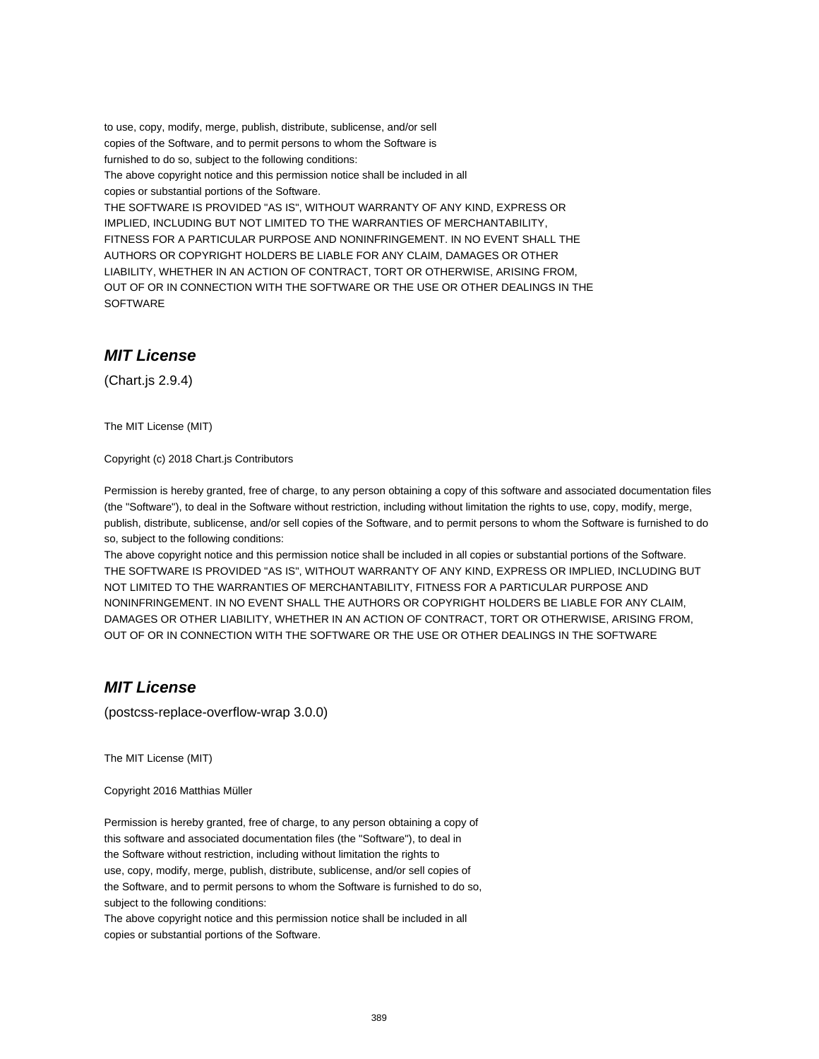to use, copy, modify, merge, publish, distribute, sublicense, and/or sell
copies of the Software, and to permit persons to whom the Software is
furnished to do so, subject to the following conditions:
The above copyright notice and this permission notice shall be included in all
copies or substantial portions of the Software.
THE SOFTWARE IS PROVIDED "AS IS", WITHOUT WARRANTY OF ANY KIND, EXPRESS OR
IMPLIED, INCLUDING BUT NOT LIMITED TO THE WARRANTIES OF MERCHANTABILITY,
FITNESS FOR A PARTICULAR PURPOSE AND NONINFRINGEMENT. IN NO EVENT SHALL THE
AUTHORS OR COPYRIGHT HOLDERS BE LIABLE FOR ANY CLAIM, DAMAGES OR OTHER
LIABILITY, WHETHER IN AN ACTION OF CONTRACT, TORT OR OTHERWISE, ARISING FROM,
OUT OF OR IN CONNECTION WITH THE SOFTWARE OR THE USE OR OTHER DEALINGS IN THE
SOFTWARE

## *MIT License*

(Chart.js 2.9.4)

The MIT License (MIT)

Copyright (c) 2018 Chart.js Contributors

Permission is hereby granted, free of charge, to any person obtaining a copy of this software and associated documentation files (the "Software"), to deal in the Software without restriction, including without limitation the rights to use, copy, modify, merge, publish, distribute, sublicense, and/or sell copies of the Software, and to permit persons to whom the Software is furnished to do so, subject to the following conditions:
The above copyright notice and this permission notice shall be included in all copies or substantial portions of the Software.
THE SOFTWARE IS PROVIDED "AS IS", WITHOUT WARRANTY OF ANY KIND, EXPRESS OR IMPLIED, INCLUDING BUT NOT LIMITED TO THE WARRANTIES OF MERCHANTABILITY, FITNESS FOR A PARTICULAR PURPOSE AND NONINFRINGEMENT. IN NO EVENT SHALL THE AUTHORS OR COPYRIGHT HOLDERS BE LIABLE FOR ANY CLAIM, DAMAGES OR OTHER LIABILITY, WHETHER IN AN ACTION OF CONTRACT, TORT OR OTHERWISE, ARISING FROM, OUT OF OR IN CONNECTION WITH THE SOFTWARE OR THE USE OR OTHER DEALINGS IN THE SOFTWARE

## *MIT License*

(postcss-replace-overflow-wrap 3.0.0)

The MIT License (MIT)

Copyright 2016 Matthias Müller

Permission is hereby granted, free of charge, to any person obtaining a copy of
this software and associated documentation files (the "Software"), to deal in
the Software without restriction, including without limitation the rights to
use, copy, modify, merge, publish, distribute, sublicense, and/or sell copies of
the Software, and to permit persons to whom the Software is furnished to do so,
subject to the following conditions:
The above copyright notice and this permission notice shall be included in all
copies or substantial portions of the Software.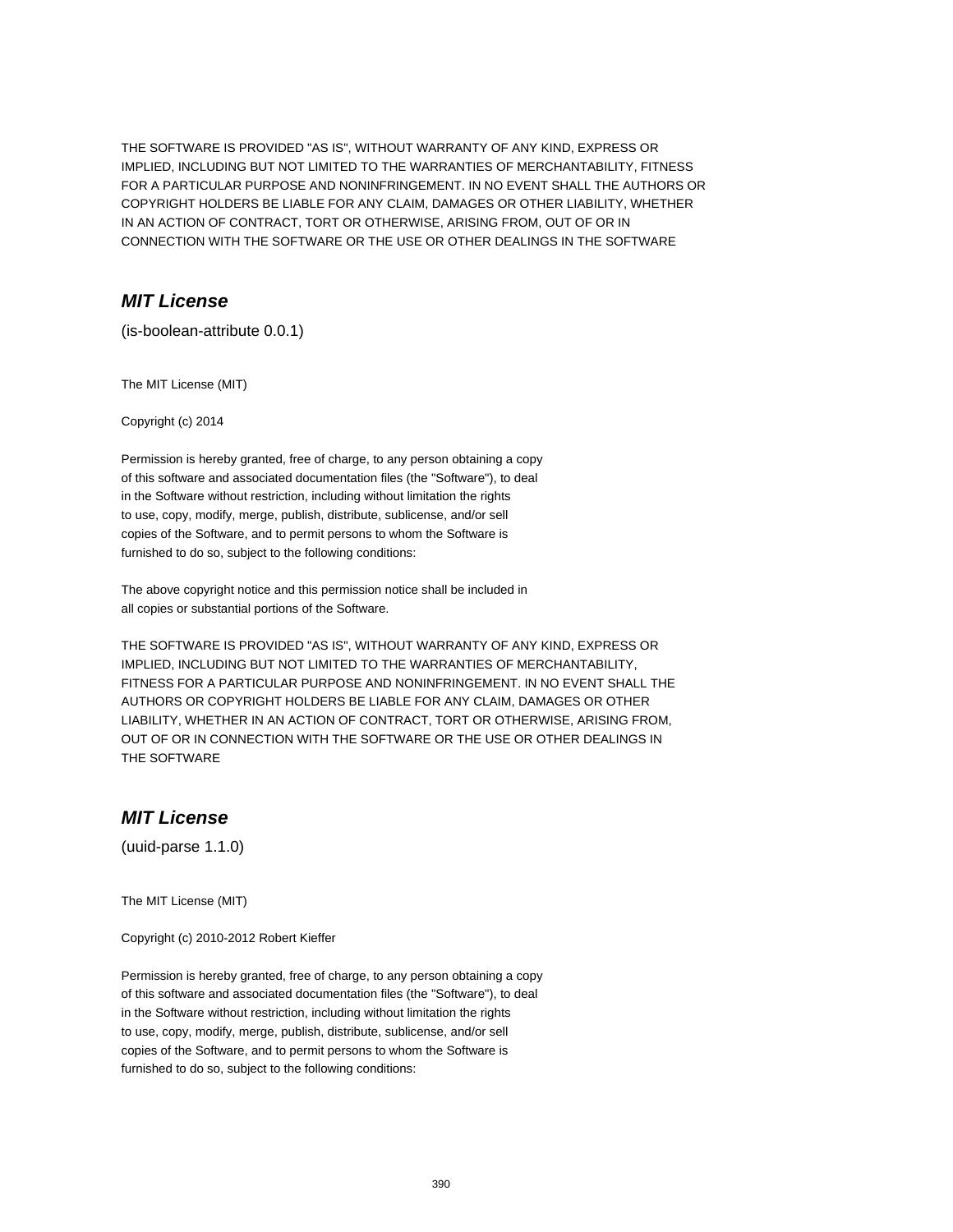THE SOFTWARE IS PROVIDED "AS IS", WITHOUT WARRANTY OF ANY KIND, EXPRESS OR IMPLIED, INCLUDING BUT NOT LIMITED TO THE WARRANTIES OF MERCHANTABILITY, FITNESS FOR A PARTICULAR PURPOSE AND NONINFRINGEMENT. IN NO EVENT SHALL THE AUTHORS OR COPYRIGHT HOLDERS BE LIABLE FOR ANY CLAIM, DAMAGES OR OTHER LIABILITY, WHETHER IN AN ACTION OF CONTRACT, TORT OR OTHERWISE, ARISING FROM, OUT OF OR IN CONNECTION WITH THE SOFTWARE OR THE USE OR OTHER DEALINGS IN THE SOFTWARE

## *MIT License*

(is-boolean-attribute 0.0.1)

The MIT License (MIT)

Copyright (c) 2014

Permission is hereby granted, free of charge, to any person obtaining a copy of this software and associated documentation files (the "Software"), to deal in the Software without restriction, including without limitation the rights to use, copy, modify, merge, publish, distribute, sublicense, and/or sell copies of the Software, and to permit persons to whom the Software is furnished to do so, subject to the following conditions:

The above copyright notice and this permission notice shall be included in all copies or substantial portions of the Software.

THE SOFTWARE IS PROVIDED "AS IS", WITHOUT WARRANTY OF ANY KIND, EXPRESS OR IMPLIED, INCLUDING BUT NOT LIMITED TO THE WARRANTIES OF MERCHANTABILITY, FITNESS FOR A PARTICULAR PURPOSE AND NONINFRINGEMENT. IN NO EVENT SHALL THE AUTHORS OR COPYRIGHT HOLDERS BE LIABLE FOR ANY CLAIM, DAMAGES OR OTHER LIABILITY, WHETHER IN AN ACTION OF CONTRACT, TORT OR OTHERWISE, ARISING FROM, OUT OF OR IN CONNECTION WITH THE SOFTWARE OR THE USE OR OTHER DEALINGS IN THE SOFTWARE

## *MIT License*

(uuid-parse 1.1.0)

The MIT License (MIT)

Copyright (c) 2010-2012 Robert Kieffer

Permission is hereby granted, free of charge, to any person obtaining a copy of this software and associated documentation files (the "Software"), to deal in the Software without restriction, including without limitation the rights to use, copy, modify, merge, publish, distribute, sublicense, and/or sell copies of the Software, and to permit persons to whom the Software is furnished to do so, subject to the following conditions: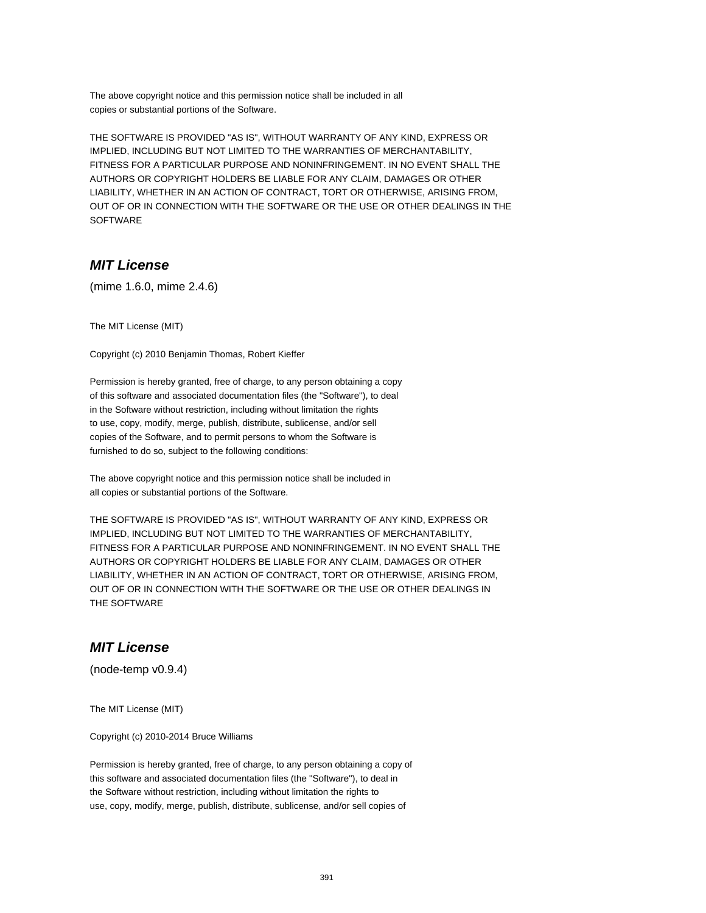The above copyright notice and this permission notice shall be included in all
copies or substantial portions of the Software.

THE SOFTWARE IS PROVIDED "AS IS", WITHOUT WARRANTY OF ANY KIND, EXPRESS OR
IMPLIED, INCLUDING BUT NOT LIMITED TO THE WARRANTIES OF MERCHANTABILITY,
FITNESS FOR A PARTICULAR PURPOSE AND NONINFRINGEMENT. IN NO EVENT SHALL THE
AUTHORS OR COPYRIGHT HOLDERS BE LIABLE FOR ANY CLAIM, DAMAGES OR OTHER
LIABILITY, WHETHER IN AN ACTION OF CONTRACT, TORT OR OTHERWISE, ARISING FROM,
OUT OF OR IN CONNECTION WITH THE SOFTWARE OR THE USE OR OTHER DEALINGS IN THE
SOFTWARE

## *MIT License*

(mime 1.6.0, mime 2.4.6)

The MIT License (MIT)

Copyright (c) 2010 Benjamin Thomas, Robert Kieffer

Permission is hereby granted, free of charge, to any person obtaining a copy
of this software and associated documentation files (the "Software"), to deal
in the Software without restriction, including without limitation the rights
to use, copy, modify, merge, publish, distribute, sublicense, and/or sell
copies of the Software, and to permit persons to whom the Software is
furnished to do so, subject to the following conditions:

The above copyright notice and this permission notice shall be included in
all copies or substantial portions of the Software.

THE SOFTWARE IS PROVIDED "AS IS", WITHOUT WARRANTY OF ANY KIND, EXPRESS OR
IMPLIED, INCLUDING BUT NOT LIMITED TO THE WARRANTIES OF MERCHANTABILITY,
FITNESS FOR A PARTICULAR PURPOSE AND NONINFRINGEMENT. IN NO EVENT SHALL THE
AUTHORS OR COPYRIGHT HOLDERS BE LIABLE FOR ANY CLAIM, DAMAGES OR OTHER
LIABILITY, WHETHER IN AN ACTION OF CONTRACT, TORT OR OTHERWISE, ARISING FROM,
OUT OF OR IN CONNECTION WITH THE SOFTWARE OR THE USE OR OTHER DEALINGS IN
THE SOFTWARE

## *MIT License*

(node-temp v0.9.4)

The MIT License (MIT)

Copyright (c) 2010-2014 Bruce Williams

Permission is hereby granted, free of charge, to any person obtaining a copy of
this software and associated documentation files (the "Software"), to deal in
the Software without restriction, including without limitation the rights to
use, copy, modify, merge, publish, distribute, sublicense, and/or sell copies of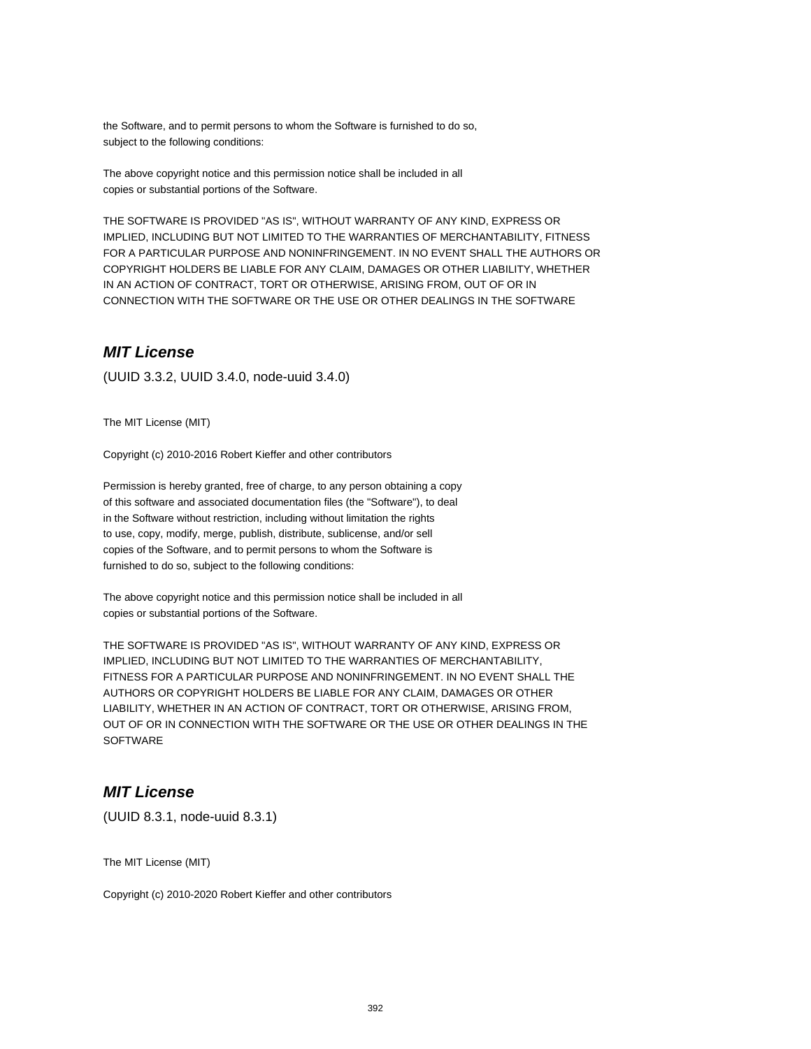the Software, and to permit persons to whom the Software is furnished to do so,
subject to the following conditions:

The above copyright notice and this permission notice shall be included in all
copies or substantial portions of the Software.

THE SOFTWARE IS PROVIDED "AS IS", WITHOUT WARRANTY OF ANY KIND, EXPRESS OR
IMPLIED, INCLUDING BUT NOT LIMITED TO THE WARRANTIES OF MERCHANTABILITY, FITNESS
FOR A PARTICULAR PURPOSE AND NONINFRINGEMENT. IN NO EVENT SHALL THE AUTHORS OR
COPYRIGHT HOLDERS BE LIABLE FOR ANY CLAIM, DAMAGES OR OTHER LIABILITY, WHETHER
IN AN ACTION OF CONTRACT, TORT OR OTHERWISE, ARISING FROM, OUT OF OR IN
CONNECTION WITH THE SOFTWARE OR THE USE OR OTHER DEALINGS IN THE SOFTWARE

## *MIT License*

(UUID 3.3.2, UUID 3.4.0, node-uuid 3.4.0)

The MIT License (MIT)

Copyright (c) 2010-2016 Robert Kieffer and other contributors

Permission is hereby granted, free of charge, to any person obtaining a copy
of this software and associated documentation files (the "Software"), to deal
in the Software without restriction, including without limitation the rights
to use, copy, modify, merge, publish, distribute, sublicense, and/or sell
copies of the Software, and to permit persons to whom the Software is
furnished to do so, subject to the following conditions:

The above copyright notice and this permission notice shall be included in all
copies or substantial portions of the Software.

THE SOFTWARE IS PROVIDED "AS IS", WITHOUT WARRANTY OF ANY KIND, EXPRESS OR
IMPLIED, INCLUDING BUT NOT LIMITED TO THE WARRANTIES OF MERCHANTABILITY,
FITNESS FOR A PARTICULAR PURPOSE AND NONINFRINGEMENT. IN NO EVENT SHALL THE
AUTHORS OR COPYRIGHT HOLDERS BE LIABLE FOR ANY CLAIM, DAMAGES OR OTHER
LIABILITY, WHETHER IN AN ACTION OF CONTRACT, TORT OR OTHERWISE, ARISING FROM,
OUT OF OR IN CONNECTION WITH THE SOFTWARE OR THE USE OR OTHER DEALINGS IN THE
SOFTWARE

## *MIT License*

(UUID 8.3.1, node-uuid 8.3.1)

The MIT License (MIT)

Copyright (c) 2010-2020 Robert Kieffer and other contributors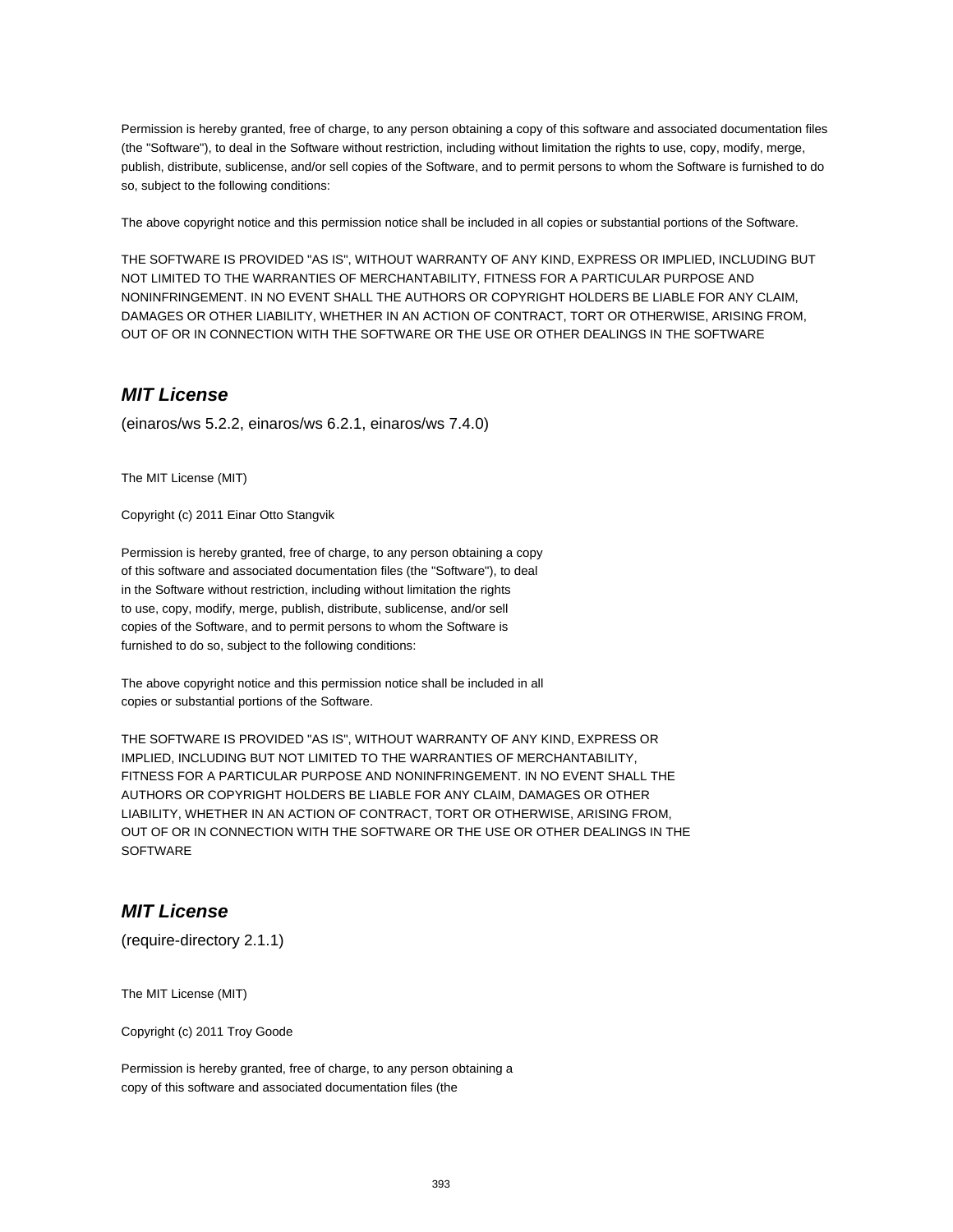Permission is hereby granted, free of charge, to any person obtaining a copy of this software and associated documentation files (the "Software"), to deal in the Software without restriction, including without limitation the rights to use, copy, modify, merge, publish, distribute, sublicense, and/or sell copies of the Software, and to permit persons to whom the Software is furnished to do so, subject to the following conditions:

The above copyright notice and this permission notice shall be included in all copies or substantial portions of the Software.

THE SOFTWARE IS PROVIDED "AS IS", WITHOUT WARRANTY OF ANY KIND, EXPRESS OR IMPLIED, INCLUDING BUT NOT LIMITED TO THE WARRANTIES OF MERCHANTABILITY, FITNESS FOR A PARTICULAR PURPOSE AND NONINFRINGEMENT. IN NO EVENT SHALL THE AUTHORS OR COPYRIGHT HOLDERS BE LIABLE FOR ANY CLAIM, DAMAGES OR OTHER LIABILITY, WHETHER IN AN ACTION OF CONTRACT, TORT OR OTHERWISE, ARISING FROM, OUT OF OR IN CONNECTION WITH THE SOFTWARE OR THE USE OR OTHER DEALINGS IN THE SOFTWARE

## *MIT License*

(einaros/ws 5.2.2, einaros/ws 6.2.1, einaros/ws 7.4.0)

The MIT License (MIT)

Copyright (c) 2011 Einar Otto Stangvik

Permission is hereby granted, free of charge, to any person obtaining a copy
of this software and associated documentation files (the "Software"), to deal
in the Software without restriction, including without limitation the rights
to use, copy, modify, merge, publish, distribute, sublicense, and/or sell
copies of the Software, and to permit persons to whom the Software is
furnished to do so, subject to the following conditions:

The above copyright notice and this permission notice shall be included in all
copies or substantial portions of the Software.

THE SOFTWARE IS PROVIDED "AS IS", WITHOUT WARRANTY OF ANY KIND, EXPRESS OR
IMPLIED, INCLUDING BUT NOT LIMITED TO THE WARRANTIES OF MERCHANTABILITY,
FITNESS FOR A PARTICULAR PURPOSE AND NONINFRINGEMENT. IN NO EVENT SHALL THE
AUTHORS OR COPYRIGHT HOLDERS BE LIABLE FOR ANY CLAIM, DAMAGES OR OTHER
LIABILITY, WHETHER IN AN ACTION OF CONTRACT, TORT OR OTHERWISE, ARISING FROM,
OUT OF OR IN CONNECTION WITH THE SOFTWARE OR THE USE OR OTHER DEALINGS IN THE
SOFTWARE

## *MIT License*

(require-directory 2.1.1)

The MIT License (MIT)

Copyright (c) 2011 Troy Goode

Permission is hereby granted, free of charge, to any person obtaining a
copy of this software and associated documentation files (the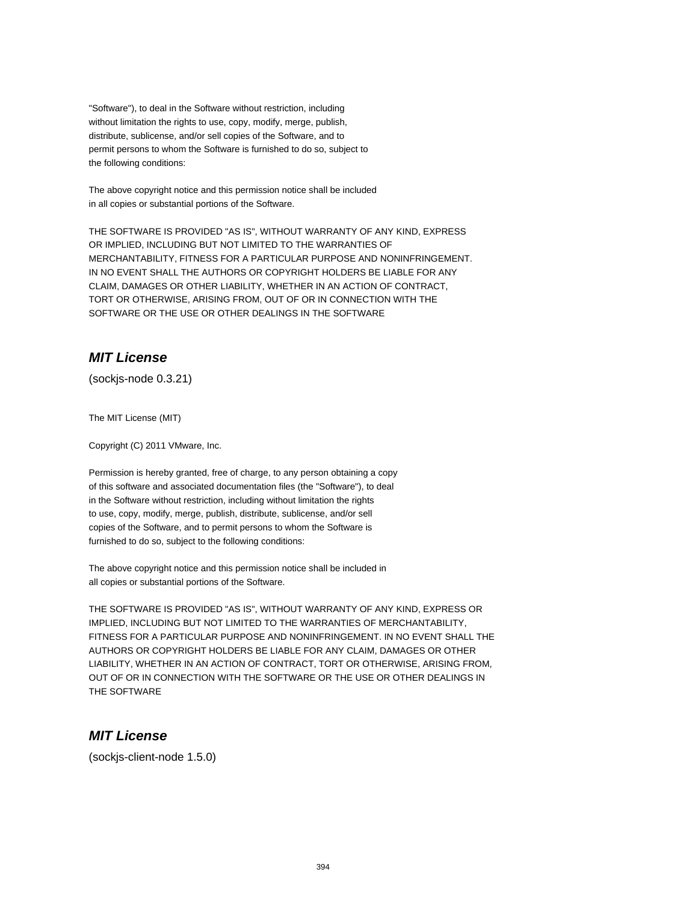"Software"), to deal in the Software without restriction, including
without limitation the rights to use, copy, modify, merge, publish,
distribute, sublicense, and/or sell copies of the Software, and to
permit persons to whom the Software is furnished to do so, subject to
the following conditions:

The above copyright notice and this permission notice shall be included
in all copies or substantial portions of the Software.

THE SOFTWARE IS PROVIDED "AS IS", WITHOUT WARRANTY OF ANY KIND, EXPRESS
OR IMPLIED, INCLUDING BUT NOT LIMITED TO THE WARRANTIES OF
MERCHANTABILITY, FITNESS FOR A PARTICULAR PURPOSE AND NONINFRINGEMENT.
IN NO EVENT SHALL THE AUTHORS OR COPYRIGHT HOLDERS BE LIABLE FOR ANY
CLAIM, DAMAGES OR OTHER LIABILITY, WHETHER IN AN ACTION OF CONTRACT,
TORT OR OTHERWISE, ARISING FROM, OUT OF OR IN CONNECTION WITH THE
SOFTWARE OR THE USE OR OTHER DEALINGS IN THE SOFTWARE

## *MIT License*

(sockjs-node 0.3.21)

The MIT License (MIT)

Copyright (C) 2011 VMware, Inc.

Permission is hereby granted, free of charge, to any person obtaining a copy
of this software and associated documentation files (the "Software"), to deal
in the Software without restriction, including without limitation the rights
to use, copy, modify, merge, publish, distribute, sublicense, and/or sell
copies of the Software, and to permit persons to whom the Software is
furnished to do so, subject to the following conditions:

The above copyright notice and this permission notice shall be included in
all copies or substantial portions of the Software.

THE SOFTWARE IS PROVIDED "AS IS", WITHOUT WARRANTY OF ANY KIND, EXPRESS OR
IMPLIED, INCLUDING BUT NOT LIMITED TO THE WARRANTIES OF MERCHANTABILITY,
FITNESS FOR A PARTICULAR PURPOSE AND NONINFRINGEMENT. IN NO EVENT SHALL THE
AUTHORS OR COPYRIGHT HOLDERS BE LIABLE FOR ANY CLAIM, DAMAGES OR OTHER
LIABILITY, WHETHER IN AN ACTION OF CONTRACT, TORT OR OTHERWISE, ARISING FROM,
OUT OF OR IN CONNECTION WITH THE SOFTWARE OR THE USE OR OTHER DEALINGS IN
THE SOFTWARE

## *MIT License*

(sockjs-client-node 1.5.0)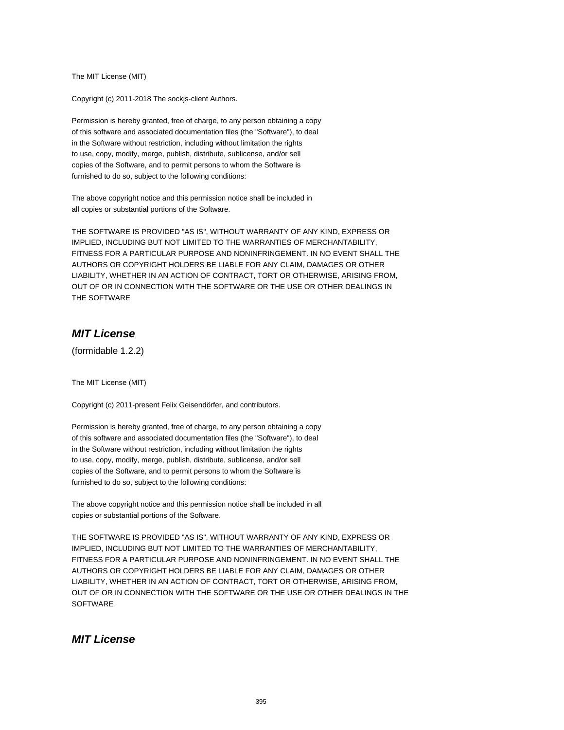The MIT License (MIT)

Copyright (c) 2011-2018 The sockjs-client Authors.

Permission is hereby granted, free of charge, to any person obtaining a copy
of this software and associated documentation files (the "Software"), to deal
in the Software without restriction, including without limitation the rights
to use, copy, modify, merge, publish, distribute, sublicense, and/or sell
copies of the Software, and to permit persons to whom the Software is
furnished to do so, subject to the following conditions:

The above copyright notice and this permission notice shall be included in
all copies or substantial portions of the Software.

THE SOFTWARE IS PROVIDED "AS IS", WITHOUT WARRANTY OF ANY KIND, EXPRESS OR
IMPLIED, INCLUDING BUT NOT LIMITED TO THE WARRANTIES OF MERCHANTABILITY,
FITNESS FOR A PARTICULAR PURPOSE AND NONINFRINGEMENT. IN NO EVENT SHALL THE
AUTHORS OR COPYRIGHT HOLDERS BE LIABLE FOR ANY CLAIM, DAMAGES OR OTHER
LIABILITY, WHETHER IN AN ACTION OF CONTRACT, TORT OR OTHERWISE, ARISING FROM,
OUT OF OR IN CONNECTION WITH THE SOFTWARE OR THE USE OR OTHER DEALINGS IN
THE SOFTWARE

## *MIT License*

(formidable 1.2.2)

The MIT License (MIT)

Copyright (c) 2011-present Felix Geisendörfer, and contributors.

Permission is hereby granted, free of charge, to any person obtaining a copy
of this software and associated documentation files (the "Software"), to deal
in the Software without restriction, including without limitation the rights
to use, copy, modify, merge, publish, distribute, sublicense, and/or sell
copies of the Software, and to permit persons to whom the Software is
furnished to do so, subject to the following conditions:

The above copyright notice and this permission notice shall be included in all
copies or substantial portions of the Software.

THE SOFTWARE IS PROVIDED "AS IS", WITHOUT WARRANTY OF ANY KIND, EXPRESS OR
IMPLIED, INCLUDING BUT NOT LIMITED TO THE WARRANTIES OF MERCHANTABILITY,
FITNESS FOR A PARTICULAR PURPOSE AND NONINFRINGEMENT. IN NO EVENT SHALL THE
AUTHORS OR COPYRIGHT HOLDERS BE LIABLE FOR ANY CLAIM, DAMAGES OR OTHER
LIABILITY, WHETHER IN AN ACTION OF CONTRACT, TORT OR OTHERWISE, ARISING FROM,
OUT OF OR IN CONNECTION WITH THE SOFTWARE OR THE USE OR OTHER DEALINGS IN THE
SOFTWARE

## *MIT License*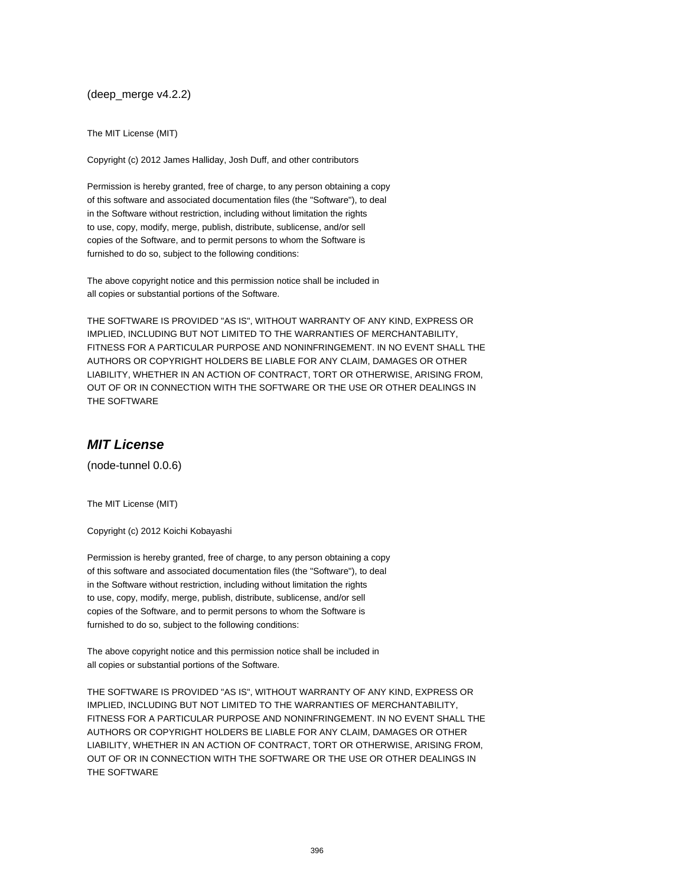(deep_merge v4.2.2)

The MIT License (MIT)

Copyright (c) 2012 James Halliday, Josh Duff, and other contributors

Permission is hereby granted, free of charge, to any person obtaining a copy
of this software and associated documentation files (the "Software"), to deal
in the Software without restriction, including without limitation the rights
to use, copy, modify, merge, publish, distribute, sublicense, and/or sell
copies of the Software, and to permit persons to whom the Software is
furnished to do so, subject to the following conditions:

The above copyright notice and this permission notice shall be included in
all copies or substantial portions of the Software.

THE SOFTWARE IS PROVIDED "AS IS", WITHOUT WARRANTY OF ANY KIND, EXPRESS OR
IMPLIED, INCLUDING BUT NOT LIMITED TO THE WARRANTIES OF MERCHANTABILITY,
FITNESS FOR A PARTICULAR PURPOSE AND NONINFRINGEMENT. IN NO EVENT SHALL THE
AUTHORS OR COPYRIGHT HOLDERS BE LIABLE FOR ANY CLAIM, DAMAGES OR OTHER
LIABILITY, WHETHER IN AN ACTION OF CONTRACT, TORT OR OTHERWISE, ARISING FROM,
OUT OF OR IN CONNECTION WITH THE SOFTWARE OR THE USE OR OTHER DEALINGS IN
THE SOFTWARE

## *MIT License*

(node-tunnel 0.0.6)

The MIT License (MIT)

Copyright (c) 2012 Koichi Kobayashi

Permission is hereby granted, free of charge, to any person obtaining a copy
of this software and associated documentation files (the "Software"), to deal
in the Software without restriction, including without limitation the rights
to use, copy, modify, merge, publish, distribute, sublicense, and/or sell
copies of the Software, and to permit persons to whom the Software is
furnished to do so, subject to the following conditions:

The above copyright notice and this permission notice shall be included in
all copies or substantial portions of the Software.

THE SOFTWARE IS PROVIDED "AS IS", WITHOUT WARRANTY OF ANY KIND, EXPRESS OR
IMPLIED, INCLUDING BUT NOT LIMITED TO THE WARRANTIES OF MERCHANTABILITY,
FITNESS FOR A PARTICULAR PURPOSE AND NONINFRINGEMENT. IN NO EVENT SHALL THE
AUTHORS OR COPYRIGHT HOLDERS BE LIABLE FOR ANY CLAIM, DAMAGES OR OTHER
LIABILITY, WHETHER IN AN ACTION OF CONTRACT, TORT OR OTHERWISE, ARISING FROM,
OUT OF OR IN CONNECTION WITH THE SOFTWARE OR THE USE OR OTHER DEALINGS IN
THE SOFTWARE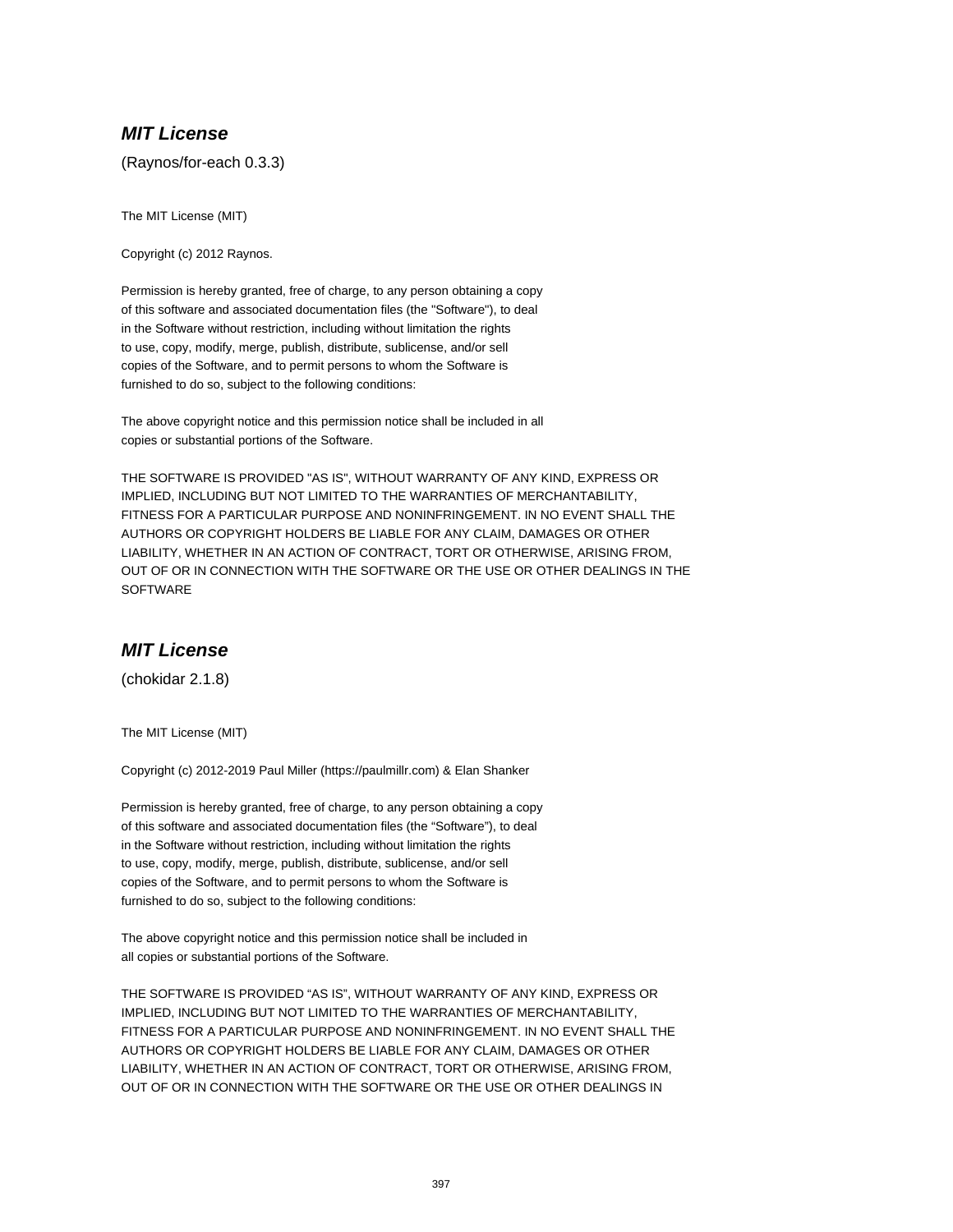## ***MIT License***

(Raynos/for-each 0.3.3)

The MIT License (MIT)

Copyright (c) 2012 Raynos.

Permission is hereby granted, free of charge, to any person obtaining a copy
of this software and associated documentation files (the "Software"), to deal
in the Software without restriction, including without limitation the rights
to use, copy, modify, merge, publish, distribute, sublicense, and/or sell
copies of the Software, and to permit persons to whom the Software is
furnished to do so, subject to the following conditions:

The above copyright notice and this permission notice shall be included in all
copies or substantial portions of the Software.

THE SOFTWARE IS PROVIDED "AS IS", WITHOUT WARRANTY OF ANY KIND, EXPRESS OR
IMPLIED, INCLUDING BUT NOT LIMITED TO THE WARRANTIES OF MERCHANTABILITY,
FITNESS FOR A PARTICULAR PURPOSE AND NONINFRINGEMENT. IN NO EVENT SHALL THE
AUTHORS OR COPYRIGHT HOLDERS BE LIABLE FOR ANY CLAIM, DAMAGES OR OTHER
LIABILITY, WHETHER IN AN ACTION OF CONTRACT, TORT OR OTHERWISE, ARISING FROM,
OUT OF OR IN CONNECTION WITH THE SOFTWARE OR THE USE OR OTHER DEALINGS IN THE
SOFTWARE

## ***MIT License***

(chokidar 2.1.8)

The MIT License (MIT)

Copyright (c) 2012-2019 Paul Miller (https://paulmillr.com) & Elan Shanker

Permission is hereby granted, free of charge, to any person obtaining a copy
of this software and associated documentation files (the “Software”), to deal
in the Software without restriction, including without limitation the rights
to use, copy, modify, merge, publish, distribute, sublicense, and/or sell
copies of the Software, and to permit persons to whom the Software is
furnished to do so, subject to the following conditions:

The above copyright notice and this permission notice shall be included in
all copies or substantial portions of the Software.

THE SOFTWARE IS PROVIDED “AS IS”, WITHOUT WARRANTY OF ANY KIND, EXPRESS OR
IMPLIED, INCLUDING BUT NOT LIMITED TO THE WARRANTIES OF MERCHANTABILITY,
FITNESS FOR A PARTICULAR PURPOSE AND NONINFRINGEMENT. IN NO EVENT SHALL THE
AUTHORS OR COPYRIGHT HOLDERS BE LIABLE FOR ANY CLAIM, DAMAGES OR OTHER
LIABILITY, WHETHER IN AN ACTION OF CONTRACT, TORT OR OTHERWISE, ARISING FROM,
OUT OF OR IN CONNECTION WITH THE SOFTWARE OR THE USE OR OTHER DEALINGS IN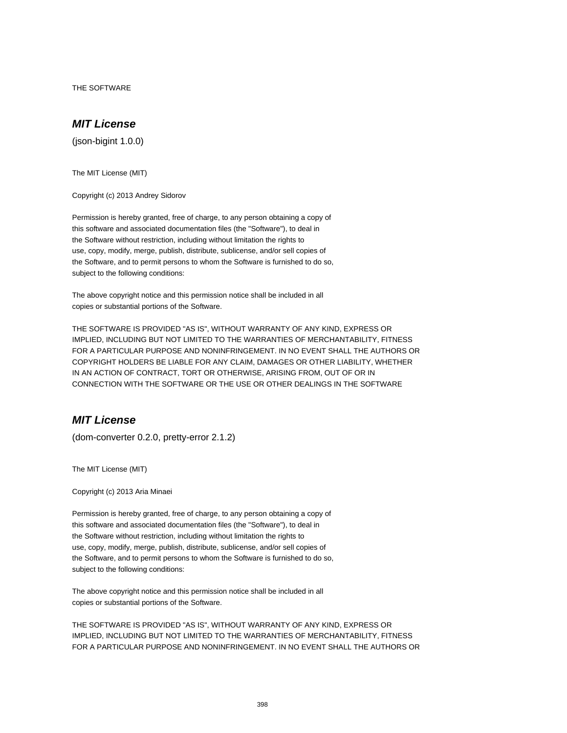THE SOFTWARE

### *MIT License*

(json-bigint 1.0.0)

The MIT License (MIT)

Copyright (c) 2013 Andrey Sidorov

Permission is hereby granted, free of charge, to any person obtaining a copy of
this software and associated documentation files (the "Software"), to deal in
the Software without restriction, including without limitation the rights to
use, copy, modify, merge, publish, distribute, sublicense, and/or sell copies of
the Software, and to permit persons to whom the Software is furnished to do so,
subject to the following conditions:

The above copyright notice and this permission notice shall be included in all
copies or substantial portions of the Software.

THE SOFTWARE IS PROVIDED "AS IS", WITHOUT WARRANTY OF ANY KIND, EXPRESS OR
IMPLIED, INCLUDING BUT NOT LIMITED TO THE WARRANTIES OF MERCHANTABILITY, FITNESS
FOR A PARTICULAR PURPOSE AND NONINFRINGEMENT. IN NO EVENT SHALL THE AUTHORS OR
COPYRIGHT HOLDERS BE LIABLE FOR ANY CLAIM, DAMAGES OR OTHER LIABILITY, WHETHER
IN AN ACTION OF CONTRACT, TORT OR OTHERWISE, ARISING FROM, OUT OF OR IN
CONNECTION WITH THE SOFTWARE OR THE USE OR OTHER DEALINGS IN THE SOFTWARE

### *MIT License*

(dom-converter 0.2.0, pretty-error 2.1.2)

The MIT License (MIT)

Copyright (c) 2013 Aria Minaei

Permission is hereby granted, free of charge, to any person obtaining a copy of
this software and associated documentation files (the "Software"), to deal in
the Software without restriction, including without limitation the rights to
use, copy, modify, merge, publish, distribute, sublicense, and/or sell copies of
the Software, and to permit persons to whom the Software is furnished to do so,
subject to the following conditions:

The above copyright notice and this permission notice shall be included in all
copies or substantial portions of the Software.

THE SOFTWARE IS PROVIDED "AS IS", WITHOUT WARRANTY OF ANY KIND, EXPRESS OR
IMPLIED, INCLUDING BUT NOT LIMITED TO THE WARRANTIES OF MERCHANTABILITY, FITNESS
FOR A PARTICULAR PURPOSE AND NONINFRINGEMENT. IN NO EVENT SHALL THE AUTHORS OR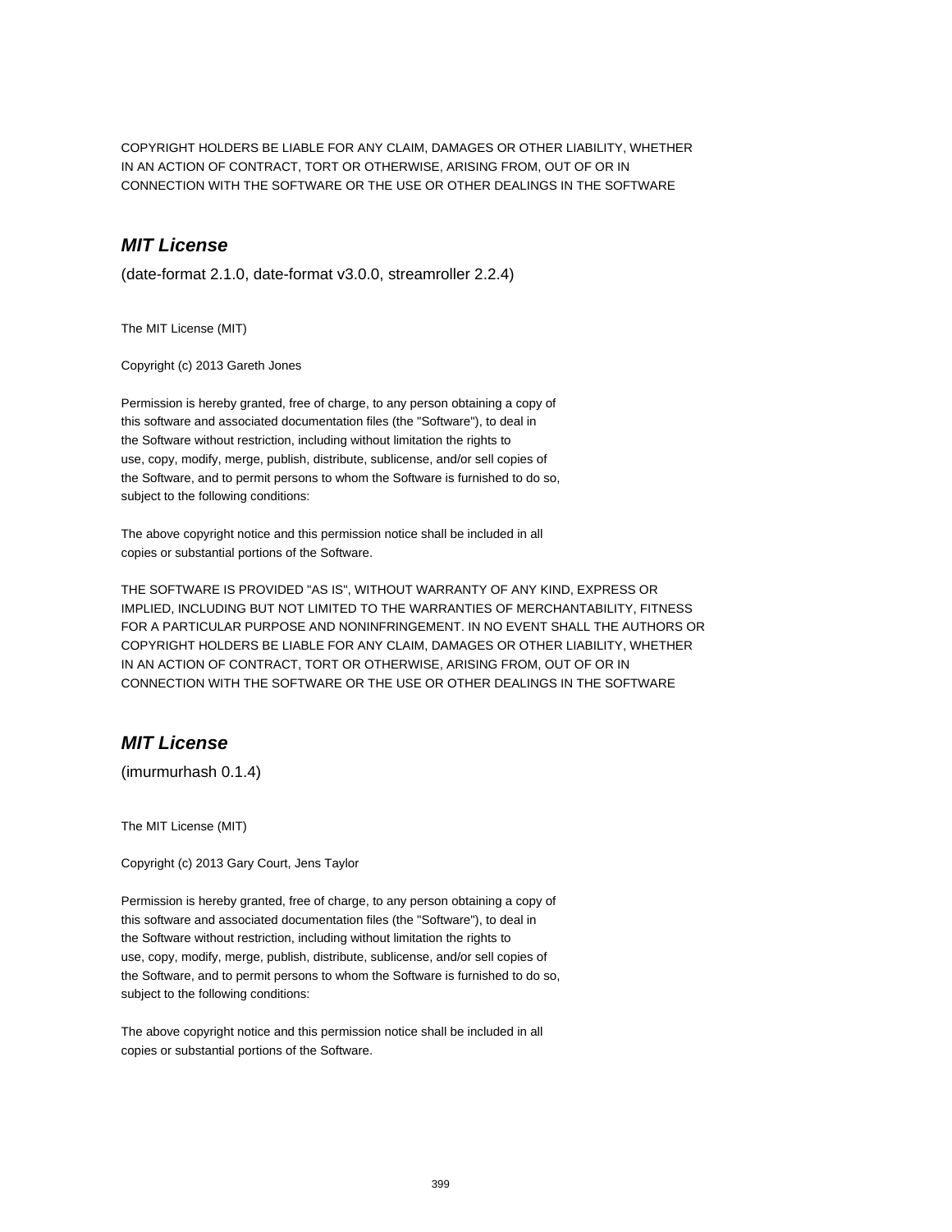COPYRIGHT HOLDERS BE LIABLE FOR ANY CLAIM, DAMAGES OR OTHER LIABILITY, WHETHER IN AN ACTION OF CONTRACT, TORT OR OTHERWISE, ARISING FROM, OUT OF OR IN CONNECTION WITH THE SOFTWARE OR THE USE OR OTHER DEALINGS IN THE SOFTWARE

## *MIT License*

(date-format 2.1.0, date-format v3.0.0, streamroller 2.2.4)

The MIT License (MIT)

Copyright (c) 2013 Gareth Jones

Permission is hereby granted, free of charge, to any person obtaining a copy of this software and associated documentation files (the "Software"), to deal in the Software without restriction, including without limitation the rights to use, copy, modify, merge, publish, distribute, sublicense, and/or sell copies of the Software, and to permit persons to whom the Software is furnished to do so, subject to the following conditions:

The above copyright notice and this permission notice shall be included in all copies or substantial portions of the Software.

THE SOFTWARE IS PROVIDED "AS IS", WITHOUT WARRANTY OF ANY KIND, EXPRESS OR IMPLIED, INCLUDING BUT NOT LIMITED TO THE WARRANTIES OF MERCHANTABILITY, FITNESS FOR A PARTICULAR PURPOSE AND NONINFRINGEMENT. IN NO EVENT SHALL THE AUTHORS OR COPYRIGHT HOLDERS BE LIABLE FOR ANY CLAIM, DAMAGES OR OTHER LIABILITY, WHETHER IN AN ACTION OF CONTRACT, TORT OR OTHERWISE, ARISING FROM, OUT OF OR IN CONNECTION WITH THE SOFTWARE OR THE USE OR OTHER DEALINGS IN THE SOFTWARE

## *MIT License*

(imurmurhash 0.1.4)

The MIT License (MIT)

Copyright (c) 2013 Gary Court, Jens Taylor

Permission is hereby granted, free of charge, to any person obtaining a copy of this software and associated documentation files (the "Software"), to deal in the Software without restriction, including without limitation the rights to use, copy, modify, merge, publish, distribute, sublicense, and/or sell copies of the Software, and to permit persons to whom the Software is furnished to do so, subject to the following conditions:

The above copyright notice and this permission notice shall be included in all copies or substantial portions of the Software.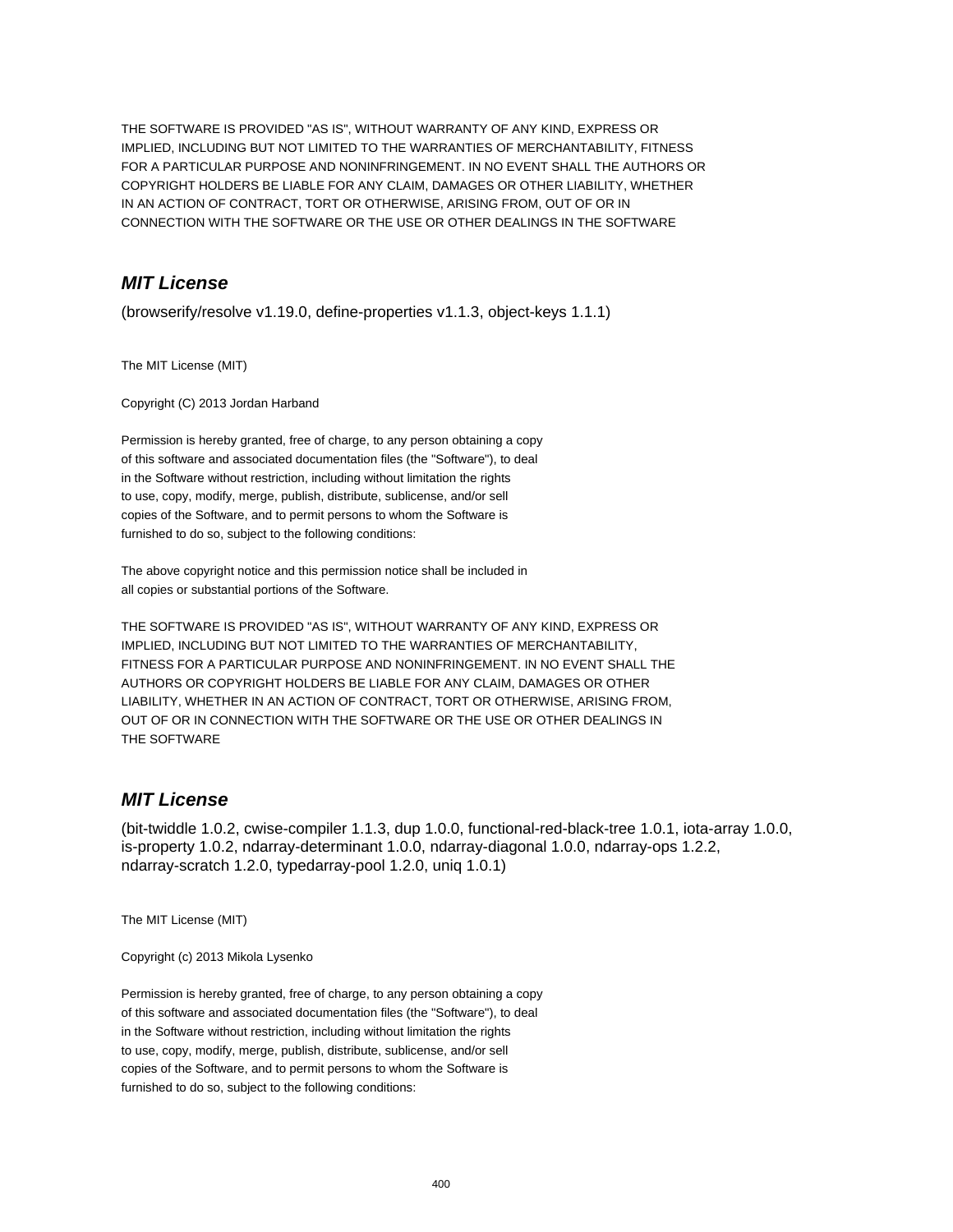THE SOFTWARE IS PROVIDED "AS IS", WITHOUT WARRANTY OF ANY KIND, EXPRESS OR IMPLIED, INCLUDING BUT NOT LIMITED TO THE WARRANTIES OF MERCHANTABILITY, FITNESS FOR A PARTICULAR PURPOSE AND NONINFRINGEMENT. IN NO EVENT SHALL THE AUTHORS OR COPYRIGHT HOLDERS BE LIABLE FOR ANY CLAIM, DAMAGES OR OTHER LIABILITY, WHETHER IN AN ACTION OF CONTRACT, TORT OR OTHERWISE, ARISING FROM, OUT OF OR IN CONNECTION WITH THE SOFTWARE OR THE USE OR OTHER DEALINGS IN THE SOFTWARE

## *MIT License*

(browserify/resolve v1.19.0, define-properties v1.1.3, object-keys 1.1.1)

The MIT License (MIT)

Copyright (C) 2013 Jordan Harband

Permission is hereby granted, free of charge, to any person obtaining a copy of this software and associated documentation files (the "Software"), to deal in the Software without restriction, including without limitation the rights to use, copy, modify, merge, publish, distribute, sublicense, and/or sell copies of the Software, and to permit persons to whom the Software is furnished to do so, subject to the following conditions:

The above copyright notice and this permission notice shall be included in all copies or substantial portions of the Software.

THE SOFTWARE IS PROVIDED "AS IS", WITHOUT WARRANTY OF ANY KIND, EXPRESS OR IMPLIED, INCLUDING BUT NOT LIMITED TO THE WARRANTIES OF MERCHANTABILITY, FITNESS FOR A PARTICULAR PURPOSE AND NONINFRINGEMENT. IN NO EVENT SHALL THE AUTHORS OR COPYRIGHT HOLDERS BE LIABLE FOR ANY CLAIM, DAMAGES OR OTHER LIABILITY, WHETHER IN AN ACTION OF CONTRACT, TORT OR OTHERWISE, ARISING FROM, OUT OF OR IN CONNECTION WITH THE SOFTWARE OR THE USE OR OTHER DEALINGS IN THE SOFTWARE

## *MIT License*

(bit-twiddle 1.0.2, cwise-compiler 1.1.3, dup 1.0.0, functional-red-black-tree 1.0.1, iota-array 1.0.0, is-property 1.0.2, ndarray-determinant 1.0.0, ndarray-diagonal 1.0.0, ndarray-ops 1.2.2, ndarray-scratch 1.2.0, typedarray-pool 1.2.0, uniq 1.0.1)

The MIT License (MIT)

Copyright (c) 2013 Mikola Lysenko

Permission is hereby granted, free of charge, to any person obtaining a copy of this software and associated documentation files (the "Software"), to deal in the Software without restriction, including without limitation the rights to use, copy, modify, merge, publish, distribute, sublicense, and/or sell copies of the Software, and to permit persons to whom the Software is furnished to do so, subject to the following conditions: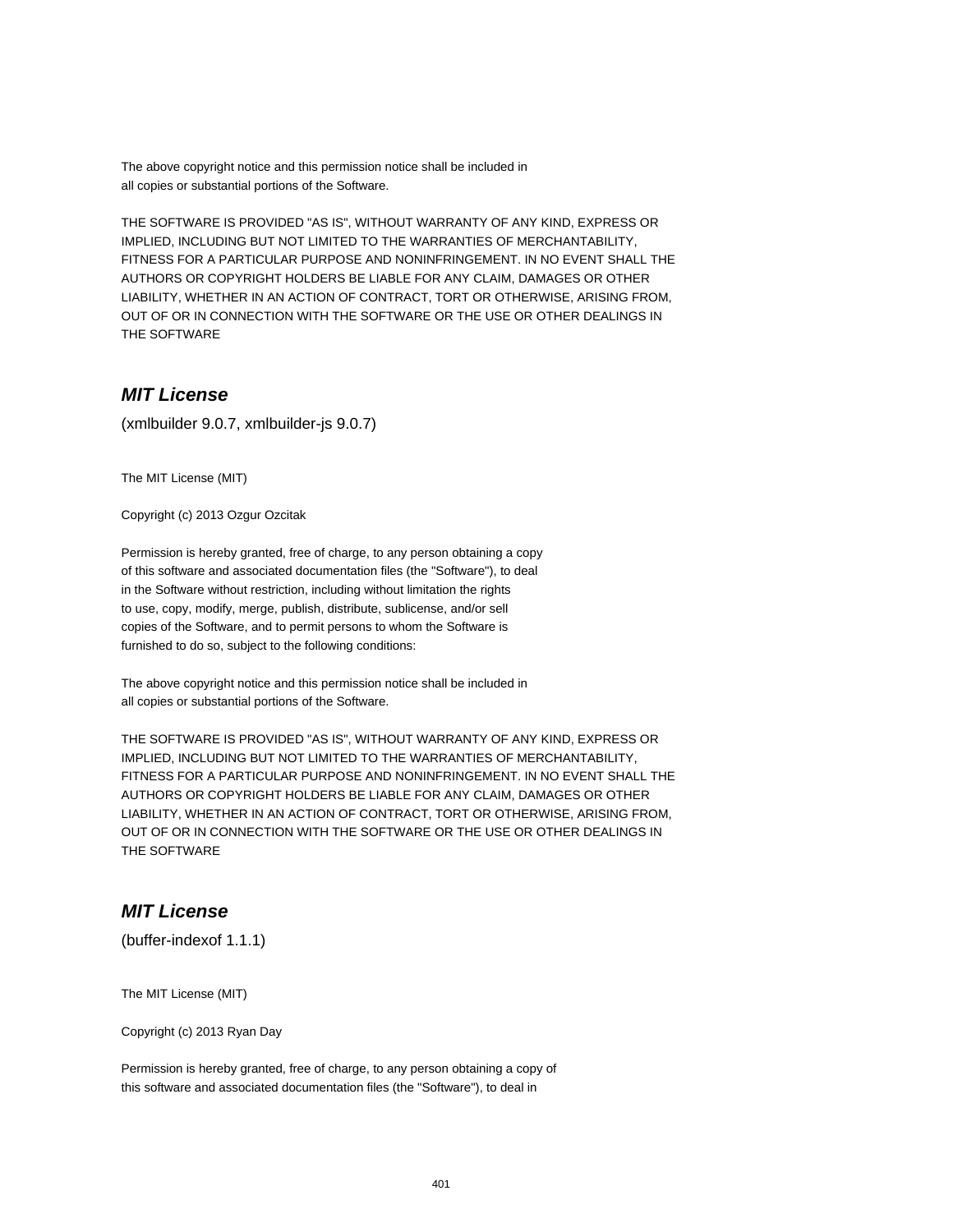The above copyright notice and this permission notice shall be included in
all copies or substantial portions of the Software.

THE SOFTWARE IS PROVIDED "AS IS", WITHOUT WARRANTY OF ANY KIND, EXPRESS OR
IMPLIED, INCLUDING BUT NOT LIMITED TO THE WARRANTIES OF MERCHANTABILITY,
FITNESS FOR A PARTICULAR PURPOSE AND NONINFRINGEMENT. IN NO EVENT SHALL THE
AUTHORS OR COPYRIGHT HOLDERS BE LIABLE FOR ANY CLAIM, DAMAGES OR OTHER
LIABILITY, WHETHER IN AN ACTION OF CONTRACT, TORT OR OTHERWISE, ARISING FROM,
OUT OF OR IN CONNECTION WITH THE SOFTWARE OR THE USE OR OTHER DEALINGS IN
THE SOFTWARE

## *MIT License*

(xmlbuilder 9.0.7, xmlbuilder-js 9.0.7)

The MIT License (MIT)

Copyright (c) 2013 Ozgur Ozcitak

Permission is hereby granted, free of charge, to any person obtaining a copy
of this software and associated documentation files (the "Software"), to deal
in the Software without restriction, including without limitation the rights
to use, copy, modify, merge, publish, distribute, sublicense, and/or sell
copies of the Software, and to permit persons to whom the Software is
furnished to do so, subject to the following conditions:

The above copyright notice and this permission notice shall be included in
all copies or substantial portions of the Software.

THE SOFTWARE IS PROVIDED "AS IS", WITHOUT WARRANTY OF ANY KIND, EXPRESS OR
IMPLIED, INCLUDING BUT NOT LIMITED TO THE WARRANTIES OF MERCHANTABILITY,
FITNESS FOR A PARTICULAR PURPOSE AND NONINFRINGEMENT. IN NO EVENT SHALL THE
AUTHORS OR COPYRIGHT HOLDERS BE LIABLE FOR ANY CLAIM, DAMAGES OR OTHER
LIABILITY, WHETHER IN AN ACTION OF CONTRACT, TORT OR OTHERWISE, ARISING FROM,
OUT OF OR IN CONNECTION WITH THE SOFTWARE OR THE USE OR OTHER DEALINGS IN
THE SOFTWARE

## *MIT License*

(buffer-indexof 1.1.1)

The MIT License (MIT)

Copyright (c) 2013 Ryan Day

Permission is hereby granted, free of charge, to any person obtaining a copy of
this software and associated documentation files (the "Software"), to deal in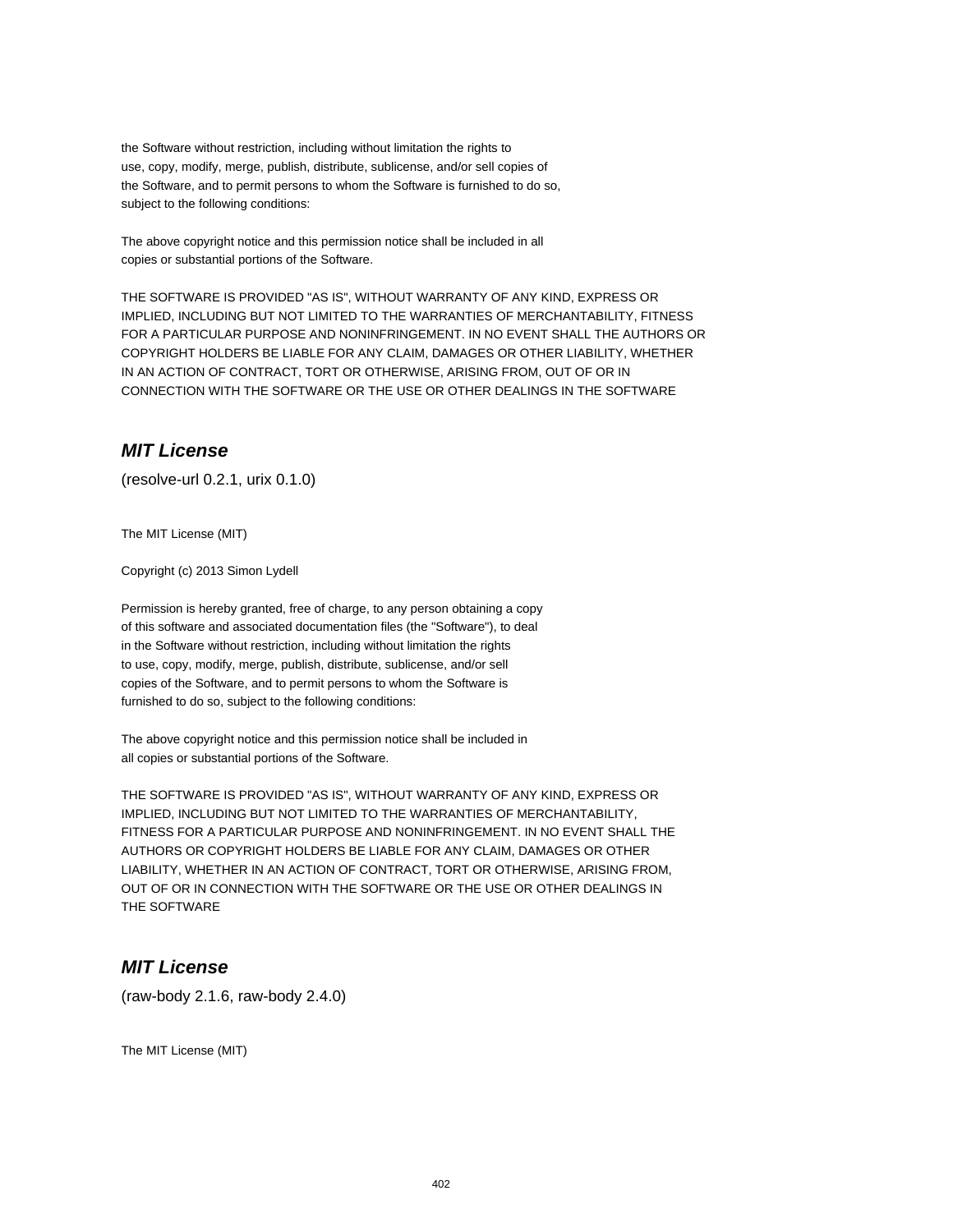the Software without restriction, including without limitation the rights to
use, copy, modify, merge, publish, distribute, sublicense, and/or sell copies of
the Software, and to permit persons to whom the Software is furnished to do so,
subject to the following conditions:

The above copyright notice and this permission notice shall be included in all
copies or substantial portions of the Software.

THE SOFTWARE IS PROVIDED "AS IS", WITHOUT WARRANTY OF ANY KIND, EXPRESS OR
IMPLIED, INCLUDING BUT NOT LIMITED TO THE WARRANTIES OF MERCHANTABILITY, FITNESS
FOR A PARTICULAR PURPOSE AND NONINFRINGEMENT. IN NO EVENT SHALL THE AUTHORS OR
COPYRIGHT HOLDERS BE LIABLE FOR ANY CLAIM, DAMAGES OR OTHER LIABILITY, WHETHER
IN AN ACTION OF CONTRACT, TORT OR OTHERWISE, ARISING FROM, OUT OF OR IN
CONNECTION WITH THE SOFTWARE OR THE USE OR OTHER DEALINGS IN THE SOFTWARE

## *MIT License*

(resolve-url 0.2.1, urix 0.1.0)

The MIT License (MIT)

Copyright (c) 2013 Simon Lydell

Permission is hereby granted, free of charge, to any person obtaining a copy
of this software and associated documentation files (the "Software"), to deal
in the Software without restriction, including without limitation the rights
to use, copy, modify, merge, publish, distribute, sublicense, and/or sell
copies of the Software, and to permit persons to whom the Software is
furnished to do so, subject to the following conditions:

The above copyright notice and this permission notice shall be included in
all copies or substantial portions of the Software.

THE SOFTWARE IS PROVIDED "AS IS", WITHOUT WARRANTY OF ANY KIND, EXPRESS OR
IMPLIED, INCLUDING BUT NOT LIMITED TO THE WARRANTIES OF MERCHANTABILITY,
FITNESS FOR A PARTICULAR PURPOSE AND NONINFRINGEMENT. IN NO EVENT SHALL THE
AUTHORS OR COPYRIGHT HOLDERS BE LIABLE FOR ANY CLAIM, DAMAGES OR OTHER
LIABILITY, WHETHER IN AN ACTION OF CONTRACT, TORT OR OTHERWISE, ARISING FROM,
OUT OF OR IN CONNECTION WITH THE SOFTWARE OR THE USE OR OTHER DEALINGS IN
THE SOFTWARE

## *MIT License*

(raw-body 2.1.6, raw-body 2.4.0)

The MIT License (MIT)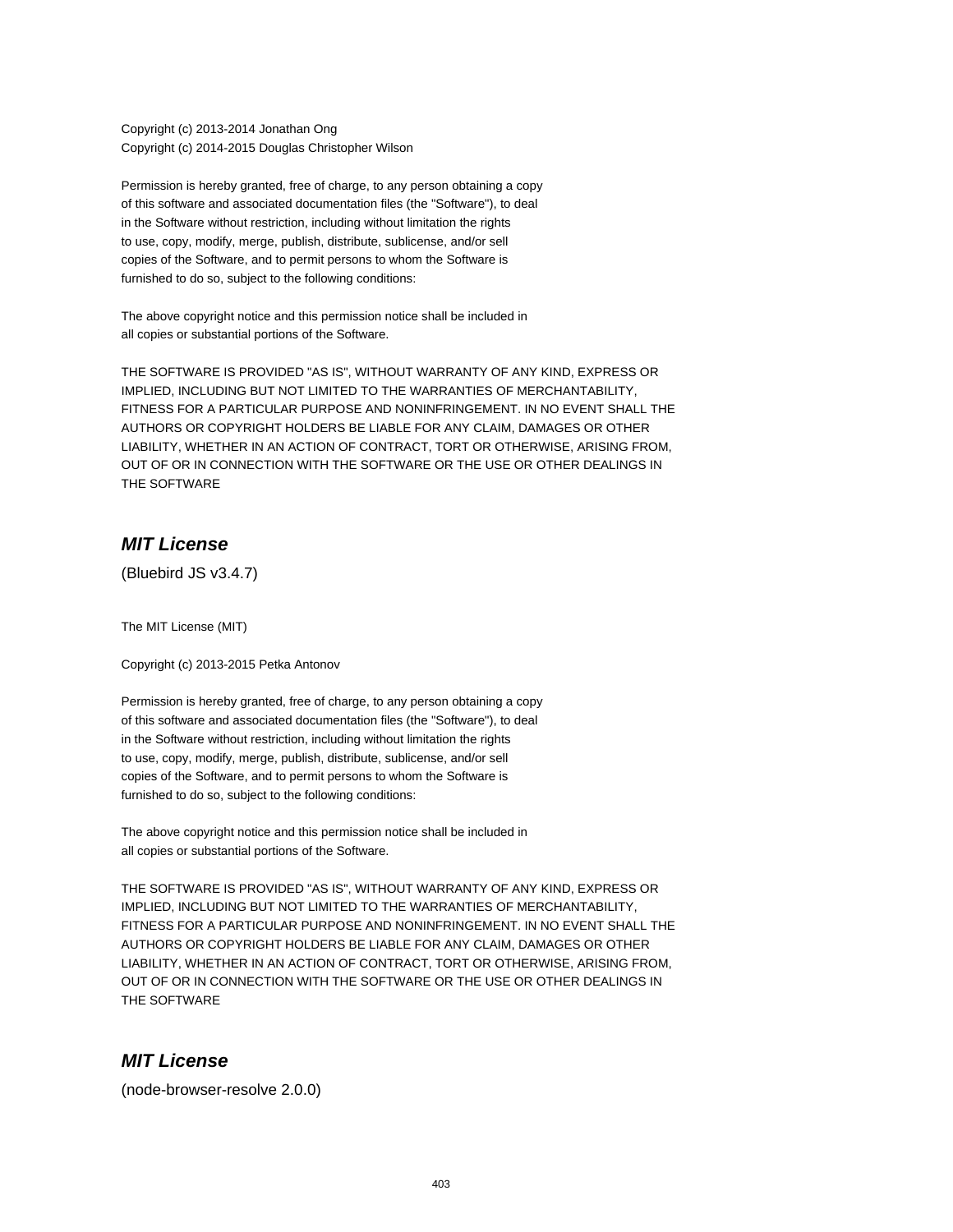Copyright (c) 2013-2014 Jonathan Ong
Copyright (c) 2014-2015 Douglas Christopher Wilson

Permission is hereby granted, free of charge, to any person obtaining a copy
of this software and associated documentation files (the "Software"), to deal
in the Software without restriction, including without limitation the rights
to use, copy, modify, merge, publish, distribute, sublicense, and/or sell
copies of the Software, and to permit persons to whom the Software is
furnished to do so, subject to the following conditions:

The above copyright notice and this permission notice shall be included in
all copies or substantial portions of the Software.

THE SOFTWARE IS PROVIDED "AS IS", WITHOUT WARRANTY OF ANY KIND, EXPRESS OR
IMPLIED, INCLUDING BUT NOT LIMITED TO THE WARRANTIES OF MERCHANTABILITY,
FITNESS FOR A PARTICULAR PURPOSE AND NONINFRINGEMENT. IN NO EVENT SHALL THE
AUTHORS OR COPYRIGHT HOLDERS BE LIABLE FOR ANY CLAIM, DAMAGES OR OTHER
LIABILITY, WHETHER IN AN ACTION OF CONTRACT, TORT OR OTHERWISE, ARISING FROM,
OUT OF OR IN CONNECTION WITH THE SOFTWARE OR THE USE OR OTHER DEALINGS IN
THE SOFTWARE

## *MIT License*

(Bluebird JS v3.4.7)

The MIT License (MIT)

Copyright (c) 2013-2015 Petka Antonov

Permission is hereby granted, free of charge, to any person obtaining a copy
of this software and associated documentation files (the "Software"), to deal
in the Software without restriction, including without limitation the rights
to use, copy, modify, merge, publish, distribute, sublicense, and/or sell
copies of the Software, and to permit persons to whom the Software is
furnished to do so, subject to the following conditions:

The above copyright notice and this permission notice shall be included in
all copies or substantial portions of the Software.

THE SOFTWARE IS PROVIDED "AS IS", WITHOUT WARRANTY OF ANY KIND, EXPRESS OR
IMPLIED, INCLUDING BUT NOT LIMITED TO THE WARRANTIES OF MERCHANTABILITY,
FITNESS FOR A PARTICULAR PURPOSE AND NONINFRINGEMENT. IN NO EVENT SHALL THE
AUTHORS OR COPYRIGHT HOLDERS BE LIABLE FOR ANY CLAIM, DAMAGES OR OTHER
LIABILITY, WHETHER IN AN ACTION OF CONTRACT, TORT OR OTHERWISE, ARISING FROM,
OUT OF OR IN CONNECTION WITH THE SOFTWARE OR THE USE OR OTHER DEALINGS IN
THE SOFTWARE

## *MIT License*

(node-browser-resolve 2.0.0)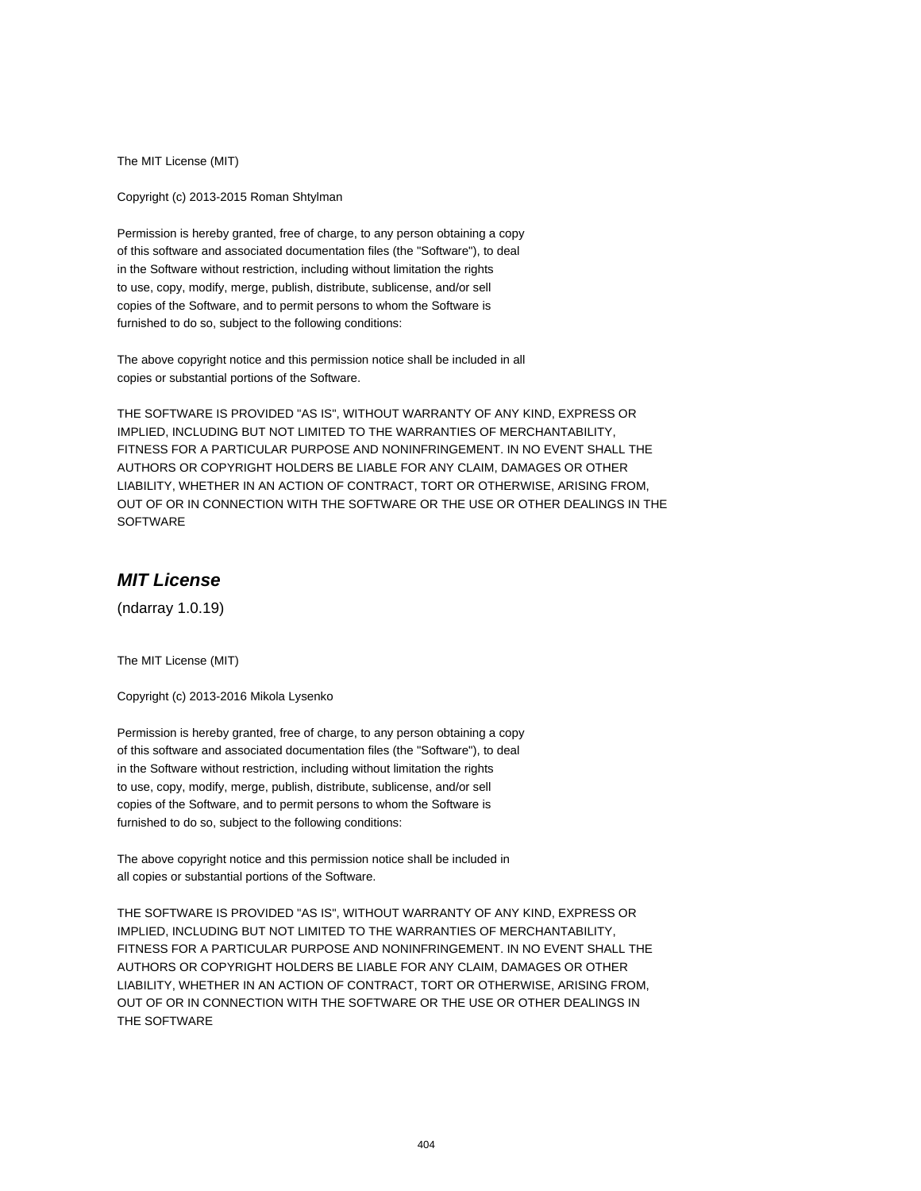The MIT License (MIT)

Copyright (c) 2013-2015 Roman Shtylman

Permission is hereby granted, free of charge, to any person obtaining a copy
of this software and associated documentation files (the "Software"), to deal
in the Software without restriction, including without limitation the rights
to use, copy, modify, merge, publish, distribute, sublicense, and/or sell
copies of the Software, and to permit persons to whom the Software is
furnished to do so, subject to the following conditions:

The above copyright notice and this permission notice shall be included in all
copies or substantial portions of the Software.

THE SOFTWARE IS PROVIDED "AS IS", WITHOUT WARRANTY OF ANY KIND, EXPRESS OR
IMPLIED, INCLUDING BUT NOT LIMITED TO THE WARRANTIES OF MERCHANTABILITY,
FITNESS FOR A PARTICULAR PURPOSE AND NONINFRINGEMENT. IN NO EVENT SHALL THE
AUTHORS OR COPYRIGHT HOLDERS BE LIABLE FOR ANY CLAIM, DAMAGES OR OTHER
LIABILITY, WHETHER IN AN ACTION OF CONTRACT, TORT OR OTHERWISE, ARISING FROM,
OUT OF OR IN CONNECTION WITH THE SOFTWARE OR THE USE OR OTHER DEALINGS IN THE
SOFTWARE

## *MIT License*

(ndarray 1.0.19)

The MIT License (MIT)

Copyright (c) 2013-2016 Mikola Lysenko

Permission is hereby granted, free of charge, to any person obtaining a copy
of this software and associated documentation files (the "Software"), to deal
in the Software without restriction, including without limitation the rights
to use, copy, modify, merge, publish, distribute, sublicense, and/or sell
copies of the Software, and to permit persons to whom the Software is
furnished to do so, subject to the following conditions:

The above copyright notice and this permission notice shall be included in
all copies or substantial portions of the Software.

THE SOFTWARE IS PROVIDED "AS IS", WITHOUT WARRANTY OF ANY KIND, EXPRESS OR
IMPLIED, INCLUDING BUT NOT LIMITED TO THE WARRANTIES OF MERCHANTABILITY,
FITNESS FOR A PARTICULAR PURPOSE AND NONINFRINGEMENT. IN NO EVENT SHALL THE
AUTHORS OR COPYRIGHT HOLDERS BE LIABLE FOR ANY CLAIM, DAMAGES OR OTHER
LIABILITY, WHETHER IN AN ACTION OF CONTRACT, TORT OR OTHERWISE, ARISING FROM,
OUT OF OR IN CONNECTION WITH THE SOFTWARE OR THE USE OR OTHER DEALINGS IN
THE SOFTWARE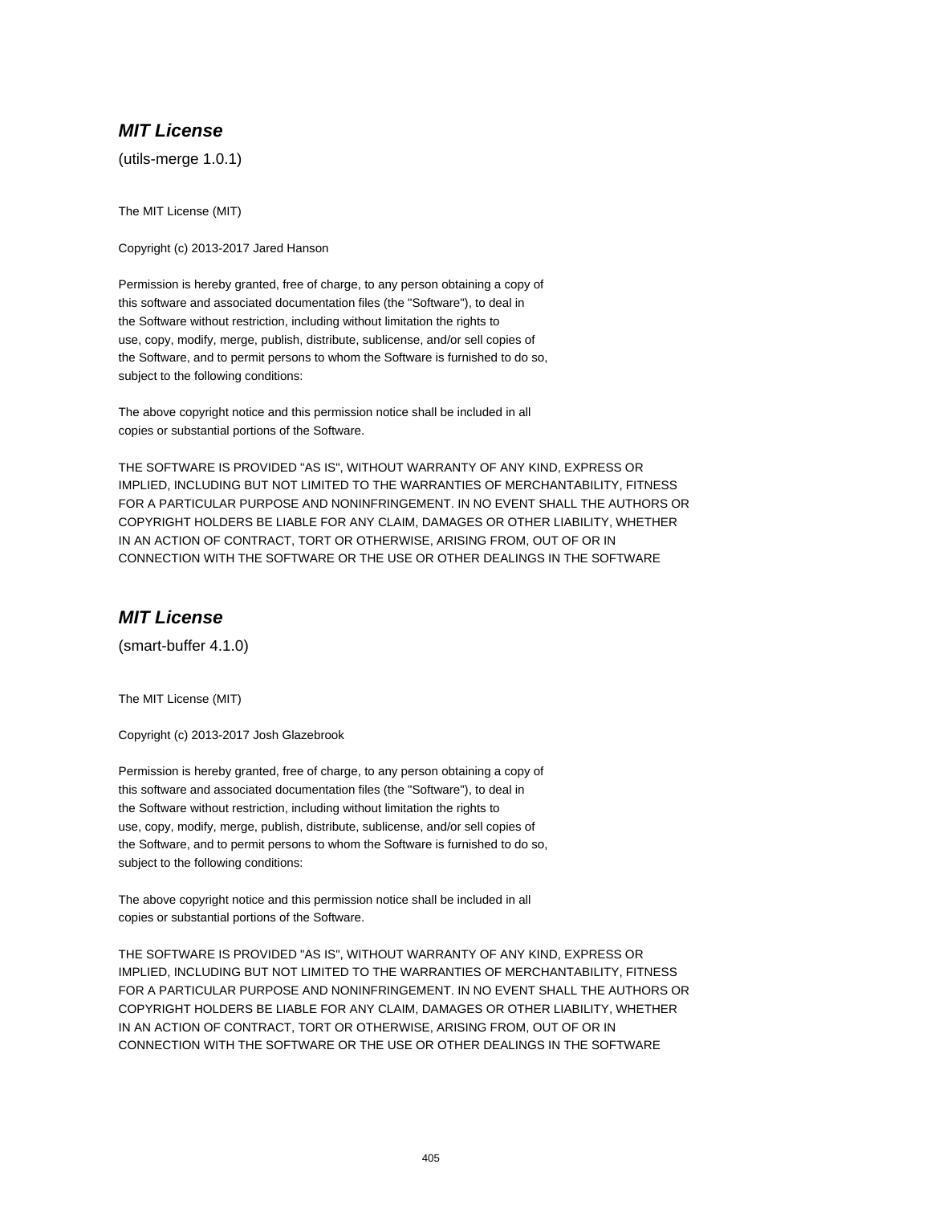## ***MIT License***

(utils-merge 1.0.1)

The MIT License (MIT)

Copyright (c) 2013-2017 Jared Hanson

Permission is hereby granted, free of charge, to any person obtaining a copy of
this software and associated documentation files (the "Software"), to deal in
the Software without restriction, including without limitation the rights to
use, copy, modify, merge, publish, distribute, sublicense, and/or sell copies of
the Software, and to permit persons to whom the Software is furnished to do so,
subject to the following conditions:

The above copyright notice and this permission notice shall be included in all
copies or substantial portions of the Software.

THE SOFTWARE IS PROVIDED "AS IS", WITHOUT WARRANTY OF ANY KIND, EXPRESS OR
IMPLIED, INCLUDING BUT NOT LIMITED TO THE WARRANTIES OF MERCHANTABILITY, FITNESS
FOR A PARTICULAR PURPOSE AND NONINFRINGEMENT. IN NO EVENT SHALL THE AUTHORS OR
COPYRIGHT HOLDERS BE LIABLE FOR ANY CLAIM, DAMAGES OR OTHER LIABILITY, WHETHER
IN AN ACTION OF CONTRACT, TORT OR OTHERWISE, ARISING FROM, OUT OF OR IN
CONNECTION WITH THE SOFTWARE OR THE USE OR OTHER DEALINGS IN THE SOFTWARE

## ***MIT License***

(smart-buffer 4.1.0)

The MIT License (MIT)

Copyright (c) 2013-2017 Josh Glazebrook

Permission is hereby granted, free of charge, to any person obtaining a copy of
this software and associated documentation files (the "Software"), to deal in
the Software without restriction, including without limitation the rights to
use, copy, modify, merge, publish, distribute, sublicense, and/or sell copies of
the Software, and to permit persons to whom the Software is furnished to do so,
subject to the following conditions:

The above copyright notice and this permission notice shall be included in all
copies or substantial portions of the Software.

THE SOFTWARE IS PROVIDED "AS IS", WITHOUT WARRANTY OF ANY KIND, EXPRESS OR
IMPLIED, INCLUDING BUT NOT LIMITED TO THE WARRANTIES OF MERCHANTABILITY, FITNESS
FOR A PARTICULAR PURPOSE AND NONINFRINGEMENT. IN NO EVENT SHALL THE AUTHORS OR
COPYRIGHT HOLDERS BE LIABLE FOR ANY CLAIM, DAMAGES OR OTHER LIABILITY, WHETHER
IN AN ACTION OF CONTRACT, TORT OR OTHERWISE, ARISING FROM, OUT OF OR IN
CONNECTION WITH THE SOFTWARE OR THE USE OR OTHER DEALINGS IN THE SOFTWARE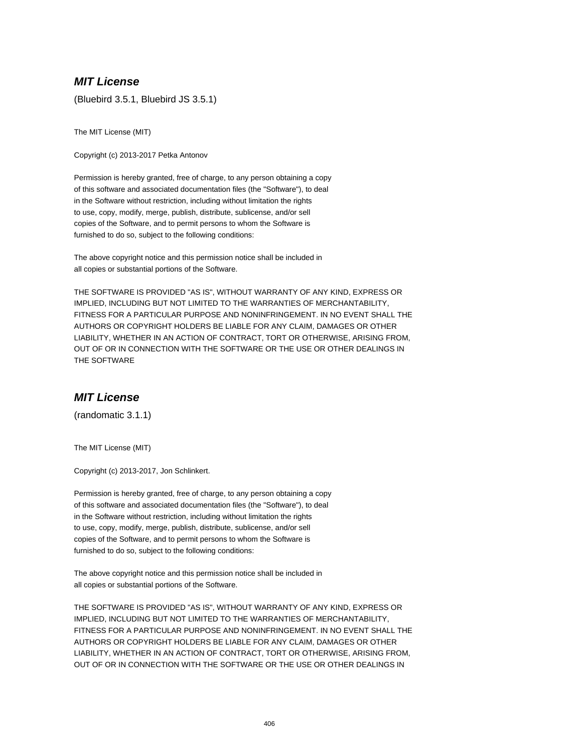### ***MIT License***

(Bluebird 3.5.1, Bluebird JS 3.5.1)

The MIT License (MIT)

Copyright (c) 2013-2017 Petka Antonov

Permission is hereby granted, free of charge, to any person obtaining a copy
of this software and associated documentation files (the "Software"), to deal
in the Software without restriction, including without limitation the rights
to use, copy, modify, merge, publish, distribute, sublicense, and/or sell
copies of the Software, and to permit persons to whom the Software is
furnished to do so, subject to the following conditions:

The above copyright notice and this permission notice shall be included in
all copies or substantial portions of the Software.

THE SOFTWARE IS PROVIDED "AS IS", WITHOUT WARRANTY OF ANY KIND, EXPRESS OR
IMPLIED, INCLUDING BUT NOT LIMITED TO THE WARRANTIES OF MERCHANTABILITY,
FITNESS FOR A PARTICULAR PURPOSE AND NONINFRINGEMENT. IN NO EVENT SHALL THE
AUTHORS OR COPYRIGHT HOLDERS BE LIABLE FOR ANY CLAIM, DAMAGES OR OTHER
LIABILITY, WHETHER IN AN ACTION OF CONTRACT, TORT OR OTHERWISE, ARISING FROM,
OUT OF OR IN CONNECTION WITH THE SOFTWARE OR THE USE OR OTHER DEALINGS IN
THE SOFTWARE

### ***MIT License***

(randomatic 3.1.1)

The MIT License (MIT)

Copyright (c) 2013-2017, Jon Schlinkert.

Permission is hereby granted, free of charge, to any person obtaining a copy
of this software and associated documentation files (the "Software"), to deal
in the Software without restriction, including without limitation the rights
to use, copy, modify, merge, publish, distribute, sublicense, and/or sell
copies of the Software, and to permit persons to whom the Software is
furnished to do so, subject to the following conditions:

The above copyright notice and this permission notice shall be included in
all copies or substantial portions of the Software.

THE SOFTWARE IS PROVIDED "AS IS", WITHOUT WARRANTY OF ANY KIND, EXPRESS OR
IMPLIED, INCLUDING BUT NOT LIMITED TO THE WARRANTIES OF MERCHANTABILITY,
FITNESS FOR A PARTICULAR PURPOSE AND NONINFRINGEMENT. IN NO EVENT SHALL THE
AUTHORS OR COPYRIGHT HOLDERS BE LIABLE FOR ANY CLAIM, DAMAGES OR OTHER
LIABILITY, WHETHER IN AN ACTION OF CONTRACT, TORT OR OTHERWISE, ARISING FROM,
OUT OF OR IN CONNECTION WITH THE SOFTWARE OR THE USE OR OTHER DEALINGS IN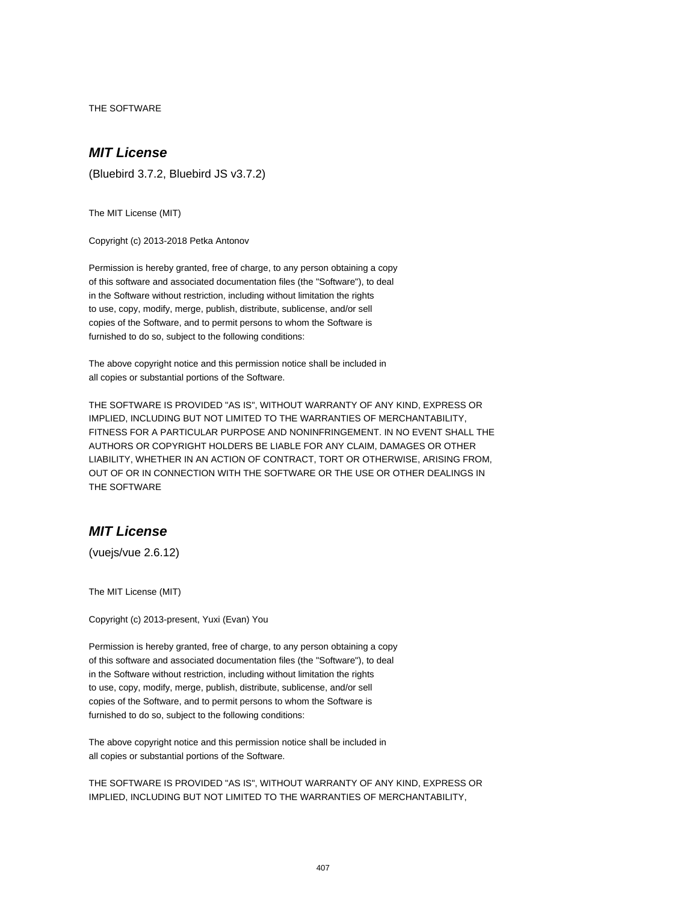THE SOFTWARE

## ***MIT License***

(Bluebird 3.7.2, Bluebird JS v3.7.2)

The MIT License (MIT)

Copyright (c) 2013-2018 Petka Antonov

Permission is hereby granted, free of charge, to any person obtaining a copy
of this software and associated documentation files (the "Software"), to deal
in the Software without restriction, including without limitation the rights
to use, copy, modify, merge, publish, distribute, sublicense, and/or sell
copies of the Software, and to permit persons to whom the Software is
furnished to do so, subject to the following conditions:

The above copyright notice and this permission notice shall be included in
all copies or substantial portions of the Software.

THE SOFTWARE IS PROVIDED "AS IS", WITHOUT WARRANTY OF ANY KIND, EXPRESS OR
IMPLIED, INCLUDING BUT NOT LIMITED TO THE WARRANTIES OF MERCHANTABILITY,
FITNESS FOR A PARTICULAR PURPOSE AND NONINFRINGEMENT. IN NO EVENT SHALL THE
AUTHORS OR COPYRIGHT HOLDERS BE LIABLE FOR ANY CLAIM, DAMAGES OR OTHER
LIABILITY, WHETHER IN AN ACTION OF CONTRACT, TORT OR OTHERWISE, ARISING FROM,
OUT OF OR IN CONNECTION WITH THE SOFTWARE OR THE USE OR OTHER DEALINGS IN
THE SOFTWARE

## ***MIT License***

(vuejs/vue 2.6.12)

The MIT License (MIT)

Copyright (c) 2013-present, Yuxi (Evan) You

Permission is hereby granted, free of charge, to any person obtaining a copy
of this software and associated documentation files (the "Software"), to deal
in the Software without restriction, including without limitation the rights
to use, copy, modify, merge, publish, distribute, sublicense, and/or sell
copies of the Software, and to permit persons to whom the Software is
furnished to do so, subject to the following conditions:

The above copyright notice and this permission notice shall be included in
all copies or substantial portions of the Software.

THE SOFTWARE IS PROVIDED "AS IS", WITHOUT WARRANTY OF ANY KIND, EXPRESS OR
IMPLIED, INCLUDING BUT NOT LIMITED TO THE WARRANTIES OF MERCHANTABILITY,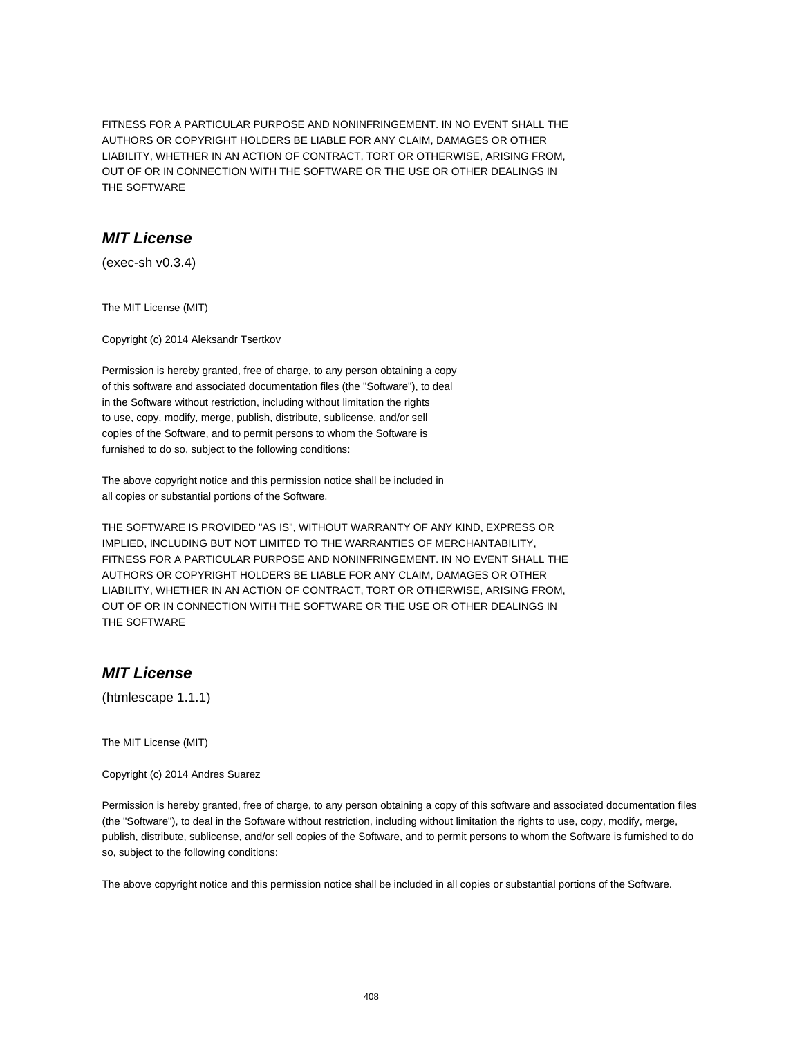FITNESS FOR A PARTICULAR PURPOSE AND NONINFRINGEMENT. IN NO EVENT SHALL THE
AUTHORS OR COPYRIGHT HOLDERS BE LIABLE FOR ANY CLAIM, DAMAGES OR OTHER
LIABILITY, WHETHER IN AN ACTION OF CONTRACT, TORT OR OTHERWISE, ARISING FROM,
OUT OF OR IN CONNECTION WITH THE SOFTWARE OR THE USE OR OTHER DEALINGS IN
THE SOFTWARE

## *MIT License*

(exec-sh v0.3.4)

The MIT License (MIT)

Copyright (c) 2014 Aleksandr Tsertkov

Permission is hereby granted, free of charge, to any person obtaining a copy
of this software and associated documentation files (the "Software"), to deal
in the Software without restriction, including without limitation the rights
to use, copy, modify, merge, publish, distribute, sublicense, and/or sell
copies of the Software, and to permit persons to whom the Software is
furnished to do so, subject to the following conditions:

The above copyright notice and this permission notice shall be included in
all copies or substantial portions of the Software.

THE SOFTWARE IS PROVIDED "AS IS", WITHOUT WARRANTY OF ANY KIND, EXPRESS OR
IMPLIED, INCLUDING BUT NOT LIMITED TO THE WARRANTIES OF MERCHANTABILITY,
FITNESS FOR A PARTICULAR PURPOSE AND NONINFRINGEMENT. IN NO EVENT SHALL THE
AUTHORS OR COPYRIGHT HOLDERS BE LIABLE FOR ANY CLAIM, DAMAGES OR OTHER
LIABILITY, WHETHER IN AN ACTION OF CONTRACT, TORT OR OTHERWISE, ARISING FROM,
OUT OF OR IN CONNECTION WITH THE SOFTWARE OR THE USE OR OTHER DEALINGS IN
THE SOFTWARE

## *MIT License*

(htmlescape 1.1.1)

The MIT License (MIT)

Copyright (c) 2014 Andres Suarez

Permission is hereby granted, free of charge, to any person obtaining a copy of this software and associated documentation files (the "Software"), to deal in the Software without restriction, including without limitation the rights to use, copy, modify, merge, publish, distribute, sublicense, and/or sell copies of the Software, and to permit persons to whom the Software is furnished to do so, subject to the following conditions:

The above copyright notice and this permission notice shall be included in all copies or substantial portions of the Software.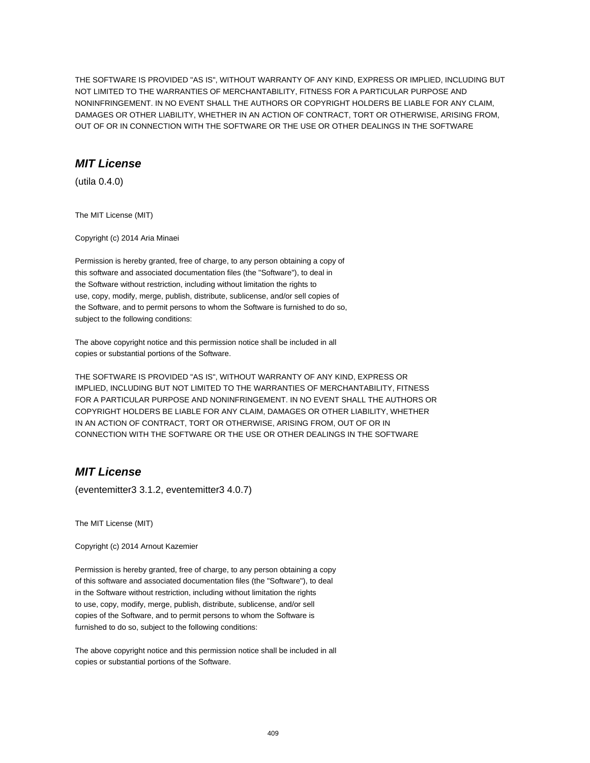THE SOFTWARE IS PROVIDED "AS IS", WITHOUT WARRANTY OF ANY KIND, EXPRESS OR IMPLIED, INCLUDING BUT NOT LIMITED TO THE WARRANTIES OF MERCHANTABILITY, FITNESS FOR A PARTICULAR PURPOSE AND NONINFRINGEMENT. IN NO EVENT SHALL THE AUTHORS OR COPYRIGHT HOLDERS BE LIABLE FOR ANY CLAIM, DAMAGES OR OTHER LIABILITY, WHETHER IN AN ACTION OF CONTRACT, TORT OR OTHERWISE, ARISING FROM, OUT OF OR IN CONNECTION WITH THE SOFTWARE OR THE USE OR OTHER DEALINGS IN THE SOFTWARE

## ***MIT License***

(utila 0.4.0)

The MIT License (MIT)

Copyright (c) 2014 Aria Minaei

Permission is hereby granted, free of charge, to any person obtaining a copy of
this software and associated documentation files (the "Software"), to deal in
the Software without restriction, including without limitation the rights to
use, copy, modify, merge, publish, distribute, sublicense, and/or sell copies of
the Software, and to permit persons to whom the Software is furnished to do so,
subject to the following conditions:

The above copyright notice and this permission notice shall be included in all
copies or substantial portions of the Software.

THE SOFTWARE IS PROVIDED "AS IS", WITHOUT WARRANTY OF ANY KIND, EXPRESS OR
IMPLIED, INCLUDING BUT NOT LIMITED TO THE WARRANTIES OF MERCHANTABILITY, FITNESS
FOR A PARTICULAR PURPOSE AND NONINFRINGEMENT. IN NO EVENT SHALL THE AUTHORS OR
COPYRIGHT HOLDERS BE LIABLE FOR ANY CLAIM, DAMAGES OR OTHER LIABILITY, WHETHER
IN AN ACTION OF CONTRACT, TORT OR OTHERWISE, ARISING FROM, OUT OF OR IN
CONNECTION WITH THE SOFTWARE OR THE USE OR OTHER DEALINGS IN THE SOFTWARE

## ***MIT License***

(eventemitter3 3.1.2, eventemitter3 4.0.7)

The MIT License (MIT)

Copyright (c) 2014 Arnout Kazemier

Permission is hereby granted, free of charge, to any person obtaining a copy
of this software and associated documentation files (the "Software"), to deal
in the Software without restriction, including without limitation the rights
to use, copy, modify, merge, publish, distribute, sublicense, and/or sell
copies of the Software, and to permit persons to whom the Software is
furnished to do so, subject to the following conditions:

The above copyright notice and this permission notice shall be included in all
copies or substantial portions of the Software.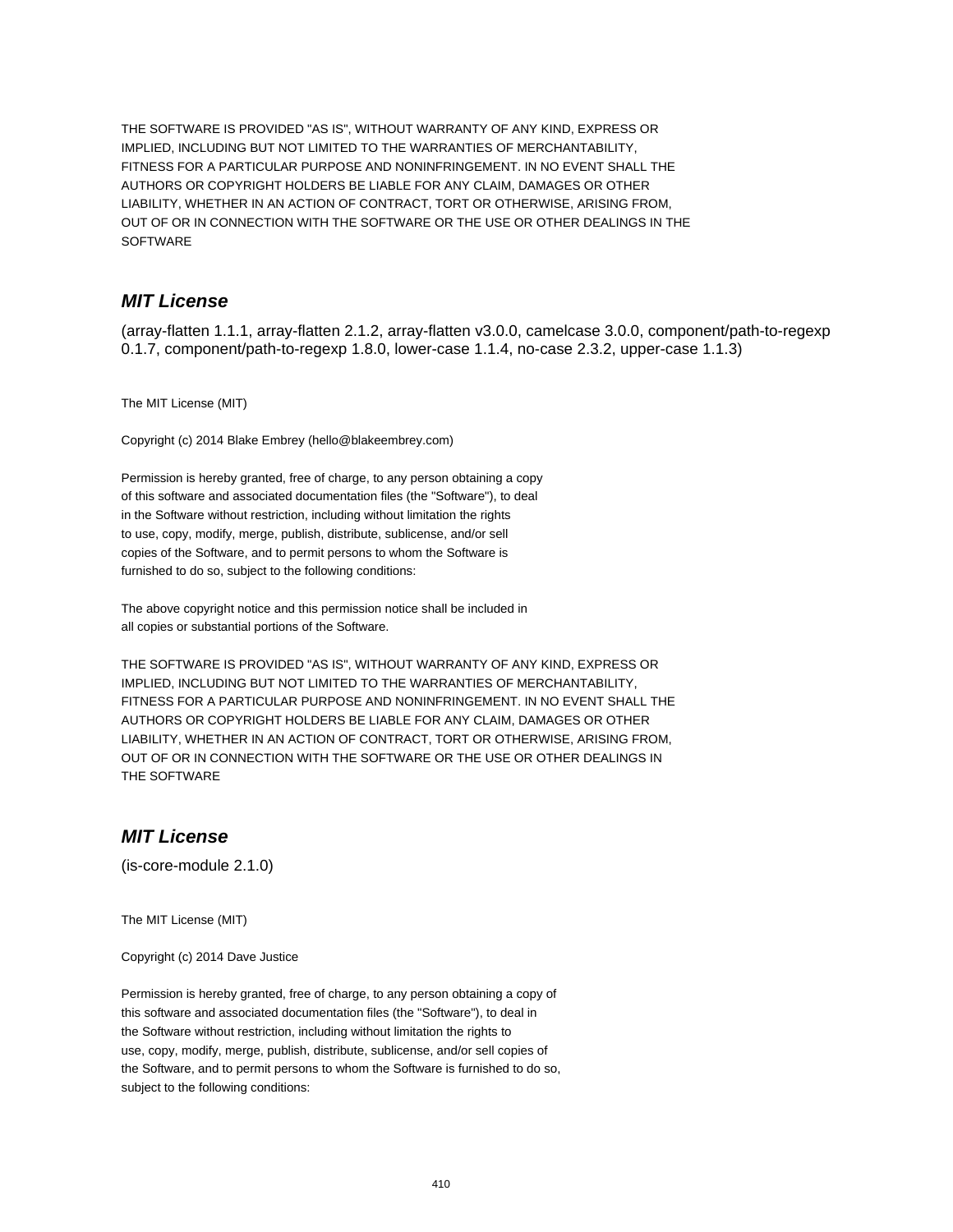THE SOFTWARE IS PROVIDED "AS IS", WITHOUT WARRANTY OF ANY KIND, EXPRESS OR
IMPLIED, INCLUDING BUT NOT LIMITED TO THE WARRANTIES OF MERCHANTABILITY,
FITNESS FOR A PARTICULAR PURPOSE AND NONINFRINGEMENT. IN NO EVENT SHALL THE
AUTHORS OR COPYRIGHT HOLDERS BE LIABLE FOR ANY CLAIM, DAMAGES OR OTHER
LIABILITY, WHETHER IN AN ACTION OF CONTRACT, TORT OR OTHERWISE, ARISING FROM,
OUT OF OR IN CONNECTION WITH THE SOFTWARE OR THE USE OR OTHER DEALINGS IN THE
SOFTWARE

## *MIT License*

(array-flatten 1.1.1, array-flatten 2.1.2, array-flatten v3.0.0, camelcase 3.0.0, component/path-to-regexp 0.1.7, component/path-to-regexp 1.8.0, lower-case 1.1.4, no-case 2.3.2, upper-case 1.1.3)

The MIT License (MIT)

Copyright (c) 2014 Blake Embrey (hello@blakeembrey.com)

Permission is hereby granted, free of charge, to any person obtaining a copy
of this software and associated documentation files (the "Software"), to deal
in the Software without restriction, including without limitation the rights
to use, copy, modify, merge, publish, distribute, sublicense, and/or sell
copies of the Software, and to permit persons to whom the Software is
furnished to do so, subject to the following conditions:

The above copyright notice and this permission notice shall be included in
all copies or substantial portions of the Software.

THE SOFTWARE IS PROVIDED "AS IS", WITHOUT WARRANTY OF ANY KIND, EXPRESS OR
IMPLIED, INCLUDING BUT NOT LIMITED TO THE WARRANTIES OF MERCHANTABILITY,
FITNESS FOR A PARTICULAR PURPOSE AND NONINFRINGEMENT. IN NO EVENT SHALL THE
AUTHORS OR COPYRIGHT HOLDERS BE LIABLE FOR ANY CLAIM, DAMAGES OR OTHER
LIABILITY, WHETHER IN AN ACTION OF CONTRACT, TORT OR OTHERWISE, ARISING FROM,
OUT OF OR IN CONNECTION WITH THE SOFTWARE OR THE USE OR OTHER DEALINGS IN
THE SOFTWARE

## *MIT License*

(is-core-module 2.1.0)

The MIT License (MIT)

Copyright (c) 2014 Dave Justice

Permission is hereby granted, free of charge, to any person obtaining a copy of
this software and associated documentation files (the "Software"), to deal in
the Software without restriction, including without limitation the rights to
use, copy, modify, merge, publish, distribute, sublicense, and/or sell copies of
the Software, and to permit persons to whom the Software is furnished to do so,
subject to the following conditions: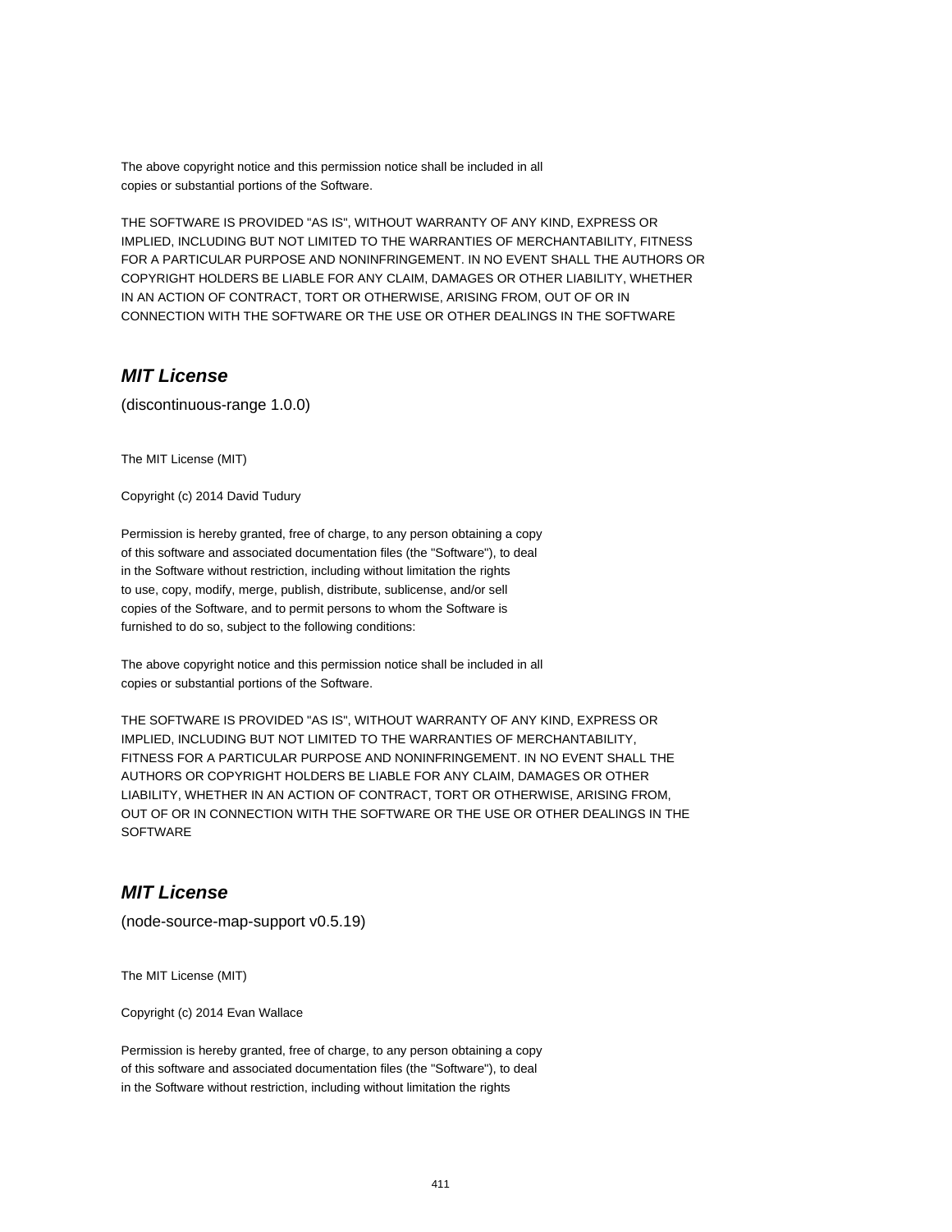The above copyright notice and this permission notice shall be included in all
copies or substantial portions of the Software.

THE SOFTWARE IS PROVIDED "AS IS", WITHOUT WARRANTY OF ANY KIND, EXPRESS OR
IMPLIED, INCLUDING BUT NOT LIMITED TO THE WARRANTIES OF MERCHANTABILITY, FITNESS
FOR A PARTICULAR PURPOSE AND NONINFRINGEMENT. IN NO EVENT SHALL THE AUTHORS OR
COPYRIGHT HOLDERS BE LIABLE FOR ANY CLAIM, DAMAGES OR OTHER LIABILITY, WHETHER
IN AN ACTION OF CONTRACT, TORT OR OTHERWISE, ARISING FROM, OUT OF OR IN
CONNECTION WITH THE SOFTWARE OR THE USE OR OTHER DEALINGS IN THE SOFTWARE

## *MIT License*

(discontinuous-range 1.0.0)

The MIT License (MIT)

Copyright (c) 2014 David Tudury

Permission is hereby granted, free of charge, to any person obtaining a copy
of this software and associated documentation files (the "Software"), to deal
in the Software without restriction, including without limitation the rights
to use, copy, modify, merge, publish, distribute, sublicense, and/or sell
copies of the Software, and to permit persons to whom the Software is
furnished to do so, subject to the following conditions:

The above copyright notice and this permission notice shall be included in all
copies or substantial portions of the Software.

THE SOFTWARE IS PROVIDED "AS IS", WITHOUT WARRANTY OF ANY KIND, EXPRESS OR
IMPLIED, INCLUDING BUT NOT LIMITED TO THE WARRANTIES OF MERCHANTABILITY,
FITNESS FOR A PARTICULAR PURPOSE AND NONINFRINGEMENT. IN NO EVENT SHALL THE
AUTHORS OR COPYRIGHT HOLDERS BE LIABLE FOR ANY CLAIM, DAMAGES OR OTHER
LIABILITY, WHETHER IN AN ACTION OF CONTRACT, TORT OR OTHERWISE, ARISING FROM,
OUT OF OR IN CONNECTION WITH THE SOFTWARE OR THE USE OR OTHER DEALINGS IN THE
SOFTWARE

## *MIT License*

(node-source-map-support v0.5.19)

The MIT License (MIT)

Copyright (c) 2014 Evan Wallace

Permission is hereby granted, free of charge, to any person obtaining a copy
of this software and associated documentation files (the "Software"), to deal
in the Software without restriction, including without limitation the rights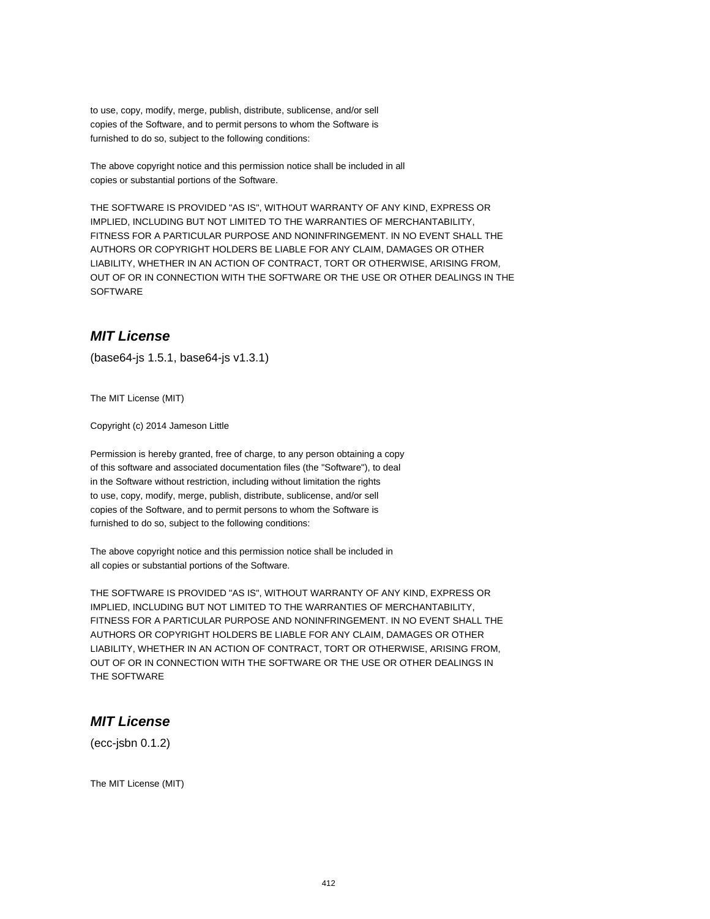to use, copy, modify, merge, publish, distribute, sublicense, and/or sell
copies of the Software, and to permit persons to whom the Software is
furnished to do so, subject to the following conditions:

The above copyright notice and this permission notice shall be included in all
copies or substantial portions of the Software.

THE SOFTWARE IS PROVIDED "AS IS", WITHOUT WARRANTY OF ANY KIND, EXPRESS OR
IMPLIED, INCLUDING BUT NOT LIMITED TO THE WARRANTIES OF MERCHANTABILITY,
FITNESS FOR A PARTICULAR PURPOSE AND NONINFRINGEMENT. IN NO EVENT SHALL THE
AUTHORS OR COPYRIGHT HOLDERS BE LIABLE FOR ANY CLAIM, DAMAGES OR OTHER
LIABILITY, WHETHER IN AN ACTION OF CONTRACT, TORT OR OTHERWISE, ARISING FROM,
OUT OF OR IN CONNECTION WITH THE SOFTWARE OR THE USE OR OTHER DEALINGS IN THE
SOFTWARE

## *MIT License*

(base64-js 1.5.1, base64-js v1.3.1)

The MIT License (MIT)

Copyright (c) 2014 Jameson Little

Permission is hereby granted, free of charge, to any person obtaining a copy
of this software and associated documentation files (the "Software"), to deal
in the Software without restriction, including without limitation the rights
to use, copy, modify, merge, publish, distribute, sublicense, and/or sell
copies of the Software, and to permit persons to whom the Software is
furnished to do so, subject to the following conditions:

The above copyright notice and this permission notice shall be included in
all copies or substantial portions of the Software.

THE SOFTWARE IS PROVIDED "AS IS", WITHOUT WARRANTY OF ANY KIND, EXPRESS OR
IMPLIED, INCLUDING BUT NOT LIMITED TO THE WARRANTIES OF MERCHANTABILITY,
FITNESS FOR A PARTICULAR PURPOSE AND NONINFRINGEMENT. IN NO EVENT SHALL THE
AUTHORS OR COPYRIGHT HOLDERS BE LIABLE FOR ANY CLAIM, DAMAGES OR OTHER
LIABILITY, WHETHER IN AN ACTION OF CONTRACT, TORT OR OTHERWISE, ARISING FROM,
OUT OF OR IN CONNECTION WITH THE SOFTWARE OR THE USE OR OTHER DEALINGS IN
THE SOFTWARE

## *MIT License*

(ecc-jsbn 0.1.2)

The MIT License (MIT)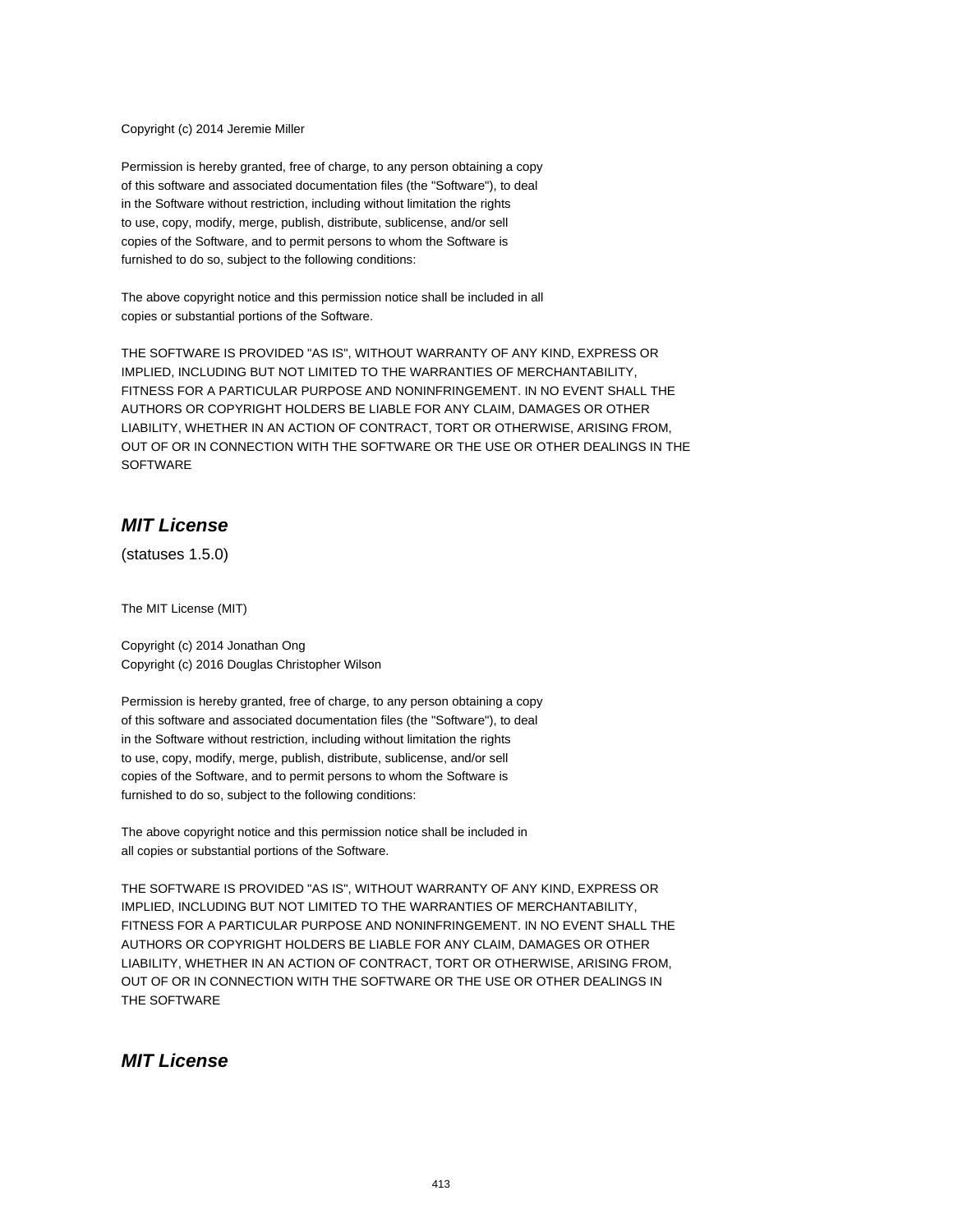Copyright (c) 2014 Jeremie Miller

Permission is hereby granted, free of charge, to any person obtaining a copy
of this software and associated documentation files (the "Software"), to deal
in the Software without restriction, including without limitation the rights
to use, copy, modify, merge, publish, distribute, sublicense, and/or sell
copies of the Software, and to permit persons to whom the Software is
furnished to do so, subject to the following conditions:

The above copyright notice and this permission notice shall be included in all
copies or substantial portions of the Software.

THE SOFTWARE IS PROVIDED "AS IS", WITHOUT WARRANTY OF ANY KIND, EXPRESS OR
IMPLIED, INCLUDING BUT NOT LIMITED TO THE WARRANTIES OF MERCHANTABILITY,
FITNESS FOR A PARTICULAR PURPOSE AND NONINFRINGEMENT. IN NO EVENT SHALL THE
AUTHORS OR COPYRIGHT HOLDERS BE LIABLE FOR ANY CLAIM, DAMAGES OR OTHER
LIABILITY, WHETHER IN AN ACTION OF CONTRACT, TORT OR OTHERWISE, ARISING FROM,
OUT OF OR IN CONNECTION WITH THE SOFTWARE OR THE USE OR OTHER DEALINGS IN THE
SOFTWARE

## *MIT License*

(statuses 1.5.0)

The MIT License (MIT)

Copyright (c) 2014 Jonathan Ong
Copyright (c) 2016 Douglas Christopher Wilson

Permission is hereby granted, free of charge, to any person obtaining a copy
of this software and associated documentation files (the "Software"), to deal
in the Software without restriction, including without limitation the rights
to use, copy, modify, merge, publish, distribute, sublicense, and/or sell
copies of the Software, and to permit persons to whom the Software is
furnished to do so, subject to the following conditions:

The above copyright notice and this permission notice shall be included in
all copies or substantial portions of the Software.

THE SOFTWARE IS PROVIDED "AS IS", WITHOUT WARRANTY OF ANY KIND, EXPRESS OR
IMPLIED, INCLUDING BUT NOT LIMITED TO THE WARRANTIES OF MERCHANTABILITY,
FITNESS FOR A PARTICULAR PURPOSE AND NONINFRINGEMENT. IN NO EVENT SHALL THE
AUTHORS OR COPYRIGHT HOLDERS BE LIABLE FOR ANY CLAIM, DAMAGES OR OTHER
LIABILITY, WHETHER IN AN ACTION OF CONTRACT, TORT OR OTHERWISE, ARISING FROM,
OUT OF OR IN CONNECTION WITH THE SOFTWARE OR THE USE OR OTHER DEALINGS IN
THE SOFTWARE

## *MIT License*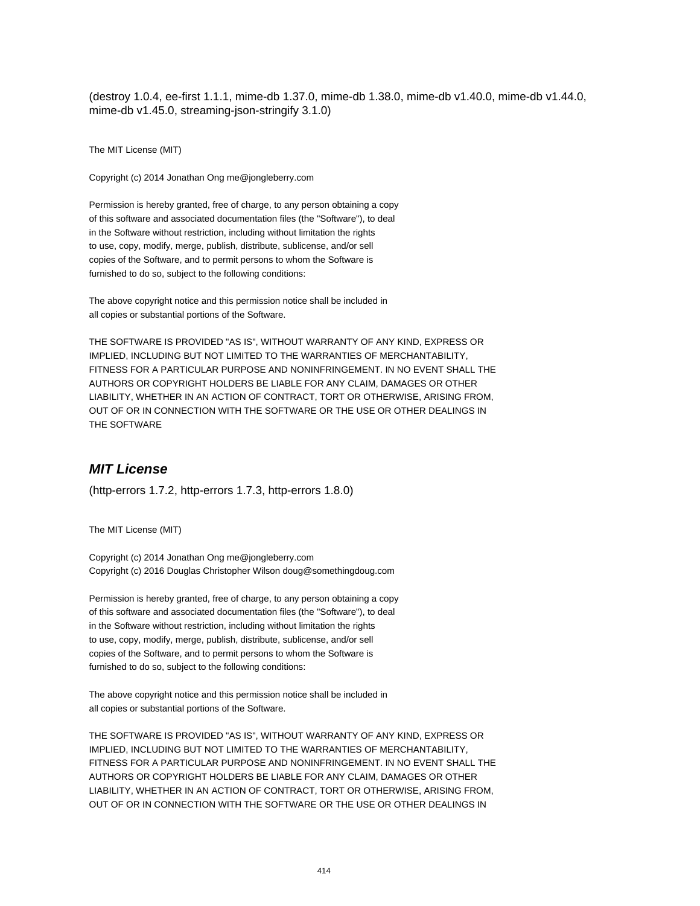(destroy 1.0.4, ee-first 1.1.1, mime-db 1.37.0, mime-db 1.38.0, mime-db v1.40.0, mime-db v1.44.0, mime-db v1.45.0, streaming-json-stringify 3.1.0)

The MIT License (MIT)

Copyright (c) 2014 Jonathan Ong me@jongleberry.com

Permission is hereby granted, free of charge, to any person obtaining a copy
of this software and associated documentation files (the "Software"), to deal
in the Software without restriction, including without limitation the rights
to use, copy, modify, merge, publish, distribute, sublicense, and/or sell
copies of the Software, and to permit persons to whom the Software is
furnished to do so, subject to the following conditions:

The above copyright notice and this permission notice shall be included in
all copies or substantial portions of the Software.

THE SOFTWARE IS PROVIDED "AS IS", WITHOUT WARRANTY OF ANY KIND, EXPRESS OR
IMPLIED, INCLUDING BUT NOT LIMITED TO THE WARRANTIES OF MERCHANTABILITY,
FITNESS FOR A PARTICULAR PURPOSE AND NONINFRINGEMENT. IN NO EVENT SHALL THE
AUTHORS OR COPYRIGHT HOLDERS BE LIABLE FOR ANY CLAIM, DAMAGES OR OTHER
LIABILITY, WHETHER IN AN ACTION OF CONTRACT, TORT OR OTHERWISE, ARISING FROM,
OUT OF OR IN CONNECTION WITH THE SOFTWARE OR THE USE OR OTHER DEALINGS IN
THE SOFTWARE

## *MIT License*

(http-errors 1.7.2, http-errors 1.7.3, http-errors 1.8.0)

The MIT License (MIT)

Copyright (c) 2014 Jonathan Ong me@jongleberry.com
Copyright (c) 2016 Douglas Christopher Wilson doug@somethingdoug.com

Permission is hereby granted, free of charge, to any person obtaining a copy
of this software and associated documentation files (the "Software"), to deal
in the Software without restriction, including without limitation the rights
to use, copy, modify, merge, publish, distribute, sublicense, and/or sell
copies of the Software, and to permit persons to whom the Software is
furnished to do so, subject to the following conditions:

The above copyright notice and this permission notice shall be included in
all copies or substantial portions of the Software.

THE SOFTWARE IS PROVIDED "AS IS", WITHOUT WARRANTY OF ANY KIND, EXPRESS OR
IMPLIED, INCLUDING BUT NOT LIMITED TO THE WARRANTIES OF MERCHANTABILITY,
FITNESS FOR A PARTICULAR PURPOSE AND NONINFRINGEMENT. IN NO EVENT SHALL THE
AUTHORS OR COPYRIGHT HOLDERS BE LIABLE FOR ANY CLAIM, DAMAGES OR OTHER
LIABILITY, WHETHER IN AN ACTION OF CONTRACT, TORT OR OTHERWISE, ARISING FROM,
OUT OF OR IN CONNECTION WITH THE SOFTWARE OR THE USE OR OTHER DEALINGS IN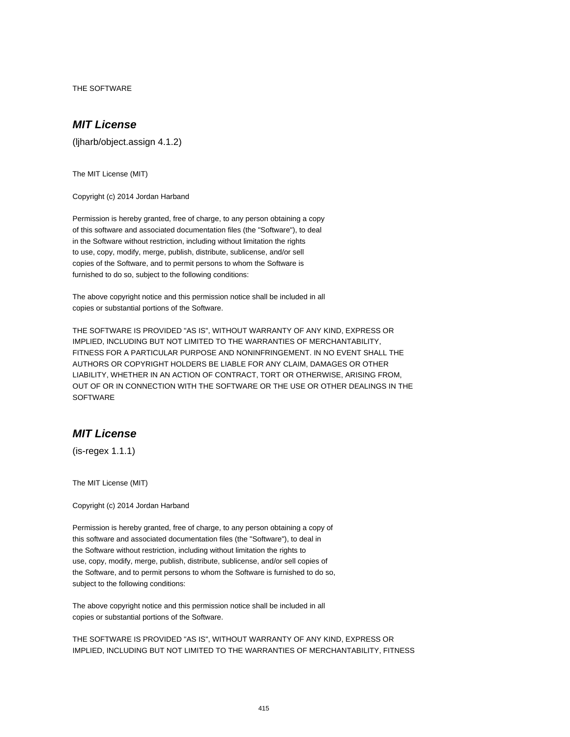THE SOFTWARE

## ***MIT License***

(ljharb/object.assign 4.1.2)

The MIT License (MIT)

Copyright (c) 2014 Jordan Harband

Permission is hereby granted, free of charge, to any person obtaining a copy
of this software and associated documentation files (the "Software"), to deal
in the Software without restriction, including without limitation the rights
to use, copy, modify, merge, publish, distribute, sublicense, and/or sell
copies of the Software, and to permit persons to whom the Software is
furnished to do so, subject to the following conditions:

The above copyright notice and this permission notice shall be included in all
copies or substantial portions of the Software.

THE SOFTWARE IS PROVIDED "AS IS", WITHOUT WARRANTY OF ANY KIND, EXPRESS OR
IMPLIED, INCLUDING BUT NOT LIMITED TO THE WARRANTIES OF MERCHANTABILITY,
FITNESS FOR A PARTICULAR PURPOSE AND NONINFRINGEMENT. IN NO EVENT SHALL THE
AUTHORS OR COPYRIGHT HOLDERS BE LIABLE FOR ANY CLAIM, DAMAGES OR OTHER
LIABILITY, WHETHER IN AN ACTION OF CONTRACT, TORT OR OTHERWISE, ARISING FROM,
OUT OF OR IN CONNECTION WITH THE SOFTWARE OR THE USE OR OTHER DEALINGS IN THE
SOFTWARE

## ***MIT License***

(is-regex 1.1.1)

The MIT License (MIT)

Copyright (c) 2014 Jordan Harband

Permission is hereby granted, free of charge, to any person obtaining a copy of
this software and associated documentation files (the "Software"), to deal in
the Software without restriction, including without limitation the rights to
use, copy, modify, merge, publish, distribute, sublicense, and/or sell copies of
the Software, and to permit persons to whom the Software is furnished to do so,
subject to the following conditions:

The above copyright notice and this permission notice shall be included in all
copies or substantial portions of the Software.

THE SOFTWARE IS PROVIDED "AS IS", WITHOUT WARRANTY OF ANY KIND, EXPRESS OR
IMPLIED, INCLUDING BUT NOT LIMITED TO THE WARRANTIES OF MERCHANTABILITY, FITNESS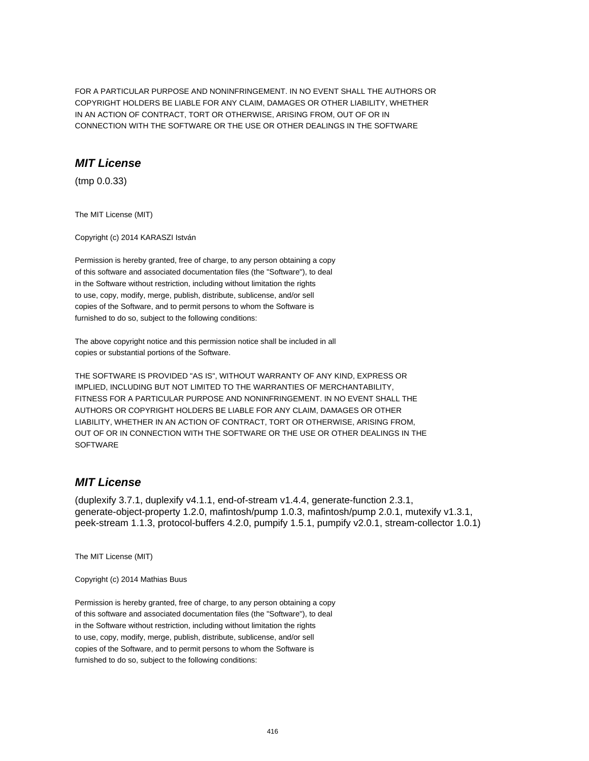FOR A PARTICULAR PURPOSE AND NONINFRINGEMENT. IN NO EVENT SHALL THE AUTHORS OR COPYRIGHT HOLDERS BE LIABLE FOR ANY CLAIM, DAMAGES OR OTHER LIABILITY, WHETHER IN AN ACTION OF CONTRACT, TORT OR OTHERWISE, ARISING FROM, OUT OF OR IN CONNECTION WITH THE SOFTWARE OR THE USE OR OTHER DEALINGS IN THE SOFTWARE

## *MIT License*

(tmp 0.0.33)

The MIT License (MIT)

Copyright (c) 2014 KARASZI István

Permission is hereby granted, free of charge, to any person obtaining a copy of this software and associated documentation files (the "Software"), to deal in the Software without restriction, including without limitation the rights to use, copy, modify, merge, publish, distribute, sublicense, and/or sell copies of the Software, and to permit persons to whom the Software is furnished to do so, subject to the following conditions:

The above copyright notice and this permission notice shall be included in all copies or substantial portions of the Software.

THE SOFTWARE IS PROVIDED "AS IS", WITHOUT WARRANTY OF ANY KIND, EXPRESS OR IMPLIED, INCLUDING BUT NOT LIMITED TO THE WARRANTIES OF MERCHANTABILITY, FITNESS FOR A PARTICULAR PURPOSE AND NONINFRINGEMENT. IN NO EVENT SHALL THE AUTHORS OR COPYRIGHT HOLDERS BE LIABLE FOR ANY CLAIM, DAMAGES OR OTHER LIABILITY, WHETHER IN AN ACTION OF CONTRACT, TORT OR OTHERWISE, ARISING FROM, OUT OF OR IN CONNECTION WITH THE SOFTWARE OR THE USE OR OTHER DEALINGS IN THE SOFTWARE

## *MIT License*

(duplexify 3.7.1, duplexify v4.1.1, end-of-stream v1.4.4, generate-function 2.3.1, generate-object-property 1.2.0, mafintosh/pump 1.0.3, mafintosh/pump 2.0.1, mutexify v1.3.1, peek-stream 1.1.3, protocol-buffers 4.2.0, pumpify 1.5.1, pumpify v2.0.1, stream-collector 1.0.1)

The MIT License (MIT)

Copyright (c) 2014 Mathias Buus

Permission is hereby granted, free of charge, to any person obtaining a copy of this software and associated documentation files (the "Software"), to deal in the Software without restriction, including without limitation the rights to use, copy, modify, merge, publish, distribute, sublicense, and/or sell copies of the Software, and to permit persons to whom the Software is furnished to do so, subject to the following conditions: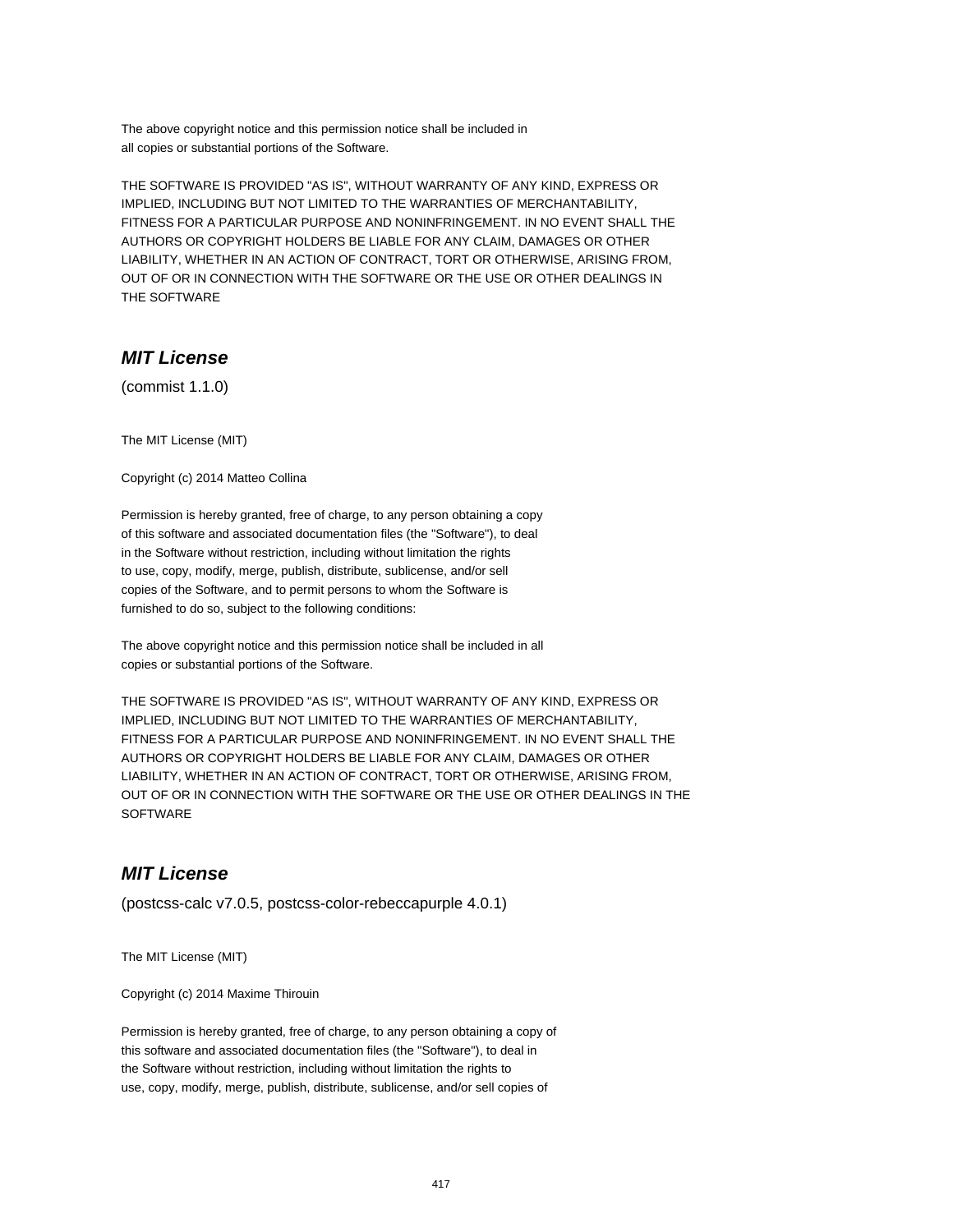The above copyright notice and this permission notice shall be included in
all copies or substantial portions of the Software.

THE SOFTWARE IS PROVIDED "AS IS", WITHOUT WARRANTY OF ANY KIND, EXPRESS OR
IMPLIED, INCLUDING BUT NOT LIMITED TO THE WARRANTIES OF MERCHANTABILITY,
FITNESS FOR A PARTICULAR PURPOSE AND NONINFRINGEMENT. IN NO EVENT SHALL THE
AUTHORS OR COPYRIGHT HOLDERS BE LIABLE FOR ANY CLAIM, DAMAGES OR OTHER
LIABILITY, WHETHER IN AN ACTION OF CONTRACT, TORT OR OTHERWISE, ARISING FROM,
OUT OF OR IN CONNECTION WITH THE SOFTWARE OR THE USE OR OTHER DEALINGS IN
THE SOFTWARE

## *MIT License*

(commist 1.1.0)

The MIT License (MIT)

Copyright (c) 2014 Matteo Collina

Permission is hereby granted, free of charge, to any person obtaining a copy
of this software and associated documentation files (the "Software"), to deal
in the Software without restriction, including without limitation the rights
to use, copy, modify, merge, publish, distribute, sublicense, and/or sell
copies of the Software, and to permit persons to whom the Software is
furnished to do so, subject to the following conditions:

The above copyright notice and this permission notice shall be included in all
copies or substantial portions of the Software.

THE SOFTWARE IS PROVIDED "AS IS", WITHOUT WARRANTY OF ANY KIND, EXPRESS OR
IMPLIED, INCLUDING BUT NOT LIMITED TO THE WARRANTIES OF MERCHANTABILITY,
FITNESS FOR A PARTICULAR PURPOSE AND NONINFRINGEMENT. IN NO EVENT SHALL THE
AUTHORS OR COPYRIGHT HOLDERS BE LIABLE FOR ANY CLAIM, DAMAGES OR OTHER
LIABILITY, WHETHER IN AN ACTION OF CONTRACT, TORT OR OTHERWISE, ARISING FROM,
OUT OF OR IN CONNECTION WITH THE SOFTWARE OR THE USE OR OTHER DEALINGS IN THE
SOFTWARE

## *MIT License*

(postcss-calc v7.0.5, postcss-color-rebeccapurple 4.0.1)

The MIT License (MIT)

Copyright (c) 2014 Maxime Thirouin

Permission is hereby granted, free of charge, to any person obtaining a copy of
this software and associated documentation files (the "Software"), to deal in
the Software without restriction, including without limitation the rights to
use, copy, modify, merge, publish, distribute, sublicense, and/or sell copies of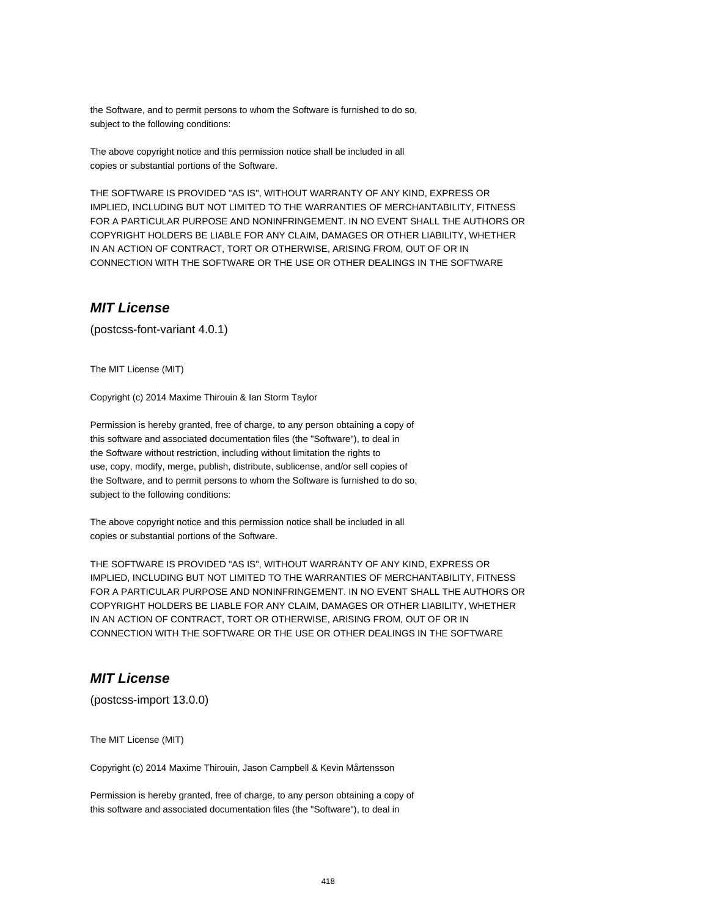the Software, and to permit persons to whom the Software is furnished to do so,
subject to the following conditions:

The above copyright notice and this permission notice shall be included in all
copies or substantial portions of the Software.

THE SOFTWARE IS PROVIDED "AS IS", WITHOUT WARRANTY OF ANY KIND, EXPRESS OR
IMPLIED, INCLUDING BUT NOT LIMITED TO THE WARRANTIES OF MERCHANTABILITY, FITNESS
FOR A PARTICULAR PURPOSE AND NONINFRINGEMENT. IN NO EVENT SHALL THE AUTHORS OR
COPYRIGHT HOLDERS BE LIABLE FOR ANY CLAIM, DAMAGES OR OTHER LIABILITY, WHETHER
IN AN ACTION OF CONTRACT, TORT OR OTHERWISE, ARISING FROM, OUT OF OR IN
CONNECTION WITH THE SOFTWARE OR THE USE OR OTHER DEALINGS IN THE SOFTWARE

## *MIT License*

(postcss-font-variant 4.0.1)

The MIT License (MIT)

Copyright (c) 2014 Maxime Thirouin & Ian Storm Taylor

Permission is hereby granted, free of charge, to any person obtaining a copy of
this software and associated documentation files (the "Software"), to deal in
the Software without restriction, including without limitation the rights to
use, copy, modify, merge, publish, distribute, sublicense, and/or sell copies of
the Software, and to permit persons to whom the Software is furnished to do so,
subject to the following conditions:

The above copyright notice and this permission notice shall be included in all
copies or substantial portions of the Software.

THE SOFTWARE IS PROVIDED "AS IS", WITHOUT WARRANTY OF ANY KIND, EXPRESS OR
IMPLIED, INCLUDING BUT NOT LIMITED TO THE WARRANTIES OF MERCHANTABILITY, FITNESS
FOR A PARTICULAR PURPOSE AND NONINFRINGEMENT. IN NO EVENT SHALL THE AUTHORS OR
COPYRIGHT HOLDERS BE LIABLE FOR ANY CLAIM, DAMAGES OR OTHER LIABILITY, WHETHER
IN AN ACTION OF CONTRACT, TORT OR OTHERWISE, ARISING FROM, OUT OF OR IN
CONNECTION WITH THE SOFTWARE OR THE USE OR OTHER DEALINGS IN THE SOFTWARE

## *MIT License*

(postcss-import 13.0.0)

The MIT License (MIT)

Copyright (c) 2014 Maxime Thirouin, Jason Campbell & Kevin Mårtensson

Permission is hereby granted, free of charge, to any person obtaining a copy of
this software and associated documentation files (the "Software"), to deal in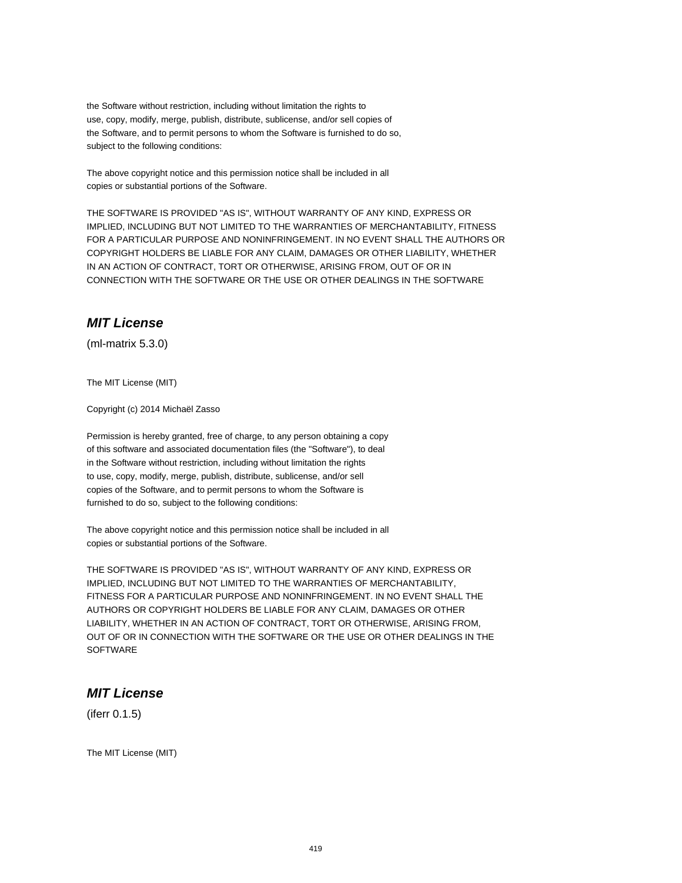the Software without restriction, including without limitation the rights to
use, copy, modify, merge, publish, distribute, sublicense, and/or sell copies of
the Software, and to permit persons to whom the Software is furnished to do so,
subject to the following conditions:

The above copyright notice and this permission notice shall be included in all
copies or substantial portions of the Software.

THE SOFTWARE IS PROVIDED "AS IS", WITHOUT WARRANTY OF ANY KIND, EXPRESS OR
IMPLIED, INCLUDING BUT NOT LIMITED TO THE WARRANTIES OF MERCHANTABILITY, FITNESS
FOR A PARTICULAR PURPOSE AND NONINFRINGEMENT. IN NO EVENT SHALL THE AUTHORS OR
COPYRIGHT HOLDERS BE LIABLE FOR ANY CLAIM, DAMAGES OR OTHER LIABILITY, WHETHER
IN AN ACTION OF CONTRACT, TORT OR OTHERWISE, ARISING FROM, OUT OF OR IN
CONNECTION WITH THE SOFTWARE OR THE USE OR OTHER DEALINGS IN THE SOFTWARE

## *MIT License*

(ml-matrix 5.3.0)

The MIT License (MIT)

Copyright (c) 2014 Michaël Zasso

Permission is hereby granted, free of charge, to any person obtaining a copy
of this software and associated documentation files (the "Software"), to deal
in the Software without restriction, including without limitation the rights
to use, copy, modify, merge, publish, distribute, sublicense, and/or sell
copies of the Software, and to permit persons to whom the Software is
furnished to do so, subject to the following conditions:

The above copyright notice and this permission notice shall be included in all
copies or substantial portions of the Software.

THE SOFTWARE IS PROVIDED "AS IS", WITHOUT WARRANTY OF ANY KIND, EXPRESS OR
IMPLIED, INCLUDING BUT NOT LIMITED TO THE WARRANTIES OF MERCHANTABILITY,
FITNESS FOR A PARTICULAR PURPOSE AND NONINFRINGEMENT. IN NO EVENT SHALL THE
AUTHORS OR COPYRIGHT HOLDERS BE LIABLE FOR ANY CLAIM, DAMAGES OR OTHER
LIABILITY, WHETHER IN AN ACTION OF CONTRACT, TORT OR OTHERWISE, ARISING FROM,
OUT OF OR IN CONNECTION WITH THE SOFTWARE OR THE USE OR OTHER DEALINGS IN THE
SOFTWARE

## *MIT License*

(iferr 0.1.5)

The MIT License (MIT)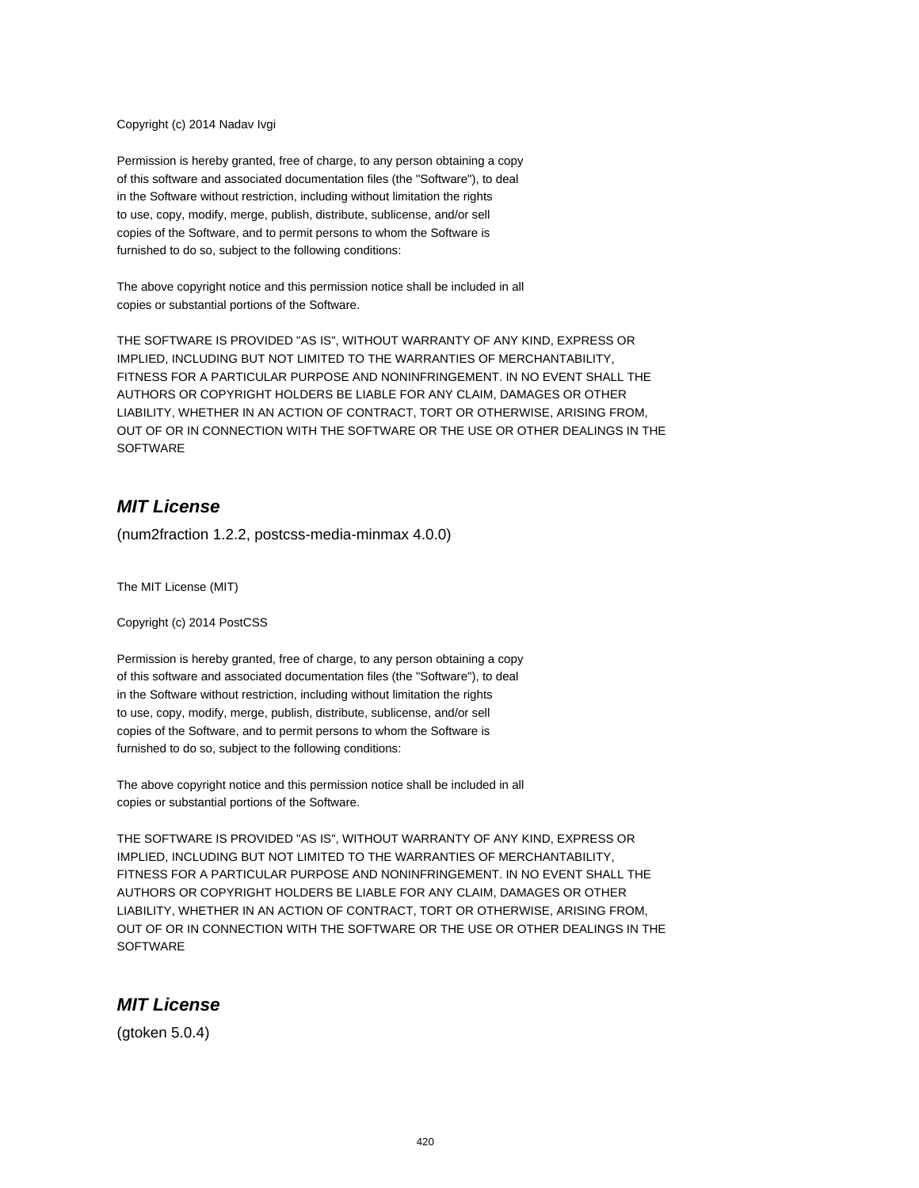Copyright (c) 2014 Nadav Ivgi

Permission is hereby granted, free of charge, to any person obtaining a copy
of this software and associated documentation files (the "Software"), to deal
in the Software without restriction, including without limitation the rights
to use, copy, modify, merge, publish, distribute, sublicense, and/or sell
copies of the Software, and to permit persons to whom the Software is
furnished to do so, subject to the following conditions:

The above copyright notice and this permission notice shall be included in all
copies or substantial portions of the Software.

THE SOFTWARE IS PROVIDED "AS IS", WITHOUT WARRANTY OF ANY KIND, EXPRESS OR
IMPLIED, INCLUDING BUT NOT LIMITED TO THE WARRANTIES OF MERCHANTABILITY,
FITNESS FOR A PARTICULAR PURPOSE AND NONINFRINGEMENT. IN NO EVENT SHALL THE
AUTHORS OR COPYRIGHT HOLDERS BE LIABLE FOR ANY CLAIM, DAMAGES OR OTHER
LIABILITY, WHETHER IN AN ACTION OF CONTRACT, TORT OR OTHERWISE, ARISING FROM,
OUT OF OR IN CONNECTION WITH THE SOFTWARE OR THE USE OR OTHER DEALINGS IN THE
SOFTWARE

## *MIT License*

(num2fraction 1.2.2, postcss-media-minmax 4.0.0)

The MIT License (MIT)

Copyright (c) 2014 PostCSS

Permission is hereby granted, free of charge, to any person obtaining a copy
of this software and associated documentation files (the "Software"), to deal
in the Software without restriction, including without limitation the rights
to use, copy, modify, merge, publish, distribute, sublicense, and/or sell
copies of the Software, and to permit persons to whom the Software is
furnished to do so, subject to the following conditions:

The above copyright notice and this permission notice shall be included in all
copies or substantial portions of the Software.

THE SOFTWARE IS PROVIDED "AS IS", WITHOUT WARRANTY OF ANY KIND, EXPRESS OR
IMPLIED, INCLUDING BUT NOT LIMITED TO THE WARRANTIES OF MERCHANTABILITY,
FITNESS FOR A PARTICULAR PURPOSE AND NONINFRINGEMENT. IN NO EVENT SHALL THE
AUTHORS OR COPYRIGHT HOLDERS BE LIABLE FOR ANY CLAIM, DAMAGES OR OTHER
LIABILITY, WHETHER IN AN ACTION OF CONTRACT, TORT OR OTHERWISE, ARISING FROM,
OUT OF OR IN CONNECTION WITH THE SOFTWARE OR THE USE OR OTHER DEALINGS IN THE
SOFTWARE

## *MIT License*

(gtoken 5.0.4)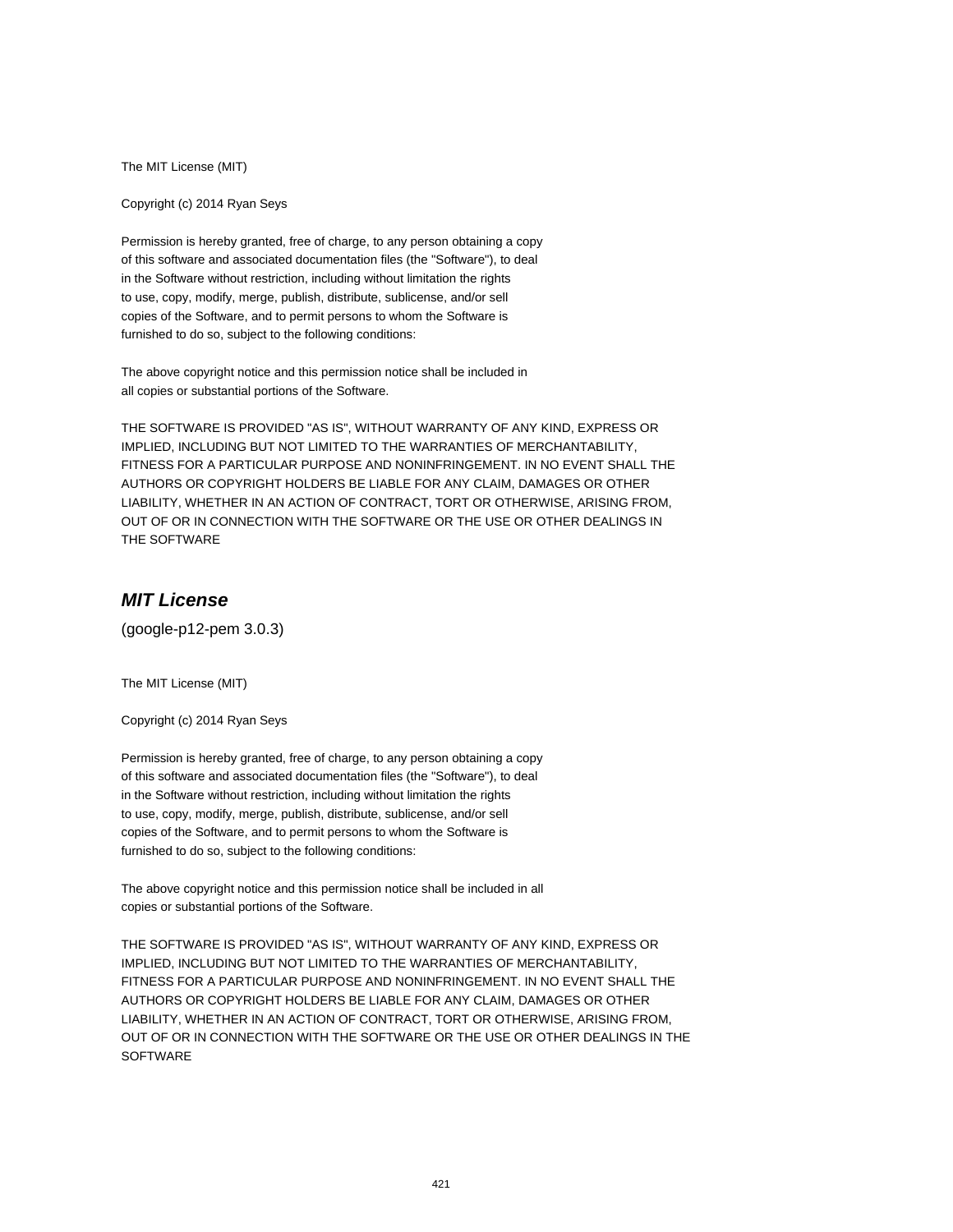The MIT License (MIT)

Copyright (c) 2014 Ryan Seys

Permission is hereby granted, free of charge, to any person obtaining a copy
of this software and associated documentation files (the "Software"), to deal
in the Software without restriction, including without limitation the rights
to use, copy, modify, merge, publish, distribute, sublicense, and/or sell
copies of the Software, and to permit persons to whom the Software is
furnished to do so, subject to the following conditions:

The above copyright notice and this permission notice shall be included in
all copies or substantial portions of the Software.

THE SOFTWARE IS PROVIDED "AS IS", WITHOUT WARRANTY OF ANY KIND, EXPRESS OR
IMPLIED, INCLUDING BUT NOT LIMITED TO THE WARRANTIES OF MERCHANTABILITY,
FITNESS FOR A PARTICULAR PURPOSE AND NONINFRINGEMENT. IN NO EVENT SHALL THE
AUTHORS OR COPYRIGHT HOLDERS BE LIABLE FOR ANY CLAIM, DAMAGES OR OTHER
LIABILITY, WHETHER IN AN ACTION OF CONTRACT, TORT OR OTHERWISE, ARISING FROM,
OUT OF OR IN CONNECTION WITH THE SOFTWARE OR THE USE OR OTHER DEALINGS IN
THE SOFTWARE

## *MIT License*

(google-p12-pem 3.0.3)

The MIT License (MIT)

Copyright (c) 2014 Ryan Seys

Permission is hereby granted, free of charge, to any person obtaining a copy
of this software and associated documentation files (the "Software"), to deal
in the Software without restriction, including without limitation the rights
to use, copy, modify, merge, publish, distribute, sublicense, and/or sell
copies of the Software, and to permit persons to whom the Software is
furnished to do so, subject to the following conditions:

The above copyright notice and this permission notice shall be included in all
copies or substantial portions of the Software.

THE SOFTWARE IS PROVIDED "AS IS", WITHOUT WARRANTY OF ANY KIND, EXPRESS OR
IMPLIED, INCLUDING BUT NOT LIMITED TO THE WARRANTIES OF MERCHANTABILITY,
FITNESS FOR A PARTICULAR PURPOSE AND NONINFRINGEMENT. IN NO EVENT SHALL THE
AUTHORS OR COPYRIGHT HOLDERS BE LIABLE FOR ANY CLAIM, DAMAGES OR OTHER
LIABILITY, WHETHER IN AN ACTION OF CONTRACT, TORT OR OTHERWISE, ARISING FROM,
OUT OF OR IN CONNECTION WITH THE SOFTWARE OR THE USE OR OTHER DEALINGS IN THE
SOFTWARE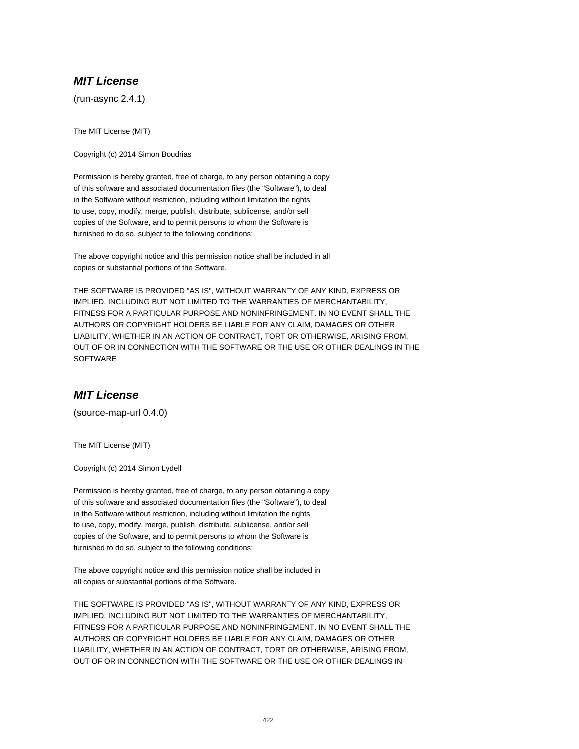### ***MIT License***

(run-async 2.4.1)

The MIT License (MIT)

Copyright (c) 2014 Simon Boudrias

Permission is hereby granted, free of charge, to any person obtaining a copy
of this software and associated documentation files (the "Software"), to deal
in the Software without restriction, including without limitation the rights
to use, copy, modify, merge, publish, distribute, sublicense, and/or sell
copies of the Software, and to permit persons to whom the Software is
furnished to do so, subject to the following conditions:

The above copyright notice and this permission notice shall be included in all
copies or substantial portions of the Software.

THE SOFTWARE IS PROVIDED "AS IS", WITHOUT WARRANTY OF ANY KIND, EXPRESS OR
IMPLIED, INCLUDING BUT NOT LIMITED TO THE WARRANTIES OF MERCHANTABILITY,
FITNESS FOR A PARTICULAR PURPOSE AND NONINFRINGEMENT. IN NO EVENT SHALL THE
AUTHORS OR COPYRIGHT HOLDERS BE LIABLE FOR ANY CLAIM, DAMAGES OR OTHER
LIABILITY, WHETHER IN AN ACTION OF CONTRACT, TORT OR OTHERWISE, ARISING FROM,
OUT OF OR IN CONNECTION WITH THE SOFTWARE OR THE USE OR OTHER DEALINGS IN THE
SOFTWARE

### ***MIT License***

(source-map-url 0.4.0)

The MIT License (MIT)

Copyright (c) 2014 Simon Lydell

Permission is hereby granted, free of charge, to any person obtaining a copy
of this software and associated documentation files (the "Software"), to deal
in the Software without restriction, including without limitation the rights
to use, copy, modify, merge, publish, distribute, sublicense, and/or sell
copies of the Software, and to permit persons to whom the Software is
furnished to do so, subject to the following conditions:

The above copyright notice and this permission notice shall be included in
all copies or substantial portions of the Software.

THE SOFTWARE IS PROVIDED "AS IS", WITHOUT WARRANTY OF ANY KIND, EXPRESS OR
IMPLIED, INCLUDING BUT NOT LIMITED TO THE WARRANTIES OF MERCHANTABILITY,
FITNESS FOR A PARTICULAR PURPOSE AND NONINFRINGEMENT. IN NO EVENT SHALL THE
AUTHORS OR COPYRIGHT HOLDERS BE LIABLE FOR ANY CLAIM, DAMAGES OR OTHER
LIABILITY, WHETHER IN AN ACTION OF CONTRACT, TORT OR OTHERWISE, ARISING FROM,
OUT OF OR IN CONNECTION WITH THE SOFTWARE OR THE USE OR OTHER DEALINGS IN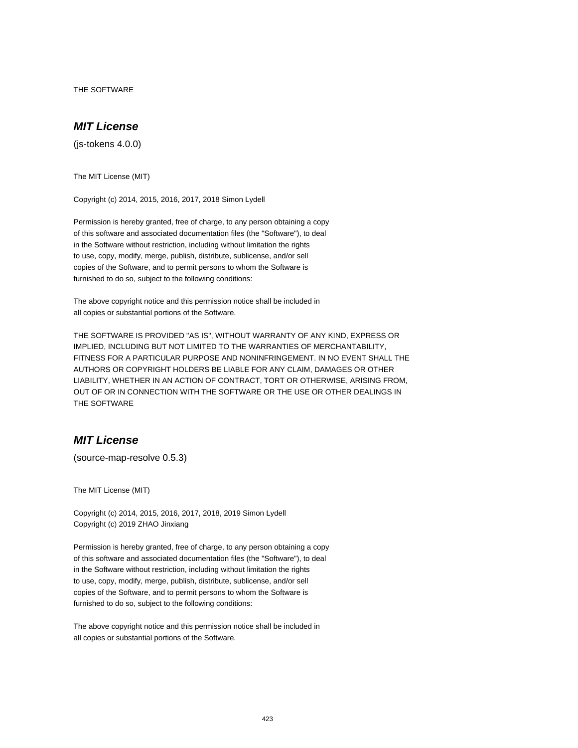THE SOFTWARE

## ***MIT License***

(js-tokens 4.0.0)

The MIT License (MIT)

Copyright (c) 2014, 2015, 2016, 2017, 2018 Simon Lydell

Permission is hereby granted, free of charge, to any person obtaining a copy
of this software and associated documentation files (the "Software"), to deal
in the Software without restriction, including without limitation the rights
to use, copy, modify, merge, publish, distribute, sublicense, and/or sell
copies of the Software, and to permit persons to whom the Software is
furnished to do so, subject to the following conditions:

The above copyright notice and this permission notice shall be included in
all copies or substantial portions of the Software.

THE SOFTWARE IS PROVIDED "AS IS", WITHOUT WARRANTY OF ANY KIND, EXPRESS OR
IMPLIED, INCLUDING BUT NOT LIMITED TO THE WARRANTIES OF MERCHANTABILITY,
FITNESS FOR A PARTICULAR PURPOSE AND NONINFRINGEMENT. IN NO EVENT SHALL THE
AUTHORS OR COPYRIGHT HOLDERS BE LIABLE FOR ANY CLAIM, DAMAGES OR OTHER
LIABILITY, WHETHER IN AN ACTION OF CONTRACT, TORT OR OTHERWISE, ARISING FROM,
OUT OF OR IN CONNECTION WITH THE SOFTWARE OR THE USE OR OTHER DEALINGS IN
THE SOFTWARE

## ***MIT License***

(source-map-resolve 0.5.3)

The MIT License (MIT)

Copyright (c) 2014, 2015, 2016, 2017, 2018, 2019 Simon Lydell
Copyright (c) 2019 ZHAO Jinxiang

Permission is hereby granted, free of charge, to any person obtaining a copy
of this software and associated documentation files (the "Software"), to deal
in the Software without restriction, including without limitation the rights
to use, copy, modify, merge, publish, distribute, sublicense, and/or sell
copies of the Software, and to permit persons to whom the Software is
furnished to do so, subject to the following conditions:

The above copyright notice and this permission notice shall be included in
all copies or substantial portions of the Software.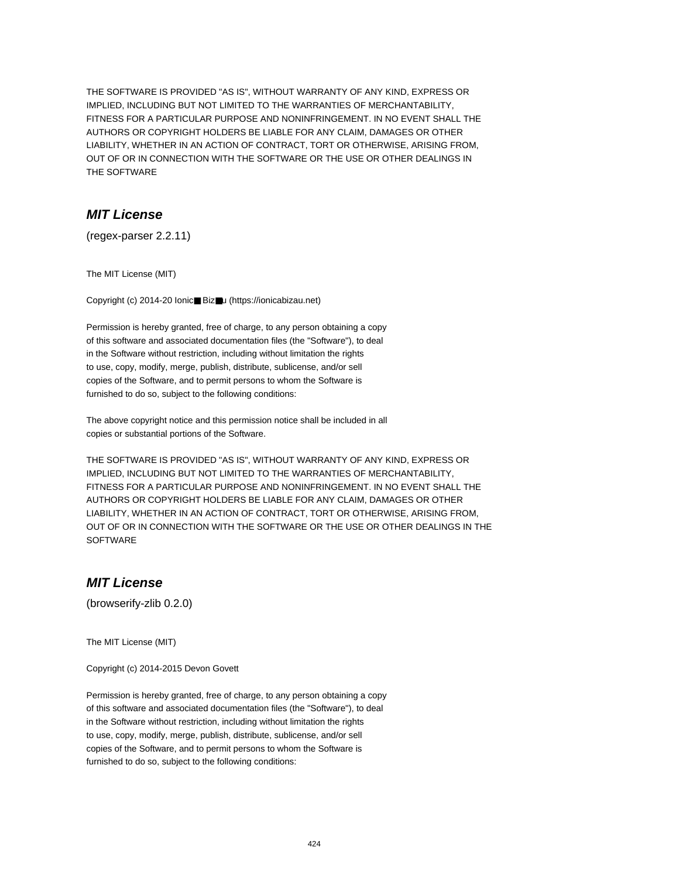THE SOFTWARE IS PROVIDED "AS IS", WITHOUT WARRANTY OF ANY KIND, EXPRESS OR
IMPLIED, INCLUDING BUT NOT LIMITED TO THE WARRANTIES OF MERCHANTABILITY,
FITNESS FOR A PARTICULAR PURPOSE AND NONINFRINGEMENT. IN NO EVENT SHALL THE
AUTHORS OR COPYRIGHT HOLDERS BE LIABLE FOR ANY CLAIM, DAMAGES OR OTHER
LIABILITY, WHETHER IN AN ACTION OF CONTRACT, TORT OR OTHERWISE, ARISING FROM,
OUT OF OR IN CONNECTION WITH THE SOFTWARE OR THE USE OR OTHER DEALINGS IN
THE SOFTWARE

## *MIT License*

(regex-parser 2.2.11)

The MIT License (MIT)

Copyright (c) 2014-20 Ionic■ Biz■u (https://ionicabizau.net)

Permission is hereby granted, free of charge, to any person obtaining a copy
of this software and associated documentation files (the "Software"), to deal
in the Software without restriction, including without limitation the rights
to use, copy, modify, merge, publish, distribute, sublicense, and/or sell
copies of the Software, and to permit persons to whom the Software is
furnished to do so, subject to the following conditions:

The above copyright notice and this permission notice shall be included in all
copies or substantial portions of the Software.

THE SOFTWARE IS PROVIDED "AS IS", WITHOUT WARRANTY OF ANY KIND, EXPRESS OR
IMPLIED, INCLUDING BUT NOT LIMITED TO THE WARRANTIES OF MERCHANTABILITY,
FITNESS FOR A PARTICULAR PURPOSE AND NONINFRINGEMENT. IN NO EVENT SHALL THE
AUTHORS OR COPYRIGHT HOLDERS BE LIABLE FOR ANY CLAIM, DAMAGES OR OTHER
LIABILITY, WHETHER IN AN ACTION OF CONTRACT, TORT OR OTHERWISE, ARISING FROM,
OUT OF OR IN CONNECTION WITH THE SOFTWARE OR THE USE OR OTHER DEALINGS IN THE
SOFTWARE

## *MIT License*

(browserify-zlib 0.2.0)

The MIT License (MIT)

Copyright (c) 2014-2015 Devon Govett

Permission is hereby granted, free of charge, to any person obtaining a copy
of this software and associated documentation files (the "Software"), to deal
in the Software without restriction, including without limitation the rights
to use, copy, modify, merge, publish, distribute, sublicense, and/or sell
copies of the Software, and to permit persons to whom the Software is
furnished to do so, subject to the following conditions: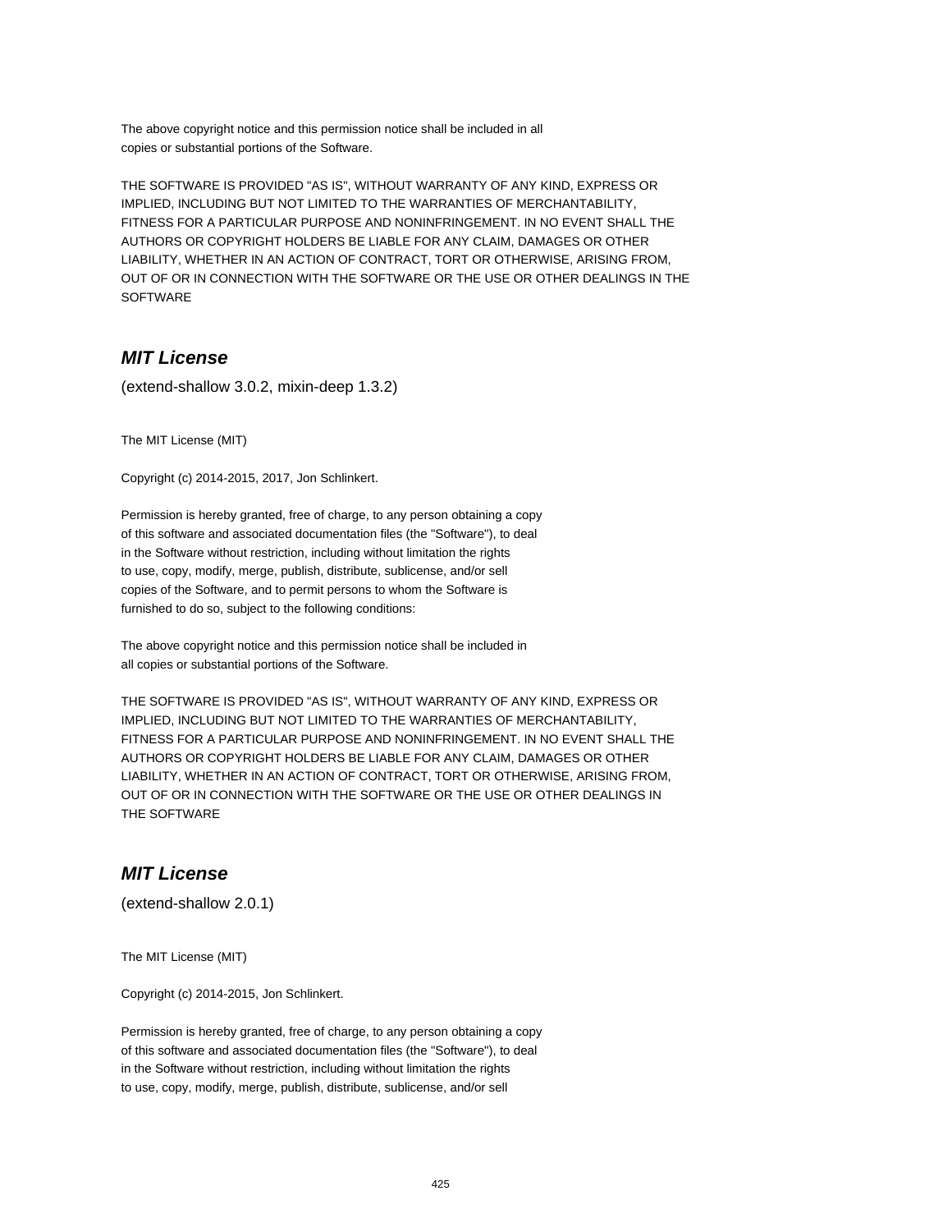The above copyright notice and this permission notice shall be included in all
copies or substantial portions of the Software.

THE SOFTWARE IS PROVIDED "AS IS", WITHOUT WARRANTY OF ANY KIND, EXPRESS OR
IMPLIED, INCLUDING BUT NOT LIMITED TO THE WARRANTIES OF MERCHANTABILITY,
FITNESS FOR A PARTICULAR PURPOSE AND NONINFRINGEMENT. IN NO EVENT SHALL THE
AUTHORS OR COPYRIGHT HOLDERS BE LIABLE FOR ANY CLAIM, DAMAGES OR OTHER
LIABILITY, WHETHER IN AN ACTION OF CONTRACT, TORT OR OTHERWISE, ARISING FROM,
OUT OF OR IN CONNECTION WITH THE SOFTWARE OR THE USE OR OTHER DEALINGS IN THE
SOFTWARE

## *MIT License*

(extend-shallow 3.0.2, mixin-deep 1.3.2)

The MIT License (MIT)

Copyright (c) 2014-2015, 2017, Jon Schlinkert.

Permission is hereby granted, free of charge, to any person obtaining a copy
of this software and associated documentation files (the "Software"), to deal
in the Software without restriction, including without limitation the rights
to use, copy, modify, merge, publish, distribute, sublicense, and/or sell
copies of the Software, and to permit persons to whom the Software is
furnished to do so, subject to the following conditions:

The above copyright notice and this permission notice shall be included in
all copies or substantial portions of the Software.

THE SOFTWARE IS PROVIDED "AS IS", WITHOUT WARRANTY OF ANY KIND, EXPRESS OR
IMPLIED, INCLUDING BUT NOT LIMITED TO THE WARRANTIES OF MERCHANTABILITY,
FITNESS FOR A PARTICULAR PURPOSE AND NONINFRINGEMENT. IN NO EVENT SHALL THE
AUTHORS OR COPYRIGHT HOLDERS BE LIABLE FOR ANY CLAIM, DAMAGES OR OTHER
LIABILITY, WHETHER IN AN ACTION OF CONTRACT, TORT OR OTHERWISE, ARISING FROM,
OUT OF OR IN CONNECTION WITH THE SOFTWARE OR THE USE OR OTHER DEALINGS IN
THE SOFTWARE

## *MIT License*

(extend-shallow 2.0.1)

The MIT License (MIT)

Copyright (c) 2014-2015, Jon Schlinkert.

Permission is hereby granted, free of charge, to any person obtaining a copy
of this software and associated documentation files (the "Software"), to deal
in the Software without restriction, including without limitation the rights
to use, copy, modify, merge, publish, distribute, sublicense, and/or sell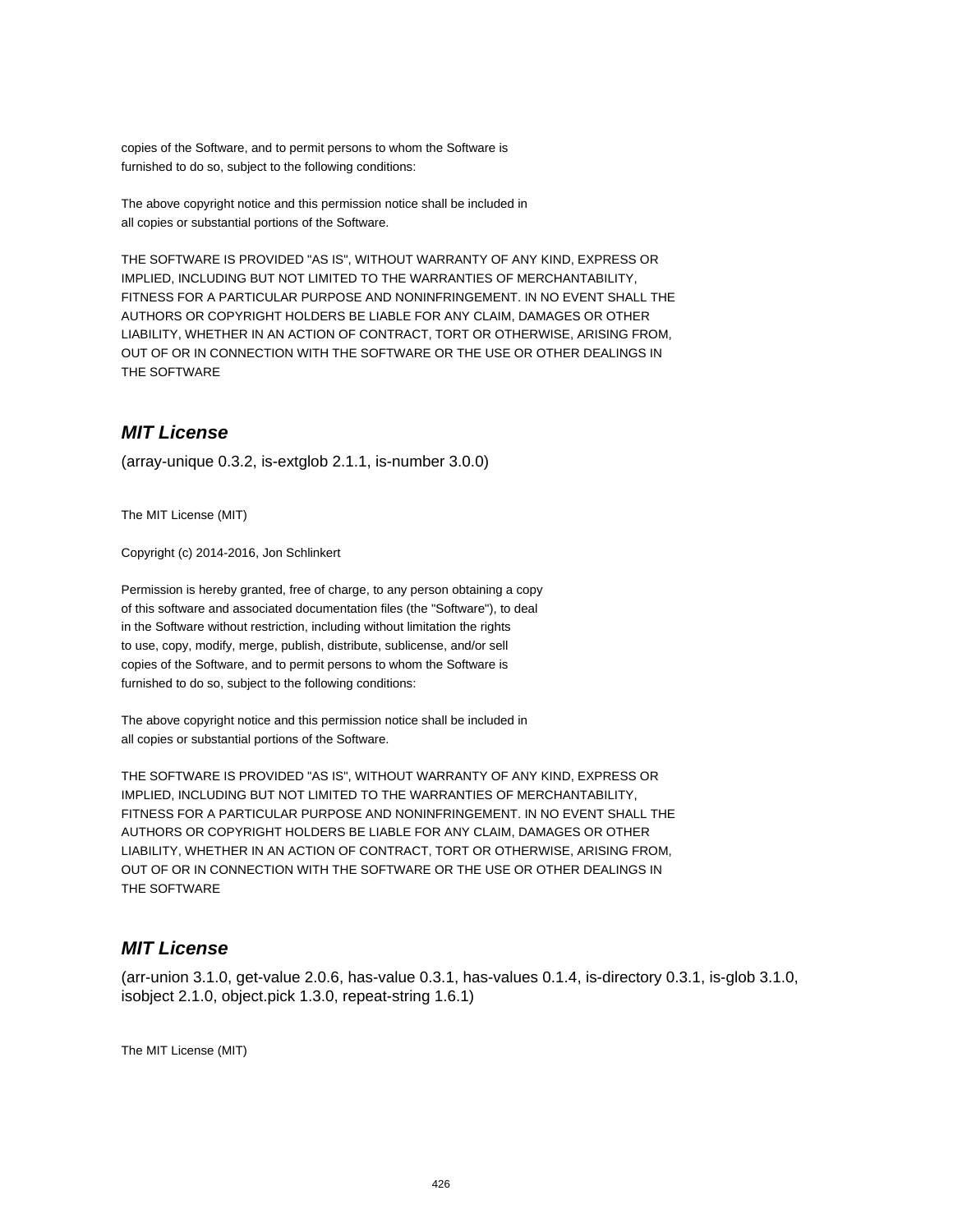copies of the Software, and to permit persons to whom the Software is
furnished to do so, subject to the following conditions:

The above copyright notice and this permission notice shall be included in
all copies or substantial portions of the Software.

THE SOFTWARE IS PROVIDED "AS IS", WITHOUT WARRANTY OF ANY KIND, EXPRESS OR
IMPLIED, INCLUDING BUT NOT LIMITED TO THE WARRANTIES OF MERCHANTABILITY,
FITNESS FOR A PARTICULAR PURPOSE AND NONINFRINGEMENT. IN NO EVENT SHALL THE
AUTHORS OR COPYRIGHT HOLDERS BE LIABLE FOR ANY CLAIM, DAMAGES OR OTHER
LIABILITY, WHETHER IN AN ACTION OF CONTRACT, TORT OR OTHERWISE, ARISING FROM,
OUT OF OR IN CONNECTION WITH THE SOFTWARE OR THE USE OR OTHER DEALINGS IN
THE SOFTWARE

## *MIT License*

(array-unique 0.3.2, is-extglob 2.1.1, is-number 3.0.0)

The MIT License (MIT)

Copyright (c) 2014-2016, Jon Schlinkert

Permission is hereby granted, free of charge, to any person obtaining a copy
of this software and associated documentation files (the "Software"), to deal
in the Software without restriction, including without limitation the rights
to use, copy, modify, merge, publish, distribute, sublicense, and/or sell
copies of the Software, and to permit persons to whom the Software is
furnished to do so, subject to the following conditions:

The above copyright notice and this permission notice shall be included in
all copies or substantial portions of the Software.

THE SOFTWARE IS PROVIDED "AS IS", WITHOUT WARRANTY OF ANY KIND, EXPRESS OR
IMPLIED, INCLUDING BUT NOT LIMITED TO THE WARRANTIES OF MERCHANTABILITY,
FITNESS FOR A PARTICULAR PURPOSE AND NONINFRINGEMENT. IN NO EVENT SHALL THE
AUTHORS OR COPYRIGHT HOLDERS BE LIABLE FOR ANY CLAIM, DAMAGES OR OTHER
LIABILITY, WHETHER IN AN ACTION OF CONTRACT, TORT OR OTHERWISE, ARISING FROM,
OUT OF OR IN CONNECTION WITH THE SOFTWARE OR THE USE OR OTHER DEALINGS IN
THE SOFTWARE

## *MIT License*

(arr-union 3.1.0, get-value 2.0.6, has-value 0.3.1, has-values 0.1.4, is-directory 0.3.1, is-glob 3.1.0, isobject 2.1.0, object.pick 1.3.0, repeat-string 1.6.1)

The MIT License (MIT)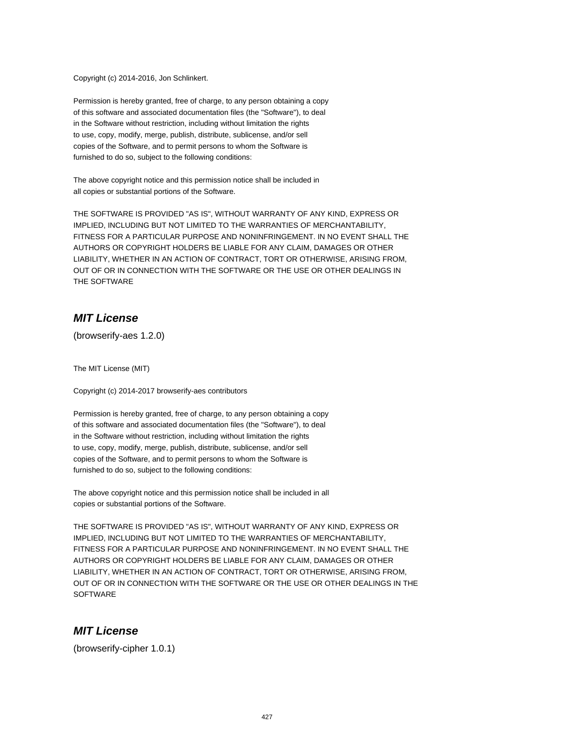Copyright (c) 2014-2016, Jon Schlinkert.

Permission is hereby granted, free of charge, to any person obtaining a copy
of this software and associated documentation files (the "Software"), to deal
in the Software without restriction, including without limitation the rights
to use, copy, modify, merge, publish, distribute, sublicense, and/or sell
copies of the Software, and to permit persons to whom the Software is
furnished to do so, subject to the following conditions:

The above copyright notice and this permission notice shall be included in
all copies or substantial portions of the Software.

THE SOFTWARE IS PROVIDED "AS IS", WITHOUT WARRANTY OF ANY KIND, EXPRESS OR
IMPLIED, INCLUDING BUT NOT LIMITED TO THE WARRANTIES OF MERCHANTABILITY,
FITNESS FOR A PARTICULAR PURPOSE AND NONINFRINGEMENT. IN NO EVENT SHALL THE
AUTHORS OR COPYRIGHT HOLDERS BE LIABLE FOR ANY CLAIM, DAMAGES OR OTHER
LIABILITY, WHETHER IN AN ACTION OF CONTRACT, TORT OR OTHERWISE, ARISING FROM,
OUT OF OR IN CONNECTION WITH THE SOFTWARE OR THE USE OR OTHER DEALINGS IN
THE SOFTWARE

## *MIT License*

(browserify-aes 1.2.0)

The MIT License (MIT)

Copyright (c) 2014-2017 browserify-aes contributors

Permission is hereby granted, free of charge, to any person obtaining a copy
of this software and associated documentation files (the "Software"), to deal
in the Software without restriction, including without limitation the rights
to use, copy, modify, merge, publish, distribute, sublicense, and/or sell
copies of the Software, and to permit persons to whom the Software is
furnished to do so, subject to the following conditions:

The above copyright notice and this permission notice shall be included in all
copies or substantial portions of the Software.

THE SOFTWARE IS PROVIDED "AS IS", WITHOUT WARRANTY OF ANY KIND, EXPRESS OR
IMPLIED, INCLUDING BUT NOT LIMITED TO THE WARRANTIES OF MERCHANTABILITY,
FITNESS FOR A PARTICULAR PURPOSE AND NONINFRINGEMENT. IN NO EVENT SHALL THE
AUTHORS OR COPYRIGHT HOLDERS BE LIABLE FOR ANY CLAIM, DAMAGES OR OTHER
LIABILITY, WHETHER IN AN ACTION OF CONTRACT, TORT OR OTHERWISE, ARISING FROM,
OUT OF OR IN CONNECTION WITH THE SOFTWARE OR THE USE OR OTHER DEALINGS IN THE
SOFTWARE

## *MIT License*

(browserify-cipher 1.0.1)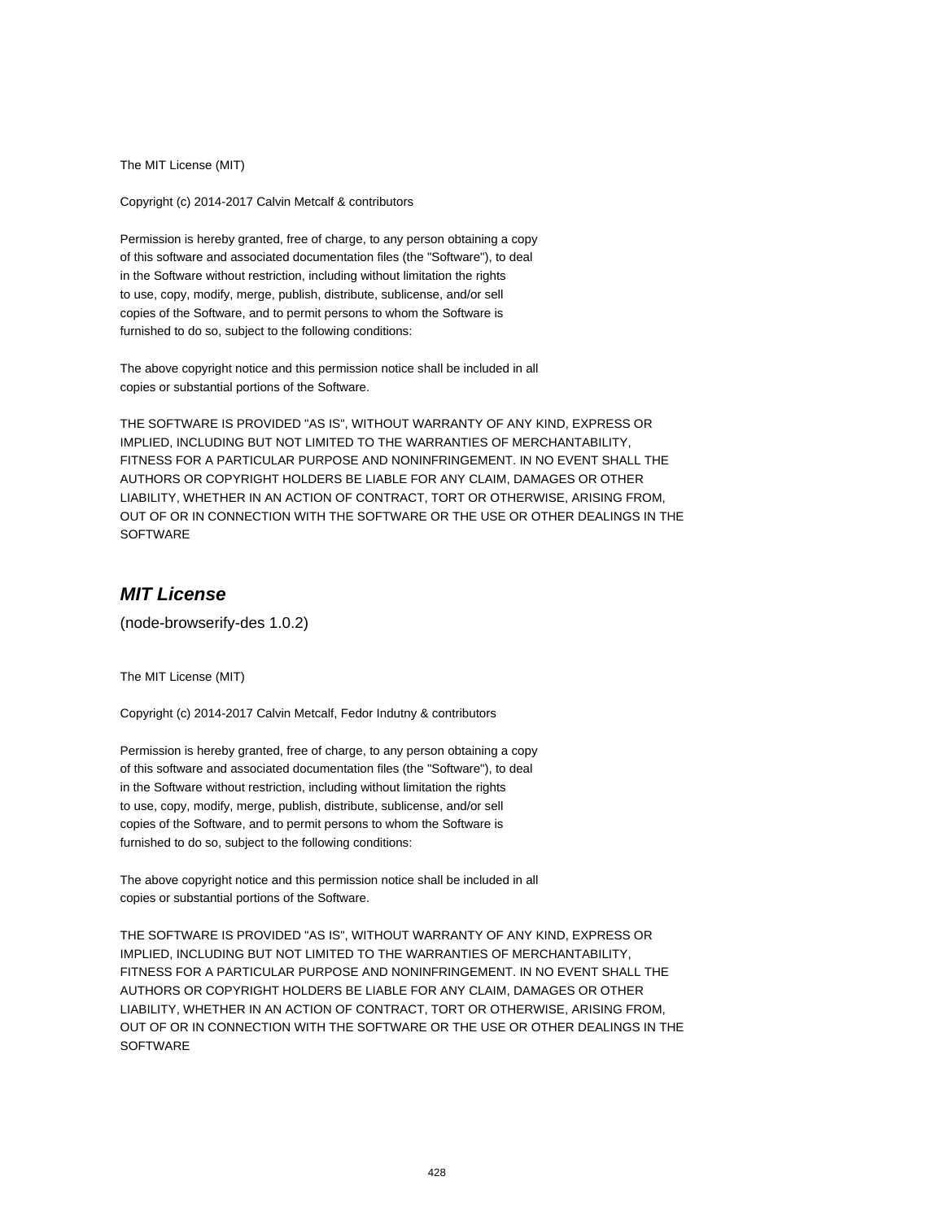The MIT License (MIT)

Copyright (c) 2014-2017 Calvin Metcalf & contributors

Permission is hereby granted, free of charge, to any person obtaining a copy
of this software and associated documentation files (the "Software"), to deal
in the Software without restriction, including without limitation the rights
to use, copy, modify, merge, publish, distribute, sublicense, and/or sell
copies of the Software, and to permit persons to whom the Software is
furnished to do so, subject to the following conditions:

The above copyright notice and this permission notice shall be included in all
copies or substantial portions of the Software.

THE SOFTWARE IS PROVIDED "AS IS", WITHOUT WARRANTY OF ANY KIND, EXPRESS OR
IMPLIED, INCLUDING BUT NOT LIMITED TO THE WARRANTIES OF MERCHANTABILITY,
FITNESS FOR A PARTICULAR PURPOSE AND NONINFRINGEMENT. IN NO EVENT SHALL THE
AUTHORS OR COPYRIGHT HOLDERS BE LIABLE FOR ANY CLAIM, DAMAGES OR OTHER
LIABILITY, WHETHER IN AN ACTION OF CONTRACT, TORT OR OTHERWISE, ARISING FROM,
OUT OF OR IN CONNECTION WITH THE SOFTWARE OR THE USE OR OTHER DEALINGS IN THE
SOFTWARE

## ***MIT License***

(node-browserify-des 1.0.2)

The MIT License (MIT)

Copyright (c) 2014-2017 Calvin Metcalf, Fedor Indutny & contributors

Permission is hereby granted, free of charge, to any person obtaining a copy
of this software and associated documentation files (the "Software"), to deal
in the Software without restriction, including without limitation the rights
to use, copy, modify, merge, publish, distribute, sublicense, and/or sell
copies of the Software, and to permit persons to whom the Software is
furnished to do so, subject to the following conditions:

The above copyright notice and this permission notice shall be included in all
copies or substantial portions of the Software.

THE SOFTWARE IS PROVIDED "AS IS", WITHOUT WARRANTY OF ANY KIND, EXPRESS OR
IMPLIED, INCLUDING BUT NOT LIMITED TO THE WARRANTIES OF MERCHANTABILITY,
FITNESS FOR A PARTICULAR PURPOSE AND NONINFRINGEMENT. IN NO EVENT SHALL THE
AUTHORS OR COPYRIGHT HOLDERS BE LIABLE FOR ANY CLAIM, DAMAGES OR OTHER
LIABILITY, WHETHER IN AN ACTION OF CONTRACT, TORT OR OTHERWISE, ARISING FROM,
OUT OF OR IN CONNECTION WITH THE SOFTWARE OR THE USE OR OTHER DEALINGS IN THE
SOFTWARE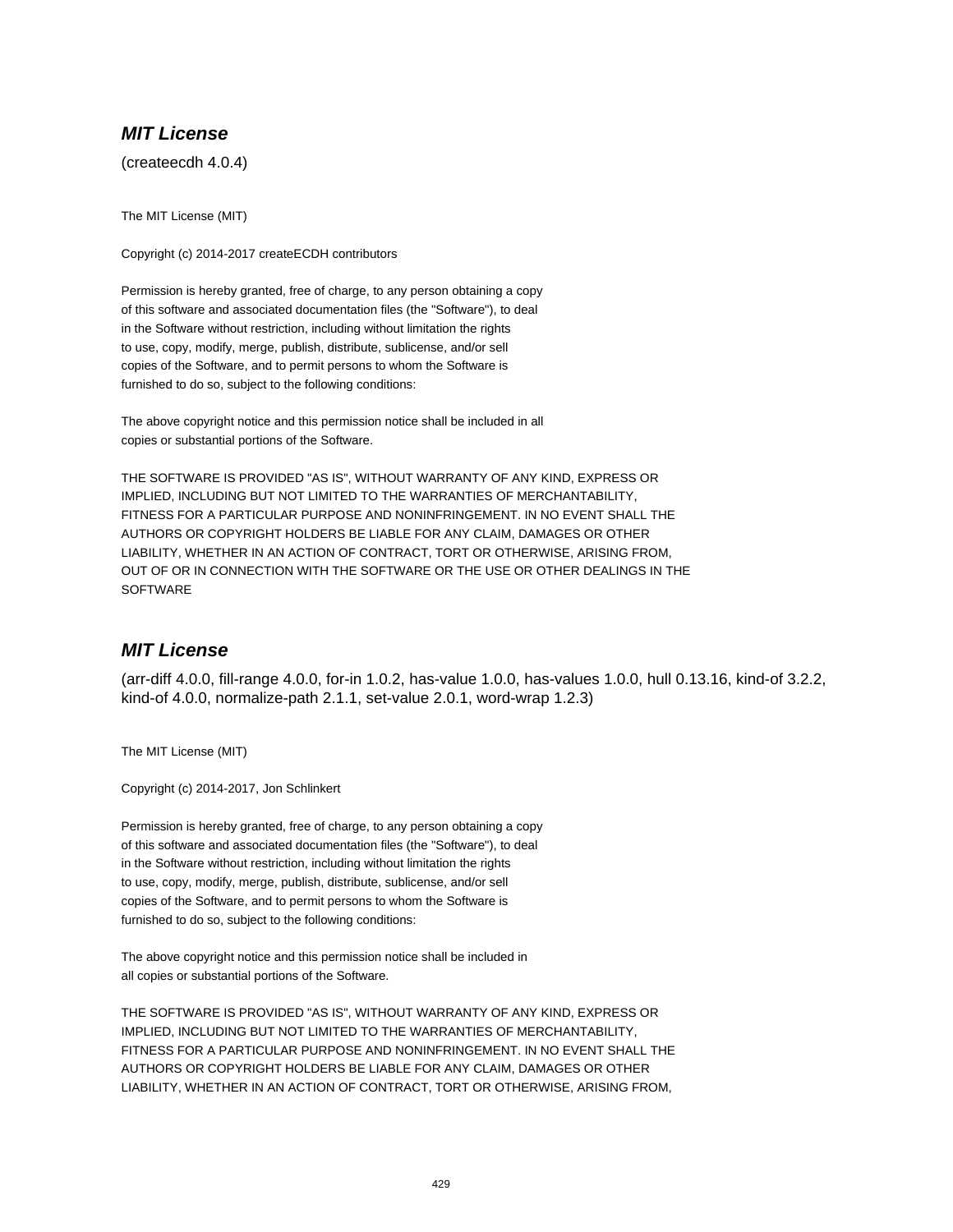## *MIT License*

(createecdh 4.0.4)

The MIT License (MIT)

Copyright (c) 2014-2017 createECDH contributors

Permission is hereby granted, free of charge, to any person obtaining a copy
of this software and associated documentation files (the "Software"), to deal
in the Software without restriction, including without limitation the rights
to use, copy, modify, merge, publish, distribute, sublicense, and/or sell
copies of the Software, and to permit persons to whom the Software is
furnished to do so, subject to the following conditions:

The above copyright notice and this permission notice shall be included in all
copies or substantial portions of the Software.

THE SOFTWARE IS PROVIDED "AS IS", WITHOUT WARRANTY OF ANY KIND, EXPRESS OR
IMPLIED, INCLUDING BUT NOT LIMITED TO THE WARRANTIES OF MERCHANTABILITY,
FITNESS FOR A PARTICULAR PURPOSE AND NONINFRINGEMENT. IN NO EVENT SHALL THE
AUTHORS OR COPYRIGHT HOLDERS BE LIABLE FOR ANY CLAIM, DAMAGES OR OTHER
LIABILITY, WHETHER IN AN ACTION OF CONTRACT, TORT OR OTHERWISE, ARISING FROM,
OUT OF OR IN CONNECTION WITH THE SOFTWARE OR THE USE OR OTHER DEALINGS IN THE
SOFTWARE

## *MIT License*

(arr-diff 4.0.0, fill-range 4.0.0, for-in 1.0.2, has-value 1.0.0, has-values 1.0.0, hull 0.13.16, kind-of 3.2.2, kind-of 4.0.0, normalize-path 2.1.1, set-value 2.0.1, word-wrap 1.2.3)

The MIT License (MIT)

Copyright (c) 2014-2017, Jon Schlinkert

Permission is hereby granted, free of charge, to any person obtaining a copy
of this software and associated documentation files (the "Software"), to deal
in the Software without restriction, including without limitation the rights
to use, copy, modify, merge, publish, distribute, sublicense, and/or sell
copies of the Software, and to permit persons to whom the Software is
furnished to do so, subject to the following conditions:

The above copyright notice and this permission notice shall be included in
all copies or substantial portions of the Software.

THE SOFTWARE IS PROVIDED "AS IS", WITHOUT WARRANTY OF ANY KIND, EXPRESS OR
IMPLIED, INCLUDING BUT NOT LIMITED TO THE WARRANTIES OF MERCHANTABILITY,
FITNESS FOR A PARTICULAR PURPOSE AND NONINFRINGEMENT. IN NO EVENT SHALL THE
AUTHORS OR COPYRIGHT HOLDERS BE LIABLE FOR ANY CLAIM, DAMAGES OR OTHER
LIABILITY, WHETHER IN AN ACTION OF CONTRACT, TORT OR OTHERWISE, ARISING FROM,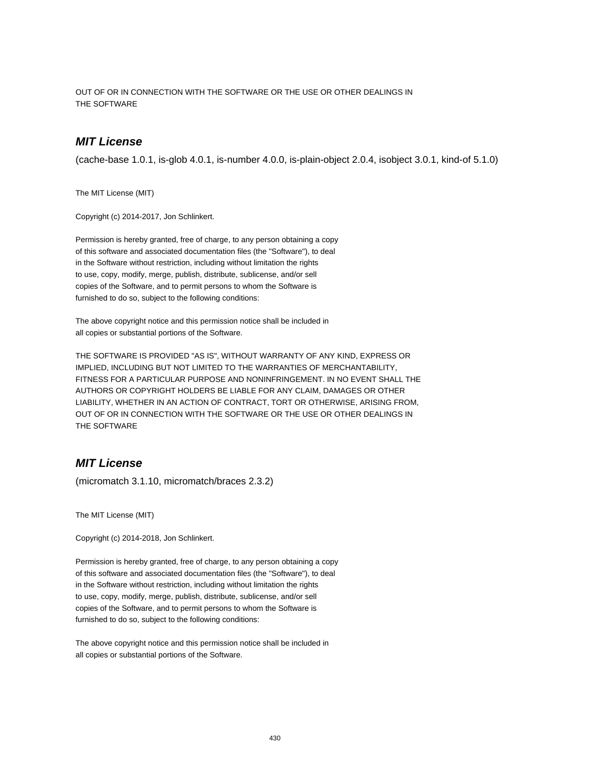OUT OF OR IN CONNECTION WITH THE SOFTWARE OR THE USE OR OTHER DEALINGS IN
THE SOFTWARE

## ***MIT License***

(cache-base 1.0.1, is-glob 4.0.1, is-number 4.0.0, is-plain-object 2.0.4, isobject 3.0.1, kind-of 5.1.0)

The MIT License (MIT)

Copyright (c) 2014-2017, Jon Schlinkert.

Permission is hereby granted, free of charge, to any person obtaining a copy
of this software and associated documentation files (the "Software"), to deal
in the Software without restriction, including without limitation the rights
to use, copy, modify, merge, publish, distribute, sublicense, and/or sell
copies of the Software, and to permit persons to whom the Software is
furnished to do so, subject to the following conditions:

The above copyright notice and this permission notice shall be included in
all copies or substantial portions of the Software.

THE SOFTWARE IS PROVIDED "AS IS", WITHOUT WARRANTY OF ANY KIND, EXPRESS OR
IMPLIED, INCLUDING BUT NOT LIMITED TO THE WARRANTIES OF MERCHANTABILITY,
FITNESS FOR A PARTICULAR PURPOSE AND NONINFRINGEMENT. IN NO EVENT SHALL THE
AUTHORS OR COPYRIGHT HOLDERS BE LIABLE FOR ANY CLAIM, DAMAGES OR OTHER
LIABILITY, WHETHER IN AN ACTION OF CONTRACT, TORT OR OTHERWISE, ARISING FROM,
OUT OF OR IN CONNECTION WITH THE SOFTWARE OR THE USE OR OTHER DEALINGS IN
THE SOFTWARE

## ***MIT License***

(micromatch 3.1.10, micromatch/braces 2.3.2)

The MIT License (MIT)

Copyright (c) 2014-2018, Jon Schlinkert.

Permission is hereby granted, free of charge, to any person obtaining a copy
of this software and associated documentation files (the "Software"), to deal
in the Software without restriction, including without limitation the rights
to use, copy, modify, merge, publish, distribute, sublicense, and/or sell
copies of the Software, and to permit persons to whom the Software is
furnished to do so, subject to the following conditions:

The above copyright notice and this permission notice shall be included in
all copies or substantial portions of the Software.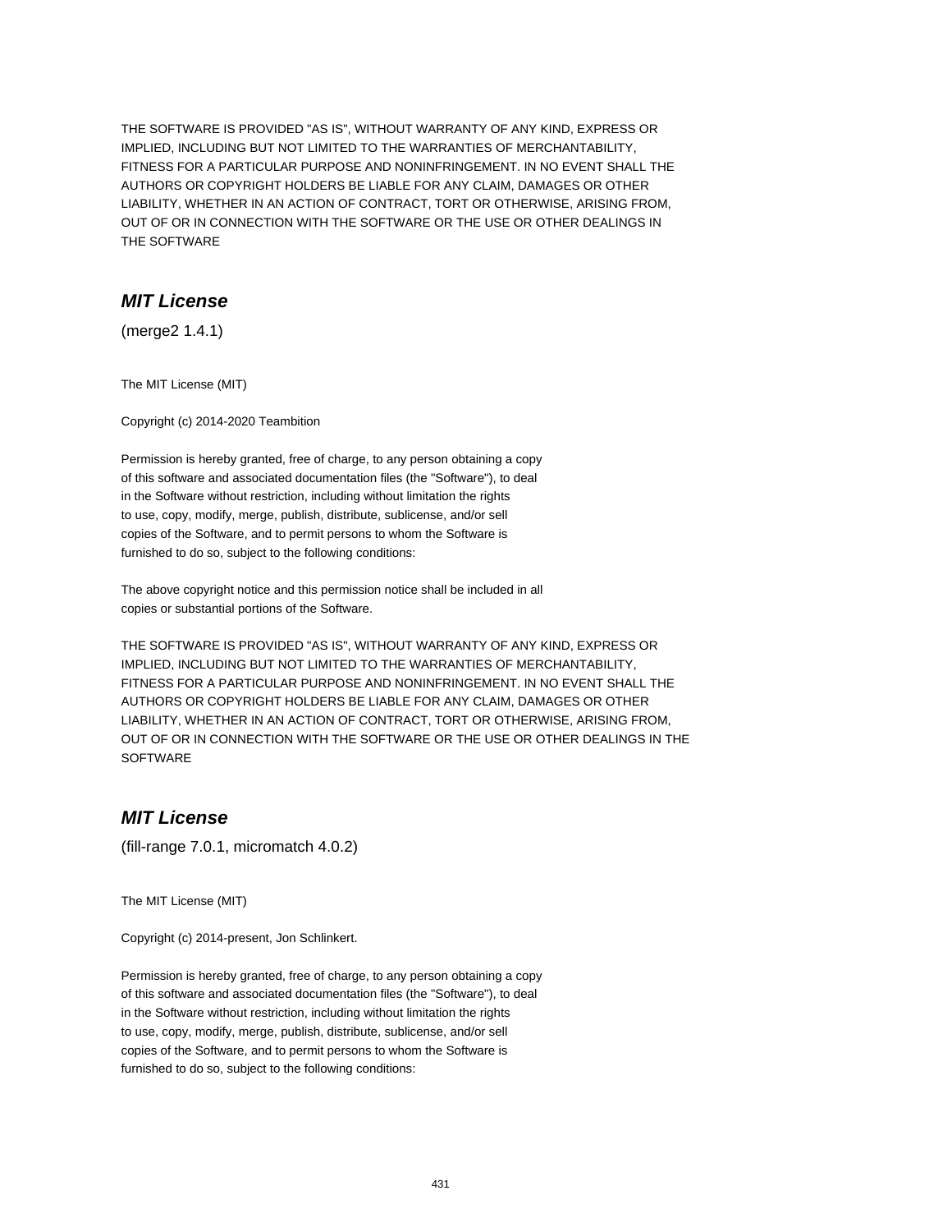THE SOFTWARE IS PROVIDED "AS IS", WITHOUT WARRANTY OF ANY KIND, EXPRESS OR
IMPLIED, INCLUDING BUT NOT LIMITED TO THE WARRANTIES OF MERCHANTABILITY,
FITNESS FOR A PARTICULAR PURPOSE AND NONINFRINGEMENT. IN NO EVENT SHALL THE
AUTHORS OR COPYRIGHT HOLDERS BE LIABLE FOR ANY CLAIM, DAMAGES OR OTHER
LIABILITY, WHETHER IN AN ACTION OF CONTRACT, TORT OR OTHERWISE, ARISING FROM,
OUT OF OR IN CONNECTION WITH THE SOFTWARE OR THE USE OR OTHER DEALINGS IN
THE SOFTWARE

## *MIT License*

(merge2 1.4.1)

The MIT License (MIT)

Copyright (c) 2014-2020 Teambition

Permission is hereby granted, free of charge, to any person obtaining a copy
of this software and associated documentation files (the "Software"), to deal
in the Software without restriction, including without limitation the rights
to use, copy, modify, merge, publish, distribute, sublicense, and/or sell
copies of the Software, and to permit persons to whom the Software is
furnished to do so, subject to the following conditions:

The above copyright notice and this permission notice shall be included in all
copies or substantial portions of the Software.

THE SOFTWARE IS PROVIDED "AS IS", WITHOUT WARRANTY OF ANY KIND, EXPRESS OR
IMPLIED, INCLUDING BUT NOT LIMITED TO THE WARRANTIES OF MERCHANTABILITY,
FITNESS FOR A PARTICULAR PURPOSE AND NONINFRINGEMENT. IN NO EVENT SHALL THE
AUTHORS OR COPYRIGHT HOLDERS BE LIABLE FOR ANY CLAIM, DAMAGES OR OTHER
LIABILITY, WHETHER IN AN ACTION OF CONTRACT, TORT OR OTHERWISE, ARISING FROM,
OUT OF OR IN CONNECTION WITH THE SOFTWARE OR THE USE OR OTHER DEALINGS IN THE
SOFTWARE

## *MIT License*

(fill-range 7.0.1, micromatch 4.0.2)

The MIT License (MIT)

Copyright (c) 2014-present, Jon Schlinkert.

Permission is hereby granted, free of charge, to any person obtaining a copy
of this software and associated documentation files (the "Software"), to deal
in the Software without restriction, including without limitation the rights
to use, copy, modify, merge, publish, distribute, sublicense, and/or sell
copies of the Software, and to permit persons to whom the Software is
furnished to do so, subject to the following conditions: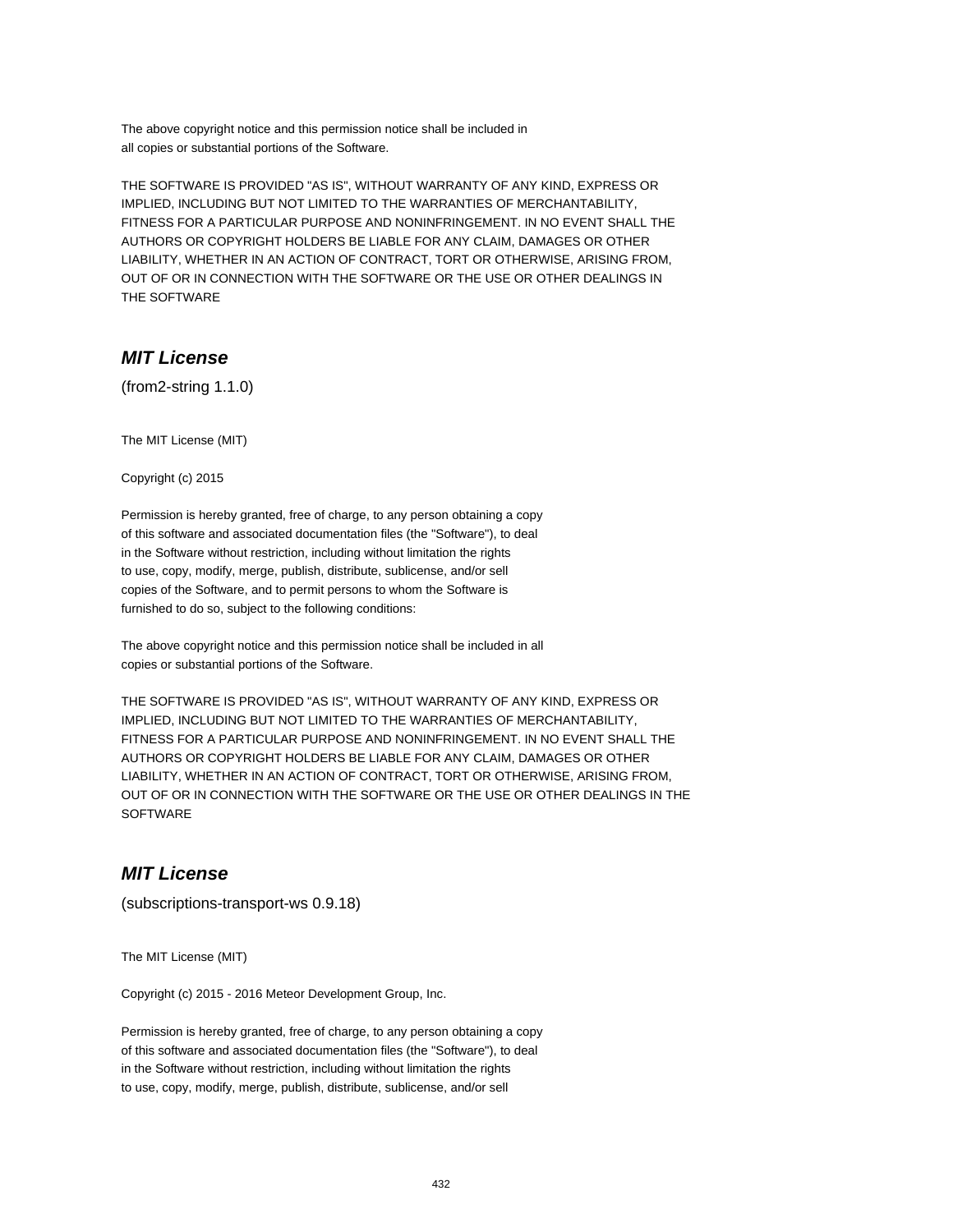The above copyright notice and this permission notice shall be included in
all copies or substantial portions of the Software.

THE SOFTWARE IS PROVIDED "AS IS", WITHOUT WARRANTY OF ANY KIND, EXPRESS OR
IMPLIED, INCLUDING BUT NOT LIMITED TO THE WARRANTIES OF MERCHANTABILITY,
FITNESS FOR A PARTICULAR PURPOSE AND NONINFRINGEMENT. IN NO EVENT SHALL THE
AUTHORS OR COPYRIGHT HOLDERS BE LIABLE FOR ANY CLAIM, DAMAGES OR OTHER
LIABILITY, WHETHER IN AN ACTION OF CONTRACT, TORT OR OTHERWISE, ARISING FROM,
OUT OF OR IN CONNECTION WITH THE SOFTWARE OR THE USE OR OTHER DEALINGS IN
THE SOFTWARE

## MIT License

(from2-string 1.1.0)

The MIT License (MIT)

Copyright (c) 2015

Permission is hereby granted, free of charge, to any person obtaining a copy
of this software and associated documentation files (the "Software"), to deal
in the Software without restriction, including without limitation the rights
to use, copy, modify, merge, publish, distribute, sublicense, and/or sell
copies of the Software, and to permit persons to whom the Software is
furnished to do so, subject to the following conditions:

The above copyright notice and this permission notice shall be included in all
copies or substantial portions of the Software.

THE SOFTWARE IS PROVIDED "AS IS", WITHOUT WARRANTY OF ANY KIND, EXPRESS OR
IMPLIED, INCLUDING BUT NOT LIMITED TO THE WARRANTIES OF MERCHANTABILITY,
FITNESS FOR A PARTICULAR PURPOSE AND NONINFRINGEMENT. IN NO EVENT SHALL THE
AUTHORS OR COPYRIGHT HOLDERS BE LIABLE FOR ANY CLAIM, DAMAGES OR OTHER
LIABILITY, WHETHER IN AN ACTION OF CONTRACT, TORT OR OTHERWISE, ARISING FROM,
OUT OF OR IN CONNECTION WITH THE SOFTWARE OR THE USE OR OTHER DEALINGS IN THE
SOFTWARE

## MIT License

(subscriptions-transport-ws 0.9.18)

The MIT License (MIT)

Copyright (c) 2015 - 2016 Meteor Development Group, Inc.

Permission is hereby granted, free of charge, to any person obtaining a copy
of this software and associated documentation files (the "Software"), to deal
in the Software without restriction, including without limitation the rights
to use, copy, modify, merge, publish, distribute, sublicense, and/or sell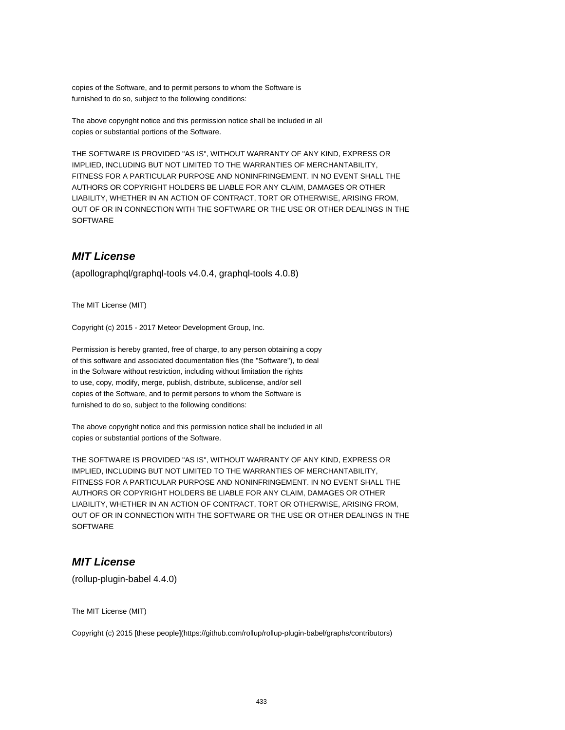copies of the Software, and to permit persons to whom the Software is
furnished to do so, subject to the following conditions:

The above copyright notice and this permission notice shall be included in all
copies or substantial portions of the Software.

THE SOFTWARE IS PROVIDED "AS IS", WITHOUT WARRANTY OF ANY KIND, EXPRESS OR
IMPLIED, INCLUDING BUT NOT LIMITED TO THE WARRANTIES OF MERCHANTABILITY,
FITNESS FOR A PARTICULAR PURPOSE AND NONINFRINGEMENT. IN NO EVENT SHALL THE
AUTHORS OR COPYRIGHT HOLDERS BE LIABLE FOR ANY CLAIM, DAMAGES OR OTHER
LIABILITY, WHETHER IN AN ACTION OF CONTRACT, TORT OR OTHERWISE, ARISING FROM,
OUT OF OR IN CONNECTION WITH THE SOFTWARE OR THE USE OR OTHER DEALINGS IN THE
SOFTWARE

## *MIT License*

(apollographql/graphql-tools v4.0.4, graphql-tools 4.0.8)

The MIT License (MIT)

Copyright (c) 2015 - 2017 Meteor Development Group, Inc.

Permission is hereby granted, free of charge, to any person obtaining a copy
of this software and associated documentation files (the "Software"), to deal
in the Software without restriction, including without limitation the rights
to use, copy, modify, merge, publish, distribute, sublicense, and/or sell
copies of the Software, and to permit persons to whom the Software is
furnished to do so, subject to the following conditions:

The above copyright notice and this permission notice shall be included in all
copies or substantial portions of the Software.

THE SOFTWARE IS PROVIDED "AS IS", WITHOUT WARRANTY OF ANY KIND, EXPRESS OR
IMPLIED, INCLUDING BUT NOT LIMITED TO THE WARRANTIES OF MERCHANTABILITY,
FITNESS FOR A PARTICULAR PURPOSE AND NONINFRINGEMENT. IN NO EVENT SHALL THE
AUTHORS OR COPYRIGHT HOLDERS BE LIABLE FOR ANY CLAIM, DAMAGES OR OTHER
LIABILITY, WHETHER IN AN ACTION OF CONTRACT, TORT OR OTHERWISE, ARISING FROM,
OUT OF OR IN CONNECTION WITH THE SOFTWARE OR THE USE OR OTHER DEALINGS IN THE
SOFTWARE

## *MIT License*

(rollup-plugin-babel 4.4.0)

The MIT License (MIT)

Copyright (c) 2015 [these people](https://github.com/rollup/rollup-plugin-babel/graphs/contributors)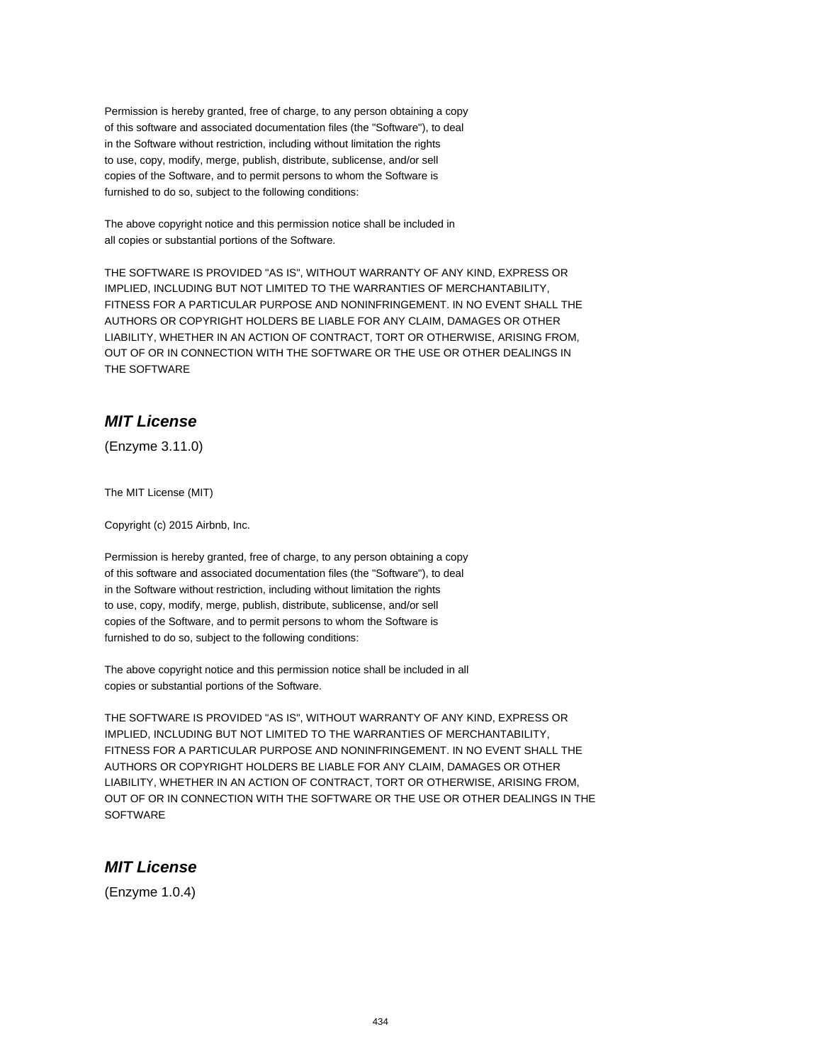Permission is hereby granted, free of charge, to any person obtaining a copy
of this software and associated documentation files (the "Software"), to deal
in the Software without restriction, including without limitation the rights
to use, copy, modify, merge, publish, distribute, sublicense, and/or sell
copies of the Software, and to permit persons to whom the Software is
furnished to do so, subject to the following conditions:

The above copyright notice and this permission notice shall be included in
all copies or substantial portions of the Software.

THE SOFTWARE IS PROVIDED "AS IS", WITHOUT WARRANTY OF ANY KIND, EXPRESS OR
IMPLIED, INCLUDING BUT NOT LIMITED TO THE WARRANTIES OF MERCHANTABILITY,
FITNESS FOR A PARTICULAR PURPOSE AND NONINFRINGEMENT. IN NO EVENT SHALL THE
AUTHORS OR COPYRIGHT HOLDERS BE LIABLE FOR ANY CLAIM, DAMAGES OR OTHER
LIABILITY, WHETHER IN AN ACTION OF CONTRACT, TORT OR OTHERWISE, ARISING FROM,
OUT OF OR IN CONNECTION WITH THE SOFTWARE OR THE USE OR OTHER DEALINGS IN
THE SOFTWARE

## ***MIT License***

(Enzyme 3.11.0)

The MIT License (MIT)

Copyright (c) 2015 Airbnb, Inc.

Permission is hereby granted, free of charge, to any person obtaining a copy
of this software and associated documentation files (the "Software"), to deal
in the Software without restriction, including without limitation the rights
to use, copy, modify, merge, publish, distribute, sublicense, and/or sell
copies of the Software, and to permit persons to whom the Software is
furnished to do so, subject to the following conditions:

The above copyright notice and this permission notice shall be included in all
copies or substantial portions of the Software.

THE SOFTWARE IS PROVIDED "AS IS", WITHOUT WARRANTY OF ANY KIND, EXPRESS OR
IMPLIED, INCLUDING BUT NOT LIMITED TO THE WARRANTIES OF MERCHANTABILITY,
FITNESS FOR A PARTICULAR PURPOSE AND NONINFRINGEMENT. IN NO EVENT SHALL THE
AUTHORS OR COPYRIGHT HOLDERS BE LIABLE FOR ANY CLAIM, DAMAGES OR OTHER
LIABILITY, WHETHER IN AN ACTION OF CONTRACT, TORT OR OTHERWISE, ARISING FROM,
OUT OF OR IN CONNECTION WITH THE SOFTWARE OR THE USE OR OTHER DEALINGS IN THE
SOFTWARE

## ***MIT License***

(Enzyme 1.0.4)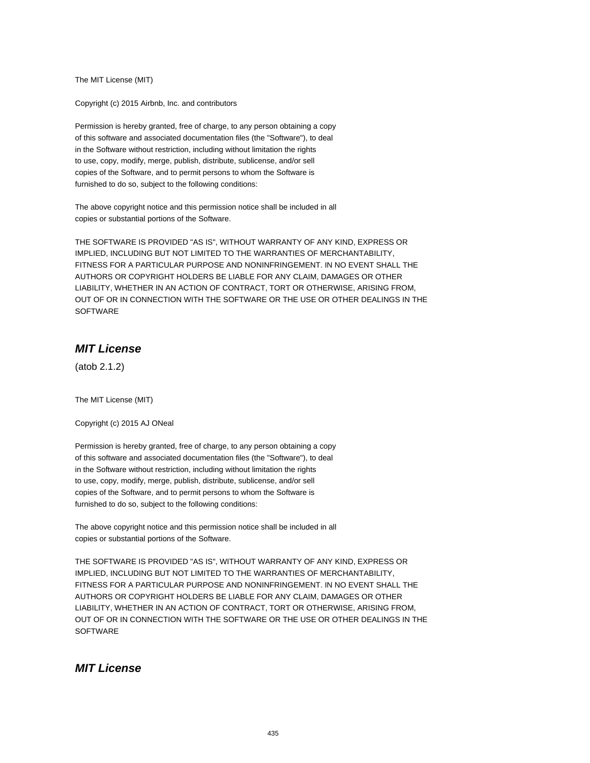The MIT License (MIT)

Copyright (c) 2015 Airbnb, Inc. and contributors

Permission is hereby granted, free of charge, to any person obtaining a copy
of this software and associated documentation files (the "Software"), to deal
in the Software without restriction, including without limitation the rights
to use, copy, modify, merge, publish, distribute, sublicense, and/or sell
copies of the Software, and to permit persons to whom the Software is
furnished to do so, subject to the following conditions:

The above copyright notice and this permission notice shall be included in all
copies or substantial portions of the Software.

THE SOFTWARE IS PROVIDED "AS IS", WITHOUT WARRANTY OF ANY KIND, EXPRESS OR
IMPLIED, INCLUDING BUT NOT LIMITED TO THE WARRANTIES OF MERCHANTABILITY,
FITNESS FOR A PARTICULAR PURPOSE AND NONINFRINGEMENT. IN NO EVENT SHALL THE
AUTHORS OR COPYRIGHT HOLDERS BE LIABLE FOR ANY CLAIM, DAMAGES OR OTHER
LIABILITY, WHETHER IN AN ACTION OF CONTRACT, TORT OR OTHERWISE, ARISING FROM,
OUT OF OR IN CONNECTION WITH THE SOFTWARE OR THE USE OR OTHER DEALINGS IN THE
SOFTWARE

## *MIT License*

(atob 2.1.2)

The MIT License (MIT)

Copyright (c) 2015 AJ ONeal

Permission is hereby granted, free of charge, to any person obtaining a copy
of this software and associated documentation files (the "Software"), to deal
in the Software without restriction, including without limitation the rights
to use, copy, modify, merge, publish, distribute, sublicense, and/or sell
copies of the Software, and to permit persons to whom the Software is
furnished to do so, subject to the following conditions:

The above copyright notice and this permission notice shall be included in all
copies or substantial portions of the Software.

THE SOFTWARE IS PROVIDED "AS IS", WITHOUT WARRANTY OF ANY KIND, EXPRESS OR
IMPLIED, INCLUDING BUT NOT LIMITED TO THE WARRANTIES OF MERCHANTABILITY,
FITNESS FOR A PARTICULAR PURPOSE AND NONINFRINGEMENT. IN NO EVENT SHALL THE
AUTHORS OR COPYRIGHT HOLDERS BE LIABLE FOR ANY CLAIM, DAMAGES OR OTHER
LIABILITY, WHETHER IN AN ACTION OF CONTRACT, TORT OR OTHERWISE, ARISING FROM,
OUT OF OR IN CONNECTION WITH THE SOFTWARE OR THE USE OR OTHER DEALINGS IN THE
SOFTWARE

## *MIT License*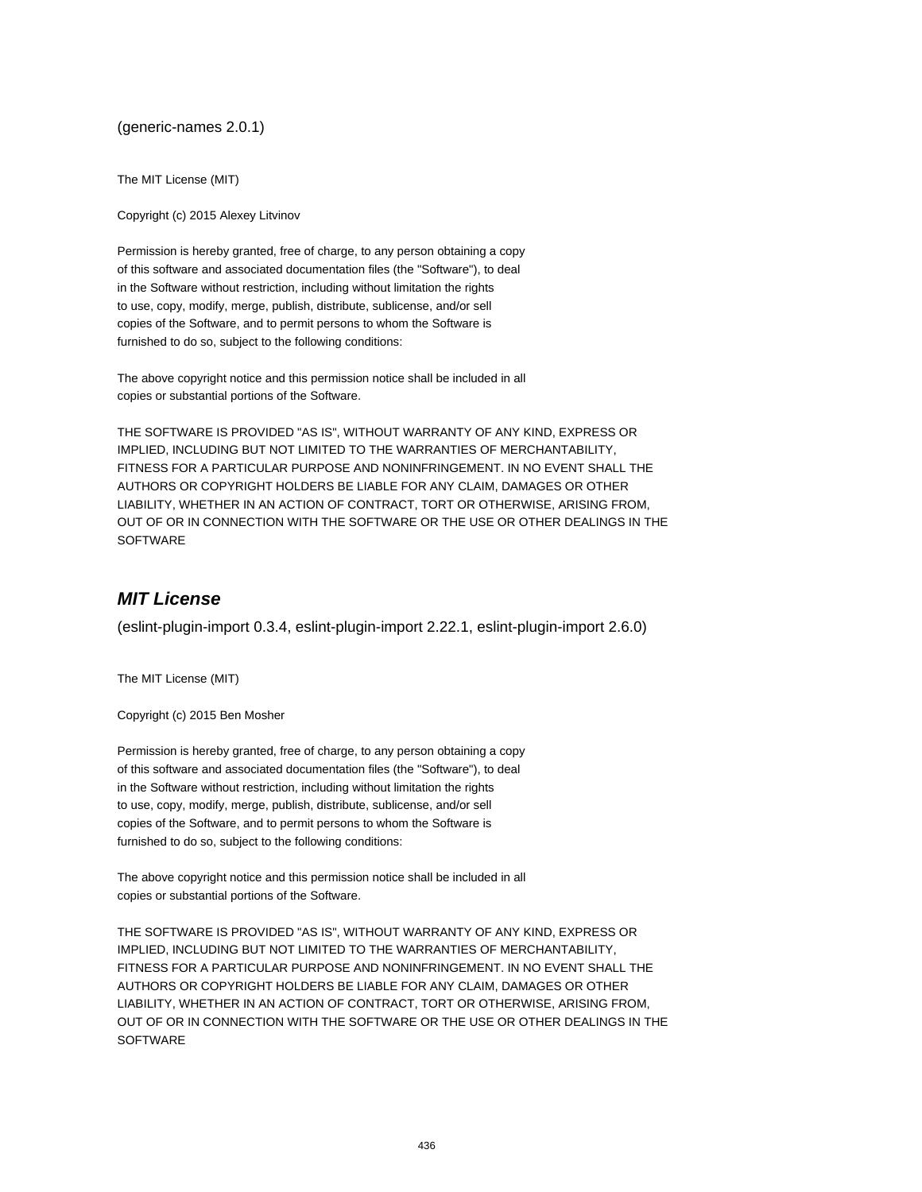(generic-names 2.0.1)

The MIT License (MIT)

Copyright (c) 2015 Alexey Litvinov

Permission is hereby granted, free of charge, to any person obtaining a copy
of this software and associated documentation files (the "Software"), to deal
in the Software without restriction, including without limitation the rights
to use, copy, modify, merge, publish, distribute, sublicense, and/or sell
copies of the Software, and to permit persons to whom the Software is
furnished to do so, subject to the following conditions:

The above copyright notice and this permission notice shall be included in all
copies or substantial portions of the Software.

THE SOFTWARE IS PROVIDED "AS IS", WITHOUT WARRANTY OF ANY KIND, EXPRESS OR
IMPLIED, INCLUDING BUT NOT LIMITED TO THE WARRANTIES OF MERCHANTABILITY,
FITNESS FOR A PARTICULAR PURPOSE AND NONINFRINGEMENT. IN NO EVENT SHALL THE
AUTHORS OR COPYRIGHT HOLDERS BE LIABLE FOR ANY CLAIM, DAMAGES OR OTHER
LIABILITY, WHETHER IN AN ACTION OF CONTRACT, TORT OR OTHERWISE, ARISING FROM,
OUT OF OR IN CONNECTION WITH THE SOFTWARE OR THE USE OR OTHER DEALINGS IN THE
SOFTWARE

## *MIT License*

(eslint-plugin-import 0.3.4, eslint-plugin-import 2.22.1, eslint-plugin-import 2.6.0)

The MIT License (MIT)

Copyright (c) 2015 Ben Mosher

Permission is hereby granted, free of charge, to any person obtaining a copy
of this software and associated documentation files (the "Software"), to deal
in the Software without restriction, including without limitation the rights
to use, copy, modify, merge, publish, distribute, sublicense, and/or sell
copies of the Software, and to permit persons to whom the Software is
furnished to do so, subject to the following conditions:

The above copyright notice and this permission notice shall be included in all
copies or substantial portions of the Software.

THE SOFTWARE IS PROVIDED "AS IS", WITHOUT WARRANTY OF ANY KIND, EXPRESS OR
IMPLIED, INCLUDING BUT NOT LIMITED TO THE WARRANTIES OF MERCHANTABILITY,
FITNESS FOR A PARTICULAR PURPOSE AND NONINFRINGEMENT. IN NO EVENT SHALL THE
AUTHORS OR COPYRIGHT HOLDERS BE LIABLE FOR ANY CLAIM, DAMAGES OR OTHER
LIABILITY, WHETHER IN AN ACTION OF CONTRACT, TORT OR OTHERWISE, ARISING FROM,
OUT OF OR IN CONNECTION WITH THE SOFTWARE OR THE USE OR OTHER DEALINGS IN THE
SOFTWARE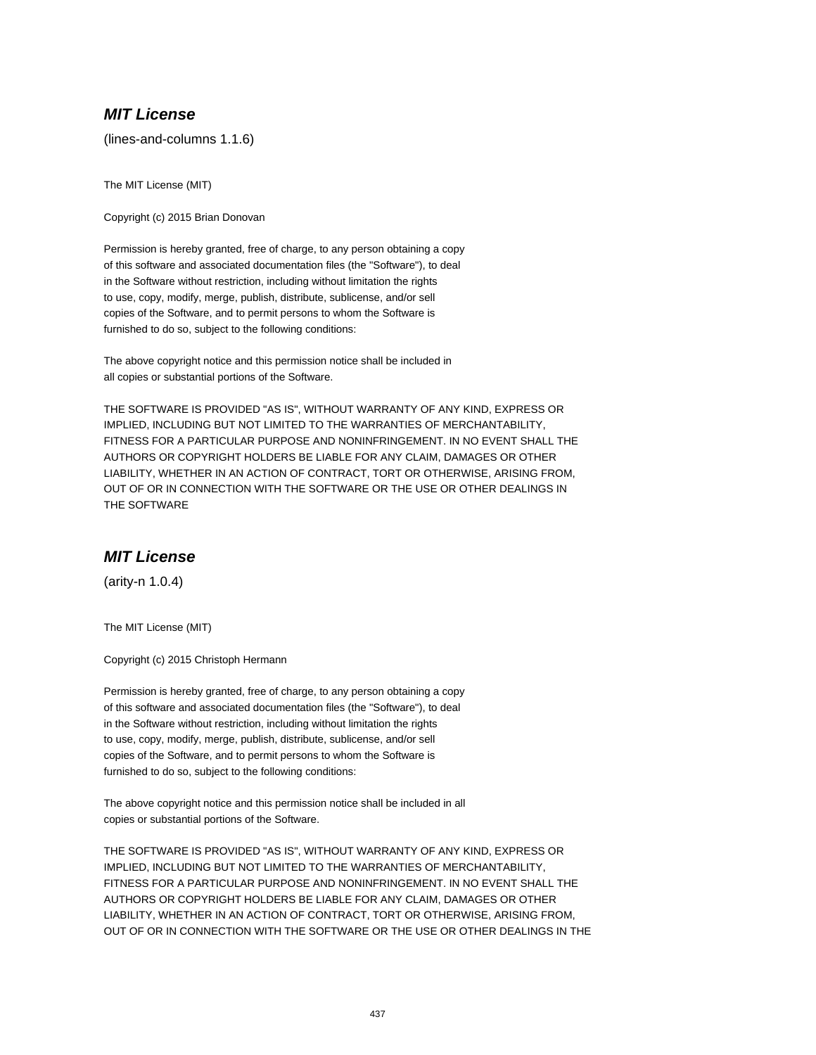## ***MIT License***

(lines-and-columns 1.1.6)

The MIT License (MIT)

Copyright (c) 2015 Brian Donovan

Permission is hereby granted, free of charge, to any person obtaining a copy
of this software and associated documentation files (the "Software"), to deal
in the Software without restriction, including without limitation the rights
to use, copy, modify, merge, publish, distribute, sublicense, and/or sell
copies of the Software, and to permit persons to whom the Software is
furnished to do so, subject to the following conditions:

The above copyright notice and this permission notice shall be included in
all copies or substantial portions of the Software.

THE SOFTWARE IS PROVIDED "AS IS", WITHOUT WARRANTY OF ANY KIND, EXPRESS OR
IMPLIED, INCLUDING BUT NOT LIMITED TO THE WARRANTIES OF MERCHANTABILITY,
FITNESS FOR A PARTICULAR PURPOSE AND NONINFRINGEMENT. IN NO EVENT SHALL THE
AUTHORS OR COPYRIGHT HOLDERS BE LIABLE FOR ANY CLAIM, DAMAGES OR OTHER
LIABILITY, WHETHER IN AN ACTION OF CONTRACT, TORT OR OTHERWISE, ARISING FROM,
OUT OF OR IN CONNECTION WITH THE SOFTWARE OR THE USE OR OTHER DEALINGS IN
THE SOFTWARE

## ***MIT License***

(arity-n 1.0.4)

The MIT License (MIT)

Copyright (c) 2015 Christoph Hermann

Permission is hereby granted, free of charge, to any person obtaining a copy
of this software and associated documentation files (the "Software"), to deal
in the Software without restriction, including without limitation the rights
to use, copy, modify, merge, publish, distribute, sublicense, and/or sell
copies of the Software, and to permit persons to whom the Software is
furnished to do so, subject to the following conditions:

The above copyright notice and this permission notice shall be included in all
copies or substantial portions of the Software.

THE SOFTWARE IS PROVIDED "AS IS", WITHOUT WARRANTY OF ANY KIND, EXPRESS OR
IMPLIED, INCLUDING BUT NOT LIMITED TO THE WARRANTIES OF MERCHANTABILITY,
FITNESS FOR A PARTICULAR PURPOSE AND NONINFRINGEMENT. IN NO EVENT SHALL THE
AUTHORS OR COPYRIGHT HOLDERS BE LIABLE FOR ANY CLAIM, DAMAGES OR OTHER
LIABILITY, WHETHER IN AN ACTION OF CONTRACT, TORT OR OTHERWISE, ARISING FROM,
OUT OF OR IN CONNECTION WITH THE SOFTWARE OR THE USE OR OTHER DEALINGS IN THE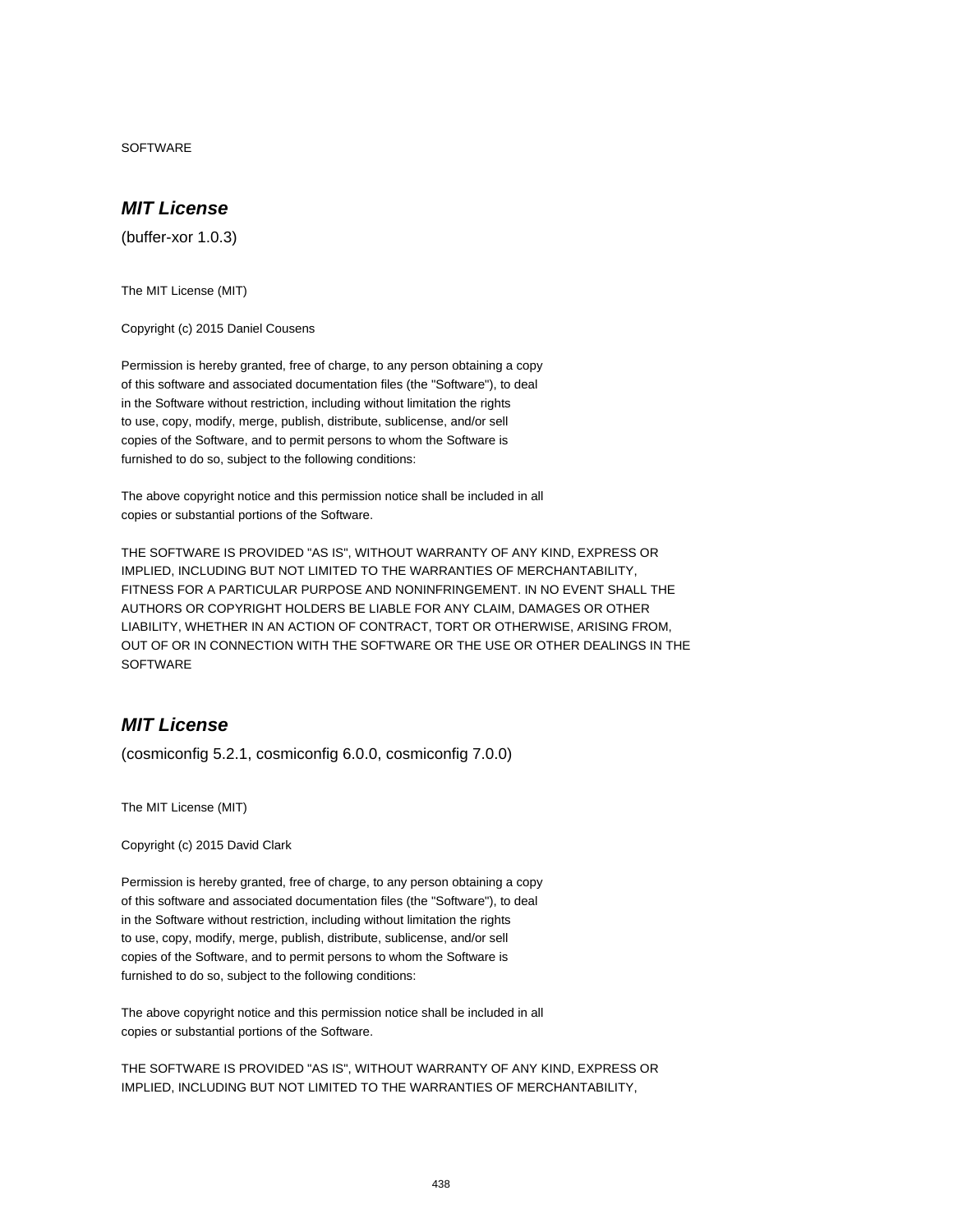SOFTWARE

## ***MIT License***

(buffer-xor 1.0.3)

The MIT License (MIT)

Copyright (c) 2015 Daniel Cousens

Permission is hereby granted, free of charge, to any person obtaining a copy
of this software and associated documentation files (the "Software"), to deal
in the Software without restriction, including without limitation the rights
to use, copy, modify, merge, publish, distribute, sublicense, and/or sell
copies of the Software, and to permit persons to whom the Software is
furnished to do so, subject to the following conditions:

The above copyright notice and this permission notice shall be included in all
copies or substantial portions of the Software.

THE SOFTWARE IS PROVIDED "AS IS", WITHOUT WARRANTY OF ANY KIND, EXPRESS OR
IMPLIED, INCLUDING BUT NOT LIMITED TO THE WARRANTIES OF MERCHANTABILITY,
FITNESS FOR A PARTICULAR PURPOSE AND NONINFRINGEMENT. IN NO EVENT SHALL THE
AUTHORS OR COPYRIGHT HOLDERS BE LIABLE FOR ANY CLAIM, DAMAGES OR OTHER
LIABILITY, WHETHER IN AN ACTION OF CONTRACT, TORT OR OTHERWISE, ARISING FROM,
OUT OF OR IN CONNECTION WITH THE SOFTWARE OR THE USE OR OTHER DEALINGS IN THE
SOFTWARE

## ***MIT License***

(cosmiconfig 5.2.1, cosmiconfig 6.0.0, cosmiconfig 7.0.0)

The MIT License (MIT)

Copyright (c) 2015 David Clark

Permission is hereby granted, free of charge, to any person obtaining a copy
of this software and associated documentation files (the "Software"), to deal
in the Software without restriction, including without limitation the rights
to use, copy, modify, merge, publish, distribute, sublicense, and/or sell
copies of the Software, and to permit persons to whom the Software is
furnished to do so, subject to the following conditions:

The above copyright notice and this permission notice shall be included in all
copies or substantial portions of the Software.

THE SOFTWARE IS PROVIDED "AS IS", WITHOUT WARRANTY OF ANY KIND, EXPRESS OR
IMPLIED, INCLUDING BUT NOT LIMITED TO THE WARRANTIES OF MERCHANTABILITY,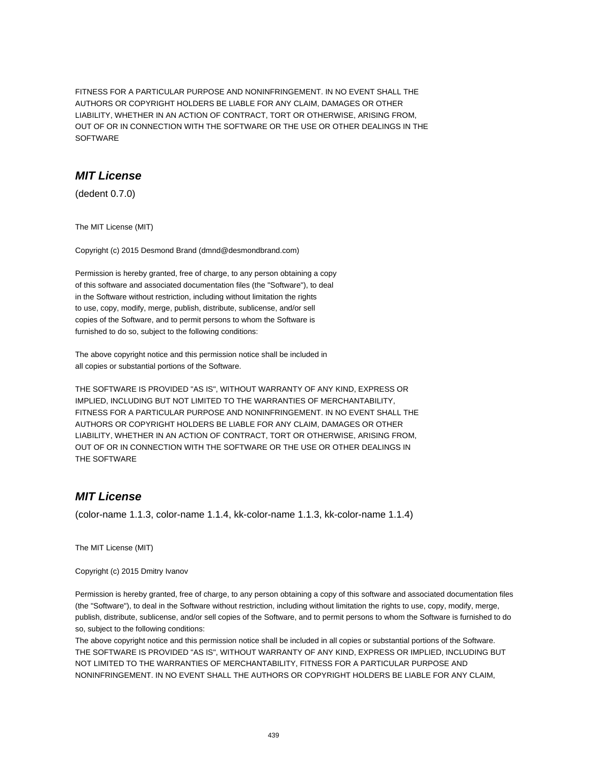FITNESS FOR A PARTICULAR PURPOSE AND NONINFRINGEMENT. IN NO EVENT SHALL THE
AUTHORS OR COPYRIGHT HOLDERS BE LIABLE FOR ANY CLAIM, DAMAGES OR OTHER
LIABILITY, WHETHER IN AN ACTION OF CONTRACT, TORT OR OTHERWISE, ARISING FROM,
OUT OF OR IN CONNECTION WITH THE SOFTWARE OR THE USE OR OTHER DEALINGS IN THE
SOFTWARE

## *MIT License*

(dedent 0.7.0)

The MIT License (MIT)

Copyright (c) 2015 Desmond Brand (dmnd@desmondbrand.com)

Permission is hereby granted, free of charge, to any person obtaining a copy
of this software and associated documentation files (the "Software"), to deal
in the Software without restriction, including without limitation the rights
to use, copy, modify, merge, publish, distribute, sublicense, and/or sell
copies of the Software, and to permit persons to whom the Software is
furnished to do so, subject to the following conditions:

The above copyright notice and this permission notice shall be included in
all copies or substantial portions of the Software.

THE SOFTWARE IS PROVIDED "AS IS", WITHOUT WARRANTY OF ANY KIND, EXPRESS OR
IMPLIED, INCLUDING BUT NOT LIMITED TO THE WARRANTIES OF MERCHANTABILITY,
FITNESS FOR A PARTICULAR PURPOSE AND NONINFRINGEMENT. IN NO EVENT SHALL THE
AUTHORS OR COPYRIGHT HOLDERS BE LIABLE FOR ANY CLAIM, DAMAGES OR OTHER
LIABILITY, WHETHER IN AN ACTION OF CONTRACT, TORT OR OTHERWISE, ARISING FROM,
OUT OF OR IN CONNECTION WITH THE SOFTWARE OR THE USE OR OTHER DEALINGS IN
THE SOFTWARE

## *MIT License*

(color-name 1.1.3, color-name 1.1.4, kk-color-name 1.1.3, kk-color-name 1.1.4)

The MIT License (MIT)

Copyright (c) 2015 Dmitry Ivanov

Permission is hereby granted, free of charge, to any person obtaining a copy of this software and associated documentation files (the "Software"), to deal in the Software without restriction, including without limitation the rights to use, copy, modify, merge, publish, distribute, sublicense, and/or sell copies of the Software, and to permit persons to whom the Software is furnished to do so, subject to the following conditions:
The above copyright notice and this permission notice shall be included in all copies or substantial portions of the Software.
THE SOFTWARE IS PROVIDED "AS IS", WITHOUT WARRANTY OF ANY KIND, EXPRESS OR IMPLIED, INCLUDING BUT NOT LIMITED TO THE WARRANTIES OF MERCHANTABILITY, FITNESS FOR A PARTICULAR PURPOSE AND NONINFRINGEMENT. IN NO EVENT SHALL THE AUTHORS OR COPYRIGHT HOLDERS BE LIABLE FOR ANY CLAIM,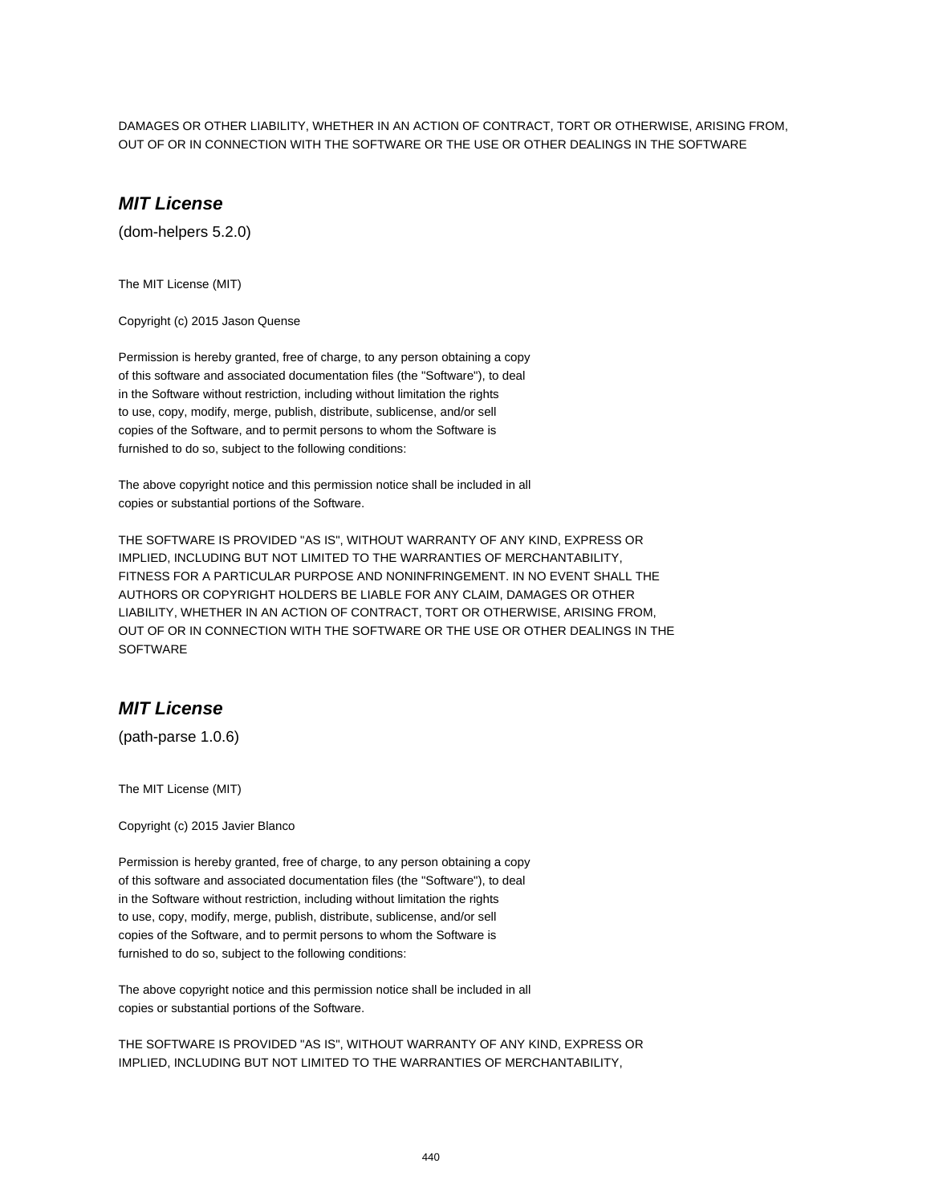DAMAGES OR OTHER LIABILITY, WHETHER IN AN ACTION OF CONTRACT, TORT OR OTHERWISE, ARISING FROM, OUT OF OR IN CONNECTION WITH THE SOFTWARE OR THE USE OR OTHER DEALINGS IN THE SOFTWARE

## *MIT License*

(dom-helpers 5.2.0)

The MIT License (MIT)

Copyright (c) 2015 Jason Quense

Permission is hereby granted, free of charge, to any person obtaining a copy
of this software and associated documentation files (the "Software"), to deal
in the Software without restriction, including without limitation the rights
to use, copy, modify, merge, publish, distribute, sublicense, and/or sell
copies of the Software, and to permit persons to whom the Software is
furnished to do so, subject to the following conditions:

The above copyright notice and this permission notice shall be included in all
copies or substantial portions of the Software.

THE SOFTWARE IS PROVIDED "AS IS", WITHOUT WARRANTY OF ANY KIND, EXPRESS OR
IMPLIED, INCLUDING BUT NOT LIMITED TO THE WARRANTIES OF MERCHANTABILITY,
FITNESS FOR A PARTICULAR PURPOSE AND NONINFRINGEMENT. IN NO EVENT SHALL THE
AUTHORS OR COPYRIGHT HOLDERS BE LIABLE FOR ANY CLAIM, DAMAGES OR OTHER
LIABILITY, WHETHER IN AN ACTION OF CONTRACT, TORT OR OTHERWISE, ARISING FROM,
OUT OF OR IN CONNECTION WITH THE SOFTWARE OR THE USE OR OTHER DEALINGS IN THE
SOFTWARE

## *MIT License*

(path-parse 1.0.6)

The MIT License (MIT)

Copyright (c) 2015 Javier Blanco

Permission is hereby granted, free of charge, to any person obtaining a copy
of this software and associated documentation files (the "Software"), to deal
in the Software without restriction, including without limitation the rights
to use, copy, modify, merge, publish, distribute, sublicense, and/or sell
copies of the Software, and to permit persons to whom the Software is
furnished to do so, subject to the following conditions:

The above copyright notice and this permission notice shall be included in all
copies or substantial portions of the Software.

THE SOFTWARE IS PROVIDED "AS IS", WITHOUT WARRANTY OF ANY KIND, EXPRESS OR
IMPLIED, INCLUDING BUT NOT LIMITED TO THE WARRANTIES OF MERCHANTABILITY,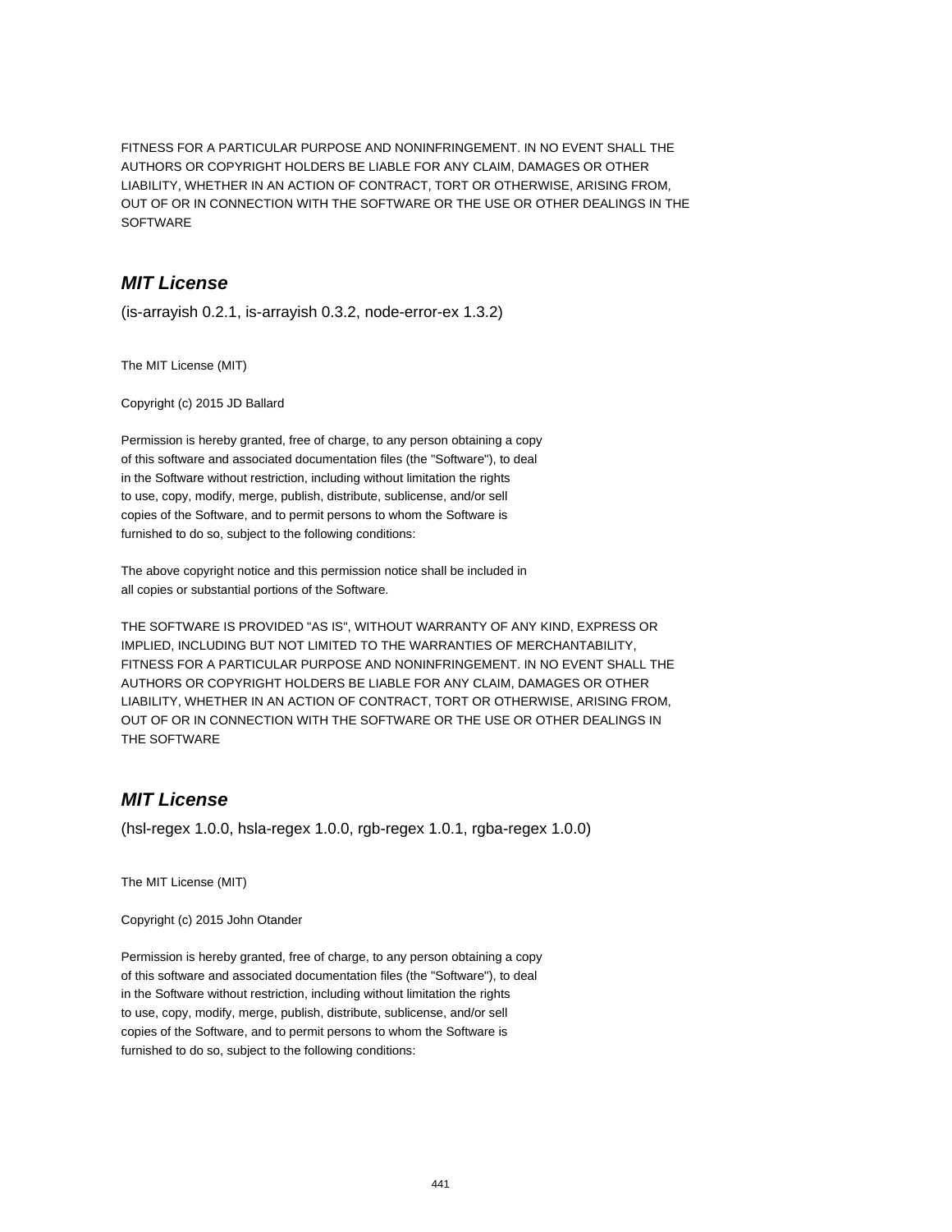FITNESS FOR A PARTICULAR PURPOSE AND NONINFRINGEMENT. IN NO EVENT SHALL THE
AUTHORS OR COPYRIGHT HOLDERS BE LIABLE FOR ANY CLAIM, DAMAGES OR OTHER
LIABILITY, WHETHER IN AN ACTION OF CONTRACT, TORT OR OTHERWISE, ARISING FROM,
OUT OF OR IN CONNECTION WITH THE SOFTWARE OR THE USE OR OTHER DEALINGS IN THE
SOFTWARE

## *MIT License*

(is-arrayish 0.2.1, is-arrayish 0.3.2, node-error-ex 1.3.2)

The MIT License (MIT)

Copyright (c) 2015 JD Ballard

Permission is hereby granted, free of charge, to any person obtaining a copy
of this software and associated documentation files (the "Software"), to deal
in the Software without restriction, including without limitation the rights
to use, copy, modify, merge, publish, distribute, sublicense, and/or sell
copies of the Software, and to permit persons to whom the Software is
furnished to do so, subject to the following conditions:

The above copyright notice and this permission notice shall be included in
all copies or substantial portions of the Software.

THE SOFTWARE IS PROVIDED "AS IS", WITHOUT WARRANTY OF ANY KIND, EXPRESS OR
IMPLIED, INCLUDING BUT NOT LIMITED TO THE WARRANTIES OF MERCHANTABILITY,
FITNESS FOR A PARTICULAR PURPOSE AND NONINFRINGEMENT. IN NO EVENT SHALL THE
AUTHORS OR COPYRIGHT HOLDERS BE LIABLE FOR ANY CLAIM, DAMAGES OR OTHER
LIABILITY, WHETHER IN AN ACTION OF CONTRACT, TORT OR OTHERWISE, ARISING FROM,
OUT OF OR IN CONNECTION WITH THE SOFTWARE OR THE USE OR OTHER DEALINGS IN
THE SOFTWARE

## *MIT License*

(hsl-regex 1.0.0, hsla-regex 1.0.0, rgb-regex 1.0.1, rgba-regex 1.0.0)

The MIT License (MIT)

Copyright (c) 2015 John Otander

Permission is hereby granted, free of charge, to any person obtaining a copy
of this software and associated documentation files (the "Software"), to deal
in the Software without restriction, including without limitation the rights
to use, copy, modify, merge, publish, distribute, sublicense, and/or sell
copies of the Software, and to permit persons to whom the Software is
furnished to do so, subject to the following conditions: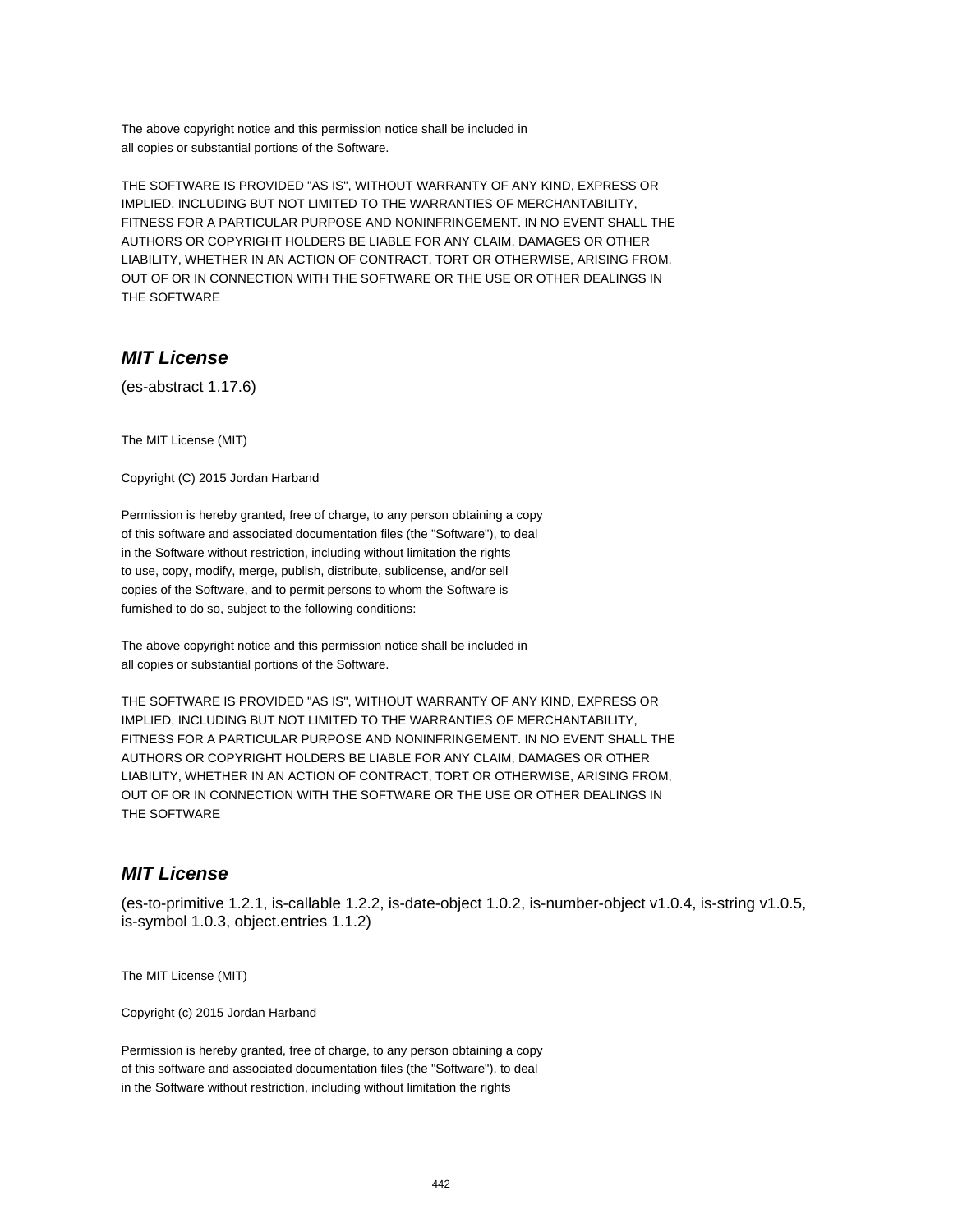The above copyright notice and this permission notice shall be included in
all copies or substantial portions of the Software.

THE SOFTWARE IS PROVIDED "AS IS", WITHOUT WARRANTY OF ANY KIND, EXPRESS OR
IMPLIED, INCLUDING BUT NOT LIMITED TO THE WARRANTIES OF MERCHANTABILITY,
FITNESS FOR A PARTICULAR PURPOSE AND NONINFRINGEMENT. IN NO EVENT SHALL THE
AUTHORS OR COPYRIGHT HOLDERS BE LIABLE FOR ANY CLAIM, DAMAGES OR OTHER
LIABILITY, WHETHER IN AN ACTION OF CONTRACT, TORT OR OTHERWISE, ARISING FROM,
OUT OF OR IN CONNECTION WITH THE SOFTWARE OR THE USE OR OTHER DEALINGS IN
THE SOFTWARE

## *MIT License*

(es-abstract 1.17.6)

The MIT License (MIT)

Copyright (C) 2015 Jordan Harband

Permission is hereby granted, free of charge, to any person obtaining a copy
of this software and associated documentation files (the "Software"), to deal
in the Software without restriction, including without limitation the rights
to use, copy, modify, merge, publish, distribute, sublicense, and/or sell
copies of the Software, and to permit persons to whom the Software is
furnished to do so, subject to the following conditions:

The above copyright notice and this permission notice shall be included in
all copies or substantial portions of the Software.

THE SOFTWARE IS PROVIDED "AS IS", WITHOUT WARRANTY OF ANY KIND, EXPRESS OR
IMPLIED, INCLUDING BUT NOT LIMITED TO THE WARRANTIES OF MERCHANTABILITY,
FITNESS FOR A PARTICULAR PURPOSE AND NONINFRINGEMENT. IN NO EVENT SHALL THE
AUTHORS OR COPYRIGHT HOLDERS BE LIABLE FOR ANY CLAIM, DAMAGES OR OTHER
LIABILITY, WHETHER IN AN ACTION OF CONTRACT, TORT OR OTHERWISE, ARISING FROM,
OUT OF OR IN CONNECTION WITH THE SOFTWARE OR THE USE OR OTHER DEALINGS IN
THE SOFTWARE

## *MIT License*

(es-to-primitive 1.2.1, is-callable 1.2.2, is-date-object 1.0.2, is-number-object v1.0.4, is-string v1.0.5, is-symbol 1.0.3, object.entries 1.1.2)

The MIT License (MIT)

Copyright (c) 2015 Jordan Harband

Permission is hereby granted, free of charge, to any person obtaining a copy
of this software and associated documentation files (the "Software"), to deal
in the Software without restriction, including without limitation the rights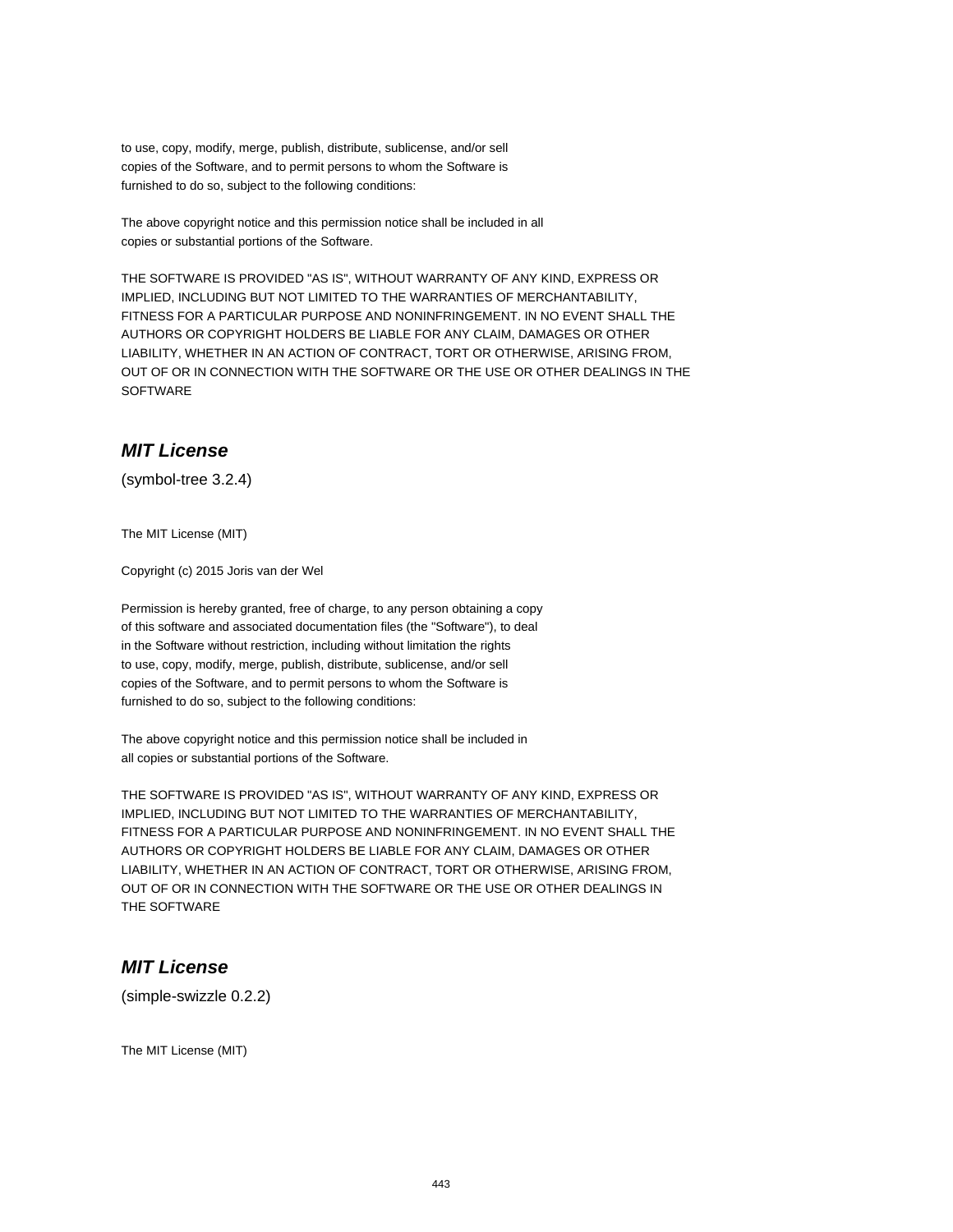to use, copy, modify, merge, publish, distribute, sublicense, and/or sell
copies of the Software, and to permit persons to whom the Software is
furnished to do so, subject to the following conditions:

The above copyright notice and this permission notice shall be included in all
copies or substantial portions of the Software.

THE SOFTWARE IS PROVIDED "AS IS", WITHOUT WARRANTY OF ANY KIND, EXPRESS OR
IMPLIED, INCLUDING BUT NOT LIMITED TO THE WARRANTIES OF MERCHANTABILITY,
FITNESS FOR A PARTICULAR PURPOSE AND NONINFRINGEMENT. IN NO EVENT SHALL THE
AUTHORS OR COPYRIGHT HOLDERS BE LIABLE FOR ANY CLAIM, DAMAGES OR OTHER
LIABILITY, WHETHER IN AN ACTION OF CONTRACT, TORT OR OTHERWISE, ARISING FROM,
OUT OF OR IN CONNECTION WITH THE SOFTWARE OR THE USE OR OTHER DEALINGS IN THE
SOFTWARE

### *MIT License*

(symbol-tree 3.2.4)

The MIT License (MIT)

Copyright (c) 2015 Joris van der Wel

Permission is hereby granted, free of charge, to any person obtaining a copy
of this software and associated documentation files (the "Software"), to deal
in the Software without restriction, including without limitation the rights
to use, copy, modify, merge, publish, distribute, sublicense, and/or sell
copies of the Software, and to permit persons to whom the Software is
furnished to do so, subject to the following conditions:

The above copyright notice and this permission notice shall be included in
all copies or substantial portions of the Software.

THE SOFTWARE IS PROVIDED "AS IS", WITHOUT WARRANTY OF ANY KIND, EXPRESS OR
IMPLIED, INCLUDING BUT NOT LIMITED TO THE WARRANTIES OF MERCHANTABILITY,
FITNESS FOR A PARTICULAR PURPOSE AND NONINFRINGEMENT. IN NO EVENT SHALL THE
AUTHORS OR COPYRIGHT HOLDERS BE LIABLE FOR ANY CLAIM, DAMAGES OR OTHER
LIABILITY, WHETHER IN AN ACTION OF CONTRACT, TORT OR OTHERWISE, ARISING FROM,
OUT OF OR IN CONNECTION WITH THE SOFTWARE OR THE USE OR OTHER DEALINGS IN
THE SOFTWARE

### *MIT License*

(simple-swizzle 0.2.2)

The MIT License (MIT)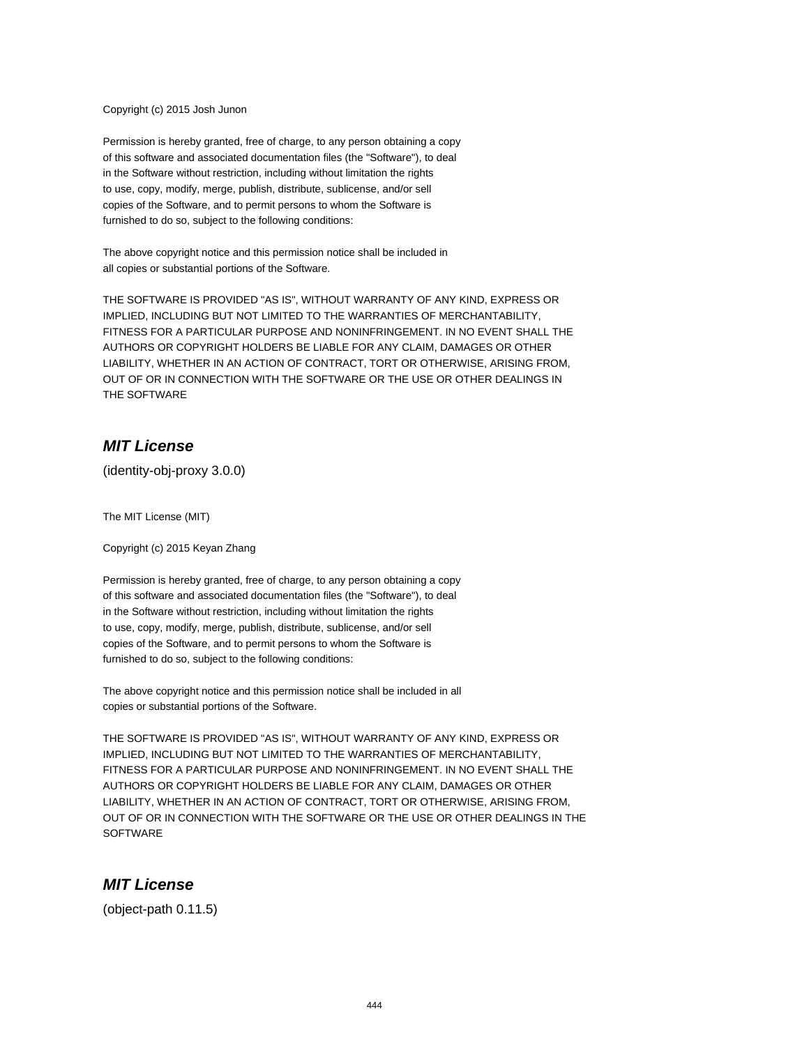Copyright (c) 2015 Josh Junon

Permission is hereby granted, free of charge, to any person obtaining a copy
of this software and associated documentation files (the "Software"), to deal
in the Software without restriction, including without limitation the rights
to use, copy, modify, merge, publish, distribute, sublicense, and/or sell
copies of the Software, and to permit persons to whom the Software is
furnished to do so, subject to the following conditions:

The above copyright notice and this permission notice shall be included in
all copies or substantial portions of the Software.

THE SOFTWARE IS PROVIDED "AS IS", WITHOUT WARRANTY OF ANY KIND, EXPRESS OR
IMPLIED, INCLUDING BUT NOT LIMITED TO THE WARRANTIES OF MERCHANTABILITY,
FITNESS FOR A PARTICULAR PURPOSE AND NONINFRINGEMENT. IN NO EVENT SHALL THE
AUTHORS OR COPYRIGHT HOLDERS BE LIABLE FOR ANY CLAIM, DAMAGES OR OTHER
LIABILITY, WHETHER IN AN ACTION OF CONTRACT, TORT OR OTHERWISE, ARISING FROM,
OUT OF OR IN CONNECTION WITH THE SOFTWARE OR THE USE OR OTHER DEALINGS IN
THE SOFTWARE

## *MIT License*

(identity-obj-proxy 3.0.0)

The MIT License (MIT)

Copyright (c) 2015 Keyan Zhang

Permission is hereby granted, free of charge, to any person obtaining a copy
of this software and associated documentation files (the "Software"), to deal
in the Software without restriction, including without limitation the rights
to use, copy, modify, merge, publish, distribute, sublicense, and/or sell
copies of the Software, and to permit persons to whom the Software is
furnished to do so, subject to the following conditions:

The above copyright notice and this permission notice shall be included in all
copies or substantial portions of the Software.

THE SOFTWARE IS PROVIDED "AS IS", WITHOUT WARRANTY OF ANY KIND, EXPRESS OR
IMPLIED, INCLUDING BUT NOT LIMITED TO THE WARRANTIES OF MERCHANTABILITY,
FITNESS FOR A PARTICULAR PURPOSE AND NONINFRINGEMENT. IN NO EVENT SHALL THE
AUTHORS OR COPYRIGHT HOLDERS BE LIABLE FOR ANY CLAIM, DAMAGES OR OTHER
LIABILITY, WHETHER IN AN ACTION OF CONTRACT, TORT OR OTHERWISE, ARISING FROM,
OUT OF OR IN CONNECTION WITH THE SOFTWARE OR THE USE OR OTHER DEALINGS IN THE
SOFTWARE

## *MIT License*

(object-path 0.11.5)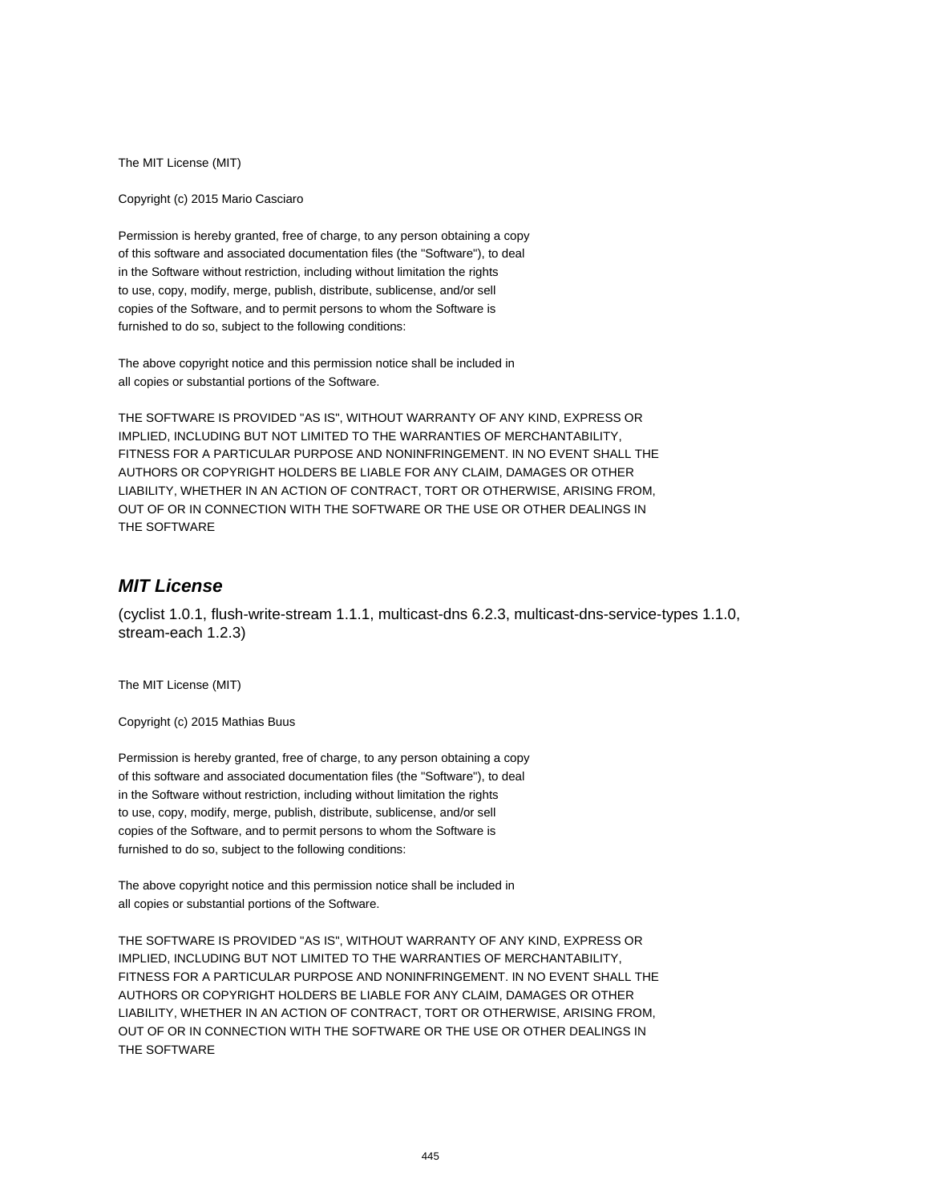The MIT License (MIT)

Copyright (c) 2015 Mario Casciaro

Permission is hereby granted, free of charge, to any person obtaining a copy
of this software and associated documentation files (the "Software"), to deal
in the Software without restriction, including without limitation the rights
to use, copy, modify, merge, publish, distribute, sublicense, and/or sell
copies of the Software, and to permit persons to whom the Software is
furnished to do so, subject to the following conditions:

The above copyright notice and this permission notice shall be included in
all copies or substantial portions of the Software.

THE SOFTWARE IS PROVIDED "AS IS", WITHOUT WARRANTY OF ANY KIND, EXPRESS OR
IMPLIED, INCLUDING BUT NOT LIMITED TO THE WARRANTIES OF MERCHANTABILITY,
FITNESS FOR A PARTICULAR PURPOSE AND NONINFRINGEMENT. IN NO EVENT SHALL THE
AUTHORS OR COPYRIGHT HOLDERS BE LIABLE FOR ANY CLAIM, DAMAGES OR OTHER
LIABILITY, WHETHER IN AN ACTION OF CONTRACT, TORT OR OTHERWISE, ARISING FROM,
OUT OF OR IN CONNECTION WITH THE SOFTWARE OR THE USE OR OTHER DEALINGS IN
THE SOFTWARE

## *MIT License*

(cyclist 1.0.1, flush-write-stream 1.1.1, multicast-dns 6.2.3, multicast-dns-service-types 1.1.0, stream-each 1.2.3)

The MIT License (MIT)

Copyright (c) 2015 Mathias Buus

Permission is hereby granted, free of charge, to any person obtaining a copy
of this software and associated documentation files (the "Software"), to deal
in the Software without restriction, including without limitation the rights
to use, copy, modify, merge, publish, distribute, sublicense, and/or sell
copies of the Software, and to permit persons to whom the Software is
furnished to do so, subject to the following conditions:

The above copyright notice and this permission notice shall be included in
all copies or substantial portions of the Software.

THE SOFTWARE IS PROVIDED "AS IS", WITHOUT WARRANTY OF ANY KIND, EXPRESS OR
IMPLIED, INCLUDING BUT NOT LIMITED TO THE WARRANTIES OF MERCHANTABILITY,
FITNESS FOR A PARTICULAR PURPOSE AND NONINFRINGEMENT. IN NO EVENT SHALL THE
AUTHORS OR COPYRIGHT HOLDERS BE LIABLE FOR ANY CLAIM, DAMAGES OR OTHER
LIABILITY, WHETHER IN AN ACTION OF CONTRACT, TORT OR OTHERWISE, ARISING FROM,
OUT OF OR IN CONNECTION WITH THE SOFTWARE OR THE USE OR OTHER DEALINGS IN
THE SOFTWARE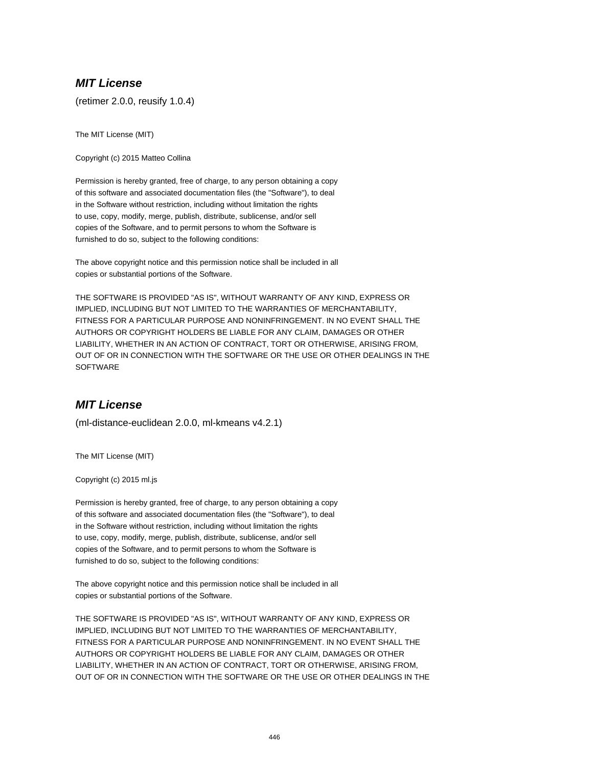## ***MIT License***

(retimer 2.0.0, reusify 1.0.4)

The MIT License (MIT)

Copyright (c) 2015 Matteo Collina

Permission is hereby granted, free of charge, to any person obtaining a copy
of this software and associated documentation files (the "Software"), to deal
in the Software without restriction, including without limitation the rights
to use, copy, modify, merge, publish, distribute, sublicense, and/or sell
copies of the Software, and to permit persons to whom the Software is
furnished to do so, subject to the following conditions:

The above copyright notice and this permission notice shall be included in all
copies or substantial portions of the Software.

THE SOFTWARE IS PROVIDED "AS IS", WITHOUT WARRANTY OF ANY KIND, EXPRESS OR
IMPLIED, INCLUDING BUT NOT LIMITED TO THE WARRANTIES OF MERCHANTABILITY,
FITNESS FOR A PARTICULAR PURPOSE AND NONINFRINGEMENT. IN NO EVENT SHALL THE
AUTHORS OR COPYRIGHT HOLDERS BE LIABLE FOR ANY CLAIM, DAMAGES OR OTHER
LIABILITY, WHETHER IN AN ACTION OF CONTRACT, TORT OR OTHERWISE, ARISING FROM,
OUT OF OR IN CONNECTION WITH THE SOFTWARE OR THE USE OR OTHER DEALINGS IN THE
SOFTWARE

## ***MIT License***

(ml-distance-euclidean 2.0.0, ml-kmeans v4.2.1)

The MIT License (MIT)

Copyright (c) 2015 ml.js

Permission is hereby granted, free of charge, to any person obtaining a copy
of this software and associated documentation files (the "Software"), to deal
in the Software without restriction, including without limitation the rights
to use, copy, modify, merge, publish, distribute, sublicense, and/or sell
copies of the Software, and to permit persons to whom the Software is
furnished to do so, subject to the following conditions:

The above copyright notice and this permission notice shall be included in all
copies or substantial portions of the Software.

THE SOFTWARE IS PROVIDED "AS IS", WITHOUT WARRANTY OF ANY KIND, EXPRESS OR
IMPLIED, INCLUDING BUT NOT LIMITED TO THE WARRANTIES OF MERCHANTABILITY,
FITNESS FOR A PARTICULAR PURPOSE AND NONINFRINGEMENT. IN NO EVENT SHALL THE
AUTHORS OR COPYRIGHT HOLDERS BE LIABLE FOR ANY CLAIM, DAMAGES OR OTHER
LIABILITY, WHETHER IN AN ACTION OF CONTRACT, TORT OR OTHERWISE, ARISING FROM,
OUT OF OR IN CONNECTION WITH THE SOFTWARE OR THE USE OR OTHER DEALINGS IN THE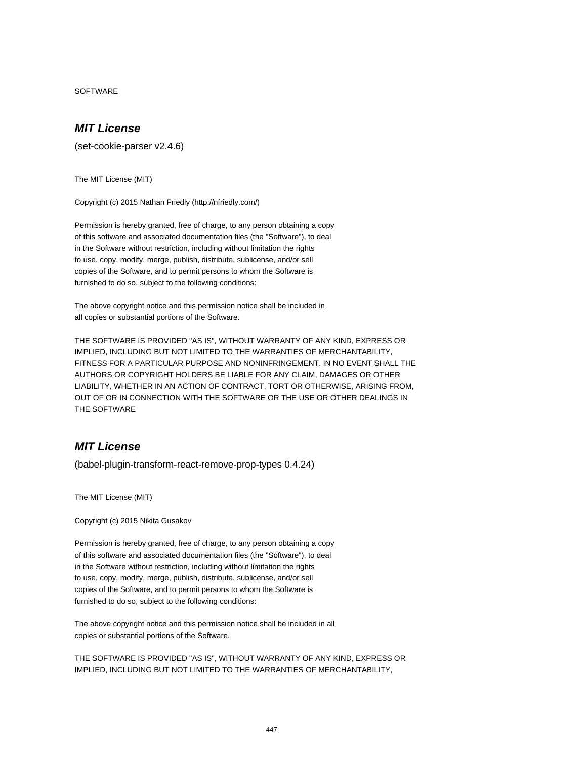SOFTWARE

## *MIT License*

(set-cookie-parser v2.4.6)

The MIT License (MIT)

Copyright (c) 2015 Nathan Friedly (http://nfriedly.com/)

Permission is hereby granted, free of charge, to any person obtaining a copy
of this software and associated documentation files (the "Software"), to deal
in the Software without restriction, including without limitation the rights
to use, copy, modify, merge, publish, distribute, sublicense, and/or sell
copies of the Software, and to permit persons to whom the Software is
furnished to do so, subject to the following conditions:

The above copyright notice and this permission notice shall be included in
all copies or substantial portions of the Software.

THE SOFTWARE IS PROVIDED "AS IS", WITHOUT WARRANTY OF ANY KIND, EXPRESS OR
IMPLIED, INCLUDING BUT NOT LIMITED TO THE WARRANTIES OF MERCHANTABILITY,
FITNESS FOR A PARTICULAR PURPOSE AND NONINFRINGEMENT. IN NO EVENT SHALL THE
AUTHORS OR COPYRIGHT HOLDERS BE LIABLE FOR ANY CLAIM, DAMAGES OR OTHER
LIABILITY, WHETHER IN AN ACTION OF CONTRACT, TORT OR OTHERWISE, ARISING FROM,
OUT OF OR IN CONNECTION WITH THE SOFTWARE OR THE USE OR OTHER DEALINGS IN
THE SOFTWARE

## *MIT License*

(babel-plugin-transform-react-remove-prop-types 0.4.24)

The MIT License (MIT)

Copyright (c) 2015 Nikita Gusakov

Permission is hereby granted, free of charge, to any person obtaining a copy
of this software and associated documentation files (the "Software"), to deal
in the Software without restriction, including without limitation the rights
to use, copy, modify, merge, publish, distribute, sublicense, and/or sell
copies of the Software, and to permit persons to whom the Software is
furnished to do so, subject to the following conditions:

The above copyright notice and this permission notice shall be included in all
copies or substantial portions of the Software.

THE SOFTWARE IS PROVIDED "AS IS", WITHOUT WARRANTY OF ANY KIND, EXPRESS OR
IMPLIED, INCLUDING BUT NOT LIMITED TO THE WARRANTIES OF MERCHANTABILITY,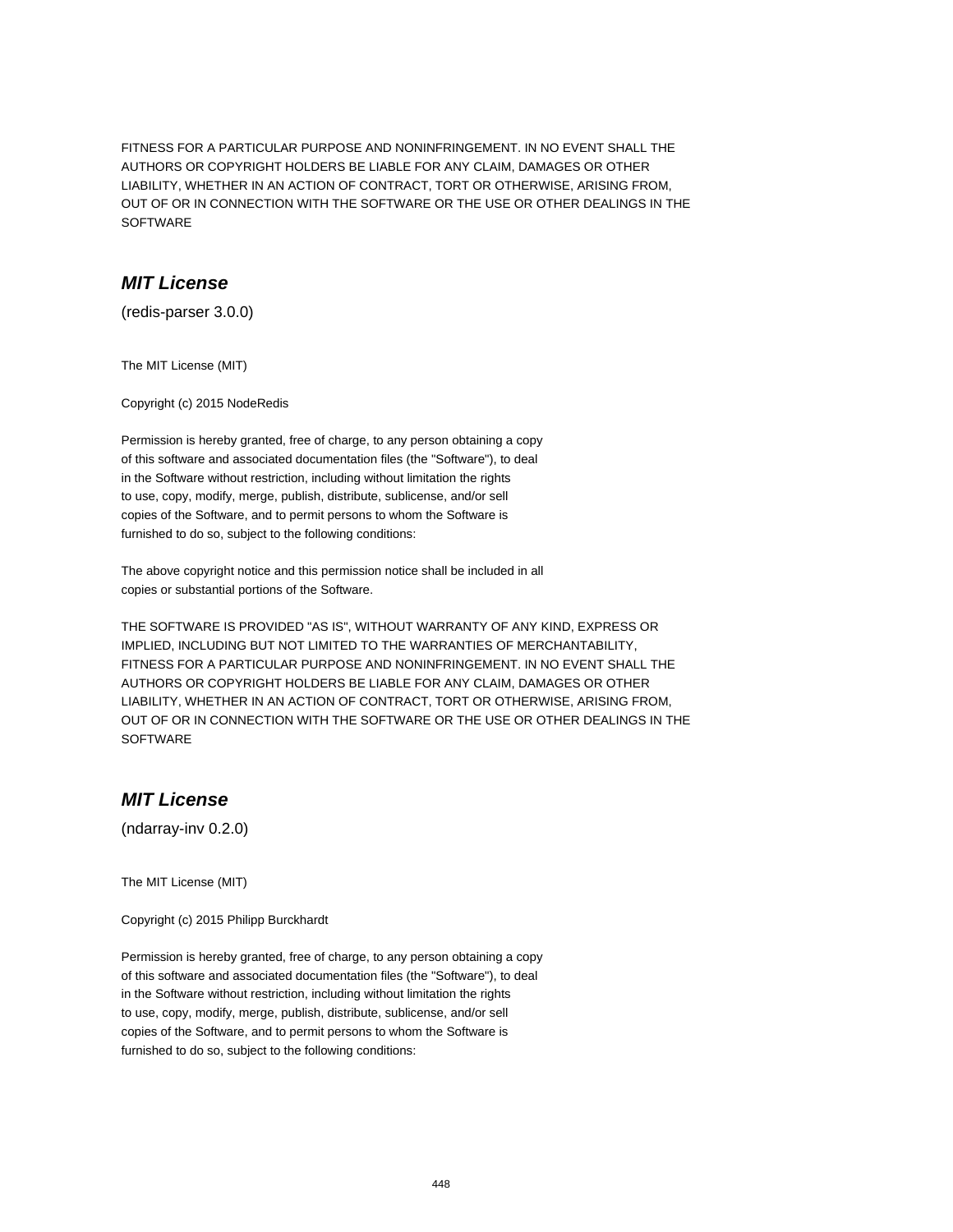FITNESS FOR A PARTICULAR PURPOSE AND NONINFRINGEMENT. IN NO EVENT SHALL THE AUTHORS OR COPYRIGHT HOLDERS BE LIABLE FOR ANY CLAIM, DAMAGES OR OTHER LIABILITY, WHETHER IN AN ACTION OF CONTRACT, TORT OR OTHERWISE, ARISING FROM, OUT OF OR IN CONNECTION WITH THE SOFTWARE OR THE USE OR OTHER DEALINGS IN THE SOFTWARE

## *MIT License*

(redis-parser 3.0.0)

The MIT License (MIT)

Copyright (c) 2015 NodeRedis

Permission is hereby granted, free of charge, to any person obtaining a copy of this software and associated documentation files (the "Software"), to deal in the Software without restriction, including without limitation the rights to use, copy, modify, merge, publish, distribute, sublicense, and/or sell copies of the Software, and to permit persons to whom the Software is furnished to do so, subject to the following conditions:

The above copyright notice and this permission notice shall be included in all copies or substantial portions of the Software.

THE SOFTWARE IS PROVIDED "AS IS", WITHOUT WARRANTY OF ANY KIND, EXPRESS OR IMPLIED, INCLUDING BUT NOT LIMITED TO THE WARRANTIES OF MERCHANTABILITY, FITNESS FOR A PARTICULAR PURPOSE AND NONINFRINGEMENT. IN NO EVENT SHALL THE AUTHORS OR COPYRIGHT HOLDERS BE LIABLE FOR ANY CLAIM, DAMAGES OR OTHER LIABILITY, WHETHER IN AN ACTION OF CONTRACT, TORT OR OTHERWISE, ARISING FROM, OUT OF OR IN CONNECTION WITH THE SOFTWARE OR THE USE OR OTHER DEALINGS IN THE SOFTWARE

## *MIT License*

(ndarray-inv 0.2.0)

The MIT License (MIT)

Copyright (c) 2015 Philipp Burckhardt

Permission is hereby granted, free of charge, to any person obtaining a copy of this software and associated documentation files (the "Software"), to deal in the Software without restriction, including without limitation the rights to use, copy, modify, merge, publish, distribute, sublicense, and/or sell copies of the Software, and to permit persons to whom the Software is furnished to do so, subject to the following conditions: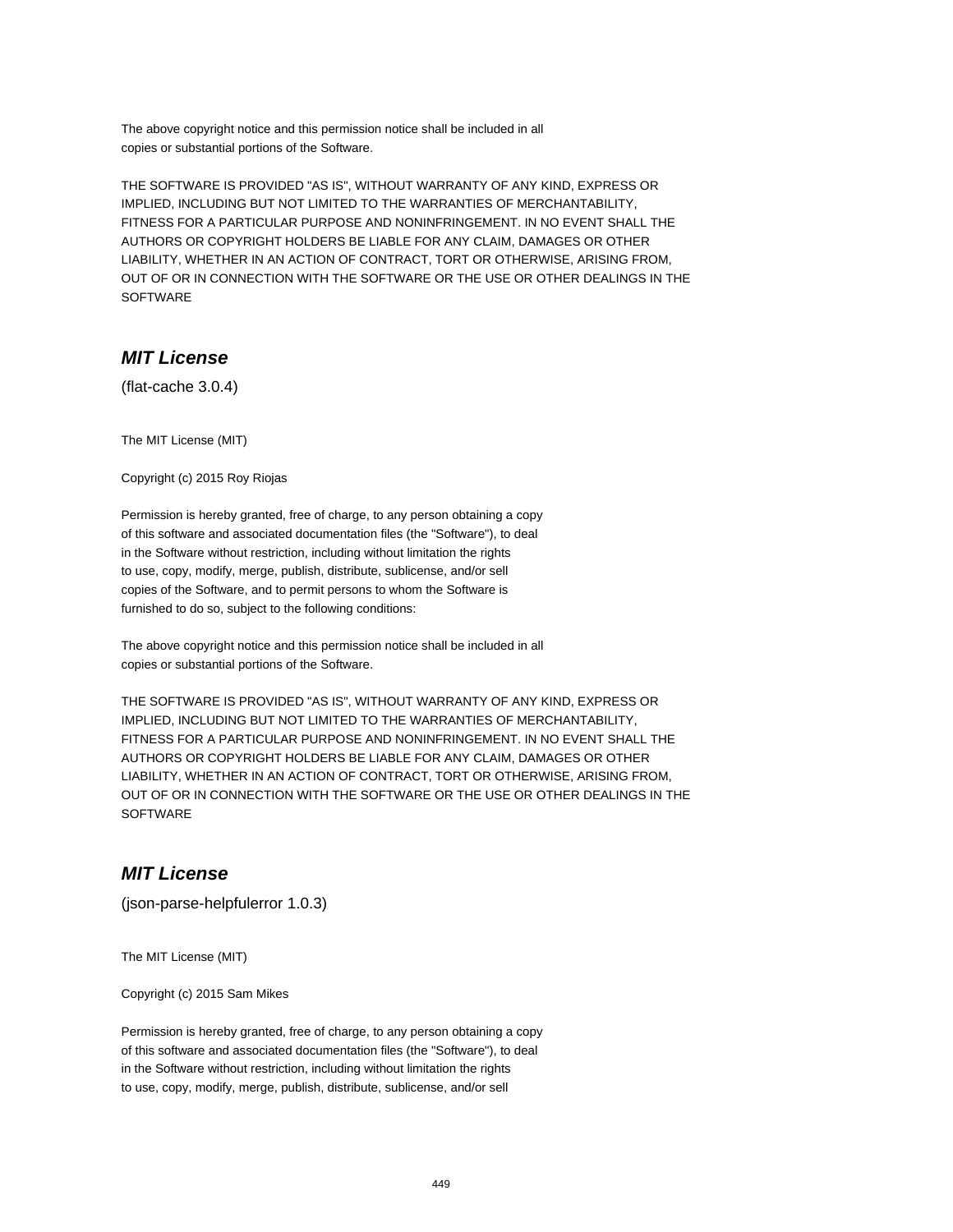The above copyright notice and this permission notice shall be included in all
copies or substantial portions of the Software.

THE SOFTWARE IS PROVIDED "AS IS", WITHOUT WARRANTY OF ANY KIND, EXPRESS OR
IMPLIED, INCLUDING BUT NOT LIMITED TO THE WARRANTIES OF MERCHANTABILITY,
FITNESS FOR A PARTICULAR PURPOSE AND NONINFRINGEMENT. IN NO EVENT SHALL THE
AUTHORS OR COPYRIGHT HOLDERS BE LIABLE FOR ANY CLAIM, DAMAGES OR OTHER
LIABILITY, WHETHER IN AN ACTION OF CONTRACT, TORT OR OTHERWISE, ARISING FROM,
OUT OF OR IN CONNECTION WITH THE SOFTWARE OR THE USE OR OTHER DEALINGS IN THE
SOFTWARE

## *MIT License*

(flat-cache 3.0.4)

The MIT License (MIT)

Copyright (c) 2015 Roy Riojas

Permission is hereby granted, free of charge, to any person obtaining a copy
of this software and associated documentation files (the "Software"), to deal
in the Software without restriction, including without limitation the rights
to use, copy, modify, merge, publish, distribute, sublicense, and/or sell
copies of the Software, and to permit persons to whom the Software is
furnished to do so, subject to the following conditions:

The above copyright notice and this permission notice shall be included in all
copies or substantial portions of the Software.

THE SOFTWARE IS PROVIDED "AS IS", WITHOUT WARRANTY OF ANY KIND, EXPRESS OR
IMPLIED, INCLUDING BUT NOT LIMITED TO THE WARRANTIES OF MERCHANTABILITY,
FITNESS FOR A PARTICULAR PURPOSE AND NONINFRINGEMENT. IN NO EVENT SHALL THE
AUTHORS OR COPYRIGHT HOLDERS BE LIABLE FOR ANY CLAIM, DAMAGES OR OTHER
LIABILITY, WHETHER IN AN ACTION OF CONTRACT, TORT OR OTHERWISE, ARISING FROM,
OUT OF OR IN CONNECTION WITH THE SOFTWARE OR THE USE OR OTHER DEALINGS IN THE
SOFTWARE

## *MIT License*

(json-parse-helpfulerror 1.0.3)

The MIT License (MIT)

Copyright (c) 2015 Sam Mikes

Permission is hereby granted, free of charge, to any person obtaining a copy
of this software and associated documentation files (the "Software"), to deal
in the Software without restriction, including without limitation the rights
to use, copy, modify, merge, publish, distribute, sublicense, and/or sell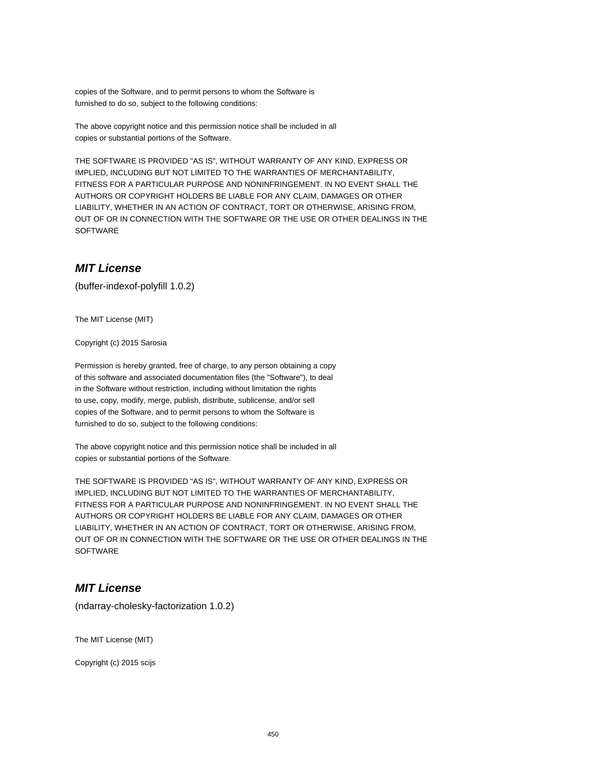copies of the Software, and to permit persons to whom the Software is
furnished to do so, subject to the following conditions:

The above copyright notice and this permission notice shall be included in all
copies or substantial portions of the Software.

THE SOFTWARE IS PROVIDED "AS IS", WITHOUT WARRANTY OF ANY KIND, EXPRESS OR
IMPLIED, INCLUDING BUT NOT LIMITED TO THE WARRANTIES OF MERCHANTABILITY,
FITNESS FOR A PARTICULAR PURPOSE AND NONINFRINGEMENT. IN NO EVENT SHALL THE
AUTHORS OR COPYRIGHT HOLDERS BE LIABLE FOR ANY CLAIM, DAMAGES OR OTHER
LIABILITY, WHETHER IN AN ACTION OF CONTRACT, TORT OR OTHERWISE, ARISING FROM,
OUT OF OR IN CONNECTION WITH THE SOFTWARE OR THE USE OR OTHER DEALINGS IN THE
SOFTWARE

## *MIT License*

(buffer-indexof-polyfill 1.0.2)

The MIT License (MIT)

Copyright (c) 2015 Sarosia

Permission is hereby granted, free of charge, to any person obtaining a copy
of this software and associated documentation files (the "Software"), to deal
in the Software without restriction, including without limitation the rights
to use, copy, modify, merge, publish, distribute, sublicense, and/or sell
copies of the Software, and to permit persons to whom the Software is
furnished to do so, subject to the following conditions:

The above copyright notice and this permission notice shall be included in all
copies or substantial portions of the Software.

THE SOFTWARE IS PROVIDED "AS IS", WITHOUT WARRANTY OF ANY KIND, EXPRESS OR
IMPLIED, INCLUDING BUT NOT LIMITED TO THE WARRANTIES OF MERCHANTABILITY,
FITNESS FOR A PARTICULAR PURPOSE AND NONINFRINGEMENT. IN NO EVENT SHALL THE
AUTHORS OR COPYRIGHT HOLDERS BE LIABLE FOR ANY CLAIM, DAMAGES OR OTHER
LIABILITY, WHETHER IN AN ACTION OF CONTRACT, TORT OR OTHERWISE, ARISING FROM,
OUT OF OR IN CONNECTION WITH THE SOFTWARE OR THE USE OR OTHER DEALINGS IN THE
SOFTWARE

## *MIT License*

(ndarray-cholesky-factorization 1.0.2)

The MIT License (MIT)

Copyright (c) 2015 scijs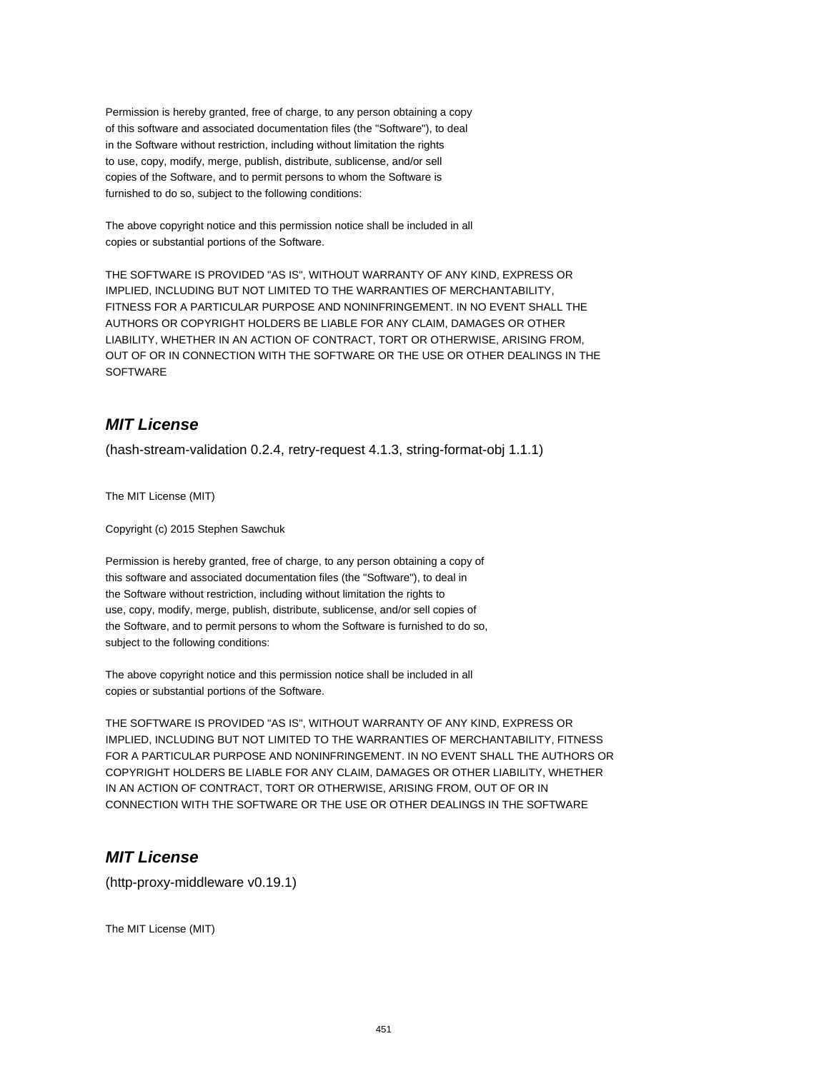Permission is hereby granted, free of charge, to any person obtaining a copy
of this software and associated documentation files (the "Software"), to deal
in the Software without restriction, including without limitation the rights
to use, copy, modify, merge, publish, distribute, sublicense, and/or sell
copies of the Software, and to permit persons to whom the Software is
furnished to do so, subject to the following conditions:

The above copyright notice and this permission notice shall be included in all
copies or substantial portions of the Software.

THE SOFTWARE IS PROVIDED "AS IS", WITHOUT WARRANTY OF ANY KIND, EXPRESS OR
IMPLIED, INCLUDING BUT NOT LIMITED TO THE WARRANTIES OF MERCHANTABILITY,
FITNESS FOR A PARTICULAR PURPOSE AND NONINFRINGEMENT. IN NO EVENT SHALL THE
AUTHORS OR COPYRIGHT HOLDERS BE LIABLE FOR ANY CLAIM, DAMAGES OR OTHER
LIABILITY, WHETHER IN AN ACTION OF CONTRACT, TORT OR OTHERWISE, ARISING FROM,
OUT OF OR IN CONNECTION WITH THE SOFTWARE OR THE USE OR OTHER DEALINGS IN THE
SOFTWARE

## *MIT License*

(hash-stream-validation 0.2.4, retry-request 4.1.3, string-format-obj 1.1.1)

The MIT License (MIT)

Copyright (c) 2015 Stephen Sawchuk

Permission is hereby granted, free of charge, to any person obtaining a copy of
this software and associated documentation files (the "Software"), to deal in
the Software without restriction, including without limitation the rights to
use, copy, modify, merge, publish, distribute, sublicense, and/or sell copies of
the Software, and to permit persons to whom the Software is furnished to do so,
subject to the following conditions:

The above copyright notice and this permission notice shall be included in all
copies or substantial portions of the Software.

THE SOFTWARE IS PROVIDED "AS IS", WITHOUT WARRANTY OF ANY KIND, EXPRESS OR
IMPLIED, INCLUDING BUT NOT LIMITED TO THE WARRANTIES OF MERCHANTABILITY, FITNESS
FOR A PARTICULAR PURPOSE AND NONINFRINGEMENT. IN NO EVENT SHALL THE AUTHORS OR
COPYRIGHT HOLDERS BE LIABLE FOR ANY CLAIM, DAMAGES OR OTHER LIABILITY, WHETHER
IN AN ACTION OF CONTRACT, TORT OR OTHERWISE, ARISING FROM, OUT OF OR IN
CONNECTION WITH THE SOFTWARE OR THE USE OR OTHER DEALINGS IN THE SOFTWARE

## *MIT License*

(http-proxy-middleware v0.19.1)

The MIT License (MIT)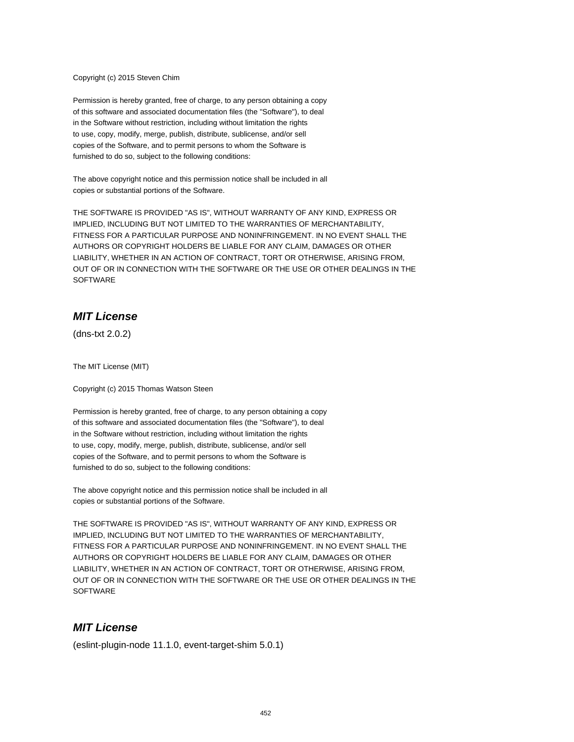Copyright (c) 2015 Steven Chim

Permission is hereby granted, free of charge, to any person obtaining a copy
of this software and associated documentation files (the "Software"), to deal
in the Software without restriction, including without limitation the rights
to use, copy, modify, merge, publish, distribute, sublicense, and/or sell
copies of the Software, and to permit persons to whom the Software is
furnished to do so, subject to the following conditions:

The above copyright notice and this permission notice shall be included in all
copies or substantial portions of the Software.

THE SOFTWARE IS PROVIDED "AS IS", WITHOUT WARRANTY OF ANY KIND, EXPRESS OR
IMPLIED, INCLUDING BUT NOT LIMITED TO THE WARRANTIES OF MERCHANTABILITY,
FITNESS FOR A PARTICULAR PURPOSE AND NONINFRINGEMENT. IN NO EVENT SHALL THE
AUTHORS OR COPYRIGHT HOLDERS BE LIABLE FOR ANY CLAIM, DAMAGES OR OTHER
LIABILITY, WHETHER IN AN ACTION OF CONTRACT, TORT OR OTHERWISE, ARISING FROM,
OUT OF OR IN CONNECTION WITH THE SOFTWARE OR THE USE OR OTHER DEALINGS IN THE
SOFTWARE

## *MIT License*

(dns-txt 2.0.2)

The MIT License (MIT)

Copyright (c) 2015 Thomas Watson Steen

Permission is hereby granted, free of charge, to any person obtaining a copy
of this software and associated documentation files (the "Software"), to deal
in the Software without restriction, including without limitation the rights
to use, copy, modify, merge, publish, distribute, sublicense, and/or sell
copies of the Software, and to permit persons to whom the Software is
furnished to do so, subject to the following conditions:

The above copyright notice and this permission notice shall be included in all
copies or substantial portions of the Software.

THE SOFTWARE IS PROVIDED "AS IS", WITHOUT WARRANTY OF ANY KIND, EXPRESS OR
IMPLIED, INCLUDING BUT NOT LIMITED TO THE WARRANTIES OF MERCHANTABILITY,
FITNESS FOR A PARTICULAR PURPOSE AND NONINFRINGEMENT. IN NO EVENT SHALL THE
AUTHORS OR COPYRIGHT HOLDERS BE LIABLE FOR ANY CLAIM, DAMAGES OR OTHER
LIABILITY, WHETHER IN AN ACTION OF CONTRACT, TORT OR OTHERWISE, ARISING FROM,
OUT OF OR IN CONNECTION WITH THE SOFTWARE OR THE USE OR OTHER DEALINGS IN THE
SOFTWARE

## *MIT License*

(eslint-plugin-node 11.1.0, event-target-shim 5.0.1)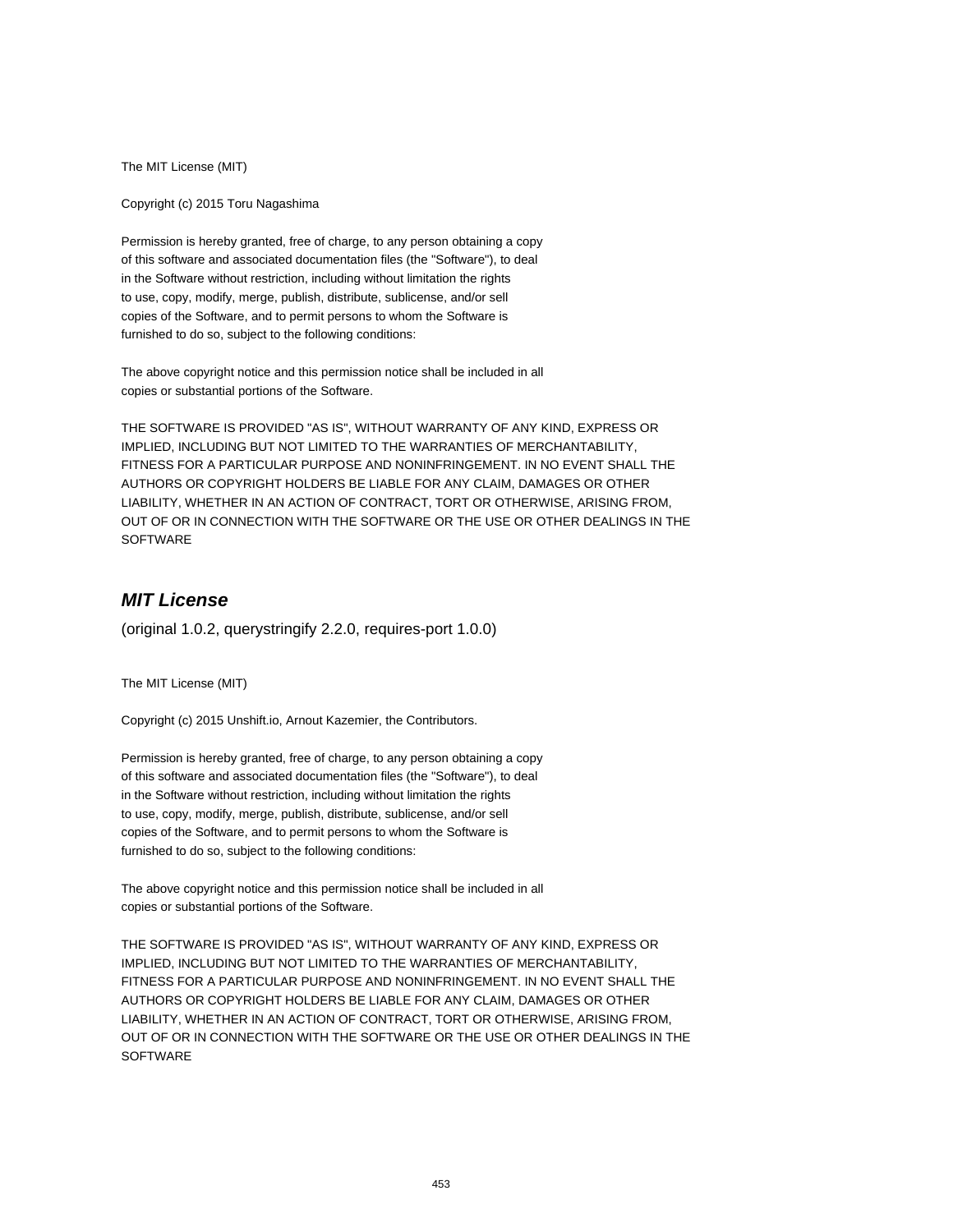The MIT License (MIT)

Copyright (c) 2015 Toru Nagashima

Permission is hereby granted, free of charge, to any person obtaining a copy
of this software and associated documentation files (the "Software"), to deal
in the Software without restriction, including without limitation the rights
to use, copy, modify, merge, publish, distribute, sublicense, and/or sell
copies of the Software, and to permit persons to whom the Software is
furnished to do so, subject to the following conditions:

The above copyright notice and this permission notice shall be included in all
copies or substantial portions of the Software.

THE SOFTWARE IS PROVIDED "AS IS", WITHOUT WARRANTY OF ANY KIND, EXPRESS OR
IMPLIED, INCLUDING BUT NOT LIMITED TO THE WARRANTIES OF MERCHANTABILITY,
FITNESS FOR A PARTICULAR PURPOSE AND NONINFRINGEMENT. IN NO EVENT SHALL THE
AUTHORS OR COPYRIGHT HOLDERS BE LIABLE FOR ANY CLAIM, DAMAGES OR OTHER
LIABILITY, WHETHER IN AN ACTION OF CONTRACT, TORT OR OTHERWISE, ARISING FROM,
OUT OF OR IN CONNECTION WITH THE SOFTWARE OR THE USE OR OTHER DEALINGS IN THE
SOFTWARE

## *MIT License*

(original 1.0.2, querystringify 2.2.0, requires-port 1.0.0)

The MIT License (MIT)

Copyright (c) 2015 Unshift.io, Arnout Kazemier, the Contributors.

Permission is hereby granted, free of charge, to any person obtaining a copy
of this software and associated documentation files (the "Software"), to deal
in the Software without restriction, including without limitation the rights
to use, copy, modify, merge, publish, distribute, sublicense, and/or sell
copies of the Software, and to permit persons to whom the Software is
furnished to do so, subject to the following conditions:

The above copyright notice and this permission notice shall be included in all
copies or substantial portions of the Software.

THE SOFTWARE IS PROVIDED "AS IS", WITHOUT WARRANTY OF ANY KIND, EXPRESS OR
IMPLIED, INCLUDING BUT NOT LIMITED TO THE WARRANTIES OF MERCHANTABILITY,
FITNESS FOR A PARTICULAR PURPOSE AND NONINFRINGEMENT. IN NO EVENT SHALL THE
AUTHORS OR COPYRIGHT HOLDERS BE LIABLE FOR ANY CLAIM, DAMAGES OR OTHER
LIABILITY, WHETHER IN AN ACTION OF CONTRACT, TORT OR OTHERWISE, ARISING FROM,
OUT OF OR IN CONNECTION WITH THE SOFTWARE OR THE USE OR OTHER DEALINGS IN THE
SOFTWARE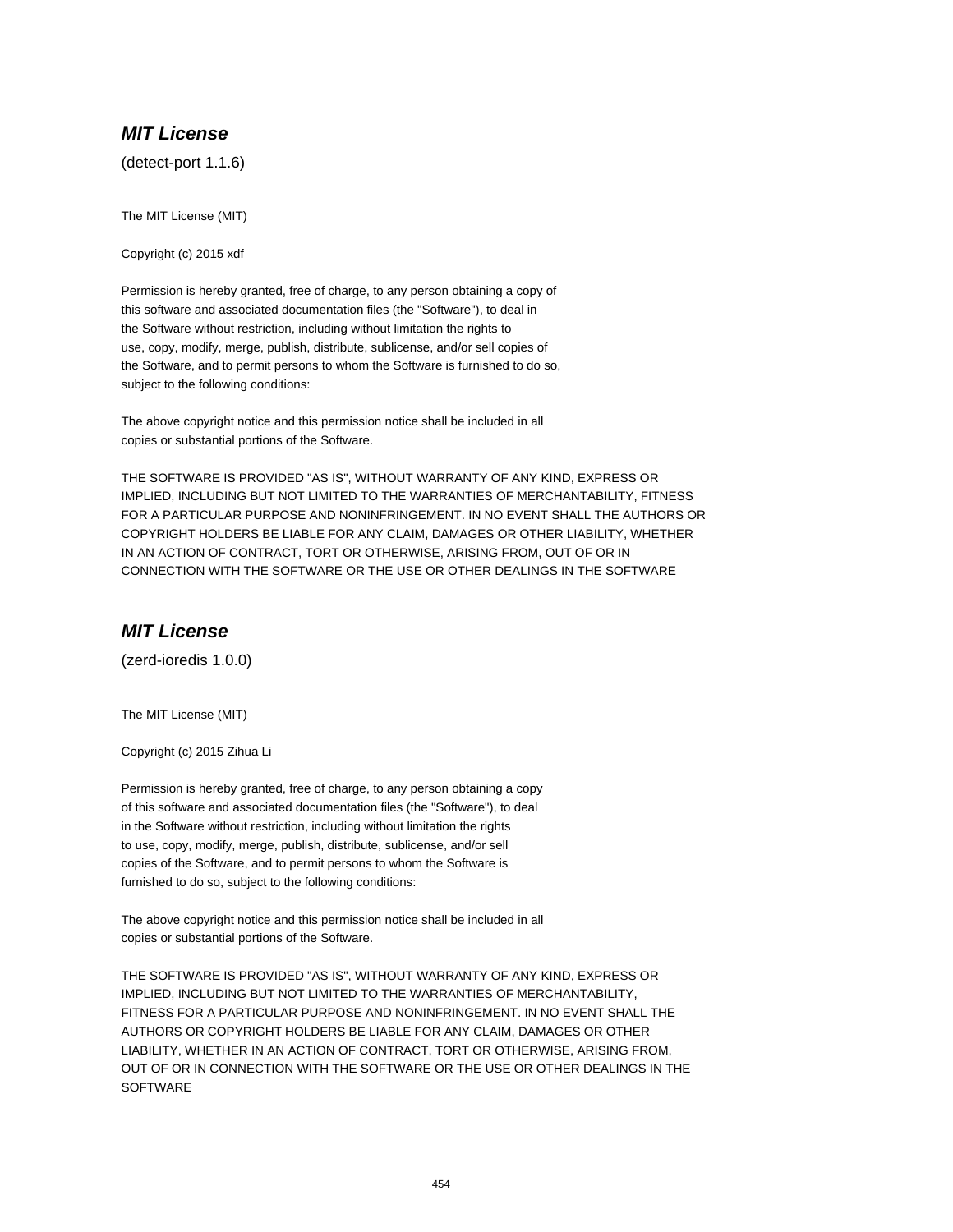## *MIT License*

(detect-port 1.1.6)

The MIT License (MIT)

Copyright (c) 2015 xdf

Permission is hereby granted, free of charge, to any person obtaining a copy of
this software and associated documentation files (the "Software"), to deal in
the Software without restriction, including without limitation the rights to
use, copy, modify, merge, publish, distribute, sublicense, and/or sell copies of
the Software, and to permit persons to whom the Software is furnished to do so,
subject to the following conditions:

The above copyright notice and this permission notice shall be included in all
copies or substantial portions of the Software.

THE SOFTWARE IS PROVIDED "AS IS", WITHOUT WARRANTY OF ANY KIND, EXPRESS OR
IMPLIED, INCLUDING BUT NOT LIMITED TO THE WARRANTIES OF MERCHANTABILITY, FITNESS
FOR A PARTICULAR PURPOSE AND NONINFRINGEMENT. IN NO EVENT SHALL THE AUTHORS OR
COPYRIGHT HOLDERS BE LIABLE FOR ANY CLAIM, DAMAGES OR OTHER LIABILITY, WHETHER
IN AN ACTION OF CONTRACT, TORT OR OTHERWISE, ARISING FROM, OUT OF OR IN
CONNECTION WITH THE SOFTWARE OR THE USE OR OTHER DEALINGS IN THE SOFTWARE

## *MIT License*

(zerd-ioredis 1.0.0)

The MIT License (MIT)

Copyright (c) 2015 Zihua Li

Permission is hereby granted, free of charge, to any person obtaining a copy
of this software and associated documentation files (the "Software"), to deal
in the Software without restriction, including without limitation the rights
to use, copy, modify, merge, publish, distribute, sublicense, and/or sell
copies of the Software, and to permit persons to whom the Software is
furnished to do so, subject to the following conditions:

The above copyright notice and this permission notice shall be included in all
copies or substantial portions of the Software.

THE SOFTWARE IS PROVIDED "AS IS", WITHOUT WARRANTY OF ANY KIND, EXPRESS OR
IMPLIED, INCLUDING BUT NOT LIMITED TO THE WARRANTIES OF MERCHANTABILITY,
FITNESS FOR A PARTICULAR PURPOSE AND NONINFRINGEMENT. IN NO EVENT SHALL THE
AUTHORS OR COPYRIGHT HOLDERS BE LIABLE FOR ANY CLAIM, DAMAGES OR OTHER
LIABILITY, WHETHER IN AN ACTION OF CONTRACT, TORT OR OTHERWISE, ARISING FROM,
OUT OF OR IN CONNECTION WITH THE SOFTWARE OR THE USE OR OTHER DEALINGS IN THE
SOFTWARE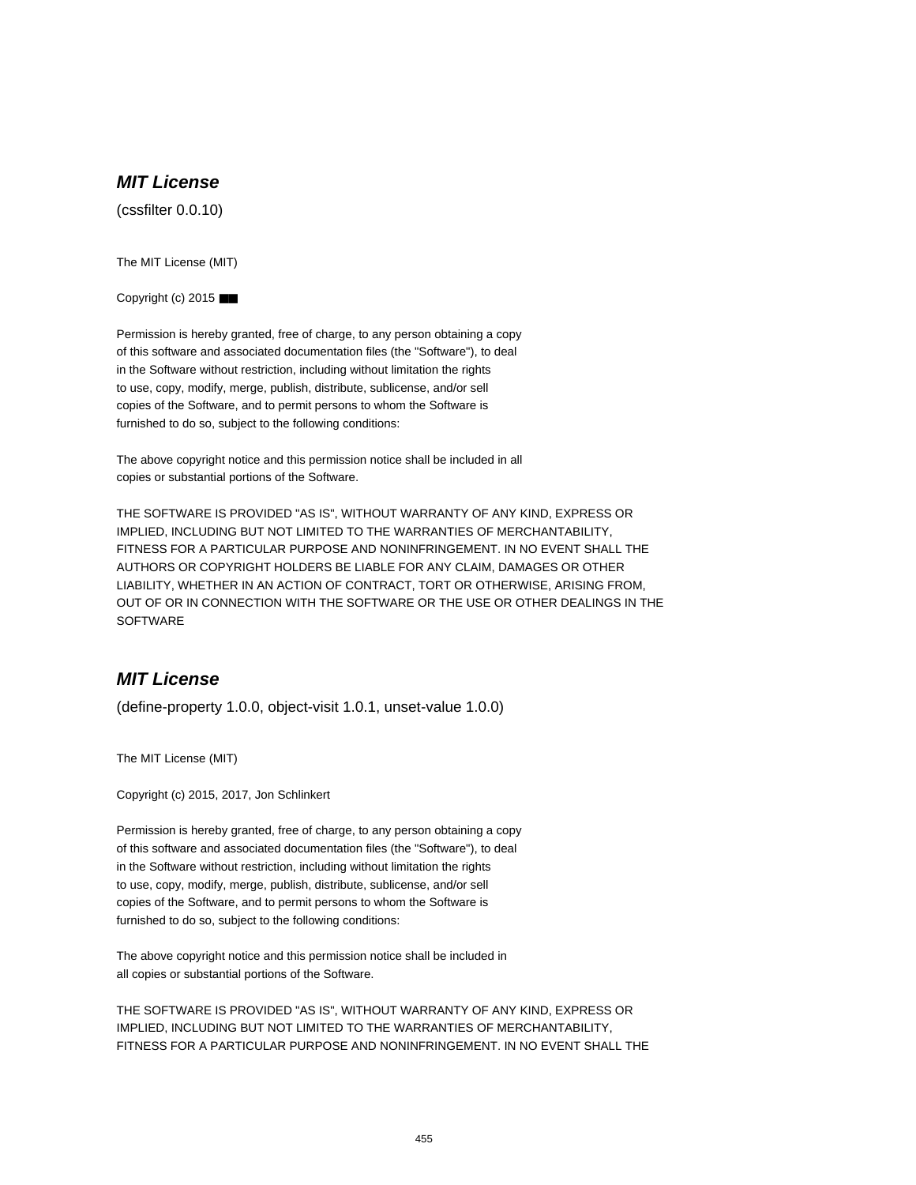## ***MIT License***

(cssfilter 0.0.10)

The MIT License (MIT)

Copyright (c) 2015 ■■

Permission is hereby granted, free of charge, to any person obtaining a copy
of this software and associated documentation files (the "Software"), to deal
in the Software without restriction, including without limitation the rights
to use, copy, modify, merge, publish, distribute, sublicense, and/or sell
copies of the Software, and to permit persons to whom the Software is
furnished to do so, subject to the following conditions:

The above copyright notice and this permission notice shall be included in all
copies or substantial portions of the Software.

THE SOFTWARE IS PROVIDED "AS IS", WITHOUT WARRANTY OF ANY KIND, EXPRESS OR
IMPLIED, INCLUDING BUT NOT LIMITED TO THE WARRANTIES OF MERCHANTABILITY,
FITNESS FOR A PARTICULAR PURPOSE AND NONINFRINGEMENT. IN NO EVENT SHALL THE
AUTHORS OR COPYRIGHT HOLDERS BE LIABLE FOR ANY CLAIM, DAMAGES OR OTHER
LIABILITY, WHETHER IN AN ACTION OF CONTRACT, TORT OR OTHERWISE, ARISING FROM,
OUT OF OR IN CONNECTION WITH THE SOFTWARE OR THE USE OR OTHER DEALINGS IN THE
SOFTWARE

## ***MIT License***

(define-property 1.0.0, object-visit 1.0.1, unset-value 1.0.0)

The MIT License (MIT)

Copyright (c) 2015, 2017, Jon Schlinkert

Permission is hereby granted, free of charge, to any person obtaining a copy
of this software and associated documentation files (the "Software"), to deal
in the Software without restriction, including without limitation the rights
to use, copy, modify, merge, publish, distribute, sublicense, and/or sell
copies of the Software, and to permit persons to whom the Software is
furnished to do so, subject to the following conditions:

The above copyright notice and this permission notice shall be included in
all copies or substantial portions of the Software.

THE SOFTWARE IS PROVIDED "AS IS", WITHOUT WARRANTY OF ANY KIND, EXPRESS OR
IMPLIED, INCLUDING BUT NOT LIMITED TO THE WARRANTIES OF MERCHANTABILITY,
FITNESS FOR A PARTICULAR PURPOSE AND NONINFRINGEMENT. IN NO EVENT SHALL THE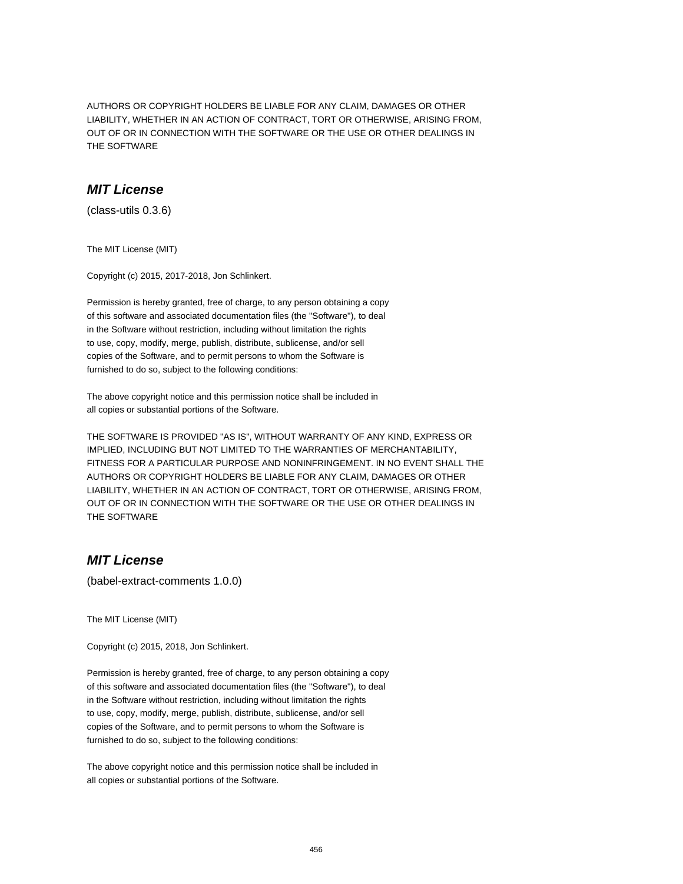AUTHORS OR COPYRIGHT HOLDERS BE LIABLE FOR ANY CLAIM, DAMAGES OR OTHER
LIABILITY, WHETHER IN AN ACTION OF CONTRACT, TORT OR OTHERWISE, ARISING FROM,
OUT OF OR IN CONNECTION WITH THE SOFTWARE OR THE USE OR OTHER DEALINGS IN
THE SOFTWARE

## ***MIT License***

(class-utils 0.3.6)

The MIT License (MIT)

Copyright (c) 2015, 2017-2018, Jon Schlinkert.

Permission is hereby granted, free of charge, to any person obtaining a copy
of this software and associated documentation files (the "Software"), to deal
in the Software without restriction, including without limitation the rights
to use, copy, modify, merge, publish, distribute, sublicense, and/or sell
copies of the Software, and to permit persons to whom the Software is
furnished to do so, subject to the following conditions:

The above copyright notice and this permission notice shall be included in
all copies or substantial portions of the Software.

THE SOFTWARE IS PROVIDED "AS IS", WITHOUT WARRANTY OF ANY KIND, EXPRESS OR
IMPLIED, INCLUDING BUT NOT LIMITED TO THE WARRANTIES OF MERCHANTABILITY,
FITNESS FOR A PARTICULAR PURPOSE AND NONINFRINGEMENT. IN NO EVENT SHALL THE
AUTHORS OR COPYRIGHT HOLDERS BE LIABLE FOR ANY CLAIM, DAMAGES OR OTHER
LIABILITY, WHETHER IN AN ACTION OF CONTRACT, TORT OR OTHERWISE, ARISING FROM,
OUT OF OR IN CONNECTION WITH THE SOFTWARE OR THE USE OR OTHER DEALINGS IN
THE SOFTWARE

## ***MIT License***

(babel-extract-comments 1.0.0)

The MIT License (MIT)

Copyright (c) 2015, 2018, Jon Schlinkert.

Permission is hereby granted, free of charge, to any person obtaining a copy
of this software and associated documentation files (the "Software"), to deal
in the Software without restriction, including without limitation the rights
to use, copy, modify, merge, publish, distribute, sublicense, and/or sell
copies of the Software, and to permit persons to whom the Software is
furnished to do so, subject to the following conditions:

The above copyright notice and this permission notice shall be included in
all copies or substantial portions of the Software.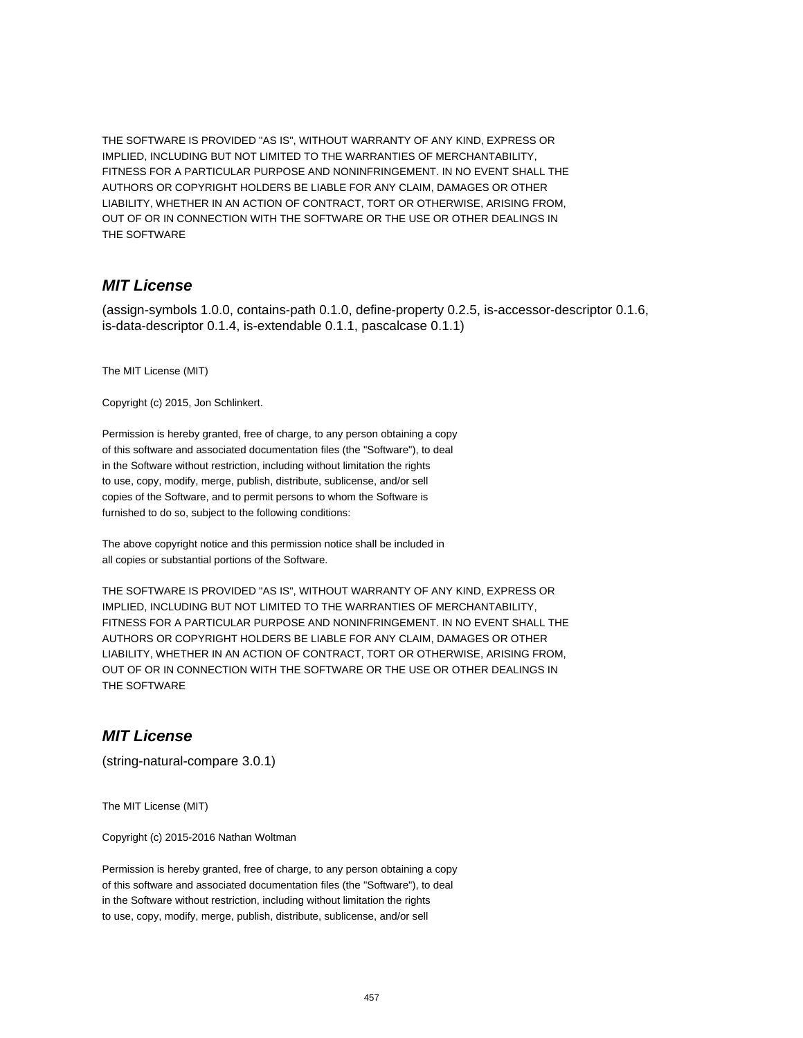THE SOFTWARE IS PROVIDED "AS IS", WITHOUT WARRANTY OF ANY KIND, EXPRESS OR
IMPLIED, INCLUDING BUT NOT LIMITED TO THE WARRANTIES OF MERCHANTABILITY,
FITNESS FOR A PARTICULAR PURPOSE AND NONINFRINGEMENT. IN NO EVENT SHALL THE
AUTHORS OR COPYRIGHT HOLDERS BE LIABLE FOR ANY CLAIM, DAMAGES OR OTHER
LIABILITY, WHETHER IN AN ACTION OF CONTRACT, TORT OR OTHERWISE, ARISING FROM,
OUT OF OR IN CONNECTION WITH THE SOFTWARE OR THE USE OR OTHER DEALINGS IN
THE SOFTWARE

## *MIT License*

(assign-symbols 1.0.0, contains-path 0.1.0, define-property 0.2.5, is-accessor-descriptor 0.1.6, is-data-descriptor 0.1.4, is-extendable 0.1.1, pascalcase 0.1.1)

The MIT License (MIT)

Copyright (c) 2015, Jon Schlinkert.

Permission is hereby granted, free of charge, to any person obtaining a copy
of this software and associated documentation files (the "Software"), to deal
in the Software without restriction, including without limitation the rights
to use, copy, modify, merge, publish, distribute, sublicense, and/or sell
copies of the Software, and to permit persons to whom the Software is
furnished to do so, subject to the following conditions:

The above copyright notice and this permission notice shall be included in
all copies or substantial portions of the Software.

THE SOFTWARE IS PROVIDED "AS IS", WITHOUT WARRANTY OF ANY KIND, EXPRESS OR
IMPLIED, INCLUDING BUT NOT LIMITED TO THE WARRANTIES OF MERCHANTABILITY,
FITNESS FOR A PARTICULAR PURPOSE AND NONINFRINGEMENT. IN NO EVENT SHALL THE
AUTHORS OR COPYRIGHT HOLDERS BE LIABLE FOR ANY CLAIM, DAMAGES OR OTHER
LIABILITY, WHETHER IN AN ACTION OF CONTRACT, TORT OR OTHERWISE, ARISING FROM,
OUT OF OR IN CONNECTION WITH THE SOFTWARE OR THE USE OR OTHER DEALINGS IN
THE SOFTWARE

## *MIT License*

(string-natural-compare 3.0.1)

The MIT License (MIT)

Copyright (c) 2015-2016 Nathan Woltman

Permission is hereby granted, free of charge, to any person obtaining a copy
of this software and associated documentation files (the "Software"), to deal
in the Software without restriction, including without limitation the rights
to use, copy, modify, merge, publish, distribute, sublicense, and/or sell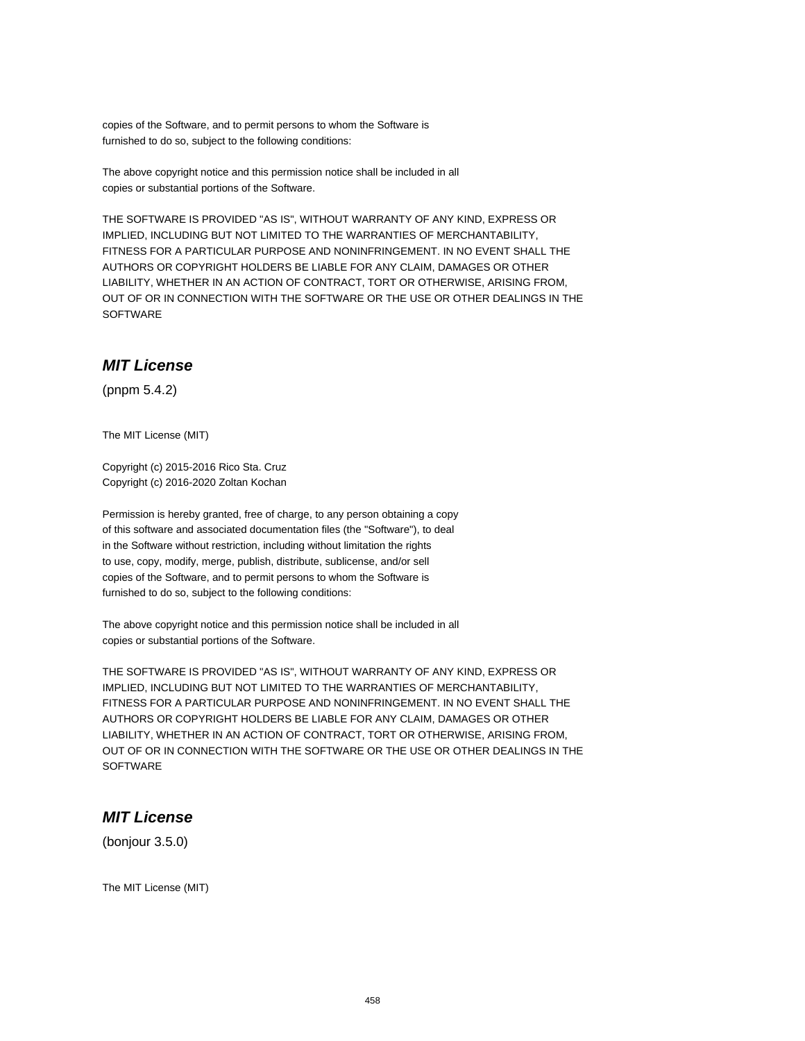copies of the Software, and to permit persons to whom the Software is
furnished to do so, subject to the following conditions:

The above copyright notice and this permission notice shall be included in all
copies or substantial portions of the Software.

THE SOFTWARE IS PROVIDED "AS IS", WITHOUT WARRANTY OF ANY KIND, EXPRESS OR
IMPLIED, INCLUDING BUT NOT LIMITED TO THE WARRANTIES OF MERCHANTABILITY,
FITNESS FOR A PARTICULAR PURPOSE AND NONINFRINGEMENT. IN NO EVENT SHALL THE
AUTHORS OR COPYRIGHT HOLDERS BE LIABLE FOR ANY CLAIM, DAMAGES OR OTHER
LIABILITY, WHETHER IN AN ACTION OF CONTRACT, TORT OR OTHERWISE, ARISING FROM,
OUT OF OR IN CONNECTION WITH THE SOFTWARE OR THE USE OR OTHER DEALINGS IN THE
SOFTWARE

## *MIT License*

(pnpm 5.4.2)

The MIT License (MIT)

Copyright (c) 2015-2016 Rico Sta. Cruz
Copyright (c) 2016-2020 Zoltan Kochan

Permission is hereby granted, free of charge, to any person obtaining a copy
of this software and associated documentation files (the "Software"), to deal
in the Software without restriction, including without limitation the rights
to use, copy, modify, merge, publish, distribute, sublicense, and/or sell
copies of the Software, and to permit persons to whom the Software is
furnished to do so, subject to the following conditions:

The above copyright notice and this permission notice shall be included in all
copies or substantial portions of the Software.

THE SOFTWARE IS PROVIDED "AS IS", WITHOUT WARRANTY OF ANY KIND, EXPRESS OR
IMPLIED, INCLUDING BUT NOT LIMITED TO THE WARRANTIES OF MERCHANTABILITY,
FITNESS FOR A PARTICULAR PURPOSE AND NONINFRINGEMENT. IN NO EVENT SHALL THE
AUTHORS OR COPYRIGHT HOLDERS BE LIABLE FOR ANY CLAIM, DAMAGES OR OTHER
LIABILITY, WHETHER IN AN ACTION OF CONTRACT, TORT OR OTHERWISE, ARISING FROM,
OUT OF OR IN CONNECTION WITH THE SOFTWARE OR THE USE OR OTHER DEALINGS IN THE
SOFTWARE

## *MIT License*

(bonjour 3.5.0)

The MIT License (MIT)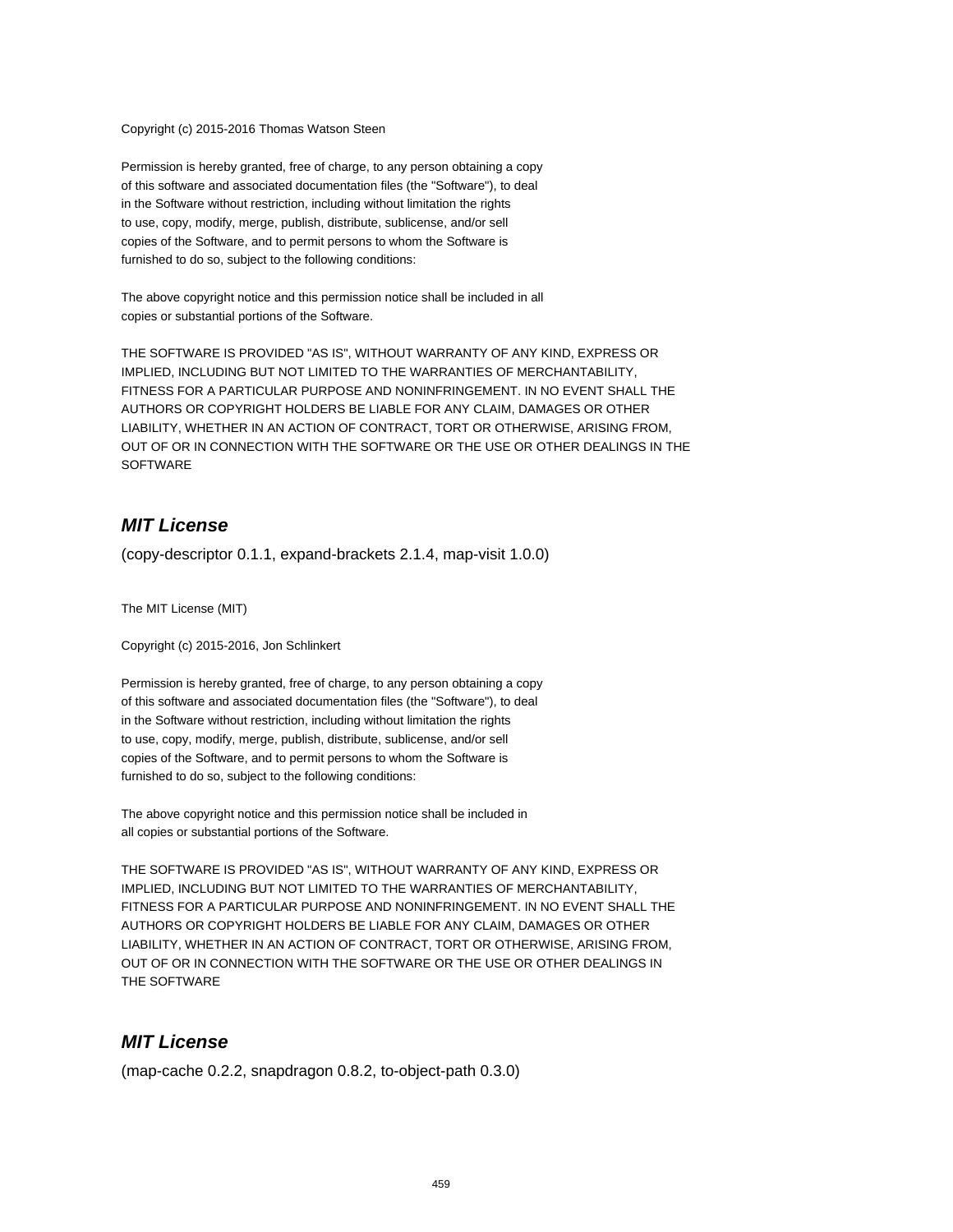Copyright (c) 2015-2016 Thomas Watson Steen

Permission is hereby granted, free of charge, to any person obtaining a copy
of this software and associated documentation files (the "Software"), to deal
in the Software without restriction, including without limitation the rights
to use, copy, modify, merge, publish, distribute, sublicense, and/or sell
copies of the Software, and to permit persons to whom the Software is
furnished to do so, subject to the following conditions:

The above copyright notice and this permission notice shall be included in all
copies or substantial portions of the Software.

THE SOFTWARE IS PROVIDED "AS IS", WITHOUT WARRANTY OF ANY KIND, EXPRESS OR
IMPLIED, INCLUDING BUT NOT LIMITED TO THE WARRANTIES OF MERCHANTABILITY,
FITNESS FOR A PARTICULAR PURPOSE AND NONINFRINGEMENT. IN NO EVENT SHALL THE
AUTHORS OR COPYRIGHT HOLDERS BE LIABLE FOR ANY CLAIM, DAMAGES OR OTHER
LIABILITY, WHETHER IN AN ACTION OF CONTRACT, TORT OR OTHERWISE, ARISING FROM,
OUT OF OR IN CONNECTION WITH THE SOFTWARE OR THE USE OR OTHER DEALINGS IN THE
SOFTWARE

## *MIT License*

(copy-descriptor 0.1.1, expand-brackets 2.1.4, map-visit 1.0.0)

The MIT License (MIT)

Copyright (c) 2015-2016, Jon Schlinkert

Permission is hereby granted, free of charge, to any person obtaining a copy
of this software and associated documentation files (the "Software"), to deal
in the Software without restriction, including without limitation the rights
to use, copy, modify, merge, publish, distribute, sublicense, and/or sell
copies of the Software, and to permit persons to whom the Software is
furnished to do so, subject to the following conditions:

The above copyright notice and this permission notice shall be included in
all copies or substantial portions of the Software.

THE SOFTWARE IS PROVIDED "AS IS", WITHOUT WARRANTY OF ANY KIND, EXPRESS OR
IMPLIED, INCLUDING BUT NOT LIMITED TO THE WARRANTIES OF MERCHANTABILITY,
FITNESS FOR A PARTICULAR PURPOSE AND NONINFRINGEMENT. IN NO EVENT SHALL THE
AUTHORS OR COPYRIGHT HOLDERS BE LIABLE FOR ANY CLAIM, DAMAGES OR OTHER
LIABILITY, WHETHER IN AN ACTION OF CONTRACT, TORT OR OTHERWISE, ARISING FROM,
OUT OF OR IN CONNECTION WITH THE SOFTWARE OR THE USE OR OTHER DEALINGS IN
THE SOFTWARE

## *MIT License*

(map-cache 0.2.2, snapdragon 0.8.2, to-object-path 0.3.0)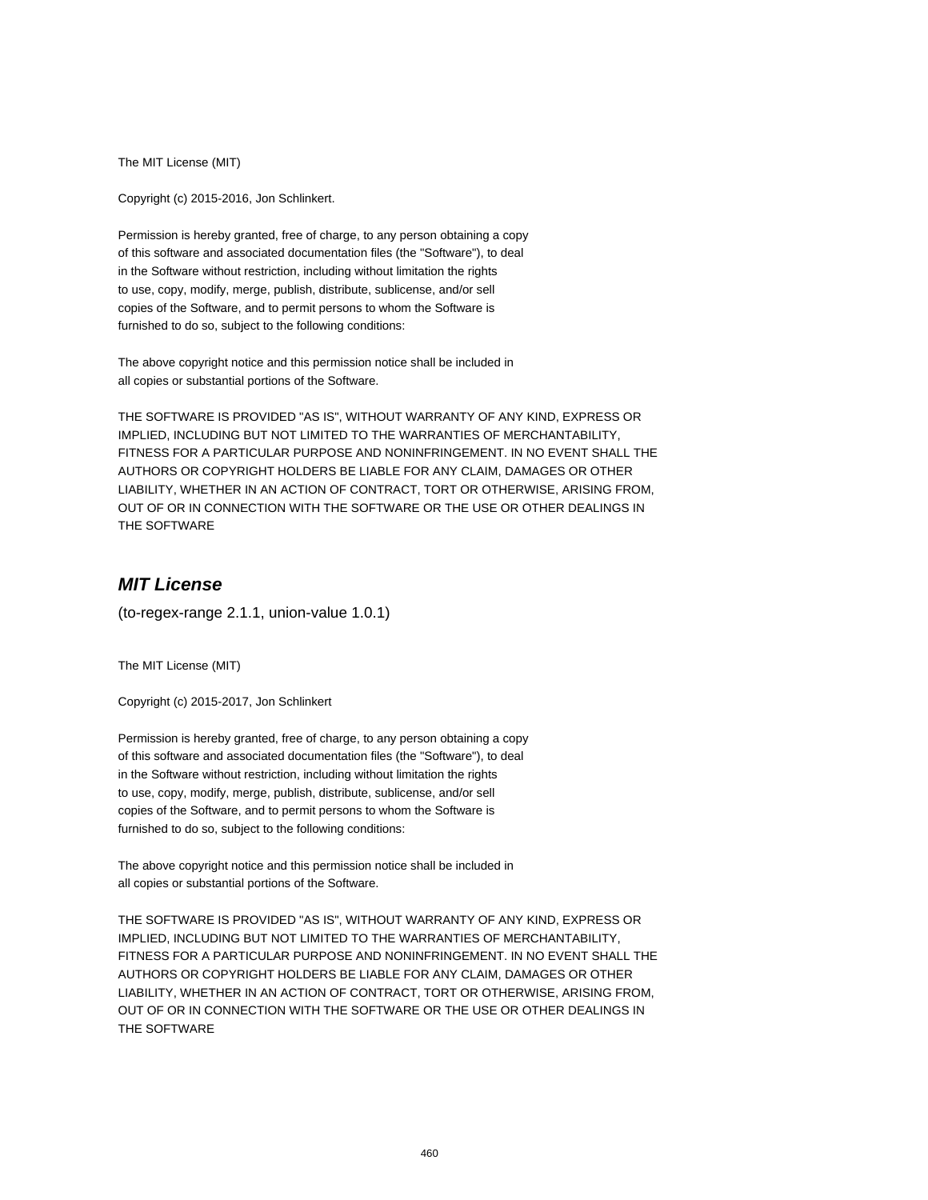The MIT License (MIT)

Copyright (c) 2015-2016, Jon Schlinkert.

Permission is hereby granted, free of charge, to any person obtaining a copy
of this software and associated documentation files (the "Software"), to deal
in the Software without restriction, including without limitation the rights
to use, copy, modify, merge, publish, distribute, sublicense, and/or sell
copies of the Software, and to permit persons to whom the Software is
furnished to do so, subject to the following conditions:

The above copyright notice and this permission notice shall be included in
all copies or substantial portions of the Software.

THE SOFTWARE IS PROVIDED "AS IS", WITHOUT WARRANTY OF ANY KIND, EXPRESS OR
IMPLIED, INCLUDING BUT NOT LIMITED TO THE WARRANTIES OF MERCHANTABILITY,
FITNESS FOR A PARTICULAR PURPOSE AND NONINFRINGEMENT. IN NO EVENT SHALL THE
AUTHORS OR COPYRIGHT HOLDERS BE LIABLE FOR ANY CLAIM, DAMAGES OR OTHER
LIABILITY, WHETHER IN AN ACTION OF CONTRACT, TORT OR OTHERWISE, ARISING FROM,
OUT OF OR IN CONNECTION WITH THE SOFTWARE OR THE USE OR OTHER DEALINGS IN
THE SOFTWARE

## *MIT License*

(to-regex-range 2.1.1, union-value 1.0.1)

The MIT License (MIT)

Copyright (c) 2015-2017, Jon Schlinkert

Permission is hereby granted, free of charge, to any person obtaining a copy
of this software and associated documentation files (the "Software"), to deal
in the Software without restriction, including without limitation the rights
to use, copy, modify, merge, publish, distribute, sublicense, and/or sell
copies of the Software, and to permit persons to whom the Software is
furnished to do so, subject to the following conditions:

The above copyright notice and this permission notice shall be included in
all copies or substantial portions of the Software.

THE SOFTWARE IS PROVIDED "AS IS", WITHOUT WARRANTY OF ANY KIND, EXPRESS OR
IMPLIED, INCLUDING BUT NOT LIMITED TO THE WARRANTIES OF MERCHANTABILITY,
FITNESS FOR A PARTICULAR PURPOSE AND NONINFRINGEMENT. IN NO EVENT SHALL THE
AUTHORS OR COPYRIGHT HOLDERS BE LIABLE FOR ANY CLAIM, DAMAGES OR OTHER
LIABILITY, WHETHER IN AN ACTION OF CONTRACT, TORT OR OTHERWISE, ARISING FROM,
OUT OF OR IN CONNECTION WITH THE SOFTWARE OR THE USE OR OTHER DEALINGS IN
THE SOFTWARE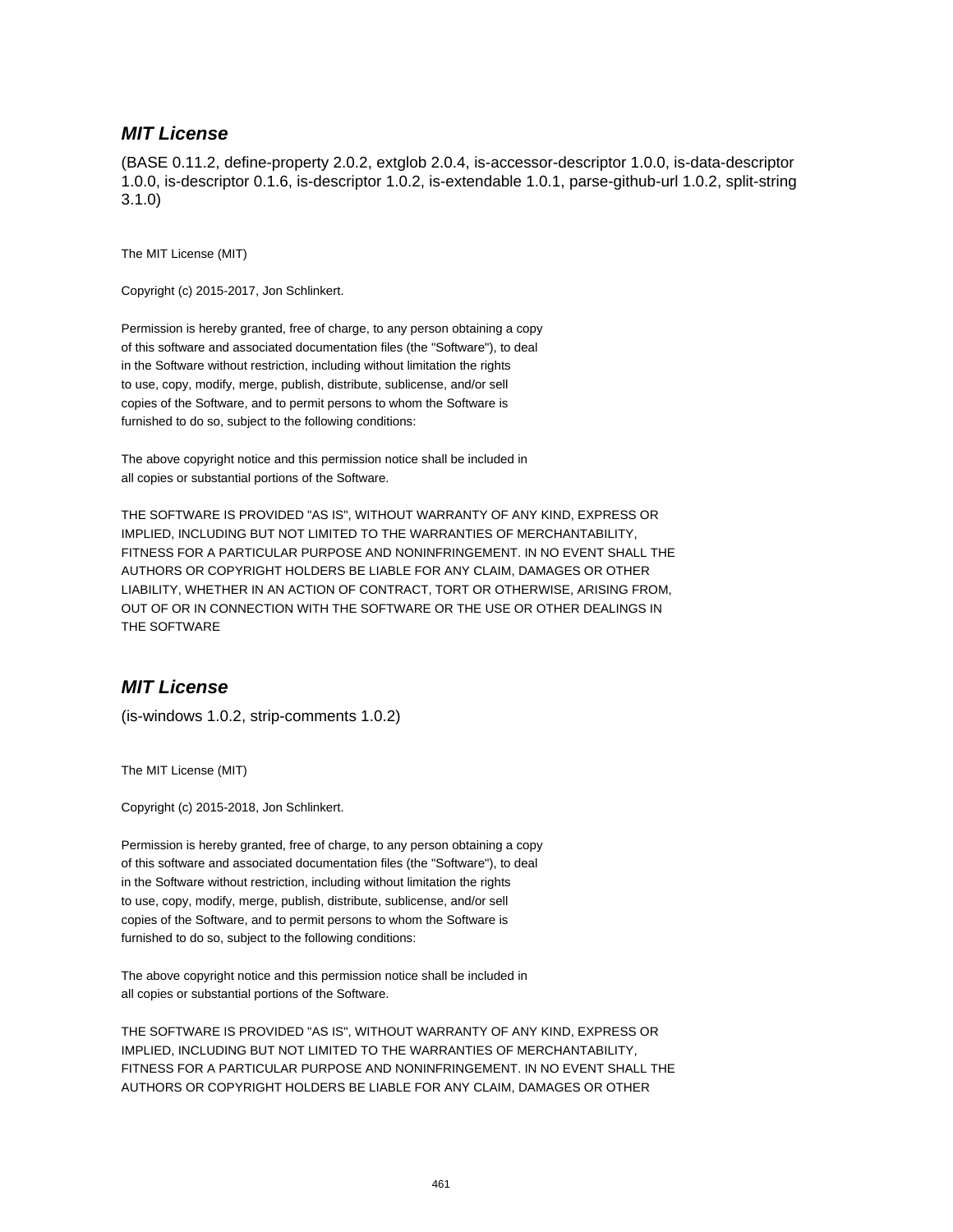## ***MIT License***

(BASE 0.11.2, define-property 2.0.2, extglob 2.0.4, is-accessor-descriptor 1.0.0, is-data-descriptor 1.0.0, is-descriptor 0.1.6, is-descriptor 1.0.2, is-extendable 1.0.1, parse-github-url 1.0.2, split-string 3.1.0)

The MIT License (MIT)

Copyright (c) 2015-2017, Jon Schlinkert.

Permission is hereby granted, free of charge, to any person obtaining a copy
of this software and associated documentation files (the "Software"), to deal
in the Software without restriction, including without limitation the rights
to use, copy, modify, merge, publish, distribute, sublicense, and/or sell
copies of the Software, and to permit persons to whom the Software is
furnished to do so, subject to the following conditions:

The above copyright notice and this permission notice shall be included in
all copies or substantial portions of the Software.

THE SOFTWARE IS PROVIDED "AS IS", WITHOUT WARRANTY OF ANY KIND, EXPRESS OR
IMPLIED, INCLUDING BUT NOT LIMITED TO THE WARRANTIES OF MERCHANTABILITY,
FITNESS FOR A PARTICULAR PURPOSE AND NONINFRINGEMENT. IN NO EVENT SHALL THE
AUTHORS OR COPYRIGHT HOLDERS BE LIABLE FOR ANY CLAIM, DAMAGES OR OTHER
LIABILITY, WHETHER IN AN ACTION OF CONTRACT, TORT OR OTHERWISE, ARISING FROM,
OUT OF OR IN CONNECTION WITH THE SOFTWARE OR THE USE OR OTHER DEALINGS IN
THE SOFTWARE

## ***MIT License***

(is-windows 1.0.2, strip-comments 1.0.2)

The MIT License (MIT)

Copyright (c) 2015-2018, Jon Schlinkert.

Permission is hereby granted, free of charge, to any person obtaining a copy
of this software and associated documentation files (the "Software"), to deal
in the Software without restriction, including without limitation the rights
to use, copy, modify, merge, publish, distribute, sublicense, and/or sell
copies of the Software, and to permit persons to whom the Software is
furnished to do so, subject to the following conditions:

The above copyright notice and this permission notice shall be included in
all copies or substantial portions of the Software.

THE SOFTWARE IS PROVIDED "AS IS", WITHOUT WARRANTY OF ANY KIND, EXPRESS OR
IMPLIED, INCLUDING BUT NOT LIMITED TO THE WARRANTIES OF MERCHANTABILITY,
FITNESS FOR A PARTICULAR PURPOSE AND NONINFRINGEMENT. IN NO EVENT SHALL THE
AUTHORS OR COPYRIGHT HOLDERS BE LIABLE FOR ANY CLAIM, DAMAGES OR OTHER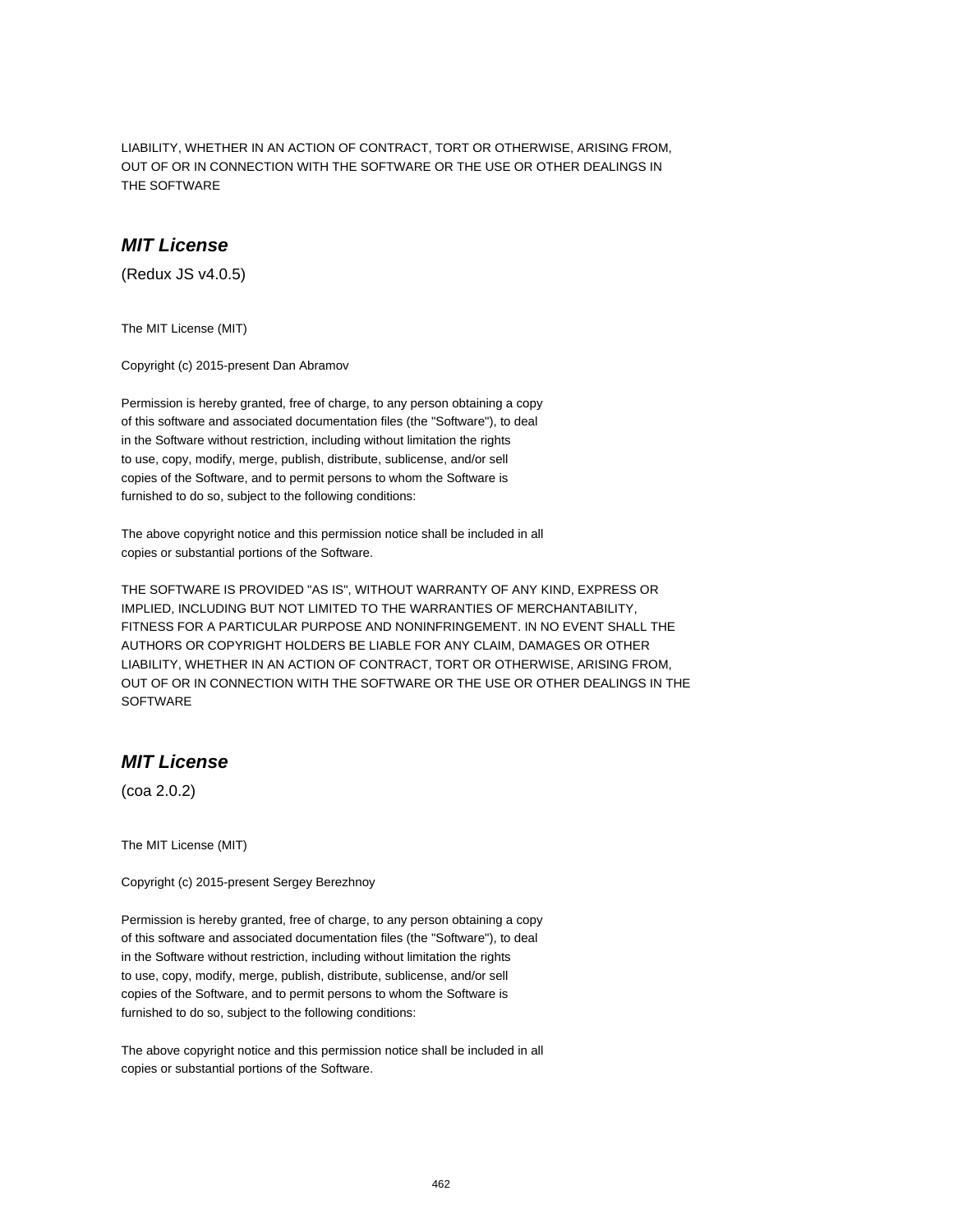LIABILITY, WHETHER IN AN ACTION OF CONTRACT, TORT OR OTHERWISE, ARISING FROM, OUT OF OR IN CONNECTION WITH THE SOFTWARE OR THE USE OR OTHER DEALINGS IN THE SOFTWARE

## *MIT License*

(Redux JS v4.0.5)

The MIT License (MIT)

Copyright (c) 2015-present Dan Abramov

Permission is hereby granted, free of charge, to any person obtaining a copy of this software and associated documentation files (the "Software"), to deal in the Software without restriction, including without limitation the rights to use, copy, modify, merge, publish, distribute, sublicense, and/or sell copies of the Software, and to permit persons to whom the Software is furnished to do so, subject to the following conditions:

The above copyright notice and this permission notice shall be included in all copies or substantial portions of the Software.

THE SOFTWARE IS PROVIDED "AS IS", WITHOUT WARRANTY OF ANY KIND, EXPRESS OR IMPLIED, INCLUDING BUT NOT LIMITED TO THE WARRANTIES OF MERCHANTABILITY, FITNESS FOR A PARTICULAR PURPOSE AND NONINFRINGEMENT. IN NO EVENT SHALL THE AUTHORS OR COPYRIGHT HOLDERS BE LIABLE FOR ANY CLAIM, DAMAGES OR OTHER LIABILITY, WHETHER IN AN ACTION OF CONTRACT, TORT OR OTHERWISE, ARISING FROM, OUT OF OR IN CONNECTION WITH THE SOFTWARE OR THE USE OR OTHER DEALINGS IN THE SOFTWARE

## *MIT License*

(coa 2.0.2)

The MIT License (MIT)

Copyright (c) 2015-present Sergey Berezhnoy

Permission is hereby granted, free of charge, to any person obtaining a copy of this software and associated documentation files (the "Software"), to deal in the Software without restriction, including without limitation the rights to use, copy, modify, merge, publish, distribute, sublicense, and/or sell copies of the Software, and to permit persons to whom the Software is furnished to do so, subject to the following conditions:

The above copyright notice and this permission notice shall be included in all copies or substantial portions of the Software.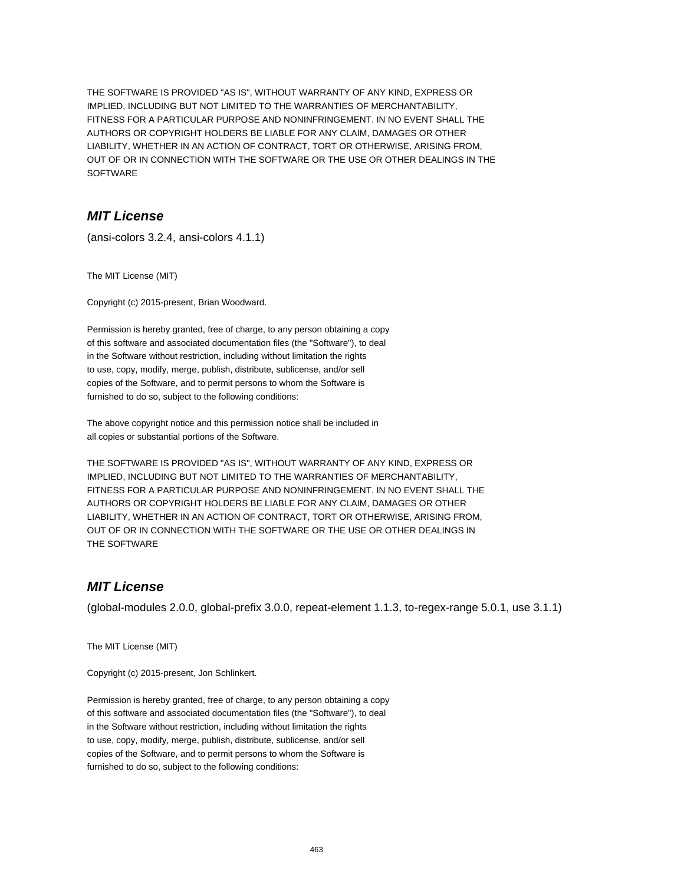THE SOFTWARE IS PROVIDED "AS IS", WITHOUT WARRANTY OF ANY KIND, EXPRESS OR IMPLIED, INCLUDING BUT NOT LIMITED TO THE WARRANTIES OF MERCHANTABILITY, FITNESS FOR A PARTICULAR PURPOSE AND NONINFRINGEMENT. IN NO EVENT SHALL THE AUTHORS OR COPYRIGHT HOLDERS BE LIABLE FOR ANY CLAIM, DAMAGES OR OTHER LIABILITY, WHETHER IN AN ACTION OF CONTRACT, TORT OR OTHERWISE, ARISING FROM, OUT OF OR IN CONNECTION WITH THE SOFTWARE OR THE USE OR OTHER DEALINGS IN THE SOFTWARE

## *MIT License*

(ansi-colors 3.2.4, ansi-colors 4.1.1)

The MIT License (MIT)

Copyright (c) 2015-present, Brian Woodward.

Permission is hereby granted, free of charge, to any person obtaining a copy of this software and associated documentation files (the "Software"), to deal in the Software without restriction, including without limitation the rights to use, copy, modify, merge, publish, distribute, sublicense, and/or sell copies of the Software, and to permit persons to whom the Software is furnished to do so, subject to the following conditions:

The above copyright notice and this permission notice shall be included in all copies or substantial portions of the Software.

THE SOFTWARE IS PROVIDED "AS IS", WITHOUT WARRANTY OF ANY KIND, EXPRESS OR IMPLIED, INCLUDING BUT NOT LIMITED TO THE WARRANTIES OF MERCHANTABILITY, FITNESS FOR A PARTICULAR PURPOSE AND NONINFRINGEMENT. IN NO EVENT SHALL THE AUTHORS OR COPYRIGHT HOLDERS BE LIABLE FOR ANY CLAIM, DAMAGES OR OTHER LIABILITY, WHETHER IN AN ACTION OF CONTRACT, TORT OR OTHERWISE, ARISING FROM, OUT OF OR IN CONNECTION WITH THE SOFTWARE OR THE USE OR OTHER DEALINGS IN THE SOFTWARE

## *MIT License*

(global-modules 2.0.0, global-prefix 3.0.0, repeat-element 1.1.3, to-regex-range 5.0.1, use 3.1.1)

The MIT License (MIT)

Copyright (c) 2015-present, Jon Schlinkert.

Permission is hereby granted, free of charge, to any person obtaining a copy of this software and associated documentation files (the "Software"), to deal in the Software without restriction, including without limitation the rights to use, copy, modify, merge, publish, distribute, sublicense, and/or sell copies of the Software, and to permit persons to whom the Software is furnished to do so, subject to the following conditions: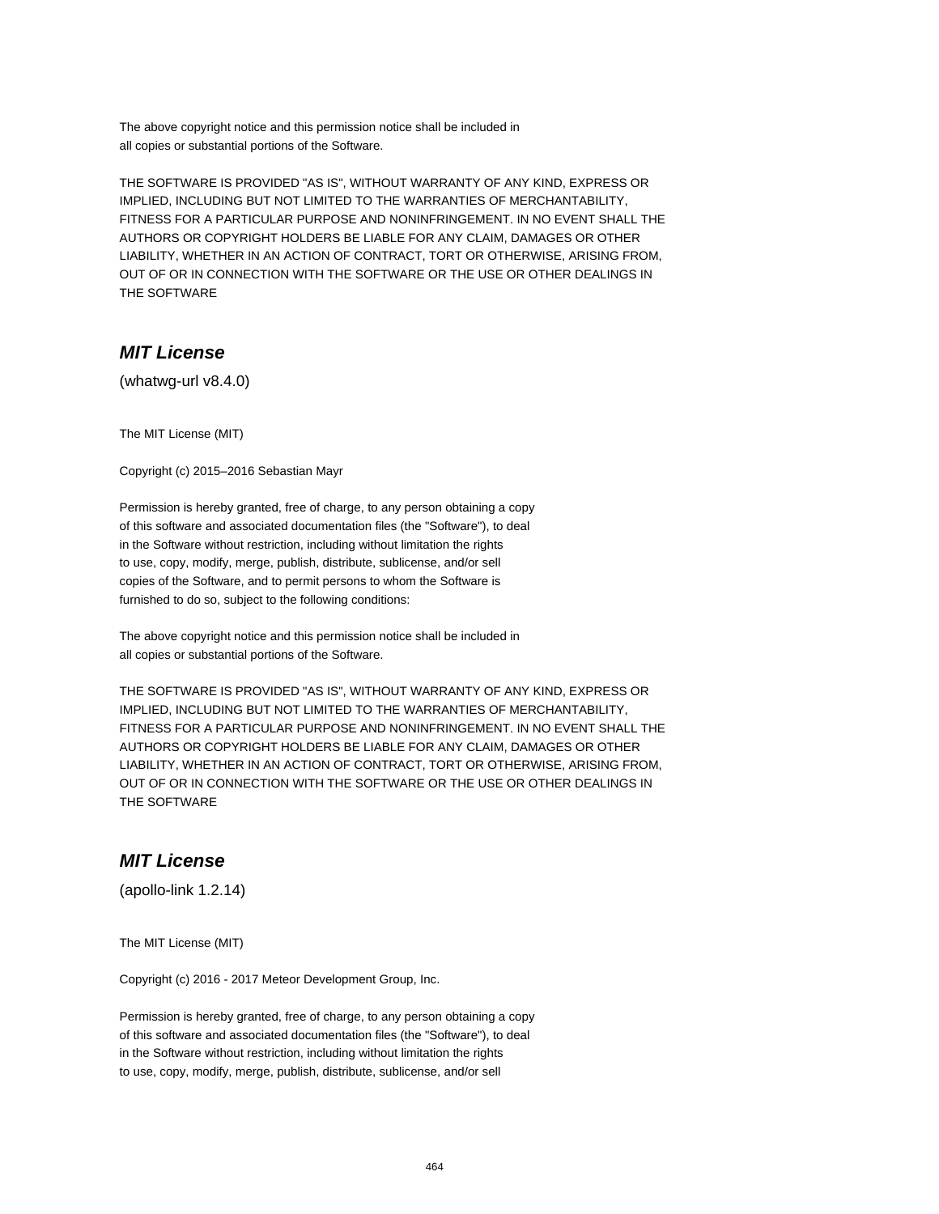The above copyright notice and this permission notice shall be included in
all copies or substantial portions of the Software.

THE SOFTWARE IS PROVIDED "AS IS", WITHOUT WARRANTY OF ANY KIND, EXPRESS OR
IMPLIED, INCLUDING BUT NOT LIMITED TO THE WARRANTIES OF MERCHANTABILITY,
FITNESS FOR A PARTICULAR PURPOSE AND NONINFRINGEMENT. IN NO EVENT SHALL THE
AUTHORS OR COPYRIGHT HOLDERS BE LIABLE FOR ANY CLAIM, DAMAGES OR OTHER
LIABILITY, WHETHER IN AN ACTION OF CONTRACT, TORT OR OTHERWISE, ARISING FROM,
OUT OF OR IN CONNECTION WITH THE SOFTWARE OR THE USE OR OTHER DEALINGS IN
THE SOFTWARE

## *MIT License*

(whatwg-url v8.4.0)

The MIT License (MIT)

Copyright (c) 2015–2016 Sebastian Mayr

Permission is hereby granted, free of charge, to any person obtaining a copy
of this software and associated documentation files (the "Software"), to deal
in the Software without restriction, including without limitation the rights
to use, copy, modify, merge, publish, distribute, sublicense, and/or sell
copies of the Software, and to permit persons to whom the Software is
furnished to do so, subject to the following conditions:

The above copyright notice and this permission notice shall be included in
all copies or substantial portions of the Software.

THE SOFTWARE IS PROVIDED "AS IS", WITHOUT WARRANTY OF ANY KIND, EXPRESS OR
IMPLIED, INCLUDING BUT NOT LIMITED TO THE WARRANTIES OF MERCHANTABILITY,
FITNESS FOR A PARTICULAR PURPOSE AND NONINFRINGEMENT. IN NO EVENT SHALL THE
AUTHORS OR COPYRIGHT HOLDERS BE LIABLE FOR ANY CLAIM, DAMAGES OR OTHER
LIABILITY, WHETHER IN AN ACTION OF CONTRACT, TORT OR OTHERWISE, ARISING FROM,
OUT OF OR IN CONNECTION WITH THE SOFTWARE OR THE USE OR OTHER DEALINGS IN
THE SOFTWARE

## *MIT License*

(apollo-link 1.2.14)

The MIT License (MIT)

Copyright (c) 2016 - 2017 Meteor Development Group, Inc.

Permission is hereby granted, free of charge, to any person obtaining a copy
of this software and associated documentation files (the "Software"), to deal
in the Software without restriction, including without limitation the rights
to use, copy, modify, merge, publish, distribute, sublicense, and/or sell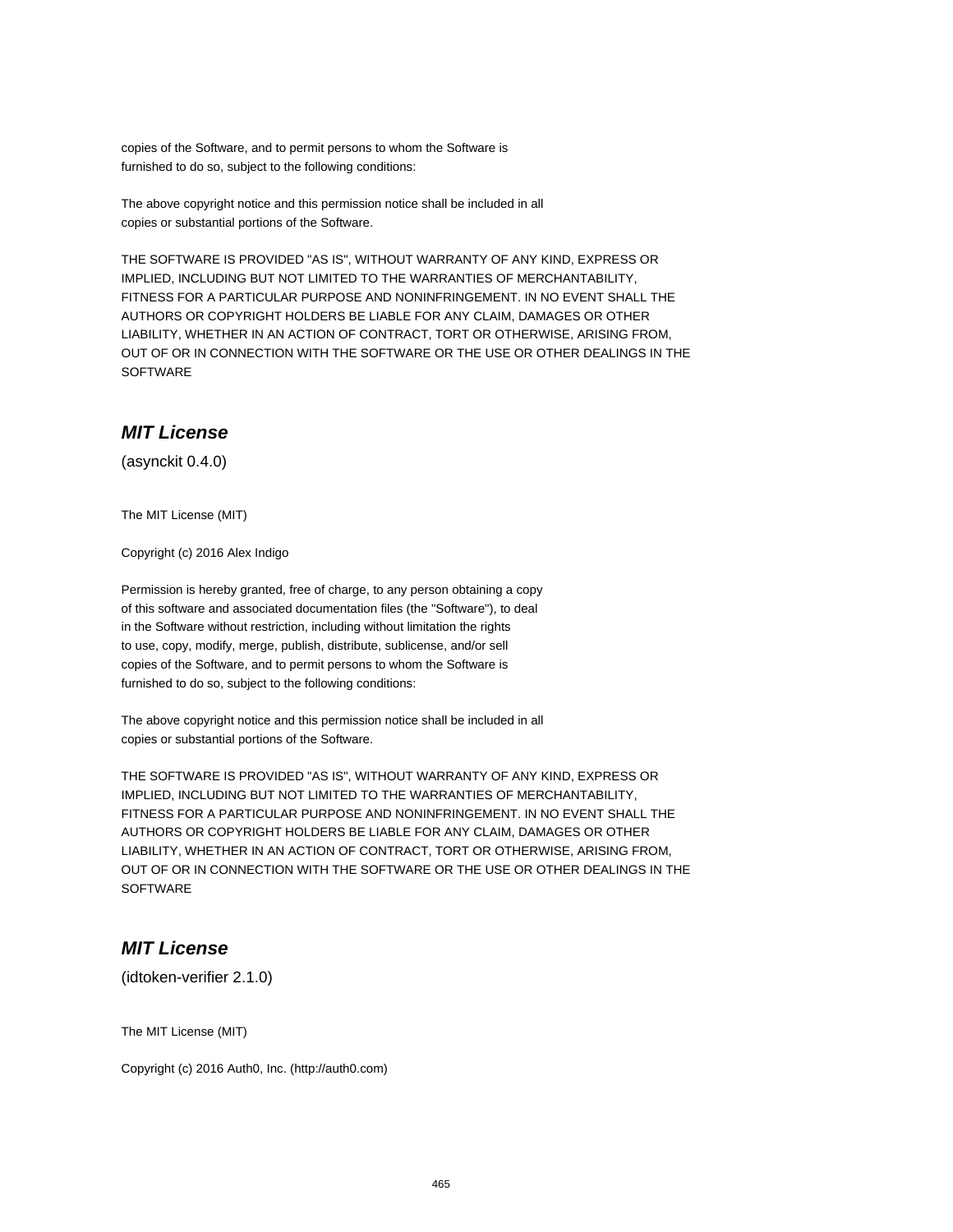copies of the Software, and to permit persons to whom the Software is
furnished to do so, subject to the following conditions:

The above copyright notice and this permission notice shall be included in all
copies or substantial portions of the Software.

THE SOFTWARE IS PROVIDED "AS IS", WITHOUT WARRANTY OF ANY KIND, EXPRESS OR
IMPLIED, INCLUDING BUT NOT LIMITED TO THE WARRANTIES OF MERCHANTABILITY,
FITNESS FOR A PARTICULAR PURPOSE AND NONINFRINGEMENT. IN NO EVENT SHALL THE
AUTHORS OR COPYRIGHT HOLDERS BE LIABLE FOR ANY CLAIM, DAMAGES OR OTHER
LIABILITY, WHETHER IN AN ACTION OF CONTRACT, TORT OR OTHERWISE, ARISING FROM,
OUT OF OR IN CONNECTION WITH THE SOFTWARE OR THE USE OR OTHER DEALINGS IN THE
SOFTWARE

## *MIT License*

(asynckit 0.4.0)

The MIT License (MIT)

Copyright (c) 2016 Alex Indigo

Permission is hereby granted, free of charge, to any person obtaining a copy
of this software and associated documentation files (the "Software"), to deal
in the Software without restriction, including without limitation the rights
to use, copy, modify, merge, publish, distribute, sublicense, and/or sell
copies of the Software, and to permit persons to whom the Software is
furnished to do so, subject to the following conditions:

The above copyright notice and this permission notice shall be included in all
copies or substantial portions of the Software.

THE SOFTWARE IS PROVIDED "AS IS", WITHOUT WARRANTY OF ANY KIND, EXPRESS OR
IMPLIED, INCLUDING BUT NOT LIMITED TO THE WARRANTIES OF MERCHANTABILITY,
FITNESS FOR A PARTICULAR PURPOSE AND NONINFRINGEMENT. IN NO EVENT SHALL THE
AUTHORS OR COPYRIGHT HOLDERS BE LIABLE FOR ANY CLAIM, DAMAGES OR OTHER
LIABILITY, WHETHER IN AN ACTION OF CONTRACT, TORT OR OTHERWISE, ARISING FROM,
OUT OF OR IN CONNECTION WITH THE SOFTWARE OR THE USE OR OTHER DEALINGS IN THE
SOFTWARE

## *MIT License*

(idtoken-verifier 2.1.0)

The MIT License (MIT)

Copyright (c) 2016 Auth0, Inc. (http://auth0.com)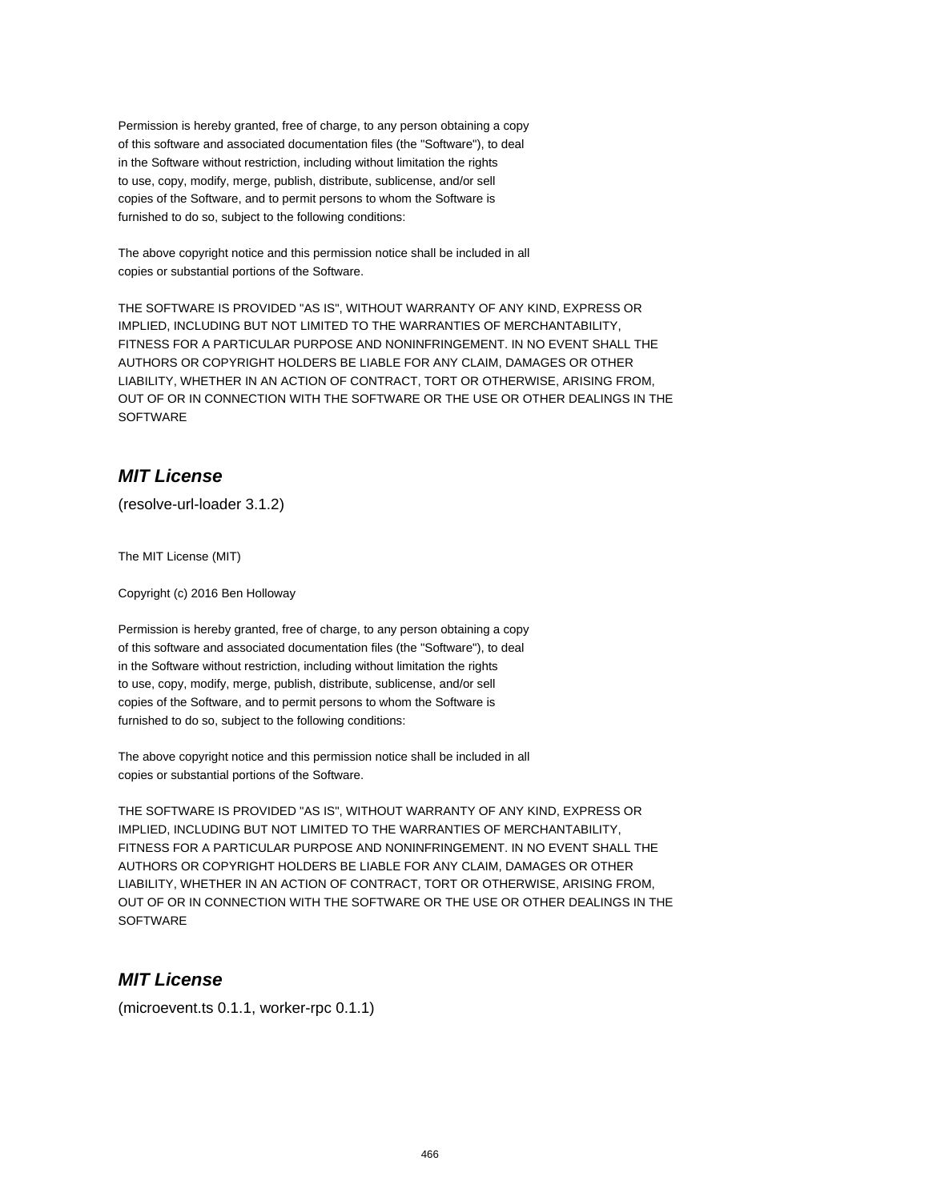Permission is hereby granted, free of charge, to any person obtaining a copy
of this software and associated documentation files (the "Software"), to deal
in the Software without restriction, including without limitation the rights
to use, copy, modify, merge, publish, distribute, sublicense, and/or sell
copies of the Software, and to permit persons to whom the Software is
furnished to do so, subject to the following conditions:

The above copyright notice and this permission notice shall be included in all
copies or substantial portions of the Software.

THE SOFTWARE IS PROVIDED "AS IS", WITHOUT WARRANTY OF ANY KIND, EXPRESS OR
IMPLIED, INCLUDING BUT NOT LIMITED TO THE WARRANTIES OF MERCHANTABILITY,
FITNESS FOR A PARTICULAR PURPOSE AND NONINFRINGEMENT. IN NO EVENT SHALL THE
AUTHORS OR COPYRIGHT HOLDERS BE LIABLE FOR ANY CLAIM, DAMAGES OR OTHER
LIABILITY, WHETHER IN AN ACTION OF CONTRACT, TORT OR OTHERWISE, ARISING FROM,
OUT OF OR IN CONNECTION WITH THE SOFTWARE OR THE USE OR OTHER DEALINGS IN THE
SOFTWARE

## *MIT License*

(resolve-url-loader 3.1.2)

The MIT License (MIT)

Copyright (c) 2016 Ben Holloway

Permission is hereby granted, free of charge, to any person obtaining a copy
of this software and associated documentation files (the "Software"), to deal
in the Software without restriction, including without limitation the rights
to use, copy, modify, merge, publish, distribute, sublicense, and/or sell
copies of the Software, and to permit persons to whom the Software is
furnished to do so, subject to the following conditions:

The above copyright notice and this permission notice shall be included in all
copies or substantial portions of the Software.

THE SOFTWARE IS PROVIDED "AS IS", WITHOUT WARRANTY OF ANY KIND, EXPRESS OR
IMPLIED, INCLUDING BUT NOT LIMITED TO THE WARRANTIES OF MERCHANTABILITY,
FITNESS FOR A PARTICULAR PURPOSE AND NONINFRINGEMENT. IN NO EVENT SHALL THE
AUTHORS OR COPYRIGHT HOLDERS BE LIABLE FOR ANY CLAIM, DAMAGES OR OTHER
LIABILITY, WHETHER IN AN ACTION OF CONTRACT, TORT OR OTHERWISE, ARISING FROM,
OUT OF OR IN CONNECTION WITH THE SOFTWARE OR THE USE OR OTHER DEALINGS IN THE
SOFTWARE

## *MIT License*

(microevent.ts 0.1.1, worker-rpc 0.1.1)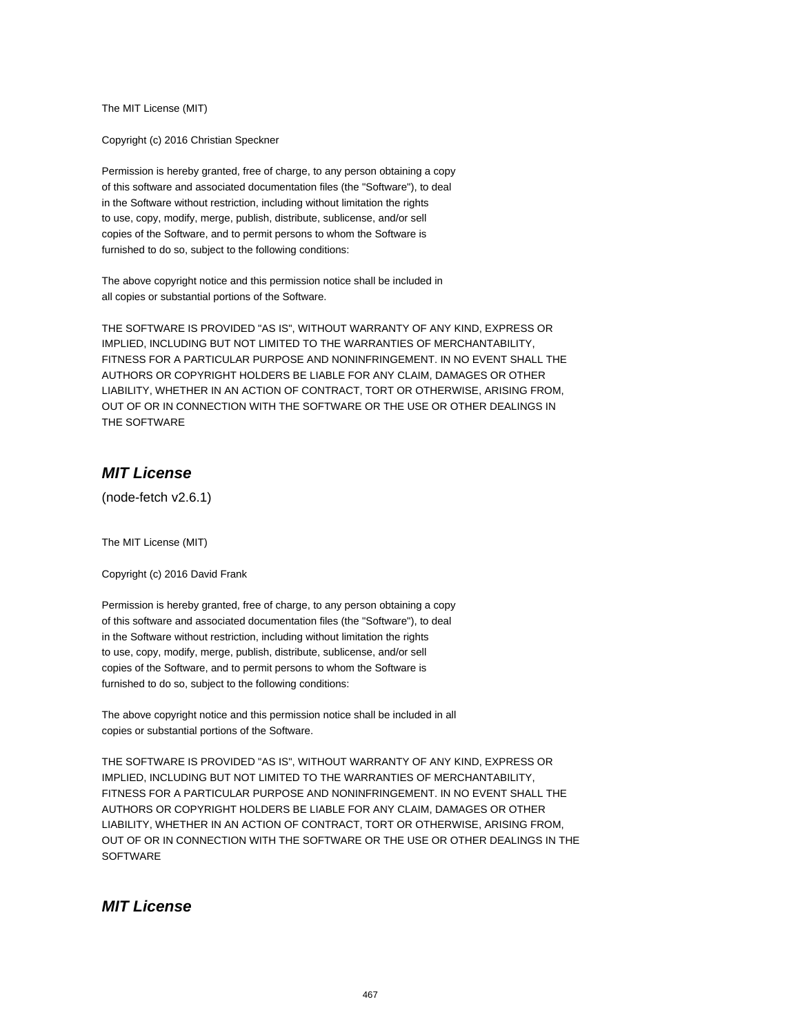The MIT License (MIT)

Copyright (c) 2016 Christian Speckner

Permission is hereby granted, free of charge, to any person obtaining a copy
of this software and associated documentation files (the "Software"), to deal
in the Software without restriction, including without limitation the rights
to use, copy, modify, merge, publish, distribute, sublicense, and/or sell
copies of the Software, and to permit persons to whom the Software is
furnished to do so, subject to the following conditions:

The above copyright notice and this permission notice shall be included in
all copies or substantial portions of the Software.

THE SOFTWARE IS PROVIDED "AS IS", WITHOUT WARRANTY OF ANY KIND, EXPRESS OR
IMPLIED, INCLUDING BUT NOT LIMITED TO THE WARRANTIES OF MERCHANTABILITY,
FITNESS FOR A PARTICULAR PURPOSE AND NONINFRINGEMENT. IN NO EVENT SHALL THE
AUTHORS OR COPYRIGHT HOLDERS BE LIABLE FOR ANY CLAIM, DAMAGES OR OTHER
LIABILITY, WHETHER IN AN ACTION OF CONTRACT, TORT OR OTHERWISE, ARISING FROM,
OUT OF OR IN CONNECTION WITH THE SOFTWARE OR THE USE OR OTHER DEALINGS IN
THE SOFTWARE

## *MIT License*

(node-fetch v2.6.1)

The MIT License (MIT)

Copyright (c) 2016 David Frank

Permission is hereby granted, free of charge, to any person obtaining a copy
of this software and associated documentation files (the "Software"), to deal
in the Software without restriction, including without limitation the rights
to use, copy, modify, merge, publish, distribute, sublicense, and/or sell
copies of the Software, and to permit persons to whom the Software is
furnished to do so, subject to the following conditions:

The above copyright notice and this permission notice shall be included in all
copies or substantial portions of the Software.

THE SOFTWARE IS PROVIDED "AS IS", WITHOUT WARRANTY OF ANY KIND, EXPRESS OR
IMPLIED, INCLUDING BUT NOT LIMITED TO THE WARRANTIES OF MERCHANTABILITY,
FITNESS FOR A PARTICULAR PURPOSE AND NONINFRINGEMENT. IN NO EVENT SHALL THE
AUTHORS OR COPYRIGHT HOLDERS BE LIABLE FOR ANY CLAIM, DAMAGES OR OTHER
LIABILITY, WHETHER IN AN ACTION OF CONTRACT, TORT OR OTHERWISE, ARISING FROM,
OUT OF OR IN CONNECTION WITH THE SOFTWARE OR THE USE OR OTHER DEALINGS IN THE
SOFTWARE

## *MIT License*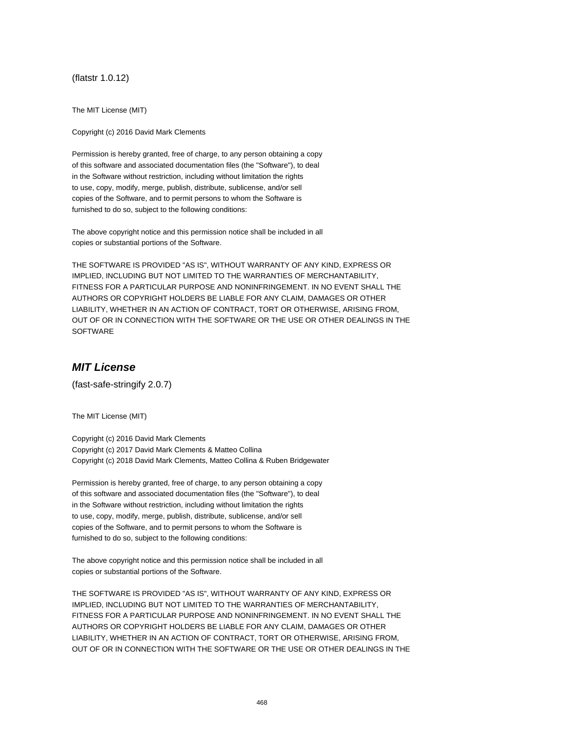(flatstr 1.0.12)

The MIT License (MIT)

Copyright (c) 2016 David Mark Clements

Permission is hereby granted, free of charge, to any person obtaining a copy
of this software and associated documentation files (the "Software"), to deal
in the Software without restriction, including without limitation the rights
to use, copy, modify, merge, publish, distribute, sublicense, and/or sell
copies of the Software, and to permit persons to whom the Software is
furnished to do so, subject to the following conditions:

The above copyright notice and this permission notice shall be included in all
copies or substantial portions of the Software.

THE SOFTWARE IS PROVIDED "AS IS", WITHOUT WARRANTY OF ANY KIND, EXPRESS OR
IMPLIED, INCLUDING BUT NOT LIMITED TO THE WARRANTIES OF MERCHANTABILITY,
FITNESS FOR A PARTICULAR PURPOSE AND NONINFRINGEMENT. IN NO EVENT SHALL THE
AUTHORS OR COPYRIGHT HOLDERS BE LIABLE FOR ANY CLAIM, DAMAGES OR OTHER
LIABILITY, WHETHER IN AN ACTION OF CONTRACT, TORT OR OTHERWISE, ARISING FROM,
OUT OF OR IN CONNECTION WITH THE SOFTWARE OR THE USE OR OTHER DEALINGS IN THE
SOFTWARE

## *MIT License*

(fast-safe-stringify 2.0.7)

The MIT License (MIT)

Copyright (c) 2016 David Mark Clements
Copyright (c) 2017 David Mark Clements & Matteo Collina
Copyright (c) 2018 David Mark Clements, Matteo Collina & Ruben Bridgewater

Permission is hereby granted, free of charge, to any person obtaining a copy
of this software and associated documentation files (the "Software"), to deal
in the Software without restriction, including without limitation the rights
to use, copy, modify, merge, publish, distribute, sublicense, and/or sell
copies of the Software, and to permit persons to whom the Software is
furnished to do so, subject to the following conditions:

The above copyright notice and this permission notice shall be included in all
copies or substantial portions of the Software.

THE SOFTWARE IS PROVIDED "AS IS", WITHOUT WARRANTY OF ANY KIND, EXPRESS OR
IMPLIED, INCLUDING BUT NOT LIMITED TO THE WARRANTIES OF MERCHANTABILITY,
FITNESS FOR A PARTICULAR PURPOSE AND NONINFRINGEMENT. IN NO EVENT SHALL THE
AUTHORS OR COPYRIGHT HOLDERS BE LIABLE FOR ANY CLAIM, DAMAGES OR OTHER
LIABILITY, WHETHER IN AN ACTION OF CONTRACT, TORT OR OTHERWISE, ARISING FROM,
OUT OF OR IN CONNECTION WITH THE SOFTWARE OR THE USE OR OTHER DEALINGS IN THE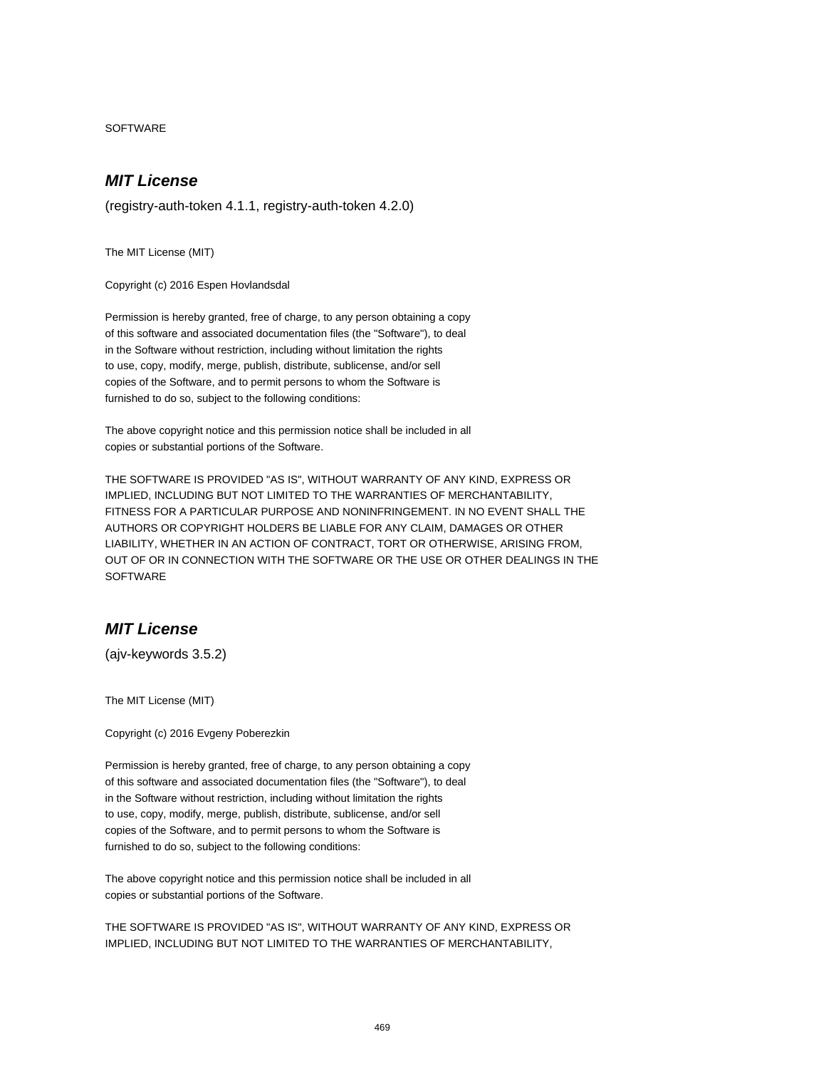SOFTWARE

## *MIT License*

(registry-auth-token 4.1.1, registry-auth-token 4.2.0)

The MIT License (MIT)

Copyright (c) 2016 Espen Hovlandsdal

Permission is hereby granted, free of charge, to any person obtaining a copy
of this software and associated documentation files (the "Software"), to deal
in the Software without restriction, including without limitation the rights
to use, copy, modify, merge, publish, distribute, sublicense, and/or sell
copies of the Software, and to permit persons to whom the Software is
furnished to do so, subject to the following conditions:

The above copyright notice and this permission notice shall be included in all
copies or substantial portions of the Software.

THE SOFTWARE IS PROVIDED "AS IS", WITHOUT WARRANTY OF ANY KIND, EXPRESS OR
IMPLIED, INCLUDING BUT NOT LIMITED TO THE WARRANTIES OF MERCHANTABILITY,
FITNESS FOR A PARTICULAR PURPOSE AND NONINFRINGEMENT. IN NO EVENT SHALL THE
AUTHORS OR COPYRIGHT HOLDERS BE LIABLE FOR ANY CLAIM, DAMAGES OR OTHER
LIABILITY, WHETHER IN AN ACTION OF CONTRACT, TORT OR OTHERWISE, ARISING FROM,
OUT OF OR IN CONNECTION WITH THE SOFTWARE OR THE USE OR OTHER DEALINGS IN THE
SOFTWARE

## *MIT License*

(ajv-keywords 3.5.2)

The MIT License (MIT)

Copyright (c) 2016 Evgeny Poberezkin

Permission is hereby granted, free of charge, to any person obtaining a copy
of this software and associated documentation files (the "Software"), to deal
in the Software without restriction, including without limitation the rights
to use, copy, modify, merge, publish, distribute, sublicense, and/or sell
copies of the Software, and to permit persons to whom the Software is
furnished to do so, subject to the following conditions:

The above copyright notice and this permission notice shall be included in all
copies or substantial portions of the Software.

THE SOFTWARE IS PROVIDED "AS IS", WITHOUT WARRANTY OF ANY KIND, EXPRESS OR
IMPLIED, INCLUDING BUT NOT LIMITED TO THE WARRANTIES OF MERCHANTABILITY,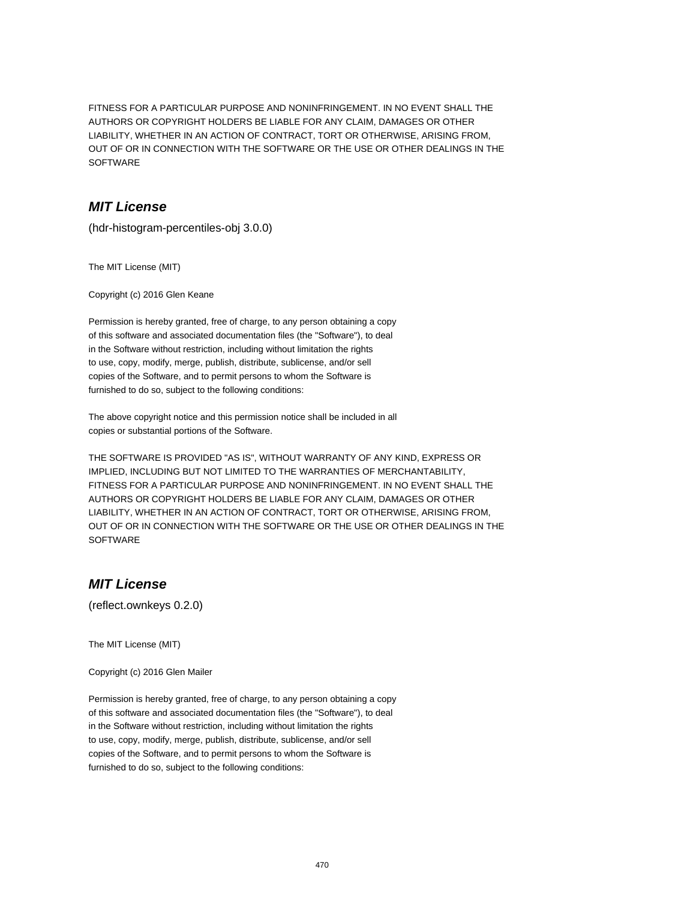FITNESS FOR A PARTICULAR PURPOSE AND NONINFRINGEMENT. IN NO EVENT SHALL THE
AUTHORS OR COPYRIGHT HOLDERS BE LIABLE FOR ANY CLAIM, DAMAGES OR OTHER
LIABILITY, WHETHER IN AN ACTION OF CONTRACT, TORT OR OTHERWISE, ARISING FROM,
OUT OF OR IN CONNECTION WITH THE SOFTWARE OR THE USE OR OTHER DEALINGS IN THE
SOFTWARE

## *MIT License*

(hdr-histogram-percentiles-obj 3.0.0)

The MIT License (MIT)

Copyright (c) 2016 Glen Keane

Permission is hereby granted, free of charge, to any person obtaining a copy
of this software and associated documentation files (the "Software"), to deal
in the Software without restriction, including without limitation the rights
to use, copy, modify, merge, publish, distribute, sublicense, and/or sell
copies of the Software, and to permit persons to whom the Software is
furnished to do so, subject to the following conditions:

The above copyright notice and this permission notice shall be included in all
copies or substantial portions of the Software.

THE SOFTWARE IS PROVIDED "AS IS", WITHOUT WARRANTY OF ANY KIND, EXPRESS OR
IMPLIED, INCLUDING BUT NOT LIMITED TO THE WARRANTIES OF MERCHANTABILITY,
FITNESS FOR A PARTICULAR PURPOSE AND NONINFRINGEMENT. IN NO EVENT SHALL THE
AUTHORS OR COPYRIGHT HOLDERS BE LIABLE FOR ANY CLAIM, DAMAGES OR OTHER
LIABILITY, WHETHER IN AN ACTION OF CONTRACT, TORT OR OTHERWISE, ARISING FROM,
OUT OF OR IN CONNECTION WITH THE SOFTWARE OR THE USE OR OTHER DEALINGS IN THE
SOFTWARE

## *MIT License*

(reflect.ownkeys 0.2.0)

The MIT License (MIT)

Copyright (c) 2016 Glen Mailer

Permission is hereby granted, free of charge, to any person obtaining a copy
of this software and associated documentation files (the "Software"), to deal
in the Software without restriction, including without limitation the rights
to use, copy, modify, merge, publish, distribute, sublicense, and/or sell
copies of the Software, and to permit persons to whom the Software is
furnished to do so, subject to the following conditions: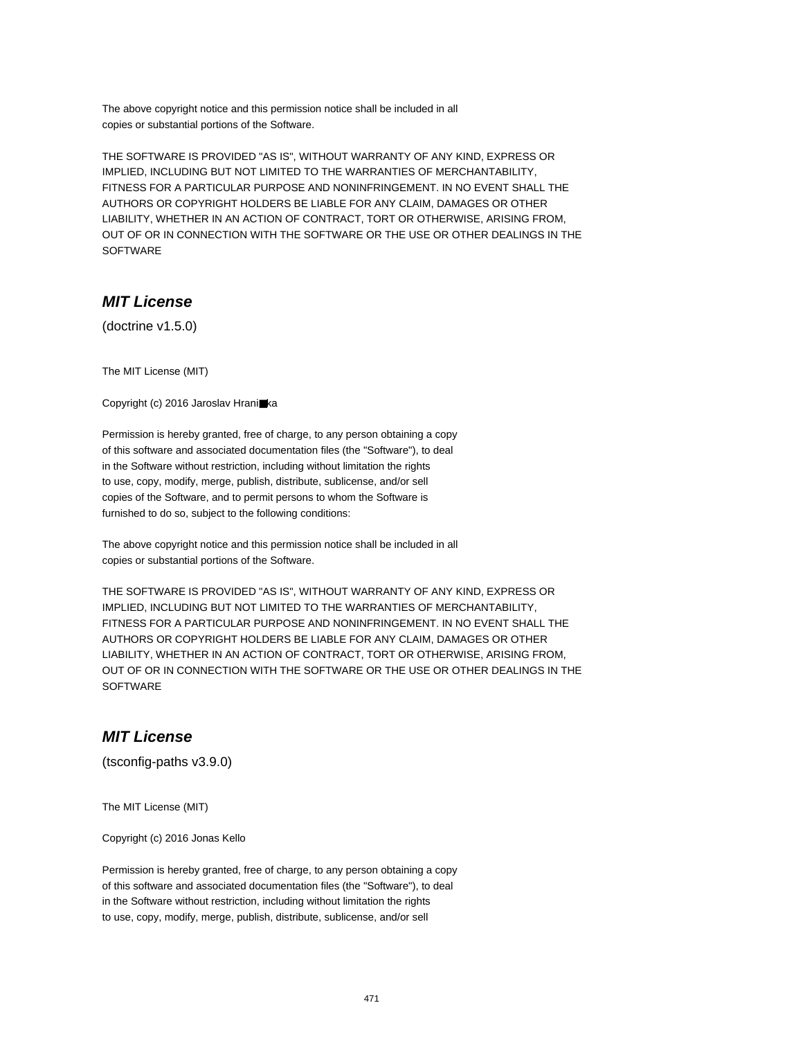The above copyright notice and this permission notice shall be included in all
copies or substantial portions of the Software.

THE SOFTWARE IS PROVIDED "AS IS", WITHOUT WARRANTY OF ANY KIND, EXPRESS OR
IMPLIED, INCLUDING BUT NOT LIMITED TO THE WARRANTIES OF MERCHANTABILITY,
FITNESS FOR A PARTICULAR PURPOSE AND NONINFRINGEMENT. IN NO EVENT SHALL THE
AUTHORS OR COPYRIGHT HOLDERS BE LIABLE FOR ANY CLAIM, DAMAGES OR OTHER
LIABILITY, WHETHER IN AN ACTION OF CONTRACT, TORT OR OTHERWISE, ARISING FROM,
OUT OF OR IN CONNECTION WITH THE SOFTWARE OR THE USE OR OTHER DEALINGS IN THE
SOFTWARE

## *MIT License*

(doctrine v1.5.0)

The MIT License (MIT)

Copyright (c) 2016 Jaroslav Hrani■ka

Permission is hereby granted, free of charge, to any person obtaining a copy
of this software and associated documentation files (the "Software"), to deal
in the Software without restriction, including without limitation the rights
to use, copy, modify, merge, publish, distribute, sublicense, and/or sell
copies of the Software, and to permit persons to whom the Software is
furnished to do so, subject to the following conditions:

The above copyright notice and this permission notice shall be included in all
copies or substantial portions of the Software.

THE SOFTWARE IS PROVIDED "AS IS", WITHOUT WARRANTY OF ANY KIND, EXPRESS OR
IMPLIED, INCLUDING BUT NOT LIMITED TO THE WARRANTIES OF MERCHANTABILITY,
FITNESS FOR A PARTICULAR PURPOSE AND NONINFRINGEMENT. IN NO EVENT SHALL THE
AUTHORS OR COPYRIGHT HOLDERS BE LIABLE FOR ANY CLAIM, DAMAGES OR OTHER
LIABILITY, WHETHER IN AN ACTION OF CONTRACT, TORT OR OTHERWISE, ARISING FROM,
OUT OF OR IN CONNECTION WITH THE SOFTWARE OR THE USE OR OTHER DEALINGS IN THE
SOFTWARE

## *MIT License*

(tsconfig-paths v3.9.0)

The MIT License (MIT)

Copyright (c) 2016 Jonas Kello

Permission is hereby granted, free of charge, to any person obtaining a copy
of this software and associated documentation files (the "Software"), to deal
in the Software without restriction, including without limitation the rights
to use, copy, modify, merge, publish, distribute, sublicense, and/or sell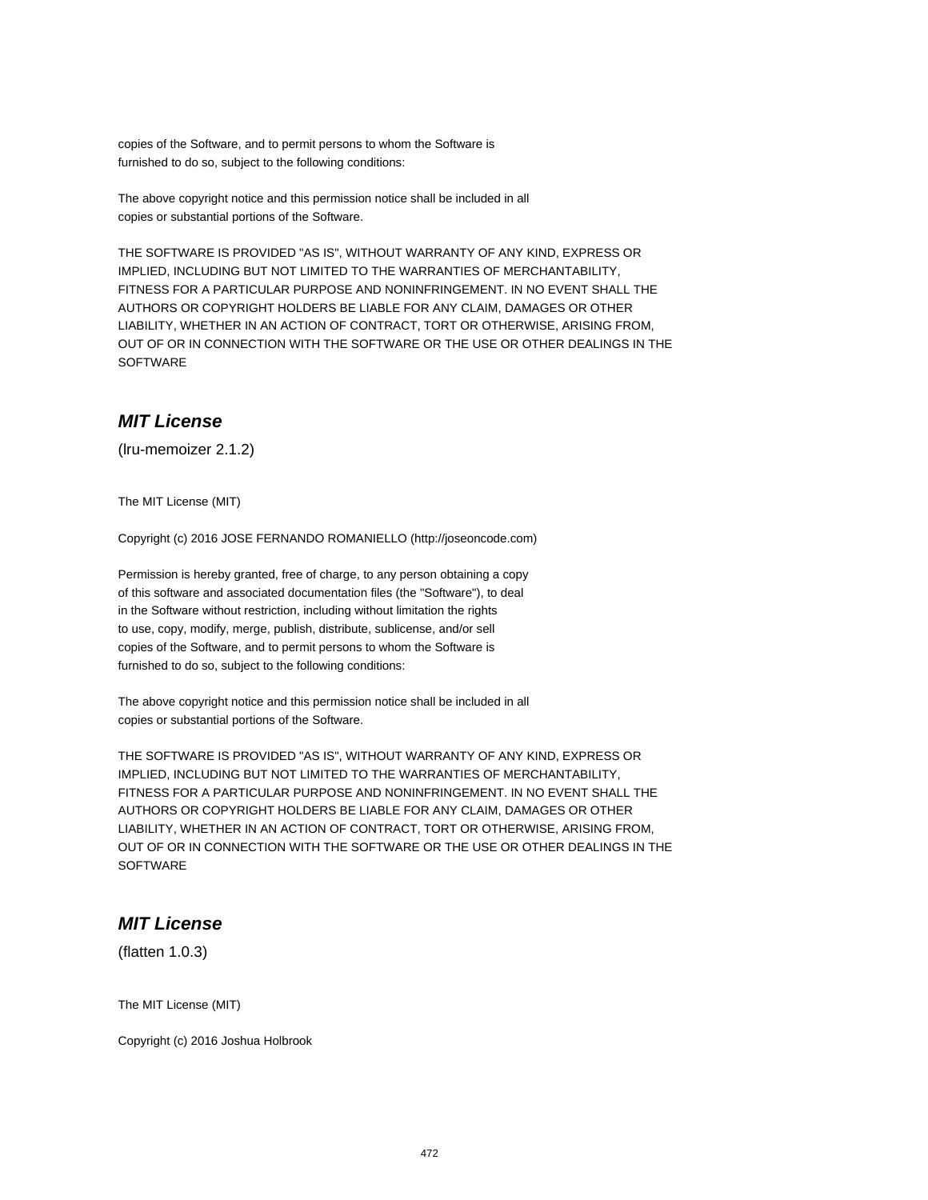copies of the Software, and to permit persons to whom the Software is
furnished to do so, subject to the following conditions:

The above copyright notice and this permission notice shall be included in all
copies or substantial portions of the Software.

THE SOFTWARE IS PROVIDED "AS IS", WITHOUT WARRANTY OF ANY KIND, EXPRESS OR
IMPLIED, INCLUDING BUT NOT LIMITED TO THE WARRANTIES OF MERCHANTABILITY,
FITNESS FOR A PARTICULAR PURPOSE AND NONINFRINGEMENT. IN NO EVENT SHALL THE
AUTHORS OR COPYRIGHT HOLDERS BE LIABLE FOR ANY CLAIM, DAMAGES OR OTHER
LIABILITY, WHETHER IN AN ACTION OF CONTRACT, TORT OR OTHERWISE, ARISING FROM,
OUT OF OR IN CONNECTION WITH THE SOFTWARE OR THE USE OR OTHER DEALINGS IN THE
SOFTWARE

## *MIT License*

(lru-memoizer 2.1.2)

The MIT License (MIT)

Copyright (c) 2016 JOSE FERNANDO ROMANIELLO (http://joseoncode.com)

Permission is hereby granted, free of charge, to any person obtaining a copy
of this software and associated documentation files (the "Software"), to deal
in the Software without restriction, including without limitation the rights
to use, copy, modify, merge, publish, distribute, sublicense, and/or sell
copies of the Software, and to permit persons to whom the Software is
furnished to do so, subject to the following conditions:

The above copyright notice and this permission notice shall be included in all
copies or substantial portions of the Software.

THE SOFTWARE IS PROVIDED "AS IS", WITHOUT WARRANTY OF ANY KIND, EXPRESS OR
IMPLIED, INCLUDING BUT NOT LIMITED TO THE WARRANTIES OF MERCHANTABILITY,
FITNESS FOR A PARTICULAR PURPOSE AND NONINFRINGEMENT. IN NO EVENT SHALL THE
AUTHORS OR COPYRIGHT HOLDERS BE LIABLE FOR ANY CLAIM, DAMAGES OR OTHER
LIABILITY, WHETHER IN AN ACTION OF CONTRACT, TORT OR OTHERWISE, ARISING FROM,
OUT OF OR IN CONNECTION WITH THE SOFTWARE OR THE USE OR OTHER DEALINGS IN THE
SOFTWARE

## *MIT License*

(flatten 1.0.3)

The MIT License (MIT)

Copyright (c) 2016 Joshua Holbrook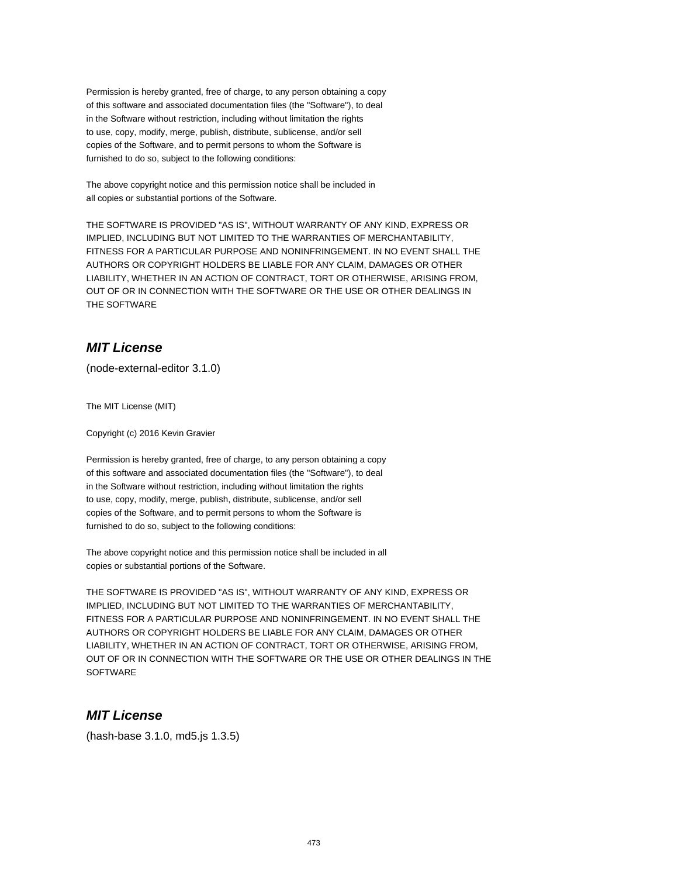Permission is hereby granted, free of charge, to any person obtaining a copy
of this software and associated documentation files (the "Software"), to deal
in the Software without restriction, including without limitation the rights
to use, copy, modify, merge, publish, distribute, sublicense, and/or sell
copies of the Software, and to permit persons to whom the Software is
furnished to do so, subject to the following conditions:

The above copyright notice and this permission notice shall be included in
all copies or substantial portions of the Software.

THE SOFTWARE IS PROVIDED "AS IS", WITHOUT WARRANTY OF ANY KIND, EXPRESS OR
IMPLIED, INCLUDING BUT NOT LIMITED TO THE WARRANTIES OF MERCHANTABILITY,
FITNESS FOR A PARTICULAR PURPOSE AND NONINFRINGEMENT. IN NO EVENT SHALL THE
AUTHORS OR COPYRIGHT HOLDERS BE LIABLE FOR ANY CLAIM, DAMAGES OR OTHER
LIABILITY, WHETHER IN AN ACTION OF CONTRACT, TORT OR OTHERWISE, ARISING FROM,
OUT OF OR IN CONNECTION WITH THE SOFTWARE OR THE USE OR OTHER DEALINGS IN
THE SOFTWARE

## *MIT License*

(node-external-editor 3.1.0)

The MIT License (MIT)

Copyright (c) 2016 Kevin Gravier

Permission is hereby granted, free of charge, to any person obtaining a copy
of this software and associated documentation files (the "Software"), to deal
in the Software without restriction, including without limitation the rights
to use, copy, modify, merge, publish, distribute, sublicense, and/or sell
copies of the Software, and to permit persons to whom the Software is
furnished to do so, subject to the following conditions:

The above copyright notice and this permission notice shall be included in all
copies or substantial portions of the Software.

THE SOFTWARE IS PROVIDED "AS IS", WITHOUT WARRANTY OF ANY KIND, EXPRESS OR
IMPLIED, INCLUDING BUT NOT LIMITED TO THE WARRANTIES OF MERCHANTABILITY,
FITNESS FOR A PARTICULAR PURPOSE AND NONINFRINGEMENT. IN NO EVENT SHALL THE
AUTHORS OR COPYRIGHT HOLDERS BE LIABLE FOR ANY CLAIM, DAMAGES OR OTHER
LIABILITY, WHETHER IN AN ACTION OF CONTRACT, TORT OR OTHERWISE, ARISING FROM,
OUT OF OR IN CONNECTION WITH THE SOFTWARE OR THE USE OR OTHER DEALINGS IN THE
SOFTWARE

## *MIT License*

(hash-base 3.1.0, md5.js 1.3.5)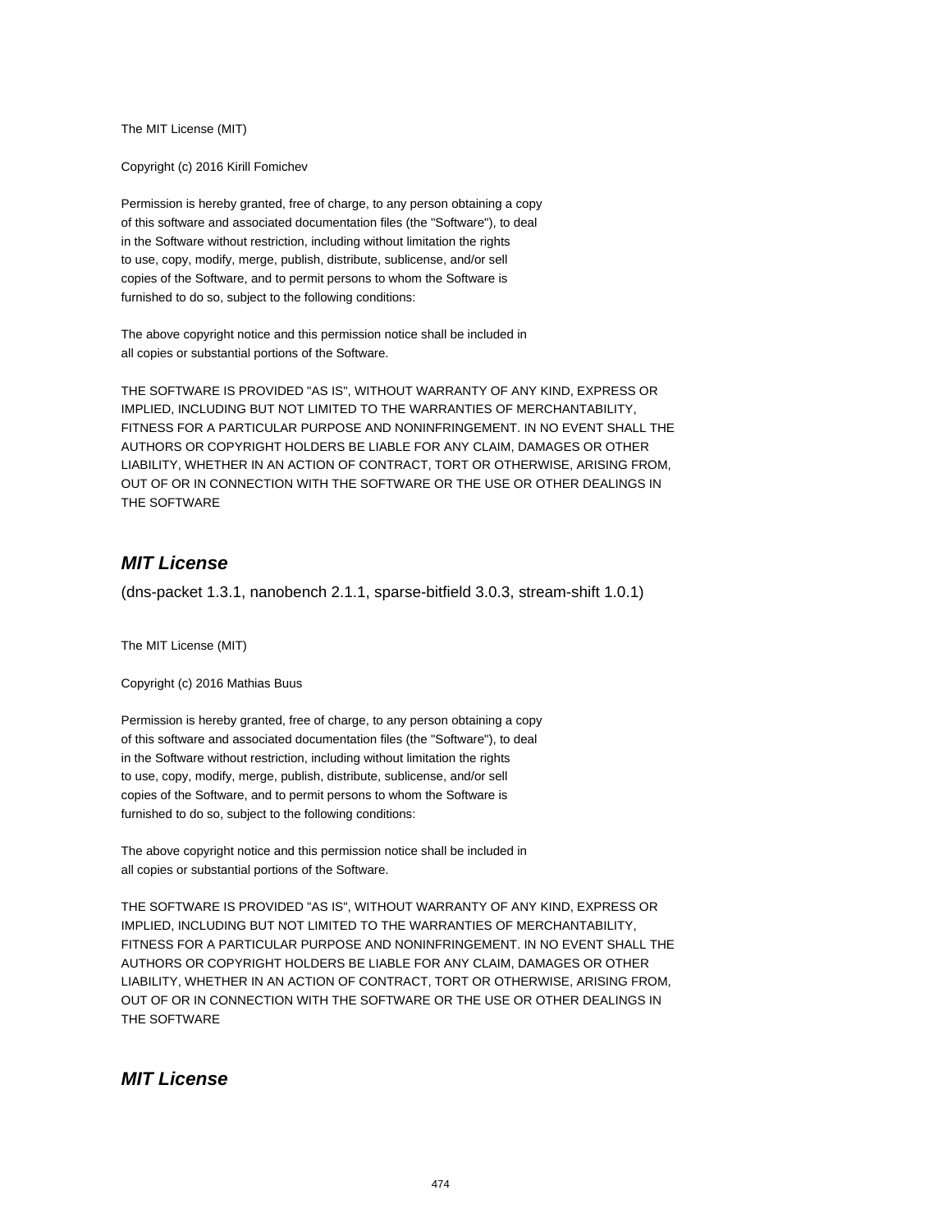The MIT License (MIT)

Copyright (c) 2016 Kirill Fomichev

Permission is hereby granted, free of charge, to any person obtaining a copy
of this software and associated documentation files (the "Software"), to deal
in the Software without restriction, including without limitation the rights
to use, copy, modify, merge, publish, distribute, sublicense, and/or sell
copies of the Software, and to permit persons to whom the Software is
furnished to do so, subject to the following conditions:

The above copyright notice and this permission notice shall be included in
all copies or substantial portions of the Software.

THE SOFTWARE IS PROVIDED "AS IS", WITHOUT WARRANTY OF ANY KIND, EXPRESS OR
IMPLIED, INCLUDING BUT NOT LIMITED TO THE WARRANTIES OF MERCHANTABILITY,
FITNESS FOR A PARTICULAR PURPOSE AND NONINFRINGEMENT. IN NO EVENT SHALL THE
AUTHORS OR COPYRIGHT HOLDERS BE LIABLE FOR ANY CLAIM, DAMAGES OR OTHER
LIABILITY, WHETHER IN AN ACTION OF CONTRACT, TORT OR OTHERWISE, ARISING FROM,
OUT OF OR IN CONNECTION WITH THE SOFTWARE OR THE USE OR OTHER DEALINGS IN
THE SOFTWARE

## *MIT License*

(dns-packet 1.3.1, nanobench 2.1.1, sparse-bitfield 3.0.3, stream-shift 1.0.1)

The MIT License (MIT)

Copyright (c) 2016 Mathias Buus

Permission is hereby granted, free of charge, to any person obtaining a copy
of this software and associated documentation files (the "Software"), to deal
in the Software without restriction, including without limitation the rights
to use, copy, modify, merge, publish, distribute, sublicense, and/or sell
copies of the Software, and to permit persons to whom the Software is
furnished to do so, subject to the following conditions:

The above copyright notice and this permission notice shall be included in
all copies or substantial portions of the Software.

THE SOFTWARE IS PROVIDED "AS IS", WITHOUT WARRANTY OF ANY KIND, EXPRESS OR
IMPLIED, INCLUDING BUT NOT LIMITED TO THE WARRANTIES OF MERCHANTABILITY,
FITNESS FOR A PARTICULAR PURPOSE AND NONINFRINGEMENT. IN NO EVENT SHALL THE
AUTHORS OR COPYRIGHT HOLDERS BE LIABLE FOR ANY CLAIM, DAMAGES OR OTHER
LIABILITY, WHETHER IN AN ACTION OF CONTRACT, TORT OR OTHERWISE, ARISING FROM,
OUT OF OR IN CONNECTION WITH THE SOFTWARE OR THE USE OR OTHER DEALINGS IN
THE SOFTWARE

## *MIT License*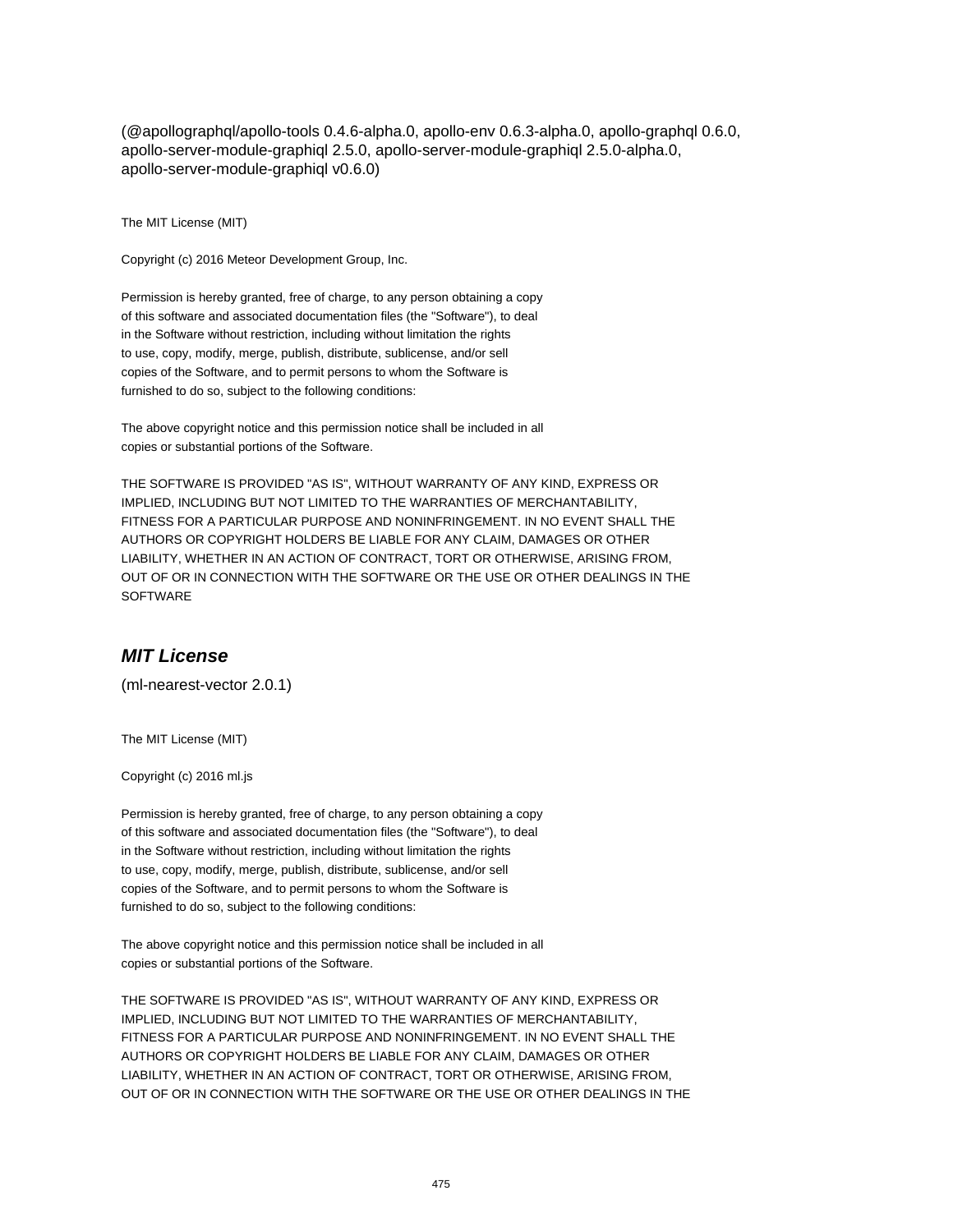(@apollographql/apollo-tools 0.4.6-alpha.0, apollo-env 0.6.3-alpha.0, apollo-graphql 0.6.0, apollo-server-module-graphiql 2.5.0, apollo-server-module-graphiql 2.5.0-alpha.0, apollo-server-module-graphiql v0.6.0)

The MIT License (MIT)

Copyright (c) 2016 Meteor Development Group, Inc.

Permission is hereby granted, free of charge, to any person obtaining a copy
of this software and associated documentation files (the "Software"), to deal
in the Software without restriction, including without limitation the rights
to use, copy, modify, merge, publish, distribute, sublicense, and/or sell
copies of the Software, and to permit persons to whom the Software is
furnished to do so, subject to the following conditions:

The above copyright notice and this permission notice shall be included in all
copies or substantial portions of the Software.

THE SOFTWARE IS PROVIDED "AS IS", WITHOUT WARRANTY OF ANY KIND, EXPRESS OR
IMPLIED, INCLUDING BUT NOT LIMITED TO THE WARRANTIES OF MERCHANTABILITY,
FITNESS FOR A PARTICULAR PURPOSE AND NONINFRINGEMENT. IN NO EVENT SHALL THE
AUTHORS OR COPYRIGHT HOLDERS BE LIABLE FOR ANY CLAIM, DAMAGES OR OTHER
LIABILITY, WHETHER IN AN ACTION OF CONTRACT, TORT OR OTHERWISE, ARISING FROM,
OUT OF OR IN CONNECTION WITH THE SOFTWARE OR THE USE OR OTHER DEALINGS IN THE
SOFTWARE

## *MIT License*

(ml-nearest-vector 2.0.1)

The MIT License (MIT)

Copyright (c) 2016 ml.js

Permission is hereby granted, free of charge, to any person obtaining a copy
of this software and associated documentation files (the "Software"), to deal
in the Software without restriction, including without limitation the rights
to use, copy, modify, merge, publish, distribute, sublicense, and/or sell
copies of the Software, and to permit persons to whom the Software is
furnished to do so, subject to the following conditions:

The above copyright notice and this permission notice shall be included in all
copies or substantial portions of the Software.

THE SOFTWARE IS PROVIDED "AS IS", WITHOUT WARRANTY OF ANY KIND, EXPRESS OR
IMPLIED, INCLUDING BUT NOT LIMITED TO THE WARRANTIES OF MERCHANTABILITY,
FITNESS FOR A PARTICULAR PURPOSE AND NONINFRINGEMENT. IN NO EVENT SHALL THE
AUTHORS OR COPYRIGHT HOLDERS BE LIABLE FOR ANY CLAIM, DAMAGES OR OTHER
LIABILITY, WHETHER IN AN ACTION OF CONTRACT, TORT OR OTHERWISE, ARISING FROM,
OUT OF OR IN CONNECTION WITH THE SOFTWARE OR THE USE OR OTHER DEALINGS IN THE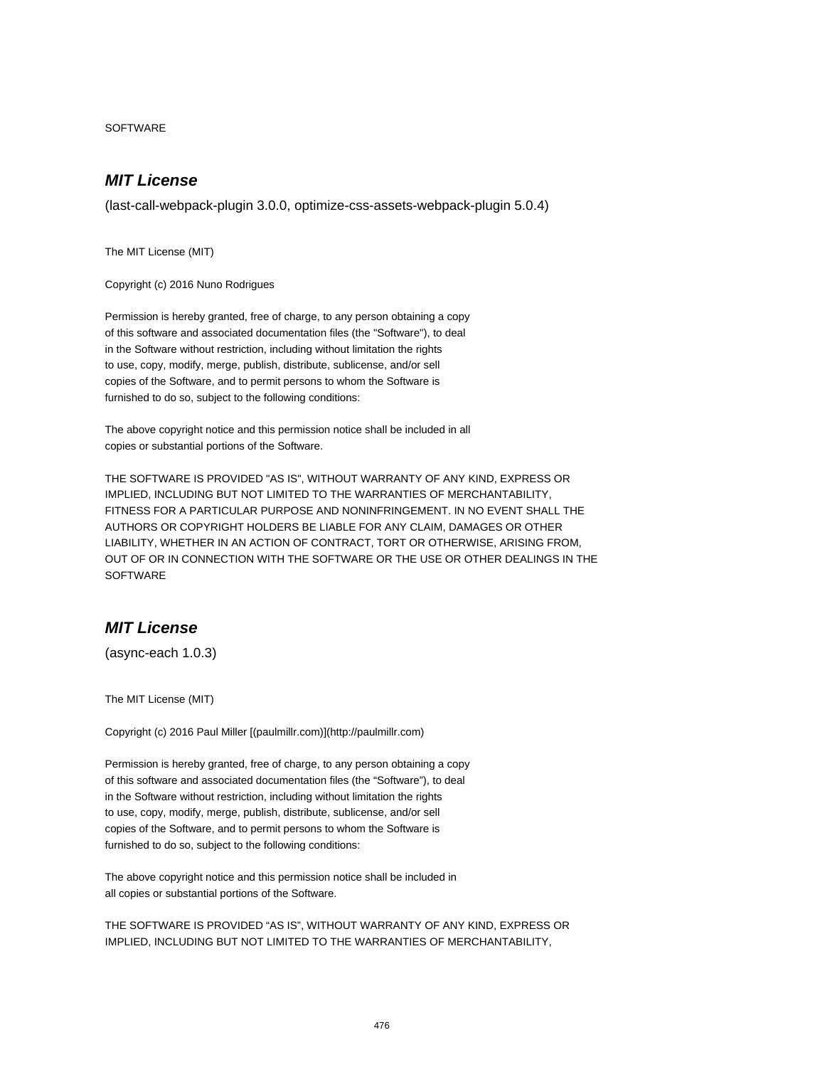SOFTWARE

## *MIT License*

(last-call-webpack-plugin 3.0.0, optimize-css-assets-webpack-plugin 5.0.4)

The MIT License (MIT)

Copyright (c) 2016 Nuno Rodrigues

Permission is hereby granted, free of charge, to any person obtaining a copy
of this software and associated documentation files (the "Software"), to deal
in the Software without restriction, including without limitation the rights
to use, copy, modify, merge, publish, distribute, sublicense, and/or sell
copies of the Software, and to permit persons to whom the Software is
furnished to do so, subject to the following conditions:

The above copyright notice and this permission notice shall be included in all
copies or substantial portions of the Software.

THE SOFTWARE IS PROVIDED "AS IS", WITHOUT WARRANTY OF ANY KIND, EXPRESS OR
IMPLIED, INCLUDING BUT NOT LIMITED TO THE WARRANTIES OF MERCHANTABILITY,
FITNESS FOR A PARTICULAR PURPOSE AND NONINFRINGEMENT. IN NO EVENT SHALL THE
AUTHORS OR COPYRIGHT HOLDERS BE LIABLE FOR ANY CLAIM, DAMAGES OR OTHER
LIABILITY, WHETHER IN AN ACTION OF CONTRACT, TORT OR OTHERWISE, ARISING FROM,
OUT OF OR IN CONNECTION WITH THE SOFTWARE OR THE USE OR OTHER DEALINGS IN THE
SOFTWARE

## *MIT License*

(async-each 1.0.3)

The MIT License (MIT)

Copyright (c) 2016 Paul Miller [(paulmillr.com)](http://paulmillr.com)

Permission is hereby granted, free of charge, to any person obtaining a copy
of this software and associated documentation files (the “Software”), to deal
in the Software without restriction, including without limitation the rights
to use, copy, modify, merge, publish, distribute, sublicense, and/or sell
copies of the Software, and to permit persons to whom the Software is
furnished to do so, subject to the following conditions:

The above copyright notice and this permission notice shall be included in
all copies or substantial portions of the Software.

THE SOFTWARE IS PROVIDED “AS IS”, WITHOUT WARRANTY OF ANY KIND, EXPRESS OR
IMPLIED, INCLUDING BUT NOT LIMITED TO THE WARRANTIES OF MERCHANTABILITY,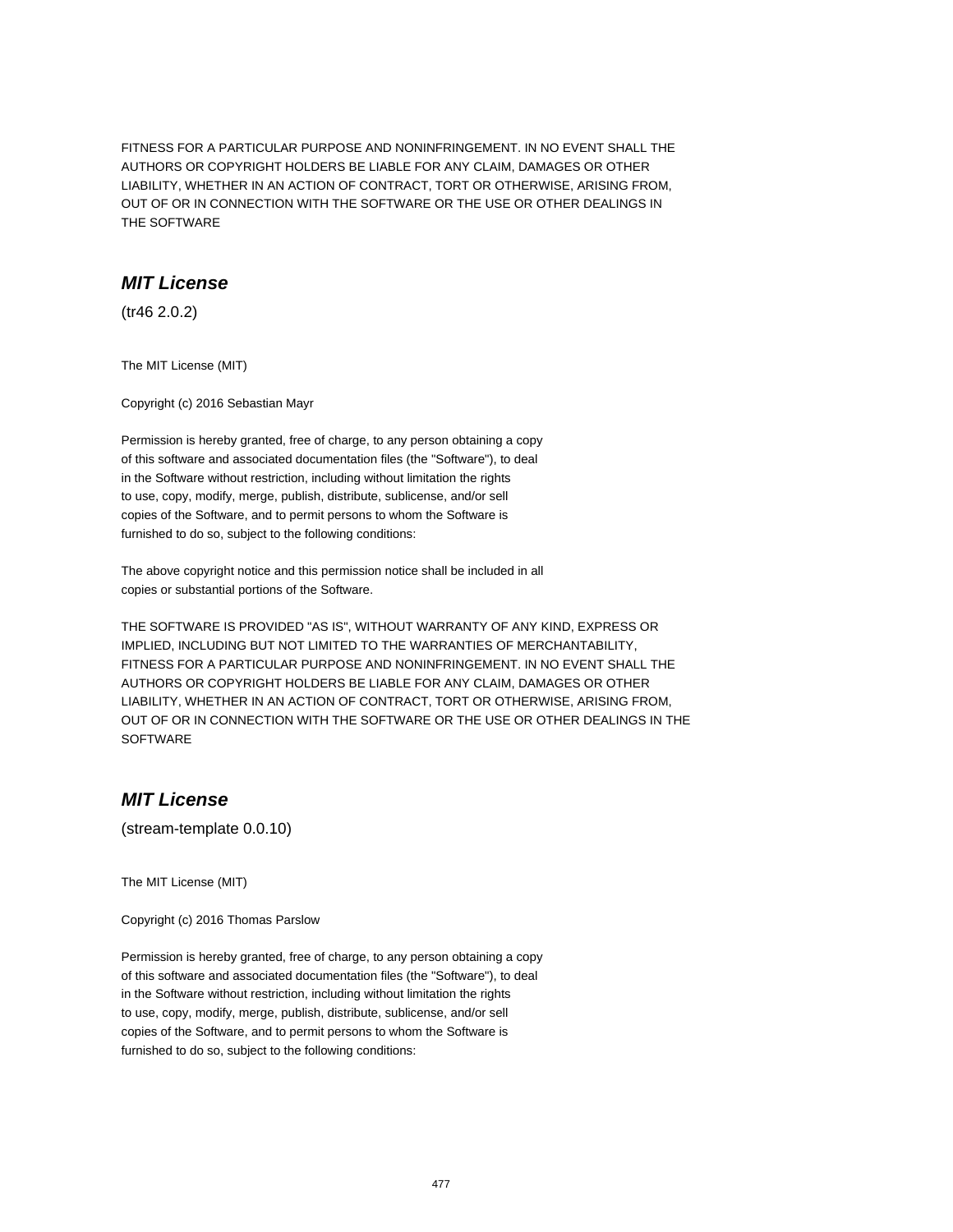FITNESS FOR A PARTICULAR PURPOSE AND NONINFRINGEMENT. IN NO EVENT SHALL THE
AUTHORS OR COPYRIGHT HOLDERS BE LIABLE FOR ANY CLAIM, DAMAGES OR OTHER
LIABILITY, WHETHER IN AN ACTION OF CONTRACT, TORT OR OTHERWISE, ARISING FROM,
OUT OF OR IN CONNECTION WITH THE SOFTWARE OR THE USE OR OTHER DEALINGS IN
THE SOFTWARE

## *MIT License*

(tr46 2.0.2)

The MIT License (MIT)

Copyright (c) 2016 Sebastian Mayr

Permission is hereby granted, free of charge, to any person obtaining a copy
of this software and associated documentation files (the "Software"), to deal
in the Software without restriction, including without limitation the rights
to use, copy, modify, merge, publish, distribute, sublicense, and/or sell
copies of the Software, and to permit persons to whom the Software is
furnished to do so, subject to the following conditions:

The above copyright notice and this permission notice shall be included in all
copies or substantial portions of the Software.

THE SOFTWARE IS PROVIDED "AS IS", WITHOUT WARRANTY OF ANY KIND, EXPRESS OR
IMPLIED, INCLUDING BUT NOT LIMITED TO THE WARRANTIES OF MERCHANTABILITY,
FITNESS FOR A PARTICULAR PURPOSE AND NONINFRINGEMENT. IN NO EVENT SHALL THE
AUTHORS OR COPYRIGHT HOLDERS BE LIABLE FOR ANY CLAIM, DAMAGES OR OTHER
LIABILITY, WHETHER IN AN ACTION OF CONTRACT, TORT OR OTHERWISE, ARISING FROM,
OUT OF OR IN CONNECTION WITH THE SOFTWARE OR THE USE OR OTHER DEALINGS IN THE
SOFTWARE

## *MIT License*

(stream-template 0.0.10)

The MIT License (MIT)

Copyright (c) 2016 Thomas Parslow

Permission is hereby granted, free of charge, to any person obtaining a copy
of this software and associated documentation files (the "Software"), to deal
in the Software without restriction, including without limitation the rights
to use, copy, modify, merge, publish, distribute, sublicense, and/or sell
copies of the Software, and to permit persons to whom the Software is
furnished to do so, subject to the following conditions: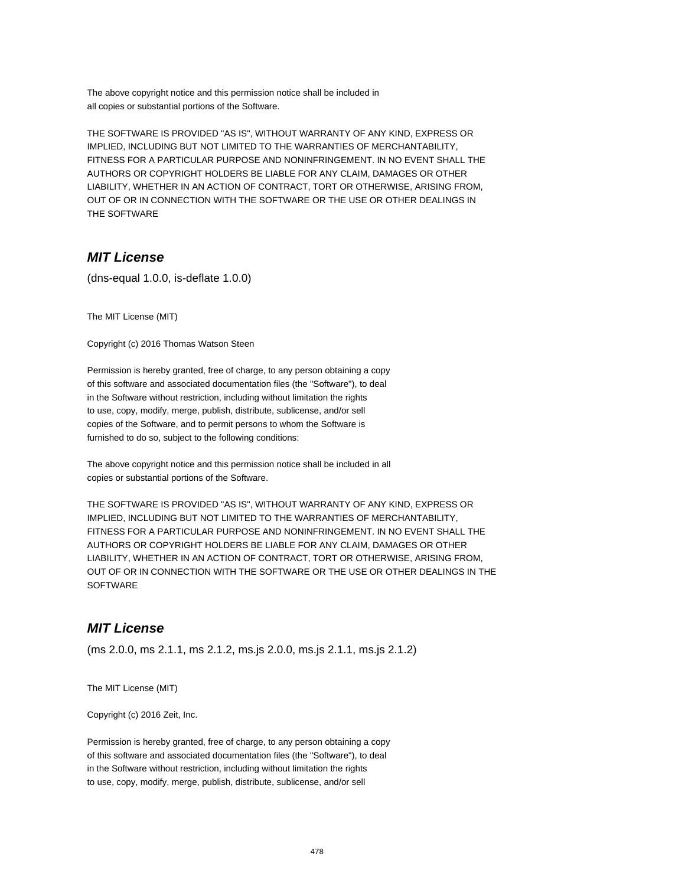The above copyright notice and this permission notice shall be included in
all copies or substantial portions of the Software.

THE SOFTWARE IS PROVIDED "AS IS", WITHOUT WARRANTY OF ANY KIND, EXPRESS OR
IMPLIED, INCLUDING BUT NOT LIMITED TO THE WARRANTIES OF MERCHANTABILITY,
FITNESS FOR A PARTICULAR PURPOSE AND NONINFRINGEMENT. IN NO EVENT SHALL THE
AUTHORS OR COPYRIGHT HOLDERS BE LIABLE FOR ANY CLAIM, DAMAGES OR OTHER
LIABILITY, WHETHER IN AN ACTION OF CONTRACT, TORT OR OTHERWISE, ARISING FROM,
OUT OF OR IN CONNECTION WITH THE SOFTWARE OR THE USE OR OTHER DEALINGS IN
THE SOFTWARE

## *MIT License*

(dns-equal 1.0.0, is-deflate 1.0.0)

The MIT License (MIT)

Copyright (c) 2016 Thomas Watson Steen

Permission is hereby granted, free of charge, to any person obtaining a copy
of this software and associated documentation files (the "Software"), to deal
in the Software without restriction, including without limitation the rights
to use, copy, modify, merge, publish, distribute, sublicense, and/or sell
copies of the Software, and to permit persons to whom the Software is
furnished to do so, subject to the following conditions:

The above copyright notice and this permission notice shall be included in all
copies or substantial portions of the Software.

THE SOFTWARE IS PROVIDED "AS IS", WITHOUT WARRANTY OF ANY KIND, EXPRESS OR
IMPLIED, INCLUDING BUT NOT LIMITED TO THE WARRANTIES OF MERCHANTABILITY,
FITNESS FOR A PARTICULAR PURPOSE AND NONINFRINGEMENT. IN NO EVENT SHALL THE
AUTHORS OR COPYRIGHT HOLDERS BE LIABLE FOR ANY CLAIM, DAMAGES OR OTHER
LIABILITY, WHETHER IN AN ACTION OF CONTRACT, TORT OR OTHERWISE, ARISING FROM,
OUT OF OR IN CONNECTION WITH THE SOFTWARE OR THE USE OR OTHER DEALINGS IN THE
SOFTWARE

## *MIT License*

(ms 2.0.0, ms 2.1.1, ms 2.1.2, ms.js 2.0.0, ms.js 2.1.1, ms.js 2.1.2)

The MIT License (MIT)

Copyright (c) 2016 Zeit, Inc.

Permission is hereby granted, free of charge, to any person obtaining a copy
of this software and associated documentation files (the "Software"), to deal
in the Software without restriction, including without limitation the rights
to use, copy, modify, merge, publish, distribute, sublicense, and/or sell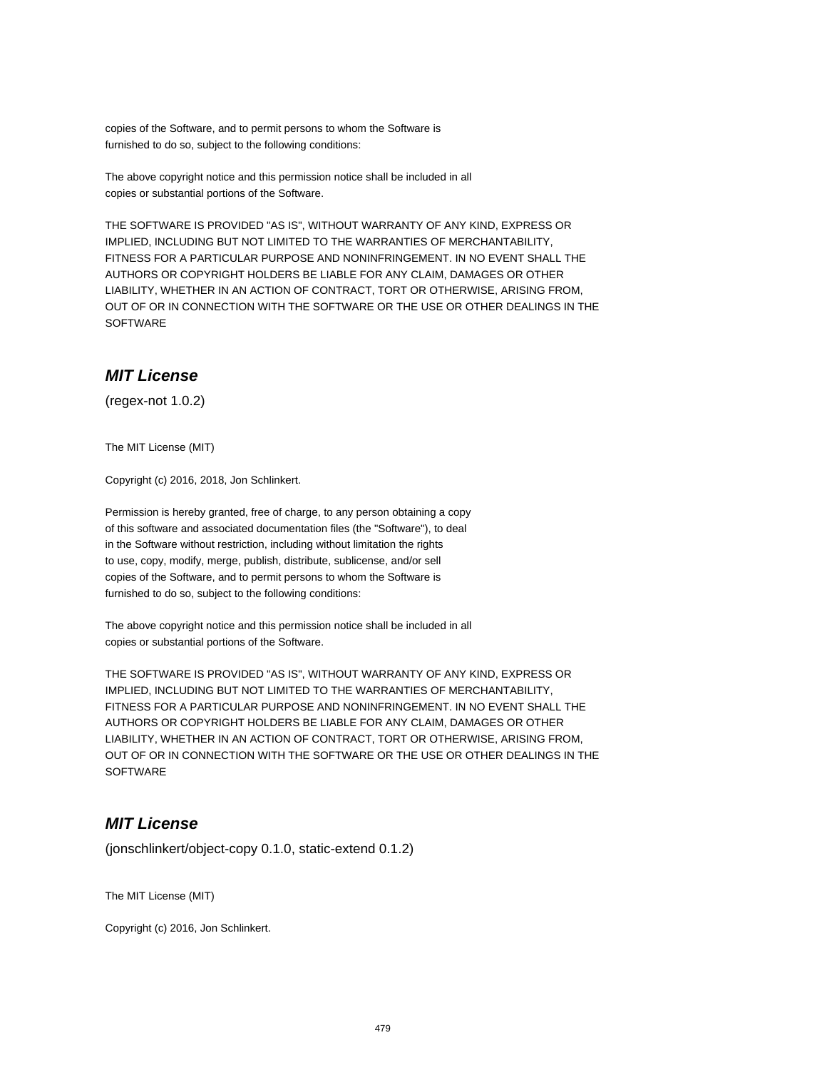copies of the Software, and to permit persons to whom the Software is
furnished to do so, subject to the following conditions:

The above copyright notice and this permission notice shall be included in all
copies or substantial portions of the Software.

THE SOFTWARE IS PROVIDED "AS IS", WITHOUT WARRANTY OF ANY KIND, EXPRESS OR
IMPLIED, INCLUDING BUT NOT LIMITED TO THE WARRANTIES OF MERCHANTABILITY,
FITNESS FOR A PARTICULAR PURPOSE AND NONINFRINGEMENT. IN NO EVENT SHALL THE
AUTHORS OR COPYRIGHT HOLDERS BE LIABLE FOR ANY CLAIM, DAMAGES OR OTHER
LIABILITY, WHETHER IN AN ACTION OF CONTRACT, TORT OR OTHERWISE, ARISING FROM,
OUT OF OR IN CONNECTION WITH THE SOFTWARE OR THE USE OR OTHER DEALINGS IN THE
SOFTWARE

## ***MIT License***

(regex-not 1.0.2)

The MIT License (MIT)

Copyright (c) 2016, 2018, Jon Schlinkert.

Permission is hereby granted, free of charge, to any person obtaining a copy
of this software and associated documentation files (the "Software"), to deal
in the Software without restriction, including without limitation the rights
to use, copy, modify, merge, publish, distribute, sublicense, and/or sell
copies of the Software, and to permit persons to whom the Software is
furnished to do so, subject to the following conditions:

The above copyright notice and this permission notice shall be included in all
copies or substantial portions of the Software.

THE SOFTWARE IS PROVIDED "AS IS", WITHOUT WARRANTY OF ANY KIND, EXPRESS OR
IMPLIED, INCLUDING BUT NOT LIMITED TO THE WARRANTIES OF MERCHANTABILITY,
FITNESS FOR A PARTICULAR PURPOSE AND NONINFRINGEMENT. IN NO EVENT SHALL THE
AUTHORS OR COPYRIGHT HOLDERS BE LIABLE FOR ANY CLAIM, DAMAGES OR OTHER
LIABILITY, WHETHER IN AN ACTION OF CONTRACT, TORT OR OTHERWISE, ARISING FROM,
OUT OF OR IN CONNECTION WITH THE SOFTWARE OR THE USE OR OTHER DEALINGS IN THE
SOFTWARE

## ***MIT License***

(jonschlinkert/object-copy 0.1.0, static-extend 0.1.2)

The MIT License (MIT)

Copyright (c) 2016, Jon Schlinkert.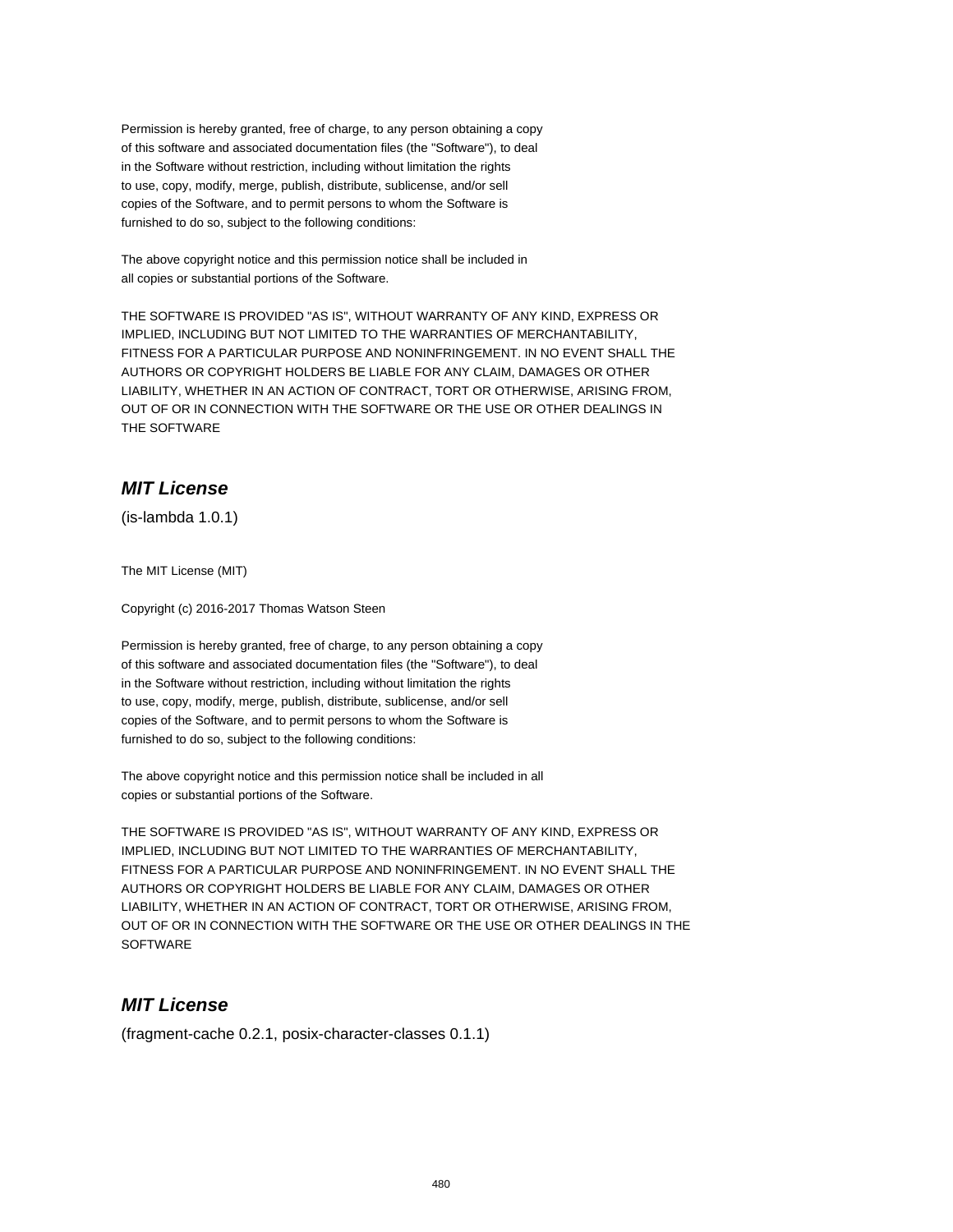Permission is hereby granted, free of charge, to any person obtaining a copy
of this software and associated documentation files (the "Software"), to deal
in the Software without restriction, including without limitation the rights
to use, copy, modify, merge, publish, distribute, sublicense, and/or sell
copies of the Software, and to permit persons to whom the Software is
furnished to do so, subject to the following conditions:

The above copyright notice and this permission notice shall be included in
all copies or substantial portions of the Software.

THE SOFTWARE IS PROVIDED "AS IS", WITHOUT WARRANTY OF ANY KIND, EXPRESS OR
IMPLIED, INCLUDING BUT NOT LIMITED TO THE WARRANTIES OF MERCHANTABILITY,
FITNESS FOR A PARTICULAR PURPOSE AND NONINFRINGEMENT. IN NO EVENT SHALL THE
AUTHORS OR COPYRIGHT HOLDERS BE LIABLE FOR ANY CLAIM, DAMAGES OR OTHER
LIABILITY, WHETHER IN AN ACTION OF CONTRACT, TORT OR OTHERWISE, ARISING FROM,
OUT OF OR IN CONNECTION WITH THE SOFTWARE OR THE USE OR OTHER DEALINGS IN
THE SOFTWARE

## *MIT License*

(is-lambda 1.0.1)

The MIT License (MIT)

Copyright (c) 2016-2017 Thomas Watson Steen

Permission is hereby granted, free of charge, to any person obtaining a copy
of this software and associated documentation files (the "Software"), to deal
in the Software without restriction, including without limitation the rights
to use, copy, modify, merge, publish, distribute, sublicense, and/or sell
copies of the Software, and to permit persons to whom the Software is
furnished to do so, subject to the following conditions:

The above copyright notice and this permission notice shall be included in all
copies or substantial portions of the Software.

THE SOFTWARE IS PROVIDED "AS IS", WITHOUT WARRANTY OF ANY KIND, EXPRESS OR
IMPLIED, INCLUDING BUT NOT LIMITED TO THE WARRANTIES OF MERCHANTABILITY,
FITNESS FOR A PARTICULAR PURPOSE AND NONINFRINGEMENT. IN NO EVENT SHALL THE
AUTHORS OR COPYRIGHT HOLDERS BE LIABLE FOR ANY CLAIM, DAMAGES OR OTHER
LIABILITY, WHETHER IN AN ACTION OF CONTRACT, TORT OR OTHERWISE, ARISING FROM,
OUT OF OR IN CONNECTION WITH THE SOFTWARE OR THE USE OR OTHER DEALINGS IN THE
SOFTWARE

## *MIT License*

(fragment-cache 0.2.1, posix-character-classes 0.1.1)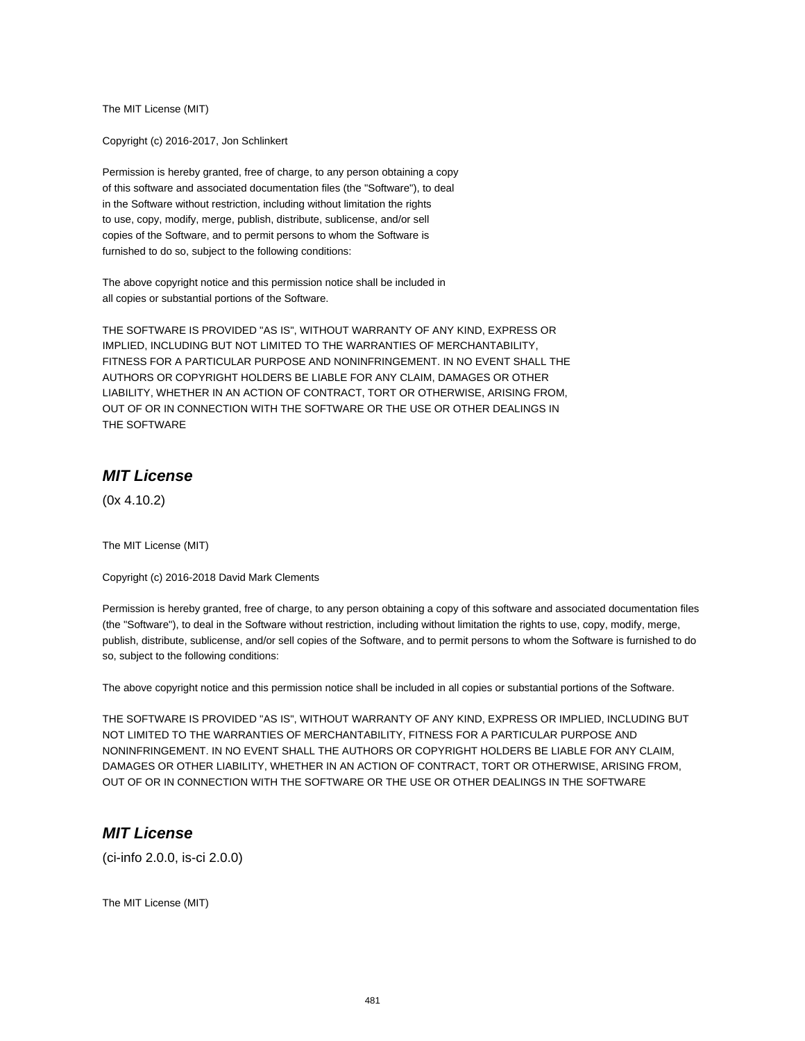The MIT License (MIT)

Copyright (c) 2016-2017, Jon Schlinkert

Permission is hereby granted, free of charge, to any person obtaining a copy
of this software and associated documentation files (the "Software"), to deal
in the Software without restriction, including without limitation the rights
to use, copy, modify, merge, publish, distribute, sublicense, and/or sell
copies of the Software, and to permit persons to whom the Software is
furnished to do so, subject to the following conditions:

The above copyright notice and this permission notice shall be included in
all copies or substantial portions of the Software.

THE SOFTWARE IS PROVIDED "AS IS", WITHOUT WARRANTY OF ANY KIND, EXPRESS OR
IMPLIED, INCLUDING BUT NOT LIMITED TO THE WARRANTIES OF MERCHANTABILITY,
FITNESS FOR A PARTICULAR PURPOSE AND NONINFRINGEMENT. IN NO EVENT SHALL THE
AUTHORS OR COPYRIGHT HOLDERS BE LIABLE FOR ANY CLAIM, DAMAGES OR OTHER
LIABILITY, WHETHER IN AN ACTION OF CONTRACT, TORT OR OTHERWISE, ARISING FROM,
OUT OF OR IN CONNECTION WITH THE SOFTWARE OR THE USE OR OTHER DEALINGS IN
THE SOFTWARE

## ***MIT License***

(0x 4.10.2)

The MIT License (MIT)

Copyright (c) 2016-2018 David Mark Clements

Permission is hereby granted, free of charge, to any person obtaining a copy of this software and associated documentation files (the "Software"), to deal in the Software without restriction, including without limitation the rights to use, copy, modify, merge, publish, distribute, sublicense, and/or sell copies of the Software, and to permit persons to whom the Software is furnished to do so, subject to the following conditions:

The above copyright notice and this permission notice shall be included in all copies or substantial portions of the Software.

THE SOFTWARE IS PROVIDED "AS IS", WITHOUT WARRANTY OF ANY KIND, EXPRESS OR IMPLIED, INCLUDING BUT NOT LIMITED TO THE WARRANTIES OF MERCHANTABILITY, FITNESS FOR A PARTICULAR PURPOSE AND NONINFRINGEMENT. IN NO EVENT SHALL THE AUTHORS OR COPYRIGHT HOLDERS BE LIABLE FOR ANY CLAIM, DAMAGES OR OTHER LIABILITY, WHETHER IN AN ACTION OF CONTRACT, TORT OR OTHERWISE, ARISING FROM, OUT OF OR IN CONNECTION WITH THE SOFTWARE OR THE USE OR OTHER DEALINGS IN THE SOFTWARE

## ***MIT License***

(ci-info 2.0.0, is-ci 2.0.0)

The MIT License (MIT)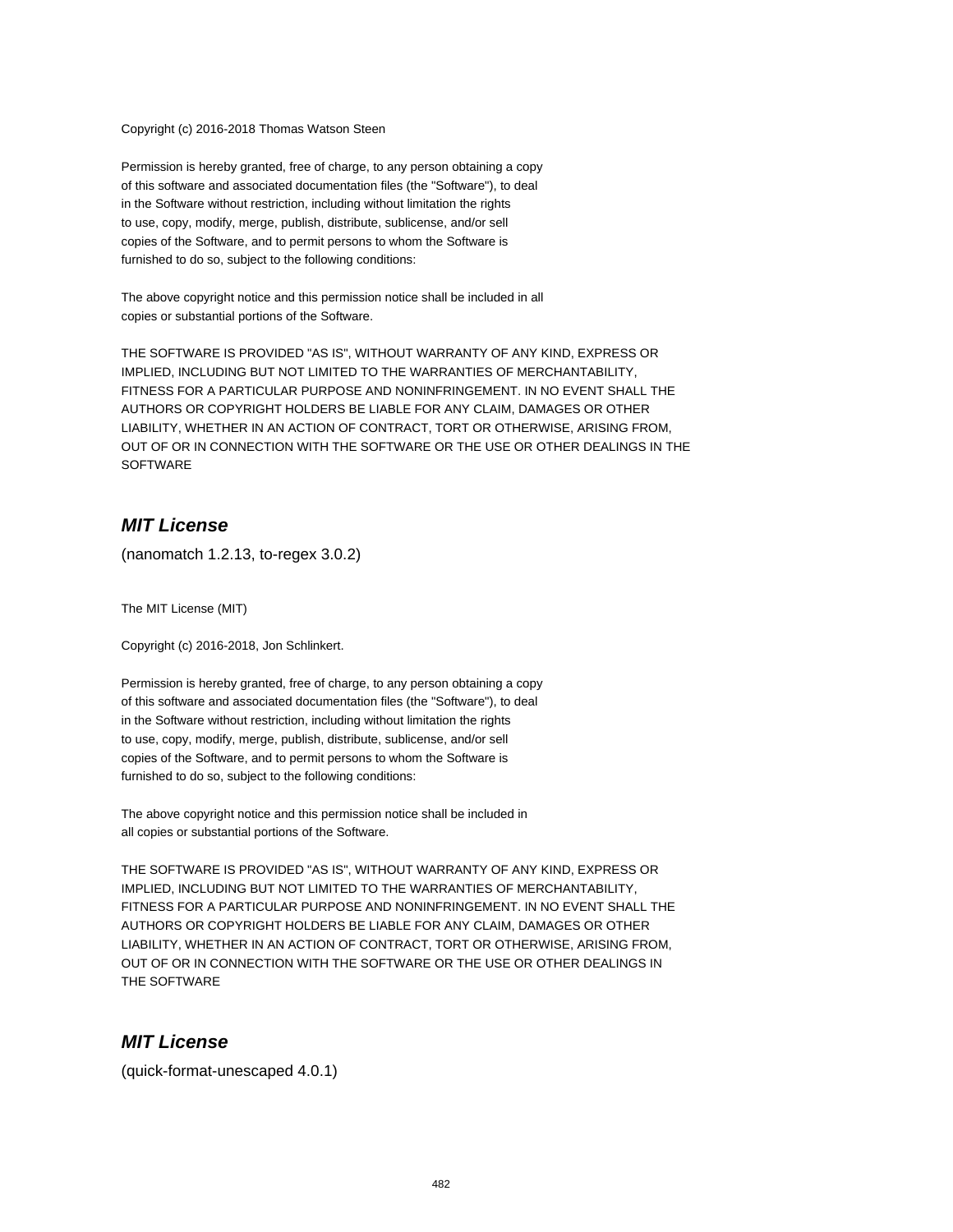Copyright (c) 2016-2018 Thomas Watson Steen

Permission is hereby granted, free of charge, to any person obtaining a copy
of this software and associated documentation files (the "Software"), to deal
in the Software without restriction, including without limitation the rights
to use, copy, modify, merge, publish, distribute, sublicense, and/or sell
copies of the Software, and to permit persons to whom the Software is
furnished to do so, subject to the following conditions:

The above copyright notice and this permission notice shall be included in all
copies or substantial portions of the Software.

THE SOFTWARE IS PROVIDED "AS IS", WITHOUT WARRANTY OF ANY KIND, EXPRESS OR
IMPLIED, INCLUDING BUT NOT LIMITED TO THE WARRANTIES OF MERCHANTABILITY,
FITNESS FOR A PARTICULAR PURPOSE AND NONINFRINGEMENT. IN NO EVENT SHALL THE
AUTHORS OR COPYRIGHT HOLDERS BE LIABLE FOR ANY CLAIM, DAMAGES OR OTHER
LIABILITY, WHETHER IN AN ACTION OF CONTRACT, TORT OR OTHERWISE, ARISING FROM,
OUT OF OR IN CONNECTION WITH THE SOFTWARE OR THE USE OR OTHER DEALINGS IN THE
SOFTWARE

## *MIT License*

(nanomatch 1.2.13, to-regex 3.0.2)

The MIT License (MIT)

Copyright (c) 2016-2018, Jon Schlinkert.

Permission is hereby granted, free of charge, to any person obtaining a copy
of this software and associated documentation files (the "Software"), to deal
in the Software without restriction, including without limitation the rights
to use, copy, modify, merge, publish, distribute, sublicense, and/or sell
copies of the Software, and to permit persons to whom the Software is
furnished to do so, subject to the following conditions:

The above copyright notice and this permission notice shall be included in
all copies or substantial portions of the Software.

THE SOFTWARE IS PROVIDED "AS IS", WITHOUT WARRANTY OF ANY KIND, EXPRESS OR
IMPLIED, INCLUDING BUT NOT LIMITED TO THE WARRANTIES OF MERCHANTABILITY,
FITNESS FOR A PARTICULAR PURPOSE AND NONINFRINGEMENT. IN NO EVENT SHALL THE
AUTHORS OR COPYRIGHT HOLDERS BE LIABLE FOR ANY CLAIM, DAMAGES OR OTHER
LIABILITY, WHETHER IN AN ACTION OF CONTRACT, TORT OR OTHERWISE, ARISING FROM,
OUT OF OR IN CONNECTION WITH THE SOFTWARE OR THE USE OR OTHER DEALINGS IN
THE SOFTWARE

## *MIT License*

(quick-format-unescaped 4.0.1)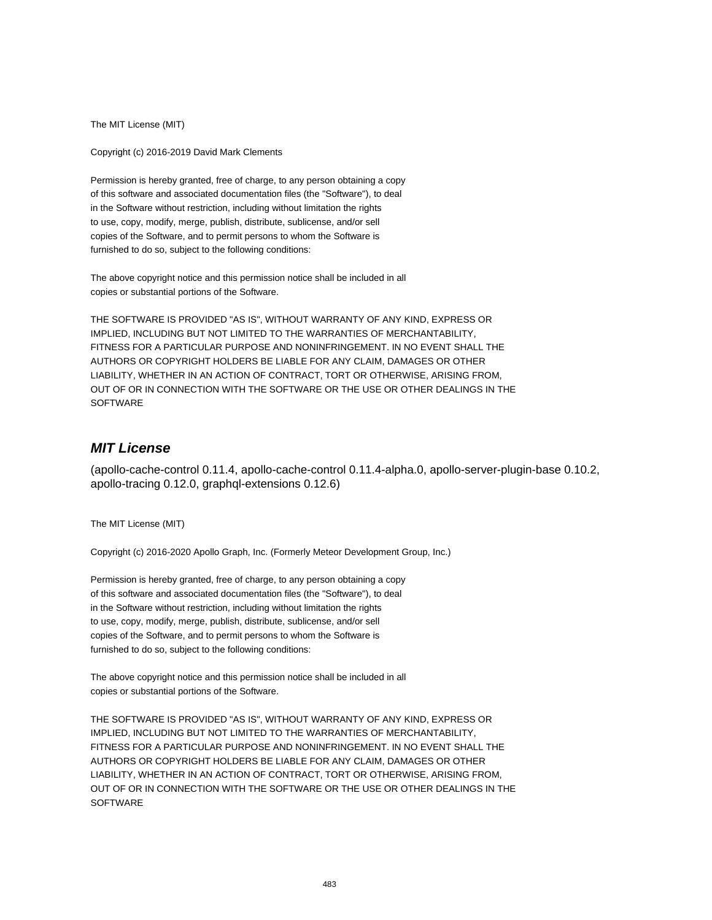The MIT License (MIT)

Copyright (c) 2016-2019 David Mark Clements

Permission is hereby granted, free of charge, to any person obtaining a copy
of this software and associated documentation files (the "Software"), to deal
in the Software without restriction, including without limitation the rights
to use, copy, modify, merge, publish, distribute, sublicense, and/or sell
copies of the Software, and to permit persons to whom the Software is
furnished to do so, subject to the following conditions:

The above copyright notice and this permission notice shall be included in all
copies or substantial portions of the Software.

THE SOFTWARE IS PROVIDED "AS IS", WITHOUT WARRANTY OF ANY KIND, EXPRESS OR
IMPLIED, INCLUDING BUT NOT LIMITED TO THE WARRANTIES OF MERCHANTABILITY,
FITNESS FOR A PARTICULAR PURPOSE AND NONINFRINGEMENT. IN NO EVENT SHALL THE
AUTHORS OR COPYRIGHT HOLDERS BE LIABLE FOR ANY CLAIM, DAMAGES OR OTHER
LIABILITY, WHETHER IN AN ACTION OF CONTRACT, TORT OR OTHERWISE, ARISING FROM,
OUT OF OR IN CONNECTION WITH THE SOFTWARE OR THE USE OR OTHER DEALINGS IN THE
SOFTWARE

## *MIT License*

(apollo-cache-control 0.11.4, apollo-cache-control 0.11.4-alpha.0, apollo-server-plugin-base 0.10.2, apollo-tracing 0.12.0, graphql-extensions 0.12.6)

The MIT License (MIT)

Copyright (c) 2016-2020 Apollo Graph, Inc. (Formerly Meteor Development Group, Inc.)

Permission is hereby granted, free of charge, to any person obtaining a copy
of this software and associated documentation files (the "Software"), to deal
in the Software without restriction, including without limitation the rights
to use, copy, modify, merge, publish, distribute, sublicense, and/or sell
copies of the Software, and to permit persons to whom the Software is
furnished to do so, subject to the following conditions:

The above copyright notice and this permission notice shall be included in all
copies or substantial portions of the Software.

THE SOFTWARE IS PROVIDED "AS IS", WITHOUT WARRANTY OF ANY KIND, EXPRESS OR
IMPLIED, INCLUDING BUT NOT LIMITED TO THE WARRANTIES OF MERCHANTABILITY,
FITNESS FOR A PARTICULAR PURPOSE AND NONINFRINGEMENT. IN NO EVENT SHALL THE
AUTHORS OR COPYRIGHT HOLDERS BE LIABLE FOR ANY CLAIM, DAMAGES OR OTHER
LIABILITY, WHETHER IN AN ACTION OF CONTRACT, TORT OR OTHERWISE, ARISING FROM,
OUT OF OR IN CONNECTION WITH THE SOFTWARE OR THE USE OR OTHER DEALINGS IN THE
SOFTWARE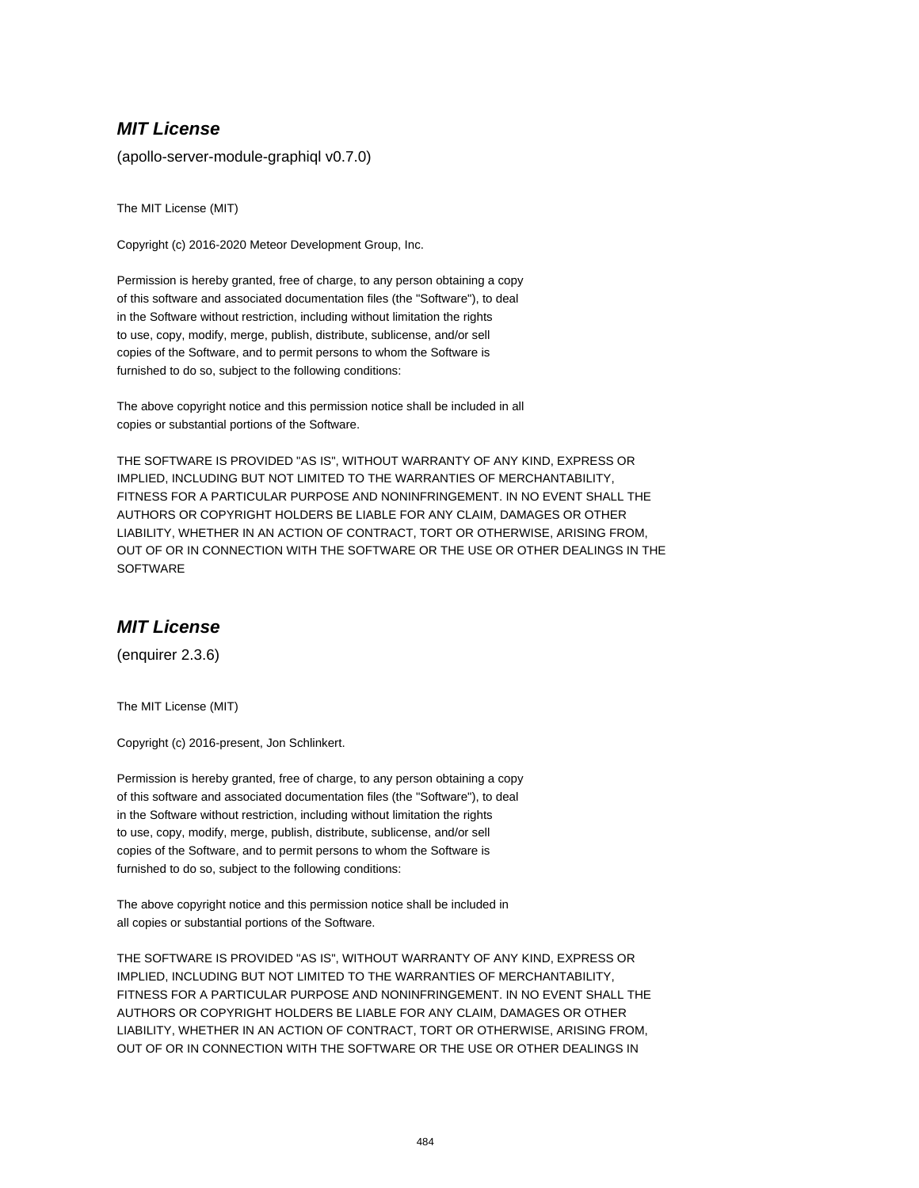## ***MIT License***

(apollo-server-module-graphiql v0.7.0)

The MIT License (MIT)

Copyright (c) 2016-2020 Meteor Development Group, Inc.

Permission is hereby granted, free of charge, to any person obtaining a copy
of this software and associated documentation files (the "Software"), to deal
in the Software without restriction, including without limitation the rights
to use, copy, modify, merge, publish, distribute, sublicense, and/or sell
copies of the Software, and to permit persons to whom the Software is
furnished to do so, subject to the following conditions:

The above copyright notice and this permission notice shall be included in all
copies or substantial portions of the Software.

THE SOFTWARE IS PROVIDED "AS IS", WITHOUT WARRANTY OF ANY KIND, EXPRESS OR
IMPLIED, INCLUDING BUT NOT LIMITED TO THE WARRANTIES OF MERCHANTABILITY,
FITNESS FOR A PARTICULAR PURPOSE AND NONINFRINGEMENT. IN NO EVENT SHALL THE
AUTHORS OR COPYRIGHT HOLDERS BE LIABLE FOR ANY CLAIM, DAMAGES OR OTHER
LIABILITY, WHETHER IN AN ACTION OF CONTRACT, TORT OR OTHERWISE, ARISING FROM,
OUT OF OR IN CONNECTION WITH THE SOFTWARE OR THE USE OR OTHER DEALINGS IN THE
SOFTWARE

## ***MIT License***

(enquirer 2.3.6)

The MIT License (MIT)

Copyright (c) 2016-present, Jon Schlinkert.

Permission is hereby granted, free of charge, to any person obtaining a copy
of this software and associated documentation files (the "Software"), to deal
in the Software without restriction, including without limitation the rights
to use, copy, modify, merge, publish, distribute, sublicense, and/or sell
copies of the Software, and to permit persons to whom the Software is
furnished to do so, subject to the following conditions:

The above copyright notice and this permission notice shall be included in
all copies or substantial portions of the Software.

THE SOFTWARE IS PROVIDED "AS IS", WITHOUT WARRANTY OF ANY KIND, EXPRESS OR
IMPLIED, INCLUDING BUT NOT LIMITED TO THE WARRANTIES OF MERCHANTABILITY,
FITNESS FOR A PARTICULAR PURPOSE AND NONINFRINGEMENT. IN NO EVENT SHALL THE
AUTHORS OR COPYRIGHT HOLDERS BE LIABLE FOR ANY CLAIM, DAMAGES OR OTHER
LIABILITY, WHETHER IN AN ACTION OF CONTRACT, TORT OR OTHERWISE, ARISING FROM,
OUT OF OR IN CONNECTION WITH THE SOFTWARE OR THE USE OR OTHER DEALINGS IN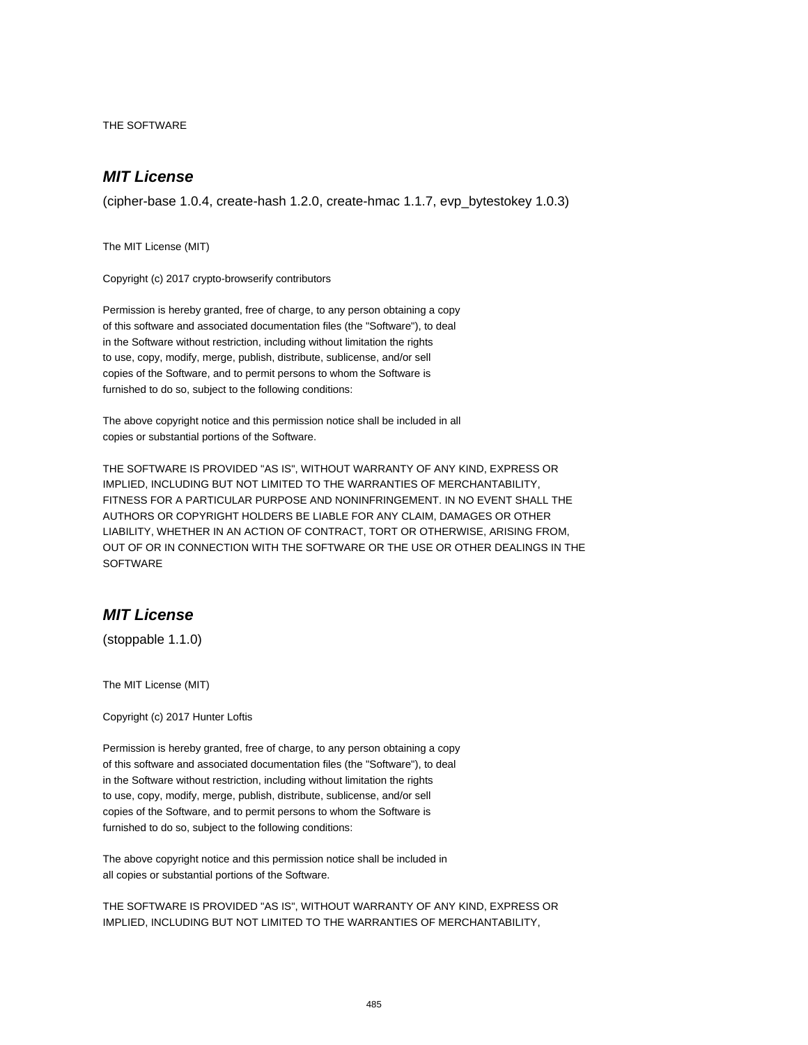THE SOFTWARE

### *MIT License*

(cipher-base 1.0.4, create-hash 1.2.0, create-hmac 1.1.7, evp_bytestokey 1.0.3)

The MIT License (MIT)

Copyright (c) 2017 crypto-browserify contributors

Permission is hereby granted, free of charge, to any person obtaining a copy
of this software and associated documentation files (the "Software"), to deal
in the Software without restriction, including without limitation the rights
to use, copy, modify, merge, publish, distribute, sublicense, and/or sell
copies of the Software, and to permit persons to whom the Software is
furnished to do so, subject to the following conditions:

The above copyright notice and this permission notice shall be included in all
copies or substantial portions of the Software.

THE SOFTWARE IS PROVIDED "AS IS", WITHOUT WARRANTY OF ANY KIND, EXPRESS OR
IMPLIED, INCLUDING BUT NOT LIMITED TO THE WARRANTIES OF MERCHANTABILITY,
FITNESS FOR A PARTICULAR PURPOSE AND NONINFRINGEMENT. IN NO EVENT SHALL THE
AUTHORS OR COPYRIGHT HOLDERS BE LIABLE FOR ANY CLAIM, DAMAGES OR OTHER
LIABILITY, WHETHER IN AN ACTION OF CONTRACT, TORT OR OTHERWISE, ARISING FROM,
OUT OF OR IN CONNECTION WITH THE SOFTWARE OR THE USE OR OTHER DEALINGS IN THE
SOFTWARE

### *MIT License*

(stoppable 1.1.0)

The MIT License (MIT)

Copyright (c) 2017 Hunter Loftis

Permission is hereby granted, free of charge, to any person obtaining a copy
of this software and associated documentation files (the "Software"), to deal
in the Software without restriction, including without limitation the rights
to use, copy, modify, merge, publish, distribute, sublicense, and/or sell
copies of the Software, and to permit persons to whom the Software is
furnished to do so, subject to the following conditions:

The above copyright notice and this permission notice shall be included in
all copies or substantial portions of the Software.

THE SOFTWARE IS PROVIDED "AS IS", WITHOUT WARRANTY OF ANY KIND, EXPRESS OR
IMPLIED, INCLUDING BUT NOT LIMITED TO THE WARRANTIES OF MERCHANTABILITY,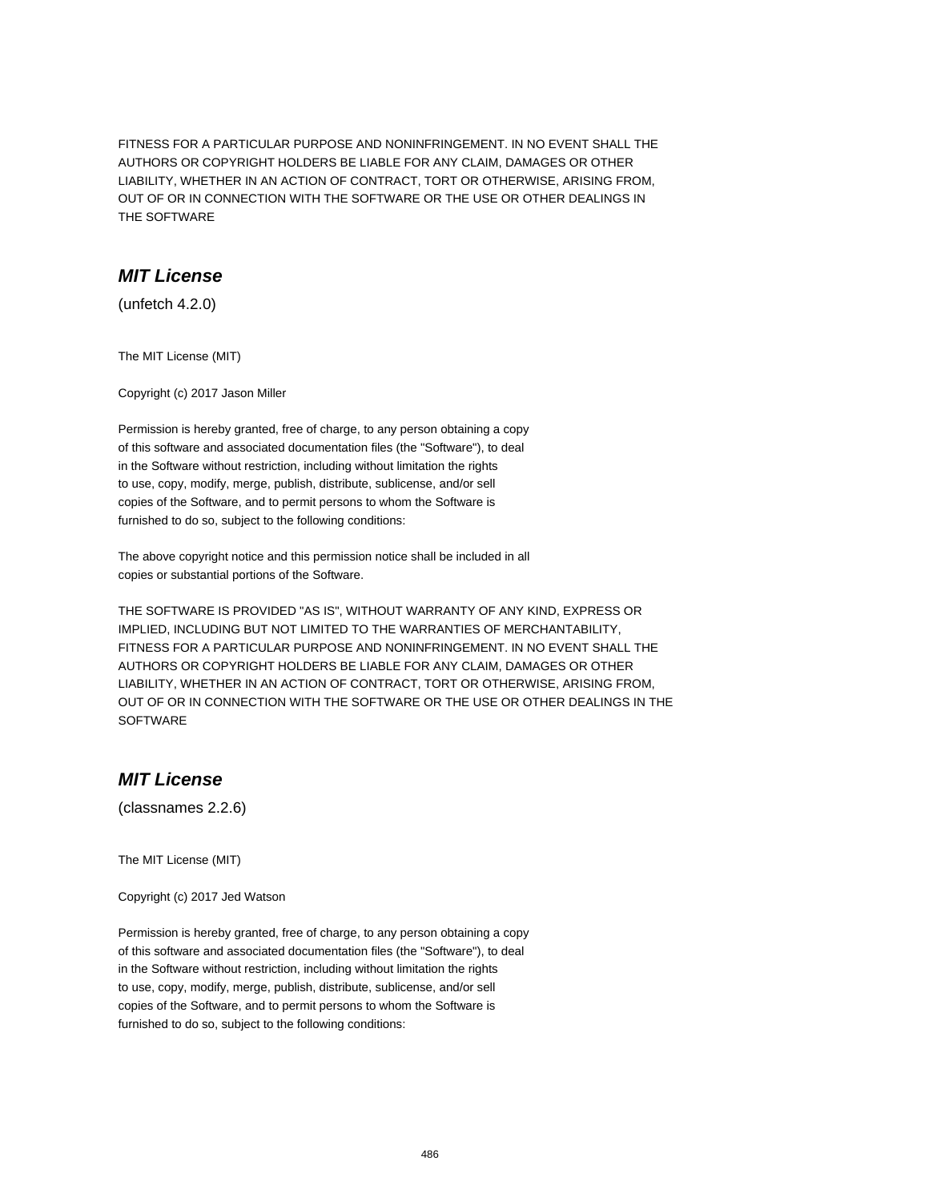FITNESS FOR A PARTICULAR PURPOSE AND NONINFRINGEMENT. IN NO EVENT SHALL THE
AUTHORS OR COPYRIGHT HOLDERS BE LIABLE FOR ANY CLAIM, DAMAGES OR OTHER
LIABILITY, WHETHER IN AN ACTION OF CONTRACT, TORT OR OTHERWISE, ARISING FROM,
OUT OF OR IN CONNECTION WITH THE SOFTWARE OR THE USE OR OTHER DEALINGS IN
THE SOFTWARE

## *MIT License*

(unfetch 4.2.0)

The MIT License (MIT)

Copyright (c) 2017 Jason Miller

Permission is hereby granted, free of charge, to any person obtaining a copy
of this software and associated documentation files (the "Software"), to deal
in the Software without restriction, including without limitation the rights
to use, copy, modify, merge, publish, distribute, sublicense, and/or sell
copies of the Software, and to permit persons to whom the Software is
furnished to do so, subject to the following conditions:

The above copyright notice and this permission notice shall be included in all
copies or substantial portions of the Software.

THE SOFTWARE IS PROVIDED "AS IS", WITHOUT WARRANTY OF ANY KIND, EXPRESS OR
IMPLIED, INCLUDING BUT NOT LIMITED TO THE WARRANTIES OF MERCHANTABILITY,
FITNESS FOR A PARTICULAR PURPOSE AND NONINFRINGEMENT. IN NO EVENT SHALL THE
AUTHORS OR COPYRIGHT HOLDERS BE LIABLE FOR ANY CLAIM, DAMAGES OR OTHER
LIABILITY, WHETHER IN AN ACTION OF CONTRACT, TORT OR OTHERWISE, ARISING FROM,
OUT OF OR IN CONNECTION WITH THE SOFTWARE OR THE USE OR OTHER DEALINGS IN THE
SOFTWARE

## *MIT License*

(classnames 2.2.6)

The MIT License (MIT)

Copyright (c) 2017 Jed Watson

Permission is hereby granted, free of charge, to any person obtaining a copy
of this software and associated documentation files (the "Software"), to deal
in the Software without restriction, including without limitation the rights
to use, copy, modify, merge, publish, distribute, sublicense, and/or sell
copies of the Software, and to permit persons to whom the Software is
furnished to do so, subject to the following conditions: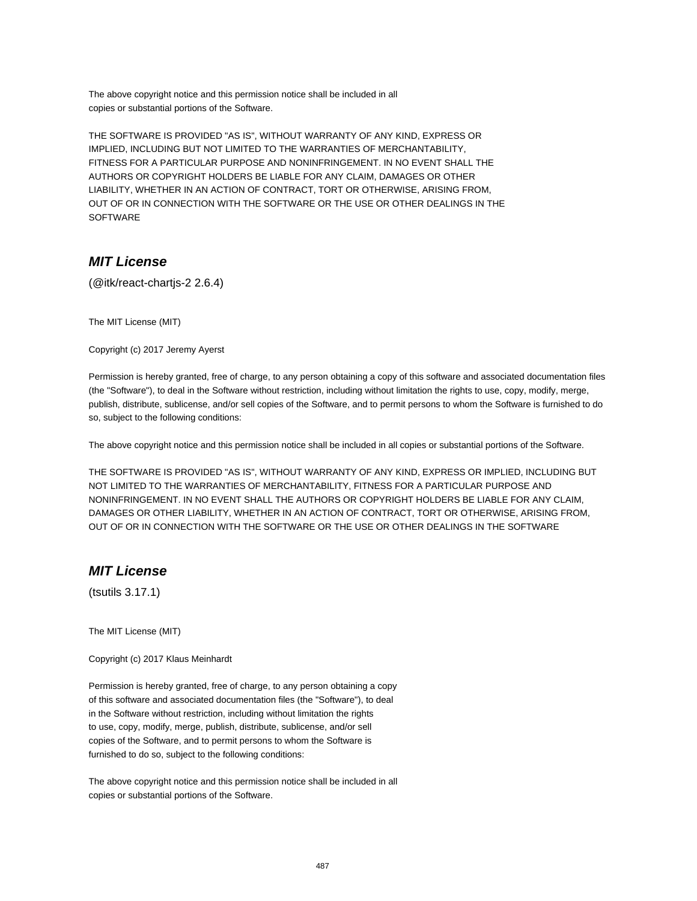The above copyright notice and this permission notice shall be included in all
copies or substantial portions of the Software.

THE SOFTWARE IS PROVIDED "AS IS", WITHOUT WARRANTY OF ANY KIND, EXPRESS OR
IMPLIED, INCLUDING BUT NOT LIMITED TO THE WARRANTIES OF MERCHANTABILITY,
FITNESS FOR A PARTICULAR PURPOSE AND NONINFRINGEMENT. IN NO EVENT SHALL THE
AUTHORS OR COPYRIGHT HOLDERS BE LIABLE FOR ANY CLAIM, DAMAGES OR OTHER
LIABILITY, WHETHER IN AN ACTION OF CONTRACT, TORT OR OTHERWISE, ARISING FROM,
OUT OF OR IN CONNECTION WITH THE SOFTWARE OR THE USE OR OTHER DEALINGS IN THE
SOFTWARE

## *MIT License*

(@itk/react-chartjs-2 2.6.4)

The MIT License (MIT)

Copyright (c) 2017 Jeremy Ayerst

Permission is hereby granted, free of charge, to any person obtaining a copy of this software and associated documentation files (the "Software"), to deal in the Software without restriction, including without limitation the rights to use, copy, modify, merge, publish, distribute, sublicense, and/or sell copies of the Software, and to permit persons to whom the Software is furnished to do so, subject to the following conditions:

The above copyright notice and this permission notice shall be included in all copies or substantial portions of the Software.

THE SOFTWARE IS PROVIDED "AS IS", WITHOUT WARRANTY OF ANY KIND, EXPRESS OR IMPLIED, INCLUDING BUT NOT LIMITED TO THE WARRANTIES OF MERCHANTABILITY, FITNESS FOR A PARTICULAR PURPOSE AND NONINFRINGEMENT. IN NO EVENT SHALL THE AUTHORS OR COPYRIGHT HOLDERS BE LIABLE FOR ANY CLAIM, DAMAGES OR OTHER LIABILITY, WHETHER IN AN ACTION OF CONTRACT, TORT OR OTHERWISE, ARISING FROM, OUT OF OR IN CONNECTION WITH THE SOFTWARE OR THE USE OR OTHER DEALINGS IN THE SOFTWARE

## *MIT License*

(tsutils 3.17.1)

The MIT License (MIT)

Copyright (c) 2017 Klaus Meinhardt

Permission is hereby granted, free of charge, to any person obtaining a copy
of this software and associated documentation files (the "Software"), to deal
in the Software without restriction, including without limitation the rights
to use, copy, modify, merge, publish, distribute, sublicense, and/or sell
copies of the Software, and to permit persons to whom the Software is
furnished to do so, subject to the following conditions:

The above copyright notice and this permission notice shall be included in all
copies or substantial portions of the Software.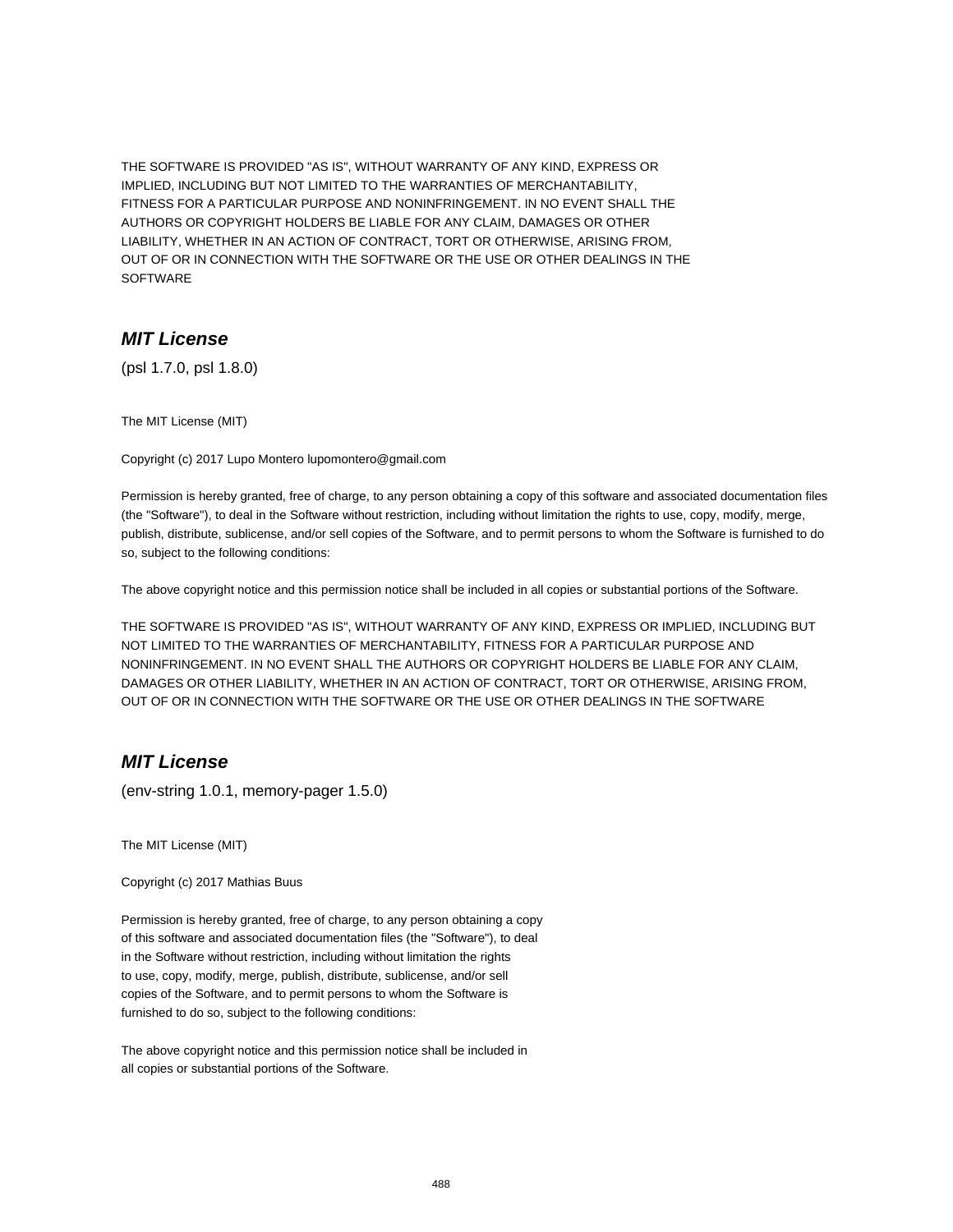THE SOFTWARE IS PROVIDED "AS IS", WITHOUT WARRANTY OF ANY KIND, EXPRESS OR
IMPLIED, INCLUDING BUT NOT LIMITED TO THE WARRANTIES OF MERCHANTABILITY,
FITNESS FOR A PARTICULAR PURPOSE AND NONINFRINGEMENT. IN NO EVENT SHALL THE
AUTHORS OR COPYRIGHT HOLDERS BE LIABLE FOR ANY CLAIM, DAMAGES OR OTHER
LIABILITY, WHETHER IN AN ACTION OF CONTRACT, TORT OR OTHERWISE, ARISING FROM,
OUT OF OR IN CONNECTION WITH THE SOFTWARE OR THE USE OR OTHER DEALINGS IN THE
SOFTWARE

## *MIT License*

(psl 1.7.0, psl 1.8.0)

The MIT License (MIT)

Copyright (c) 2017 Lupo Montero lupomontero@gmail.com

Permission is hereby granted, free of charge, to any person obtaining a copy of this software and associated documentation files (the "Software"), to deal in the Software without restriction, including without limitation the rights to use, copy, modify, merge, publish, distribute, sublicense, and/or sell copies of the Software, and to permit persons to whom the Software is furnished to do so, subject to the following conditions:

The above copyright notice and this permission notice shall be included in all copies or substantial portions of the Software.

THE SOFTWARE IS PROVIDED "AS IS", WITHOUT WARRANTY OF ANY KIND, EXPRESS OR IMPLIED, INCLUDING BUT NOT LIMITED TO THE WARRANTIES OF MERCHANTABILITY, FITNESS FOR A PARTICULAR PURPOSE AND NONINFRINGEMENT. IN NO EVENT SHALL THE AUTHORS OR COPYRIGHT HOLDERS BE LIABLE FOR ANY CLAIM, DAMAGES OR OTHER LIABILITY, WHETHER IN AN ACTION OF CONTRACT, TORT OR OTHERWISE, ARISING FROM, OUT OF OR IN CONNECTION WITH THE SOFTWARE OR THE USE OR OTHER DEALINGS IN THE SOFTWARE

## *MIT License*

(env-string 1.0.1, memory-pager 1.5.0)

The MIT License (MIT)

Copyright (c) 2017 Mathias Buus

Permission is hereby granted, free of charge, to any person obtaining a copy
of this software and associated documentation files (the "Software"), to deal
in the Software without restriction, including without limitation the rights
to use, copy, modify, merge, publish, distribute, sublicense, and/or sell
copies of the Software, and to permit persons to whom the Software is
furnished to do so, subject to the following conditions:

The above copyright notice and this permission notice shall be included in
all copies or substantial portions of the Software.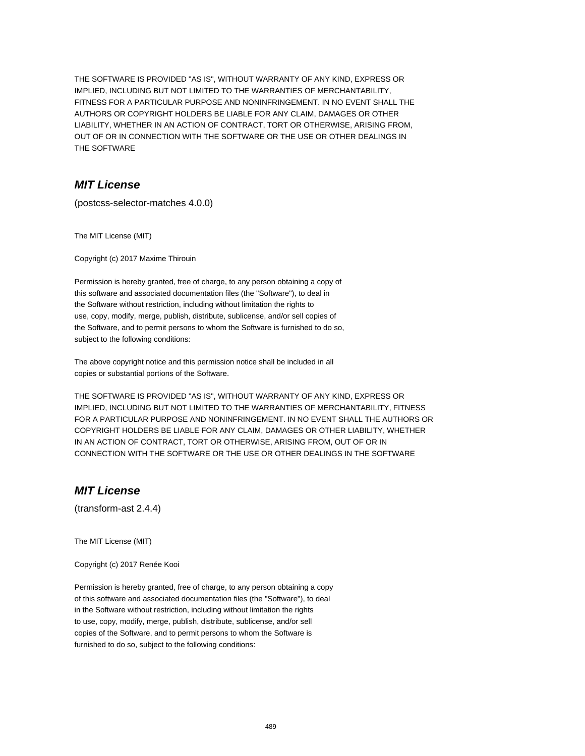THE SOFTWARE IS PROVIDED "AS IS", WITHOUT WARRANTY OF ANY KIND, EXPRESS OR IMPLIED, INCLUDING BUT NOT LIMITED TO THE WARRANTIES OF MERCHANTABILITY, FITNESS FOR A PARTICULAR PURPOSE AND NONINFRINGEMENT. IN NO EVENT SHALL THE AUTHORS OR COPYRIGHT HOLDERS BE LIABLE FOR ANY CLAIM, DAMAGES OR OTHER LIABILITY, WHETHER IN AN ACTION OF CONTRACT, TORT OR OTHERWISE, ARISING FROM, OUT OF OR IN CONNECTION WITH THE SOFTWARE OR THE USE OR OTHER DEALINGS IN THE SOFTWARE

## ***MIT License***

(postcss-selector-matches 4.0.0)

The MIT License (MIT)

Copyright (c) 2017 Maxime Thirouin

Permission is hereby granted, free of charge, to any person obtaining a copy of this software and associated documentation files (the "Software"), to deal in the Software without restriction, including without limitation the rights to use, copy, modify, merge, publish, distribute, sublicense, and/or sell copies of the Software, and to permit persons to whom the Software is furnished to do so, subject to the following conditions:

The above copyright notice and this permission notice shall be included in all copies or substantial portions of the Software.

THE SOFTWARE IS PROVIDED "AS IS", WITHOUT WARRANTY OF ANY KIND, EXPRESS OR IMPLIED, INCLUDING BUT NOT LIMITED TO THE WARRANTIES OF MERCHANTABILITY, FITNESS FOR A PARTICULAR PURPOSE AND NONINFRINGEMENT. IN NO EVENT SHALL THE AUTHORS OR COPYRIGHT HOLDERS BE LIABLE FOR ANY CLAIM, DAMAGES OR OTHER LIABILITY, WHETHER IN AN ACTION OF CONTRACT, TORT OR OTHERWISE, ARISING FROM, OUT OF OR IN CONNECTION WITH THE SOFTWARE OR THE USE OR OTHER DEALINGS IN THE SOFTWARE

## ***MIT License***

(transform-ast 2.4.4)

The MIT License (MIT)

Copyright (c) 2017 Renée Kooi

Permission is hereby granted, free of charge, to any person obtaining a copy of this software and associated documentation files (the "Software"), to deal in the Software without restriction, including without limitation the rights to use, copy, modify, merge, publish, distribute, sublicense, and/or sell copies of the Software, and to permit persons to whom the Software is furnished to do so, subject to the following conditions: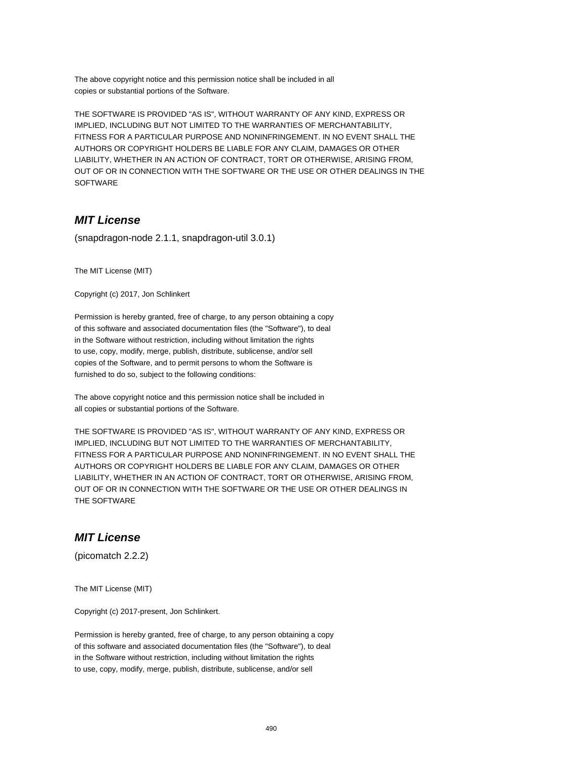The above copyright notice and this permission notice shall be included in all
copies or substantial portions of the Software.

THE SOFTWARE IS PROVIDED "AS IS", WITHOUT WARRANTY OF ANY KIND, EXPRESS OR
IMPLIED, INCLUDING BUT NOT LIMITED TO THE WARRANTIES OF MERCHANTABILITY,
FITNESS FOR A PARTICULAR PURPOSE AND NONINFRINGEMENT. IN NO EVENT SHALL THE
AUTHORS OR COPYRIGHT HOLDERS BE LIABLE FOR ANY CLAIM, DAMAGES OR OTHER
LIABILITY, WHETHER IN AN ACTION OF CONTRACT, TORT OR OTHERWISE, ARISING FROM,
OUT OF OR IN CONNECTION WITH THE SOFTWARE OR THE USE OR OTHER DEALINGS IN THE
SOFTWARE

## *MIT License*

(snapdragon-node 2.1.1, snapdragon-util 3.0.1)

The MIT License (MIT)

Copyright (c) 2017, Jon Schlinkert

Permission is hereby granted, free of charge, to any person obtaining a copy
of this software and associated documentation files (the "Software"), to deal
in the Software without restriction, including without limitation the rights
to use, copy, modify, merge, publish, distribute, sublicense, and/or sell
copies of the Software, and to permit persons to whom the Software is
furnished to do so, subject to the following conditions:

The above copyright notice and this permission notice shall be included in
all copies or substantial portions of the Software.

THE SOFTWARE IS PROVIDED "AS IS", WITHOUT WARRANTY OF ANY KIND, EXPRESS OR
IMPLIED, INCLUDING BUT NOT LIMITED TO THE WARRANTIES OF MERCHANTABILITY,
FITNESS FOR A PARTICULAR PURPOSE AND NONINFRINGEMENT. IN NO EVENT SHALL THE
AUTHORS OR COPYRIGHT HOLDERS BE LIABLE FOR ANY CLAIM, DAMAGES OR OTHER
LIABILITY, WHETHER IN AN ACTION OF CONTRACT, TORT OR OTHERWISE, ARISING FROM,
OUT OF OR IN CONNECTION WITH THE SOFTWARE OR THE USE OR OTHER DEALINGS IN
THE SOFTWARE

## *MIT License*

(picomatch 2.2.2)

The MIT License (MIT)

Copyright (c) 2017-present, Jon Schlinkert.

Permission is hereby granted, free of charge, to any person obtaining a copy
of this software and associated documentation files (the "Software"), to deal
in the Software without restriction, including without limitation the rights
to use, copy, modify, merge, publish, distribute, sublicense, and/or sell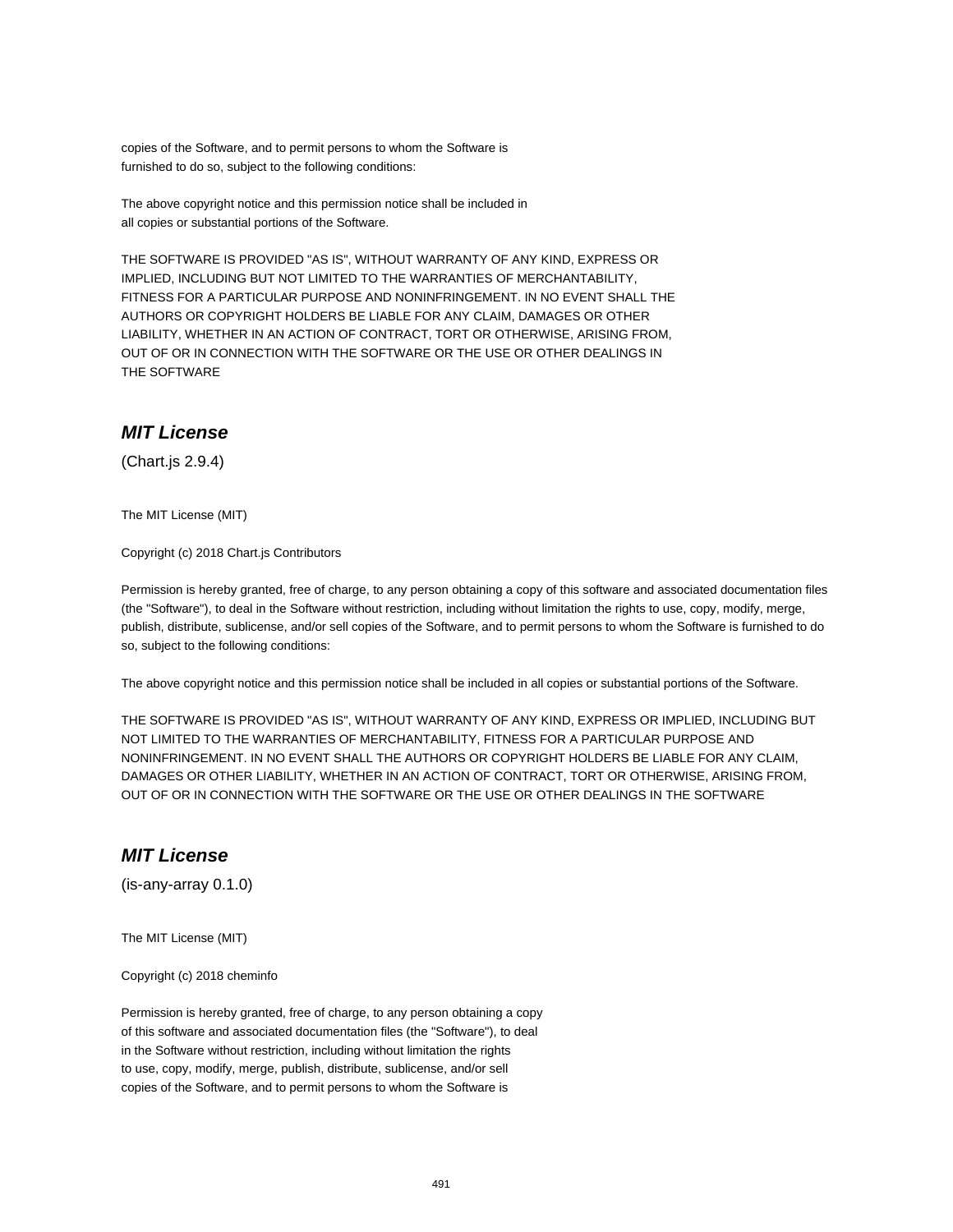copies of the Software, and to permit persons to whom the Software is
furnished to do so, subject to the following conditions:

The above copyright notice and this permission notice shall be included in
all copies or substantial portions of the Software.

THE SOFTWARE IS PROVIDED "AS IS", WITHOUT WARRANTY OF ANY KIND, EXPRESS OR
IMPLIED, INCLUDING BUT NOT LIMITED TO THE WARRANTIES OF MERCHANTABILITY,
FITNESS FOR A PARTICULAR PURPOSE AND NONINFRINGEMENT. IN NO EVENT SHALL THE
AUTHORS OR COPYRIGHT HOLDERS BE LIABLE FOR ANY CLAIM, DAMAGES OR OTHER
LIABILITY, WHETHER IN AN ACTION OF CONTRACT, TORT OR OTHERWISE, ARISING FROM,
OUT OF OR IN CONNECTION WITH THE SOFTWARE OR THE USE OR OTHER DEALINGS IN
THE SOFTWARE

## *MIT License*

(Chart.js 2.9.4)

The MIT License (MIT)

Copyright (c) 2018 Chart.js Contributors

Permission is hereby granted, free of charge, to any person obtaining a copy of this software and associated documentation files (the "Software"), to deal in the Software without restriction, including without limitation the rights to use, copy, modify, merge, publish, distribute, sublicense, and/or sell copies of the Software, and to permit persons to whom the Software is furnished to do so, subject to the following conditions:

The above copyright notice and this permission notice shall be included in all copies or substantial portions of the Software.

THE SOFTWARE IS PROVIDED "AS IS", WITHOUT WARRANTY OF ANY KIND, EXPRESS OR IMPLIED, INCLUDING BUT NOT LIMITED TO THE WARRANTIES OF MERCHANTABILITY, FITNESS FOR A PARTICULAR PURPOSE AND NONINFRINGEMENT. IN NO EVENT SHALL THE AUTHORS OR COPYRIGHT HOLDERS BE LIABLE FOR ANY CLAIM, DAMAGES OR OTHER LIABILITY, WHETHER IN AN ACTION OF CONTRACT, TORT OR OTHERWISE, ARISING FROM, OUT OF OR IN CONNECTION WITH THE SOFTWARE OR THE USE OR OTHER DEALINGS IN THE SOFTWARE

## *MIT License*

(is-any-array 0.1.0)

The MIT License (MIT)

Copyright (c) 2018 cheminfo

Permission is hereby granted, free of charge, to any person obtaining a copy
of this software and associated documentation files (the "Software"), to deal
in the Software without restriction, including without limitation the rights
to use, copy, modify, merge, publish, distribute, sublicense, and/or sell
copies of the Software, and to permit persons to whom the Software is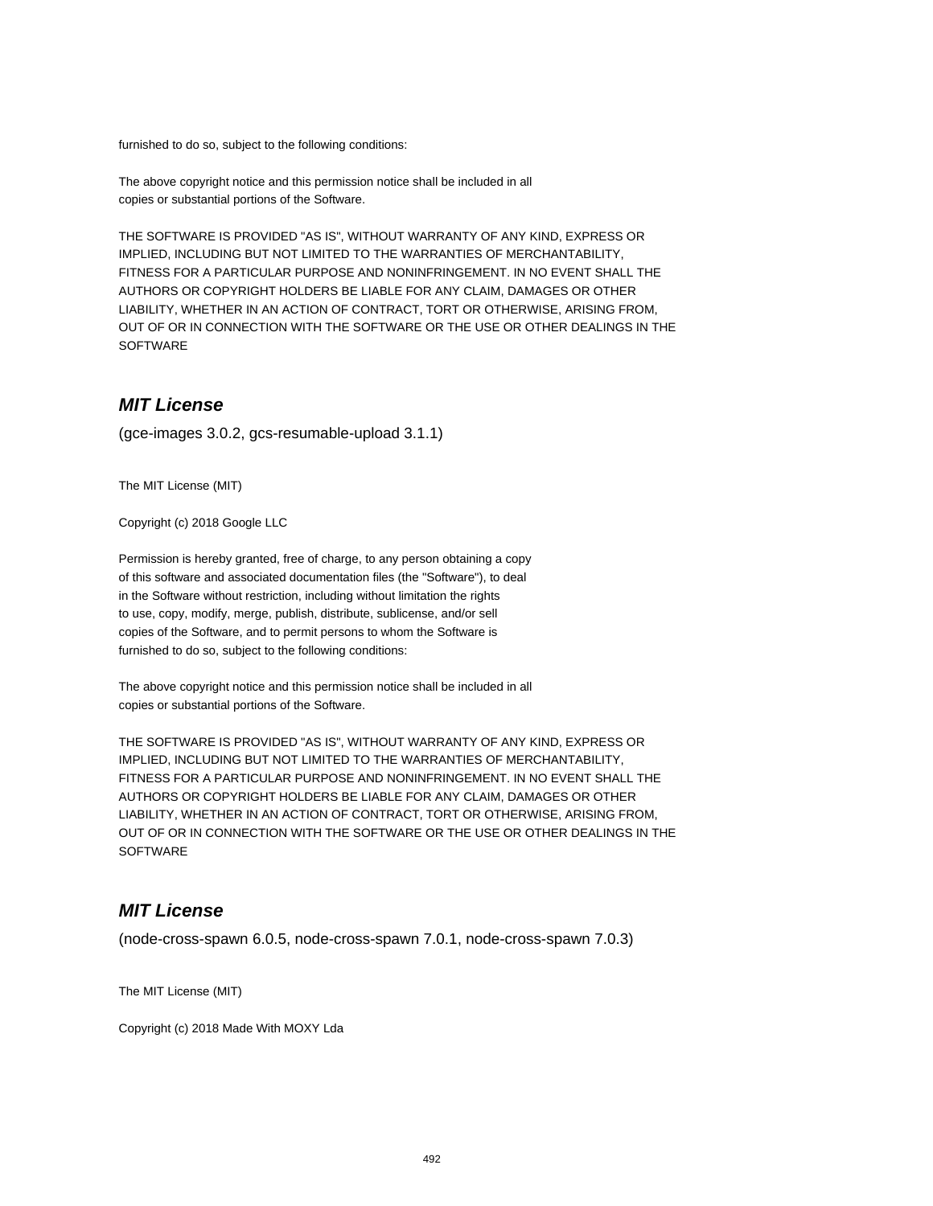furnished to do so, subject to the following conditions:

The above copyright notice and this permission notice shall be included in all
copies or substantial portions of the Software.

THE SOFTWARE IS PROVIDED "AS IS", WITHOUT WARRANTY OF ANY KIND, EXPRESS OR
IMPLIED, INCLUDING BUT NOT LIMITED TO THE WARRANTIES OF MERCHANTABILITY,
FITNESS FOR A PARTICULAR PURPOSE AND NONINFRINGEMENT. IN NO EVENT SHALL THE
AUTHORS OR COPYRIGHT HOLDERS BE LIABLE FOR ANY CLAIM, DAMAGES OR OTHER
LIABILITY, WHETHER IN AN ACTION OF CONTRACT, TORT OR OTHERWISE, ARISING FROM,
OUT OF OR IN CONNECTION WITH THE SOFTWARE OR THE USE OR OTHER DEALINGS IN THE
SOFTWARE

## *MIT License*

(gce-images 3.0.2, gcs-resumable-upload 3.1.1)

The MIT License (MIT)

Copyright (c) 2018 Google LLC

Permission is hereby granted, free of charge, to any person obtaining a copy
of this software and associated documentation files (the "Software"), to deal
in the Software without restriction, including without limitation the rights
to use, copy, modify, merge, publish, distribute, sublicense, and/or sell
copies of the Software, and to permit persons to whom the Software is
furnished to do so, subject to the following conditions:

The above copyright notice and this permission notice shall be included in all
copies or substantial portions of the Software.

THE SOFTWARE IS PROVIDED "AS IS", WITHOUT WARRANTY OF ANY KIND, EXPRESS OR
IMPLIED, INCLUDING BUT NOT LIMITED TO THE WARRANTIES OF MERCHANTABILITY,
FITNESS FOR A PARTICULAR PURPOSE AND NONINFRINGEMENT. IN NO EVENT SHALL THE
AUTHORS OR COPYRIGHT HOLDERS BE LIABLE FOR ANY CLAIM, DAMAGES OR OTHER
LIABILITY, WHETHER IN AN ACTION OF CONTRACT, TORT OR OTHERWISE, ARISING FROM,
OUT OF OR IN CONNECTION WITH THE SOFTWARE OR THE USE OR OTHER DEALINGS IN THE
SOFTWARE

## *MIT License*

(node-cross-spawn 6.0.5, node-cross-spawn 7.0.1, node-cross-spawn 7.0.3)

The MIT License (MIT)

Copyright (c) 2018 Made With MOXY Lda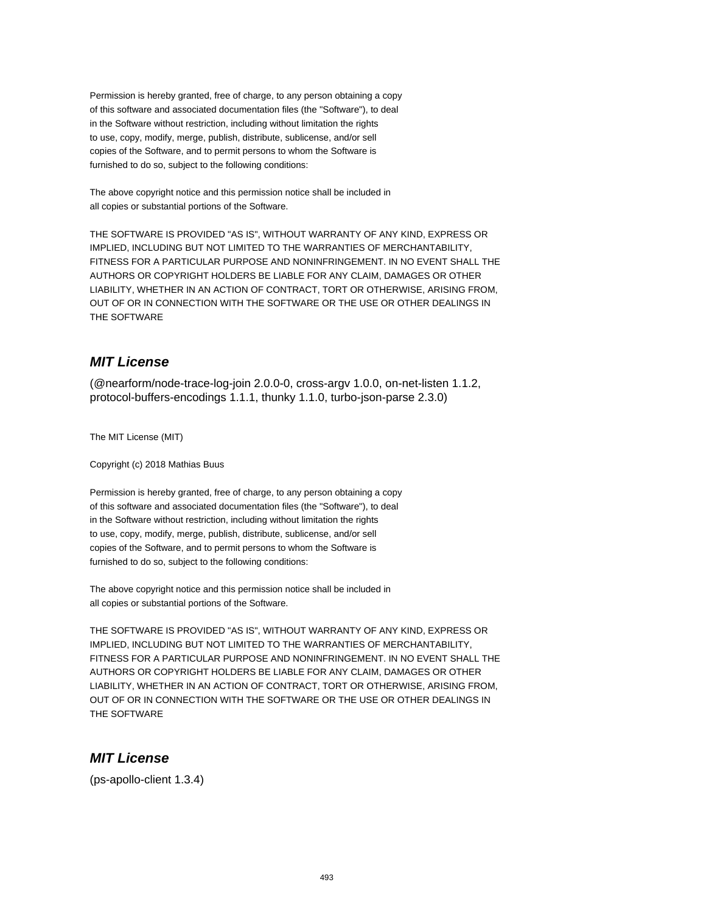Permission is hereby granted, free of charge, to any person obtaining a copy
of this software and associated documentation files (the "Software"), to deal
in the Software without restriction, including without limitation the rights
to use, copy, modify, merge, publish, distribute, sublicense, and/or sell
copies of the Software, and to permit persons to whom the Software is
furnished to do so, subject to the following conditions:

The above copyright notice and this permission notice shall be included in
all copies or substantial portions of the Software.

THE SOFTWARE IS PROVIDED "AS IS", WITHOUT WARRANTY OF ANY KIND, EXPRESS OR
IMPLIED, INCLUDING BUT NOT LIMITED TO THE WARRANTIES OF MERCHANTABILITY,
FITNESS FOR A PARTICULAR PURPOSE AND NONINFRINGEMENT. IN NO EVENT SHALL THE
AUTHORS OR COPYRIGHT HOLDERS BE LIABLE FOR ANY CLAIM, DAMAGES OR OTHER
LIABILITY, WHETHER IN AN ACTION OF CONTRACT, TORT OR OTHERWISE, ARISING FROM,
OUT OF OR IN CONNECTION WITH THE SOFTWARE OR THE USE OR OTHER DEALINGS IN
THE SOFTWARE

## *MIT License*

(@nearform/node-trace-log-join 2.0.0-0, cross-argv 1.0.0, on-net-listen 1.1.2, protocol-buffers-encodings 1.1.1, thunky 1.1.0, turbo-json-parse 2.3.0)

The MIT License (MIT)

Copyright (c) 2018 Mathias Buus

Permission is hereby granted, free of charge, to any person obtaining a copy
of this software and associated documentation files (the "Software"), to deal
in the Software without restriction, including without limitation the rights
to use, copy, modify, merge, publish, distribute, sublicense, and/or sell
copies of the Software, and to permit persons to whom the Software is
furnished to do so, subject to the following conditions:

The above copyright notice and this permission notice shall be included in
all copies or substantial portions of the Software.

THE SOFTWARE IS PROVIDED "AS IS", WITHOUT WARRANTY OF ANY KIND, EXPRESS OR
IMPLIED, INCLUDING BUT NOT LIMITED TO THE WARRANTIES OF MERCHANTABILITY,
FITNESS FOR A PARTICULAR PURPOSE AND NONINFRINGEMENT. IN NO EVENT SHALL THE
AUTHORS OR COPYRIGHT HOLDERS BE LIABLE FOR ANY CLAIM, DAMAGES OR OTHER
LIABILITY, WHETHER IN AN ACTION OF CONTRACT, TORT OR OTHERWISE, ARISING FROM,
OUT OF OR IN CONNECTION WITH THE SOFTWARE OR THE USE OR OTHER DEALINGS IN
THE SOFTWARE

## *MIT License*

(ps-apollo-client 1.3.4)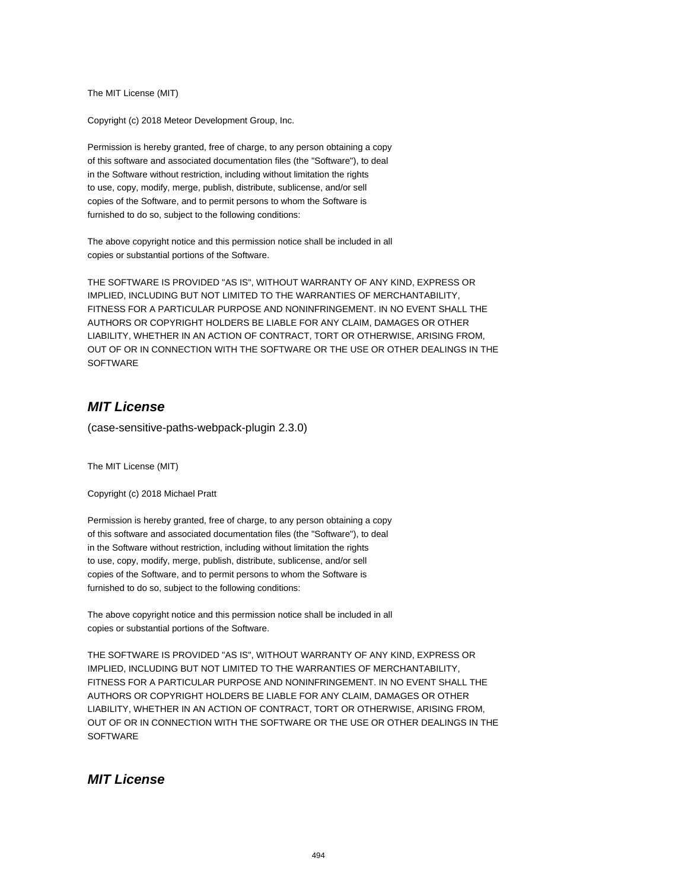The MIT License (MIT)

Copyright (c) 2018 Meteor Development Group, Inc.

Permission is hereby granted, free of charge, to any person obtaining a copy
of this software and associated documentation files (the "Software"), to deal
in the Software without restriction, including without limitation the rights
to use, copy, modify, merge, publish, distribute, sublicense, and/or sell
copies of the Software, and to permit persons to whom the Software is
furnished to do so, subject to the following conditions:

The above copyright notice and this permission notice shall be included in all
copies or substantial portions of the Software.

THE SOFTWARE IS PROVIDED "AS IS", WITHOUT WARRANTY OF ANY KIND, EXPRESS OR
IMPLIED, INCLUDING BUT NOT LIMITED TO THE WARRANTIES OF MERCHANTABILITY,
FITNESS FOR A PARTICULAR PURPOSE AND NONINFRINGEMENT. IN NO EVENT SHALL THE
AUTHORS OR COPYRIGHT HOLDERS BE LIABLE FOR ANY CLAIM, DAMAGES OR OTHER
LIABILITY, WHETHER IN AN ACTION OF CONTRACT, TORT OR OTHERWISE, ARISING FROM,
OUT OF OR IN CONNECTION WITH THE SOFTWARE OR THE USE OR OTHER DEALINGS IN THE
SOFTWARE

## *MIT License*

(case-sensitive-paths-webpack-plugin 2.3.0)

The MIT License (MIT)

Copyright (c) 2018 Michael Pratt

Permission is hereby granted, free of charge, to any person obtaining a copy
of this software and associated documentation files (the "Software"), to deal
in the Software without restriction, including without limitation the rights
to use, copy, modify, merge, publish, distribute, sublicense, and/or sell
copies of the Software, and to permit persons to whom the Software is
furnished to do so, subject to the following conditions:

The above copyright notice and this permission notice shall be included in all
copies or substantial portions of the Software.

THE SOFTWARE IS PROVIDED "AS IS", WITHOUT WARRANTY OF ANY KIND, EXPRESS OR
IMPLIED, INCLUDING BUT NOT LIMITED TO THE WARRANTIES OF MERCHANTABILITY,
FITNESS FOR A PARTICULAR PURPOSE AND NONINFRINGEMENT. IN NO EVENT SHALL THE
AUTHORS OR COPYRIGHT HOLDERS BE LIABLE FOR ANY CLAIM, DAMAGES OR OTHER
LIABILITY, WHETHER IN AN ACTION OF CONTRACT, TORT OR OTHERWISE, ARISING FROM,
OUT OF OR IN CONNECTION WITH THE SOFTWARE OR THE USE OR OTHER DEALINGS IN THE
SOFTWARE

## *MIT License*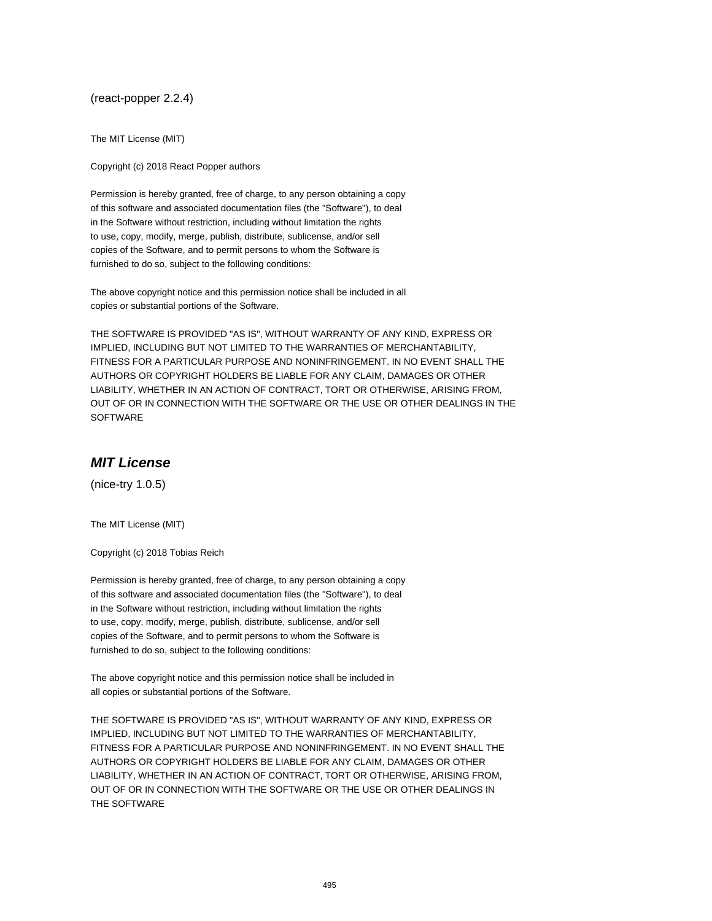(react-popper 2.2.4)

The MIT License (MIT)

Copyright (c) 2018 React Popper authors

Permission is hereby granted, free of charge, to any person obtaining a copy
of this software and associated documentation files (the "Software"), to deal
in the Software without restriction, including without limitation the rights
to use, copy, modify, merge, publish, distribute, sublicense, and/or sell
copies of the Software, and to permit persons to whom the Software is
furnished to do so, subject to the following conditions:

The above copyright notice and this permission notice shall be included in all
copies or substantial portions of the Software.

THE SOFTWARE IS PROVIDED "AS IS", WITHOUT WARRANTY OF ANY KIND, EXPRESS OR
IMPLIED, INCLUDING BUT NOT LIMITED TO THE WARRANTIES OF MERCHANTABILITY,
FITNESS FOR A PARTICULAR PURPOSE AND NONINFRINGEMENT. IN NO EVENT SHALL THE
AUTHORS OR COPYRIGHT HOLDERS BE LIABLE FOR ANY CLAIM, DAMAGES OR OTHER
LIABILITY, WHETHER IN AN ACTION OF CONTRACT, TORT OR OTHERWISE, ARISING FROM,
OUT OF OR IN CONNECTION WITH THE SOFTWARE OR THE USE OR OTHER DEALINGS IN THE
SOFTWARE

## ***MIT License***

(nice-try 1.0.5)

The MIT License (MIT)

Copyright (c) 2018 Tobias Reich

Permission is hereby granted, free of charge, to any person obtaining a copy
of this software and associated documentation files (the "Software"), to deal
in the Software without restriction, including without limitation the rights
to use, copy, modify, merge, publish, distribute, sublicense, and/or sell
copies of the Software, and to permit persons to whom the Software is
furnished to do so, subject to the following conditions:

The above copyright notice and this permission notice shall be included in
all copies or substantial portions of the Software.

THE SOFTWARE IS PROVIDED "AS IS", WITHOUT WARRANTY OF ANY KIND, EXPRESS OR
IMPLIED, INCLUDING BUT NOT LIMITED TO THE WARRANTIES OF MERCHANTABILITY,
FITNESS FOR A PARTICULAR PURPOSE AND NONINFRINGEMENT. IN NO EVENT SHALL THE
AUTHORS OR COPYRIGHT HOLDERS BE LIABLE FOR ANY CLAIM, DAMAGES OR OTHER
LIABILITY, WHETHER IN AN ACTION OF CONTRACT, TORT OR OTHERWISE, ARISING FROM,
OUT OF OR IN CONNECTION WITH THE SOFTWARE OR THE USE OR OTHER DEALINGS IN
THE SOFTWARE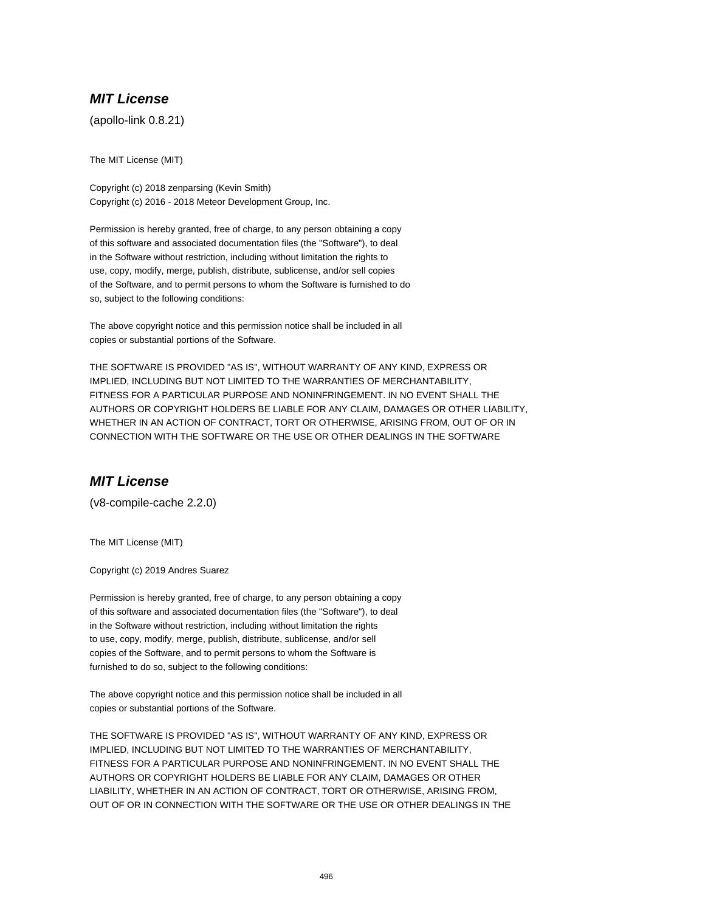## *MIT License*

(apollo-link 0.8.21)

The MIT License (MIT)

Copyright (c) 2018 zenparsing (Kevin Smith)
Copyright (c) 2016 - 2018 Meteor Development Group, Inc.

Permission is hereby granted, free of charge, to any person obtaining a copy of this software and associated documentation files (the "Software"), to deal in the Software without restriction, including without limitation the rights to use, copy, modify, merge, publish, distribute, sublicense, and/or sell copies of the Software, and to permit persons to whom the Software is furnished to do so, subject to the following conditions:

The above copyright notice and this permission notice shall be included in all copies or substantial portions of the Software.

THE SOFTWARE IS PROVIDED "AS IS", WITHOUT WARRANTY OF ANY KIND, EXPRESS OR IMPLIED, INCLUDING BUT NOT LIMITED TO THE WARRANTIES OF MERCHANTABILITY, FITNESS FOR A PARTICULAR PURPOSE AND NONINFRINGEMENT. IN NO EVENT SHALL THE AUTHORS OR COPYRIGHT HOLDERS BE LIABLE FOR ANY CLAIM, DAMAGES OR OTHER LIABILITY, WHETHER IN AN ACTION OF CONTRACT, TORT OR OTHERWISE, ARISING FROM, OUT OF OR IN CONNECTION WITH THE SOFTWARE OR THE USE OR OTHER DEALINGS IN THE SOFTWARE

## *MIT License*

(v8-compile-cache 2.2.0)

The MIT License (MIT)

Copyright (c) 2019 Andres Suarez

Permission is hereby granted, free of charge, to any person obtaining a copy of this software and associated documentation files (the "Software"), to deal in the Software without restriction, including without limitation the rights to use, copy, modify, merge, publish, distribute, sublicense, and/or sell copies of the Software, and to permit persons to whom the Software is furnished to do so, subject to the following conditions:

The above copyright notice and this permission notice shall be included in all copies or substantial portions of the Software.

THE SOFTWARE IS PROVIDED "AS IS", WITHOUT WARRANTY OF ANY KIND, EXPRESS OR IMPLIED, INCLUDING BUT NOT LIMITED TO THE WARRANTIES OF MERCHANTABILITY, FITNESS FOR A PARTICULAR PURPOSE AND NONINFRINGEMENT. IN NO EVENT SHALL THE AUTHORS OR COPYRIGHT HOLDERS BE LIABLE FOR ANY CLAIM, DAMAGES OR OTHER LIABILITY, WHETHER IN AN ACTION OF CONTRACT, TORT OR OTHERWISE, ARISING FROM, OUT OF OR IN CONNECTION WITH THE SOFTWARE OR THE USE OR OTHER DEALINGS IN THE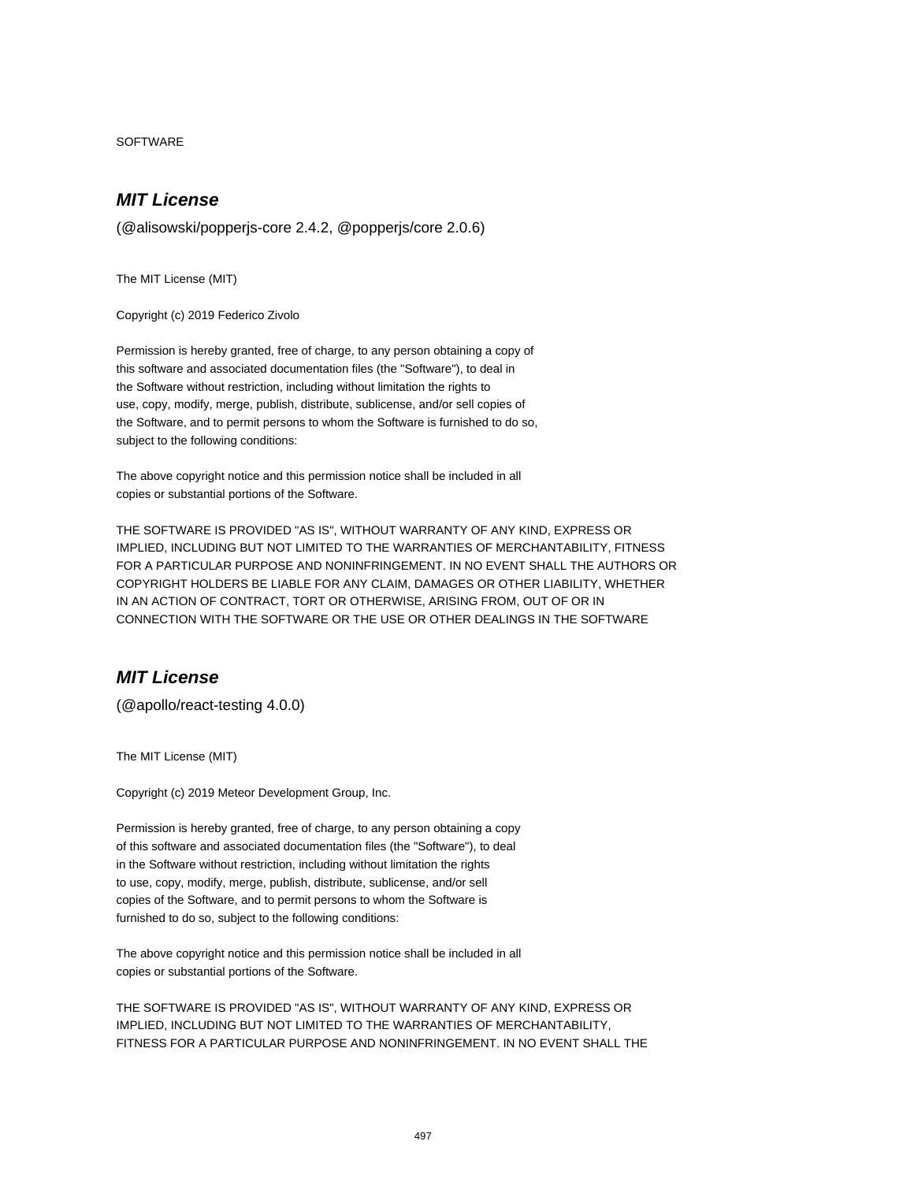SOFTWARE

## ***MIT License***

(@alisowski/popperjs-core 2.4.2, @popperjs/core 2.0.6)

The MIT License (MIT)

Copyright (c) 2019 Federico Zivolo

Permission is hereby granted, free of charge, to any person obtaining a copy of
this software and associated documentation files (the "Software"), to deal in
the Software without restriction, including without limitation the rights to
use, copy, modify, merge, publish, distribute, sublicense, and/or sell copies of
the Software, and to permit persons to whom the Software is furnished to do so,
subject to the following conditions:

The above copyright notice and this permission notice shall be included in all
copies or substantial portions of the Software.

THE SOFTWARE IS PROVIDED "AS IS", WITHOUT WARRANTY OF ANY KIND, EXPRESS OR
IMPLIED, INCLUDING BUT NOT LIMITED TO THE WARRANTIES OF MERCHANTABILITY, FITNESS
FOR A PARTICULAR PURPOSE AND NONINFRINGEMENT. IN NO EVENT SHALL THE AUTHORS OR
COPYRIGHT HOLDERS BE LIABLE FOR ANY CLAIM, DAMAGES OR OTHER LIABILITY, WHETHER
IN AN ACTION OF CONTRACT, TORT OR OTHERWISE, ARISING FROM, OUT OF OR IN
CONNECTION WITH THE SOFTWARE OR THE USE OR OTHER DEALINGS IN THE SOFTWARE

## ***MIT License***

(@apollo/react-testing 4.0.0)

The MIT License (MIT)

Copyright (c) 2019 Meteor Development Group, Inc.

Permission is hereby granted, free of charge, to any person obtaining a copy
of this software and associated documentation files (the "Software"), to deal
in the Software without restriction, including without limitation the rights
to use, copy, modify, merge, publish, distribute, sublicense, and/or sell
copies of the Software, and to permit persons to whom the Software is
furnished to do so, subject to the following conditions:

The above copyright notice and this permission notice shall be included in all
copies or substantial portions of the Software.

THE SOFTWARE IS PROVIDED "AS IS", WITHOUT WARRANTY OF ANY KIND, EXPRESS OR
IMPLIED, INCLUDING BUT NOT LIMITED TO THE WARRANTIES OF MERCHANTABILITY,
FITNESS FOR A PARTICULAR PURPOSE AND NONINFRINGEMENT. IN NO EVENT SHALL THE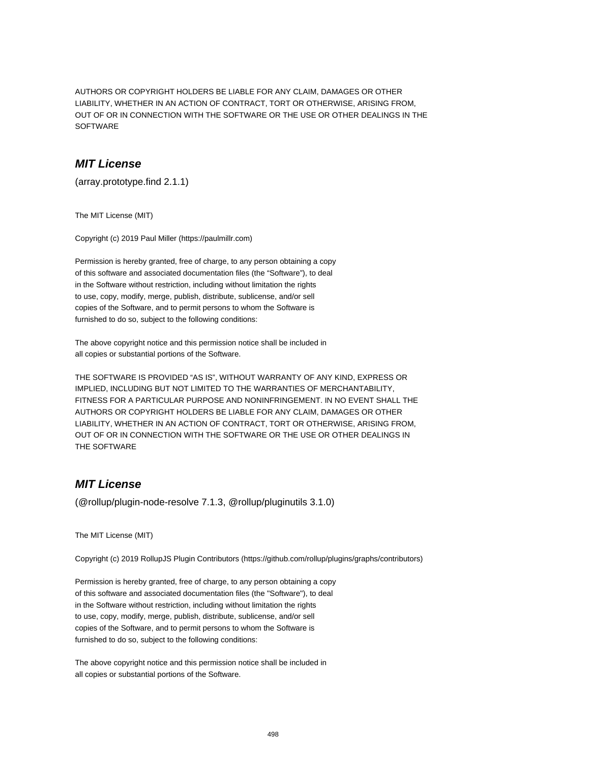AUTHORS OR COPYRIGHT HOLDERS BE LIABLE FOR ANY CLAIM, DAMAGES OR OTHER LIABILITY, WHETHER IN AN ACTION OF CONTRACT, TORT OR OTHERWISE, ARISING FROM, OUT OF OR IN CONNECTION WITH THE SOFTWARE OR THE USE OR OTHER DEALINGS IN THE SOFTWARE

## ***MIT License***

(array.prototype.find 2.1.1)

The MIT License (MIT)

Copyright (c) 2019 Paul Miller (https://paulmillr.com)

Permission is hereby granted, free of charge, to any person obtaining a copy of this software and associated documentation files (the “Software”), to deal in the Software without restriction, including without limitation the rights to use, copy, modify, merge, publish, distribute, sublicense, and/or sell copies of the Software, and to permit persons to whom the Software is furnished to do so, subject to the following conditions:

The above copyright notice and this permission notice shall be included in all copies or substantial portions of the Software.

THE SOFTWARE IS PROVIDED “AS IS”, WITHOUT WARRANTY OF ANY KIND, EXPRESS OR IMPLIED, INCLUDING BUT NOT LIMITED TO THE WARRANTIES OF MERCHANTABILITY, FITNESS FOR A PARTICULAR PURPOSE AND NONINFRINGEMENT. IN NO EVENT SHALL THE AUTHORS OR COPYRIGHT HOLDERS BE LIABLE FOR ANY CLAIM, DAMAGES OR OTHER LIABILITY, WHETHER IN AN ACTION OF CONTRACT, TORT OR OTHERWISE, ARISING FROM, OUT OF OR IN CONNECTION WITH THE SOFTWARE OR THE USE OR OTHER DEALINGS IN THE SOFTWARE

## ***MIT License***

(@rollup/plugin-node-resolve 7.1.3, @rollup/pluginutils 3.1.0)

The MIT License (MIT)

Copyright (c) 2019 RollupJS Plugin Contributors (https://github.com/rollup/plugins/graphs/contributors)

Permission is hereby granted, free of charge, to any person obtaining a copy of this software and associated documentation files (the "Software"), to deal in the Software without restriction, including without limitation the rights to use, copy, modify, merge, publish, distribute, sublicense, and/or sell copies of the Software, and to permit persons to whom the Software is furnished to do so, subject to the following conditions:

The above copyright notice and this permission notice shall be included in all copies or substantial portions of the Software.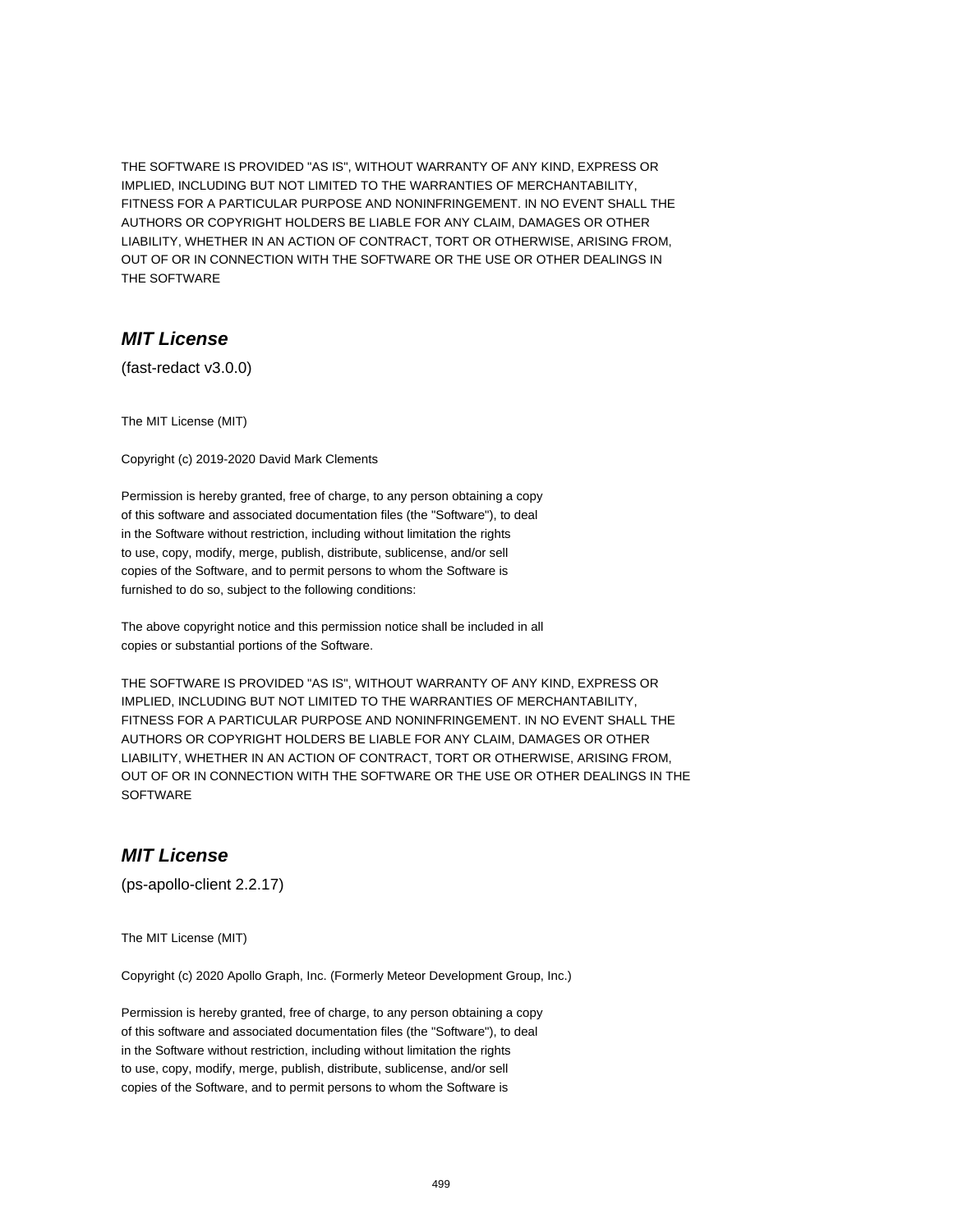THE SOFTWARE IS PROVIDED "AS IS", WITHOUT WARRANTY OF ANY KIND, EXPRESS OR IMPLIED, INCLUDING BUT NOT LIMITED TO THE WARRANTIES OF MERCHANTABILITY, FITNESS FOR A PARTICULAR PURPOSE AND NONINFRINGEMENT. IN NO EVENT SHALL THE AUTHORS OR COPYRIGHT HOLDERS BE LIABLE FOR ANY CLAIM, DAMAGES OR OTHER LIABILITY, WHETHER IN AN ACTION OF CONTRACT, TORT OR OTHERWISE, ARISING FROM, OUT OF OR IN CONNECTION WITH THE SOFTWARE OR THE USE OR OTHER DEALINGS IN THE SOFTWARE

## *MIT License*

(fast-redact v3.0.0)

The MIT License (MIT)

Copyright (c) 2019-2020 David Mark Clements

Permission is hereby granted, free of charge, to any person obtaining a copy of this software and associated documentation files (the "Software"), to deal in the Software without restriction, including without limitation the rights to use, copy, modify, merge, publish, distribute, sublicense, and/or sell copies of the Software, and to permit persons to whom the Software is furnished to do so, subject to the following conditions:

The above copyright notice and this permission notice shall be included in all copies or substantial portions of the Software.

THE SOFTWARE IS PROVIDED "AS IS", WITHOUT WARRANTY OF ANY KIND, EXPRESS OR IMPLIED, INCLUDING BUT NOT LIMITED TO THE WARRANTIES OF MERCHANTABILITY, FITNESS FOR A PARTICULAR PURPOSE AND NONINFRINGEMENT. IN NO EVENT SHALL THE AUTHORS OR COPYRIGHT HOLDERS BE LIABLE FOR ANY CLAIM, DAMAGES OR OTHER LIABILITY, WHETHER IN AN ACTION OF CONTRACT, TORT OR OTHERWISE, ARISING FROM, OUT OF OR IN CONNECTION WITH THE SOFTWARE OR THE USE OR OTHER DEALINGS IN THE SOFTWARE

## *MIT License*

(ps-apollo-client 2.2.17)

The MIT License (MIT)

Copyright (c) 2020 Apollo Graph, Inc. (Formerly Meteor Development Group, Inc.)

Permission is hereby granted, free of charge, to any person obtaining a copy of this software and associated documentation files (the "Software"), to deal in the Software without restriction, including without limitation the rights to use, copy, modify, merge, publish, distribute, sublicense, and/or sell copies of the Software, and to permit persons to whom the Software is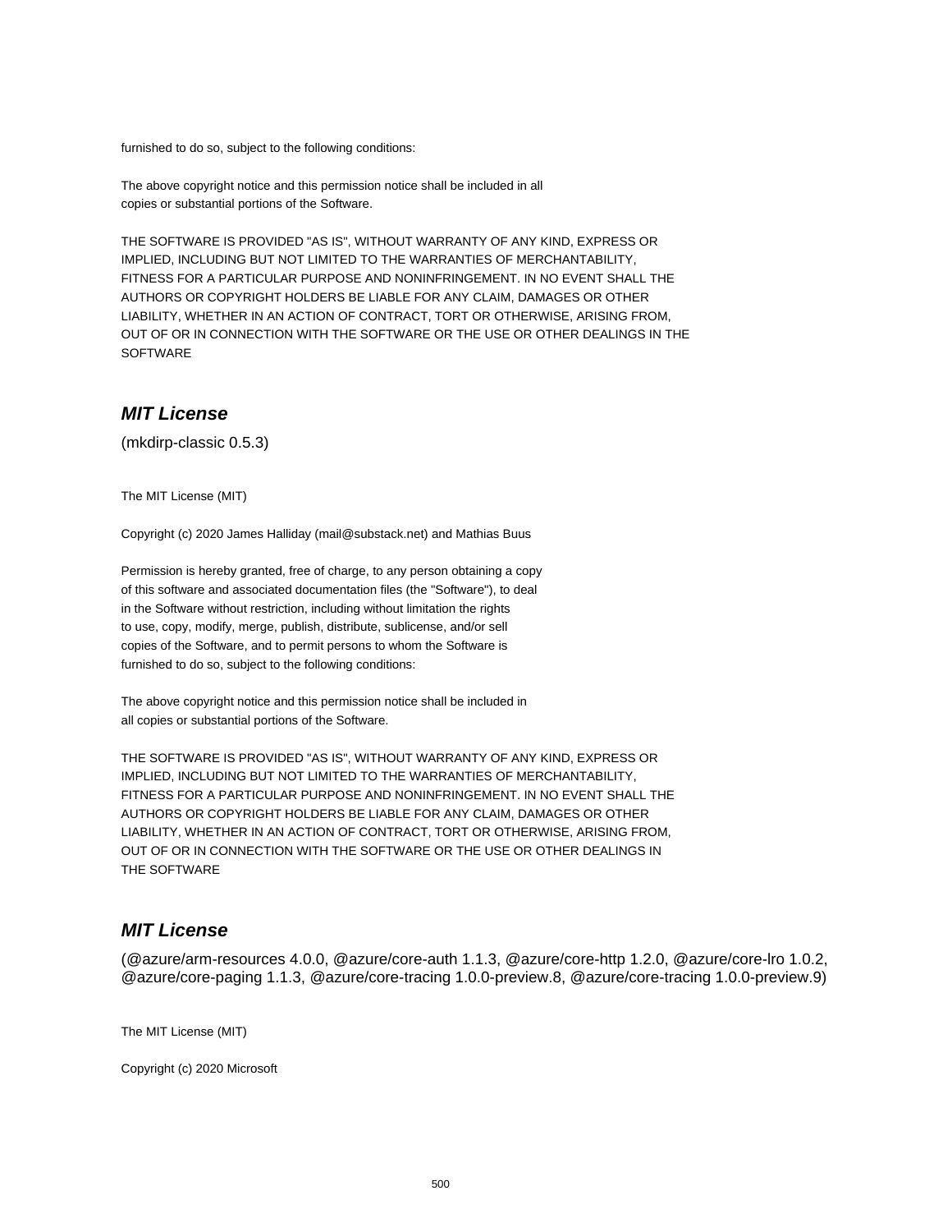furnished to do so, subject to the following conditions:

The above copyright notice and this permission notice shall be included in all
copies or substantial portions of the Software.

THE SOFTWARE IS PROVIDED "AS IS", WITHOUT WARRANTY OF ANY KIND, EXPRESS OR
IMPLIED, INCLUDING BUT NOT LIMITED TO THE WARRANTIES OF MERCHANTABILITY,
FITNESS FOR A PARTICULAR PURPOSE AND NONINFRINGEMENT. IN NO EVENT SHALL THE
AUTHORS OR COPYRIGHT HOLDERS BE LIABLE FOR ANY CLAIM, DAMAGES OR OTHER
LIABILITY, WHETHER IN AN ACTION OF CONTRACT, TORT OR OTHERWISE, ARISING FROM,
OUT OF OR IN CONNECTION WITH THE SOFTWARE OR THE USE OR OTHER DEALINGS IN THE
SOFTWARE

## *MIT License*

(mkdirp-classic 0.5.3)

The MIT License (MIT)

Copyright (c) 2020 James Halliday (mail@substack.net) and Mathias Buus

Permission is hereby granted, free of charge, to any person obtaining a copy
of this software and associated documentation files (the "Software"), to deal
in the Software without restriction, including without limitation the rights
to use, copy, modify, merge, publish, distribute, sublicense, and/or sell
copies of the Software, and to permit persons to whom the Software is
furnished to do so, subject to the following conditions:

The above copyright notice and this permission notice shall be included in
all copies or substantial portions of the Software.

THE SOFTWARE IS PROVIDED "AS IS", WITHOUT WARRANTY OF ANY KIND, EXPRESS OR
IMPLIED, INCLUDING BUT NOT LIMITED TO THE WARRANTIES OF MERCHANTABILITY,
FITNESS FOR A PARTICULAR PURPOSE AND NONINFRINGEMENT. IN NO EVENT SHALL THE
AUTHORS OR COPYRIGHT HOLDERS BE LIABLE FOR ANY CLAIM, DAMAGES OR OTHER
LIABILITY, WHETHER IN AN ACTION OF CONTRACT, TORT OR OTHERWISE, ARISING FROM,
OUT OF OR IN CONNECTION WITH THE SOFTWARE OR THE USE OR OTHER DEALINGS IN
THE SOFTWARE

## *MIT License*

(@azure/arm-resources 4.0.0, @azure/core-auth 1.1.3, @azure/core-http 1.2.0, @azure/core-lro 1.0.2, @azure/core-paging 1.1.3, @azure/core-tracing 1.0.0-preview.8, @azure/core-tracing 1.0.0-preview.9)

The MIT License (MIT)

Copyright (c) 2020 Microsoft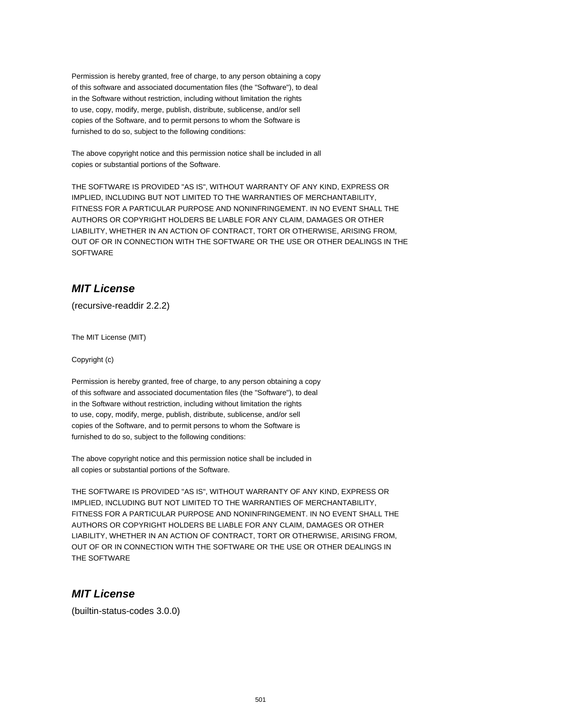Permission is hereby granted, free of charge, to any person obtaining a copy
of this software and associated documentation files (the "Software"), to deal
in the Software without restriction, including without limitation the rights
to use, copy, modify, merge, publish, distribute, sublicense, and/or sell
copies of the Software, and to permit persons to whom the Software is
furnished to do so, subject to the following conditions:

The above copyright notice and this permission notice shall be included in all
copies or substantial portions of the Software.

THE SOFTWARE IS PROVIDED "AS IS", WITHOUT WARRANTY OF ANY KIND, EXPRESS OR
IMPLIED, INCLUDING BUT NOT LIMITED TO THE WARRANTIES OF MERCHANTABILITY,
FITNESS FOR A PARTICULAR PURPOSE AND NONINFRINGEMENT. IN NO EVENT SHALL THE
AUTHORS OR COPYRIGHT HOLDERS BE LIABLE FOR ANY CLAIM, DAMAGES OR OTHER
LIABILITY, WHETHER IN AN ACTION OF CONTRACT, TORT OR OTHERWISE, ARISING FROM,
OUT OF OR IN CONNECTION WITH THE SOFTWARE OR THE USE OR OTHER DEALINGS IN THE
SOFTWARE

## *MIT License*

(recursive-readdir 2.2.2)

The MIT License (MIT)

Copyright (c)

Permission is hereby granted, free of charge, to any person obtaining a copy
of this software and associated documentation files (the "Software"), to deal
in the Software without restriction, including without limitation the rights
to use, copy, modify, merge, publish, distribute, sublicense, and/or sell
copies of the Software, and to permit persons to whom the Software is
furnished to do so, subject to the following conditions:

The above copyright notice and this permission notice shall be included in
all copies or substantial portions of the Software.

THE SOFTWARE IS PROVIDED "AS IS", WITHOUT WARRANTY OF ANY KIND, EXPRESS OR
IMPLIED, INCLUDING BUT NOT LIMITED TO THE WARRANTIES OF MERCHANTABILITY,
FITNESS FOR A PARTICULAR PURPOSE AND NONINFRINGEMENT. IN NO EVENT SHALL THE
AUTHORS OR COPYRIGHT HOLDERS BE LIABLE FOR ANY CLAIM, DAMAGES OR OTHER
LIABILITY, WHETHER IN AN ACTION OF CONTRACT, TORT OR OTHERWISE, ARISING FROM,
OUT OF OR IN CONNECTION WITH THE SOFTWARE OR THE USE OR OTHER DEALINGS IN
THE SOFTWARE

## *MIT License*

(builtin-status-codes 3.0.0)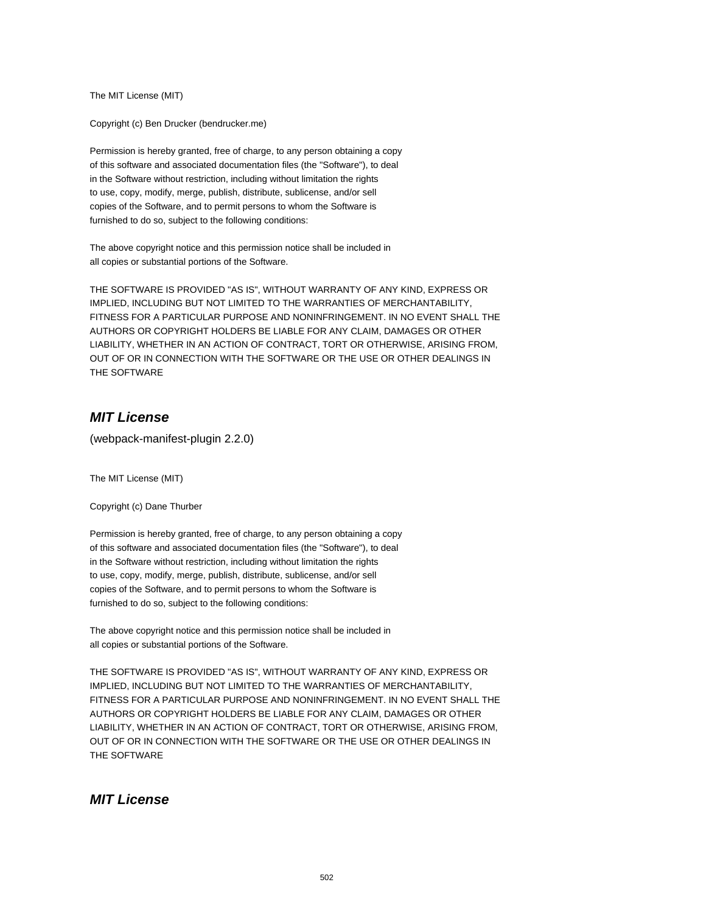The MIT License (MIT)

Copyright (c) Ben Drucker (bendrucker.me)

Permission is hereby granted, free of charge, to any person obtaining a copy
of this software and associated documentation files (the "Software"), to deal
in the Software without restriction, including without limitation the rights
to use, copy, modify, merge, publish, distribute, sublicense, and/or sell
copies of the Software, and to permit persons to whom the Software is
furnished to do so, subject to the following conditions:

The above copyright notice and this permission notice shall be included in
all copies or substantial portions of the Software.

THE SOFTWARE IS PROVIDED "AS IS", WITHOUT WARRANTY OF ANY KIND, EXPRESS OR
IMPLIED, INCLUDING BUT NOT LIMITED TO THE WARRANTIES OF MERCHANTABILITY,
FITNESS FOR A PARTICULAR PURPOSE AND NONINFRINGEMENT. IN NO EVENT SHALL THE
AUTHORS OR COPYRIGHT HOLDERS BE LIABLE FOR ANY CLAIM, DAMAGES OR OTHER
LIABILITY, WHETHER IN AN ACTION OF CONTRACT, TORT OR OTHERWISE, ARISING FROM,
OUT OF OR IN CONNECTION WITH THE SOFTWARE OR THE USE OR OTHER DEALINGS IN
THE SOFTWARE

## *MIT License*

(webpack-manifest-plugin 2.2.0)

The MIT License (MIT)

Copyright (c) Dane Thurber

Permission is hereby granted, free of charge, to any person obtaining a copy
of this software and associated documentation files (the "Software"), to deal
in the Software without restriction, including without limitation the rights
to use, copy, modify, merge, publish, distribute, sublicense, and/or sell
copies of the Software, and to permit persons to whom the Software is
furnished to do so, subject to the following conditions:

The above copyright notice and this permission notice shall be included in
all copies or substantial portions of the Software.

THE SOFTWARE IS PROVIDED "AS IS", WITHOUT WARRANTY OF ANY KIND, EXPRESS OR
IMPLIED, INCLUDING BUT NOT LIMITED TO THE WARRANTIES OF MERCHANTABILITY,
FITNESS FOR A PARTICULAR PURPOSE AND NONINFRINGEMENT. IN NO EVENT SHALL THE
AUTHORS OR COPYRIGHT HOLDERS BE LIABLE FOR ANY CLAIM, DAMAGES OR OTHER
LIABILITY, WHETHER IN AN ACTION OF CONTRACT, TORT OR OTHERWISE, ARISING FROM,
OUT OF OR IN CONNECTION WITH THE SOFTWARE OR THE USE OR OTHER DEALINGS IN
THE SOFTWARE

## *MIT License*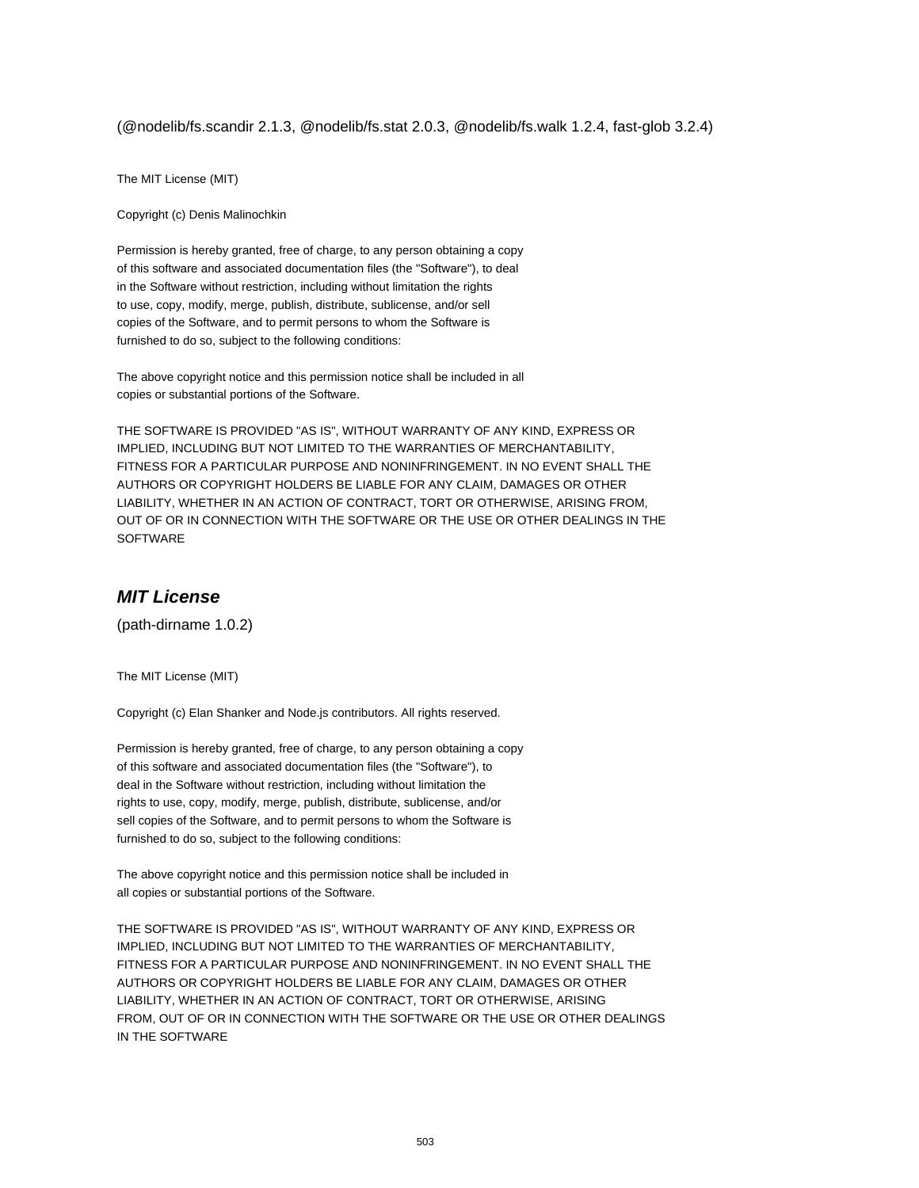(@nodelib/fs.scandir 2.1.3, @nodelib/fs.stat 2.0.3, @nodelib/fs.walk 1.2.4, fast-glob 3.2.4)

The MIT License (MIT)

Copyright (c) Denis Malinochkin

Permission is hereby granted, free of charge, to any person obtaining a copy
of this software and associated documentation files (the "Software"), to deal
in the Software without restriction, including without limitation the rights
to use, copy, modify, merge, publish, distribute, sublicense, and/or sell
copies of the Software, and to permit persons to whom the Software is
furnished to do so, subject to the following conditions:

The above copyright notice and this permission notice shall be included in all
copies or substantial portions of the Software.

THE SOFTWARE IS PROVIDED "AS IS", WITHOUT WARRANTY OF ANY KIND, EXPRESS OR
IMPLIED, INCLUDING BUT NOT LIMITED TO THE WARRANTIES OF MERCHANTABILITY,
FITNESS FOR A PARTICULAR PURPOSE AND NONINFRINGEMENT. IN NO EVENT SHALL THE
AUTHORS OR COPYRIGHT HOLDERS BE LIABLE FOR ANY CLAIM, DAMAGES OR OTHER
LIABILITY, WHETHER IN AN ACTION OF CONTRACT, TORT OR OTHERWISE, ARISING FROM,
OUT OF OR IN CONNECTION WITH THE SOFTWARE OR THE USE OR OTHER DEALINGS IN THE
SOFTWARE

## *MIT License*

(path-dirname 1.0.2)

The MIT License (MIT)

Copyright (c) Elan Shanker and Node.js contributors. All rights reserved.

Permission is hereby granted, free of charge, to any person obtaining a copy
of this software and associated documentation files (the "Software"), to
deal in the Software without restriction, including without limitation the
rights to use, copy, modify, merge, publish, distribute, sublicense, and/or
sell copies of the Software, and to permit persons to whom the Software is
furnished to do so, subject to the following conditions:

The above copyright notice and this permission notice shall be included in
all copies or substantial portions of the Software.

THE SOFTWARE IS PROVIDED "AS IS", WITHOUT WARRANTY OF ANY KIND, EXPRESS OR
IMPLIED, INCLUDING BUT NOT LIMITED TO THE WARRANTIES OF MERCHANTABILITY,
FITNESS FOR A PARTICULAR PURPOSE AND NONINFRINGEMENT. IN NO EVENT SHALL THE
AUTHORS OR COPYRIGHT HOLDERS BE LIABLE FOR ANY CLAIM, DAMAGES OR OTHER
LIABILITY, WHETHER IN AN ACTION OF CONTRACT, TORT OR OTHERWISE, ARISING
FROM, OUT OF OR IN CONNECTION WITH THE SOFTWARE OR THE USE OR OTHER DEALINGS
IN THE SOFTWARE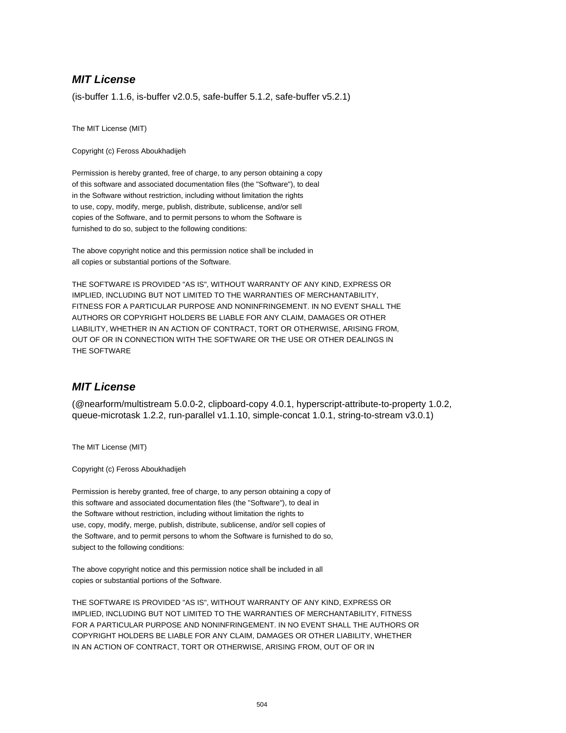## ***MIT License***

(is-buffer 1.1.6, is-buffer v2.0.5, safe-buffer 5.1.2, safe-buffer v5.2.1)

The MIT License (MIT)

Copyright (c) Feross Aboukhadijeh

Permission is hereby granted, free of charge, to any person obtaining a copy
of this software and associated documentation files (the "Software"), to deal
in the Software without restriction, including without limitation the rights
to use, copy, modify, merge, publish, distribute, sublicense, and/or sell
copies of the Software, and to permit persons to whom the Software is
furnished to do so, subject to the following conditions:

The above copyright notice and this permission notice shall be included in
all copies or substantial portions of the Software.

THE SOFTWARE IS PROVIDED "AS IS", WITHOUT WARRANTY OF ANY KIND, EXPRESS OR
IMPLIED, INCLUDING BUT NOT LIMITED TO THE WARRANTIES OF MERCHANTABILITY,
FITNESS FOR A PARTICULAR PURPOSE AND NONINFRINGEMENT. IN NO EVENT SHALL THE
AUTHORS OR COPYRIGHT HOLDERS BE LIABLE FOR ANY CLAIM, DAMAGES OR OTHER
LIABILITY, WHETHER IN AN ACTION OF CONTRACT, TORT OR OTHERWISE, ARISING FROM,
OUT OF OR IN CONNECTION WITH THE SOFTWARE OR THE USE OR OTHER DEALINGS IN
THE SOFTWARE

## ***MIT License***

(@nearform/multistream 5.0.0-2, clipboard-copy 4.0.1, hyperscript-attribute-to-property 1.0.2, queue-microtask 1.2.2, run-parallel v1.1.10, simple-concat 1.0.1, string-to-stream v3.0.1)

The MIT License (MIT)

Copyright (c) Feross Aboukhadijeh

Permission is hereby granted, free of charge, to any person obtaining a copy of
this software and associated documentation files (the "Software"), to deal in
the Software without restriction, including without limitation the rights to
use, copy, modify, merge, publish, distribute, sublicense, and/or sell copies of
the Software, and to permit persons to whom the Software is furnished to do so,
subject to the following conditions:

The above copyright notice and this permission notice shall be included in all
copies or substantial portions of the Software.

THE SOFTWARE IS PROVIDED "AS IS", WITHOUT WARRANTY OF ANY KIND, EXPRESS OR
IMPLIED, INCLUDING BUT NOT LIMITED TO THE WARRANTIES OF MERCHANTABILITY, FITNESS
FOR A PARTICULAR PURPOSE AND NONINFRINGEMENT. IN NO EVENT SHALL THE AUTHORS OR
COPYRIGHT HOLDERS BE LIABLE FOR ANY CLAIM, DAMAGES OR OTHER LIABILITY, WHETHER
IN AN ACTION OF CONTRACT, TORT OR OTHERWISE, ARISING FROM, OUT OF OR IN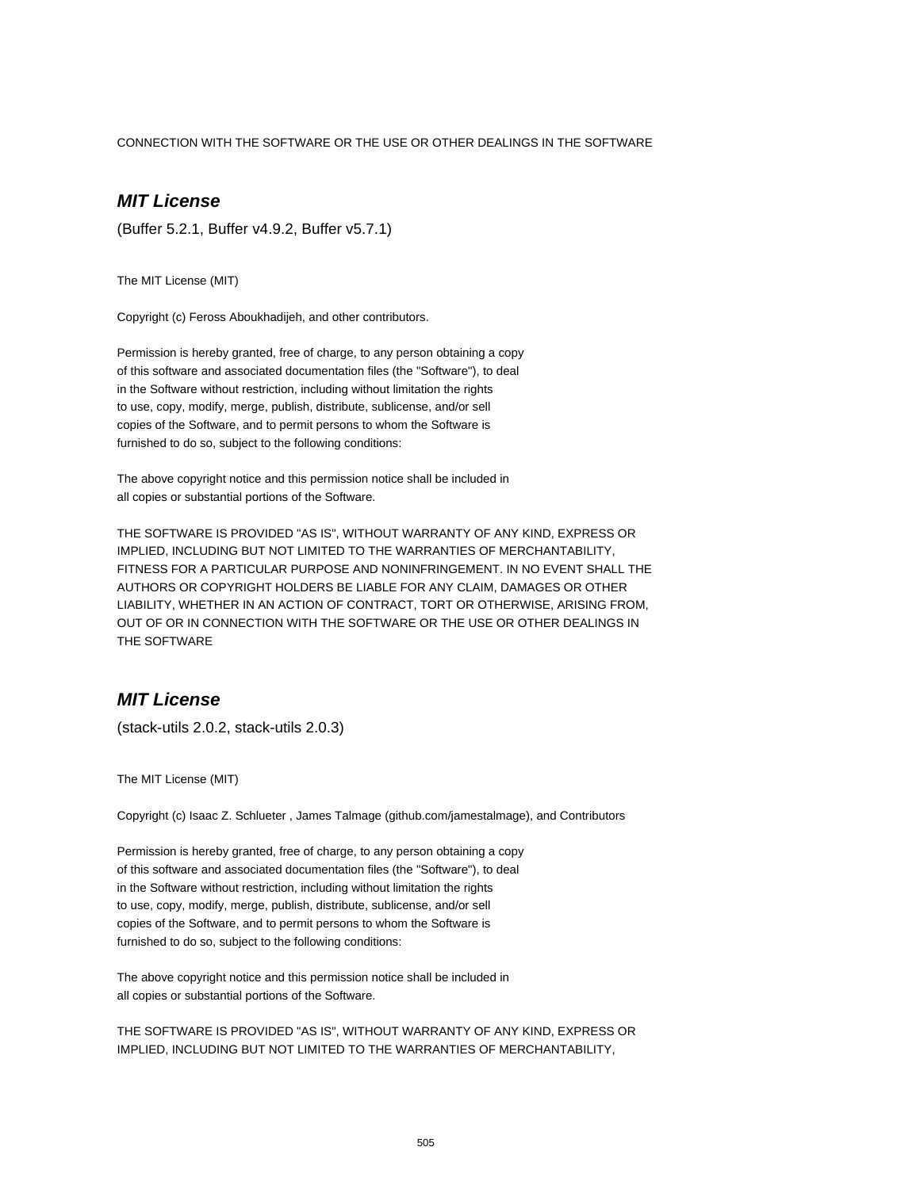CONNECTION WITH THE SOFTWARE OR THE USE OR OTHER DEALINGS IN THE SOFTWARE

### *MIT License*

(Buffer 5.2.1, Buffer v4.9.2, Buffer v5.7.1)

The MIT License (MIT)

Copyright (c) Feross Aboukhadijeh, and other contributors.

Permission is hereby granted, free of charge, to any person obtaining a copy
of this software and associated documentation files (the "Software"), to deal
in the Software without restriction, including without limitation the rights
to use, copy, modify, merge, publish, distribute, sublicense, and/or sell
copies of the Software, and to permit persons to whom the Software is
furnished to do so, subject to the following conditions:

The above copyright notice and this permission notice shall be included in
all copies or substantial portions of the Software.

THE SOFTWARE IS PROVIDED "AS IS", WITHOUT WARRANTY OF ANY KIND, EXPRESS OR
IMPLIED, INCLUDING BUT NOT LIMITED TO THE WARRANTIES OF MERCHANTABILITY,
FITNESS FOR A PARTICULAR PURPOSE AND NONINFRINGEMENT. IN NO EVENT SHALL THE
AUTHORS OR COPYRIGHT HOLDERS BE LIABLE FOR ANY CLAIM, DAMAGES OR OTHER
LIABILITY, WHETHER IN AN ACTION OF CONTRACT, TORT OR OTHERWISE, ARISING FROM,
OUT OF OR IN CONNECTION WITH THE SOFTWARE OR THE USE OR OTHER DEALINGS IN
THE SOFTWARE

### *MIT License*

(stack-utils 2.0.2, stack-utils 2.0.3)

The MIT License (MIT)

Copyright (c) Isaac Z. Schlueter , James Talmage (github.com/jamestalmage), and Contributors

Permission is hereby granted, free of charge, to any person obtaining a copy
of this software and associated documentation files (the "Software"), to deal
in the Software without restriction, including without limitation the rights
to use, copy, modify, merge, publish, distribute, sublicense, and/or sell
copies of the Software, and to permit persons to whom the Software is
furnished to do so, subject to the following conditions:

The above copyright notice and this permission notice shall be included in
all copies or substantial portions of the Software.

THE SOFTWARE IS PROVIDED "AS IS", WITHOUT WARRANTY OF ANY KIND, EXPRESS OR
IMPLIED, INCLUDING BUT NOT LIMITED TO THE WARRANTIES OF MERCHANTABILITY,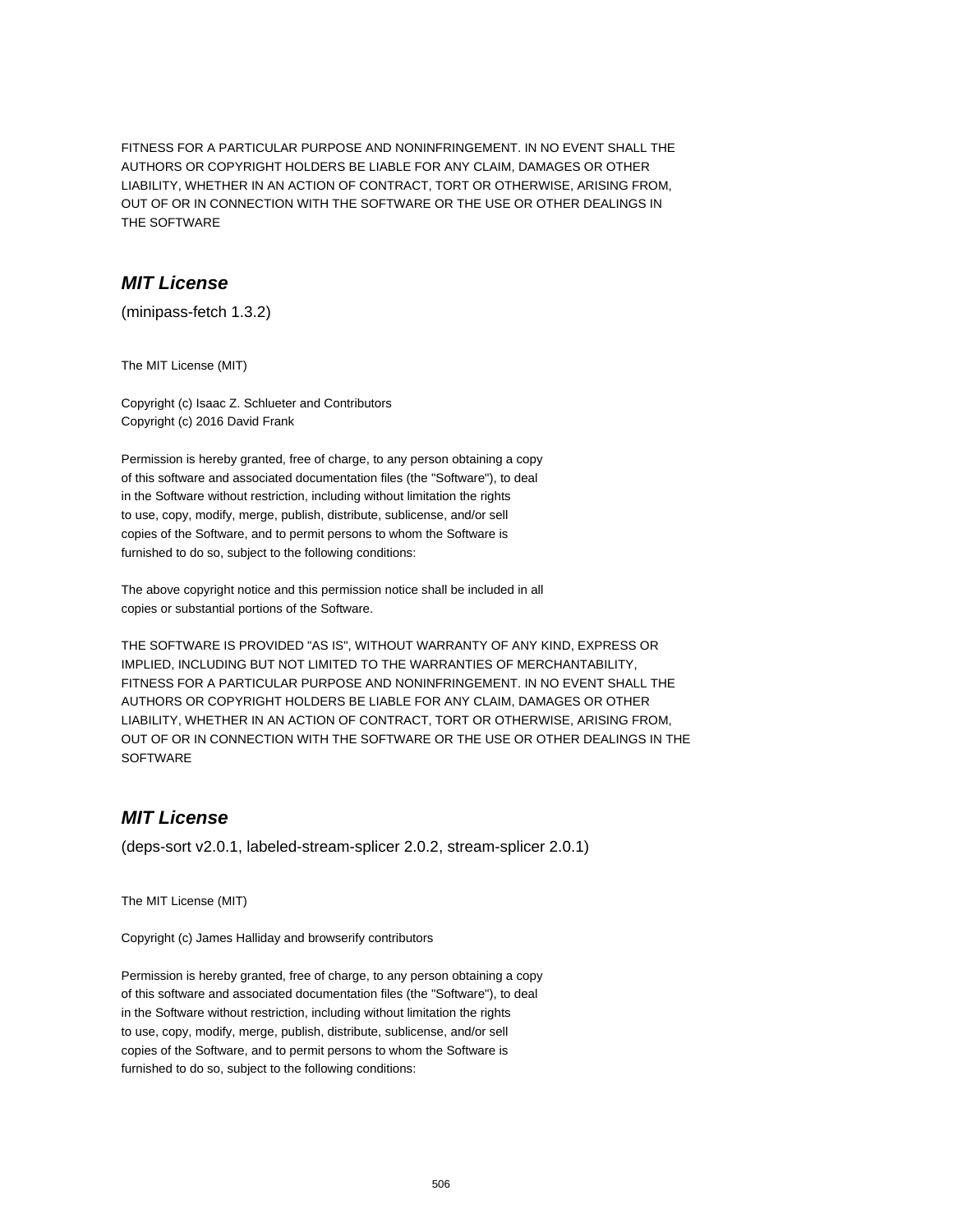FITNESS FOR A PARTICULAR PURPOSE AND NONINFRINGEMENT. IN NO EVENT SHALL THE
AUTHORS OR COPYRIGHT HOLDERS BE LIABLE FOR ANY CLAIM, DAMAGES OR OTHER
LIABILITY, WHETHER IN AN ACTION OF CONTRACT, TORT OR OTHERWISE, ARISING FROM,
OUT OF OR IN CONNECTION WITH THE SOFTWARE OR THE USE OR OTHER DEALINGS IN
THE SOFTWARE

## ***MIT License***

(minipass-fetch 1.3.2)

The MIT License (MIT)

Copyright (c) Isaac Z. Schlueter and Contributors
Copyright (c) 2016 David Frank

Permission is hereby granted, free of charge, to any person obtaining a copy
of this software and associated documentation files (the "Software"), to deal
in the Software without restriction, including without limitation the rights
to use, copy, modify, merge, publish, distribute, sublicense, and/or sell
copies of the Software, and to permit persons to whom the Software is
furnished to do so, subject to the following conditions:

The above copyright notice and this permission notice shall be included in all
copies or substantial portions of the Software.

THE SOFTWARE IS PROVIDED "AS IS", WITHOUT WARRANTY OF ANY KIND, EXPRESS OR
IMPLIED, INCLUDING BUT NOT LIMITED TO THE WARRANTIES OF MERCHANTABILITY,
FITNESS FOR A PARTICULAR PURPOSE AND NONINFRINGEMENT. IN NO EVENT SHALL THE
AUTHORS OR COPYRIGHT HOLDERS BE LIABLE FOR ANY CLAIM, DAMAGES OR OTHER
LIABILITY, WHETHER IN AN ACTION OF CONTRACT, TORT OR OTHERWISE, ARISING FROM,
OUT OF OR IN CONNECTION WITH THE SOFTWARE OR THE USE OR OTHER DEALINGS IN THE
SOFTWARE

## ***MIT License***

(deps-sort v2.0.1, labeled-stream-splicer 2.0.2, stream-splicer 2.0.1)

The MIT License (MIT)

Copyright (c) James Halliday and browserify contributors

Permission is hereby granted, free of charge, to any person obtaining a copy
of this software and associated documentation files (the "Software"), to deal
in the Software without restriction, including without limitation the rights
to use, copy, modify, merge, publish, distribute, sublicense, and/or sell
copies of the Software, and to permit persons to whom the Software is
furnished to do so, subject to the following conditions: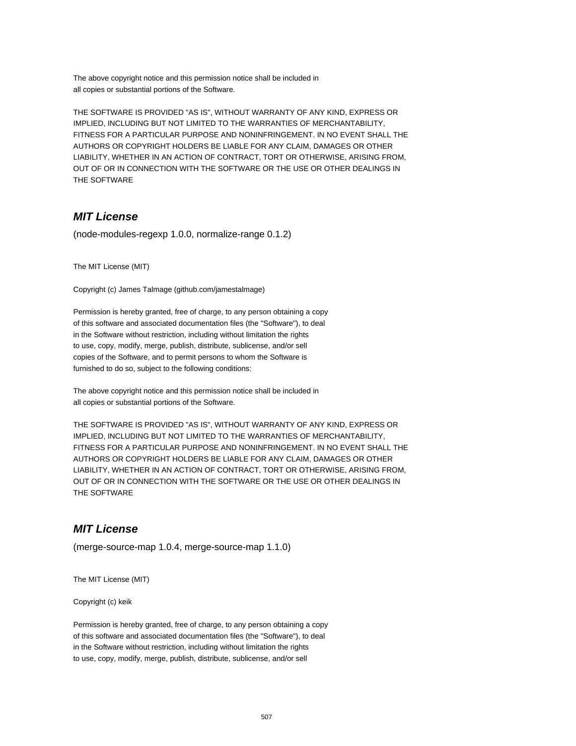The above copyright notice and this permission notice shall be included in
all copies or substantial portions of the Software.

THE SOFTWARE IS PROVIDED "AS IS", WITHOUT WARRANTY OF ANY KIND, EXPRESS OR
IMPLIED, INCLUDING BUT NOT LIMITED TO THE WARRANTIES OF MERCHANTABILITY,
FITNESS FOR A PARTICULAR PURPOSE AND NONINFRINGEMENT. IN NO EVENT SHALL THE
AUTHORS OR COPYRIGHT HOLDERS BE LIABLE FOR ANY CLAIM, DAMAGES OR OTHER
LIABILITY, WHETHER IN AN ACTION OF CONTRACT, TORT OR OTHERWISE, ARISING FROM,
OUT OF OR IN CONNECTION WITH THE SOFTWARE OR THE USE OR OTHER DEALINGS IN
THE SOFTWARE

## *MIT License*

(node-modules-regexp 1.0.0, normalize-range 0.1.2)

The MIT License (MIT)

Copyright (c) James Talmage (github.com/jamestalmage)

Permission is hereby granted, free of charge, to any person obtaining a copy
of this software and associated documentation files (the "Software"), to deal
in the Software without restriction, including without limitation the rights
to use, copy, modify, merge, publish, distribute, sublicense, and/or sell
copies of the Software, and to permit persons to whom the Software is
furnished to do so, subject to the following conditions:

The above copyright notice and this permission notice shall be included in
all copies or substantial portions of the Software.

THE SOFTWARE IS PROVIDED "AS IS", WITHOUT WARRANTY OF ANY KIND, EXPRESS OR
IMPLIED, INCLUDING BUT NOT LIMITED TO THE WARRANTIES OF MERCHANTABILITY,
FITNESS FOR A PARTICULAR PURPOSE AND NONINFRINGEMENT. IN NO EVENT SHALL THE
AUTHORS OR COPYRIGHT HOLDERS BE LIABLE FOR ANY CLAIM, DAMAGES OR OTHER
LIABILITY, WHETHER IN AN ACTION OF CONTRACT, TORT OR OTHERWISE, ARISING FROM,
OUT OF OR IN CONNECTION WITH THE SOFTWARE OR THE USE OR OTHER DEALINGS IN
THE SOFTWARE

## *MIT License*

(merge-source-map 1.0.4, merge-source-map 1.1.0)

The MIT License (MIT)

Copyright (c) keik

Permission is hereby granted, free of charge, to any person obtaining a copy
of this software and associated documentation files (the "Software"), to deal
in the Software without restriction, including without limitation the rights
to use, copy, modify, merge, publish, distribute, sublicense, and/or sell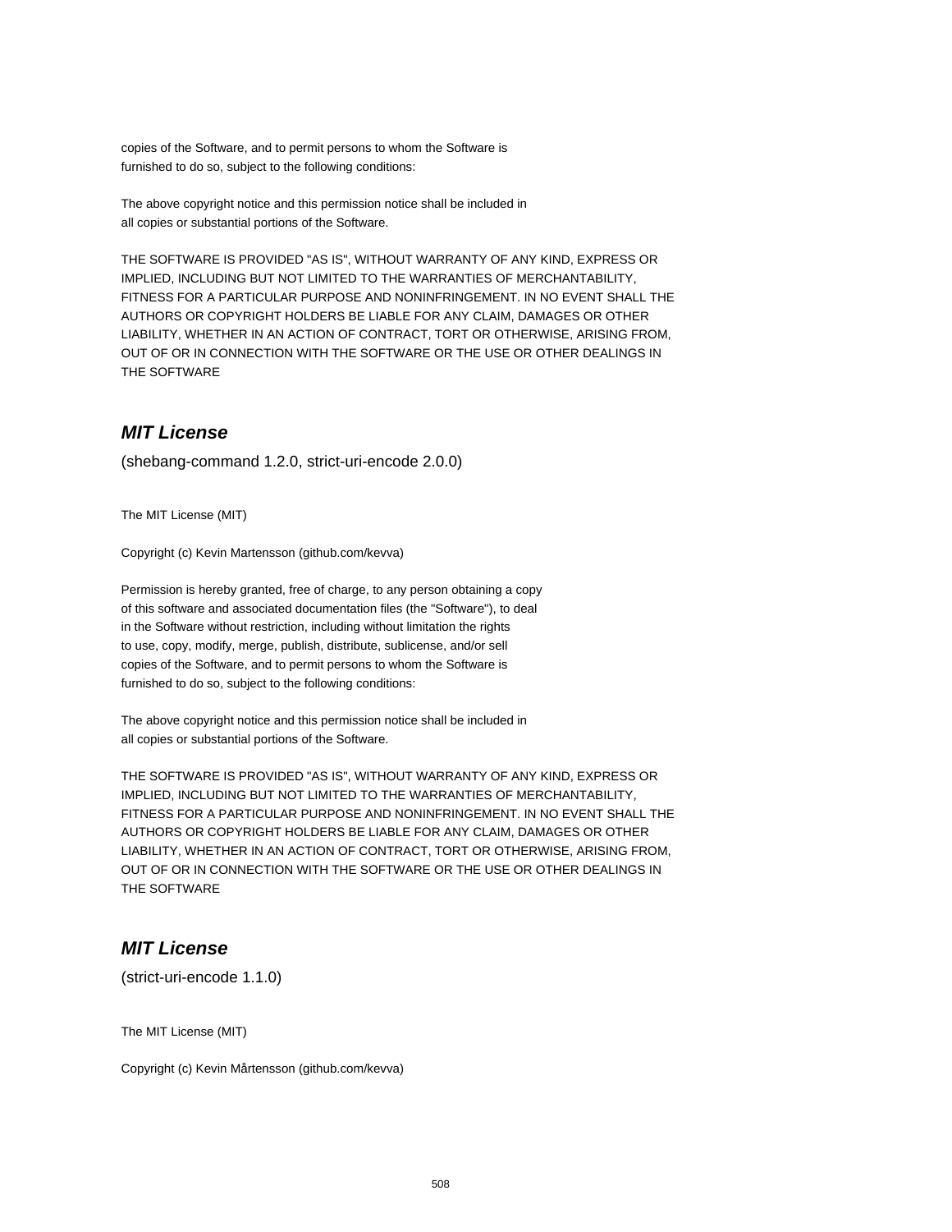copies of the Software, and to permit persons to whom the Software is
furnished to do so, subject to the following conditions:

The above copyright notice and this permission notice shall be included in
all copies or substantial portions of the Software.

THE SOFTWARE IS PROVIDED "AS IS", WITHOUT WARRANTY OF ANY KIND, EXPRESS OR
IMPLIED, INCLUDING BUT NOT LIMITED TO THE WARRANTIES OF MERCHANTABILITY,
FITNESS FOR A PARTICULAR PURPOSE AND NONINFRINGEMENT. IN NO EVENT SHALL THE
AUTHORS OR COPYRIGHT HOLDERS BE LIABLE FOR ANY CLAIM, DAMAGES OR OTHER
LIABILITY, WHETHER IN AN ACTION OF CONTRACT, TORT OR OTHERWISE, ARISING FROM,
OUT OF OR IN CONNECTION WITH THE SOFTWARE OR THE USE OR OTHER DEALINGS IN
THE SOFTWARE

## *MIT License*

(shebang-command 1.2.0, strict-uri-encode 2.0.0)

The MIT License (MIT)

Copyright (c) Kevin Martensson (github.com/kevva)

Permission is hereby granted, free of charge, to any person obtaining a copy
of this software and associated documentation files (the "Software"), to deal
in the Software without restriction, including without limitation the rights
to use, copy, modify, merge, publish, distribute, sublicense, and/or sell
copies of the Software, and to permit persons to whom the Software is
furnished to do so, subject to the following conditions:

The above copyright notice and this permission notice shall be included in
all copies or substantial portions of the Software.

THE SOFTWARE IS PROVIDED "AS IS", WITHOUT WARRANTY OF ANY KIND, EXPRESS OR
IMPLIED, INCLUDING BUT NOT LIMITED TO THE WARRANTIES OF MERCHANTABILITY,
FITNESS FOR A PARTICULAR PURPOSE AND NONINFRINGEMENT. IN NO EVENT SHALL THE
AUTHORS OR COPYRIGHT HOLDERS BE LIABLE FOR ANY CLAIM, DAMAGES OR OTHER
LIABILITY, WHETHER IN AN ACTION OF CONTRACT, TORT OR OTHERWISE, ARISING FROM,
OUT OF OR IN CONNECTION WITH THE SOFTWARE OR THE USE OR OTHER DEALINGS IN
THE SOFTWARE

## *MIT License*

(strict-uri-encode 1.1.0)

The MIT License (MIT)

Copyright (c) Kevin Mårtensson (github.com/kevva)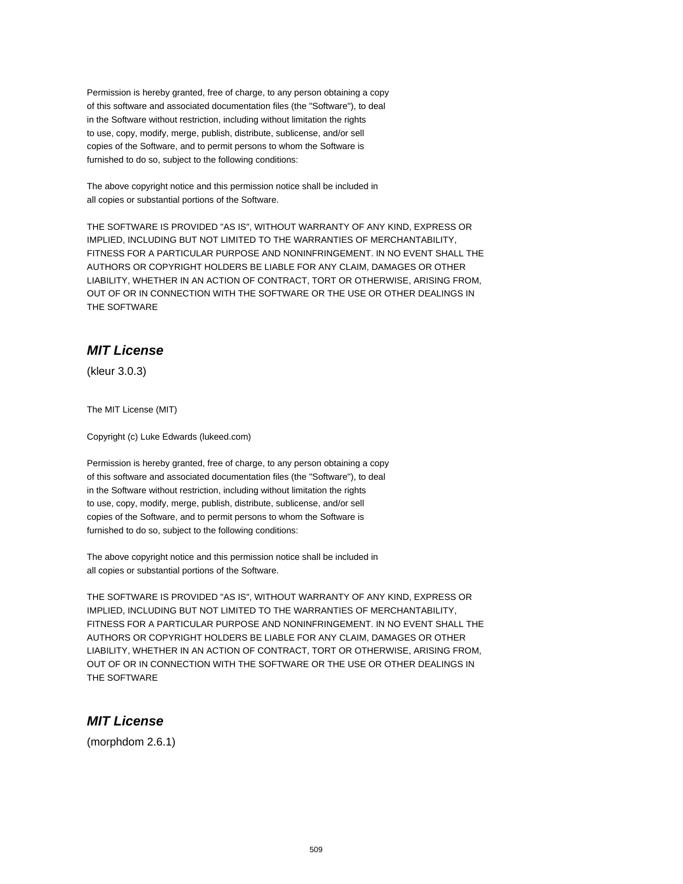Permission is hereby granted, free of charge, to any person obtaining a copy
of this software and associated documentation files (the "Software"), to deal
in the Software without restriction, including without limitation the rights
to use, copy, modify, merge, publish, distribute, sublicense, and/or sell
copies of the Software, and to permit persons to whom the Software is
furnished to do so, subject to the following conditions:

The above copyright notice and this permission notice shall be included in
all copies or substantial portions of the Software.

THE SOFTWARE IS PROVIDED "AS IS", WITHOUT WARRANTY OF ANY KIND, EXPRESS OR
IMPLIED, INCLUDING BUT NOT LIMITED TO THE WARRANTIES OF MERCHANTABILITY,
FITNESS FOR A PARTICULAR PURPOSE AND NONINFRINGEMENT. IN NO EVENT SHALL THE
AUTHORS OR COPYRIGHT HOLDERS BE LIABLE FOR ANY CLAIM, DAMAGES OR OTHER
LIABILITY, WHETHER IN AN ACTION OF CONTRACT, TORT OR OTHERWISE, ARISING FROM,
OUT OF OR IN CONNECTION WITH THE SOFTWARE OR THE USE OR OTHER DEALINGS IN
THE SOFTWARE

## *MIT License*

(kleur 3.0.3)

The MIT License (MIT)

Copyright (c) Luke Edwards (lukeed.com)

Permission is hereby granted, free of charge, to any person obtaining a copy
of this software and associated documentation files (the "Software"), to deal
in the Software without restriction, including without limitation the rights
to use, copy, modify, merge, publish, distribute, sublicense, and/or sell
copies of the Software, and to permit persons to whom the Software is
furnished to do so, subject to the following conditions:

The above copyright notice and this permission notice shall be included in
all copies or substantial portions of the Software.

THE SOFTWARE IS PROVIDED "AS IS", WITHOUT WARRANTY OF ANY KIND, EXPRESS OR
IMPLIED, INCLUDING BUT NOT LIMITED TO THE WARRANTIES OF MERCHANTABILITY,
FITNESS FOR A PARTICULAR PURPOSE AND NONINFRINGEMENT. IN NO EVENT SHALL THE
AUTHORS OR COPYRIGHT HOLDERS BE LIABLE FOR ANY CLAIM, DAMAGES OR OTHER
LIABILITY, WHETHER IN AN ACTION OF CONTRACT, TORT OR OTHERWISE, ARISING FROM,
OUT OF OR IN CONNECTION WITH THE SOFTWARE OR THE USE OR OTHER DEALINGS IN
THE SOFTWARE

## *MIT License*

(morphdom 2.6.1)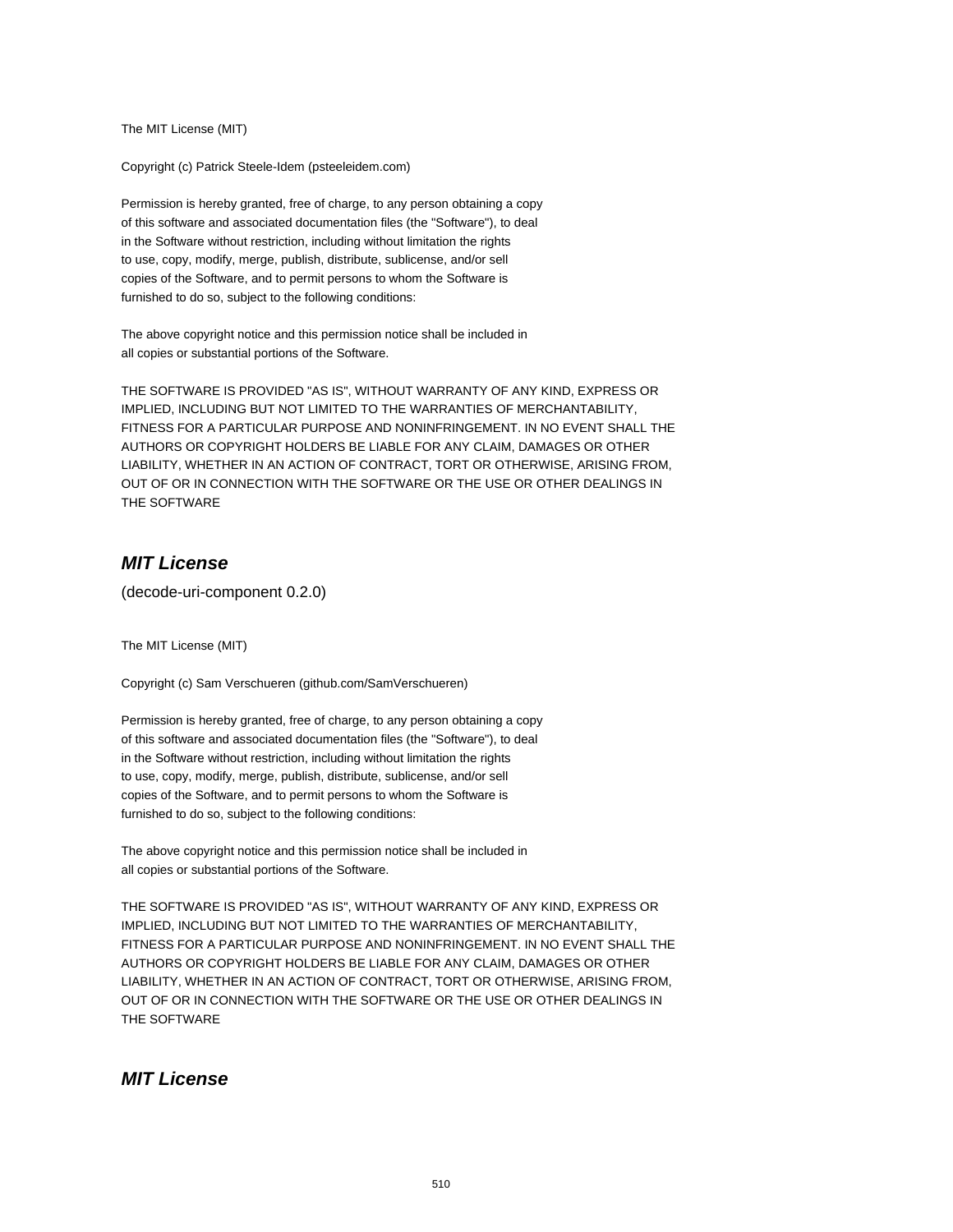The MIT License (MIT)

Copyright (c) Patrick Steele-Idem (psteeleidem.com)

Permission is hereby granted, free of charge, to any person obtaining a copy
of this software and associated documentation files (the "Software"), to deal
in the Software without restriction, including without limitation the rights
to use, copy, modify, merge, publish, distribute, sublicense, and/or sell
copies of the Software, and to permit persons to whom the Software is
furnished to do so, subject to the following conditions:

The above copyright notice and this permission notice shall be included in
all copies or substantial portions of the Software.

THE SOFTWARE IS PROVIDED "AS IS", WITHOUT WARRANTY OF ANY KIND, EXPRESS OR
IMPLIED, INCLUDING BUT NOT LIMITED TO THE WARRANTIES OF MERCHANTABILITY,
FITNESS FOR A PARTICULAR PURPOSE AND NONINFRINGEMENT. IN NO EVENT SHALL THE
AUTHORS OR COPYRIGHT HOLDERS BE LIABLE FOR ANY CLAIM, DAMAGES OR OTHER
LIABILITY, WHETHER IN AN ACTION OF CONTRACT, TORT OR OTHERWISE, ARISING FROM,
OUT OF OR IN CONNECTION WITH THE SOFTWARE OR THE USE OR OTHER DEALINGS IN
THE SOFTWARE

## *MIT License*

(decode-uri-component 0.2.0)

The MIT License (MIT)

Copyright (c) Sam Verschueren (github.com/SamVerschueren)

Permission is hereby granted, free of charge, to any person obtaining a copy
of this software and associated documentation files (the "Software"), to deal
in the Software without restriction, including without limitation the rights
to use, copy, modify, merge, publish, distribute, sublicense, and/or sell
copies of the Software, and to permit persons to whom the Software is
furnished to do so, subject to the following conditions:

The above copyright notice and this permission notice shall be included in
all copies or substantial portions of the Software.

THE SOFTWARE IS PROVIDED "AS IS", WITHOUT WARRANTY OF ANY KIND, EXPRESS OR
IMPLIED, INCLUDING BUT NOT LIMITED TO THE WARRANTIES OF MERCHANTABILITY,
FITNESS FOR A PARTICULAR PURPOSE AND NONINFRINGEMENT. IN NO EVENT SHALL THE
AUTHORS OR COPYRIGHT HOLDERS BE LIABLE FOR ANY CLAIM, DAMAGES OR OTHER
LIABILITY, WHETHER IN AN ACTION OF CONTRACT, TORT OR OTHERWISE, ARISING FROM,
OUT OF OR IN CONNECTION WITH THE SOFTWARE OR THE USE OR OTHER DEALINGS IN
THE SOFTWARE

## *MIT License*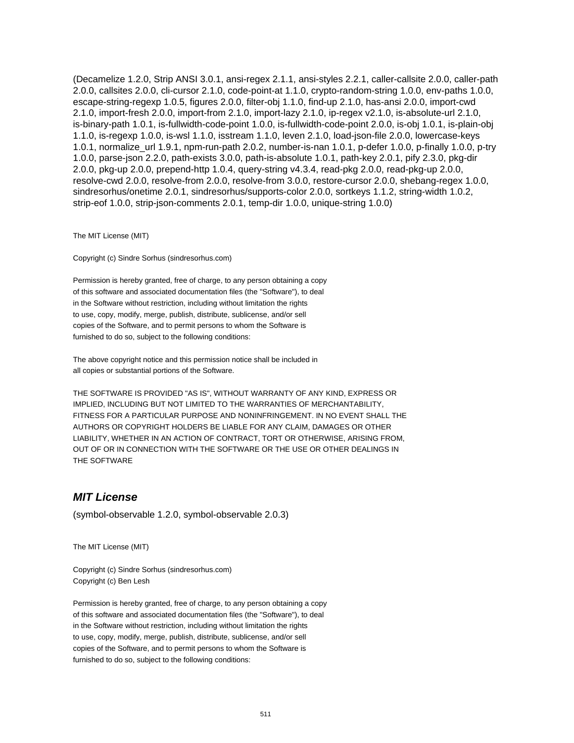(Decamelize 1.2.0, Strip ANSI 3.0.1, ansi-regex 2.1.1, ansi-styles 2.2.1, caller-callsite 2.0.0, caller-path 2.0.0, callsites 2.0.0, cli-cursor 2.1.0, code-point-at 1.1.0, crypto-random-string 1.0.0, env-paths 1.0.0, escape-string-regexp 1.0.5, figures 2.0.0, filter-obj 1.1.0, find-up 2.1.0, has-ansi 2.0.0, import-cwd 2.1.0, import-fresh 2.0.0, import-from 2.1.0, import-lazy 2.1.0, ip-regex v2.1.0, is-absolute-url 2.1.0, is-binary-path 1.0.1, is-fullwidth-code-point 1.0.0, is-fullwidth-code-point 2.0.0, is-obj 1.0.1, is-plain-obj 1.1.0, is-regexp 1.0.0, is-wsl 1.1.0, isstream 1.1.0, leven 2.1.0, load-json-file 2.0.0, lowercase-keys 1.0.1, normalize_url 1.9.1, npm-run-path 2.0.2, number-is-nan 1.0.1, p-defer 1.0.0, p-finally 1.0.0, p-try 1.0.0, parse-json 2.2.0, path-exists 3.0.0, path-is-absolute 1.0.1, path-key 2.0.1, pify 2.3.0, pkg-dir 2.0.0, pkg-up 2.0.0, prepend-http 1.0.4, query-string v4.3.4, read-pkg 2.0.0, read-pkg-up 2.0.0, resolve-cwd 2.0.0, resolve-from 2.0.0, resolve-from 3.0.0, restore-cursor 2.0.0, shebang-regex 1.0.0, sindresorhus/onetime 2.0.1, sindresorhus/supports-color 2.0.0, sortkeys 1.1.2, string-width 1.0.2, strip-eof 1.0.0, strip-json-comments 2.0.1, temp-dir 1.0.0, unique-string 1.0.0)

The MIT License (MIT)

Copyright (c) Sindre Sorhus (sindresorhus.com)

Permission is hereby granted, free of charge, to any person obtaining a copy
of this software and associated documentation files (the "Software"), to deal
in the Software without restriction, including without limitation the rights
to use, copy, modify, merge, publish, distribute, sublicense, and/or sell
copies of the Software, and to permit persons to whom the Software is
furnished to do so, subject to the following conditions:

The above copyright notice and this permission notice shall be included in
all copies or substantial portions of the Software.

THE SOFTWARE IS PROVIDED "AS IS", WITHOUT WARRANTY OF ANY KIND, EXPRESS OR
IMPLIED, INCLUDING BUT NOT LIMITED TO THE WARRANTIES OF MERCHANTABILITY,
FITNESS FOR A PARTICULAR PURPOSE AND NONINFRINGEMENT. IN NO EVENT SHALL THE
AUTHORS OR COPYRIGHT HOLDERS BE LIABLE FOR ANY CLAIM, DAMAGES OR OTHER
LIABILITY, WHETHER IN AN ACTION OF CONTRACT, TORT OR OTHERWISE, ARISING FROM,
OUT OF OR IN CONNECTION WITH THE SOFTWARE OR THE USE OR OTHER DEALINGS IN
THE SOFTWARE

### ***MIT License***

(symbol-observable 1.2.0, symbol-observable 2.0.3)

The MIT License (MIT)

Copyright (c) Sindre Sorhus (sindresorhus.com)
Copyright (c) Ben Lesh

Permission is hereby granted, free of charge, to any person obtaining a copy
of this software and associated documentation files (the "Software"), to deal
in the Software without restriction, including without limitation the rights
to use, copy, modify, merge, publish, distribute, sublicense, and/or sell
copies of the Software, and to permit persons to whom the Software is
furnished to do so, subject to the following conditions: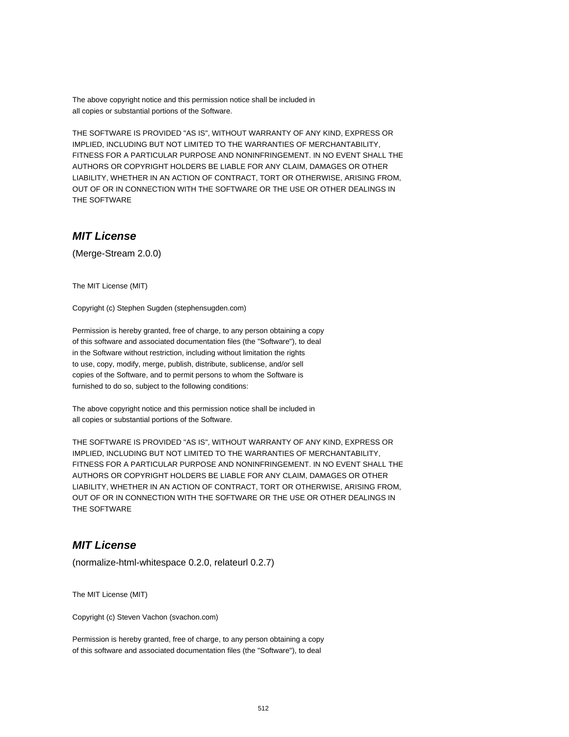The above copyright notice and this permission notice shall be included in
all copies or substantial portions of the Software.

THE SOFTWARE IS PROVIDED "AS IS", WITHOUT WARRANTY OF ANY KIND, EXPRESS OR
IMPLIED, INCLUDING BUT NOT LIMITED TO THE WARRANTIES OF MERCHANTABILITY,
FITNESS FOR A PARTICULAR PURPOSE AND NONINFRINGEMENT. IN NO EVENT SHALL THE
AUTHORS OR COPYRIGHT HOLDERS BE LIABLE FOR ANY CLAIM, DAMAGES OR OTHER
LIABILITY, WHETHER IN AN ACTION OF CONTRACT, TORT OR OTHERWISE, ARISING FROM,
OUT OF OR IN CONNECTION WITH THE SOFTWARE OR THE USE OR OTHER DEALINGS IN
THE SOFTWARE

## *MIT License*

(Merge-Stream 2.0.0)

The MIT License (MIT)

Copyright (c) Stephen Sugden (stephensugden.com)

Permission is hereby granted, free of charge, to any person obtaining a copy
of this software and associated documentation files (the "Software"), to deal
in the Software without restriction, including without limitation the rights
to use, copy, modify, merge, publish, distribute, sublicense, and/or sell
copies of the Software, and to permit persons to whom the Software is
furnished to do so, subject to the following conditions:

The above copyright notice and this permission notice shall be included in
all copies or substantial portions of the Software.

THE SOFTWARE IS PROVIDED "AS IS", WITHOUT WARRANTY OF ANY KIND, EXPRESS OR
IMPLIED, INCLUDING BUT NOT LIMITED TO THE WARRANTIES OF MERCHANTABILITY,
FITNESS FOR A PARTICULAR PURPOSE AND NONINFRINGEMENT. IN NO EVENT SHALL THE
AUTHORS OR COPYRIGHT HOLDERS BE LIABLE FOR ANY CLAIM, DAMAGES OR OTHER
LIABILITY, WHETHER IN AN ACTION OF CONTRACT, TORT OR OTHERWISE, ARISING FROM,
OUT OF OR IN CONNECTION WITH THE SOFTWARE OR THE USE OR OTHER DEALINGS IN
THE SOFTWARE

## *MIT License*

(normalize-html-whitespace 0.2.0, relateurl 0.2.7)

The MIT License (MIT)

Copyright (c) Steven Vachon (svachon.com)

Permission is hereby granted, free of charge, to any person obtaining a copy
of this software and associated documentation files (the "Software"), to deal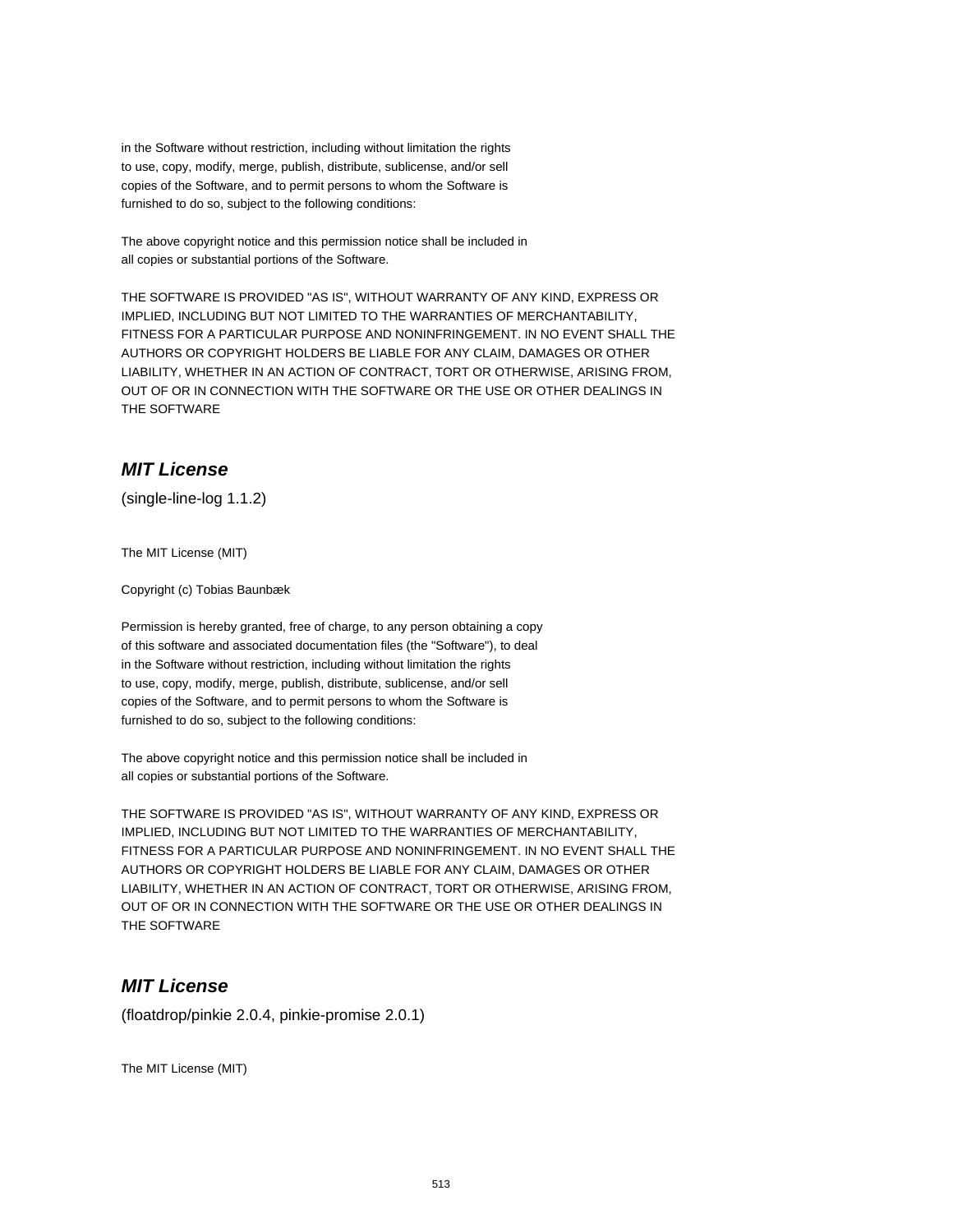in the Software without restriction, including without limitation the rights
to use, copy, modify, merge, publish, distribute, sublicense, and/or sell
copies of the Software, and to permit persons to whom the Software is
furnished to do so, subject to the following conditions:

The above copyright notice and this permission notice shall be included in
all copies or substantial portions of the Software.

THE SOFTWARE IS PROVIDED "AS IS", WITHOUT WARRANTY OF ANY KIND, EXPRESS OR
IMPLIED, INCLUDING BUT NOT LIMITED TO THE WARRANTIES OF MERCHANTABILITY,
FITNESS FOR A PARTICULAR PURPOSE AND NONINFRINGEMENT. IN NO EVENT SHALL THE
AUTHORS OR COPYRIGHT HOLDERS BE LIABLE FOR ANY CLAIM, DAMAGES OR OTHER
LIABILITY, WHETHER IN AN ACTION OF CONTRACT, TORT OR OTHERWISE, ARISING FROM,
OUT OF OR IN CONNECTION WITH THE SOFTWARE OR THE USE OR OTHER DEALINGS IN
THE SOFTWARE

## ***MIT License***

(single-line-log 1.1.2)

The MIT License (MIT)

Copyright (c) Tobias Baunbæk

Permission is hereby granted, free of charge, to any person obtaining a copy
of this software and associated documentation files (the "Software"), to deal
in the Software without restriction, including without limitation the rights
to use, copy, modify, merge, publish, distribute, sublicense, and/or sell
copies of the Software, and to permit persons to whom the Software is
furnished to do so, subject to the following conditions:

The above copyright notice and this permission notice shall be included in
all copies or substantial portions of the Software.

THE SOFTWARE IS PROVIDED "AS IS", WITHOUT WARRANTY OF ANY KIND, EXPRESS OR
IMPLIED, INCLUDING BUT NOT LIMITED TO THE WARRANTIES OF MERCHANTABILITY,
FITNESS FOR A PARTICULAR PURPOSE AND NONINFRINGEMENT. IN NO EVENT SHALL THE
AUTHORS OR COPYRIGHT HOLDERS BE LIABLE FOR ANY CLAIM, DAMAGES OR OTHER
LIABILITY, WHETHER IN AN ACTION OF CONTRACT, TORT OR OTHERWISE, ARISING FROM,
OUT OF OR IN CONNECTION WITH THE SOFTWARE OR THE USE OR OTHER DEALINGS IN
THE SOFTWARE

## ***MIT License***

(floatdrop/pinkie 2.0.4, pinkie-promise 2.0.1)

The MIT License (MIT)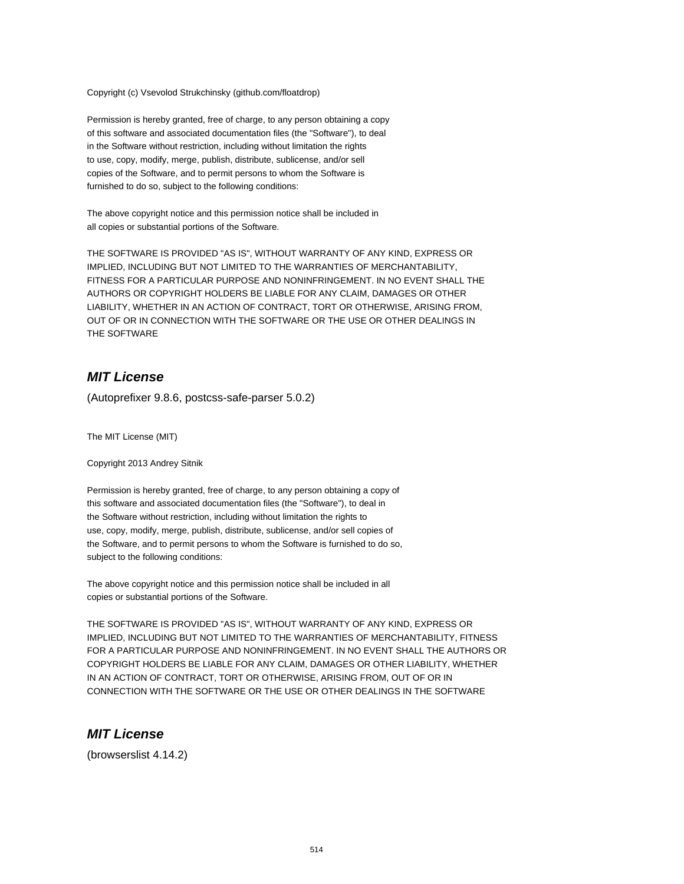Copyright (c) Vsevolod Strukchinsky (github.com/floatdrop)

Permission is hereby granted, free of charge, to any person obtaining a copy
of this software and associated documentation files (the "Software"), to deal
in the Software without restriction, including without limitation the rights
to use, copy, modify, merge, publish, distribute, sublicense, and/or sell
copies of the Software, and to permit persons to whom the Software is
furnished to do so, subject to the following conditions:

The above copyright notice and this permission notice shall be included in
all copies or substantial portions of the Software.

THE SOFTWARE IS PROVIDED "AS IS", WITHOUT WARRANTY OF ANY KIND, EXPRESS OR
IMPLIED, INCLUDING BUT NOT LIMITED TO THE WARRANTIES OF MERCHANTABILITY,
FITNESS FOR A PARTICULAR PURPOSE AND NONINFRINGEMENT. IN NO EVENT SHALL THE
AUTHORS OR COPYRIGHT HOLDERS BE LIABLE FOR ANY CLAIM, DAMAGES OR OTHER
LIABILITY, WHETHER IN AN ACTION OF CONTRACT, TORT OR OTHERWISE, ARISING FROM,
OUT OF OR IN CONNECTION WITH THE SOFTWARE OR THE USE OR OTHER DEALINGS IN
THE SOFTWARE

## ***MIT License***

(Autoprefixer 9.8.6, postcss-safe-parser 5.0.2)

The MIT License (MIT)

Copyright 2013 Andrey Sitnik

Permission is hereby granted, free of charge, to any person obtaining a copy of
this software and associated documentation files (the "Software"), to deal in
the Software without restriction, including without limitation the rights to
use, copy, modify, merge, publish, distribute, sublicense, and/or sell copies of
the Software, and to permit persons to whom the Software is furnished to do so,
subject to the following conditions:

The above copyright notice and this permission notice shall be included in all
copies or substantial portions of the Software.

THE SOFTWARE IS PROVIDED "AS IS", WITHOUT WARRANTY OF ANY KIND, EXPRESS OR
IMPLIED, INCLUDING BUT NOT LIMITED TO THE WARRANTIES OF MERCHANTABILITY, FITNESS
FOR A PARTICULAR PURPOSE AND NONINFRINGEMENT. IN NO EVENT SHALL THE AUTHORS OR
COPYRIGHT HOLDERS BE LIABLE FOR ANY CLAIM, DAMAGES OR OTHER LIABILITY, WHETHER
IN AN ACTION OF CONTRACT, TORT OR OTHERWISE, ARISING FROM, OUT OF OR IN
CONNECTION WITH THE SOFTWARE OR THE USE OR OTHER DEALINGS IN THE SOFTWARE

## ***MIT License***

(browserslist 4.14.2)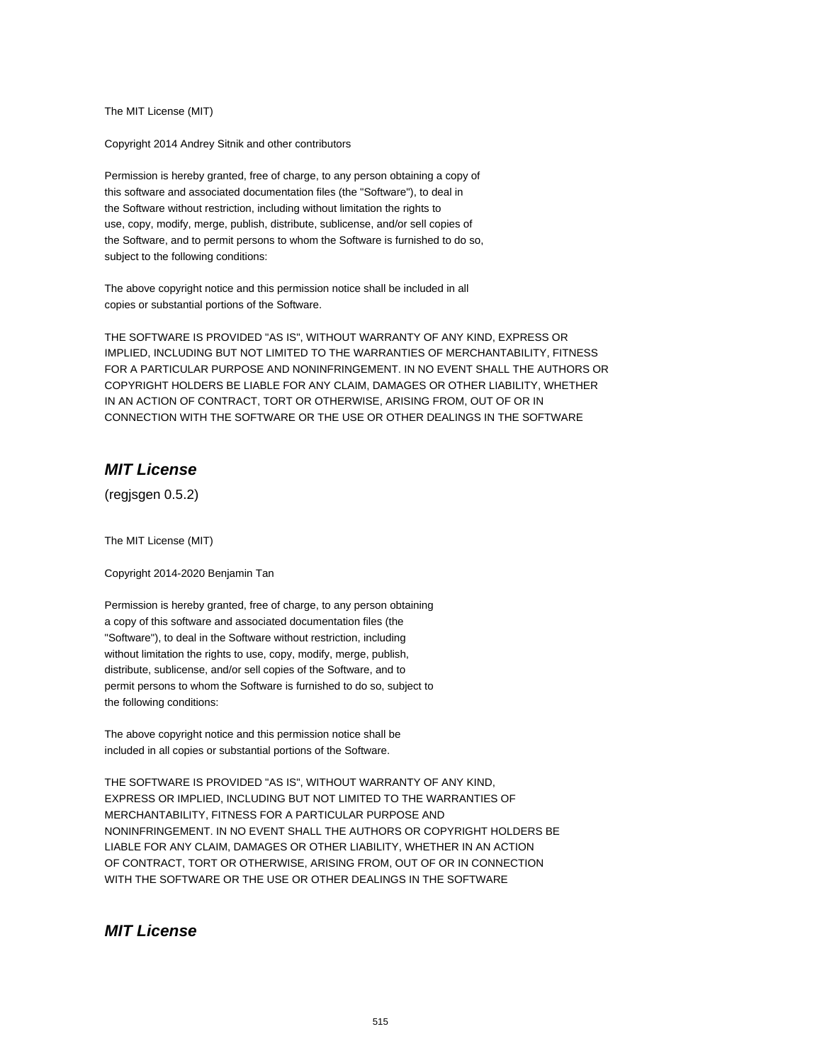The MIT License (MIT)

Copyright 2014 Andrey Sitnik and other contributors

Permission is hereby granted, free of charge, to any person obtaining a copy of
this software and associated documentation files (the "Software"), to deal in
the Software without restriction, including without limitation the rights to
use, copy, modify, merge, publish, distribute, sublicense, and/or sell copies of
the Software, and to permit persons to whom the Software is furnished to do so,
subject to the following conditions:

The above copyright notice and this permission notice shall be included in all
copies or substantial portions of the Software.

THE SOFTWARE IS PROVIDED "AS IS", WITHOUT WARRANTY OF ANY KIND, EXPRESS OR
IMPLIED, INCLUDING BUT NOT LIMITED TO THE WARRANTIES OF MERCHANTABILITY, FITNESS
FOR A PARTICULAR PURPOSE AND NONINFRINGEMENT. IN NO EVENT SHALL THE AUTHORS OR
COPYRIGHT HOLDERS BE LIABLE FOR ANY CLAIM, DAMAGES OR OTHER LIABILITY, WHETHER
IN AN ACTION OF CONTRACT, TORT OR OTHERWISE, ARISING FROM, OUT OF OR IN
CONNECTION WITH THE SOFTWARE OR THE USE OR OTHER DEALINGS IN THE SOFTWARE

## *MIT License*

(regjsgen 0.5.2)

The MIT License (MIT)

Copyright 2014-2020 Benjamin Tan

Permission is hereby granted, free of charge, to any person obtaining
a copy of this software and associated documentation files (the
"Software"), to deal in the Software without restriction, including
without limitation the rights to use, copy, modify, merge, publish,
distribute, sublicense, and/or sell copies of the Software, and to
permit persons to whom the Software is furnished to do so, subject to
the following conditions:

The above copyright notice and this permission notice shall be
included in all copies or substantial portions of the Software.

THE SOFTWARE IS PROVIDED "AS IS", WITHOUT WARRANTY OF ANY KIND,
EXPRESS OR IMPLIED, INCLUDING BUT NOT LIMITED TO THE WARRANTIES OF
MERCHANTABILITY, FITNESS FOR A PARTICULAR PURPOSE AND
NONINFRINGEMENT. IN NO EVENT SHALL THE AUTHORS OR COPYRIGHT HOLDERS BE
LIABLE FOR ANY CLAIM, DAMAGES OR OTHER LIABILITY, WHETHER IN AN ACTION
OF CONTRACT, TORT OR OTHERWISE, ARISING FROM, OUT OF OR IN CONNECTION
WITH THE SOFTWARE OR THE USE OR OTHER DEALINGS IN THE SOFTWARE

## *MIT License*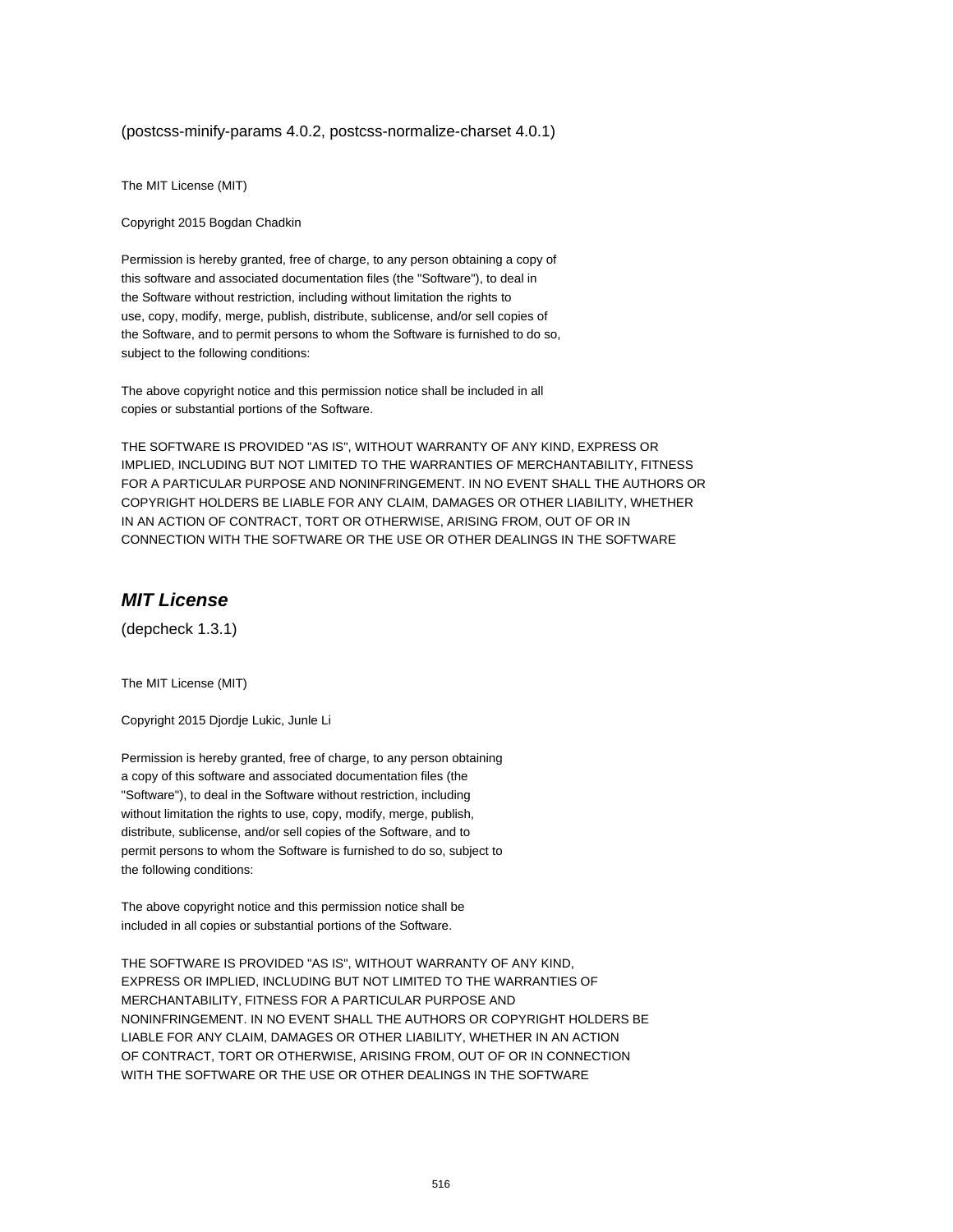(postcss-minify-params 4.0.2, postcss-normalize-charset 4.0.1)

The MIT License (MIT)

Copyright 2015 Bogdan Chadkin

Permission is hereby granted, free of charge, to any person obtaining a copy of
this software and associated documentation files (the "Software"), to deal in
the Software without restriction, including without limitation the rights to
use, copy, modify, merge, publish, distribute, sublicense, and/or sell copies of
the Software, and to permit persons to whom the Software is furnished to do so,
subject to the following conditions:

The above copyright notice and this permission notice shall be included in all
copies or substantial portions of the Software.

THE SOFTWARE IS PROVIDED "AS IS", WITHOUT WARRANTY OF ANY KIND, EXPRESS OR
IMPLIED, INCLUDING BUT NOT LIMITED TO THE WARRANTIES OF MERCHANTABILITY, FITNESS
FOR A PARTICULAR PURPOSE AND NONINFRINGEMENT. IN NO EVENT SHALL THE AUTHORS OR
COPYRIGHT HOLDERS BE LIABLE FOR ANY CLAIM, DAMAGES OR OTHER LIABILITY, WHETHER
IN AN ACTION OF CONTRACT, TORT OR OTHERWISE, ARISING FROM, OUT OF OR IN
CONNECTION WITH THE SOFTWARE OR THE USE OR OTHER DEALINGS IN THE SOFTWARE

## *MIT License*

(depcheck 1.3.1)

The MIT License (MIT)

Copyright 2015 Djordje Lukic, Junle Li

Permission is hereby granted, free of charge, to any person obtaining
a copy of this software and associated documentation files (the
"Software"), to deal in the Software without restriction, including
without limitation the rights to use, copy, modify, merge, publish,
distribute, sublicense, and/or sell copies of the Software, and to
permit persons to whom the Software is furnished to do so, subject to
the following conditions:

The above copyright notice and this permission notice shall be
included in all copies or substantial portions of the Software.

THE SOFTWARE IS PROVIDED "AS IS", WITHOUT WARRANTY OF ANY KIND,
EXPRESS OR IMPLIED, INCLUDING BUT NOT LIMITED TO THE WARRANTIES OF
MERCHANTABILITY, FITNESS FOR A PARTICULAR PURPOSE AND
NONINFRINGEMENT. IN NO EVENT SHALL THE AUTHORS OR COPYRIGHT HOLDERS BE
LIABLE FOR ANY CLAIM, DAMAGES OR OTHER LIABILITY, WHETHER IN AN ACTION
OF CONTRACT, TORT OR OTHERWISE, ARISING FROM, OUT OF OR IN CONNECTION
WITH THE SOFTWARE OR THE USE OR OTHER DEALINGS IN THE SOFTWARE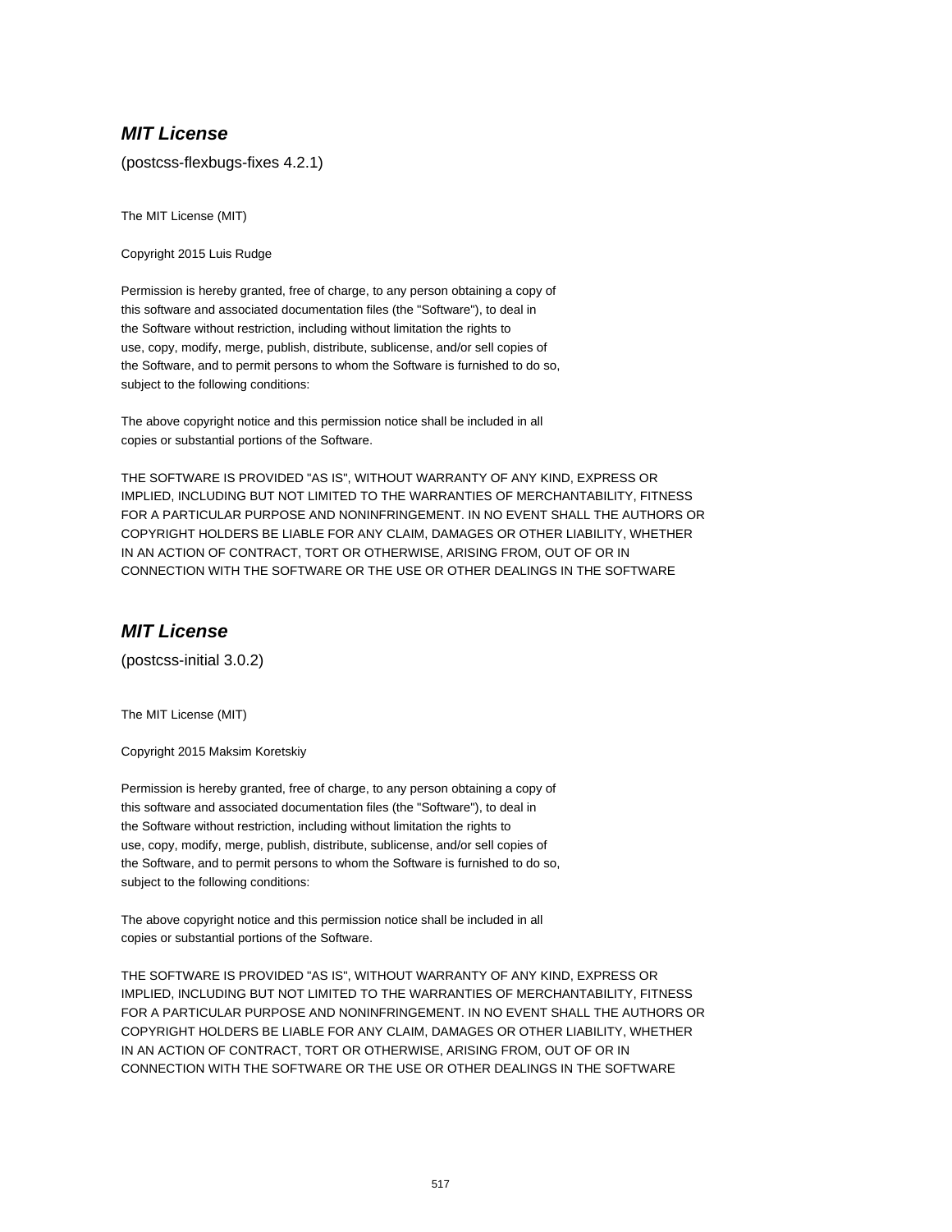### ***MIT License***

(postcss-flexbugs-fixes 4.2.1)

The MIT License (MIT)

Copyright 2015 Luis Rudge

Permission is hereby granted, free of charge, to any person obtaining a copy of
this software and associated documentation files (the "Software"), to deal in
the Software without restriction, including without limitation the rights to
use, copy, modify, merge, publish, distribute, sublicense, and/or sell copies of
the Software, and to permit persons to whom the Software is furnished to do so,
subject to the following conditions:

The above copyright notice and this permission notice shall be included in all
copies or substantial portions of the Software.

THE SOFTWARE IS PROVIDED "AS IS", WITHOUT WARRANTY OF ANY KIND, EXPRESS OR
IMPLIED, INCLUDING BUT NOT LIMITED TO THE WARRANTIES OF MERCHANTABILITY, FITNESS
FOR A PARTICULAR PURPOSE AND NONINFRINGEMENT. IN NO EVENT SHALL THE AUTHORS OR
COPYRIGHT HOLDERS BE LIABLE FOR ANY CLAIM, DAMAGES OR OTHER LIABILITY, WHETHER
IN AN ACTION OF CONTRACT, TORT OR OTHERWISE, ARISING FROM, OUT OF OR IN
CONNECTION WITH THE SOFTWARE OR THE USE OR OTHER DEALINGS IN THE SOFTWARE

### ***MIT License***

(postcss-initial 3.0.2)

The MIT License (MIT)

Copyright 2015 Maksim Koretskiy

Permission is hereby granted, free of charge, to any person obtaining a copy of
this software and associated documentation files (the "Software"), to deal in
the Software without restriction, including without limitation the rights to
use, copy, modify, merge, publish, distribute, sublicense, and/or sell copies of
the Software, and to permit persons to whom the Software is furnished to do so,
subject to the following conditions:

The above copyright notice and this permission notice shall be included in all
copies or substantial portions of the Software.

THE SOFTWARE IS PROVIDED "AS IS", WITHOUT WARRANTY OF ANY KIND, EXPRESS OR
IMPLIED, INCLUDING BUT NOT LIMITED TO THE WARRANTIES OF MERCHANTABILITY, FITNESS
FOR A PARTICULAR PURPOSE AND NONINFRINGEMENT. IN NO EVENT SHALL THE AUTHORS OR
COPYRIGHT HOLDERS BE LIABLE FOR ANY CLAIM, DAMAGES OR OTHER LIABILITY, WHETHER
IN AN ACTION OF CONTRACT, TORT OR OTHERWISE, ARISING FROM, OUT OF OR IN
CONNECTION WITH THE SOFTWARE OR THE USE OR OTHER DEALINGS IN THE SOFTWARE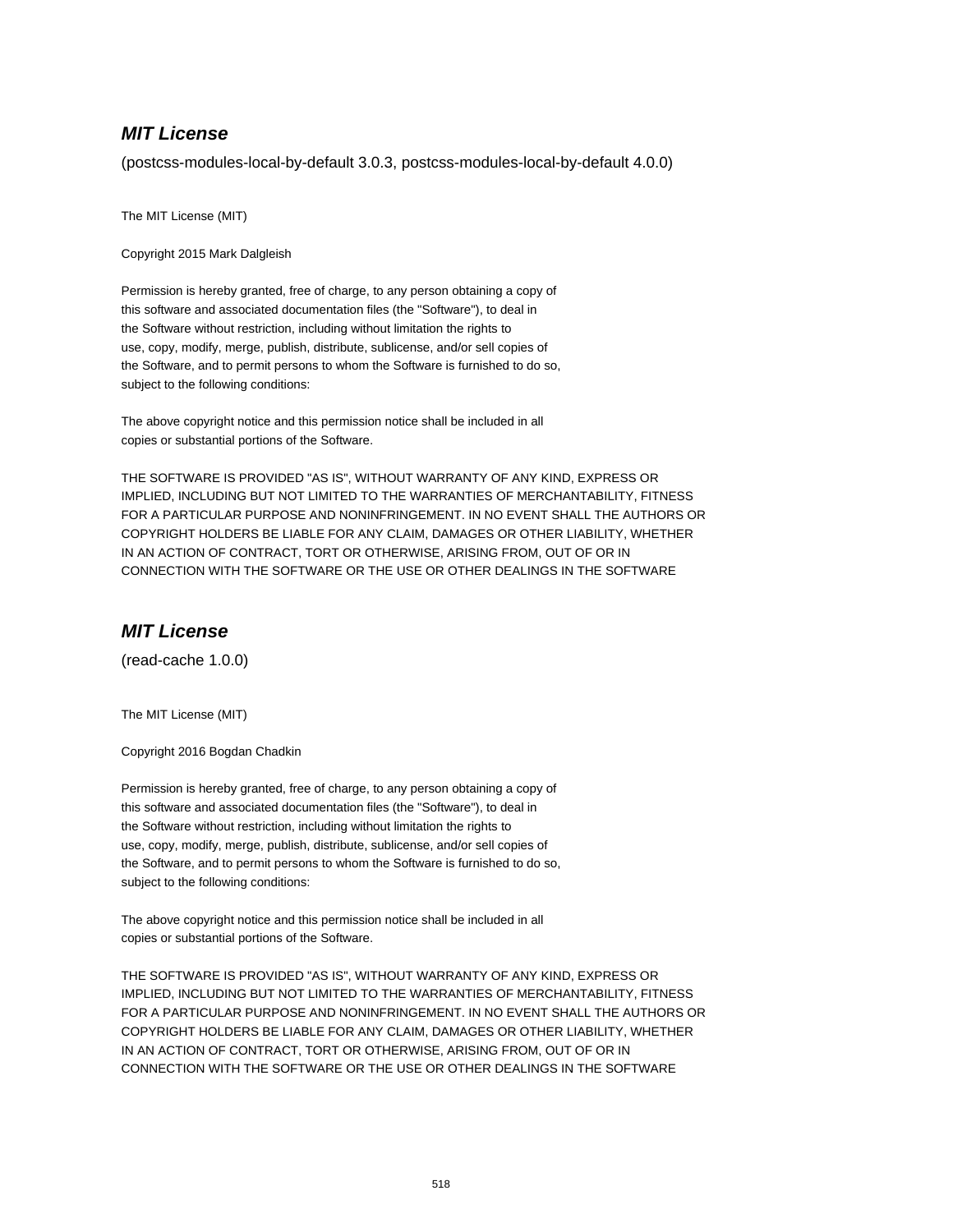### ***MIT License***

(postcss-modules-local-by-default 3.0.3, postcss-modules-local-by-default 4.0.0)

The MIT License (MIT)

Copyright 2015 Mark Dalgleish

Permission is hereby granted, free of charge, to any person obtaining a copy of
this software and associated documentation files (the "Software"), to deal in
the Software without restriction, including without limitation the rights to
use, copy, modify, merge, publish, distribute, sublicense, and/or sell copies of
the Software, and to permit persons to whom the Software is furnished to do so,
subject to the following conditions:

The above copyright notice and this permission notice shall be included in all
copies or substantial portions of the Software.

THE SOFTWARE IS PROVIDED "AS IS", WITHOUT WARRANTY OF ANY KIND, EXPRESS OR
IMPLIED, INCLUDING BUT NOT LIMITED TO THE WARRANTIES OF MERCHANTABILITY, FITNESS
FOR A PARTICULAR PURPOSE AND NONINFRINGEMENT. IN NO EVENT SHALL THE AUTHORS OR
COPYRIGHT HOLDERS BE LIABLE FOR ANY CLAIM, DAMAGES OR OTHER LIABILITY, WHETHER
IN AN ACTION OF CONTRACT, TORT OR OTHERWISE, ARISING FROM, OUT OF OR IN
CONNECTION WITH THE SOFTWARE OR THE USE OR OTHER DEALINGS IN THE SOFTWARE

### ***MIT License***

(read-cache 1.0.0)

The MIT License (MIT)

Copyright 2016 Bogdan Chadkin

Permission is hereby granted, free of charge, to any person obtaining a copy of
this software and associated documentation files (the "Software"), to deal in
the Software without restriction, including without limitation the rights to
use, copy, modify, merge, publish, distribute, sublicense, and/or sell copies of
the Software, and to permit persons to whom the Software is furnished to do so,
subject to the following conditions:

The above copyright notice and this permission notice shall be included in all
copies or substantial portions of the Software.

THE SOFTWARE IS PROVIDED "AS IS", WITHOUT WARRANTY OF ANY KIND, EXPRESS OR
IMPLIED, INCLUDING BUT NOT LIMITED TO THE WARRANTIES OF MERCHANTABILITY, FITNESS
FOR A PARTICULAR PURPOSE AND NONINFRINGEMENT. IN NO EVENT SHALL THE AUTHORS OR
COPYRIGHT HOLDERS BE LIABLE FOR ANY CLAIM, DAMAGES OR OTHER LIABILITY, WHETHER
IN AN ACTION OF CONTRACT, TORT OR OTHERWISE, ARISING FROM, OUT OF OR IN
CONNECTION WITH THE SOFTWARE OR THE USE OR OTHER DEALINGS IN THE SOFTWARE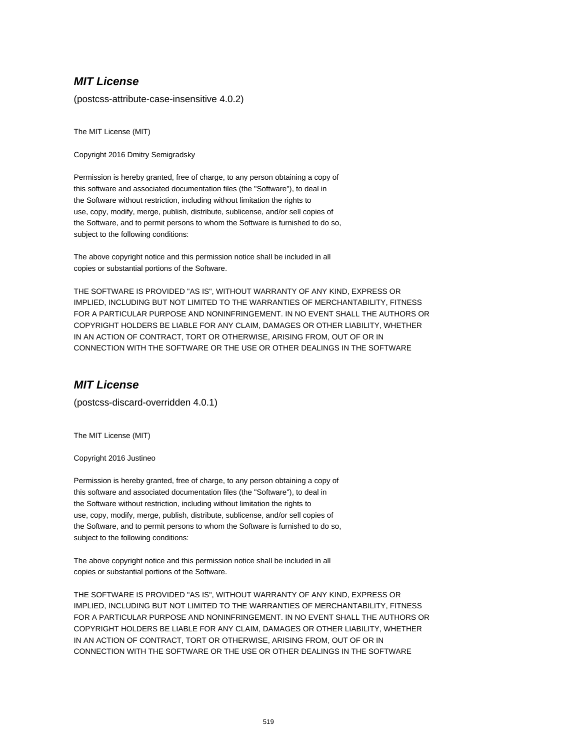## ***MIT License***

(postcss-attribute-case-insensitive 4.0.2)

The MIT License (MIT)

Copyright 2016 Dmitry Semigradsky

Permission is hereby granted, free of charge, to any person obtaining a copy of
this software and associated documentation files (the "Software"), to deal in
the Software without restriction, including without limitation the rights to
use, copy, modify, merge, publish, distribute, sublicense, and/or sell copies of
the Software, and to permit persons to whom the Software is furnished to do so,
subject to the following conditions:

The above copyright notice and this permission notice shall be included in all
copies or substantial portions of the Software.

THE SOFTWARE IS PROVIDED "AS IS", WITHOUT WARRANTY OF ANY KIND, EXPRESS OR
IMPLIED, INCLUDING BUT NOT LIMITED TO THE WARRANTIES OF MERCHANTABILITY, FITNESS
FOR A PARTICULAR PURPOSE AND NONINFRINGEMENT. IN NO EVENT SHALL THE AUTHORS OR
COPYRIGHT HOLDERS BE LIABLE FOR ANY CLAIM, DAMAGES OR OTHER LIABILITY, WHETHER
IN AN ACTION OF CONTRACT, TORT OR OTHERWISE, ARISING FROM, OUT OF OR IN
CONNECTION WITH THE SOFTWARE OR THE USE OR OTHER DEALINGS IN THE SOFTWARE

## ***MIT License***

(postcss-discard-overridden 4.0.1)

The MIT License (MIT)

Copyright 2016 Justineo

Permission is hereby granted, free of charge, to any person obtaining a copy of
this software and associated documentation files (the "Software"), to deal in
the Software without restriction, including without limitation the rights to
use, copy, modify, merge, publish, distribute, sublicense, and/or sell copies of
the Software, and to permit persons to whom the Software is furnished to do so,
subject to the following conditions:

The above copyright notice and this permission notice shall be included in all
copies or substantial portions of the Software.

THE SOFTWARE IS PROVIDED "AS IS", WITHOUT WARRANTY OF ANY KIND, EXPRESS OR
IMPLIED, INCLUDING BUT NOT LIMITED TO THE WARRANTIES OF MERCHANTABILITY, FITNESS
FOR A PARTICULAR PURPOSE AND NONINFRINGEMENT. IN NO EVENT SHALL THE AUTHORS OR
COPYRIGHT HOLDERS BE LIABLE FOR ANY CLAIM, DAMAGES OR OTHER LIABILITY, WHETHER
IN AN ACTION OF CONTRACT, TORT OR OTHERWISE, ARISING FROM, OUT OF OR IN
CONNECTION WITH THE SOFTWARE OR THE USE OR OTHER DEALINGS IN THE SOFTWARE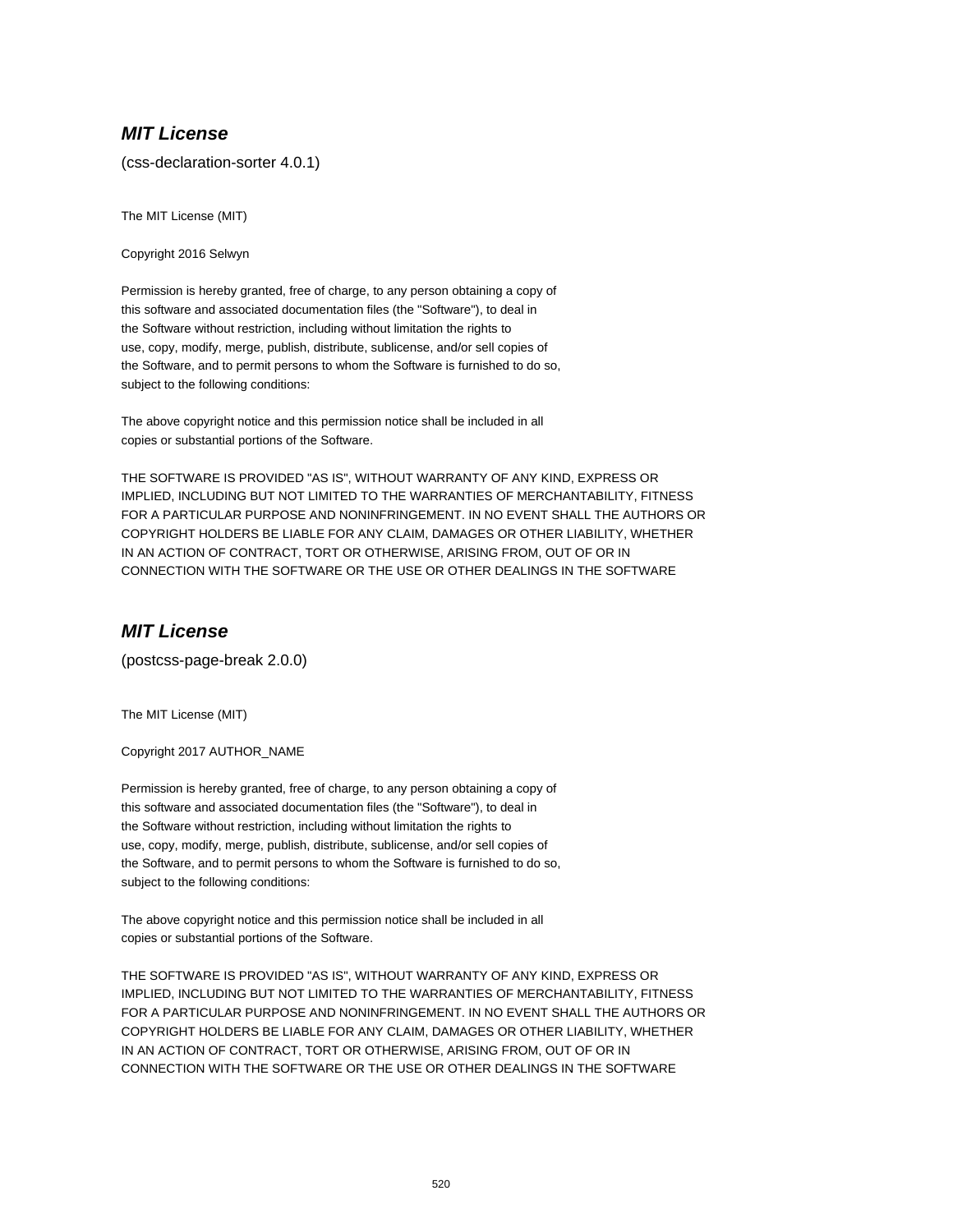## *MIT License*

(css-declaration-sorter 4.0.1)

The MIT License (MIT)

Copyright 2016 Selwyn

Permission is hereby granted, free of charge, to any person obtaining a copy of
this software and associated documentation files (the "Software"), to deal in
the Software without restriction, including without limitation the rights to
use, copy, modify, merge, publish, distribute, sublicense, and/or sell copies of
the Software, and to permit persons to whom the Software is furnished to do so,
subject to the following conditions:

The above copyright notice and this permission notice shall be included in all
copies or substantial portions of the Software.

THE SOFTWARE IS PROVIDED "AS IS", WITHOUT WARRANTY OF ANY KIND, EXPRESS OR
IMPLIED, INCLUDING BUT NOT LIMITED TO THE WARRANTIES OF MERCHANTABILITY, FITNESS
FOR A PARTICULAR PURPOSE AND NONINFRINGEMENT. IN NO EVENT SHALL THE AUTHORS OR
COPYRIGHT HOLDERS BE LIABLE FOR ANY CLAIM, DAMAGES OR OTHER LIABILITY, WHETHER
IN AN ACTION OF CONTRACT, TORT OR OTHERWISE, ARISING FROM, OUT OF OR IN
CONNECTION WITH THE SOFTWARE OR THE USE OR OTHER DEALINGS IN THE SOFTWARE

## *MIT License*

(postcss-page-break 2.0.0)

The MIT License (MIT)

Copyright 2017 AUTHOR_NAME

Permission is hereby granted, free of charge, to any person obtaining a copy of
this software and associated documentation files (the "Software"), to deal in
the Software without restriction, including without limitation the rights to
use, copy, modify, merge, publish, distribute, sublicense, and/or sell copies of
the Software, and to permit persons to whom the Software is furnished to do so,
subject to the following conditions:

The above copyright notice and this permission notice shall be included in all
copies or substantial portions of the Software.

THE SOFTWARE IS PROVIDED "AS IS", WITHOUT WARRANTY OF ANY KIND, EXPRESS OR
IMPLIED, INCLUDING BUT NOT LIMITED TO THE WARRANTIES OF MERCHANTABILITY, FITNESS
FOR A PARTICULAR PURPOSE AND NONINFRINGEMENT. IN NO EVENT SHALL THE AUTHORS OR
COPYRIGHT HOLDERS BE LIABLE FOR ANY CLAIM, DAMAGES OR OTHER LIABILITY, WHETHER
IN AN ACTION OF CONTRACT, TORT OR OTHERWISE, ARISING FROM, OUT OF OR IN
CONNECTION WITH THE SOFTWARE OR THE USE OR OTHER DEALINGS IN THE SOFTWARE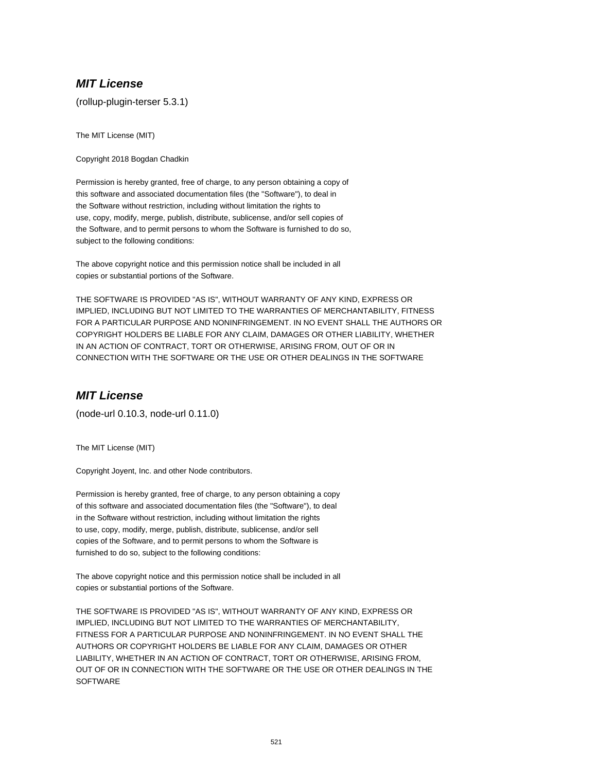## *MIT License*

(rollup-plugin-terser 5.3.1)

The MIT License (MIT)

Copyright 2018 Bogdan Chadkin

Permission is hereby granted, free of charge, to any person obtaining a copy of
this software and associated documentation files (the "Software"), to deal in
the Software without restriction, including without limitation the rights to
use, copy, modify, merge, publish, distribute, sublicense, and/or sell copies of
the Software, and to permit persons to whom the Software is furnished to do so,
subject to the following conditions:

The above copyright notice and this permission notice shall be included in all
copies or substantial portions of the Software.

THE SOFTWARE IS PROVIDED "AS IS", WITHOUT WARRANTY OF ANY KIND, EXPRESS OR
IMPLIED, INCLUDING BUT NOT LIMITED TO THE WARRANTIES OF MERCHANTABILITY, FITNESS
FOR A PARTICULAR PURPOSE AND NONINFRINGEMENT. IN NO EVENT SHALL THE AUTHORS OR
COPYRIGHT HOLDERS BE LIABLE FOR ANY CLAIM, DAMAGES OR OTHER LIABILITY, WHETHER
IN AN ACTION OF CONTRACT, TORT OR OTHERWISE, ARISING FROM, OUT OF OR IN
CONNECTION WITH THE SOFTWARE OR THE USE OR OTHER DEALINGS IN THE SOFTWARE

## *MIT License*

(node-url 0.10.3, node-url 0.11.0)

The MIT License (MIT)

Copyright Joyent, Inc. and other Node contributors.

Permission is hereby granted, free of charge, to any person obtaining a copy
of this software and associated documentation files (the "Software"), to deal
in the Software without restriction, including without limitation the rights
to use, copy, modify, merge, publish, distribute, sublicense, and/or sell
copies of the Software, and to permit persons to whom the Software is
furnished to do so, subject to the following conditions:

The above copyright notice and this permission notice shall be included in all
copies or substantial portions of the Software.

THE SOFTWARE IS PROVIDED "AS IS", WITHOUT WARRANTY OF ANY KIND, EXPRESS OR
IMPLIED, INCLUDING BUT NOT LIMITED TO THE WARRANTIES OF MERCHANTABILITY,
FITNESS FOR A PARTICULAR PURPOSE AND NONINFRINGEMENT. IN NO EVENT SHALL THE
AUTHORS OR COPYRIGHT HOLDERS BE LIABLE FOR ANY CLAIM, DAMAGES OR OTHER
LIABILITY, WHETHER IN AN ACTION OF CONTRACT, TORT OR OTHERWISE, ARISING FROM,
OUT OF OR IN CONNECTION WITH THE SOFTWARE OR THE USE OR OTHER DEALINGS IN THE
SOFTWARE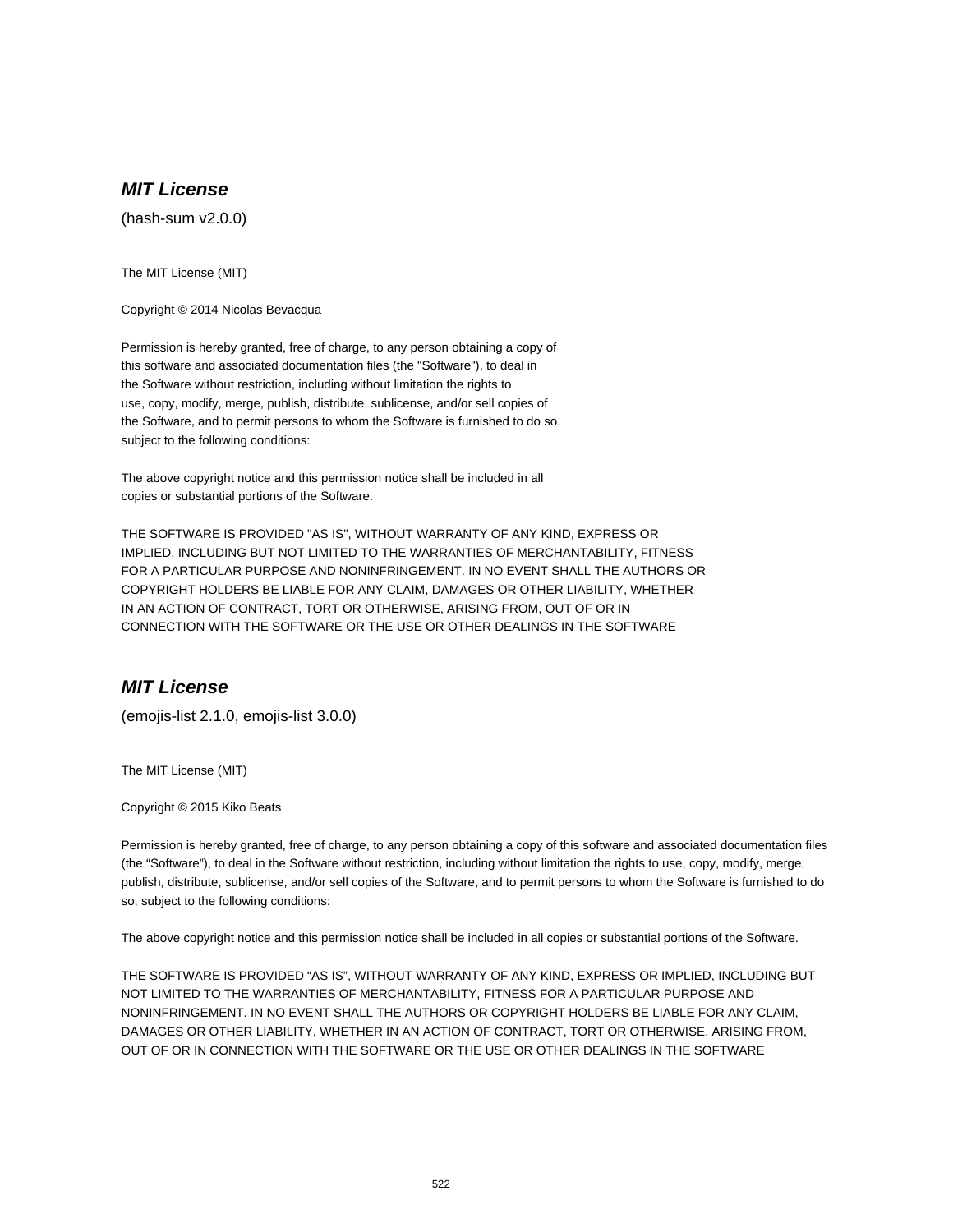## ***MIT License***

(hash-sum v2.0.0)

The MIT License (MIT)

Copyright © 2014 Nicolas Bevacqua

Permission is hereby granted, free of charge, to any person obtaining a copy of
this software and associated documentation files (the "Software"), to deal in
the Software without restriction, including without limitation the rights to
use, copy, modify, merge, publish, distribute, sublicense, and/or sell copies of
the Software, and to permit persons to whom the Software is furnished to do so,
subject to the following conditions:

The above copyright notice and this permission notice shall be included in all
copies or substantial portions of the Software.

THE SOFTWARE IS PROVIDED "AS IS", WITHOUT WARRANTY OF ANY KIND, EXPRESS OR
IMPLIED, INCLUDING BUT NOT LIMITED TO THE WARRANTIES OF MERCHANTABILITY, FITNESS
FOR A PARTICULAR PURPOSE AND NONINFRINGEMENT. IN NO EVENT SHALL THE AUTHORS OR
COPYRIGHT HOLDERS BE LIABLE FOR ANY CLAIM, DAMAGES OR OTHER LIABILITY, WHETHER
IN AN ACTION OF CONTRACT, TORT OR OTHERWISE, ARISING FROM, OUT OF OR IN
CONNECTION WITH THE SOFTWARE OR THE USE OR OTHER DEALINGS IN THE SOFTWARE

## ***MIT License***

(emojis-list 2.1.0, emojis-list 3.0.0)

The MIT License (MIT)

Copyright © 2015 Kiko Beats

Permission is hereby granted, free of charge, to any person obtaining a copy of this software and associated documentation files (the “Software”), to deal in the Software without restriction, including without limitation the rights to use, copy, modify, merge, publish, distribute, sublicense, and/or sell copies of the Software, and to permit persons to whom the Software is furnished to do so, subject to the following conditions:

The above copyright notice and this permission notice shall be included in all copies or substantial portions of the Software.

THE SOFTWARE IS PROVIDED “AS IS”, WITHOUT WARRANTY OF ANY KIND, EXPRESS OR IMPLIED, INCLUDING BUT NOT LIMITED TO THE WARRANTIES OF MERCHANTABILITY, FITNESS FOR A PARTICULAR PURPOSE AND NONINFRINGEMENT. IN NO EVENT SHALL THE AUTHORS OR COPYRIGHT HOLDERS BE LIABLE FOR ANY CLAIM, DAMAGES OR OTHER LIABILITY, WHETHER IN AN ACTION OF CONTRACT, TORT OR OTHERWISE, ARISING FROM, OUT OF OR IN CONNECTION WITH THE SOFTWARE OR THE USE OR OTHER DEALINGS IN THE SOFTWARE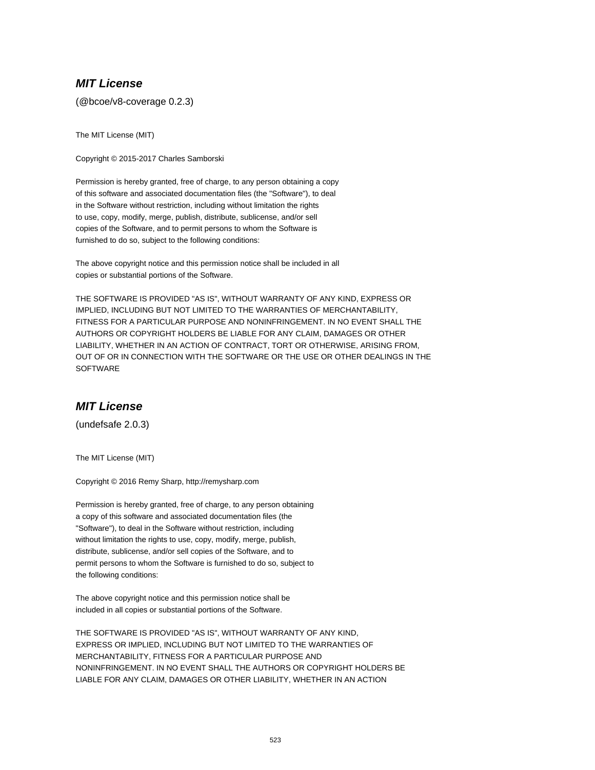## ***MIT License***

(@bcoe/v8-coverage 0.2.3)

The MIT License (MIT)

Copyright © 2015-2017 Charles Samborski

Permission is hereby granted, free of charge, to any person obtaining a copy
of this software and associated documentation files (the "Software"), to deal
in the Software without restriction, including without limitation the rights
to use, copy, modify, merge, publish, distribute, sublicense, and/or sell
copies of the Software, and to permit persons to whom the Software is
furnished to do so, subject to the following conditions:

The above copyright notice and this permission notice shall be included in all
copies or substantial portions of the Software.

THE SOFTWARE IS PROVIDED "AS IS", WITHOUT WARRANTY OF ANY KIND, EXPRESS OR
IMPLIED, INCLUDING BUT NOT LIMITED TO THE WARRANTIES OF MERCHANTABILITY,
FITNESS FOR A PARTICULAR PURPOSE AND NONINFRINGEMENT. IN NO EVENT SHALL THE
AUTHORS OR COPYRIGHT HOLDERS BE LIABLE FOR ANY CLAIM, DAMAGES OR OTHER
LIABILITY, WHETHER IN AN ACTION OF CONTRACT, TORT OR OTHERWISE, ARISING FROM,
OUT OF OR IN CONNECTION WITH THE SOFTWARE OR THE USE OR OTHER DEALINGS IN THE
SOFTWARE

## ***MIT License***

(undefsafe 2.0.3)

The MIT License (MIT)

Copyright © 2016 Remy Sharp, http://remysharp.com

Permission is hereby granted, free of charge, to any person obtaining
a copy of this software and associated documentation files (the
"Software"), to deal in the Software without restriction, including
without limitation the rights to use, copy, modify, merge, publish,
distribute, sublicense, and/or sell copies of the Software, and to
permit persons to whom the Software is furnished to do so, subject to
the following conditions:

The above copyright notice and this permission notice shall be
included in all copies or substantial portions of the Software.

THE SOFTWARE IS PROVIDED "AS IS", WITHOUT WARRANTY OF ANY KIND,
EXPRESS OR IMPLIED, INCLUDING BUT NOT LIMITED TO THE WARRANTIES OF
MERCHANTABILITY, FITNESS FOR A PARTICULAR PURPOSE AND
NONINFRINGEMENT. IN NO EVENT SHALL THE AUTHORS OR COPYRIGHT HOLDERS BE
LIABLE FOR ANY CLAIM, DAMAGES OR OTHER LIABILITY, WHETHER IN AN ACTION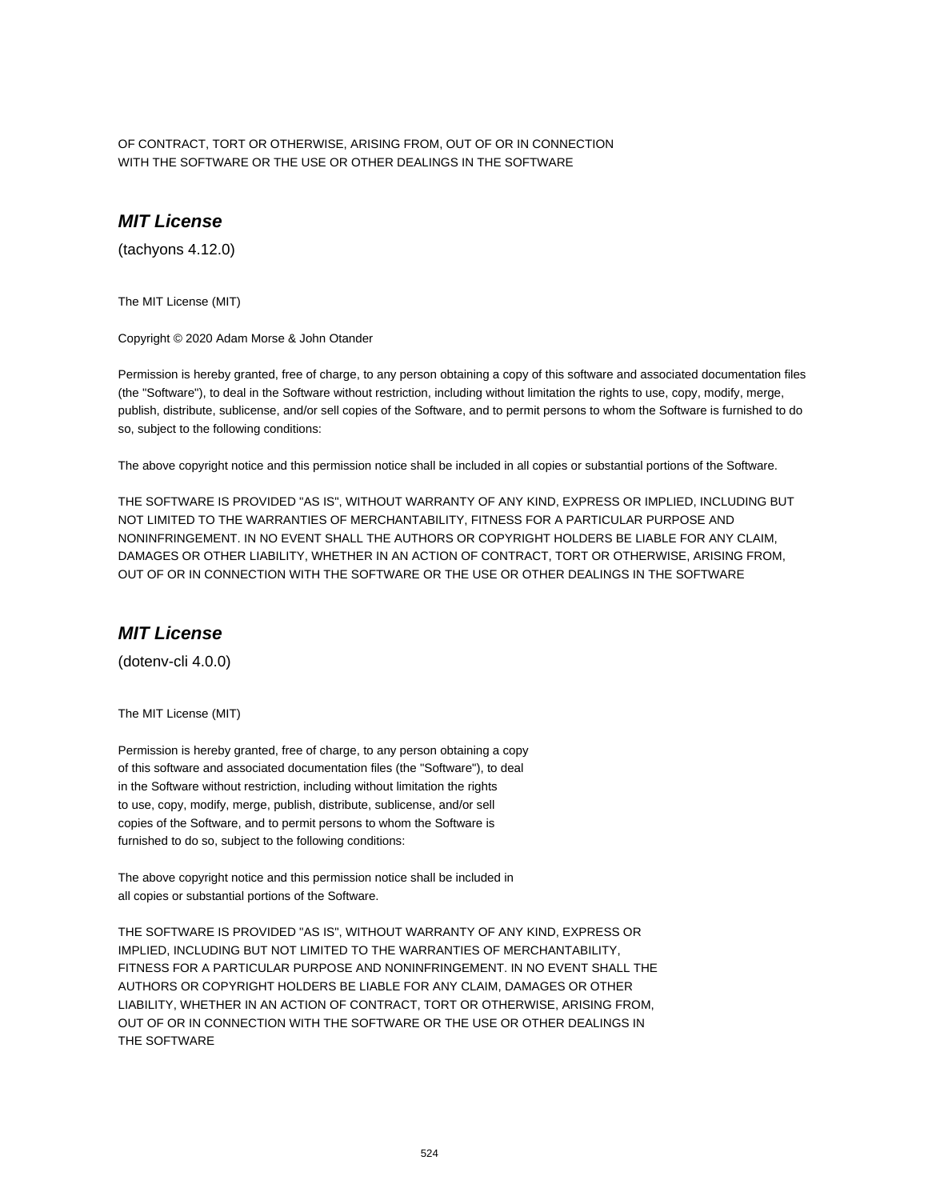OF CONTRACT, TORT OR OTHERWISE, ARISING FROM, OUT OF OR IN CONNECTION
WITH THE SOFTWARE OR THE USE OR OTHER DEALINGS IN THE SOFTWARE

## *MIT License*

(tachyons 4.12.0)

The MIT License (MIT)

Copyright © 2020 Adam Morse & John Otander

Permission is hereby granted, free of charge, to any person obtaining a copy of this software and associated documentation files (the "Software"), to deal in the Software without restriction, including without limitation the rights to use, copy, modify, merge, publish, distribute, sublicense, and/or sell copies of the Software, and to permit persons to whom the Software is furnished to do so, subject to the following conditions:

The above copyright notice and this permission notice shall be included in all copies or substantial portions of the Software.

THE SOFTWARE IS PROVIDED "AS IS", WITHOUT WARRANTY OF ANY KIND, EXPRESS OR IMPLIED, INCLUDING BUT NOT LIMITED TO THE WARRANTIES OF MERCHANTABILITY, FITNESS FOR A PARTICULAR PURPOSE AND NONINFRINGEMENT. IN NO EVENT SHALL THE AUTHORS OR COPYRIGHT HOLDERS BE LIABLE FOR ANY CLAIM, DAMAGES OR OTHER LIABILITY, WHETHER IN AN ACTION OF CONTRACT, TORT OR OTHERWISE, ARISING FROM, OUT OF OR IN CONNECTION WITH THE SOFTWARE OR THE USE OR OTHER DEALINGS IN THE SOFTWARE

## *MIT License*

(dotenv-cli 4.0.0)

The MIT License (MIT)

Permission is hereby granted, free of charge, to any person obtaining a copy
of this software and associated documentation files (the "Software"), to deal
in the Software without restriction, including without limitation the rights
to use, copy, modify, merge, publish, distribute, sublicense, and/or sell
copies of the Software, and to permit persons to whom the Software is
furnished to do so, subject to the following conditions:

The above copyright notice and this permission notice shall be included in
all copies or substantial portions of the Software.

THE SOFTWARE IS PROVIDED "AS IS", WITHOUT WARRANTY OF ANY KIND, EXPRESS OR
IMPLIED, INCLUDING BUT NOT LIMITED TO THE WARRANTIES OF MERCHANTABILITY,
FITNESS FOR A PARTICULAR PURPOSE AND NONINFRINGEMENT. IN NO EVENT SHALL THE
AUTHORS OR COPYRIGHT HOLDERS BE LIABLE FOR ANY CLAIM, DAMAGES OR OTHER
LIABILITY, WHETHER IN AN ACTION OF CONTRACT, TORT OR OTHERWISE, ARISING FROM,
OUT OF OR IN CONNECTION WITH THE SOFTWARE OR THE USE OR OTHER DEALINGS IN
THE SOFTWARE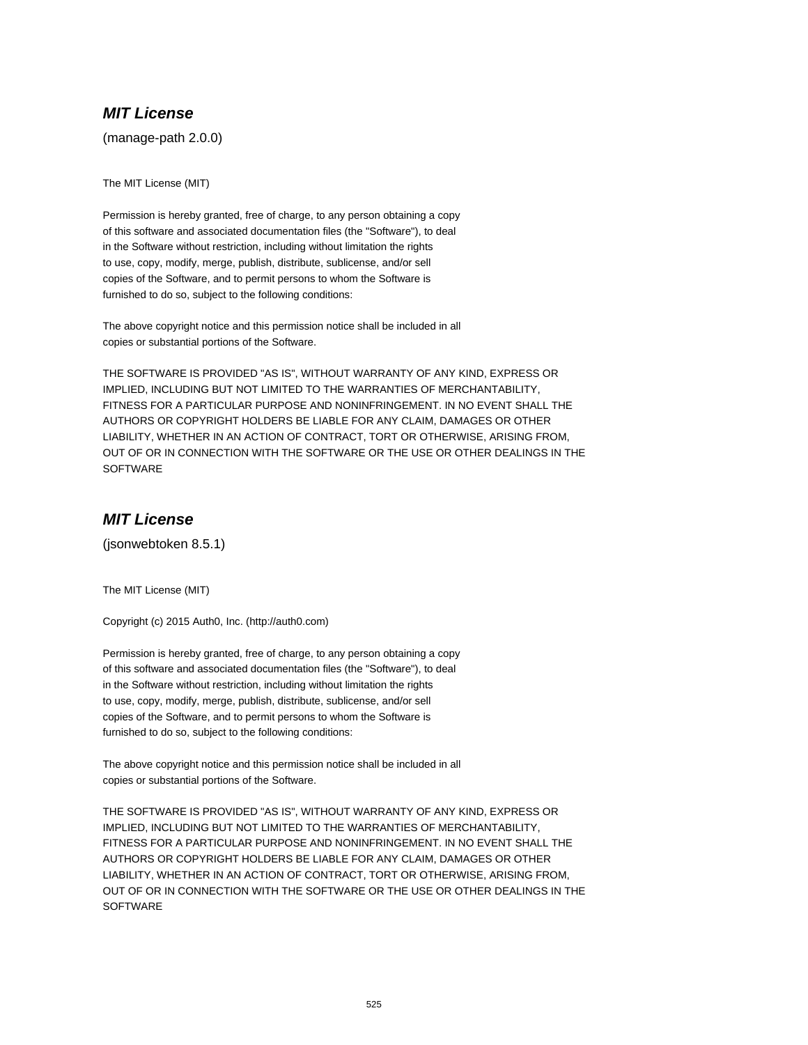## ***MIT License***

(manage-path 2.0.0)

The MIT License (MIT)

Permission is hereby granted, free of charge, to any person obtaining a copy
of this software and associated documentation files (the "Software"), to deal
in the Software without restriction, including without limitation the rights
to use, copy, modify, merge, publish, distribute, sublicense, and/or sell
copies of the Software, and to permit persons to whom the Software is
furnished to do so, subject to the following conditions:

The above copyright notice and this permission notice shall be included in all
copies or substantial portions of the Software.

THE SOFTWARE IS PROVIDED "AS IS", WITHOUT WARRANTY OF ANY KIND, EXPRESS OR
IMPLIED, INCLUDING BUT NOT LIMITED TO THE WARRANTIES OF MERCHANTABILITY,
FITNESS FOR A PARTICULAR PURPOSE AND NONINFRINGEMENT. IN NO EVENT SHALL THE
AUTHORS OR COPYRIGHT HOLDERS BE LIABLE FOR ANY CLAIM, DAMAGES OR OTHER
LIABILITY, WHETHER IN AN ACTION OF CONTRACT, TORT OR OTHERWISE, ARISING FROM,
OUT OF OR IN CONNECTION WITH THE SOFTWARE OR THE USE OR OTHER DEALINGS IN THE
SOFTWARE

## ***MIT License***

(jsonwebtoken 8.5.1)

The MIT License (MIT)

Copyright (c) 2015 Auth0, Inc. (http://auth0.com)

Permission is hereby granted, free of charge, to any person obtaining a copy
of this software and associated documentation files (the "Software"), to deal
in the Software without restriction, including without limitation the rights
to use, copy, modify, merge, publish, distribute, sublicense, and/or sell
copies of the Software, and to permit persons to whom the Software is
furnished to do so, subject to the following conditions:

The above copyright notice and this permission notice shall be included in all
copies or substantial portions of the Software.

THE SOFTWARE IS PROVIDED "AS IS", WITHOUT WARRANTY OF ANY KIND, EXPRESS OR
IMPLIED, INCLUDING BUT NOT LIMITED TO THE WARRANTIES OF MERCHANTABILITY,
FITNESS FOR A PARTICULAR PURPOSE AND NONINFRINGEMENT. IN NO EVENT SHALL THE
AUTHORS OR COPYRIGHT HOLDERS BE LIABLE FOR ANY CLAIM, DAMAGES OR OTHER
LIABILITY, WHETHER IN AN ACTION OF CONTRACT, TORT OR OTHERWISE, ARISING FROM,
OUT OF OR IN CONNECTION WITH THE SOFTWARE OR THE USE OR OTHER DEALINGS IN THE
SOFTWARE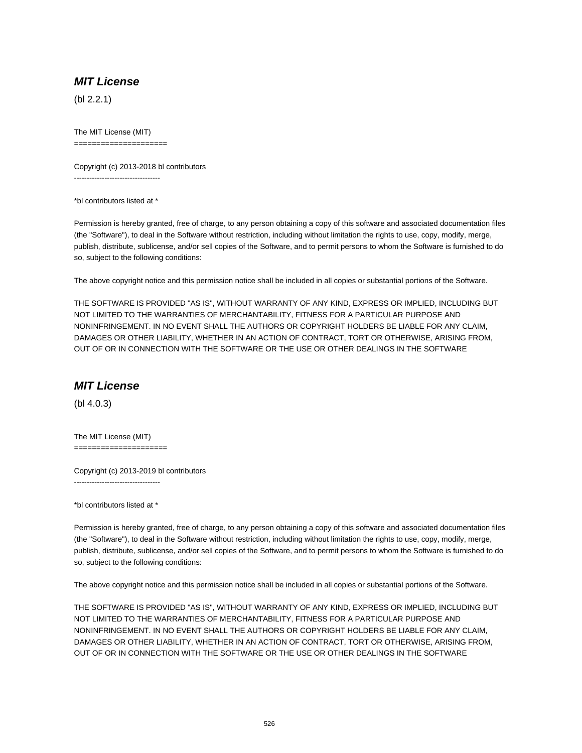## ***MIT License***

(bl 2.2.1)

The MIT License (MIT)
=====================

Copyright (c) 2013-2018 bl contributors
----------------------------------

*bl contributors listed at *

Permission is hereby granted, free of charge, to any person obtaining a copy of this software and associated documentation files (the "Software"), to deal in the Software without restriction, including without limitation the rights to use, copy, modify, merge, publish, distribute, sublicense, and/or sell copies of the Software, and to permit persons to whom the Software is furnished to do so, subject to the following conditions:

The above copyright notice and this permission notice shall be included in all copies or substantial portions of the Software.

THE SOFTWARE IS PROVIDED "AS IS", WITHOUT WARRANTY OF ANY KIND, EXPRESS OR IMPLIED, INCLUDING BUT NOT LIMITED TO THE WARRANTIES OF MERCHANTABILITY, FITNESS FOR A PARTICULAR PURPOSE AND NONINFRINGEMENT. IN NO EVENT SHALL THE AUTHORS OR COPYRIGHT HOLDERS BE LIABLE FOR ANY CLAIM, DAMAGES OR OTHER LIABILITY, WHETHER IN AN ACTION OF CONTRACT, TORT OR OTHERWISE, ARISING FROM, OUT OF OR IN CONNECTION WITH THE SOFTWARE OR THE USE OR OTHER DEALINGS IN THE SOFTWARE

## ***MIT License***

(bl 4.0.3)

The MIT License (MIT)
=====================

Copyright (c) 2013-2019 bl contributors
----------------------------------

*bl contributors listed at *

Permission is hereby granted, free of charge, to any person obtaining a copy of this software and associated documentation files (the "Software"), to deal in the Software without restriction, including without limitation the rights to use, copy, modify, merge, publish, distribute, sublicense, and/or sell copies of the Software, and to permit persons to whom the Software is furnished to do so, subject to the following conditions:

The above copyright notice and this permission notice shall be included in all copies or substantial portions of the Software.

THE SOFTWARE IS PROVIDED "AS IS", WITHOUT WARRANTY OF ANY KIND, EXPRESS OR IMPLIED, INCLUDING BUT NOT LIMITED TO THE WARRANTIES OF MERCHANTABILITY, FITNESS FOR A PARTICULAR PURPOSE AND NONINFRINGEMENT. IN NO EVENT SHALL THE AUTHORS OR COPYRIGHT HOLDERS BE LIABLE FOR ANY CLAIM, DAMAGES OR OTHER LIABILITY, WHETHER IN AN ACTION OF CONTRACT, TORT OR OTHERWISE, ARISING FROM, OUT OF OR IN CONNECTION WITH THE SOFTWARE OR THE USE OR OTHER DEALINGS IN THE SOFTWARE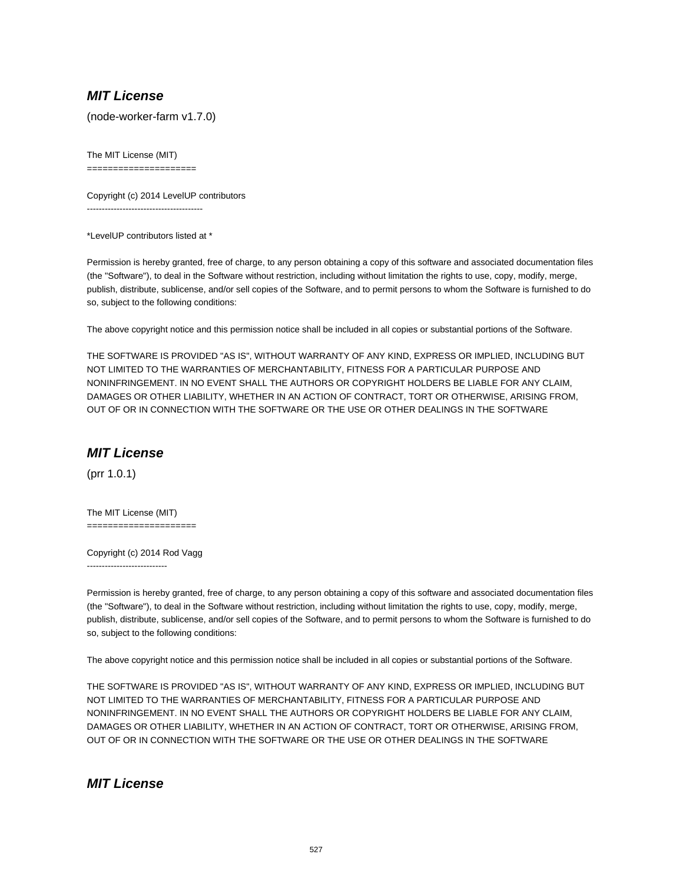## ***MIT License***

(node-worker-farm v1.7.0)

The MIT License (MIT)
=====================

Copyright (c) 2014 LevelUP contributors
---------------------------------------

*LevelUP contributors listed at *

Permission is hereby granted, free of charge, to any person obtaining a copy of this software and associated documentation files (the "Software"), to deal in the Software without restriction, including without limitation the rights to use, copy, modify, merge, publish, distribute, sublicense, and/or sell copies of the Software, and to permit persons to whom the Software is furnished to do so, subject to the following conditions:

The above copyright notice and this permission notice shall be included in all copies or substantial portions of the Software.

THE SOFTWARE IS PROVIDED "AS IS", WITHOUT WARRANTY OF ANY KIND, EXPRESS OR IMPLIED, INCLUDING BUT NOT LIMITED TO THE WARRANTIES OF MERCHANTABILITY, FITNESS FOR A PARTICULAR PURPOSE AND NONINFRINGEMENT. IN NO EVENT SHALL THE AUTHORS OR COPYRIGHT HOLDERS BE LIABLE FOR ANY CLAIM, DAMAGES OR OTHER LIABILITY, WHETHER IN AN ACTION OF CONTRACT, TORT OR OTHERWISE, ARISING FROM, OUT OF OR IN CONNECTION WITH THE SOFTWARE OR THE USE OR OTHER DEALINGS IN THE SOFTWARE

## ***MIT License***

(prr 1.0.1)

The MIT License (MIT)
=====================

Copyright (c) 2014 Rod Vagg
---------------------------

Permission is hereby granted, free of charge, to any person obtaining a copy of this software and associated documentation files (the "Software"), to deal in the Software without restriction, including without limitation the rights to use, copy, modify, merge, publish, distribute, sublicense, and/or sell copies of the Software, and to permit persons to whom the Software is furnished to do so, subject to the following conditions:

The above copyright notice and this permission notice shall be included in all copies or substantial portions of the Software.

THE SOFTWARE IS PROVIDED "AS IS", WITHOUT WARRANTY OF ANY KIND, EXPRESS OR IMPLIED, INCLUDING BUT NOT LIMITED TO THE WARRANTIES OF MERCHANTABILITY, FITNESS FOR A PARTICULAR PURPOSE AND NONINFRINGEMENT. IN NO EVENT SHALL THE AUTHORS OR COPYRIGHT HOLDERS BE LIABLE FOR ANY CLAIM, DAMAGES OR OTHER LIABILITY, WHETHER IN AN ACTION OF CONTRACT, TORT OR OTHERWISE, ARISING FROM, OUT OF OR IN CONNECTION WITH THE SOFTWARE OR THE USE OR OTHER DEALINGS IN THE SOFTWARE

## ***MIT License***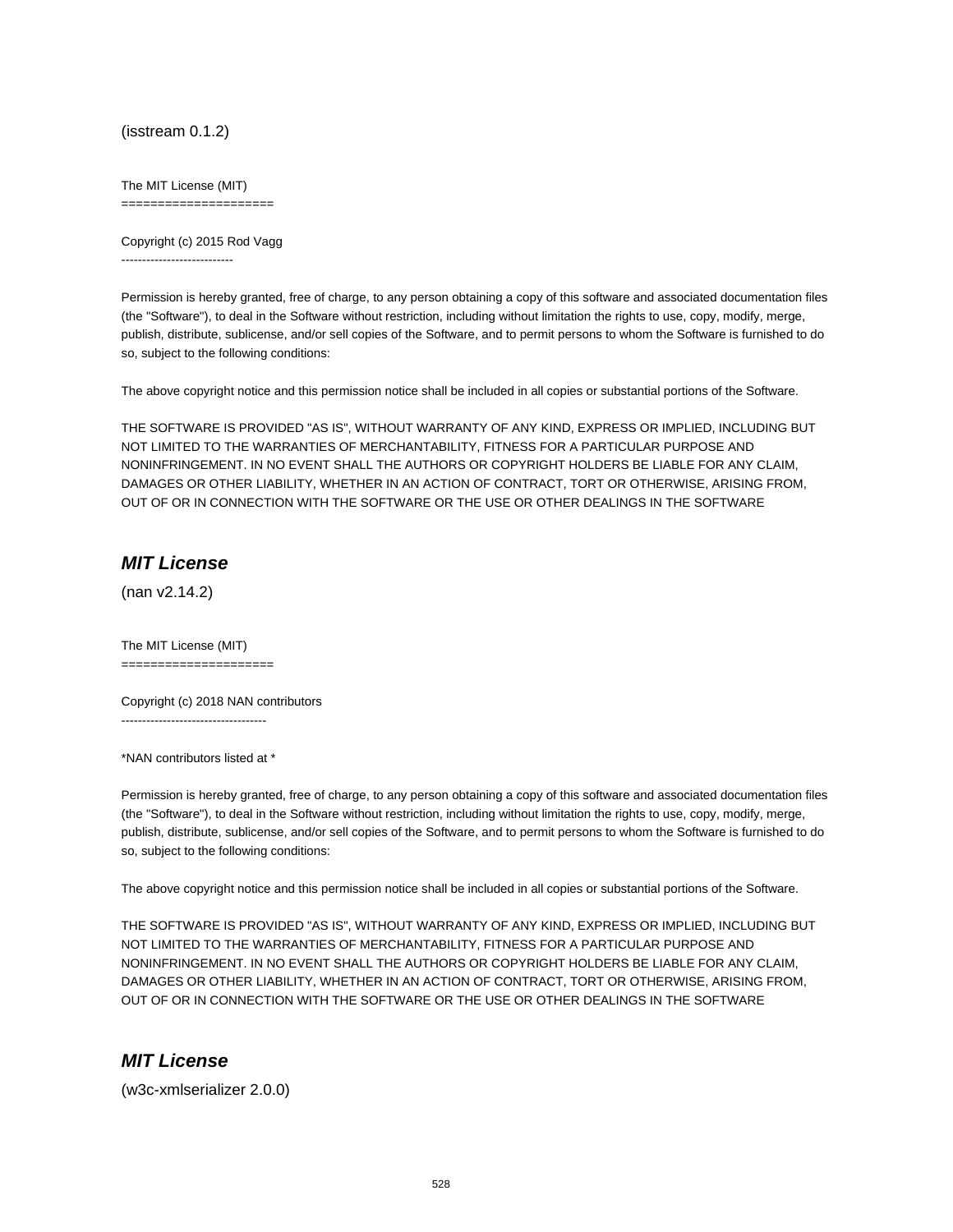(isstream 0.1.2)

The MIT License (MIT)
=====================

Copyright (c) 2015 Rod Vagg
---------------------------

Permission is hereby granted, free of charge, to any person obtaining a copy of this software and associated documentation files (the "Software"), to deal in the Software without restriction, including without limitation the rights to use, copy, modify, merge, publish, distribute, sublicense, and/or sell copies of the Software, and to permit persons to whom the Software is furnished to do so, subject to the following conditions:

The above copyright notice and this permission notice shall be included in all copies or substantial portions of the Software.

THE SOFTWARE IS PROVIDED "AS IS", WITHOUT WARRANTY OF ANY KIND, EXPRESS OR IMPLIED, INCLUDING BUT NOT LIMITED TO THE WARRANTIES OF MERCHANTABILITY, FITNESS FOR A PARTICULAR PURPOSE AND NONINFRINGEMENT. IN NO EVENT SHALL THE AUTHORS OR COPYRIGHT HOLDERS BE LIABLE FOR ANY CLAIM, DAMAGES OR OTHER LIABILITY, WHETHER IN AN ACTION OF CONTRACT, TORT OR OTHERWISE, ARISING FROM, OUT OF OR IN CONNECTION WITH THE SOFTWARE OR THE USE OR OTHER DEALINGS IN THE SOFTWARE

## *MIT License*

(nan v2.14.2)

The MIT License (MIT)
=====================

Copyright (c) 2018 NAN contributors
-----------------------------------

*NAN contributors listed at *

Permission is hereby granted, free of charge, to any person obtaining a copy of this software and associated documentation files (the "Software"), to deal in the Software without restriction, including without limitation the rights to use, copy, modify, merge, publish, distribute, sublicense, and/or sell copies of the Software, and to permit persons to whom the Software is furnished to do so, subject to the following conditions:

The above copyright notice and this permission notice shall be included in all copies or substantial portions of the Software.

THE SOFTWARE IS PROVIDED "AS IS", WITHOUT WARRANTY OF ANY KIND, EXPRESS OR IMPLIED, INCLUDING BUT NOT LIMITED TO THE WARRANTIES OF MERCHANTABILITY, FITNESS FOR A PARTICULAR PURPOSE AND NONINFRINGEMENT. IN NO EVENT SHALL THE AUTHORS OR COPYRIGHT HOLDERS BE LIABLE FOR ANY CLAIM, DAMAGES OR OTHER LIABILITY, WHETHER IN AN ACTION OF CONTRACT, TORT OR OTHERWISE, ARISING FROM, OUT OF OR IN CONNECTION WITH THE SOFTWARE OR THE USE OR OTHER DEALINGS IN THE SOFTWARE

## *MIT License*

(w3c-xmlserializer 2.0.0)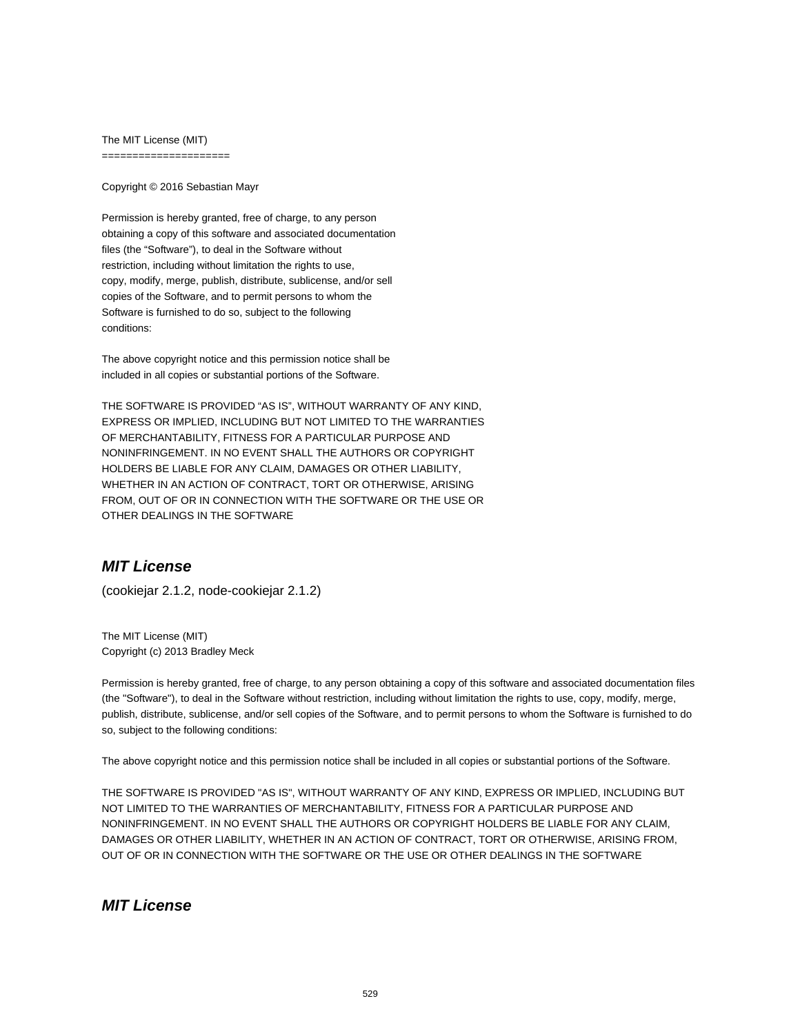The MIT License (MIT)
=====================

Copyright © 2016 Sebastian Mayr

Permission is hereby granted, free of charge, to any person
obtaining a copy of this software and associated documentation
files (the “Software”), to deal in the Software without
restriction, including without limitation the rights to use,
copy, modify, merge, publish, distribute, sublicense, and/or sell
copies of the Software, and to permit persons to whom the
Software is furnished to do so, subject to the following
conditions:

The above copyright notice and this permission notice shall be
included in all copies or substantial portions of the Software.

THE SOFTWARE IS PROVIDED “AS IS”, WITHOUT WARRANTY OF ANY KIND,
EXPRESS OR IMPLIED, INCLUDING BUT NOT LIMITED TO THE WARRANTIES
OF MERCHANTABILITY, FITNESS FOR A PARTICULAR PURPOSE AND
NONINFRINGEMENT. IN NO EVENT SHALL THE AUTHORS OR COPYRIGHT
HOLDERS BE LIABLE FOR ANY CLAIM, DAMAGES OR OTHER LIABILITY,
WHETHER IN AN ACTION OF CONTRACT, TORT OR OTHERWISE, ARISING
FROM, OUT OF OR IN CONNECTION WITH THE SOFTWARE OR THE USE OR
OTHER DEALINGS IN THE SOFTWARE

## ***MIT License***

(cookiejar 2.1.2, node-cookiejar 2.1.2)

The MIT License (MIT)
Copyright (c) 2013 Bradley Meck

Permission is hereby granted, free of charge, to any person obtaining a copy of this software and associated documentation files (the "Software"), to deal in the Software without restriction, including without limitation the rights to use, copy, modify, merge, publish, distribute, sublicense, and/or sell copies of the Software, and to permit persons to whom the Software is furnished to do so, subject to the following conditions:

The above copyright notice and this permission notice shall be included in all copies or substantial portions of the Software.

THE SOFTWARE IS PROVIDED "AS IS", WITHOUT WARRANTY OF ANY KIND, EXPRESS OR IMPLIED, INCLUDING BUT NOT LIMITED TO THE WARRANTIES OF MERCHANTABILITY, FITNESS FOR A PARTICULAR PURPOSE AND NONINFRINGEMENT. IN NO EVENT SHALL THE AUTHORS OR COPYRIGHT HOLDERS BE LIABLE FOR ANY CLAIM, DAMAGES OR OTHER LIABILITY, WHETHER IN AN ACTION OF CONTRACT, TORT OR OTHERWISE, ARISING FROM, OUT OF OR IN CONNECTION WITH THE SOFTWARE OR THE USE OR OTHER DEALINGS IN THE SOFTWARE

## ***MIT License***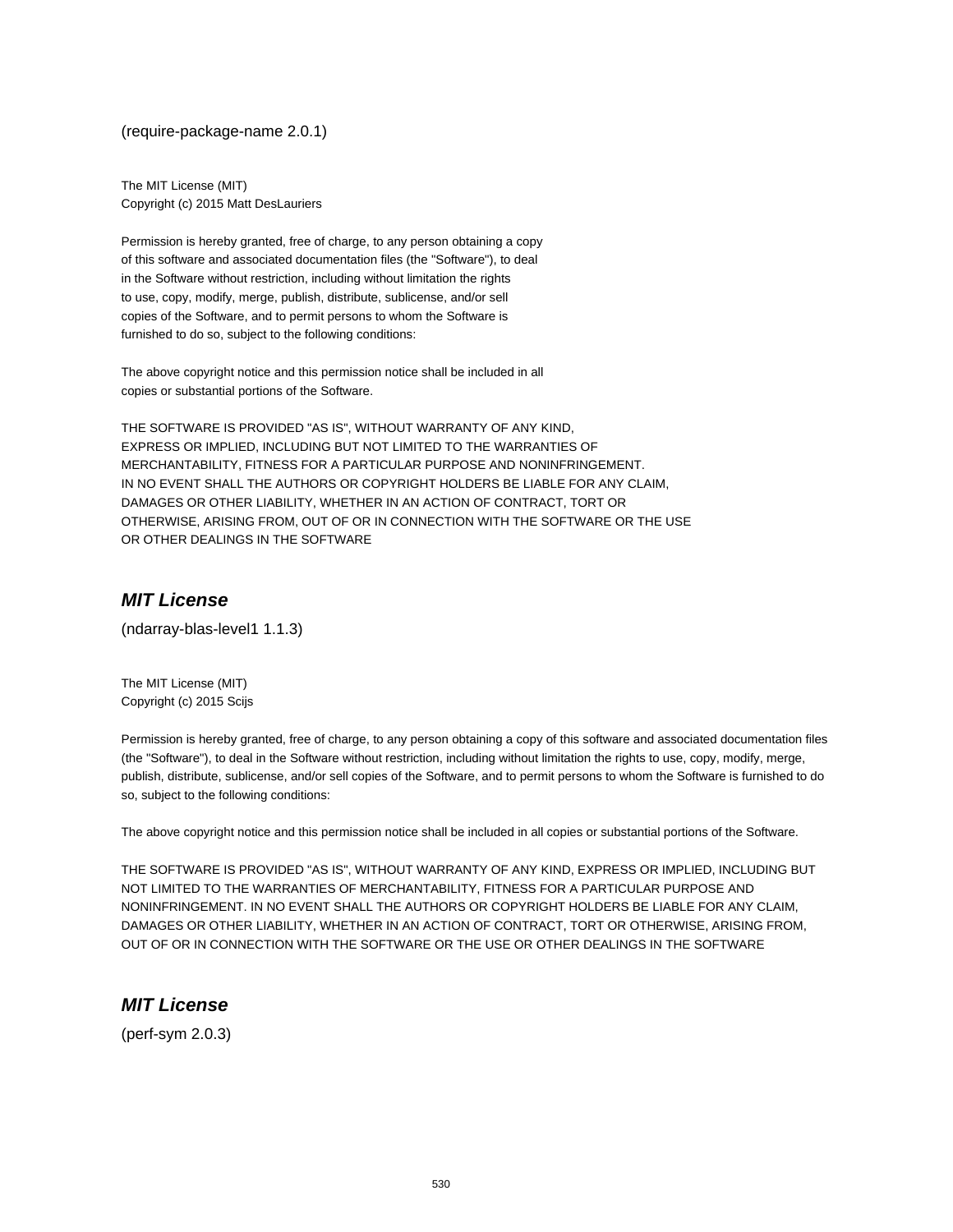(require-package-name 2.0.1)

The MIT License (MIT)
Copyright (c) 2015 Matt DesLauriers

Permission is hereby granted, free of charge, to any person obtaining a copy
of this software and associated documentation files (the "Software"), to deal
in the Software without restriction, including without limitation the rights
to use, copy, modify, merge, publish, distribute, sublicense, and/or sell
copies of the Software, and to permit persons to whom the Software is
furnished to do so, subject to the following conditions:

The above copyright notice and this permission notice shall be included in all
copies or substantial portions of the Software.

THE SOFTWARE IS PROVIDED "AS IS", WITHOUT WARRANTY OF ANY KIND,
EXPRESS OR IMPLIED, INCLUDING BUT NOT LIMITED TO THE WARRANTIES OF
MERCHANTABILITY, FITNESS FOR A PARTICULAR PURPOSE AND NONINFRINGEMENT.
IN NO EVENT SHALL THE AUTHORS OR COPYRIGHT HOLDERS BE LIABLE FOR ANY CLAIM,
DAMAGES OR OTHER LIABILITY, WHETHER IN AN ACTION OF CONTRACT, TORT OR
OTHERWISE, ARISING FROM, OUT OF OR IN CONNECTION WITH THE SOFTWARE OR THE USE
OR OTHER DEALINGS IN THE SOFTWARE

## *MIT License*

(ndarray-blas-level1 1.1.3)

The MIT License (MIT)
Copyright (c) 2015 Scijs

Permission is hereby granted, free of charge, to any person obtaining a copy of this software and associated documentation files (the "Software"), to deal in the Software without restriction, including without limitation the rights to use, copy, modify, merge, publish, distribute, sublicense, and/or sell copies of the Software, and to permit persons to whom the Software is furnished to do so, subject to the following conditions:

The above copyright notice and this permission notice shall be included in all copies or substantial portions of the Software.

THE SOFTWARE IS PROVIDED "AS IS", WITHOUT WARRANTY OF ANY KIND, EXPRESS OR IMPLIED, INCLUDING BUT NOT LIMITED TO THE WARRANTIES OF MERCHANTABILITY, FITNESS FOR A PARTICULAR PURPOSE AND NONINFRINGEMENT. IN NO EVENT SHALL THE AUTHORS OR COPYRIGHT HOLDERS BE LIABLE FOR ANY CLAIM, DAMAGES OR OTHER LIABILITY, WHETHER IN AN ACTION OF CONTRACT, TORT OR OTHERWISE, ARISING FROM, OUT OF OR IN CONNECTION WITH THE SOFTWARE OR THE USE OR OTHER DEALINGS IN THE SOFTWARE

## *MIT License*

(perf-sym 2.0.3)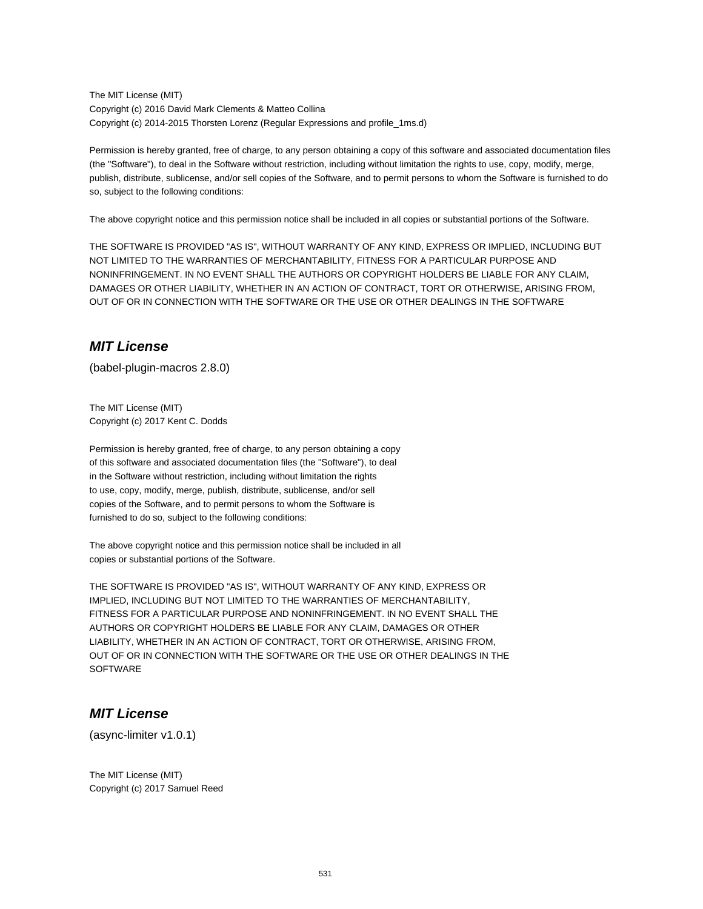The MIT License (MIT)
Copyright (c) 2016 David Mark Clements & Matteo Collina
Copyright (c) 2014-2015 Thorsten Lorenz (Regular Expressions and profile_1ms.d)

Permission is hereby granted, free of charge, to any person obtaining a copy of this software and associated documentation files (the "Software"), to deal in the Software without restriction, including without limitation the rights to use, copy, modify, merge, publish, distribute, sublicense, and/or sell copies of the Software, and to permit persons to whom the Software is furnished to do so, subject to the following conditions:

The above copyright notice and this permission notice shall be included in all copies or substantial portions of the Software.

THE SOFTWARE IS PROVIDED "AS IS", WITHOUT WARRANTY OF ANY KIND, EXPRESS OR IMPLIED, INCLUDING BUT NOT LIMITED TO THE WARRANTIES OF MERCHANTABILITY, FITNESS FOR A PARTICULAR PURPOSE AND NONINFRINGEMENT. IN NO EVENT SHALL THE AUTHORS OR COPYRIGHT HOLDERS BE LIABLE FOR ANY CLAIM, DAMAGES OR OTHER LIABILITY, WHETHER IN AN ACTION OF CONTRACT, TORT OR OTHERWISE, ARISING FROM, OUT OF OR IN CONNECTION WITH THE SOFTWARE OR THE USE OR OTHER DEALINGS IN THE SOFTWARE

## ***MIT License***

(babel-plugin-macros 2.8.0)

The MIT License (MIT)
Copyright (c) 2017 Kent C. Dodds

Permission is hereby granted, free of charge, to any person obtaining a copy of this software and associated documentation files (the "Software"), to deal in the Software without restriction, including without limitation the rights to use, copy, modify, merge, publish, distribute, sublicense, and/or sell copies of the Software, and to permit persons to whom the Software is furnished to do so, subject to the following conditions:

The above copyright notice and this permission notice shall be included in all copies or substantial portions of the Software.

THE SOFTWARE IS PROVIDED "AS IS", WITHOUT WARRANTY OF ANY KIND, EXPRESS OR IMPLIED, INCLUDING BUT NOT LIMITED TO THE WARRANTIES OF MERCHANTABILITY, FITNESS FOR A PARTICULAR PURPOSE AND NONINFRINGEMENT. IN NO EVENT SHALL THE AUTHORS OR COPYRIGHT HOLDERS BE LIABLE FOR ANY CLAIM, DAMAGES OR OTHER LIABILITY, WHETHER IN AN ACTION OF CONTRACT, TORT OR OTHERWISE, ARISING FROM, OUT OF OR IN CONNECTION WITH THE SOFTWARE OR THE USE OR OTHER DEALINGS IN THE SOFTWARE

## ***MIT License***

(async-limiter v1.0.1)

The MIT License (MIT)
Copyright (c) 2017 Samuel Reed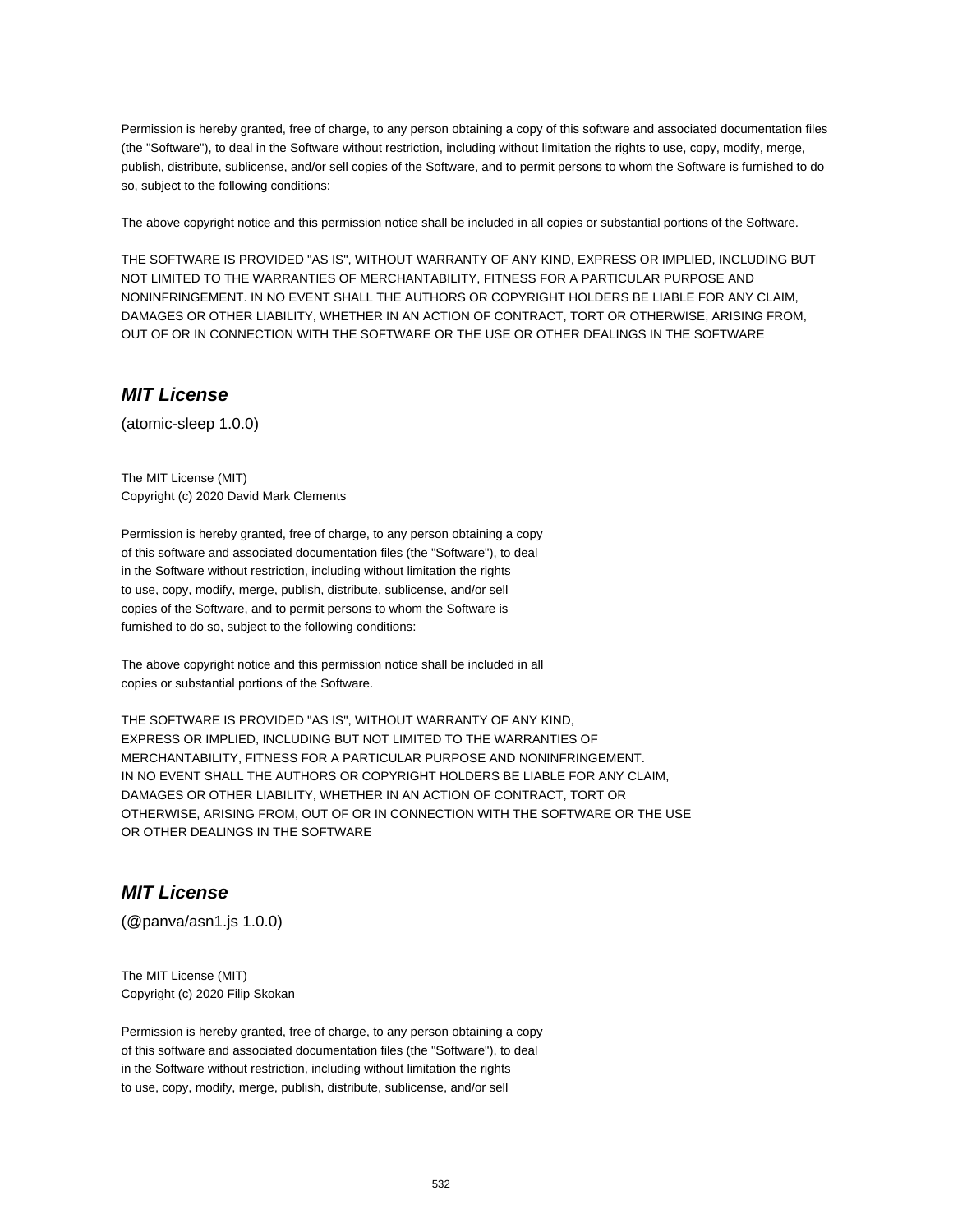Permission is hereby granted, free of charge, to any person obtaining a copy of this software and associated documentation files (the "Software"), to deal in the Software without restriction, including without limitation the rights to use, copy, modify, merge, publish, distribute, sublicense, and/or sell copies of the Software, and to permit persons to whom the Software is furnished to do so, subject to the following conditions:

The above copyright notice and this permission notice shall be included in all copies or substantial portions of the Software.

THE SOFTWARE IS PROVIDED "AS IS", WITHOUT WARRANTY OF ANY KIND, EXPRESS OR IMPLIED, INCLUDING BUT NOT LIMITED TO THE WARRANTIES OF MERCHANTABILITY, FITNESS FOR A PARTICULAR PURPOSE AND NONINFRINGEMENT. IN NO EVENT SHALL THE AUTHORS OR COPYRIGHT HOLDERS BE LIABLE FOR ANY CLAIM, DAMAGES OR OTHER LIABILITY, WHETHER IN AN ACTION OF CONTRACT, TORT OR OTHERWISE, ARISING FROM, OUT OF OR IN CONNECTION WITH THE SOFTWARE OR THE USE OR OTHER DEALINGS IN THE SOFTWARE

## *MIT License*

(atomic-sleep 1.0.0)

The MIT License (MIT)
Copyright (c) 2020 David Mark Clements

Permission is hereby granted, free of charge, to any person obtaining a copy
of this software and associated documentation files (the "Software"), to deal
in the Software without restriction, including without limitation the rights
to use, copy, modify, merge, publish, distribute, sublicense, and/or sell
copies of the Software, and to permit persons to whom the Software is
furnished to do so, subject to the following conditions:

The above copyright notice and this permission notice shall be included in all
copies or substantial portions of the Software.

THE SOFTWARE IS PROVIDED "AS IS", WITHOUT WARRANTY OF ANY KIND,
EXPRESS OR IMPLIED, INCLUDING BUT NOT LIMITED TO THE WARRANTIES OF
MERCHANTABILITY, FITNESS FOR A PARTICULAR PURPOSE AND NONINFRINGEMENT.
IN NO EVENT SHALL THE AUTHORS OR COPYRIGHT HOLDERS BE LIABLE FOR ANY CLAIM,
DAMAGES OR OTHER LIABILITY, WHETHER IN AN ACTION OF CONTRACT, TORT OR
OTHERWISE, ARISING FROM, OUT OF OR IN CONNECTION WITH THE SOFTWARE OR THE USE
OR OTHER DEALINGS IN THE SOFTWARE

## *MIT License*

(@panva/asn1.js 1.0.0)

The MIT License (MIT)
Copyright (c) 2020 Filip Skokan

Permission is hereby granted, free of charge, to any person obtaining a copy
of this software and associated documentation files (the "Software"), to deal
in the Software without restriction, including without limitation the rights
to use, copy, modify, merge, publish, distribute, sublicense, and/or sell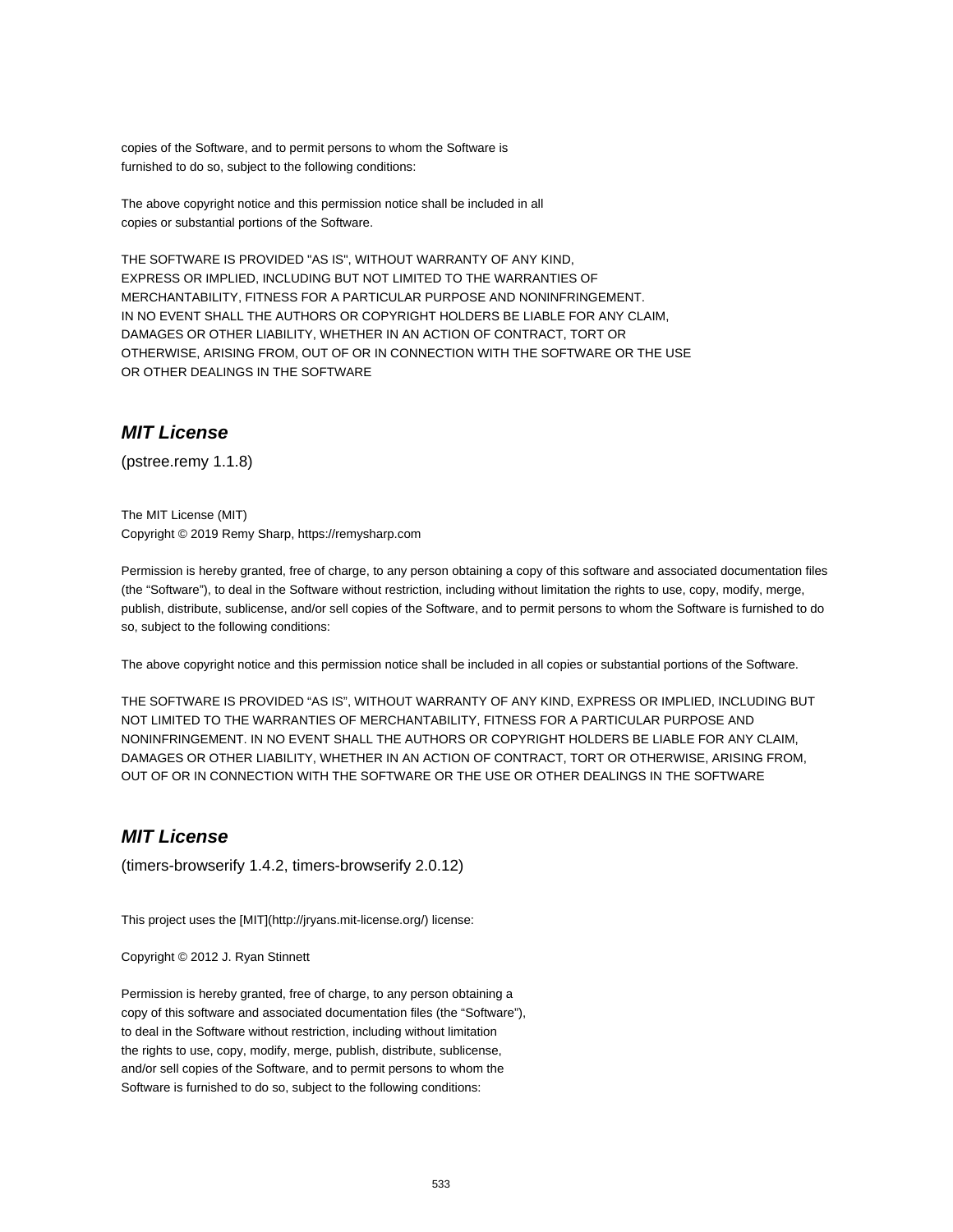copies of the Software, and to permit persons to whom the Software is
furnished to do so, subject to the following conditions:

The above copyright notice and this permission notice shall be included in all
copies or substantial portions of the Software.

THE SOFTWARE IS PROVIDED "AS IS", WITHOUT WARRANTY OF ANY KIND,
EXPRESS OR IMPLIED, INCLUDING BUT NOT LIMITED TO THE WARRANTIES OF
MERCHANTABILITY, FITNESS FOR A PARTICULAR PURPOSE AND NONINFRINGEMENT.
IN NO EVENT SHALL THE AUTHORS OR COPYRIGHT HOLDERS BE LIABLE FOR ANY CLAIM,
DAMAGES OR OTHER LIABILITY, WHETHER IN AN ACTION OF CONTRACT, TORT OR
OTHERWISE, ARISING FROM, OUT OF OR IN CONNECTION WITH THE SOFTWARE OR THE USE
OR OTHER DEALINGS IN THE SOFTWARE

## *MIT License*

(pstree.remy 1.1.8)

The MIT License (MIT)
Copyright © 2019 Remy Sharp, https://remysharp.com

Permission is hereby granted, free of charge, to any person obtaining a copy of this software and associated documentation files (the “Software”), to deal in the Software without restriction, including without limitation the rights to use, copy, modify, merge, publish, distribute, sublicense, and/or sell copies of the Software, and to permit persons to whom the Software is furnished to do so, subject to the following conditions:

The above copyright notice and this permission notice shall be included in all copies or substantial portions of the Software.

THE SOFTWARE IS PROVIDED “AS IS”, WITHOUT WARRANTY OF ANY KIND, EXPRESS OR IMPLIED, INCLUDING BUT NOT LIMITED TO THE WARRANTIES OF MERCHANTABILITY, FITNESS FOR A PARTICULAR PURPOSE AND NONINFRINGEMENT. IN NO EVENT SHALL THE AUTHORS OR COPYRIGHT HOLDERS BE LIABLE FOR ANY CLAIM, DAMAGES OR OTHER LIABILITY, WHETHER IN AN ACTION OF CONTRACT, TORT OR OTHERWISE, ARISING FROM, OUT OF OR IN CONNECTION WITH THE SOFTWARE OR THE USE OR OTHER DEALINGS IN THE SOFTWARE

## *MIT License*

(timers-browserify 1.4.2, timers-browserify 2.0.12)

This project uses the [MIT](http://jryans.mit-license.org/) license:

Copyright © 2012 J. Ryan Stinnett

Permission is hereby granted, free of charge, to any person obtaining a
copy of this software and associated documentation files (the “Software”),
to deal in the Software without restriction, including without limitation
the rights to use, copy, modify, merge, publish, distribute, sublicense,
and/or sell copies of the Software, and to permit persons to whom the
Software is furnished to do so, subject to the following conditions: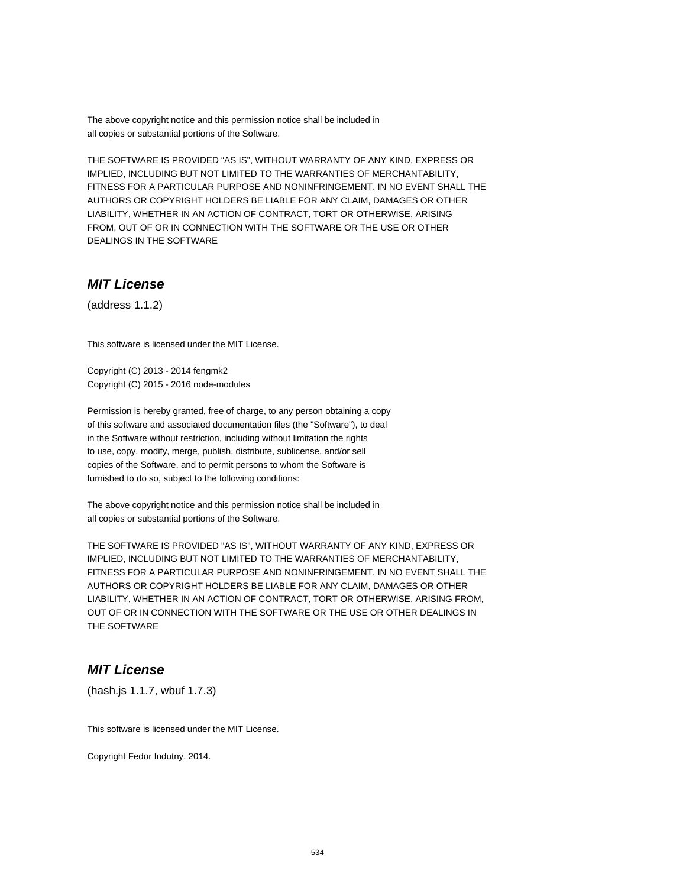The above copyright notice and this permission notice shall be included in
all copies or substantial portions of the Software.

THE SOFTWARE IS PROVIDED “AS IS”, WITHOUT WARRANTY OF ANY KIND, EXPRESS OR
IMPLIED, INCLUDING BUT NOT LIMITED TO THE WARRANTIES OF MERCHANTABILITY,
FITNESS FOR A PARTICULAR PURPOSE AND NONINFRINGEMENT. IN NO EVENT SHALL THE
AUTHORS OR COPYRIGHT HOLDERS BE LIABLE FOR ANY CLAIM, DAMAGES OR OTHER
LIABILITY, WHETHER IN AN ACTION OF CONTRACT, TORT OR OTHERWISE, ARISING
FROM, OUT OF OR IN CONNECTION WITH THE SOFTWARE OR THE USE OR OTHER
DEALINGS IN THE SOFTWARE

### *MIT License*

(address 1.1.2)

This software is licensed under the MIT License.

Copyright (C) 2013 - 2014 fengmk2
Copyright (C) 2015 - 2016 node-modules

Permission is hereby granted, free of charge, to any person obtaining a copy
of this software and associated documentation files (the "Software"), to deal
in the Software without restriction, including without limitation the rights
to use, copy, modify, merge, publish, distribute, sublicense, and/or sell
copies of the Software, and to permit persons to whom the Software is
furnished to do so, subject to the following conditions:

The above copyright notice and this permission notice shall be included in
all copies or substantial portions of the Software.

THE SOFTWARE IS PROVIDED "AS IS", WITHOUT WARRANTY OF ANY KIND, EXPRESS OR
IMPLIED, INCLUDING BUT NOT LIMITED TO THE WARRANTIES OF MERCHANTABILITY,
FITNESS FOR A PARTICULAR PURPOSE AND NONINFRINGEMENT. IN NO EVENT SHALL THE
AUTHORS OR COPYRIGHT HOLDERS BE LIABLE FOR ANY CLAIM, DAMAGES OR OTHER
LIABILITY, WHETHER IN AN ACTION OF CONTRACT, TORT OR OTHERWISE, ARISING FROM,
OUT OF OR IN CONNECTION WITH THE SOFTWARE OR THE USE OR OTHER DEALINGS IN
THE SOFTWARE

### *MIT License*

(hash.js 1.1.7, wbuf 1.7.3)

This software is licensed under the MIT License.

Copyright Fedor Indutny, 2014.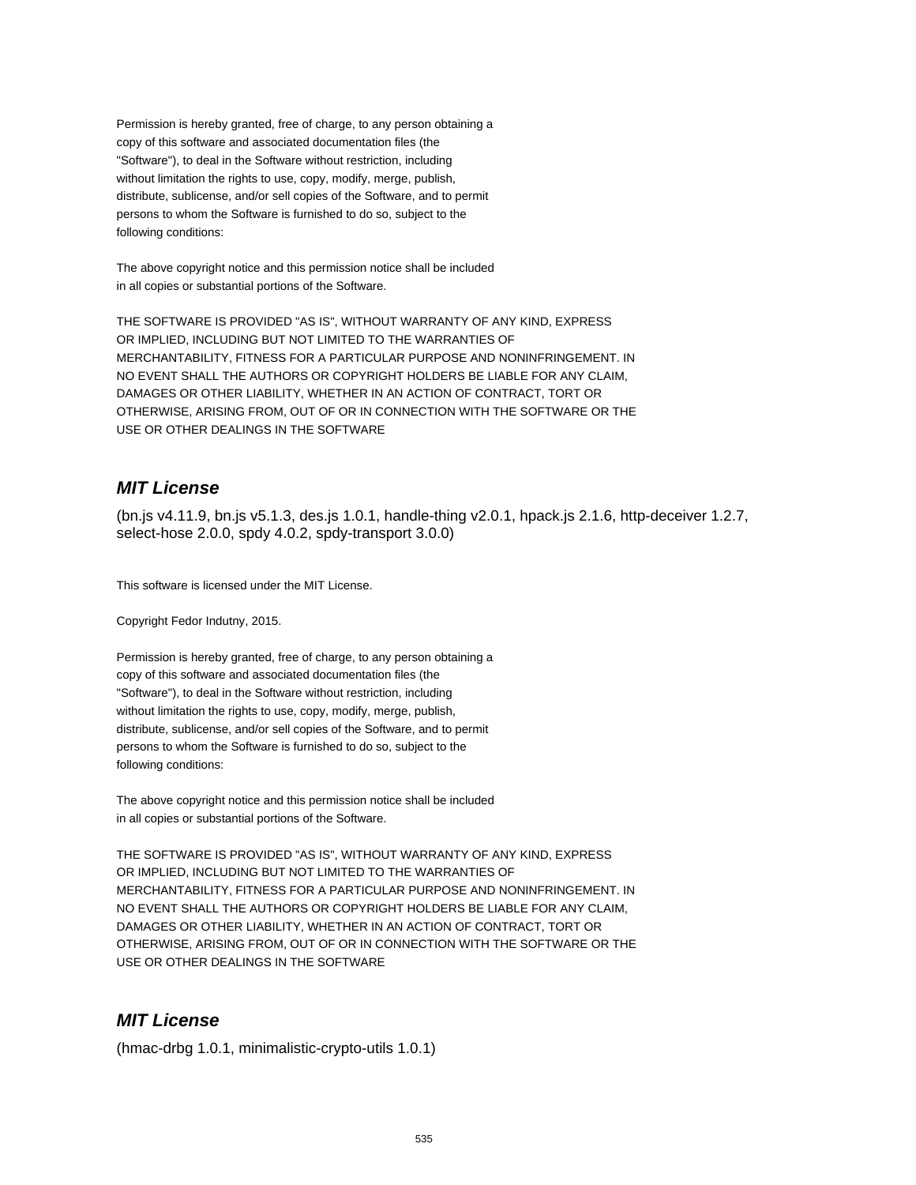Permission is hereby granted, free of charge, to any person obtaining a copy of this software and associated documentation files (the "Software"), to deal in the Software without restriction, including without limitation the rights to use, copy, modify, merge, publish, distribute, sublicense, and/or sell copies of the Software, and to permit persons to whom the Software is furnished to do so, subject to the following conditions:

The above copyright notice and this permission notice shall be included in all copies or substantial portions of the Software.

THE SOFTWARE IS PROVIDED "AS IS", WITHOUT WARRANTY OF ANY KIND, EXPRESS OR IMPLIED, INCLUDING BUT NOT LIMITED TO THE WARRANTIES OF MERCHANTABILITY, FITNESS FOR A PARTICULAR PURPOSE AND NONINFRINGEMENT. IN NO EVENT SHALL THE AUTHORS OR COPYRIGHT HOLDERS BE LIABLE FOR ANY CLAIM, DAMAGES OR OTHER LIABILITY, WHETHER IN AN ACTION OF CONTRACT, TORT OR OTHERWISE, ARISING FROM, OUT OF OR IN CONNECTION WITH THE SOFTWARE OR THE USE OR OTHER DEALINGS IN THE SOFTWARE

## *MIT License*

(bn.js v4.11.9, bn.js v5.1.3, des.js 1.0.1, handle-thing v2.0.1, hpack.js 2.1.6, http-deceiver 1.2.7, select-hose 2.0.0, spdy 4.0.2, spdy-transport 3.0.0)

This software is licensed under the MIT License.

Copyright Fedor Indutny, 2015.

Permission is hereby granted, free of charge, to any person obtaining a copy of this software and associated documentation files (the "Software"), to deal in the Software without restriction, including without limitation the rights to use, copy, modify, merge, publish, distribute, sublicense, and/or sell copies of the Software, and to permit persons to whom the Software is furnished to do so, subject to the following conditions:

The above copyright notice and this permission notice shall be included in all copies or substantial portions of the Software.

THE SOFTWARE IS PROVIDED "AS IS", WITHOUT WARRANTY OF ANY KIND, EXPRESS OR IMPLIED, INCLUDING BUT NOT LIMITED TO THE WARRANTIES OF MERCHANTABILITY, FITNESS FOR A PARTICULAR PURPOSE AND NONINFRINGEMENT. IN NO EVENT SHALL THE AUTHORS OR COPYRIGHT HOLDERS BE LIABLE FOR ANY CLAIM, DAMAGES OR OTHER LIABILITY, WHETHER IN AN ACTION OF CONTRACT, TORT OR OTHERWISE, ARISING FROM, OUT OF OR IN CONNECTION WITH THE SOFTWARE OR THE USE OR OTHER DEALINGS IN THE SOFTWARE

## *MIT License*

(hmac-drbg 1.0.1, minimalistic-crypto-utils 1.0.1)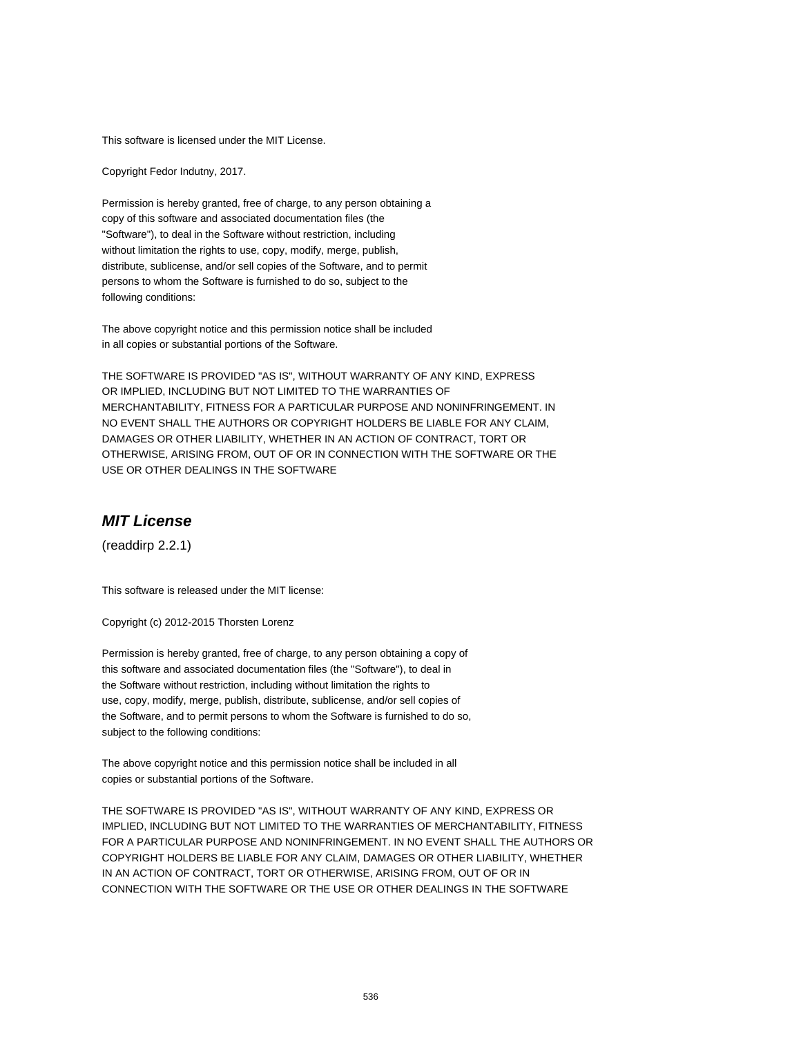This software is licensed under the MIT License.

Copyright Fedor Indutny, 2017.

Permission is hereby granted, free of charge, to any person obtaining a
copy of this software and associated documentation files (the
"Software"), to deal in the Software without restriction, including
without limitation the rights to use, copy, modify, merge, publish,
distribute, sublicense, and/or sell copies of the Software, and to permit
persons to whom the Software is furnished to do so, subject to the
following conditions:

The above copyright notice and this permission notice shall be included
in all copies or substantial portions of the Software.

THE SOFTWARE IS PROVIDED "AS IS", WITHOUT WARRANTY OF ANY KIND, EXPRESS
OR IMPLIED, INCLUDING BUT NOT LIMITED TO THE WARRANTIES OF
MERCHANTABILITY, FITNESS FOR A PARTICULAR PURPOSE AND NONINFRINGEMENT. IN
NO EVENT SHALL THE AUTHORS OR COPYRIGHT HOLDERS BE LIABLE FOR ANY CLAIM,
DAMAGES OR OTHER LIABILITY, WHETHER IN AN ACTION OF CONTRACT, TORT OR
OTHERWISE, ARISING FROM, OUT OF OR IN CONNECTION WITH THE SOFTWARE OR THE
USE OR OTHER DEALINGS IN THE SOFTWARE

## ***MIT License***

(readdirp 2.2.1)

This software is released under the MIT license:

Copyright (c) 2012-2015 Thorsten Lorenz

Permission is hereby granted, free of charge, to any person obtaining a copy of
this software and associated documentation files (the "Software"), to deal in
the Software without restriction, including without limitation the rights to
use, copy, modify, merge, publish, distribute, sublicense, and/or sell copies of
the Software, and to permit persons to whom the Software is furnished to do so,
subject to the following conditions:

The above copyright notice and this permission notice shall be included in all
copies or substantial portions of the Software.

THE SOFTWARE IS PROVIDED "AS IS", WITHOUT WARRANTY OF ANY KIND, EXPRESS OR
IMPLIED, INCLUDING BUT NOT LIMITED TO THE WARRANTIES OF MERCHANTABILITY, FITNESS
FOR A PARTICULAR PURPOSE AND NONINFRINGEMENT. IN NO EVENT SHALL THE AUTHORS OR
COPYRIGHT HOLDERS BE LIABLE FOR ANY CLAIM, DAMAGES OR OTHER LIABILITY, WHETHER
IN AN ACTION OF CONTRACT, TORT OR OTHERWISE, ARISING FROM, OUT OF OR IN
CONNECTION WITH THE SOFTWARE OR THE USE OR OTHER DEALINGS IN THE SOFTWARE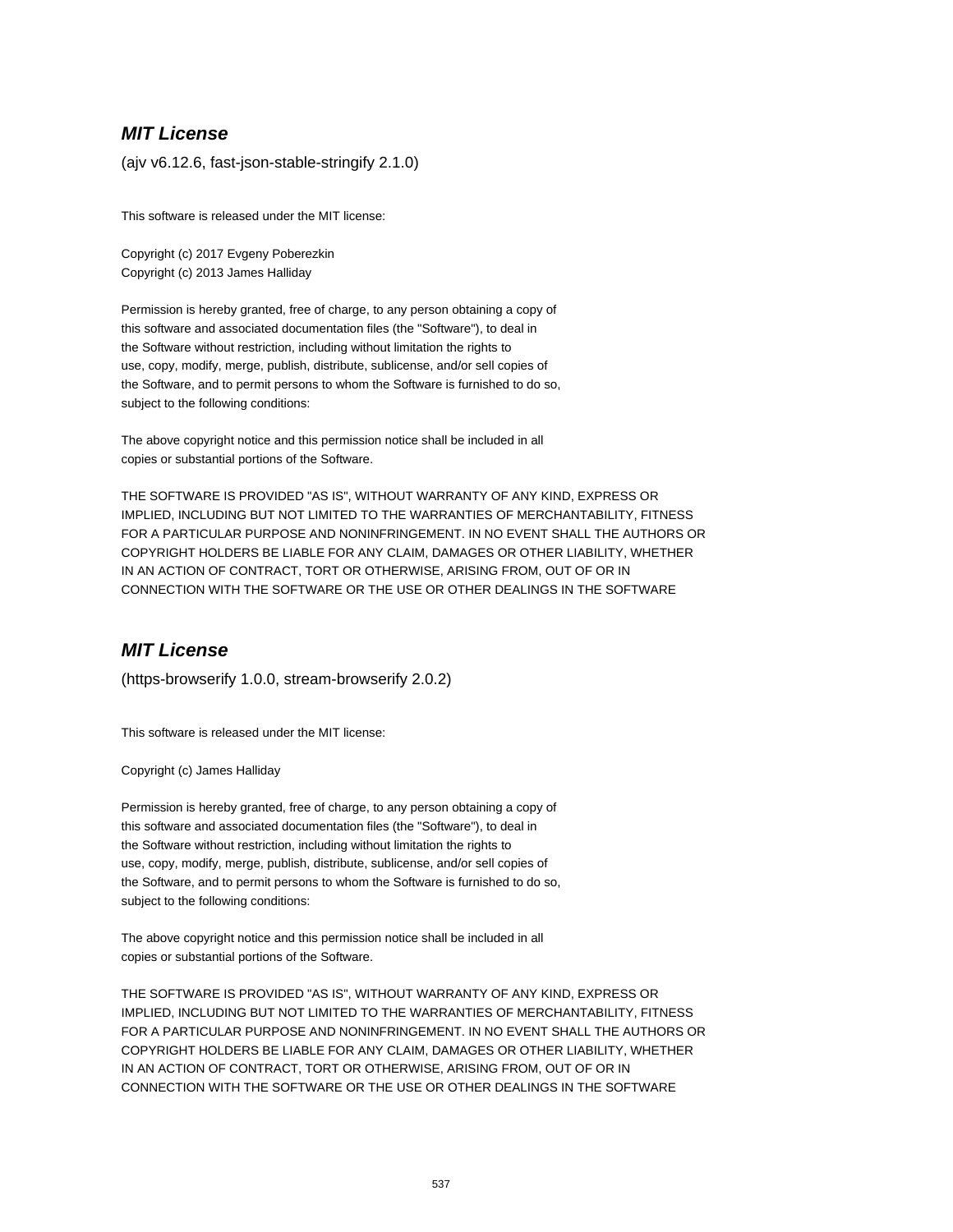## *MIT License*

(ajv v6.12.6, fast-json-stable-stringify 2.1.0)

This software is released under the MIT license:

Copyright (c) 2017 Evgeny Poberezkin
Copyright (c) 2013 James Halliday

Permission is hereby granted, free of charge, to any person obtaining a copy of
this software and associated documentation files (the "Software"), to deal in
the Software without restriction, including without limitation the rights to
use, copy, modify, merge, publish, distribute, sublicense, and/or sell copies of
the Software, and to permit persons to whom the Software is furnished to do so,
subject to the following conditions:

The above copyright notice and this permission notice shall be included in all
copies or substantial portions of the Software.

THE SOFTWARE IS PROVIDED "AS IS", WITHOUT WARRANTY OF ANY KIND, EXPRESS OR
IMPLIED, INCLUDING BUT NOT LIMITED TO THE WARRANTIES OF MERCHANTABILITY, FITNESS
FOR A PARTICULAR PURPOSE AND NONINFRINGEMENT. IN NO EVENT SHALL THE AUTHORS OR
COPYRIGHT HOLDERS BE LIABLE FOR ANY CLAIM, DAMAGES OR OTHER LIABILITY, WHETHER
IN AN ACTION OF CONTRACT, TORT OR OTHERWISE, ARISING FROM, OUT OF OR IN
CONNECTION WITH THE SOFTWARE OR THE USE OR OTHER DEALINGS IN THE SOFTWARE

## *MIT License*

(https-browserify 1.0.0, stream-browserify 2.0.2)

This software is released under the MIT license:

Copyright (c) James Halliday

Permission is hereby granted, free of charge, to any person obtaining a copy of
this software and associated documentation files (the "Software"), to deal in
the Software without restriction, including without limitation the rights to
use, copy, modify, merge, publish, distribute, sublicense, and/or sell copies of
the Software, and to permit persons to whom the Software is furnished to do so,
subject to the following conditions:

The above copyright notice and this permission notice shall be included in all
copies or substantial portions of the Software.

THE SOFTWARE IS PROVIDED "AS IS", WITHOUT WARRANTY OF ANY KIND, EXPRESS OR
IMPLIED, INCLUDING BUT NOT LIMITED TO THE WARRANTIES OF MERCHANTABILITY, FITNESS
FOR A PARTICULAR PURPOSE AND NONINFRINGEMENT. IN NO EVENT SHALL THE AUTHORS OR
COPYRIGHT HOLDERS BE LIABLE FOR ANY CLAIM, DAMAGES OR OTHER LIABILITY, WHETHER
IN AN ACTION OF CONTRACT, TORT OR OTHERWISE, ARISING FROM, OUT OF OR IN
CONNECTION WITH THE SOFTWARE OR THE USE OR OTHER DEALINGS IN THE SOFTWARE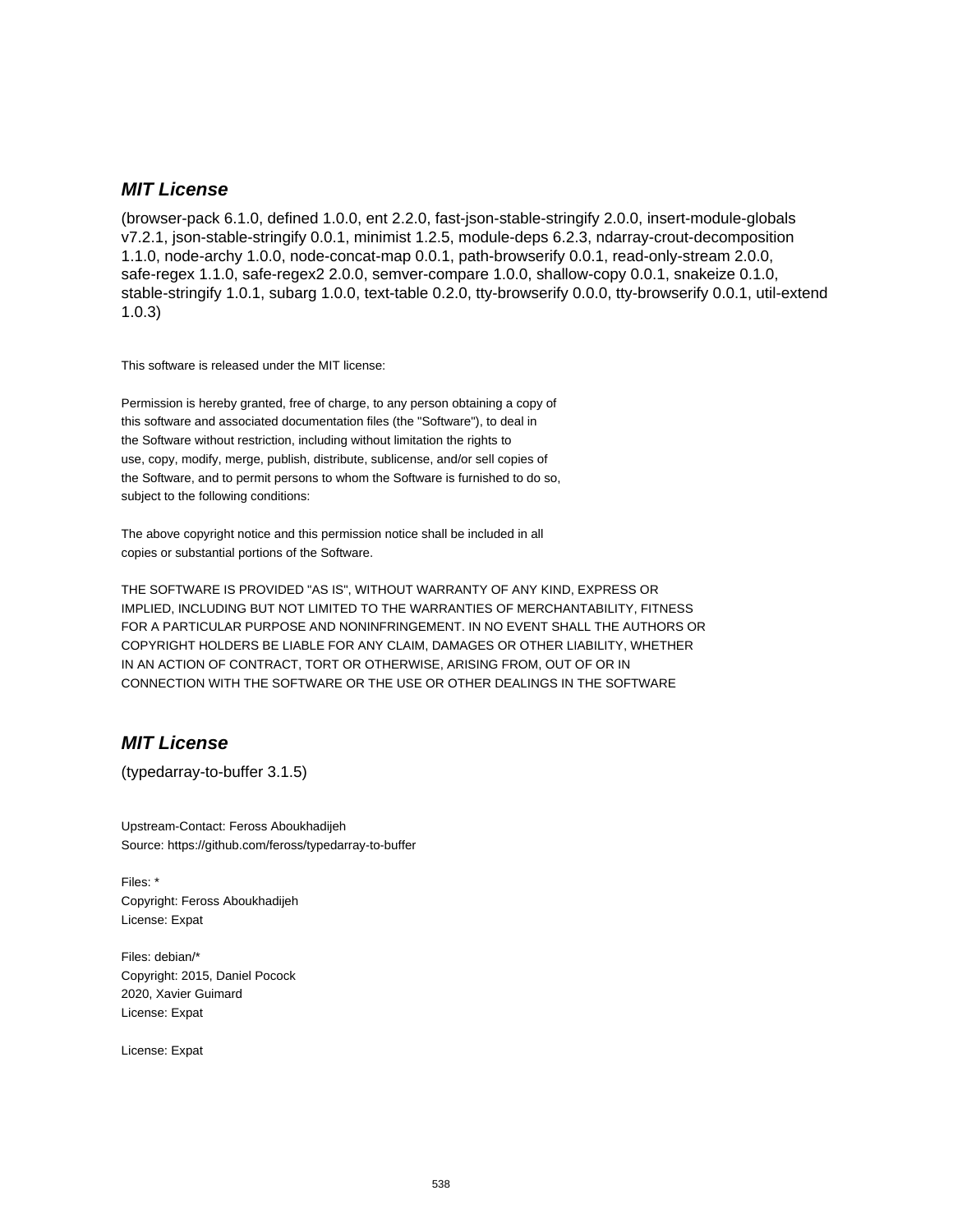### *MIT License*

(browser-pack 6.1.0, defined 1.0.0, ent 2.2.0, fast-json-stable-stringify 2.0.0, insert-module-globals v7.2.1, json-stable-stringify 0.0.1, minimist 1.2.5, module-deps 6.2.3, ndarray-crout-decomposition 1.1.0, node-archy 1.0.0, node-concat-map 0.0.1, path-browserify 0.0.1, read-only-stream 2.0.0, safe-regex 1.1.0, safe-regex2 2.0.0, semver-compare 1.0.0, shallow-copy 0.0.1, snakeize 0.1.0, stable-stringify 1.0.1, subarg 1.0.0, text-table 0.2.0, tty-browserify 0.0.0, tty-browserify 0.0.1, util-extend 1.0.3)

This software is released under the MIT license:

Permission is hereby granted, free of charge, to any person obtaining a copy of
this software and associated documentation files (the "Software"), to deal in
the Software without restriction, including without limitation the rights to
use, copy, modify, merge, publish, distribute, sublicense, and/or sell copies of
the Software, and to permit persons to whom the Software is furnished to do so,
subject to the following conditions:

The above copyright notice and this permission notice shall be included in all
copies or substantial portions of the Software.

THE SOFTWARE IS PROVIDED "AS IS", WITHOUT WARRANTY OF ANY KIND, EXPRESS OR
IMPLIED, INCLUDING BUT NOT LIMITED TO THE WARRANTIES OF MERCHANTABILITY, FITNESS
FOR A PARTICULAR PURPOSE AND NONINFRINGEMENT. IN NO EVENT SHALL THE AUTHORS OR
COPYRIGHT HOLDERS BE LIABLE FOR ANY CLAIM, DAMAGES OR OTHER LIABILITY, WHETHER
IN AN ACTION OF CONTRACT, TORT OR OTHERWISE, ARISING FROM, OUT OF OR IN
CONNECTION WITH THE SOFTWARE OR THE USE OR OTHER DEALINGS IN THE SOFTWARE

### *MIT License*

(typedarray-to-buffer 3.1.5)

Upstream-Contact: Feross Aboukhadijeh
Source: https://github.com/feross/typedarray-to-buffer

Files: *
Copyright: Feross Aboukhadijeh
License: Expat

Files: debian/*
Copyright: 2015, Daniel Pocock
2020, Xavier Guimard
License: Expat

License: Expat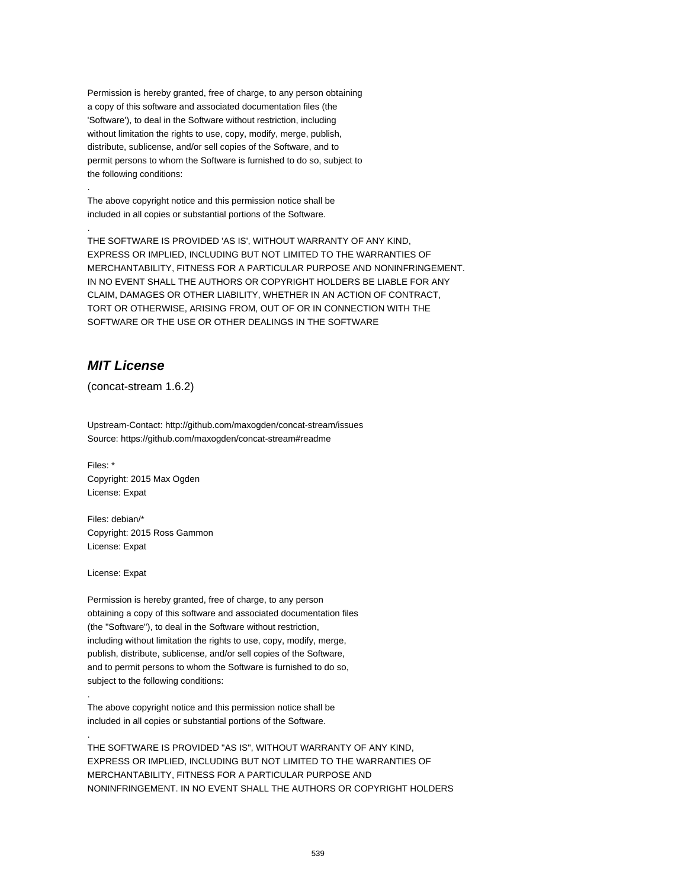Permission is hereby granted, free of charge, to any person obtaining
a copy of this software and associated documentation files (the
'Software'), to deal in the Software without restriction, including
without limitation the rights to use, copy, modify, merge, publish,
distribute, sublicense, and/or sell copies of the Software, and to
permit persons to whom the Software is furnished to do so, subject to
the following conditions:

.

The above copyright notice and this permission notice shall be
included in all copies or substantial portions of the Software.

.

THE SOFTWARE IS PROVIDED 'AS IS', WITHOUT WARRANTY OF ANY KIND,
EXPRESS OR IMPLIED, INCLUDING BUT NOT LIMITED TO THE WARRANTIES OF
MERCHANTABILITY, FITNESS FOR A PARTICULAR PURPOSE AND NONINFRINGEMENT.
IN NO EVENT SHALL THE AUTHORS OR COPYRIGHT HOLDERS BE LIABLE FOR ANY
CLAIM, DAMAGES OR OTHER LIABILITY, WHETHER IN AN ACTION OF CONTRACT,
TORT OR OTHERWISE, ARISING FROM, OUT OF OR IN CONNECTION WITH THE
SOFTWARE OR THE USE OR OTHER DEALINGS IN THE SOFTWARE

## *MIT License*

(concat-stream 1.6.2)

Upstream-Contact: http://github.com/maxogden/concat-stream/issues
Source: https://github.com/maxogden/concat-stream#readme

Files: *
Copyright: 2015 Max Ogden
License: Expat

Files: debian/*
Copyright: 2015 Ross Gammon
License: Expat

License: Expat

Permission is hereby granted, free of charge, to any person
obtaining a copy of this software and associated documentation files
(the "Software"), to deal in the Software without restriction,
including without limitation the rights to use, copy, modify, merge,
publish, distribute, sublicense, and/or sell copies of the Software,
and to permit persons to whom the Software is furnished to do so,
subject to the following conditions:

.

The above copyright notice and this permission notice shall be
included in all copies or substantial portions of the Software.

.

THE SOFTWARE IS PROVIDED "AS IS", WITHOUT WARRANTY OF ANY KIND,
EXPRESS OR IMPLIED, INCLUDING BUT NOT LIMITED TO THE WARRANTIES OF
MERCHANTABILITY, FITNESS FOR A PARTICULAR PURPOSE AND
NONINFRINGEMENT. IN NO EVENT SHALL THE AUTHORS OR COPYRIGHT HOLDERS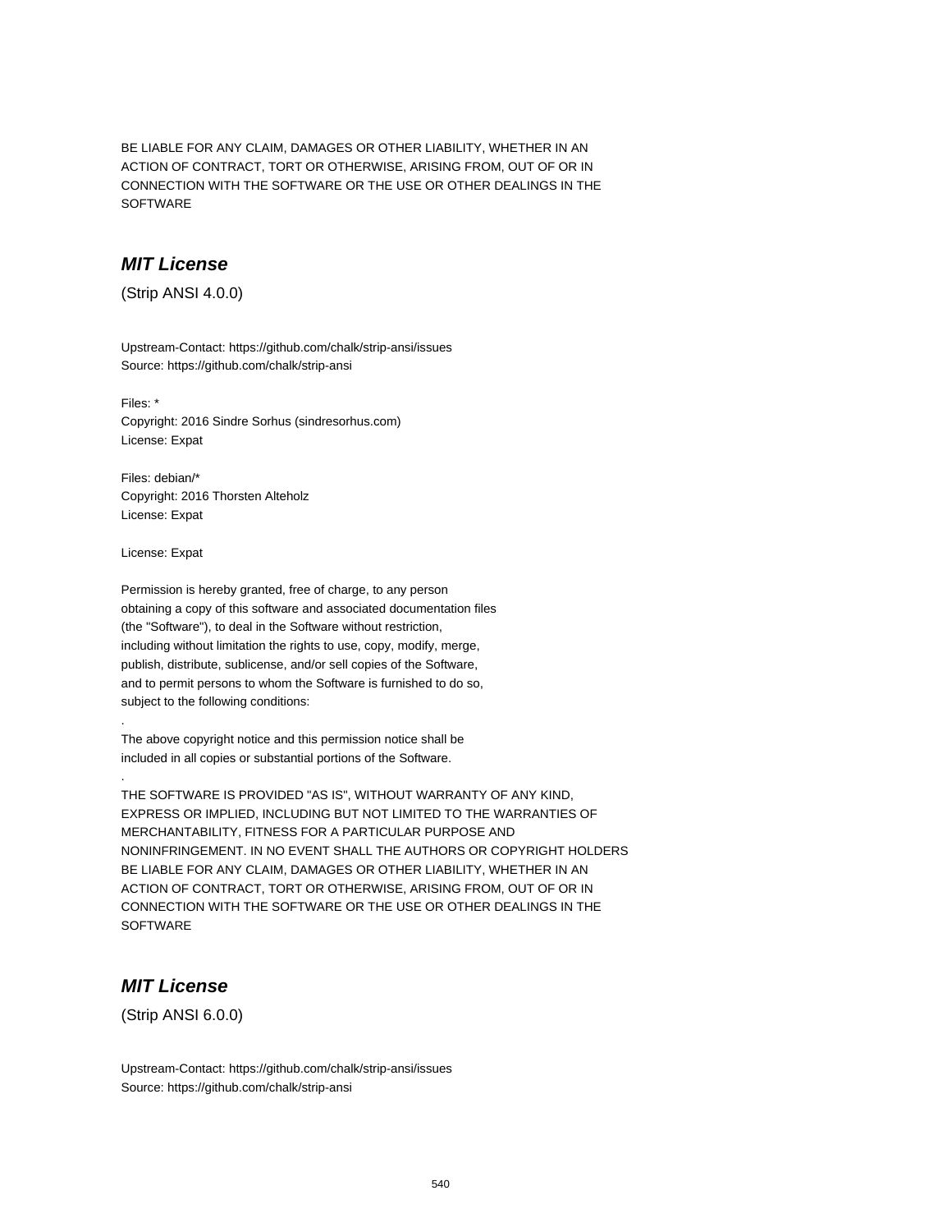BE LIABLE FOR ANY CLAIM, DAMAGES OR OTHER LIABILITY, WHETHER IN AN
ACTION OF CONTRACT, TORT OR OTHERWISE, ARISING FROM, OUT OF OR IN
CONNECTION WITH THE SOFTWARE OR THE USE OR OTHER DEALINGS IN THE
SOFTWARE

## ***MIT License***

(Strip ANSI 4.0.0)

Upstream-Contact: https://github.com/chalk/strip-ansi/issues
Source: https://github.com/chalk/strip-ansi

Files: *
Copyright: 2016 Sindre Sorhus (sindresorhus.com)
License: Expat

Files: debian/*
Copyright: 2016 Thorsten Alteholz
License: Expat

License: Expat

Permission is hereby granted, free of charge, to any person
obtaining a copy of this software and associated documentation files
(the "Software"), to deal in the Software without restriction,
including without limitation the rights to use, copy, modify, merge,
publish, distribute, sublicense, and/or sell copies of the Software,
and to permit persons to whom the Software is furnished to do so,
subject to the following conditions:
.
The above copyright notice and this permission notice shall be
included in all copies or substantial portions of the Software.
.
THE SOFTWARE IS PROVIDED "AS IS", WITHOUT WARRANTY OF ANY KIND,
EXPRESS OR IMPLIED, INCLUDING BUT NOT LIMITED TO THE WARRANTIES OF
MERCHANTABILITY, FITNESS FOR A PARTICULAR PURPOSE AND
NONINFRINGEMENT. IN NO EVENT SHALL THE AUTHORS OR COPYRIGHT HOLDERS
BE LIABLE FOR ANY CLAIM, DAMAGES OR OTHER LIABILITY, WHETHER IN AN
ACTION OF CONTRACT, TORT OR OTHERWISE, ARISING FROM, OUT OF OR IN
CONNECTION WITH THE SOFTWARE OR THE USE OR OTHER DEALINGS IN THE
SOFTWARE

## ***MIT License***

(Strip ANSI 6.0.0)

Upstream-Contact: https://github.com/chalk/strip-ansi/issues
Source: https://github.com/chalk/strip-ansi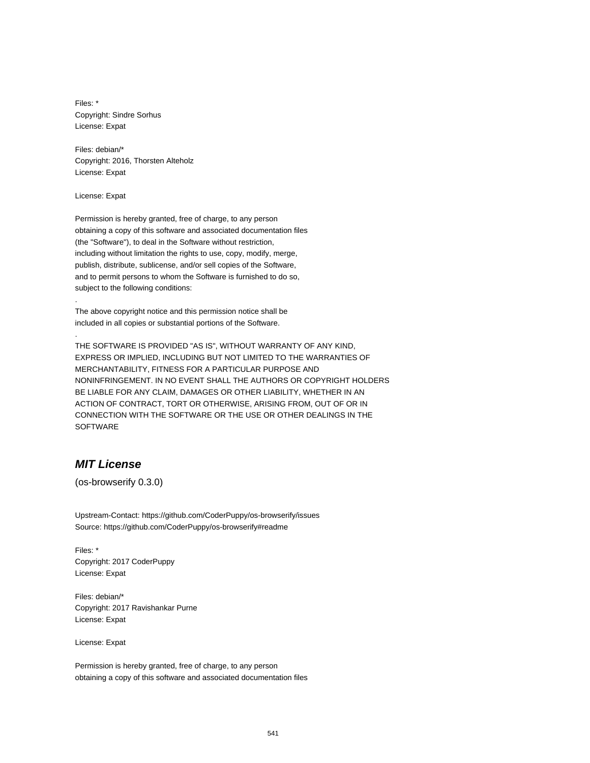Files: *
Copyright: Sindre Sorhus
License: Expat

Files: debian/*
Copyright: 2016, Thorsten Alteholz
License: Expat

License: Expat

Permission is hereby granted, free of charge, to any person
obtaining a copy of this software and associated documentation files
(the "Software"), to deal in the Software without restriction,
including without limitation the rights to use, copy, modify, merge,
publish, distribute, sublicense, and/or sell copies of the Software,
and to permit persons to whom the Software is furnished to do so,
subject to the following conditions:
.
The above copyright notice and this permission notice shall be
included in all copies or substantial portions of the Software.
.
THE SOFTWARE IS PROVIDED "AS IS", WITHOUT WARRANTY OF ANY KIND,
EXPRESS OR IMPLIED, INCLUDING BUT NOT LIMITED TO THE WARRANTIES OF
MERCHANTABILITY, FITNESS FOR A PARTICULAR PURPOSE AND
NONINFRINGEMENT. IN NO EVENT SHALL THE AUTHORS OR COPYRIGHT HOLDERS
BE LIABLE FOR ANY CLAIM, DAMAGES OR OTHER LIABILITY, WHETHER IN AN
ACTION OF CONTRACT, TORT OR OTHERWISE, ARISING FROM, OUT OF OR IN
CONNECTION WITH THE SOFTWARE OR THE USE OR OTHER DEALINGS IN THE
SOFTWARE

## *MIT License*

(os-browserify 0.3.0)

Upstream-Contact: https://github.com/CoderPuppy/os-browserify/issues
Source: https://github.com/CoderPuppy/os-browserify#readme

Files: *
Copyright: 2017 CoderPuppy
License: Expat

Files: debian/*
Copyright: 2017 Ravishankar Purne
License: Expat

License: Expat

Permission is hereby granted, free of charge, to any person
obtaining a copy of this software and associated documentation files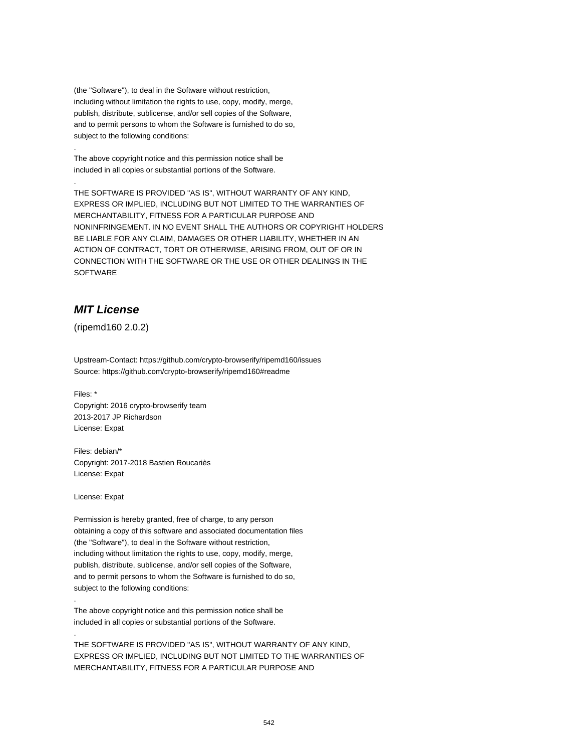(the "Software"), to deal in the Software without restriction,
including without limitation the rights to use, copy, modify, merge,
publish, distribute, sublicense, and/or sell copies of the Software,
and to permit persons to whom the Software is furnished to do so,
subject to the following conditions:

.

The above copyright notice and this permission notice shall be
included in all copies or substantial portions of the Software.

.

THE SOFTWARE IS PROVIDED "AS IS", WITHOUT WARRANTY OF ANY KIND,
EXPRESS OR IMPLIED, INCLUDING BUT NOT LIMITED TO THE WARRANTIES OF
MERCHANTABILITY, FITNESS FOR A PARTICULAR PURPOSE AND
NONINFRINGEMENT. IN NO EVENT SHALL THE AUTHORS OR COPYRIGHT HOLDERS
BE LIABLE FOR ANY CLAIM, DAMAGES OR OTHER LIABILITY, WHETHER IN AN
ACTION OF CONTRACT, TORT OR OTHERWISE, ARISING FROM, OUT OF OR IN
CONNECTION WITH THE SOFTWARE OR THE USE OR OTHER DEALINGS IN THE
SOFTWARE

## *MIT License*

(ripemd160 2.0.2)

Upstream-Contact: https://github.com/crypto-browserify/ripemd160/issues
Source: https://github.com/crypto-browserify/ripemd160#readme

Files: *
Copyright: 2016 crypto-browserify team
2013-2017 JP Richardson
License: Expat

Files: debian/*
Copyright: 2017-2018 Bastien Roucariès
License: Expat

License: Expat

Permission is hereby granted, free of charge, to any person
obtaining a copy of this software and associated documentation files
(the "Software"), to deal in the Software without restriction,
including without limitation the rights to use, copy, modify, merge,
publish, distribute, sublicense, and/or sell copies of the Software,
and to permit persons to whom the Software is furnished to do so,
subject to the following conditions:

.

The above copyright notice and this permission notice shall be
included in all copies or substantial portions of the Software.

.

THE SOFTWARE IS PROVIDED "AS IS", WITHOUT WARRANTY OF ANY KIND,
EXPRESS OR IMPLIED, INCLUDING BUT NOT LIMITED TO THE WARRANTIES OF
MERCHANTABILITY, FITNESS FOR A PARTICULAR PURPOSE AND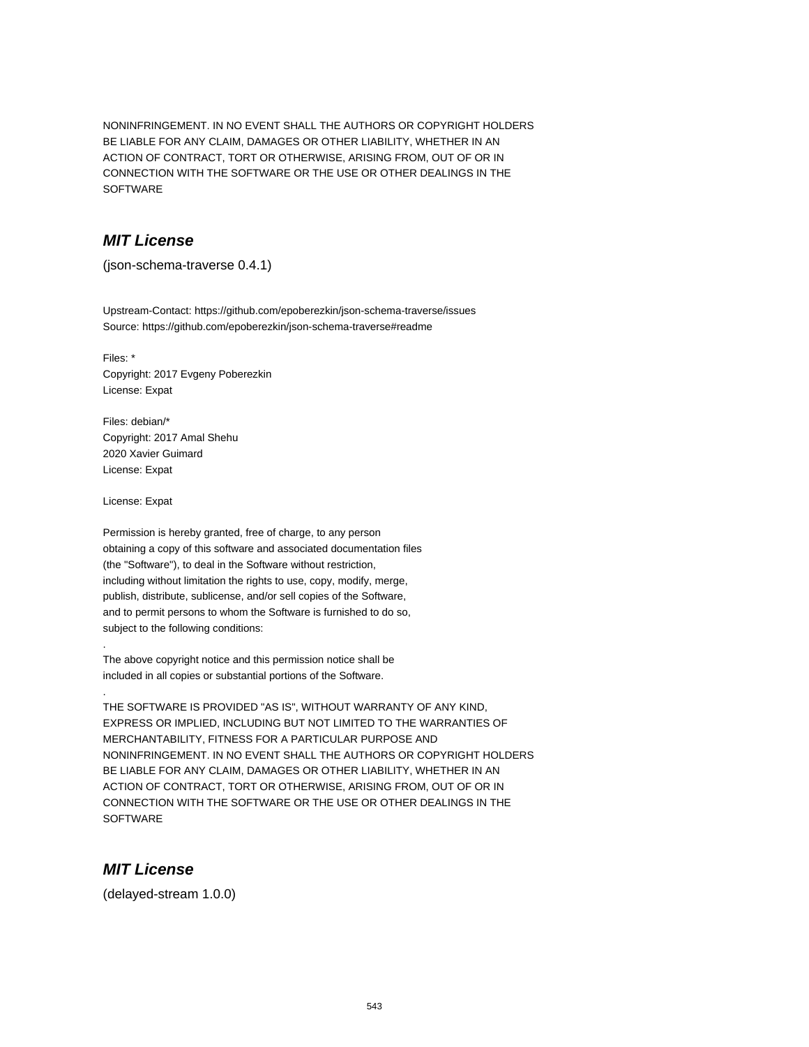NONINFRINGEMENT. IN NO EVENT SHALL THE AUTHORS OR COPYRIGHT HOLDERS
BE LIABLE FOR ANY CLAIM, DAMAGES OR OTHER LIABILITY, WHETHER IN AN
ACTION OF CONTRACT, TORT OR OTHERWISE, ARISING FROM, OUT OF OR IN
CONNECTION WITH THE SOFTWARE OR THE USE OR OTHER DEALINGS IN THE
SOFTWARE

## *MIT License*

(json-schema-traverse 0.4.1)

Upstream-Contact: https://github.com/epoberezkin/json-schema-traverse/issues
Source: https://github.com/epoberezkin/json-schema-traverse#readme

Files: *
Copyright: 2017 Evgeny Poberezkin
License: Expat

Files: debian/*
Copyright: 2017 Amal Shehu
2020 Xavier Guimard
License: Expat

License: Expat

Permission is hereby granted, free of charge, to any person
obtaining a copy of this software and associated documentation files
(the "Software"), to deal in the Software without restriction,
including without limitation the rights to use, copy, modify, merge,
publish, distribute, sublicense, and/or sell copies of the Software,
and to permit persons to whom the Software is furnished to do so,
subject to the following conditions:
.
The above copyright notice and this permission notice shall be
included in all copies or substantial portions of the Software.
.
THE SOFTWARE IS PROVIDED "AS IS", WITHOUT WARRANTY OF ANY KIND,
EXPRESS OR IMPLIED, INCLUDING BUT NOT LIMITED TO THE WARRANTIES OF
MERCHANTABILITY, FITNESS FOR A PARTICULAR PURPOSE AND
NONINFRINGEMENT. IN NO EVENT SHALL THE AUTHORS OR COPYRIGHT HOLDERS
BE LIABLE FOR ANY CLAIM, DAMAGES OR OTHER LIABILITY, WHETHER IN AN
ACTION OF CONTRACT, TORT OR OTHERWISE, ARISING FROM, OUT OF OR IN
CONNECTION WITH THE SOFTWARE OR THE USE OR OTHER DEALINGS IN THE
SOFTWARE

## *MIT License*

(delayed-stream 1.0.0)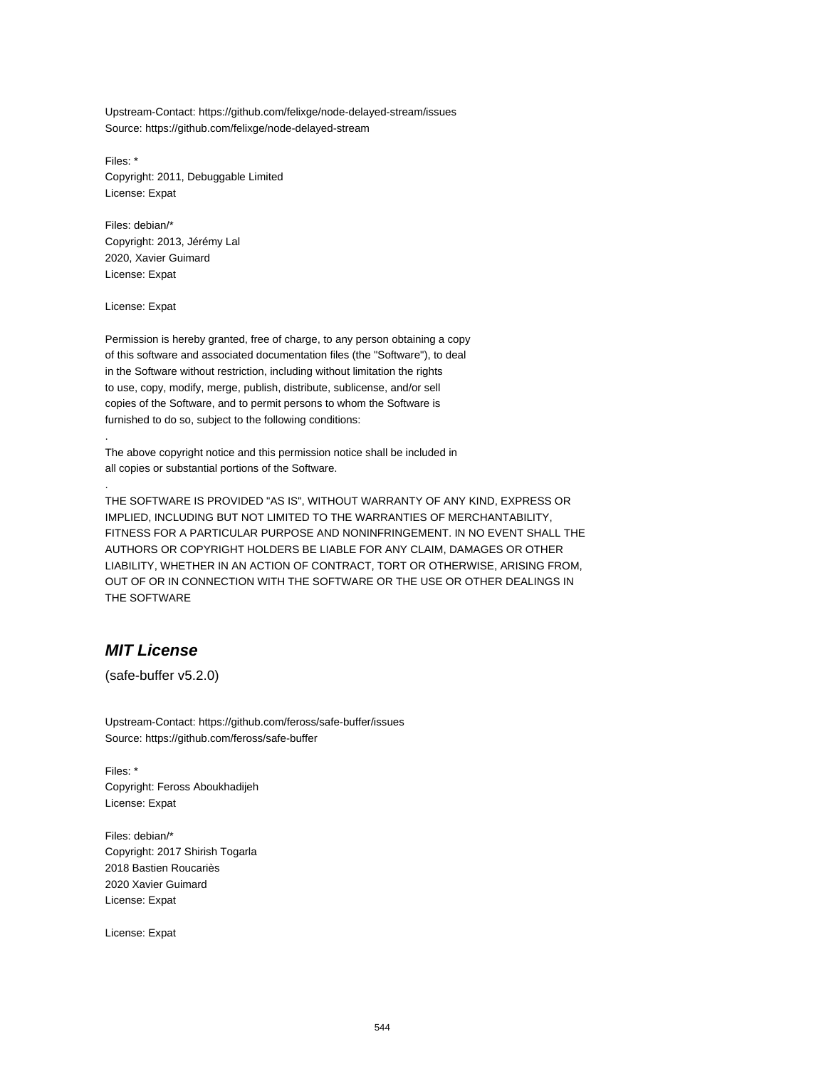Upstream-Contact: https://github.com/felixge/node-delayed-stream/issues
Source: https://github.com/felixge/node-delayed-stream

Files: *
Copyright: 2011, Debuggable Limited
License: Expat

Files: debian/*
Copyright: 2013, Jérémy Lal
2020, Xavier Guimard
License: Expat

License: Expat

Permission is hereby granted, free of charge, to any person obtaining a copy
of this software and associated documentation files (the "Software"), to deal
in the Software without restriction, including without limitation the rights
to use, copy, modify, merge, publish, distribute, sublicense, and/or sell
copies of the Software, and to permit persons to whom the Software is
furnished to do so, subject to the following conditions:
.
The above copyright notice and this permission notice shall be included in
all copies or substantial portions of the Software.
.
THE SOFTWARE IS PROVIDED "AS IS", WITHOUT WARRANTY OF ANY KIND, EXPRESS OR
IMPLIED, INCLUDING BUT NOT LIMITED TO THE WARRANTIES OF MERCHANTABILITY,
FITNESS FOR A PARTICULAR PURPOSE AND NONINFRINGEMENT. IN NO EVENT SHALL THE
AUTHORS OR COPYRIGHT HOLDERS BE LIABLE FOR ANY CLAIM, DAMAGES OR OTHER
LIABILITY, WHETHER IN AN ACTION OF CONTRACT, TORT OR OTHERWISE, ARISING FROM,
OUT OF OR IN CONNECTION WITH THE SOFTWARE OR THE USE OR OTHER DEALINGS IN
THE SOFTWARE

## *MIT License*

(safe-buffer v5.2.0)

Upstream-Contact: https://github.com/feross/safe-buffer/issues
Source: https://github.com/feross/safe-buffer

Files: *
Copyright: Feross Aboukhadijeh
License: Expat

Files: debian/*
Copyright: 2017 Shirish Togarla
2018 Bastien Roucariès
2020 Xavier Guimard
License: Expat

License: Expat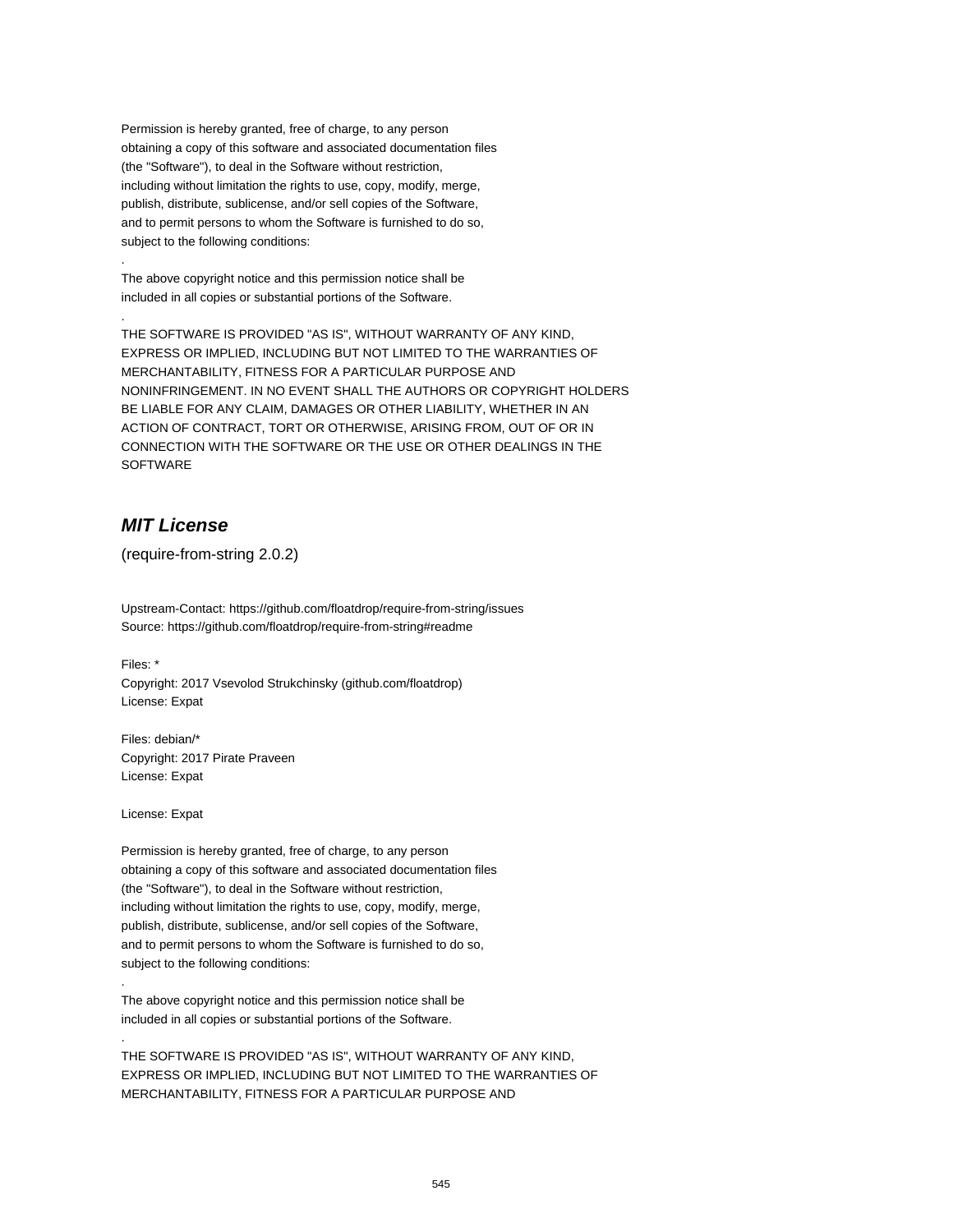Permission is hereby granted, free of charge, to any person
obtaining a copy of this software and associated documentation files
(the "Software"), to deal in the Software without restriction,
including without limitation the rights to use, copy, modify, merge,
publish, distribute, sublicense, and/or sell copies of the Software,
and to permit persons to whom the Software is furnished to do so,
subject to the following conditions:

.

The above copyright notice and this permission notice shall be
included in all copies or substantial portions of the Software.

.

THE SOFTWARE IS PROVIDED "AS IS", WITHOUT WARRANTY OF ANY KIND,
EXPRESS OR IMPLIED, INCLUDING BUT NOT LIMITED TO THE WARRANTIES OF
MERCHANTABILITY, FITNESS FOR A PARTICULAR PURPOSE AND
NONINFRINGEMENT. IN NO EVENT SHALL THE AUTHORS OR COPYRIGHT HOLDERS
BE LIABLE FOR ANY CLAIM, DAMAGES OR OTHER LIABILITY, WHETHER IN AN
ACTION OF CONTRACT, TORT OR OTHERWISE, ARISING FROM, OUT OF OR IN
CONNECTION WITH THE SOFTWARE OR THE USE OR OTHER DEALINGS IN THE
SOFTWARE

## *MIT License*

(require-from-string 2.0.2)

Upstream-Contact: https://github.com/floatdrop/require-from-string/issues
Source: https://github.com/floatdrop/require-from-string#readme

Files: *
Copyright: 2017 Vsevolod Strukchinsky (github.com/floatdrop)
License: Expat

Files: debian/*
Copyright: 2017 Pirate Praveen
License: Expat

License: Expat

Permission is hereby granted, free of charge, to any person
obtaining a copy of this software and associated documentation files
(the "Software"), to deal in the Software without restriction,
including without limitation the rights to use, copy, modify, merge,
publish, distribute, sublicense, and/or sell copies of the Software,
and to permit persons to whom the Software is furnished to do so,
subject to the following conditions:

.

The above copyright notice and this permission notice shall be
included in all copies or substantial portions of the Software.

.

THE SOFTWARE IS PROVIDED "AS IS", WITHOUT WARRANTY OF ANY KIND,
EXPRESS OR IMPLIED, INCLUDING BUT NOT LIMITED TO THE WARRANTIES OF
MERCHANTABILITY, FITNESS FOR A PARTICULAR PURPOSE AND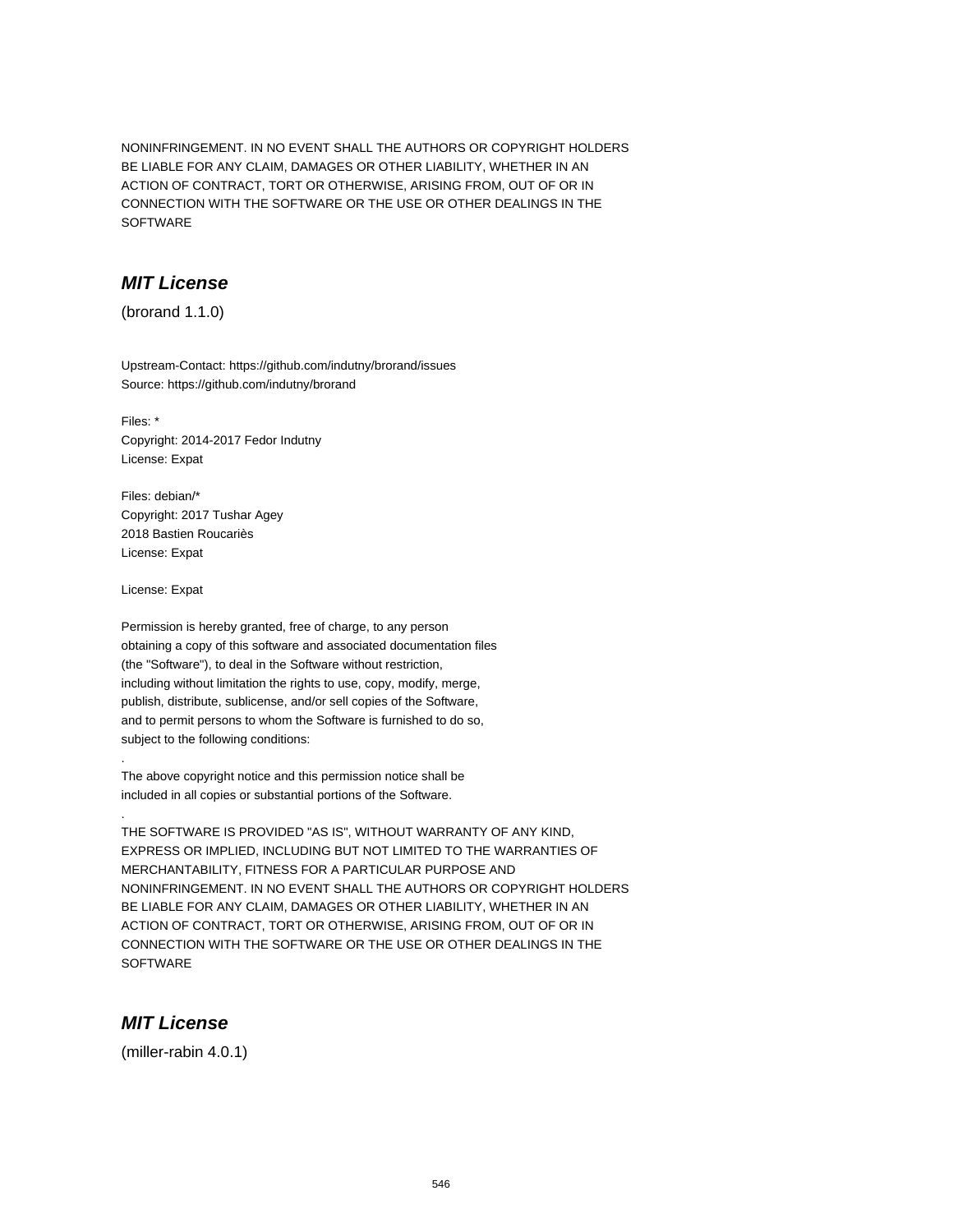NONINFRINGEMENT. IN NO EVENT SHALL THE AUTHORS OR COPYRIGHT HOLDERS
BE LIABLE FOR ANY CLAIM, DAMAGES OR OTHER LIABILITY, WHETHER IN AN
ACTION OF CONTRACT, TORT OR OTHERWISE, ARISING FROM, OUT OF OR IN
CONNECTION WITH THE SOFTWARE OR THE USE OR OTHER DEALINGS IN THE
SOFTWARE

## ***MIT License***

(brorand 1.1.0)

Upstream-Contact: https://github.com/indutny/brorand/issues
Source: https://github.com/indutny/brorand

Files: *
Copyright: 2014-2017 Fedor Indutny
License: Expat

Files: debian/*
Copyright: 2017 Tushar Agey
2018 Bastien Roucariès
License: Expat

License: Expat

Permission is hereby granted, free of charge, to any person
obtaining a copy of this software and associated documentation files
(the "Software"), to deal in the Software without restriction,
including without limitation the rights to use, copy, modify, merge,
publish, distribute, sublicense, and/or sell copies of the Software,
and to permit persons to whom the Software is furnished to do so,
subject to the following conditions:
.
The above copyright notice and this permission notice shall be
included in all copies or substantial portions of the Software.
.
THE SOFTWARE IS PROVIDED "AS IS", WITHOUT WARRANTY OF ANY KIND,
EXPRESS OR IMPLIED, INCLUDING BUT NOT LIMITED TO THE WARRANTIES OF
MERCHANTABILITY, FITNESS FOR A PARTICULAR PURPOSE AND
NONINFRINGEMENT. IN NO EVENT SHALL THE AUTHORS OR COPYRIGHT HOLDERS
BE LIABLE FOR ANY CLAIM, DAMAGES OR OTHER LIABILITY, WHETHER IN AN
ACTION OF CONTRACT, TORT OR OTHERWISE, ARISING FROM, OUT OF OR IN
CONNECTION WITH THE SOFTWARE OR THE USE OR OTHER DEALINGS IN THE
SOFTWARE

## ***MIT License***

(miller-rabin 4.0.1)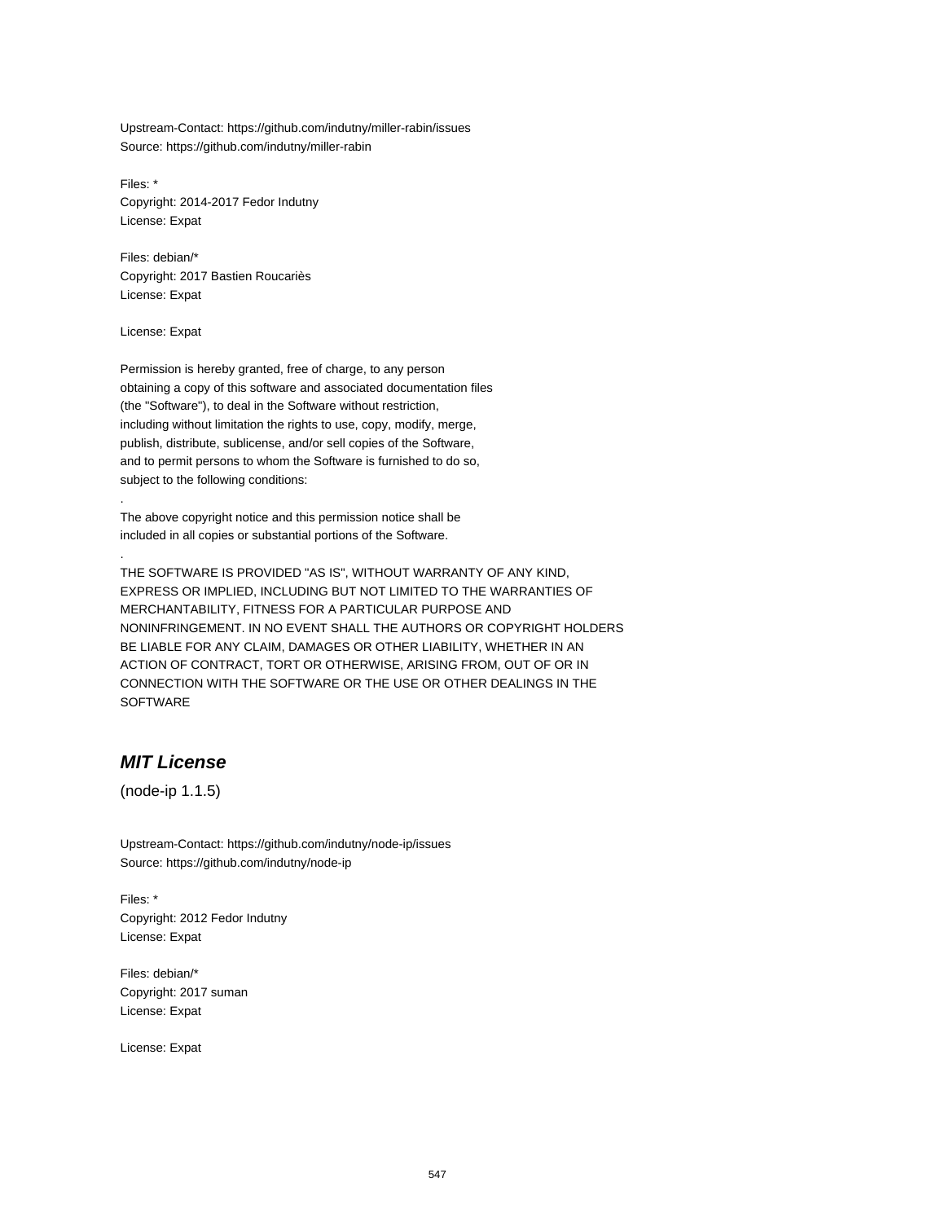Upstream-Contact: https://github.com/indutny/miller-rabin/issues
Source: https://github.com/indutny/miller-rabin

Files: *
Copyright: 2014-2017 Fedor Indutny
License: Expat

Files: debian/*
Copyright: 2017 Bastien Roucariès
License: Expat

License: Expat

Permission is hereby granted, free of charge, to any person
obtaining a copy of this software and associated documentation files
(the "Software"), to deal in the Software without restriction,
including without limitation the rights to use, copy, modify, merge,
publish, distribute, sublicense, and/or sell copies of the Software,
and to permit persons to whom the Software is furnished to do so,
subject to the following conditions:
.
The above copyright notice and this permission notice shall be
included in all copies or substantial portions of the Software.
.
THE SOFTWARE IS PROVIDED "AS IS", WITHOUT WARRANTY OF ANY KIND,
EXPRESS OR IMPLIED, INCLUDING BUT NOT LIMITED TO THE WARRANTIES OF
MERCHANTABILITY, FITNESS FOR A PARTICULAR PURPOSE AND
NONINFRINGEMENT. IN NO EVENT SHALL THE AUTHORS OR COPYRIGHT HOLDERS
BE LIABLE FOR ANY CLAIM, DAMAGES OR OTHER LIABILITY, WHETHER IN AN
ACTION OF CONTRACT, TORT OR OTHERWISE, ARISING FROM, OUT OF OR IN
CONNECTION WITH THE SOFTWARE OR THE USE OR OTHER DEALINGS IN THE
SOFTWARE

## *MIT License*

(node-ip 1.1.5)

Upstream-Contact: https://github.com/indutny/node-ip/issues
Source: https://github.com/indutny/node-ip

Files: *
Copyright: 2012 Fedor Indutny
License: Expat

Files: debian/*
Copyright: 2017 suman
License: Expat

License: Expat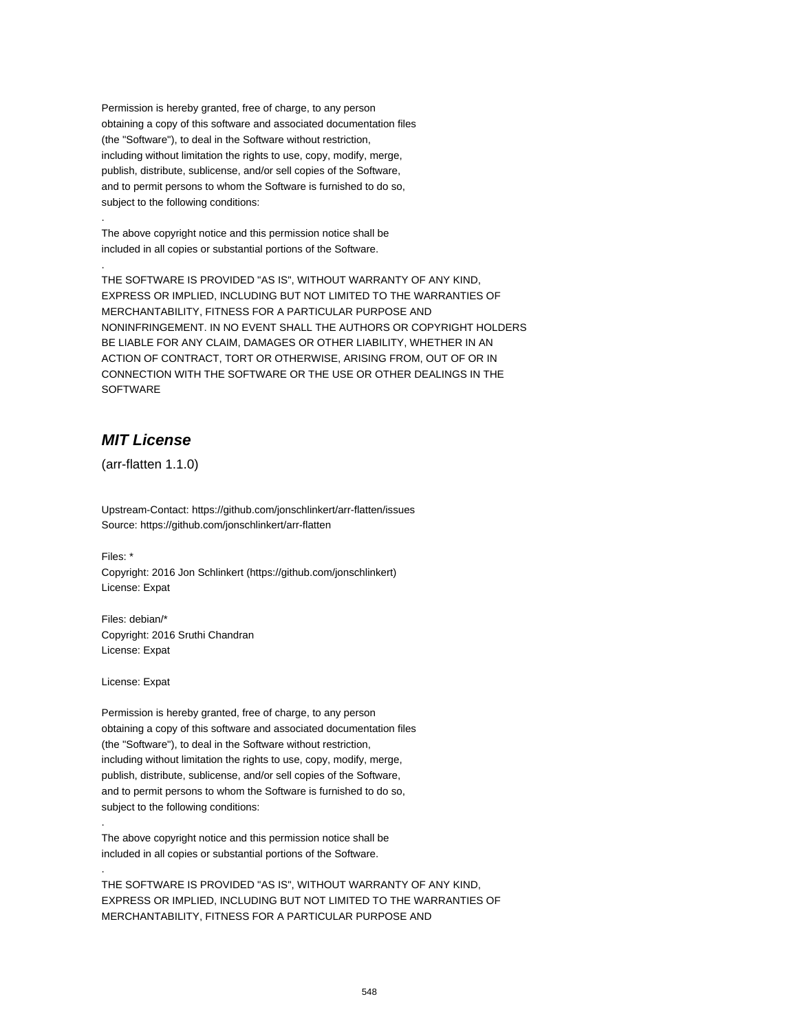Permission is hereby granted, free of charge, to any person
obtaining a copy of this software and associated documentation files
(the "Software"), to deal in the Software without restriction,
including without limitation the rights to use, copy, modify, merge,
publish, distribute, sublicense, and/or sell copies of the Software,
and to permit persons to whom the Software is furnished to do so,
subject to the following conditions:

.

The above copyright notice and this permission notice shall be
included in all copies or substantial portions of the Software.

.

THE SOFTWARE IS PROVIDED "AS IS", WITHOUT WARRANTY OF ANY KIND,
EXPRESS OR IMPLIED, INCLUDING BUT NOT LIMITED TO THE WARRANTIES OF
MERCHANTABILITY, FITNESS FOR A PARTICULAR PURPOSE AND
NONINFRINGEMENT. IN NO EVENT SHALL THE AUTHORS OR COPYRIGHT HOLDERS
BE LIABLE FOR ANY CLAIM, DAMAGES OR OTHER LIABILITY, WHETHER IN AN
ACTION OF CONTRACT, TORT OR OTHERWISE, ARISING FROM, OUT OF OR IN
CONNECTION WITH THE SOFTWARE OR THE USE OR OTHER DEALINGS IN THE
SOFTWARE

## *MIT License*

(arr-flatten 1.1.0)

Upstream-Contact: https://github.com/jonschlinkert/arr-flatten/issues
Source: https://github.com/jonschlinkert/arr-flatten

Files: *
Copyright: 2016 Jon Schlinkert (https://github.com/jonschlinkert)
License: Expat

Files: debian/*
Copyright: 2016 Sruthi Chandran
License: Expat

License: Expat

Permission is hereby granted, free of charge, to any person
obtaining a copy of this software and associated documentation files
(the "Software"), to deal in the Software without restriction,
including without limitation the rights to use, copy, modify, merge,
publish, distribute, sublicense, and/or sell copies of the Software,
and to permit persons to whom the Software is furnished to do so,
subject to the following conditions:

.

The above copyright notice and this permission notice shall be
included in all copies or substantial portions of the Software.

.

THE SOFTWARE IS PROVIDED "AS IS", WITHOUT WARRANTY OF ANY KIND,
EXPRESS OR IMPLIED, INCLUDING BUT NOT LIMITED TO THE WARRANTIES OF
MERCHANTABILITY, FITNESS FOR A PARTICULAR PURPOSE AND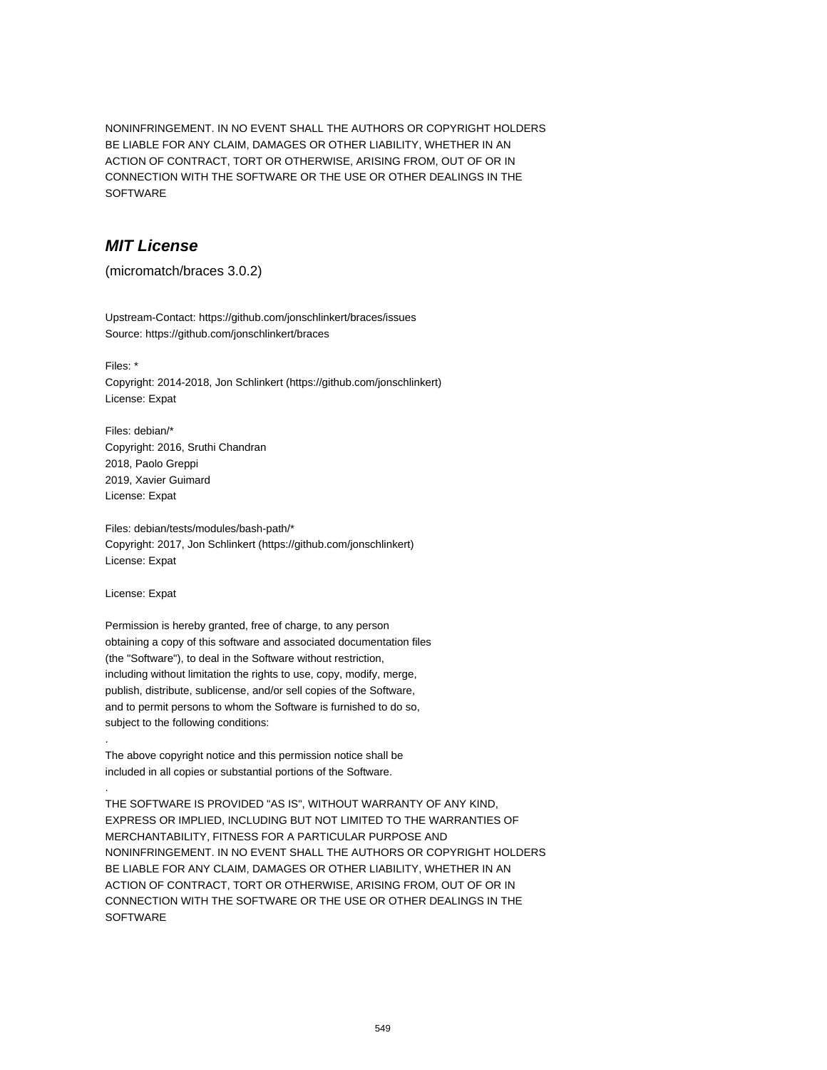NONINFRINGEMENT. IN NO EVENT SHALL THE AUTHORS OR COPYRIGHT HOLDERS
BE LIABLE FOR ANY CLAIM, DAMAGES OR OTHER LIABILITY, WHETHER IN AN
ACTION OF CONTRACT, TORT OR OTHERWISE, ARISING FROM, OUT OF OR IN
CONNECTION WITH THE SOFTWARE OR THE USE OR OTHER DEALINGS IN THE
SOFTWARE

### *MIT License*

(micromatch/braces 3.0.2)

Upstream-Contact: https://github.com/jonschlinkert/braces/issues
Source: https://github.com/jonschlinkert/braces

Files: *
Copyright: 2014-2018, Jon Schlinkert (https://github.com/jonschlinkert)
License: Expat

Files: debian/*
Copyright: 2016, Sruthi Chandran
2018, Paolo Greppi
2019, Xavier Guimard
License: Expat

Files: debian/tests/modules/bash-path/*
Copyright: 2017, Jon Schlinkert (https://github.com/jonschlinkert)
License: Expat

License: Expat

Permission is hereby granted, free of charge, to any person
obtaining a copy of this software and associated documentation files
(the "Software"), to deal in the Software without restriction,
including without limitation the rights to use, copy, modify, merge,
publish, distribute, sublicense, and/or sell copies of the Software,
and to permit persons to whom the Software is furnished to do so,
subject to the following conditions:
.
The above copyright notice and this permission notice shall be
included in all copies or substantial portions of the Software.
.
THE SOFTWARE IS PROVIDED "AS IS", WITHOUT WARRANTY OF ANY KIND,
EXPRESS OR IMPLIED, INCLUDING BUT NOT LIMITED TO THE WARRANTIES OF
MERCHANTABILITY, FITNESS FOR A PARTICULAR PURPOSE AND
NONINFRINGEMENT. IN NO EVENT SHALL THE AUTHORS OR COPYRIGHT HOLDERS
BE LIABLE FOR ANY CLAIM, DAMAGES OR OTHER LIABILITY, WHETHER IN AN
ACTION OF CONTRACT, TORT OR OTHERWISE, ARISING FROM, OUT OF OR IN
CONNECTION WITH THE SOFTWARE OR THE USE OR OTHER DEALINGS IN THE
SOFTWARE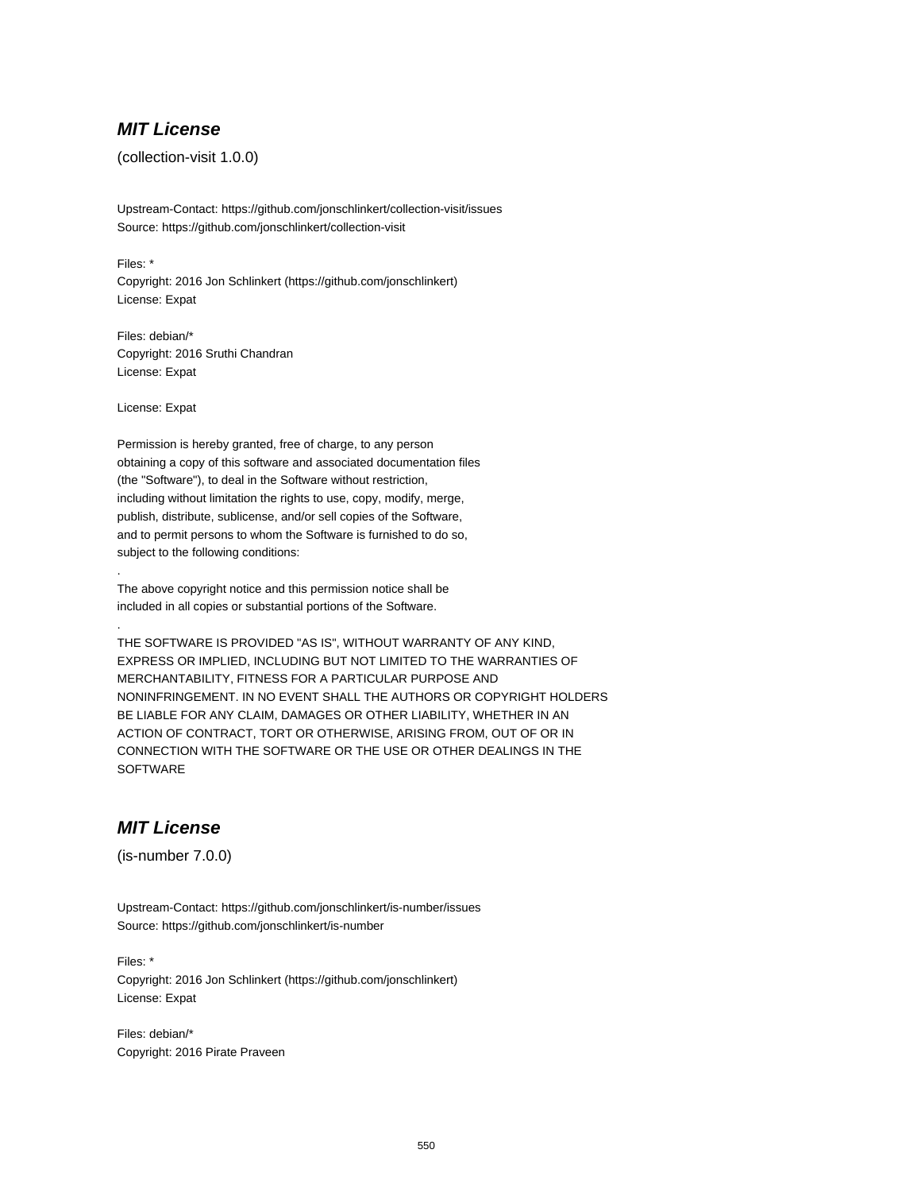### ***MIT License***

(collection-visit 1.0.0)

Upstream-Contact: https://github.com/jonschlinkert/collection-visit/issues
Source: https://github.com/jonschlinkert/collection-visit

Files: *
Copyright: 2016 Jon Schlinkert (https://github.com/jonschlinkert)
License: Expat

Files: debian/*
Copyright: 2016 Sruthi Chandran
License: Expat

License: Expat

Permission is hereby granted, free of charge, to any person
obtaining a copy of this software and associated documentation files
(the "Software"), to deal in the Software without restriction,
including without limitation the rights to use, copy, modify, merge,
publish, distribute, sublicense, and/or sell copies of the Software,
and to permit persons to whom the Software is furnished to do so,
subject to the following conditions:
.
The above copyright notice and this permission notice shall be
included in all copies or substantial portions of the Software.
.
THE SOFTWARE IS PROVIDED "AS IS", WITHOUT WARRANTY OF ANY KIND,
EXPRESS OR IMPLIED, INCLUDING BUT NOT LIMITED TO THE WARRANTIES OF
MERCHANTABILITY, FITNESS FOR A PARTICULAR PURPOSE AND
NONINFRINGEMENT. IN NO EVENT SHALL THE AUTHORS OR COPYRIGHT HOLDERS
BE LIABLE FOR ANY CLAIM, DAMAGES OR OTHER LIABILITY, WHETHER IN AN
ACTION OF CONTRACT, TORT OR OTHERWISE, ARISING FROM, OUT OF OR IN
CONNECTION WITH THE SOFTWARE OR THE USE OR OTHER DEALINGS IN THE
SOFTWARE

### ***MIT License***

(is-number 7.0.0)

Upstream-Contact: https://github.com/jonschlinkert/is-number/issues
Source: https://github.com/jonschlinkert/is-number

Files: *
Copyright: 2016 Jon Schlinkert (https://github.com/jonschlinkert)
License: Expat

Files: debian/*
Copyright: 2016 Pirate Praveen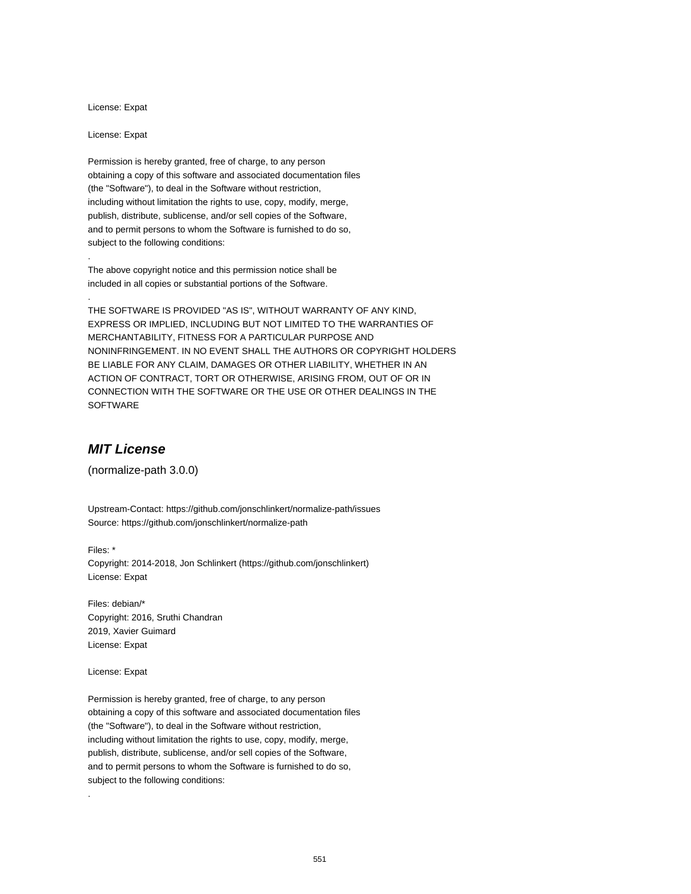License: Expat

License: Expat

Permission is hereby granted, free of charge, to any person
obtaining a copy of this software and associated documentation files
(the "Software"), to deal in the Software without restriction,
including without limitation the rights to use, copy, modify, merge,
publish, distribute, sublicense, and/or sell copies of the Software,
and to permit persons to whom the Software is furnished to do so,
subject to the following conditions:

.

The above copyright notice and this permission notice shall be
included in all copies or substantial portions of the Software.

.

THE SOFTWARE IS PROVIDED "AS IS", WITHOUT WARRANTY OF ANY KIND,
EXPRESS OR IMPLIED, INCLUDING BUT NOT LIMITED TO THE WARRANTIES OF
MERCHANTABILITY, FITNESS FOR A PARTICULAR PURPOSE AND
NONINFRINGEMENT. IN NO EVENT SHALL THE AUTHORS OR COPYRIGHT HOLDERS
BE LIABLE FOR ANY CLAIM, DAMAGES OR OTHER LIABILITY, WHETHER IN AN
ACTION OF CONTRACT, TORT OR OTHERWISE, ARISING FROM, OUT OF OR IN
CONNECTION WITH THE SOFTWARE OR THE USE OR OTHER DEALINGS IN THE
SOFTWARE

## *MIT License*

(normalize-path 3.0.0)

Upstream-Contact: https://github.com/jonschlinkert/normalize-path/issues
Source: https://github.com/jonschlinkert/normalize-path

Files: *
Copyright: 2014-2018, Jon Schlinkert (https://github.com/jonschlinkert)
License: Expat

Files: debian/*
Copyright: 2016, Sruthi Chandran
2019, Xavier Guimard
License: Expat

License: Expat

Permission is hereby granted, free of charge, to any person
obtaining a copy of this software and associated documentation files
(the "Software"), to deal in the Software without restriction,
including without limitation the rights to use, copy, modify, merge,
publish, distribute, sublicense, and/or sell copies of the Software,
and to permit persons to whom the Software is furnished to do so,
subject to the following conditions:

.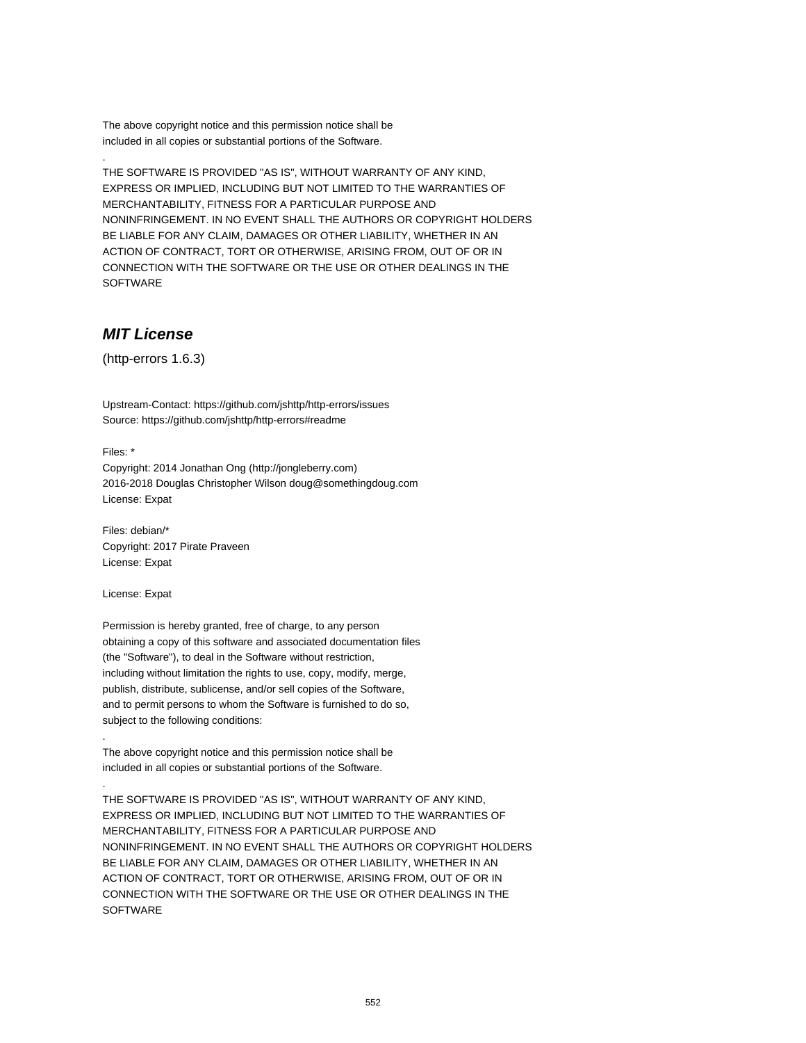The above copyright notice and this permission notice shall be
included in all copies or substantial portions of the Software.

.

THE SOFTWARE IS PROVIDED "AS IS", WITHOUT WARRANTY OF ANY KIND,
EXPRESS OR IMPLIED, INCLUDING BUT NOT LIMITED TO THE WARRANTIES OF
MERCHANTABILITY, FITNESS FOR A PARTICULAR PURPOSE AND
NONINFRINGEMENT. IN NO EVENT SHALL THE AUTHORS OR COPYRIGHT HOLDERS
BE LIABLE FOR ANY CLAIM, DAMAGES OR OTHER LIABILITY, WHETHER IN AN
ACTION OF CONTRACT, TORT OR OTHERWISE, ARISING FROM, OUT OF OR IN
CONNECTION WITH THE SOFTWARE OR THE USE OR OTHER DEALINGS IN THE
SOFTWARE

## *MIT License*

(http-errors 1.6.3)

Upstream-Contact: https://github.com/jshttp/http-errors/issues
Source: https://github.com/jshttp/http-errors#readme

Files: *
Copyright: 2014 Jonathan Ong (http://jongleberry.com)
2016-2018 Douglas Christopher Wilson doug@somethingdoug.com
License: Expat

Files: debian/*
Copyright: 2017 Pirate Praveen
License: Expat

License: Expat

Permission is hereby granted, free of charge, to any person
obtaining a copy of this software and associated documentation files
(the "Software"), to deal in the Software without restriction,
including without limitation the rights to use, copy, modify, merge,
publish, distribute, sublicense, and/or sell copies of the Software,
and to permit persons to whom the Software is furnished to do so,
subject to the following conditions:

.

The above copyright notice and this permission notice shall be
included in all copies or substantial portions of the Software.

.

THE SOFTWARE IS PROVIDED "AS IS", WITHOUT WARRANTY OF ANY KIND,
EXPRESS OR IMPLIED, INCLUDING BUT NOT LIMITED TO THE WARRANTIES OF
MERCHANTABILITY, FITNESS FOR A PARTICULAR PURPOSE AND
NONINFRINGEMENT. IN NO EVENT SHALL THE AUTHORS OR COPYRIGHT HOLDERS
BE LIABLE FOR ANY CLAIM, DAMAGES OR OTHER LIABILITY, WHETHER IN AN
ACTION OF CONTRACT, TORT OR OTHERWISE, ARISING FROM, OUT OF OR IN
CONNECTION WITH THE SOFTWARE OR THE USE OR OTHER DEALINGS IN THE
SOFTWARE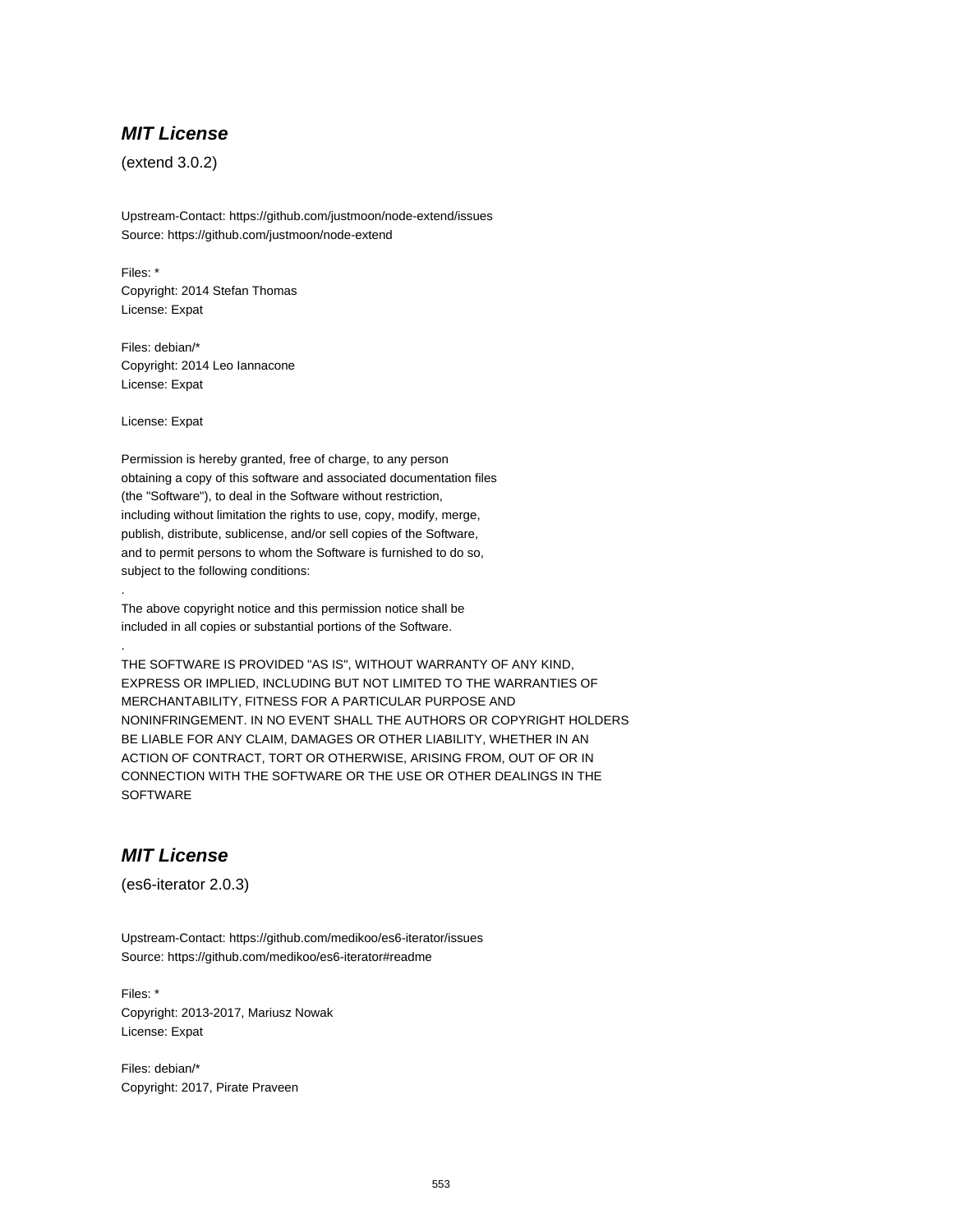### ***MIT License***

(extend 3.0.2)

Upstream-Contact: https://github.com/justmoon/node-extend/issues
Source: https://github.com/justmoon/node-extend

Files: *
Copyright: 2014 Stefan Thomas
License: Expat

Files: debian/*
Copyright: 2014 Leo Iannacone
License: Expat

License: Expat

Permission is hereby granted, free of charge, to any person
obtaining a copy of this software and associated documentation files
(the "Software"), to deal in the Software without restriction,
including without limitation the rights to use, copy, modify, merge,
publish, distribute, sublicense, and/or sell copies of the Software,
and to permit persons to whom the Software is furnished to do so,
subject to the following conditions:
.
The above copyright notice and this permission notice shall be
included in all copies or substantial portions of the Software.
.
THE SOFTWARE IS PROVIDED "AS IS", WITHOUT WARRANTY OF ANY KIND,
EXPRESS OR IMPLIED, INCLUDING BUT NOT LIMITED TO THE WARRANTIES OF
MERCHANTABILITY, FITNESS FOR A PARTICULAR PURPOSE AND
NONINFRINGEMENT. IN NO EVENT SHALL THE AUTHORS OR COPYRIGHT HOLDERS
BE LIABLE FOR ANY CLAIM, DAMAGES OR OTHER LIABILITY, WHETHER IN AN
ACTION OF CONTRACT, TORT OR OTHERWISE, ARISING FROM, OUT OF OR IN
CONNECTION WITH THE SOFTWARE OR THE USE OR OTHER DEALINGS IN THE
SOFTWARE

### ***MIT License***

(es6-iterator 2.0.3)

Upstream-Contact: https://github.com/medikoo/es6-iterator/issues
Source: https://github.com/medikoo/es6-iterator#readme

Files: *
Copyright: 2013-2017, Mariusz Nowak
License: Expat

Files: debian/*
Copyright: 2017, Pirate Praveen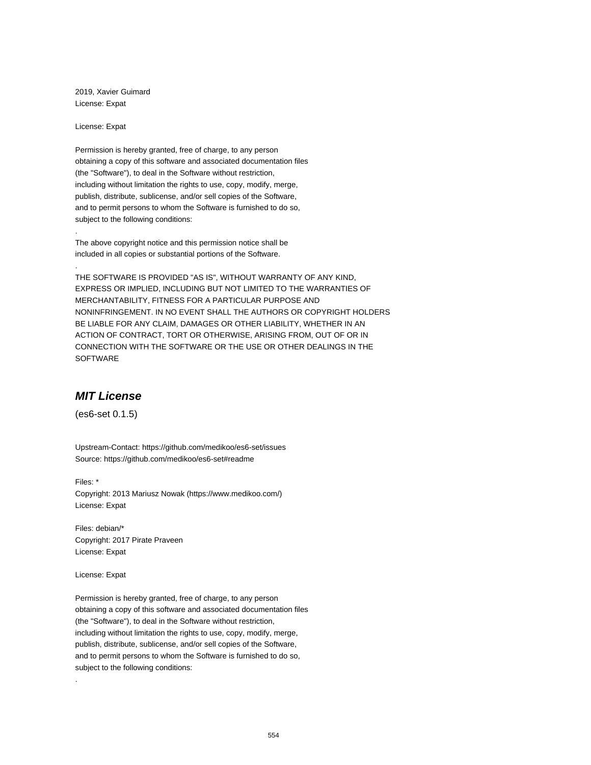2019, Xavier Guimard
License: Expat

License: Expat

Permission is hereby granted, free of charge, to any person
obtaining a copy of this software and associated documentation files
(the "Software"), to deal in the Software without restriction,
including without limitation the rights to use, copy, modify, merge,
publish, distribute, sublicense, and/or sell copies of the Software,
and to permit persons to whom the Software is furnished to do so,
subject to the following conditions:

.

The above copyright notice and this permission notice shall be
included in all copies or substantial portions of the Software.

.

THE SOFTWARE IS PROVIDED "AS IS", WITHOUT WARRANTY OF ANY KIND,
EXPRESS OR IMPLIED, INCLUDING BUT NOT LIMITED TO THE WARRANTIES OF
MERCHANTABILITY, FITNESS FOR A PARTICULAR PURPOSE AND
NONINFRINGEMENT. IN NO EVENT SHALL THE AUTHORS OR COPYRIGHT HOLDERS
BE LIABLE FOR ANY CLAIM, DAMAGES OR OTHER LIABILITY, WHETHER IN AN
ACTION OF CONTRACT, TORT OR OTHERWISE, ARISING FROM, OUT OF OR IN
CONNECTION WITH THE SOFTWARE OR THE USE OR OTHER DEALINGS IN THE
SOFTWARE

## *MIT License*

(es6-set 0.1.5)

Upstream-Contact: https://github.com/medikoo/es6-set/issues
Source: https://github.com/medikoo/es6-set#readme

Files: *
Copyright: 2013 Mariusz Nowak (https://www.medikoo.com/)
License: Expat

Files: debian/*
Copyright: 2017 Pirate Praveen
License: Expat

License: Expat

Permission is hereby granted, free of charge, to any person
obtaining a copy of this software and associated documentation files
(the "Software"), to deal in the Software without restriction,
including without limitation the rights to use, copy, modify, merge,
publish, distribute, sublicense, and/or sell copies of the Software,
and to permit persons to whom the Software is furnished to do so,
subject to the following conditions:

.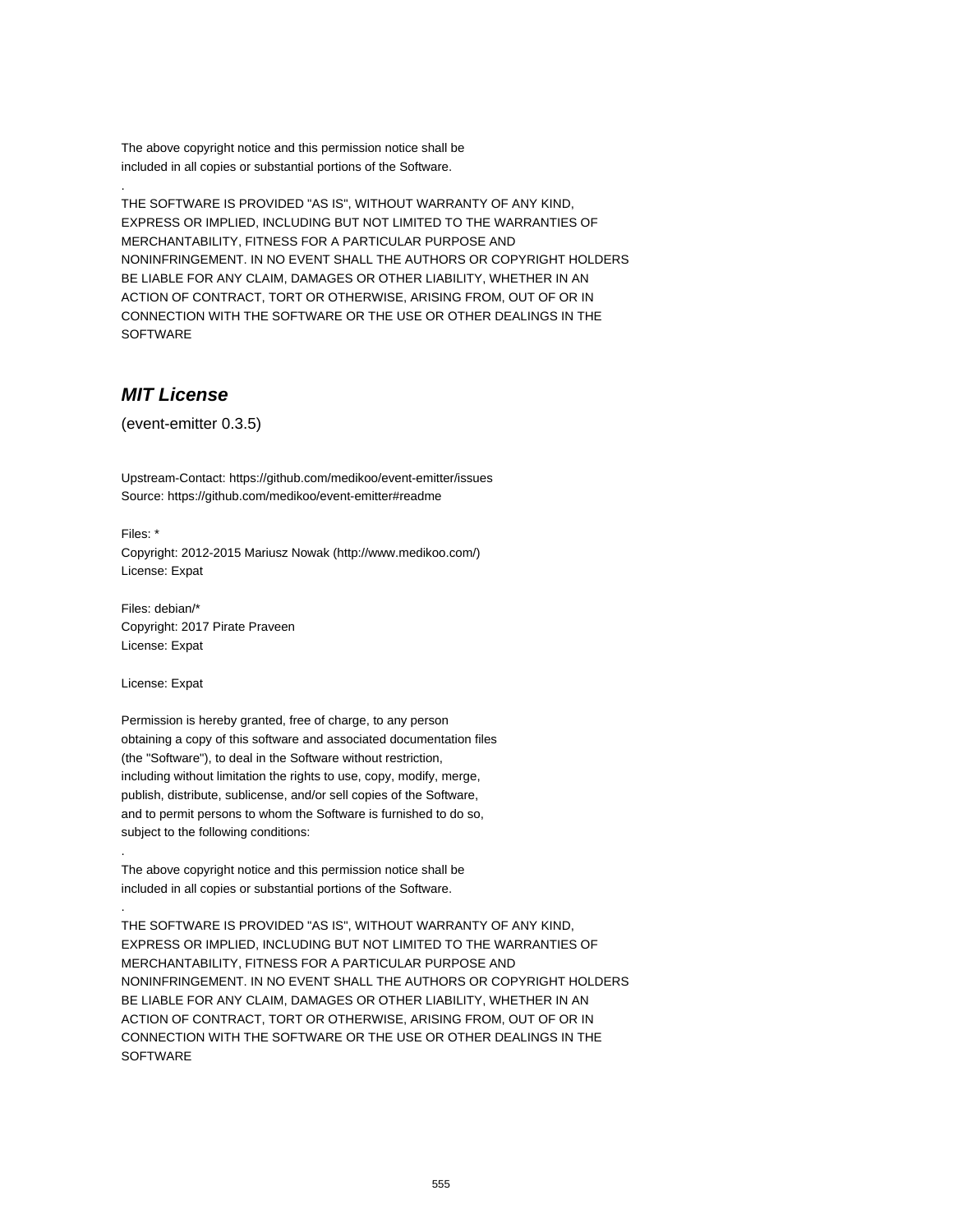The above copyright notice and this permission notice shall be
included in all copies or substantial portions of the Software.

.

THE SOFTWARE IS PROVIDED "AS IS", WITHOUT WARRANTY OF ANY KIND,
EXPRESS OR IMPLIED, INCLUDING BUT NOT LIMITED TO THE WARRANTIES OF
MERCHANTABILITY, FITNESS FOR A PARTICULAR PURPOSE AND
NONINFRINGEMENT. IN NO EVENT SHALL THE AUTHORS OR COPYRIGHT HOLDERS
BE LIABLE FOR ANY CLAIM, DAMAGES OR OTHER LIABILITY, WHETHER IN AN
ACTION OF CONTRACT, TORT OR OTHERWISE, ARISING FROM, OUT OF OR IN
CONNECTION WITH THE SOFTWARE OR THE USE OR OTHER DEALINGS IN THE
SOFTWARE

## *MIT License*

(event-emitter 0.3.5)

Upstream-Contact: https://github.com/medikoo/event-emitter/issues
Source: https://github.com/medikoo/event-emitter#readme

Files: *
Copyright: 2012-2015 Mariusz Nowak (http://www.medikoo.com/)
License: Expat

Files: debian/*
Copyright: 2017 Pirate Praveen
License: Expat

License: Expat

Permission is hereby granted, free of charge, to any person
obtaining a copy of this software and associated documentation files
(the "Software"), to deal in the Software without restriction,
including without limitation the rights to use, copy, modify, merge,
publish, distribute, sublicense, and/or sell copies of the Software,
and to permit persons to whom the Software is furnished to do so,
subject to the following conditions:

.

The above copyright notice and this permission notice shall be
included in all copies or substantial portions of the Software.

.

THE SOFTWARE IS PROVIDED "AS IS", WITHOUT WARRANTY OF ANY KIND,
EXPRESS OR IMPLIED, INCLUDING BUT NOT LIMITED TO THE WARRANTIES OF
MERCHANTABILITY, FITNESS FOR A PARTICULAR PURPOSE AND
NONINFRINGEMENT. IN NO EVENT SHALL THE AUTHORS OR COPYRIGHT HOLDERS
BE LIABLE FOR ANY CLAIM, DAMAGES OR OTHER LIABILITY, WHETHER IN AN
ACTION OF CONTRACT, TORT OR OTHERWISE, ARISING FROM, OUT OF OR IN
CONNECTION WITH THE SOFTWARE OR THE USE OR OTHER DEALINGS IN THE
SOFTWARE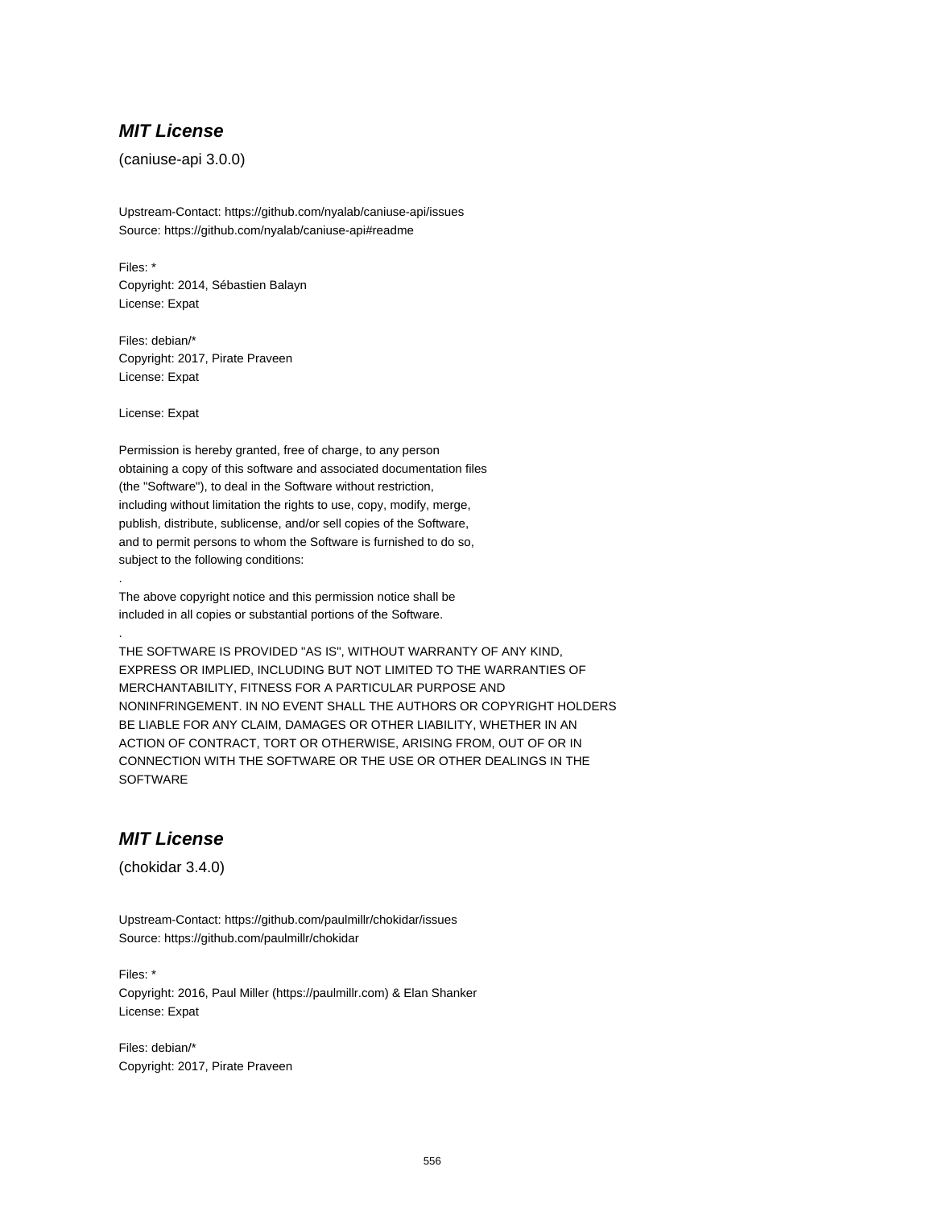## ***MIT License***

(caniuse-api 3.0.0)

Upstream-Contact: https://github.com/nyalab/caniuse-api/issues
Source: https://github.com/nyalab/caniuse-api#readme

Files: *
Copyright: 2014, Sébastien Balayn
License: Expat

Files: debian/*
Copyright: 2017, Pirate Praveen
License: Expat

License: Expat

Permission is hereby granted, free of charge, to any person
obtaining a copy of this software and associated documentation files
(the "Software"), to deal in the Software without restriction,
including without limitation the rights to use, copy, modify, merge,
publish, distribute, sublicense, and/or sell copies of the Software,
and to permit persons to whom the Software is furnished to do so,
subject to the following conditions:

.

The above copyright notice and this permission notice shall be
included in all copies or substantial portions of the Software.

.

THE SOFTWARE IS PROVIDED "AS IS", WITHOUT WARRANTY OF ANY KIND,
EXPRESS OR IMPLIED, INCLUDING BUT NOT LIMITED TO THE WARRANTIES OF
MERCHANTABILITY, FITNESS FOR A PARTICULAR PURPOSE AND
NONINFRINGEMENT. IN NO EVENT SHALL THE AUTHORS OR COPYRIGHT HOLDERS
BE LIABLE FOR ANY CLAIM, DAMAGES OR OTHER LIABILITY, WHETHER IN AN
ACTION OF CONTRACT, TORT OR OTHERWISE, ARISING FROM, OUT OF OR IN
CONNECTION WITH THE SOFTWARE OR THE USE OR OTHER DEALINGS IN THE
SOFTWARE

## ***MIT License***

(chokidar 3.4.0)

Upstream-Contact: https://github.com/paulmillr/chokidar/issues
Source: https://github.com/paulmillr/chokidar

Files: *
Copyright: 2016, Paul Miller (https://paulmillr.com) & Elan Shanker
License: Expat

Files: debian/*
Copyright: 2017, Pirate Praveen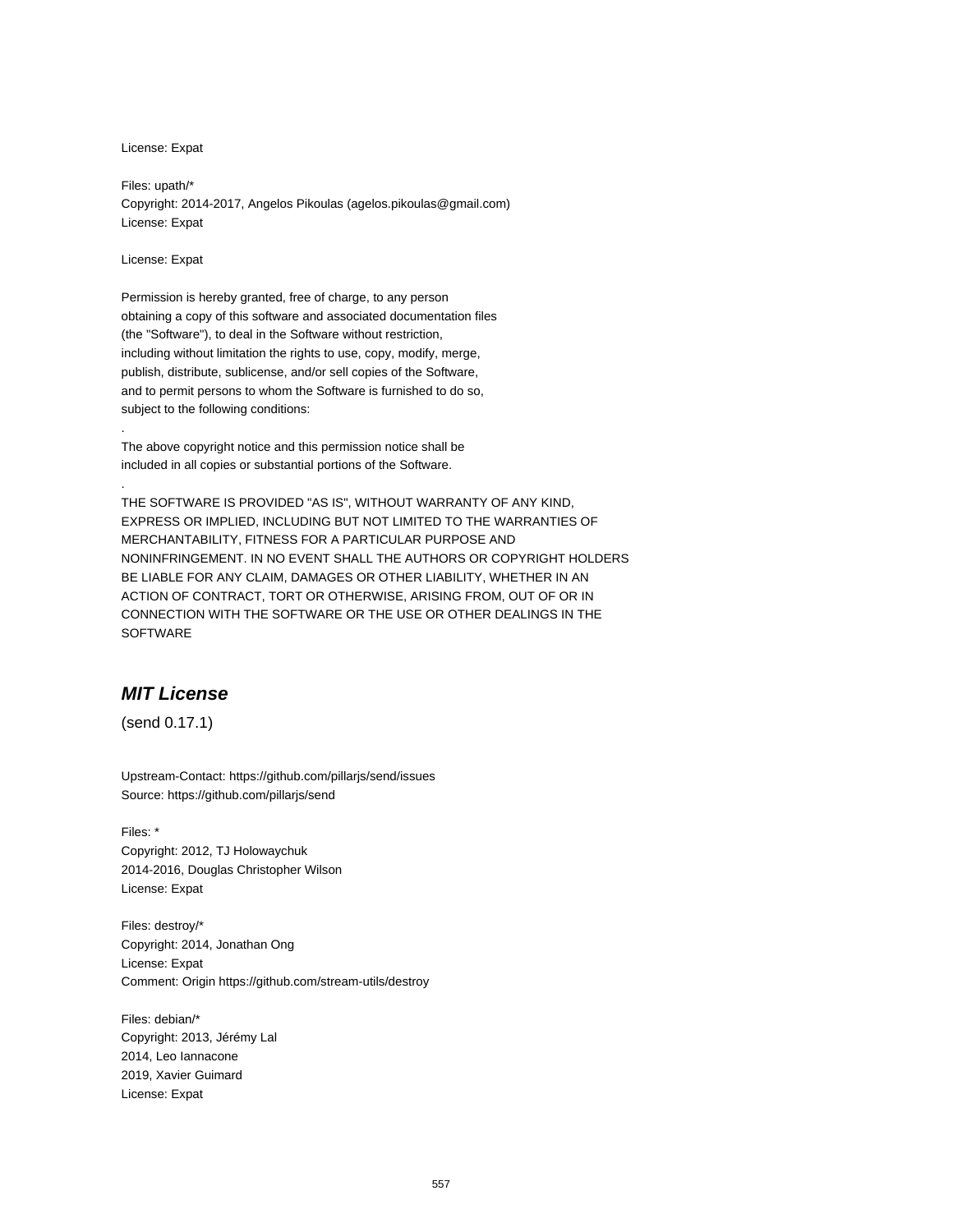License: Expat

Files: upath/*
Copyright: 2014-2017, Angelos Pikoulas (agelos.pikoulas@gmail.com)
License: Expat

License: Expat

Permission is hereby granted, free of charge, to any person
obtaining a copy of this software and associated documentation files
(the "Software"), to deal in the Software without restriction,
including without limitation the rights to use, copy, modify, merge,
publish, distribute, sublicense, and/or sell copies of the Software,
and to permit persons to whom the Software is furnished to do so,
subject to the following conditions:
.
The above copyright notice and this permission notice shall be
included in all copies or substantial portions of the Software.
.
THE SOFTWARE IS PROVIDED "AS IS", WITHOUT WARRANTY OF ANY KIND,
EXPRESS OR IMPLIED, INCLUDING BUT NOT LIMITED TO THE WARRANTIES OF
MERCHANTABILITY, FITNESS FOR A PARTICULAR PURPOSE AND
NONINFRINGEMENT. IN NO EVENT SHALL THE AUTHORS OR COPYRIGHT HOLDERS
BE LIABLE FOR ANY CLAIM, DAMAGES OR OTHER LIABILITY, WHETHER IN AN
ACTION OF CONTRACT, TORT OR OTHERWISE, ARISING FROM, OUT OF OR IN
CONNECTION WITH THE SOFTWARE OR THE USE OR OTHER DEALINGS IN THE
SOFTWARE

## *MIT License*

(send 0.17.1)

Upstream-Contact: https://github.com/pillarjs/send/issues
Source: https://github.com/pillarjs/send

Files: *
Copyright: 2012, TJ Holowaychuk
2014-2016, Douglas Christopher Wilson
License: Expat

Files: destroy/*
Copyright: 2014, Jonathan Ong
License: Expat
Comment: Origin https://github.com/stream-utils/destroy

Files: debian/*
Copyright: 2013, Jérémy Lal
2014, Leo Iannacone
2019, Xavier Guimard
License: Expat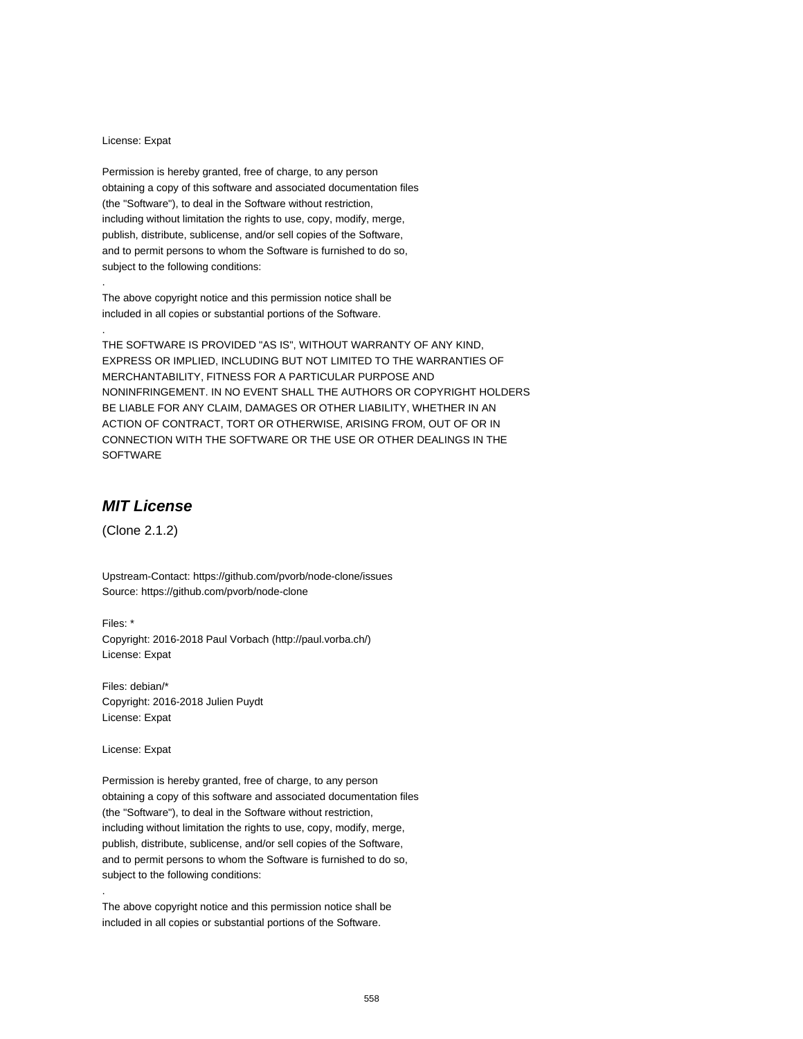License: Expat

Permission is hereby granted, free of charge, to any person
obtaining a copy of this software and associated documentation files
(the "Software"), to deal in the Software without restriction,
including without limitation the rights to use, copy, modify, merge,
publish, distribute, sublicense, and/or sell copies of the Software,
and to permit persons to whom the Software is furnished to do so,
subject to the following conditions:
.
The above copyright notice and this permission notice shall be
included in all copies or substantial portions of the Software.
.
THE SOFTWARE IS PROVIDED "AS IS", WITHOUT WARRANTY OF ANY KIND,
EXPRESS OR IMPLIED, INCLUDING BUT NOT LIMITED TO THE WARRANTIES OF
MERCHANTABILITY, FITNESS FOR A PARTICULAR PURPOSE AND
NONINFRINGEMENT. IN NO EVENT SHALL THE AUTHORS OR COPYRIGHT HOLDERS
BE LIABLE FOR ANY CLAIM, DAMAGES OR OTHER LIABILITY, WHETHER IN AN
ACTION OF CONTRACT, TORT OR OTHERWISE, ARISING FROM, OUT OF OR IN
CONNECTION WITH THE SOFTWARE OR THE USE OR OTHER DEALINGS IN THE
SOFTWARE

## *MIT License*

(Clone 2.1.2)

Upstream-Contact: https://github.com/pvorb/node-clone/issues
Source: https://github.com/pvorb/node-clone

Files: *
Copyright: 2016-2018 Paul Vorbach (http://paul.vorba.ch/)
License: Expat

Files: debian/*
Copyright: 2016-2018 Julien Puydt
License: Expat

License: Expat

Permission is hereby granted, free of charge, to any person
obtaining a copy of this software and associated documentation files
(the "Software"), to deal in the Software without restriction,
including without limitation the rights to use, copy, modify, merge,
publish, distribute, sublicense, and/or sell copies of the Software,
and to permit persons to whom the Software is furnished to do so,
subject to the following conditions:
.
The above copyright notice and this permission notice shall be
included in all copies or substantial portions of the Software.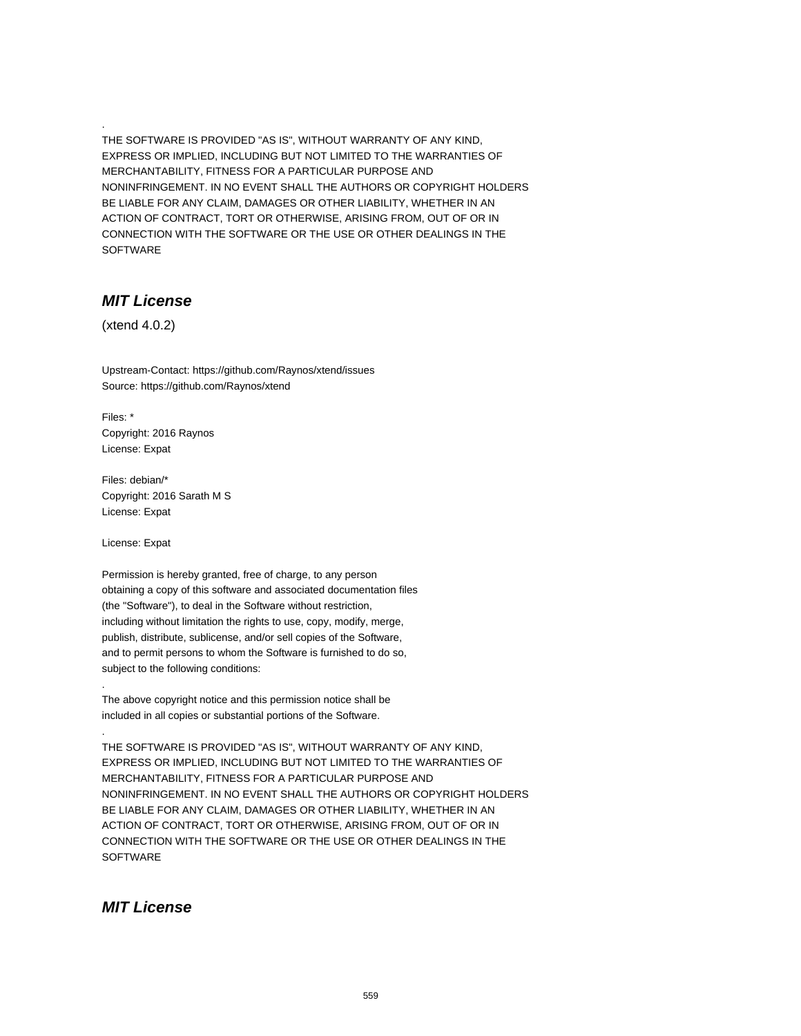.

THE SOFTWARE IS PROVIDED "AS IS", WITHOUT WARRANTY OF ANY KIND,
EXPRESS OR IMPLIED, INCLUDING BUT NOT LIMITED TO THE WARRANTIES OF
MERCHANTABILITY, FITNESS FOR A PARTICULAR PURPOSE AND
NONINFRINGEMENT. IN NO EVENT SHALL THE AUTHORS OR COPYRIGHT HOLDERS
BE LIABLE FOR ANY CLAIM, DAMAGES OR OTHER LIABILITY, WHETHER IN AN
ACTION OF CONTRACT, TORT OR OTHERWISE, ARISING FROM, OUT OF OR IN
CONNECTION WITH THE SOFTWARE OR THE USE OR OTHER DEALINGS IN THE
SOFTWARE

## *MIT License*

(xtend 4.0.2)

Upstream-Contact: https://github.com/Raynos/xtend/issues
Source: https://github.com/Raynos/xtend

Files: *
Copyright: 2016 Raynos
License: Expat

Files: debian/*
Copyright: 2016 Sarath M S
License: Expat

License: Expat

Permission is hereby granted, free of charge, to any person
obtaining a copy of this software and associated documentation files
(the "Software"), to deal in the Software without restriction,
including without limitation the rights to use, copy, modify, merge,
publish, distribute, sublicense, and/or sell copies of the Software,
and to permit persons to whom the Software is furnished to do so,
subject to the following conditions:

.

The above copyright notice and this permission notice shall be
included in all copies or substantial portions of the Software.

.

THE SOFTWARE IS PROVIDED "AS IS", WITHOUT WARRANTY OF ANY KIND,
EXPRESS OR IMPLIED, INCLUDING BUT NOT LIMITED TO THE WARRANTIES OF
MERCHANTABILITY, FITNESS FOR A PARTICULAR PURPOSE AND
NONINFRINGEMENT. IN NO EVENT SHALL THE AUTHORS OR COPYRIGHT HOLDERS
BE LIABLE FOR ANY CLAIM, DAMAGES OR OTHER LIABILITY, WHETHER IN AN
ACTION OF CONTRACT, TORT OR OTHERWISE, ARISING FROM, OUT OF OR IN
CONNECTION WITH THE SOFTWARE OR THE USE OR OTHER DEALINGS IN THE
SOFTWARE

## *MIT License*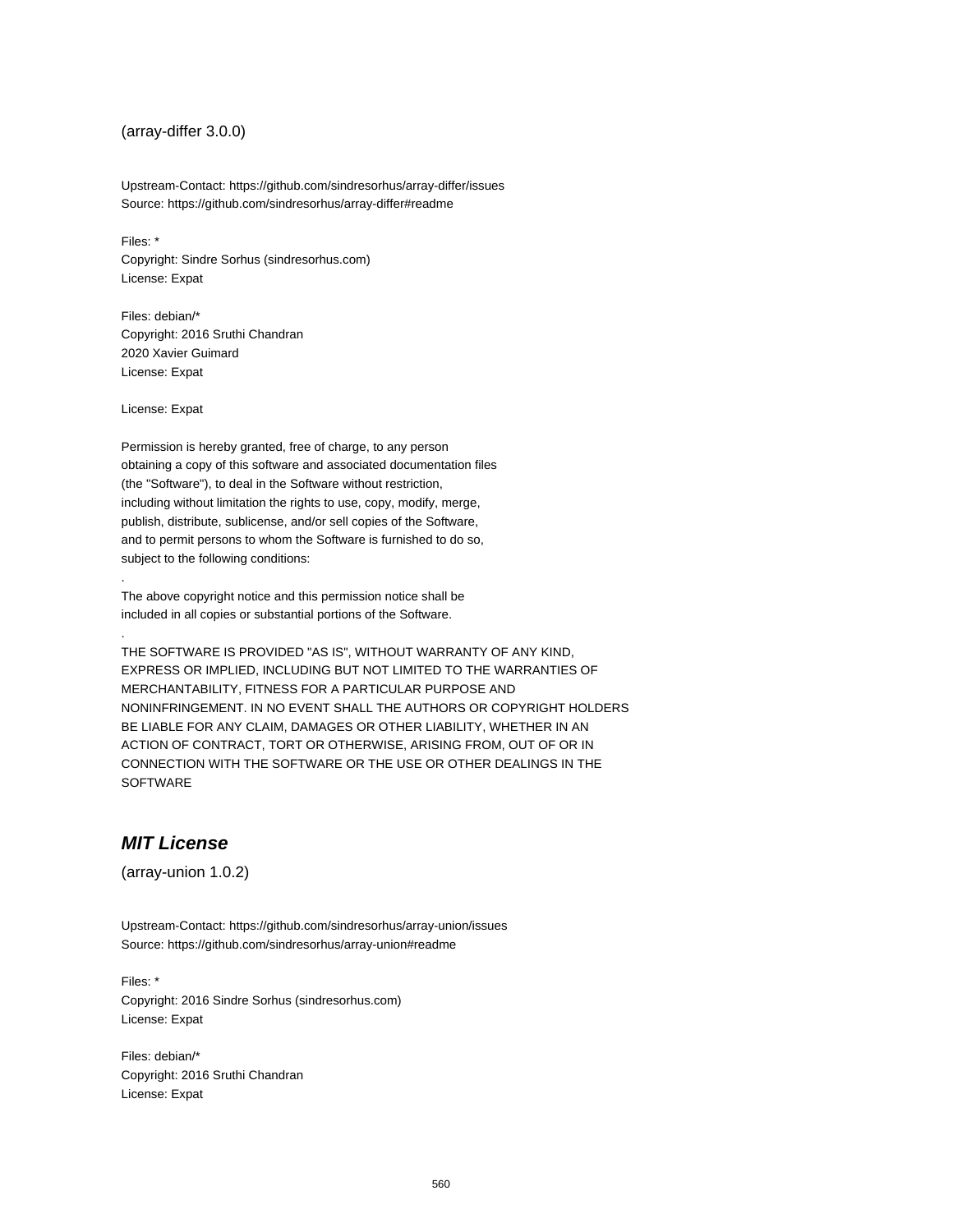(array-differ 3.0.0)

Upstream-Contact: https://github.com/sindresorhus/array-differ/issues
Source: https://github.com/sindresorhus/array-differ#readme

Files: *
Copyright: Sindre Sorhus (sindresorhus.com)
License: Expat

Files: debian/*
Copyright: 2016 Sruthi Chandran
2020 Xavier Guimard
License: Expat

License: Expat

Permission is hereby granted, free of charge, to any person
obtaining a copy of this software and associated documentation files
(the "Software"), to deal in the Software without restriction,
including without limitation the rights to use, copy, modify, merge,
publish, distribute, sublicense, and/or sell copies of the Software,
and to permit persons to whom the Software is furnished to do so,
subject to the following conditions:
.
The above copyright notice and this permission notice shall be
included in all copies or substantial portions of the Software.
.
THE SOFTWARE IS PROVIDED "AS IS", WITHOUT WARRANTY OF ANY KIND,
EXPRESS OR IMPLIED, INCLUDING BUT NOT LIMITED TO THE WARRANTIES OF
MERCHANTABILITY, FITNESS FOR A PARTICULAR PURPOSE AND
NONINFRINGEMENT. IN NO EVENT SHALL THE AUTHORS OR COPYRIGHT HOLDERS
BE LIABLE FOR ANY CLAIM, DAMAGES OR OTHER LIABILITY, WHETHER IN AN
ACTION OF CONTRACT, TORT OR OTHERWISE, ARISING FROM, OUT OF OR IN
CONNECTION WITH THE SOFTWARE OR THE USE OR OTHER DEALINGS IN THE
SOFTWARE

## *MIT License*

(array-union 1.0.2)

Upstream-Contact: https://github.com/sindresorhus/array-union/issues
Source: https://github.com/sindresorhus/array-union#readme

Files: *
Copyright: 2016 Sindre Sorhus (sindresorhus.com)
License: Expat

Files: debian/*
Copyright: 2016 Sruthi Chandran
License: Expat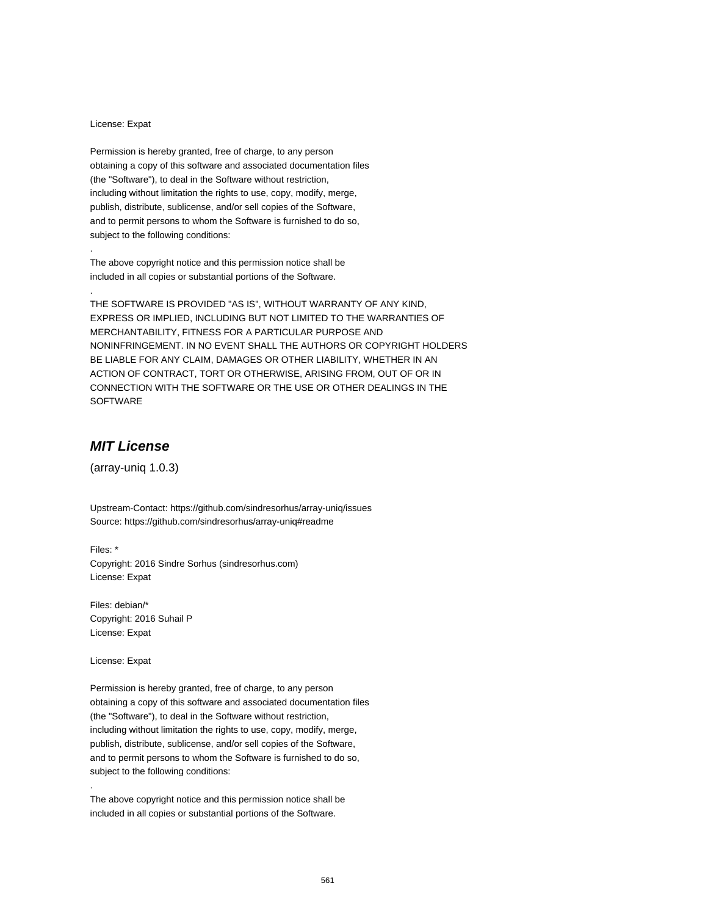License: Expat

Permission is hereby granted, free of charge, to any person
obtaining a copy of this software and associated documentation files
(the "Software"), to deal in the Software without restriction,
including without limitation the rights to use, copy, modify, merge,
publish, distribute, sublicense, and/or sell copies of the Software,
and to permit persons to whom the Software is furnished to do so,
subject to the following conditions:
.
The above copyright notice and this permission notice shall be
included in all copies or substantial portions of the Software.
.
THE SOFTWARE IS PROVIDED "AS IS", WITHOUT WARRANTY OF ANY KIND,
EXPRESS OR IMPLIED, INCLUDING BUT NOT LIMITED TO THE WARRANTIES OF
MERCHANTABILITY, FITNESS FOR A PARTICULAR PURPOSE AND
NONINFRINGEMENT. IN NO EVENT SHALL THE AUTHORS OR COPYRIGHT HOLDERS
BE LIABLE FOR ANY CLAIM, DAMAGES OR OTHER LIABILITY, WHETHER IN AN
ACTION OF CONTRACT, TORT OR OTHERWISE, ARISING FROM, OUT OF OR IN
CONNECTION WITH THE SOFTWARE OR THE USE OR OTHER DEALINGS IN THE
SOFTWARE

## ***MIT License***

(array-uniq 1.0.3)

Upstream-Contact: https://github.com/sindresorhus/array-uniq/issues
Source: https://github.com/sindresorhus/array-uniq#readme

Files: *
Copyright: 2016 Sindre Sorhus (sindresorhus.com)
License: Expat

Files: debian/*
Copyright: 2016 Suhail P
License: Expat

License: Expat

Permission is hereby granted, free of charge, to any person
obtaining a copy of this software and associated documentation files
(the "Software"), to deal in the Software without restriction,
including without limitation the rights to use, copy, modify, merge,
publish, distribute, sublicense, and/or sell copies of the Software,
and to permit persons to whom the Software is furnished to do so,
subject to the following conditions:
.
The above copyright notice and this permission notice shall be
included in all copies or substantial portions of the Software.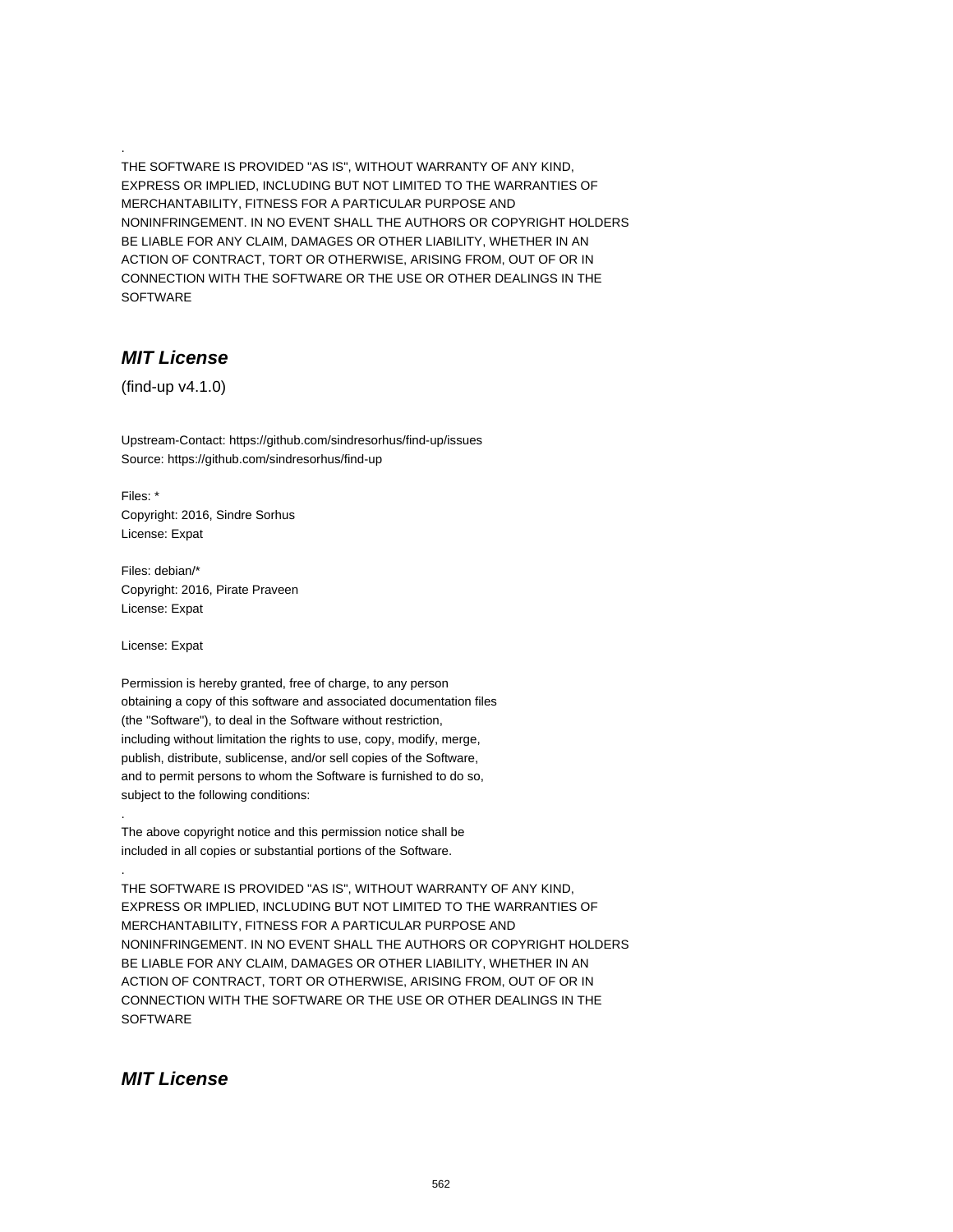.
THE SOFTWARE IS PROVIDED "AS IS", WITHOUT WARRANTY OF ANY KIND,
EXPRESS OR IMPLIED, INCLUDING BUT NOT LIMITED TO THE WARRANTIES OF
MERCHANTABILITY, FITNESS FOR A PARTICULAR PURPOSE AND
NONINFRINGEMENT. IN NO EVENT SHALL THE AUTHORS OR COPYRIGHT HOLDERS
BE LIABLE FOR ANY CLAIM, DAMAGES OR OTHER LIABILITY, WHETHER IN AN
ACTION OF CONTRACT, TORT OR OTHERWISE, ARISING FROM, OUT OF OR IN
CONNECTION WITH THE SOFTWARE OR THE USE OR OTHER DEALINGS IN THE
SOFTWARE

## *MIT License*

(find-up v4.1.0)

Upstream-Contact: https://github.com/sindresorhus/find-up/issues
Source: https://github.com/sindresorhus/find-up

Files: *
Copyright: 2016, Sindre Sorhus
License: Expat

Files: debian/*
Copyright: 2016, Pirate Praveen
License: Expat

License: Expat

Permission is hereby granted, free of charge, to any person
obtaining a copy of this software and associated documentation files
(the "Software"), to deal in the Software without restriction,
including without limitation the rights to use, copy, modify, merge,
publish, distribute, sublicense, and/or sell copies of the Software,
and to permit persons to whom the Software is furnished to do so,
subject to the following conditions:

.
The above copyright notice and this permission notice shall be
included in all copies or substantial portions of the Software.

.
THE SOFTWARE IS PROVIDED "AS IS", WITHOUT WARRANTY OF ANY KIND,
EXPRESS OR IMPLIED, INCLUDING BUT NOT LIMITED TO THE WARRANTIES OF
MERCHANTABILITY, FITNESS FOR A PARTICULAR PURPOSE AND
NONINFRINGEMENT. IN NO EVENT SHALL THE AUTHORS OR COPYRIGHT HOLDERS
BE LIABLE FOR ANY CLAIM, DAMAGES OR OTHER LIABILITY, WHETHER IN AN
ACTION OF CONTRACT, TORT OR OTHERWISE, ARISING FROM, OUT OF OR IN
CONNECTION WITH THE SOFTWARE OR THE USE OR OTHER DEALINGS IN THE
SOFTWARE

## *MIT License*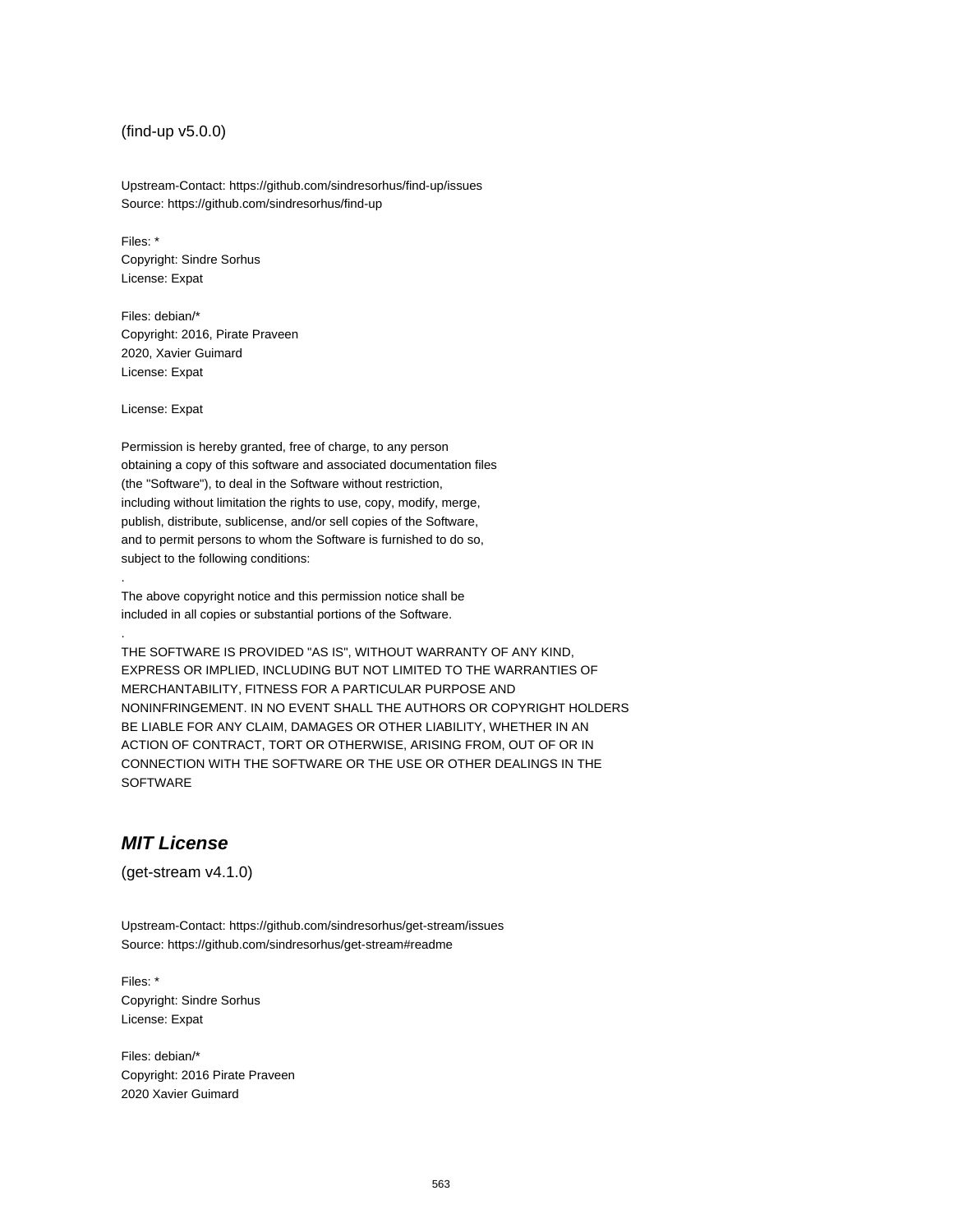(find-up v5.0.0)

Upstream-Contact: https://github.com/sindresorhus/find-up/issues
Source: https://github.com/sindresorhus/find-up

Files: *
Copyright: Sindre Sorhus
License: Expat

Files: debian/*
Copyright: 2016, Pirate Praveen
2020, Xavier Guimard
License: Expat

License: Expat

Permission is hereby granted, free of charge, to any person
obtaining a copy of this software and associated documentation files
(the "Software"), to deal in the Software without restriction,
including without limitation the rights to use, copy, modify, merge,
publish, distribute, sublicense, and/or sell copies of the Software,
and to permit persons to whom the Software is furnished to do so,
subject to the following conditions:
.
The above copyright notice and this permission notice shall be
included in all copies or substantial portions of the Software.
.
THE SOFTWARE IS PROVIDED "AS IS", WITHOUT WARRANTY OF ANY KIND,
EXPRESS OR IMPLIED, INCLUDING BUT NOT LIMITED TO THE WARRANTIES OF
MERCHANTABILITY, FITNESS FOR A PARTICULAR PURPOSE AND
NONINFRINGEMENT. IN NO EVENT SHALL THE AUTHORS OR COPYRIGHT HOLDERS
BE LIABLE FOR ANY CLAIM, DAMAGES OR OTHER LIABILITY, WHETHER IN AN
ACTION OF CONTRACT, TORT OR OTHERWISE, ARISING FROM, OUT OF OR IN
CONNECTION WITH THE SOFTWARE OR THE USE OR OTHER DEALINGS IN THE
SOFTWARE

## *MIT License*

(get-stream v4.1.0)

Upstream-Contact: https://github.com/sindresorhus/get-stream/issues
Source: https://github.com/sindresorhus/get-stream#readme

Files: *
Copyright: Sindre Sorhus
License: Expat

Files: debian/*
Copyright: 2016 Pirate Praveen
2020 Xavier Guimard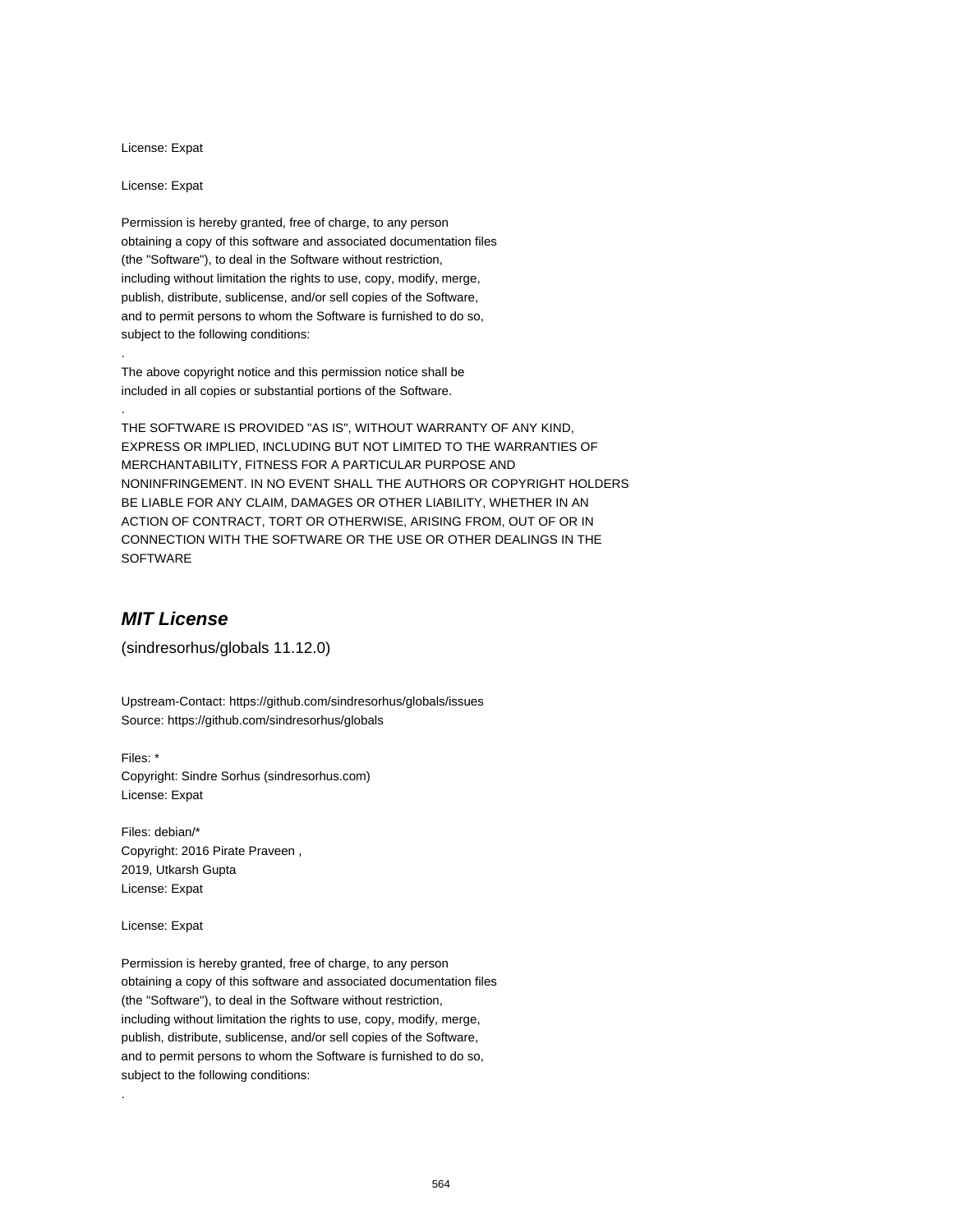License: Expat

License: Expat

Permission is hereby granted, free of charge, to any person
obtaining a copy of this software and associated documentation files
(the "Software"), to deal in the Software without restriction,
including without limitation the rights to use, copy, modify, merge,
publish, distribute, sublicense, and/or sell copies of the Software,
and to permit persons to whom the Software is furnished to do so,
subject to the following conditions:

.

The above copyright notice and this permission notice shall be
included in all copies or substantial portions of the Software.

.

THE SOFTWARE IS PROVIDED "AS IS", WITHOUT WARRANTY OF ANY KIND,
EXPRESS OR IMPLIED, INCLUDING BUT NOT LIMITED TO THE WARRANTIES OF
MERCHANTABILITY, FITNESS FOR A PARTICULAR PURPOSE AND
NONINFRINGEMENT. IN NO EVENT SHALL THE AUTHORS OR COPYRIGHT HOLDERS
BE LIABLE FOR ANY CLAIM, DAMAGES OR OTHER LIABILITY, WHETHER IN AN
ACTION OF CONTRACT, TORT OR OTHERWISE, ARISING FROM, OUT OF OR IN
CONNECTION WITH THE SOFTWARE OR THE USE OR OTHER DEALINGS IN THE
SOFTWARE

## *MIT License*

(sindresorhus/globals 11.12.0)

Upstream-Contact: https://github.com/sindresorhus/globals/issues
Source: https://github.com/sindresorhus/globals

Files: *
Copyright: Sindre Sorhus (sindresorhus.com)
License: Expat

Files: debian/*
Copyright: 2016 Pirate Praveen ,
2019, Utkarsh Gupta
License: Expat

License: Expat

Permission is hereby granted, free of charge, to any person
obtaining a copy of this software and associated documentation files
(the "Software"), to deal in the Software without restriction,
including without limitation the rights to use, copy, modify, merge,
publish, distribute, sublicense, and/or sell copies of the Software,
and to permit persons to whom the Software is furnished to do so,
subject to the following conditions:

.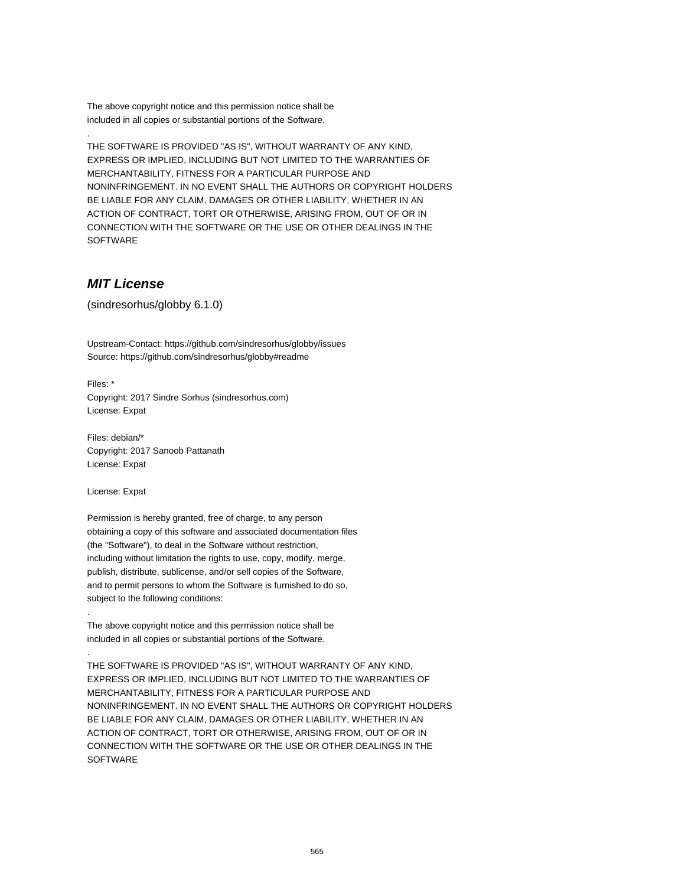The above copyright notice and this permission notice shall be
included in all copies or substantial portions of the Software.

.

THE SOFTWARE IS PROVIDED "AS IS", WITHOUT WARRANTY OF ANY KIND,
EXPRESS OR IMPLIED, INCLUDING BUT NOT LIMITED TO THE WARRANTIES OF
MERCHANTABILITY, FITNESS FOR A PARTICULAR PURPOSE AND
NONINFRINGEMENT. IN NO EVENT SHALL THE AUTHORS OR COPYRIGHT HOLDERS
BE LIABLE FOR ANY CLAIM, DAMAGES OR OTHER LIABILITY, WHETHER IN AN
ACTION OF CONTRACT, TORT OR OTHERWISE, ARISING FROM, OUT OF OR IN
CONNECTION WITH THE SOFTWARE OR THE USE OR OTHER DEALINGS IN THE
SOFTWARE

## *MIT License*

(sindresorhus/globby 6.1.0)

Upstream-Contact: https://github.com/sindresorhus/globby/issues
Source: https://github.com/sindresorhus/globby#readme

Files: *
Copyright: 2017 Sindre Sorhus (sindresorhus.com)
License: Expat

Files: debian/*
Copyright: 2017 Sanoob Pattanath
License: Expat

License: Expat

Permission is hereby granted, free of charge, to any person
obtaining a copy of this software and associated documentation files
(the "Software"), to deal in the Software without restriction,
including without limitation the rights to use, copy, modify, merge,
publish, distribute, sublicense, and/or sell copies of the Software,
and to permit persons to whom the Software is furnished to do so,
subject to the following conditions:

.

The above copyright notice and this permission notice shall be
included in all copies or substantial portions of the Software.

.

THE SOFTWARE IS PROVIDED "AS IS", WITHOUT WARRANTY OF ANY KIND,
EXPRESS OR IMPLIED, INCLUDING BUT NOT LIMITED TO THE WARRANTIES OF
MERCHANTABILITY, FITNESS FOR A PARTICULAR PURPOSE AND
NONINFRINGEMENT. IN NO EVENT SHALL THE AUTHORS OR COPYRIGHT HOLDERS
BE LIABLE FOR ANY CLAIM, DAMAGES OR OTHER LIABILITY, WHETHER IN AN
ACTION OF CONTRACT, TORT OR OTHERWISE, ARISING FROM, OUT OF OR IN
CONNECTION WITH THE SOFTWARE OR THE USE OR OTHER DEALINGS IN THE
SOFTWARE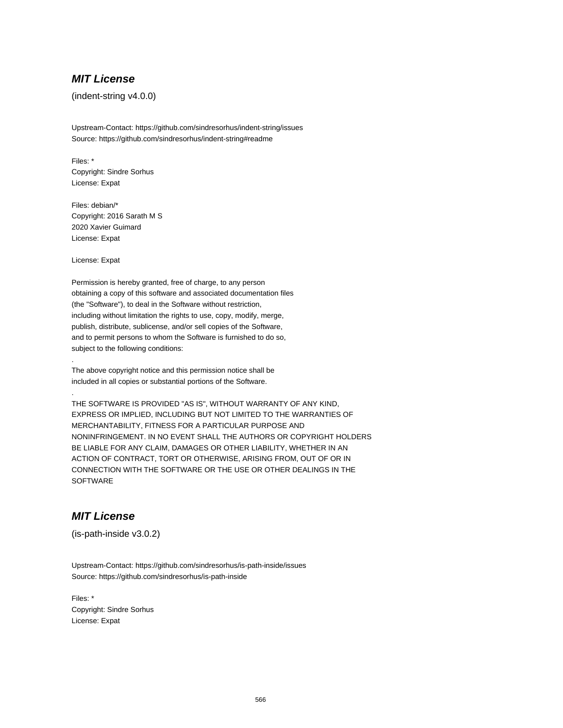## ***MIT License***

(indent-string v4.0.0)

Upstream-Contact: https://github.com/sindresorhus/indent-string/issues
Source: https://github.com/sindresorhus/indent-string#readme

Files: *
Copyright: Sindre Sorhus
License: Expat

Files: debian/*
Copyright: 2016 Sarath M S
2020 Xavier Guimard
License: Expat

License: Expat

Permission is hereby granted, free of charge, to any person
obtaining a copy of this software and associated documentation files
(the "Software"), to deal in the Software without restriction,
including without limitation the rights to use, copy, modify, merge,
publish, distribute, sublicense, and/or sell copies of the Software,
and to permit persons to whom the Software is furnished to do so,
subject to the following conditions:

.

The above copyright notice and this permission notice shall be
included in all copies or substantial portions of the Software.

.

THE SOFTWARE IS PROVIDED "AS IS", WITHOUT WARRANTY OF ANY KIND,
EXPRESS OR IMPLIED, INCLUDING BUT NOT LIMITED TO THE WARRANTIES OF
MERCHANTABILITY, FITNESS FOR A PARTICULAR PURPOSE AND
NONINFRINGEMENT. IN NO EVENT SHALL THE AUTHORS OR COPYRIGHT HOLDERS
BE LIABLE FOR ANY CLAIM, DAMAGES OR OTHER LIABILITY, WHETHER IN AN
ACTION OF CONTRACT, TORT OR OTHERWISE, ARISING FROM, OUT OF OR IN
CONNECTION WITH THE SOFTWARE OR THE USE OR OTHER DEALINGS IN THE
SOFTWARE

## ***MIT License***

(is-path-inside v3.0.2)

Upstream-Contact: https://github.com/sindresorhus/is-path-inside/issues
Source: https://github.com/sindresorhus/is-path-inside

Files: *
Copyright: Sindre Sorhus
License: Expat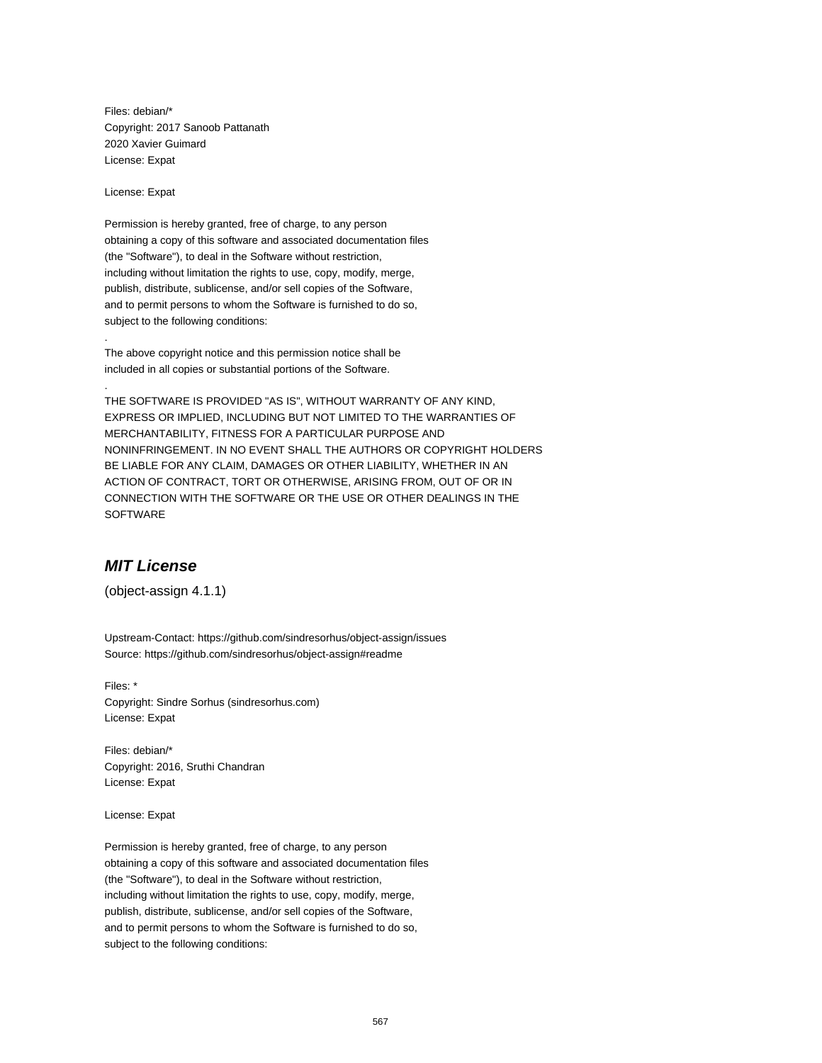Files: debian/*
Copyright: 2017 Sanoob Pattanath
2020 Xavier Guimard
License: Expat

License: Expat

Permission is hereby granted, free of charge, to any person
obtaining a copy of this software and associated documentation files
(the "Software"), to deal in the Software without restriction,
including without limitation the rights to use, copy, modify, merge,
publish, distribute, sublicense, and/or sell copies of the Software,
and to permit persons to whom the Software is furnished to do so,
subject to the following conditions:
.
The above copyright notice and this permission notice shall be
included in all copies or substantial portions of the Software.
.
THE SOFTWARE IS PROVIDED "AS IS", WITHOUT WARRANTY OF ANY KIND,
EXPRESS OR IMPLIED, INCLUDING BUT NOT LIMITED TO THE WARRANTIES OF
MERCHANTABILITY, FITNESS FOR A PARTICULAR PURPOSE AND
NONINFRINGEMENT. IN NO EVENT SHALL THE AUTHORS OR COPYRIGHT HOLDERS
BE LIABLE FOR ANY CLAIM, DAMAGES OR OTHER LIABILITY, WHETHER IN AN
ACTION OF CONTRACT, TORT OR OTHERWISE, ARISING FROM, OUT OF OR IN
CONNECTION WITH THE SOFTWARE OR THE USE OR OTHER DEALINGS IN THE
SOFTWARE

## *MIT License*

(object-assign 4.1.1)

Upstream-Contact: https://github.com/sindresorhus/object-assign/issues
Source: https://github.com/sindresorhus/object-assign#readme

Files: *
Copyright: Sindre Sorhus (sindresorhus.com)
License: Expat

Files: debian/*
Copyright: 2016, Sruthi Chandran
License: Expat

License: Expat

Permission is hereby granted, free of charge, to any person
obtaining a copy of this software and associated documentation files
(the "Software"), to deal in the Software without restriction,
including without limitation the rights to use, copy, modify, merge,
publish, distribute, sublicense, and/or sell copies of the Software,
and to permit persons to whom the Software is furnished to do so,
subject to the following conditions: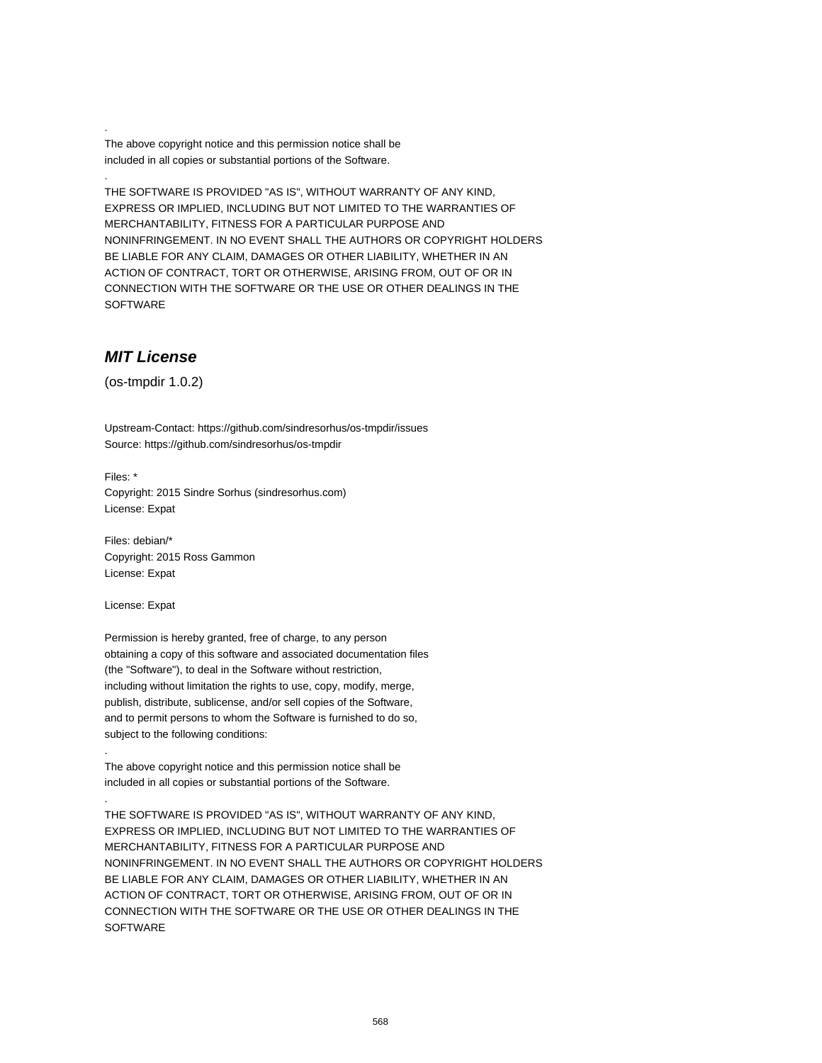.

The above copyright notice and this permission notice shall be
included in all copies or substantial portions of the Software.

.

THE SOFTWARE IS PROVIDED "AS IS", WITHOUT WARRANTY OF ANY KIND,
EXPRESS OR IMPLIED, INCLUDING BUT NOT LIMITED TO THE WARRANTIES OF
MERCHANTABILITY, FITNESS FOR A PARTICULAR PURPOSE AND
NONINFRINGEMENT. IN NO EVENT SHALL THE AUTHORS OR COPYRIGHT HOLDERS
BE LIABLE FOR ANY CLAIM, DAMAGES OR OTHER LIABILITY, WHETHER IN AN
ACTION OF CONTRACT, TORT OR OTHERWISE, ARISING FROM, OUT OF OR IN
CONNECTION WITH THE SOFTWARE OR THE USE OR OTHER DEALINGS IN THE
SOFTWARE

## *MIT License*

(os-tmpdir 1.0.2)

Upstream-Contact: https://github.com/sindresorhus/os-tmpdir/issues
Source: https://github.com/sindresorhus/os-tmpdir

Files: *
Copyright: 2015 Sindre Sorhus (sindresorhus.com)
License: Expat

Files: debian/*
Copyright: 2015 Ross Gammon
License: Expat

License: Expat

Permission is hereby granted, free of charge, to any person
obtaining a copy of this software and associated documentation files
(the "Software"), to deal in the Software without restriction,
including without limitation the rights to use, copy, modify, merge,
publish, distribute, sublicense, and/or sell copies of the Software,
and to permit persons to whom the Software is furnished to do so,
subject to the following conditions:

.

The above copyright notice and this permission notice shall be
included in all copies or substantial portions of the Software.

.

THE SOFTWARE IS PROVIDED "AS IS", WITHOUT WARRANTY OF ANY KIND,
EXPRESS OR IMPLIED, INCLUDING BUT NOT LIMITED TO THE WARRANTIES OF
MERCHANTABILITY, FITNESS FOR A PARTICULAR PURPOSE AND
NONINFRINGEMENT. IN NO EVENT SHALL THE AUTHORS OR COPYRIGHT HOLDERS
BE LIABLE FOR ANY CLAIM, DAMAGES OR OTHER LIABILITY, WHETHER IN AN
ACTION OF CONTRACT, TORT OR OTHERWISE, ARISING FROM, OUT OF OR IN
CONNECTION WITH THE SOFTWARE OR THE USE OR OTHER DEALINGS IN THE
SOFTWARE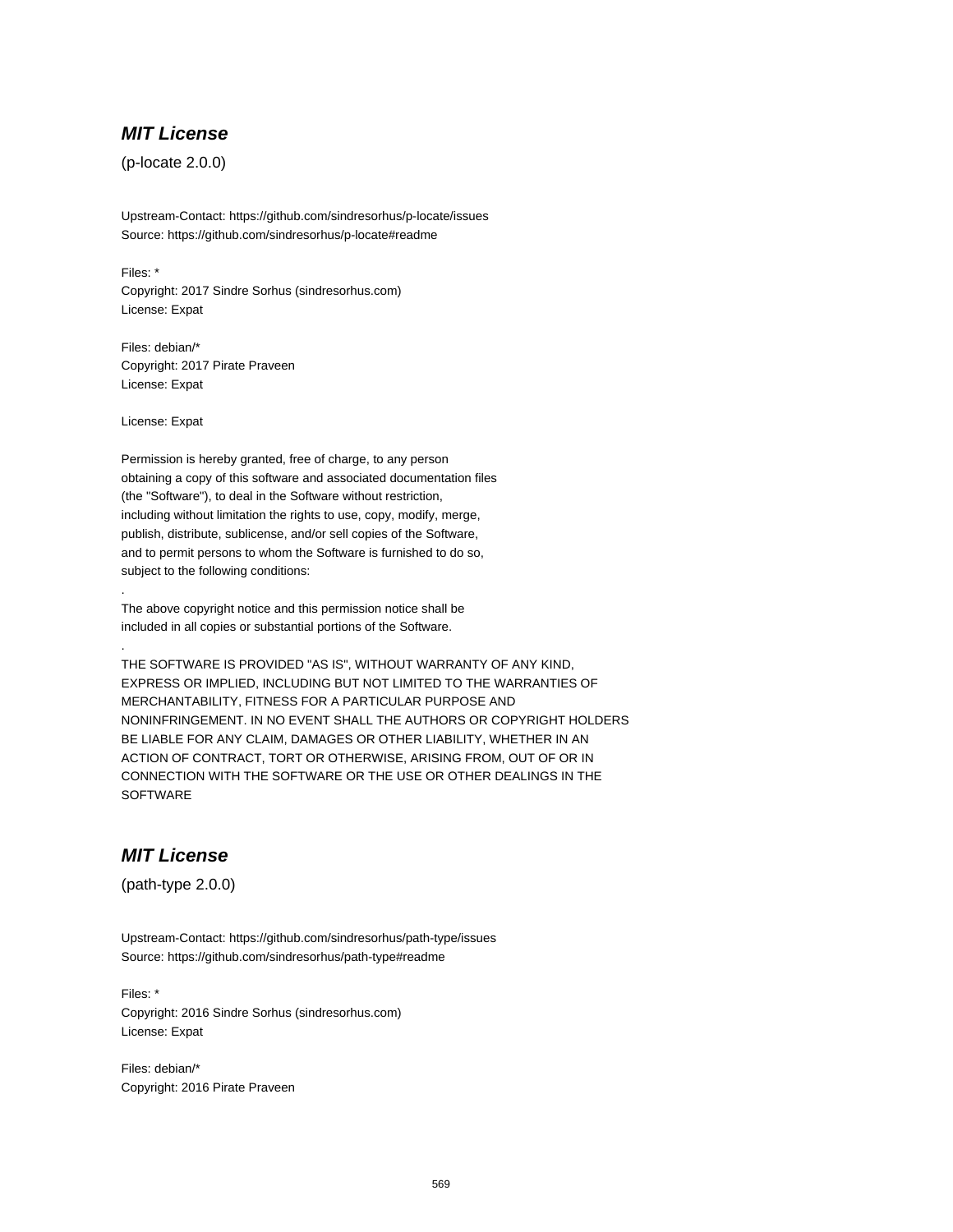### ***MIT License***

(p-locate 2.0.0)

Upstream-Contact: https://github.com/sindresorhus/p-locate/issues
Source: https://github.com/sindresorhus/p-locate#readme

Files: *
Copyright: 2017 Sindre Sorhus (sindresorhus.com)
License: Expat

Files: debian/*
Copyright: 2017 Pirate Praveen
License: Expat

License: Expat

Permission is hereby granted, free of charge, to any person
obtaining a copy of this software and associated documentation files
(the "Software"), to deal in the Software without restriction,
including without limitation the rights to use, copy, modify, merge,
publish, distribute, sublicense, and/or sell copies of the Software,
and to permit persons to whom the Software is furnished to do so,
subject to the following conditions:
.
The above copyright notice and this permission notice shall be
included in all copies or substantial portions of the Software.
.
THE SOFTWARE IS PROVIDED "AS IS", WITHOUT WARRANTY OF ANY KIND,
EXPRESS OR IMPLIED, INCLUDING BUT NOT LIMITED TO THE WARRANTIES OF
MERCHANTABILITY, FITNESS FOR A PARTICULAR PURPOSE AND
NONINFRINGEMENT. IN NO EVENT SHALL THE AUTHORS OR COPYRIGHT HOLDERS
BE LIABLE FOR ANY CLAIM, DAMAGES OR OTHER LIABILITY, WHETHER IN AN
ACTION OF CONTRACT, TORT OR OTHERWISE, ARISING FROM, OUT OF OR IN
CONNECTION WITH THE SOFTWARE OR THE USE OR OTHER DEALINGS IN THE
SOFTWARE

### ***MIT License***

(path-type 2.0.0)

Upstream-Contact: https://github.com/sindresorhus/path-type/issues
Source: https://github.com/sindresorhus/path-type#readme

Files: *
Copyright: 2016 Sindre Sorhus (sindresorhus.com)
License: Expat

Files: debian/*
Copyright: 2016 Pirate Praveen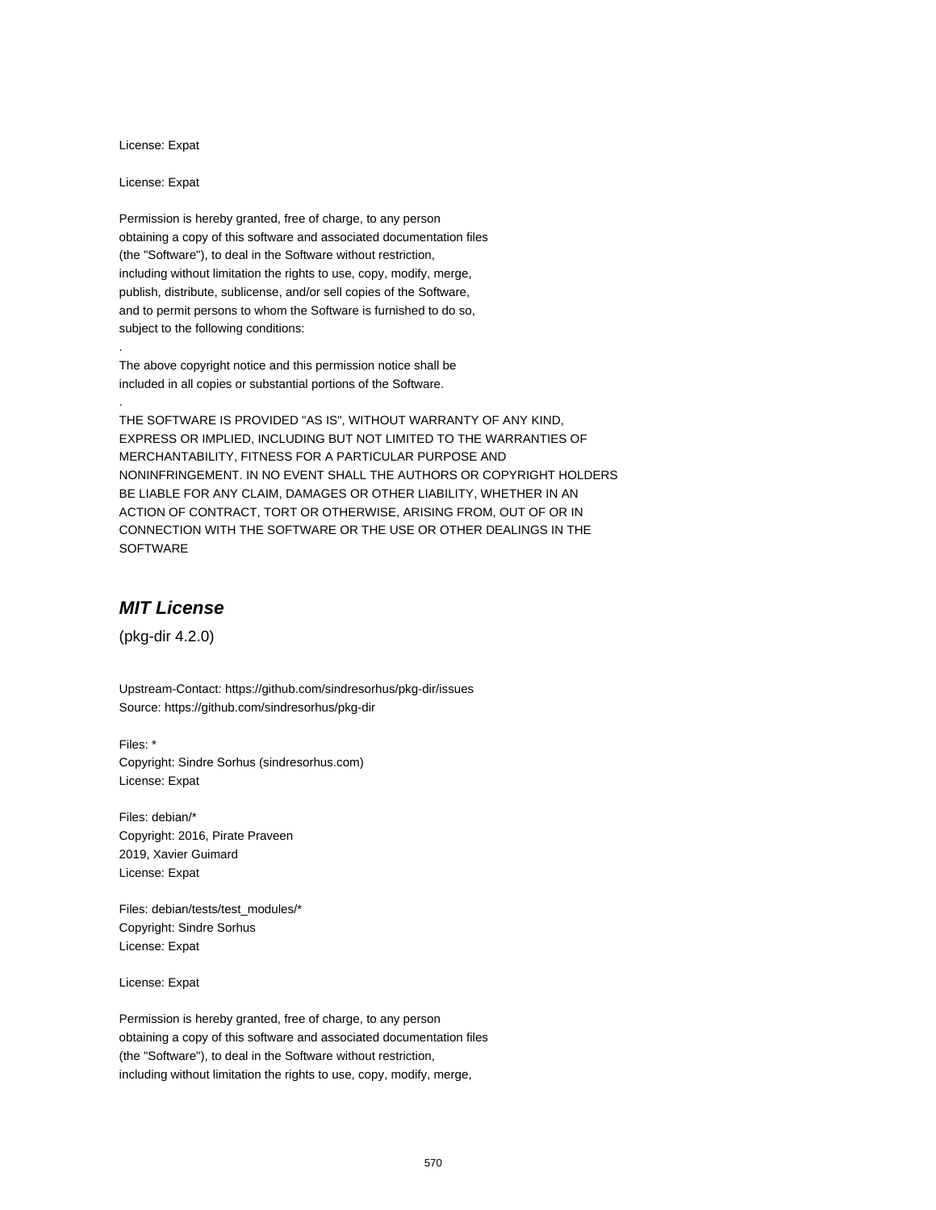License: Expat

License: Expat

Permission is hereby granted, free of charge, to any person
obtaining a copy of this software and associated documentation files
(the "Software"), to deal in the Software without restriction,
including without limitation the rights to use, copy, modify, merge,
publish, distribute, sublicense, and/or sell copies of the Software,
and to permit persons to whom the Software is furnished to do so,
subject to the following conditions:

.

The above copyright notice and this permission notice shall be
included in all copies or substantial portions of the Software.

.

THE SOFTWARE IS PROVIDED "AS IS", WITHOUT WARRANTY OF ANY KIND,
EXPRESS OR IMPLIED, INCLUDING BUT NOT LIMITED TO THE WARRANTIES OF
MERCHANTABILITY, FITNESS FOR A PARTICULAR PURPOSE AND
NONINFRINGEMENT. IN NO EVENT SHALL THE AUTHORS OR COPYRIGHT HOLDERS
BE LIABLE FOR ANY CLAIM, DAMAGES OR OTHER LIABILITY, WHETHER IN AN
ACTION OF CONTRACT, TORT OR OTHERWISE, ARISING FROM, OUT OF OR IN
CONNECTION WITH THE SOFTWARE OR THE USE OR OTHER DEALINGS IN THE
SOFTWARE

## *MIT License*

(pkg-dir 4.2.0)

Upstream-Contact: https://github.com/sindresorhus/pkg-dir/issues
Source: https://github.com/sindresorhus/pkg-dir

Files: *
Copyright: Sindre Sorhus (sindresorhus.com)
License: Expat

Files: debian/*
Copyright: 2016, Pirate Praveen
2019, Xavier Guimard
License: Expat

Files: debian/tests/test_modules/*
Copyright: Sindre Sorhus
License: Expat

License: Expat

Permission is hereby granted, free of charge, to any person
obtaining a copy of this software and associated documentation files
(the "Software"), to deal in the Software without restriction,
including without limitation the rights to use, copy, modify, merge,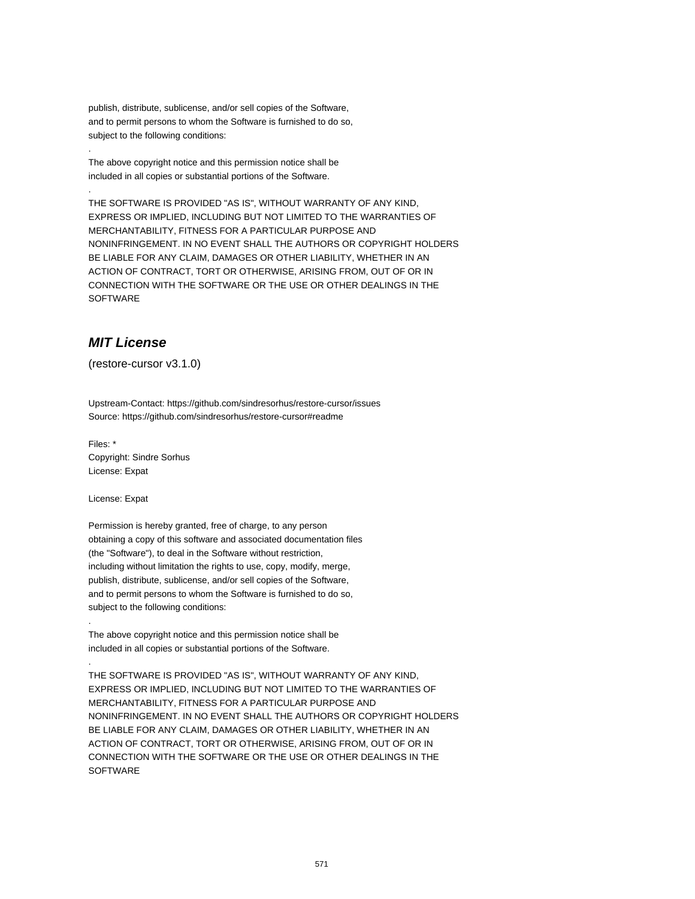publish, distribute, sublicense, and/or sell copies of the Software,
and to permit persons to whom the Software is furnished to do so,
subject to the following conditions:

.

The above copyright notice and this permission notice shall be
included in all copies or substantial portions of the Software.

.

THE SOFTWARE IS PROVIDED "AS IS", WITHOUT WARRANTY OF ANY KIND,
EXPRESS OR IMPLIED, INCLUDING BUT NOT LIMITED TO THE WARRANTIES OF
MERCHANTABILITY, FITNESS FOR A PARTICULAR PURPOSE AND
NONINFRINGEMENT. IN NO EVENT SHALL THE AUTHORS OR COPYRIGHT HOLDERS
BE LIABLE FOR ANY CLAIM, DAMAGES OR OTHER LIABILITY, WHETHER IN AN
ACTION OF CONTRACT, TORT OR OTHERWISE, ARISING FROM, OUT OF OR IN
CONNECTION WITH THE SOFTWARE OR THE USE OR OTHER DEALINGS IN THE
SOFTWARE

## ***MIT License***

(restore-cursor v3.1.0)

Upstream-Contact: https://github.com/sindresorhus/restore-cursor/issues
Source: https://github.com/sindresorhus/restore-cursor#readme

Files: *
Copyright: Sindre Sorhus
License: Expat

License: Expat

Permission is hereby granted, free of charge, to any person
obtaining a copy of this software and associated documentation files
(the "Software"), to deal in the Software without restriction,
including without limitation the rights to use, copy, modify, merge,
publish, distribute, sublicense, and/or sell copies of the Software,
and to permit persons to whom the Software is furnished to do so,
subject to the following conditions:

.

The above copyright notice and this permission notice shall be
included in all copies or substantial portions of the Software.

.

THE SOFTWARE IS PROVIDED "AS IS", WITHOUT WARRANTY OF ANY KIND,
EXPRESS OR IMPLIED, INCLUDING BUT NOT LIMITED TO THE WARRANTIES OF
MERCHANTABILITY, FITNESS FOR A PARTICULAR PURPOSE AND
NONINFRINGEMENT. IN NO EVENT SHALL THE AUTHORS OR COPYRIGHT HOLDERS
BE LIABLE FOR ANY CLAIM, DAMAGES OR OTHER LIABILITY, WHETHER IN AN
ACTION OF CONTRACT, TORT OR OTHERWISE, ARISING FROM, OUT OF OR IN
CONNECTION WITH THE SOFTWARE OR THE USE OR OTHER DEALINGS IN THE
SOFTWARE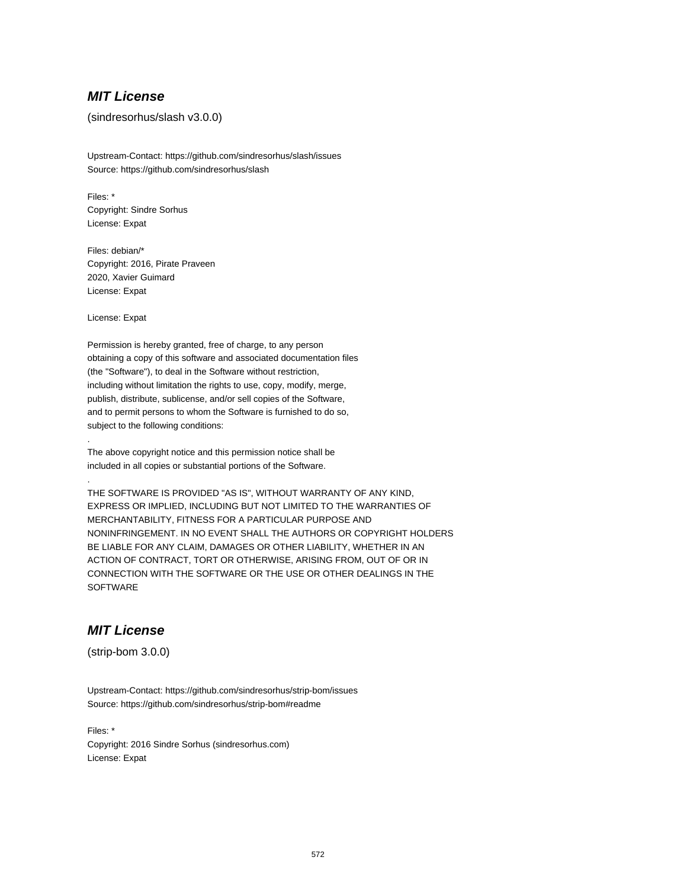## ***MIT License***

(sindresorhus/slash v3.0.0)

Upstream-Contact: https://github.com/sindresorhus/slash/issues
Source: https://github.com/sindresorhus/slash

Files: *
Copyright: Sindre Sorhus
License: Expat

Files: debian/*
Copyright: 2016, Pirate Praveen
2020, Xavier Guimard
License: Expat

License: Expat

Permission is hereby granted, free of charge, to any person
obtaining a copy of this software and associated documentation files
(the "Software"), to deal in the Software without restriction,
including without limitation the rights to use, copy, modify, merge,
publish, distribute, sublicense, and/or sell copies of the Software,
and to permit persons to whom the Software is furnished to do so,
subject to the following conditions:

.

The above copyright notice and this permission notice shall be
included in all copies or substantial portions of the Software.

.

THE SOFTWARE IS PROVIDED "AS IS", WITHOUT WARRANTY OF ANY KIND,
EXPRESS OR IMPLIED, INCLUDING BUT NOT LIMITED TO THE WARRANTIES OF
MERCHANTABILITY, FITNESS FOR A PARTICULAR PURPOSE AND
NONINFRINGEMENT. IN NO EVENT SHALL THE AUTHORS OR COPYRIGHT HOLDERS
BE LIABLE FOR ANY CLAIM, DAMAGES OR OTHER LIABILITY, WHETHER IN AN
ACTION OF CONTRACT, TORT OR OTHERWISE, ARISING FROM, OUT OF OR IN
CONNECTION WITH THE SOFTWARE OR THE USE OR OTHER DEALINGS IN THE
SOFTWARE

## ***MIT License***

(strip-bom 3.0.0)

Upstream-Contact: https://github.com/sindresorhus/strip-bom/issues
Source: https://github.com/sindresorhus/strip-bom#readme

Files: *
Copyright: 2016 Sindre Sorhus (sindresorhus.com)
License: Expat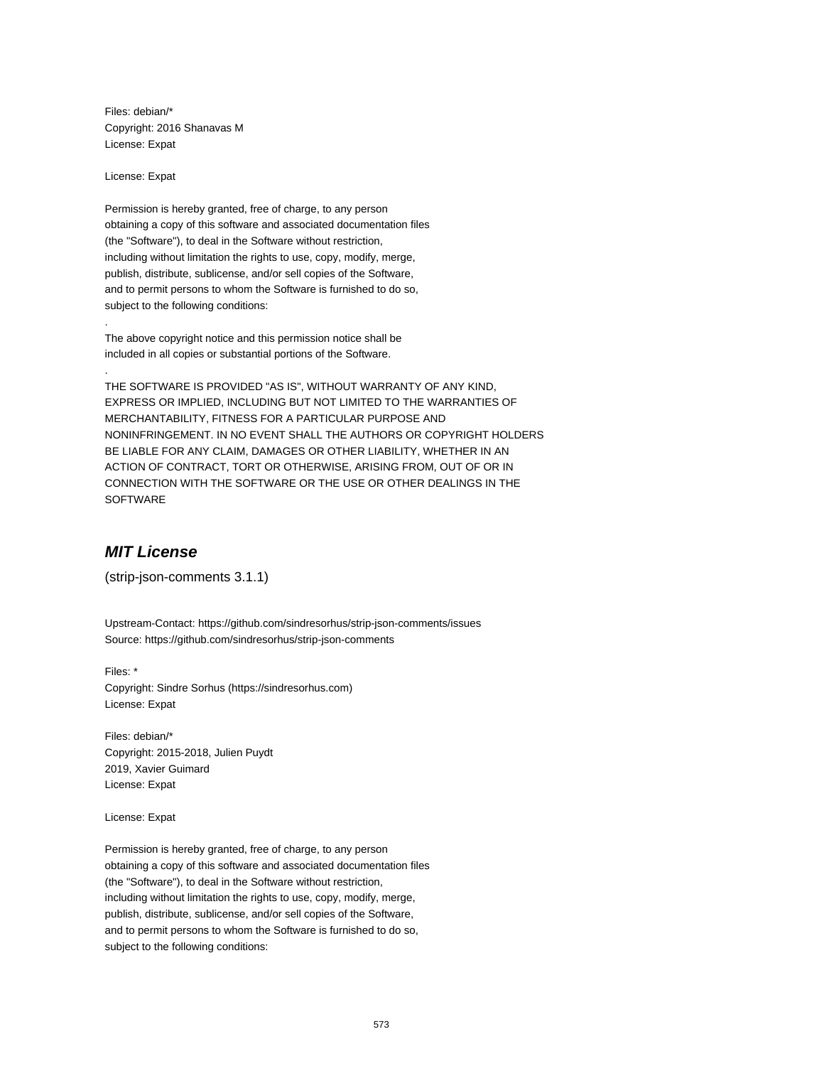Files: debian/*
Copyright: 2016 Shanavas M
License: Expat

License: Expat

Permission is hereby granted, free of charge, to any person
obtaining a copy of this software and associated documentation files
(the "Software"), to deal in the Software without restriction,
including without limitation the rights to use, copy, modify, merge,
publish, distribute, sublicense, and/or sell copies of the Software,
and to permit persons to whom the Software is furnished to do so,
subject to the following conditions:
.
The above copyright notice and this permission notice shall be
included in all copies or substantial portions of the Software.
.
THE SOFTWARE IS PROVIDED "AS IS", WITHOUT WARRANTY OF ANY KIND,
EXPRESS OR IMPLIED, INCLUDING BUT NOT LIMITED TO THE WARRANTIES OF
MERCHANTABILITY, FITNESS FOR A PARTICULAR PURPOSE AND
NONINFRINGEMENT. IN NO EVENT SHALL THE AUTHORS OR COPYRIGHT HOLDERS
BE LIABLE FOR ANY CLAIM, DAMAGES OR OTHER LIABILITY, WHETHER IN AN
ACTION OF CONTRACT, TORT OR OTHERWISE, ARISING FROM, OUT OF OR IN
CONNECTION WITH THE SOFTWARE OR THE USE OR OTHER DEALINGS IN THE
SOFTWARE

## *MIT License*

(strip-json-comments 3.1.1)

Upstream-Contact: https://github.com/sindresorhus/strip-json-comments/issues
Source: https://github.com/sindresorhus/strip-json-comments

Files: *
Copyright: Sindre Sorhus (https://sindresorhus.com)
License: Expat

Files: debian/*
Copyright: 2015-2018, Julien Puydt
2019, Xavier Guimard
License: Expat

License: Expat

Permission is hereby granted, free of charge, to any person
obtaining a copy of this software and associated documentation files
(the "Software"), to deal in the Software without restriction,
including without limitation the rights to use, copy, modify, merge,
publish, distribute, sublicense, and/or sell copies of the Software,
and to permit persons to whom the Software is furnished to do so,
subject to the following conditions: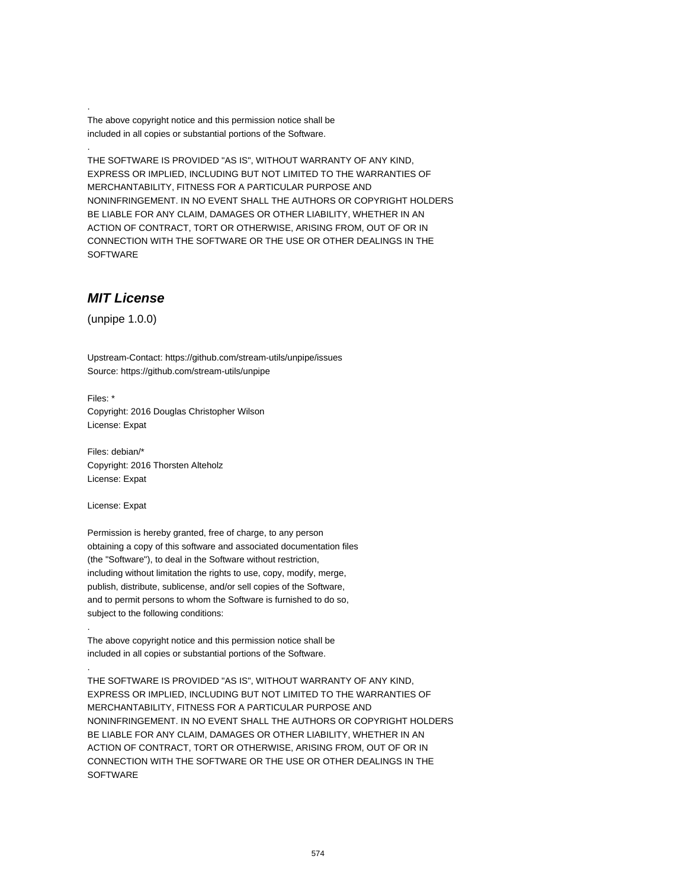.
The above copyright notice and this permission notice shall be
included in all copies or substantial portions of the Software.
.
THE SOFTWARE IS PROVIDED "AS IS", WITHOUT WARRANTY OF ANY KIND,
EXPRESS OR IMPLIED, INCLUDING BUT NOT LIMITED TO THE WARRANTIES OF
MERCHANTABILITY, FITNESS FOR A PARTICULAR PURPOSE AND
NONINFRINGEMENT. IN NO EVENT SHALL THE AUTHORS OR COPYRIGHT HOLDERS
BE LIABLE FOR ANY CLAIM, DAMAGES OR OTHER LIABILITY, WHETHER IN AN
ACTION OF CONTRACT, TORT OR OTHERWISE, ARISING FROM, OUT OF OR IN
CONNECTION WITH THE SOFTWARE OR THE USE OR OTHER DEALINGS IN THE
SOFTWARE

## *MIT License*

(unpipe 1.0.0)

Upstream-Contact: https://github.com/stream-utils/unpipe/issues
Source: https://github.com/stream-utils/unpipe

Files: *
Copyright: 2016 Douglas Christopher Wilson
License: Expat

Files: debian/*
Copyright: 2016 Thorsten Alteholz
License: Expat

License: Expat

Permission is hereby granted, free of charge, to any person
obtaining a copy of this software and associated documentation files
(the "Software"), to deal in the Software without restriction,
including without limitation the rights to use, copy, modify, merge,
publish, distribute, sublicense, and/or sell copies of the Software,
and to permit persons to whom the Software is furnished to do so,
subject to the following conditions:
.
The above copyright notice and this permission notice shall be
included in all copies or substantial portions of the Software.
.
THE SOFTWARE IS PROVIDED "AS IS", WITHOUT WARRANTY OF ANY KIND,
EXPRESS OR IMPLIED, INCLUDING BUT NOT LIMITED TO THE WARRANTIES OF
MERCHANTABILITY, FITNESS FOR A PARTICULAR PURPOSE AND
NONINFRINGEMENT. IN NO EVENT SHALL THE AUTHORS OR COPYRIGHT HOLDERS
BE LIABLE FOR ANY CLAIM, DAMAGES OR OTHER LIABILITY, WHETHER IN AN
ACTION OF CONTRACT, TORT OR OTHERWISE, ARISING FROM, OUT OF OR IN
CONNECTION WITH THE SOFTWARE OR THE USE OR OTHER DEALINGS IN THE
SOFTWARE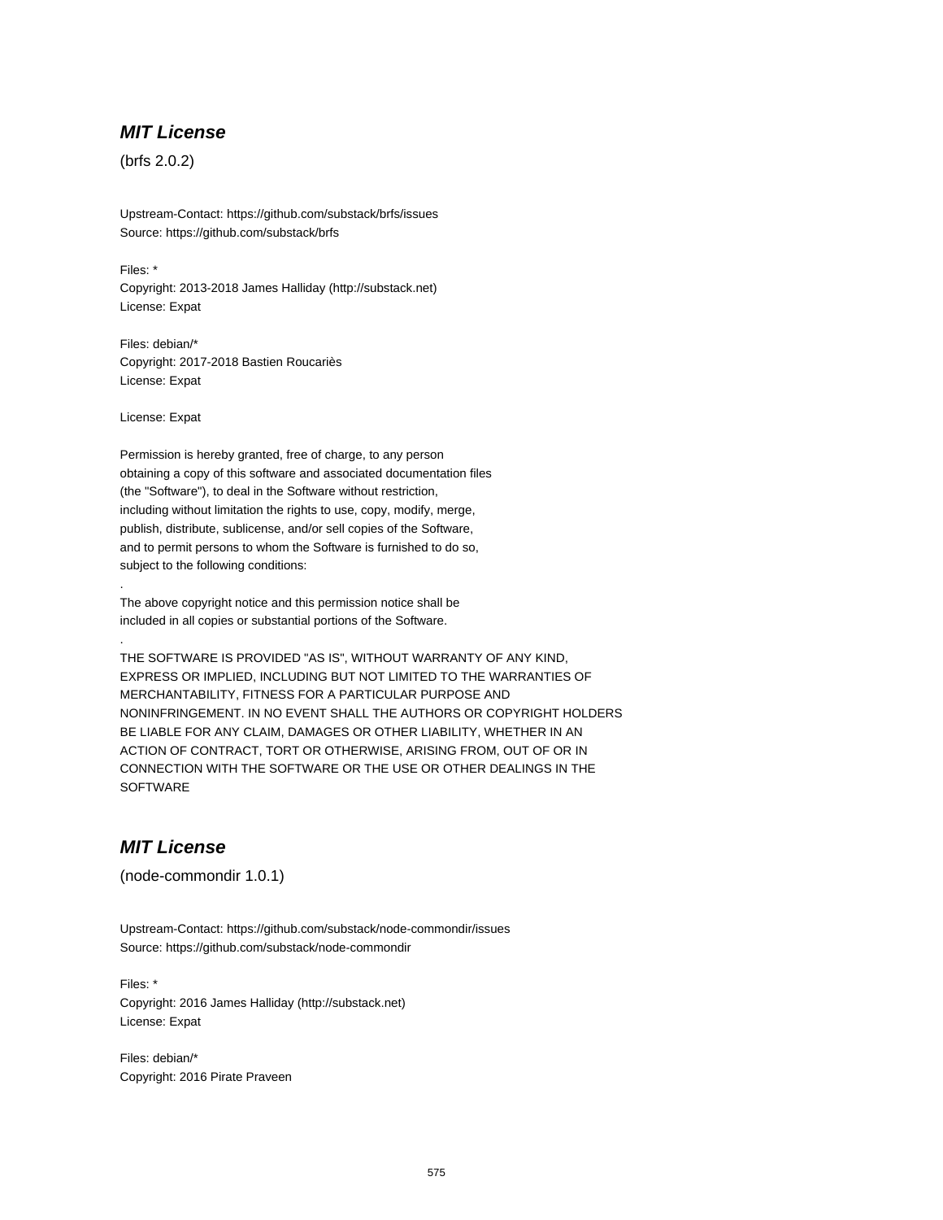## *MIT License*

(brfs 2.0.2)

Upstream-Contact: https://github.com/substack/brfs/issues
Source: https://github.com/substack/brfs

Files: *
Copyright: 2013-2018 James Halliday (http://substack.net)
License: Expat

Files: debian/*
Copyright: 2017-2018 Bastien Roucariès
License: Expat

License: Expat

Permission is hereby granted, free of charge, to any person
obtaining a copy of this software and associated documentation files
(the "Software"), to deal in the Software without restriction,
including without limitation the rights to use, copy, modify, merge,
publish, distribute, sublicense, and/or sell copies of the Software,
and to permit persons to whom the Software is furnished to do so,
subject to the following conditions:
.
The above copyright notice and this permission notice shall be
included in all copies or substantial portions of the Software.
.
THE SOFTWARE IS PROVIDED "AS IS", WITHOUT WARRANTY OF ANY KIND,
EXPRESS OR IMPLIED, INCLUDING BUT NOT LIMITED TO THE WARRANTIES OF
MERCHANTABILITY, FITNESS FOR A PARTICULAR PURPOSE AND
NONINFRINGEMENT. IN NO EVENT SHALL THE AUTHORS OR COPYRIGHT HOLDERS
BE LIABLE FOR ANY CLAIM, DAMAGES OR OTHER LIABILITY, WHETHER IN AN
ACTION OF CONTRACT, TORT OR OTHERWISE, ARISING FROM, OUT OF OR IN
CONNECTION WITH THE SOFTWARE OR THE USE OR OTHER DEALINGS IN THE
SOFTWARE

## *MIT License*

(node-commondir 1.0.1)

Upstream-Contact: https://github.com/substack/node-commondir/issues
Source: https://github.com/substack/node-commondir

Files: *
Copyright: 2016 James Halliday (http://substack.net)
License: Expat

Files: debian/*
Copyright: 2016 Pirate Praveen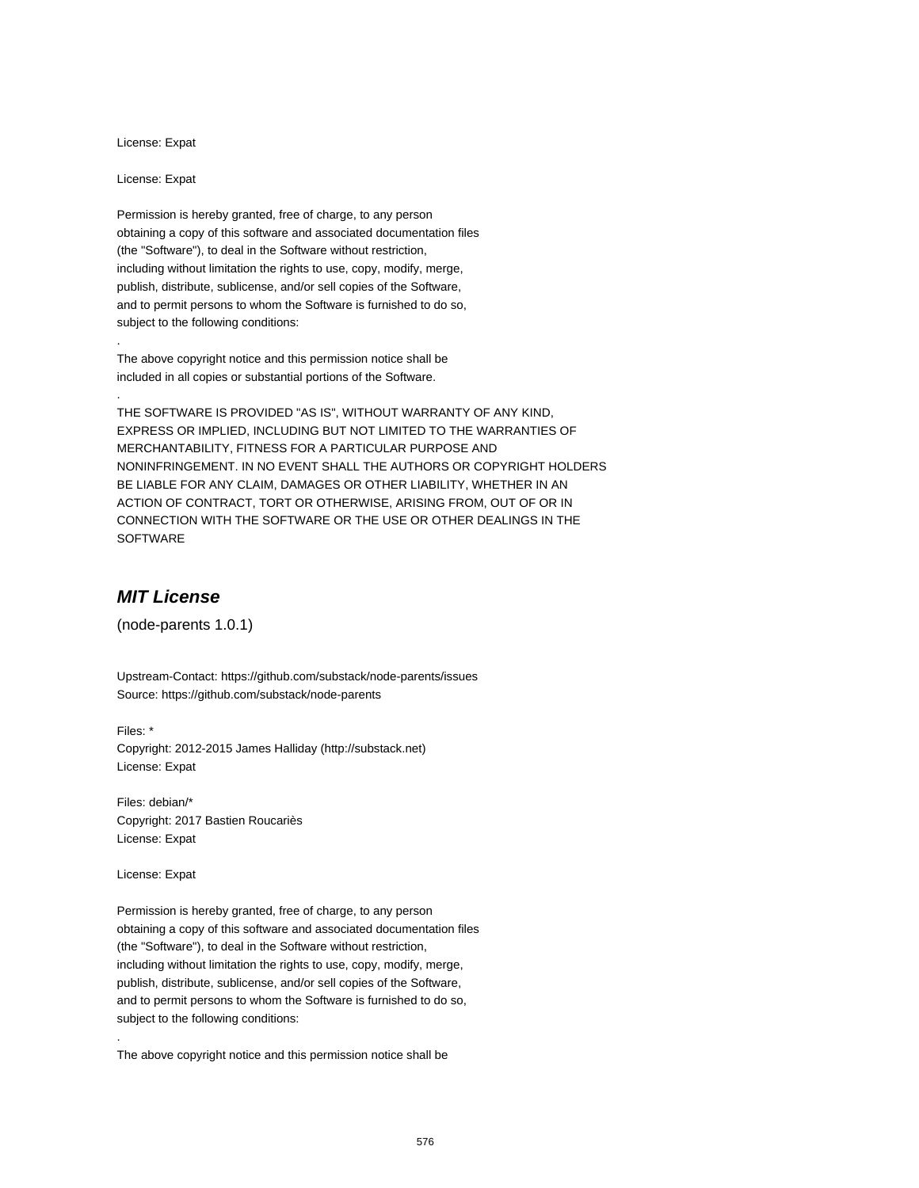License: Expat

License: Expat

Permission is hereby granted, free of charge, to any person
obtaining a copy of this software and associated documentation files
(the "Software"), to deal in the Software without restriction,
including without limitation the rights to use, copy, modify, merge,
publish, distribute, sublicense, and/or sell copies of the Software,
and to permit persons to whom the Software is furnished to do so,
subject to the following conditions:

.

The above copyright notice and this permission notice shall be
included in all copies or substantial portions of the Software.

.

THE SOFTWARE IS PROVIDED "AS IS", WITHOUT WARRANTY OF ANY KIND,
EXPRESS OR IMPLIED, INCLUDING BUT NOT LIMITED TO THE WARRANTIES OF
MERCHANTABILITY, FITNESS FOR A PARTICULAR PURPOSE AND
NONINFRINGEMENT. IN NO EVENT SHALL THE AUTHORS OR COPYRIGHT HOLDERS
BE LIABLE FOR ANY CLAIM, DAMAGES OR OTHER LIABILITY, WHETHER IN AN
ACTION OF CONTRACT, TORT OR OTHERWISE, ARISING FROM, OUT OF OR IN
CONNECTION WITH THE SOFTWARE OR THE USE OR OTHER DEALINGS IN THE
SOFTWARE

## *MIT License*

(node-parents 1.0.1)

Upstream-Contact: https://github.com/substack/node-parents/issues
Source: https://github.com/substack/node-parents

Files: *
Copyright: 2012-2015 James Halliday (http://substack.net)
License: Expat

Files: debian/*
Copyright: 2017 Bastien Roucariès
License: Expat

License: Expat

Permission is hereby granted, free of charge, to any person
obtaining a copy of this software and associated documentation files
(the "Software"), to deal in the Software without restriction,
including without limitation the rights to use, copy, modify, merge,
publish, distribute, sublicense, and/or sell copies of the Software,
and to permit persons to whom the Software is furnished to do so,
subject to the following conditions:

.

The above copyright notice and this permission notice shall be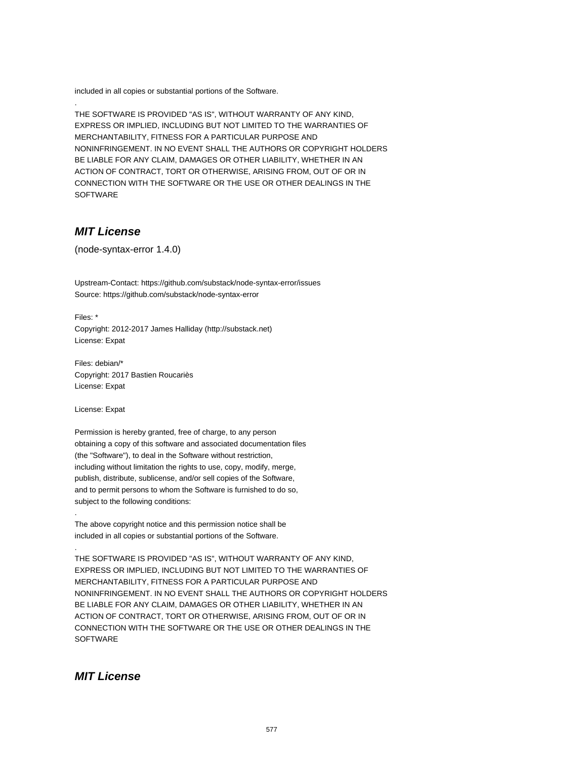included in all copies or substantial portions of the Software.

.

THE SOFTWARE IS PROVIDED "AS IS", WITHOUT WARRANTY OF ANY KIND,
EXPRESS OR IMPLIED, INCLUDING BUT NOT LIMITED TO THE WARRANTIES OF
MERCHANTABILITY, FITNESS FOR A PARTICULAR PURPOSE AND
NONINFRINGEMENT. IN NO EVENT SHALL THE AUTHORS OR COPYRIGHT HOLDERS
BE LIABLE FOR ANY CLAIM, DAMAGES OR OTHER LIABILITY, WHETHER IN AN
ACTION OF CONTRACT, TORT OR OTHERWISE, ARISING FROM, OUT OF OR IN
CONNECTION WITH THE SOFTWARE OR THE USE OR OTHER DEALINGS IN THE
SOFTWARE

## *MIT License*

(node-syntax-error 1.4.0)

Upstream-Contact: https://github.com/substack/node-syntax-error/issues
Source: https://github.com/substack/node-syntax-error

Files: *
Copyright: 2012-2017 James Halliday (http://substack.net)
License: Expat

Files: debian/*
Copyright: 2017 Bastien Roucariès
License: Expat

License: Expat

Permission is hereby granted, free of charge, to any person
obtaining a copy of this software and associated documentation files
(the "Software"), to deal in the Software without restriction,
including without limitation the rights to use, copy, modify, merge,
publish, distribute, sublicense, and/or sell copies of the Software,
and to permit persons to whom the Software is furnished to do so,
subject to the following conditions:

.

The above copyright notice and this permission notice shall be
included in all copies or substantial portions of the Software.

.

THE SOFTWARE IS PROVIDED "AS IS", WITHOUT WARRANTY OF ANY KIND,
EXPRESS OR IMPLIED, INCLUDING BUT NOT LIMITED TO THE WARRANTIES OF
MERCHANTABILITY, FITNESS FOR A PARTICULAR PURPOSE AND
NONINFRINGEMENT. IN NO EVENT SHALL THE AUTHORS OR COPYRIGHT HOLDERS
BE LIABLE FOR ANY CLAIM, DAMAGES OR OTHER LIABILITY, WHETHER IN AN
ACTION OF CONTRACT, TORT OR OTHERWISE, ARISING FROM, OUT OF OR IN
CONNECTION WITH THE SOFTWARE OR THE USE OR OTHER DEALINGS IN THE
SOFTWARE

## *MIT License*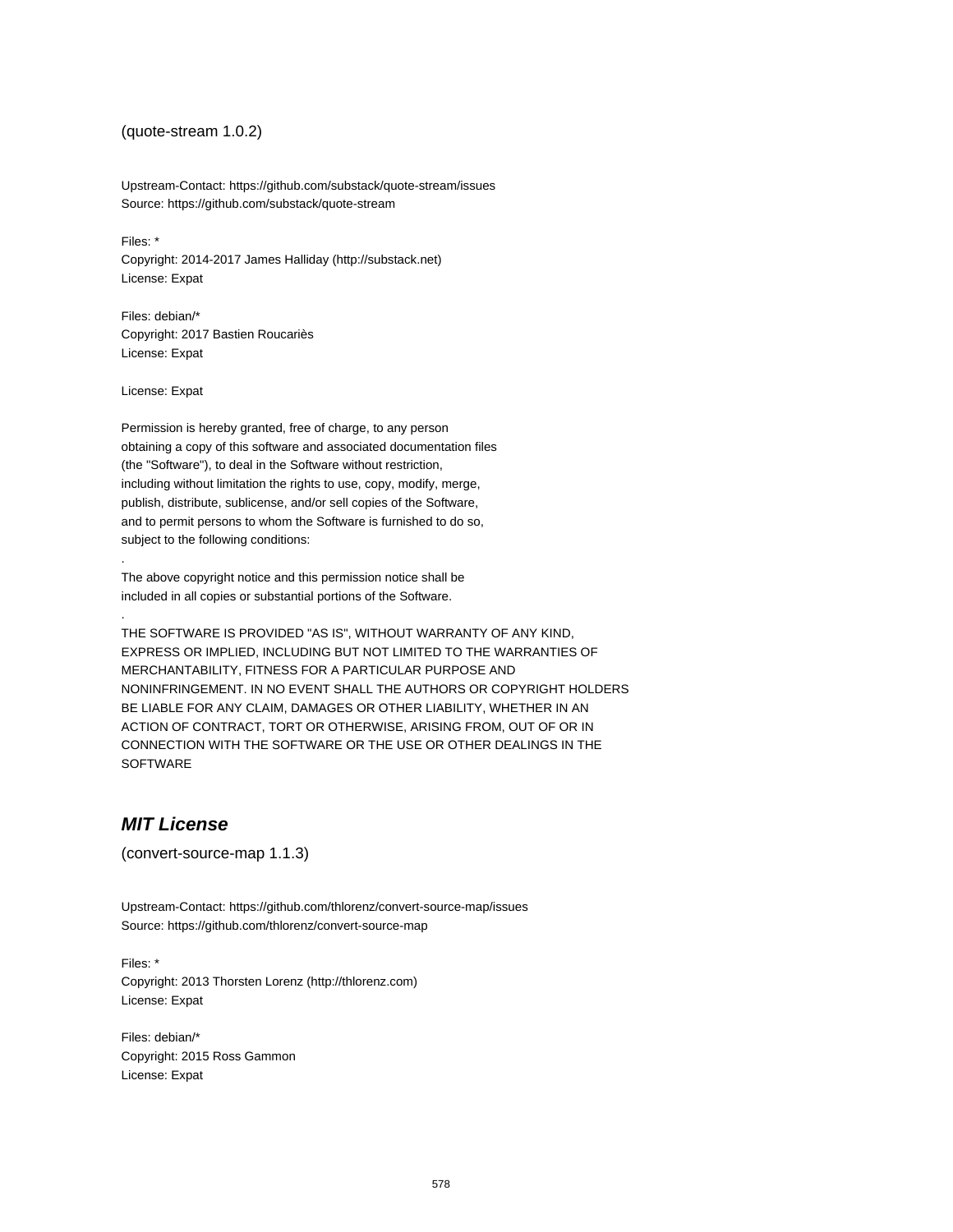(quote-stream 1.0.2)

Upstream-Contact: https://github.com/substack/quote-stream/issues
Source: https://github.com/substack/quote-stream

Files: *
Copyright: 2014-2017 James Halliday (http://substack.net)
License: Expat

Files: debian/*
Copyright: 2017 Bastien Roucariès
License: Expat

License: Expat

Permission is hereby granted, free of charge, to any person
obtaining a copy of this software and associated documentation files
(the "Software"), to deal in the Software without restriction,
including without limitation the rights to use, copy, modify, merge,
publish, distribute, sublicense, and/or sell copies of the Software,
and to permit persons to whom the Software is furnished to do so,
subject to the following conditions:

.

The above copyright notice and this permission notice shall be
included in all copies or substantial portions of the Software.

.

THE SOFTWARE IS PROVIDED "AS IS", WITHOUT WARRANTY OF ANY KIND,
EXPRESS OR IMPLIED, INCLUDING BUT NOT LIMITED TO THE WARRANTIES OF
MERCHANTABILITY, FITNESS FOR A PARTICULAR PURPOSE AND
NONINFRINGEMENT. IN NO EVENT SHALL THE AUTHORS OR COPYRIGHT HOLDERS
BE LIABLE FOR ANY CLAIM, DAMAGES OR OTHER LIABILITY, WHETHER IN AN
ACTION OF CONTRACT, TORT OR OTHERWISE, ARISING FROM, OUT OF OR IN
CONNECTION WITH THE SOFTWARE OR THE USE OR OTHER DEALINGS IN THE
SOFTWARE

## *MIT License*

(convert-source-map 1.1.3)

Upstream-Contact: https://github.com/thlorenz/convert-source-map/issues
Source: https://github.com/thlorenz/convert-source-map

Files: *
Copyright: 2013 Thorsten Lorenz (http://thlorenz.com)
License: Expat

Files: debian/*
Copyright: 2015 Ross Gammon
License: Expat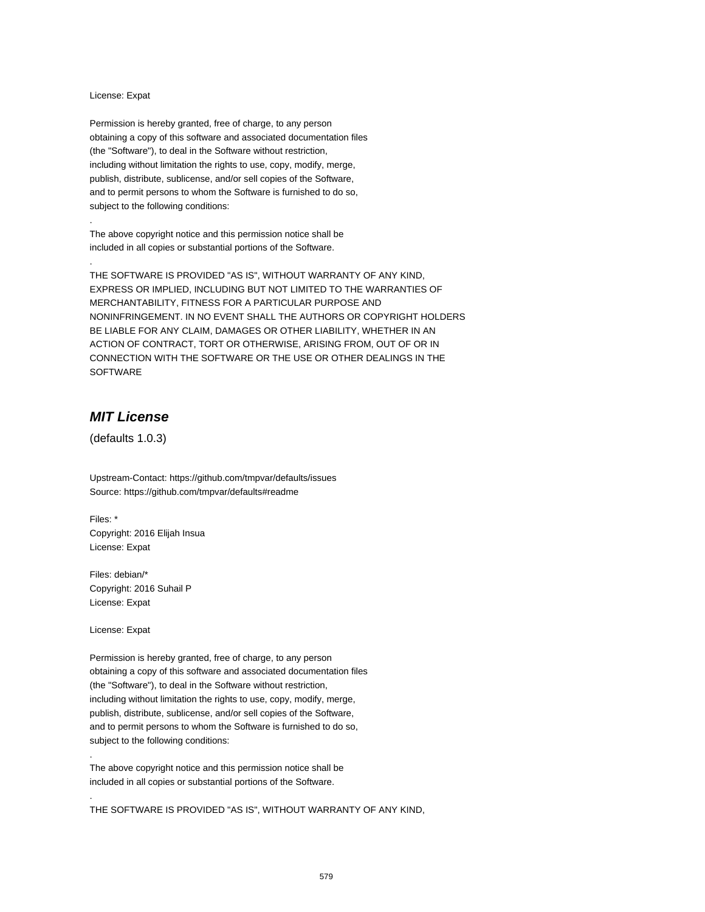License: Expat

Permission is hereby granted, free of charge, to any person
obtaining a copy of this software and associated documentation files
(the "Software"), to deal in the Software without restriction,
including without limitation the rights to use, copy, modify, merge,
publish, distribute, sublicense, and/or sell copies of the Software,
and to permit persons to whom the Software is furnished to do so,
subject to the following conditions:

.

The above copyright notice and this permission notice shall be
included in all copies or substantial portions of the Software.

.

THE SOFTWARE IS PROVIDED "AS IS", WITHOUT WARRANTY OF ANY KIND,
EXPRESS OR IMPLIED, INCLUDING BUT NOT LIMITED TO THE WARRANTIES OF
MERCHANTABILITY, FITNESS FOR A PARTICULAR PURPOSE AND
NONINFRINGEMENT. IN NO EVENT SHALL THE AUTHORS OR COPYRIGHT HOLDERS
BE LIABLE FOR ANY CLAIM, DAMAGES OR OTHER LIABILITY, WHETHER IN AN
ACTION OF CONTRACT, TORT OR OTHERWISE, ARISING FROM, OUT OF OR IN
CONNECTION WITH THE SOFTWARE OR THE USE OR OTHER DEALINGS IN THE
SOFTWARE

## ***MIT License***

(defaults 1.0.3)

Upstream-Contact: https://github.com/tmpvar/defaults/issues
Source: https://github.com/tmpvar/defaults#readme

Files: *
Copyright: 2016 Elijah Insua
License: Expat

Files: debian/*
Copyright: 2016 Suhail P
License: Expat

License: Expat

Permission is hereby granted, free of charge, to any person
obtaining a copy of this software and associated documentation files
(the "Software"), to deal in the Software without restriction,
including without limitation the rights to use, copy, modify, merge,
publish, distribute, sublicense, and/or sell copies of the Software,
and to permit persons to whom the Software is furnished to do so,
subject to the following conditions:

.

The above copyright notice and this permission notice shall be
included in all copies or substantial portions of the Software.

.

THE SOFTWARE IS PROVIDED "AS IS", WITHOUT WARRANTY OF ANY KIND,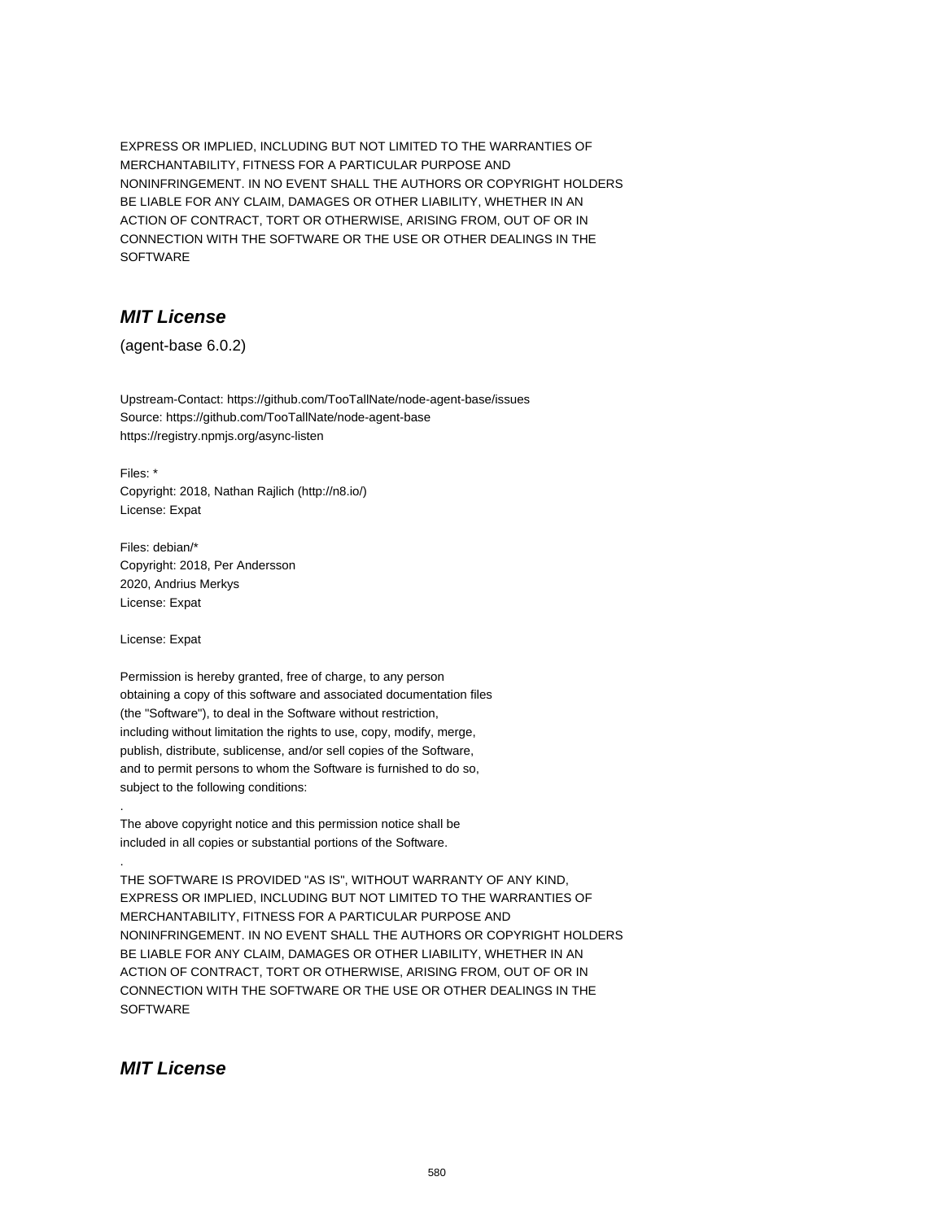EXPRESS OR IMPLIED, INCLUDING BUT NOT LIMITED TO THE WARRANTIES OF
MERCHANTABILITY, FITNESS FOR A PARTICULAR PURPOSE AND
NONINFRINGEMENT. IN NO EVENT SHALL THE AUTHORS OR COPYRIGHT HOLDERS
BE LIABLE FOR ANY CLAIM, DAMAGES OR OTHER LIABILITY, WHETHER IN AN
ACTION OF CONTRACT, TORT OR OTHERWISE, ARISING FROM, OUT OF OR IN
CONNECTION WITH THE SOFTWARE OR THE USE OR OTHER DEALINGS IN THE
SOFTWARE

## *MIT License*

(agent-base 6.0.2)

Upstream-Contact: https://github.com/TooTallNate/node-agent-base/issues
Source: https://github.com/TooTallNate/node-agent-base
https://registry.npmjs.org/async-listen

Files: *
Copyright: 2018, Nathan Rajlich (http://n8.io/)
License: Expat

Files: debian/*
Copyright: 2018, Per Andersson
2020, Andrius Merkys
License: Expat

License: Expat

Permission is hereby granted, free of charge, to any person
obtaining a copy of this software and associated documentation files
(the "Software"), to deal in the Software without restriction,
including without limitation the rights to use, copy, modify, merge,
publish, distribute, sublicense, and/or sell copies of the Software,
and to permit persons to whom the Software is furnished to do so,
subject to the following conditions:

.

The above copyright notice and this permission notice shall be
included in all copies or substantial portions of the Software.

.

THE SOFTWARE IS PROVIDED "AS IS", WITHOUT WARRANTY OF ANY KIND,
EXPRESS OR IMPLIED, INCLUDING BUT NOT LIMITED TO THE WARRANTIES OF
MERCHANTABILITY, FITNESS FOR A PARTICULAR PURPOSE AND
NONINFRINGEMENT. IN NO EVENT SHALL THE AUTHORS OR COPYRIGHT HOLDERS
BE LIABLE FOR ANY CLAIM, DAMAGES OR OTHER LIABILITY, WHETHER IN AN
ACTION OF CONTRACT, TORT OR OTHERWISE, ARISING FROM, OUT OF OR IN
CONNECTION WITH THE SOFTWARE OR THE USE OR OTHER DEALINGS IN THE
SOFTWARE

## *MIT License*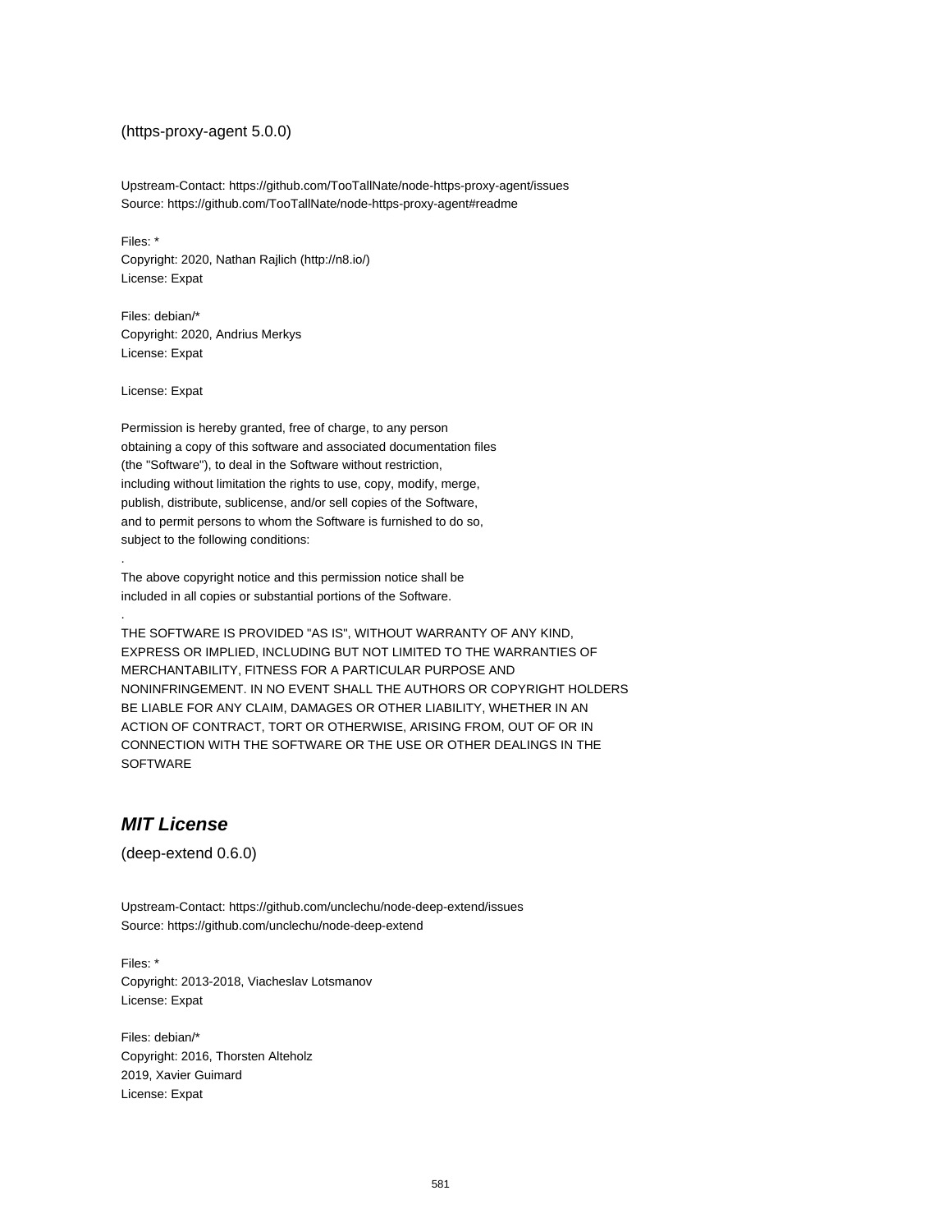(https-proxy-agent 5.0.0)

Upstream-Contact: https://github.com/TooTallNate/node-https-proxy-agent/issues
Source: https://github.com/TooTallNate/node-https-proxy-agent#readme

Files: *
Copyright: 2020, Nathan Rajlich (http://n8.io/)
License: Expat

Files: debian/*
Copyright: 2020, Andrius Merkys
License: Expat

License: Expat

Permission is hereby granted, free of charge, to any person
obtaining a copy of this software and associated documentation files
(the "Software"), to deal in the Software without restriction,
including without limitation the rights to use, copy, modify, merge,
publish, distribute, sublicense, and/or sell copies of the Software,
and to permit persons to whom the Software is furnished to do so,
subject to the following conditions:
.
The above copyright notice and this permission notice shall be
included in all copies or substantial portions of the Software.
.
THE SOFTWARE IS PROVIDED "AS IS", WITHOUT WARRANTY OF ANY KIND,
EXPRESS OR IMPLIED, INCLUDING BUT NOT LIMITED TO THE WARRANTIES OF
MERCHANTABILITY, FITNESS FOR A PARTICULAR PURPOSE AND
NONINFRINGEMENT. IN NO EVENT SHALL THE AUTHORS OR COPYRIGHT HOLDERS
BE LIABLE FOR ANY CLAIM, DAMAGES OR OTHER LIABILITY, WHETHER IN AN
ACTION OF CONTRACT, TORT OR OTHERWISE, ARISING FROM, OUT OF OR IN
CONNECTION WITH THE SOFTWARE OR THE USE OR OTHER DEALINGS IN THE
SOFTWARE

## *MIT License*

(deep-extend 0.6.0)

Upstream-Contact: https://github.com/unclechu/node-deep-extend/issues
Source: https://github.com/unclechu/node-deep-extend

Files: *
Copyright: 2013-2018, Viacheslav Lotsmanov
License: Expat

Files: debian/*
Copyright: 2016, Thorsten Alteholz
2019, Xavier Guimard
License: Expat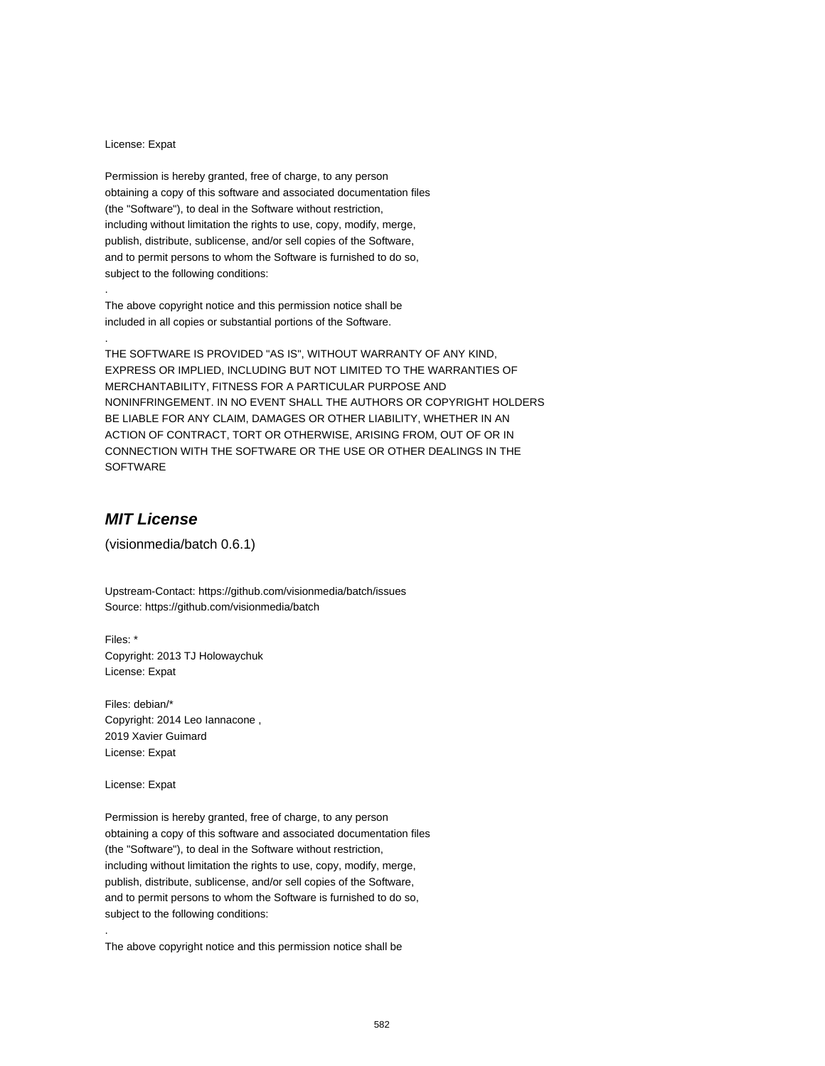License: Expat

Permission is hereby granted, free of charge, to any person
obtaining a copy of this software and associated documentation files
(the "Software"), to deal in the Software without restriction,
including without limitation the rights to use, copy, modify, merge,
publish, distribute, sublicense, and/or sell copies of the Software,
and to permit persons to whom the Software is furnished to do so,
subject to the following conditions:
.
The above copyright notice and this permission notice shall be
included in all copies or substantial portions of the Software.
.
THE SOFTWARE IS PROVIDED "AS IS", WITHOUT WARRANTY OF ANY KIND,
EXPRESS OR IMPLIED, INCLUDING BUT NOT LIMITED TO THE WARRANTIES OF
MERCHANTABILITY, FITNESS FOR A PARTICULAR PURPOSE AND
NONINFRINGEMENT. IN NO EVENT SHALL THE AUTHORS OR COPYRIGHT HOLDERS
BE LIABLE FOR ANY CLAIM, DAMAGES OR OTHER LIABILITY, WHETHER IN AN
ACTION OF CONTRACT, TORT OR OTHERWISE, ARISING FROM, OUT OF OR IN
CONNECTION WITH THE SOFTWARE OR THE USE OR OTHER DEALINGS IN THE
SOFTWARE

## *MIT License*

(visionmedia/batch 0.6.1)

Upstream-Contact: https://github.com/visionmedia/batch/issues
Source: https://github.com/visionmedia/batch

Files: *
Copyright: 2013 TJ Holowaychuk
License: Expat

Files: debian/*
Copyright: 2014 Leo Iannacone ,
2019 Xavier Guimard
License: Expat

License: Expat

Permission is hereby granted, free of charge, to any person
obtaining a copy of this software and associated documentation files
(the "Software"), to deal in the Software without restriction,
including without limitation the rights to use, copy, modify, merge,
publish, distribute, sublicense, and/or sell copies of the Software,
and to permit persons to whom the Software is furnished to do so,
subject to the following conditions:
.
The above copyright notice and this permission notice shall be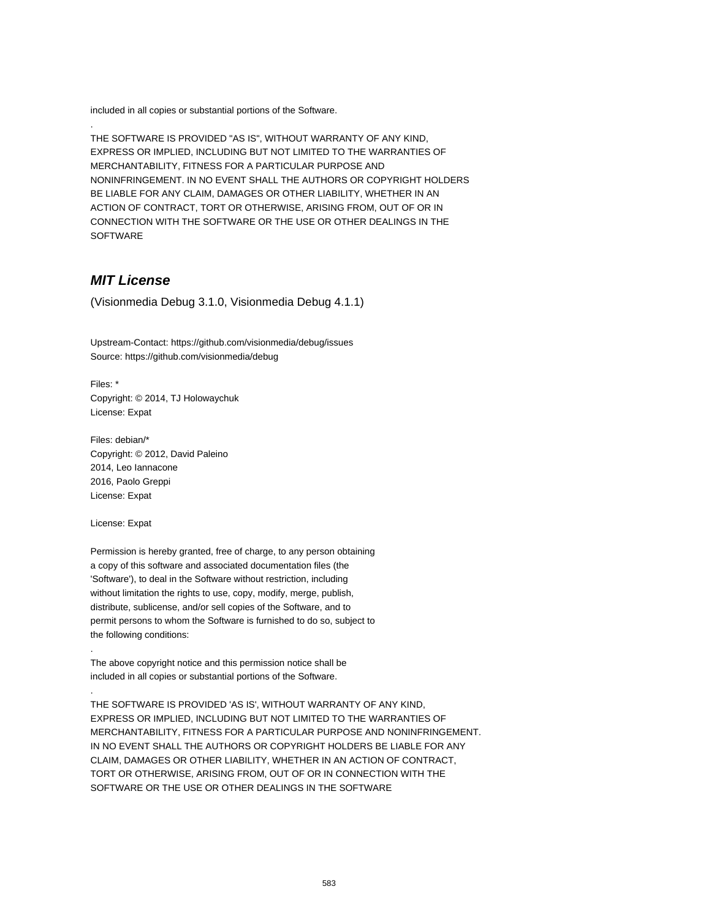included in all copies or substantial portions of the Software.

.

THE SOFTWARE IS PROVIDED "AS IS", WITHOUT WARRANTY OF ANY KIND,
EXPRESS OR IMPLIED, INCLUDING BUT NOT LIMITED TO THE WARRANTIES OF
MERCHANTABILITY, FITNESS FOR A PARTICULAR PURPOSE AND
NONINFRINGEMENT. IN NO EVENT SHALL THE AUTHORS OR COPYRIGHT HOLDERS
BE LIABLE FOR ANY CLAIM, DAMAGES OR OTHER LIABILITY, WHETHER IN AN
ACTION OF CONTRACT, TORT OR OTHERWISE, ARISING FROM, OUT OF OR IN
CONNECTION WITH THE SOFTWARE OR THE USE OR OTHER DEALINGS IN THE
SOFTWARE

## ***MIT License***

(Visionmedia Debug 3.1.0, Visionmedia Debug 4.1.1)

Upstream-Contact: https://github.com/visionmedia/debug/issues
Source: https://github.com/visionmedia/debug

Files: *
Copyright: © 2014, TJ Holowaychuk
License: Expat

Files: debian/*
Copyright: © 2012, David Paleino
2014, Leo Iannacone
2016, Paolo Greppi
License: Expat

License: Expat

Permission is hereby granted, free of charge, to any person obtaining
a copy of this software and associated documentation files (the
'Software'), to deal in the Software without restriction, including
without limitation the rights to use, copy, modify, merge, publish,
distribute, sublicense, and/or sell copies of the Software, and to
permit persons to whom the Software is furnished to do so, subject to
the following conditions:

.

The above copyright notice and this permission notice shall be
included in all copies or substantial portions of the Software.

.

THE SOFTWARE IS PROVIDED 'AS IS', WITHOUT WARRANTY OF ANY KIND,
EXPRESS OR IMPLIED, INCLUDING BUT NOT LIMITED TO THE WARRANTIES OF
MERCHANTABILITY, FITNESS FOR A PARTICULAR PURPOSE AND NONINFRINGEMENT.
IN NO EVENT SHALL THE AUTHORS OR COPYRIGHT HOLDERS BE LIABLE FOR ANY
CLAIM, DAMAGES OR OTHER LIABILITY, WHETHER IN AN ACTION OF CONTRACT,
TORT OR OTHERWISE, ARISING FROM, OUT OF OR IN CONNECTION WITH THE
SOFTWARE OR THE USE OR OTHER DEALINGS IN THE SOFTWARE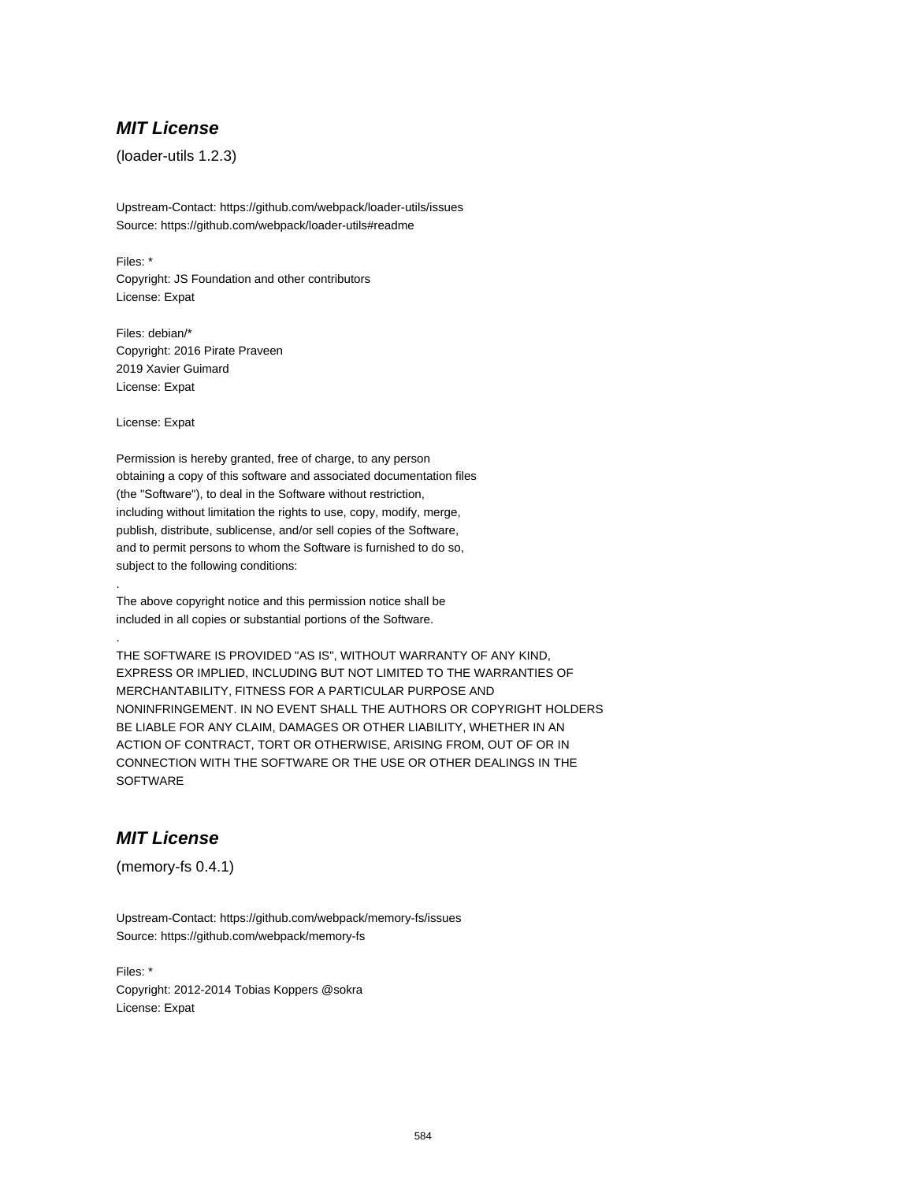## ***MIT License***

(loader-utils 1.2.3)

Upstream-Contact: https://github.com/webpack/loader-utils/issues
Source: https://github.com/webpack/loader-utils#readme

Files: *
Copyright: JS Foundation and other contributors
License: Expat

Files: debian/*
Copyright: 2016 Pirate Praveen
2019 Xavier Guimard
License: Expat

License: Expat

Permission is hereby granted, free of charge, to any person
obtaining a copy of this software and associated documentation files
(the "Software"), to deal in the Software without restriction,
including without limitation the rights to use, copy, modify, merge,
publish, distribute, sublicense, and/or sell copies of the Software,
and to permit persons to whom the Software is furnished to do so,
subject to the following conditions:
.
The above copyright notice and this permission notice shall be
included in all copies or substantial portions of the Software.
.
THE SOFTWARE IS PROVIDED "AS IS", WITHOUT WARRANTY OF ANY KIND,
EXPRESS OR IMPLIED, INCLUDING BUT NOT LIMITED TO THE WARRANTIES OF
MERCHANTABILITY, FITNESS FOR A PARTICULAR PURPOSE AND
NONINFRINGEMENT. IN NO EVENT SHALL THE AUTHORS OR COPYRIGHT HOLDERS
BE LIABLE FOR ANY CLAIM, DAMAGES OR OTHER LIABILITY, WHETHER IN AN
ACTION OF CONTRACT, TORT OR OTHERWISE, ARISING FROM, OUT OF OR IN
CONNECTION WITH THE SOFTWARE OR THE USE OR OTHER DEALINGS IN THE
SOFTWARE

## ***MIT License***

(memory-fs 0.4.1)

Upstream-Contact: https://github.com/webpack/memory-fs/issues
Source: https://github.com/webpack/memory-fs

Files: *
Copyright: 2012-2014 Tobias Koppers @sokra
License: Expat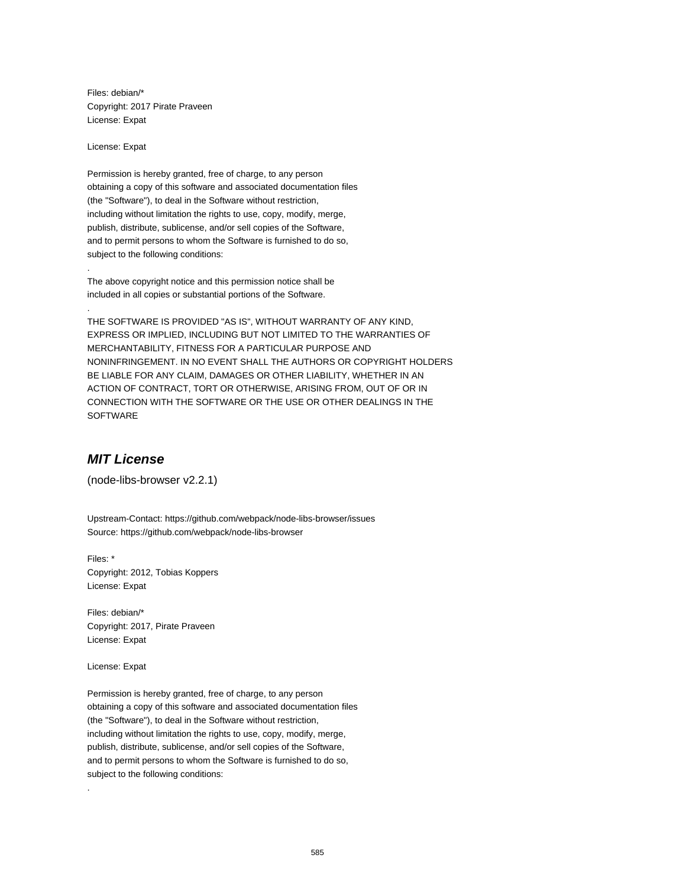Files: debian/*
Copyright: 2017 Pirate Praveen
License: Expat

License: Expat

Permission is hereby granted, free of charge, to any person
obtaining a copy of this software and associated documentation files
(the "Software"), to deal in the Software without restriction,
including without limitation the rights to use, copy, modify, merge,
publish, distribute, sublicense, and/or sell copies of the Software,
and to permit persons to whom the Software is furnished to do so,
subject to the following conditions:

.

The above copyright notice and this permission notice shall be
included in all copies or substantial portions of the Software.

.

THE SOFTWARE IS PROVIDED "AS IS", WITHOUT WARRANTY OF ANY KIND,
EXPRESS OR IMPLIED, INCLUDING BUT NOT LIMITED TO THE WARRANTIES OF
MERCHANTABILITY, FITNESS FOR A PARTICULAR PURPOSE AND
NONINFRINGEMENT. IN NO EVENT SHALL THE AUTHORS OR COPYRIGHT HOLDERS
BE LIABLE FOR ANY CLAIM, DAMAGES OR OTHER LIABILITY, WHETHER IN AN
ACTION OF CONTRACT, TORT OR OTHERWISE, ARISING FROM, OUT OF OR IN
CONNECTION WITH THE SOFTWARE OR THE USE OR OTHER DEALINGS IN THE
SOFTWARE

## *MIT License*

(node-libs-browser v2.2.1)

Upstream-Contact: https://github.com/webpack/node-libs-browser/issues
Source: https://github.com/webpack/node-libs-browser

Files: *
Copyright: 2012, Tobias Koppers
License: Expat

Files: debian/*
Copyright: 2017, Pirate Praveen
License: Expat

License: Expat

Permission is hereby granted, free of charge, to any person
obtaining a copy of this software and associated documentation files
(the "Software"), to deal in the Software without restriction,
including without limitation the rights to use, copy, modify, merge,
publish, distribute, sublicense, and/or sell copies of the Software,
and to permit persons to whom the Software is furnished to do so,
subject to the following conditions:

.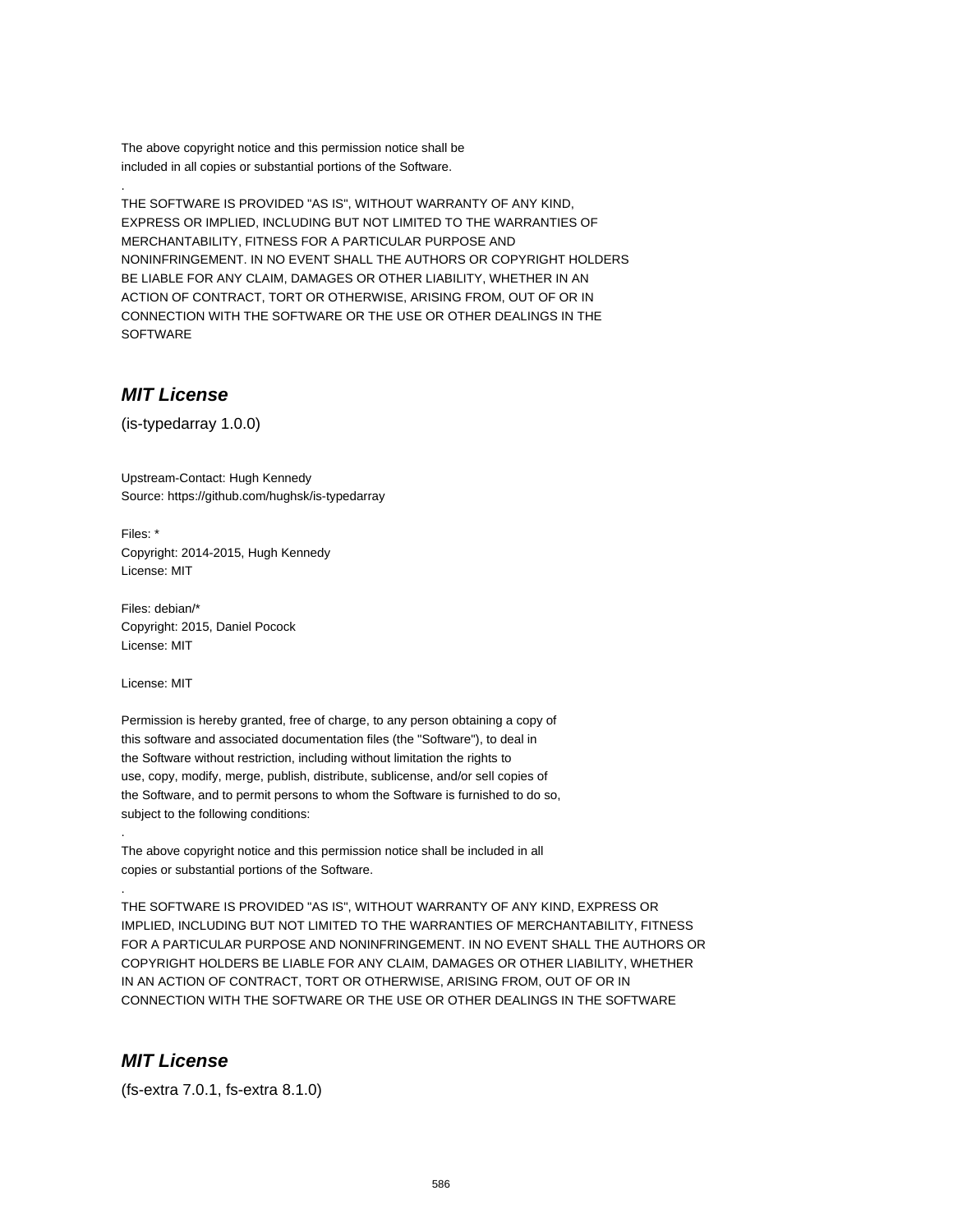The above copyright notice and this permission notice shall be
included in all copies or substantial portions of the Software.

.

THE SOFTWARE IS PROVIDED "AS IS", WITHOUT WARRANTY OF ANY KIND,
EXPRESS OR IMPLIED, INCLUDING BUT NOT LIMITED TO THE WARRANTIES OF
MERCHANTABILITY, FITNESS FOR A PARTICULAR PURPOSE AND
NONINFRINGEMENT. IN NO EVENT SHALL THE AUTHORS OR COPYRIGHT HOLDERS
BE LIABLE FOR ANY CLAIM, DAMAGES OR OTHER LIABILITY, WHETHER IN AN
ACTION OF CONTRACT, TORT OR OTHERWISE, ARISING FROM, OUT OF OR IN
CONNECTION WITH THE SOFTWARE OR THE USE OR OTHER DEALINGS IN THE
SOFTWARE

## *MIT License*

(is-typedarray 1.0.0)

Upstream-Contact: Hugh Kennedy
Source: https://github.com/hughsk/is-typedarray

Files: *
Copyright: 2014-2015, Hugh Kennedy
License: MIT

Files: debian/*
Copyright: 2015, Daniel Pocock
License: MIT

License: MIT

Permission is hereby granted, free of charge, to any person obtaining a copy of
this software and associated documentation files (the "Software"), to deal in
the Software without restriction, including without limitation the rights to
use, copy, modify, merge, publish, distribute, sublicense, and/or sell copies of
the Software, and to permit persons to whom the Software is furnished to do so,
subject to the following conditions:

.

The above copyright notice and this permission notice shall be included in all
copies or substantial portions of the Software.

.

THE SOFTWARE IS PROVIDED "AS IS", WITHOUT WARRANTY OF ANY KIND, EXPRESS OR
IMPLIED, INCLUDING BUT NOT LIMITED TO THE WARRANTIES OF MERCHANTABILITY, FITNESS
FOR A PARTICULAR PURPOSE AND NONINFRINGEMENT. IN NO EVENT SHALL THE AUTHORS OR
COPYRIGHT HOLDERS BE LIABLE FOR ANY CLAIM, DAMAGES OR OTHER LIABILITY, WHETHER
IN AN ACTION OF CONTRACT, TORT OR OTHERWISE, ARISING FROM, OUT OF OR IN
CONNECTION WITH THE SOFTWARE OR THE USE OR OTHER DEALINGS IN THE SOFTWARE

## *MIT License*

(fs-extra 7.0.1, fs-extra 8.1.0)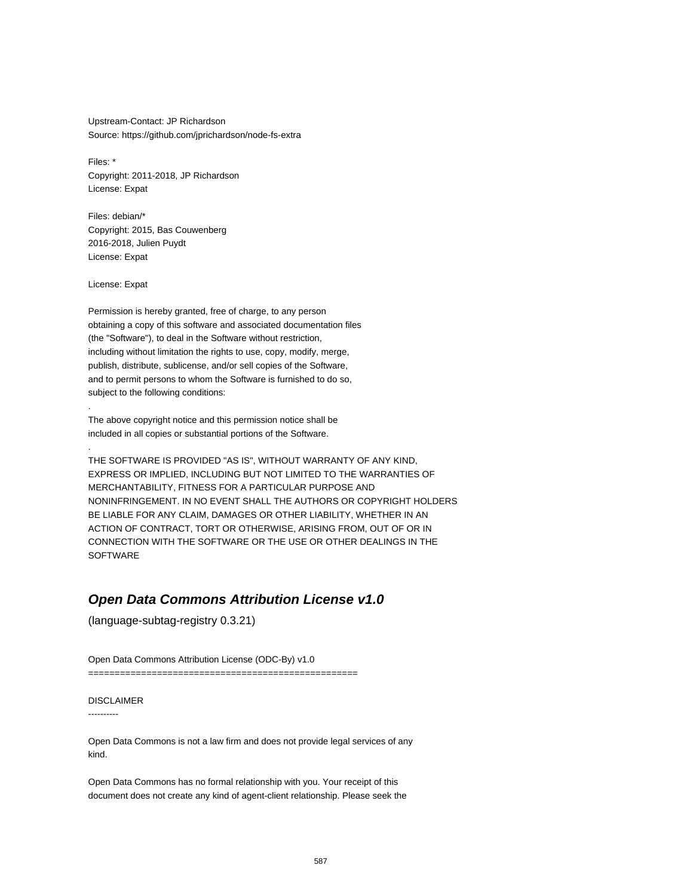Upstream-Contact: JP Richardson
Source: https://github.com/jprichardson/node-fs-extra

Files: *
Copyright: 2011-2018, JP Richardson
License: Expat

Files: debian/*
Copyright: 2015, Bas Couwenberg
2016-2018, Julien Puydt
License: Expat

License: Expat

Permission is hereby granted, free of charge, to any person
obtaining a copy of this software and associated documentation files
(the "Software"), to deal in the Software without restriction,
including without limitation the rights to use, copy, modify, merge,
publish, distribute, sublicense, and/or sell copies of the Software,
and to permit persons to whom the Software is furnished to do so,
subject to the following conditions:

.

The above copyright notice and this permission notice shall be
included in all copies or substantial portions of the Software.

.

THE SOFTWARE IS PROVIDED "AS IS", WITHOUT WARRANTY OF ANY KIND,
EXPRESS OR IMPLIED, INCLUDING BUT NOT LIMITED TO THE WARRANTIES OF
MERCHANTABILITY, FITNESS FOR A PARTICULAR PURPOSE AND
NONINFRINGEMENT. IN NO EVENT SHALL THE AUTHORS OR COPYRIGHT HOLDERS
BE LIABLE FOR ANY CLAIM, DAMAGES OR OTHER LIABILITY, WHETHER IN AN
ACTION OF CONTRACT, TORT OR OTHERWISE, ARISING FROM, OUT OF OR IN
CONNECTION WITH THE SOFTWARE OR THE USE OR OTHER DEALINGS IN THE
SOFTWARE

## *Open Data Commons Attribution License v1.0*

(language-subtag-registry 0.3.21)

Open Data Commons Attribution License (ODC-By) v1.0
==================================================

DISCLAIMER
----------

Open Data Commons is not a law firm and does not provide legal services of any
kind.

Open Data Commons has no formal relationship with you. Your receipt of this
document does not create any kind of agent-client relationship. Please seek the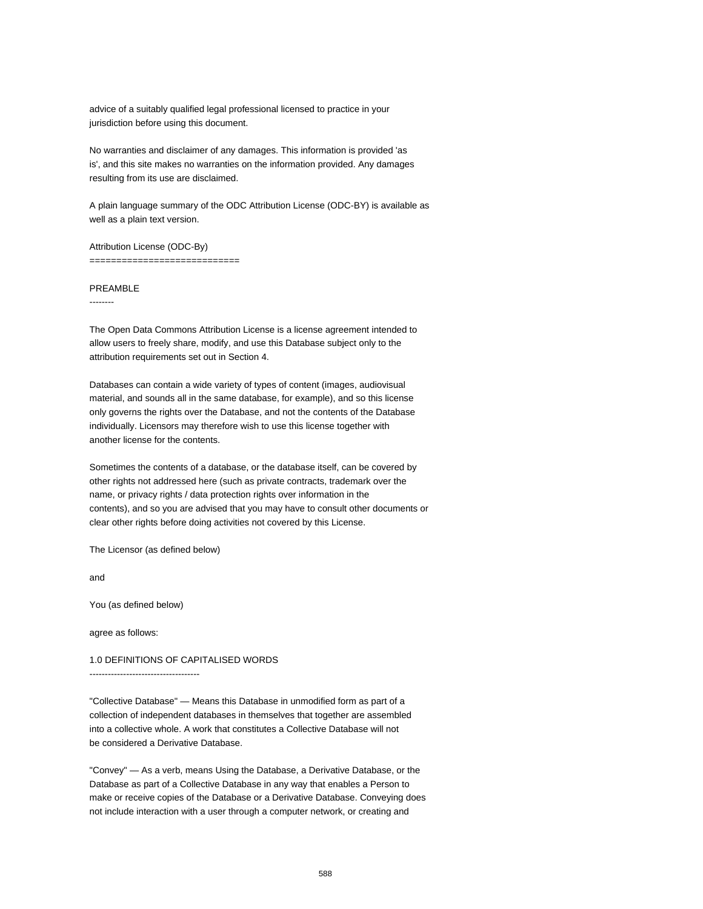advice of a suitably qualified legal professional licensed to practice in your jurisdiction before using this document.

No warranties and disclaimer of any damages. This information is provided 'as is', and this site makes no warranties on the information provided. Any damages resulting from its use are disclaimed.

A plain language summary of the ODC Attribution License (ODC-BY) is available as well as a plain text version.

Attribution License (ODC-By)
============================

PREAMBLE
--------

The Open Data Commons Attribution License is a license agreement intended to allow users to freely share, modify, and use this Database subject only to the attribution requirements set out in Section 4.

Databases can contain a wide variety of types of content (images, audiovisual material, and sounds all in the same database, for example), and so this license only governs the rights over the Database, and not the contents of the Database individually. Licensors may therefore wish to use this license together with another license for the contents.

Sometimes the contents of a database, or the database itself, can be covered by other rights not addressed here (such as private contracts, trademark over the name, or privacy rights / data protection rights over information in the contents), and so you are advised that you may have to consult other documents or clear other rights before doing activities not covered by this License.

The Licensor (as defined below)

and

You (as defined below)

agree as follows:

1.0 DEFINITIONS OF CAPITALISED WORDS
------------------------------------

"Collective Database" — Means this Database in unmodified form as part of a collection of independent databases in themselves that together are assembled into a collective whole. A work that constitutes a Collective Database will not be considered a Derivative Database.

"Convey" — As a verb, means Using the Database, a Derivative Database, or the Database as part of a Collective Database in any way that enables a Person to make or receive copies of the Database or a Derivative Database. Conveying does not include interaction with a user through a computer network, or creating and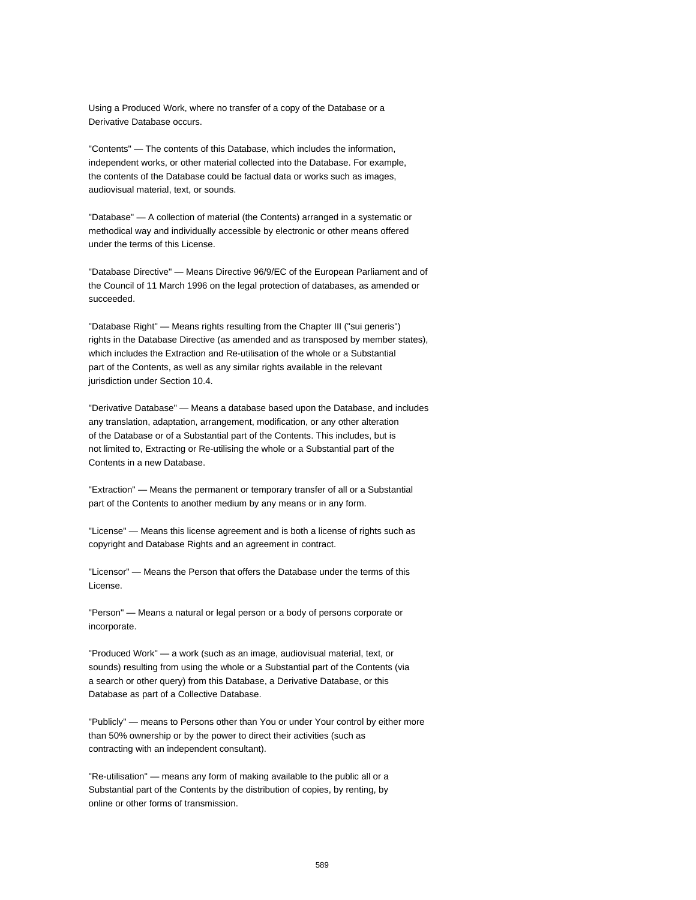Using a Produced Work, where no transfer of a copy of the Database or a Derivative Database occurs.

"Contents" — The contents of this Database, which includes the information, independent works, or other material collected into the Database. For example, the contents of the Database could be factual data or works such as images, audiovisual material, text, or sounds.

"Database" — A collection of material (the Contents) arranged in a systematic or methodical way and individually accessible by electronic or other means offered under the terms of this License.

"Database Directive" — Means Directive 96/9/EC of the European Parliament and of the Council of 11 March 1996 on the legal protection of databases, as amended or succeeded.

"Database Right" — Means rights resulting from the Chapter III ("sui generis") rights in the Database Directive (as amended and as transposed by member states), which includes the Extraction and Re-utilisation of the whole or a Substantial part of the Contents, as well as any similar rights available in the relevant jurisdiction under Section 10.4.

"Derivative Database" — Means a database based upon the Database, and includes any translation, adaptation, arrangement, modification, or any other alteration of the Database or of a Substantial part of the Contents. This includes, but is not limited to, Extracting or Re-utilising the whole or a Substantial part of the Contents in a new Database.

"Extraction" — Means the permanent or temporary transfer of all or a Substantial part of the Contents to another medium by any means or in any form.

"License" — Means this license agreement and is both a license of rights such as copyright and Database Rights and an agreement in contract.

"Licensor" — Means the Person that offers the Database under the terms of this License.

"Person" — Means a natural or legal person or a body of persons corporate or incorporate.

"Produced Work" — a work (such as an image, audiovisual material, text, or sounds) resulting from using the whole or a Substantial part of the Contents (via a search or other query) from this Database, a Derivative Database, or this Database as part of a Collective Database.

"Publicly" — means to Persons other than You or under Your control by either more than 50% ownership or by the power to direct their activities (such as contracting with an independent consultant).

"Re-utilisation" — means any form of making available to the public all or a Substantial part of the Contents by the distribution of copies, by renting, by online or other forms of transmission.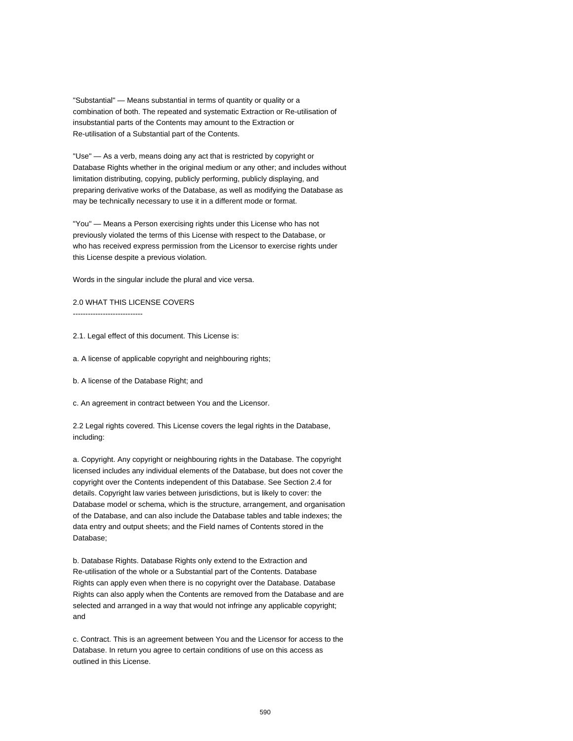"Substantial" — Means substantial in terms of quantity or quality or a combination of both. The repeated and systematic Extraction or Re-utilisation of insubstantial parts of the Contents may amount to the Extraction or Re-utilisation of a Substantial part of the Contents.

"Use" — As a verb, means doing any act that is restricted by copyright or Database Rights whether in the original medium or any other; and includes without limitation distributing, copying, publicly performing, publicly displaying, and preparing derivative works of the Database, as well as modifying the Database as may be technically necessary to use it in a different mode or format.

"You" — Means a Person exercising rights under this License who has not previously violated the terms of this License with respect to the Database, or who has received express permission from the Licensor to exercise rights under this License despite a previous violation.

Words in the singular include the plural and vice versa.

## 2.0 WHAT THIS LICENSE COVERS

2.1. Legal effect of this document. This License is:

a. A license of applicable copyright and neighbouring rights;

b. A license of the Database Right; and

c. An agreement in contract between You and the Licensor.

2.2 Legal rights covered. This License covers the legal rights in the Database, including:

a. Copyright. Any copyright or neighbouring rights in the Database. The copyright licensed includes any individual elements of the Database, but does not cover the copyright over the Contents independent of this Database. See Section 2.4 for details. Copyright law varies between jurisdictions, but is likely to cover: the Database model or schema, which is the structure, arrangement, and organisation of the Database, and can also include the Database tables and table indexes; the data entry and output sheets; and the Field names of Contents stored in the Database;

b. Database Rights. Database Rights only extend to the Extraction and Re-utilisation of the whole or a Substantial part of the Contents. Database Rights can apply even when there is no copyright over the Database. Database Rights can also apply when the Contents are removed from the Database and are selected and arranged in a way that would not infringe any applicable copyright; and

c. Contract. This is an agreement between You and the Licensor for access to the Database. In return you agree to certain conditions of use on this access as outlined in this License.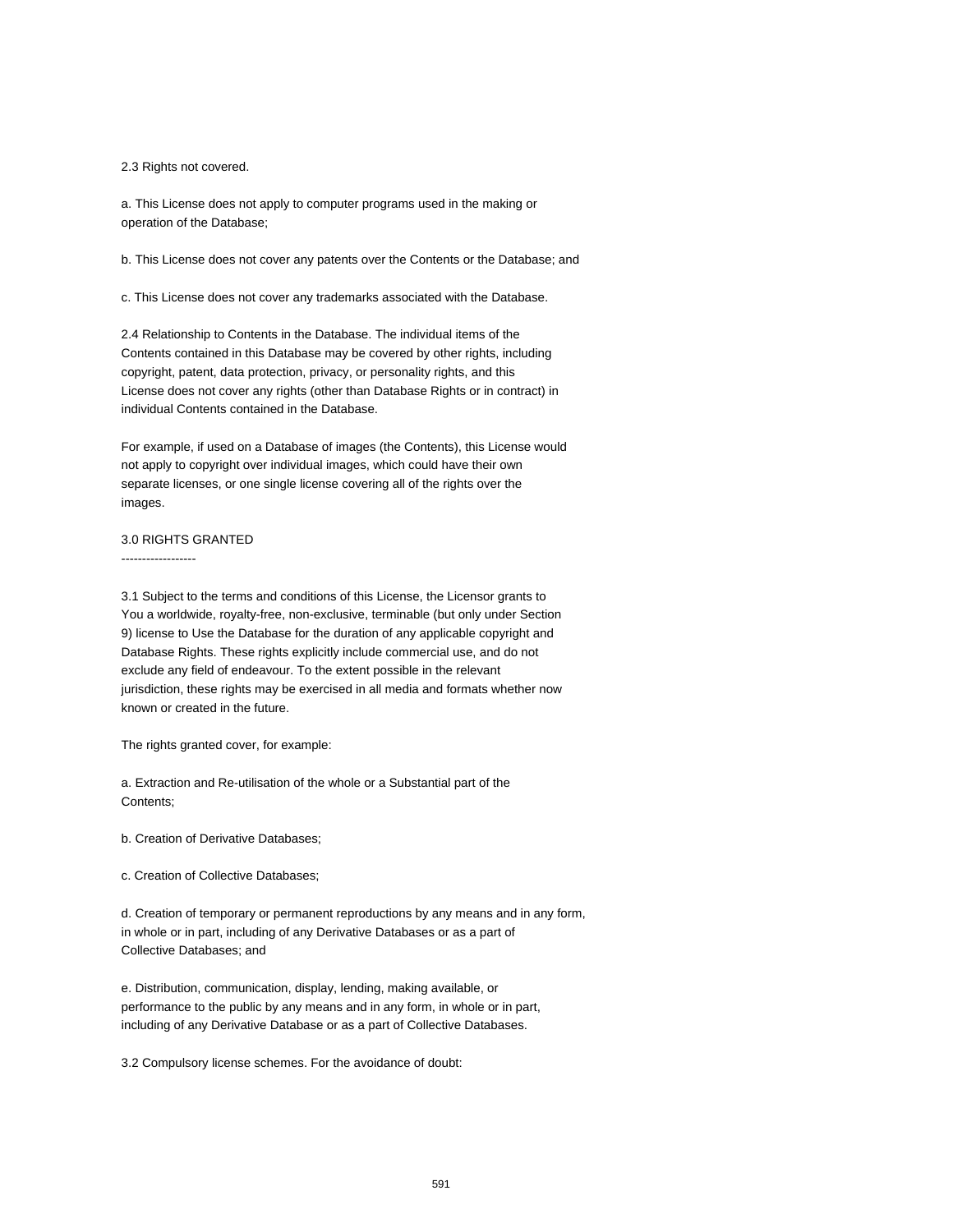2.3 Rights not covered.

a. This License does not apply to computer programs used in the making or operation of the Database;

b. This License does not cover any patents over the Contents or the Database; and

c. This License does not cover any trademarks associated with the Database.

2.4 Relationship to Contents in the Database. The individual items of the Contents contained in this Database may be covered by other rights, including copyright, patent, data protection, privacy, or personality rights, and this License does not cover any rights (other than Database Rights or in contract) in individual Contents contained in the Database.

For example, if used on a Database of images (the Contents), this License would not apply to copyright over individual images, which could have their own separate licenses, or one single license covering all of the rights over the images.

## 3.0 RIGHTS GRANTED

3.1 Subject to the terms and conditions of this License, the Licensor grants to You a worldwide, royalty-free, non-exclusive, terminable (but only under Section 9) license to Use the Database for the duration of any applicable copyright and Database Rights. These rights explicitly include commercial use, and do not exclude any field of endeavour. To the extent possible in the relevant jurisdiction, these rights may be exercised in all media and formats whether now known or created in the future.

The rights granted cover, for example:

a. Extraction and Re-utilisation of the whole or a Substantial part of the Contents;

b. Creation of Derivative Databases;

c. Creation of Collective Databases;

d. Creation of temporary or permanent reproductions by any means and in any form, in whole or in part, including of any Derivative Databases or as a part of Collective Databases; and

e. Distribution, communication, display, lending, making available, or performance to the public by any means and in any form, in whole or in part, including of any Derivative Database or as a part of Collective Databases.

3.2 Compulsory license schemes. For the avoidance of doubt: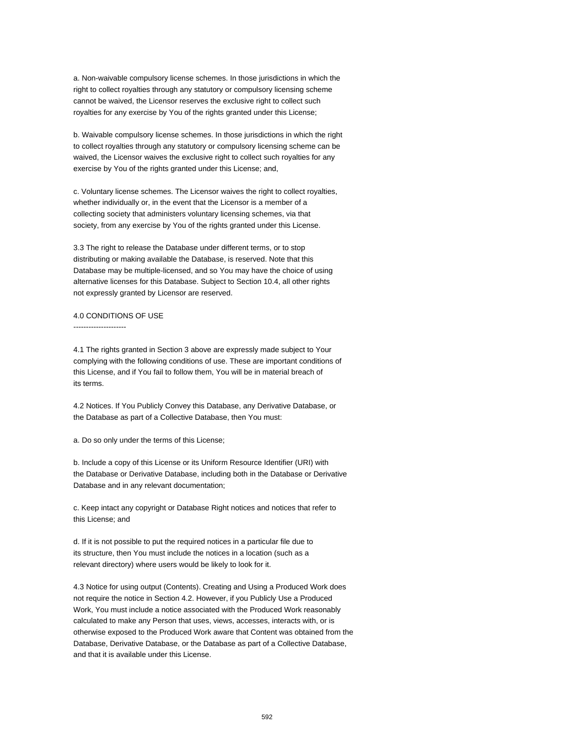a. Non-waivable compulsory license schemes. In those jurisdictions in which the right to collect royalties through any statutory or compulsory licensing scheme cannot be waived, the Licensor reserves the exclusive right to collect such royalties for any exercise by You of the rights granted under this License;

b. Waivable compulsory license schemes. In those jurisdictions in which the right to collect royalties through any statutory or compulsory licensing scheme can be waived, the Licensor waives the exclusive right to collect such royalties for any exercise by You of the rights granted under this License; and,

c. Voluntary license schemes. The Licensor waives the right to collect royalties, whether individually or, in the event that the Licensor is a member of a collecting society that administers voluntary licensing schemes, via that society, from any exercise by You of the rights granted under this License.

3.3 The right to release the Database under different terms, or to stop distributing or making available the Database, is reserved. Note that this Database may be multiple-licensed, and so You may have the choice of using alternative licenses for this Database. Subject to Section 10.4, all other rights not expressly granted by Licensor are reserved.

4.0 CONDITIONS OF USE
---------------------

4.1 The rights granted in Section 3 above are expressly made subject to Your complying with the following conditions of use. These are important conditions of this License, and if You fail to follow them, You will be in material breach of its terms.

4.2 Notices. If You Publicly Convey this Database, any Derivative Database, or the Database as part of a Collective Database, then You must:

a. Do so only under the terms of this License;

b. Include a copy of this License or its Uniform Resource Identifier (URI) with the Database or Derivative Database, including both in the Database or Derivative Database and in any relevant documentation;

c. Keep intact any copyright or Database Right notices and notices that refer to this License; and

d. If it is not possible to put the required notices in a particular file due to its structure, then You must include the notices in a location (such as a relevant directory) where users would be likely to look for it.

4.3 Notice for using output (Contents). Creating and Using a Produced Work does not require the notice in Section 4.2. However, if you Publicly Use a Produced Work, You must include a notice associated with the Produced Work reasonably calculated to make any Person that uses, views, accesses, interacts with, or is otherwise exposed to the Produced Work aware that Content was obtained from the Database, Derivative Database, or the Database as part of a Collective Database, and that it is available under this License.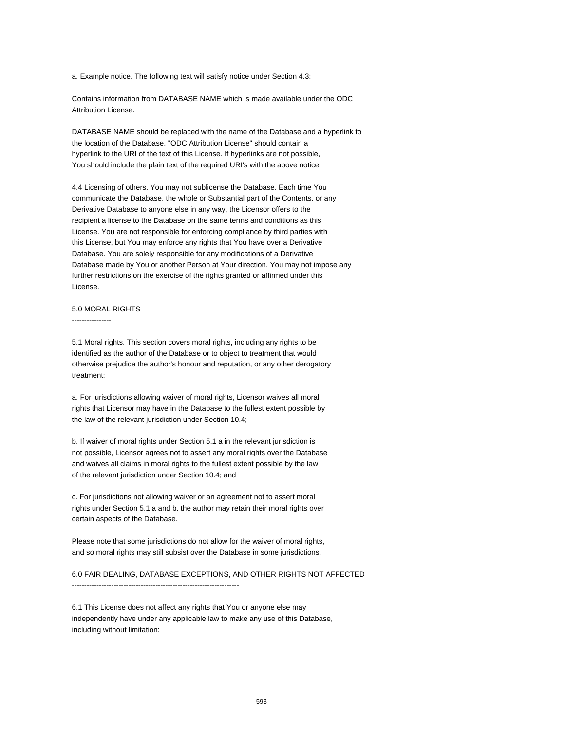a. Example notice. The following text will satisfy notice under Section 4.3:

Contains information from DATABASE NAME which is made available under the ODC Attribution License.

DATABASE NAME should be replaced with the name of the Database and a hyperlink to the location of the Database. "ODC Attribution License" should contain a hyperlink to the URI of the text of this License. If hyperlinks are not possible, You should include the plain text of the required URI's with the above notice.

4.4 Licensing of others. You may not sublicense the Database. Each time You communicate the Database, the whole or Substantial part of the Contents, or any Derivative Database to anyone else in any way, the Licensor offers to the recipient a license to the Database on the same terms and conditions as this License. You are not responsible for enforcing compliance by third parties with this License, but You may enforce any rights that You have over a Derivative Database. You are solely responsible for any modifications of a Derivative Database made by You or another Person at Your direction. You may not impose any further restrictions on the exercise of the rights granted or affirmed under this License.

## 5.0 MORAL RIGHTS

5.1 Moral rights. This section covers moral rights, including any rights to be identified as the author of the Database or to object to treatment that would otherwise prejudice the author's honour and reputation, or any other derogatory treatment:

a. For jurisdictions allowing waiver of moral rights, Licensor waives all moral rights that Licensor may have in the Database to the fullest extent possible by the law of the relevant jurisdiction under Section 10.4;

b. If waiver of moral rights under Section 5.1 a in the relevant jurisdiction is not possible, Licensor agrees not to assert any moral rights over the Database and waives all claims in moral rights to the fullest extent possible by the law of the relevant jurisdiction under Section 10.4; and

c. For jurisdictions not allowing waiver or an agreement not to assert moral rights under Section 5.1 a and b, the author may retain their moral rights over certain aspects of the Database.

Please note that some jurisdictions do not allow for the waiver of moral rights, and so moral rights may still subsist over the Database in some jurisdictions.

## 6.0 FAIR DEALING, DATABASE EXCEPTIONS, AND OTHER RIGHTS NOT AFFECTED

6.1 This License does not affect any rights that You or anyone else may independently have under any applicable law to make any use of this Database, including without limitation: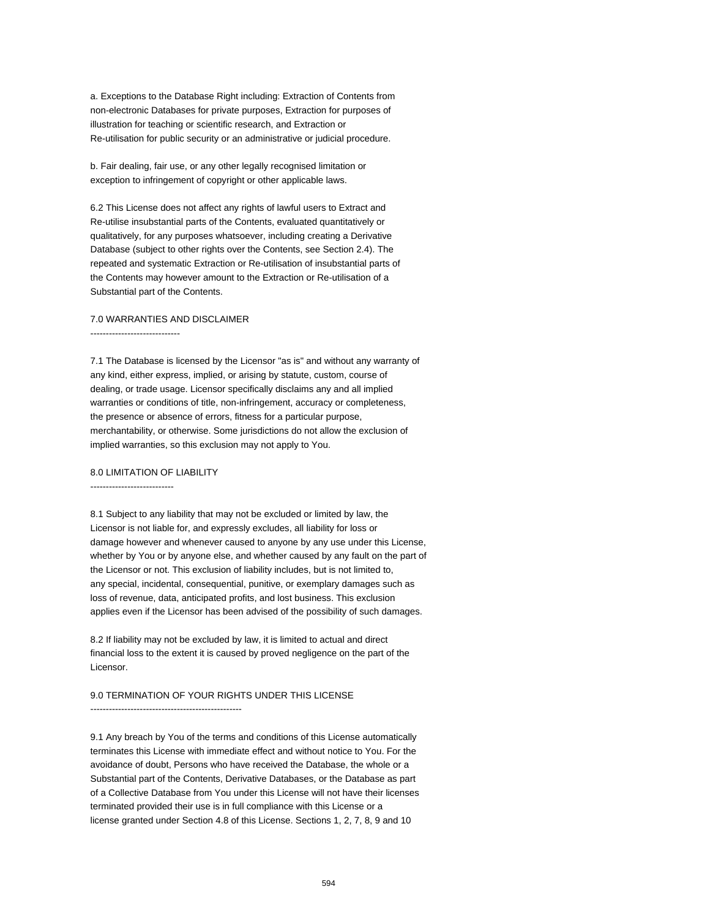a. Exceptions to the Database Right including: Extraction of Contents from non-electronic Databases for private purposes, Extraction for purposes of illustration for teaching or scientific research, and Extraction or Re-utilisation for public security or an administrative or judicial procedure.

b. Fair dealing, fair use, or any other legally recognised limitation or exception to infringement of copyright or other applicable laws.

6.2 This License does not affect any rights of lawful users to Extract and Re-utilise insubstantial parts of the Contents, evaluated quantitatively or qualitatively, for any purposes whatsoever, including creating a Derivative Database (subject to other rights over the Contents, see Section 2.4). The repeated and systematic Extraction or Re-utilisation of insubstantial parts of the Contents may however amount to the Extraction or Re-utilisation of a Substantial part of the Contents.

## 7.0 WARRANTIES AND DISCLAIMER

7.1 The Database is licensed by the Licensor "as is" and without any warranty of any kind, either express, implied, or arising by statute, custom, course of dealing, or trade usage. Licensor specifically disclaims any and all implied warranties or conditions of title, non-infringement, accuracy or completeness, the presence or absence of errors, fitness for a particular purpose, merchantability, or otherwise. Some jurisdictions do not allow the exclusion of implied warranties, so this exclusion may not apply to You.

## 8.0 LIMITATION OF LIABILITY

8.1 Subject to any liability that may not be excluded or limited by law, the Licensor is not liable for, and expressly excludes, all liability for loss or damage however and whenever caused to anyone by any use under this License, whether by You or by anyone else, and whether caused by any fault on the part of the Licensor or not. This exclusion of liability includes, but is not limited to, any special, incidental, consequential, punitive, or exemplary damages such as loss of revenue, data, anticipated profits, and lost business. This exclusion applies even if the Licensor has been advised of the possibility of such damages.

8.2 If liability may not be excluded by law, it is limited to actual and direct financial loss to the extent it is caused by proved negligence on the part of the Licensor.

## 9.0 TERMINATION OF YOUR RIGHTS UNDER THIS LICENSE

9.1 Any breach by You of the terms and conditions of this License automatically terminates this License with immediate effect and without notice to You. For the avoidance of doubt, Persons who have received the Database, the whole or a Substantial part of the Contents, Derivative Databases, or the Database as part of a Collective Database from You under this License will not have their licenses terminated provided their use is in full compliance with this License or a license granted under Section 4.8 of this License. Sections 1, 2, 7, 8, 9 and 10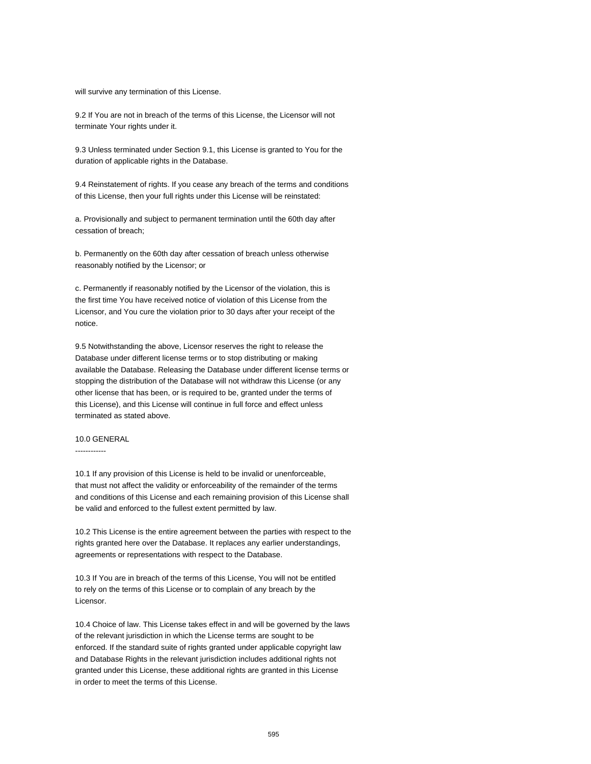will survive any termination of this License.

9.2 If You are not in breach of the terms of this License, the Licensor will not terminate Your rights under it.

9.3 Unless terminated under Section 9.1, this License is granted to You for the duration of applicable rights in the Database.

9.4 Reinstatement of rights. If you cease any breach of the terms and conditions of this License, then your full rights under this License will be reinstated:

a. Provisionally and subject to permanent termination until the 60th day after cessation of breach;

b. Permanently on the 60th day after cessation of breach unless otherwise reasonably notified by the Licensor; or

c. Permanently if reasonably notified by the Licensor of the violation, this is the first time You have received notice of violation of this License from the Licensor, and You cure the violation prior to 30 days after your receipt of the notice.

9.5 Notwithstanding the above, Licensor reserves the right to release the Database under different license terms or to stop distributing or making available the Database. Releasing the Database under different license terms or stopping the distribution of the Database will not withdraw this License (or any other license that has been, or is required to be, granted under the terms of this License), and this License will continue in full force and effect unless terminated as stated above.

## 10.0 GENERAL

10.1 If any provision of this License is held to be invalid or unenforceable, that must not affect the validity or enforceability of the remainder of the terms and conditions of this License and each remaining provision of this License shall be valid and enforced to the fullest extent permitted by law.

10.2 This License is the entire agreement between the parties with respect to the rights granted here over the Database. It replaces any earlier understandings, agreements or representations with respect to the Database.

10.3 If You are in breach of the terms of this License, You will not be entitled to rely on the terms of this License or to complain of any breach by the Licensor.

10.4 Choice of law. This License takes effect in and will be governed by the laws of the relevant jurisdiction in which the License terms are sought to be enforced. If the standard suite of rights granted under applicable copyright law and Database Rights in the relevant jurisdiction includes additional rights not granted under this License, these additional rights are granted in this License in order to meet the terms of this License.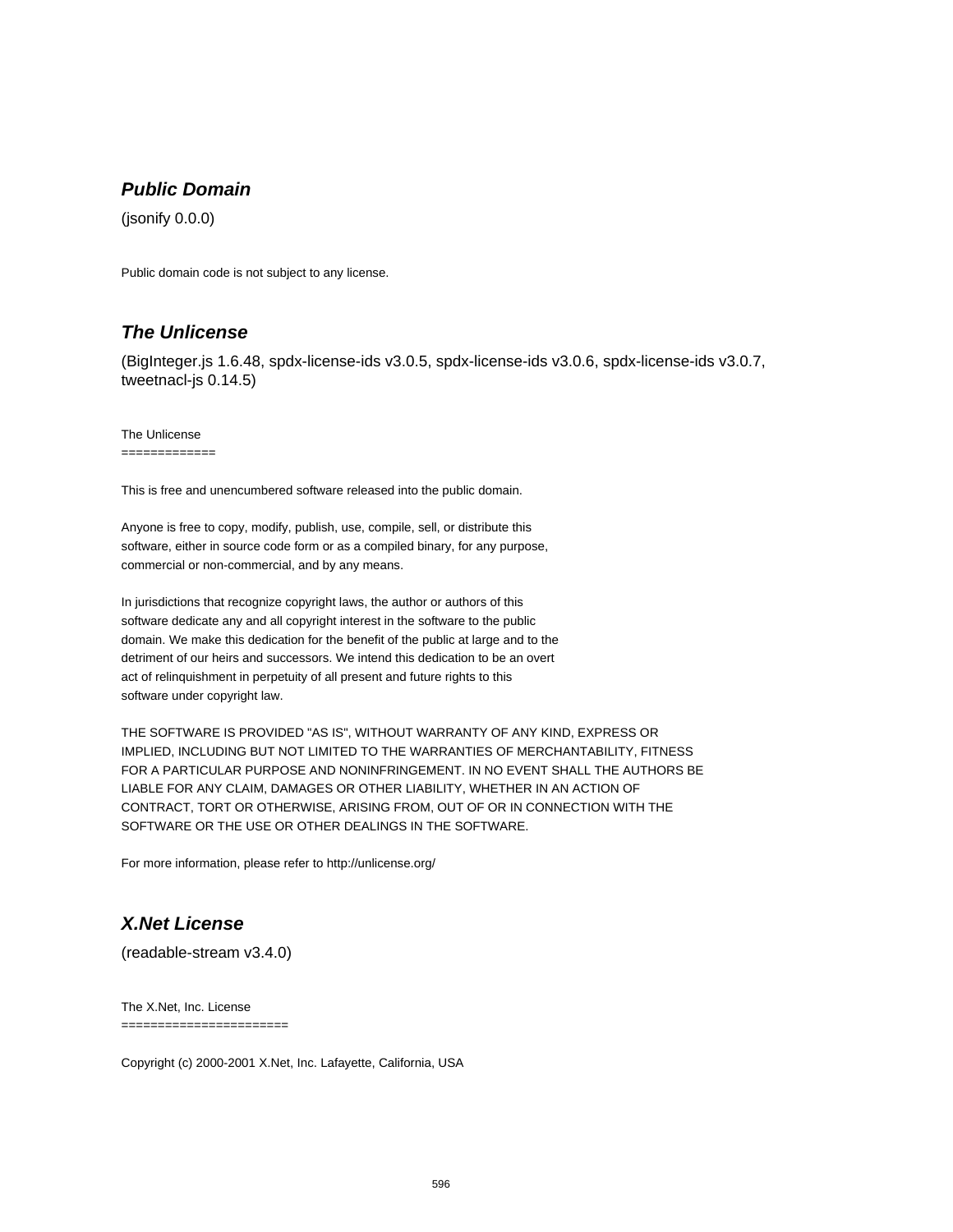### ***Public Domain***

(jsonify 0.0.0)

Public domain code is not subject to any license.

### ***The Unlicense***

(BigInteger.js 1.6.48, spdx-license-ids v3.0.5, spdx-license-ids v3.0.6, spdx-license-ids v3.0.7, tweetnacl-js 0.14.5)

The Unlicense
=============

This is free and unencumbered software released into the public domain.

Anyone is free to copy, modify, publish, use, compile, sell, or distribute this
software, either in source code form or as a compiled binary, for any purpose,
commercial or non-commercial, and by any means.

In jurisdictions that recognize copyright laws, the author or authors of this
software dedicate any and all copyright interest in the software to the public
domain. We make this dedication for the benefit of the public at large and to the
detriment of our heirs and successors. We intend this dedication to be an overt
act of relinquishment in perpetuity of all present and future rights to this
software under copyright law.

THE SOFTWARE IS PROVIDED "AS IS", WITHOUT WARRANTY OF ANY KIND, EXPRESS OR
IMPLIED, INCLUDING BUT NOT LIMITED TO THE WARRANTIES OF MERCHANTABILITY, FITNESS
FOR A PARTICULAR PURPOSE AND NONINFRINGEMENT. IN NO EVENT SHALL THE AUTHORS BE
LIABLE FOR ANY CLAIM, DAMAGES OR OTHER LIABILITY, WHETHER IN AN ACTION OF
CONTRACT, TORT OR OTHERWISE, ARISING FROM, OUT OF OR IN CONNECTION WITH THE
SOFTWARE OR THE USE OR OTHER DEALINGS IN THE SOFTWARE.

For more information, please refer to http://unlicense.org/

### ***X.Net License***

(readable-stream v3.4.0)

The X.Net, Inc. License
=======================

Copyright (c) 2000-2001 X.Net, Inc. Lafayette, California, USA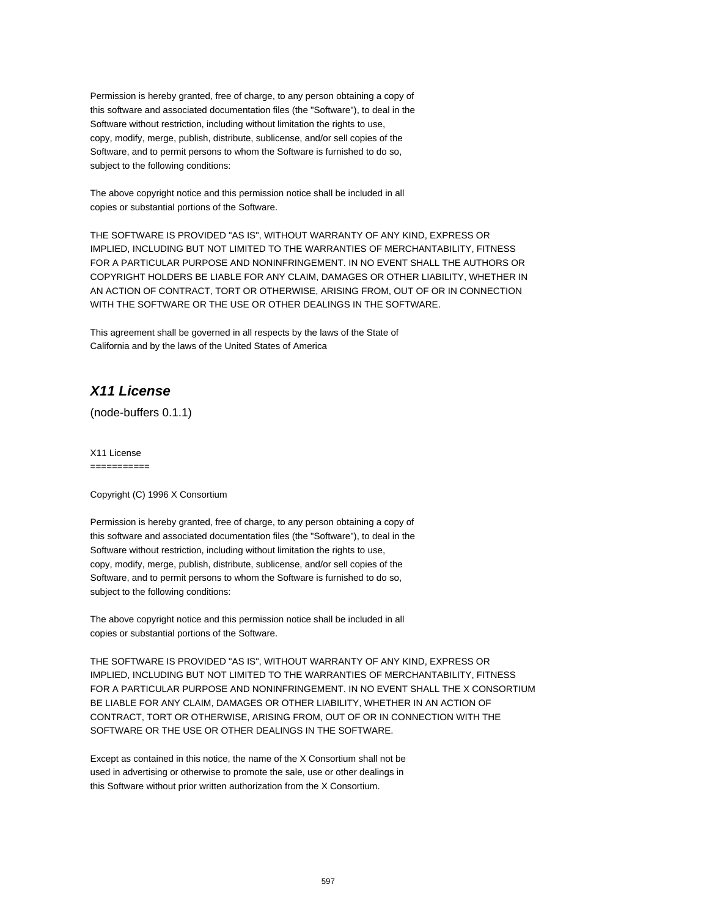Permission is hereby granted, free of charge, to any person obtaining a copy of this software and associated documentation files (the "Software"), to deal in the Software without restriction, including without limitation the rights to use, copy, modify, merge, publish, distribute, sublicense, and/or sell copies of the Software, and to permit persons to whom the Software is furnished to do so, subject to the following conditions:

The above copyright notice and this permission notice shall be included in all copies or substantial portions of the Software.

THE SOFTWARE IS PROVIDED "AS IS", WITHOUT WARRANTY OF ANY KIND, EXPRESS OR IMPLIED, INCLUDING BUT NOT LIMITED TO THE WARRANTIES OF MERCHANTABILITY, FITNESS FOR A PARTICULAR PURPOSE AND NONINFRINGEMENT. IN NO EVENT SHALL THE AUTHORS OR COPYRIGHT HOLDERS BE LIABLE FOR ANY CLAIM, DAMAGES OR OTHER LIABILITY, WHETHER IN AN ACTION OF CONTRACT, TORT OR OTHERWISE, ARISING FROM, OUT OF OR IN CONNECTION WITH THE SOFTWARE OR THE USE OR OTHER DEALINGS IN THE SOFTWARE.

This agreement shall be governed in all respects by the laws of the State of California and by the laws of the United States of America

## *X11 License*

(node-buffers 0.1.1)

X11 License
===========

Copyright (C) 1996 X Consortium

Permission is hereby granted, free of charge, to any person obtaining a copy of this software and associated documentation files (the "Software"), to deal in the Software without restriction, including without limitation the rights to use, copy, modify, merge, publish, distribute, sublicense, and/or sell copies of the Software, and to permit persons to whom the Software is furnished to do so, subject to the following conditions:

The above copyright notice and this permission notice shall be included in all copies or substantial portions of the Software.

THE SOFTWARE IS PROVIDED "AS IS", WITHOUT WARRANTY OF ANY KIND, EXPRESS OR IMPLIED, INCLUDING BUT NOT LIMITED TO THE WARRANTIES OF MERCHANTABILITY, FITNESS FOR A PARTICULAR PURPOSE AND NONINFRINGEMENT. IN NO EVENT SHALL THE X CONSORTIUM BE LIABLE FOR ANY CLAIM, DAMAGES OR OTHER LIABILITY, WHETHER IN AN ACTION OF CONTRACT, TORT OR OTHERWISE, ARISING FROM, OUT OF OR IN CONNECTION WITH THE SOFTWARE OR THE USE OR OTHER DEALINGS IN THE SOFTWARE.

Except as contained in this notice, the name of the X Consortium shall not be used in advertising or otherwise to promote the sale, use or other dealings in this Software without prior written authorization from the X Consortium.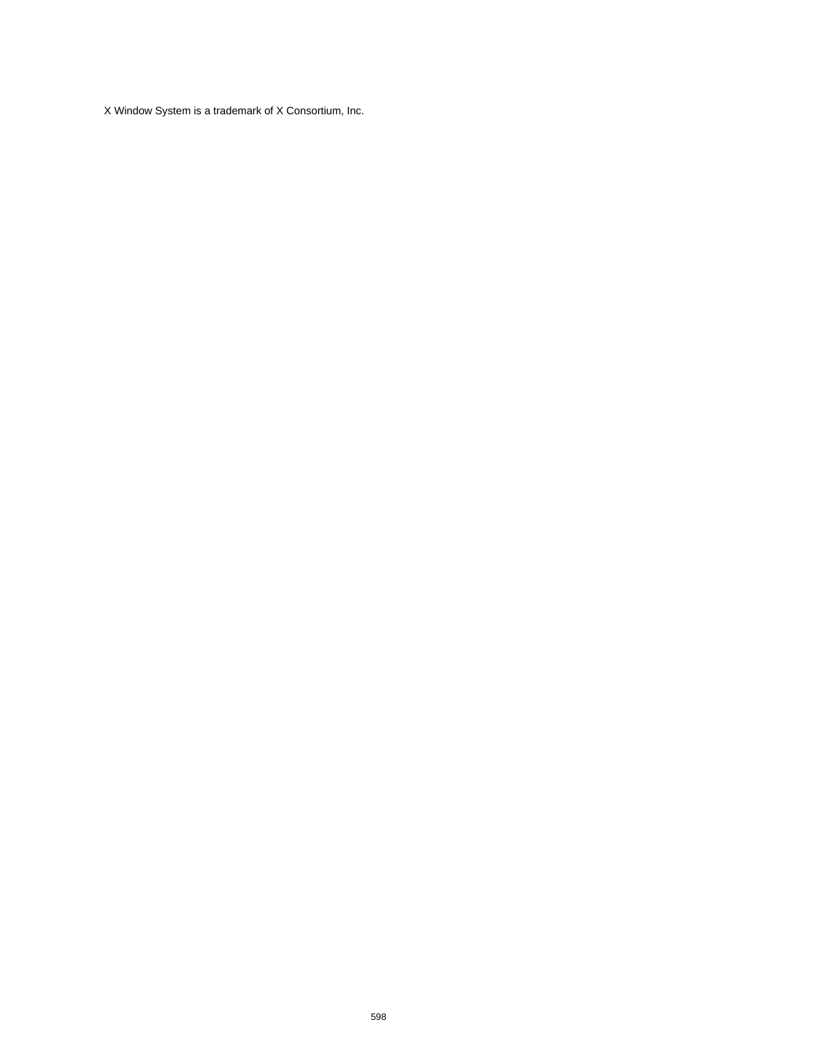X Window System is a trademark of X Consortium, Inc.